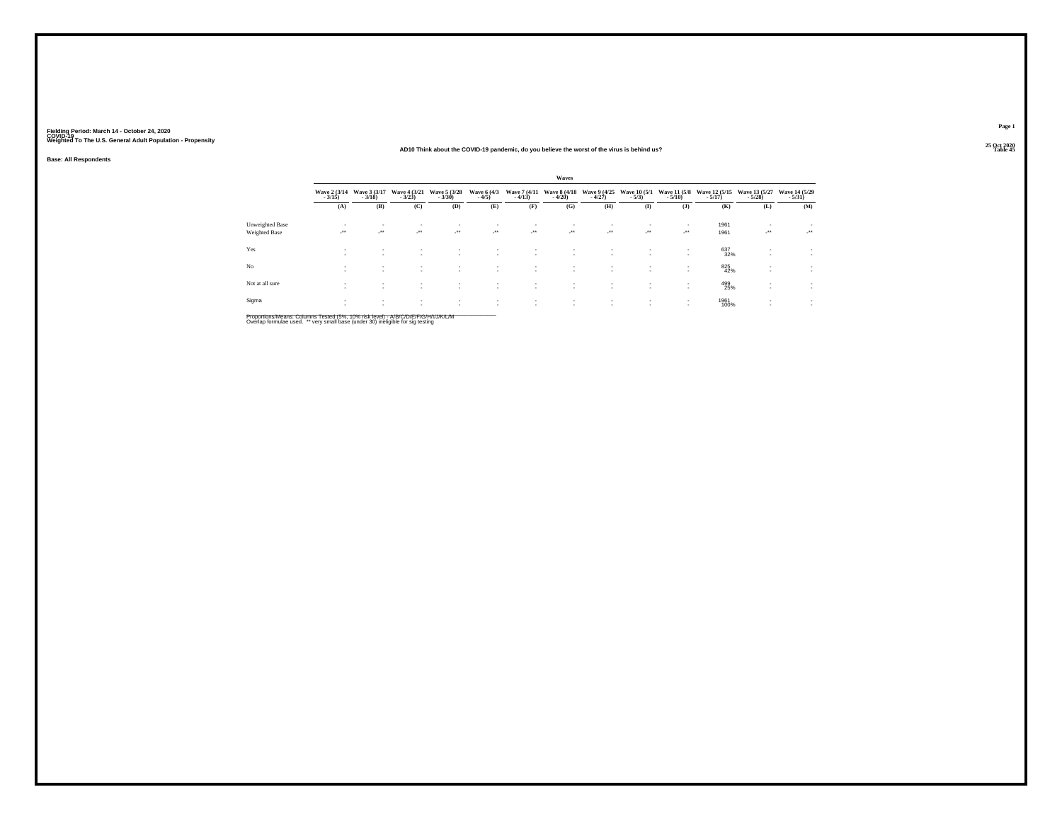Fielding Period: March 14 - October 24, 2020
COVID-19
Weighted To The U.S. General Adult Population - Propensity

25 Oct 2020
Table 45

### AD10 Think about the COVID-19 pandemic, do you believe the worst of the virus is behind us?

**Base: All Respondents**

| | Waves | | | | | | | | | | | | |
|---|---|---|---|---|---|---|---|---|---|---|---|---|---|
| | Wave 2 (3/14 - 3/15) | Wave 3 (3/17 - 3/18) | Wave 4 (3/21 - 3/23) | Wave 5 (3/28 - 3/30) | Wave 6 (4/3 - 4/5) | Wave 7 (4/11 - 4/13) | Wave 8 (4/18 - 4/20) | Wave 9 (4/25 - 4/27) | Wave 10 (5/1 - 5/3) | Wave 11 (5/8 - 5/10) | Wave 12 (5/15 - 5/17) | Wave 13 (5/27 - 5/28) | Wave 14 (5/29 - 5/31) |
| | (A) | (B) | (C) | (D) | (E) | (F) | (G) | (H) | (I) | (J) | (K) | (L) | (M) |
| Unweighted Base | - | - | - | - | - | - | - | - | - | - | 1961 | - | - |
| Weighted Base | -** | -** | -** | -** | -** | -** | -** | -** | -** | -** | 1961 | -** | -** |
| Yes | - | - | - | - | - | - | - | - | - | - | 637 | - | - |
| | - | - | - | - | - | - | - | - | - | - | 32% | - | - |
| No | - | - | - | - | - | - | - | - | - | - | 825 | - | - |
| | - | - | - | - | - | - | - | - | - | - | 42% | - | - |
| Not at all sure | - | - | - | - | - | - | - | - | - | - | 499 | - | - |
| | - | - | - | - | - | - | - | - | - | - | 25% | - | - |
| Sigma | - | - | - | - | - | - | - | - | - | - | 1961 | - | - |
| | - | - | - | - | - | - | - | - | - | - | 100% | - | - |

Proportions/Means: Columns Tested (5%, 10% risk level) - A/B/C/D/E/F/G/H/I/J/K/L/M
Overlap formulae used. ** very small base (under 30) ineligible for sig testing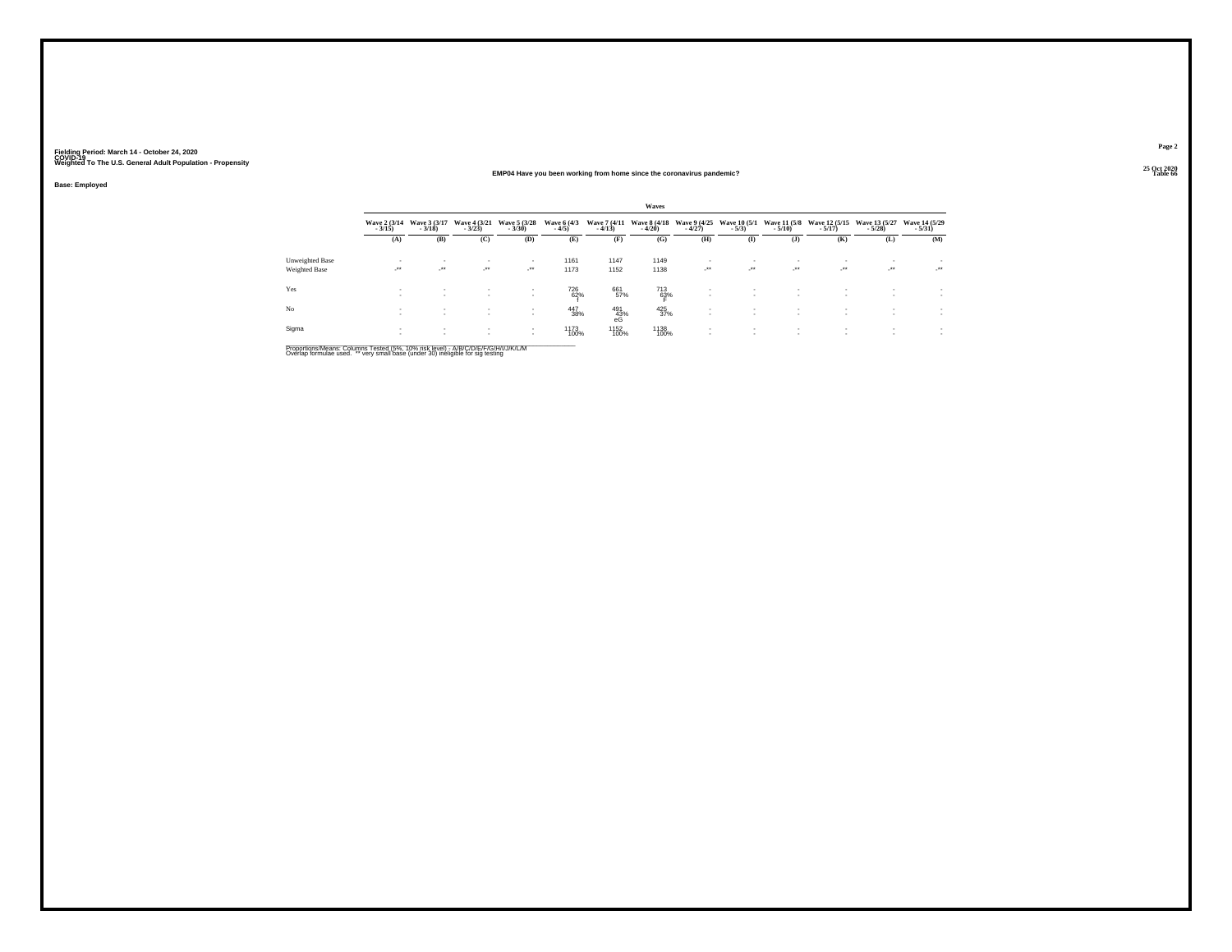Fielding Period: March 14 - October 24, 2020
COVID-19
Weighted To The U.S. General Adult Population - Propensity

25 Oct 2020
Table 66

**EMP04 Have you been working from home since the coronavirus pandemic?**

**Base: Employed**

| | Waves | | | | | | | | | | | | |
|---|---|---|---|---|---|---|---|---|---|---|---|---|---|
| | Wave 2 (3/14 - 3/15) | Wave 3 (3/17 - 3/18) | Wave 4 (3/21 - 3/23) | Wave 5 (3/28 - 3/30) | Wave 6 (4/3 - 4/5) | Wave 7 (4/11 - 4/13) | Wave 8 (4/18 - 4/20) | Wave 9 (4/25 - 4/27) | Wave 10 (5/1 - 5/3) | Wave 11 (5/8 - 5/10) | Wave 12 (5/15 - 5/17) | Wave 13 (5/27 - 5/28) | Wave 14 (5/29 - 5/31) |
| | (A) | (B) | (C) | (D) | (E) | (F) | (G) | (H) | (I) | (J) | (K) | (L) | (M) |
| Unweighted Base | - | - | - | - | 1161 | 1147 | 1149 | - | - | - | - | - | - |
| Weighted Base | -** | -** | -** | -** | 1173 | 1152 | 1138 | -** | -** | -** | -** | -** | -** |
| Yes | - | - | - | - | 726 | 661 | 713 | - | - | - | - | - | - |
| | - | - | - | - | 62% f | 57% | 63% F | - | - | - | - | - | - |
| No | - | - | - | - | 447 | 491 | 425 | - | - | - | - | - | - |
| | - | - | - | - | 38% | 43% eG | 37% | - | - | - | - | - | - |
| Sigma | - | - | - | - | 1173 | 1152 | 1138 | - | - | - | - | - | - |
| | - | - | - | - | 100% | 100% | 100% | - | - | - | - | - | - |

Proportions/Means: Columns Tested (5%, 10% risk level) - A/B/C/D/E/F/G/H/I/J/K/L/M
Overlap formulae used. ** very small base (under 30) ineligible for sig testing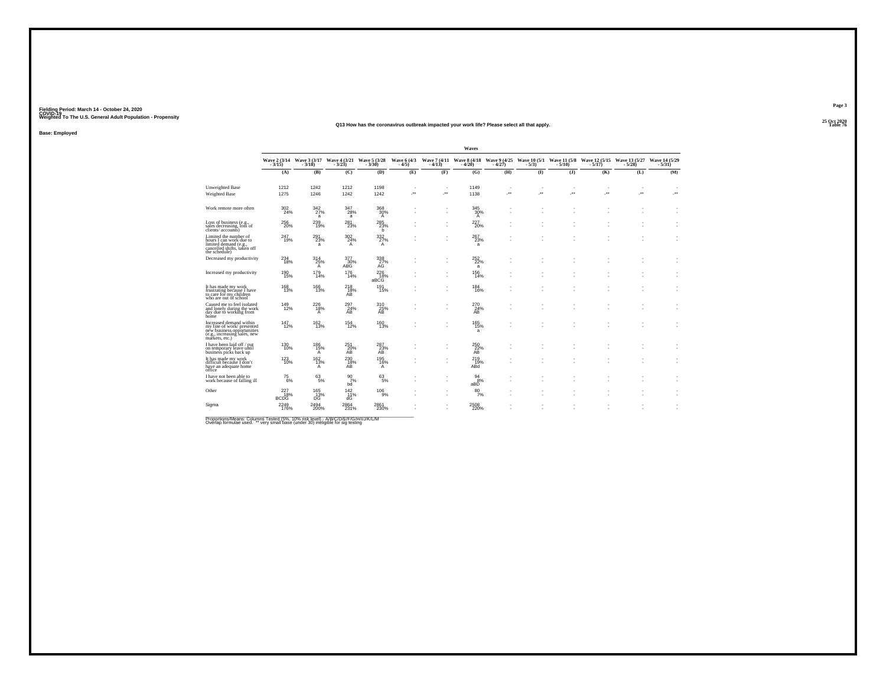Fielding Period: March 14 - October 24, 2020
COVID-19
Weighted To The U.S. General Adult Population - Propensity

25 Oct 2020
Table 76

**Q13 How has the coronavirus outbreak impacted your work life? Please select all that apply.**

Base: Employed

| | Waves | | | | | | | | | | | | |
|---|---|---|---|---|---|---|---|---|---|---|---|---|---|
| | Wave 2 (3/14 - 3/15) | Wave 3 (3/17 - 3/18) | Wave 4 (3/21 - 3/23) | Wave 5 (3/28 - 3/30) | Wave 6 (4/3 - 4/5) | Wave 7 (4/11 - 4/13) | Wave 8 (4/18 - 4/20) | Wave 9 (4/25 - 4/27) | Wave 10 (5/1 - 5/3) | Wave 11 (5/8 - 5/10) | Wave 12 (5/15 - 5/17) | Wave 13 (5/27 - 5/28) | Wave 14 (5/29 - 5/31) |
| | (A) | (B) | (C) | (D) | (E) | (F) | (G) | (H) | (I) | (J) | (K) | (L) | (M) |
| Unweighted Base | 1212 | 1242 | 1212 | 1198 | - | - | 1149 | - | - | - | - | - | - |
| Weighted Base | 1275 | 1246 | 1242 | 1242 | -** | -** | 1138 | -** | -** | -** | -** | -** | -** |
| Work remote more often | 302<br>24% | 342<br>27%<br>a | 347<br>28%<br>a | 368<br>30%<br>A | -<br>- | -<br>- | 345<br>30%<br>A | -<br>- | -<br>- | -<br>- | -<br>- | -<br>- | -<br>- |
| Loss of business (e.g., sales decreasing, loss of clients/ accounts) | 256<br>20% | 239<br>19% | 281<br>23% | 285<br>23%<br>b | -<br>- | -<br>- | 227<br>20% | -<br>- | -<br>- | -<br>- | -<br>- | -<br>- | -<br>- |
| Limited the number of hours I can work due to limited demand (e.g., cancelled shifts, taken off the schedule) | 247<br>19% | 291<br>23%<br>a | 302<br>24%<br>A | 332<br>27%<br>A | -<br>- | -<br>- | 267<br>23%<br>a | -<br>- | -<br>- | -<br>- | -<br>- | -<br>- | -<br>- |
| Decreased my productivity | 234<br>18% | 314<br>25%<br>A | 377<br>30%<br>ABG | 338<br>27%<br>AG | -<br>- | -<br>- | 252<br>22%<br>a | -<br>- | -<br>- | -<br>- | -<br>- | -<br>- | -<br>- |
| Increased my productivity | 190<br>15% | 179<br>14% | 176<br>14% | 226<br>18%<br>aBCG | -<br>- | -<br>- | 156<br>14% | -<br>- | -<br>- | -<br>- | -<br>- | -<br>- | -<br>- |
| It has made my work frustrating because I have to care for my children who are out of school | 168<br>13% | 166<br>13% | 218<br>18%<br>AB | 191<br>15% | -<br>- | -<br>- | 184<br>16% | -<br>- | -<br>- | -<br>- | -<br>- | -<br>- | -<br>- |
| Caused me to feel isolated and lonely during the work day due to working from home | 149<br>12% | 226<br>18%<br>A | 297<br>24%<br>AB | 310<br>25%<br>AB | -<br>- | -<br>- | 270<br>24%<br>AB | -<br>- | -<br>- | -<br>- | -<br>- | -<br>- | -<br>- |
| Increased demand within my line of work/ presented new business opportunities (e.g., increasing sales, new markets, etc.) | 147<br>12% | 162<br>13% | 154<br>12% | 160<br>13% | -<br>- | -<br>- | 165<br>15%<br>a | -<br>- | -<br>- | -<br>- | -<br>- | -<br>- | -<br>- |
| I have been laid off / put on temporary leave until business picks back up | 130<br>10% | 186<br>15%<br>A | 251<br>20%<br>AB | 287<br>23%<br>AB | -<br>- | -<br>- | 250<br>22%<br>AB | -<br>- | -<br>- | -<br>- | -<br>- | -<br>- | -<br>- |
| It has made my work difficult because I don't have an adequate home office | 123<br>10% | 162<br>13%<br>A | 230<br>18%<br>AB | 195<br>16%<br>A | -<br>- | -<br>- | 219<br>19%<br>ABd | -<br>- | -<br>- | -<br>- | -<br>- | -<br>- | -<br>- |
| I have not been able to work because of falling ill | 75<br>6% | 63<br>5% | 90<br>7%<br>bd | 63<br>5% | -<br>- | -<br>- | 94<br>8%<br>aBD | -<br>- | -<br>- | -<br>- | -<br>- | -<br>- | -<br>- |
| Other | 227<br>18%<br>BCDG | 165<br>13%<br>DG | 142<br>11%<br>dG | 106<br>9% | -<br>- | -<br>- | 80<br>7% | -<br>- | -<br>- | -<br>- | -<br>- | -<br>- | -<br>- |
| Sigma | 2249<br>176% | 2494<br>200% | 2864<br>231% | 2861<br>230% | -<br>- | -<br>- | 2508<br>220% | -<br>- | -<br>- | -<br>- | -<br>- | -<br>- | -<br>- |

Proportions/Means: Columns Tested (5%, 10% risk level) - A/B/C/D/E/F/G/H/I/J/K/L/M
Overlap formulae used. ** very small base (under 30) ineligible for sig testing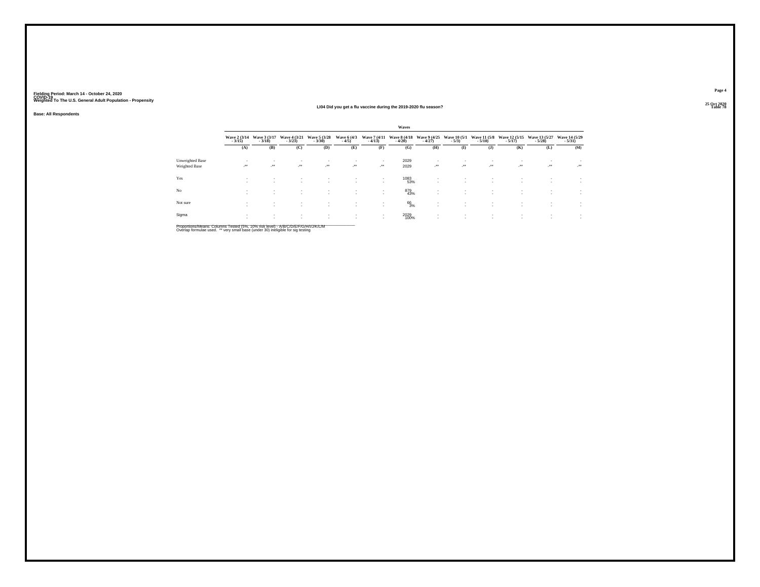Fielding Period: March 14 - October 24, 2020
COVID-19
Weighted To The U.S. General Adult Population - Propensity

25 Oct 2020
Table 78

**LI04 Did you get a flu vaccine during the 2019-2020 flu season?**

**Base: All Respondents**

| | Waves | | | | | | | | | | | | |
|---|---|---|---|---|---|---|---|---|---|---|---|---|---|
| | Wave 2 (3/14 - 3/15) | Wave 3 (3/17 - 3/18) | Wave 4 (3/21 - 3/23) | Wave 5 (3/28 - 3/30) | Wave 6 (4/3 - 4/5) | Wave 7 (4/11 - 4/13) | Wave 8 (4/18 - 4/20) | Wave 9 (4/25 - 4/27) | Wave 10 (5/1 - 5/3) | Wave 11 (5/8 - 5/10) | Wave 12 (5/15 - 5/17) | Wave 13 (5/27 - 5/28) | Wave 14 (5/29 - 5/31) |
| | (A) | (B) | (C) | (D) | (E) | (F) | (G) | (H) | (I) | (J) | (K) | (L) | (M) |
| Unweighted Base | - | - | - | - | - | - | 2029 | - | - | - | - | - | - |
| Weighted Base | -** | -** | -** | -** | -** | -** | 2029 | -** | -** | -** | -** | -** | -** |
| Yes | - | - | - | - | - | - | 1083 | - | - | - | - | - | - |
| | - | - | - | - | - | - | 53% | - | - | - | - | - | - |
| No | - | - | - | - | - | - | 879 | - | - | - | - | - | - |
| | - | - | - | - | - | - | 43% | - | - | - | - | - | - |
| Not sure | - | - | - | - | - | - | 66 | - | - | - | - | - | - |
| | - | - | - | - | - | - | 3% | - | - | - | - | - | - |
| Sigma | - | - | - | - | - | - | 2029 | - | - | - | - | - | - |
| | - | - | - | - | - | - | 100% | - | - | - | - | - | - |

Proportions/Means: Columns Tested (5%, 10% risk level) - A/B/C/D/E/F/G/H/I/J/K/L/M
Overlap formulae used. ** very small base (under 30) ineligible for sig testing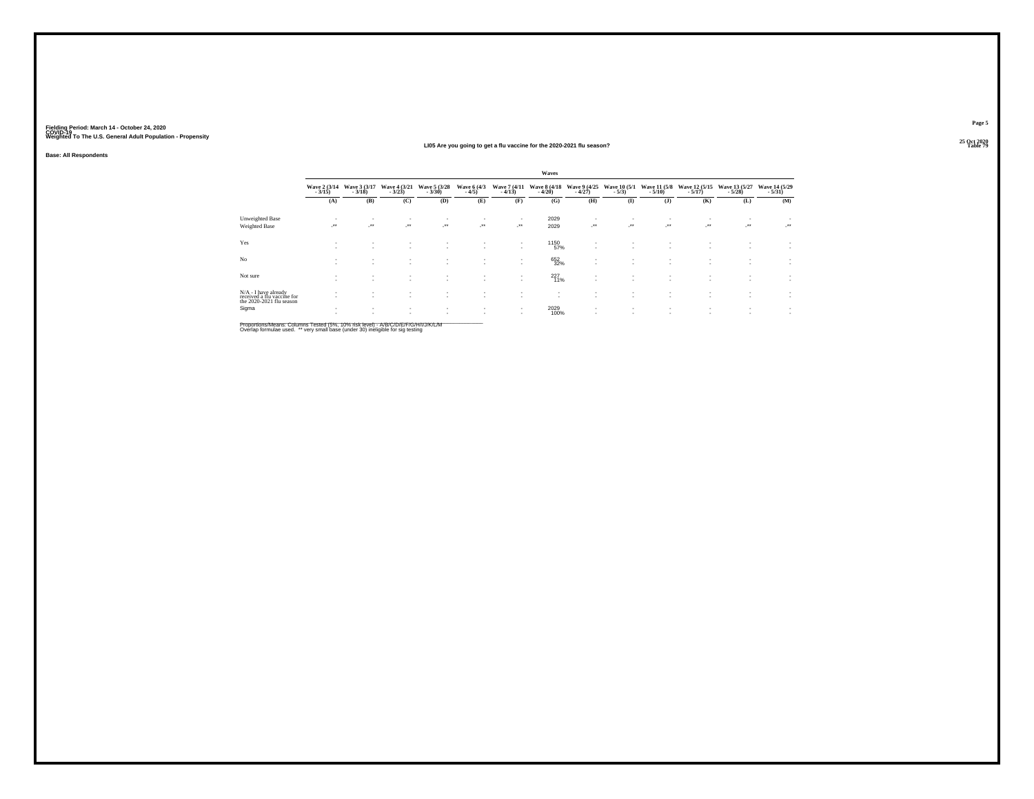Fielding Period: March 14 - October 24, 2020
COVID-19
Weighted To The U.S. General Adult Population - Propensity

25 Oct 2020
Table 79

## LI05 Are you going to get a flu vaccine for the 2020-2021 flu season?

**Base: All Respondents**

| | Waves | | | | | | | | | | | | |
|---|---|---|---|---|---|---|---|---|---|---|---|---|---|
| | Wave 2 (3/14 - 3/15) | Wave 3 (3/17 - 3/18) | Wave 4 (3/21 - 3/23) | Wave 5 (3/28 - 3/30) | Wave 6 (4/3 - 4/5) | Wave 7 (4/11 - 4/13) | Wave 8 (4/18 - 4/20) | Wave 9 (4/25 - 4/27) | Wave 10 (5/1 - 5/3) | Wave 11 (5/8 - 5/10) | Wave 12 (5/15 - 5/17) | Wave 13 (5/27 - 5/28) | Wave 14 (5/29 - 5/31) |
| | (A) | (B) | (C) | (D) | (E) | (F) | (G) | (H) | (I) | (J) | (K) | (L) | (M) |
| Unweighted Base | - | - | - | - | - | - | 2029 | - | - | - | - | - | - |
| Weighted Base | -** | -** | -** | -** | -** | -** | 2029 | -** | -** | -** | -** | -** | -** |
| Yes | - | - | - | - | - | - | 1150 | - | - | - | - | - | - |
| | - | - | - | - | - | - | 57% | - | - | - | - | - | - |
| No | - | - | - | - | - | - | 652 | - | - | - | - | - | - |
| | - | - | - | - | - | - | 32% | - | - | - | - | - | - |
| Not sure | - | - | - | - | - | - | 227 | - | - | - | - | - | - |
| | - | - | - | - | - | - | 11% | - | - | - | - | - | - |
| N/A - I have already received a flu vaccine for the 2020-2021 flu season | - | - | - | - | - | - | - | - | - | - | - | - | - |
| | - | - | - | - | - | - | - | - | - | - | - | - | - |
| Sigma | - | - | - | - | - | - | 2029 | - | - | - | - | - | - |
| | - | - | - | - | - | - | 100% | - | - | - | - | - | - |

Proportions/Means: Columns Tested (5%, 10% risk level) - A/B/C/D/E/F/G/H/I/J/K/L/M
Overlap formulae used. ** very small base (under 30) ineligible for sig testing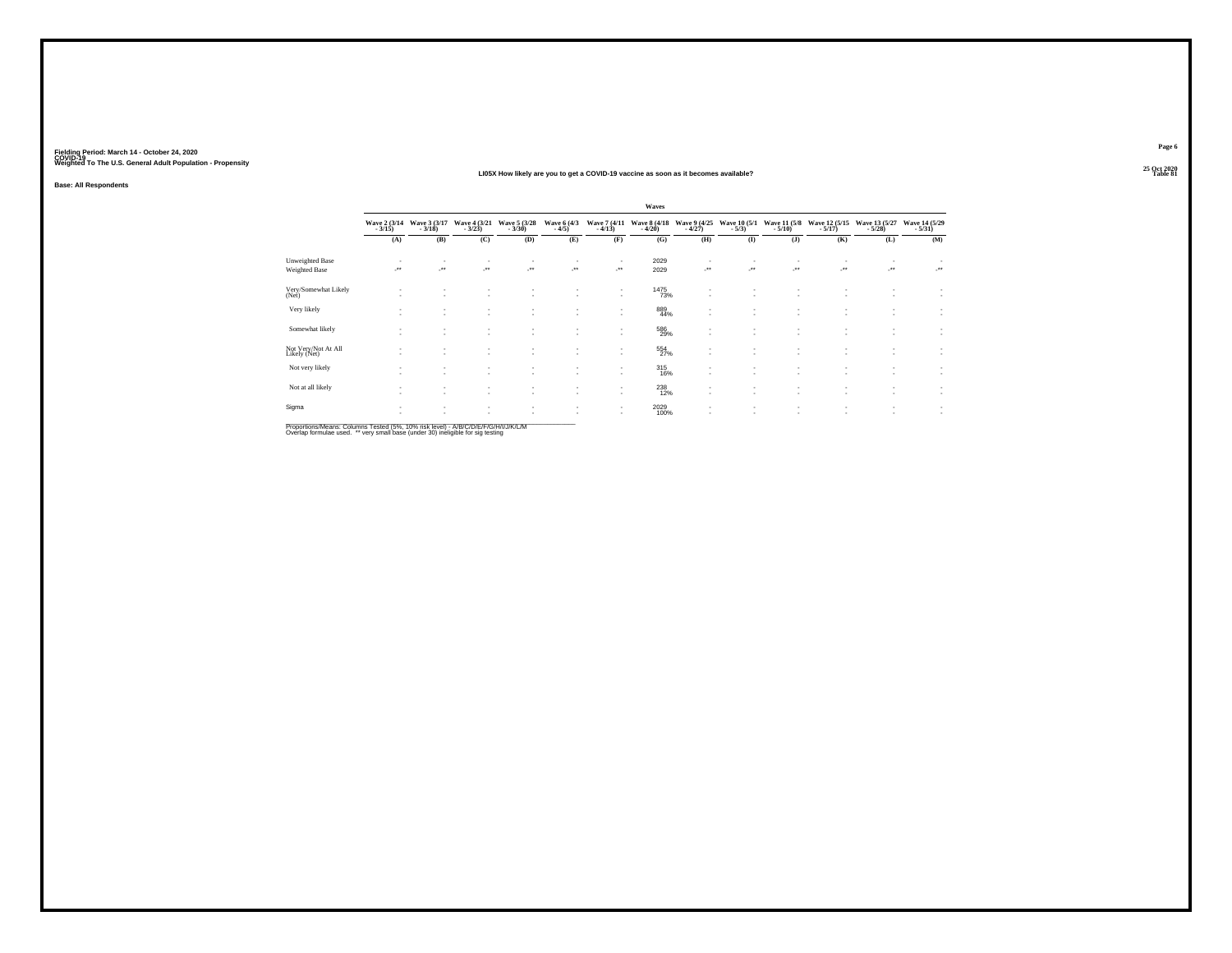Fielding Period: March 14 - October 24, 2020
COVID-19
Weighted To The U.S. General Adult Population - Propensity

25 Oct 2020
Table 81

### LI05X How likely are you to get a COVID-19 vaccine as soon as it becomes available?

**Base: All Respondents**

| | Waves | | | | | | | | | | | | |
|---|---|---|---|---|---|---|---|---|---|---|---|---|---|
| | Wave 2 (3/14 - 3/15) | Wave 3 (3/17 - 3/18) | Wave 4 (3/21 - 3/23) | Wave 5 (3/28 - 3/30) | Wave 6 (4/3 - 4/5) | Wave 7 (4/11 - 4/13) | Wave 8 (4/18 - 4/20) | Wave 9 (4/25 - 4/27) | Wave 10 (5/1 - 5/3) | Wave 11 (5/8 - 5/10) | Wave 12 (5/15 - 5/17) | Wave 13 (5/27 - 5/28) | Wave 14 (5/29 - 5/31) |
| | (A) | (B) | (C) | (D) | (E) | (F) | (G) | (H) | (I) | (J) | (K) | (L) | (M) |
| Unweighted Base | - | - | - | - | - | - | 2029 | - | - | - | - | - | - |
| Weighted Base | -** | -** | -** | -** | -** | -** | 2029 | -** | -** | -** | -** | -** | -** |
| Very/Somewhat Likely (Net) | - | - | - | - | - | - | 1475 | - | - | - | - | - | - |
| | - | - | - | - | - | - | 73% | - | - | - | - | - | - |
| Very likely | - | - | - | - | - | - | 889 | - | - | - | - | - | - |
| | - | - | - | - | - | - | 44% | - | - | - | - | - | - |
| Somewhat likely | - | - | - | - | - | - | 586 | - | - | - | - | - | - |
| | - | - | - | - | - | - | 29% | - | - | - | - | - | - |
| Not Very/Not At All Likely (Net) | - | - | - | - | - | - | 554 | - | - | - | - | - | - |
| | - | - | - | - | - | - | 27% | - | - | - | - | - | - |
| Not very likely | - | - | - | - | - | - | 315 | - | - | - | - | - | - |
| | - | - | - | - | - | - | 16% | - | - | - | - | - | - |
| Not at all likely | - | - | - | - | - | - | 238 | - | - | - | - | - | - |
| | - | - | - | - | - | - | 12% | - | - | - | - | - | - |
| Sigma | - | - | - | - | - | - | 2029 | - | - | - | - | - | - |
| | - | - | - | - | - | - | 100% | - | - | - | - | - | - |

Proportions/Means: Columns Tested (5%, 10% risk level) - A/B/C/D/E/F/G/H/I/J/K/L/M
Overlap formulae used. ** very small base (under 30) ineligible for sig testing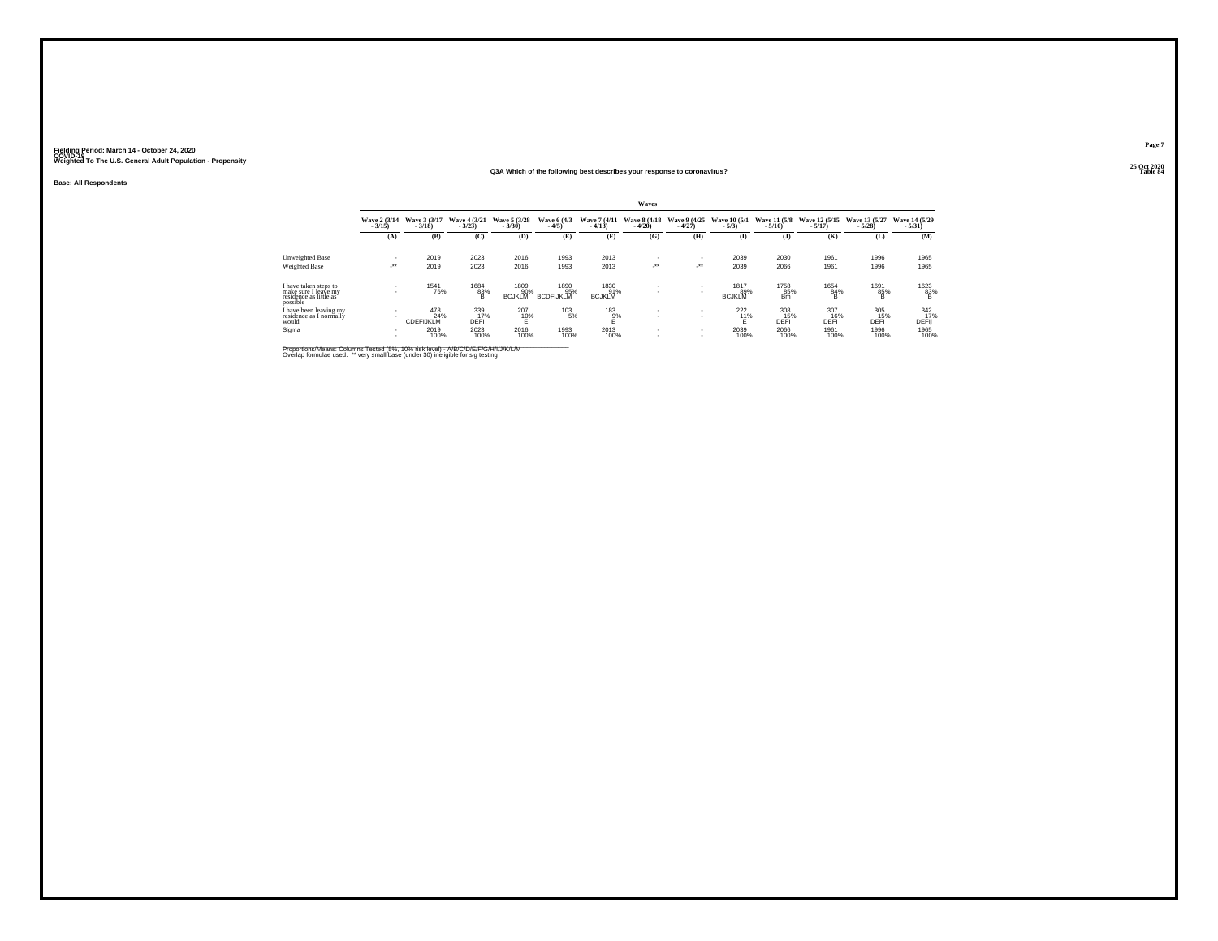Fielding Period: March 14 - October 24, 2020
COVID-19
Weighted To The U.S. General Adult Population - Propensity

Table 84

Q3A Which of the following best describes your response to coronavirus?

Base: All Respondents

| | Waves | | | | | | | | | | | | |
|---|---|---|---|---|---|---|---|---|---|---|---|---|---|
| | Wave 2 (3/14 - 3/15) | Wave 3 (3/17 - 3/18) | Wave 4 (3/21 - 3/23) | Wave 5 (3/28 - 3/30) | Wave 6 (4/3 - 4/5) | Wave 7 (4/11 - 4/13) | Wave 8 (4/18 - 4/20) | Wave 9 (4/25 - 4/27) | Wave 10 (5/1 - 5/3) | Wave 11 (5/8 - 5/10) | Wave 12 (5/15 - 5/17) | Wave 13 (5/27 - 5/28) | Wave 14 (5/29 - 5/31) |
| | (A) | (B) | (C) | (D) | (E) | (F) | (G) | (H) | (I) | (J) | (K) | (L) | (M) |
| Unweighted Base | - | 2019 | 2023 | 2016 | 1993 | 2013 | - | - | 2039 | 2030 | 1961 | 1996 | 1965 |
| Weighted Base | -** | 2019 | 2023 | 2016 | 1993 | 2013 | -** | -** | 2039 | 2066 | 1961 | 1996 | 1965 |
| I have taken steps to make sure I leave my residence as little as possible | - | 1541 | 1684 | 1809 | 1890 | 1830 | - | - | 1817 | 1758 | 1654 | 1691 | 1623 |
| | - | 76% | 83% | 90% | 95% | 91% | - | - | 89% | 85% | 84% | 85% | 83% |
| | | | B | BCJKLM | BCDFIJKLM | BCJKLM | | | BCJKLM | Bm | B | B | B |
| I have been leaving my residence as I normally would | - | 478 | 339 | 207 | 103 | 183 | - | - | 222 | 308 | 307 | 305 | 342 |
| | - | 24% | 17% | 10% | 5% | 9% | - | - | 11% | 15% | 16% | 15% | 17% |
| | | CDEFIJKLM | DEFI | E | | E | | | E | DEFI | DEFI | DEFI | DEFIj |
| Sigma | - | 2019 | 2023 | 2016 | 1993 | 2013 | - | - | 2039 | 2066 | 1961 | 1996 | 1965 |
| | - | 100% | 100% | 100% | 100% | 100% | - | - | 100% | 100% | 100% | 100% | 100% |

Proportions/Means: Columns Tested (5%, 10% risk level) - A/B/C/D/E/F/G/H/I/J/K/L/M
Overlap formulae used. ** very small base (under 30) ineligible for sig testing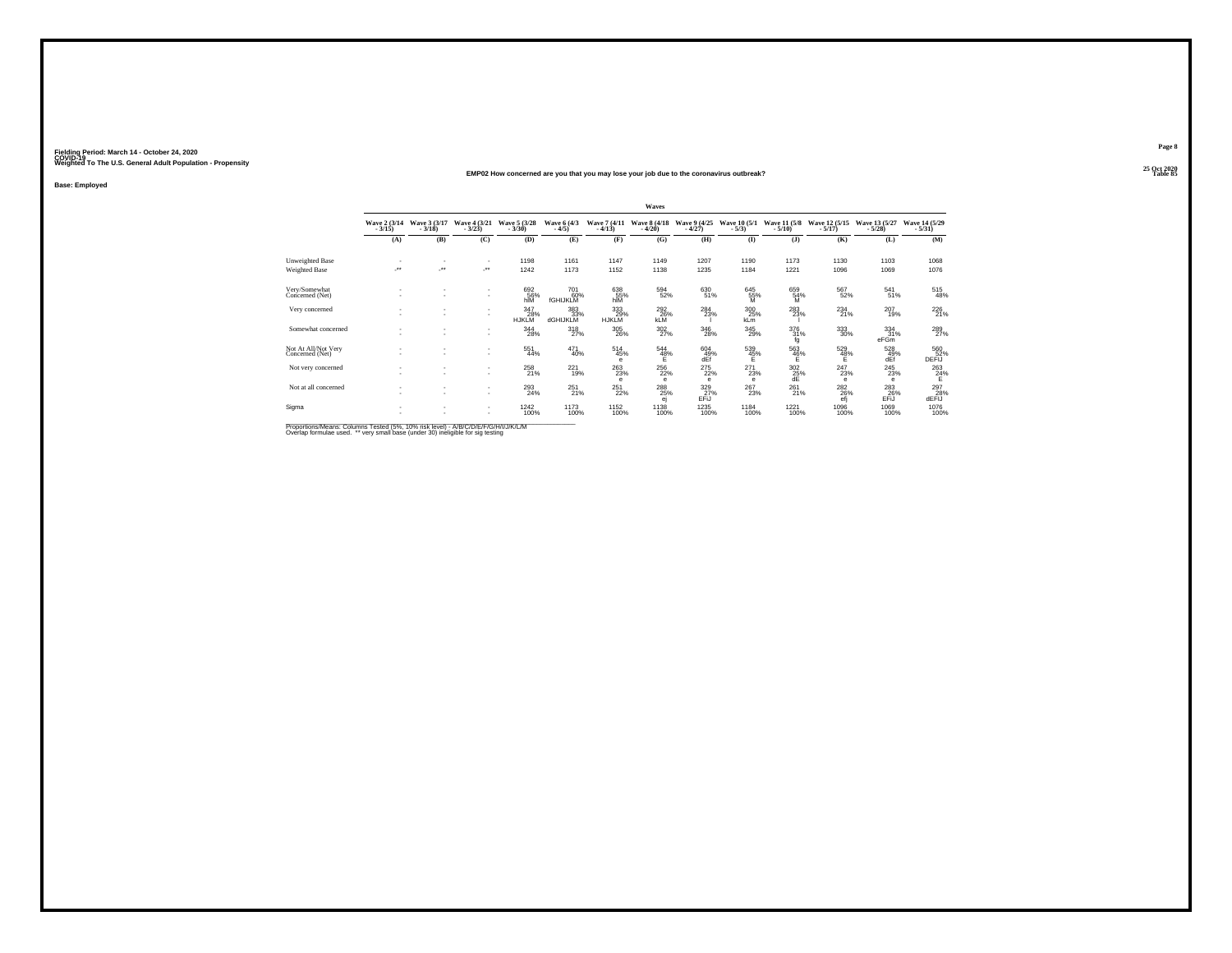Fielding Period: March 14 - October 24, 2020
COVID-19
Weighted To The U.S. General Adult Population - Propensity

25 Oct 2020
Table 85

## EMP02 How concerned are you that you may lose your job due to the coronavirus outbreak?

Base: Employed

| | Waves | | | | | | | | | | | | |
|---|---|---|---|---|---|---|---|---|---|---|---|---|---|
| | Wave 2 (3/14 - 3/15) | Wave 3 (3/17 - 3/18) | Wave 4 (3/21 - 3/23) | Wave 5 (3/28 - 3/30) | Wave 6 (4/3 - 4/5) | Wave 7 (4/11 - 4/13) | Wave 8 (4/18 - 4/20) | Wave 9 (4/25 - 4/27) | Wave 10 (5/1 - 5/3) | Wave 11 (5/8 - 5/10) | Wave 12 (5/15 - 5/17) | Wave 13 (5/27 - 5/28) | Wave 14 (5/29 - 5/31) |
| | (A) | (B) | (C) | (D) | (E) | (F) | (G) | (H) | (I) | (J) | (K) | (L) | (M) |
| Unweighted Base | - | - | - | 1198 | 1161 | 1147 | 1149 | 1207 | 1190 | 1173 | 1130 | 1103 | 1068 |
| Weighted Base | -** | -** | -** | 1242 | 1173 | 1152 | 1138 | 1235 | 1184 | 1221 | 1096 | 1069 | 1076 |
| Very/Somewhat Concerned (Net) | - | - | - | 692<br>56%<br>hIM | 701<br>60%<br>fGHIJKLM | 638<br>55%<br>hIM | 594<br>52% | 630<br>51% | 645<br>55%<br>M | 659<br>54%<br>M | 567<br>52% | 541<br>51% | 515<br>48% |
| Very concerned | - | - | - | 347<br>28%<br>HJKLM | 383<br>33%<br>dGHIJKLM | 333<br>29%<br>HJKLM | 292<br>26%<br>kLM | 284<br>23%<br>l | 300<br>25%<br>kLm | 283<br>23%<br>l | 234<br>21% | 207<br>19% | 226<br>21% |
| Somewhat concerned | - | - | - | 344<br>28% | 318<br>27% | 305<br>26% | 302<br>27% | 346<br>28% | 345<br>29% | 376<br>31%<br>fg | 333<br>30% | 334<br>31%<br>eFGm | 289<br>27% |
| Not At All/Not Very Concerned (Net) | - | - | - | 551<br>44% | 471<br>40% | 514<br>45%<br>e | 544<br>48%<br>E | 604<br>49%<br>dEf | 539<br>45%<br>E | 563<br>46%<br>E | 529<br>48%<br>E | 528<br>49%<br>dEf | 560<br>52%<br>DEFIJ |
| Not very concerned | - | - | - | 258<br>21% | 221<br>19% | 263<br>23%<br>e | 256<br>22%<br>e | 275<br>22%<br>e | 271<br>23%<br>e | 302<br>25%<br>dE | 247<br>23%<br>e | 245<br>23%<br>e | 263<br>24%<br>E |
| Not at all concerned | - | - | - | 293<br>24% | 251<br>21% | 251<br>22% | 288<br>25%<br>ej | 329<br>27%<br>EFiJ | 267<br>23% | 261<br>21% | 282<br>26%<br>efj | 283<br>26%<br>EFiJ | 297<br>28%<br>dEFIJ |
| Sigma | - | - | - | 1242<br>100% | 1173<br>100% | 1152<br>100% | 1138<br>100% | 1235<br>100% | 1184<br>100% | 1221<br>100% | 1096<br>100% | 1069<br>100% | 1076<br>100% |

Proportions/Means: Columns Tested (5%, 10% risk level) - A/B/C/D/E/F/G/H/I/J/K/L/M
Overlap formulae used. ** very small base (under 30) ineligible for sig testing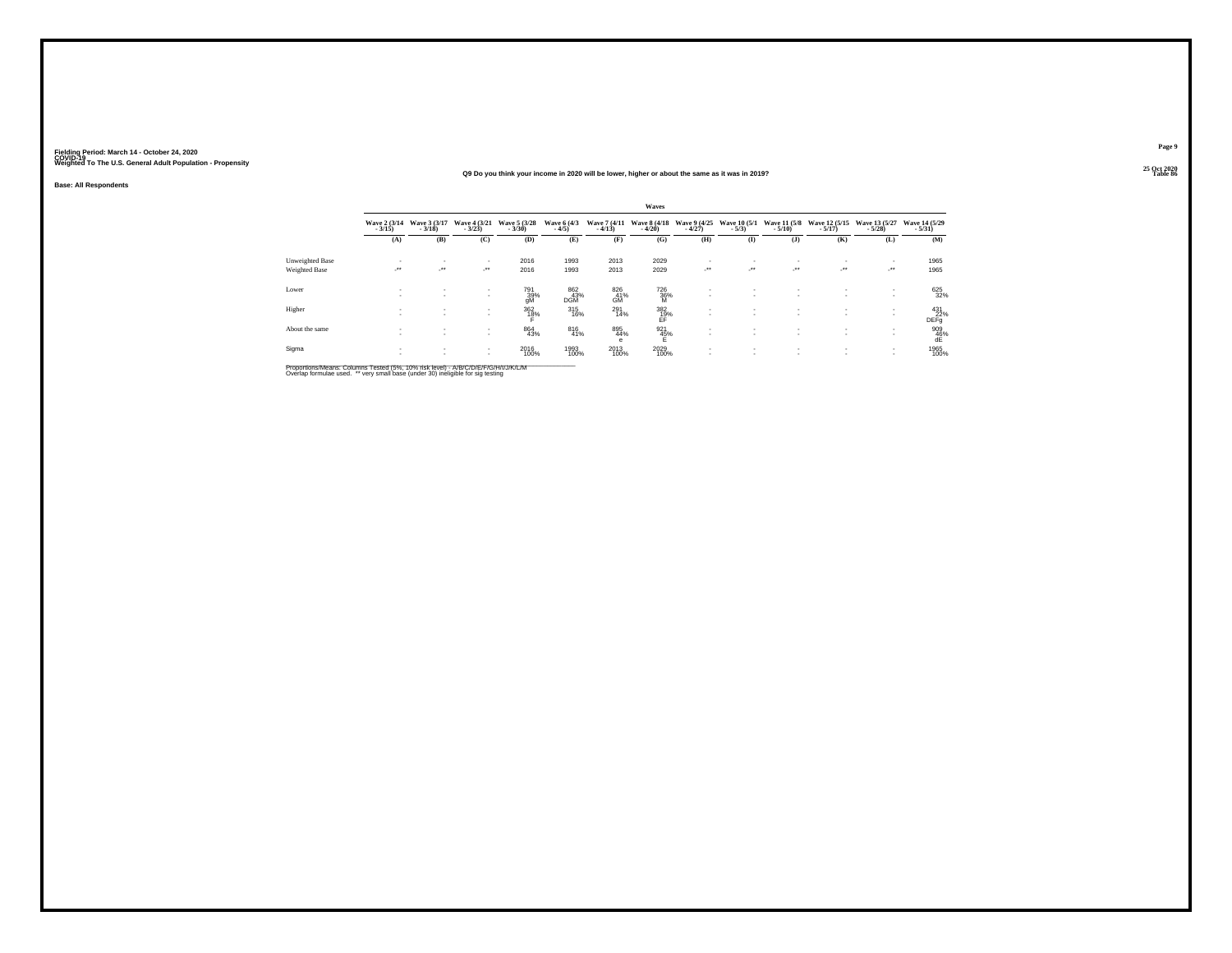Fielding Period: March 14 - October 24, 2020
COVID-19
Weighted To The U.S. General Adult Population - Propensity

25 Oct 2020
Table 86

**Q9 Do you think your income in 2020 will be lower, higher or about the same as it was in 2019?**

**Base: All Respondents**

| | Waves | | | | | | | | | | | | |
|---|---|---|---|---|---|---|---|---|---|---|---|---|---|
| | Wave 2 (3/14 - 3/15) | Wave 3 (3/17 - 3/18) | Wave 4 (3/21 - 3/23) | Wave 5 (3/28 - 3/30) | Wave 6 (4/3 - 4/5) | Wave 7 (4/11 - 4/13) | Wave 8 (4/18 - 4/20) | Wave 9 (4/25 - 4/27) | Wave 10 (5/1 - 5/3) | Wave 11 (5/8 - 5/10) | Wave 12 (5/15 - 5/17) | Wave 13 (5/27 - 5/28) | Wave 14 (5/29 - 5/31) |
| | (A) | (B) | (C) | (D) | (E) | (F) | (G) | (H) | (I) | (J) | (K) | (L) | (M) |
| Unweighted Base | - | - | - | 2016 | 1993 | 2013 | 2029 | - | - | - | - | - | 1965 |
| Weighted Base | -** | -** | -** | 2016 | 1993 | 2013 | 2029 | -** | -** | -** | -** | -** | 1965 |
| Lower | - | - | - | 791 | 862 | 826 | 726 | - | - | - | - | - | 625 |
| | - | - | - | 39% | 43% | 41% | 36% | - | - | - | - | - | 32% |
| | | | | gM | DGM | GM | M | | | | | | |
| Higher | - | - | - | 362 | 315 | 291 | 382 | - | - | - | - | - | 431 |
| | - | - | - | 18% | 16% | 14% | 19% | - | - | - | - | - | 22% |
| | | | | F | | | EF | | | | | | DEFg |
| About the same | - | - | - | 864 | 816 | 895 | 921 | - | - | - | - | - | 909 |
| | - | - | - | 43% | 41% | 44% | 45% | - | - | - | - | - | 46% |
| | | | | | | e | E | | | | | | dE |
| Sigma | - | - | - | 2016 | 1993 | 2013 | 2029 | - | - | - | - | - | 1965 |
| | - | - | - | 100% | 100% | 100% | 100% | - | - | - | - | - | 100% |

Proportions/Means: Columns Tested (5%, 10% risk level) - A/B/C/D/E/F/G/H/I/J/K/L/M
Overlap formulae used. ** very small base (under 30) ineligible for sig testing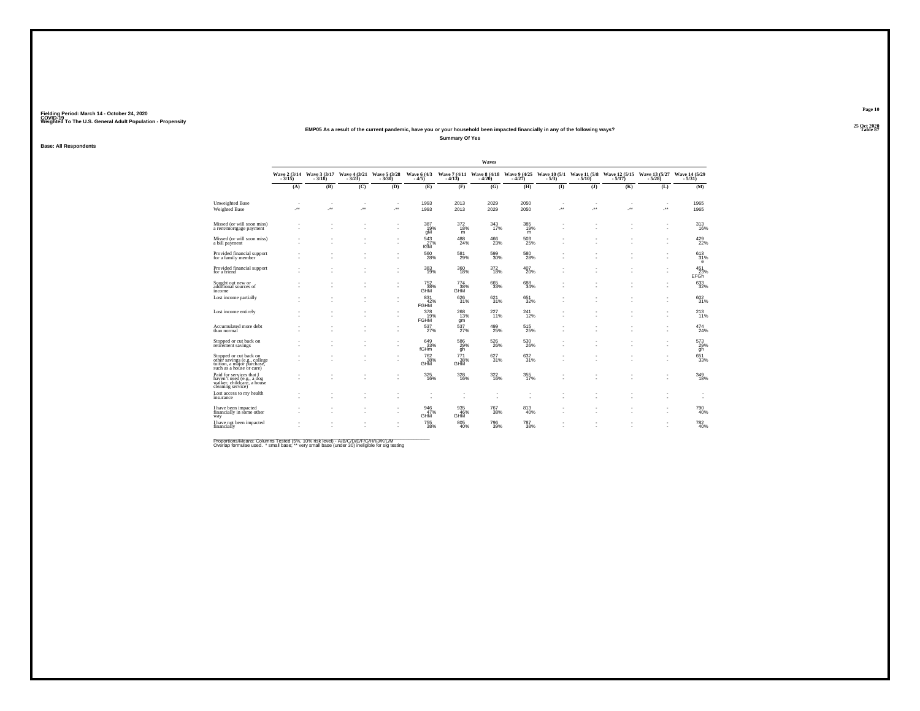Fielding Period: March 14 - October 24, 2020
COVID-19
Weighted To The U.S. General Adult Population - Propensity

25 Oct 2020
Table 87

**EMP05 As a result of the current pandemic, have you or your household been impacted financially in any of the following ways?**

**Summary Of Yes**

**Base: All Respondents**

| | Waves | | | | | | | | | | | | |
|---|---|---|---|---|---|---|---|---|---|---|---|---|---|
| | Wave 2 (3/14 - 3/15) | Wave 3 (3/17 - 3/18) | Wave 4 (3/21 - 3/23) | Wave 5 (3/28 - 3/30) | Wave 6 (4/3 - 4/5) | Wave 7 (4/11 - 4/13) | Wave 8 (4/18 - 4/20) | Wave 9 (4/25 - 4/27) | Wave 10 (5/1 - 5/3) | Wave 11 (5/8 - 5/10) | Wave 12 (5/15 - 5/17) | Wave 13 (5/27 - 5/28) | Wave 14 (5/29 - 5/31) |
| | (A) | (B) | (C) | (D) | (E) | (F) | (G) | (H) | (I) | (J) | (K) | (L) | (M) |
| Unweighted Base | - | - | - | - | 1993 | 2013 | 2029 | 2050 | - | - | - | - | 1965 |
| Weighted Base | -** | -** | -** | -** | 1993 | 2013 | 2029 | 2050 | -** | -** | -** | -** | 1965 |
| Missed (or will soon miss) a rent/mortgage payment | - | - | - | - | 387 19% gM | 372 18% m | 343 17% | 385 19% m | - | - | - | - | 313 16% |
| Missed (or will soon miss) a bill payment | - | - | - | - | 543 27% fGM | 488 24% | 466 23% | 503 25% | - | - | - | - | 429 22% |
| Provided financial support for a family member | - | - | - | - | 560 28% | 581 29% | 599 30% | 580 28% | - | - | - | - | 613 31% e |
| Provided financial support for a friend | - | - | - | - | 383 19% | 360 18% | 372 18% | 407 20% | - | - | - | - | 451 23% EFGh |
| Sought out new or additional sources of income | - | - | - | - | 752 38% GHM | 774 38% GHM | 665 33% | 688 34% | - | - | - | - | 633 32% |
| Lost income partially | - | - | - | - | 831 42% FGHM | 626 31% | 621 31% | 651 32% | - | - | - | - | 602 31% |
| Lost income entirely | - | - | - | - | 378 19% FGHM | 268 13% gm | 227 11% | 241 12% | - | - | - | - | 213 11% |
| Accumulated more debt than normal | - | - | - | - | 537 27% | 537 27% | 499 25% | 515 25% | - | - | - | - | 474 24% |
| Stopped or cut back on retirement savings | - | - | - | - | 649 33% fGHm | 586 29% gh | 526 26% | 530 26% | - | - | - | - | 573 29% gh |
| Stopped or cut back on other savings (e.g., college tuition, a major purchase, such as a house or care) | - | - | - | - | 762 38% GHM | 771 38% GHM | 627 31% | 632 31% | - | - | - | - | 651 33% |
| Paid for services that I haven't used (e.g., a dog walker, childcare, a house cleaning service) | - | - | - | - | 325 16% | 328 16% | 322 16% | 355 17% | - | - | - | - | 349 18% |
| Lost access to my health insurance | - | - | - | - | - | - | - | - | - | - | - | - | - |
| I have been impacted financially in some other way | - | - | - | - | 946 47% GHM | 935 46% GHM | 767 38% | 813 40% | - | - | - | - | 790 40% |
| I have not been impacted financially | - | - | - | - | 755 38% | 805 40% | 796 39% | 787 38% | - | - | - | - | 782 40% |

Proportions/Means: Columns Tested (5%, 10% risk level) - A/B/C/D/E/F/G/H/I/J/K/L/M
Overlap formulae used. * small base; ** very small base (under 30) ineligible for sig testing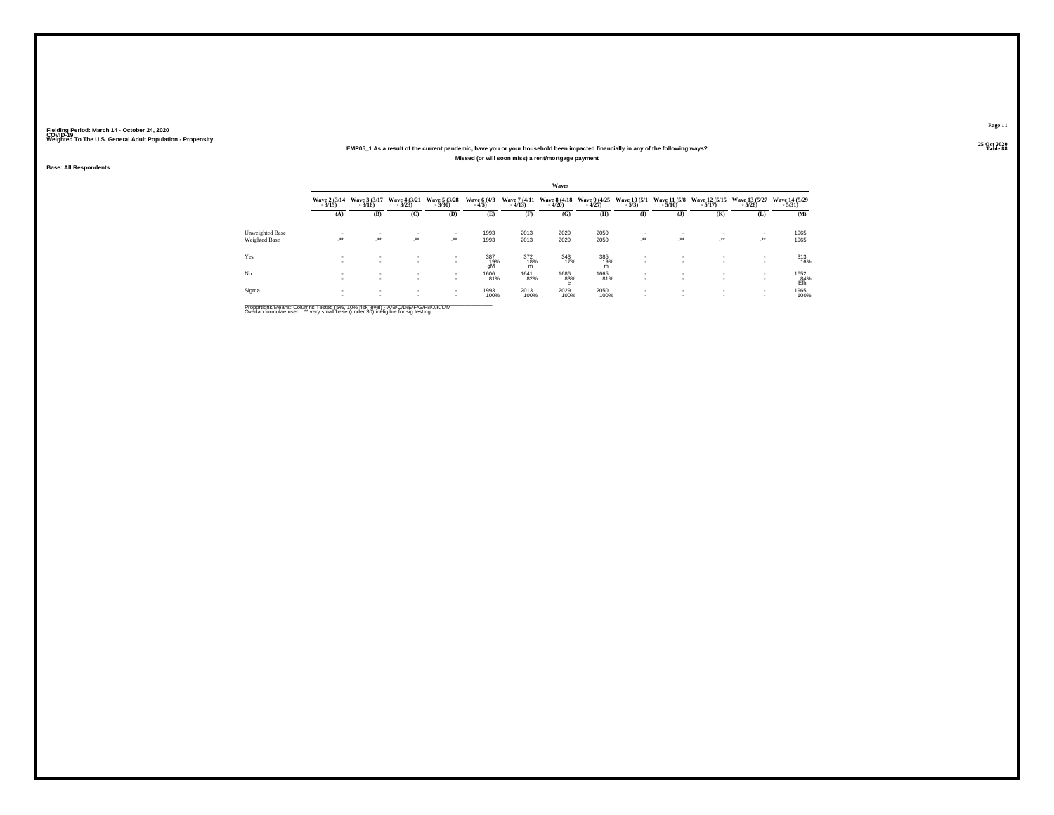Fielding Period: March 14 - October 24, 2020
COVID-19
Weighted To The U.S. General Adult Population - Propensity

25 Oct 2020
Table 88

**EMP05_1 As a result of the current pandemic, have you or your household been impacted financially in any of the following ways?**

**Missed (or will soon miss) a rent/mortgage payment**

**Base: All Respondents**

| | Waves | | | | | | | | | | | | |
|---|---|---|---|---|---|---|---|---|---|---|---|---|---|
| | Wave 2 (3/14 - 3/15) | Wave 3 (3/17 - 3/18) | Wave 4 (3/21 - 3/23) | Wave 5 (3/28 - 3/30) | Wave 6 (4/3 - 4/5) | Wave 7 (4/11 - 4/13) | Wave 8 (4/18 - 4/20) | Wave 9 (4/25 - 4/27) | Wave 10 (5/1 - 5/3) | Wave 11 (5/8 - 5/10) | Wave 12 (5/15 - 5/17) | Wave 13 (5/27 - 5/28) | Wave 14 (5/29 - 5/31) |
| | (A) | (B) | (C) | (D) | (E) | (F) | (G) | (H) | (I) | (J) | (K) | (L) | (M) |
| Unweighted Base | - | - | - | - | 1993 | 2013 | 2029 | 2050 | - | - | - | - | 1965 |
| Weighted Base | -** | -** | -** | -** | 1993 | 2013 | 2029 | 2050 | -** | -** | -** | -** | 1965 |
| Yes | - | - | - | - | 387 | 372 | 343 | 385 | - | - | - | - | 313 |
| | - | - | - | - | 19% | 18% | 17% | 19% | - | - | - | - | 16% |
| | | | | | gM | m | | m | | | | | |
| No | - | - | - | - | 1606 | 1641 | 1686 | 1665 | - | - | - | - | 1652 |
| | - | - | - | - | 81% | 82% | 83% | 81% | - | - | - | - | 84% |
| | | | | | | | e | | | | | | Efh |
| Sigma | - | - | - | - | 1993 | 2013 | 2029 | 2050 | - | - | - | - | 1965 |
| | - | - | - | - | 100% | 100% | 100% | 100% | - | - | - | - | 100% |

Proportions/Means: Columns Tested (5%, 10% risk level) - A/B/C/D/E/F/G/H/I/J/K/L/M
Overlap formulae used. ** very small base (under 30) ineligible for sig testing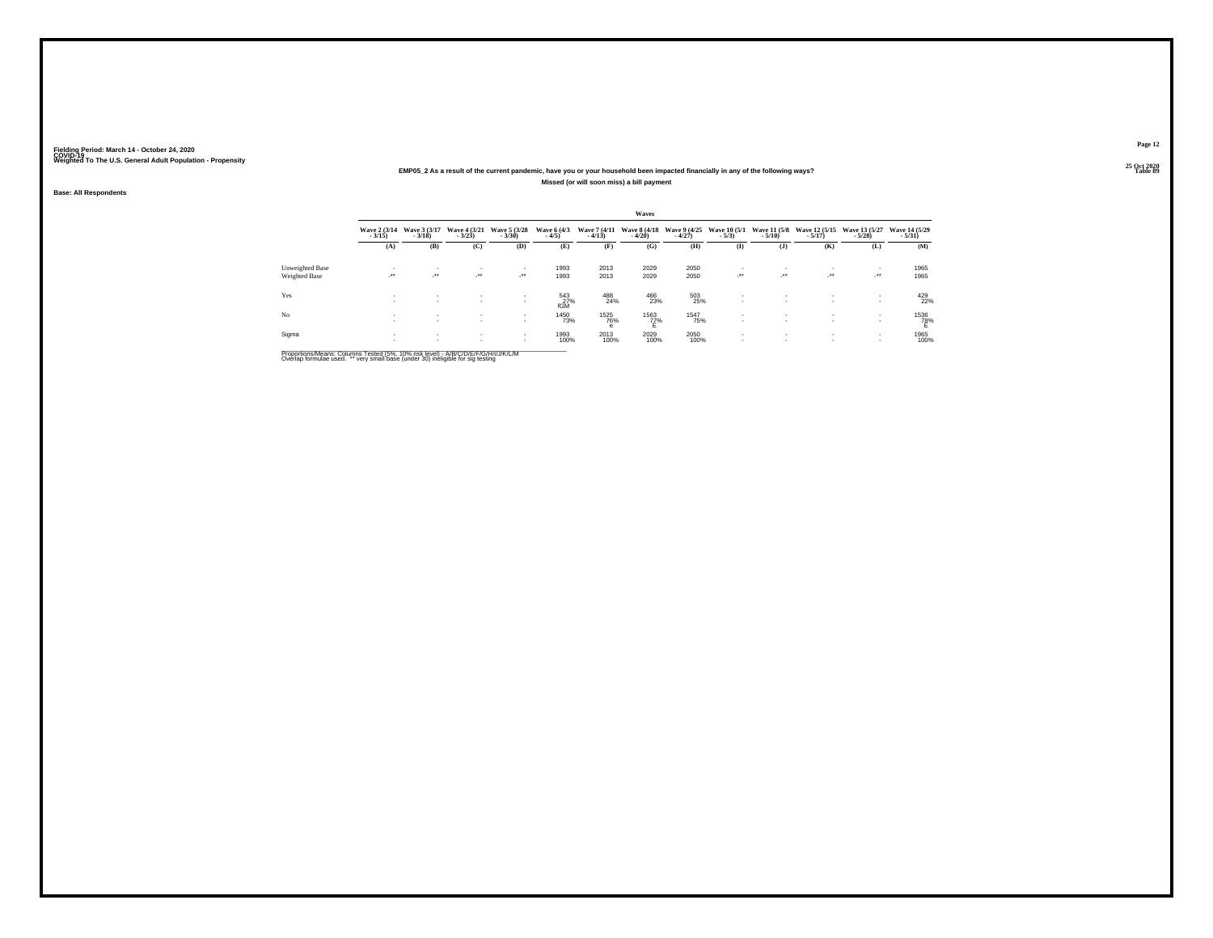Fielding Period: March 14 - October 24, 2020
COVID-19
Weighted To The U.S. General Adult Population - Propensity

25 Oct 2020
Table 89

**EMP05_2 As a result of the current pandemic, have you or your household been impacted financially in any of the following ways?**

**Missed (or will soon miss) a bill payment**

**Base: All Respondents**

| | Waves | | | | | | | | | | | | |
|---|---|---|---|---|---|---|---|---|---|---|---|---|---|
| | Wave 2 (3/14 - 3/15) | Wave 3 (3/17 - 3/18) | Wave 4 (3/21 - 3/23) | Wave 5 (3/28 - 3/30) | Wave 6 (4/3 - 4/5) | Wave 7 (4/11 - 4/13) | Wave 8 (4/18 - 4/20) | Wave 9 (4/25 - 4/27) | Wave 10 (5/1 - 5/3) | Wave 11 (5/8 - 5/10) | Wave 12 (5/15 - 5/17) | Wave 13 (5/27 - 5/28) | Wave 14 (5/29 - 5/31) |
| | (A) | (B) | (C) | (D) | (E) | (F) | (G) | (H) | (I) | (J) | (K) | (L) | (M) |
| Unweighted Base | - | - | - | - | 1993 | 2013 | 2029 | 2050 | - | - | - | - | 1965 |
| Weighted Base | -** | -** | -** | -** | 1993 | 2013 | 2029 | 2050 | -** | -** | -** | -** | 1965 |
| Yes | - | - | - | - | 543 | 488 | 466 | 503 | - | - | - | - | 429 |
| | - | - | - | - | 27% | 24% | 23% | 25% | - | - | - | - | 22% |
| | | | | | fGM | | | | | | | | |
| No | - | - | - | - | 1450 | 1525 | 1563 | 1547 | - | - | - | - | 1536 |
| | - | - | - | - | 73% | 76% | 77% | 75% | - | - | - | - | 78% |
| | | | | | | e | E | | | | | | E |
| Sigma | - | - | - | - | 1993 | 2013 | 2029 | 2050 | - | - | - | - | 1965 |
| | - | - | - | - | 100% | 100% | 100% | 100% | - | - | - | - | 100% |

Proportions/Means: Columns Tested (5%, 10% risk level) - A/B/C/D/E/F/G/H/I/J/K/L/M
Overlap formulae used. ** very small base (under 30) ineligible for sig testing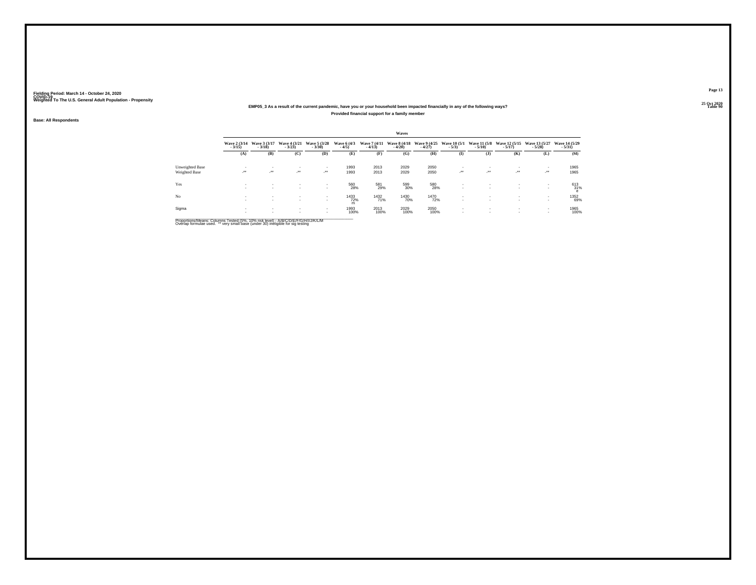Fielding Period: March 14 - October 24, 2020
COVID-19
Weighted To The U.S. General Adult Population - Propensity

25 Oct 2020
Table 90

**EMP05_3 As a result of the current pandemic, have you or your household been impacted financially in any of the following ways?**

**Provided financial support for a family member**

**Base: All Respondents**

| | Waves | | | | | | | | | | | | |
|---|---|---|---|---|---|---|---|---|---|---|---|---|---|
| | Wave 2 (3/14 - 3/15) | Wave 3 (3/17 - 3/18) | Wave 4 (3/21 - 3/23) | Wave 5 (3/28 - 3/30) | Wave 6 (4/3 - 4/5) | Wave 7 (4/11 - 4/13) | Wave 8 (4/18 - 4/20) | Wave 9 (4/25 - 4/27) | Wave 10 (5/1 - 5/3) | Wave 11 (5/8 - 5/10) | Wave 12 (5/15 - 5/17) | Wave 13 (5/27 - 5/28) | Wave 14 (5/29 - 5/31) |
| | (A) | (B) | (C) | (D) | (E) | (F) | (G) | (H) | (I) | (J) | (K) | (L) | (M) |
| Unweighted Base | - | - | - | - | 1993 | 2013 | 2029 | 2050 | - | - | - | - | 1965 |
| Weighted Base | -** | -** | -** | -** | 1993 | 2013 | 2029 | 2050 | -** | -** | -** | -** | 1965 |
| Yes | - | - | - | - | 560 | 581 | 599 | 580 | - | - | - | - | 613 |
| | - | - | - | - | 28% | 29% | 30% | 28% | - | - | - | - | 31% e |
| No | - | - | - | - | 1433 | 1432 | 1430 | 1470 | - | - | - | - | 1352 |
| | - | - | - | - | 72% m | 71% | 70% | 72% | - | - | - | - | 69% |
| Sigma | - | - | - | - | 1993 | 2013 | 2029 | 2050 | - | - | - | - | 1965 |
| | - | - | - | - | 100% | 100% | 100% | 100% | - | - | - | - | 100% |

Proportions/Means: Columns Tested (5%, 10% risk level) - A/B/C/D/E/F/G/H/I/J/K/L/M
Overlap formulae used. ** very small base (under 30) ineligible for sig testing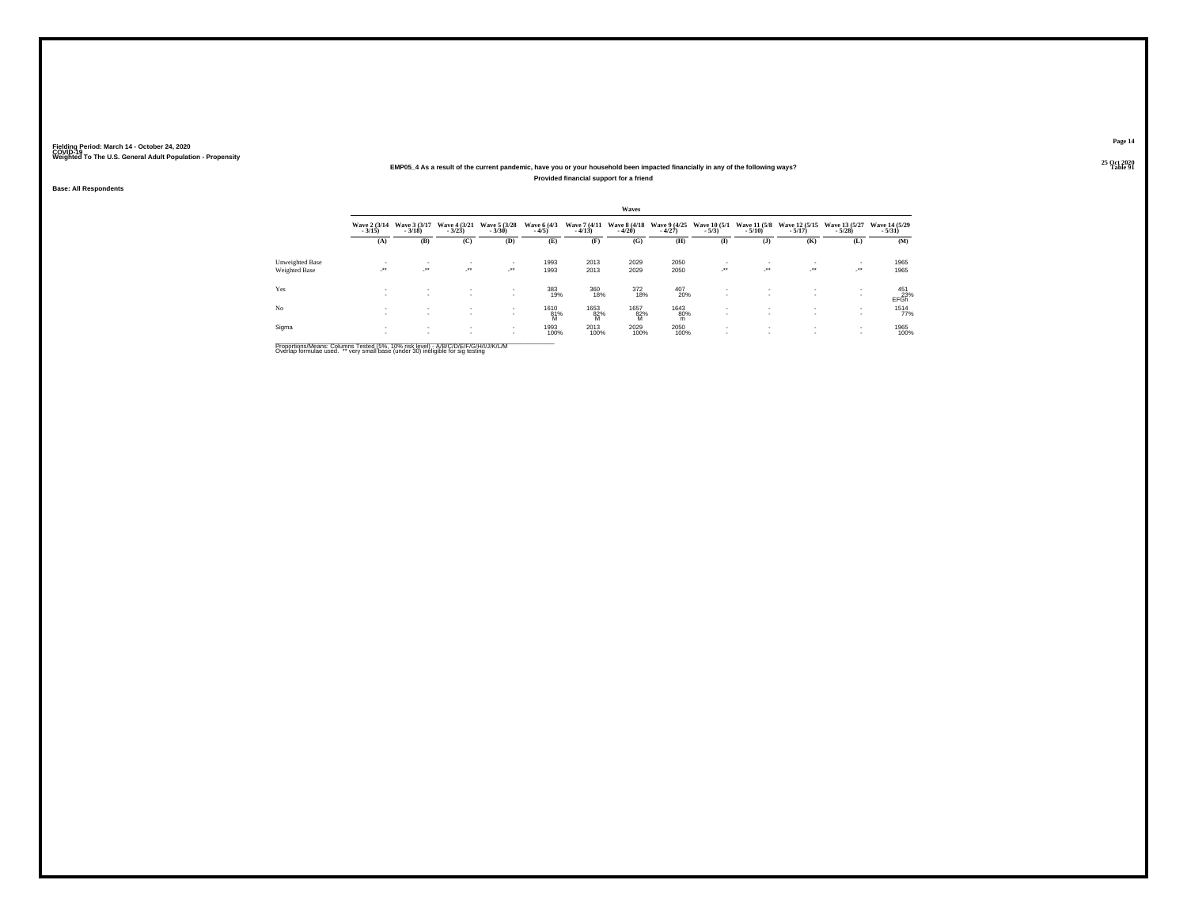Fielding Period: March 14 - October 24, 2020
COVID-19
Weighted To The U.S. General Adult Population - Propensity

25 Oct 2020
Table 91

**EMP05_4 As a result of the current pandemic, have you or your household been impacted financially in any of the following ways?**

**Provided financial support for a friend**

**Base: All Respondents**

| | Waves | | | | | | | | | | | | |
|---|---|---|---|---|---|---|---|---|---|---|---|---|---|
| | Wave 2 (3/14 - 3/15) | Wave 3 (3/17 - 3/18) | Wave 4 (3/21 - 3/23) | Wave 5 (3/28 - 3/30) | Wave 6 (4/3 - 4/5) | Wave 7 (4/11 - 4/13) | Wave 8 (4/18 - 4/20) | Wave 9 (4/25 - 4/27) | Wave 10 (5/1 - 5/3) | Wave 11 (5/8 - 5/10) | Wave 12 (5/15 - 5/17) | Wave 13 (5/27 - 5/28) | Wave 14 (5/29 - 5/31) |
| | (A) | (B) | (C) | (D) | (E) | (F) | (G) | (H) | (I) | (J) | (K) | (L) | (M) |
| Unweighted Base | - | - | - | - | 1993 | 2013 | 2029 | 2050 | - | - | - | - | 1965 |
| Weighted Base | -** | -** | -** | -** | 1993 | 2013 | 2029 | 2050 | -** | -** | -** | -** | 1965 |
| Yes | - | - | - | - | 383 | 360 | 372 | 407 | - | - | - | - | 451 |
| | - | - | - | - | 19% | 18% | 18% | 20% | - | - | - | - | 23% |
| | | | | | | | | | | | | | EFGh |
| No | - | - | - | - | 1610 | 1653 | 1657 | 1643 | - | - | - | - | 1514 |
| | - | - | - | - | 81% | 82% | 82% | 80% | - | - | - | - | 77% |
| | | | | | M | M | M | m | | | | | |
| Sigma | - | - | - | - | 1993 | 2013 | 2029 | 2050 | - | - | - | - | 1965 |
| | - | - | - | - | 100% | 100% | 100% | 100% | - | - | - | - | 100% |

Proportions/Means: Columns Tested (5%, 10% risk level) - A/B/C/D/E/F/G/H/I/J/K/L/M
Overlap formulae used. ** very small base (under 30) ineligible for sig testing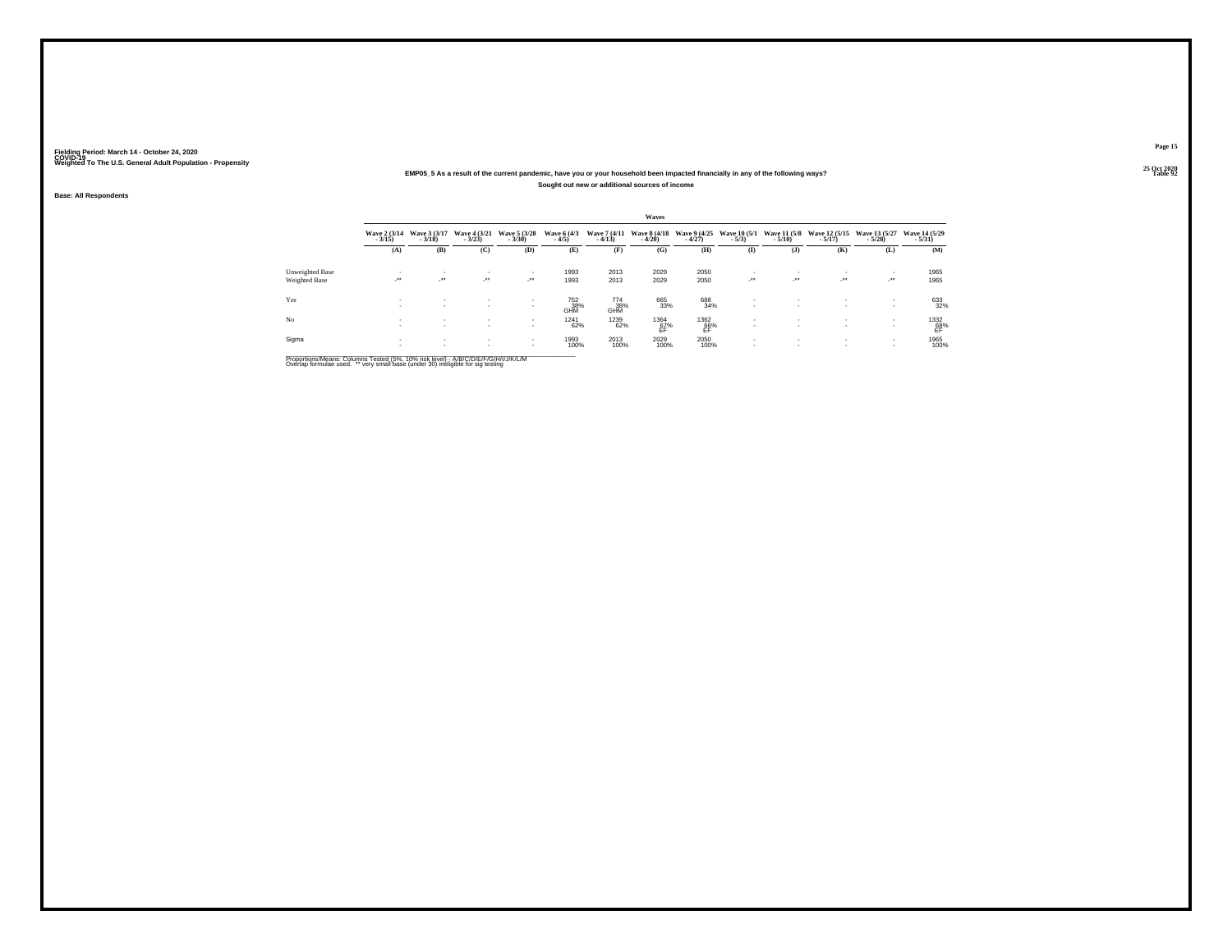Fielding Period: March 14 - October 24, 2020
COVID-19
Weighted To The U.S. General Adult Population - Propensity

25 Oct 2020
Table 92

**EMP05_5 As a result of the current pandemic, have you or your household been impacted financially in any of the following ways?**

**Sought out new or additional sources of income**

**Base: All Respondents**

| | Waves | | | | | | | | | | | | |
|---|---|---|---|---|---|---|---|---|---|---|---|---|---|
| | Wave 2 (3/14 - 3/15) | Wave 3 (3/17 - 3/18) | Wave 4 (3/21 - 3/23) | Wave 5 (3/28 - 3/30) | Wave 6 (4/3 - 4/5) | Wave 7 (4/11 - 4/13) | Wave 8 (4/18 - 4/20) | Wave 9 (4/25 - 4/27) | Wave 10 (5/1 - 5/3) | Wave 11 (5/8 - 5/10) | Wave 12 (5/15 - 5/17) | Wave 13 (5/27 - 5/28) | Wave 14 (5/29 - 5/31) |
| | (A) | (B) | (C) | (D) | (E) | (F) | (G) | (H) | (I) | (J) | (K) | (L) | (M) |
| Unweighted Base | - | - | - | - | 1993 | 2013 | 2029 | 2050 | - | - | - | - | 1965 |
| Weighted Base | -** | -** | -** | -** | 1993 | 2013 | 2029 | 2050 | -** | -** | -** | -** | 1965 |
| Yes | - | - | - | - | 752 | 774 | 665 | 688 | - | - | - | - | 633 |
| | - | - | - | - | 38% | 38% | 33% | 34% | - | - | - | - | 32% |
| | | | | | GHM | GHM | | | | | | | |
| No | - | - | - | - | 1241 | 1239 | 1364 | 1362 | - | - | - | - | 1332 |
| | - | - | - | - | 62% | 62% | 67% | 66% | - | - | - | - | 68% |
| | | | | | | | EF | EF | | | | | EF |
| Sigma | - | - | - | - | 1993 | 2013 | 2029 | 2050 | - | - | - | - | 1965 |
| | - | - | - | - | 100% | 100% | 100% | 100% | - | - | - | - | 100% |

Proportions/Means: Columns Tested (5%, 10% risk level) - A/B/C/D/E/F/G/H/I/J/K/L/M
Overlap formulae used. ** very small base (under 30) ineligible for sig testing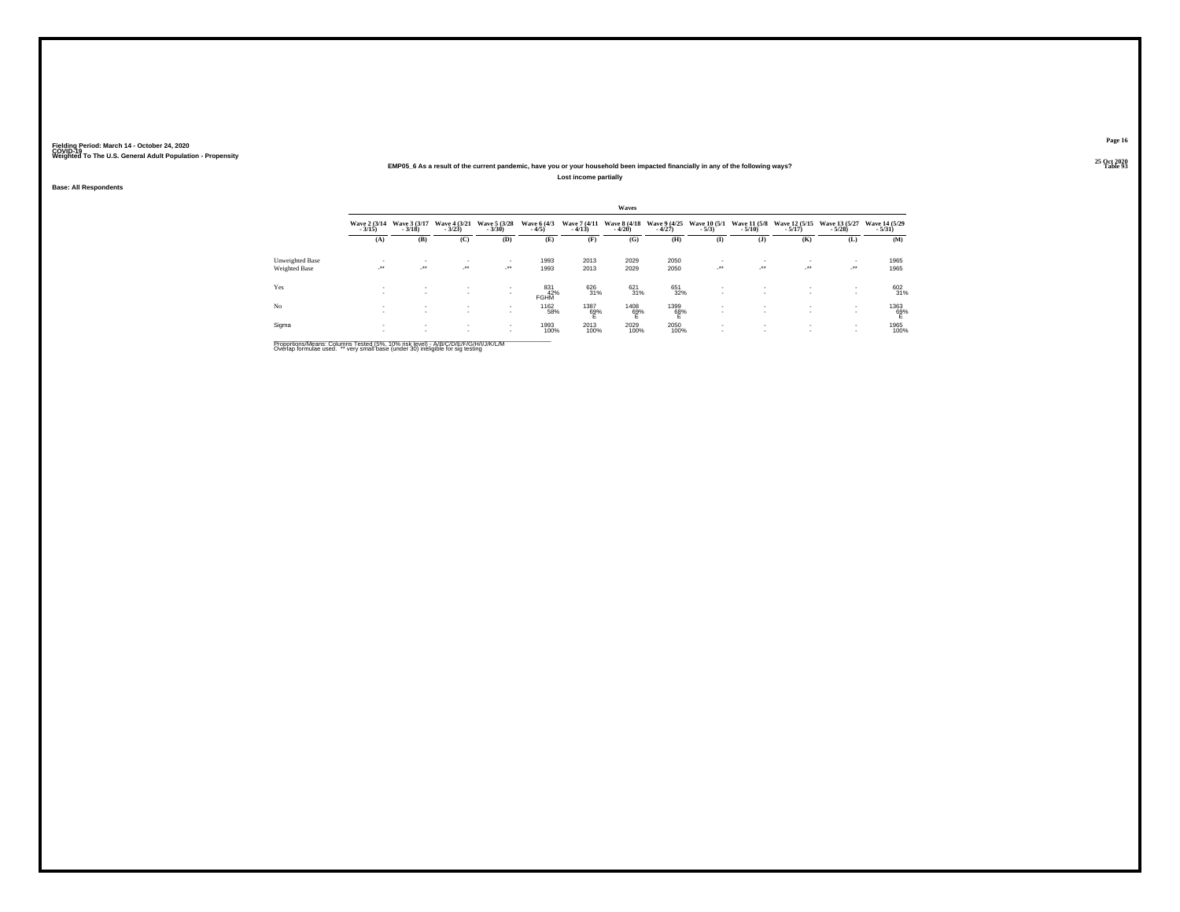Fielding Period: March 14 - October 24, 2020
COVID-19
Weighted To The U.S. General Adult Population - Propensity

25 Oct 2020
Table 93

## EMP05_6 As a result of the current pandemic, have you or your household been impacted financially in any of the following ways?

### Lost income partially

Base: All Respondents

| | Waves | | | | | | | | | | | | |
|---|---|---|---|---|---|---|---|---|---|---|---|---|---|
| | Wave 2 (3/14 - 3/15) | Wave 3 (3/17 - 3/18) | Wave 4 (3/21 - 3/23) | Wave 5 (3/28 - 3/30) | Wave 6 (4/3 - 4/5) | Wave 7 (4/11 - 4/13) | Wave 8 (4/18 - 4/20) | Wave 9 (4/25 - 4/27) | Wave 10 (5/1 - 5/3) | Wave 11 (5/8 - 5/10) | Wave 12 (5/15 - 5/17) | Wave 13 (5/27 - 5/28) | Wave 14 (5/29 - 5/31) |
| | (A) | (B) | (C) | (D) | (E) | (F) | (G) | (H) | (I) | (J) | (K) | (L) | (M) |
| Unweighted Base | - | - | - | - | 1993 | 2013 | 2029 | 2050 | - | - | - | - | 1965 |
| Weighted Base | -** | -** | -** | -** | 1993 | 2013 | 2029 | 2050 | -** | -** | -** | -** | 1965 |
| Yes | - | - | - | - | 831 | 626 | 621 | 651 | - | - | - | - | 602 |
| | - | - | - | - | 42% FGHM | 31% | 31% | 32% | - | - | - | - | 31% |
| No | - | - | - | - | 1162 | 1387 | 1408 | 1399 | - | - | - | - | 1363 |
| | - | - | - | - | 58% | 69% E | 69% E | 68% E | - | - | - | - | 69% E |
| Sigma | - | - | - | - | 1993 | 2013 | 2029 | 2050 | - | - | - | - | 1965 |
| | - | - | - | - | 100% | 100% | 100% | 100% | - | - | - | - | 100% |

Proportions/Means: Columns Tested (5%, 10% risk level) - A/B/C/D/E/F/G/H/I/J/K/L/M
Overlap formulae used. ** very small base (under 30) ineligible for sig testing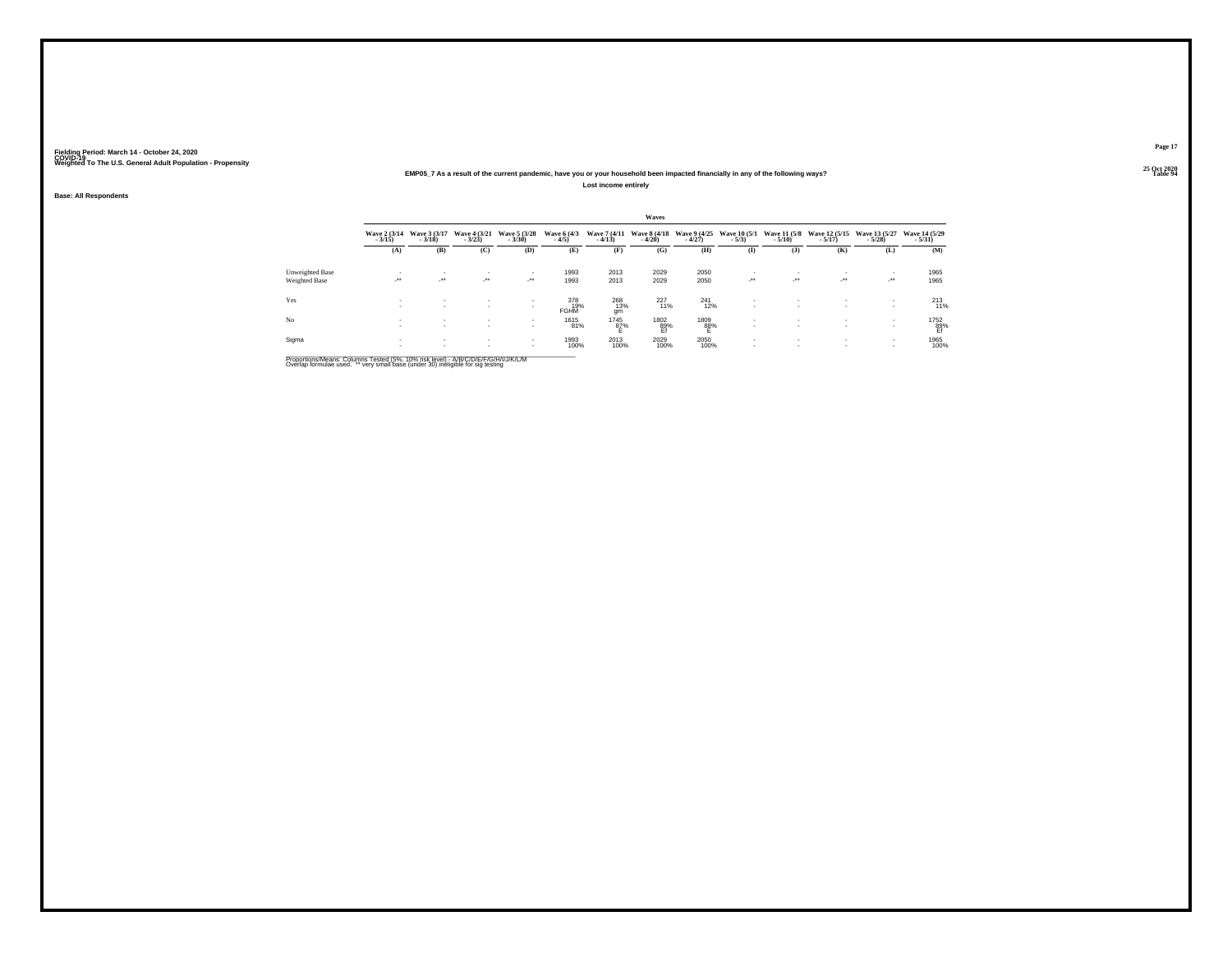Fielding Period: March 14 - October 24, 2020
COVID-19
Weighted To The U.S. General Adult Population - Propensity

25 Oct 2020
Table 94

**EMP05_7 As a result of the current pandemic, have you or your household been impacted financially in any of the following ways?**

**Lost income entirely**

**Base: All Respondents**

| | Waves | | | | | | | | | | | | |
|---|---|---|---|---|---|---|---|---|---|---|---|---|---|
| | Wave 2 (3/14 - 3/15) | Wave 3 (3/17 - 3/18) | Wave 4 (3/21 - 3/23) | Wave 5 (3/28 - 3/30) | Wave 6 (4/3 - 4/5) | Wave 7 (4/11 - 4/13) | Wave 8 (4/18 - 4/20) | Wave 9 (4/25 - 4/27) | Wave 10 (5/1 - 5/3) | Wave 11 (5/8 - 5/10) | Wave 12 (5/15 - 5/17) | Wave 13 (5/27 - 5/28) | Wave 14 (5/29 - 5/31) |
| | (A) | (B) | (C) | (D) | (E) | (F) | (G) | (H) | (I) | (J) | (K) | (L) | (M) |
| Unweighted Base | - | - | - | - | 1993 | 2013 | 2029 | 2050 | - | - | - | - | 1965 |
| Weighted Base | -** | -** | -** | -** | 1993 | 2013 | 2029 | 2050 | -** | -** | -** | -** | 1965 |
| Yes | - | - | - | - | 378 | 268 | 227 | 241 | - | - | - | - | 213 |
| | - | - | - | - | 19% | 13% | 11% | 12% | - | - | - | - | 11% |
| | | | | | FGHM | gm | | | | | | | |
| No | - | - | - | - | 1615 | 1745 | 1802 | 1809 | - | - | - | - | 1752 |
| | - | - | - | - | 81% | 87% | 89% | 88% | - | - | - | - | 89% |
| | | | | | | E | Ef | E | | | | | Ef |
| Sigma | - | - | - | - | 1993 | 2013 | 2029 | 2050 | - | - | - | - | 1965 |
| | - | - | - | - | 100% | 100% | 100% | 100% | - | - | - | - | 100% |

Proportions/Means: Columns Tested (5%, 10% risk level) - A/B/C/D/E/F/G/H/I/J/K/L/M
Overlap formulae used. ** very small base (under 30) ineligible for sig testing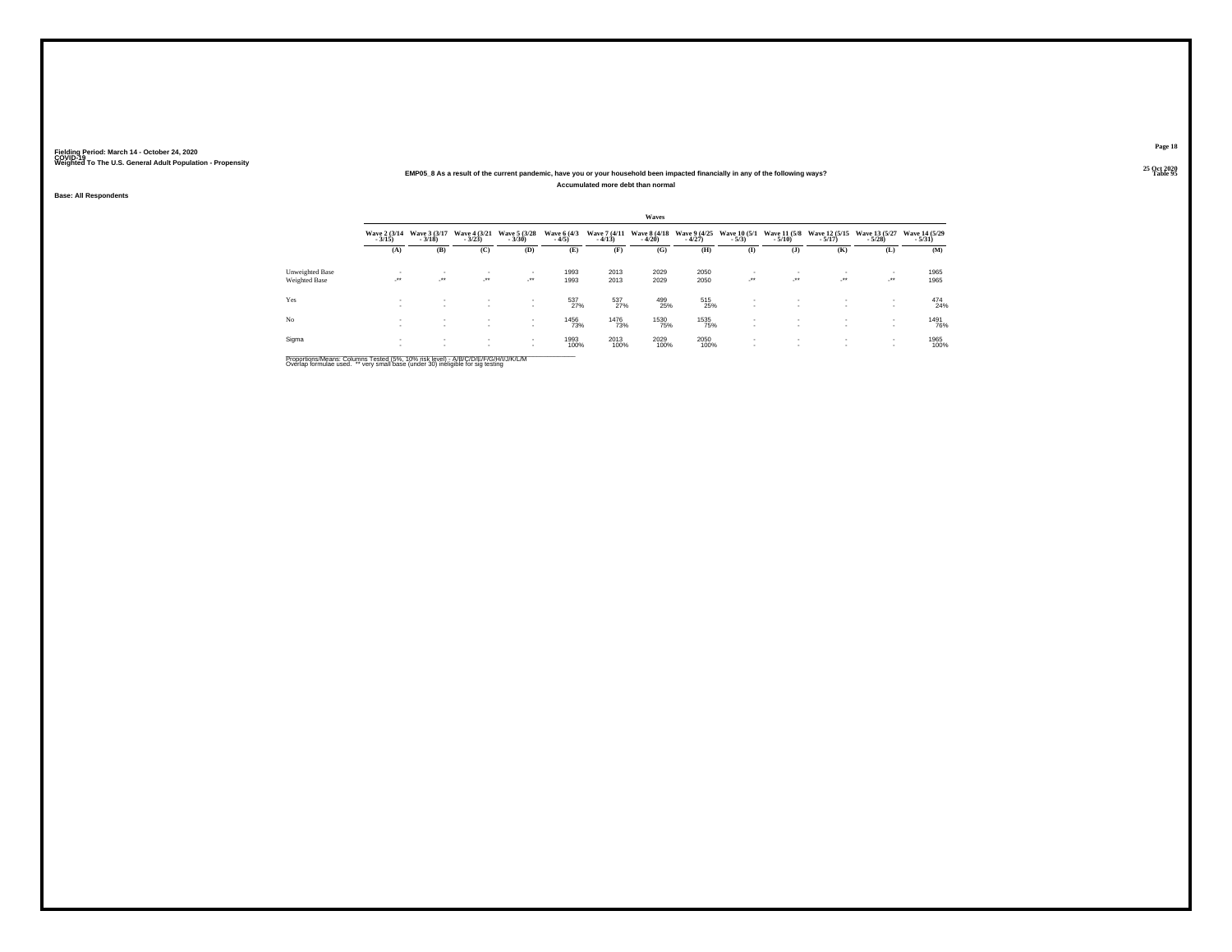Fielding Period: March 14 - October 24, 2020
COVID-19
Weighted To The U.S. General Adult Population - Propensity

25 Oct 2020
Table 95

## EMP05_8 As a result of the current pandemic, have you or your household been impacted financially in any of the following ways?

### Accumulated more debt than normal

Base: All Respondents

| | Waves | | | | | | | | | | | | |
|---|---|---|---|---|---|---|---|---|---|---|---|---|---|
| | Wave 2 (3/14 - 3/15) | Wave 3 (3/17 - 3/18) | Wave 4 (3/21 - 3/23) | Wave 5 (3/28 - 3/30) | Wave 6 (4/3 - 4/5) | Wave 7 (4/11 - 4/13) | Wave 8 (4/18 - 4/20) | Wave 9 (4/25 - 4/27) | Wave 10 (5/1 - 5/3) | Wave 11 (5/8 - 5/10) | Wave 12 (5/15 - 5/17) | Wave 13 (5/27 - 5/28) | Wave 14 (5/29 - 5/31) |
| | (A) | (B) | (C) | (D) | (E) | (F) | (G) | (H) | (I) | (J) | (K) | (L) | (M) |
| Unweighted Base | - | - | - | - | 1993 | 2013 | 2029 | 2050 | - | - | - | - | 1965 |
| Weighted Base | -** | -** | -** | -** | 1993 | 2013 | 2029 | 2050 | -** | -** | -** | -** | 1965 |
| Yes | - | - | - | - | 537 | 537 | 499 | 515 | - | - | - | - | 474 |
| | - | - | - | - | 27% | 27% | 25% | 25% | - | - | - | - | 24% |
| No | - | - | - | - | 1456 | 1476 | 1530 | 1535 | - | - | - | - | 1491 |
| | - | - | - | - | 73% | 73% | 75% | 75% | - | - | - | - | 76% |
| Sigma | - | - | - | - | 1993 | 2013 | 2029 | 2050 | - | - | - | - | 1965 |
| | - | - | - | - | 100% | 100% | 100% | 100% | - | - | - | - | 100% |

Proportions/Means: Columns Tested (5%, 10% risk level) - A/B/C/D/E/F/G/H/I/J/K/L/M
Overlap formulae used. ** very small base (under 30) ineligible for sig testing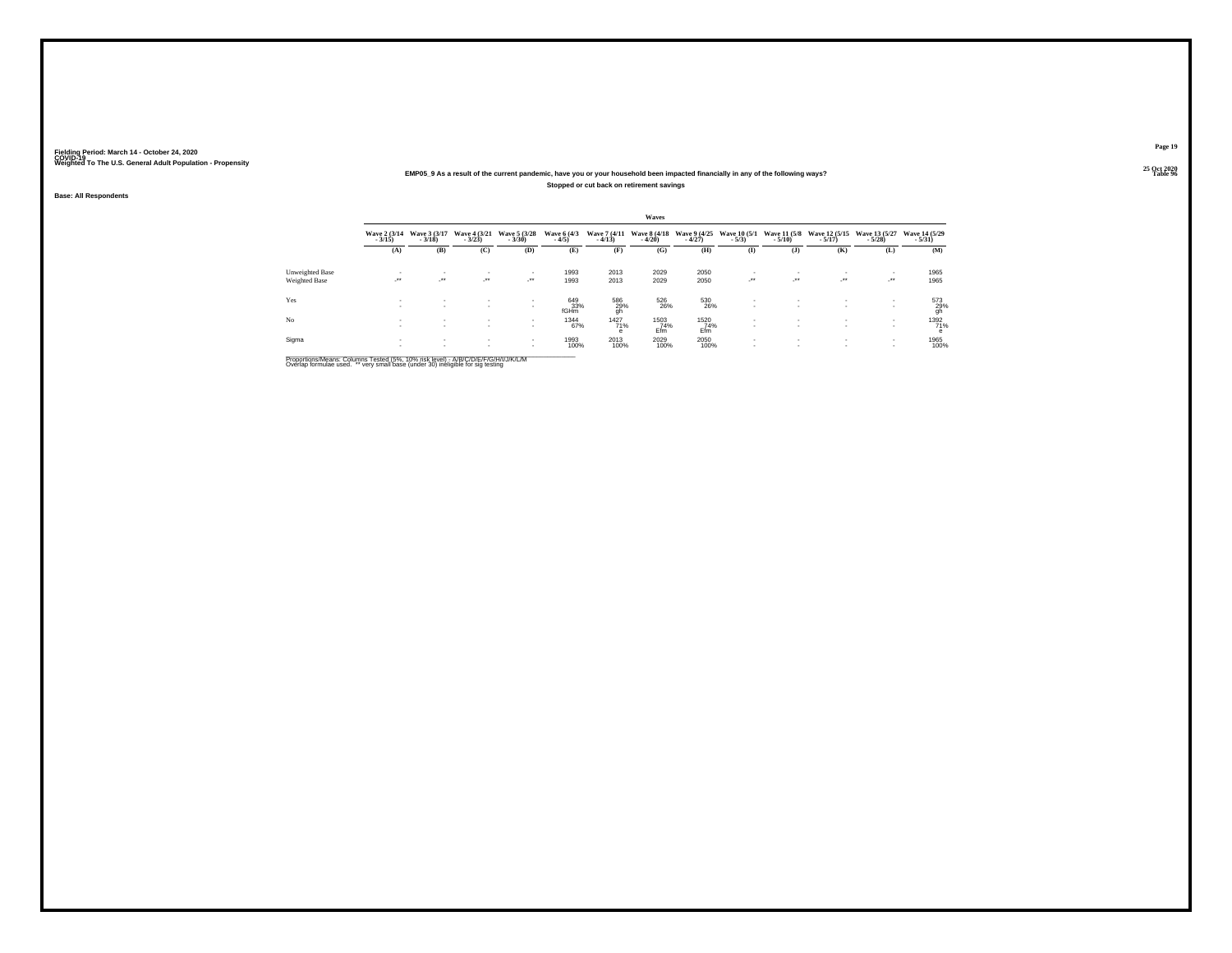Fielding Period: March 14 - October 24, 2020
COVID-19
Weighted To The U.S. General Adult Population - Propensity

25 Oct 2020
Table 96

### EMP05_9 As a result of the current pandemic, have you or your household been impacted financially in any of the following ways?

**Stopped or cut back on retirement savings**

**Base: All Respondents**

| | Waves | | | | | | | | | | | | |
|---|---|---|---|---|---|---|---|---|---|---|---|---|---|
| | Wave 2 (3/14 - 3/15) | Wave 3 (3/17 - 3/18) | Wave 4 (3/21 - 3/23) | Wave 5 (3/28 - 3/30) | Wave 6 (4/3 - 4/5) | Wave 7 (4/11 - 4/13) | Wave 8 (4/18 - 4/20) | Wave 9 (4/25 - 4/27) | Wave 10 (5/1 - 5/3) | Wave 11 (5/8 - 5/10) | Wave 12 (5/15 - 5/17) | Wave 13 (5/27 - 5/28) | Wave 14 (5/29 - 5/31) |
| | (A) | (B) | (C) | (D) | (E) | (F) | (G) | (H) | (I) | (J) | (K) | (L) | (M) |
| Unweighted Base | - | - | - | - | 1993 | 2013 | 2029 | 2050 | - | - | - | - | 1965 |
| Weighted Base | -** | -** | -** | -** | 1993 | 2013 | 2029 | 2050 | -** | -** | -** | -** | 1965 |
| Yes | - | - | - | - | 649 | 586 | 526 | 530 | - | - | - | - | 573 |
| | - | - | - | - | 33% | 29% | 26% | 26% | - | - | - | - | 29% |
| | | | | | fGHm | gh | | | | | | | gh |
| No | - | - | - | - | 1344 | 1427 | 1503 | 1520 | - | - | - | - | 1392 |
| | - | - | - | - | 67% | 71% | 74% | 74% | - | - | - | - | 71% |
| | | | | | | e | Efm | Efm | | | | | e |
| Sigma | - | - | - | - | 1993 | 2013 | 2029 | 2050 | - | - | - | - | 1965 |
| | - | - | - | - | 100% | 100% | 100% | 100% | - | - | - | - | 100% |

Proportions/Means: Columns Tested (5%, 10% risk level) - A/B/C/D/E/F/G/H/I/J/K/L/M
Overlap formulae used. ** very small base (under 30) ineligible for sig testing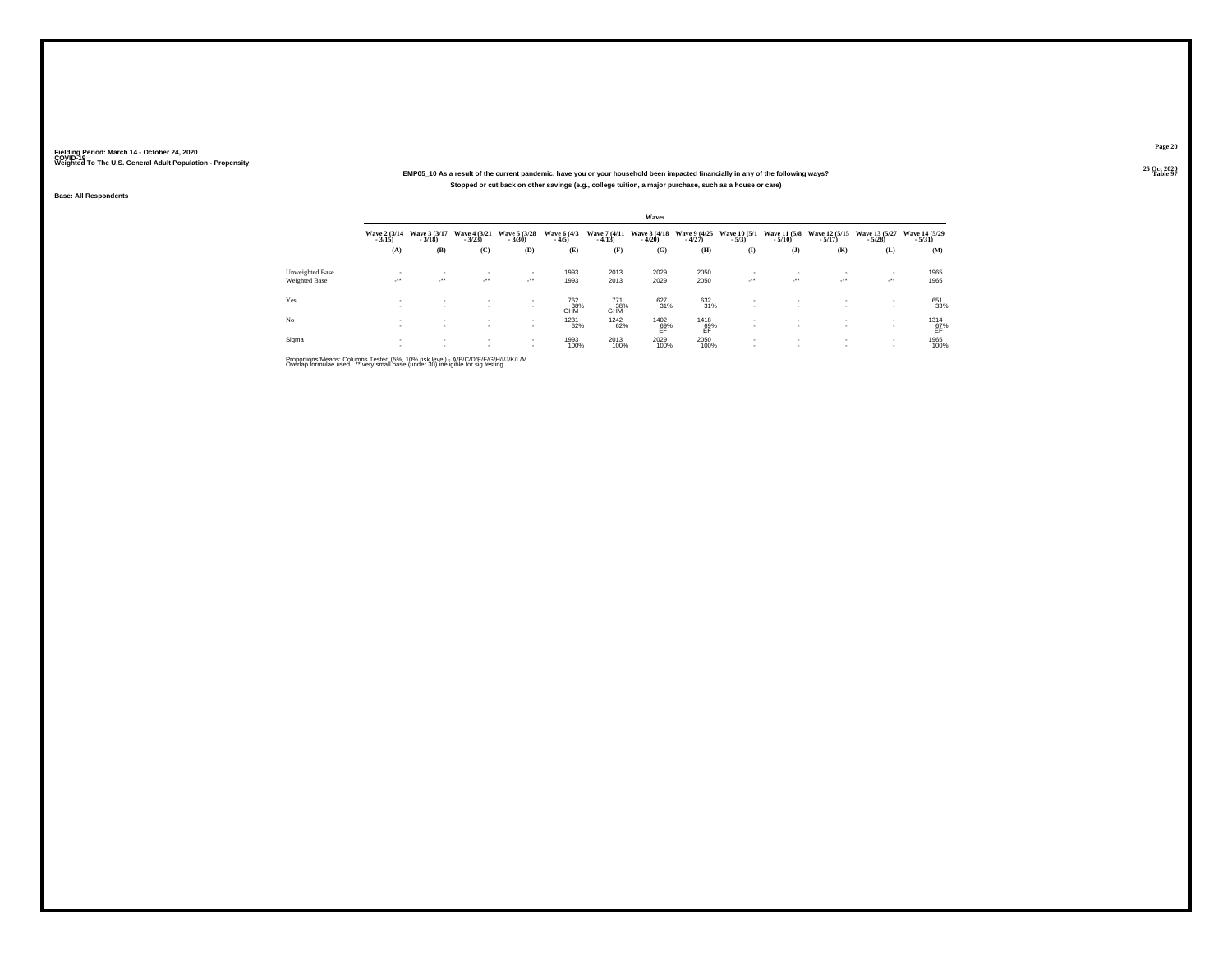Fielding Period: March 14 - October 24, 2020
COVID-19
Weighted To The U.S. General Adult Population - Propensity

25 Oct 2020
Table 97

**EMP05_10 As a result of the current pandemic, have you or your household been impacted financially in any of the following ways?**

**Stopped or cut back on other savings (e.g., college tuition, a major purchase, such as a house or care)**

**Base: All Respondents**

| | Waves | | | | | | | | | | | | |
|---|---|---|---|---|---|---|---|---|---|---|---|---|---|
| | Wave 2 (3/14 - 3/15) | Wave 3 (3/17 - 3/18) | Wave 4 (3/21 - 3/23) | Wave 5 (3/28 - 3/30) | Wave 6 (4/3 - 4/5) | Wave 7 (4/11 - 4/13) | Wave 8 (4/18 - 4/20) | Wave 9 (4/25 - 4/27) | Wave 10 (5/1 - 5/3) | Wave 11 (5/8 - 5/10) | Wave 12 (5/15 - 5/17) | Wave 13 (5/27 - 5/28) | Wave 14 (5/29 - 5/31) |
| | (A) | (B) | (C) | (D) | (E) | (F) | (G) | (H) | (I) | (J) | (K) | (L) | (M) |
| Unweighted Base | - | - | - | - | 1993 | 2013 | 2029 | 2050 | - | - | - | - | 1965 |
| Weighted Base | -** | -** | -** | -** | 1993 | 2013 | 2029 | 2050 | -** | -** | -** | -** | 1965 |
| Yes | - | - | - | - | 762 | 771 | 627 | 632 | - | - | - | - | 651 |
| | - | - | - | - | 38% | 38% | 31% | 31% | - | - | - | - | 33% |
| | | | | | GHM | GHM | | | | | | | |
| No | - | - | - | - | 1231 | 1242 | 1402 | 1418 | - | - | - | - | 1314 |
| | - | - | - | - | 62% | 62% | 69% | 69% | - | - | - | - | 67% |
| | | | | | | | EF | EF | | | | | EF |
| Sigma | - | - | - | - | 1993 | 2013 | 2029 | 2050 | - | - | - | - | 1965 |
| | - | - | - | - | 100% | 100% | 100% | 100% | - | - | - | - | 100% |

Proportions/Means: Columns Tested (5%, 10% risk level) - A/B/C/D/E/F/G/H/I/J/K/L/M
Overlap formulae used. ** very small base (under 30) ineligible for sig testing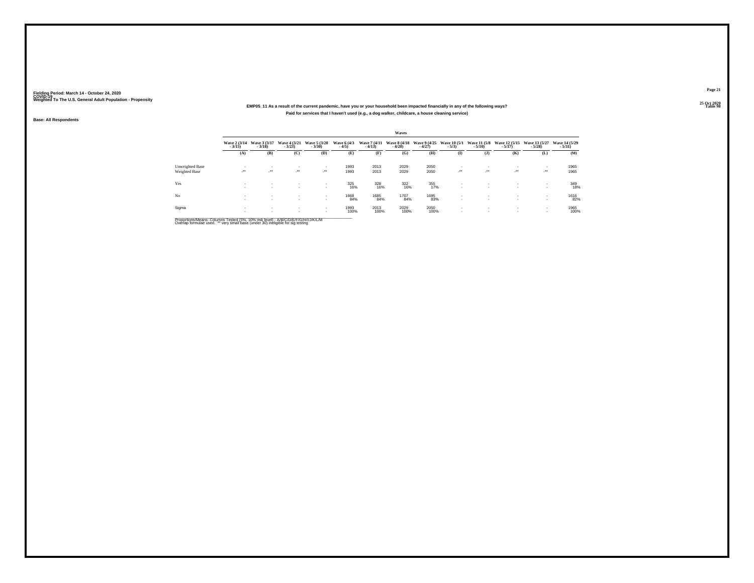Fielding Period: March 14 - October 24, 2020
COVID-19
Weighted To The U.S. General Adult Population - Propensity

25 Oct 2020
Table 98

**EMP05_11 As a result of the current pandemic, have you or your household been impacted financially in any of the following ways?**

**Paid for services that I haven't used (e.g., a dog walker, childcare, a house cleaning service)**

**Base: All Respondents**

| | Waves | | | | | | | | | | | | |
|---|---|---|---|---|---|---|---|---|---|---|---|---|---|
| | Wave 2 (3/14 - 3/15) | Wave 3 (3/17 - 3/18) | Wave 4 (3/21 - 3/23) | Wave 5 (3/28 - 3/30) | Wave 6 (4/3 - 4/5) | Wave 7 (4/11 - 4/13) | Wave 8 (4/18 - 4/20) | Wave 9 (4/25 - 4/27) | Wave 10 (5/1 - 5/3) | Wave 11 (5/8 - 5/10) | Wave 12 (5/15 - 5/17) | Wave 13 (5/27 - 5/28) | Wave 14 (5/29 - 5/31) |
| | (A) | (B) | (C) | (D) | (E) | (F) | (G) | (H) | (I) | (J) | (K) | (L) | (M) |
| Unweighted Base | - | - | - | - | 1993 | 2013 | 2029 | 2050 | - | - | - | - | 1965 |
| Weighted Base | -** | -** | -** | -** | 1993 | 2013 | 2029 | 2050 | -** | -** | -** | -** | 1965 |
| Yes | - | - | - | - | 325 | 328 | 322 | 355 | - | - | - | - | 349 |
| | - | - | - | - | 16% | 16% | 16% | 17% | - | - | - | - | 18% |
| No | - | - | - | - | 1668 | 1685 | 1707 | 1695 | - | - | - | - | 1616 |
| | - | - | - | - | 84% | 84% | 84% | 83% | - | - | - | - | 82% |
| Sigma | - | - | - | - | 1993 | 2013 | 2029 | 2050 | - | - | - | - | 1965 |
| | - | - | - | - | 100% | 100% | 100% | 100% | - | - | - | - | 100% |

Proportions/Means: Columns Tested (5%, 10% risk level) - A/B/C/D/E/F/G/H/I/J/K/L/M
Overlap formulae used. ** very small base (under 30) ineligible for sig testing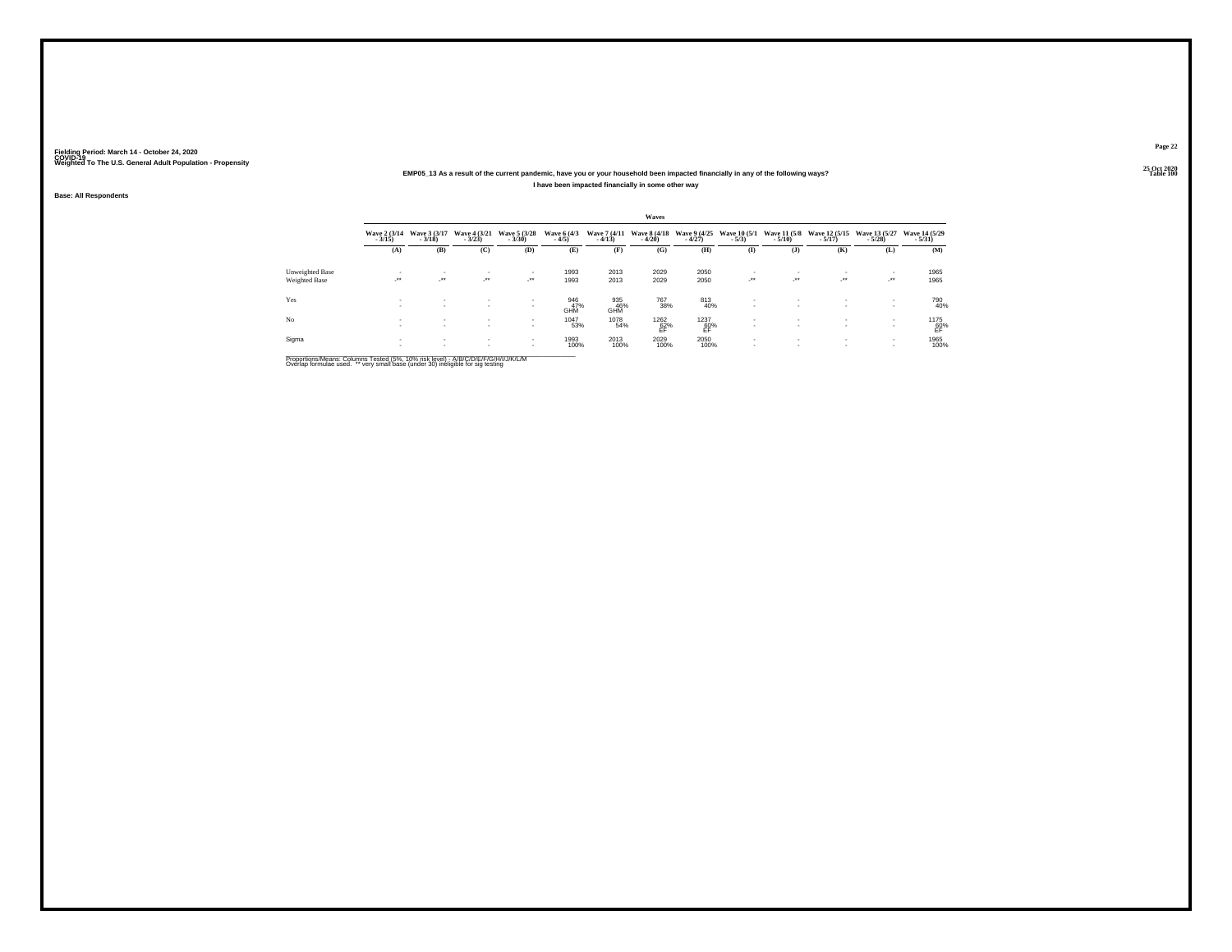Fielding Period: March 14 - October 24, 2020
COVID-19
Weighted To The U.S. General Adult Population - Propensity

25 Oct 2020
Table 100

**EMP05_13 As a result of the current pandemic, have you or your household been impacted financially in any of the following ways?**

**I have been impacted financially in some other way**

**Base: All Respondents**

| | Waves | | | | | | | | | | | | |
|---|---|---|---|---|---|---|---|---|---|---|---|---|---|
| | Wave 2 (3/14 - 3/15) | Wave 3 (3/17 - 3/18) | Wave 4 (3/21 - 3/23) | Wave 5 (3/28 - 3/30) | Wave 6 (4/3 - 4/5) | Wave 7 (4/11 - 4/13) | Wave 8 (4/18 - 4/20) | Wave 9 (4/25 - 4/27) | Wave 10 (5/1 - 5/3) | Wave 11 (5/8 - 5/10) | Wave 12 (5/15 - 5/17) | Wave 13 (5/27 - 5/28) | Wave 14 (5/29 - 5/31) |
| | (A) | (B) | (C) | (D) | (E) | (F) | (G) | (H) | (I) | (J) | (K) | (L) | (M) |
| Unweighted Base | - | - | - | - | 1993 | 2013 | 2029 | 2050 | - | - | - | - | 1965 |
| Weighted Base | -** | -** | -** | -** | 1993 | 2013 | 2029 | 2050 | -** | -** | -** | -** | 1965 |
| Yes | - | - | - | - | 946 | 935 | 767 | 813 | - | - | - | - | 790 |
| | - | - | - | - | 47% | 46% | 38% | 40% | - | - | - | - | 40% |
| | | | | | GHM | GHM | | | | | | | |
| No | - | - | - | - | 1047 | 1078 | 1262 | 1237 | - | - | - | - | 1175 |
| | - | - | - | - | 53% | 54% | 62% | 60% | - | - | - | - | 60% |
| | | | | | | | EF | EF | | | | | EF |
| Sigma | - | - | - | - | 1993 | 2013 | 2029 | 2050 | - | - | - | - | 1965 |
| | - | - | - | - | 100% | 100% | 100% | 100% | - | - | - | - | 100% |

Proportions/Means: Columns Tested (5%, 10% risk level) - A/B/C/D/E/F/G/H/I/J/K/L/M
Overlap formulae used. ** very small base (under 30) ineligible for sig testing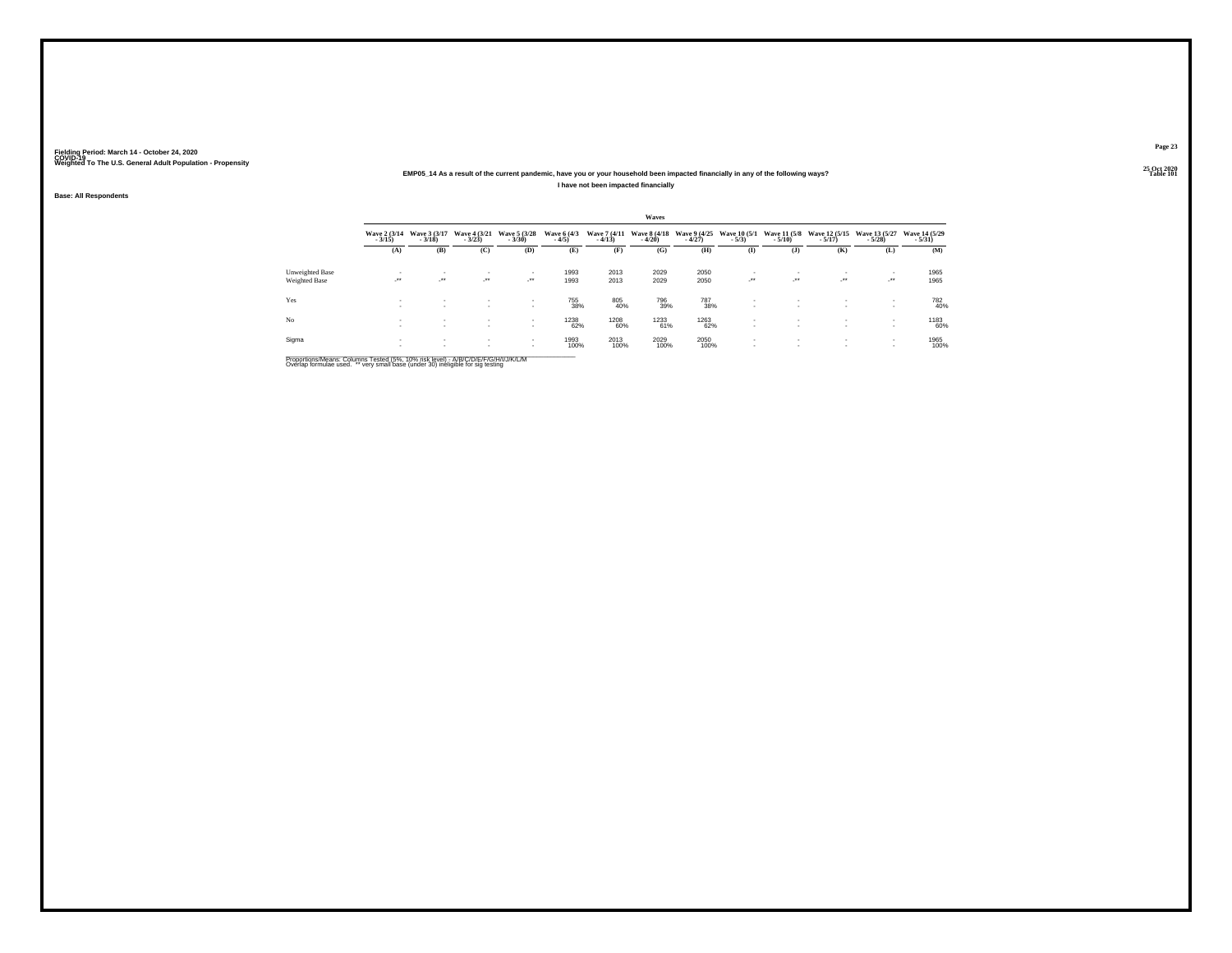Fielding Period: March 14 - October 24, 2020
COVID-19
Weighted To The U.S. General Adult Population - Propensity

25 Oct 2020
Table 101

**EMP05_14 As a result of the current pandemic, have you or your household been impacted financially in any of the following ways?**

**I have not been impacted financially**

**Base: All Respondents**

| | Waves | | | | | | | | | | | | |
|---|---|---|---|---|---|---|---|---|---|---|---|---|---|
| | Wave 2 (3/14 - 3/15) | Wave 3 (3/17 - 3/18) | Wave 4 (3/21 - 3/23) | Wave 5 (3/28 - 3/30) | Wave 6 (4/3 - 4/5) | Wave 7 (4/11 - 4/13) | Wave 8 (4/18 - 4/20) | Wave 9 (4/25 - 4/27) | Wave 10 (5/1 - 5/3) | Wave 11 (5/8 - 5/10) | Wave 12 (5/15 - 5/17) | Wave 13 (5/27 - 5/28) | Wave 14 (5/29 - 5/31) |
| | (A) | (B) | (C) | (D) | (E) | (F) | (G) | (H) | (I) | (J) | (K) | (L) | (M) |
| Unweighted Base | - | - | - | - | 1993 | 2013 | 2029 | 2050 | - | - | - | - | 1965 |
| Weighted Base | -** | -** | -** | -** | 1993 | 2013 | 2029 | 2050 | -** | -** | -** | -** | 1965 |
| Yes | - | - | - | - | 755 | 805 | 796 | 787 | - | - | - | - | 782 |
| | - | - | - | - | 38% | 40% | 39% | 38% | - | - | - | - | 40% |
| No | - | - | - | - | 1238 | 1208 | 1233 | 1263 | - | - | - | - | 1183 |
| | - | - | - | - | 62% | 60% | 61% | 62% | - | - | - | - | 60% |
| Sigma | - | - | - | - | 1993 | 2013 | 2029 | 2050 | - | - | - | - | 1965 |
| | - | - | - | - | 100% | 100% | 100% | 100% | - | - | - | - | 100% |

Proportions/Means: Columns Tested (5%, 10% risk level) - A/B/C/D/E/F/G/H/I/J/K/L/M
Overlap formulae used. ** very small base (under 30) ineligible for sig testing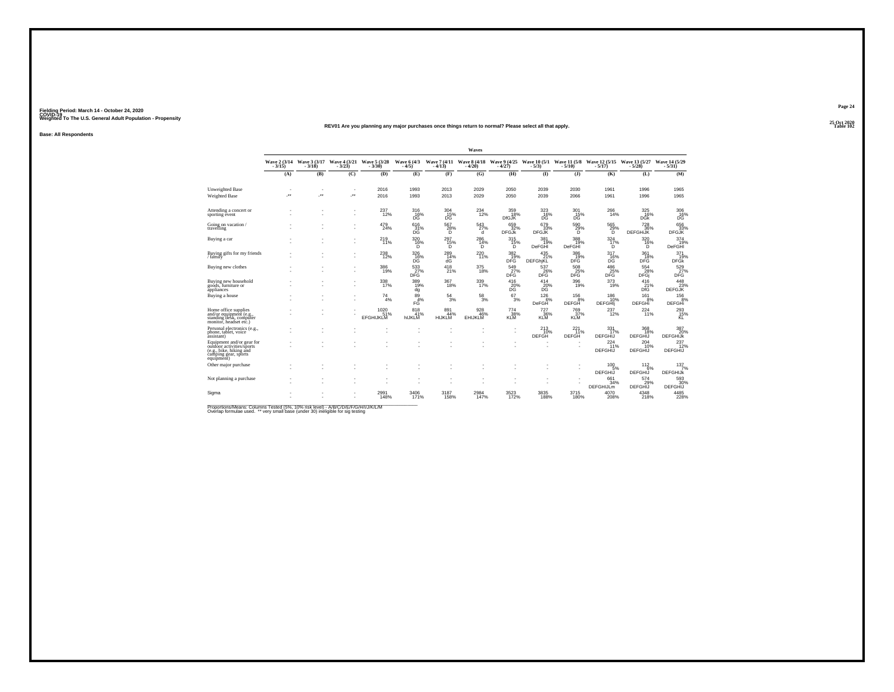Fielding Period: March 14 - October 24, 2020
COVID-19
Weighted To The U.S. General Adult Population - Propensity

25 Oct 2020
Table 102

**REV01 Are you planning any major purchases once things return to normal? Please select all that apply.**

**Base: All Respondents**

| | Waves | | | | | | | | | | | | |
|---|---|---|---|---|---|---|---|---|---|---|---|---|---|
| | Wave 2 (3/14 - 3/15) | Wave 3 (3/17 - 3/18) | Wave 4 (3/21 - 3/23) | Wave 5 (3/28 - 3/30) | Wave 6 (4/3 - 4/5) | Wave 7 (4/11 - 4/13) | Wave 8 (4/18 - 4/20) | Wave 9 (4/25 - 4/27) | Wave 10 (5/1 - 5/3) | Wave 11 (5/8 - 5/10) | Wave 12 (5/15 - 5/17) | Wave 13 (5/27 - 5/28) | Wave 14 (5/29 - 5/31) |
| | (A) | (B) | (C) | (D) | (E) | (F) | (G) | (H) | (I) | (J) | (K) | (L) | (M) |
| Unweighted Base | - | - | - | 2016 | 1993 | 2013 | 2029 | 2050 | 2039 | 2030 | 1961 | 1996 | 1965 |
| Weighted Base | -** | -** | -** | 2016 | 1993 | 2013 | 2029 | 2050 | 2039 | 2066 | 1961 | 1996 | 1965 |
| Attending a concert or sporting event | - | - | - | 237 | 316 | 304 | 234 | 359 | 323 | 301 | 266 | 325 | 306 |
| | - | - | - | 12% | 16% | 15% | 12% | 18% | 16% | 15% | 14% | 16% | 16% |
| | | | | | DG | DG | | DfGJK | DG | DG | | DGk | DG |
| Going on vacation / travelling | - | - | - | 479 | 616 | 567 | 543 | 659 | 679 | 590 | 565 | 728 | 656 |
| | - | - | - | 24% | 31% | 28% | 27% | 32% | 33% | 29% | 29% | 36% | 33% |
| | | | | | DG | D | d | DFGJk | DFGJK | D | D | DEFGHiJK | DFGJK |
| Buying a car | - | - | - | 219 | 320 | 297 | 286 | 315 | 381 | 388 | 324 | 320 | 374 |
| | - | - | - | 11% | 16% | 15% | 14% | 15% | 19% | 19% | 17% | 16% | 19% |
| | | | | | D | D | D | D | DeFGHI | DeFGHI | D | D | DeFGHI |
| Buying gifts for my friends / family | - | - | - | 238 | 326 | 289 | 220 | 382 | 435 | 386 | 317 | 361 | 371 |
| | - | - | - | 12% | 16% | 14% | 11% | 19% | 21% | 19% | 16% | 18% | 19% |
| | | | | | DG | dG | | DFG | DEFGhjKL | DFG | DG | DFG | DFGk |
| Buying new clothes | - | - | - | 386 | 533 | 418 | 375 | 549 | 537 | 508 | 486 | 554 | 529 |
| | - | - | - | 19% | 27% | 21% | 18% | 27% | 26% | 25% | 25% | 28% | 27% |
| | | | | | DFG | | | DFG | DFG | DFG | DFG | DFGj | DFG |
| Buying new household goods, furniture or appliances | - | - | - | 338 | 389 | 367 | 339 | 416 | 414 | 396 | 373 | 416 | 448 |
| | - | - | - | 17% | 19% | 18% | 17% | 20% | 20% | 19% | 19% | 21% | 23% |
| | | | | | dg | | | DG | DG | | | DfG | DEFGJK |
| Buying a house | - | - | - | 74 | 89 | 54 | 58 | 67 | 126 | 156 | 186 | 161 | 156 |
| | - | - | - | 4% | 4% | 3% | 3% | 3% | 6% | 8% | 10% | 8% | 8% |
| | | | | | FG | | | | DeFGH | DEFGH | DEFGHIj | DEFGHi | DEFGHi |
| Home office supplies and/or equipment (e.g., standing desk, computer monitor, headset etc.) | - | - | - | 1020 | 818 | 891 | 928 | 774 | 727 | 769 | 237 | 224 | 293 |
| | - | - | - | 51% | 41% | 44% | 46% | 38% | 36% | 37% | 12% | 11% | 15% |
| | | | | EFGHIJKLM | hIJKLM | HIJKLM | EHIJKLM | KLM | KLM | KLM | | | KL |
| Personal electronics (e.g., phone, tablet, voice assistant) | - | - | - | - | - | - | - | - | 213 | 221 | 331 | 368 | 387 |
| | - | - | - | - | - | - | - | - | 10% | 11% | 17% | 18% | 20% |
| | | | | | | | | | DEFGH | DEFGH | DEFGHIJ | DEFGHIJ | DEFGHIJk |
| Equipment and/or gear for outdoor activities/sports (e.g., bike, hiking and camping gear, sports equipment) | - | - | - | - | - | - | - | - | - | - | 224 | 204 | 237 |
| | - | - | - | - | - | - | - | - | - | - | 11% | 10% | 12% |
| | | | | | | | | | | | DEFGHIJ | DEFGHIJ | DEFGHIJ |
| Other major purchase | - | - | - | - | - | - | - | - | - | - | 100 | 112 | 137 |
| | - | - | - | - | - | - | - | - | - | - | 5% | 6% | 7% |
| | | | | | | | | | | | DEFGHIJ | DEFGHIJ | DEFGHIJk |
| Not planning a purchase | - | - | - | - | - | - | - | - | - | - | 661 | 574 | 593 |
| | - | - | - | - | - | - | - | - | - | - | 34% | 29% | 30% |
| | | | | | | | | | | | DEFGHIJLm | DEFGHIJ | DEFGHIJ |
| Sigma | - | - | - | 2991 | 3406 | 3187 | 2984 | 3523 | 3835 | 3715 | 4070 | 4348 | 4485 |
| | - | - | - | 148% | 171% | 158% | 147% | 172% | 188% | 180% | 208% | 218% | 228% |

Proportions/Means: Columns Tested (5%, 10% risk level) - A/B/C/D/E/F/G/H/I/J/K/L/M
Overlap formulae used. ** very small base (under 30) ineligible for sig testing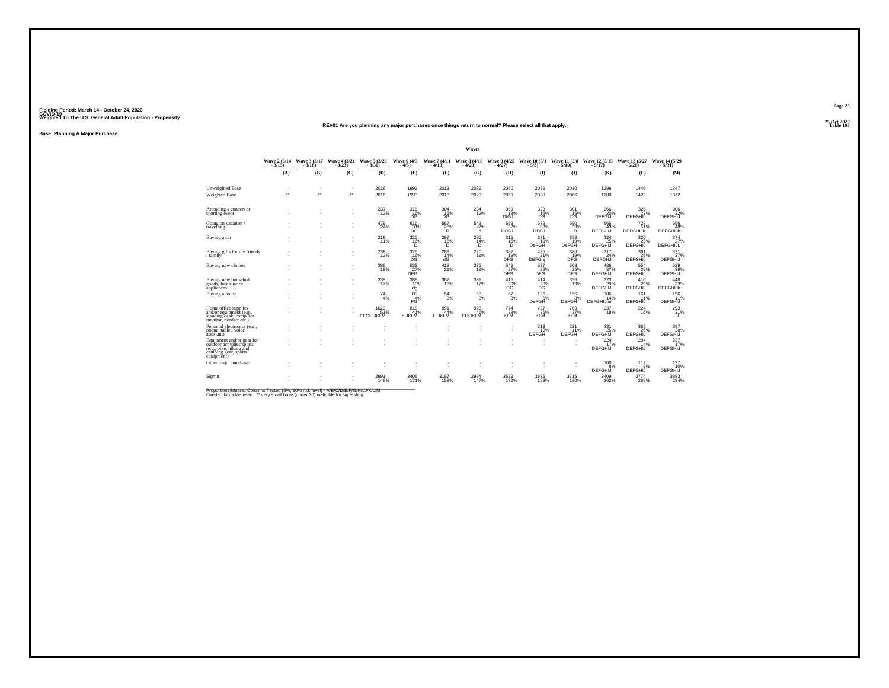Fielding Period: March 14 - October 24, 2020
COVID-19
Weighted To The U.S. General Adult Population - Propensity

25 Oct 2020
Table 103

REV01 Are you planning any major purchases once things return to normal? Please select all that apply.

Base: Planning A Major Purchase

| | Wave 2 (3/14 - 3/15) | Wave 3 (3/17 - 3/18) | Wave 4 (3/21 - 3/23) | Wave 5 (3/28 - 3/30) | Wave 6 (4/3 - 4/5) | Wave 7 (4/11 - 4/13) | Wave 8 (4/18 - 4/20) | Wave 9 (4/25 - 4/27) | Wave 10 (5/1 - 5/3) | Wave 11 (5/8 - 5/10) | Wave 12 (5/15 - 5/17) | Wave 13 (5/27 - 5/28) | Wave 14 (5/29 - 5/31) |
|---|---|---|---|---|---|---|---|---|---|---|---|---|---|
| | (A) | (B) | (C) | (D) | (E) | (F) | (G) | (H) | (I) | (J) | (K) | (L) | (M) |
| Unweighted Base | - | - | - | 2016 | 1993 | 2013 | 2029 | 2050 | 2039 | 2030 | 1296 | 1446 | 1347 |
| Weighted Base | -** | -** | -** | 2016 | 1993 | 2013 | 2029 | 2050 | 2039 | 2066 | 1300 | 1422 | 1372 |
| Attending a concert or sporting event | - | - | - | 237 | 316 | 304 | 234 | 359 | 323 | 301 | 266 | 325 | 306 |
| | - | - | - | 12% | 16% | 15% | 12% | 18% | 16% | 15% | 20% | 23% | 22% |
| | | | | | DG | DG | | DfGJ | DG | DG | DEFGIJ | DEFGHIJ | DEFGHIJ |
| Going on vacation / travelling | - | - | - | 479 | 616 | 567 | 543 | 659 | 679 | 590 | 565 | 728 | 656 |
| | - | - | - | 24% | 31% | 28% | 27% | 32% | 33% | 29% | 43% | 51% | 48% |
| | | | | | DG | D | d | DFGJ | DFGJ | D | DEFGHIJ | DEFGHIJK | DEFGHIJk |
| Buying a car | - | - | - | 219 | 320 | 297 | 286 | 315 | 381 | 388 | 324 | 320 | 374 |
| | - | - | - | 11% | 16% | 15% | 14% | 15% | 19% | 19% | 25% | 23% | 27% |
| | | | | | D | D | D | D | DeFGH | DeFGH | DEFGHIJ | DEFGHIJ | DEFGHIJL |
| Buying gifts for my friends / family | - | - | - | 238 | 326 | 289 | 220 | 392 | 435 | 386 | 317 | 361 | 371 |
| | - | - | - | 12% | 16% | 14% | 11% | 19% | 21% | 19% | 24% | 25% | 27% |
| | | | | | DG | dG | | DFG | DEFGhj | DFG | DEFGHJ | DEFGHIJ | DEFGHIJ |
| Buying new clothes | - | - | - | 386 | 533 | 418 | 375 | 549 | 537 | 508 | 486 | 554 | 529 |
| | - | - | - | 19% | 27% | 21% | 18% | 27% | 26% | 25% | 37% | 39% | 39% |
| | | | | | DFG | | | DFG | DFG | DFG | DEFGHIJ | DEFGHIJ | DEFGHIJ |
| Buying new household goods, furniture or appliances | - | - | - | 338 | 389 | 367 | 339 | 416 | 414 | 396 | 373 | 416 | 448 |
| | - | - | - | 17% | 19% | 18% | 17% | 20% | 20% | 19% | 29% | 29% | 33% |
| | | | | | dg | | | DG | DG | | DEFGHIJ | DEFGHIJ | DEFGHIJk |
| Buying a house | - | - | - | 74 | 89 | 54 | 58 | 67 | 126 | 156 | 186 | 161 | 156 |
| | - | - | - | 4% | 4% | 3% | 3% | 3% | 6% | 8% | 14% | 11% | 11% |
| | | | | | FG | | | | DeFGH | DEFGH | DEFGHIJlm | DEFGHIJ | DEFGHIJ |
| Home office supplies and/or equipment (e.g., standing desk, computer monitor, headset etc.) | - | - | - | 1020 | 818 | 891 | 928 | 774 | 727 | 769 | 237 | 224 | 293 |
| | - | - | - | 51% | 41% | 44% | 46% | 38% | 36% | 37% | 18% | 16% | 21% |
| | | | | EFGHIJKLM | hIJKLM | HIJKLM | EHIJKLM | KLM | KLM | KLM | | | L |
| Personal electronics (e.g., phone, tablet, voice assistant) | - | - | - | - | - | - | - | - | 213 | 221 | 331 | 368 | 387 |
| | - | - | - | - | - | - | - | - | 10% | 11% | 25% | 26% | 28% |
| | | | | | | | | | DEFGH | DEFGH | DEFGHIJ | DEFGHIJ | DEFGHIJ |
| Equipment and/or gear for outdoor activities/sports (e.g., bike, hiking and camping gear, sports equipment) | - | - | - | - | - | - | - | - | - | - | 224 | 204 | 237 |
| | - | - | - | - | - | - | - | - | - | - | 17% | 14% | 17% |
| | | | | | | | | | | | DEFGHIJ | DEFGHIJ | DEFGHIJ |
| Other major purchase | - | - | - | - | - | - | - | - | - | - | 100 | 112 | 137 |
| | - | - | - | - | - | - | - | - | - | - | 8% | 8% | 10% |
| | | | | | | | | | | | DEFGHIJ | DEFGHIJ | DEFGHIJ |
| Sigma | - | - | - | 2991 | 3406 | 3187 | 2984 | 3523 | 3835 | 3715 | 3409 | 3774 | 3893 |
| | - | - | - | 148% | 171% | 158% | 147% | 172% | 188% | 180% | 262% | 265% | 284% |

Proportions/Means: Columns Tested (5%, 10% risk level) - A/B/C/D/E/F/G/H/I/J/K/L/M
Overlap formulae used. ** very small base (under 30) ineligible for sig testing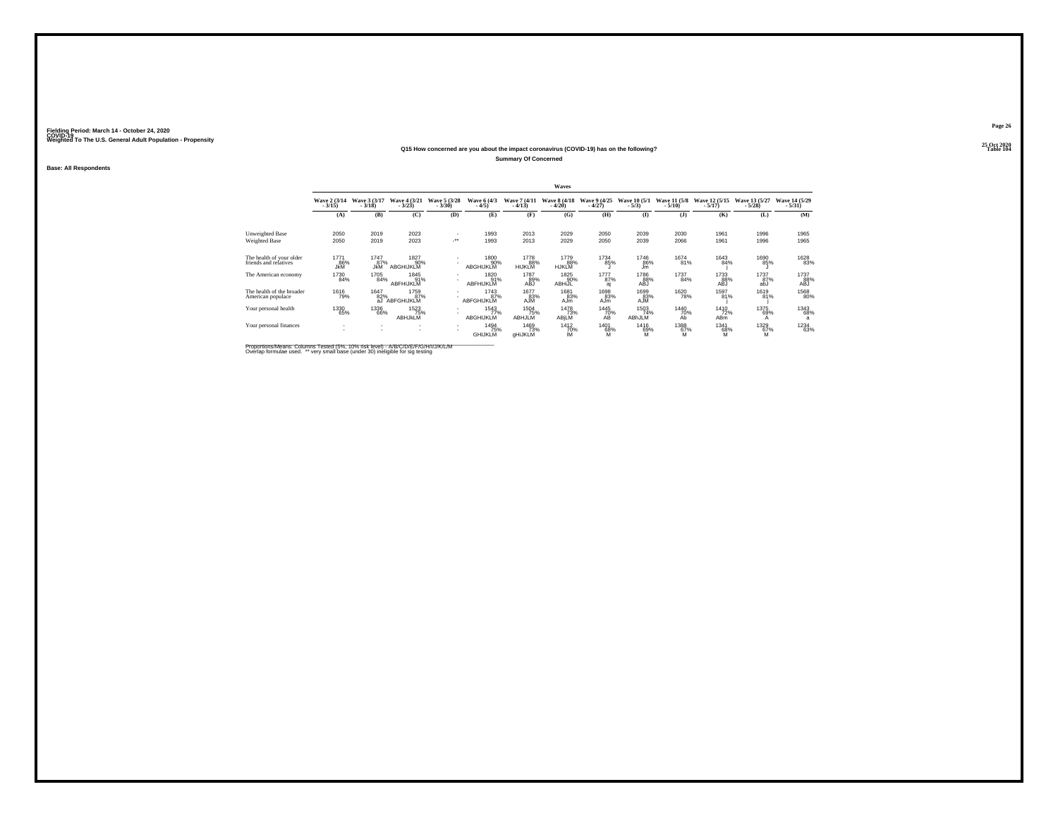Fielding Period: March 14 - October 24, 2020
COVID-19
Weighted To The U.S. General Adult Population - Propensity

25 Oct 2020
Table 104

## Q15 How concerned are you about the impact coronavirus (COVID-19) has on the following?

**Summary Of Concerned**

**Base: All Respondents**

| | Waves | | | | | | | | | | | | |
|---|---|---|---|---|---|---|---|---|---|---|---|---|---|
| | Wave 2 (3/14 - 3/15) | Wave 3 (3/17 - 3/18) | Wave 4 (3/21 - 3/23) | Wave 5 (3/28 - 3/30) | Wave 6 (4/3 - 4/5) | Wave 7 (4/11 - 4/13) | Wave 8 (4/18 - 4/20) | Wave 9 (4/25 - 4/27) | Wave 10 (5/1 - 5/3) | Wave 11 (5/8 - 5/10) | Wave 12 (5/15 - 5/17) | Wave 13 (5/27 - 5/28) | Wave 14 (5/29 - 5/31) |
| | (A) | (B) | (C) | (D) | (E) | (F) | (G) | (H) | (I) | (J) | (K) | (L) | (M) |
| Unweighted Base | 2050 | 2019 | 2023 | - | 1993 | 2013 | 2029 | 2050 | 2039 | 2030 | 1961 | 1996 | 1965 |
| Weighted Base | 2050 | 2019 | 2023 | -** | 1993 | 2013 | 2029 | 2050 | 2039 | 2066 | 1961 | 1996 | 1965 |
| The health of your older friends and relatives | 1771 | 1747 | 1827 | - | 1800 | 1778 | 1779 | 1734 | 1746 | 1674 | 1643 | 1690 | 1628 |
| | 86% | 87% | 90% | - | 90% | 88% | 88% | 85% | 86% | 81% | 84% | 85% | 83% |
| | JkM | JkM | ABGHIJKLM | | ABGHIJKLM | HIJKLM | HJKLM | J | Jm | | j | J | |
| The American economy | 1730 | 1705 | 1845 | - | 1820 | 1787 | 1825 | 1777 | 1786 | 1737 | 1733 | 1737 | 1737 |
| | 84% | 84% | 91% | - | 91% | 89% | 90% | 87% | 88% | 84% | 88% | 87% | 88% |
| | | | ABFHIJKLM | | ABFHIJKLM | ABJ | ABHIJL | aj | ABJ | | ABJ | abJ | ABJ |
| The health of the broader American populace | 1616 | 1647 | 1759 | - | 1743 | 1677 | 1681 | 1698 | 1699 | 1620 | 1597 | 1619 | 1568 |
| | 79% | 82% | 87% | - | 87% | 83% | 83% | 83% | 83% | 78% | 81% | 81% | 80% |
| | | aJ | ABFGHIJKLM | | ABFGHIJKLM | AJM | AJm | AJm | AJM | | j | j | |
| Your personal health | 1330 | 1336 | 1523 | - | 1543 | 1504 | 1478 | 1445 | 1503 | 1440 | 1410 | 1375 | 1343 |
| | 65% | 66% | 75% | - | 77% | 75% | 73% | 70% | 74% | 70% | 72% | 69% | 68% |
| | | | ABHJkLM | | ABGHIJKLM | ABHJLM | ABjLM | AB | ABhJLM | Ab | ABm | A | a |
| Your personal finances | - | - | - | - | 1494 | 1469 | 1412 | 1401 | 1416 | 1388 | 1341 | 1329 | 1234 |
| | - | - | - | - | 75% | 73% | 70% | 68% | 69% | 67% | 68% | 67% | 63% |
| | | | | | GHIJKLM | gHIJKLM | lM | M | M | M | M | M | |

Proportions/Means: Columns Tested (5%, 10% risk level) - A/B/C/D/E/F/G/H/I/J/K/L/M
Overlap formulae used. ** very small base (under 30) ineligible for sig testing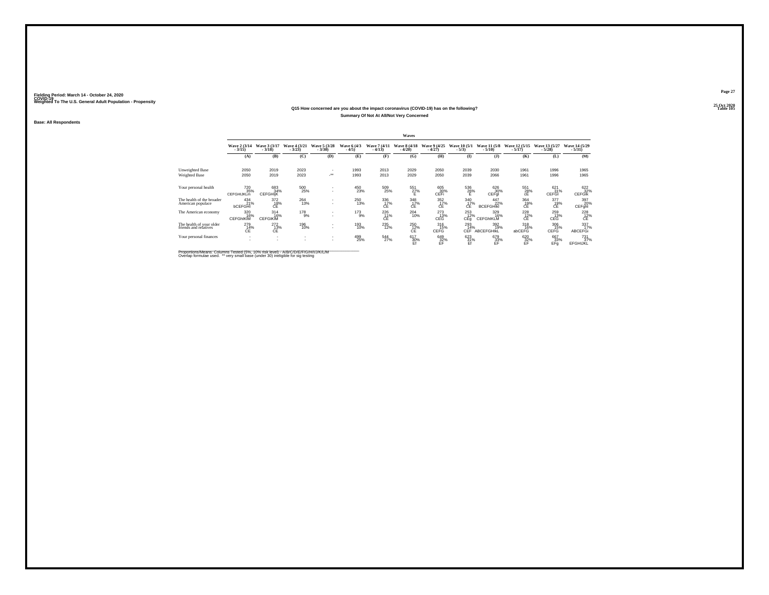Fielding Period: March 14 - October 24, 2020
COVID-19
Weighted To The U.S. General Adult Population - Propensity

25 Oct 2020
Table 105

### Q15 How concerned are you about the impact coronavirus (COVID-19) has on the following?
#### Summary Of Not At All/Not Very Concerned

Base: All Respondents

| | Waves | | | | | | | | | | | | |
|---|---|---|---|---|---|---|---|---|---|---|---|---|---|
| | Wave 2 (3/14 - 3/15) | Wave 3 (3/17 - 3/18) | Wave 4 (3/21 - 3/23) | Wave 5 (3/28 - 3/30) | Wave 6 (4/3 - 4/5) | Wave 7 (4/11 - 4/13) | Wave 8 (4/18 - 4/20) | Wave 9 (4/25 - 4/27) | Wave 10 (5/1 - 5/3) | Wave 11 (5/8 - 5/10) | Wave 12 (5/15 - 5/17) | Wave 13 (5/27 - 5/28) | Wave 14 (5/29 - 5/31) |
| | (A) | (B) | (C) | (D) | (E) | (F) | (G) | (H) | (I) | (J) | (K) | (L) | (M) |
| Unweighted Base | 2050 | 2019 | 2023 | - | 1993 | 2013 | 2029 | 2050 | 2039 | 2030 | 1961 | 1996 | 1965 |
| Weighted Base | 2050 | 2019 | 2023 | -** | 1993 | 2013 | 2029 | 2050 | 2039 | 2066 | 1961 | 1996 | 1965 |
| Your personal health | 720<br>35%<br>CEFGHIJKLm | 683<br>34%<br>CEFGHIjK | 500<br>25% | -<br>- | 450<br>23% | 509<br>25% | 551<br>27%<br>E | 605<br>30%<br>CEFi | 536<br>26%<br>E | 626<br>30%<br>CEFgI | 551<br>28%<br>cE | 621<br>31%<br>CEFGI | 622<br>32%<br>CEFGIk |
| The health of the broader American populace | 434<br>21%<br>bCEFGHI | 372<br>18%<br>CE | 264<br>13% | -<br>- | 250<br>13% | 336<br>17%<br>CE | 348<br>17%<br>CE | 352<br>17%<br>CE | 340<br>17%<br>CE | 447<br>22%<br>BCEFGHIkl | 364<br>19%<br>CE | 377<br>19%<br>CE | 397<br>20%<br>CEFghI |
| The American economy | 320<br>16%<br>CEFGhIKlM | 314<br>16%<br>CEFGIKlM | 178<br>9% | -<br>- | 173<br>9% | 226<br>11%<br>CE | 204<br>10% | 273<br>13%<br>CEG | 253<br>12%<br>CEg | 329<br>16%<br>CEFGhIKLM | 228<br>12%<br>CE | 259<br>13%<br>CEG | 228<br>12%<br>CE |
| The health of your older friends and relatives | 279<br>14%<br>CE | 272<br>13%<br>CE | 196<br>10% | -<br>- | 193<br>10% | 235<br>12% | 250<br>12%<br>CE | 316<br>15%<br>CEFG | 293<br>14%<br>CEF | 392<br>19%<br>ABCEFGHIkL | 318<br>16%<br>abCEFG | 306<br>15%<br>CEFG | 337<br>17%<br>ABCEFGi |
| Your personal finances | -<br>- | -<br>- | -<br>- | -<br>- | 499<br>25% | 544<br>27% | 617<br>30%<br>Ef | 649<br>32%<br>EF | 623<br>31%<br>Ef | 679<br>33%<br>EF | 620<br>32%<br>EF | 667<br>33%<br>EFg | 731<br>37%<br>EFGHIJKL |

Proportions/Means: Columns Tested (5%, 10% risk level) - A/B/C/D/E/F/G/H/I/J/K/L/M
Overlap formulae used. ** very small base (under 30) ineligible for sig testing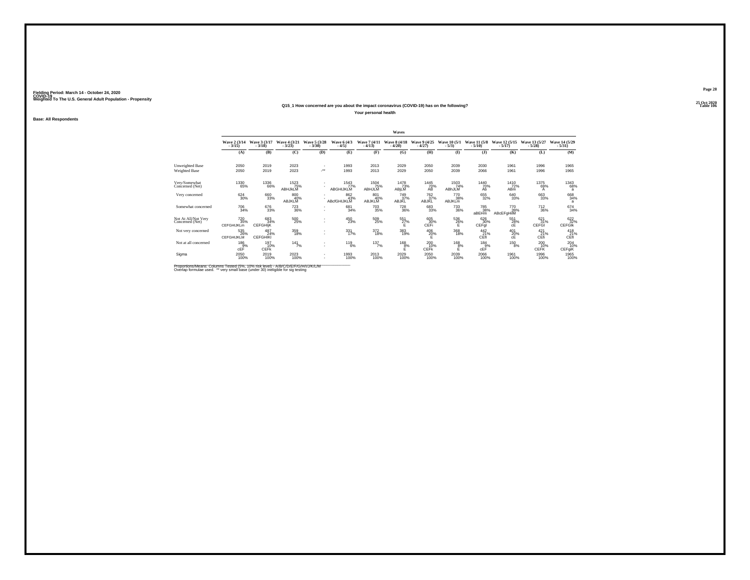Fielding Period: March 14 - October 24, 2020
COVID-19
Weighted To The U.S. General Adult Population - Propensity

25 Oct 2020
Table 106

### Q15_1 How concerned are you about the impact coronavirus (COVID-19) has on the following?

Your personal health

Base: All Respondents

| | Waves | | | | | | | | | | | | |
|---|---|---|---|---|---|---|---|---|---|---|---|---|---|
| | Wave 2 (3/14 - 3/15) | Wave 3 (3/17 - 3/18) | Wave 4 (3/21 - 3/23) | Wave 5 (3/28 - 3/30) | Wave 6 (4/3 - 4/5) | Wave 7 (4/11 - 4/13) | Wave 8 (4/18 - 4/20) | Wave 9 (4/25 - 4/27) | Wave 10 (5/1 - 5/3) | Wave 11 (5/8 - 5/10) | Wave 12 (5/15 - 5/17) | Wave 13 (5/27 - 5/28) | Wave 14 (5/29 - 5/31) |
| | (A) | (B) | (C) | (D) | (E) | (F) | (G) | (H) | (I) | (J) | (K) | (L) | (M) |
| Unweighted Base | 2050 | 2019 | 2023 | - | 1993 | 2013 | 2029 | 2050 | 2039 | 2030 | 1961 | 1996 | 1965 |
| Weighted Base | 2050 | 2019 | 2023 | -** | 1993 | 2013 | 2029 | 2050 | 2039 | 2066 | 1961 | 1996 | 1965 |
| Very/Somewhat Concerned (Net) | 1330 65% | 1336 66% | 1523 75% ABHJkLM | - - | 1543 77% ABGHIJKLM | 1504 75% ABHJLM | 1478 73% ABjLM | 1445 70% AB | 1503 74% ABhJLM | 1440 70% Ab | 1410 72% ABm | 1375 69% A | 1343 68% a |
| Very concerned | 624 30% | 660 33% | 800 40% ABJKLM | - - | 862 43% ABcfGHIJKLM | 801 40% ABJKLM | 749 37% ABJKL | 762 37% ABJKL | 770 38% ABJKLm | 655 32% | 640 33% | 663 33% | 668 34% a |
| Somewhat concerned | 706 34% | 676 33% | 723 36% | - - | 681 34% | 703 35% | 728 36% | 683 33% | 733 36% | 785 38% aBEHm | 770 39% ABcEFgHIlM | 712 36% | 674 34% |
| Not At All/Not Very Concerned (Net) | 720 35% CEFGHIJKLm | 683 34% CEFGHIjK | 500 25% | - - | 450 23% | 509 25% | 551 27% E | 605 30% CEFi | 536 26% E | 626 30% CEFgI | 551 28% cE | 621 31% CEFGI | 622 32% CEFGIk |
| Not very concerned | 535 26% CEFGHIJKLM | 487 24% CEFGHIKl | 359 18% | - - | 331 17% | 372 18% | 383 19% | 406 20% E | 368 18% | 442 21% CEfI | 401 20% cE | 421 21% CEfi | 418 21% CEfI |
| Not at all concerned | 186 9% cEF | 197 10% CEFk | 141 7% | - - | 119 6% | 137 7% | 168 8% E | 200 10% CEFk | 168 8% E | 184 9% cEF | 150 8% | 200 10% CEFK | 204 10% CEFgK |
| Sigma | 2050 100% | 2019 100% | 2023 100% | - - | 1993 100% | 2013 100% | 2029 100% | 2050 100% | 2039 100% | 2066 100% | 1961 100% | 1996 100% | 1965 100% |

Proportions/Means: Columns Tested (5%, 10% risk level) - A/B/C/D/E/F/G/H/I/J/K/L/M
Overlap formulae used. ** very small base (under 30) ineligible for sig testing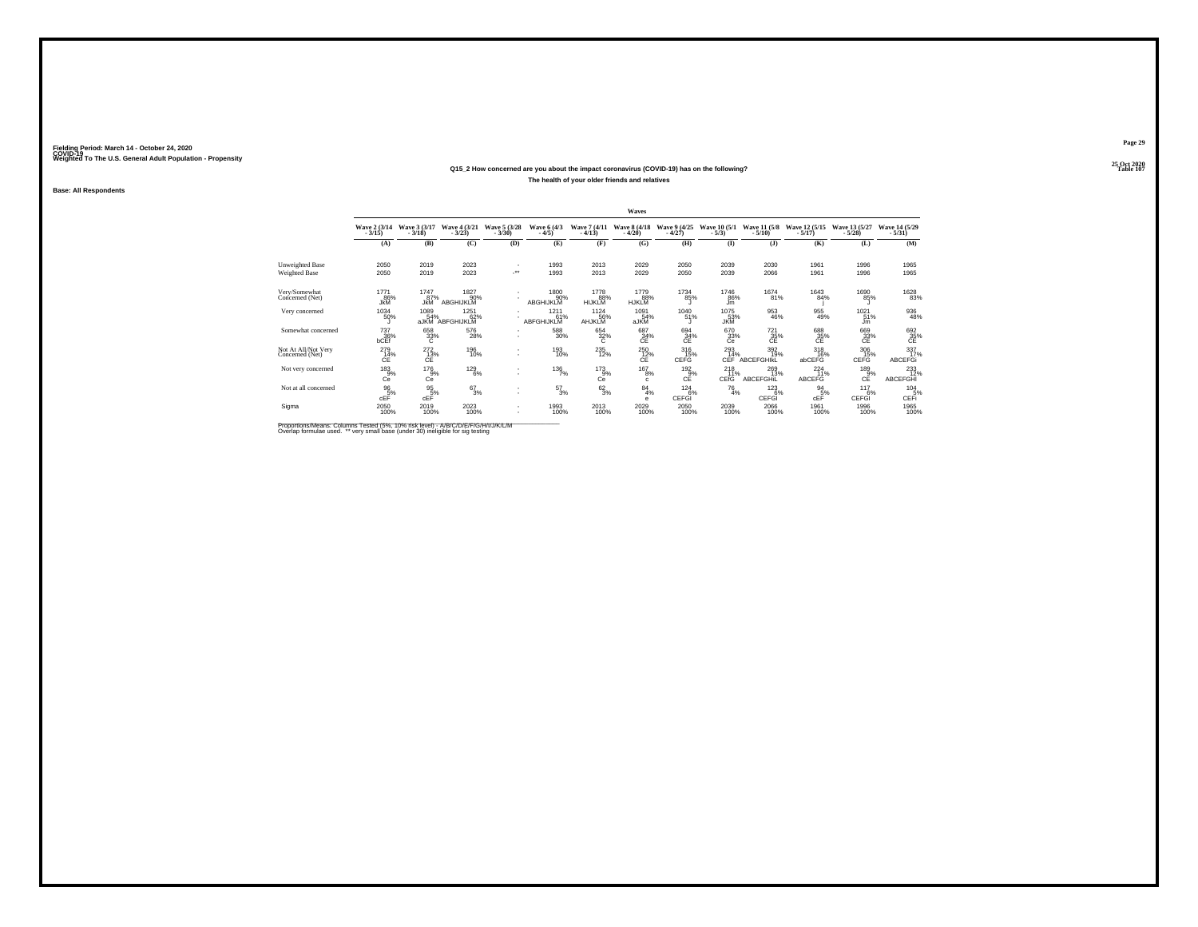Fielding Period: March 14 - October 24, 2020
COVID-19
Weighted To The U.S. General Adult Population - Propensity

25 Oct 2020
Table 107

### Q15_2 How concerned are you about the impact coronavirus (COVID-19) has on the following?
### The health of your older friends and relatives

Base: All Respondents

| | Waves | | | | | | | | | | | | |
|---|---|---|---|---|---|---|---|---|---|---|---|---|---|
| | Wave 2 (3/14 - 3/15) | Wave 3 (3/17 - 3/18) | Wave 4 (3/21 - 3/23) | Wave 5 (3/28 - 3/30) | Wave 6 (4/3 - 4/5) | Wave 7 (4/11 - 4/13) | Wave 8 (4/18 - 4/20) | Wave 9 (4/25 - 4/27) | Wave 10 (5/1 - 5/3) | Wave 11 (5/8 - 5/10) | Wave 12 (5/15 - 5/17) | Wave 13 (5/27 - 5/28) | Wave 14 (5/29 - 5/31) |
| | (A) | (B) | (C) | (D) | (E) | (F) | (G) | (H) | (I) | (J) | (K) | (L) | (M) |
| Unweighted Base | 2050 | 2019 | 2023 | - | 1993 | 2013 | 2029 | 2050 | 2039 | 2030 | 1961 | 1996 | 1965 |
| Weighted Base | 2050 | 2019 | 2023 | -** | 1993 | 2013 | 2029 | 2050 | 2039 | 2066 | 1961 | 1996 | 1965 |
| Very/Somewhat Concerned (Net) | 1771 86% JkM | 1747 87% JkM | 1827 90% ABGHIJKLM | - - | 1800 90% ABGHIJKLM | 1778 88% HIJKLM | 1779 88% HJKLM | 1734 85% J | 1746 86% Jm | 1674 81% | 1643 84% j | 1690 85% J | 1628 83% |
| Very concerned | 1034 50% J | 1089 54% aJKM | 1251 62% ABFGHIJKLM | - - | 1211 61% ABFGHIJKLM | 1124 56% AHJKLM | 1091 54% aJKM | 1040 51% J | 1075 53% JKM | 953 46% | 955 49% | 1021 51% Jm | 936 48% |
| Somewhat concerned | 737 36% bCEf | 658 33% C | 576 28% | - - | 588 30% | 654 32% C | 687 34% CE | 694 34% CE | 670 33% Ce | 721 35% CE | 688 35% CE | 669 33% CE | 692 35% CE |
| Not At All/Not Very Concerned (Net) | 279 14% CE | 272 13% CE | 196 10% | - - | 193 10% | 235 12% | 250 12% CE | 316 15% CEFG | 293 14% CEF | 392 19% ABCEFGHIkL | 318 16% abCEFG | 306 15% CEFG | 337 17% ABCEFGi |
| Not very concerned | 183 9% Ce | 176 9% Ce | 129 6% | - - | 136 7% | 173 9% Ce | 167 8% c | 192 9% CE | 218 11% CEfG | 269 13% ABCEFGHiL | 224 11% ABCEFG | 189 9% CE | 233 12% ABCEFGHI |
| Not at all concerned | 96 5% cEF | 95 5% cEF | 67 3% | - - | 57 3% | 62 3% | 84 4% e | 124 6% CEFGI | 76 4% | 123 6% CEFGI | 94 5% cEF | 117 6% CEFGI | 104 5% CEFi |
| Sigma | 2050 100% | 2019 100% | 2023 100% | - - | 1993 100% | 2013 100% | 2029 100% | 2050 100% | 2039 100% | 2066 100% | 1961 100% | 1996 100% | 1965 100% |

Proportions/Means: Columns Tested (5%, 10% risk level) - A/B/C/D/E/F/G/H/I/J/K/L/M
Overlap formulae used. ** very small base (under 30) ineligible for sig testing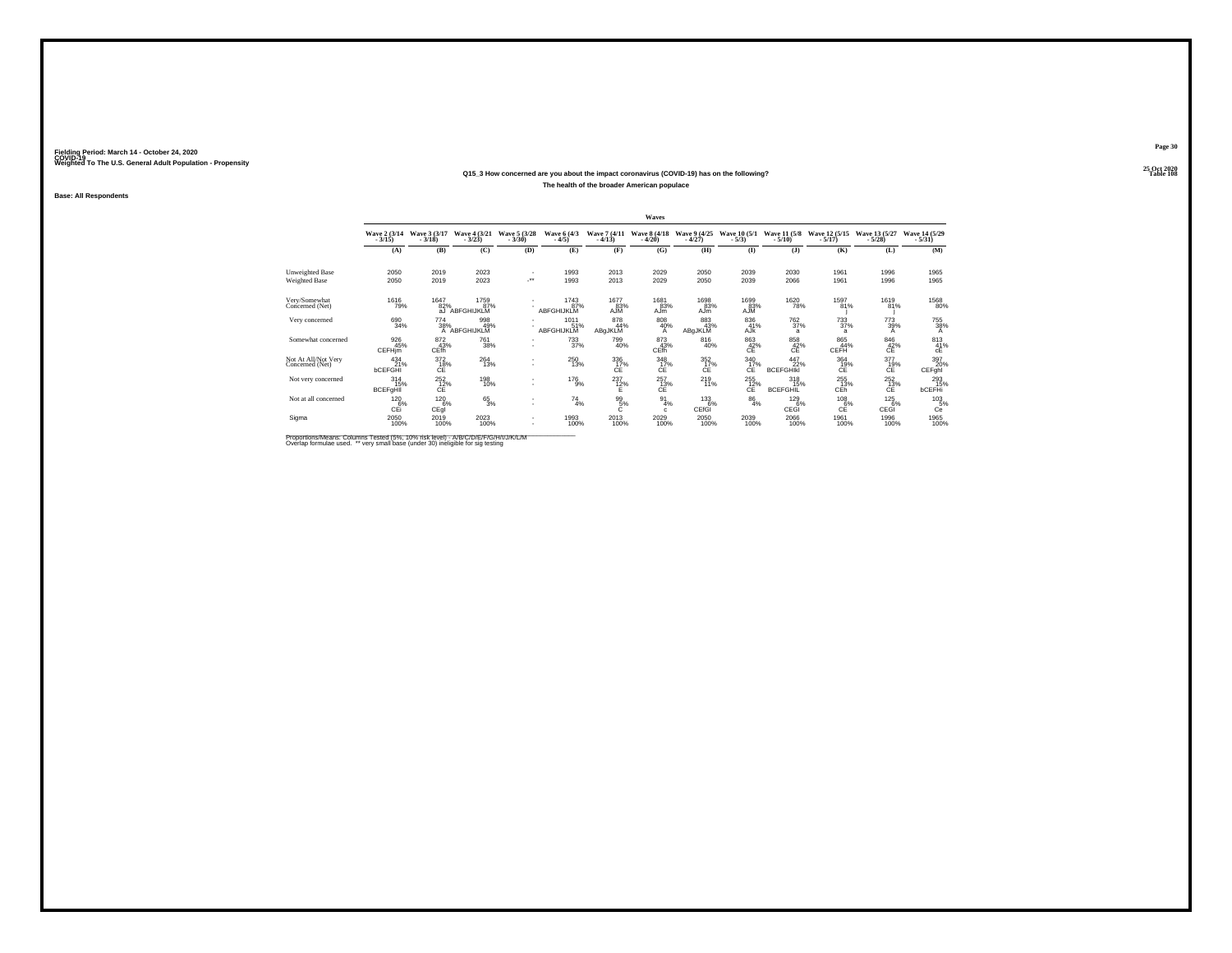Fielding Period: March 14 - October 24, 2020
COVID-19
Weighted To The U.S. General Adult Population - Propensity

25 Oct 2020
Table 108

## Q15_3 How concerned are you about the impact coronavirus (COVID-19) has on the following?

### The health of the broader American populace

Base: All Respondents

| | Waves | | | | | | | | | | | | |
|---|---|---|---|---|---|---|---|---|---|---|---|---|---|
| | Wave 2 (3/14 - 3/15) | Wave 3 (3/17 - 3/18) | Wave 4 (3/21 - 3/23) | Wave 5 (3/28 - 3/30) | Wave 6 (4/3 - 4/5) | Wave 7 (4/11 - 4/13) | Wave 8 (4/18 - 4/20) | Wave 9 (4/25 - 4/27) | Wave 10 (5/1 - 5/3) | Wave 11 (5/8 - 5/10) | Wave 12 (5/15 - 5/17) | Wave 13 (5/27 - 5/28) | Wave 14 (5/29 - 5/31) |
| | (A) | (B) | (C) | (D) | (E) | (F) | (G) | (H) | (I) | (J) | (K) | (L) | (M) |
| Unweighted Base | 2050 | 2019 | 2023 | - | 1993 | 2013 | 2029 | 2050 | 2039 | 2030 | 1961 | 1996 | 1965 |
| Weighted Base | 2050 | 2019 | 2023 | -** | 1993 | 2013 | 2029 | 2050 | 2039 | 2066 | 1961 | 1996 | 1965 |
| Very/Somewhat Concerned (Net) | 1616 | 1647 | 1759 | - | 1743 | 1677 | 1681 | 1698 | 1699 | 1620 | 1597 | 1619 | 1568 |
| | 79% | 82% | 87% | - | 87% | 83% | 83% | 83% | 83% | 78% | 81% | 81% | 80% |
| | | aJ | ABFGHIJKLM | | ABFGHIJKLM | AJM | AJm | AJm | AJM | | j | j | |
| Very concerned | 690 | 774 | 998 | - | 1011 | 878 | 808 | 883 | 836 | 762 | 733 | 773 | 755 |
| | 34% | 38% | 49% | - | 51% | 44% | 40% | 43% | 41% | 37% | 37% | 39% | 38% |
| | | A | ABFGHIJKLM | | ABFGHIJKLM | ABgJKLM | A | ABgJKLM | AJk | a | a | A | A |
| Somewhat concerned | 926 | 872 | 761 | - | 733 | 799 | 873 | 816 | 863 | 858 | 865 | 846 | 813 |
| | 45% | 43% | 38% | - | 37% | 40% | 43% | 40% | 42% | 42% | 44% | 42% | 41% |
| | CEFHjm | CEh | | | | | CEh | | CE | CE | CEFH | CE | cE |
| Not At All/Not Very Concerned (Net) | 434 | 372 | 264 | - | 250 | 336 | 348 | 352 | 340 | 447 | 364 | 377 | 397 |
| | 21% | 18% | 13% | - | 13% | 17% | 17% | 17% | 17% | 22% | 19% | 19% | 20% |
| | bCEFGHI | CE | | | | CE | CE | CE | CE | BCEFGHIkl | CE | CE | CEFghI |
| Not very concerned | 314 | 252 | 198 | - | 176 | 237 | 257 | 219 | 255 | 318 | 255 | 252 | 293 |
| | 15% | 12% | 10% | - | 9% | 12% | 13% | 11% | 12% | 15% | 13% | 13% | 15% |
| | BCEFgHIl | CE | | | | E | CE | | CE | BCEFGHIL | CEh | CE | bCEFHi |
| Not at all concerned | 120 | 120 | 65 | - | 74 | 99 | 91 | 133 | 86 | 129 | 108 | 125 | 103 |
| | 6% | 6% | 3% | - | 4% | 5% | 4% | 6% | 4% | 6% | 6% | 6% | 5% |
| | CEi | CEgI | | | | C | c | CEfGI | | CEGI | CE | CEGI | Ce |
| Sigma | 2050 | 2019 | 2023 | - | 1993 | 2013 | 2029 | 2050 | 2039 | 2066 | 1961 | 1996 | 1965 |
| | 100% | 100% | 100% | - | 100% | 100% | 100% | 100% | 100% | 100% | 100% | 100% | 100% |

Proportions/Means: Columns Tested (5%, 10% risk level) - A/B/C/D/E/F/G/H/I/J/K/L/M
Overlap formulae used. ** very small base (under 30) ineligible for sig testing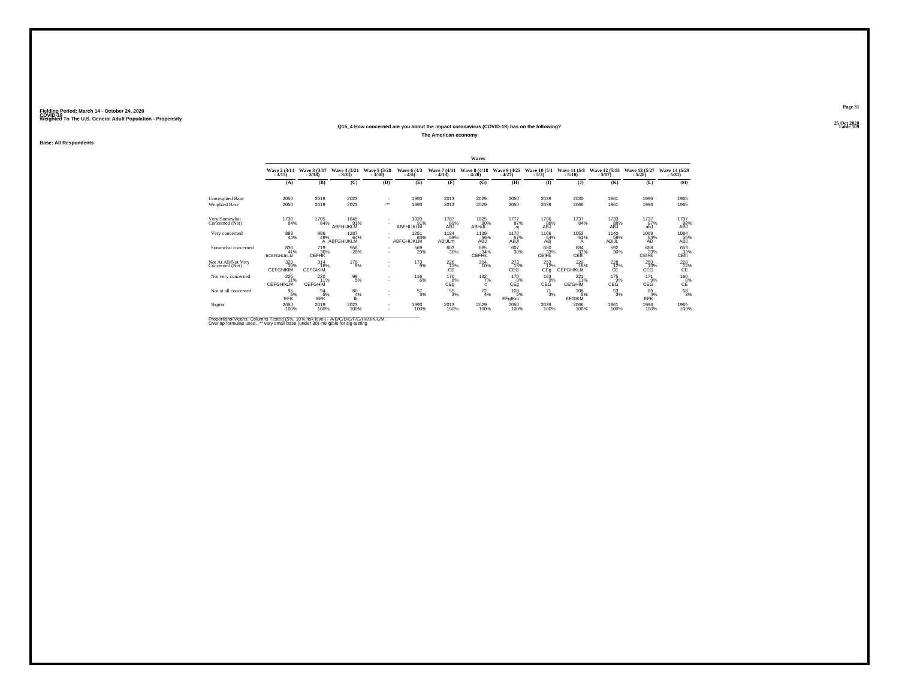Fielding Period: March 14 - October 24, 2020
COVID-19
Weighted To The U.S. General Adult Population - Propensity

25 Oct 2020
Table 109

## Q15_4 How concerned are you about the impact coronavirus (COVID-19) has on the following?

### The American economy

Base: All Respondents

| | Waves | | | | | | | | | | | | |
|---|---|---|---|---|---|---|---|---|---|---|---|---|---|
| | Wave 2 (3/14 - 3/15) | Wave 3 (3/17 - 3/18) | Wave 4 (3/21 - 3/23) | Wave 5 (3/28 - 3/30) | Wave 6 (4/3 - 4/5) | Wave 7 (4/11 - 4/13) | Wave 8 (4/18 - 4/20) | Wave 9 (4/25 - 4/27) | Wave 10 (5/1 - 5/3) | Wave 11 (5/8 - 5/10) | Wave 12 (5/15 - 5/17) | Wave 13 (5/27 - 5/28) | Wave 14 (5/29 - 5/31) |
| | (A) | (B) | (C) | (D) | (E) | (F) | (G) | (H) | (I) | (J) | (K) | (L) | (M) |
| Unweighted Base | 2050 | 2019 | 2023 | - | 1993 | 2013 | 2029 | 2050 | 2039 | 2030 | 1961 | 1996 | 1965 |
| Weighted Base | 2050 | 2019 | 2023 | -** | 1993 | 2013 | 2029 | 2050 | 2039 | 2066 | 1961 | 1996 | 1965 |
| Very/Somewhat Concerned (Net) | 1730 84% | 1705 84% | 1845 91% ABFHIJKLM | - - | 1820 91% ABFHIJKLM | 1787 89% ABJ | 1825 90% ABHIJL | 1777 87% aj | 1786 88% ABJ | 1737 84% | 1733 88% ABJ | 1737 87% abJ | 1737 88% ABJ |
| Very concerned | 893 44% | 986 49% A | 1287 64% ABFGHIJKLM | - - | 1251 63% ABFGHIJKLM | 1184 59% ABIJLm | 1139 56% ABJ | 1170 57% ABJi | 1106 54% ABj | 1053 51% A | 1140 58% ABIJL | 1069 54% AB | 1084 55% ABJ |
| Somewhat concerned | 836 41% BCEFGHIJKLM | 719 36% CEFHK | 558 28% | - - | 569 29% | 603 30% | 685 34% CEFHK | 607 30% | 680 33% CEfHk | 684 33% CEfh | 592 30% | 668 33% CEfHk | 653 33% CEfh |
| Not At All/Not Very Concerned (Net) | 320 16% CEFGhIKlM | 314 16% CEFGIKlM | 178 9% | - - | 173 9% | 226 11% CE | 204 10% | 273 13% CEG | 253 12% CEg | 329 16% CEFGhIKLM | 228 12% CE | 259 13% CEG | 228 12% CE |
| Not very concerned | 225 11% CEFGHikLM | 220 11% CEFGHIM | 99 5% | - - | 116 6% | 170 8% CEg | 132 7% c | 170 8% CEg | 183 9% CEG | 221 11% CEfGHIM | 175 9% CEG | 171 9% CEG | 160 8% CE |
| Not at all concerned | 95 5% EFK | 94 5% EFK | 80 4% fk | - - | 57 3% | 55 3% | 72 4% | 103 5% EFgIKm | 71 3% | 108 5% EFGIKM | 53 3% | 89 4% EFK | 68 3% |
| Sigma | 2050 100% | 2019 100% | 2023 100% | - - | 1993 100% | 2013 100% | 2029 100% | 2050 100% | 2039 100% | 2066 100% | 1961 100% | 1996 100% | 1965 100% |

Proportions/Means: Columns Tested (5%, 10% risk level) - A/B/C/D/E/F/G/H/I/J/K/L/M
Overlap formulae used. ** very small base (under 30) ineligible for sig testing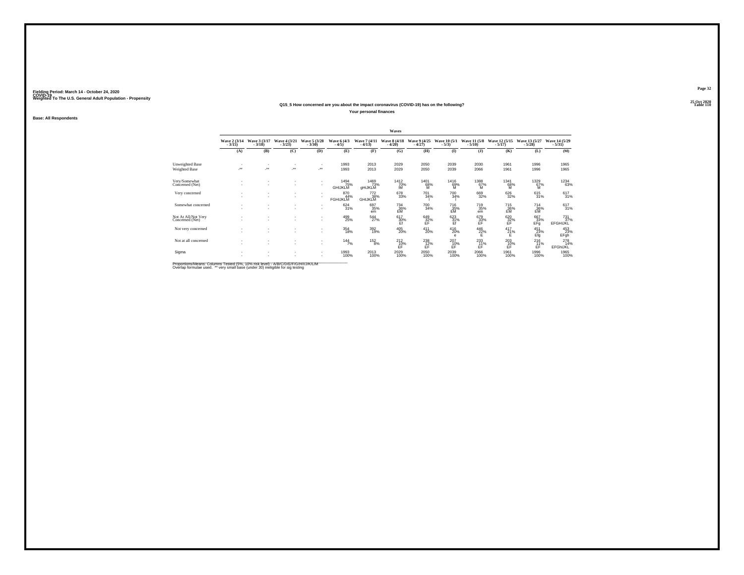Fielding Period: March 14 - October 24, 2020
COVID-19
Weighted To The U.S. General Adult Population - Propensity

25 Oct 2020
Table 110

## Q15_5 How concerned are you about the impact coronavirus (COVID-19) has on the following?

**Your personal finances**

**Base: All Respondents**

| | Waves | | | | | | | | | | | | |
|---|---|---|---|---|---|---|---|---|---|---|---|---|---|
| | Wave 2 (3/14 - 3/15) | Wave 3 (3/17 - 3/18) | Wave 4 (3/21 - 3/23) | Wave 5 (3/28 - 3/30) | Wave 6 (4/3 - 4/5) | Wave 7 (4/11 - 4/13) | Wave 8 (4/18 - 4/20) | Wave 9 (4/25 - 4/27) | Wave 10 (5/1 - 5/3) | Wave 11 (5/8 - 5/10) | Wave 12 (5/15 - 5/17) | Wave 13 (5/27 - 5/28) | Wave 14 (5/29 - 5/31) |
| | (A) | (B) | (C) | (D) | (E) | (F) | (G) | (H) | (I) | (J) | (K) | (L) | (M) |
| Unweighted Base | - | - | - | - | 1993 | 2013 | 2029 | 2050 | 2039 | 2030 | 1961 | 1996 | 1965 |
| Weighted Base | -** | -** | -** | -** | 1993 | 2013 | 2029 | 2050 | 2039 | 2066 | 1961 | 1996 | 1965 |
| Very/Somewhat Concerned (Net) | - | - | - | - | 1494 | 1469 | 1412 | 1401 | 1416 | 1388 | 1341 | 1329 | 1234 |
| | - | - | - | - | 75% | 73% | 70% | 68% | 69% | 67% | 68% | 67% | 63% |
| | | | | | GHIJKLM | gHIJKLM | IM | M | M | M | M | M | |
| Very concerned | - | - | - | - | 870 | 772 | 678 | 701 | 700 | 669 | 626 | 615 | 617 |
| | - | - | - | - | 44% | 38% | 33% | 34% | 34% | 32% | 32% | 31% | 31% |
| | | | | | FGHIJKLM | GHIJKLM | | l | l | | | | |
| Somewhat concerned | - | - | - | - | 624 | 697 | 734 | 700 | 716 | 719 | 715 | 714 | 617 |
| | - | - | - | - | 31% | 35% | 36% | 34% | 35% | 35% | 36% | 36% | 31% |
| | | | | | | em | EM | | EM | em | EM | EM | |
| Not At All/Not Very Concerned (Net) | - | - | - | - | 499 | 544 | 617 | 649 | 623 | 679 | 620 | 667 | 731 |
| | - | - | - | - | 25% | 27% | 30% | 32% | 31% | 33% | 32% | 33% | 37% |
| | | | | | | | Ef | EF | Ef | EF | EF | EFg | EFGHIJKL |
| Not very concerned | - | - | - | - | 354 | 392 | 405 | 411 | 416 | 446 | 417 | 451 | 453 |
| | - | - | - | - | 18% | 19% | 20% | 20% | 20% | 22% | 21% | 23% | 23% |
| | | | | | | | | | e | E | E | Efg | EFgh |
| Not at all concerned | - | - | - | - | 144 | 152 | 212 | 238 | 207 | 233 | 203 | 216 | 278 |
| | - | - | - | - | 7% | 8% | 10% | 12% | 10% | 11% | 10% | 11% | 14% |
| | | | | | | | EF | EF | EF | EF | EF | EF | EFGhIJKL |
| Sigma | - | - | - | - | 1993 | 2013 | 2029 | 2050 | 2039 | 2066 | 1961 | 1996 | 1965 |
| | - | - | - | - | 100% | 100% | 100% | 100% | 100% | 100% | 100% | 100% | 100% |

Proportions/Means: Columns Tested (5%, 10% risk level) - A/B/C/D/E/F/G/H/I/J/K/L/M
Overlap formulae used. ** very small base (under 30) ineligible for sig testing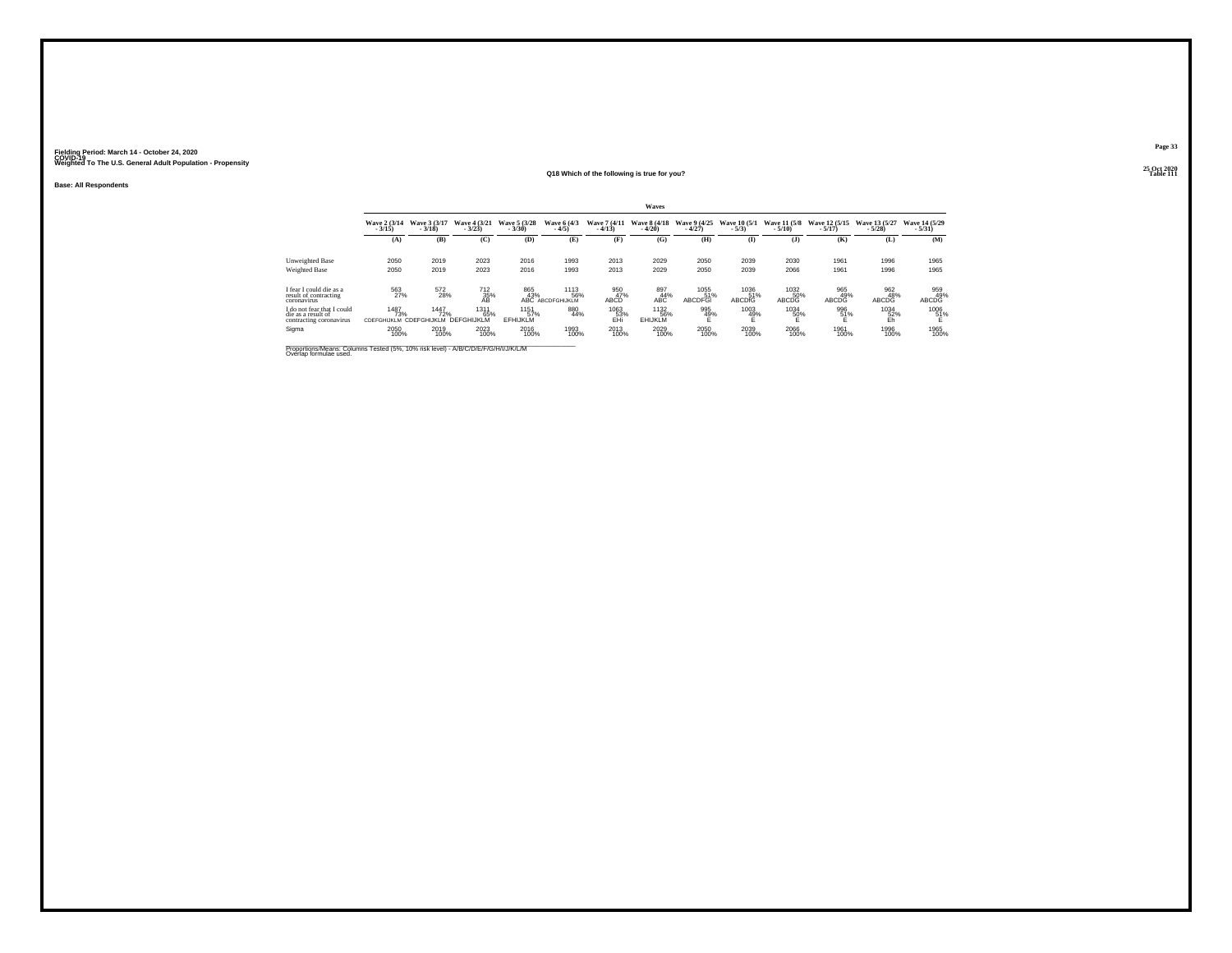Fielding Period: March 14 - October 24, 2020
COVID-19
Weighted To The U.S. General Adult Population - Propensity

25 Oct 2020
Table 111

## Q18 Which of the following is true for you?

Base: All Respondents

| | Waves | | | | | | | | | | | | |
|---|---|---|---|---|---|---|---|---|---|---|---|---|---|
| | Wave 2 (3/14 - 3/15) | Wave 3 (3/17 - 3/18) | Wave 4 (3/21 - 3/23) | Wave 5 (3/28 - 3/30) | Wave 6 (4/3 - 4/5) | Wave 7 (4/11 - 4/13) | Wave 8 (4/18 - 4/20) | Wave 9 (4/25 - 4/27) | Wave 10 (5/1 - 5/3) | Wave 11 (5/8 - 5/10) | Wave 12 (5/15 - 5/17) | Wave 13 (5/27 - 5/28) | Wave 14 (5/29 - 5/31) |
| | (A) | (B) | (C) | (D) | (E) | (F) | (G) | (H) | (I) | (J) | (K) | (L) | (M) |
| Unweighted Base | 2050 | 2019 | 2023 | 2016 | 1993 | 2013 | 2029 | 2050 | 2039 | 2030 | 1961 | 1996 | 1965 |
| Weighted Base | 2050 | 2019 | 2023 | 2016 | 1993 | 2013 | 2029 | 2050 | 2039 | 2066 | 1961 | 1996 | 1965 |
| I fear I could die as a result of contracting coronavirus | 563 27% | 572 28% | 712 35% AB | 865 43% ABC | 1113 56% ABCDFGHIJKLM | 950 47% ABCD | 897 44% ABC | 1055 51% ABCDFGI | 1036 51% ABCDfG | 1032 50% ABCDG | 965 49% ABCDG | 962 48% ABCDG | 959 49% ABCDG |
| I do not fear that I could die as a result of contracting coronavirus | 1487 73% CDEFGHIJKLM | 1447 72% CDEFGHIJKLM | 1311 65% DEFGHIJKLM | 1151 57% EFHIJKLM | 880 44% | 1063 53% EHi | 1132 56% EHIJKLM | 995 49% E | 1003 49% E | 1034 50% E | 996 51% E | 1034 52% Eh | 1006 51% E |
| Sigma | 2050 100% | 2019 100% | 2023 100% | 2016 100% | 1993 100% | 2013 100% | 2029 100% | 2050 100% | 2039 100% | 2066 100% | 1961 100% | 1996 100% | 1965 100% |

Proportions/Means: Columns Tested (5%, 10% risk level) - A/B/C/D/E/F/G/H/I/J/K/L/M
Overlap formulae used.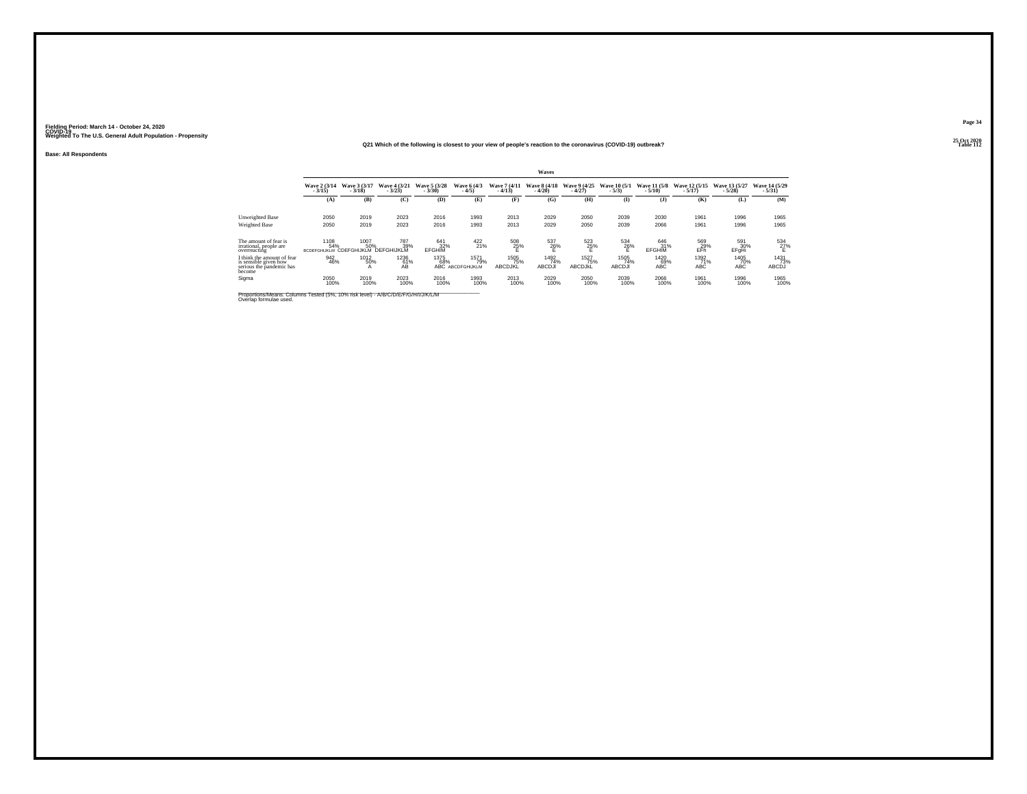Fielding Period: March 14 - October 24, 2020
COVID-19
Weighted To The U.S. General Adult Population - Propensity

25 Oct 2020
Table 112

## Q21 Which of the following is closest to your view of people's reaction to the coronavirus (COVID-19) outbreak?

**Base: All Respondents**

| | Waves | | | | | | | | | | | | |
|---|---|---|---|---|---|---|---|---|---|---|---|---|---|
| | Wave 2 (3/14 - 3/15) | Wave 3 (3/17 - 3/18) | Wave 4 (3/21 - 3/23) | Wave 5 (3/28 - 3/30) | Wave 6 (4/3 - 4/5) | Wave 7 (4/11 - 4/13) | Wave 8 (4/18 - 4/20) | Wave 9 (4/25 - 4/27) | Wave 10 (5/1 - 5/3) | Wave 11 (5/8 - 5/10) | Wave 12 (5/15 - 5/17) | Wave 13 (5/27 - 5/28) | Wave 14 (5/29 - 5/31) |
| | (A) | (B) | (C) | (D) | (E) | (F) | (G) | (H) | (I) | (J) | (K) | (L) | (M) |
| Unweighted Base | 2050 | 2019 | 2023 | 2016 | 1993 | 2013 | 2029 | 2050 | 2039 | 2030 | 1961 | 1996 | 1965 |
| Weighted Base | 2050 | 2019 | 2023 | 2016 | 1993 | 2013 | 2029 | 2050 | 2039 | 2066 | 1961 | 1996 | 1965 |
| The amount of fear is irrational, people are overreacting | 1108 | 1007 | 787 | 641 | 422 | 508 | 537 | 523 | 534 | 646 | 569 | 591 | 534 |
| | 54% | 50% | 39% | 32% | 21% | 25% | 26% | 25% | 26% | 31% | 29% | 30% | 27% |
| | BCDEFGHIJKLM | CDEFGHIJKLM | DEFGHIJKLM | EFGHIM | | E | E | E | E | EFGHIM | EFh | EFgHi | E |
| I think the amount of fear is sensible given how serious the pandemic has become | 942 | 1012 | 1236 | 1375 | 1571 | 1505 | 1492 | 1527 | 1505 | 1420 | 1392 | 1405 | 1431 |
| | 46% | 50% | 61% | 68% | 79% | 75% | 74% | 75% | 74% | 69% | 71% | 70% | 73% |
| | | A | AB | ABC | ABCDFGHIJKLM | ABCDJKL | ABCDJl | ABCDJkL | ABCDJl | ABC | ABC | ABC | ABCDJ |
| Sigma | 2050 | 2019 | 2023 | 2016 | 1993 | 2013 | 2029 | 2050 | 2039 | 2066 | 1961 | 1996 | 1965 |
| | 100% | 100% | 100% | 100% | 100% | 100% | 100% | 100% | 100% | 100% | 100% | 100% | 100% |

Proportions/Means: Columns Tested (5%, 10% risk level) - A/B/C/D/E/F/G/H/I/J/K/L/M
Overlap formulae used.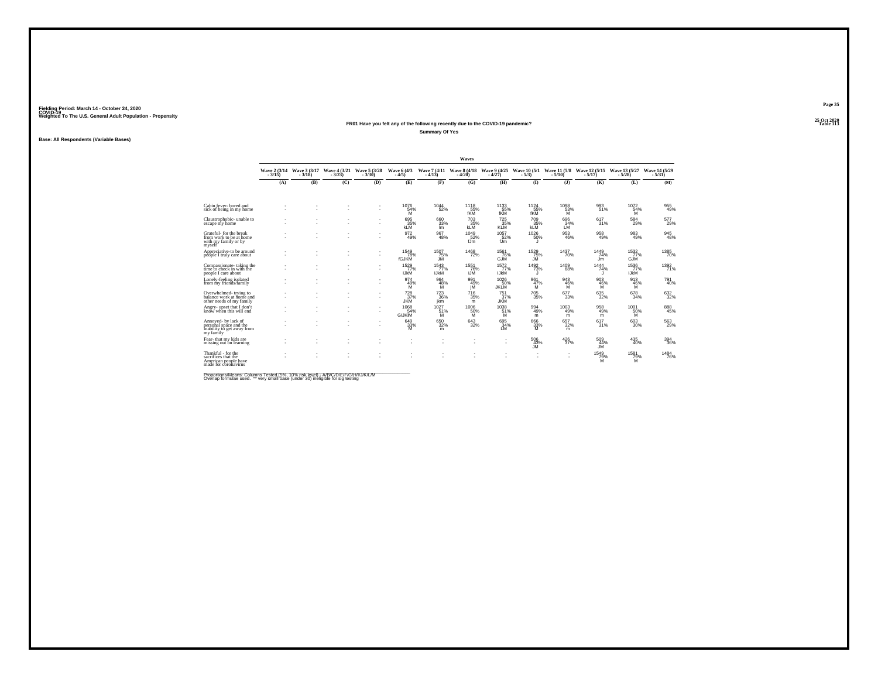Fielding Period: March 14 - October 24, 2020
COVID-19
Weighted To The U.S. General Adult Population - Propensity

25 Oct 2020
Table 113

## FR01 Have you felt any of the following recently due to the COVID-19 pandemic?

**Summary Of Yes**

Base: All Respondents (Variable Bases)

| | Waves | | | | | | | | | | | | |
|---|---|---|---|---|---|---|---|---|---|---|---|---|---|
| | Wave 2 (3/14 - 3/15) | Wave 3 (3/17 - 3/18) | Wave 4 (3/21 - 3/23) | Wave 5 (3/28 - 3/30) | Wave 6 (4/3 - 4/5) | Wave 7 (4/11 - 4/13) | Wave 8 (4/18 - 4/20) | Wave 9 (4/25 - 4/27) | Wave 10 (5/1 - 5/3) | Wave 11 (5/8 - 5/10) | Wave 12 (5/15 - 5/17) | Wave 13 (5/27 - 5/28) | Wave 14 (5/29 - 5/31) |
| | (A) | (B) | (C) | (D) | (E) | (F) | (G) | (H) | (I) | (J) | (K) | (L) | (M) |
| Cabin fever- bored and sick of being in my home | - | - | - | - | 1076 | 1044 | 1118 | 1133 | 1124 | 1098 | 993 | 1072 | 955 |
| | - | - | - | - | 54% | 52% | 55% | 55% | 55% | 53% | 51% | 54% | 49% |
| | | | | | M | | fKM | fKM | fKM | M | | M | |
| Claustrophobic- unable to escape my home | - | - | - | - | 695 | 660 | 703 | 725 | 709 | 696 | 617 | 584 | 577 |
| | - | - | - | - | 35% | 33% | 35% | 35% | 35% | 34% | 31% | 29% | 29% |
| | | | | | kLM | lm | kLM | KLM | kLM | LM | | | |
| Grateful- for the break from work to be at home with my family or by myself | - | - | - | - | 972 | 967 | 1049 | 1057 | 1026 | 953 | 958 | 983 | 945 |
| | - | - | - | - | 49% | 48% | 52% | 52% | 50% | 46% | 49% | 49% | 48% |
| | | | | | | | fJm | fJm | J | | | | |
| Appreciative-to be around people I truly care about | - | - | - | - | 1549 | 1507 | 1468 | 1561 | 1529 | 1437 | 1449 | 1532 | 1385 |
| | - | - | - | - | 78% | 75% | 72% | 76% | 75% | 70% | 74% | 77% | 70% |
| | | | | | fGJKM | JM | | GJM | JM | | Jm | GJM | |
| Compassionate- taking the time to check in with the people I care about | - | - | - | - | 1529 | 1543 | 1551 | 1572 | 1492 | 1409 | 1444 | 1536 | 1392 |
| | - | - | - | - | 77% | 77% | 76% | 77% | 73% | 68% | 74% | 77% | 71% |
| | | | | | IJkM | IJkM | iJM | IJkM | J | | J | IJkM | |
| Lonely-feeling isolated from my friends/family | - | - | - | - | 974 | 964 | 991 | 1026 | 961 | 943 | 903 | 913 | 791 |
| | - | - | - | - | 49% | 48% | 49% | 50% | 47% | 46% | 46% | 46% | 40% |
| | | | | | M | M | jM | JKLM | M | M | M | M | |
| Overwhelmed- trying to balance work at home and other needs of my family | - | - | - | - | 728 | 723 | 716 | 751 | 705 | 677 | 635 | 678 | 632 |
| | - | - | - | - | 37% | 36% | 35% | 37% | 35% | 33% | 32% | 34% | 32% |
| | | | | | JKM | jkm | m | JKM | | | | | |
| Angry- upset that I don't know when this will end | - | - | - | - | 1068 | 1027 | 1006 | 1038 | 994 | 1003 | 958 | 1001 | 888 |
| | - | - | - | - | 54% | 51% | 50% | 51% | 49% | 49% | 49% | 50% | 45% |
| | | | | | GIJKlM | M | M | M | m | m | m | M | |
| Annoyed- by lack of personal space and the inability to get away from my family | - | - | - | - | 649 | 650 | 643 | 695 | 666 | 657 | 617 | 603 | 563 |
| | - | - | - | - | 33% | 32% | 32% | 34% | 33% | 32% | 31% | 30% | 29% |
| | | | | | M | m | | LM | M | m | | | |
| Fear- that my kids are missing out on learning | - | - | - | - | - | - | - | - | 506 | 426 | 509 | 435 | 394 |
| | - | - | - | - | - | - | - | - | 43% | 37% | 44% | 40% | 36% |
| | | | | | | | | | JM | | JM | | |
| Thankful - for the sacrifices that the American people have made for coronavirus | - | - | - | - | - | - | - | - | - | - | 1549 | 1581 | 1484 |
| | - | - | - | - | - | - | - | - | - | - | 79% | 79% | 76% |
| | | | | | | | | | | | M | M | |

Proportions/Means: Columns Tested (5%, 10% risk level) - A/B/C/D/E/F/G/H/I/J/K/L/M
Overlap formulae used. ** very small base (under 30) ineligible for sig testing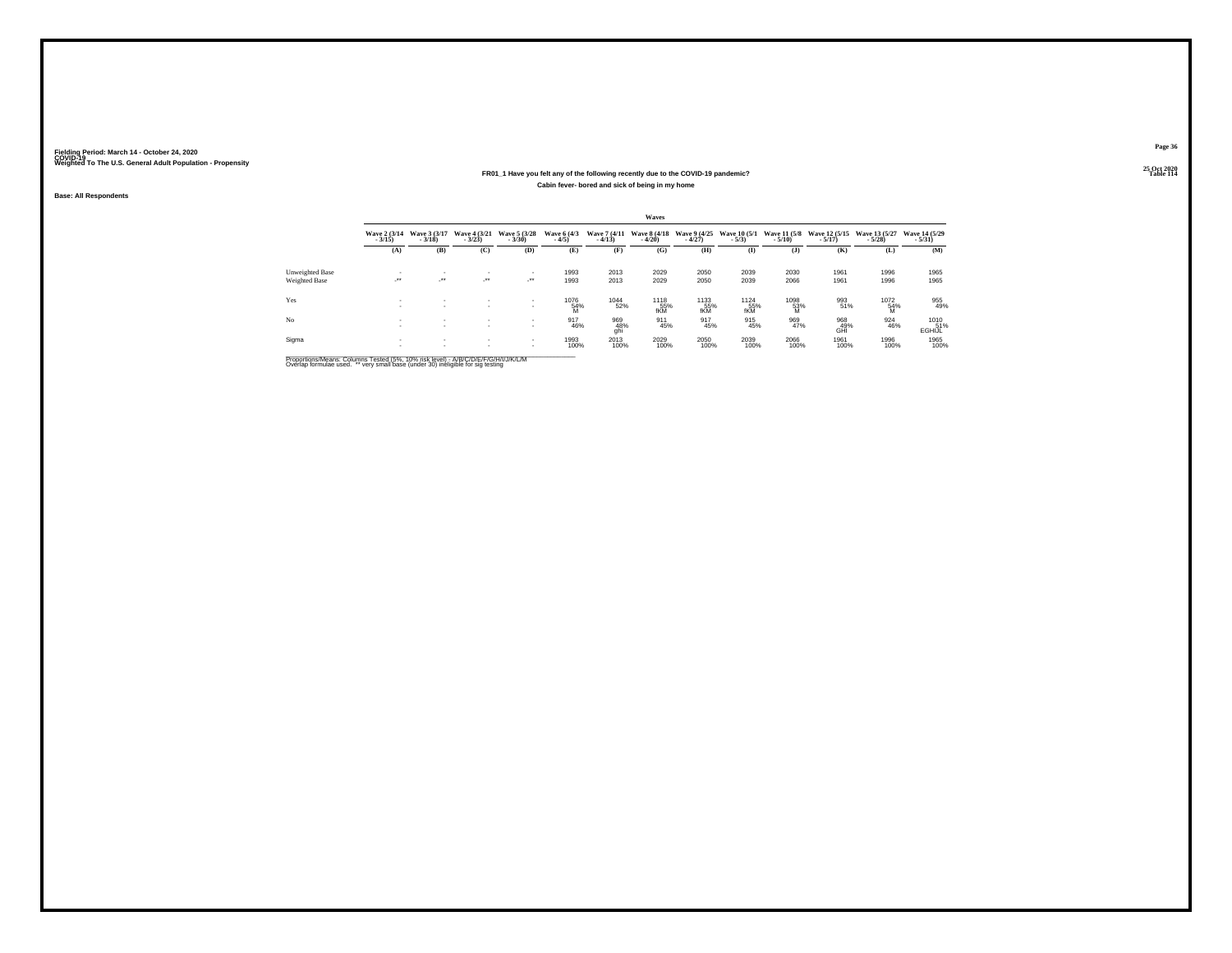Fielding Period: March 14 - October 24, 2020
COVID-19
Weighted To The U.S. General Adult Population - Propensity

25 Oct 2020
Table 114

## FR01_1 Have you felt any of the following recently due to the COVID-19 pandemic?

Cabin fever- bored and sick of being in my home

Base: All Respondents

| | Waves | | | | | | | | | | | | |
|---|---|---|---|---|---|---|---|---|---|---|---|---|---|
| | Wave 2 (3/14 - 3/15) | Wave 3 (3/17 - 3/18) | Wave 4 (3/21 - 3/23) | Wave 5 (3/28 - 3/30) | Wave 6 (4/3 - 4/5) | Wave 7 (4/11 - 4/13) | Wave 8 (4/18 - 4/20) | Wave 9 (4/25 - 4/27) | Wave 10 (5/1 - 5/3) | Wave 11 (5/8 - 5/10) | Wave 12 (5/15 - 5/17) | Wave 13 (5/27 - 5/28) | Wave 14 (5/29 - 5/31) |
| | (A) | (B) | (C) | (D) | (E) | (F) | (G) | (H) | (I) | (J) | (K) | (L) | (M) |
| Unweighted Base | - | - | - | - | 1993 | 2013 | 2029 | 2050 | 2039 | 2030 | 1961 | 1996 | 1965 |
| Weighted Base | -** | -** | -** | -** | 1993 | 2013 | 2029 | 2050 | 2039 | 2066 | 1961 | 1996 | 1965 |
| Yes | - | - | - | - | 1076 | 1044 | 1118 | 1133 | 1124 | 1098 | 993 | 1072 | 955 |
| | - | - | - | - | 54% | 52% | 55% | 55% | 55% | 53% | 51% | 54% | 49% |
| | | | | | M | | fKM | fKM | fKM | M | | M | |
| No | - | - | - | - | 917 | 969 | 911 | 917 | 915 | 969 | 968 | 924 | 1010 |
| | - | - | - | - | 46% | 48% | 45% | 45% | 45% | 47% | 49% | 46% | 51% |
| | | | | | | ghi | | | | | GHI | | EGHIJL |
| Sigma | - | - | - | - | 1993 | 2013 | 2029 | 2050 | 2039 | 2066 | 1961 | 1996 | 1965 |
| | - | - | - | - | 100% | 100% | 100% | 100% | 100% | 100% | 100% | 100% | 100% |

Proportions/Means: Columns Tested (5%, 10% risk level) - A/B/C/D/E/F/G/H/I/J/K/L/M
Overlap formulae used. ** very small base (under 30) ineligible for sig testing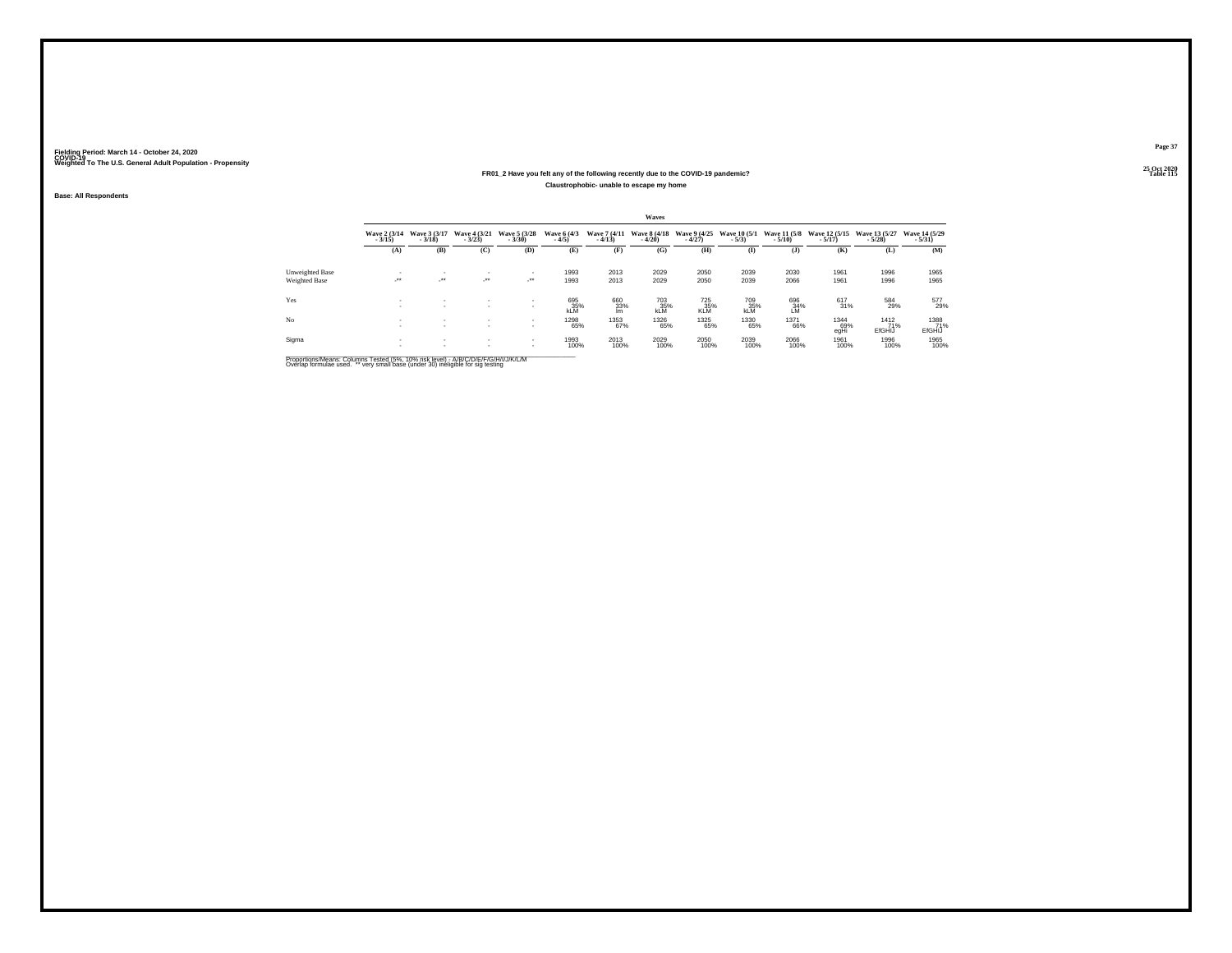Fielding Period: March 14 - October 24, 2020
COVID-19
Weighted To The U.S. General Adult Population - Propensity

25 Oct 2020
Table 115

## FR01_2 Have you felt any of the following recently due to the COVID-19 pandemic?

### Claustrophobic- unable to escape my home

Base: All Respondents

| | Waves | | | | | | | | | | | | |
|---|---|---|---|---|---|---|---|---|---|---|---|---|---|
| | Wave 2 (3/14 - 3/15) | Wave 3 (3/17 - 3/18) | Wave 4 (3/21 - 3/23) | Wave 5 (3/28 - 3/30) | Wave 6 (4/3 - 4/5) | Wave 7 (4/11 - 4/13) | Wave 8 (4/18 - 4/20) | Wave 9 (4/25 - 4/27) | Wave 10 (5/1 - 5/3) | Wave 11 (5/8 - 5/10) | Wave 12 (5/15 - 5/17) | Wave 13 (5/27 - 5/28) | Wave 14 (5/29 - 5/31) |
| | (A) | (B) | (C) | (D) | (E) | (F) | (G) | (H) | (I) | (J) | (K) | (L) | (M) |
| Unweighted Base | - | - | - | - | 1993 | 2013 | 2029 | 2050 | 2039 | 2030 | 1961 | 1996 | 1965 |
| Weighted Base | -** | -** | -** | -** | 1993 | 2013 | 2029 | 2050 | 2039 | 2066 | 1961 | 1996 | 1965 |
| Yes | - | - | - | - | 695 | 660 | 703 | 725 | 709 | 696 | 617 | 584 | 577 |
| | - | - | - | - | 35% | 33% | 35% | 35% | 35% | 34% | 31% | 29% | 29% |
| | | | | | kLM | lm | kLM | KLM | kLM | LM | | | |
| No | - | - | - | - | 1298 | 1353 | 1326 | 1325 | 1330 | 1371 | 1344 | 1412 | 1388 |
| | - | - | - | - | 65% | 67% | 65% | 65% | 65% | 66% | 69% | 71% | 71% |
| | | | | | | | | | | | egHi | EfGHIJ | EfGHIJ |
| Sigma | - | - | - | - | 1993 | 2013 | 2029 | 2050 | 2039 | 2066 | 1961 | 1996 | 1965 |
| | - | - | - | - | 100% | 100% | 100% | 100% | 100% | 100% | 100% | 100% | 100% |

Proportions/Means: Columns Tested (5%, 10% risk level) - A/B/C/D/E/F/G/H/I/J/K/L/M
Overlap formulae used. ** very small base (under 30) ineligible for sig testing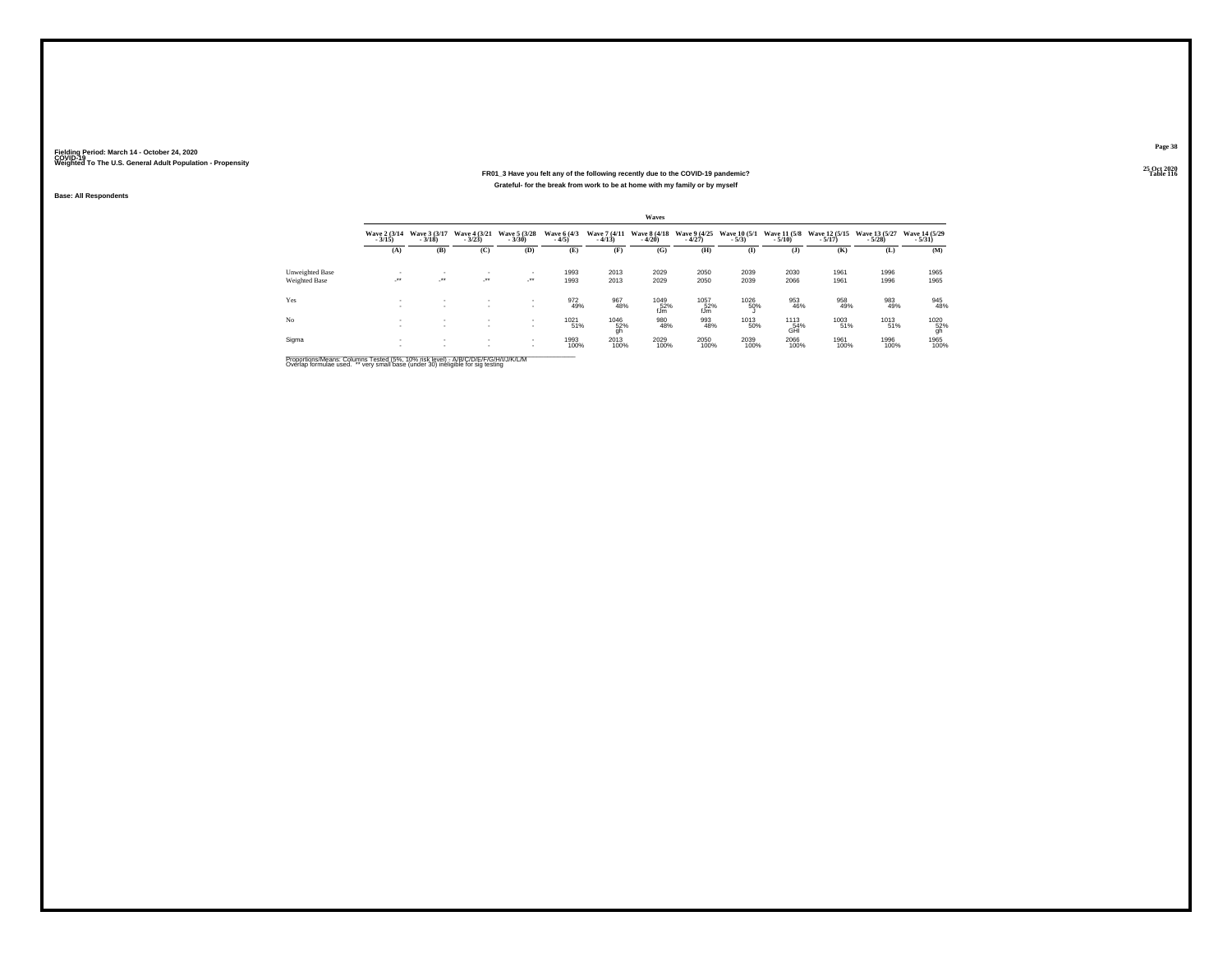Fielding Period: March 14 - October 24, 2020
COVID-19
Weighted To The U.S. General Adult Population - Propensity

25 Oct 2020
Table 116

**FR01_3 Have you felt any of the following recently due to the COVID-19 pandemic?**

**Grateful- for the break from work to be at home with my family or by myself**

**Base: All Respondents**

| | Waves | | | | | | | | | | | | |
|---|---|---|---|---|---|---|---|---|---|---|---|---|---|
| | Wave 2 (3/14 - 3/15) | Wave 3 (3/17 - 3/18) | Wave 4 (3/21 - 3/23) | Wave 5 (3/28 - 3/30) | Wave 6 (4/3 - 4/5) | Wave 7 (4/11 - 4/13) | Wave 8 (4/18 - 4/20) | Wave 9 (4/25 - 4/27) | Wave 10 (5/1 - 5/3) | Wave 11 (5/8 - 5/10) | Wave 12 (5/15 - 5/17) | Wave 13 (5/27 - 5/28) | Wave 14 (5/29 - 5/31) |
| | (A) | (B) | (C) | (D) | (E) | (F) | (G) | (H) | (I) | (J) | (K) | (L) | (M) |
| Unweighted Base | - | - | - | - | 1993 | 2013 | 2029 | 2050 | 2039 | 2030 | 1961 | 1996 | 1965 |
| Weighted Base | -** | -** | -** | -** | 1993 | 2013 | 2029 | 2050 | 2039 | 2066 | 1961 | 1996 | 1965 |
| Yes | - | - | - | - | 972 | 967 | 1049 | 1057 | 1026 | 953 | 958 | 983 | 945 |
| | - | - | - | - | 49% | 48% | 52% | 52% | 50% | 46% | 49% | 49% | 48% |
| | | | | | | | fJm | fJm | J | | | | |
| No | - | - | - | - | 1021 | 1046 | 980 | 993 | 1013 | 1113 | 1003 | 1013 | 1020 |
| | - | - | - | - | 51% | 52% | 48% | 48% | 50% | 54% | 51% | 51% | 52% |
| | | | | | | gh | | | | GHI | | | gh |
| Sigma | - | - | - | - | 1993 | 2013 | 2029 | 2050 | 2039 | 2066 | 1961 | 1996 | 1965 |
| | - | - | - | - | 100% | 100% | 100% | 100% | 100% | 100% | 100% | 100% | 100% |

Proportions/Means: Columns Tested (5%, 10% risk level) - A/B/C/D/E/F/G/H/I/J/K/L/M
Overlap formulae used. ** very small base (under 30) ineligible for sig testing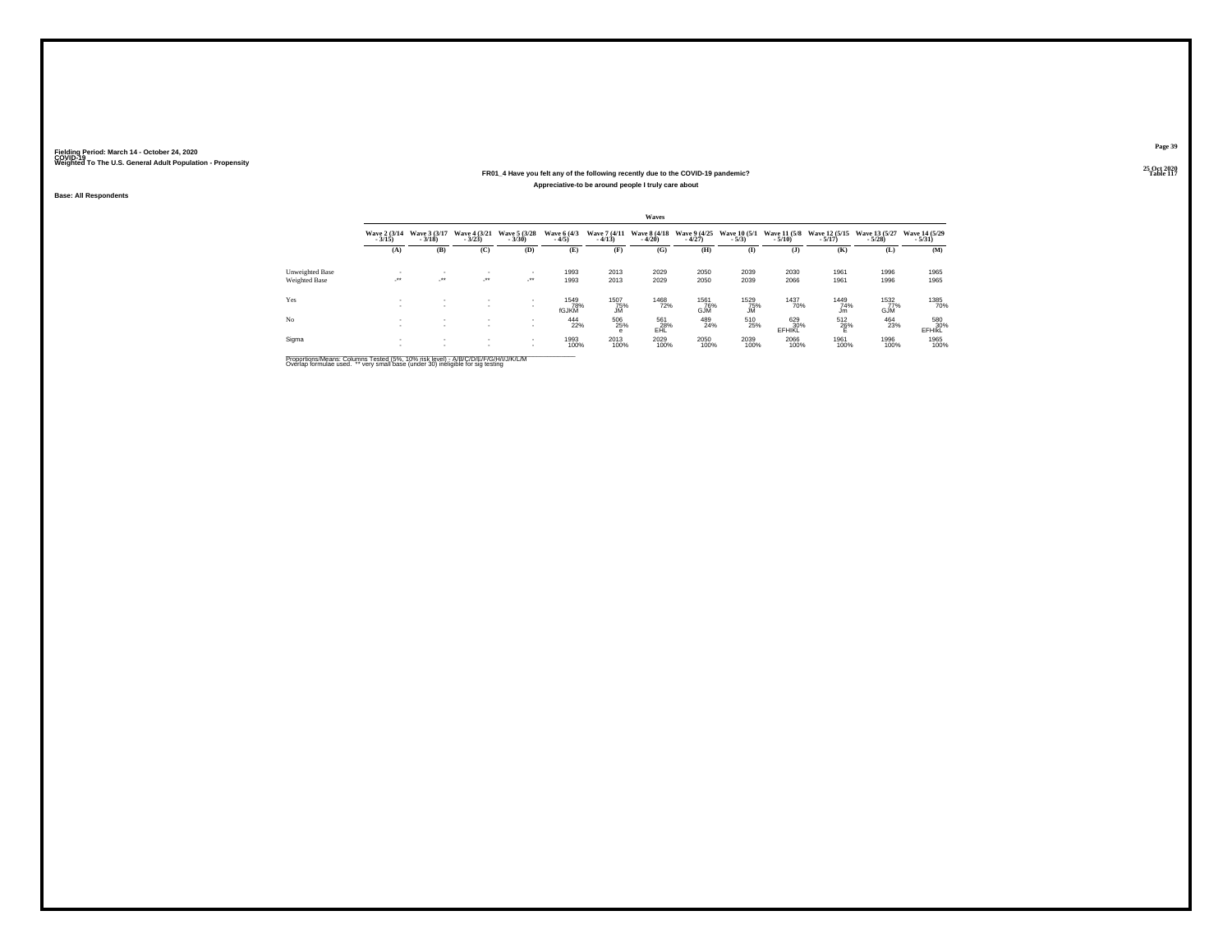Fielding Period: March 14 - October 24, 2020
COVID-19
Weighted To The U.S. General Adult Population - Propensity

25 Oct 2020
Table 117

## FR01_4 Have you felt any of the following recently due to the COVID-19 pandemic?

### Appreciative-to be around people I truly care about

Base: All Respondents

| | Waves | | | | | | | | | | | | |
|---|---|---|---|---|---|---|---|---|---|---|---|---|---|
| | Wave 2 (3/14 - 3/15) | Wave 3 (3/17 - 3/18) | Wave 4 (3/21 - 3/23) | Wave 5 (3/28 - 3/30) | Wave 6 (4/3 - 4/5) | Wave 7 (4/11 - 4/13) | Wave 8 (4/18 - 4/20) | Wave 9 (4/25 - 4/27) | Wave 10 (5/1 - 5/3) | Wave 11 (5/8 - 5/10) | Wave 12 (5/15 - 5/17) | Wave 13 (5/27 - 5/28) | Wave 14 (5/29 - 5/31) |
| | (A) | (B) | (C) | (D) | (E) | (F) | (G) | (H) | (I) | (J) | (K) | (L) | (M) |
| Unweighted Base | - | - | - | - | 1993 | 2013 | 2029 | 2050 | 2039 | 2030 | 1961 | 1996 | 1965 |
| Weighted Base | -** | -** | -** | -** | 1993 | 2013 | 2029 | 2050 | 2039 | 2066 | 1961 | 1996 | 1965 |
| Yes | - | - | - | - | 1549 | 1507 | 1468 | 1561 | 1529 | 1437 | 1449 | 1532 | 1385 |
| | - | - | - | - | 78% | 75% | 72% | 76% | 75% | 70% | 74% | 77% | 70% |
| | | | | | fGJKM | JM | | GJM | JM | | Jm | GJM | |
| No | - | - | - | - | 444 | 506 | 561 | 489 | 510 | 629 | 512 | 464 | 580 |
| | - | - | - | - | 22% | 25% | 28% | 24% | 25% | 30% | 26% | 23% | 30% |
| | | | | | | e | EHL | | | EFHIKL | E | | EFHIkL |
| Sigma | - | - | - | - | 1993 | 2013 | 2029 | 2050 | 2039 | 2066 | 1961 | 1996 | 1965 |
| | - | - | - | - | 100% | 100% | 100% | 100% | 100% | 100% | 100% | 100% | 100% |

Proportions/Means: Columns Tested (5%, 10% risk level) - A/B/C/D/E/F/G/H/I/J/K/L/M
Overlap formulae used. ** very small base (under 30) ineligible for sig testing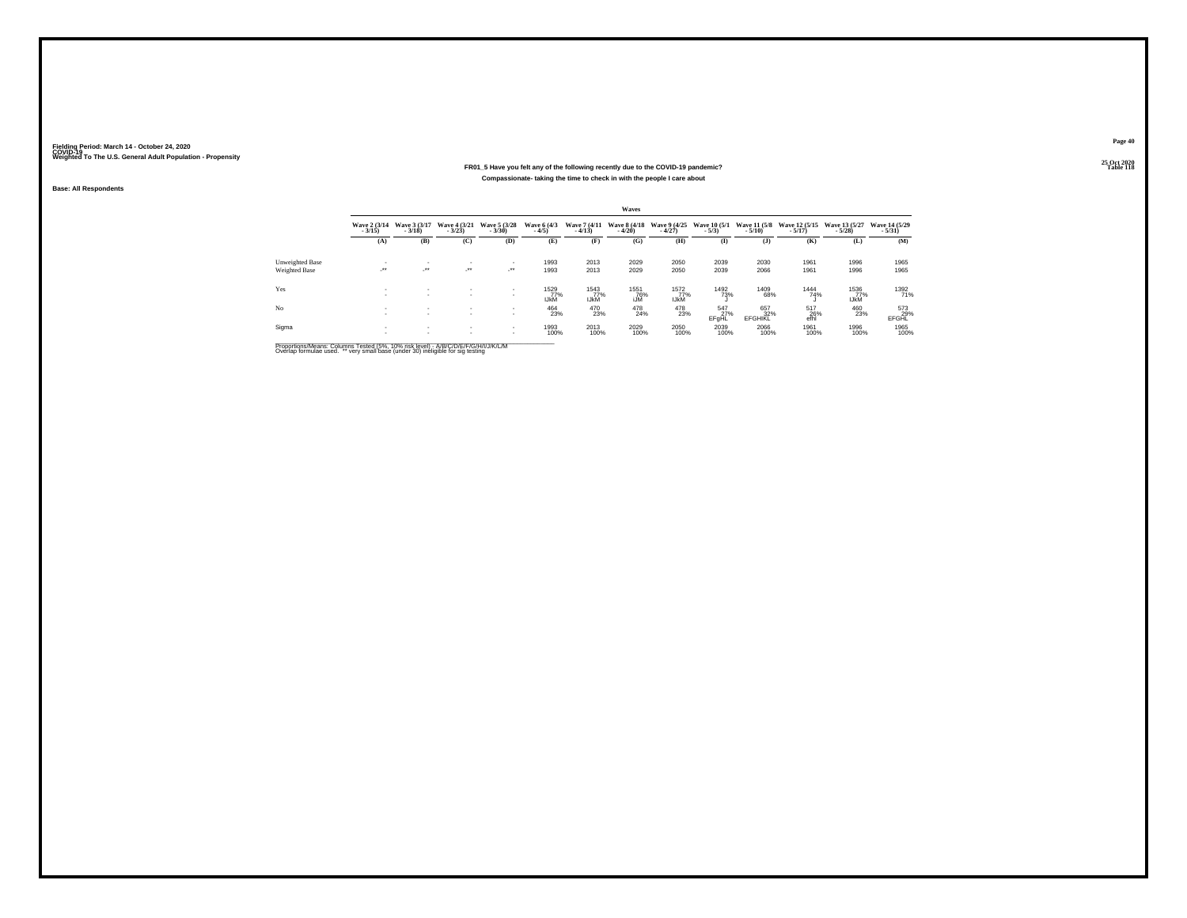Fielding Period: March 14 - October 24, 2020
COVID-19
Weighted To The U.S. General Adult Population - Propensity

25 Oct 2020
Table 118

## FR01_5 Have you felt any of the following recently due to the COVID-19 pandemic?

### Compassionate- taking the time to check in with the people I care about

Base: All Respondents

| | Waves | | | | | | | | | | | | |
|---|---|---|---|---|---|---|---|---|---|---|---|---|---|
| | Wave 2 (3/14 - 3/15) | Wave 3 (3/17 - 3/18) | Wave 4 (3/21 - 3/23) | Wave 5 (3/28 - 3/30) | Wave 6 (4/3 - 4/5) | Wave 7 (4/11 - 4/13) | Wave 8 (4/18 - 4/20) | Wave 9 (4/25 - 4/27) | Wave 10 (5/1 - 5/3) | Wave 11 (5/8 - 5/10) | Wave 12 (5/15 - 5/17) | Wave 13 (5/27 - 5/28) | Wave 14 (5/29 - 5/31) |
| | (A) | (B) | (C) | (D) | (E) | (F) | (G) | (H) | (I) | (J) | (K) | (L) | (M) |
| Unweighted Base | - | - | - | - | 1993 | 2013 | 2029 | 2050 | 2039 | 2030 | 1961 | 1996 | 1965 |
| Weighted Base | -** | -** | -** | -** | 1993 | 2013 | 2029 | 2050 | 2039 | 2066 | 1961 | 1996 | 1965 |
| Yes | - | - | - | - | 1529 | 1543 | 1551 | 1572 | 1492 | 1409 | 1444 | 1536 | 1392 |
| | - | - | - | - | 77% | 77% | 76% | 77% | 73% | 68% | 74% | 77% | 71% |
| | | | | | IJkM | IJkM | IJM | IJkM | J | | J | IJkM | |
| No | - | - | - | - | 464 | 470 | 478 | 478 | 547 | 657 | 517 | 460 | 573 |
| | - | - | - | - | 23% | 23% | 24% | 23% | 27% | 32% | 26% | 23% | 29% |
| | | | | | | | | | EFgHL | EFGHIKL | efhl | | EFGHL |
| Sigma | - | - | - | - | 1993 | 2013 | 2029 | 2050 | 2039 | 2066 | 1961 | 1996 | 1965 |
| | - | - | - | - | 100% | 100% | 100% | 100% | 100% | 100% | 100% | 100% | 100% |

Proportions/Means: Columns Tested (5%, 10% risk level) - A/B/C/D/E/F/G/H/I/J/K/L/M
Overlap formulae used. ** very small base (under 30) ineligible for sig testing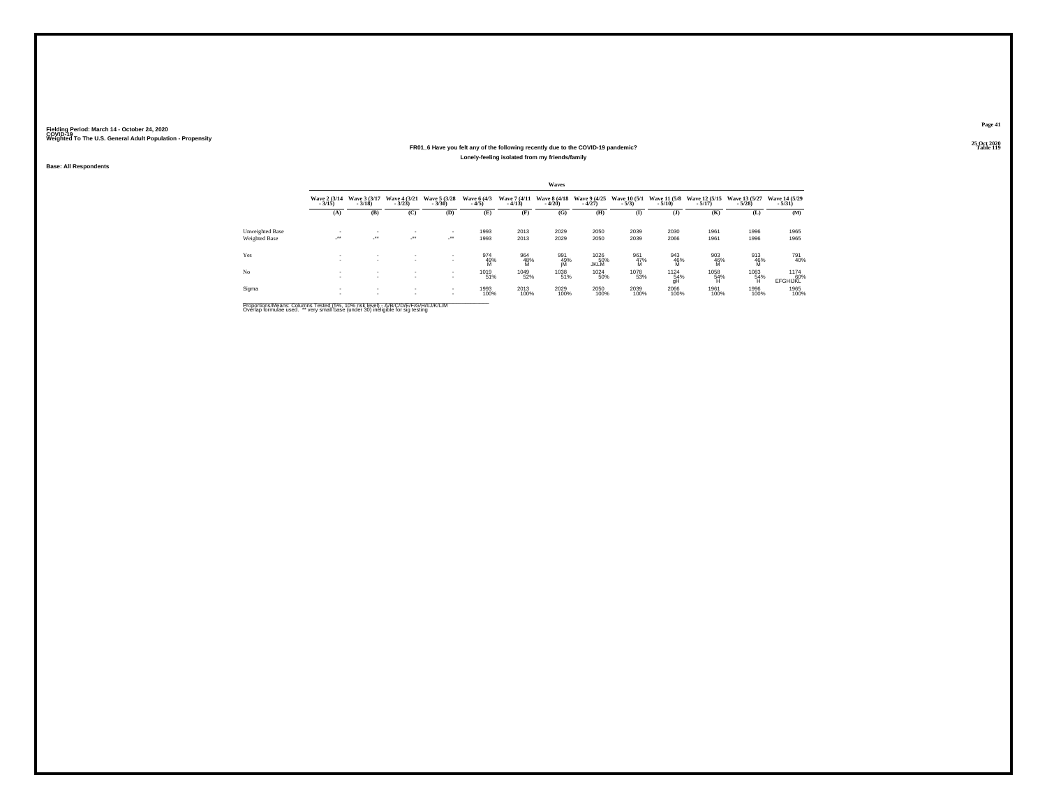Fielding Period: March 14 - October 24, 2020
COVID-19
Weighted To The U.S. General Adult Population - Propensity

25 Oct 2020
Table 119

## FR01_6 Have you felt any of the following recently due to the COVID-19 pandemic?

### Lonely-feeling isolated from my friends/family

Base: All Respondents

| | Waves | | | | | | | | | | | | |
|---|---|---|---|---|---|---|---|---|---|---|---|---|---|
| | Wave 2 (3/14 - 3/15) | Wave 3 (3/17 - 3/18) | Wave 4 (3/21 - 3/23) | Wave 5 (3/28 - 3/30) | Wave 6 (4/3 - 4/5) | Wave 7 (4/11 - 4/13) | Wave 8 (4/18 - 4/20) | Wave 9 (4/25 - 4/27) | Wave 10 (5/1 - 5/3) | Wave 11 (5/8 - 5/10) | Wave 12 (5/15 - 5/17) | Wave 13 (5/27 - 5/28) | Wave 14 (5/29 - 5/31) |
| | (A) | (B) | (C) | (D) | (E) | (F) | (G) | (H) | (I) | (J) | (K) | (L) | (M) |
| Unweighted Base | - | - | - | - | 1993 | 2013 | 2029 | 2050 | 2039 | 2030 | 1961 | 1996 | 1965 |
| Weighted Base | -** | -** | -** | -** | 1993 | 2013 | 2029 | 2050 | 2039 | 2066 | 1961 | 1996 | 1965 |
| Yes | - | - | - | - | 974 | 964 | 991 | 1026 | 961 | 943 | 903 | 913 | 791 |
| | - | - | - | - | 49% | 48% | 49% | 50% | 47% | 46% | 46% | 46% | 40% |
| | | | | | M | M | jM | JKLM | M | M | M | M | |
| No | - | - | - | - | 1019 | 1049 | 1038 | 1024 | 1078 | 1124 | 1058 | 1083 | 1174 |
| | - | - | - | - | 51% | 52% | 51% | 50% | 53% | 54% | 54% | 54% | 60% |
| | | | | | | | | | | gH | H | H | EFGHIJKL |
| Sigma | - | - | - | - | 1993 | 2013 | 2029 | 2050 | 2039 | 2066 | 1961 | 1996 | 1965 |
| | - | - | - | - | 100% | 100% | 100% | 100% | 100% | 100% | 100% | 100% | 100% |

Proportions/Means: Columns Tested (5%, 10% risk level) - A/B/C/D/E/F/G/H/I/J/K/L/M
Overlap formulae used. ** very small base (under 30) ineligible for sig testing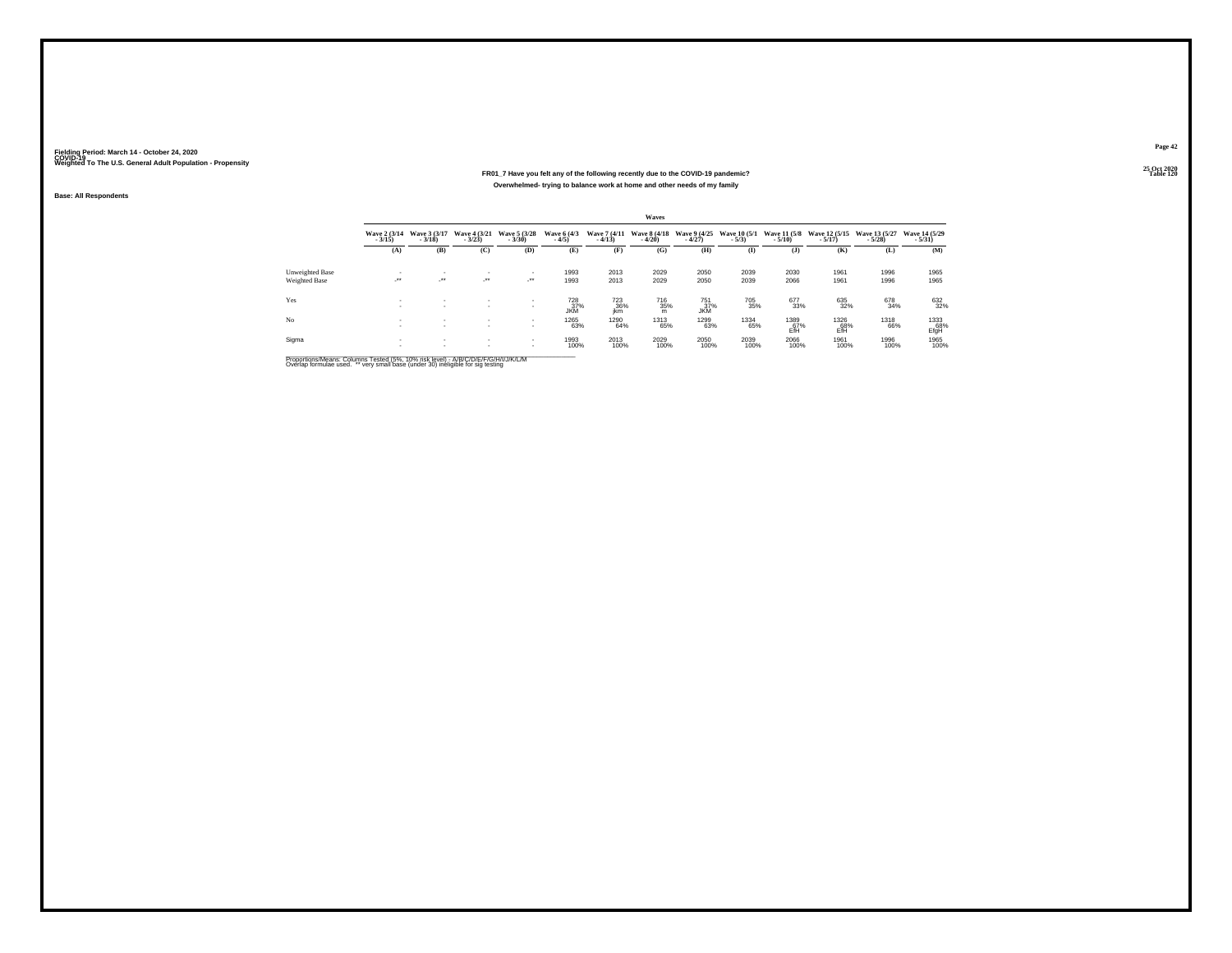Fielding Period: March 14 - October 24, 2020
COVID-19
Weighted To The U.S. General Adult Population - Propensity

25 Oct 2020
Table 120

**FR01_7 Have you felt any of the following recently due to the COVID-19 pandemic?**
**Overwhelmed- trying to balance work at home and other needs of my family**

Base: All Respondents

| | Waves | | | | | | | | | | | | |
|---|---|---|---|---|---|---|---|---|---|---|---|---|---|
| | Wave 2 (3/14 - 3/15) | Wave 3 (3/17 - 3/18) | Wave 4 (3/21 - 3/23) | Wave 5 (3/28 - 3/30) | Wave 6 (4/3 - 4/5) | Wave 7 (4/11 - 4/13) | Wave 8 (4/18 - 4/20) | Wave 9 (4/25 - 4/27) | Wave 10 (5/1 - 5/3) | Wave 11 (5/8 - 5/10) | Wave 12 (5/15 - 5/17) | Wave 13 (5/27 - 5/28) | Wave 14 (5/29 - 5/31) |
| | (A) | (B) | (C) | (D) | (E) | (F) | (G) | (H) | (I) | (J) | (K) | (L) | (M) |
| Unweighted Base | - | - | - | - | 1993 | 2013 | 2029 | 2050 | 2039 | 2030 | 1961 | 1996 | 1965 |
| Weighted Base | -** | -** | -** | -** | 1993 | 2013 | 2029 | 2050 | 2039 | 2066 | 1961 | 1996 | 1965 |
| Yes | - | - | - | - | 728 | 723 | 716 | 751 | 705 | 677 | 635 | 678 | 632 |
| | - | - | - | - | 37% | 36% | 35% | 37% | 35% | 33% | 32% | 34% | 32% |
| | | | | | JKM | jkm | m | JKM | | | | | |
| No | - | - | - | - | 1265 | 1290 | 1313 | 1299 | 1334 | 1389 | 1326 | 1318 | 1333 |
| | - | - | - | - | 63% | 64% | 65% | 63% | 65% | 67% | 68% | 66% | 68% |
| | | | | | | | | | | EfH | EfH | | EfgH |
| Sigma | - | - | - | - | 1993 | 2013 | 2029 | 2050 | 2039 | 2066 | 1961 | 1996 | 1965 |
| | - | - | - | - | 100% | 100% | 100% | 100% | 100% | 100% | 100% | 100% | 100% |

Proportions/Means: Columns Tested (5%, 10% risk level) - A/B/C/D/E/F/G/H/I/J/K/L/M
Overlap formulae used. ** very small base (under 30) ineligible for sig testing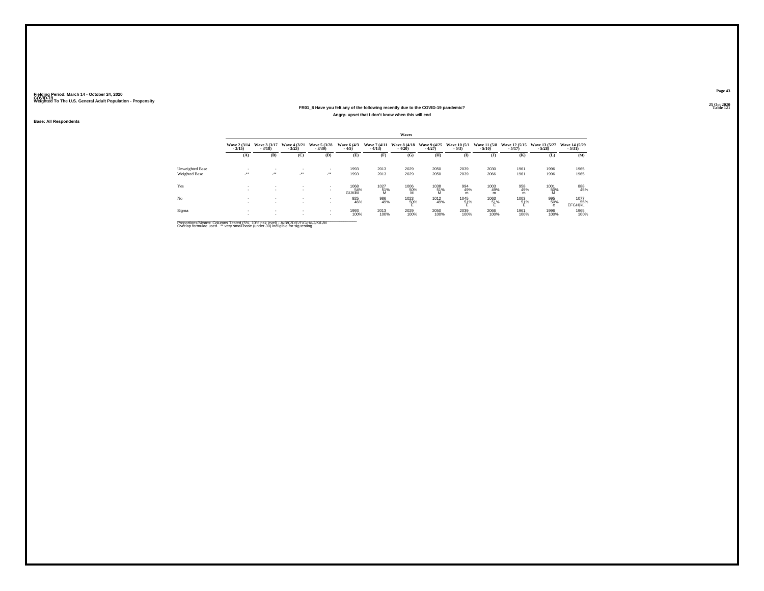Fielding Period: March 14 - October 24, 2020
COVID-19
Weighted To The U.S. General Adult Population - Propensity

25 Oct 2020
Table 121

## FR01_8 Have you felt any of the following recently due to the COVID-19 pandemic?

### Angry- upset that I don't know when this will end

Base: All Respondents

| | Waves | | | | | | | | | | | | |
|---|---|---|---|---|---|---|---|---|---|---|---|---|---|
| | Wave 2 (3/14 - 3/15) | Wave 3 (3/17 - 3/18) | Wave 4 (3/21 - 3/23) | Wave 5 (3/28 - 3/30) | Wave 6 (4/3 - 4/5) | Wave 7 (4/11 - 4/13) | Wave 8 (4/18 - 4/20) | Wave 9 (4/25 - 4/27) | Wave 10 (5/1 - 5/3) | Wave 11 (5/8 - 5/10) | Wave 12 (5/15 - 5/17) | Wave 13 (5/27 - 5/28) | Wave 14 (5/29 - 5/31) |
| | (A) | (B) | (C) | (D) | (E) | (F) | (G) | (H) | (I) | (J) | (K) | (L) | (M) |
| Unweighted Base | - | - | - | - | 1993 | 2013 | 2029 | 2050 | 2039 | 2030 | 1961 | 1996 | 1965 |
| Weighted Base | -** | -** | -** | -** | 1993 | 2013 | 2029 | 2050 | 2039 | 2066 | 1961 | 1996 | 1965 |
| Yes | - | - | - | - | 1068 | 1027 | 1006 | 1038 | 994 | 1003 | 958 | 1001 | 888 |
| | - | - | - | - | 54% | 51% | 50% | 51% | 49% | 49% | 49% | 50% | 45% |
| | | | | | GIJKlM | M | M | M | m | m | m | M | |
| No | - | - | - | - | 925 | 986 | 1023 | 1012 | 1045 | 1063 | 1003 | 995 | 1077 |
| | - | - | - | - | 46% | 49% | 50% | 49% | 51% | 51% | 51% | 50% | 55% |
| | | | | | | | E | | E | E | E | e | EFGHIjkL |
| Sigma | - | - | - | - | 1993 | 2013 | 2029 | 2050 | 2039 | 2066 | 1961 | 1996 | 1965 |
| | - | - | - | - | 100% | 100% | 100% | 100% | 100% | 100% | 100% | 100% | 100% |

Proportions/Means: Columns Tested (5%, 10% risk level) - A/B/C/D/E/F/G/H/I/J/K/L/M
Overlap formulae used. ** very small base (under 30) ineligible for sig testing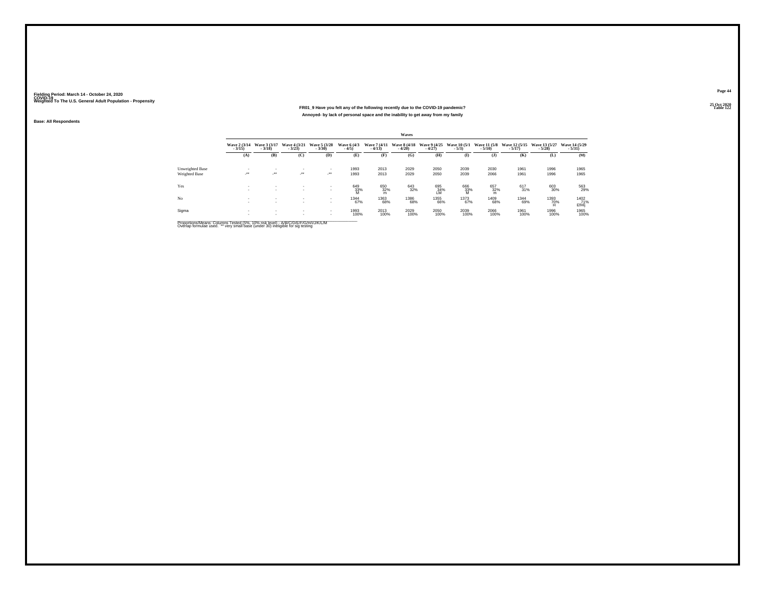Fielding Period: March 14 - October 24, 2020
COVID-19
Weighted To The U.S. General Adult Population - Propensity

25 Oct 2020
Table 122

**FR01_9 Have you felt any of the following recently due to the COVID-19 pandemic?**

**Annoyed- by lack of personal space and the inability to get away from my family**

**Base: All Respondents**

| | Waves | | | | | | | | | | | | |
|---|---|---|---|---|---|---|---|---|---|---|---|---|---|
| | Wave 2 (3/14 - 3/15) | Wave 3 (3/17 - 3/18) | Wave 4 (3/21 - 3/23) | Wave 5 (3/28 - 3/30) | Wave 6 (4/3 - 4/5) | Wave 7 (4/11 - 4/13) | Wave 8 (4/18 - 4/20) | Wave 9 (4/25 - 4/27) | Wave 10 (5/1 - 5/3) | Wave 11 (5/8 - 5/10) | Wave 12 (5/15 - 5/17) | Wave 13 (5/27 - 5/28) | Wave 14 (5/29 - 5/31) |
| | (A) | (B) | (C) | (D) | (E) | (F) | (G) | (H) | (I) | (J) | (K) | (L) | (M) |
| Unweighted Base | - | - | - | - | 1993 | 2013 | 2029 | 2050 | 2039 | 2030 | 1961 | 1996 | 1965 |
| Weighted Base | -** | -** | -** | -** | 1993 | 2013 | 2029 | 2050 | 2039 | 2066 | 1961 | 1996 | 1965 |
| Yes | - | - | - | - | 649 | 650 | 643 | 695 | 666 | 657 | 617 | 603 | 563 |
| | - | - | - | - | 33% | 32% | 32% | 34% | 33% | 32% | 31% | 30% | 29% |
| | | | | | M | m | | LM | M | m | | | |
| No | - | - | - | - | 1344 | 1363 | 1386 | 1355 | 1373 | 1409 | 1344 | 1393 | 1402 |
| | - | - | - | - | 67% | 68% | 68% | 66% | 67% | 68% | 69% | 70% | 71% |
| | | | | | | | | | | | | H | EfHIj |
| Sigma | - | - | - | - | 1993 | 2013 | 2029 | 2050 | 2039 | 2066 | 1961 | 1996 | 1965 |
| | - | - | - | - | 100% | 100% | 100% | 100% | 100% | 100% | 100% | 100% | 100% |

Proportions/Means: Columns Tested (5%, 10% risk level) - A/B/C/D/E/F/G/H/I/J/K/L/M
Overlap formulae used. ** very small base (under 30) ineligible for sig testing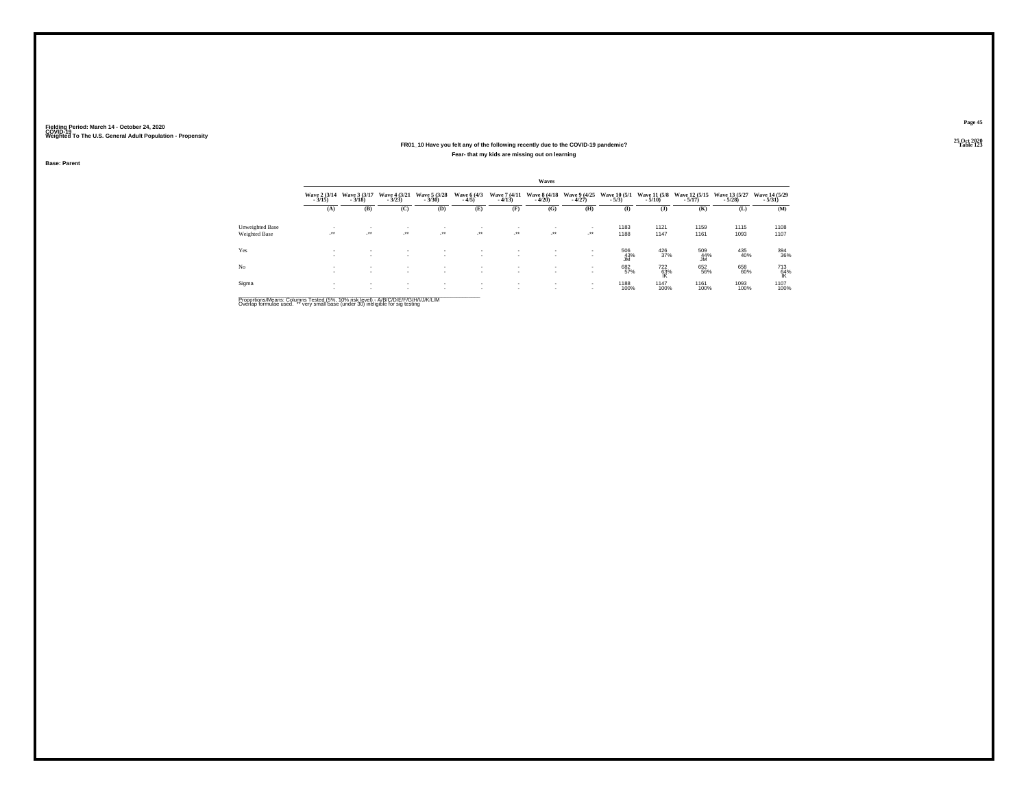Fielding Period: March 14 - October 24, 2020
COVID-19
Weighted To The U.S. General Adult Population - Propensity

25 Oct 2020
Table 123

**FR01_10 Have you felt any of the following recently due to the COVID-19 pandemic?**

**Fear- that my kids are missing out on learning**

**Base: Parent**

| | Waves | | | | | | | | | | | | |
|---|---|---|---|---|---|---|---|---|---|---|---|---|---|
| | Wave 2 (3/14 - 3/15) | Wave 3 (3/17 - 3/18) | Wave 4 (3/21 - 3/23) | Wave 5 (3/28 - 3/30) | Wave 6 (4/3 - 4/5) | Wave 7 (4/11 - 4/13) | Wave 8 (4/18 - 4/20) | Wave 9 (4/25 - 4/27) | Wave 10 (5/1 - 5/3) | Wave 11 (5/8 - 5/10) | Wave 12 (5/15 - 5/17) | Wave 13 (5/27 - 5/28) | Wave 14 (5/29 - 5/31) |
| | (A) | (B) | (C) | (D) | (E) | (F) | (G) | (H) | (I) | (J) | (K) | (L) | (M) |
| Unweighted Base | - | - | - | - | - | - | - | - | 1183 | 1121 | 1159 | 1115 | 1108 |
| Weighted Base | -** | -** | -** | -** | -** | -** | -** | -** | 1188 | 1147 | 1161 | 1093 | 1107 |
| Yes | - | - | - | - | - | - | - | - | 506 | 426 | 509 | 435 | 394 |
| | - | - | - | - | - | - | - | - | 43% JM | 37% | 44% JM | 40% | 36% |
| No | - | - | - | - | - | - | - | - | 682 | 722 | 652 | 658 | 713 |
| | - | - | - | - | - | - | - | - | 57% | 63% IK | 56% | 60% | 64% IK |
| Sigma | - | - | - | - | - | - | - | - | 1188 | 1147 | 1161 | 1093 | 1107 |
| | - | - | - | - | - | - | - | - | 100% | 100% | 100% | 100% | 100% |

Proportions/Means: Columns Tested (5%, 10% risk level) - A/B/C/D/E/F/G/H/I/J/K/L/M
Overlap formulae used. ** very small base (under 30) ineligible for sig testing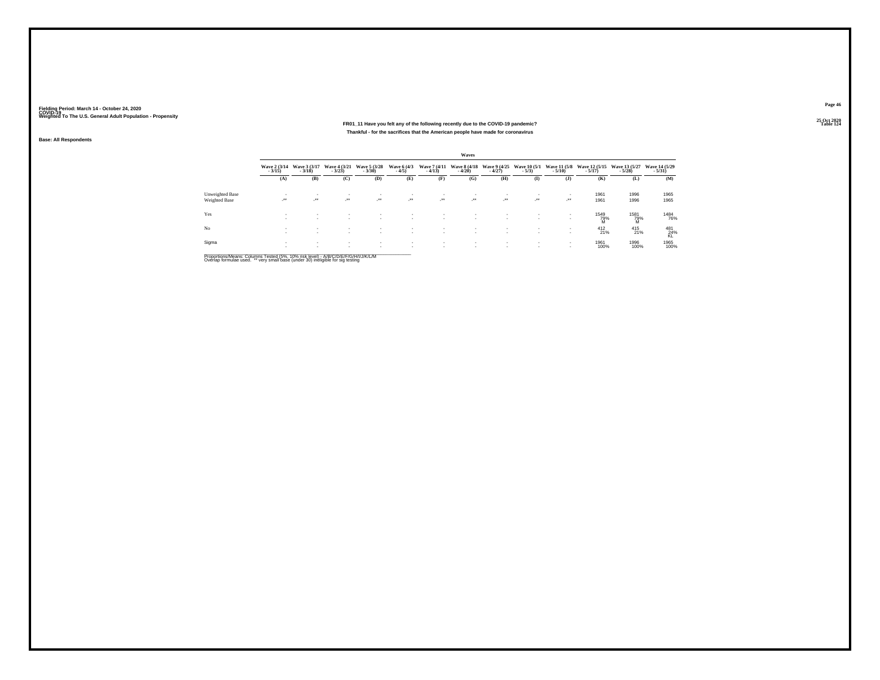Fielding Period: March 14 - October 24, 2020
COVID-19
Weighted To The U.S. General Adult Population - Propensity

25 Oct 2020
Table 124

## FR01_11 Have you felt any of the following recently due to the COVID-19 pandemic?

### Thankful - for the sacrifices that the American people have made for coronavirus

Base: All Respondents

| | Waves | | | | | | | | | | | | |
|---|---|---|---|---|---|---|---|---|---|---|---|---|---|
| | Wave 2 (3/14 - 3/15) | Wave 3 (3/17 - 3/18) | Wave 4 (3/21 - 3/23) | Wave 5 (3/28 - 3/30) | Wave 6 (4/3 - 4/5) | Wave 7 (4/11 - 4/13) | Wave 8 (4/18 - 4/20) | Wave 9 (4/25 - 4/27) | Wave 10 (5/1 - 5/3) | Wave 11 (5/8 - 5/10) | Wave 12 (5/15 - 5/17) | Wave 13 (5/27 - 5/28) | Wave 14 (5/29 - 5/31) |
| | (A) | (B) | (C) | (D) | (E) | (F) | (G) | (H) | (I) | (J) | (K) | (L) | (M) |
| Unweighted Base | - | - | - | - | - | - | - | - | - | - | 1961 | 1996 | 1965 |
| Weighted Base | -** | -** | -** | -** | -** | -** | -** | -** | -** | -** | 1961 | 1996 | 1965 |
| Yes | - | - | - | - | - | - | - | - | - | - | 1549 | 1581 | 1484 |
| | - | - | - | - | - | - | - | - | - | - | 79% M | 79% M | 76% |
| No | - | - | - | - | - | - | - | - | - | - | 412 | 415 | 481 |
| | - | - | - | - | - | - | - | - | - | - | 21% | 21% | 24% KL |
| Sigma | - | - | - | - | - | - | - | - | - | - | 1961 | 1996 | 1965 |
| | - | - | - | - | - | - | - | - | - | - | 100% | 100% | 100% |

Proportions/Means: Columns Tested (5%, 10% risk level) - A/B/C/D/E/F/G/H/I/J/K/L/M
Overlap formulae used. ** very small base (under 30) ineligible for sig testing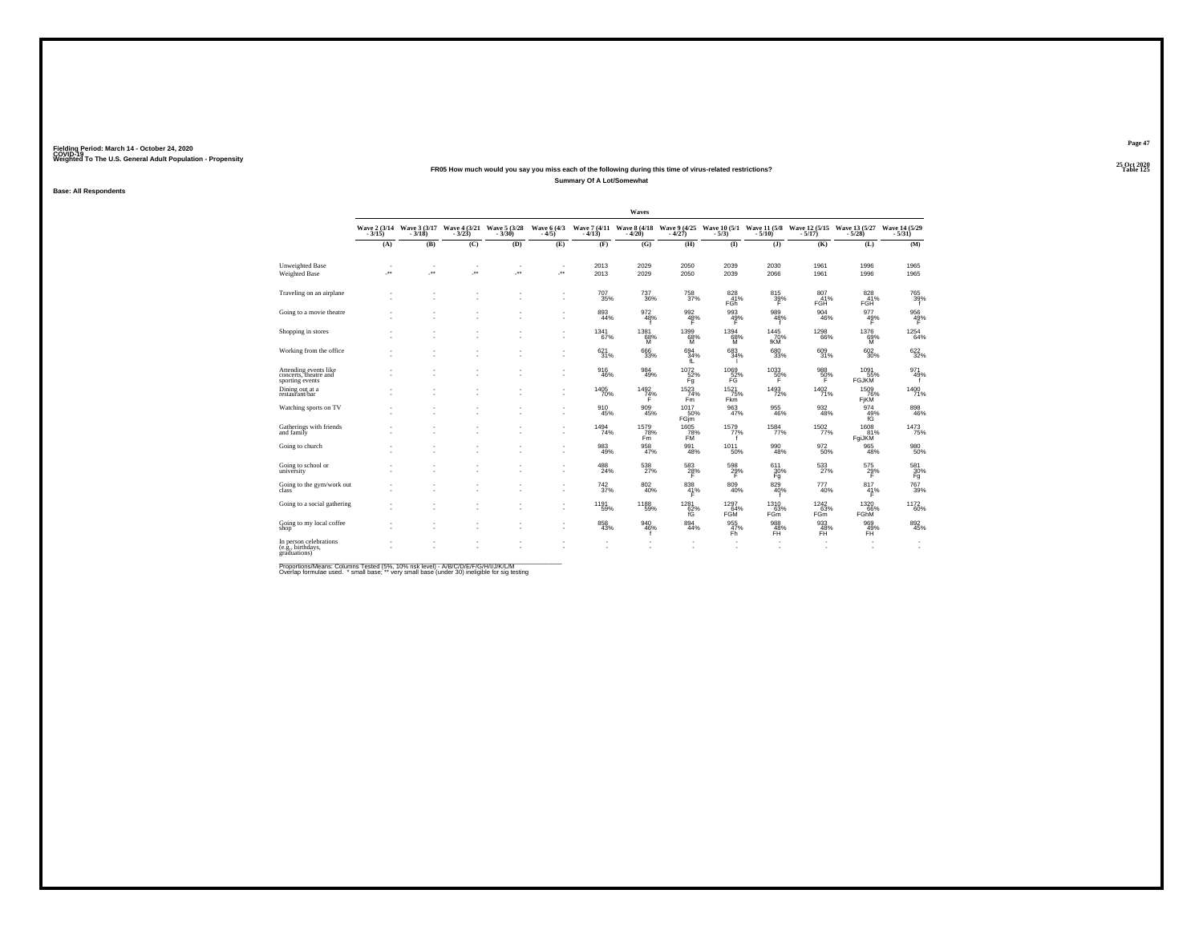Fielding Period: March 14 - October 24, 2020
COVID-19
Weighted To The U.S. General Adult Population - Propensity

25 Oct 2020
Table 125

**FR05 How much would you say you miss each of the following during this time of virus-related restrictions?**

**Summary Of A Lot/Somewhat**

**Base: All Respondents**

| | Waves | | | | | | | | | | | | |
|---|---|---|---|---|---|---|---|---|---|---|---|---|---|
| | Wave 2 (3/14 - 3/15) | Wave 3 (3/17 - 3/18) | Wave 4 (3/21 - 3/23) | Wave 5 (3/28 - 3/30) | Wave 6 (4/3 - 4/5) | Wave 7 (4/11 - 4/13) | Wave 8 (4/18 - 4/20) | Wave 9 (4/25 - 4/27) | Wave 10 (5/1 - 5/3) | Wave 11 (5/8 - 5/10) | Wave 12 (5/15 - 5/17) | Wave 13 (5/27 - 5/28) | Wave 14 (5/29 - 5/31) |
| | (A) | (B) | (C) | (D) | (E) | (F) | (G) | (H) | (I) | (J) | (K) | (L) | (M) |
| Unweighted Base | - | - | - | - | - | 2013 | 2029 | 2050 | 2039 | 2030 | 1961 | 1996 | 1965 |
| Weighted Base | -** | -** | -** | -** | -** | 2013 | 2029 | 2050 | 2039 | 2066 | 1961 | 1996 | 1965 |
| Traveling on an airplane | - | - | - | - | - | 707 | 737 | 758 | 828 | 815 | 807 | 828 | 765 |
| | - | - | - | - | - | 35% | 36% | 37% | 41% FGh | 39% F | 41% FGH | 41% FGH | 39% f |
| Going to a movie theatre | - | - | - | - | - | 893 | 972 | 992 | 993 | 989 | 904 | 977 | 956 |
| | - | - | - | - | - | 44% | 48% f | 48% F | 49% F | 48% f | 46% | 49% F | 49% F |
| Shopping in stores | - | - | - | - | - | 1341 | 1381 | 1399 | 1394 | 1445 | 1298 | 1376 | 1254 |
| | - | - | - | - | - | 67% | 68% M | 68% M | 68% M | 70% fKM | 66% | 69% M | 64% |
| Working from the office | - | - | - | - | - | 621 | 666 | 694 | 683 | 680 | 609 | 602 | 622 |
| | - | - | - | - | - | 31% | 33% | 34% fL | 34% l | 33% | 31% | 30% | 32% |
| Attending events like concerts, theatre and sporting events | - | - | - | - | - | 916 | 984 | 1072 | 1069 | 1033 | 988 | 1091 | 971 |
| | - | - | - | - | - | 46% | 49% | 52% Fg | 52% FG | 50% F | 50% F | 55% FGJKM | 49% f |
| Dining out at a restaurant/bar | - | - | - | - | - | 1405 | 1492 | 1523 | 1521 | 1493 | 1402 | 1509 | 1400 |
| | - | - | - | - | - | 70% | 74% F | 74% Fm | 75% Fkm | 72% | 71% | 76% FjKM | 71% |
| Watching sports on TV | - | - | - | - | - | 910 | 909 | 1017 | 963 | 955 | 932 | 974 | 898 |
| | - | - | - | - | - | 45% | 45% | 50% FGjm | 47% | 46% | 48% | 49% fG | 46% |
| Gatherings with friends and family | - | - | - | - | - | 1494 | 1579 | 1605 | 1579 | 1584 | 1502 | 1608 | 1473 |
| | - | - | - | - | - | 74% | 78% Fm | 78% FM | 77% f | 77% | 77% | 81% FgiJKM | 75% |
| Going to church | - | - | - | - | - | 983 | 958 | 991 | 1011 | 990 | 972 | 965 | 980 |
| | - | - | - | - | - | 49% | 47% | 48% | 50% | 48% | 50% | 48% | 50% |
| Going to school or university | - | - | - | - | - | 488 | 538 | 583 | 598 | 611 | 533 | 575 | 581 |
| | - | - | - | - | - | 24% | 27% | 28% F | 29% F | 30% Fg | 27% | 29% F | 30% Fg |
| Going to the gym/work out class | - | - | - | - | - | 742 | 802 | 838 | 809 | 829 | 777 | 817 | 767 |
| | - | - | - | - | - | 37% | 40% | 41% F | 40% | 40% f | 40% | 41% F | 39% |
| Going to a social gathering | - | - | - | - | - | 1191 | 1188 | 1281 | 1297 | 1310 | 1242 | 1320 | 1172 |
| | - | - | - | - | - | 59% | 59% | 62% fG | 64% FGM | 63% FGm | 63% FGm | 66% FGhM | 60% |
| Going to my local coffee shop | - | - | - | - | - | 858 | 940 | 894 | 955 | 988 | 933 | 969 | 892 |
| | - | - | - | - | - | 43% | 46% f | 44% | 47% Fh | 48% FH | 48% FH | 49% FH | 45% |
| In person celebrations (e.g., birthdays, graduations) | - | - | - | - | - | - | - | - | - | - | - | - | - |
| | - | - | - | - | - | - | - | - | - | - | - | - | - |

Proportions/Means: Columns Tested (5%, 10% risk level) - A/B/C/D/E/F/G/H/I/J/K/L/M
Overlap formulae used. * small base; ** very small base (under 30) ineligible for sig testing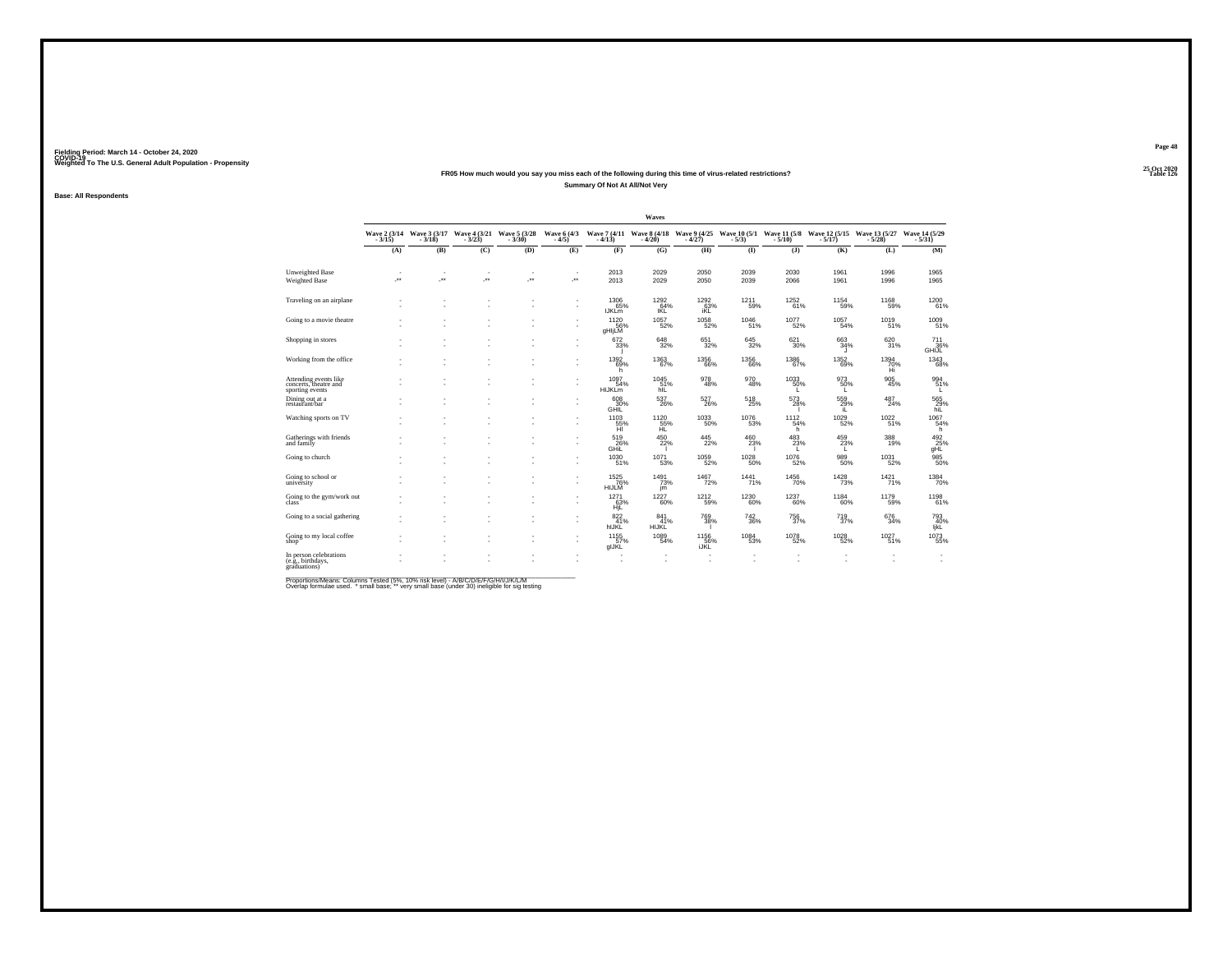Fielding Period: March 14 - October 24, 2020
COVID-19
Weighted To The U.S. General Adult Population - Propensity

25 Oct 2020
Table 126

## FR05 How much would you say you miss each of the following during this time of virus-related restrictions?

### Summary Of Not At All/Not Very

**Base: All Respondents**

| | Wave 2 (3/14 - 3/15) | Wave 3 (3/17 - 3/18) | Wave 4 (3/21 - 3/23) | Wave 5 (3/28 - 3/30) | Wave 6 (4/3 - 4/5) | Wave 7 (4/11 - 4/13) | Wave 8 (4/18 - 4/20) | Wave 9 (4/25 - 4/27) | Wave 10 (5/1 - 5/3) | Wave 11 (5/8 - 5/10) | Wave 12 (5/15 - 5/17) | Wave 13 (5/27 - 5/28) | Wave 14 (5/29 - 5/31) |
|---|---|---|---|---|---|---|---|---|---|---|---|---|---|
| | (A) | (B) | (C) | (D) | (E) | (F) | (G) | (H) | (I) | (J) | (K) | (L) | (M) |
| Unweighted Base | - | - | - | - | - | 2013 | 2029 | 2050 | 2039 | 2030 | 1961 | 1996 | 1965 |
| Weighted Base | -** | -** | -** | -** | -** | 2013 | 2029 | 2050 | 2039 | 2066 | 1961 | 1996 | 1965 |
| Traveling on an airplane | - | - | - | - | - | 1306 65% IJKLm | 1292 64% IKL | 1292 63% iKL | 1211 59% | 1252 61% | 1154 59% | 1168 59% | 1200 61% |
| Going to a movie theatre | - | - | - | - | - | 1120 56% gHIjLM | 1057 52% | 1058 52% | 1046 51% | 1077 52% | 1057 54% | 1019 51% | 1009 51% |
| Shopping in stores | - | - | - | - | - | 672 33% J | 648 32% | 651 32% | 645 32% | 621 30% | 663 34% J | 620 31% | 711 36% GHIJL |
| Working from the office | - | - | - | - | - | 1392 69% h | 1363 67% | 1356 66% | 1356 66% | 1386 67% | 1352 69% | 1394 70% Hi | 1343 68% |
| Attending events like concerts, theatre and sporting events | - | - | - | - | - | 1097 54% HIJKLm | 1045 51% hIL | 978 48% | 970 48% | 1033 50% L | 973 50% L | 905 45% | 994 51% L |
| Dining out at a restaurant/bar | - | - | - | - | - | 608 30% GHIL | 537 26% | 527 26% | 518 25% | 573 28% l | 559 29% iL | 487 24% | 565 29% hiL |
| Watching sports on TV | - | - | - | - | - | 1103 55% HI | 1120 55% HL | 1033 50% | 1076 53% | 1112 54% h | 1029 52% | 1022 51% | 1067 54% h |
| Gatherings with friends and family | - | - | - | - | - | 519 26% GHIL | 450 22% l | 445 22% | 460 23% l | 483 23% L | 459 23% L | 388 19% | 492 25% gHL |
| Going to church | - | - | - | - | - | 1030 51% | 1071 53% | 1059 52% | 1028 50% | 1076 52% | 989 50% | 1031 52% | 985 50% |
| Going to school or university | - | - | - | - | - | 1525 76% HIJLM | 1491 73% jm | 1467 72% | 1441 71% | 1456 70% | 1428 73% | 1421 71% | 1384 70% |
| Going to the gym/work out class | - | - | - | - | - | 1271 63% HjL | 1227 60% | 1212 59% | 1230 60% | 1237 60% | 1184 60% | 1179 59% | 1198 61% |
| Going to a social gathering | - | - | - | - | - | 822 41% hIJKL | 841 41% HIJKL | 769 38% l | 742 36% | 756 37% | 719 37% | 676 34% | 793 40% IjkL |
| Going to my local coffee shop | - | - | - | - | - | 1155 57% glJKL | 1089 54% | 1156 56% iJKL | 1084 53% | 1078 52% | 1028 52% | 1027 51% | 1073 55% |
| In person celebrations (e.g., birthdays, graduations) | - | - | - | - | - | - | - | - | - | - | - | - | - |

Proportions/Means: Columns Tested (5%, 10% risk level) - A/B/C/D/E/F/G/H/I/J/K/L/M
Overlap formulae used. * small base; ** very small base (under 30) ineligible for sig testing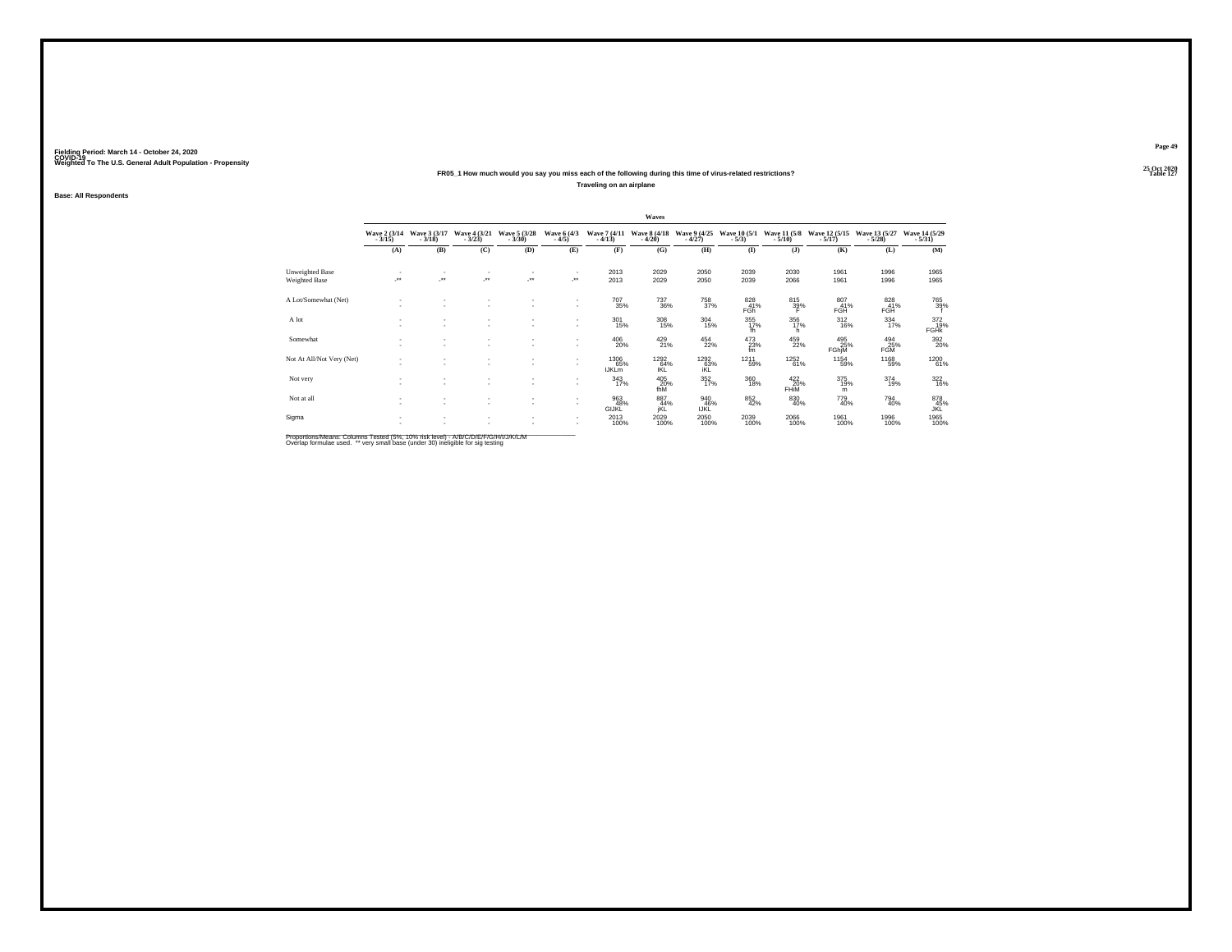Fielding Period: March 14 - October 24, 2020
COVID-19
Weighted To The U.S. General Adult Population - Propensity

25 Oct 2020
Table 127

**FR05_1 How much would you say you miss each of the following during this time of virus-related restrictions?**

**Traveling on an airplane**

**Base: All Respondents**

| | Waves | | | | | | | | | | | | |
|---|---|---|---|---|---|---|---|---|---|---|---|---|---|
| | Wave 2 (3/14 - 3/15) | Wave 3 (3/17 - 3/18) | Wave 4 (3/21 - 3/23) | Wave 5 (3/28 - 3/30) | Wave 6 (4/3 - 4/5) | Wave 7 (4/11 - 4/13) | Wave 8 (4/18 - 4/20) | Wave 9 (4/25 - 4/27) | Wave 10 (5/1 - 5/3) | Wave 11 (5/8 - 5/10) | Wave 12 (5/15 - 5/17) | Wave 13 (5/27 - 5/28) | Wave 14 (5/29 - 5/31) |
| | (A) | (B) | (C) | (D) | (E) | (F) | (G) | (H) | (I) | (J) | (K) | (L) | (M) |
| Unweighted Base | - | - | - | - | - | 2013 | 2029 | 2050 | 2039 | 2030 | 1961 | 1996 | 1965 |
| Weighted Base | -** | -** | -** | -** | -** | 2013 | 2029 | 2050 | 2039 | 2066 | 1961 | 1996 | 1965 |
| A Lot/Somewhat (Net) | - | - | - | - | - | 707 35% | 737 36% | 758 37% | 828 41% FGh | 815 39% F | 807 41% FGH | 828 41% FGH | 765 39% f |
| A lot | - | - | - | - | - | 301 15% | 308 15% | 304 15% | 355 17% fh | 356 17% h | 312 16% | 334 17% | 372 19% FGHk |
| Somewhat | - | - | - | - | - | 406 20% | 429 21% | 454 22% | 473 23% fm | 459 22% | 495 25% FGhjM | 494 25% FGM | 392 20% |
| Not At All/Not Very (Net) | - | - | - | - | - | 1306 65% IJKLm | 1292 64% iKL | 1292 63% iKL | 1211 59% | 1252 61% | 1154 59% | 1168 59% | 1200 61% |
| Not very | - | - | - | - | - | 343 17% | 405 20% fhM | 352 17% | 360 18% | 422 20% FHiM | 375 19% m | 374 19% | 322 16% |
| Not at all | - | - | - | - | - | 963 48% GIJKL | 887 44% jKL | 940 46% IJKL | 852 42% | 830 40% | 779 40% | 794 40% | 878 45% JKL |
| Sigma | - | - | - | - | - | 2013 100% | 2029 100% | 2050 100% | 2039 100% | 2066 100% | 1961 100% | 1996 100% | 1965 100% |

Proportions/Means: Columns Tested (5%, 10% risk level) - A/B/C/D/E/F/G/H/I/J/K/L/M
Overlap formulae used. ** very small base (under 30) ineligible for sig testing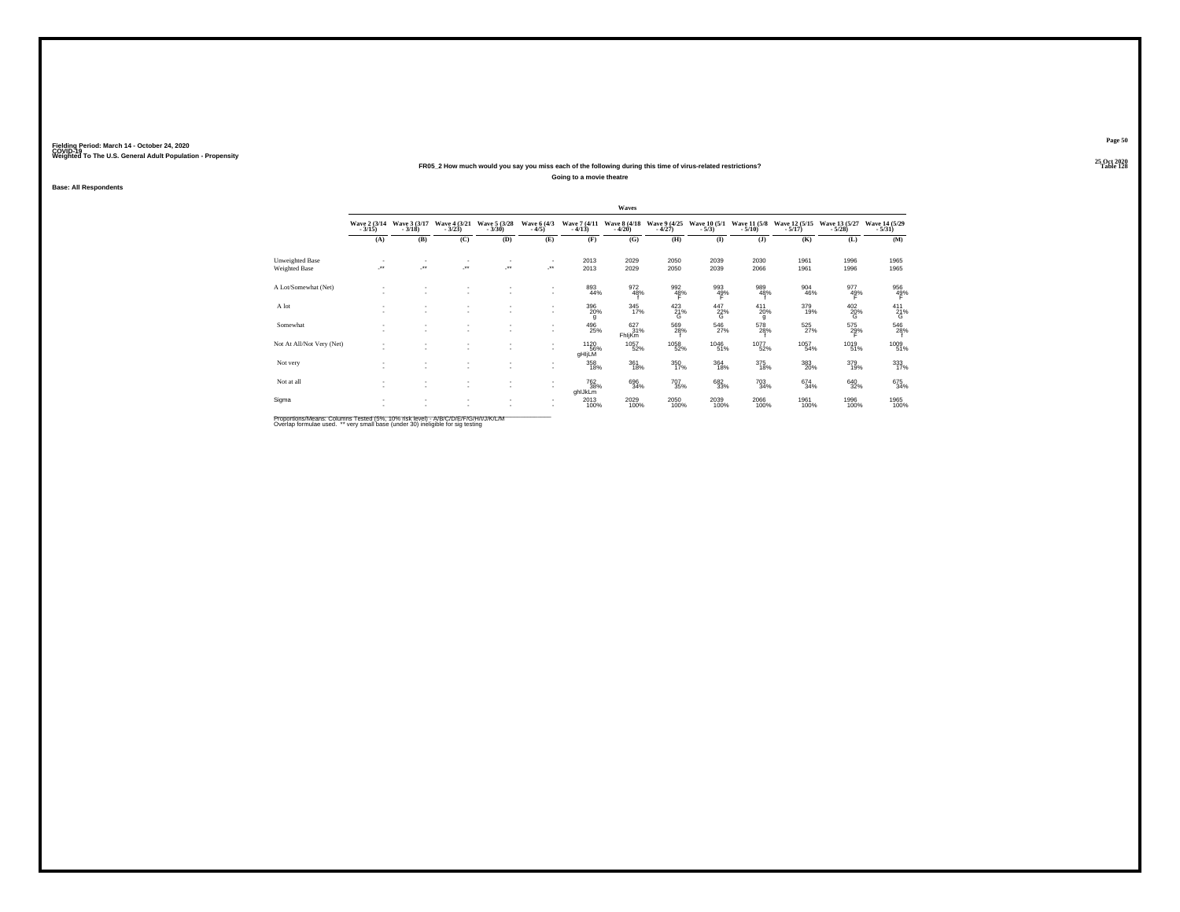Fielding Period: March 14 - October 24, 2020
COVID-19
Weighted To The U.S. General Adult Population - Propensity

25 Oct 2020
Table 128

**FR05_2 How much would you say you miss each of the following during this time of virus-related restrictions?**

**Going to a movie theatre**

**Base: All Respondents**

| | Waves | | | | | | | | | | | | |
|---|---|---|---|---|---|---|---|---|---|---|---|---|---|
| | Wave 2 (3/14 - 3/15) | Wave 3 (3/17 - 3/18) | Wave 4 (3/21 - 3/23) | Wave 5 (3/28 - 3/30) | Wave 6 (4/3 - 4/5) | Wave 7 (4/11 - 4/13) | Wave 8 (4/18 - 4/20) | Wave 9 (4/25 - 4/27) | Wave 10 (5/1 - 5/3) | Wave 11 (5/8 - 5/10) | Wave 12 (5/15 - 5/17) | Wave 13 (5/27 - 5/28) | Wave 14 (5/29 - 5/31) |
| | (A) | (B) | (C) | (D) | (E) | (F) | (G) | (H) | (I) | (J) | (K) | (L) | (M) |
| Unweighted Base | - | - | - | - | - | 2013 | 2029 | 2050 | 2039 | 2030 | 1961 | 1996 | 1965 |
| Weighted Base | -** | -** | -** | -** | -** | 2013 | 2029 | 2050 | 2039 | 2066 | 1961 | 1996 | 1965 |
| A Lot/Somewhat (Net) | - | - | - | - | - | 893 | 972 | 992 | 993 | 989 | 904 | 977 | 956 |
| | - | - | - | - | - | 44% | 48% | 48% | 49% | 48% | 46% | 49% | 49% |
| | | | | | | | f | F | F | f | | F | F |
| A lot | - | - | - | - | - | 396 | 345 | 423 | 447 | 411 | 379 | 402 | 411 |
| | - | - | - | - | - | 20% | 17% | 21% | 22% | 20% | 19% | 20% | 21% |
| | | | | | | g | | G | G | g | | G | G |
| Somewhat | - | - | - | - | - | 496 | 627 | 569 | 546 | 578 | 525 | 575 | 546 |
| | - | - | - | - | - | 25% | 31% | 28% | 27% | 28% | 27% | 29% | 28% |
| | | | | | | | FhIjKm | f | | f | | F | f |
| Not At All/Not Very (Net) | - | - | - | - | - | 1120 | 1057 | 1058 | 1046 | 1077 | 1057 | 1019 | 1009 |
| | - | - | - | - | - | 56% | 52% | 52% | 51% | 52% | 54% | 51% | 51% |
| | | | | | | gHIjLM | | | | | | | |
| Not very | - | - | - | - | - | 358 | 361 | 350 | 364 | 375 | 383 | 379 | 333 |
| | - | - | - | - | - | 18% | 18% | 17% | 18% | 18% | 20% | 19% | 17% |
| Not at all | - | - | - | - | - | 762 | 696 | 707 | 682 | 703 | 674 | 640 | 675 |
| | - | - | - | - | - | 38% | 34% | 35% | 33% | 34% | 34% | 32% | 34% |
| | | | | | | ghIJkLm | | | | | | | |
| Sigma | - | - | - | - | - | 2013 | 2029 | 2050 | 2039 | 2066 | 1961 | 1996 | 1965 |
| | - | - | - | - | - | 100% | 100% | 100% | 100% | 100% | 100% | 100% | 100% |

Proportions/Means: Columns Tested (5%, 10% risk level) - A/B/C/D/E/F/G/H/I/J/K/L/M
Overlap formulae used. ** very small base (under 30) ineligible for sig testing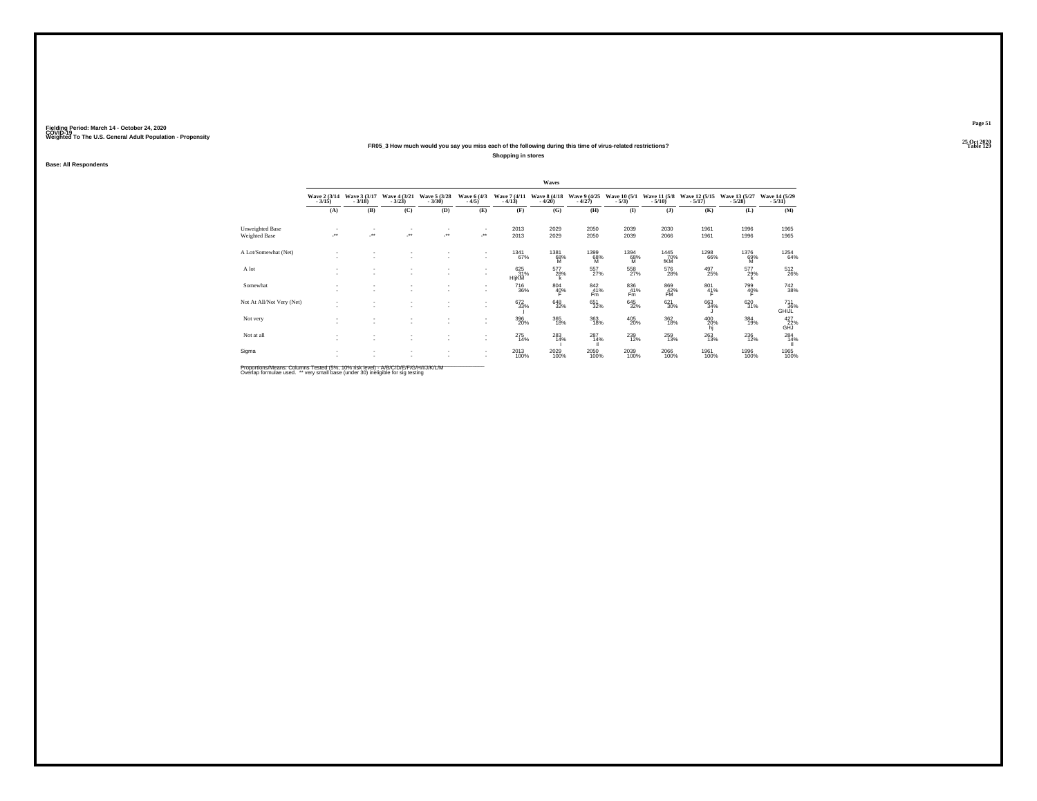Fielding Period: March 14 - October 24, 2020
COVID-19
Weighted To The U.S. General Adult Population - Propensity

25 Oct 2020
Table 129

**FR05_3 How much would you say you miss each of the following during this time of virus-related restrictions?**

**Shopping in stores**

**Base: All Respondents**

| | Waves | | | | | | | | | | | | |
|---|---|---|---|---|---|---|---|---|---|---|---|---|---|
| | Wave 2 (3/14 - 3/15) | Wave 3 (3/17 - 3/18) | Wave 4 (3/21 - 3/23) | Wave 5 (3/28 - 3/30) | Wave 6 (4/3 - 4/5) | Wave 7 (4/11 - 4/13) | Wave 8 (4/18 - 4/20) | Wave 9 (4/25 - 4/27) | Wave 10 (5/1 - 5/3) | Wave 11 (5/8 - 5/10) | Wave 12 (5/15 - 5/17) | Wave 13 (5/27 - 5/28) | Wave 14 (5/29 - 5/31) |
| | (A) | (B) | (C) | (D) | (E) | (F) | (G) | (H) | (I) | (J) | (K) | (L) | (M) |
| Unweighted Base | - | - | - | - | - | 2013 | 2029 | 2050 | 2039 | 2030 | 1961 | 1996 | 1965 |
| Weighted Base | -** | -** | -** | -** | -** | 2013 | 2029 | 2050 | 2039 | 2066 | 1961 | 1996 | 1965 |
| A Lot/Somewhat (Net) | - | - | - | - | - | 1341 67% | 1381 68% M | 1399 68% M | 1394 68% M | 1445 70% fKM | 1298 66% | 1376 69% M | 1254 64% |
| A lot | - | - | - | - | - | 625 31% HIjKM | 577 28% k | 557 27% | 558 27% | 576 28% | 497 25% | 577 29% k | 512 26% |
| Somewhat | - | - | - | - | - | 716 36% | 804 40% F | 842 41% Fm | 836 41% Fm | 869 42% FM | 801 41% F | 799 40% F | 742 38% |
| Not At All/Not Very (Net) | - | - | - | - | - | 672 33% j | 648 32% | 651 32% | 645 32% | 621 30% | 663 34% J | 620 31% | 711 36% GHIJL |
| Not very | - | - | - | - | - | 396 20% | 365 18% | 363 18% | 405 20% | 362 18% | 400 20% hj | 384 19% | 427 22% GHJ |
| Not at all | - | - | - | - | - | 275 14% | 283 14% i | 287 14% il | 239 12% | 259 13% | 263 13% | 236 12% | 284 14% Il |
| Sigma | - | - | - | - | - | 2013 100% | 2029 100% | 2050 100% | 2039 100% | 2066 100% | 1961 100% | 1996 100% | 1965 100% |

Proportions/Means: Columns Tested (5%, 10% risk level) - A/B/C/D/E/F/G/H/I/J/K/L/M
Overlap formulae used. ** very small base (under 30) ineligible for sig testing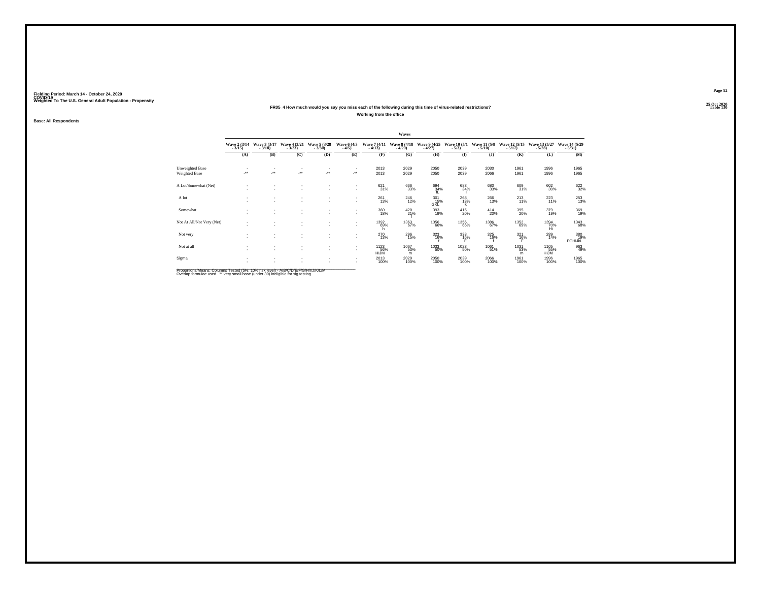Fielding Period: March 14 - October 24, 2020
COVID-19
Weighted To The U.S. General Adult Population - Propensity

25 Oct 2020
Table 130

### FR05_4 How much would you say you miss each of the following during this time of virus-related restrictions?

**Working from the office**

**Base: All Respondents**

| | Waves | | | | | | | | | | | | |
|---|---|---|---|---|---|---|---|---|---|---|---|---|---|
| | Wave 2 (3/14 - 3/15) | Wave 3 (3/17 - 3/18) | Wave 4 (3/21 - 3/23) | Wave 5 (3/28 - 3/30) | Wave 6 (4/3 - 4/5) | Wave 7 (4/11 - 4/13) | Wave 8 (4/18 - 4/20) | Wave 9 (4/25 - 4/27) | Wave 10 (5/1 - 5/3) | Wave 11 (5/8 - 5/10) | Wave 12 (5/15 - 5/17) | Wave 13 (5/27 - 5/28) | Wave 14 (5/29 - 5/31) |
| | (A) | (B) | (C) | (D) | (E) | (F) | (G) | (H) | (I) | (J) | (K) | (L) | (M) |
| Unweighted Base | - | - | - | - | - | 2013 | 2029 | 2050 | 2039 | 2030 | 1961 | 1996 | 1965 |
| Weighted Base | -** | -** | -** | -** | -** | 2013 | 2029 | 2050 | 2039 | 2066 | 1961 | 1996 | 1965 |
| A Lot/Somewhat (Net) | - | - | - | - | - | 621 | 666 | 694 | 683 | 680 | 609 | 602 | 622 |
| | - | - | - | - | - | 31% | 33% | 34% | 34% | 33% | 31% | 30% | 32% |
| | | | | | | | | fL | l | | | | |
| A lot | - | - | - | - | - | 261 | 246 | 301 | 268 | 266 | 213 | 223 | 253 |
| | - | - | - | - | - | 13% | 12% | 15% | 13% | 13% | 11% | 11% | 13% |
| | | | | | | | | GKL | k | | | | |
| Somewhat | - | - | - | - | - | 360 | 420 | 393 | 415 | 414 | 395 | 379 | 369 |
| | - | - | - | - | - | 18% | 21% | 19% | 20% | 20% | 20% | 19% | 19% |
| | | | | | | | f | | | | | | |
| Not At All/Not Very (Net) | - | - | - | - | - | 1392 | 1363 | 1356 | 1356 | 1386 | 1352 | 1394 | 1343 |
| | - | - | - | - | - | 69% | 67% | 66% | 66% | 67% | 69% | 70% | 68% |
| | | | | | | h | | | | | | Hi | |
| Not very | - | - | - | - | - | 270 | 296 | 323 | 333 | 325 | 321 | 289 | 380 |
| | - | - | - | - | - | 13% | 15% | 16% | 16% | 16% | 16% | 14% | 19% |
| | | | | | | | | f | F | f | F | | FGHiJkL |
| Not at all | - | - | - | - | - | 1123 | 1067 | 1033 | 1023 | 1061 | 1031 | 1105 | 963 |
| | - | - | - | - | - | 56% | 53% | 50% | 50% | 51% | 53% | 55% | 49% |
| | | | | | | HIJM | m | | | | m | HIJM | |
| Sigma | - | - | - | - | - | 2013 | 2029 | 2050 | 2039 | 2066 | 1961 | 1996 | 1965 |
| | - | - | - | - | - | 100% | 100% | 100% | 100% | 100% | 100% | 100% | 100% |

Proportions/Means: Columns Tested (5%, 10% risk level) - A/B/C/D/E/F/G/H/I/J/K/L/M
Overlap formulae used. ** very small base (under 30) ineligible for sig testing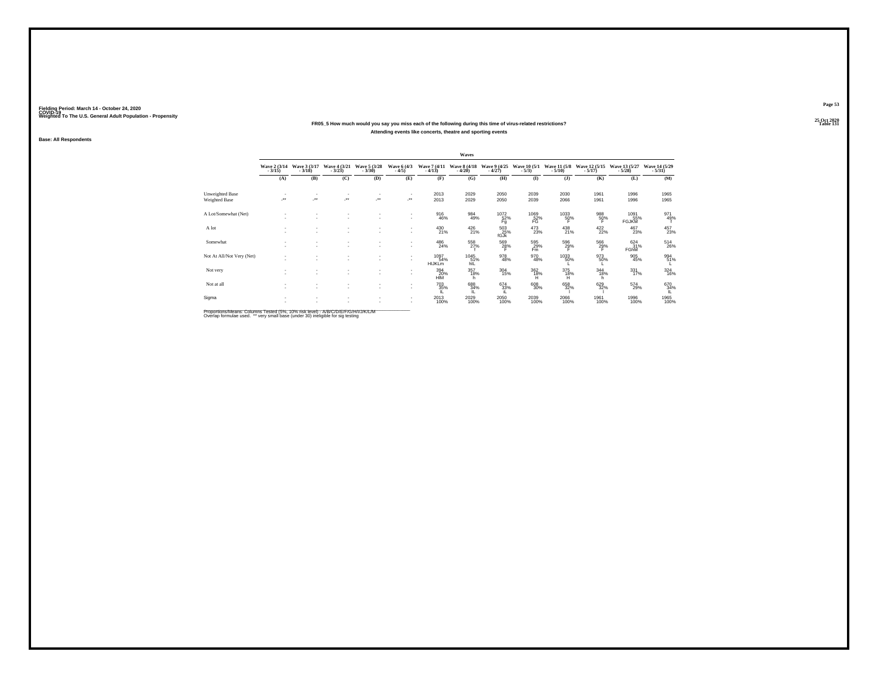Fielding Period: March 14 - October 24, 2020
COVID-19
Weighted To The U.S. General Adult Population - Propensity

Table 131

**FR05_5 How much would you say you miss each of the following during this time of virus-related restrictions?**
**Attending events like concerts, theatre and sporting events**

Base: All Respondents

| | Waves | | | | | | | | | | | | |
|---|---|---|---|---|---|---|---|---|---|---|---|---|---|
| | Wave 2 (3/14 - 3/15) | Wave 3 (3/17 - 3/18) | Wave 4 (3/21 - 3/23) | Wave 5 (3/28 - 3/30) | Wave 6 (4/3 - 4/5) | Wave 7 (4/11 - 4/13) | Wave 8 (4/18 - 4/20) | Wave 9 (4/25 - 4/27) | Wave 10 (5/1 - 5/3) | Wave 11 (5/8 - 5/10) | Wave 12 (5/15 - 5/17) | Wave 13 (5/27 - 5/28) | Wave 14 (5/29 - 5/31) |
| | (A) | (B) | (C) | (D) | (E) | (F) | (G) | (H) | (I) | (J) | (K) | (L) | (M) |
| Unweighted Base | - | - | - | - | - | 2013 | 2029 | 2050 | 2039 | 2030 | 1961 | 1996 | 1965 |
| Weighted Base | -** | -** | -** | -** | -** | 2013 | 2029 | 2050 | 2039 | 2066 | 1961 | 1996 | 1965 |
| A Lot/Somewhat (Net) | - | - | - | - | - | 916 46% | 984 49% | 1072 52% Fg | 1069 52% FG | 1033 50% F | 988 50% F | 1091 55% FGJKM | 971 49% f |
| A lot | - | - | - | - | - | 430 21% | 426 21% | 503 25% fGJk | 473 23% | 438 21% | 422 22% | 467 23% | 457 23% |
| Somewhat | - | - | - | - | - | 486 24% | 558 27% f | 569 28% F | 595 29% Fm | 596 29% F | 566 29% F | 624 31% FGhM | 514 26% |
| Not At All/Not Very (Net) | - | - | - | - | - | 1097 54% HIJKLm | 1045 51% hIL | 978 48% | 970 48% | 1033 50% L | 973 50% L | 905 45% | 994 51% L |
| Not very | - | - | - | - | - | 394 20% HIM | 357 18% h | 304 15% | 362 18% H | 375 18% H | 344 18% h | 331 17% | 324 16% |
| Not at all | - | - | - | - | - | 703 35% IL | 688 34% IL | 674 33% iL | 608 30% | 658 32% l | 629 32% l | 574 29% | 670 34% IL |
| Sigma | - | - | - | - | - | 2013 100% | 2029 100% | 2050 100% | 2039 100% | 2066 100% | 1961 100% | 1996 100% | 1965 100% |

Proportions/Means: Columns Tested (5%, 10% risk level) - A/B/C/D/E/F/G/H/I/J/K/L/M
Overlap formulae used. ** very small base (under 30) ineligible for sig testing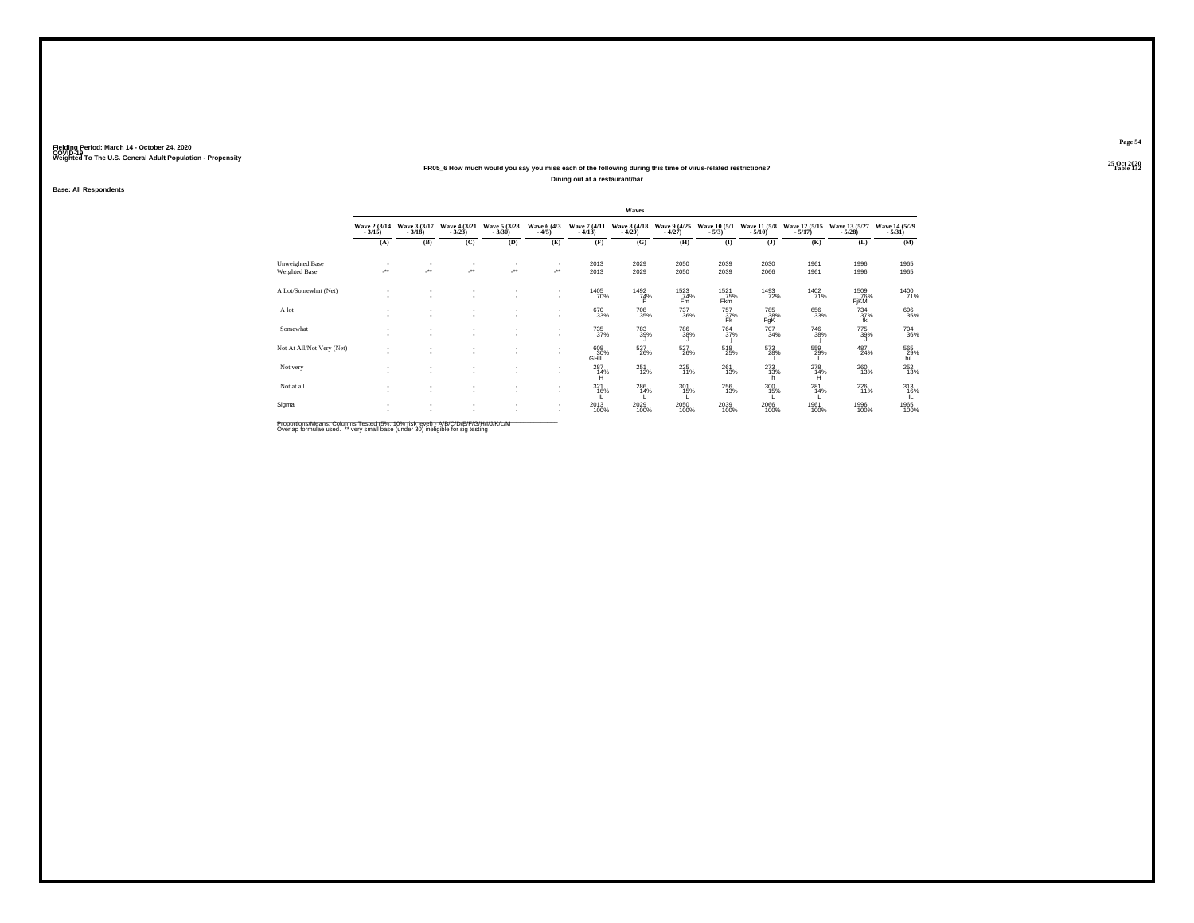Fielding Period: March 14 - October 24, 2020
COVID-19
Weighted To The U.S. General Adult Population - Propensity

25 Oct 2020
Table 132

## FR05_6 How much would you say you miss each of the following during this time of virus-related restrictions?

### Dining out at a restaurant/bar

Base: All Respondents

| | Waves | | | | | | | | | | | | |
|---|---|---|---|---|---|---|---|---|---|---|---|---|---|
| | Wave 2 (3/14 - 3/15) | Wave 3 (3/17 - 3/18) | Wave 4 (3/21 - 3/23) | Wave 5 (3/28 - 3/30) | Wave 6 (4/3 - 4/5) | Wave 7 (4/11 - 4/13) | Wave 8 (4/18 - 4/20) | Wave 9 (4/25 - 4/27) | Wave 10 (5/1 - 5/3) | Wave 11 (5/8 - 5/10) | Wave 12 (5/15 - 5/17) | Wave 13 (5/27 - 5/28) | Wave 14 (5/29 - 5/31) |
| | (A) | (B) | (C) | (D) | (E) | (F) | (G) | (H) | (I) | (J) | (K) | (L) | (M) |
| Unweighted Base | - | - | - | - | - | 2013 | 2029 | 2050 | 2039 | 2030 | 1961 | 1996 | 1965 |
| Weighted Base | -** | -** | -** | -** | -** | 2013 | 2029 | 2050 | 2039 | 2066 | 1961 | 1996 | 1965 |
| A Lot/Somewhat (Net) | - | - | - | - | - | 1405 70% | 1492 74% F | 1523 74% Fm | 1521 75% Fkm | 1493 72% | 1402 71% | 1509 76% FjKM | 1400 71% |
| A lot | - | - | - | - | - | 670 33% | 708 35% | 737 36% | 757 37% Fk | 785 38% FgK | 656 33% | 734 37% fk | 696 35% |
| Somewhat | - | - | - | - | - | 735 37% | 783 39% J | 786 38% J | 764 37% | 707 34% | 746 38% | 775 39% J | 704 36% |
| Not At All/Not Very (Net) | - | - | - | - | - | 608 30% GHIL | 537 26% | 527 26% | 518 25% | 573 28% I | 559 29% iL | 487 24% | 565 29% hiL |
| Not very | - | - | - | - | - | 287 14% H | 251 12% | 225 11% | 261 13% | 273 13% h | 278 14% H | 260 13% | 252 13% |
| Not at all | - | - | - | - | - | 321 16% IL | 286 14% L | 301 15% L | 256 13% | 300 15% L | 281 14% L | 226 11% | 313 16% IL |
| Sigma | - | - | - | - | - | 2013 100% | 2029 100% | 2050 100% | 2039 100% | 2066 100% | 1961 100% | 1996 100% | 1965 100% |

Proportions/Means: Columns Tested (5%, 10% risk level) - A/B/C/D/E/F/G/H/I/J/K/L/M
Overlap formulae used. ** very small base (under 30) ineligible for sig testing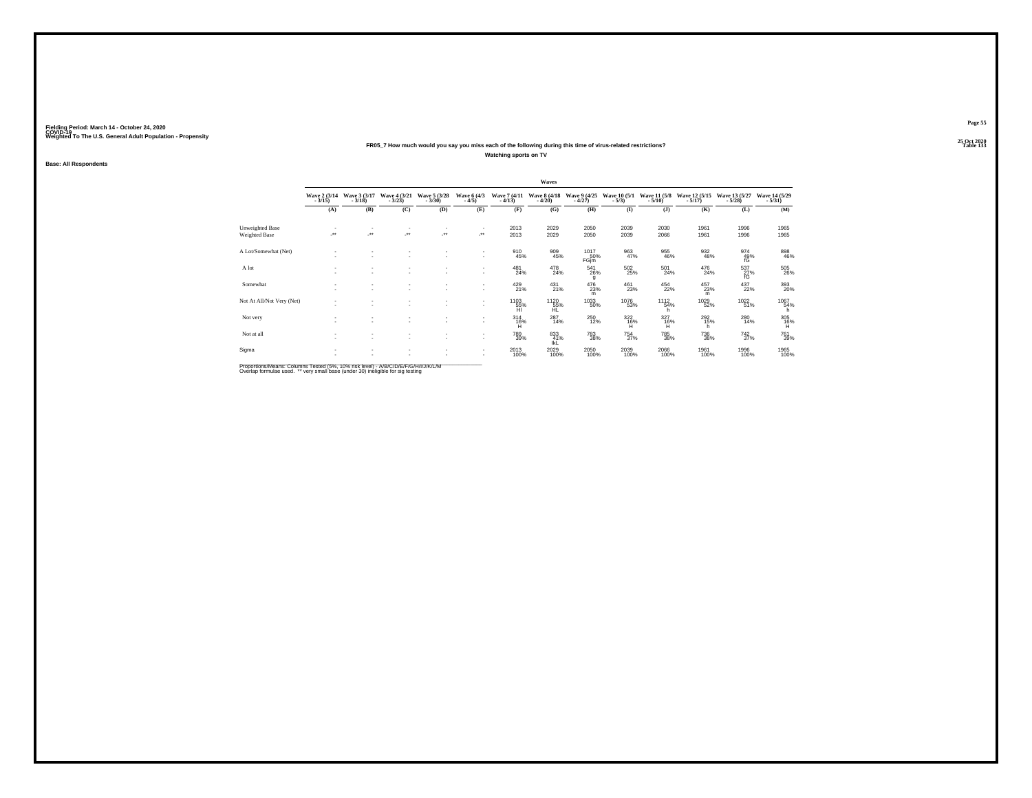Fielding Period: March 14 - October 24, 2020
COVID-19
Weighted To The U.S. General Adult Population - Propensity

25 Oct 2020
Table 133

**FR05_7 How much would you say you miss each of the following during this time of virus-related restrictions?**

**Watching sports on TV**

**Base: All Respondents**

| | Waves | | | | | | | | | | | | |
|---|---|---|---|---|---|---|---|---|---|---|---|---|---|
| | Wave 2 (3/14 - 3/15) | Wave 3 (3/17 - 3/18) | Wave 4 (3/21 - 3/23) | Wave 5 (3/28 - 3/30) | Wave 6 (4/3 - 4/5) | Wave 7 (4/11 - 4/13) | Wave 8 (4/18 - 4/20) | Wave 9 (4/25 - 4/27) | Wave 10 (5/1 - 5/3) | Wave 11 (5/8 - 5/10) | Wave 12 (5/15 - 5/17) | Wave 13 (5/27 - 5/28) | Wave 14 (5/29 - 5/31) |
| | (A) | (B) | (C) | (D) | (E) | (F) | (G) | (H) | (I) | (J) | (K) | (L) | (M) |
| Unweighted Base | - | - | - | - | - | 2013 | 2029 | 2050 | 2039 | 2030 | 1961 | 1996 | 1965 |
| Weighted Base | -** | -** | -** | -** | -** | 2013 | 2029 | 2050 | 2039 | 2066 | 1961 | 1996 | 1965 |
| A Lot/Somewhat (Net) | - | - | - | - | - | 910 45% | 909 45% | 1017 50% FGjm | 963 47% | 955 46% | 932 48% | 974 49% fG | 898 46% |
| A lot | - | - | - | - | - | 481 24% | 478 24% | 541 26% g | 502 25% | 501 24% | 476 24% | 537 27% fG | 505 26% |
| Somewhat | - | - | - | - | - | 429 21% | 431 21% | 476 23% m | 461 23% | 454 22% | 457 23% m | 437 22% | 393 20% |
| Not At All/Not Very (Net) | - | - | - | - | - | 1103 55% HI | 1120 55% HL | 1033 50% | 1076 53% | 1112 54% h | 1029 52% | 1022 51% | 1067 54% h |
| Not very | - | - | - | - | - | 314 16% H | 287 14% | 250 12% | 322 16% H | 327 16% H | 292 15% h | 280 14% | 305 16% H |
| Not at all | - | - | - | - | - | 789 39% | 833 41% IkL | 783 38% | 754 37% | 785 38% | 736 38% | 742 37% | 761 39% |
| Sigma | - | - | - | - | - | 2013 100% | 2029 100% | 2050 100% | 2039 100% | 2066 100% | 1961 100% | 1996 100% | 1965 100% |

Proportions/Means: Columns Tested (5%, 10% risk level) - A/B/C/D/E/F/G/H/I/J/K/L/M
Overlap formulae used. ** very small base (under 30) ineligible for sig testing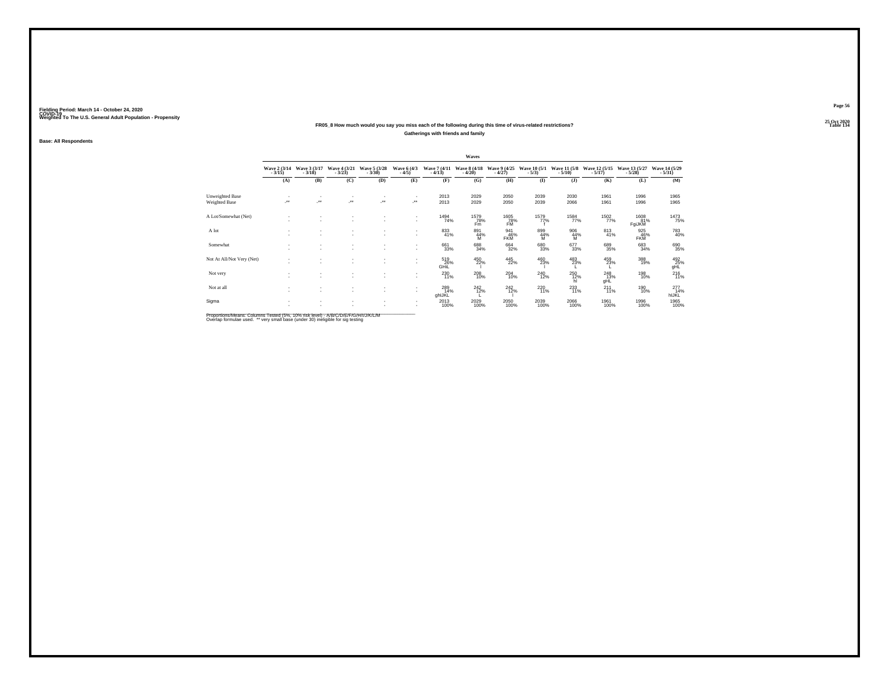Fielding Period: March 14 - October 24, 2020
COVID-19
Weighted To The U.S. General Adult Population - Propensity

25 Oct 2020
Table 134

## FR05_8 How much would you say you miss each of the following during this time of virus-related restrictions?

### Gatherings with friends and family

Base: All Respondents

| | Waves | | | | | | | | | | | | |
|---|---|---|---|---|---|---|---|---|---|---|---|---|---|
| | Wave 2 (3/14 - 3/15) | Wave 3 (3/17 - 3/18) | Wave 4 (3/21 - 3/23) | Wave 5 (3/28 - 3/30) | Wave 6 (4/3 - 4/5) | Wave 7 (4/11 - 4/13) | Wave 8 (4/18 - 4/20) | Wave 9 (4/25 - 4/27) | Wave 10 (5/1 - 5/3) | Wave 11 (5/8 - 5/10) | Wave 12 (5/15 - 5/17) | Wave 13 (5/27 - 5/28) | Wave 14 (5/29 - 5/31) |
| | (A) | (B) | (C) | (D) | (E) | (F) | (G) | (H) | (I) | (J) | (K) | (L) | (M) |
| Unweighted Base | - | - | - | - | - | 2013 | 2029 | 2050 | 2039 | 2030 | 1961 | 1996 | 1965 |
| Weighted Base | -** | -** | -** | -** | -** | 2013 | 2029 | 2050 | 2039 | 2066 | 1961 | 1996 | 1965 |
| A Lot/Somewhat (Net) | - | - | - | - | - | 1494 | 1579 | 1605 | 1579 | 1584 | 1502 | 1608 | 1473 |
| | - | - | - | - | - | 74% | 78% | 78% | 77% | 77% | 77% | 81% | 75% |
| | | | | | | | Fm | FM | I | | | FgIJKM | |
| A lot | - | - | - | - | - | 833 | 891 | 941 | 899 | 906 | 813 | 925 | 783 |
| | - | - | - | - | - | 41% | 44% | 46% | 44% | 44% | 41% | 46% | 40% |
| | | | | | | | M | FKM | M | M | | FKM | |
| Somewhat | - | - | - | - | - | 661 | 688 | 664 | 680 | 677 | 689 | 683 | 690 |
| | - | - | - | - | - | 33% | 34% | 32% | 33% | 33% | 35% | 34% | 35% |
| Not At All/Not Very (Net) | - | - | - | - | - | 519 | 450 | 445 | 460 | 483 | 459 | 388 | 492 |
| | - | - | - | - | - | 26% | 22% | 22% | 23% | 23% | 23% | 19% | 25% |
| | | | | | | GHiL | l | | l | L | L | | gHL |
| Not very | - | - | - | - | - | 230 | 208 | 204 | 240 | 250 | 248 | 198 | 216 |
| | - | - | - | - | - | 11% | 10% | 10% | 12% | 12% | 13% | 10% | 11% |
| | | | | | | | | | | hl | gHL | | |
| Not at all | - | - | - | - | - | 289 | 242 | 242 | 220 | 233 | 211 | 190 | 277 |
| | - | - | - | - | - | 14% | 12% | 12% | 11% | 11% | 11% | 10% | 14% |
| | | | | | | ghIJKL | L | I | | | | | hIJKL |
| Sigma | - | - | - | - | - | 2013 | 2029 | 2050 | 2039 | 2066 | 1961 | 1996 | 1965 |
| | - | - | - | - | - | 100% | 100% | 100% | 100% | 100% | 100% | 100% | 100% |

Proportions/Means: Columns Tested (5%, 10% risk level) - A/B/C/D/E/F/G/H/I/J/K/L/M
Overlap formulae used. ** very small base (under 30) ineligible for sig testing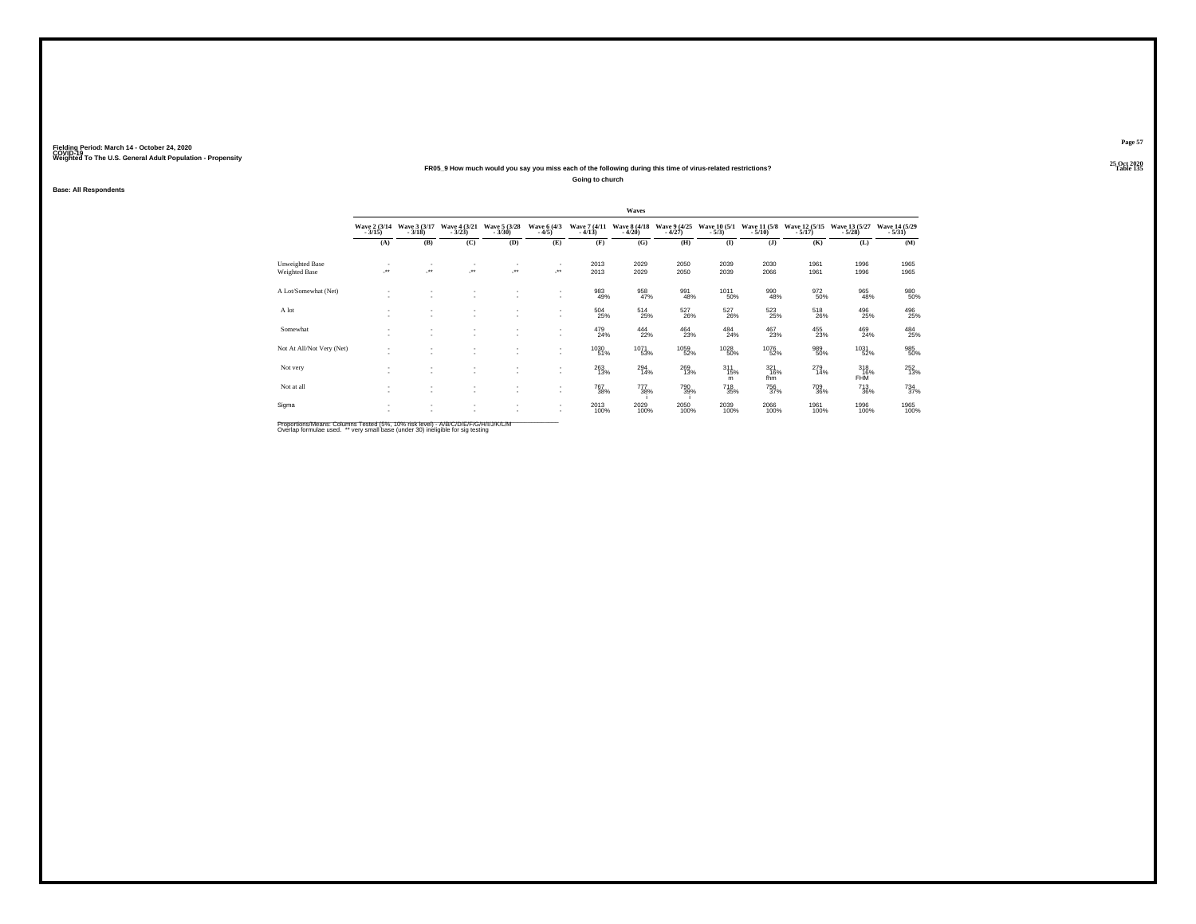Fielding Period: March 14 - October 24, 2020
COVID-19
Weighted To The U.S. General Adult Population - Propensity

25 Oct 2020
Table 135

**FR05_9 How much would you say you miss each of the following during this time of virus-related restrictions?**

**Going to church**

**Base: All Respondents**

| | Waves | | | | | | | | | | | | |
|---|---|---|---|---|---|---|---|---|---|---|---|---|---|
| | Wave 2 (3/14 - 3/15) | Wave 3 (3/17 - 3/18) | Wave 4 (3/21 - 3/23) | Wave 5 (3/28 - 3/30) | Wave 6 (4/3 - 4/5) | Wave 7 (4/11 - 4/13) | Wave 8 (4/18 - 4/20) | Wave 9 (4/25 - 4/27) | Wave 10 (5/1 - 5/3) | Wave 11 (5/8 - 5/10) | Wave 12 (5/15 - 5/17) | Wave 13 (5/27 - 5/28) | Wave 14 (5/29 - 5/31) |
| | (A) | (B) | (C) | (D) | (E) | (F) | (G) | (H) | (I) | (J) | (K) | (L) | (M) |
| Unweighted Base | - | - | - | - | - | 2013 | 2029 | 2050 | 2039 | 2030 | 1961 | 1996 | 1965 |
| Weighted Base | -** | -** | -** | -** | -** | 2013 | 2029 | 2050 | 2039 | 2066 | 1961 | 1996 | 1965 |
| A Lot/Somewhat (Net) | - | - | - | - | - | 983 49% | 958 47% | 991 48% | 1011 50% | 990 48% | 972 50% | 965 48% | 980 50% |
| A lot | - | - | - | - | - | 504 25% | 514 25% | 527 26% | 527 26% | 523 25% | 518 26% | 496 25% | 496 25% |
| Somewhat | - | - | - | - | - | 479 24% | 444 22% | 464 23% | 484 24% | 467 23% | 455 23% | 469 24% | 484 25% |
| Not At All/Not Very (Net) | - | - | - | - | - | 1030 51% | 1071 53% | 1059 52% | 1028 50% | 1076 52% | 989 50% | 1031 52% | 985 50% |
| Not very | - | - | - | - | - | 263 13% | 294 14% | 269 13% | 311 15% m | 321 16% fhm | 279 14% | 318 16% FHM | 252 13% |
| Not at all | - | - | - | - | - | 767 38% | 777 38% i | 790 39% i | 718 35% | 756 37% | 709 36% | 713 36% | 734 37% |
| Sigma | - | - | - | - | - | 2013 100% | 2029 100% | 2050 100% | 2039 100% | 2066 100% | 1961 100% | 1996 100% | 1965 100% |

Proportions/Means: Columns Tested (5%, 10% risk level) - A/B/C/D/E/F/G/H/I/J/K/L/M
Overlap formulae used. ** very small base (under 30) ineligible for sig testing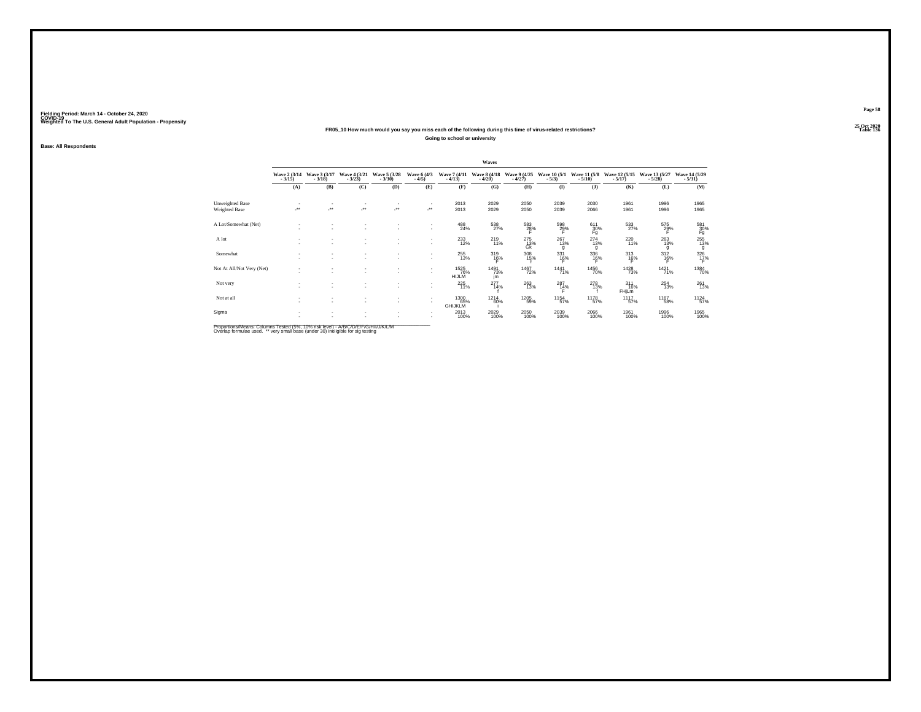Fielding Period: March 14 - October 24, 2020
COVID-19
Weighted To The U.S. General Adult Population - Propensity

25 Oct 2020
Table 136

### FR05_10 How much would you say you miss each of the following during this time of virus-related restrictions?

**Going to school or university**

**Base: All Respondents**

| | Waves | | | | | | | | | | | | |
|---|---|---|---|---|---|---|---|---|---|---|---|---|---|
| | Wave 2 (3/14 - 3/15) | Wave 3 (3/17 - 3/18) | Wave 4 (3/21 - 3/23) | Wave 5 (3/28 - 3/30) | Wave 6 (4/3 - 4/5) | Wave 7 (4/11 - 4/13) | Wave 8 (4/18 - 4/20) | Wave 9 (4/25 - 4/27) | Wave 10 (5/1 - 5/3) | Wave 11 (5/8 - 5/10) | Wave 12 (5/15 - 5/17) | Wave 13 (5/27 - 5/28) | Wave 14 (5/29 - 5/31) |
| | (A) | (B) | (C) | (D) | (E) | (F) | (G) | (H) | (I) | (J) | (K) | (L) | (M) |
| Unweighted Base | - | - | - | - | - | 2013 | 2029 | 2050 | 2039 | 2030 | 1961 | 1996 | 1965 |
| Weighted Base | -** | -** | -** | -** | -** | 2013 | 2029 | 2050 | 2039 | 2066 | 1961 | 1996 | 1965 |
| A Lot/Somewhat (Net) | - | - | - | - | - | 488 24% | 538 27% | 583 28% F | 598 29% F | 611 30% Fg | 533 27% | 575 29% F | 581 30% Fg |
| A lot | - | - | - | - | - | 233 12% | 219 11% | 275 13% Gk | 267 13% g | 274 13% g | 220 11% | 263 13% g | 255 13% g |
| Somewhat | - | - | - | - | - | 255 13% | 319 16% F | 308 15% f | 331 16% F | 336 16% F | 313 16% F | 312 16% F | 326 17% F |
| Not At All/Not Very (Net) | - | - | - | - | - | 1525 76% HIJLM | 1491 73% jm | 1467 72% | 1441 71% | 1456 70% | 1428 73% | 1421 71% | 1384 70% |
| Not very | - | - | - | - | - | 225 11% | 277 14% f | 263 13% | 287 14% F | 278 13% f | 311 16% FHjLm | 254 13% | 261 13% |
| Not at all | - | - | - | - | - | 1300 65% GHIJKLM | 1214 60% i | 1205 59% | 1154 57% | 1178 57% | 1117 57% | 1167 58% | 1124 57% |
| Sigma | - | - | - | - | - | 2013 100% | 2029 100% | 2050 100% | 2039 100% | 2066 100% | 1961 100% | 1996 100% | 1965 100% |

Proportions/Means: Columns Tested (5%, 10% risk level) - A/B/C/D/E/F/G/H/I/J/K/L/M
Overlap formulae used. ** very small base (under 30) ineligible for sig testing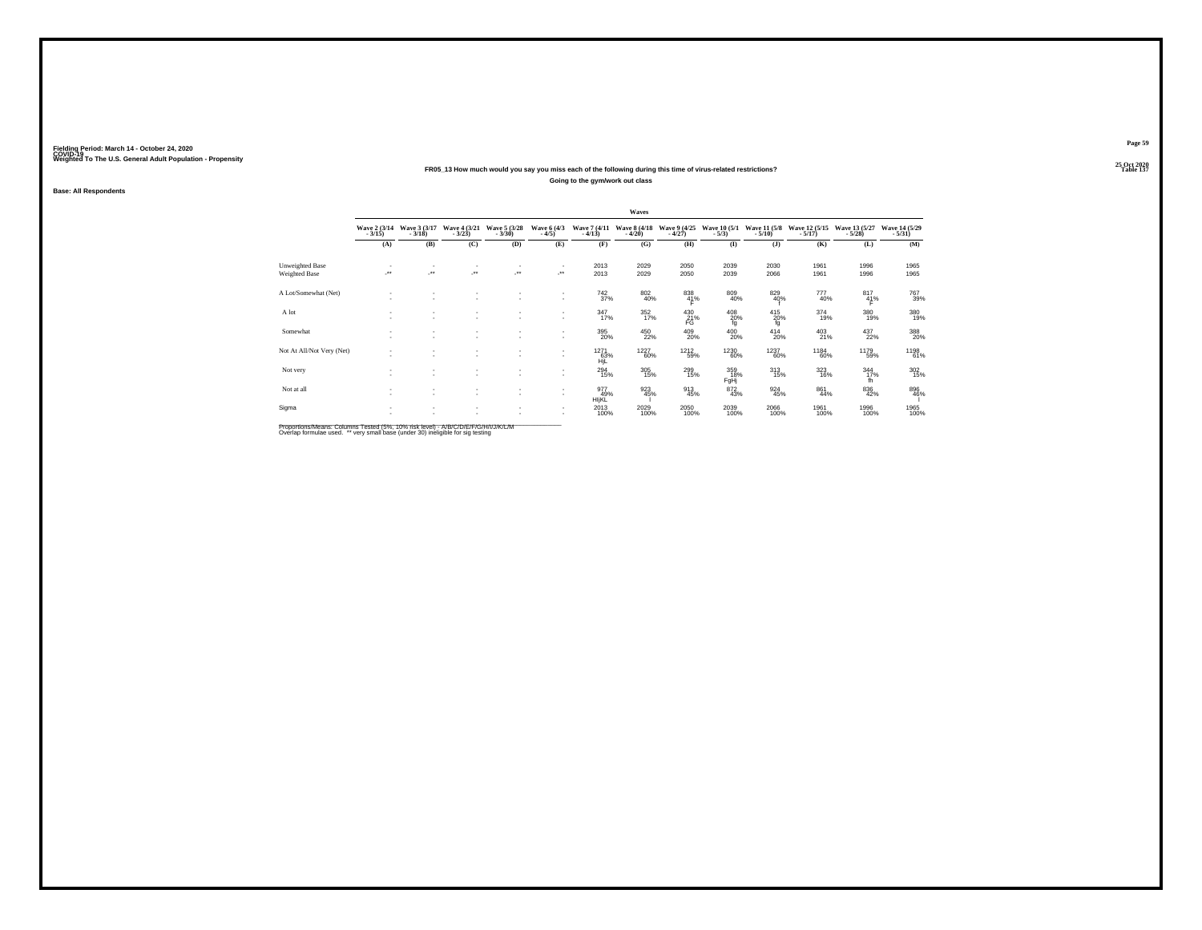Fielding Period: March 14 - October 24, 2020
COVID-19
Weighted To The U.S. General Adult Population - Propensity

25 Oct 2020
Table 137

**FR05_13 How much would you say you miss each of the following during this time of virus-related restrictions?**

**Going to the gym/work out class**

**Base: All Respondents**

| | Wave 2 (3/14 - 3/15) | Wave 3 (3/17 - 3/18) | Wave 4 (3/21 - 3/23) | Wave 5 (3/28 - 3/30) | Wave 6 (4/3 - 4/5) | Wave 7 (4/11 - 4/13) | Wave 8 (4/18 - 4/20) | Wave 9 (4/25 - 4/27) | Wave 10 (5/1 - 5/3) | Wave 11 (5/8 - 5/10) | Wave 12 (5/15 - 5/17) | Wave 13 (5/27 - 5/28) | Wave 14 (5/29 - 5/31) |
|---|---|---|---|---|---|---|---|---|---|---|---|---|---|
| | (A) | (B) | (C) | (D) | (E) | (F) | (G) | (H) | (I) | (J) | (K) | (L) | (M) |
| Unweighted Base | - | - | - | - | - | 2013 | 2029 | 2050 | 2039 | 2030 | 1961 | 1996 | 1965 |
| Weighted Base | -** | -** | -** | -** | -** | 2013 | 2029 | 2050 | 2039 | 2066 | 1961 | 1996 | 1965 |
| A Lot/Somewhat (Net) | - | - | - | - | - | 742 | 802 | 838 | 809 | 829 | 777 | 817 | 767 |
| | - | - | - | - | - | 37% | 40% | 41% | 40% | 40% | 40% | 41% | 39% |
| | | | | | | | | F | | f | | F | |
| A lot | - | - | - | - | - | 347 | 352 | 430 | 408 | 415 | 374 | 380 | 380 |
| | - | - | - | - | - | 17% | 17% | 21% | 20% | 20% | 19% | 19% | 19% |
| | | | | | | | | FG | fg | fg | | | |
| Somewhat | - | - | - | - | - | 395 | 450 | 409 | 400 | 414 | 403 | 437 | 388 |
| | - | - | - | - | - | 20% | 22% | 20% | 20% | 20% | 21% | 22% | 20% |
| Not At All/Not Very (Net) | - | - | - | - | - | 1271 | 1227 | 1212 | 1230 | 1237 | 1184 | 1179 | 1198 |
| | - | - | - | - | - | 63% | 60% | 59% | 60% | 60% | 60% | 59% | 61% |
| | | | | | | HjL | | | | | | | |
| Not very | - | - | - | - | - | 294 | 305 | 299 | 359 | 313 | 323 | 344 | 302 |
| | - | - | - | - | - | 15% | 15% | 15% | 18% | 15% | 16% | 17% | 15% |
| | | | | | | | | | FgHj | | | fh | |
| Not at all | - | - | - | - | - | 977 | 923 | 913 | 872 | 924 | 861 | 836 | 896 |
| | - | - | - | - | - | 49% | 45% | 45% | 43% | 45% | 44% | 42% | 46% |
| | | | | | | HIjKL | I | | | | | | l |
| Sigma | - | - | - | - | - | 2013 | 2029 | 2050 | 2039 | 2066 | 1961 | 1996 | 1965 |
| | - | - | - | - | - | 100% | 100% | 100% | 100% | 100% | 100% | 100% | 100% |

Proportions/Means: Columns Tested (5%, 10% risk level) - A/B/C/D/E/F/G/H/I/J/K/L/M
Overlap formulae used. ** very small base (under 30) ineligible for sig testing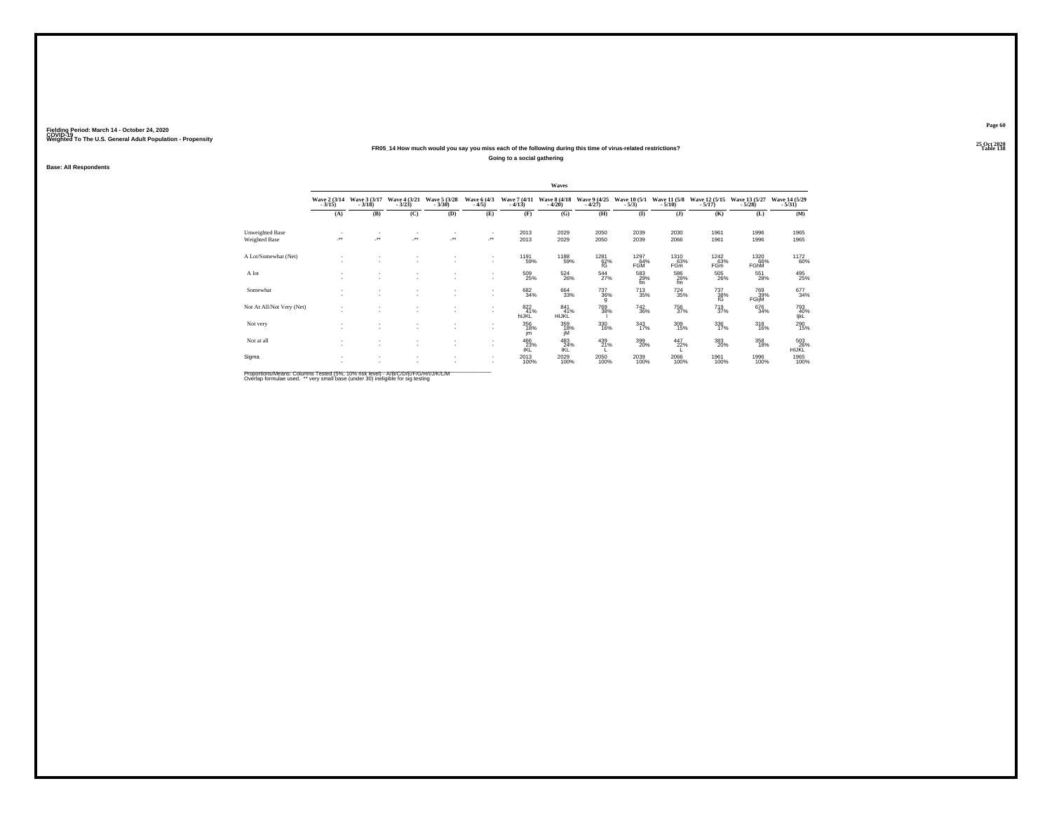Fielding Period: March 14 - October 24, 2020
COVID-19
Weighted To The U.S. General Adult Population - Propensity

25 Oct 2020
Table 138

**FR05_14 How much would you say you miss each of the following during this time of virus-related restrictions?**

**Going to a social gathering**

**Base: All Respondents**

| | Waves | | | | | | | | | | | | |
|---|---|---|---|---|---|---|---|---|---|---|---|---|---|
| | Wave 2 (3/14 - 3/15) | Wave 3 (3/17 - 3/18) | Wave 4 (3/21 - 3/23) | Wave 5 (3/28 - 3/30) | Wave 6 (4/3 - 4/5) | Wave 7 (4/11 - 4/13) | Wave 8 (4/18 - 4/20) | Wave 9 (4/25 - 4/27) | Wave 10 (5/1 - 5/3) | Wave 11 (5/8 - 5/10) | Wave 12 (5/15 - 5/17) | Wave 13 (5/27 - 5/28) | Wave 14 (5/29 - 5/31) |
| | (A) | (B) | (C) | (D) | (E) | (F) | (G) | (H) | (I) | (J) | (K) | (L) | (M) |
| Unweighted Base | - | - | - | - | - | 2013 | 2029 | 2050 | 2039 | 2030 | 1961 | 1996 | 1965 |
| Weighted Base | -** | -** | -** | -** | -** | 2013 | 2029 | 2050 | 2039 | 2066 | 1961 | 1996 | 1965 |
| A Lot/Somewhat (Net) | - | - | - | - | - | 1191 59% | 1188 59% | 1281 62% fG | 1297 64% FGM | 1310 63% FGm | 1242 63% FGm | 1320 66% FGhM | 1172 60% |
| A lot | - | - | - | - | - | 509 25% | 524 26% | 544 27% | 583 29% fm | 586 28% fm | 505 26% | 551 28% | 495 25% |
| Somewhat | - | - | - | - | - | 682 34% | 664 33% | 737 36% g | 713 35% | 724 35% | 737 38% fG | 769 39% FGijM | 677 34% |
| Not At All/Not Very (Net) | - | - | - | - | - | 822 41% hIJKL | 841 41% HIJKL | 769 38% l | 742 36% | 756 37% | 719 37% | 676 34% | 793 40% ljkL |
| Not very | - | - | - | - | - | 356 18% jm | 359 18% jM | 330 16% | 343 17% | 309 15% | 336 17% | 318 16% | 290 15% |
| Not at all | - | - | - | - | - | 466 23% IKL | 483 24% IKL | 439 21% L | 399 20% | 447 22% L | 383 20% | 358 18% | 503 26% HIJKL |
| Sigma | - | - | - | - | - | 2013 100% | 2029 100% | 2050 100% | 2039 100% | 2066 100% | 1961 100% | 1996 100% | 1965 100% |

Proportions/Means: Columns Tested (5%, 10% risk level) - A/B/C/D/E/F/G/H/I/J/K/L/M
Overlap formulae used. ** very small base (under 30) ineligible for sig testing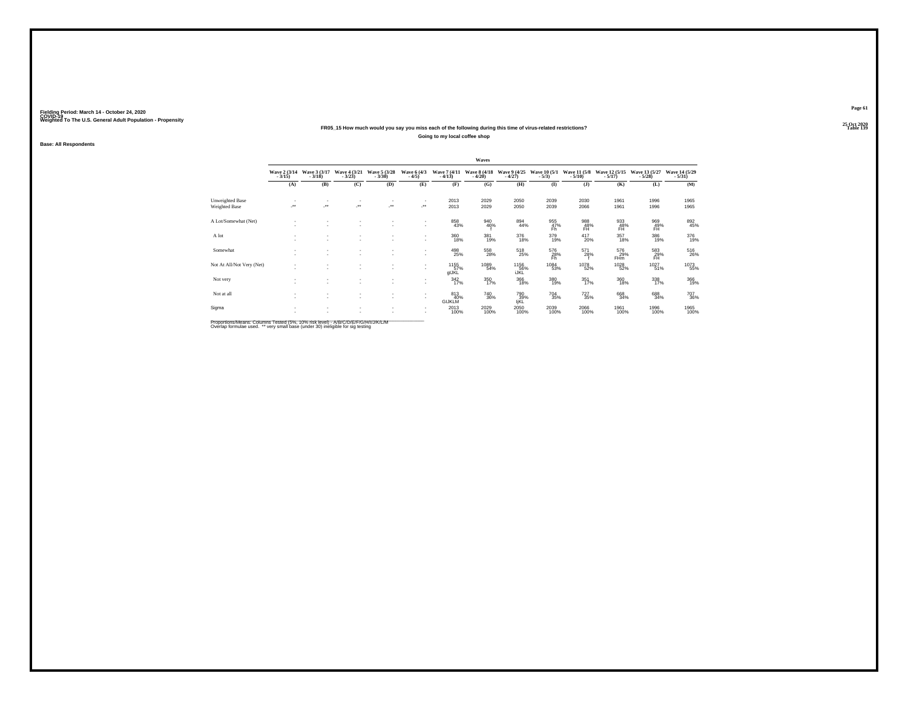Fielding Period: March 14 - October 24, 2020
COVID-19
Weighted To The U.S. General Adult Population - Propensity

25 Oct 2020
Table 139

**FR05_15 How much would you say you miss each of the following during this time of virus-related restrictions?**

**Going to my local coffee shop**

**Base: All Respondents**

| | Waves | | | | | | | | | | | | |
|---|---|---|---|---|---|---|---|---|---|---|---|---|---|
| | Wave 2 (3/14 - 3/15) | Wave 3 (3/17 - 3/18) | Wave 4 (3/21 - 3/23) | Wave 5 (3/28 - 3/30) | Wave 6 (4/3 - 4/5) | Wave 7 (4/11 - 4/13) | Wave 8 (4/18 - 4/20) | Wave 9 (4/25 - 4/27) | Wave 10 (5/1 - 5/3) | Wave 11 (5/8 - 5/10) | Wave 12 (5/15 - 5/17) | Wave 13 (5/27 - 5/28) | Wave 14 (5/29 - 5/31) |
| | (A) | (B) | (C) | (D) | (E) | (F) | (G) | (H) | (I) | (J) | (K) | (L) | (M) |
| Unweighted Base | - | - | - | - | - | 2013 | 2029 | 2050 | 2039 | 2030 | 1961 | 1996 | 1965 |
| Weighted Base | -** | -** | -** | -** | -** | 2013 | 2029 | 2050 | 2039 | 2066 | 1961 | 1996 | 1965 |
| A Lot/Somewhat (Net) | - | - | - | - | - | 858 43% | 940 46% f | 894 44% | 955 47% Fh | 988 48% FH | 933 48% FH | 969 49% FH | 892 45% |
| A lot | - | - | - | - | - | 360 18% | 381 19% | 376 18% | 379 19% | 417 20% | 357 18% | 386 19% | 376 19% |
| Somewhat | - | - | - | - | - | 498 25% | 558 28% | 518 25% | 576 28% Fh | 571 28% f | 576 29% FHm | 583 29% FH | 516 26% |
| Not At All/Not Very (Net) | - | - | - | - | - | 1155 57% gIJKL | 1089 54% | 1156 56% iJKL | 1084 53% | 1078 52% | 1028 52% | 1027 51% | 1073 55% |
| Not very | - | - | - | - | - | 342 17% | 350 17% | 366 18% | 380 19% | 351 17% | 360 18% | 338 17% | 366 19% |
| Not at all | - | - | - | - | - | 813 40% GIJKLM | 740 36% | 790 39% IjKL | 704 35% | 727 35% | 668 34% | 688 34% | 707 36% |
| Sigma | - | - | - | - | - | 2013 100% | 2029 100% | 2050 100% | 2039 100% | 2066 100% | 1961 100% | 1996 100% | 1965 100% |

Proportions/Means: Columns Tested (5%, 10% risk level) - A/B/C/D/E/F/G/H/I/J/K/L/M
Overlap formulae used. ** very small base (under 30) ineligible for sig testing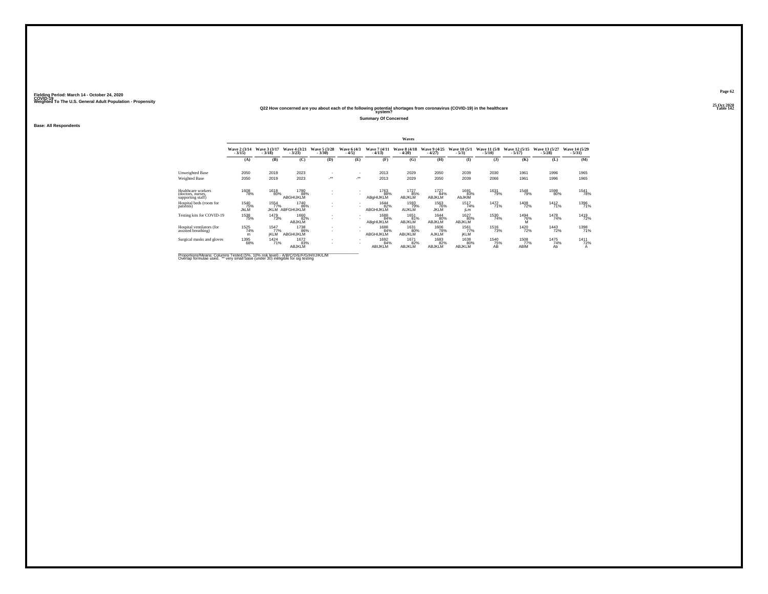Fielding Period: March 14 - October 24, 2020
COVID-19
Weighted To The U.S. General Adult Population - Propensity

25 Oct 2020
Table 142

## Q22 How concerned are you about each of the following potential shortages from coronavirus (COVID-19) in the healthcare system?

### Summary Of Concerned

**Base: All Respondents**

| | Waves | | | | | | | | | | | | |
|---|---|---|---|---|---|---|---|---|---|---|---|---|---|
| | Wave 2 (3/14 - 3/15) | Wave 3 (3/17 - 3/18) | Wave 4 (3/21 - 3/23) | Wave 5 (3/28 - 3/30) | Wave 6 (4/3 - 4/5) | Wave 7 (4/11 - 4/13) | Wave 8 (4/18 - 4/20) | Wave 9 (4/25 - 4/27) | Wave 10 (5/1 - 5/3) | Wave 11 (5/8 - 5/10) | Wave 12 (5/15 - 5/17) | Wave 13 (5/27 - 5/28) | Wave 14 (5/29 - 5/31) |
| | (A) | (B) | (C) | (D) | (E) | (F) | (G) | (H) | (I) | (J) | (K) | (L) | (M) |
| Unweighted Base | 2050 | 2019 | 2023 | - | - | 2013 | 2029 | 2050 | 2039 | 2030 | 1961 | 1996 | 1965 |
| Weighted Base | 2050 | 2019 | 2023 | -** | -** | 2013 | 2029 | 2050 | 2039 | 2066 | 1961 | 1996 | 1965 |
| Healthcare workers (doctors, nurses, supporting staff) | 1608 78% | 1618 80% | 1780 88% ABGHIJKLM | - - | - - | 1763 88% ABgHIJKLM | 1727 85% ABJKLM | 1727 84% ABJKLM | 1691 83% AbJKlM | 1631 79% | 1548 79% | 1598 80% | 1541 78% |
| Hospital beds (room for patients) | 1540 75% JkLM | 1554 77% JKLM | 1740 86% ABFGHIJKLM | - - | - - | 1644 82% ABGHIJKLM | 1593 79% AIJKLM | 1563 76% JKLM | 1517 74% jLm | 1472 71% | 1408 72% | 1412 71% | 1396 71% |
| Testing kits for COVID-19 | 1538 75% | 1479 73% | 1660 82% ABJKLM | - - | - - | 1688 84% ABgHIJKLM | 1651 81% ABJKLM | 1644 80% ABJKLM | 1627 80% ABJKLM | 1530 74% | 1494 76% M | 1478 74% | 1419 72% |
| Hospital ventilators (for assisted breathing) | 1525 74% m | 1547 77% jKLM | 1738 86% ABGHIJKLM | - - | - - | 1688 84% ABGHIJKLM | 1631 80% ABIJKLM | 1606 78% AJKLM | 1561 77% jKLM | 1516 73% | 1420 72% | 1443 72% | 1398 71% |
| Surgical masks and gloves | 1395 68% | 1424 71% | 1672 83% ABJKLM | - - | - - | 1692 84% ABIJKLM | 1671 82% ABJKLM | 1683 82% ABJKLM | 1638 80% ABJKLM | 1540 75% AB | 1508 77% ABIM | 1475 74% Ab | 1411 72% A |

Proportions/Means: Columns Tested (5%, 10% risk level) - A/B/C/D/E/F/G/H/I/J/K/L/M
Overlap formulae used. ** very small base (under 30) ineligible for sig testing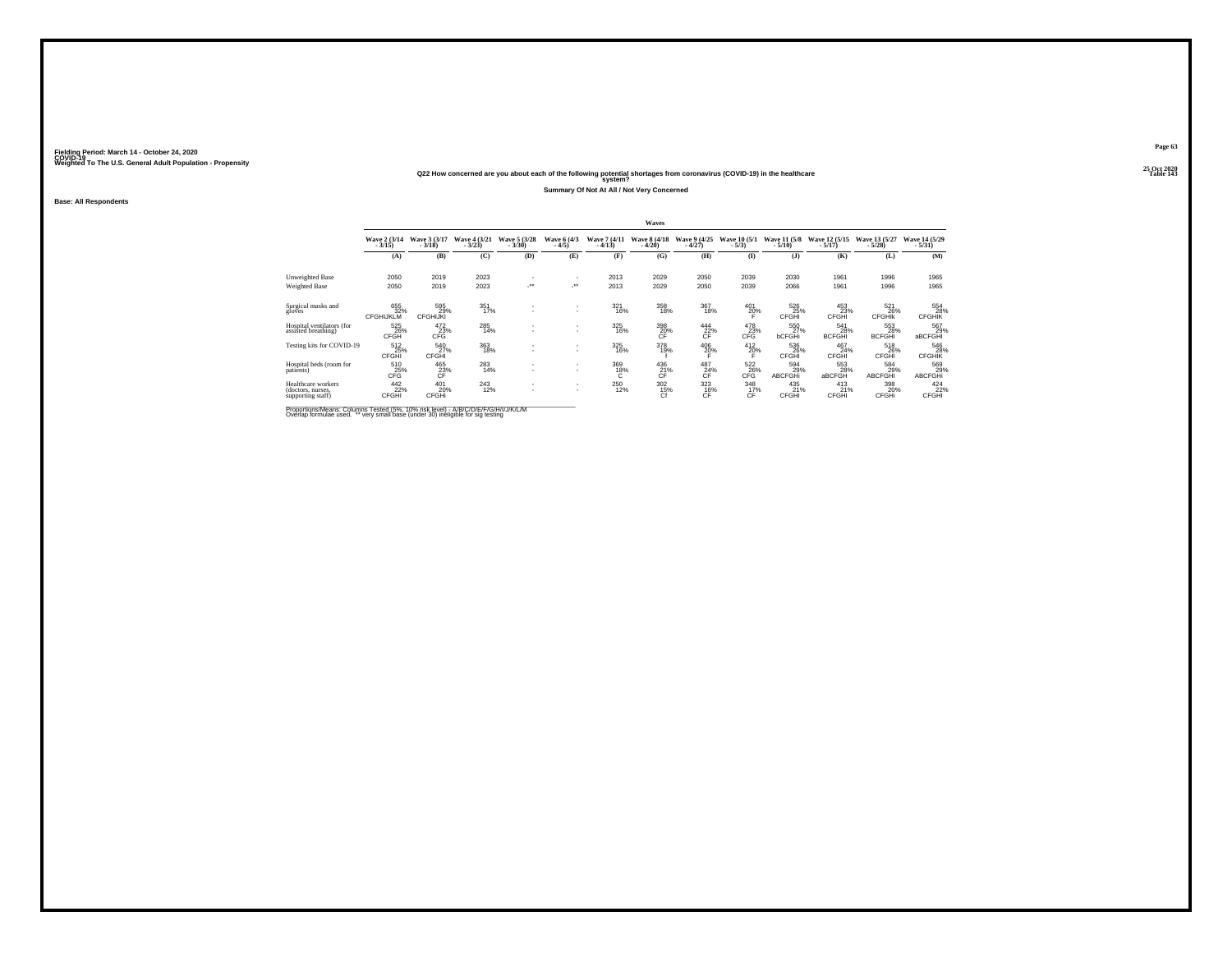Fielding Period: March 14 - October 24, 2020
COVID-19
Weighted To The U.S. General Adult Population - Propensity

25 Oct 2020
Table 143

### Q22 How concerned are you about each of the following potential shortages from coronavirus (COVID-19) in the healthcare system?

#### Summary Of Not At All / Not Very Concerned

Base: All Respondents

| | Waves | | | | | | | | | | | | |
|---|---|---|---|---|---|---|---|---|---|---|---|---|---|
| | Wave 2 (3/14 - 3/15) | Wave 3 (3/17 - 3/18) | Wave 4 (3/21 - 3/23) | Wave 5 (3/28 - 3/30) | Wave 6 (4/3 - 4/5) | Wave 7 (4/11 - 4/13) | Wave 8 (4/18 - 4/20) | Wave 9 (4/25 - 4/27) | Wave 10 (5/1 - 5/3) | Wave 11 (5/8 - 5/10) | Wave 12 (5/15 - 5/17) | Wave 13 (5/27 - 5/28) | Wave 14 (5/29 - 5/31) |
| | (A) | (B) | (C) | (D) | (E) | (F) | (G) | (H) | (I) | (J) | (K) | (L) | (M) |
| Unweighted Base | 2050 | 2019 | 2023 | - | - | 2013 | 2029 | 2050 | 2039 | 2030 | 1961 | 1996 | 1965 |
| Weighted Base | 2050 | 2019 | 2023 | -** | -** | 2013 | 2029 | 2050 | 2039 | 2066 | 1961 | 1996 | 1965 |
| Surgical masks and gloves | 655 32% CFGHIJKLM | 595 29% CFGHIJKl | 351 17% | - - | - - | 321 16% | 358 18% | 367 18% | 401 20% F | 526 25% CFGHI | 453 23% CFGHI | 521 26% CFGHIk | 554 28% CFGHIK |
| Hospital ventilators (for assisted breathing) | 525 26% CFGH | 472 23% CFG | 285 14% | - - | - - | 325 16% | 398 20% CF | 444 22% CF | 478 23% CFG | 550 27% bCFGHi | 541 28% BCFGHI | 553 28% BCFGHI | 567 29% aBCFGHI |
| Testing kits for COVID-19 | 512 25% CFGHI | 540 27% CFGHI | 363 18% | - - | - - | 325 16% | 378 19% f | 406 20% F | 412 20% F | 536 26% CFGHI | 467 24% CFGHI | 518 26% CFGHI | 546 28% CFGHIK |
| Hospital beds (room for patients) | 510 25% CFG | 465 23% CF | 283 14% | - - | - - | 369 18% C | 436 21% CF | 487 24% CF | 522 26% CFG | 594 29% ABCFGHi | 553 28% aBCFGH | 584 29% ABCFGHI | 569 29% ABCFGHi |
| Healthcare workers (doctors, nurses, supporting staff) | 442 22% CFGHI | 401 20% CFGHi | 243 12% | - - | - - | 250 12% | 302 15% Cf | 323 16% CF | 348 17% CF | 435 21% CFGHI | 413 21% CFGHI | 398 20% CFGHi | 424 22% CFGHI |

Proportions/Means: Columns Tested (5%, 10% risk level) - A/B/C/D/E/F/G/H/I/J/K/L/M
Overlap formulae used. ** very small base (under 30) ineligible for sig testing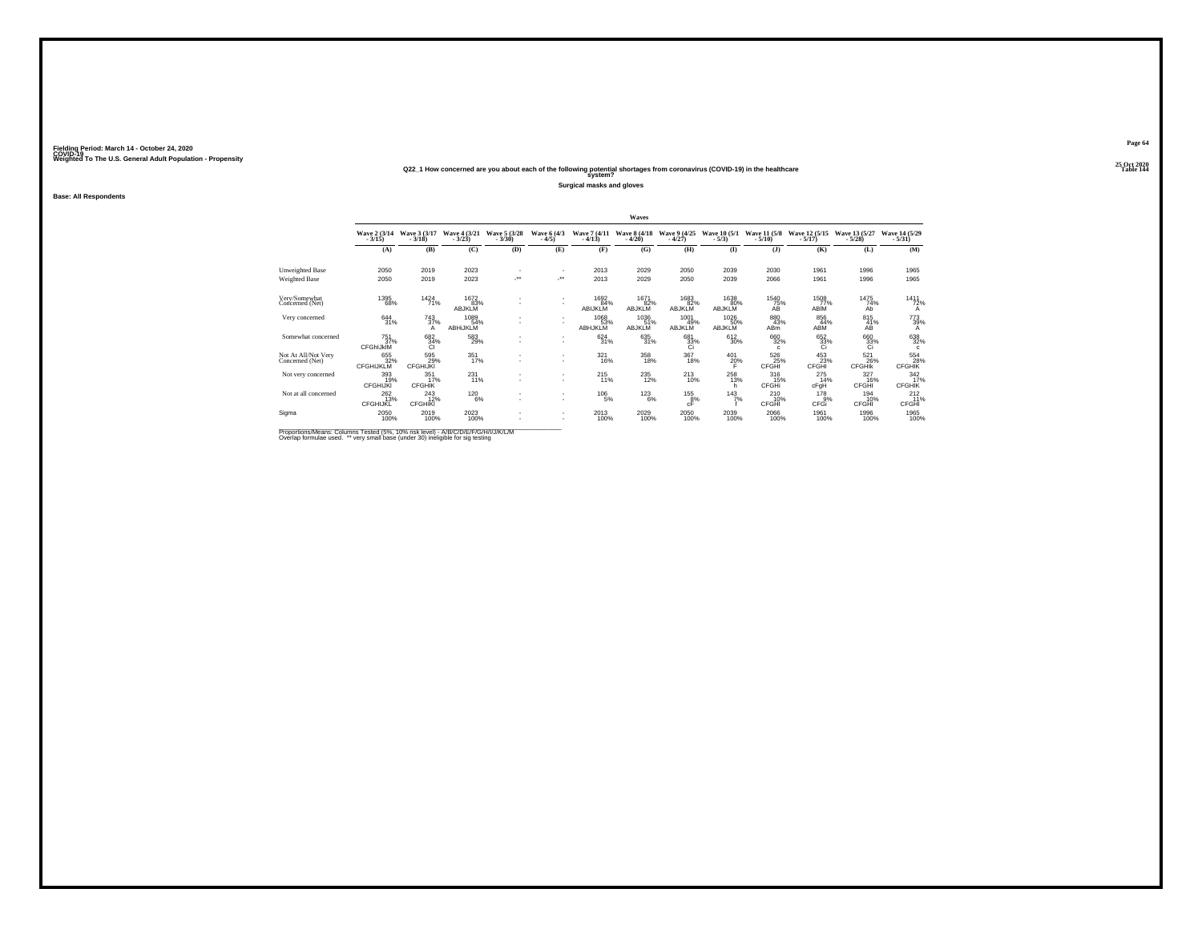Fielding Period: March 14 - October 24, 2020
COVID-19
Weighted To The U.S. General Adult Population - Propensity

25 Oct 2020
Table 144

## Q22_1 How concerned are you about each of the following potential shortages from coronavirus (COVID-19) in the healthcare system?

**Surgical masks and gloves**

**Base: All Respondents**

| | Waves | | | | | | | | | | | | |
|---|---|---|---|---|---|---|---|---|---|---|---|---|---|
| | Wave 2 (3/14 - 3/15) | Wave 3 (3/17 - 3/18) | Wave 4 (3/21 - 3/23) | Wave 5 (3/28 - 3/30) | Wave 6 (4/3 - 4/5) | Wave 7 (4/11 - 4/13) | Wave 8 (4/18 - 4/20) | Wave 9 (4/25 - 4/27) | Wave 10 (5/1 - 5/3) | Wave 11 (5/8 - 5/10) | Wave 12 (5/15 - 5/17) | Wave 13 (5/27 - 5/28) | Wave 14 (5/29 - 5/31) |
| | (A) | (B) | (C) | (D) | (E) | (F) | (G) | (H) | (I) | (J) | (K) | (L) | (M) |
| Unweighted Base | 2050 | 2019 | 2023 | - | - | 2013 | 2029 | 2050 | 2039 | 2030 | 1961 | 1996 | 1965 |
| Weighted Base | 2050 | 2019 | 2023 | -** | -** | 2013 | 2029 | 2050 | 2039 | 2066 | 1961 | 1996 | 1965 |
| Very/Somewhat Concerned (Net) | 1395 68% | 1424 71% | 1672 83% ABJKLM | - | - | 1692 84% ABIJKLM | 1671 82% ABJKLM | 1683 82% ABJKLM | 1638 80% ABJKLM | 1540 75% AB | 1508 77% ABIM | 1475 74% Ab | 1411 72% A |
| Very concerned | 644 31% | 743 37% A | 1089 54% ABHIJKLM | - | - | 1068 53% ABHJKLM | 1036 51% ABJKLM | 1001 49% ABJKLM | 1026 50% ABJKLM | 880 43% ABm | 856 44% ABM | 815 41% AB | 773 39% A |
| Somewhat concerned | 751 37% CFGhIJkIM | 682 34% CI | 583 29% | - | - | 624 31% | 635 31% | 681 33% Ci | 612 30% | 660 32% c | 652 33% Ci | 660 33% Ci | 638 32% c |
| Not At All/Not Very Concerned (Net) | 655 32% CFGHIJKLM | 595 29% CFGHIJKl | 351 17% | - | - | 321 16% | 358 18% | 367 18% | 401 20% F | 526 25% CFGHI | 453 23% CFGHI | 521 26% CFGHIk | 554 28% CFGHIK |
| Not very concerned | 393 19% CFGHIJKl | 351 17% CFGHIK | 231 11% | - | - | 215 11% | 235 12% | 213 10% | 258 13% h | 316 15% CFGHi | 275 14% cFgH | 327 16% CFGHI | 342 17% CFGHIK |
| Not at all concerned | 262 13% CFGHIJKL | 243 12% CFGHIKl | 120 6% | - | - | 106 5% | 123 6% | 155 8% cF | 143 7% f | 210 10% CFGHI | 178 9% CFGi | 194 10% CFGHI | 212 11% CFGHI |
| Sigma | 2050 100% | 2019 100% | 2023 100% | - | - | 2013 100% | 2029 100% | 2050 100% | 2039 100% | 2066 100% | 1961 100% | 1996 100% | 1965 100% |

Proportions/Means: Columns Tested (5%, 10% risk level) - A/B/C/D/E/F/G/H/I/J/K/L/M
Overlap formulae used. ** very small base (under 30) ineligible for sig testing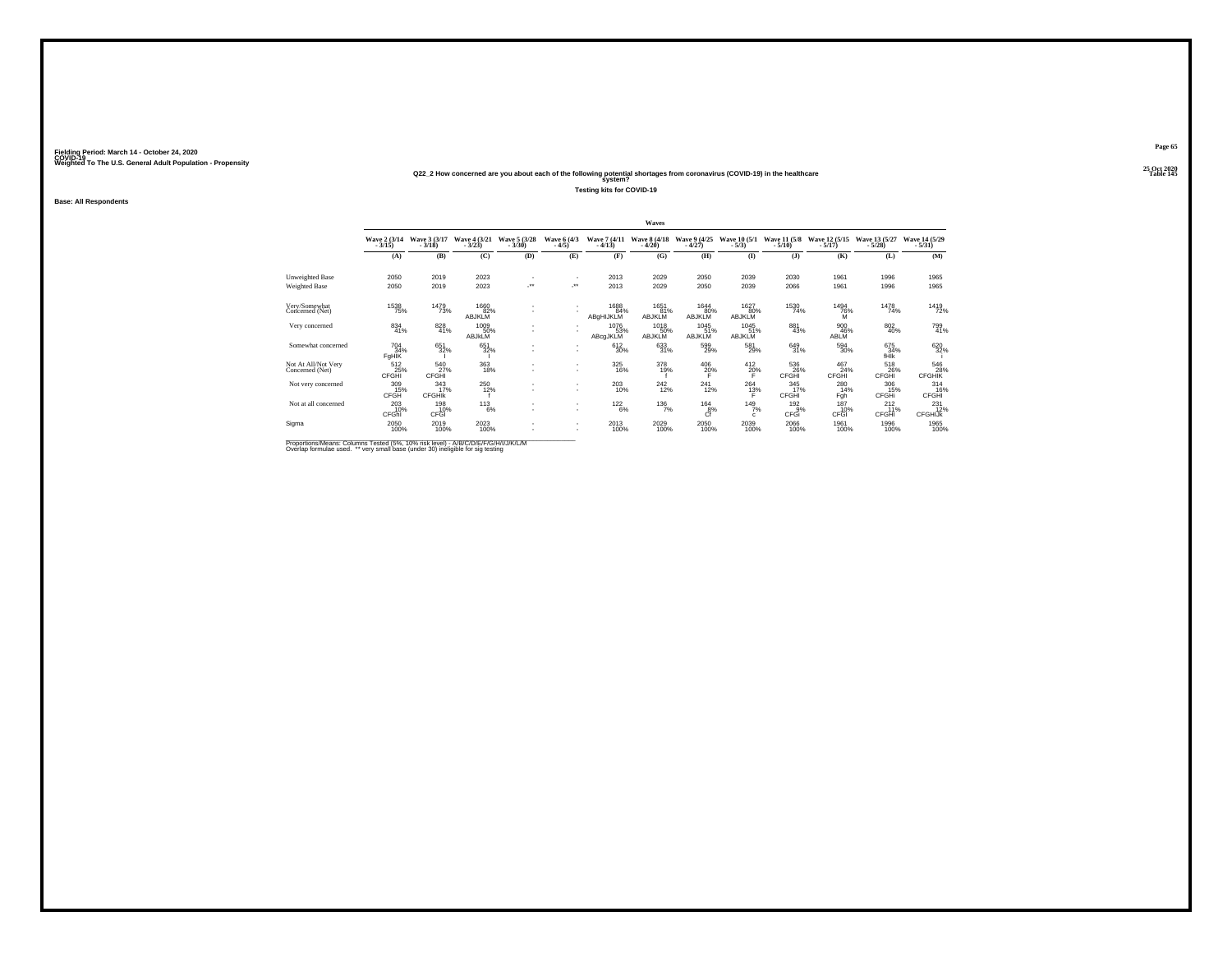Fielding Period: March 14 - October 24, 2020
COVID-19
Weighted To The U.S. General Adult Population - Propensity

25 Oct 2020
Table 145

**Q22_2 How concerned are you about each of the following potential shortages from coronavirus (COVID-19) in the healthcare system?**

**Testing kits for COVID-19**

**Base: All Respondents**

| | Waves | | | | | | | | | | | | |
|---|---|---|---|---|---|---|---|---|---|---|---|---|---|
| | Wave 2 (3/14 - 3/15) | Wave 3 (3/17 - 3/18) | Wave 4 (3/21 - 3/23) | Wave 5 (3/28 - 3/30) | Wave 6 (4/3 - 4/5) | Wave 7 (4/11 - 4/13) | Wave 8 (4/18 - 4/20) | Wave 9 (4/25 - 4/27) | Wave 10 (5/1 - 5/3) | Wave 11 (5/8 - 5/10) | Wave 12 (5/15 - 5/17) | Wave 13 (5/27 - 5/28) | Wave 14 (5/29 - 5/31) |
| | (A) | (B) | (C) | (D) | (E) | (F) | (G) | (H) | (I) | (J) | (K) | (L) | (M) |
| Unweighted Base | 2050 | 2019 | 2023 | - | - | 2013 | 2029 | 2050 | 2039 | 2030 | 1961 | 1996 | 1965 |
| Weighted Base | 2050 | 2019 | 2023 | -** | -** | 2013 | 2029 | 2050 | 2039 | 2066 | 1961 | 1996 | 1965 |
| Very/Somewhat Concerned (Net) | 1538 75% | 1479 73% | 1660 82% ABJKLM | - | - | 1688 84% ABgHIJKLM | 1651 81% ABJKLM | 1644 80% ABJKLM | 1627 80% ABJKLM | 1530 74% | 1494 76% M | 1478 74% | 1419 72% |
| Very concerned | 834 41% | 828 41% | 1009 50% ABJkLM | - | - | 1076 53% ABcgJKLM | 1018 50% ABJKLM | 1045 51% ABJKLM | 1045 51% ABJKLM | 881 43% | 900 46% ABLM | 802 40% | 799 41% |
| Somewhat concerned | 704 34% FgHIK | 651 32% I | 651 32% I | - | - | 612 30% | 633 31% | 599 29% | 581 29% | 649 31% | 594 30% | 675 34% fHIk | 620 32% i |
| Not At All/Not Very Concerned (Net) | 512 25% CFGHI | 540 27% CFGHI | 363 18% | - | - | 325 16% | 378 19% f | 406 20% F | 412 20% F | 536 26% CFGHI | 467 24% CFGHI | 518 26% CFGHI | 546 28% CFGHIK |
| Not very concerned | 309 15% CFGH | 343 17% CFGHIk | 250 12% f | - | - | 203 10% | 242 12% | 241 12% | 264 13% F | 345 17% CFGHI | 280 14% Fgh | 306 15% CFGHi | 314 16% CFGHI |
| Not at all concerned | 203 10% CFGhI | 198 10% CFGI | 113 6% | - | - | 122 6% | 136 7% | 164 8% Cf | 149 7% c | 192 9% CFGi | 187 10% CFGI | 212 11% CFGHI | 231 12% CFGHIJk |
| Sigma | 2050 100% | 2019 100% | 2023 100% | - | - | 2013 100% | 2029 100% | 2050 100% | 2039 100% | 2066 100% | 1961 100% | 1996 100% | 1965 100% |

Proportions/Means: Columns Tested (5%, 10% risk level) - A/B/C/D/E/F/G/H/I/J/K/L/M
Overlap formulae used. ** very small base (under 30) ineligible for sig testing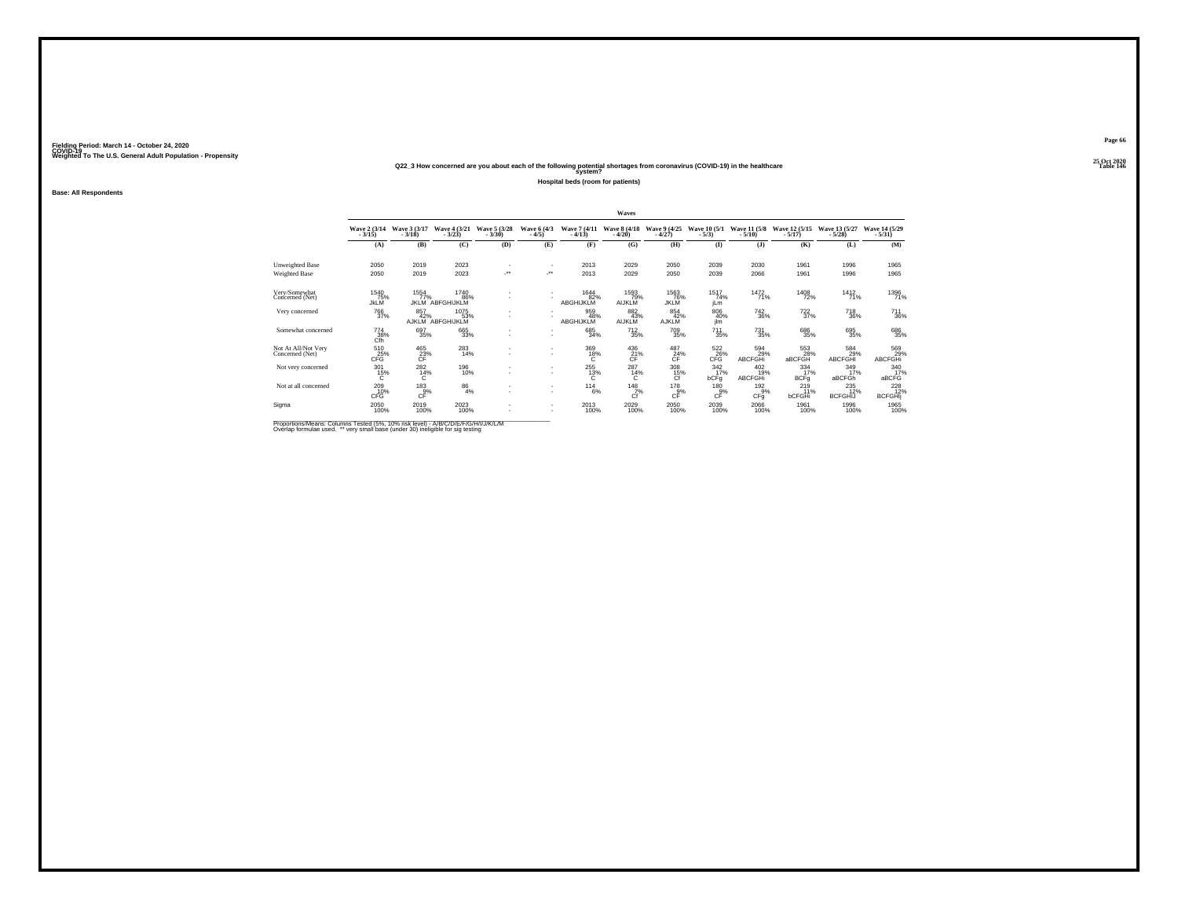Fielding Period: March 14 - October 24, 2020
COVID-19
Weighted To The U.S. General Adult Population - Propensity

25 Oct 2020
Table 146

## Q22_3 How concerned are you about each of the following potential shortages from coronavirus (COVID-19) in the healthcare system?

**Hospital beds (room for patients)**

**Base: All Respondents**

| | Waves | | | | | | | | | | | | |
|---|---|---|---|---|---|---|---|---|---|---|---|---|---|
| | Wave 2 (3/14 - 3/15) | Wave 3 (3/17 - 3/18) | Wave 4 (3/21 - 3/23) | Wave 5 (3/28 - 3/30) | Wave 6 (4/3 - 4/5) | Wave 7 (4/11 - 4/13) | Wave 8 (4/18 - 4/20) | Wave 9 (4/25 - 4/27) | Wave 10 (5/1 - 5/3) | Wave 11 (5/8 - 5/10) | Wave 12 (5/15 - 5/17) | Wave 13 (5/27 - 5/28) | Wave 14 (5/29 - 5/31) |
| | (A) | (B) | (C) | (D) | (E) | (F) | (G) | (H) | (I) | (J) | (K) | (L) | (M) |
| Unweighted Base | 2050 | 2019 | 2023 | - | - | 2013 | 2029 | 2050 | 2039 | 2030 | 1961 | 1996 | 1965 |
| Weighted Base | 2050 | 2019 | 2023 | -** | -** | 2013 | 2029 | 2050 | 2039 | 2066 | 1961 | 1996 | 1965 |
| Very/Somewhat Concerned (Net) | 1540 75% JkLM | 1554 77% JKLM | 1740 86% ABFGHIJKLM | - | - | 1644 82% ABGHIJKLM | 1593 79% AIJKLM | 1563 76% JKLM | 1517 74% jLm | 1472 71% | 1408 72% | 1412 71% | 1396 71% |
| Very concerned | 766 37% | 857 42% AJKLM | 1075 53% ABFGHIJKLM | - | - | 959 48% ABGHIJKLM | 882 43% AIJKLM | 854 42% AJKLM | 806 40% jlm | 742 36% | 722 37% | 718 36% | 711 36% |
| Somewhat concerned | 774 38% Cfh | 697 35% | 665 33% | - | - | 685 34% | 712 35% | 709 35% | 711 35% | 731 35% | 686 35% | 695 35% | 686 35% |
| Not At All/Not Very Concerned (Net) | 510 25% CFG | 465 23% CF | 283 14% | - | - | 369 18% C | 436 21% CF | 487 24% CF | 522 26% CFG | 594 29% ABCFGHi | 553 28% aBCFGH | 584 29% ABCFGHI | 569 29% ABCFGHi |
| Not very concerned | 301 15% C | 282 14% C | 196 10% | - | - | 255 13% C | 287 14% C | 308 15% Cf | 342 17% bCFg | 402 19% ABCFGHi | 334 17% BCFg | 349 17% aBCFGh | 340 17% aBCFG |
| Not at all concerned | 209 10% CFG | 183 9% CF | 86 4% | - | - | 114 6% | 148 7% Cf | 178 9% CF | 180 9% CF | 192 9% CFg | 219 11% bCFGHi | 235 12% BCFGHIJ | 228 12% BCFGHIj |
| Sigma | 2050 100% | 2019 100% | 2023 100% | - | - | 2013 100% | 2029 100% | 2050 100% | 2039 100% | 2066 100% | 1961 100% | 1996 100% | 1965 100% |

Proportions/Means: Columns Tested (5%, 10% risk level) - A/B/C/D/E/F/G/H/I/J/K/L/M
Overlap formulae used. ** very small base (under 30) ineligible for sig testing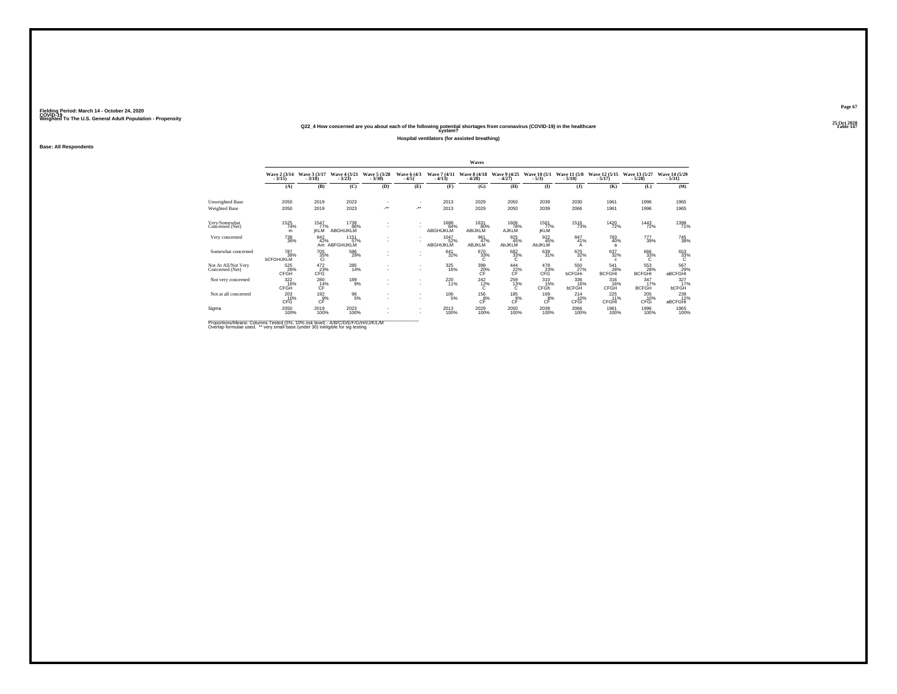Fielding Period: March 14 - October 24, 2020
COVID-19
Weighted To The U.S. General Adult Population - Propensity

25 Oct 2020
Table 147

### Q22_4 How concerned are you about each of the following potential shortages from coronavirus (COVID-19) in the healthcare system?

**Hospital ventilators (for assisted breathing)**

**Base: All Respondents**

| | Waves | | | | | | | | | | | | |
|---|---|---|---|---|---|---|---|---|---|---|---|---|---|
| | Wave 2 (3/14 - 3/15) | Wave 3 (3/17 - 3/18) | Wave 4 (3/21 - 3/23) | Wave 5 (3/28 - 3/30) | Wave 6 (4/3 - 4/5) | Wave 7 (4/11 - 4/13) | Wave 8 (4/18 - 4/20) | Wave 9 (4/25 - 4/27) | Wave 10 (5/1 - 5/3) | Wave 11 (5/8 - 5/10) | Wave 12 (5/15 - 5/17) | Wave 13 (5/27 - 5/28) | Wave 14 (5/29 - 5/31) |
| | (A) | (B) | (C) | (D) | (E) | (F) | (G) | (H) | (I) | (J) | (K) | (L) | (M) |
| Unweighted Base | 2050 | 2019 | 2023 | - | - | 2013 | 2029 | 2050 | 2039 | 2030 | 1961 | 1996 | 1965 |
| Weighted Base | 2050 | 2019 | 2023 | -** | -** | 2013 | 2029 | 2050 | 2039 | 2066 | 1961 | 1996 | 1965 |
| Very/Somewhat Concerned (Net) | 1525 74% m | 1547 77% jKLM | 1738 86% ABGHIJKLM | - | - | 1688 84% ABGHIJKLM | 1631 80% ABIJKLM | 1606 78% AJKLM | 1561 77% jKLM | 1516 73% | 1420 72% | 1443 72% | 1398 71% |
| Very concerned | 738 36% | 842 42% Am | 1151 57% ABFGHIJKLM | - | - | 1047 52% ABGHIJKLM | 961 47% ABJKLM | 925 45% AbJKLM | 922 45% AbJKLM | 847 41% A | 783 40% a | 777 39% | 745 38% |
| Somewhat concerned | 787 38% bCFGHIJKLM | 705 35% Ci | 586 29% | - | - | 641 32% | 670 33% C | 682 33% C | 639 31% | 670 32% c | 637 32% c | 666 33% C | 653 33% C |
| Not At All/Not Very Concerned (Net) | 525 26% CFGH | 472 23% CFG | 285 14% | - | - | 325 16% | 398 20% CF | 444 22% CF | 478 23% CFG | 550 27% bCFGHi | 541 28% BCFGHI | 553 28% BCFGHI | 567 29% aBCFGHI |
| Not very concerned | 322 16% CFGH | 280 14% CF | 189 9% | - | - | 220 11% | 242 12% C | 259 13% C | 310 15% CFGh | 336 16% bCFGH | 316 16% CFGH | 347 17% BCFGH | 327 17% bCFGH |
| Not at all concerned | 203 10% CFG | 192 9% CF | 96 5% | - | - | 106 5% | 156 8% CF | 185 9% CF | 169 8% CF | 214 10% CFGi | 225 11% CFGHI | 205 10% CFGi | 239 12% aBCFGHI |
| Sigma | 2050 100% | 2019 100% | 2023 100% | - | - | 2013 100% | 2029 100% | 2050 100% | 2039 100% | 2066 100% | 1961 100% | 1996 100% | 1965 100% |

Proportions/Means: Columns Tested (5%, 10% risk level) - A/B/C/D/E/F/G/H/I/J/K/L/M
Overlap formulae used. ** very small base (under 30) ineligible for sig testing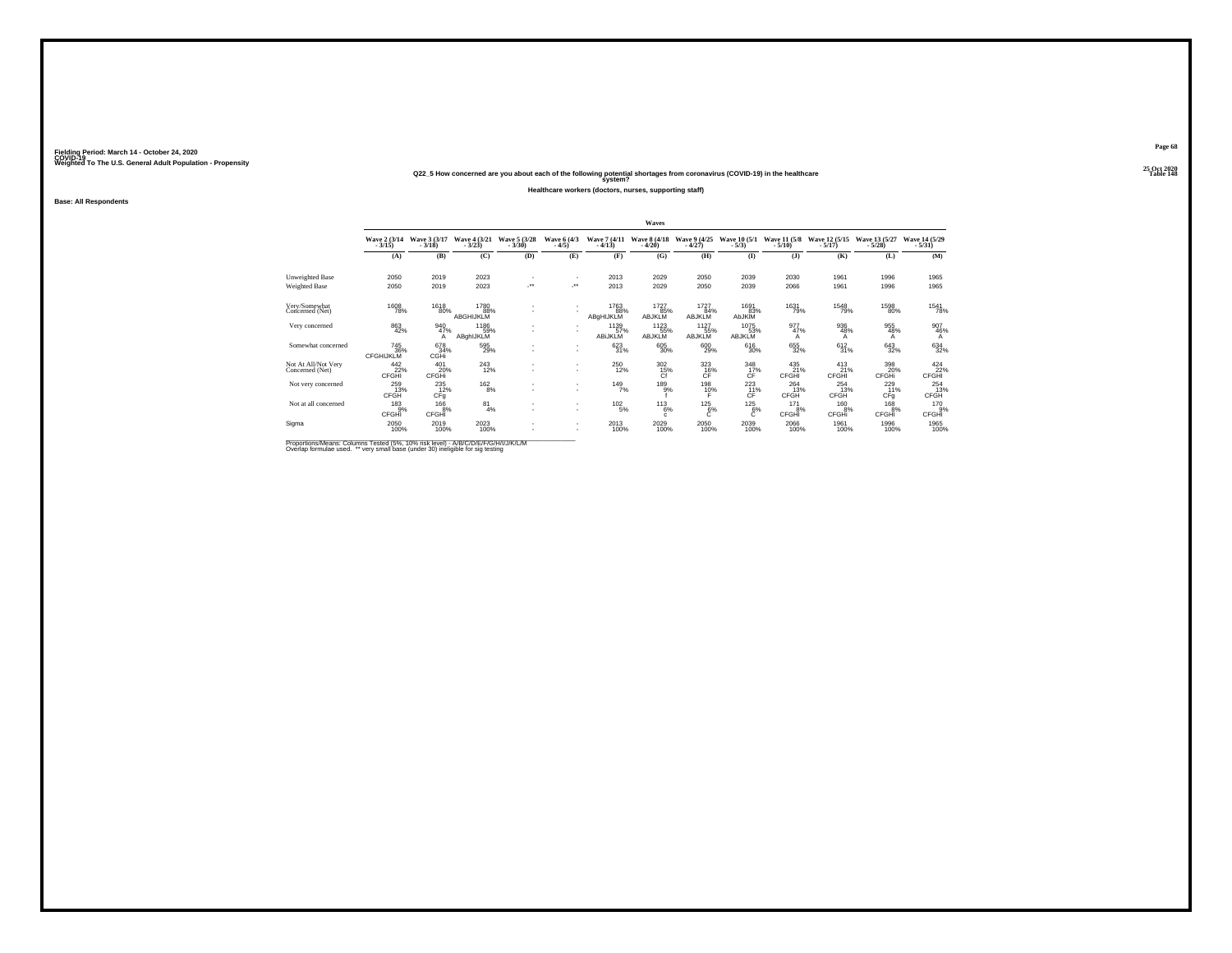Fielding Period: March 14 - October 24, 2020
COVID-19
Weighted To The U.S. General Adult Population - Propensity

25 Oct 2020
Table 148

## Q22_5 How concerned are you about each of the following potential shortages from coronavirus (COVID-19) in the healthcare system?

### Healthcare workers (doctors, nurses, supporting staff)

Base: All Respondents

| | Waves | | | | | | | | | | | | |
|---|---|---|---|---|---|---|---|---|---|---|---|---|---|
| | Wave 2 (3/14 - 3/15) | Wave 3 (3/17 - 3/18) | Wave 4 (3/21 - 3/23) | Wave 5 (3/28 - 3/30) | Wave 6 (4/3 - 4/5) | Wave 7 (4/11 - 4/13) | Wave 8 (4/18 - 4/20) | Wave 9 (4/25 - 4/27) | Wave 10 (5/1 - 5/3) | Wave 11 (5/8 - 5/10) | Wave 12 (5/15 - 5/17) | Wave 13 (5/27 - 5/28) | Wave 14 (5/29 - 5/31) |
| | (A) | (B) | (C) | (D) | (E) | (F) | (G) | (H) | (I) | (J) | (K) | (L) | (M) |
| Unweighted Base | 2050 | 2019 | 2023 | - | - | 2013 | 2029 | 2050 | 2039 | 2030 | 1961 | 1996 | 1965 |
| Weighted Base | 2050 | 2019 | 2023 | -** | -** | 2013 | 2029 | 2050 | 2039 | 2066 | 1961 | 1996 | 1965 |
| Very/Somewhat Concerned (Net) | 1608 78% | 1618 80% | 1780 88% ABGHIJKLM | - | - | 1763 88% ABgHIJKLM | 1727 85% ABJKLM | 1727 84% ABJKLM | 1691 83% AbJKlM | 1631 79% | 1548 79% | 1598 80% | 1541 78% |
| Very concerned | 863 42% | 940 47% A | 1186 59% ABghIJKLM | - | - | 1139 57% ABiJKLM | 1123 55% ABJKLM | 1127 55% ABJKLM | 1075 53% ABJKLM | 977 47% A | 936 48% A | 955 48% A | 907 46% A |
| Somewhat concerned | 745 36% CFGHIJKLM | 678 34% CGHi | 595 29% | - | - | 623 31% | 605 30% | 600 29% | 616 30% | 655 32% | 612 31% | 643 32% | 634 32% |
| Not At All/Not Very Concerned (Net) | 442 22% CFGHI | 401 20% CFGHi | 243 12% | - | - | 250 12% | 302 15% Cf | 323 16% CF | 348 17% CF | 435 21% CFGHI | 413 21% CFGHI | 398 20% CFGHi | 424 22% CFGHI |
| Not very concerned | 259 13% CFGH | 235 12% CFg | 162 8% | - | - | 149 7% | 189 9% f | 198 10% F | 223 11% CF | 264 13% CFGH | 254 13% CFGH | 229 11% CFg | 254 13% CFGH |
| Not at all concerned | 183 9% CFGHI | 166 8% CFGHI | 81 4% | - | - | 102 5% | 113 6% c | 125 6% C | 125 6% C | 171 8% CFGHI | 160 8% CFGHi | 168 8% CFGHI | 170 9% CFGHI |
| Sigma | 2050 100% | 2019 100% | 2023 100% | - | - | 2013 100% | 2029 100% | 2050 100% | 2039 100% | 2066 100% | 1961 100% | 1996 100% | 1965 100% |

Proportions/Means: Columns Tested (5%, 10% risk level) - A/B/C/D/E/F/G/H/I/J/K/L/M
Overlap formulae used. ** very small base (under 30) ineligible for sig testing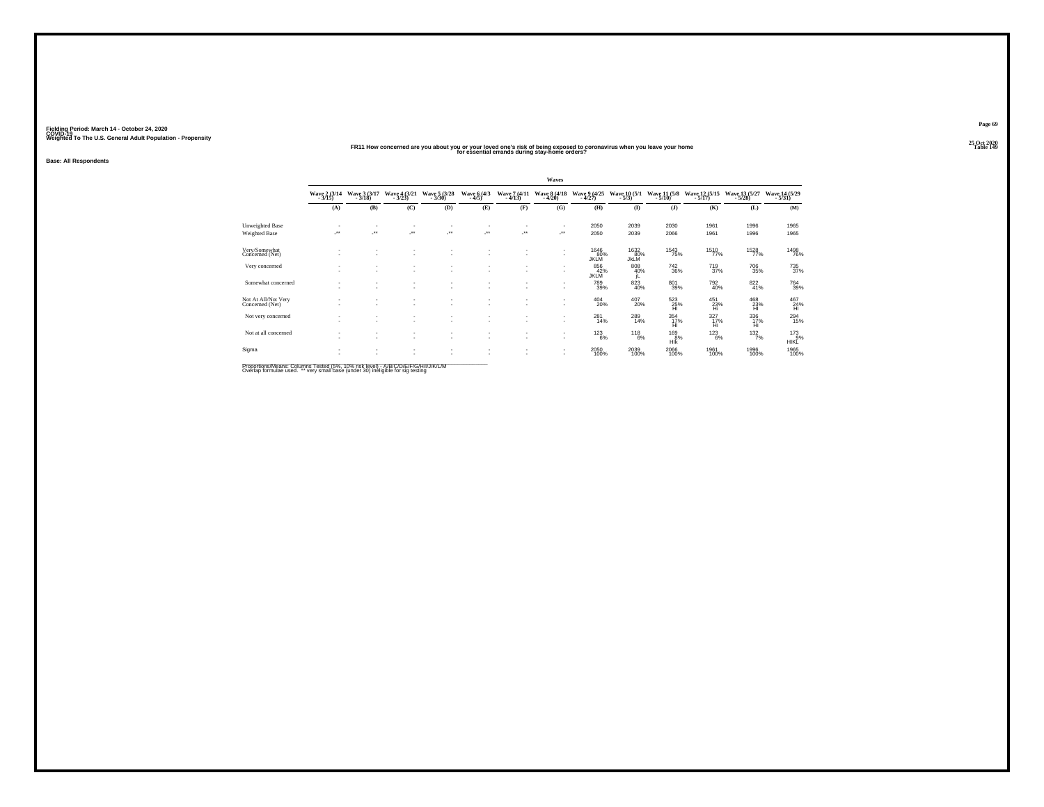Fielding Period: March 14 - October 24, 2020
COVID-19
Weighted To The U.S. General Adult Population - Propensity

25 Oct 2020
Table 149

**FR11 How concerned are you about you or your loved one's risk of being exposed to coronavirus when you leave your home for essential errands during stay-home orders?**

**Base: All Respondents**

| | Waves | | | | | | | | | | | | |
|---|---|---|---|---|---|---|---|---|---|---|---|---|---|
| | Wave 2 (3/14 - 3/15) | Wave 3 (3/17 - 3/18) | Wave 4 (3/21 - 3/23) | Wave 5 (3/28 - 3/30) | Wave 6 (4/3 - 4/5) | Wave 7 (4/11 - 4/13) | Wave 8 (4/18 - 4/20) | Wave 9 (4/25 - 4/27) | Wave 10 (5/1 - 5/3) | Wave 11 (5/8 - 5/10) | Wave 12 (5/15 - 5/17) | Wave 13 (5/27 - 5/28) | Wave 14 (5/29 - 5/31) |
| | (A) | (B) | (C) | (D) | (E) | (F) | (G) | (H) | (I) | (J) | (K) | (L) | (M) |
| Unweighted Base | - | - | - | - | - | - | - | 2050 | 2039 | 2030 | 1961 | 1996 | 1965 |
| Weighted Base | -** | -** | -** | -** | -** | -** | -** | 2050 | 2039 | 2066 | 1961 | 1996 | 1965 |
| Very/Somewhat Concerned (Net) | - | - | - | - | - | - | - | 1646 | 1632 | 1543 | 1510 | 1528 | 1498 |
| | - | - | - | - | - | - | - | 80% | 80% | 75% | 77% | 77% | 76% |
| | | | | | | | | JKLM | JkLM | | | | |
| Very concerned | - | - | - | - | - | - | - | 856 | 808 | 742 | 719 | 706 | 735 |
| | - | - | - | - | - | - | - | 42% | 40% | 36% | 37% | 35% | 37% |
| | | | | | | | | JKLM | jL | | | | |
| Somewhat concerned | - | - | - | - | - | - | - | 789 | 823 | 801 | 792 | 822 | 764 |
| | - | - | - | - | - | - | - | 39% | 40% | 39% | 40% | 41% | 39% |
| Not At All/Not Very Concerned (Net) | - | - | - | - | - | - | - | 404 | 407 | 523 | 451 | 468 | 467 |
| | - | - | - | - | - | - | - | 20% | 20% | 25% | 23% | 23% | 24% |
| | | | | | | | | | | HI | Hi | HI | HI |
| Not very concerned | - | - | - | - | - | - | - | 281 | 289 | 354 | 327 | 336 | 294 |
| | - | - | - | - | - | - | - | 14% | 14% | 17% | 17% | 17% | 15% |
| | | | | | | | | | | HI | Hi | HI | |
| Not at all concerned | - | - | - | - | - | - | - | 123 | 118 | 169 | 123 | 132 | 173 |
| | - | - | - | - | - | - | - | 6% | 6% | 8% | 6% | 7% | 9% |
| | | | | | | | | | | HIk | | | HIKL |
| Sigma | - | - | - | - | - | - | - | 2050 | 2039 | 2066 | 1961 | 1996 | 1965 |
| | - | - | - | - | - | - | - | 100% | 100% | 100% | 100% | 100% | 100% |

Proportions/Means: Columns Tested (5%, 10% risk level) - A/B/C/D/E/F/G/H/I/J/K/L/M
Overlap formulae used. ** very small base (under 30) ineligible for sig testing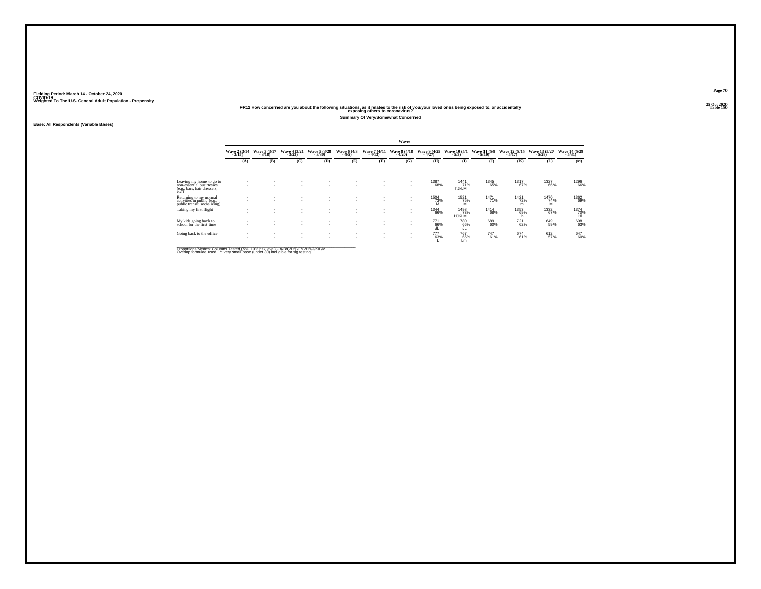Fielding Period: March 14 - October 24, 2020
COVID-19
Weighted To The U.S. General Adult Population - Propensity

25 Oct 2020
Table 150

## FR12 How concerned are you about the following situations, as it relates to the risk of you/your loved ones being exposed to, or accidentally exposing others to coronavirus?

### Summary Of Very/Somewhat Concerned

Base: All Respondents (Variable Bases)

| | Waves | | | | | | | | | | | | |
|---|---|---|---|---|---|---|---|---|---|---|---|---|---|
| | Wave 2 (3/14 - 3/15) | Wave 3 (3/17 - 3/18) | Wave 4 (3/21 - 3/23) | Wave 5 (3/28 - 3/30) | Wave 6 (4/3 - 4/5) | Wave 7 (4/11 - 4/13) | Wave 8 (4/18 - 4/20) | Wave 9 (4/25 - 4/27) | Wave 10 (5/1 - 5/3) | Wave 11 (5/8 - 5/10) | Wave 12 (5/15 - 5/17) | Wave 13 (5/27 - 5/28) | Wave 14 (5/29 - 5/31) |
| | (A) | (B) | (C) | (D) | (E) | (F) | (G) | (H) | (I) | (J) | (K) | (L) | (M) |
| Leaving my home to go to non-essential businesses (e.g., bars, hair dressers, etc.) | - - | - - | - - | - - | - - | - - | - - | 1387 68% | 1441 71% hJkLM | 1345 65% | 1317 67% | 1327 66% | 1296 66% |
| Returning to my normal activities in public (e.g., public transit, socializing) | - - | - - | - - | - - | - - | - - | - - | 1504 73% M | 1521 75% jM | 1471 71% | 1421 72% m | 1470 74% M | 1362 69% |
| Taking my first flight | - - | - - | - - | - - | - - | - - | - - | 1344 66% | 1498 73% HJKLM | 1414 68% | 1353 69% h | 1332 67% | 1374 70% HI |
| My kids going back to school for the first time | - - | - - | - - | - - | - - | - - | - - | 771 66% JL | 780 66% JL | 689 60% | 721 62% | 649 59% | 698 63% |
| Going back to the office | - - | - - | - - | - - | - - | - - | - - | 777 63% L | 767 65% Lm | 747 61% | 674 61% | 612 57% | 647 60% |

Proportions/Means: Columns Tested (5%, 10% risk level) - A/B/C/D/E/F/G/H/I/J/K/L/M
Overlap formulae used. ** very small base (under 30) ineligible for sig testing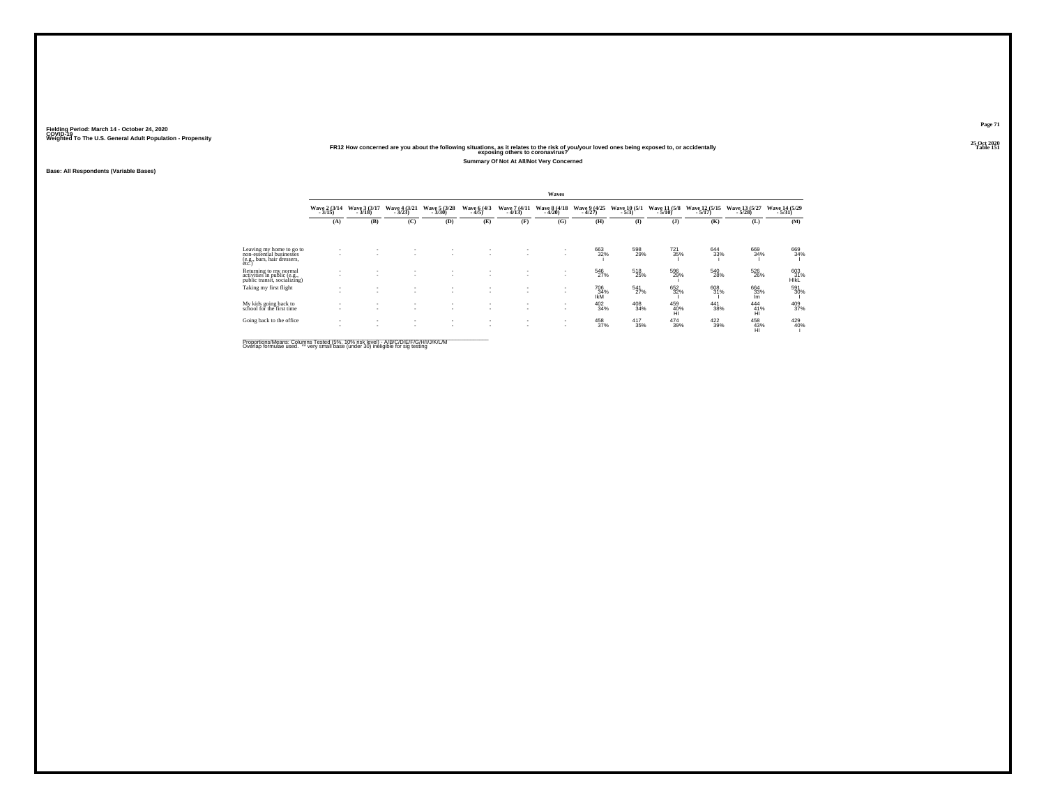Fielding Period: March 14 - October 24, 2020
COVID-19
Weighted To The U.S. General Adult Population - Propensity

25 Oct 2020
Table 151

## FR12 How concerned are you about the following situations, as it relates to the risk of you/your loved ones being exposed to, or accidentally exposing others to coronavirus?

### Summary Of Not At All/Not Very Concerned

Base: All Respondents (Variable Bases)

| | Waves | | | | | | | | | | | | |
|---|---|---|---|---|---|---|---|---|---|---|---|---|---|
| | Wave 2 (3/14 - 3/15) | Wave 3 (3/17 - 3/18) | Wave 4 (3/21 - 3/23) | Wave 5 (3/28 - 3/30) | Wave 6 (4/3 - 4/5) | Wave 7 (4/11 - 4/13) | Wave 8 (4/18 - 4/20) | Wave 9 (4/25 - 4/27) | Wave 10 (5/1 - 5/3) | Wave 11 (5/8 - 5/10) | Wave 12 (5/15 - 5/17) | Wave 13 (5/27 - 5/28) | Wave 14 (5/29 - 5/31) |
| | (A) | (B) | (C) | (D) | (E) | (F) | (G) | (H) | (I) | (J) | (K) | (L) | (M) |
| Leaving my home to go to non-essential businesses (e.g., bars, hair dressers, etc.) | - | - | - | - | - | - | - | 663 | 598 | 721 | 644 | 669 | 669 |
| | - | - | - | - | - | - | - | 32% | 29% | 35% | 33% | 34% | 34% |
| | | | | | | | | i | | I | i | I | I |
| Returning to my normal activities in public (e.g., public transit, socializing) | - | - | - | - | - | - | - | 546 | 518 | 596 | 540 | 526 | 603 |
| | - | - | - | - | - | - | - | 27% | 25% | 29% | 28% | 26% | 31% |
| | | | | | | | | | | i | | | HIkL |
| Taking my first flight | - | - | - | - | - | - | - | 706 | 541 | 652 | 608 | 664 | 591 |
| | - | - | - | - | - | - | - | 34% | 27% | 32% | 31% | 33% | 30% |
| | | | | | | | | IkM | | I | I | Im | I |
| My kids going back to school for the first time | - | - | - | - | - | - | - | 402 | 408 | 459 | 441 | 444 | 409 |
| | - | - | - | - | - | - | - | 34% | 34% | 40% | 38% | 41% | 37% |
| | | | | | | | | | | HI | | HI | |
| Going back to the office | - | - | - | - | - | - | - | 458 | 417 | 474 | 422 | 458 | 429 |
| | - | - | - | - | - | - | - | 37% | 35% | 39% | 39% | 43% | 40% |
| | | | | | | | | | | | | HI | i |

Proportions/Means: Columns Tested (5%, 10% risk level) - A/B/C/D/E/F/G/H/I/J/K/L/M
Overlap formulae used. ** very small base (under 30) ineligible for sig testing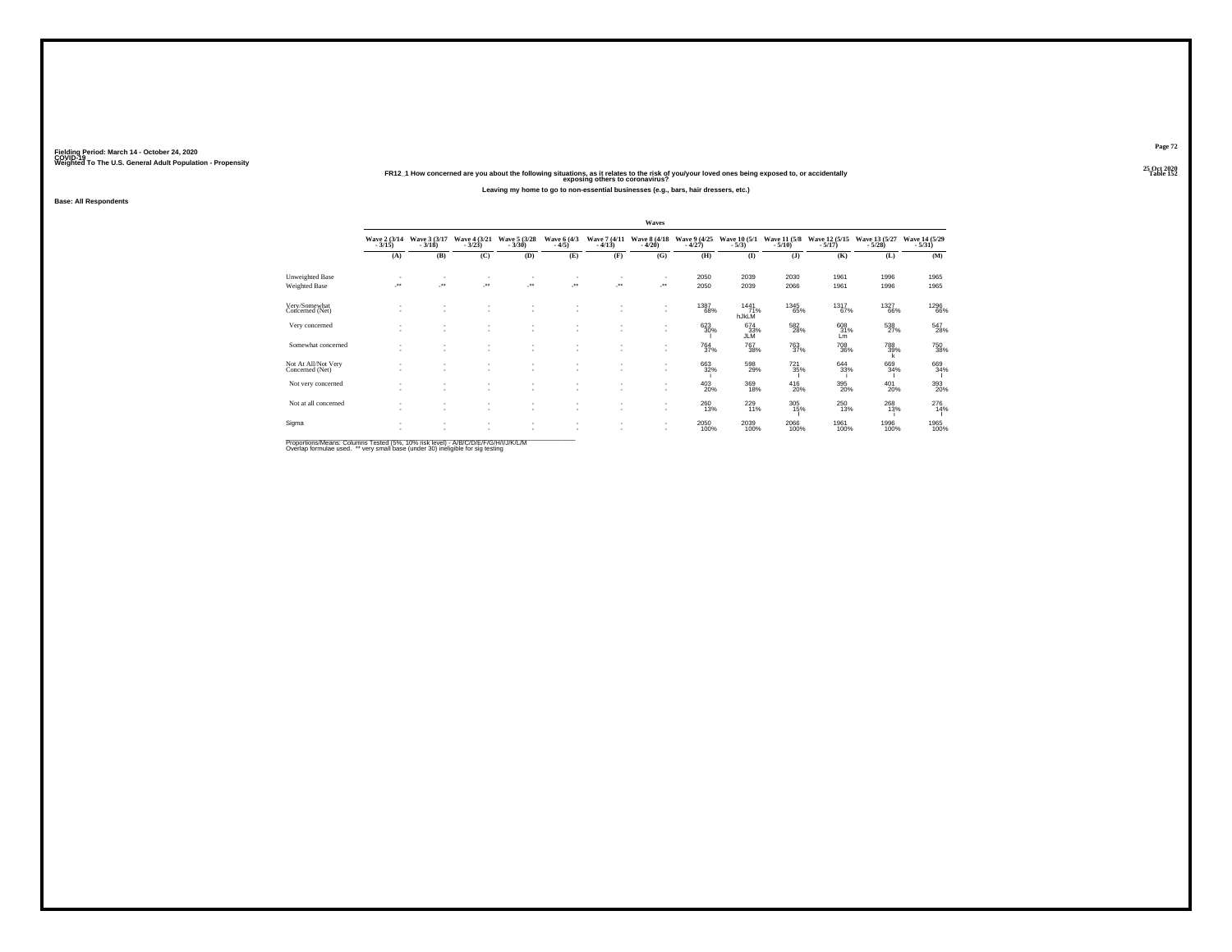Fielding Period: March 14 - October 24, 2020
COVID-19
Weighted To The U.S. General Adult Population - Propensity

25 Oct 2020
Table 152

## FR12_1 How concerned are you about the following situations, as it relates to the risk of you/your loved ones being exposed to, or accidentally exposing others to coronavirus?

**Leaving my home to go to non-essential businesses (e.g., bars, hair dressers, etc.)**

**Base: All Respondents**

| | Waves | | | | | | | | | | | | |
|---|---|---|---|---|---|---|---|---|---|---|---|---|---|
| | Wave 2 (3/14 - 3/15) | Wave 3 (3/17 - 3/18) | Wave 4 (3/21 - 3/23) | Wave 5 (3/28 - 3/30) | Wave 6 (4/3 - 4/5) | Wave 7 (4/11 - 4/13) | Wave 8 (4/18 - 4/20) | Wave 9 (4/25 - 4/27) | Wave 10 (5/1 - 5/3) | Wave 11 (5/8 - 5/10) | Wave 12 (5/15 - 5/17) | Wave 13 (5/27 - 5/28) | Wave 14 (5/29 - 5/31) |
| | (A) | (B) | (C) | (D) | (E) | (F) | (G) | (H) | (I) | (J) | (K) | (L) | (M) |
| Unweighted Base | - | - | - | - | - | - | - | 2050 | 2039 | 2030 | 1961 | 1996 | 1965 |
| Weighted Base | -** | -** | -** | -** | -** | -** | -** | 2050 | 2039 | 2066 | 1961 | 1996 | 1965 |
| Very/Somewhat Concerned (Net) | - | - | - | - | - | - | - | 1387 | 1441 | 1345 | 1317 | 1327 | 1296 |
| | - | - | - | - | - | - | - | 68% | 71% hJkLM | 65% | 67% | 66% | 66% |
| Very concerned | - | - | - | - | - | - | - | 623 | 674 | 582 | 608 | 538 | 547 |
| | - | - | - | - | - | - | - | 30% l | 33% JLM | 28% | 31% Lm | 27% | 28% |
| Somewhat concerned | - | - | - | - | - | - | - | 764 | 767 | 763 | 708 | 788 | 750 |
| | - | - | - | - | - | - | - | 37% | 38% | 37% | 36% | 39% k | 38% |
| Not At All/Not Very Concerned (Net) | - | - | - | - | - | - | - | 663 | 598 | 721 | 644 | 669 | 669 |
| | - | - | - | - | - | - | - | 32% i | 29% | 35% I | 33% i | 34% I | 34% I |
| Not very concerned | - | - | - | - | - | - | - | 403 | 369 | 416 | 395 | 401 | 393 |
| | - | - | - | - | - | - | - | 20% | 18% | 20% | 20% | 20% | 20% |
| Not at all concerned | - | - | - | - | - | - | - | 260 | 229 | 305 | 250 | 268 | 276 |
| | - | - | - | - | - | - | - | 13% | 11% | 15% I | 13% | 13% i | 14% I |
| Sigma | - | - | - | - | - | - | - | 2050 | 2039 | 2066 | 1961 | 1996 | 1965 |
| | - | - | - | - | - | - | - | 100% | 100% | 100% | 100% | 100% | 100% |

Proportions/Means: Columns Tested (5%, 10% risk level) - A/B/C/D/E/F/G/H/I/J/K/L/M
Overlap formulae used. ** very small base (under 30) ineligible for sig testing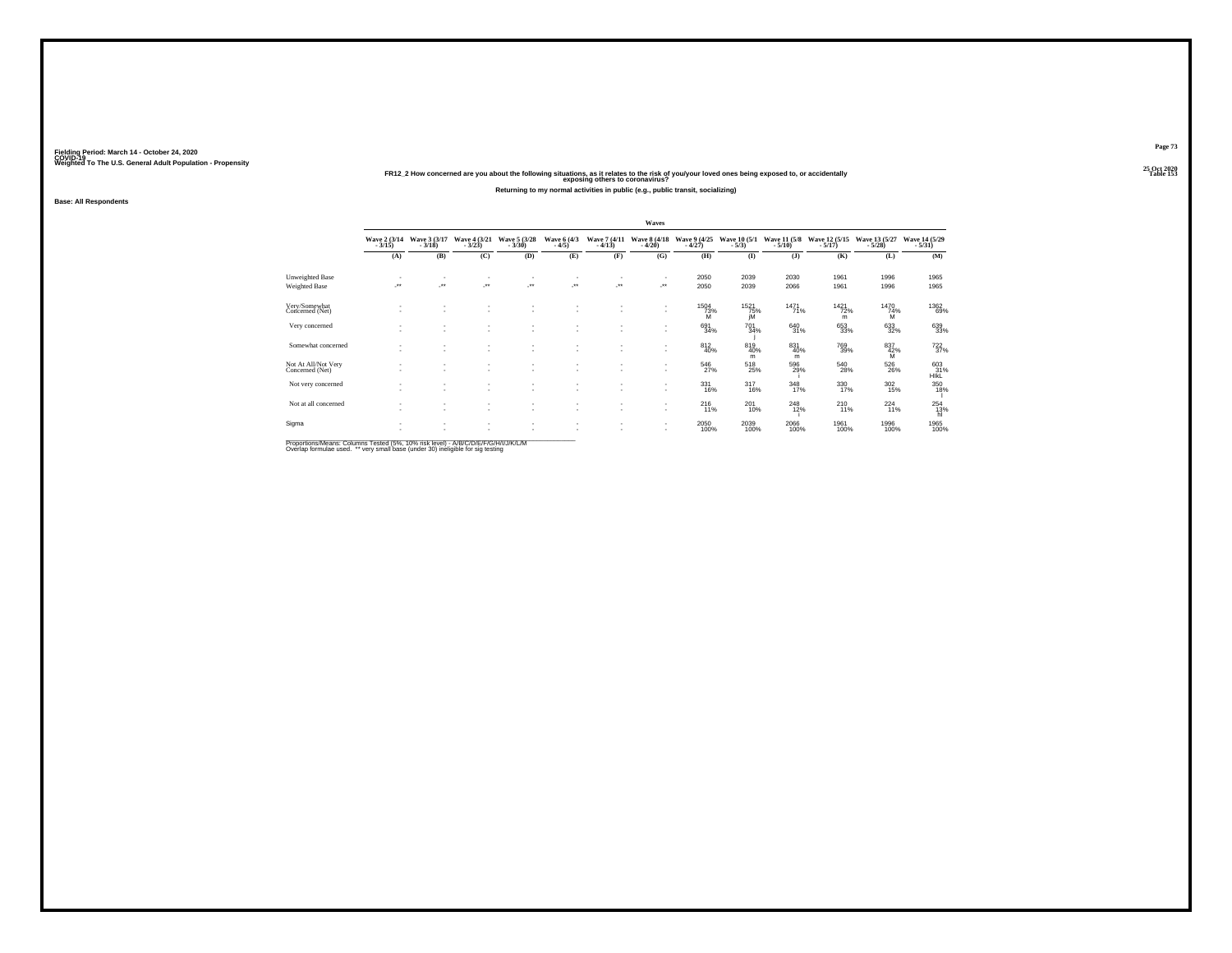Fielding Period: March 14 - October 24, 2020
COVID-19
Weighted To The U.S. General Adult Population - Propensity

25 Oct 2020
Table 153

### FR12_2 How concerned are you about the following situations, as it relates to the risk of you/your loved ones being exposed to, or accidentally exposing others to coronavirus?

**Returning to my normal activities in public (e.g., public transit, socializing)**

**Base: All Respondents**

| | Waves | | | | | | | | | | | | |
|---|---|---|---|---|---|---|---|---|---|---|---|---|---|
| | Wave 2 (3/14 - 3/15) | Wave 3 (3/17 - 3/18) | Wave 4 (3/21 - 3/23) | Wave 5 (3/28 - 3/30) | Wave 6 (4/3 - 4/5) | Wave 7 (4/11 - 4/13) | Wave 8 (4/18 - 4/20) | Wave 9 (4/25 - 4/27) | Wave 10 (5/1 - 5/3) | Wave 11 (5/8 - 5/10) | Wave 12 (5/15 - 5/17) | Wave 13 (5/27 - 5/28) | Wave 14 (5/29 - 5/31) |
| | (A) | (B) | (C) | (D) | (E) | (F) | (G) | (H) | (I) | (J) | (K) | (L) | (M) |
| Unweighted Base | - | - | - | - | - | - | - | 2050 | 2039 | 2030 | 1961 | 1996 | 1965 |
| Weighted Base | -** | -** | -** | -** | -** | -** | -** | 2050 | 2039 | 2066 | 1961 | 1996 | 1965 |
| Very/Somewhat Concerned (Net) | - | - | - | - | - | - | - | 1504 73% M | 1521 75% jM | 1471 71% | 1421 72% m | 1470 74% M | 1362 69% |
| Very concerned | - | - | - | - | - | - | - | 691 34% | 701 34% j | 640 31% | 653 33% | 633 32% | 639 33% |
| Somewhat concerned | - | - | - | - | - | - | - | 812 40% | 819 40% m | 831 40% m | 769 39% | 837 42% M | 722 37% |
| Not At All/Not Very Concerned (Net) | - | - | - | - | - | - | - | 546 27% | 518 25% | 596 29% i | 540 28% | 526 26% | 603 31% HIkL |
| Not very concerned | - | - | - | - | - | - | - | 331 16% | 317 16% | 348 17% | 330 17% | 302 15% | 350 18% l |
| Not at all concerned | - | - | - | - | - | - | - | 216 11% | 201 10% | 248 12% i | 210 11% | 224 11% | 254 13% hI |
| Sigma | - | - | - | - | - | - | - | 2050 100% | 2039 100% | 2066 100% | 1961 100% | 1996 100% | 1965 100% |

Proportions/Means: Columns Tested (5%, 10% risk level) - A/B/C/D/E/F/G/H/I/J/K/L/M
Overlap formulae used. ** very small base (under 30) ineligible for sig testing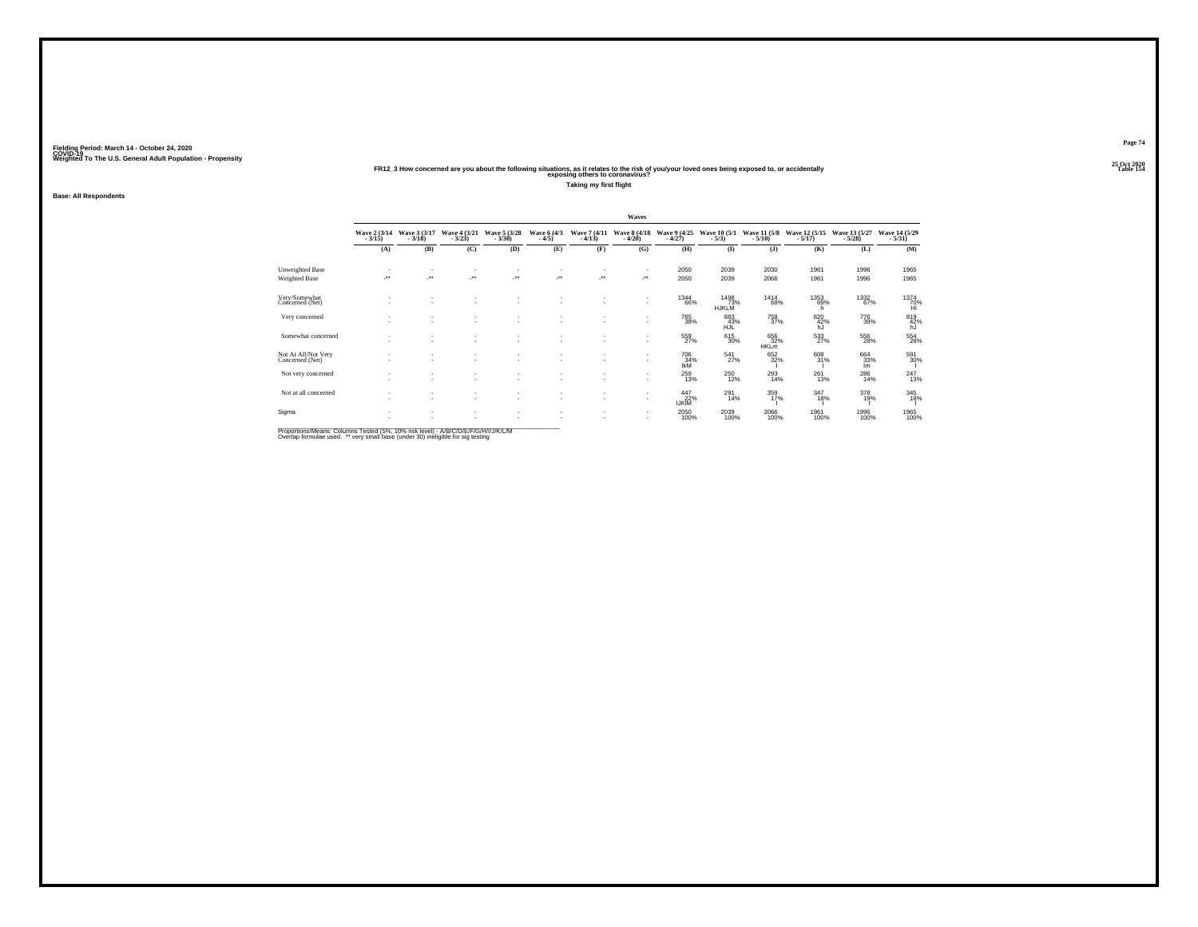Fielding Period: March 14 - October 24, 2020
COVID-19
Weighted To The U.S. General Adult Population - Propensity

25 Oct 2020
Table 154

## FR12_3 How concerned are you about the following situations, as it relates to the risk of you/your loved ones being exposed to, or accidentally exposing others to coronavirus?

### Taking my first flight

Base: All Respondents

| | Waves | | | | | | | | | | | | |
|---|---|---|---|---|---|---|---|---|---|---|---|---|---|
| | Wave 2 (3/14 - 3/15) | Wave 3 (3/17 - 3/18) | Wave 4 (3/21 - 3/23) | Wave 5 (3/28 - 3/30) | Wave 6 (4/3 - 4/5) | Wave 7 (4/11 - 4/13) | Wave 8 (4/18 - 4/20) | Wave 9 (4/25 - 4/27) | Wave 10 (5/1 - 5/3) | Wave 11 (5/8 - 5/10) | Wave 12 (5/15 - 5/17) | Wave 13 (5/27 - 5/28) | Wave 14 (5/29 - 5/31) |
| | (A) | (B) | (C) | (D) | (E) | (F) | (G) | (H) | (I) | (J) | (K) | (L) | (M) |
| Unweighted Base | - | - | - | - | - | - | - | 2050 | 2039 | 2030 | 1961 | 1996 | 1965 |
| Weighted Base | -** | -** | -** | -** | -** | -** | -** | 2050 | 2039 | 2066 | 1961 | 1996 | 1965 |
| Very/Somewhat Concerned (Net) | - | - | - | - | - | - | - | 1344 | 1498 | 1414 | 1353 | 1332 | 1374 |
| | - | - | - | - | - | - | - | 66% | 73% | 68% | 69% | 67% | 70% |
| | | | | | | | | | HJKLM | | h | | HI |
| Very concerned | - | - | - | - | - | - | - | 785 | 883 | 758 | 820 | 776 | 819 |
| | - | - | - | - | - | - | - | 38% | 43% | 37% | 42% | 39% | 42% |
| | | | | | | | | | HJL | | hJ | | hJ |
| Somewhat concerned | - | - | - | - | - | - | - | 559 | 615 | 656 | 533 | 556 | 554 |
| | - | - | - | - | - | - | - | 27% | 30% | 32% | 27% | 28% | 28% |
| | | | | | | | | | | HKLm | | | |
| Not At All/Not Very Concerned (Net) | - | - | - | - | - | - | - | 706 | 541 | 652 | 608 | 664 | 591 |
| | - | - | - | - | - | - | - | 34% | 27% | 32% | 31% | 33% | 30% |
| | | | | | | | | IkM | | I | I | Im | I |
| Not very concerned | - | - | - | - | - | - | - | 259 | 250 | 293 | 261 | 286 | 247 |
| | - | - | - | - | - | - | - | 13% | 12% | 14% | 13% | 14% | 13% |
| Not at all concerned | - | - | - | - | - | - | - | 447 | 291 | 359 | 347 | 378 | 345 |
| | - | - | - | - | - | - | - | 22% | 14% | 17% | 18% | 19% | 18% |
| | | | | | | | | IJKlM | | I | I | I | I |
| Sigma | - | - | - | - | - | - | - | 2050 | 2039 | 2066 | 1961 | 1996 | 1965 |
| | - | - | - | - | - | - | - | 100% | 100% | 100% | 100% | 100% | 100% |

Proportions/Means: Columns Tested (5%, 10% risk level) - A/B/C/D/E/F/G/H/I/J/K/L/M
Overlap formulae used. ** very small base (under 30) ineligible for sig testing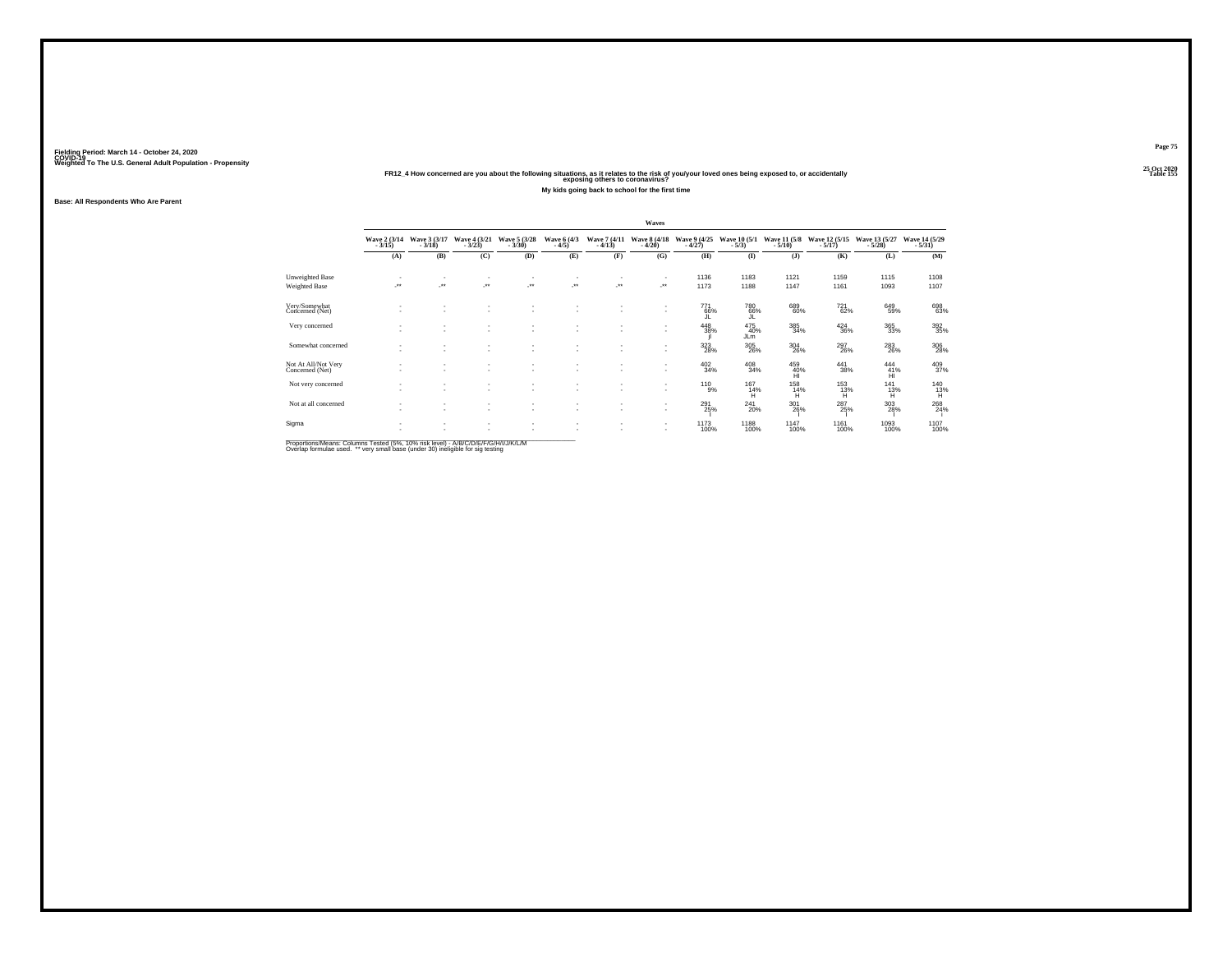Fielding Period: March 14 - October 24, 2020
COVID-19
Weighted To The U.S. General Adult Population - Propensity

25 Oct 2020
Table 155

### FR12_4 How concerned are you about the following situations, as it relates to the risk of you/your loved ones being exposed to, or accidentally exposing others to coronavirus?

**My kids going back to school for the first time**

**Base: All Respondents Who Are Parent**

| | Waves | | | | | | | | | | | | |
|---|---|---|---|---|---|---|---|---|---|---|---|---|---|
| | Wave 2 (3/14 - 3/15) | Wave 3 (3/17 - 3/18) | Wave 4 (3/21 - 3/23) | Wave 5 (3/28 - 3/30) | Wave 6 (4/3 - 4/5) | Wave 7 (4/11 - 4/13) | Wave 8 (4/18 - 4/20) | Wave 9 (4/25 - 4/27) | Wave 10 (5/1 - 5/3) | Wave 11 (5/8 - 5/10) | Wave 12 (5/15 - 5/17) | Wave 13 (5/27 - 5/28) | Wave 14 (5/29 - 5/31) |
| | (A) | (B) | (C) | (D) | (E) | (F) | (G) | (H) | (I) | (J) | (K) | (L) | (M) |
| Unweighted Base | - | - | - | - | - | - | - | 1136 | 1183 | 1121 | 1159 | 1115 | 1108 |
| Weighted Base | -** | -** | -** | -** | -** | -** | -** | 1173 | 1188 | 1147 | 1161 | 1093 | 1107 |
| Very/Somewhat Concerned (Net) | - | - | - | - | - | - | - | 771 | 780 | 689 | 721 | 649 | 698 |
| | - | - | - | - | - | - | - | 66% | 66% | 60% | 62% | 59% | 63% |
| | | | | | | | | JL | JL | | | | |
| Very concerned | - | - | - | - | - | - | - | 448 | 475 | 385 | 424 | 365 | 392 |
| | - | - | - | - | - | - | - | 38% | 40% | 34% | 36% | 33% | 35% |
| | | | | | | | | jl | JLm | | | | |
| Somewhat concerned | - | - | - | - | - | - | - | 323 | 305 | 304 | 297 | 283 | 306 |
| | - | - | - | - | - | - | - | 28% | 26% | 26% | 26% | 26% | 28% |
| Not At All/Not Very Concerned (Net) | - | - | - | - | - | - | - | 402 | 408 | 459 | 441 | 444 | 409 |
| | - | - | - | - | - | - | - | 34% | 34% | 40% | 38% | 41% | 37% |
| | | | | | | | | | | HI | | HI | |
| Not very concerned | - | - | - | - | - | - | - | 110 | 167 | 158 | 153 | 141 | 140 |
| | - | - | - | - | - | - | - | 9% | 14% | 14% | 13% | 13% | 13% |
| | | | | | | | | | H | H | H | H | H |
| Not at all concerned | - | - | - | - | - | - | - | 291 | 241 | 301 | 287 | 303 | 268 |
| | - | - | - | - | - | - | - | 25% | 20% | 26% | 25% | 28% | 24% |
| | | | | | | | | I | | I | I | I | I |
| Sigma | - | - | - | - | - | - | - | 1173 | 1188 | 1147 | 1161 | 1093 | 1107 |
| | - | - | - | - | - | - | - | 100% | 100% | 100% | 100% | 100% | 100% |

Proportions/Means: Columns Tested (5%, 10% risk level) - A/B/C/D/E/F/G/H/I/J/K/L/M
Overlap formulae used. ** very small base (under 30) ineligible for sig testing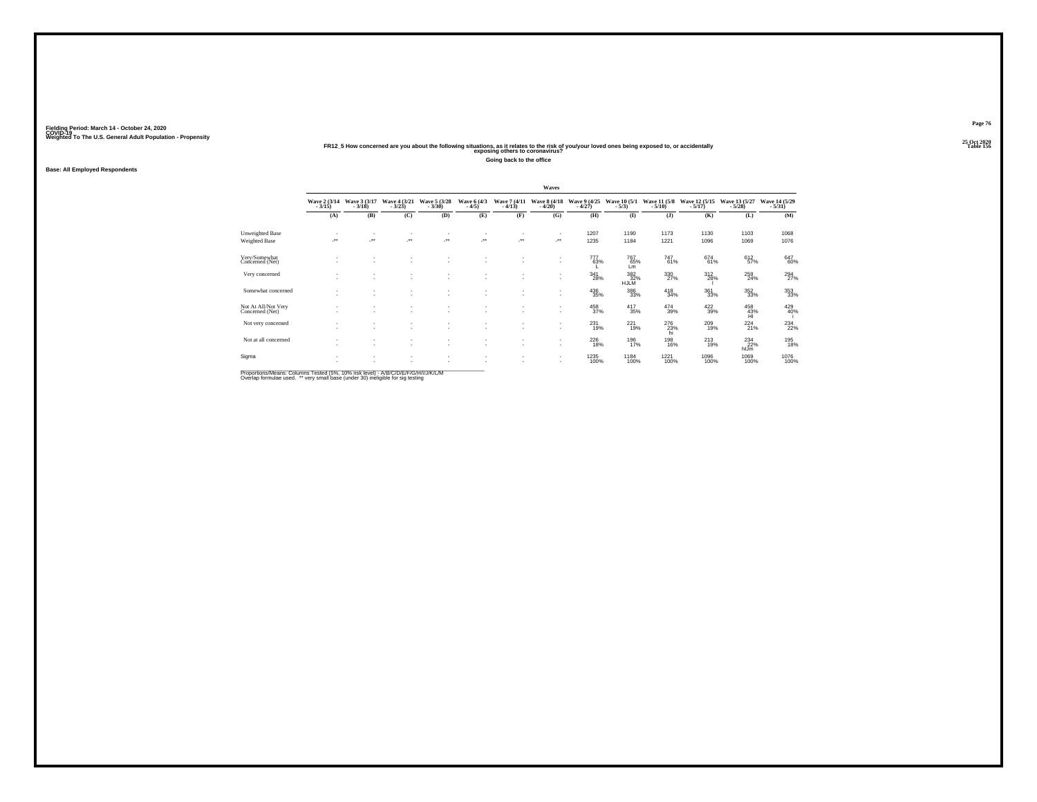Fielding Period: March 14 - October 24, 2020
COVID-19
Weighted To The U.S. General Adult Population - Propensity

25 Oct 2020
Table 156

## FR12_5 How concerned are you about the following situations, as it relates to the risk of you/your loved ones being exposed to, or accidentally exposing others to coronavirus?

### Going back to the office

Base: All Employed Respondents

| | Waves | | | | | | | | | | | | |
|---|---|---|---|---|---|---|---|---|---|---|---|---|---|
| | Wave 2 (3/14 - 3/15) | Wave 3 (3/17 - 3/18) | Wave 4 (3/21 - 3/23) | Wave 5 (3/28 - 3/30) | Wave 6 (4/3 - 4/5) | Wave 7 (4/11 - 4/13) | Wave 8 (4/18 - 4/20) | Wave 9 (4/25 - 4/27) | Wave 10 (5/1 - 5/3) | Wave 11 (5/8 - 5/10) | Wave 12 (5/15 - 5/17) | Wave 13 (5/27 - 5/28) | Wave 14 (5/29 - 5/31) |
| | (A) | (B) | (C) | (D) | (E) | (F) | (G) | (H) | (I) | (J) | (K) | (L) | (M) |
| Unweighted Base | - | - | - | - | - | - | - | 1207 | 1190 | 1173 | 1130 | 1103 | 1068 |
| Weighted Base | -** | -** | -** | -** | -** | -** | -** | 1235 | 1184 | 1221 | 1096 | 1069 | 1076 |
| Very/Somewhat Concerned (Net) | - | - | - | - | - | - | - | 777 63% L | 767 65% Lm | 747 61% | 674 61% | 612 57% | 647 60% |
| Very concerned | - | - | - | - | - | - | - | 341 28% | 382 32% HJLM | 330 27% | 312 28% I | 259 24% | 294 27% |
| Somewhat concerned | - | - | - | - | - | - | - | 436 35% | 386 33% | 418 34% | 361 33% | 352 33% | 353 33% |
| Not At All/Not Very Concerned (Net) | - | - | - | - | - | - | - | 458 37% | 417 35% | 474 39% | 422 39% | 458 43% HI | 429 40% i |
| Not very concerned | - | - | - | - | - | - | - | 231 19% | 221 19% | 276 23% hi | 209 19% | 224 21% | 234 22% |
| Not at all concerned | - | - | - | - | - | - | - | 226 18% | 196 17% | 198 16% | 213 19% | 234 22% hIJm | 195 18% |
| Sigma | - | - | - | - | - | - | - | 1235 100% | 1184 100% | 1221 100% | 1096 100% | 1069 100% | 1076 100% |

Proportions/Means: Columns Tested (5%, 10% risk level) - A/B/C/D/E/F/G/H/I/J/K/L/M
Overlap formulae used. ** very small base (under 30) ineligible for sig testing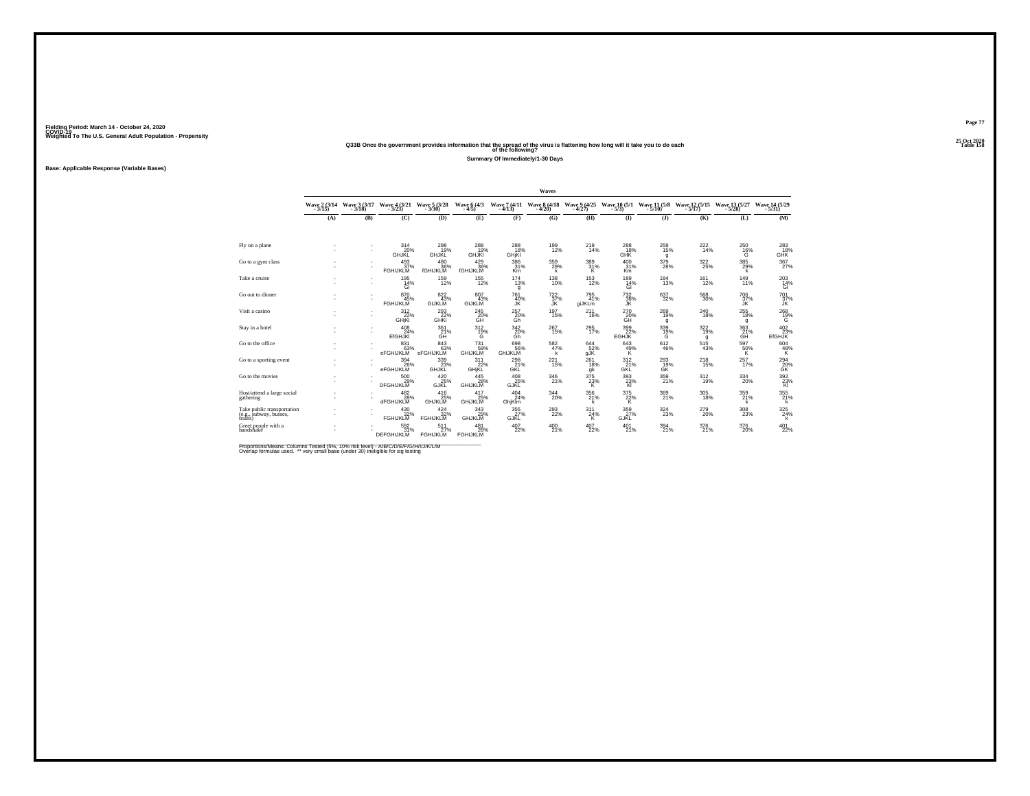Fielding Period: March 14 - October 24, 2020
COVID-19
Weighted To The U.S. General Adult Population - Propensity

25 Oct 2020
Table 158

## Q33B Once the government provides information that the spread of the virus is flattening how long will it take you to do each of the following?

**Summary Of Immediately/1-30 Days**

**Base: Applicable Response (Variable Bases)**

| | Waves | | | | | | | | | | | | |
|---|---|---|---|---|---|---|---|---|---|---|---|---|---|
| | Wave 2 (3/14 - 3/15) | Wave 3 (3/17 - 3/18) | Wave 4 (3/21 - 3/23) | Wave 5 (3/28 - 3/30) | Wave 6 (4/3 - 4/5) | Wave 7 (4/11 - 4/13) | Wave 8 (4/18 - 4/20) | Wave 9 (4/25 - 4/27) | Wave 10 (5/1 - 5/3) | Wave 11 (5/8 - 5/10) | Wave 12 (5/15 - 5/17) | Wave 13 (5/27 - 5/28) | Wave 14 (5/29 - 5/31) |
| | (A) | (B) | (C) | (D) | (E) | (F) | (G) | (H) | (I) | (J) | (K) | (L) | (M) |
| Fly on a plane | - | - | 314 | 298 | 288 | 288 | 199 | 219 | 288 | 259 | 222 | 250 | 283 |
| | - | - | 20% | 19% | 19% | 18% | 12% | 14% | 18% | 15% | 14% | 16% | 18% |
| | | | GHJKL | GHJKL | GHJKl | GHjKl | | | GHK | g | | G | GHK |
| Go to a gym class | - | - | 493 | 480 | 429 | 386 | 359 | 389 | 400 | 379 | 322 | 385 | 367 |
| | - | - | 37% | 36% | 36% | 31% | 29% | 31% | 31% | 28% | 25% | 29% | 27% |
| | | | FGHIJKLM | fGHIJKLM | fGHIJKLM | Km | k | K | Km | | | k | |
| Take a cruise | - | - | 195 | 159 | 155 | 174 | 138 | 153 | 189 | 184 | 161 | 149 | 203 |
| | - | - | 14% | 12% | 12% | 13% | 10% | 12% | 14% | 13% | 12% | 11% | 14% |
| | | | Gl | | | g | | | Gl | | | | Gl |
| Go out to dinner | - | - | 870 | 822 | 807 | 761 | 722 | 795 | 732 | 637 | 568 | 706 | 701 |
| | - | - | 45% | 43% | 43% | 40% | 37% | 41% | 38% | 32% | 30% | 37% | 37% |
| | | | FGHIJKLM | GIJKLM | GIJKLM | JK | JK | giJKLm | JK | | | JK | JK |
| Visit a casino | - | - | 312 | 293 | 245 | 257 | 197 | 211 | 270 | 269 | 240 | 255 | 268 |
| | - | - | 22% | 22% | 20% | 20% | 15% | 16% | 20% | 19% | 18% | 18% | 19% |
| | | | GHjKl | GHKl | GH | Gh | | | GH | g | | g | G |
| Stay in a hotel | - | - | 408 | 361 | 312 | 342 | 267 | 295 | 399 | 339 | 322 | 363 | 402 |
| | - | - | 24% | 21% | 19% | 20% | 15% | 17% | 22% | 19% | 19% | 21% | 23% |
| | | | EfGHJKl | GH | G | Gh | | | EGHJK | G | g | GH | EfGHJK |
| Go to the office | - | - | 831 | 843 | 731 | 698 | 582 | 644 | 643 | 612 | 515 | 597 | 604 |
| | - | - | 63% | 63% | 59% | 56% | 47% | 52% | 49% | 46% | 43% | 50% | 48% |
| | | | eFGHIJKLM | eFGHIJKLM | GHIJKLM | GhIJKLM | k | gJK | K | | | K | K |
| Go to a sporting event | - | - | 394 | 339 | 311 | 298 | 221 | 261 | 312 | 293 | 218 | 257 | 294 |
| | - | - | 26% | 23% | 22% | 21% | 15% | 18% | 21% | 19% | 15% | 17% | 20% |
| | | | eFGHIJKLM | GHJKL | GHjKL | GKL | | gk | GKL | GK | | | GK |
| Go to the movies | - | - | 500 | 420 | 445 | 408 | 346 | 375 | 393 | 359 | 312 | 334 | 392 |
| | - | - | 29% | 25% | 28% | 25% | 21% | 23% | 23% | 21% | 19% | 20% | 23% |
| | | | DFGHIJKLM | GJKL | GHIJKLM | GJKL | | K | Kl | | | | Kl |
| Host/attend a large social gathering | - | - | 482 | 416 | 417 | 404 | 344 | 356 | 375 | 369 | 305 | 359 | 355 |
| | - | - | 28% | 25% | 25% | 24% | 20% | 21% | 22% | 21% | 18% | 21% | 21% |
| | | | dFGHIJKLM | GHJKLM | GHiJKLM | GhjKlm | | k | K | | | k | k |
| Take public transportation (e.g., subway, busses, trains) | - | - | 430 | 424 | 343 | 355 | 293 | 311 | 359 | 324 | 279 | 308 | 325 |
| | - | - | 32% | 32% | 29% | 27% | 22% | 24% | 27% | 23% | 20% | 23% | 24% |
| | | | FGHIJKLM | FGHIJKLM | GHJKLM | GJKL | | K | GJKL | | | | k |
| Greet people with a handshake | - | - | 592 | 511 | 481 | 407 | 400 | 407 | 401 | 394 | 376 | 376 | 401 |
| | - | - | 31% | 27% | 26% | 22% | 21% | 22% | 21% | 21% | 21% | 20% | 22% |
| | | | DEFGHIJKLM | FGHIJKLM | FGHIJKLM | | | | | | | | |

Proportions/Means: Columns Tested (5%, 10% risk level) - A/B/C/D/E/F/G/H/I/J/K/L/M
Overlap formulae used. ** very small base (under 30) ineligible for sig testing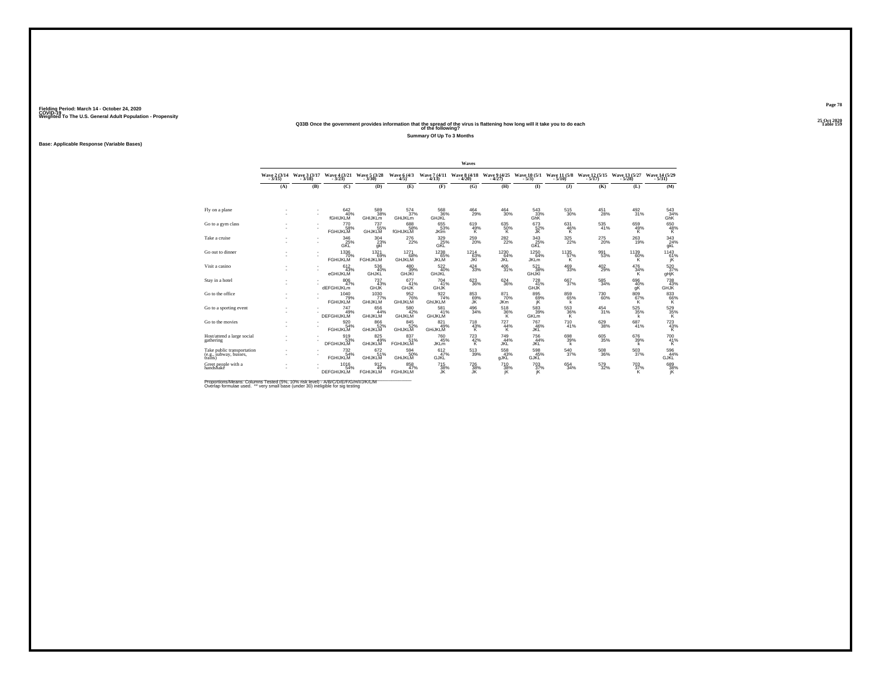Fielding Period: March 14 - October 24, 2020
COVID-19
Weighted To The U.S. General Adult Population - Propensity

25 Oct 2020
Table 159

## Q33B Once the government provides information that the spread of the virus is flattening how long will it take you to do each of the following?

### Summary Of Up To 3 Months

Base: Applicable Response (Variable Bases)

| | Wave 2 (3/14 - 3/15) | Wave 3 (3/17 - 3/18) | Wave 4 (3/21 - 3/23) | Wave 5 (3/28 - 3/30) | Wave 6 (4/3 - 4/5) | Wave 7 (4/11 - 4/13) | Wave 8 (4/18 - 4/20) | Wave 9 (4/25 - 4/27) | Wave 10 (5/1 - 5/3) | Wave 11 (5/8 - 5/10) | Wave 12 (5/15 - 5/17) | Wave 13 (5/27 - 5/28) | Wave 14 (5/29 - 5/31) |
|---|---|---|---|---|---|---|---|---|---|---|---|---|---|
| | (A) | (B) | (C) | (D) | (E) | (F) | (G) | (H) | (I) | (J) | (K) | (L) | (M) |
| Fly on a plane | - | - | 642 | 589 | 574 | 568 | 464 | 464 | 543 | 515 | 451 | 492 | 543 |
| | - | - | 40% | 38% | 37% | 36% | 29% | 30% | 33% | 30% | 28% | 31% | 34% |
| | | | fGHIJKLM | GHIJKLm | GHIJKLm | GHJKL | | | GhK | | | | GhK |
| Go to a gym class | - | - | 770 | 737 | 688 | 655 | 619 | 635 | 673 | 631 | 535 | 659 | 650 |
| | - | - | 58% | 55% | 58% | 53% | 49% | 50% | 52% | 46% | 41% | 49% | 48% |
| | | | FGHIJKLM | GHJKLM | fGHIJKLM | JKlm | K | K | JK | K | | K | K |
| Take a cruise | - | - | 346 | 304 | 276 | 329 | 259 | 282 | 343 | 325 | 275 | 263 | 343 |
| | - | - | 25% | 23% | 22% | 25% | 20% | 22% | 25% | 22% | 20% | 19% | 24% |
| | | | GKL | gkl | | GKL | | | GKL | | | | gkL |
| Go out to dinner | - | - | 1336 | 1321 | 1271 | 1238 | 1214 | 1230 | 1250 | 1135 | 991 | 1139 | 1143 |
| | - | - | 70% | 69% | 68% | 65% | 63% | 64% | 64% | 57% | 53% | 60% | 61% |
| | | | FGHIJKLM | FGHIJKLM | GHJKLM | JKLM | JKl | JKL | JKLm | K | | K | jK |
| Visit a casino | - | - | 612 | 536 | 480 | 522 | 424 | 406 | 521 | 469 | 402 | 476 | 520 |
| | - | - | 43% | 40% | 39% | 40% | 33% | 31% | 38% | 33% | 29% | 34% | 37% |
| | | | eGHIJKLM | GHJKL | GHJKl | GHJKL | | | GHJKl | | | K | gHjK |
| Stay in a hotel | - | - | 806 | 737 | 677 | 704 | 623 | 624 | 729 | 667 | 585 | 696 | 738 |
| | - | - | 47% | 43% | 41% | 41% | 36% | 36% | 41% | 37% | 34% | 40% | 43% |
| | | | dEFGHIJKLm | GHJK | GHJK | GHJK | | | GHJK | | | gK | GHJK |
| Go to the office | - | - | 1040 | 1030 | 952 | 922 | 853 | 871 | 895 | 859 | 730 | 809 | 833 |
| | - | - | 79% | 77% | 76% | 74% | 69% | 70% | 69% | 65% | 60% | 67% | 66% |
| | | | FGHIJKLM | GHIJKLM | GHIJKLM | GhIJKLM | JK | JKm | jK | k | | K | K |
| Go to a sporting event | - | - | 747 | 656 | 580 | 581 | 496 | 518 | 583 | 553 | 454 | 525 | 529 |
| | - | - | 49% | 44% | 42% | 41% | 34% | 36% | 39% | 36% | 31% | 35% | 35% |
| | | | DEFGHIJKLM | GHIJKLM | GHJKLM | GHJKLM | | K | GKLm | K | | k | K |
| Go to the movies | - | - | 920 | 866 | 845 | 821 | 718 | 727 | 767 | 710 | 629 | 687 | 723 |
| | - | - | 54% | 52% | 52% | 49% | 43% | 44% | 46% | 41% | 38% | 41% | 43% |
| | | | FGHIJKLM | GHIJKLM | GHIJKLM | GHIJKLM | K | K | JKL | | | | K |
| Host/attend a large social gathering | - | - | 919 | 825 | 837 | 760 | 723 | 749 | 756 | 698 | 605 | 676 | 700 |
| | - | - | 53% | 49% | 51% | 45% | 42% | 44% | 44% | 39% | 35% | 39% | 41% |
| | | | DFGHIJKLM | GHIJKLM | FGHIJKLM | JKLm | K | JKL | JKL | k | | k | K |
| Take public transportation (e.g., subway, busses, trains) | - | - | 732 | 672 | 594 | 612 | 513 | 558 | 598 | 540 | 508 | 503 | 596 |
| | - | - | 54% | 51% | 50% | 47% | 39% | 43% | 45% | 37% | 36% | 37% | 44% |
| | | | FGHIJKLM | GHIJKLM | GHIJKLM | GJKL | | gJKL | GJKL | | | | GJKL |
| Greet people with a handshake | - | - | 1016 | 912 | 858 | 715 | 726 | 710 | 703 | 654 | 579 | 703 | 689 |
| | - | - | 54% | 49% | 47% | 38% | 38% | 38% | 37% | 34% | 32% | 37% | 38% |
| | | | DEFGHIJKLM | FGHIJKLM | FGHIJKLM | JK | JK | jK | jK | | | K | jK |

Proportions/Means: Columns Tested (5%, 10% risk level) - A/B/C/D/E/F/G/H/I/J/K/L/M
Overlap formulae used. ** very small base (under 30) ineligible for sig testing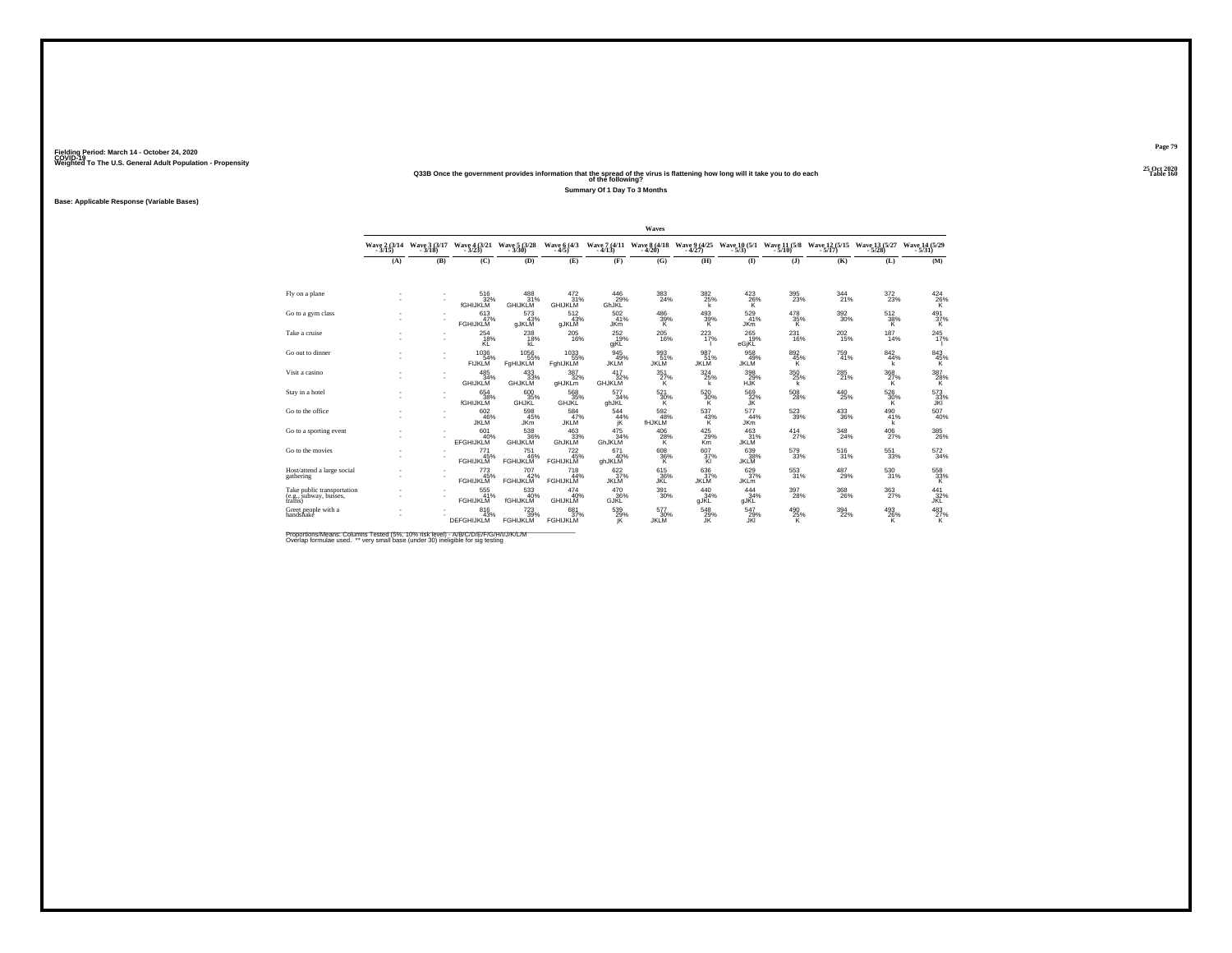Fielding Period: March 14 - October 24, 2020
COVID-19
Weighted To The U.S. General Adult Population - Propensity

25 Oct 2020
Table 160

Q33B Once the government provides information that the spread of the virus is flattening how long will it take you to do each of the following?

Summary Of 1 Day To 3 Months

Base: Applicable Response (Variable Bases)

| | Waves | | | | | | | | | | | | |
|---|---|---|---|---|---|---|---|---|---|---|---|---|---|
| | Wave 2 (3/14 - 3/15) | Wave 3 (3/17 - 3/18) | Wave 4 (3/21 - 3/23) | Wave 5 (3/28 - 3/30) | Wave 6 (4/3 - 4/5) | Wave 7 (4/11 - 4/13) | Wave 8 (4/18 - 4/20) | Wave 9 (4/25 - 4/27) | Wave 10 (5/1 - 5/3) | Wave 11 (5/8 - 5/10) | Wave 12 (5/15 - 5/17) | Wave 13 (5/27 - 5/28) | Wave 14 (5/29 - 5/31) |
| | (A) | (B) | (C) | (D) | (E) | (F) | (G) | (H) | (I) | (J) | (K) | (L) | (M) |
| Fly on a plane | - | - | 516 | 488 | 472 | 446 | 383 | 382 | 423 | 395 | 344 | 372 | 424 |
| | - | - | 32% | 31% | 31% | 29% | 24% | 25% | 26% | 23% | 21% | 23% | 26% |
| | | | fGHIJKLM | GHIJKLM | GHIJKLM | GhJKL | | k | K | | | | K |
| Go to a gym class | - | - | 613 | 573 | 512 | 502 | 486 | 493 | 529 | 478 | 392 | 512 | 491 |
| | - | - | 47% | 43% | 43% | 41% | 39% | 39% | 41% | 35% | 30% | 38% | 37% |
| | | | FGHIJKLM | gJKLM | gJKLM | JKm | K | K | JKm | K | | K | K |
| Take a cruise | - | - | 254 | 238 | 205 | 252 | 205 | 223 | 265 | 231 | 202 | 187 | 245 |
| | - | - | 18% | 18% | 16% | 19% | 16% | 17% | 19% | 16% | 15% | 14% | 17% |
| | | | KL | kL | | gjKL | | l | eGjKL | | | | l |
| Go out to dinner | - | - | 1036 | 1056 | 1033 | 945 | 993 | 987 | 958 | 892 | 759 | 842 | 843 |
| | - | - | 54% | 55% | 55% | 49% | 51% | 51% | 49% | 45% | 41% | 44% | 45% |
| | | | FIJKLM | FgHIJKLM | FghIJKLM | JKLM | JKLM | JKLM | JKLM | K | | k | K |
| Visit a casino | - | - | 485 | 433 | 387 | 417 | 351 | 324 | 398 | 350 | 285 | 368 | 387 |
| | - | - | 34% | 33% | 32% | 32% | 27% | 25% | 29% | 25% | 21% | 27% | 28% |
| | | | GHIJKLM | GHJKLM | gHJKLm | GHJKLM | K | k | HJK | k | | K | K |
| Stay in a hotel | - | - | 654 | 600 | 568 | 577 | 521 | 520 | 569 | 508 | 440 | 526 | 573 |
| | - | - | 38% | 35% | 35% | 34% | 30% | 30% | 32% | 28% | 25% | 30% | 33% |
| | | | fGHIJKLM | GHJKL | GHJKL | ghJKL | K | K | JK | | | K | JKl |
| Go to the office | - | - | 602 | 598 | 584 | 544 | 592 | 537 | 577 | 523 | 433 | 490 | 507 |
| | - | - | 46% | 45% | 47% | 44% | 48% | 43% | 44% | 39% | 36% | 41% | 40% |
| | | | JKLM | JKm | JKLM | jK | fHJKLM | K | JKm | | | k | |
| Go to a sporting event | - | - | 601 | 538 | 463 | 475 | 406 | 425 | 463 | 414 | 348 | 406 | 385 |
| | - | - | 40% | 36% | 33% | 34% | 28% | 29% | 31% | 27% | 24% | 27% | 26% |
| | | | EFGHIJKLM | GHIJKLM | GhJKLM | GhJKLM | K | Km | JKLM | | | | |
| Go to the movies | - | - | 771 | 751 | 722 | 671 | 608 | 607 | 639 | 579 | 516 | 551 | 572 |
| | - | - | 45% | 46% | 45% | 40% | 36% | 37% | 38% | 33% | 31% | 33% | 34% |
| | | | FGHIJKLM | FGHIJKLM | FGHIJKLM | ghJKLM | K | Kl | JKLM | | | | |
| Host/attend a large social gathering | - | - | 773 | 707 | 718 | 622 | 615 | 636 | 629 | 553 | 487 | 530 | 558 |
| | - | - | 45% | 42% | 44% | 37% | 36% | 37% | 37% | 31% | 29% | 31% | 33% |
| | | | FGHIJKLM | FGHIJKLM | FGHIJKLM | JKLM | JKL | JKLM | JKLm | | | | K |
| Take public transportation (e.g., subway, busses, trains) | - | - | 555 | 533 | 474 | 470 | 391 | 440 | 444 | 397 | 368 | 363 | 441 |
| | - | - | 41% | 40% | 40% | 36% | 30% | 34% | 34% | 28% | 26% | 27% | 32% |
| | | | FGHIJKLM | fGHIJKLM | GHIJKLM | GJKL | | gJKL | gJKL | | | | JKL |
| Greet people with a handshake | - | - | 816 | 723 | 681 | 539 | 577 | 548 | 547 | 490 | 394 | 493 | 483 |
| | - | - | 43% | 39% | 37% | 29% | 30% | 29% | 29% | 25% | 22% | 26% | 27% |
| | | | DEFGHIJKLM | FGHIJKLM | FGHIJKLM | jK | JKLM | JK | JKl | K | | K | K |

Proportions/Means: Columns Tested (5%, 10% risk level) - A/B/C/D/E/F/G/H/I/J/K/L/M
Overlap formulae used. ** very small base (under 30) ineligible for sig testing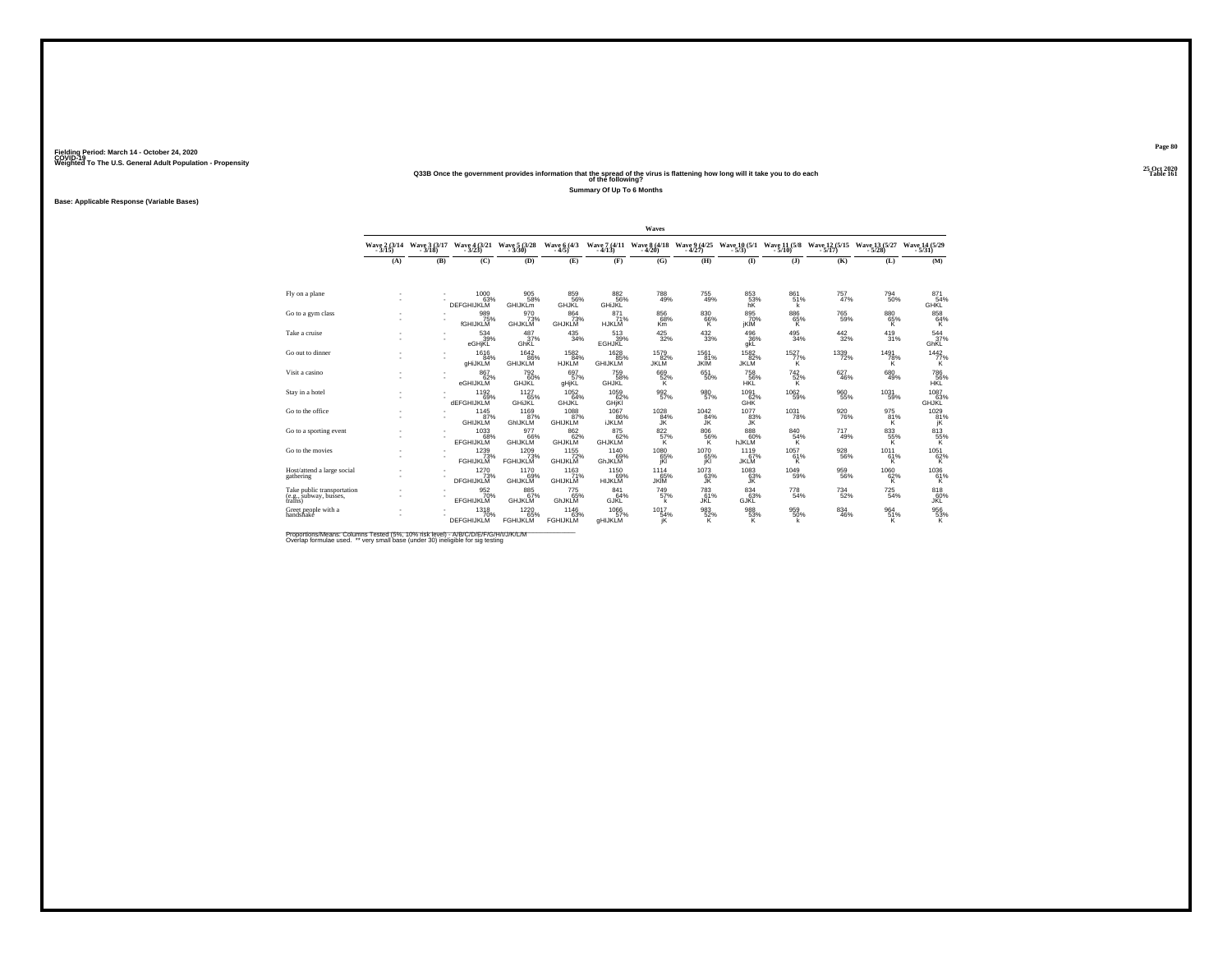Fielding Period: March 14 - October 24, 2020
COVID-19
Weighted To The U.S. General Adult Population - Propensity

25 Oct 2020
Table 161

**Q33B Once the government provides information that the spread of the virus is flattening how long will it take you to do each of the following?**

**Summary Of Up To 6 Months**

**Base: Applicable Response (Variable Bases)**

| | Waves | | | | | | | | | | | | |
|---|---|---|---|---|---|---|---|---|---|---|---|---|---|
| | Wave 2 (3/14 - 3/15) | Wave 3 (3/17 - 3/18) | Wave 4 (3/21 - 3/23) | Wave 5 (3/28 - 3/30) | Wave 6 (4/3 - 4/5) | Wave 7 (4/11 - 4/13) | Wave 8 (4/18 - 4/20) | Wave 9 (4/25 - 4/27) | Wave 10 (5/1 - 5/3) | Wave 11 (5/8 - 5/10) | Wave 12 (5/15 - 5/17) | Wave 13 (5/27 - 5/28) | Wave 14 (5/29 - 5/31) |
| | (A) | (B) | (C) | (D) | (E) | (F) | (G) | (H) | (I) | (J) | (K) | (L) | (M) |
| Fly on a plane | - | - | 1000 | 905 | 859 | 882 | 788 | 755 | 853 | 861 | 757 | 794 | 871 |
| | - | - | 63% | 58% | 56% | 56% | 49% | 49% | 53% | 51% | 47% | 50% | 54% |
| | | | DEFGHIJKLM | GHIJKLm | GHJKL | GHiJKL | | | hK | k | | | GHKL |
| Go to a gym class | - | - | 989 | 970 | 864 | 871 | 856 | 830 | 895 | 886 | 765 | 880 | 858 |
| | - | - | 75% | 73% | 73% | 71% | 68% | 66% | 70% | 65% | 59% | 65% | 64% |
| | | | fGHIJKLM | GHJKLM | GHJKLM | HJKLM | Km | K | jKlM | K | | K | K |
| Take a cruise | - | - | 534 | 487 | 435 | 513 | 425 | 432 | 496 | 495 | 442 | 419 | 544 |
| | - | - | 39% | 37% | 34% | 39% | 32% | 33% | 36% | 34% | 32% | 31% | 37% |
| | | | eGHjKL | GhKL | | EGHJKL | | | gkL | | | | GhKL |
| Go out to dinner | - | - | 1616 | 1642 | 1582 | 1628 | 1579 | 1561 | 1582 | 1527 | 1339 | 1491 | 1442 |
| | - | - | 84% | 86% | 84% | 85% | 82% | 81% | 82% | 77% | 72% | 78% | 77% |
| | | | gHiJKLM | GHIJKLM | HJKLM | GHIJKLM | JKLM | JKlM | JKLM | K | | K | K |
| Visit a casino | - | - | 867 | 792 | 697 | 759 | 669 | 651 | 758 | 742 | 627 | 680 | 786 |
| | - | - | 62% | 60% | 57% | 58% | 52% | 50% | 56% | 52% | 46% | 49% | 56% |
| | | | eGHIJKLM | GHJKL | gHjKL | GHJKL | K | K | HKL | K | | | HKL |
| Stay in a hotel | - | - | 1192 | 1127 | 1052 | 1059 | 992 | 980 | 1091 | 1062 | 960 | 1031 | 1087 |
| | - | - | 69% | 65% | 64% | 62% | 57% | 57% | 62% | 59% | 55% | 59% | 63% |
| | | | dEFGHIJKLM | GHiJKL | GHJKL | GHjKl | | | GHK | | | | GHJKL |
| Go to the office | - | - | 1145 | 1169 | 1088 | 1067 | 1028 | 1042 | 1077 | 1031 | 920 | 975 | 1029 |
| | - | - | 87% | 87% | 87% | 86% | 84% | 84% | 83% | 78% | 76% | 81% | 81% |
| | | | GHIJKLM | GhIJKLM | GHIJKLM | iJKLM | JK | JK | JK | | | K | jK |
| Go to a sporting event | - | - | 1033 | 977 | 862 | 875 | 822 | 806 | 888 | 840 | 717 | 833 | 813 |
| | - | - | 68% | 66% | 62% | 62% | 57% | 56% | 60% | 54% | 49% | 55% | 55% |
| | | | EFGHIJKLM | GHIJKLM | GHJKLM | GHJKLM | K | K | hJKLM | K | | K | K |
| Go to the movies | - | - | 1239 | 1209 | 1155 | 1140 | 1080 | 1070 | 1119 | 1057 | 928 | 1011 | 1051 |
| | - | - | 73% | 73% | 72% | 69% | 65% | 65% | 67% | 61% | 56% | 61% | 62% |
| | | | FGHIJKLM | FGHIJKLM | GHIJKLM | GhJKLM | jKl | jKl | JKLM | K | | K | K |
| Host/attend a large social gathering | - | - | 1270 | 1170 | 1163 | 1150 | 1114 | 1073 | 1083 | 1049 | 959 | 1060 | 1036 |
| | - | - | 73% | 69% | 71% | 69% | 65% | 63% | 63% | 59% | 56% | 62% | 61% |
| | | | DFGHIJKLM | GHIJKLM | GHIJKLM | HIJKLM | JKlM | JK | JK | | | K | K |
| Take public transportation (e.g., subway, busses, trains) | - | - | 952 | 885 | 775 | 841 | 749 | 783 | 834 | 778 | 734 | 725 | 818 |
| | - | - | 70% | 67% | 65% | 64% | 57% | 61% | 63% | 54% | 52% | 54% | 60% |
| | | | EFGHIJKLM | GHJKLM | GhJKLM | GJKL | k | JKL | GJKL | | | | JKL |
| Greet people with a handshake | - | - | 1318 | 1220 | 1146 | 1066 | 1017 | 983 | 988 | 959 | 834 | 964 | 956 |
| | - | - | 70% | 65% | 63% | 57% | 54% | 52% | 53% | 50% | 46% | 51% | 53% |
| | | | DEFGHIJKLM | FGHIJKLM | FGHIJKLM | gHIJKLM | jK | K | K | k | | K | K |

Proportions/Means: Columns Tested (5%, 10% risk level) - A/B/C/D/E/F/G/H/I/J/K/L/M
Overlap formulae used. ** very small base (under 30) ineligible for sig testing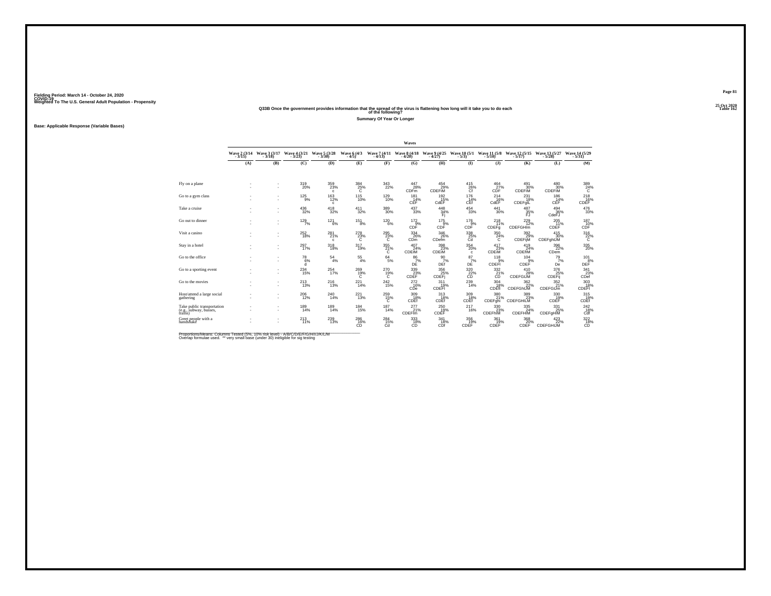Fielding Period: March 14 - October 24, 2020
COVID-19
Weighted To The U.S. General Adult Population - Propensity

25 Oct 2020
Table 162

## Q33B Once the government provides information that the spread of the virus is flattening how long will it take you to do each of the following?

**Summary Of Year Or Longer**

Base: Applicable Response (Variable Bases)

| | Waves | | | | | | | | | | | | |
|---|---|---|---|---|---|---|---|---|---|---|---|---|---|
| | Wave 2 (3/14 - 3/15) | Wave 3 (3/17 - 3/18) | Wave 4 (3/21 - 3/23) | Wave 5 (3/28 - 3/30) | Wave 6 (4/3 - 4/5) | Wave 7 (4/11 - 4/13) | Wave 8 (4/18 - 4/20) | Wave 9 (4/25 - 4/27) | Wave 10 (5/1 - 5/3) | Wave 11 (5/8 - 5/10) | Wave 12 (5/15 - 5/17) | Wave 13 (5/27 - 5/28) | Wave 14 (5/29 - 5/31) |
| | (A) | (B) | (C) | (D) | (E) | (F) | (G) | (H) | (I) | (J) | (K) | (L) | (M) |
| Fly on a plane | - - | - - | 319 20% | 359 23% c | 384 25% C | 343 22% | 447 28% CDFm | 454 29% CDEFIM | 415 26% Cf | 464 27% CDF | 491 30% CDEFIM | 480 30% CDEFIM | 389 24% C |
| Go to a gym class | - - | - - | 125 9% | 163 12% c | 115 10% | 129 10% | 181 14% CEF | 192 15% CdEF | 176 14% CEf | 214 16% CdEF | 231 18% CDEFgIL | 186 14% CEF | 218 16% CDEF |
| Take a cruise | - - | - - | 436 32% | 418 32% | 411 32% | 389 30% | 437 33% | 448 34% Fj | 454 33% | 441 30% | 487 35% FJ | 494 36% CdeFJ | 476 33% |
| Go out to dinner | - - | - - | 129 7% | 121 6% | 151 8% | 120 6% | 172 9% CDF | 175 9% CDF | 176 9% CDF | 218 11% CDEFg | 229 12% CDEFGHIm | 205 11% CDEF | 187 10% CDF |
| Visit a casino | - - | - - | 252 18% | 281 21% c | 278 23% C | 295 23% C | 334 26% CDm | 346 26% CDefm | 338 25% Cd | 350 24% C | 392 29% CDEFIjM | 415 30% CDEFghIJM | 316 22% C |
| Stay in a hotel | - - | - - | 297 17% | 318 18% | 317 19% | 355 21% C | 407 24% CDEIM | 398 23% CDEIM | 354 20% c | 417 23% CDEIM | 419 24% CDEfIM | 396 22% CDem | 335 20% |
| Go to the office | - - | - - | 78 6% d | 54 4% | 55 4% | 64 5% | 86 7% DE | 90 7% DEf | 87 7% DE | 118 9% CDEFI | 104 9% CDEF | 79 7% De | 101 8% DEF |
| Go to a sporting event | - - | - - | 234 15% | 254 17% | 269 19% C | 270 19% C | 339 23% CDEF | 356 25% CDEFj | 320 22% CD | 332 21% CD | 410 28% CDEFGIJM | 376 25% CDEFij | 341 23% CDef |
| Go to the movies | - - | - - | 213 13% | 216 13% | 221 14% | 242 15% | 272 16% CDe | 311 19% CDEFI | 239 14% | 304 18% CDEfI | 362 22% CDEFGhIJM | 352 21% CDEFGIJm | 303 18% CDEFI |
| Host/attend a large social gathering | - - | - - | 206 12% | 240 14% | 221 13% | 259 15% C | 309 18% CDEf | 313 18% CDEf | 309 18% CDEf | 380 21% CDEFghi | 389 23% CDEFGHILM | 330 19% CDEF | 315 19% CDEf |
| Take public transportation (e.g., subway, busses, trains) | - - | - - | 189 14% | 189 14% | 184 15% | 187 14% | 277 21% CDEFIm | 250 19% CDEF | 217 16% | 330 23% CDEFhIM | 335 24% CDEFHIM | 331 25% CDEFgHIM | 242 18% Cdf |
| Greet people with a handshake | - - | - - | 213 11% | 239 13% | 266 16% CD | 284 15% Cd | 333 18% CD | 341 18% CDf | 356 19% CDEF | 361 19% CDEF | 368 20% CDEF | 423 22% CDEFGHIJM | 322 18% CD |

Proportions/Means: Columns Tested (5%, 10% risk level) - A/B/C/D/E/F/G/H/I/J/K/L/M
Overlap formulae used. ** very small base (under 30) ineligible for sig testing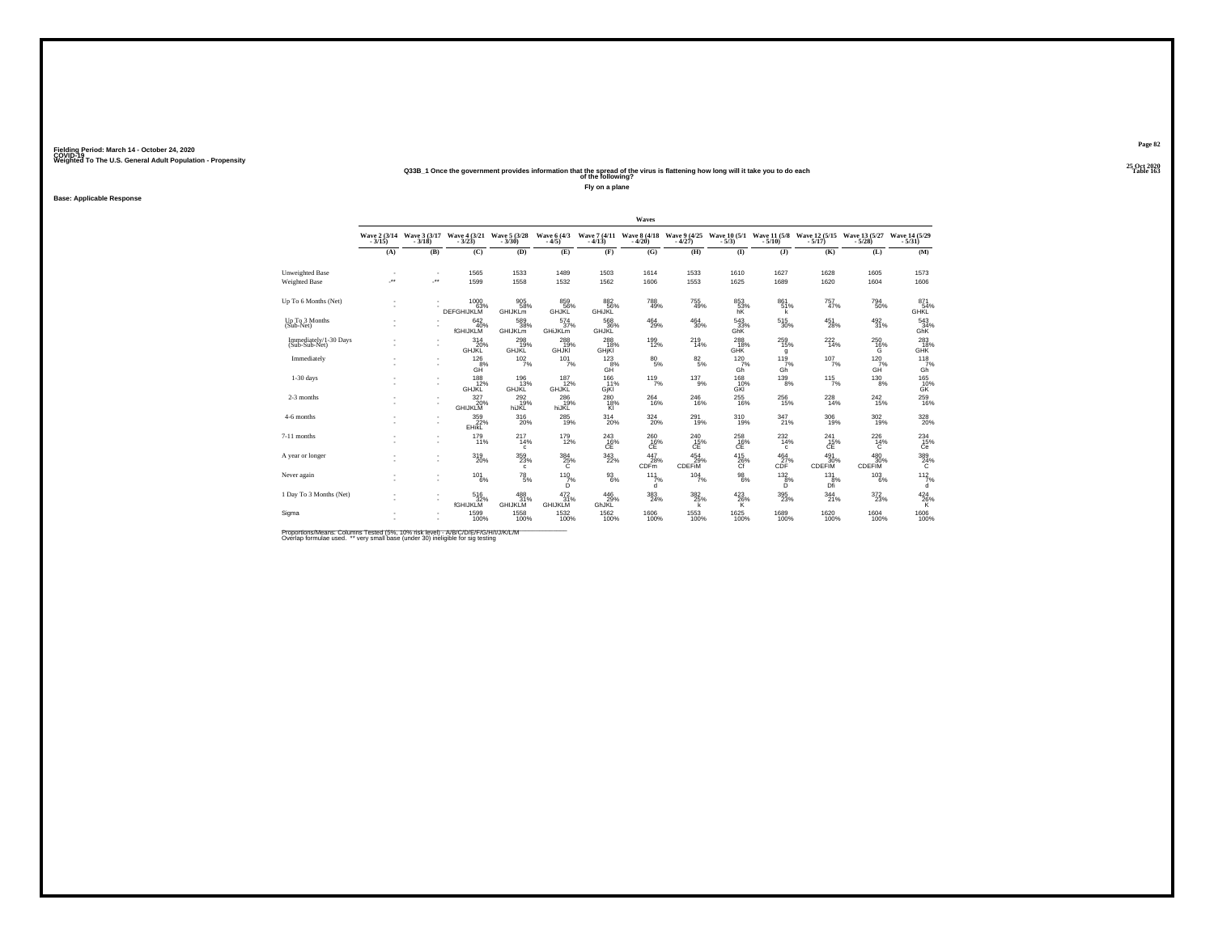Fielding Period: March 14 - October 24, 2020
COVID-19
Weighted To The U.S. General Adult Population - Propensity

25 Oct 2020
Table 163

### Q33B_1 Once the government provides information that the spread of the virus is flattening how long will it take you to do each of the following?

**Fly on a plane**

**Base: Applicable Response**

| | Waves | | | | | | | | | | | | |
|---|---|---|---|---|---|---|---|---|---|---|---|---|---|
| | Wave 2 (3/14 - 3/15) | Wave 3 (3/17 - 3/18) | Wave 4 (3/21 - 3/23) | Wave 5 (3/28 - 3/30) | Wave 6 (4/3 - 4/5) | Wave 7 (4/11 - 4/13) | Wave 8 (4/18 - 4/20) | Wave 9 (4/25 - 4/27) | Wave 10 (5/1 - 5/3) | Wave 11 (5/8 - 5/10) | Wave 12 (5/15 - 5/17) | Wave 13 (5/27 - 5/28) | Wave 14 (5/29 - 5/31) |
| | (A) | (B) | (C) | (D) | (E) | (F) | (G) | (H) | (I) | (J) | (K) | (L) | (M) |
| Unweighted Base | - | - | 1565 | 1533 | 1489 | 1503 | 1614 | 1533 | 1610 | 1627 | 1628 | 1605 | 1573 |
| Weighted Base | -** | -** | 1599 | 1558 | 1532 | 1562 | 1606 | 1553 | 1625 | 1689 | 1620 | 1604 | 1606 |
| Up To 6 Months (Net) | - | - | 1000 | 905 | 859 | 882 | 788 | 755 | 853 | 861 | 757 | 794 | 871 |
| | - | - | 63% | 58% | 56% | 56% | 49% | 49% | 53% | 51% | 47% | 50% | 54% |
| | | | DEFGHIJKLM | GHIJKLm | GHJKL | GHIJKL | | | hK | k | | | GHKL |
| Up To 3 Months (Sub-Net) | - | - | 642 | 589 | 574 | 568 | 464 | 464 | 543 | 515 | 451 | 492 | 543 |
| | - | - | 40% | 38% | 37% | 36% | 29% | 30% | 33% | 30% | 28% | 31% | 34% |
| | | | fGHIJKLM | GHIJKLm | GHIJKLm | GHIJKL | | | GhK | | | | GhK |
| Immediately/1-30 Days (Sub-Sub-Net) | - | - | 314 | 298 | 288 | 288 | 199 | 219 | 289 | 259 | 222 | 250 | 283 |
| | - | - | 20% | 19% | 19% | 18% | 12% | 14% | 18% | 15% | 14% | 16% | 18% |
| | | | GHJKL | GHJKL | GHJKl | GHjKl | | | GHK | g | | G | GHK |
| Immediately | - | - | 126 | 102 | 101 | 123 | 80 | 82 | 120 | 119 | 107 | 120 | 118 |
| | - | - | 8% | 7% | 7% | 8% | 5% | 5% | 7% | 7% | 7% | 7% | 7% |
| | | | GH | | | GH | | | Gh | Gh | | GH | Gh |
| 1-30 days | - | - | 188 | 196 | 187 | 166 | 119 | 137 | 168 | 139 | 115 | 130 | 165 |
| | - | - | 12% | 13% | 12% | 11% | 7% | 9% | 10% | 8% | 7% | 8% | 10% |
| | | | GHJKL | GHJKL | GHJKL | GjKl | | | GKl | | | | GK |
| 2-3 months | - | - | 327 | 292 | 286 | 280 | 264 | 246 | 255 | 256 | 228 | 242 | 259 |
| | - | - | 20% | 19% | 19% | 18% | 16% | 16% | 16% | 15% | 14% | 15% | 16% |
| | | | GHIJKLM | hiJKL | hiJKL | Kl | | | | | | | |
| 4-6 months | - | - | 359 | 316 | 285 | 314 | 324 | 291 | 310 | 347 | 306 | 302 | 328 |
| | - | - | 22% | 20% | 19% | 20% | 20% | 19% | 19% | 21% | 19% | 19% | 20% |
| | | | EHikL | | | | | | | | | | |
| 7-11 months | - | - | 179 | 217 | 179 | 243 | 260 | 240 | 258 | 232 | 241 | 226 | 234 |
| | - | - | 11% | 14% | 12% | 16% | 16% | 15% | 16% | 14% | 15% | 14% | 15% |
| | | | | c | | CE | CE | CE | CE | c | CE | C | Ce |
| A year or longer | - | - | 319 | 359 | 384 | 343 | 447 | 454 | 415 | 464 | 491 | 480 | 389 |
| | - | - | 20% | 23% | 25% | 22% | 28% | 29% | 26% | 27% | 30% | 30% | 24% |
| | | | | c | C | | CDFm | CDEFiM | Cf | CDF | CDEFIM | CDEFIM | C |
| Never again | - | - | 101 | 78 | 110 | 93 | 111 | 104 | 98 | 132 | 131 | 103 | 112 |
| | - | - | 6% | 5% | 7% | 6% | 7% | 7% | 6% | 8% | 8% | 6% | 7% |
| | | | | | D | | d | | | D | Dfi | | d |
| 1 Day To 3 Months (Net) | - | - | 516 | 488 | 472 | 446 | 383 | 382 | 423 | 395 | 344 | 372 | 424 |
| | - | - | 32% | 31% | 31% | 29% | 24% | 25% | 26% | 23% | 21% | 23% | 26% |
| | | | fGHIJKLM | GHIJKLM | GHIJKLM | GhJKL | | k | K | | | | K |
| Sigma | - | - | 1599 | 1558 | 1532 | 1562 | 1606 | 1553 | 1625 | 1689 | 1620 | 1604 | 1606 |
| | - | - | 100% | 100% | 100% | 100% | 100% | 100% | 100% | 100% | 100% | 100% | 100% |

Proportions/Means: Columns Tested (5%, 10% risk level) - A/B/C/D/E/F/G/H/I/J/K/L/M
Overlap formulae used. ** very small base (under 30) ineligible for sig testing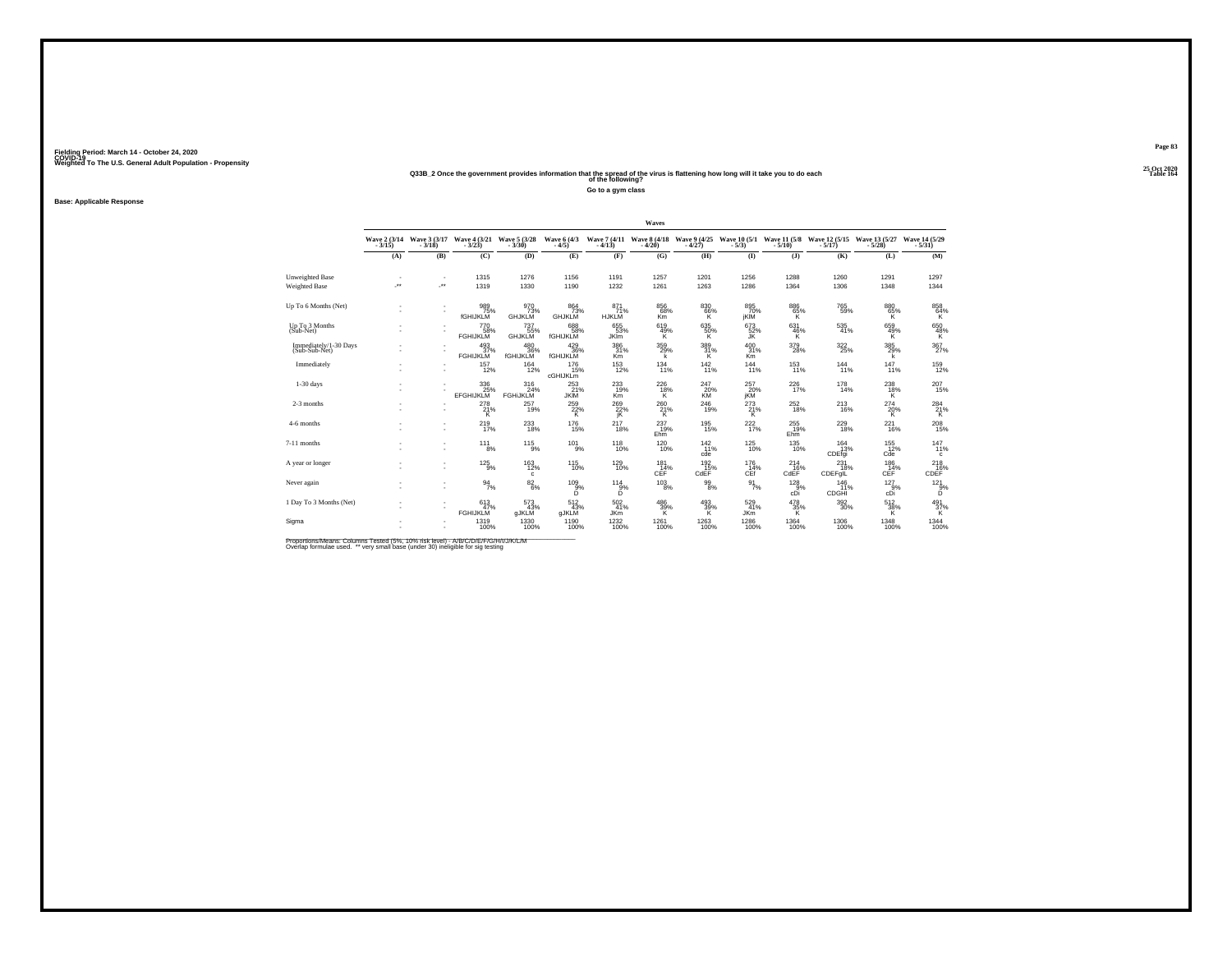Fielding Period: March 14 - October 24, 2020
COVID-19
Weighted To The U.S. General Adult Population - Propensity

25 Oct 2020
Table 164

### Q33B_2 Once the government provides information that the spread of the virus is flattening how long will it take you to do each of the following?

Go to a gym class

Base: Applicable Response

| | Waves | | | | | | | | | | | | |
|---|---|---|---|---|---|---|---|---|---|---|---|---|---|
| | Wave 2 (3/14 - 3/15) | Wave 3 (3/17 - 3/18) | Wave 4 (3/21 - 3/23) | Wave 5 (3/28 - 3/30) | Wave 6 (4/3 - 4/5) | Wave 7 (4/11 - 4/13) | Wave 8 (4/18 - 4/20) | Wave 9 (4/25 - 4/27) | Wave 10 (5/1 - 5/3) | Wave 11 (5/8 - 5/10) | Wave 12 (5/15 - 5/17) | Wave 13 (5/27 - 5/28) | Wave 14 (5/29 - 5/31) |
| | (A) | (B) | (C) | (D) | (E) | (F) | (G) | (H) | (I) | (J) | (K) | (L) | (M) |
| Unweighted Base | - | - | 1315 | 1276 | 1156 | 1191 | 1257 | 1201 | 1256 | 1288 | 1260 | 1291 | 1297 |
| Weighted Base | -** | -** | 1319 | 1330 | 1190 | 1232 | 1261 | 1263 | 1286 | 1364 | 1306 | 1348 | 1344 |
| Up To 6 Months (Net) | - | - | 989 | 970 | 864 | 871 | 856 | 830 | 895 | 886 | 765 | 880 | 858 |
| | - | - | 75% | 73% | 73% | 71% | 68% | 66% | 70% | 65% | 59% | 65% | 64% |
| | | | fGHIJKLM | GHJKLM | GHJKLM | HJKLM | Km | K | jKlM | K | | K | K |
| Up To 3 Months (Sub-Net) | - | - | 770 | 737 | 688 | 655 | 619 | 635 | 673 | 631 | 535 | 659 | 650 |
| | - | - | 58% | 55% | 58% | 53% | 49% | 50% | 52% | 46% | 41% | 49% | 48% |
| | | | FGHIJKLM | GHJKLM | fGHIJKLM | JKlm | K | K | JK | K | | K | K |
| Immediately/1-30 Days (Sub-Sub-Net) | - | - | 493 | 480 | 429 | 386 | 359 | 389 | 400 | 379 | 322 | 385 | 367 |
| | - | - | 37% | 36% | 36% | 31% | 29% | 31% | 31% | 28% | 25% | 29% | 27% |
| | | | FGHIJKLM | fGHIJKLM | fGHIJKLM | Km | k | K | Km | | | k | |
| Immediately | - | - | 157 | 164 | 176 | 153 | 134 | 142 | 144 | 153 | 144 | 147 | 159 |
| | - | - | 12% | 12% | 15% | 12% | 11% | 11% | 11% | 11% | 11% | 11% | 12% |
| | | | | | cGHIJKLm | | | | | | | | |
| 1-30 days | - | - | 336 | 316 | 253 | 233 | 226 | 247 | 257 | 226 | 178 | 238 | 207 |
| | - | - | 25% | 24% | 21% | 19% | 18% | 20% | 20% | 17% | 14% | 18% | 15% |
| | | | EFGHIJKLM | FGHIJKLM | JKlM | Km | K | KM | jKM | | | K | |
| 2-3 months | - | - | 278 | 257 | 259 | 269 | 260 | 246 | 273 | 252 | 213 | 274 | 284 |
| | - | - | 21% | 19% | 22% | 22% | 21% | 19% | 21% | 18% | 16% | 20% | 21% |
| | | | K | | K | jK | K | | K | | | K | K |
| 4-6 months | - | - | 219 | 233 | 176 | 217 | 237 | 195 | 222 | 255 | 229 | 221 | 208 |
| | - | - | 17% | 18% | 15% | 18% | 19% | 15% | 17% | 19% | 18% | 16% | 15% |
| | | | | | | | Ehm | | | Ehm | | | |
| 7-11 months | - | - | 111 | 115 | 101 | 118 | 120 | 142 | 125 | 135 | 164 | 155 | 147 |
| | - | - | 8% | 9% | 9% | 10% | 10% | 11% | 10% | 10% | 13% | 12% | 11% |
| | | | | | | | | cde | | | CDEfgi | Cde | c |
| A year or longer | - | - | 125 | 163 | 115 | 129 | 181 | 192 | 176 | 214 | 231 | 186 | 218 |
| | - | - | 9% | 12% | 10% | 10% | 14% | 15% | 14% | 16% | 18% | 14% | 16% |
| | | | | c | | | CEF | CdEF | CEf | CdEF | CDEFgIL | CEF | CDEF |
| Never again | - | - | 94 | 82 | 109 | 114 | 103 | 99 | 91 | 128 | 146 | 127 | 121 |
| | - | - | 7% | 6% | 9% | 9% | 8% | 8% | 7% | 9% | 11% | 9% | 9% |
| | | | | | D | D | | | | cDi | CDGHI | cDi | D |
| 1 Day To 3 Months (Net) | - | - | 613 | 573 | 512 | 502 | 486 | 493 | 529 | 478 | 392 | 512 | 491 |
| | - | - | 47% | 43% | 43% | 41% | 39% | 39% | 41% | 35% | 30% | 38% | 37% |
| | | | FGHIJKLM | gJKLM | gJKLM | JKm | K | K | JKm | K | | K | K |
| Sigma | - | - | 1319 | 1330 | 1190 | 1232 | 1261 | 1263 | 1286 | 1364 | 1306 | 1348 | 1344 |
| | - | - | 100% | 100% | 100% | 100% | 100% | 100% | 100% | 100% | 100% | 100% | 100% |

Proportions/Means: Columns Tested (5%, 10% risk level) - A/B/C/D/E/F/G/H/I/J/K/L/M
Overlap formulae used. ** very small base (under 30) ineligible for sig testing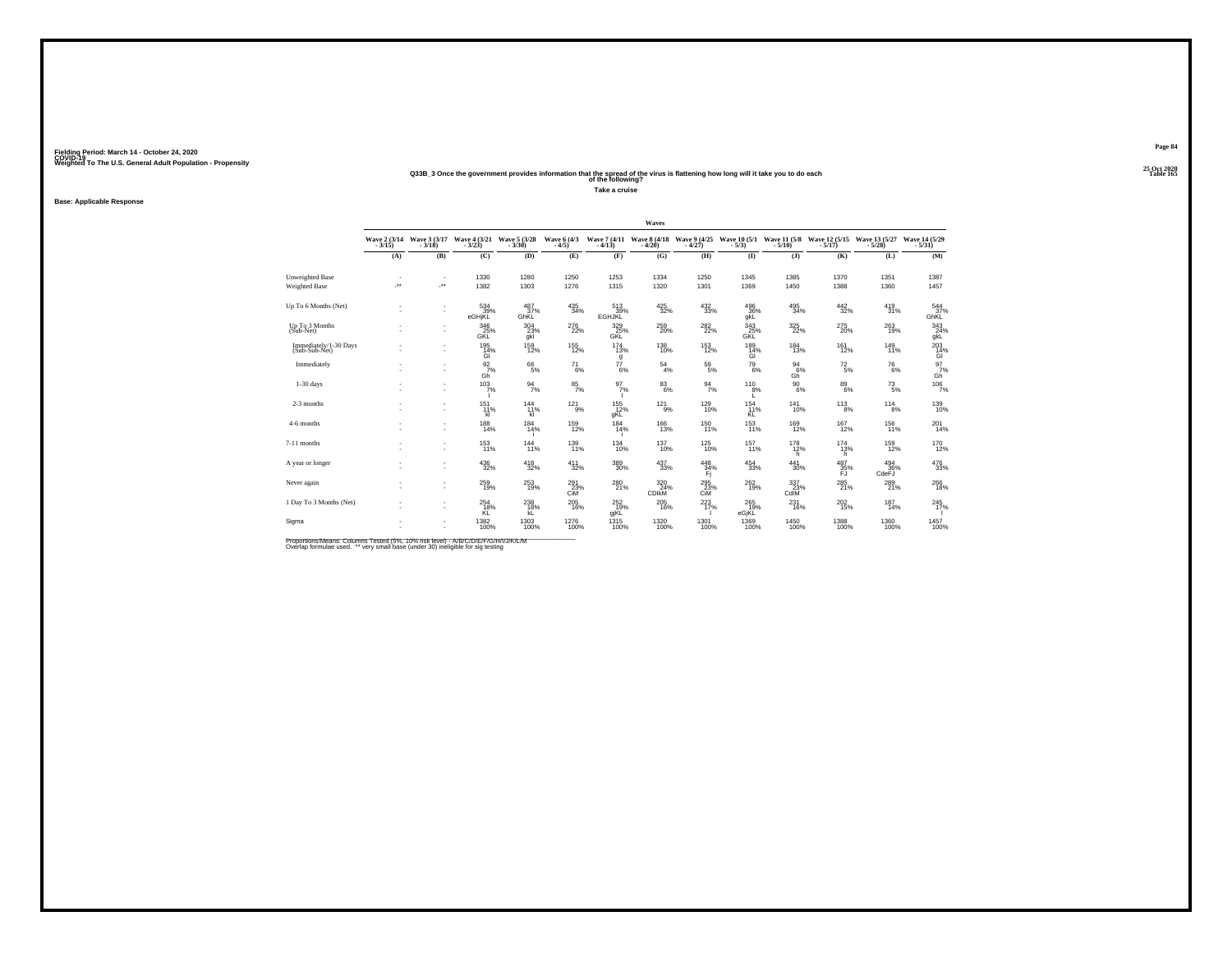Fielding Period: March 14 - October 24, 2020
COVID-19
Weighted To The U.S. General Adult Population - Propensity

Table 165

## Q33B_3 Once the government provides information that the spread of the virus is flattening how long will it take you to do each of the following?

**Take a cruise**

**Base: Applicable Response**

| | Waves | | | | | | | | | | | | |
|---|---|---|---|---|---|---|---|---|---|---|---|---|---|
| | Wave 2 (3/14 - 3/15) | Wave 3 (3/17 - 3/18) | Wave 4 (3/21 - 3/23) | Wave 5 (3/28 - 3/30) | Wave 6 (4/3 - 4/5) | Wave 7 (4/11 - 4/13) | Wave 8 (4/18 - 4/20) | Wave 9 (4/25 - 4/27) | Wave 10 (5/1 - 5/3) | Wave 11 (5/8 - 5/10) | Wave 12 (5/15 - 5/17) | Wave 13 (5/27 - 5/28) | Wave 14 (5/29 - 5/31) |
| | (A) | (B) | (C) | (D) | (E) | (F) | (G) | (H) | (I) | (J) | (K) | (L) | (M) |
| Unweighted Base | - | - | 1330 | 1280 | 1250 | 1253 | 1334 | 1250 | 1345 | 1385 | 1370 | 1351 | 1387 |
| Weighted Base | -** | -** | 1382 | 1303 | 1276 | 1315 | 1320 | 1301 | 1369 | 1450 | 1388 | 1360 | 1457 |
| Up To 6 Months (Net) | - | - | 534 39% eGHJKL | 487 37% GhKL | 435 34% | 513 39% EGHJKL | 425 32% | 432 33% | 496 36% gkL | 495 34% | 442 32% | 419 31% | 544 37% GhKL |
| Up To 3 Months (Sub-Net) | - | - | 346 25% GKL | 304 23% gkl | 276 22% | 329 25% GKL | 259 20% | 282 22% | 343 25% GKL | 325 22% | 275 20% | 263 19% | 343 24% gkL |
| Immediately/1-30 Days (Sub-Sub-Net) | - | - | 195 14% Gl | 159 12% | 155 12% | 174 13% g | 138 10% | 153 12% | 189 14% Gl | 184 13% | 161 12% | 149 11% | 203 14% Gl |
| Immediately | - | - | 92 7% Gh | 66 5% | 71 6% | 77 6% | 54 4% | 59 5% | 79 6% | 94 6% Gh | 72 5% | 76 6% | 97 7% Gh |
| 1-30 days | - | - | 103 7% l | 94 7% | 85 7% | 97 7% l | 83 6% | 94 7% | 110 8% L | 90 6% | 89 6% | 73 5% | 106 7% |
| 2-3 months | - | - | 151 11% kl | 144 11% kl | 121 9% | 155 12% gkL | 121 9% | 129 10% | 154 11% KL | 141 10% | 113 8% | 114 8% | 139 10% |
| 4-6 months | - | - | 188 14% | 184 14% i | 159 12% | 184 14% i | 166 13% | 150 11% | 153 11% | 169 12% | 167 12% | 156 11% | 201 14% |
| 7-11 months | - | - | 153 11% | 144 11% | 139 11% | 134 10% | 137 10% | 125 10% | 157 11% | 178 12% h | 174 13% h | 159 12% | 170 12% |
| A year or longer | - | - | 436 32% | 418 32% | 411 32% | 389 30% | 437 33% | 448 34% Fj | 454 33% | 441 30% | 487 35% FJ | 494 36% CdeFJ | 476 33% |
| Never again | - | - | 259 19% | 253 19% | 291 23% CiM | 280 21% | 320 24% CDIkM | 295 23% CiM | 262 19% | 337 23% CdIM | 285 21% | 289 21% | 266 18% |
| 1 Day To 3 Months (Net) | - | - | 254 18% KL | 238 18% kL | 205 16% | 252 19% gjKL | 205 16% | 223 17% l | 265 19% eGjKL | 231 16% | 202 15% | 187 14% | 245 17% l |
| Sigma | - | - | 1382 100% | 1303 100% | 1276 100% | 1315 100% | 1320 100% | 1301 100% | 1369 100% | 1450 100% | 1388 100% | 1360 100% | 1457 100% |

Proportions/Means: Columns Tested (5%, 10% risk level) - A/B/C/D/E/F/G/H/I/J/K/L/M
Overlap formulae used. ** very small base (under 30) ineligible for sig testing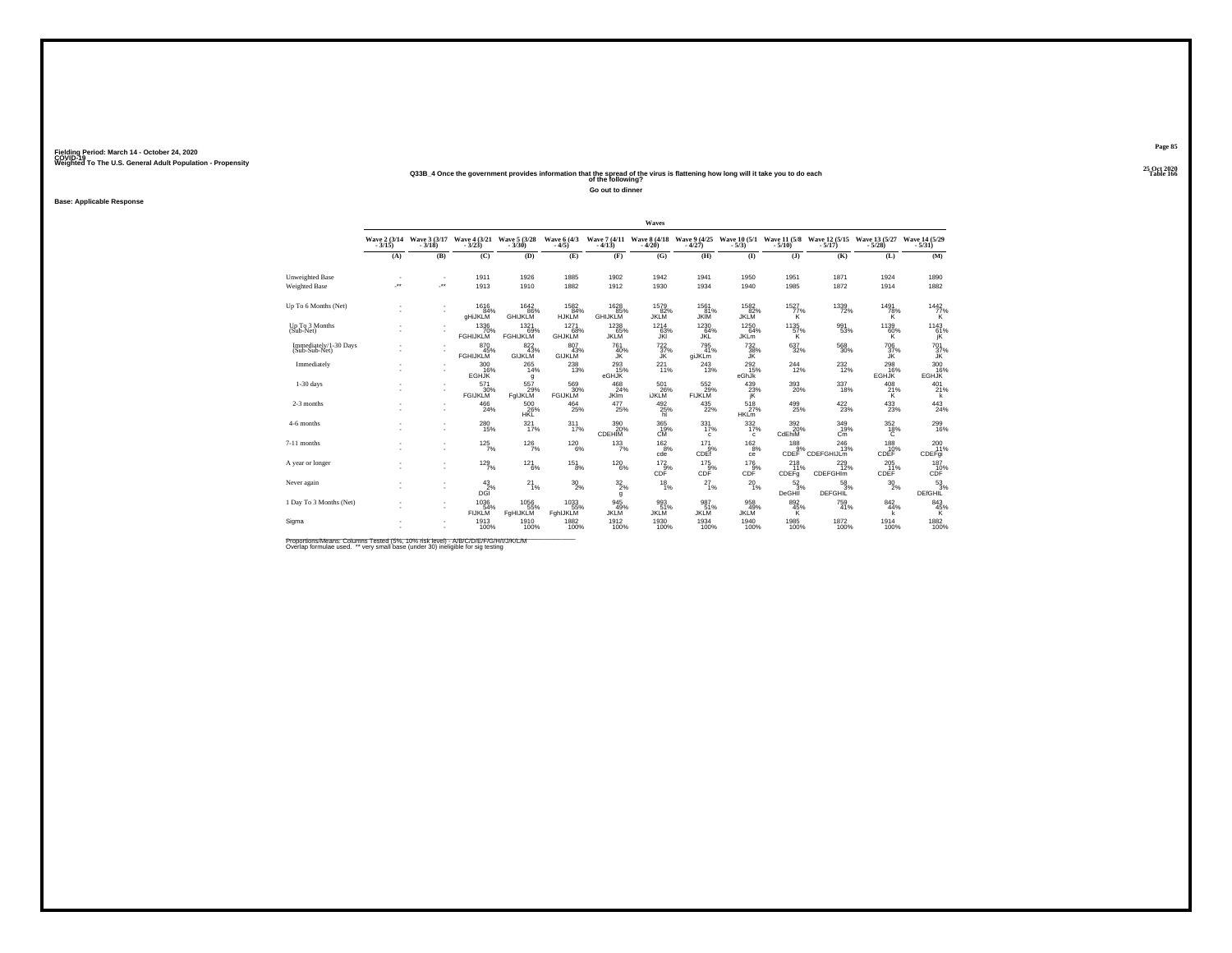Fielding Period: March 14 - October 24, 2020
COVID-19
Weighted To The U.S. General Adult Population - Propensity

25 Oct 2020
Table 166

**Q33B_4 Once the government provides information that the spread of the virus is flattening how long will it take you to do each of the following?**

**Go out to dinner**

**Base: Applicable Response**

| | Waves | | | | | | | | | | | | |
|---|---|---|---|---|---|---|---|---|---|---|---|---|---|
| | Wave 2 (3/14 - 3/15) | Wave 3 (3/17 - 3/18) | Wave 4 (3/21 - 3/23) | Wave 5 (3/28 - 3/30) | Wave 6 (4/3 - 4/5) | Wave 7 (4/11 - 4/13) | Wave 8 (4/18 - 4/20) | Wave 9 (4/25 - 4/27) | Wave 10 (5/1 - 5/3) | Wave 11 (5/8 - 5/10) | Wave 12 (5/15 - 5/17) | Wave 13 (5/27 - 5/28) | Wave 14 (5/29 - 5/31) |
| | (A) | (B) | (C) | (D) | (E) | (F) | (G) | (H) | (I) | (J) | (K) | (L) | (M) |
| Unweighted Base | - | - | 1911 | 1926 | 1885 | 1902 | 1942 | 1941 | 1950 | 1951 | 1871 | 1924 | 1890 |
| Weighted Base | -** | -** | 1913 | 1910 | 1882 | 1912 | 1930 | 1934 | 1940 | 1985 | 1872 | 1914 | 1882 |
| Up To 6 Months (Net) | - | - | 1616 84% gHiJKLM | 1642 86% GHIJKLM | 1582 84% HJKLM | 1628 85% GHIJKLM | 1579 82% JKLM | 1561 81% JKlM | 1582 82% JKLM | 1527 77% K | 1339 72% | 1491 78% K | 1442 77% K |
| Up To 3 Months (Sub-Net) | - | - | 1336 70% FGHIJKLM | 1321 69% FGHIJKLM | 1271 68% GHJKLM | 1238 65% JKLM | 1214 63% JKl | 1230 64% JKL | 1250 64% JKLm | 1135 57% K | 991 53% | 1139 60% K | 1143 61% jK |
| Immediately/1-30 Days (Sub-Sub-Net) | - | - | 870 45% FGHIJKLM | 822 43% GIJKLM | 807 43% GIJKLM | 761 40% JK | 722 37% JK | 795 41% giJKLm | 732 38% JK | 637 32% | 568 30% | 706 37% JK | 701 37% JK |
| Immediately | - | - | 300 16% EGHJK | 265 14% g | 238 13% | 293 15% eGHJK | 221 11% | 243 13% | 292 15% eGhJk | 244 12% | 232 12% | 298 16% EGHJK | 300 16% EGHJK |
| 1-30 days | - | - | 571 30% FGIJKLM | 557 29% FgIJKLM | 569 30% FGIJKLM | 468 24% JKlm | 501 26% iJKLM | 552 29% FIJKLM | 439 23% jK | 393 20% | 337 18% | 408 21% K | 401 21% k |
| 2-3 months | - | - | 466 24% | 500 26% HKL | 464 25% | 477 25% | 492 25% hl | 435 22% | 518 27% HKLm | 499 25% | 422 23% | 433 23% | 443 24% |
| 4-6 months | - | - | 280 15% | 321 17% | 311 17% | 390 20% CDEHIM | 365 19% CM | 331 17% c | 332 17% c | 392 20% CdEhIM | 349 19% Cm | 352 18% C | 299 16% |
| 7-11 months | - | - | 125 7% | 126 7% | 120 6% | 133 7% | 162 8% cde | 171 9% CDEf | 162 8% ce | 188 9% CDEF | 246 13% CDEFGHIJLm | 188 10% CDEF | 200 11% CDEFgi |
| A year or longer | - | - | 129 7% | 121 6% | 151 8% | 120 6% | 172 9% CDF | 175 9% CDF | 176 9% CDF | 218 11% CDEFg | 229 12% CDEFGHIm | 205 11% CDEF | 187 10% CDF |
| Never again | - | - | 43 2% DGI | 21 1% | 30 2% | 32 2% g | 18 1% | 27 1% | 20 1% | 52 3% DeGHIl | 58 3% DEFGHIL | 30 2% | 53 3% DEfGHIL |
| 1 Day To 3 Months (Net) | - | - | 1036 54% FIJKLM | 1056 55% FgHIJKLM | 1033 55% FghIJKLM | 945 49% JKLM | 993 51% JKLM | 987 51% JKLM | 958 49% JKLM | 892 45% K | 759 41% | 842 44% k | 843 45% K |
| Sigma | - | - | 1913 100% | 1910 100% | 1882 100% | 1912 100% | 1930 100% | 1934 100% | 1940 100% | 1985 100% | 1872 100% | 1914 100% | 1882 100% |

Proportions/Means: Columns Tested (5%, 10% risk level) - A/B/C/D/E/F/G/H/I/J/K/L/M
Overlap formulae used. ** very small base (under 30) ineligible for sig testing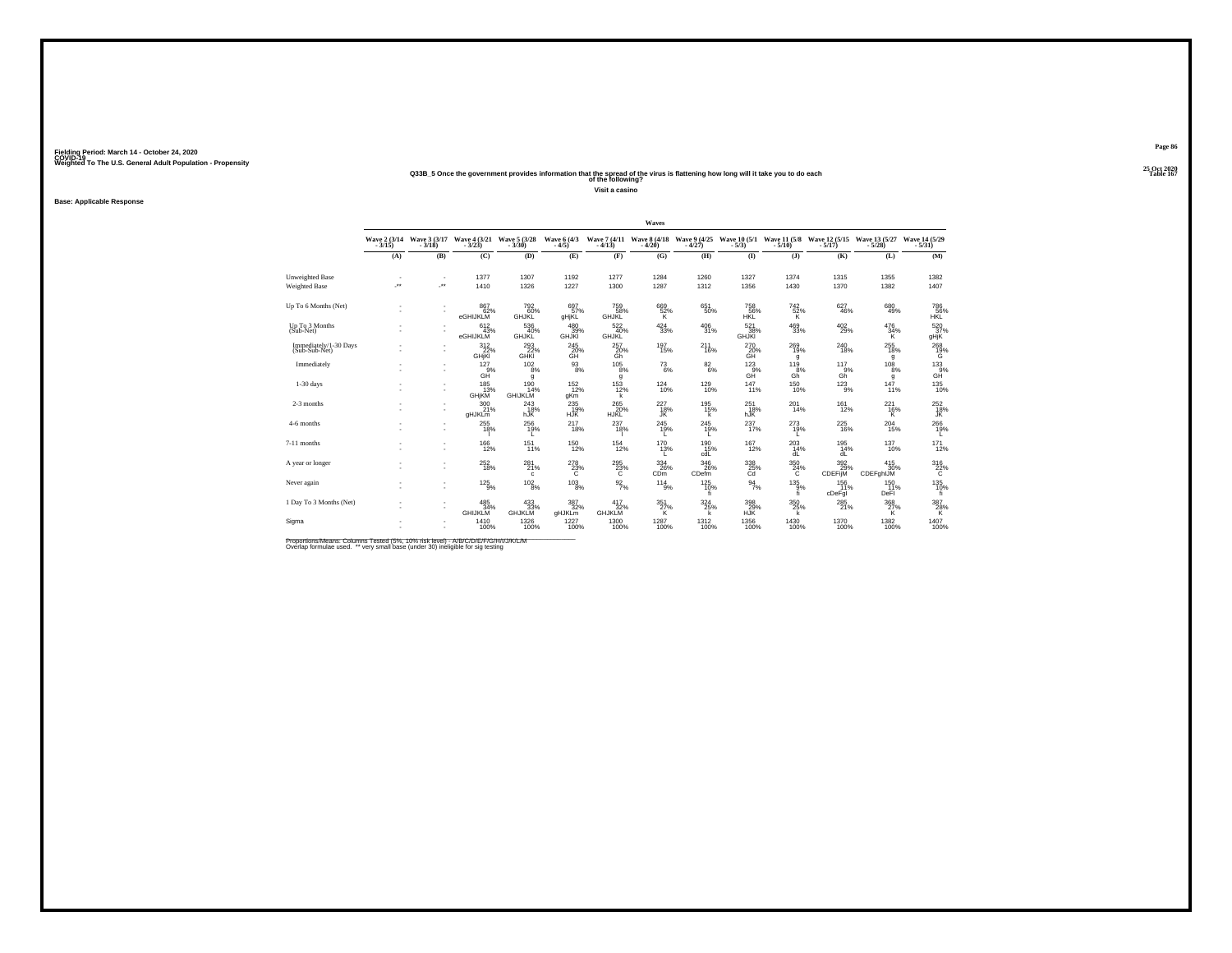Fielding Period: March 14 - October 24, 2020
COVID-19
Weighted To The U.S. General Adult Population - Propensity

25 Oct 2020
Table 167

## Q33B_5 Once the government provides information that the spread of the virus is flattening how long will it take you to do each of the following?

Visit a casino

Base: Applicable Response

| | Waves | | | | | | | | | | | | |
|---|---|---|---|---|---|---|---|---|---|---|---|---|---|
| | Wave 2 (3/14 - 3/15) | Wave 3 (3/17 - 3/18) | Wave 4 (3/21 - 3/23) | Wave 5 (3/28 - 3/30) | Wave 6 (4/3 - 4/5) | Wave 7 (4/11 - 4/13) | Wave 8 (4/18 - 4/20) | Wave 9 (4/25 - 4/27) | Wave 10 (5/1 - 5/3) | Wave 11 (5/8 - 5/10) | Wave 12 (5/15 - 5/17) | Wave 13 (5/27 - 5/28) | Wave 14 (5/29 - 5/31) |
| | (A) | (B) | (C) | (D) | (E) | (F) | (G) | (H) | (I) | (J) | (K) | (L) | (M) |
| Unweighted Base | - | - | 1377 | 1307 | 1192 | 1277 | 1284 | 1260 | 1327 | 1374 | 1315 | 1355 | 1382 |
| Weighted Base | -** | -** | 1410 | 1326 | 1227 | 1300 | 1287 | 1312 | 1356 | 1430 | 1370 | 1382 | 1407 |
| Up To 6 Months (Net) | - | - | 867 62% eGHIJKLM | 792 60% GHJKL | 697 57% gHjKL | 759 58% GHJKL | 669 52% K | 651 50% | 758 56% HKL | 742 52% K | 627 46% | 680 49% | 786 56% HKL |
| Up To 3 Months (Sub-Net) | - | - | 612 43% eGHIJKLM | 536 40% GHJKL | 480 39% GHJKl | 522 40% GHJKL | 424 33% | 406 31% | 521 38% GHJKl | 469 33% | 402 29% | 476 34% K | 520 37% gHjK |
| Immediately/1-30 Days (Sub-Sub-Net) | - | - | 312 22% GHjKl | 293 22% GHKl | 245 20% GH | 257 20% Gh | 197 15% | 211 16% | 270 20% GH | 269 19% g | 240 18% | 255 18% g | 268 19% G |
| Immediately | - | - | 127 9% GH | 102 8% g | 93 8% | 105 8% g | 73 6% | 82 6% | 123 9% GH | 119 8% Gh | 117 9% Gh | 108 8% g | 133 9% GH |
| 1-30 days | - | - | 185 13% GHjKM | 190 14% GHIJKLM | 152 12% gKm | 153 12% k | 124 10% | 129 10% | 147 11% | 150 10% | 123 9% | 147 11% | 135 10% |
| 2-3 months | - | - | 300 21% gHJKLm | 243 18% hJK | 235 19% HJK | 265 20% HJKL | 227 18% JK | 195 15% k | 251 18% hJK | 201 14% | 161 12% | 221 16% K | 252 18% JK |
| 4-6 months | - | - | 255 18% I | 256 19% L | 217 18% | 237 18% I | 245 19% L | 245 19% L | 237 17% | 273 19% L | 225 16% | 204 15% | 266 19% L |
| 7-11 months | - | - | 166 12% | 151 11% | 150 12% | 154 12% | 170 13% L | 190 15% cdL | 167 12% | 203 14% dL | 195 14% dL | 137 10% | 171 12% |
| A year or longer | - | - | 252 18% | 281 21% c | 278 23% C | 295 23% C | 334 26% CDm | 346 26% CDefm | 339 25% Cd | 350 24% C | 392 29% CDEFIjM | 415 30% CDEFghIJM | 316 22% C |
| Never again | - | - | 125 9% | 102 8% | 103 8% | 92 7% | 114 9% | 125 10% fi | 94 7% | 135 9% fi | 156 11% cDeFgI | 150 11% DeFI | 135 10% fi |
| 1 Day To 3 Months (Net) | - | - | 485 34% GHIJKLM | 433 33% GHJKLM | 387 32% gHJKLm | 417 32% GHJKLM | 351 27% K | 324 25% k | 398 29% HJK | 350 25% k | 285 21% | 368 27% K | 387 28% K |
| Sigma | - | - | 1410 100% | 1326 100% | 1227 100% | 1300 100% | 1287 100% | 1312 100% | 1356 100% | 1430 100% | 1370 100% | 1382 100% | 1407 100% |

Proportions/Means: Columns Tested (5%, 10% risk level) - A/B/C/D/E/F/G/H/I/J/K/L/M
Overlap formulae used. ** very small base (under 30) ineligible for sig testing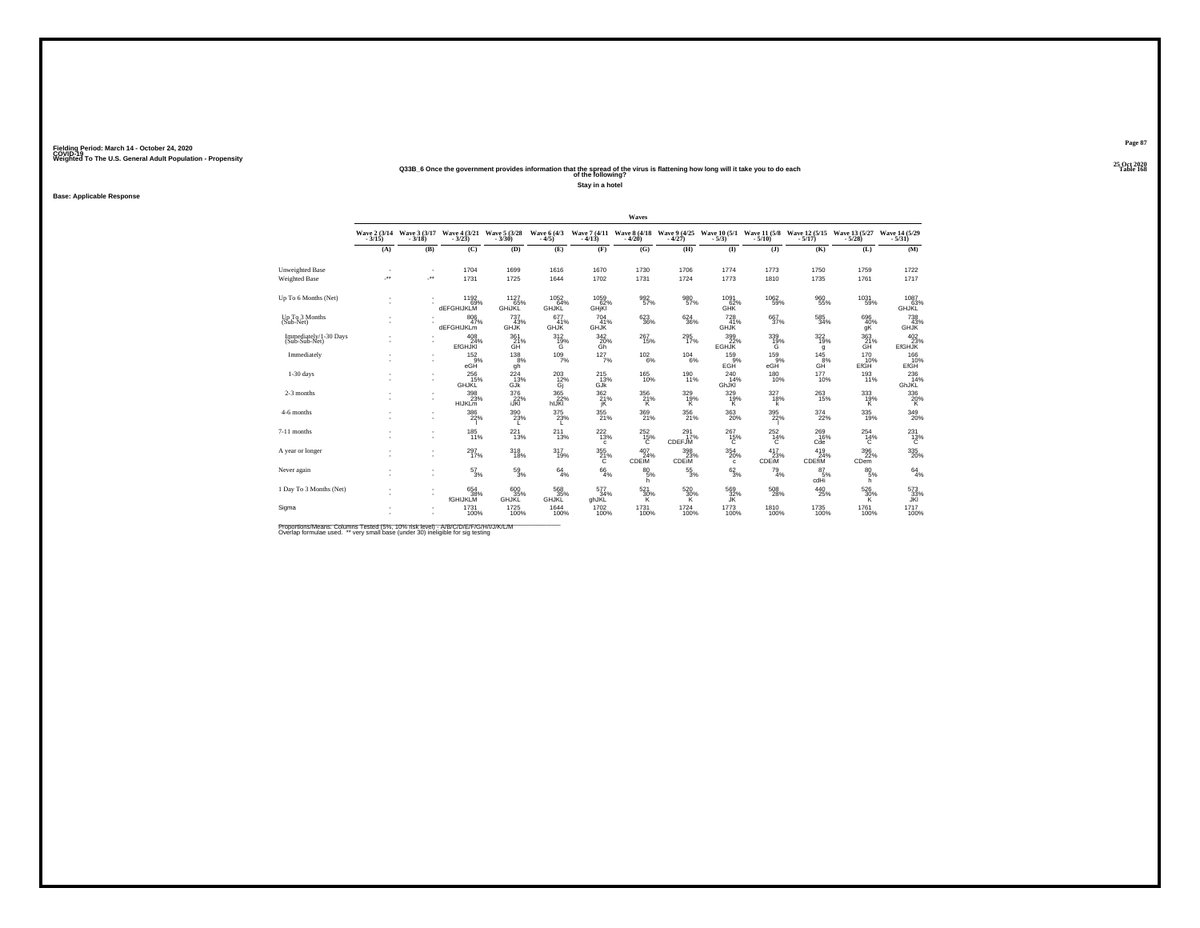Fielding Period: March 14 - October 24, 2020
COVID-19
Weighted To The U.S. General Adult Population - Propensity

25 Oct 2020
Table 168

## Q33B_6 Once the government provides information that the spread of the virus is flattening how long will it take you to do each of the following?

Stay in a hotel

Base: Applicable Response

| | Waves | | | | | | | | | | | | |
|---|---|---|---|---|---|---|---|---|---|---|---|---|---|
| | Wave 2 (3/14 - 3/15) | Wave 3 (3/17 - 3/18) | Wave 4 (3/21 - 3/23) | Wave 5 (3/28 - 3/30) | Wave 6 (4/3 - 4/5) | Wave 7 (4/11 - 4/13) | Wave 8 (4/18 - 4/20) | Wave 9 (4/25 - 4/27) | Wave 10 (5/1 - 5/3) | Wave 11 (5/8 - 5/10) | Wave 12 (5/15 - 5/17) | Wave 13 (5/27 - 5/28) | Wave 14 (5/29 - 5/31) |
| | (A) | (B) | (C) | (D) | (E) | (F) | (G) | (H) | (I) | (J) | (K) | (L) | (M) |
| Unweighted Base | - | - | 1704 | 1699 | 1616 | 1670 | 1730 | 1706 | 1774 | 1773 | 1750 | 1759 | 1722 |
| Weighted Base | -** | -** | 1731 | 1725 | 1644 | 1702 | 1731 | 1724 | 1773 | 1810 | 1735 | 1761 | 1717 |
| Up To 6 Months (Net) | - | - | 1192 69% dEFGHIJKLM | 1127 65% GHIJKL | 1052 64% GHJKL | 1059 62% GHjKl | 992 57% | 980 57% | 1091 62% GHK | 1062 59% | 960 55% | 1031 59% | 1087 63% GHJKL |
| Up To 3 Months (Sub-Net) | - | - | 806 47% dEFGHIJKLm | 737 43% GHJK | 677 41% GHJK | 704 41% GHJK | 623 36% | 624 36% | 728 41% GHJK | 667 37% | 585 34% | 696 40% gK | 738 43% GHJK |
| Immediately/1-30 Days (Sub-Sub-Net) | - | - | 408 24% EfGHJKl | 361 21% GH | 312 19% G | 342 20% Gh | 267 15% | 295 17% | 399 22% EGHJK | 339 19% G | 322 19% g | 363 21% GH | 402 23% EfGHJK |
| Immediately | - | - | 152 9% eGH | 138 8% gh | 109 7% | 127 7% | 102 6% | 104 6% | 159 9% EGH | 159 9% eGH | 145 8% GH | 170 10% EfGH | 166 10% EfGH |
| 1-30 days | - | - | 256 15% GHJKL | 224 13% GJk | 203 12% Gj | 215 13% GJk | 165 10% | 190 11% | 240 14% GhJKl | 180 10% | 177 10% | 193 11% | 236 14% GhJKL |
| 2-3 months | - | - | 398 23% HIJKLm | 376 22% iJKl | 365 22% hIJKl | 362 21% jK | 356 21% K | 329 19% K | 329 19% K | 327 18% k | 263 15% | 333 19% K | 336 20% K |
| 4-6 months | - | - | 386 22% l | 390 23% L | 375 23% L | 355 21% | 369 21% | 356 21% | 363 20% | 395 22% l | 374 22% | 335 19% | 349 20% |
| 7-11 months | - | - | 185 11% | 221 13% | 211 13% | 222 13% c | 252 15% C | 291 17% CDEFJM | 267 15% C | 252 14% C | 269 16% Cde | 254 14% C | 231 13% C |
| A year or longer | - | - | 297 17% | 318 18% | 317 19% | 355 21% C | 407 24% CDEIM | 398 23% CDEiM | 354 20% c | 417 23% CDEiM | 419 24% CDEfIM | 396 22% CDem | 335 20% |
| Never again | - | - | 57 3% | 59 3% | 64 4% | 66 4% | 80 5% h | 55 3% | 62 3% | 79 4% | 87 5% cdHi | 80 5% h | 64 4% |
| 1 Day To 3 Months (Net) | - | - | 654 38% fGHIJKLM | 600 35% GHJKL | 568 35% GHJKL | 577 34% ghJKL | 521 30% K | 520 30% K | 569 32% JK | 508 28% | 440 25% | 526 30% K | 573 33% JKl |
| Sigma | - | - | 1731 100% | 1725 100% | 1644 100% | 1702 100% | 1731 100% | 1724 100% | 1773 100% | 1810 100% | 1735 100% | 1761 100% | 1717 100% |

Proportions/Means: Columns Tested (5%, 10% risk level) - A/B/C/D/E/F/G/H/I/J/K/L/M
Overlap formulae used. ** very small base (under 30) ineligible for sig testing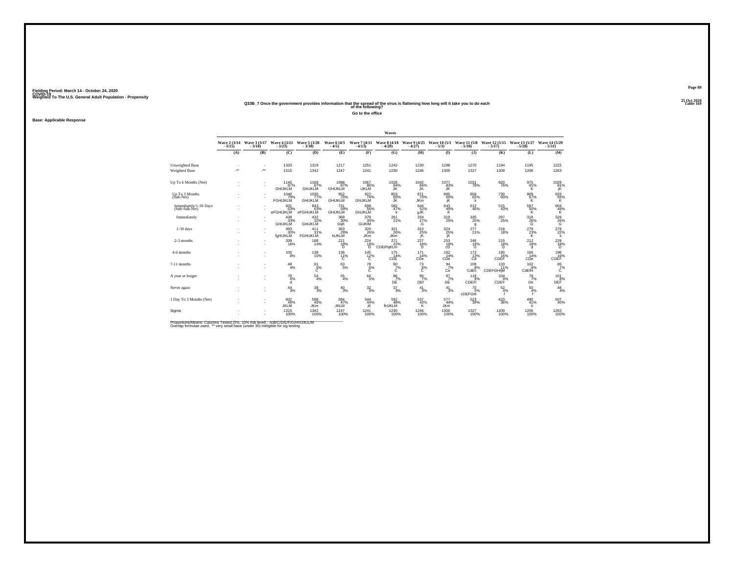Fielding Period: March 14 - October 24, 2020
COVID-19
Weighted To The U.S. General Adult Population - Propensity

25 Oct 2020
Table 169

### Q33B_7 Once the government provides information that the spread of the virus is flattening how long will it take you to do each of the following?

**Go to the office**

**Base: Applicable Response**

| | Waves | | | | | | | | | | | | |
|---|---|---|---|---|---|---|---|---|---|---|---|---|---|
| | Wave 2 (3/14 - 3/15) | Wave 3 (3/17 - 3/18) | Wave 4 (3/21 - 3/23) | Wave 5 (3/28 - 3/30) | Wave 6 (4/3 - 4/5) | Wave 7 (4/11 - 4/13) | Wave 8 (4/18 - 4/20) | Wave 9 (4/25 - 4/27) | Wave 10 (5/1 - 5/3) | Wave 11 (5/8 - 5/10) | Wave 12 (5/15 - 5/17) | Wave 13 (5/27 - 5/28) | Wave 14 (5/29 - 5/31) |
| | (A) | (B) | (C) | (D) | (E) | (F) | (G) | (H) | (I) | (J) | (K) | (L) | (M) |
| Unweighted Base | - | - | 1333 | 1319 | 1217 | 1251 | 1242 | 1230 | 1288 | 1270 | 1194 | 1195 | 1222 |
| Weighted Base | -** | -** | 1315 | 1342 | 1247 | 1241 | 1230 | 1246 | 1300 | 1327 | 1209 | 1206 | 1263 |
| Up To 6 Months (Net) | - | - | 1145 | 1169 | 1088 | 1067 | 1028 | 1042 | 1077 | 1031 | 920 | 975 | 1029 |
| | - | - | 87% | 87% | 87% | 86% | 84% | 84% | 83% | 78% | 76% | 81% | 81% |
| | | | GHIJKLM | GhIJKLM | GHIJKLM | iJKLM | JK | JK | JK | | | K | jK |
| Up To 3 Months (Sub-Net) | - | - | 1040 | 1030 | 952 | 922 | 853 | 871 | 895 | 859 | 730 | 809 | 833 |
| | - | - | 79% | 77% | 76% | 74% | 69% | 70% | 69% | 65% | 60% | 67% | 66% |
| | | | FGHIJKLM | GHIJKLM | GHIJKLM | GhIJKLM | JK | JKm | jK | k | | K | K |
| Immediately/1-30 Days (Sub-Sub-Net) | - | - | 831 | 843 | 731 | 698 | 582 | 644 | 643 | 612 | 515 | 597 | 604 |
| | - | - | 63% | 63% | 59% | 56% | 47% | 52% | 49% | 46% | 43% | 50% | 48% |
| | | | eFGHIJKLM | eFGHIJKLM | GHIJKLM | GHIJKLM | k | gJK | K | | | K | K |
| Immediately | - | - | 438 | 432 | 368 | 378 | 261 | 334 | 319 | 335 | 297 | 318 | 326 |
| | - | - | 33% | 32% | 30% | 30% | 21% | 27% | 25% | 25% | 25% | 26% | 26% |
| | | | GHIJKLM | GHIJKLM | GIjK | GIJKlM | | G | | g | | G | G |
| 1-30 days | - | - | 393 | 411 | 363 | 320 | 321 | 310 | 324 | 277 | 218 | 279 | 278 |
| | - | - | 30% | 31% | 29% | 26% | 26% | 25% | 25% | 21% | 18% | 23% | 22% |
| | | | fgHIJKLM | FGHIJKLM | hiJKLM | JKm | JKm | jK | jK | | | K | k |
| 2-3 months | - | - | 209 | 188 | 221 | 224 | 271 | 227 | 253 | 246 | 215 | 212 | 229 |
| | - | - | 16% | 14% | 18% | 18% | 22% | 18% | 19% | 19% | 18% | 18% | 18% |
| | | | | | D | D | CDEFhjKLm | D | cD | D | D | d | D |
| 4-6 months | - | - | 105 | 138 | 136 | 145 | 175 | 171 | 182 | 172 | 190 | 166 | 196 |
| | - | - | 8% | 10% | 11% | 12% | 14% | 14% | 14% | 13% | 16% | 14% | 16% |
| | | | | | C | C | CDE | CDe | CDe | Cd | CDEF | CDe | CDEF |
| 7-11 months | - | - | 48 | 81 | 63 | 78 | 80 | 73 | 94 | 109 | 133 | 102 | 85 |
| | - | - | 4% | 6% | 5% | 6% | 7% | 6% | 7% | 8% | 11% | 8% | 7% |
| | | | | C | | C | C | C | Ce | CdEh | CDEFGHIjM | CdEfH | C |
| A year or longer | - | - | 78 | 54 | 55 | 64 | 86 | 90 | 87 | 118 | 104 | 79 | 101 |
| | - | - | 6% | 4% | 4% | 5% | 7% | 7% | 7% | 9% | 9% | 7% | 8% |
| | | | d | | | | DE | DEf | DE | CDEFl | CDEF | De | DEF |
| Never again | - | - | 44 | 38 | 40 | 32 | 37 | 41 | 41 | 70 | 52 | 50 | 48 |
| | - | - | 3% | 3% | 3% | 3% | 3% | 3% | 3% | 5% | 4% | 4% | 4% |
| | | | | | | | | | | cDEFGhI | f | f | |
| 1 Day To 3 Months (Net) | - | - | 602 | 598 | 584 | 544 | 592 | 537 | 577 | 523 | 433 | 490 | 507 |
| | - | - | 46% | 45% | 47% | 44% | 48% | 43% | 44% | 39% | 36% | 41% | 40% |
| | | | JKLM | JKm | JKLM | jK | fHJKLM | K | JKm | | | k | |
| Sigma | - | - | 1315 | 1342 | 1247 | 1241 | 1230 | 1246 | 1300 | 1327 | 1209 | 1206 | 1263 |
| | - | - | 100% | 100% | 100% | 100% | 100% | 100% | 100% | 100% | 100% | 100% | 100% |

Proportions/Means: Columns Tested (5%, 10% risk level) - A/B/C/D/E/F/G/H/I/J/K/L/M
Overlap formulae used. ** very small base (under 30) ineligible for sig testing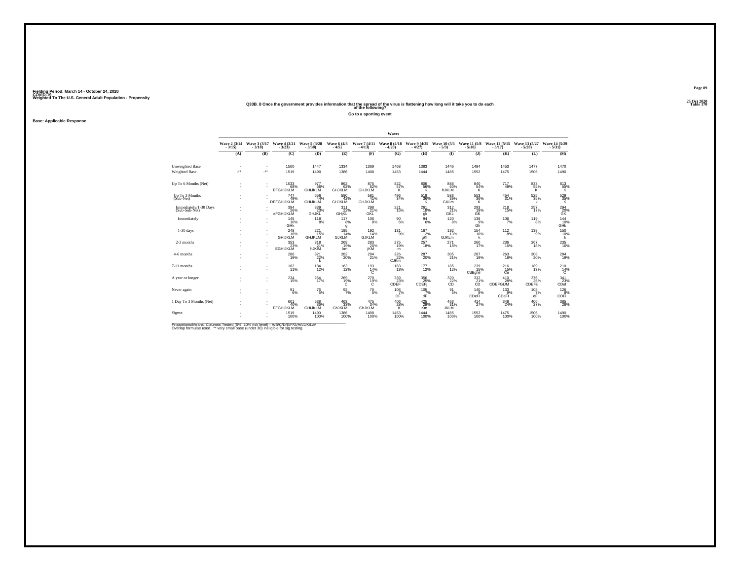Fielding Period: March 14 - October 24, 2020
COVID-19
Weighted To The U.S. General Adult Population - Propensity

25 Oct 2020
Table 170

## Q33B_8 Once the government provides information that the spread of the virus is flattening how long will it take you to do each of the following?

### Go to a sporting event

**Base: Applicable Response**

| | Waves | | | | | | | | | | | | |
|---|---|---|---|---|---|---|---|---|---|---|---|---|---|
| | Wave 2 (3/14 - 3/15) | Wave 3 (3/17 - 3/18) | Wave 4 (3/21 - 3/23) | Wave 5 (3/28 - 3/30) | Wave 6 (4/3 - 4/5) | Wave 7 (4/11 - 4/13) | Wave 8 (4/18 - 4/20) | Wave 9 (4/25 - 4/27) | Wave 10 (5/1 - 5/3) | Wave 11 (5/8 - 5/10) | Wave 12 (5/15 - 5/17) | Wave 13 (5/27 - 5/28) | Wave 14 (5/29 - 5/31) |
| | (A) | (B) | (C) | (D) | (E) | (F) | (G) | (H) | (I) | (J) | (K) | (L) | (M) |
| Unweighted Base | - | - | 1500 | 1447 | 1334 | 1369 | 1468 | 1383 | 1446 | 1494 | 1453 | 1477 | 1470 |
| Weighted Base | -** | -** | 1519 | 1490 | 1386 | 1408 | 1453 | 1444 | 1485 | 1552 | 1475 | 1506 | 1490 |
| Up To 6 Months (Net) | - | - | 1033 68% EFGHIJKLM | 977 66% GHIJKLM | 862 62% GHJKLM | 875 62% GHJKLM | 822 57% K | 806 56% K | 888 60% hJKLM | 840 54% K | 717 49% | 833 55% K | 813 55% K |
| Up To 3 Months (Sub-Net) | - | - | 747 49% DEFGHIJKLM | 656 44% GHIJKLM | 580 42% GHJKLM | 581 41% GHJKLM | 496 34% | 518 36% K | 583 39% GKLm | 553 36% K | 454 31% | 525 35% k | 529 35% K |
| Immediately/1-30 Days (Sub-Sub-Net) | - | - | 394 26% eFGHIJKLM | 339 23% GHJKL | 311 22% GHjKL | 298 21% GKL | 221 15% | 261 18% gk | 312 21% GKL | 293 19% GK | 218 15% | 257 17% | 294 20% GK |
| Immediately | - | - | 145 10% GHk | 118 8% | 117 8% g | 106 8% | 90 6% | 94 6% | 120 8% | 138 9% Gh | 106 7% | 119 8% | 144 10% GHk |
| 1-30 days | - | - | 248 16% GHIJKLM | 221 15% GHJKLM | 195 14% GJKLM | 192 14% GJKLM | 131 9% | 167 12% gKl | 192 13% GJKLm | 154 10% k | 112 8% | 138 9% | 150 10% k |
| 2-3 months | - | - | 353 23% EGHIJKLM | 318 21% hJKM | 269 19% km | 283 20% jKM | 275 19% m | 257 18% | 271 18% | 260 17% | 236 16% | 267 18% | 235 16% |
| 4-6 months | - | - | 286 19% | 321 22% k | 282 20% | 294 21% | 326 22% CJKm | 287 20% | 305 21% | 287 19% | 263 18% | 308 20% | 284 19% |
| 7-11 months | - | - | 162 11% | 184 12% | 163 12% | 193 14% C | 183 13% | 177 12% | 185 12% | 239 15% CdEghil | 216 15% Ce | 189 13% | 210 14% C |
| A year or longer | - | - | 234 15% | 254 17% | 269 19% C | 270 19% C | 339 23% CDEF | 356 25% CDEFj | 320 22% CD | 332 21% CD | 410 28% CDEFGIJM | 376 25% CDEFij | 341 23% CDef |
| Never again | - | - | 91 6% | 76 5% | 92 7% | 70 5% | 108 7% DF | 105 7% dF | 91 6% | 140 9% CDeFI | 133 9% CDeFI | 108 7% dF | 126 8% CDFi |
| 1 Day To 3 Months (Net) | - | - | 601 40% EFGHIJKLM | 538 36% GHIJKLM | 463 33% GhJKLM | 475 34% GhJKLM | 406 28% K | 425 29% Km | 463 31% JKLM | 414 27% | 348 24% | 406 27% | 385 26% |
| Sigma | - | - | 1519 100% | 1490 100% | 1386 100% | 1408 100% | 1453 100% | 1444 100% | 1485 100% | 1552 100% | 1475 100% | 1506 100% | 1490 100% |

Proportions/Means: Columns Tested (5%, 10% risk level) - A/B/C/D/E/F/G/H/I/J/K/L/M
Overlap formulae used. ** very small base (under 30) ineligible for sig testing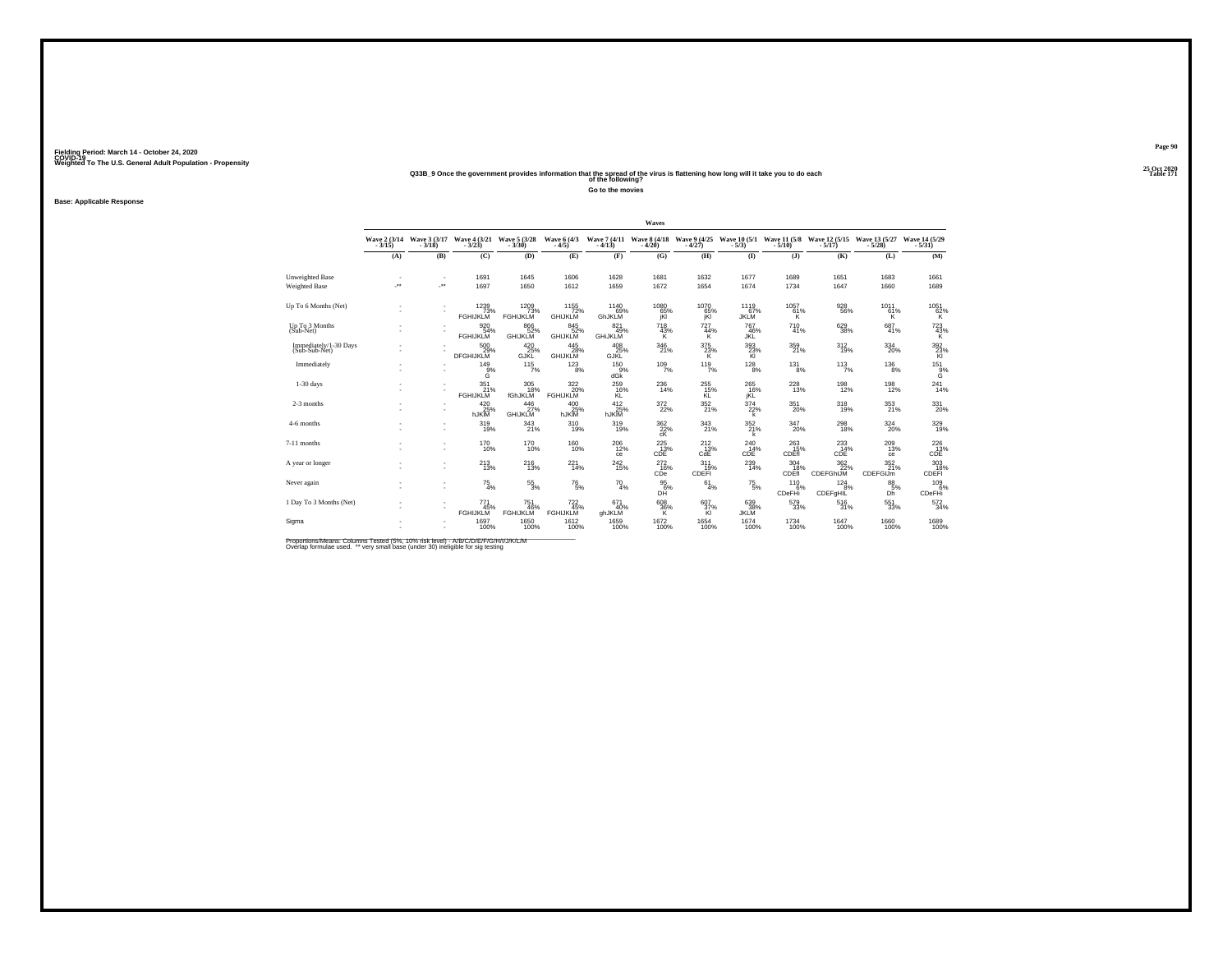Fielding Period: March 14 - October 24, 2020
COVID-19
Weighted To The U.S. General Adult Population - Propensity

25 Oct 2020
Table 171

## Q33B_9 Once the government provides information that the spread of the virus is flattening how long will it take you to do each of the following?

### Go to the movies

**Base: Applicable Response**

| | Wave 2 (3/14 - 3/15) | Wave 3 (3/17 - 3/18) | Wave 4 (3/21 - 3/23) | Wave 5 (3/28 - 3/30) | Wave 6 (4/3 - 4/5) | Wave 7 (4/11 - 4/13) | Wave 8 (4/18 - 4/20) | Wave 9 (4/25 - 4/27) | Wave 10 (5/1 - 5/3) | Wave 11 (5/8 - 5/10) | Wave 12 (5/15 - 5/17) | Wave 13 (5/27 - 5/28) | Wave 14 (5/29 - 5/31) |
|---|---|---|---|---|---|---|---|---|---|---|---|---|---|
| | (A) | (B) | (C) | (D) | (E) | (F) | (G) | (H) | (I) | (J) | (K) | (L) | (M) |
| Unweighted Base | - | - | 1691 | 1645 | 1606 | 1628 | 1681 | 1632 | 1677 | 1689 | 1651 | 1683 | 1661 |
| Weighted Base | -** | -** | 1697 | 1650 | 1612 | 1659 | 1672 | 1654 | 1674 | 1734 | 1647 | 1660 | 1689 |
| Up To 6 Months (Net) | - | - | 1239 | 1209 | 1155 | 1140 | 1080 | 1070 | 1119 | 1057 | 928 | 1011 | 1051 |
| | - | - | 73% | 73% | 72% | 69% | 65% | 65% | 67% | 61% | 56% | 61% | 62% |
| | | | FGHIJKLM | FGHIJKLM | GHIJKLM | GhJKLM | jKl | jKl | JKLM | K | | K | K |
| Up To 3 Months (Sub-Net) | - | - | 920 | 866 | 845 | 821 | 718 | 727 | 767 | 710 | 629 | 687 | 723 |
| | - | - | 54% | 52% | 52% | 49% | 43% | 44% | 46% | 41% | 38% | 41% | 43% |
| | | | FGHIJKLM | GHIJKLM | GHIJKLM | GHIJKLM | K | K | JKL | | | | K |
| Immediately/1-30 Days (Sub-Sub-Net) | - | - | 500 | 420 | 445 | 408 | 346 | 375 | 393 | 359 | 312 | 334 | 392 |
| | - | - | 29% | 25% | 28% | 25% | 21% | 23% | 23% | 21% | 19% | 20% | 23% |
| | | | DFGHIJKLM | GJKL | GHIJKLM | GJKL | | K | Kl | | | | Kl |
| Immediately | - | - | 149 | 115 | 123 | 150 | 109 | 119 | 128 | 131 | 113 | 136 | 151 |
| | - | - | 9% | 7% | 8% | 9% | 7% | 7% | 8% | 8% | 7% | 8% | 9% |
| | | | G | | | dGk | | | | | | | G |
| 1-30 days | - | - | 351 | 305 | 322 | 259 | 236 | 255 | 265 | 228 | 198 | 198 | 241 |
| | - | - | 21% | 18% | 20% | 16% | 14% | 15% | 16% | 13% | 12% | 12% | 14% |
| | | | FGHIJKLM | fGhJKLM | FGHIJKLM | KL | | KL | jKL | | | | |
| 2-3 months | - | - | 420 | 446 | 400 | 412 | 372 | 352 | 374 | 351 | 318 | 353 | 331 |
| | - | - | 25% | 27% | 25% | 25% | 22% | 21% | 22% | 20% | 19% | 21% | 20% |
| | | | hJKlM | GHIJKLM | hJKlM | hJKlM | | | k | | | | |
| 4-6 months | - | - | 319 | 343 | 310 | 319 | 362 | 343 | 352 | 347 | 298 | 324 | 329 |
| | - | - | 19% | 21% | 19% | 19% | 22% | 21% | 21% | 20% | 18% | 20% | 19% |
| | | | | | | | cK | | k | | | | |
| 7-11 months | - | - | 170 | 170 | 160 | 206 | 225 | 212 | 240 | 263 | 233 | 209 | 226 |
| | - | - | 10% | 10% | 10% | 12% | 13% | 13% | 14% | 15% | 14% | 13% | 13% |
| | | | | | | ce | CDE | CdE | CDE | CDEfl | CDE | ce | CDE |
| A year or longer | - | - | 213 | 216 | 221 | 242 | 272 | 311 | 239 | 304 | 362 | 352 | 303 |
| | - | - | 13% | 13% | 14% | 15% | 16% | 19% | 14% | 18% | 22% | 21% | 18% |
| | | | | | | | CDe | CDEFI | | CDEfI | CDEFGhIJM | CDEFGIJm | CDEFI |
| Never again | - | - | 75 | 55 | 76 | 70 | 95 | 61 | 75 | 110 | 124 | 88 | 109 |
| | - | - | 4% | 3% | 5% | 4% | 6% | 4% | 5% | 6% | 8% | 5% | 6% |
| | | | | | | | DH | | | CDeFHi | CDEFgHIL | Dh | CDeFHi |
| 1 Day To 3 Months (Net) | - | - | 771 | 751 | 722 | 671 | 608 | 607 | 639 | 579 | 516 | 551 | 572 |
| | - | - | 45% | 46% | 45% | 40% | 36% | 37% | 38% | 33% | 31% | 33% | 34% |
| | | | FGHIJKLM | FGHIJKLM | FGHIJKLM | ghJKLM | K | Kl | JKLM | | | | |
| Sigma | - | - | 1697 | 1650 | 1612 | 1659 | 1672 | 1654 | 1674 | 1734 | 1647 | 1660 | 1689 |
| | - | - | 100% | 100% | 100% | 100% | 100% | 100% | 100% | 100% | 100% | 100% | 100% |

Proportions/Means: Columns Tested (5%, 10% risk level) - A/B/C/D/E/F/G/H/I/J/K/L/M
Overlap formulae used. ** very small base (under 30) ineligible for sig testing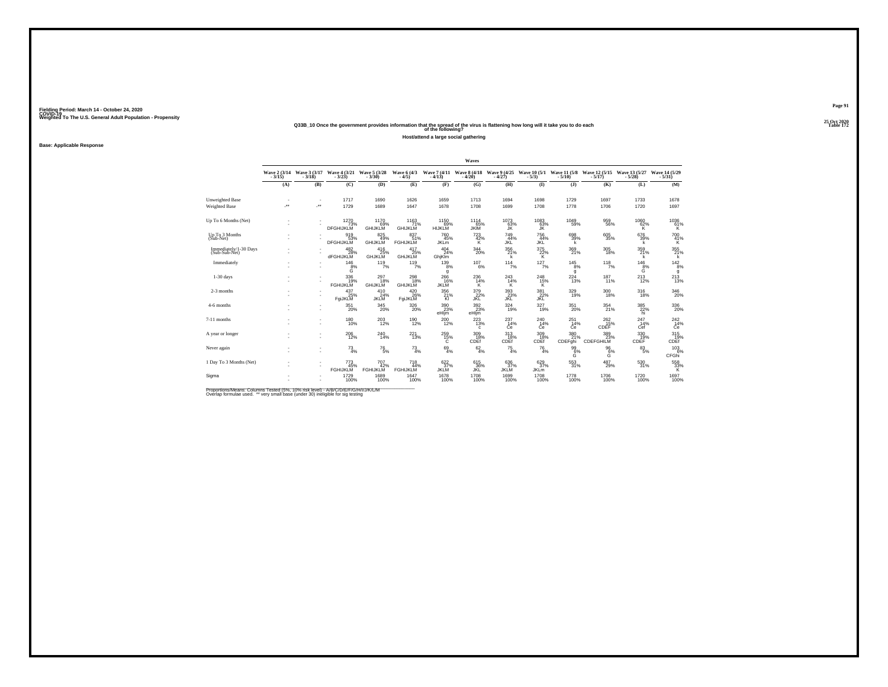Fielding Period: March 14 - October 24, 2020
COVID-19
Weighted To The U.S. General Adult Population - Propensity

25 Oct 2020
Table 172

## Q33B_10 Once the government provides information that the spread of the virus is flattening how long will it take you to do each of the following?

### Host/attend a large social gathering

**Base: Applicable Response**

| | Wave 2 (3/14 - 3/15) | Wave 3 (3/17 - 3/18) | Wave 4 (3/21 - 3/23) | Wave 5 (3/28 - 3/30) | Wave 6 (4/3 - 4/5) | Wave 7 (4/11 - 4/13) | Wave 8 (4/18 - 4/20) | Wave 9 (4/25 - 4/27) | Wave 10 (5/1 - 5/3) | Wave 11 (5/8 - 5/10) | Wave 12 (5/15 - 5/17) | Wave 13 (5/27 - 5/28) | Wave 14 (5/29 - 5/31) |
|---|---|---|---|---|---|---|---|---|---|---|---|---|---|
| | (A) | (B) | (C) | (D) | (E) | (F) | (G) | (H) | (I) | (J) | (K) | (L) | (M) |
| Unweighted Base | - | - | 1717 | 1690 | 1626 | 1659 | 1713 | 1694 | 1698 | 1729 | 1697 | 1733 | 1678 |
| Weighted Base | -** | -** | 1729 | 1689 | 1647 | 1678 | 1708 | 1699 | 1708 | 1778 | 1706 | 1720 | 1697 |
| Up To 6 Months (Net) | - | - | 1270 | 1170 | 1163 | 1150 | 1114 | 1073 | 1083 | 1049 | 959 | 1060 | 1036 |
| | - | - | 73% | 69% | 71% | 69% | 65% | 63% | 63% | 59% | 56% | 62% | 61% |
| | | | DFGHIJKLM | GHIJKLM | GHIJKLM | HIJKLM | JKlM | JK | JK | | | K | K |
| Up To 3 Months (Sub-Net) | - | - | 919 | 825 | 837 | 760 | 723 | 749 | 756 | 698 | 605 | 676 | 700 |
| | - | - | 53% | 49% | 51% | 45% | 42% | 44% | 44% | 39% | 35% | 39% | 41% |
| | | | DFGHIJKLM | GHIJKLM | FGHIJKLM | JKLm | K | JKL | JKL | k | | k | K |
| Immediately/1-30 Days (Sub-Sub-Net) | - | - | 482 | 416 | 417 | 404 | 344 | 356 | 375 | 369 | 305 | 359 | 355 |
| | - | - | 28% | 25% | 25% | 24% | 20% | 21% | 22% | 21% | 18% | 21% | 21% |
| | | | dFGHIJKLM | GHIJKLM | GHiJKLM | GhjKlm | | k | K | k | | k | k |
| Immediately | - | - | 146 | 119 | 119 | 139 | 107 | 114 | 127 | 145 | 118 | 146 | 142 |
| | - | - | 8% | 7% | 7% | 8% | 6% | 7% | 7% | 8% | 7% | 8% | 8% |
| | | | G | | | g | | | | g | | G | g |
| 1-30 days | - | - | 336 | 297 | 298 | 266 | 236 | 243 | 248 | 224 | 187 | 213 | 213 |
| | - | - | 19% | 18% | 18% | 16% | 14% | 14% | 15% | 13% | 11% | 12% | 13% |
| | | | FGHIJKLM | GHIJKLM | GHIJKLM | JKLM | K | K | K | | | | |
| 2-3 months | - | - | 437 | 410 | 420 | 356 | 379 | 393 | 381 | 329 | 300 | 316 | 346 |
| | - | - | 25% | 24% | 26% | 21% | 22% | 23% | 22% | 19% | 18% | 18% | 20% |
| | | | FgiJKLM | JKLM | FgiJKLM | Kl | JKL | JKL | JKL | | | | |
| 4-6 months | - | - | 351 | 345 | 326 | 390 | 392 | 324 | 327 | 351 | 354 | 385 | 336 |
| | - | - | 20% | 20% | 20% | 23% | 23% | 19% | 19% | 20% | 21% | 22% | 20% |
| | | | | | | eHIjm | eHIjm | | | | | hi | |
| 7-11 months | - | - | 180 | 203 | 190 | 200 | 223 | 237 | 240 | 251 | 262 | 247 | 242 |
| | - | - | 10% | 12% | 12% | 12% | 13% | 14% | 14% | 14% | 15% | 14% | 14% |
| | | | | | | | c | Ce | Ce | Ce | CDEF | Cef | Ce |
| A year or longer | - | - | 206 | 240 | 221 | 259 | 309 | 313 | 309 | 380 | 389 | 330 | 315 |
| | - | - | 12% | 14% | 13% | 15% | 18% | 18% | 18% | 21% | 23% | 19% | 19% |
| | | | | | | C | CDEf | CDEf | CDEf | CDEFghi | CDEFGHIlM | CDEF | CDEf |
| Never again | - | - | 73 | 76 | 73 | 69 | 62 | 75 | 76 | 99 | 96 | 83 | 103 |
| | - | - | 4% | 5% | 4% | 4% | 4% | 4% | 4% | 6% | 6% | 5% | 6% |
| | | | | | | | | | | G | G | | CFGhi |
| 1 Day To 3 Months (Net) | - | - | 773 | 707 | 718 | 622 | 615 | 636 | 629 | 553 | 487 | 530 | 558 |
| | - | - | 45% | 42% | 44% | 37% | 36% | 37% | 37% | 31% | 29% | 31% | 33% |
| | | | FGHIJKLM | FGHIJKLM | FGHIJKLM | JKLM | JKL | JKLM | JKLm | | | | K |
| Sigma | - | - | 1729 | 1689 | 1647 | 1678 | 1708 | 1699 | 1708 | 1778 | 1706 | 1720 | 1697 |
| | - | - | 100% | 100% | 100% | 100% | 100% | 100% | 100% | 100% | 100% | 100% | 100% |

Proportions/Means: Columns Tested (5%, 10% risk level) - A/B/C/D/E/F/G/H/I/J/K/L/M
Overlap formulae used. ** very small base (under 30) ineligible for sig testing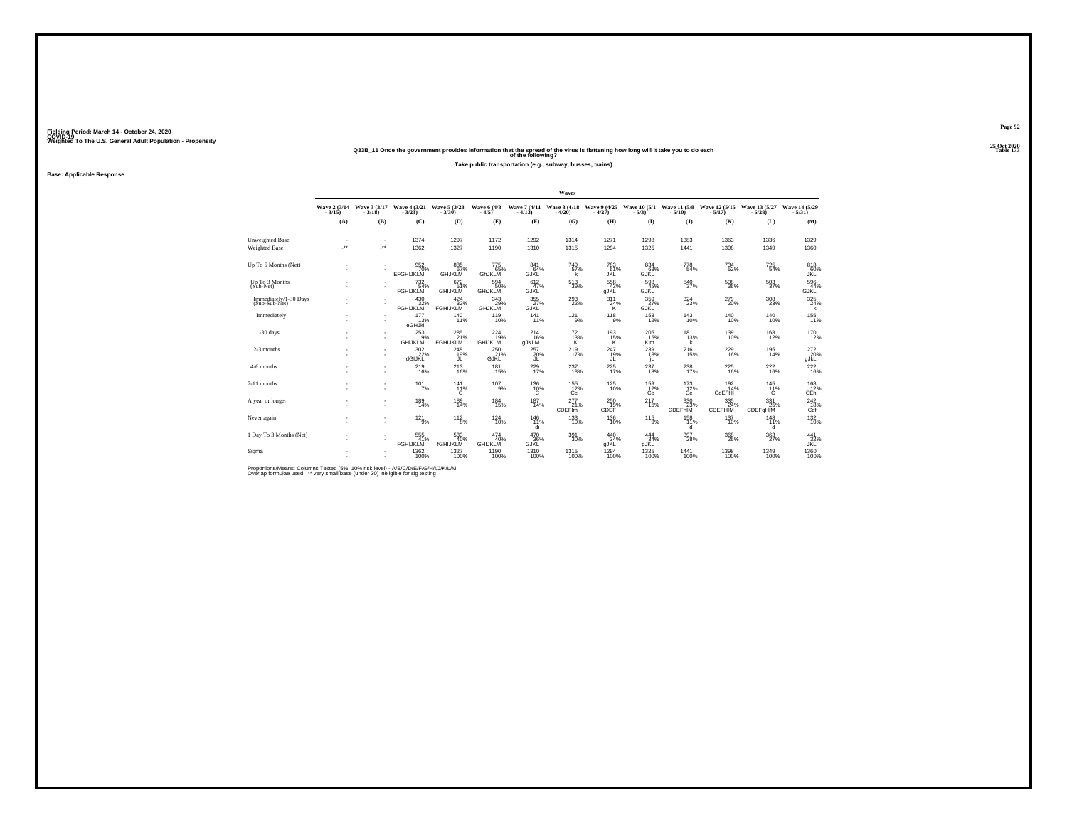Fielding Period: March 14 - October 24, 2020
COVID-19
Weighted To The U.S. General Adult Population - Propensity

25 Oct 2020
Table 173

## Q33B_11 Once the government provides information that the spread of the virus is flattening how long will it take you to do each of the following?

### Take public transportation (e.g., subway, busses, trains)

Base: Applicable Response

| | Waves | | | | | | | | | | | | |
|---|---|---|---|---|---|---|---|---|---|---|---|---|---|
| | Wave 2 (3/14 - 3/15) | Wave 3 (3/17 - 3/18) | Wave 4 (3/21 - 3/23) | Wave 5 (3/28 - 3/30) | Wave 6 (4/3 - 4/5) | Wave 7 (4/11 - 4/13) | Wave 8 (4/18 - 4/20) | Wave 9 (4/25 - 4/27) | Wave 10 (5/1 - 5/3) | Wave 11 (5/8 - 5/10) | Wave 12 (5/15 - 5/17) | Wave 13 (5/27 - 5/28) | Wave 14 (5/29 - 5/31) |
| | (A) | (B) | (C) | (D) | (E) | (F) | (G) | (H) | (I) | (J) | (K) | (L) | (M) |
| Unweighted Base | - | - | 1374 | 1297 | 1172 | 1292 | 1314 | 1271 | 1298 | 1383 | 1363 | 1336 | 1329 |
| Weighted Base | -** | -** | 1362 | 1327 | 1190 | 1310 | 1315 | 1294 | 1325 | 1441 | 1398 | 1349 | 1360 |
| Up To 6 Months (Net) | - | - | 952 | 885 | 775 | 841 | 749 | 783 | 834 | 778 | 734 | 725 | 818 |
| | - | - | 70% | 67% | 65% | 64% | 57% | 61% | 63% | 54% | 52% | 54% | 60% |
| | | | EFGHIJKLM | GHJKLM | GhJKLM | GJKL | k | JKL | GJKL | | | | JKL |
| Up To 3 Months (Sub-Net) | - | - | 732 | 672 | 594 | 612 | 513 | 558 | 598 | 540 | 508 | 503 | 596 |
| | - | - | 54% | 51% | 50% | 47% | 39% | 43% | 45% | 37% | 36% | 37% | 44% |
| | | | FGHIJKLM | GHIJKLM | GHIJKLM | GJKL | | gJKL | GJKL | | | | GJKL |
| Immediately/1-30 Days (Sub-Sub-Net) | - | - | 430 | 424 | 343 | 355 | 293 | 311 | 359 | 324 | 279 | 308 | 325 |
| | - | - | 32% | 32% | 29% | 27% | 22% | 24% | 27% | 23% | 20% | 23% | 24% |
| | | | FGHIJKLM | FGHIJKLM | GHJKLM | GJKL | | K | GJKL | | | | k |
| Immediately | - | - | 177 | 140 | 119 | 141 | 121 | 118 | 153 | 143 | 140 | 140 | 155 |
| | - | - | 13% | 11% | 10% | 11% | 9% | 9% | 12% | 10% | 10% | 10% | 11% |
| | | | eGHJkl | | | | | | | | | | |
| 1-30 days | - | - | 253 | 285 | 224 | 214 | 172 | 193 | 205 | 181 | 139 | 168 | 170 |
| | - | - | 19% | 21% | 19% | 16% | 13% | 15% | 15% | 13% | 10% | 12% | 12% |
| | | | GHIJKLM | FGHIJKLM | GHIJKLM | gJKLM | K | K | jKlm | k | | | |
| 2-3 months | - | - | 302 | 248 | 250 | 257 | 219 | 247 | 239 | 216 | 229 | 195 | 272 |
| | - | - | 22% | 19% | 21% | 20% | 17% | 19% | 18% | 15% | 16% | 14% | 20% |
| | | | dGIJKL | JL | GJKL | JL | | JL | jL | | | | gJKL |
| 4-6 months | - | - | 219 | 213 | 181 | 229 | 237 | 225 | 237 | 238 | 225 | 222 | 222 |
| | - | - | 16% | 16% | 15% | 17% | 18% | 17% | 18% | 17% | 16% | 16% | 16% |
| 7-11 months | - | - | 101 | 141 | 107 | 136 | 155 | 125 | 159 | 173 | 192 | 145 | 168 |
| | - | - | 7% | 11% | 9% | 10% | 12% | 10% | 12% | 12% | 14% | 11% | 12% |
| | | | | C | | C | Ce | | Ce | Ce | CdEFHI | C | CEh |
| A year or longer | - | - | 189 | 189 | 184 | 187 | 277 | 250 | 217 | 330 | 335 | 331 | 242 |
| | - | - | 14% | 14% | 15% | 14% | 21% | 19% | 16% | 23% | 24% | 25% | 18% |
| | | | | | | | CDEFIm | CDEF | | CDEFhIM | CDEFHIM | CDEFgHIM | Cdf |
| Never again | - | - | 121 | 112 | 124 | 146 | 133 | 136 | 115 | 158 | 137 | 148 | 132 |
| | - | - | 9% | 8% | 10% | 11% | 10% | 10% | 9% | 11% | 10% | 11% | 10% |
| | | | | | | di | | | | d | | d | |
| 1 Day To 3 Months (Net) | - | - | 555 | 533 | 474 | 470 | 391 | 440 | 444 | 397 | 368 | 363 | 441 |
| | - | - | 41% | 40% | 40% | 36% | 30% | 34% | 34% | 28% | 26% | 27% | 32% |
| | | | FGHIJKLM | fGHIJKLM | GHIJKLM | GJKL | | gJKL | gJKL | | | | JKL |
| Sigma | - | - | 1362 | 1327 | 1190 | 1310 | 1315 | 1294 | 1325 | 1441 | 1398 | 1349 | 1360 |
| | - | - | 100% | 100% | 100% | 100% | 100% | 100% | 100% | 100% | 100% | 100% | 100% |

Proportions/Means: Columns Tested (5%, 10% risk level) - A/B/C/D/E/F/G/H/I/J/K/L/M
Overlap formulae used. ** very small base (under 30) ineligible for sig testing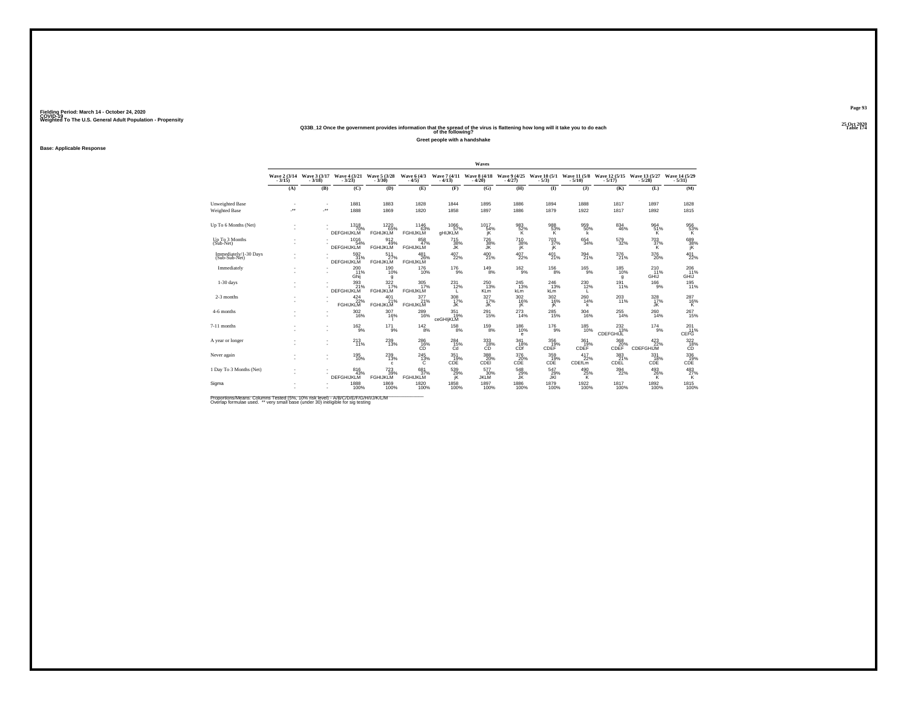Fielding Period: March 14 - October 24, 2020
COVID-19
Weighted To The U.S. General Adult Population - Propensity

25 Oct 2020
Table 174

## Q33B_12 Once the government provides information that the spread of the virus is flattening how long will it take you to do each of the following?

### Greet people with a handshake

**Base: Applicable Response**

| | Waves | | | | | | | | | | | | |
|---|---|---|---|---|---|---|---|---|---|---|---|---|---|
| | Wave 2 (3/14 - 3/15) | Wave 3 (3/17 - 3/18) | Wave 4 (3/21 - 3/23) | Wave 5 (3/28 - 3/30) | Wave 6 (4/3 - 4/5) | Wave 7 (4/11 - 4/13) | Wave 8 (4/18 - 4/20) | Wave 9 (4/25 - 4/27) | Wave 10 (5/1 - 5/3) | Wave 11 (5/8 - 5/10) | Wave 12 (5/15 - 5/17) | Wave 13 (5/27 - 5/28) | Wave 14 (5/29 - 5/31) |
| | (A) | (B) | (C) | (D) | (E) | (F) | (G) | (H) | (I) | (J) | (K) | (L) | (M) |
| Unweighted Base | - | - | 1881 | 1883 | 1828 | 1844 | 1895 | 1886 | 1894 | 1888 | 1817 | 1897 | 1828 |
| Weighted Base | -** | -** | 1888 | 1869 | 1820 | 1858 | 1897 | 1886 | 1879 | 1922 | 1817 | 1892 | 1815 |
| Up To 6 Months (Net) | - | - | 1318 70% DEFGHIJKLM | 1220 65% FGHIJKLM | 1146 63% FGHIJKLM | 1066 57% gHIJKLM | 1017 54% jK | 983 52% K | 988 53% K | 959 50% k | 834 46% | 964 51% K | 956 53% K |
| Up To 3 Months (Sub-Net) | - | - | 1016 54% DEFGHIJKLM | 912 49% FGHIJKLM | 858 47% FGHIJKLM | 715 38% JK | 726 38% JK | 710 38% jK | 703 37% jK | 654 34% | 579 32% | 703 37% K | 689 38% jK |
| Immediately/1-30 Days (Sub-Sub-Net) | - | - | 592 31% DEFGHIJKLM | 511 27% FGHIJKLM | 481 26% FGHIJKLM | 407 22% | 400 21% | 407 22% | 401 21% | 394 21% | 376 21% | 376 20% | 401 22% |
| Immediately | - | - | 200 11% Ghij | 190 10% g | 176 10% | 176 9% | 149 8% | 162 9% | 156 8% | 165 9% | 185 10% g | 210 11% GHIJ | 206 11% GHIJ |
| 1-30 days | - | - | 393 21% DEFGHIJKLM | 322 17% FGHIJKLM | 305 17% FGHIJKLM | 231 12% L | 250 13% KLm | 245 13% kLm | 246 13% kLm | 230 12% L | 191 11% | 166 9% | 195 11% |
| 2-3 months | - | - | 424 22% FGHIJKLM | 401 21% FGHIJKLM | 377 21% FGHIJKLM | 308 17% JK | 327 17% JK | 302 16% jK | 302 16% jK | 260 14% k | 203 11% | 328 17% JK | 287 16% K |
| 4-6 months | - | - | 302 16% | 307 16% I | 289 16% | 351 19% ceGHIjKLM | 291 15% | 273 14% | 285 15% | 304 16% | 255 14% | 260 14% | 267 15% |
| 7-11 months | - | - | 162 9% | 171 9% | 142 8% | 158 8% | 159 8% | 186 10% e | 176 9% | 185 10% | 232 13% CDEFGHIJL | 174 9% | 201 11% CEFG |
| A year or longer | - | - | 213 11% | 239 13% | 286 16% CD | 284 15% Cd | 333 18% CD | 341 18% CDf | 356 19% CDEF | 361 19% CDEF | 368 20% CDEF | 423 22% CDEFGHIJM | 322 18% CD |
| Never again | - | - | 195 10% | 239 13% c | 245 13% C | 351 19% CDE | 388 20% CDEI | 376 20% CDE | 359 19% CDE | 417 22% CDEfLm | 383 21% CDEL | 331 18% CDE | 336 19% CDE |
| 1 Day To 3 Months (Net) | - | - | 816 43% DEFGHIJKLM | 723 39% FGHIJKLM | 681 37% FGHIJKLM | 539 29% jK | 577 30% JKLM | 548 29% JK | 547 29% JKl | 490 25% K | 394 22% | 493 26% K | 483 27% K |
| Sigma | - | - | 1888 100% | 1869 100% | 1820 100% | 1858 100% | 1897 100% | 1886 100% | 1879 100% | 1922 100% | 1817 100% | 1892 100% | 1815 100% |

Proportions/Means: Columns Tested (5%, 10% risk level) - A/B/C/D/E/F/G/H/I/J/K/L/M
Overlap formulae used. ** very small base (under 30) ineligible for sig testing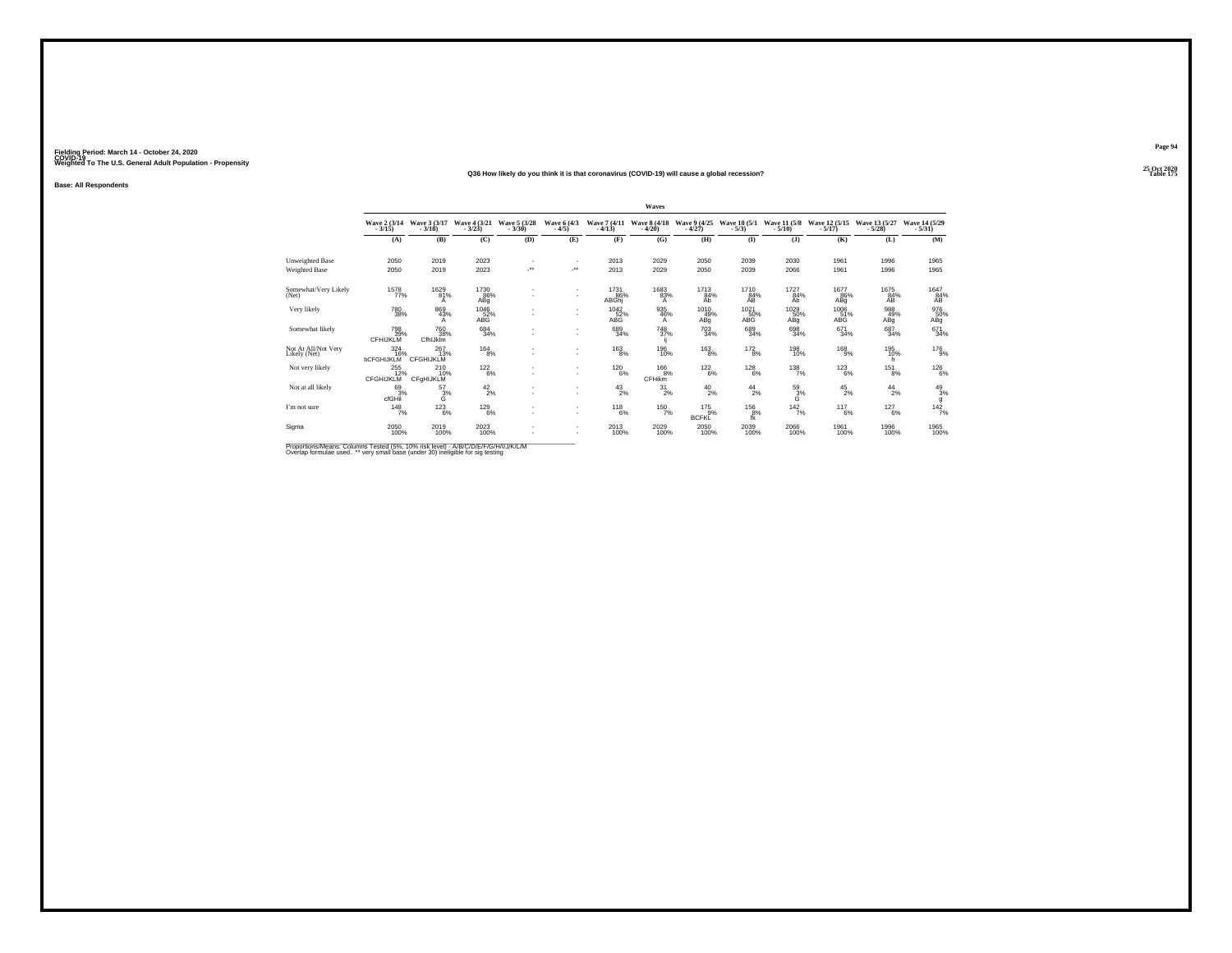Fielding Period: March 14 - October 24, 2020
COVID-19
Weighted To The U.S. General Adult Population - Propensity

25 Oct 2020
Table 175

Q36 How likely do you think it is that coronavirus (COVID-19) will cause a global recession?

Base: All Respondents

| | Waves | | | | | | | | | | | | |
|---|---|---|---|---|---|---|---|---|---|---|---|---|---|
| | Wave 2 (3/14 - 3/15) | Wave 3 (3/17 - 3/18) | Wave 4 (3/21 - 3/23) | Wave 5 (3/28 - 3/30) | Wave 6 (4/3 - 4/5) | Wave 7 (4/11 - 4/13) | Wave 8 (4/18 - 4/20) | Wave 9 (4/25 - 4/27) | Wave 10 (5/1 - 5/3) | Wave 11 (5/8 - 5/10) | Wave 12 (5/15 - 5/17) | Wave 13 (5/27 - 5/28) | Wave 14 (5/29 - 5/31) |
| | (A) | (B) | (C) | (D) | (E) | (F) | (G) | (H) | (I) | (J) | (K) | (L) | (M) |
| Unweighted Base | 2050 | 2019 | 2023 | - | - | 2013 | 2029 | 2050 | 2039 | 2030 | 1961 | 1996 | 1965 |
| Weighted Base | 2050 | 2019 | 2023 | -** | -** | 2013 | 2029 | 2050 | 2039 | 2066 | 1961 | 1996 | 1965 |
| Somewhat/Very Likely (Net) | 1578<br>77% | 1629<br>81%<br>A | 1730<br>86%<br>ABg | - | - | 1731<br>86%<br>ABGhj | 1683<br>83%<br>A | 1713<br>84%<br>Ab | 1710<br>84%<br>AB | 1727<br>84%<br>Ab | 1677<br>86%<br>ABg | 1675<br>84%<br>AB | 1647<br>84%<br>AB |
| Very likely | 780<br>38% | 869<br>43%<br>A | 1046<br>52%<br>ABG | - | - | 1042<br>52%<br>ABG | 935<br>46%<br>A | 1010<br>49%<br>ABg | 1021<br>50%<br>ABG | 1029<br>50%<br>ABg | 1006<br>51%<br>ABG | 988<br>49%<br>ABg | 976<br>50%<br>ABg |
| Somewhat likely | 798<br>39%<br>CFHIJKLM | 760<br>38%<br>CfhIJklm | 684<br>34% | - | - | 689<br>34% | 748<br>37%<br>ij | 703<br>34% | 689<br>34% | 698<br>34% | 671<br>34% | 687<br>34% | 671<br>34% |
| Not At All/Not Very Likely (Net) | 324<br>16%<br>bCFGHIJKLM | 267<br>13%<br>CFGHIJKLM | 164<br>8% | - | - | 163<br>8% | 196<br>10% | 163<br>8% | 172<br>8% | 198<br>10% | 168<br>9% | 195<br>10%<br>h | 176<br>9% |
| Not very likely | 255<br>12%<br>CFGHIJKLM | 210<br>10%<br>CFgHIJKLM | 122<br>6% | - | - | 120<br>6% | 166<br>8%<br>CFHikm | 122<br>6% | 128<br>6% | 138<br>7% | 123<br>6% | 151<br>8% | 126<br>6% |
| Not at all likely | 69<br>3%<br>cfGHil | 57<br>3%<br>G | 42<br>2% | - | - | 43<br>2% | 31<br>2% | 40<br>2% | 44<br>2% | 59<br>3%<br>G | 45<br>2% | 44<br>2% | 49<br>3%<br>g |
| I'm not sure | 148<br>7% | 123<br>6% | 129<br>6% | - | - | 118<br>6% | 150<br>7% | 175<br>9%<br>BCFKL | 156<br>8%<br>fk | 142<br>7% | 117<br>6% | 127<br>6% | 142<br>7% |
| Sigma | 2050<br>100% | 2019<br>100% | 2023<br>100% | - | - | 2013<br>100% | 2029<br>100% | 2050<br>100% | 2039<br>100% | 2066<br>100% | 1961<br>100% | 1996<br>100% | 1965<br>100% |

Proportions/Means: Columns Tested (5%, 10% risk level) - A/B/C/D/E/F/G/H/I/J/K/L/M
Overlap formulae used. ** very small base (under 30) ineligible for sig testing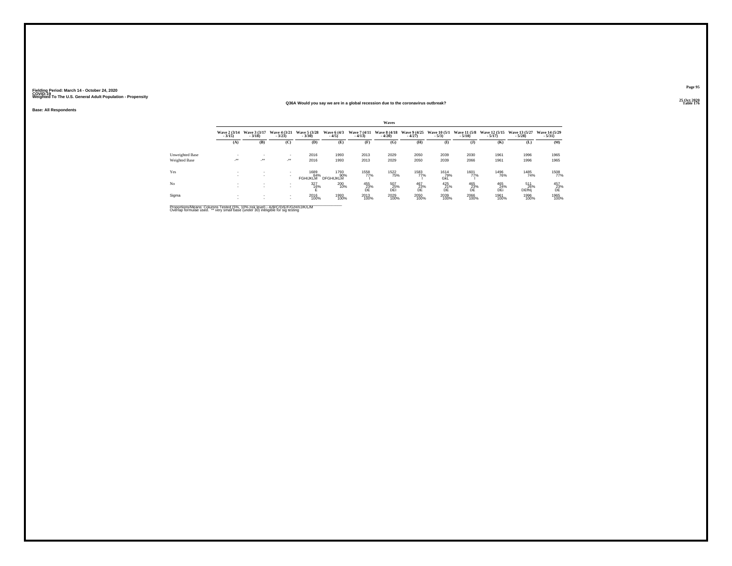Fielding Period: March 14 - October 24, 2020
COVID-19
Weighted To The U.S. General Adult Population - Propensity

Table 176

## Q36A Would you say we are in a global recession due to the coronavirus outbreak?

Base: All Respondents

| | Waves | | | | | | | | | | | | |
|---|---|---|---|---|---|---|---|---|---|---|---|---|---|
| | Wave 2 (3/14 - 3/15) | Wave 3 (3/17 - 3/18) | Wave 4 (3/21 - 3/23) | Wave 5 (3/28 - 3/30) | Wave 6 (4/3 - 4/5) | Wave 7 (4/11 - 4/13) | Wave 8 (4/18 - 4/20) | Wave 9 (4/25 - 4/27) | Wave 10 (5/1 - 5/3) | Wave 11 (5/8 - 5/10) | Wave 12 (5/15 - 5/17) | Wave 13 (5/27 - 5/28) | Wave 14 (5/29 - 5/31) |
| | (A) | (B) | (C) | (D) | (E) | (F) | (G) | (H) | (I) | (J) | (K) | (L) | (M) |
| Unweighted Base | - | - | - | 2016 | 1993 | 2013 | 2029 | 2050 | 2039 | 2030 | 1961 | 1996 | 1965 |
| Weighted Base | -** | -** | -** | 2016 | 1993 | 2013 | 2029 | 2050 | 2039 | 2066 | 1961 | 1996 | 1965 |
| Yes | - | - | - | 1689 | 1793 | 1558 | 1522 | 1583 | 1614 | 1601 | 1496 | 1485 | 1508 |
| | - | - | - | 84% | 90% | 77% | 75% | 77% | 79% | 77% | 76% | 74% | 77% |
| | | | | FGHIJKLM | DFGHIJKLM | I | | I | GkL | I | | | |
| No | - | - | - | 327 | 200 | 455 | 507 | 467 | 425 | 465 | 465 | 511 | 457 |
| | - | - | - | 16% | 10% | 23% | 25% | 23% | 21% | 23% | 24% | 26% | 23% |
| | | | | E | | DE | DEI | DE | DE | DE | DEi | DEfhij | DE |
| Sigma | - | - | - | 2016 | 1993 | 2013 | 2029 | 2050 | 2039 | 2066 | 1961 | 1996 | 1965 |
| | - | - | - | 100% | 100% | 100% | 100% | 100% | 100% | 100% | 100% | 100% | 100% |

Proportions/Means: Columns Tested (5%, 10% risk level) - A/B/C/D/E/F/G/H/I/J/K/L/M
Overlap formulae used. ** very small base (under 30) ineligible for sig testing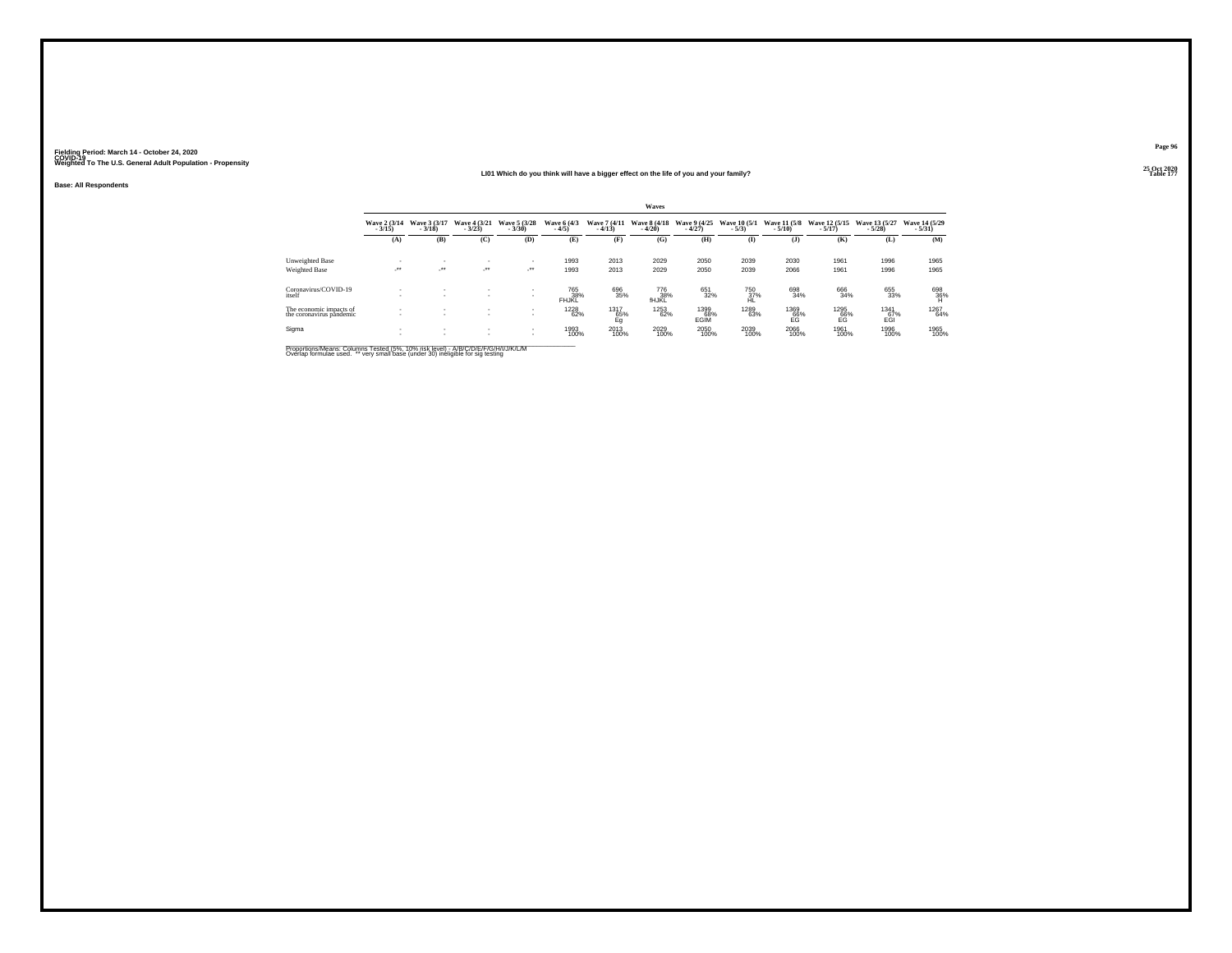Fielding Period: March 14 - October 24, 2020
COVID-19
Weighted To The U.S. General Adult Population - Propensity

25 Oct 2020
Table 177

### LI01 Which do you think will have a bigger effect on the life of you and your family?

**Base: All Respondents**

| | Waves | | | | | | | | | | | | |
|---|---|---|---|---|---|---|---|---|---|---|---|---|---|
| | Wave 2 (3/14 - 3/15) | Wave 3 (3/17 - 3/18) | Wave 4 (3/21 - 3/23) | Wave 5 (3/28 - 3/30) | Wave 6 (4/3 - 4/5) | Wave 7 (4/11 - 4/13) | Wave 8 (4/18 - 4/20) | Wave 9 (4/25 - 4/27) | Wave 10 (5/1 - 5/3) | Wave 11 (5/8 - 5/10) | Wave 12 (5/15 - 5/17) | Wave 13 (5/27 - 5/28) | Wave 14 (5/29 - 5/31) |
| | (A) | (B) | (C) | (D) | (E) | (F) | (G) | (H) | (I) | (J) | (K) | (L) | (M) |
| Unweighted Base | - | - | - | - | 1993 | 2013 | 2029 | 2050 | 2039 | 2030 | 1961 | 1996 | 1965 |
| Weighted Base | -** | -** | -** | -** | 1993 | 2013 | 2029 | 2050 | 2039 | 2066 | 1961 | 1996 | 1965 |
| Coronavirus/COVID-19 itself | - | - | - | - | 765 | 696 | 776 | 651 | 750 | 698 | 666 | 655 | 698 |
| | - | - | - | - | 38% | 35% | 38% | 32% | 37% | 34% | 34% | 33% | 36% |
| | | | | | FHJKL | | fHJKL | | HL | | | | H |
| The economic impacts of the coronavirus pandemic | - | - | - | - | 1228 | 1317 | 1253 | 1399 | 1289 | 1369 | 1295 | 1341 | 1267 |
| | - | - | - | - | 62% | 65% | 62% | 68% | 63% | 66% | 66% | 67% | 64% |
| | | | | | | Eg | | EGIM | | EG | EG | EGI | |
| Sigma | - | - | - | - | 1993 | 2013 | 2029 | 2050 | 2039 | 2066 | 1961 | 1996 | 1965 |
| | - | - | - | - | 100% | 100% | 100% | 100% | 100% | 100% | 100% | 100% | 100% |

Proportions/Means: Columns Tested (5%, 10% risk level) - A/B/C/D/E/F/G/H/I/J/K/L/M
Overlap formulae used. ** very small base (under 30) ineligible for sig testing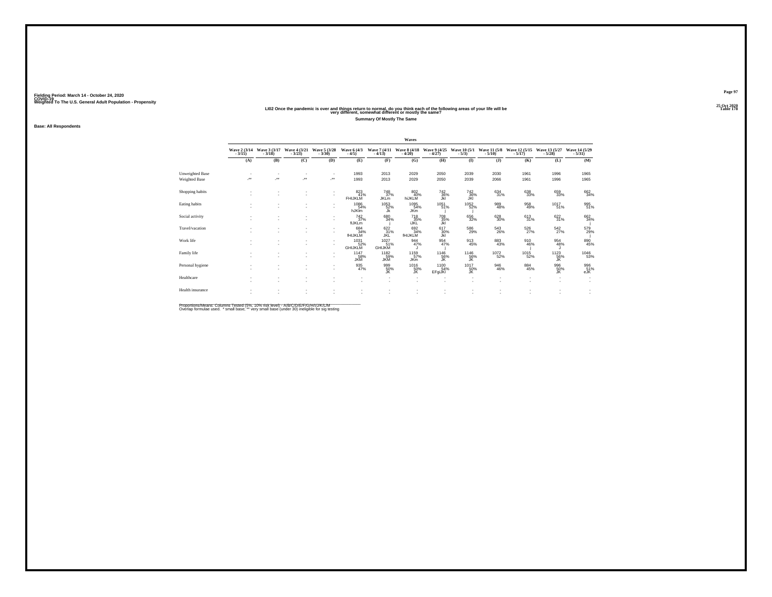Fielding Period: March 14 - October 24, 2020
COVID-19
Weighted To The U.S. General Adult Population - Propensity

25 Oct 2020
Table 178

## LI02 Once the pandemic is over and things return to normal, do you think each of the following areas of your life will be very different, somewhat different or mostly the same?

**Summary Of Mostly The Same**

**Base: All Respondents**

| | Waves | | | | | | | | | | | | |
|---|---|---|---|---|---|---|---|---|---|---|---|---|---|
| | Wave 2 (3/14 - 3/15) | Wave 3 (3/17 - 3/18) | Wave 4 (3/21 - 3/23) | Wave 5 (3/28 - 3/30) | Wave 6 (4/3 - 4/5) | Wave 7 (4/11 - 4/13) | Wave 8 (4/18 - 4/20) | Wave 9 (4/25 - 4/27) | Wave 10 (5/1 - 5/3) | Wave 11 (5/8 - 5/10) | Wave 12 (5/15 - 5/17) | Wave 13 (5/27 - 5/28) | Wave 14 (5/29 - 5/31) |
| | (A) | (B) | (C) | (D) | (E) | (F) | (G) | (H) | (I) | (J) | (K) | (L) | (M) |
| Unweighted Base | - | - | - | - | 1993 | 2013 | 2029 | 2050 | 2039 | 2030 | 1961 | 1996 | 1965 |
| Weighted Base | -** | -** | -** | -** | 1993 | 2013 | 2029 | 2050 | 2039 | 2066 | 1961 | 1996 | 1965 |
| Shopping habits | - | - | - | - | 823 | 748 | 802 | 742 | 742 | 634 | 638 | 659 | 662 |
| | - | - | - | - | 41% | 37% | 40% | 36% | 36% | 31% | 33% | 33% | 34% |
| | | | | | FHIJKLM | JKLm | hiJKLM | Jkl | Jkl | | | | |
| Eating habits | - | - | - | - | 1086 | 1053 | 1095 | 1051 | 1052 | 989 | 958 | 1017 | 995 |
| | - | - | - | - | 54% | 52% | 54% | 51% | 52% | 48% | 49% | 51% | 51% |
| | | | | | hJKlm | Jk | JKm | j | j | | | | |
| Social activity | - | - | - | - | 742 | 680 | 719 | 708 | 656 | 628 | 613 | 622 | 662 |
| | - | - | - | - | 37% | 34% | 35% | 35% | 32% | 30% | 31% | 31% | 34% |
| | | | | | fIJKLm | j | iJKL | Jkl | | | | | j |
| Travel/vacation | - | - | - | - | 684 | 622 | 692 | 617 | 586 | 543 | 526 | 542 | 579 |
| | - | - | - | - | 34% | 31% | 34% | 30% | 29% | 26% | 27% | 27% | 29% |
| | | | | | fHIJKLM | JKL | fHIJKLM | Jkl | | | | | j |
| Work life | - | - | - | - | 1031 | 1027 | 944 | 954 | 913 | 883 | 910 | 954 | 890 |
| | - | - | - | - | 52% | 51% | 47% | 47% | 45% | 43% | 46% | 48% | 45% |
| | | | | | GHIJKLM | GHIJKM | J | j | | | j | J | |
| Family life | - | - | - | - | 1147 | 1182 | 1159 | 1146 | 1146 | 1072 | 1015 | 1123 | 1046 |
| | - | - | - | - | 58% | 59% | 57% | 56% | 56% | 52% | 52% | 56% | 53% |
| | | | | | JKM | JKM | JKm | JK | JK | | | JK | |
| Personal hygiene | - | - | - | - | 935 | 999 | 1016 | 1100 | 1017 | 946 | 884 | 996 | 996 |
| | - | - | - | - | 47% | 50% | 50% | 54% | 50% | 46% | 45% | 50% | 51% |
| | | | | | | JK | JK | EFgIJKl | JK | | | JK | eJK |
| Healthcare | - | - | - | - | - | - | - | - | - | - | - | - | - |
| | - | - | - | - | - | - | - | - | - | - | - | - | - |
| Health insurance | - | - | - | - | - | - | - | - | - | - | - | - | - |
| | - | - | - | - | - | - | - | - | - | - | - | - | - |

Proportions/Means: Columns Tested (5%, 10% risk level) - A/B/C/D/E/F/G/H/I/J/K/L/M
Overlap formulae used. * small base; ** very small base (under 30) ineligible for sig testing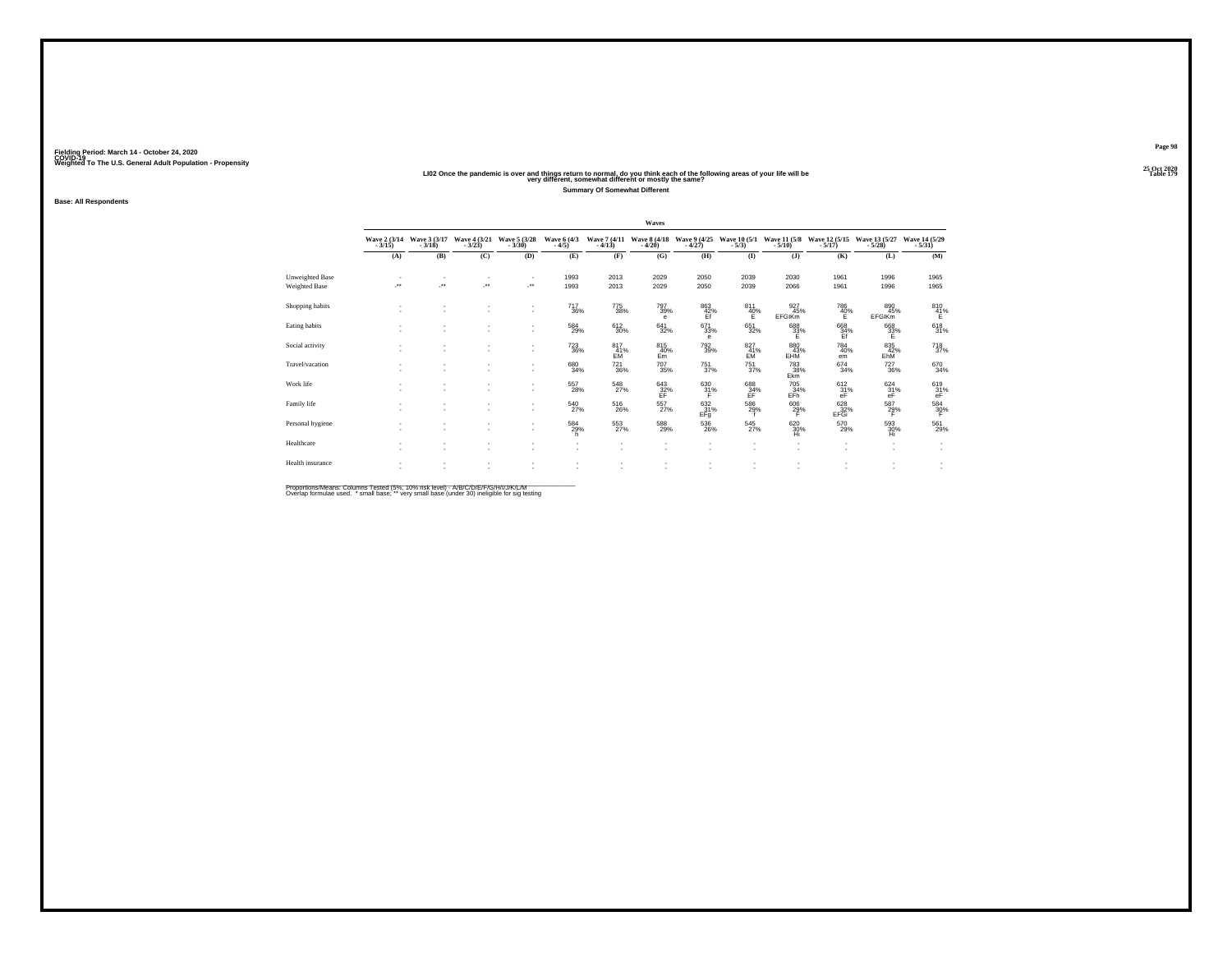Fielding Period: March 14 - October 24, 2020
COVID-19
Weighted To The U.S. General Adult Population - Propensity

25 Oct 2020
Table 179

## LI02 Once the pandemic is over and things return to normal, do you think each of the following areas of your life will be very different, somewhat different or mostly the same?

**Summary Of Somewhat Different**

**Base: All Respondents**

| | Waves | | | | | | | | | | | | |
|---|---|---|---|---|---|---|---|---|---|---|---|---|---|
| | Wave 2 (3/14 - 3/15) | Wave 3 (3/17 - 3/18) | Wave 4 (3/21 - 3/23) | Wave 5 (3/28 - 3/30) | Wave 6 (4/3 - 4/5) | Wave 7 (4/11 - 4/13) | Wave 8 (4/18 - 4/20) | Wave 9 (4/25 - 4/27) | Wave 10 (5/1 - 5/3) | Wave 11 (5/8 - 5/10) | Wave 12 (5/15 - 5/17) | Wave 13 (5/27 - 5/28) | Wave 14 (5/29 - 5/31) |
| | (A) | (B) | (C) | (D) | (E) | (F) | (G) | (H) | (I) | (J) | (K) | (L) | (M) |
| Unweighted Base | - | - | - | - | 1993 | 2013 | 2029 | 2050 | 2039 | 2030 | 1961 | 1996 | 1965 |
| Weighted Base | -** | -** | -** | -** | 1993 | 2013 | 2029 | 2050 | 2039 | 2066 | 1961 | 1996 | 1965 |
| Shopping habits | - | - | - | - | 717 | 775 | 797 | 863 | 811 | 927 | 786 | 890 | 810 |
| | - | - | - | - | 36% | 38% | 39% | 42% | 40% | 45% | 40% | 45% | 41% |
| | | | | | | | e | Ef | E | EFGIKm | E | EFGIKm | E |
| Eating habits | - | - | - | - | 584 | 612 | 641 | 671 | 651 | 688 | 668 | 668 | 618 |
| | - | - | - | - | 29% | 30% | 32% | 33% | 32% | 33% | 34% | 33% | 31% |
| | | | | | | | | e | | E | Ef | E | |
| Social activity | - | - | - | - | 723 | 817 | 815 | 792 | 827 | 880 | 784 | 835 | 718 |
| | - | - | - | - | 36% | 41% | 40% | 39% | 41% | 43% | 40% | 42% | 37% |
| | | | | | | EM | Em | | EM | EHM | em | EhM | |
| Travel/vacation | - | - | - | - | 680 | 721 | 707 | 751 | 751 | 783 | 674 | 727 | 670 |
| | - | - | - | - | 34% | 36% | 35% | 37% | 37% | 38% | 34% | 36% | 34% |
| | | | | | | | | | | Ekm | | | |
| Work life | - | - | - | - | 557 | 548 | 643 | 630 | 688 | 705 | 612 | 624 | 619 |
| | - | - | - | - | 28% | 27% | 32% | 31% | 34% | 34% | 31% | 31% | 31% |
| | | | | | | | EF | F | EF | EFh | eF | eF | eF |
| Family life | - | - | - | - | 540 | 516 | 557 | 632 | 586 | 606 | 628 | 587 | 584 |
| | - | - | - | - | 27% | 26% | 27% | 31% | 29% | 29% | 32% | 29% | 30% |
| | | | | | | | | EFg | f | F | EFGi | F | F |
| Personal hygiene | - | - | - | - | 584 | 553 | 588 | 536 | 545 | 620 | 570 | 593 | 561 |
| | - | - | - | - | 29% | 27% | 29% | 26% | 27% | 30% | 29% | 30% | 29% |
| | | | | | h | | | | | Hi | | Hi | |
| Healthcare | - | - | - | - | - | - | - | - | - | - | - | - | - |
| | - | - | - | - | - | - | - | - | - | - | - | - | - |
| Health insurance | - | - | - | - | - | - | - | - | - | - | - | - | - |
| | - | - | - | - | - | - | - | - | - | - | - | - | - |

Proportions/Means: Columns Tested (5%, 10% risk level) - A/B/C/D/E/F/G/H/I/J/K/L/M
Overlap formulae used. * small base; ** very small base (under 30) ineligible for sig testing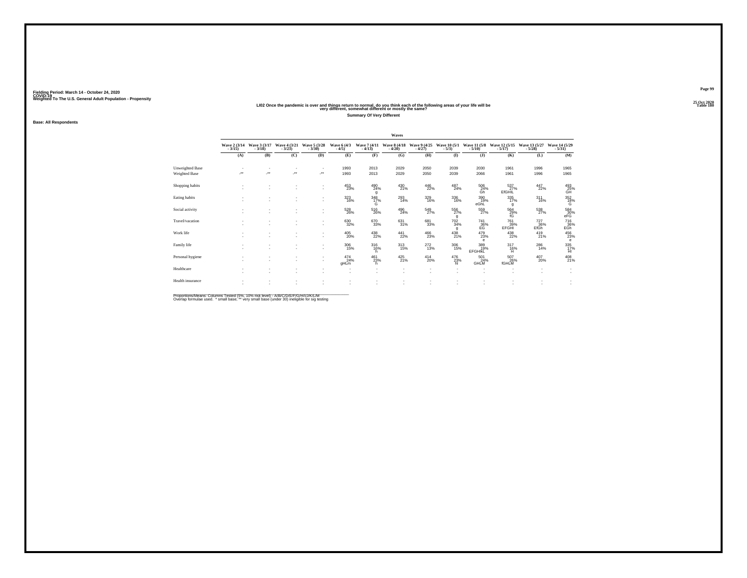Fielding Period: March 14 - October 24, 2020
COVID-19
Weighted To The U.S. General Adult Population - Propensity

25 Oct 2020
Table 180

### LI02 Once the pandemic is over and things return to normal, do you think each of the following areas of your life will be very different, somewhat different or mostly the same?

**Summary Of Very Different**

**Base: All Respondents**

| | Waves | | | | | | | | | | | | |
|---|---|---|---|---|---|---|---|---|---|---|---|---|---|
| | Wave 2 (3/14 - 3/15) | Wave 3 (3/17 - 3/18) | Wave 4 (3/21 - 3/23) | Wave 5 (3/28 - 3/30) | Wave 6 (4/3 - 4/5) | Wave 7 (4/11 - 4/13) | Wave 8 (4/18 - 4/20) | Wave 9 (4/25 - 4/27) | Wave 10 (5/1 - 5/3) | Wave 11 (5/8 - 5/10) | Wave 12 (5/15 - 5/17) | Wave 13 (5/27 - 5/28) | Wave 14 (5/29 - 5/31) |
| | (A) | (B) | (C) | (D) | (E) | (F) | (G) | (H) | (I) | (J) | (K) | (L) | (M) |
| Unweighted Base | - | - | - | - | 1993 | 2013 | 2029 | 2050 | 2039 | 2030 | 1961 | 1996 | 1965 |
| Weighted Base | -** | -** | -** | -** | 1993 | 2013 | 2029 | 2050 | 2039 | 2066 | 1961 | 1996 | 1965 |
| Shopping habits | - | - | - | - | 453 | 490 | 430 | 446 | 487 | 506 | 537 | 447 | 493 |
| | - | - | - | - | 23% | 24% | 21% | 22% | 24% | 24% | 27% | 22% | 25% |
| | | | | | | g | | | | Gh | EfGHIL | | GH |
| Eating habits | - | - | - | - | 323 | 348 | 293 | 329 | 336 | 390 | 335 | 311 | 352 |
| | - | - | - | - | 16% | 17% | 14% | 16% | 16% | 19% | 17% | 16% | 18% |
| | | | | | | G | | | | eGhL | g | | G |
| Social activity | - | - | - | - | 528 | 516 | 496 | 549 | 556 | 559 | 564 | 538 | 584 |
| | - | - | - | - | 26% | 26% | 24% | 27% | 27% | 27% | 29% | 27% | 30% |
| | | | | | | | | | g | | fG | | eFG |
| Travel/vacation | - | - | - | - | 630 | 670 | 631 | 681 | 702 | 741 | 761 | 727 | 716 |
| | - | - | - | - | 32% | 33% | 31% | 33% | 34% | 36% | 39% | 36% | 36% |
| | | | | | | | | | g | EG | EFGHI | EfGh | EGh |
| Work life | - | - | - | - | 405 | 438 | 441 | 466 | 438 | 479 | 438 | 419 | 456 |
| | - | - | - | - | 20% | 22% | 22% | 23% | 21% | 23% | 22% | 21% | 23% |
| | | | | | | | | | | e | | | e |
| Family life | - | - | - | - | 306 | 316 | 313 | 272 | 306 | 389 | 317 | 286 | 335 |
| | - | - | - | - | 15% | 16% | 15% | 13% | 15% | 19% | 16% | 14% | 17% |
| | | | | | | h | | | | EFGHIKL | H | | HI |
| Personal hygiene | - | - | - | - | 474 | 461 | 425 | 414 | 476 | 501 | 507 | 407 | 408 |
| | - | - | - | - | 24% | 23% | 21% | 20% | 23% | 24% | 26% | 20% | 21% |
| | | | | | gHLm | h | | | hl | GHLM | fGHLM | | |
| Healthcare | - | - | - | - | - | - | - | - | - | - | - | - | - |
| | - | - | - | - | - | - | - | - | - | - | - | - | - |
| Health insurance | - | - | - | - | - | - | - | - | - | - | - | - | - |
| | - | - | - | - | - | - | - | - | - | - | - | - | - |

Proportions/Means: Columns Tested (5%, 10% risk level) - A/B/C/D/E/F/G/H/I/J/K/L/M
Overlap formulae used. * small base; ** very small base (under 30) ineligible for sig testing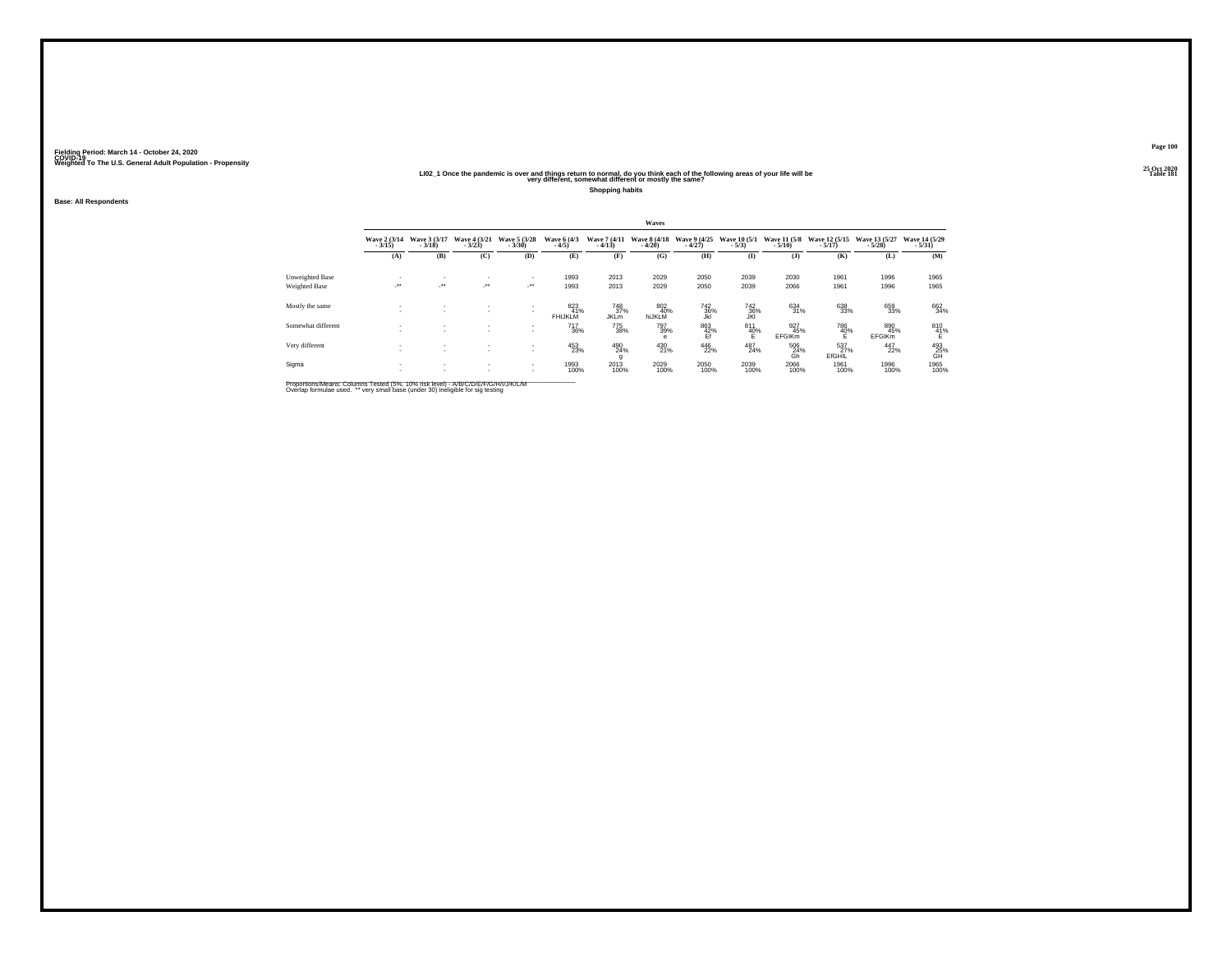Fielding Period: March 14 - October 24, 2020
COVID-19
Weighted To The U.S. General Adult Population - Propensity

25 Oct 2020
Table 181

## LI02_1 Once the pandemic is over and things return to normal, do you think each of the following areas of your life will be very different, somewhat different or mostly the same?

**Shopping habits**

**Base: All Respondents**

| | Waves | | | | | | | | | | | | |
|---|---|---|---|---|---|---|---|---|---|---|---|---|---|
| | Wave 2 (3/14 - 3/15) | Wave 3 (3/17 - 3/18) | Wave 4 (3/21 - 3/23) | Wave 5 (3/28 - 3/30) | Wave 6 (4/3 - 4/5) | Wave 7 (4/11 - 4/13) | Wave 8 (4/18 - 4/20) | Wave 9 (4/25 - 4/27) | Wave 10 (5/1 - 5/3) | Wave 11 (5/8 - 5/10) | Wave 12 (5/15 - 5/17) | Wave 13 (5/27 - 5/28) | Wave 14 (5/29 - 5/31) |
| | (A) | (B) | (C) | (D) | (E) | (F) | (G) | (H) | (I) | (J) | (K) | (L) | (M) |
| Unweighted Base | - | - | - | - | 1993 | 2013 | 2029 | 2050 | 2039 | 2030 | 1961 | 1996 | 1965 |
| Weighted Base | -** | -** | -** | -** | 1993 | 2013 | 2029 | 2050 | 2039 | 2066 | 1961 | 1996 | 1965 |
| Mostly the same | - | - | - | - | 823 | 748 | 802 | 742 | 742 | 634 | 638 | 659 | 662 |
| | - | - | - | - | 41% | 37% | 40% | 36% | 36% | 31% | 33% | 33% | 34% |
| | | | | | FHIJKLM | JKLm | hIJKLM | Jkl | JKl | | | | |
| Somewhat different | - | - | - | - | 717 | 775 | 797 | 863 | 811 | 927 | 786 | 890 | 810 |
| | - | - | - | - | 36% | 38% | 39% | 42% | 40% | 45% | 40% | 45% | 41% |
| | | | | | | | e | Ef | E | EFGIKm | E | EFGIKm | E |
| Very different | - | - | - | - | 453 | 490 | 430 | 446 | 487 | 506 | 537 | 447 | 493 |
| | - | - | - | - | 23% | 24% | 21% | 22% | 24% | 24% | 27% | 22% | 25% |
| | | | | | | g | | | | Gh | EfGHIL | | GH |
| Sigma | - | - | - | - | 1993 | 2013 | 2029 | 2050 | 2039 | 2066 | 1961 | 1996 | 1965 |
| | - | - | - | - | 100% | 100% | 100% | 100% | 100% | 100% | 100% | 100% | 100% |

Proportions/Means: Columns Tested (5%, 10% risk level) - A/B/C/D/E/F/G/H/I/J/K/L/M
Overlap formulae used. ** very small base (under 30) ineligible for sig testing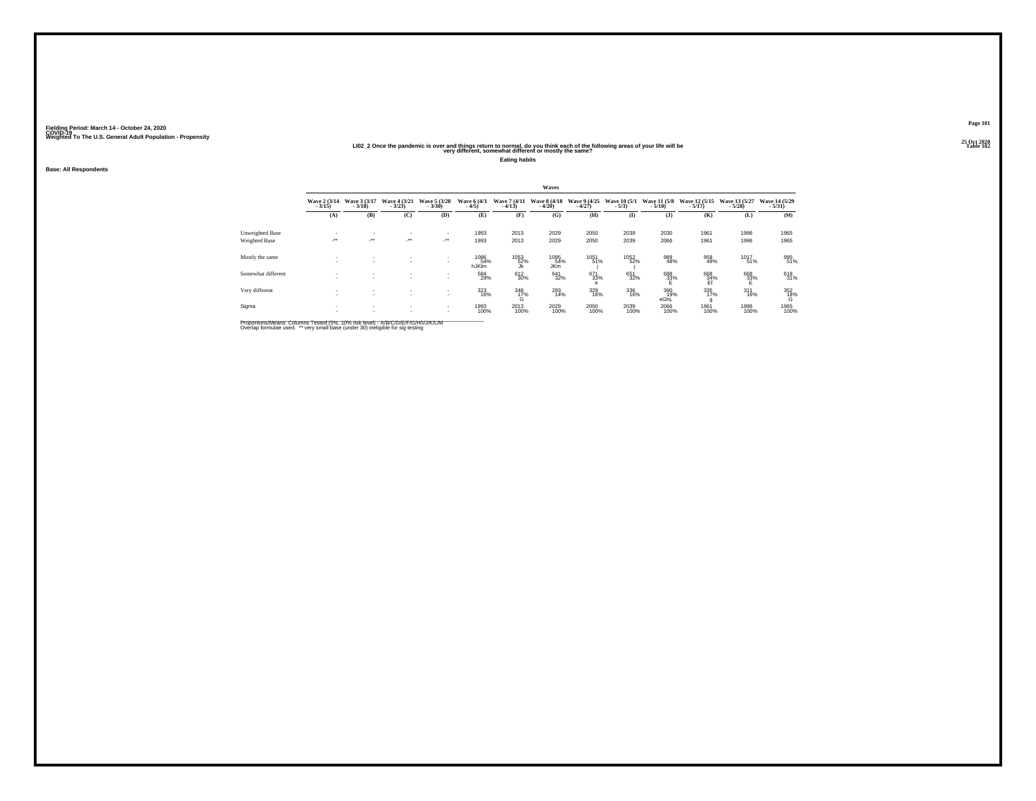Fielding Period: March 14 - October 24, 2020
COVID-19
Weighted To The U.S. General Adult Population - Propensity

25 Oct 2020
Table 182

## LI02_2 Once the pandemic is over and things return to normal, do you think each of the following areas of your life will be very different, somewhat different or mostly the same?

**Eating habits**

**Base: All Respondents**

| | Waves | | | | | | | | | | | | |
|---|---|---|---|---|---|---|---|---|---|---|---|---|---|
| | Wave 2 (3/14 - 3/15) | Wave 3 (3/17 - 3/18) | Wave 4 (3/21 - 3/23) | Wave 5 (3/28 - 3/30) | Wave 6 (4/3 - 4/5) | Wave 7 (4/11 - 4/13) | Wave 8 (4/18 - 4/20) | Wave 9 (4/25 - 4/27) | Wave 10 (5/1 - 5/3) | Wave 11 (5/8 - 5/10) | Wave 12 (5/15 - 5/17) | Wave 13 (5/27 - 5/28) | Wave 14 (5/29 - 5/31) |
| | (A) | (B) | (C) | (D) | (E) | (F) | (G) | (H) | (I) | (J) | (K) | (L) | (M) |
| Unweighted Base | - | - | - | - | 1993 | 2013 | 2029 | 2050 | 2039 | 2030 | 1961 | 1996 | 1965 |
| Weighted Base | -** | -** | -** | -** | 1993 | 2013 | 2029 | 2050 | 2039 | 2066 | 1961 | 1996 | 1965 |
| Mostly the same | - | - | - | - | 1086 | 1053 | 1095 | 1051 | 1052 | 989 | 958 | 1017 | 995 |
| | - | - | - | - | 54% | 52% | 54% | 51% | 52% | 48% | 49% | 51% | 51% |
| | | | | | hJKlm | Jk | JKm | j | j | | | | |
| Somewhat different | - | - | - | - | 584 | 612 | 641 | 671 | 651 | 688 | 668 | 668 | 618 |
| | - | - | - | - | 29% | 30% | 32% | 33% | 32% | 33% | 34% | 33% | 31% |
| | | | | | | | | e | | E | Ef | E | |
| Very different | - | - | - | - | 323 | 348 | 293 | 329 | 336 | 390 | 335 | 311 | 352 |
| | - | - | - | - | 16% | 17% | 14% | 16% | 16% | 19% | 17% | 16% | 18% |
| | | | | | | G | | | | eGhL | g | | G |
| Sigma | - | - | - | - | 1993 | 2013 | 2029 | 2050 | 2039 | 2066 | 1961 | 1996 | 1965 |
| | - | - | - | - | 100% | 100% | 100% | 100% | 100% | 100% | 100% | 100% | 100% |

Proportions/Means: Columns Tested (5%, 10% risk level) - A/B/C/D/E/F/G/H/I/J/K/L/M
Overlap formulae used. ** very small base (under 30) ineligible for sig testing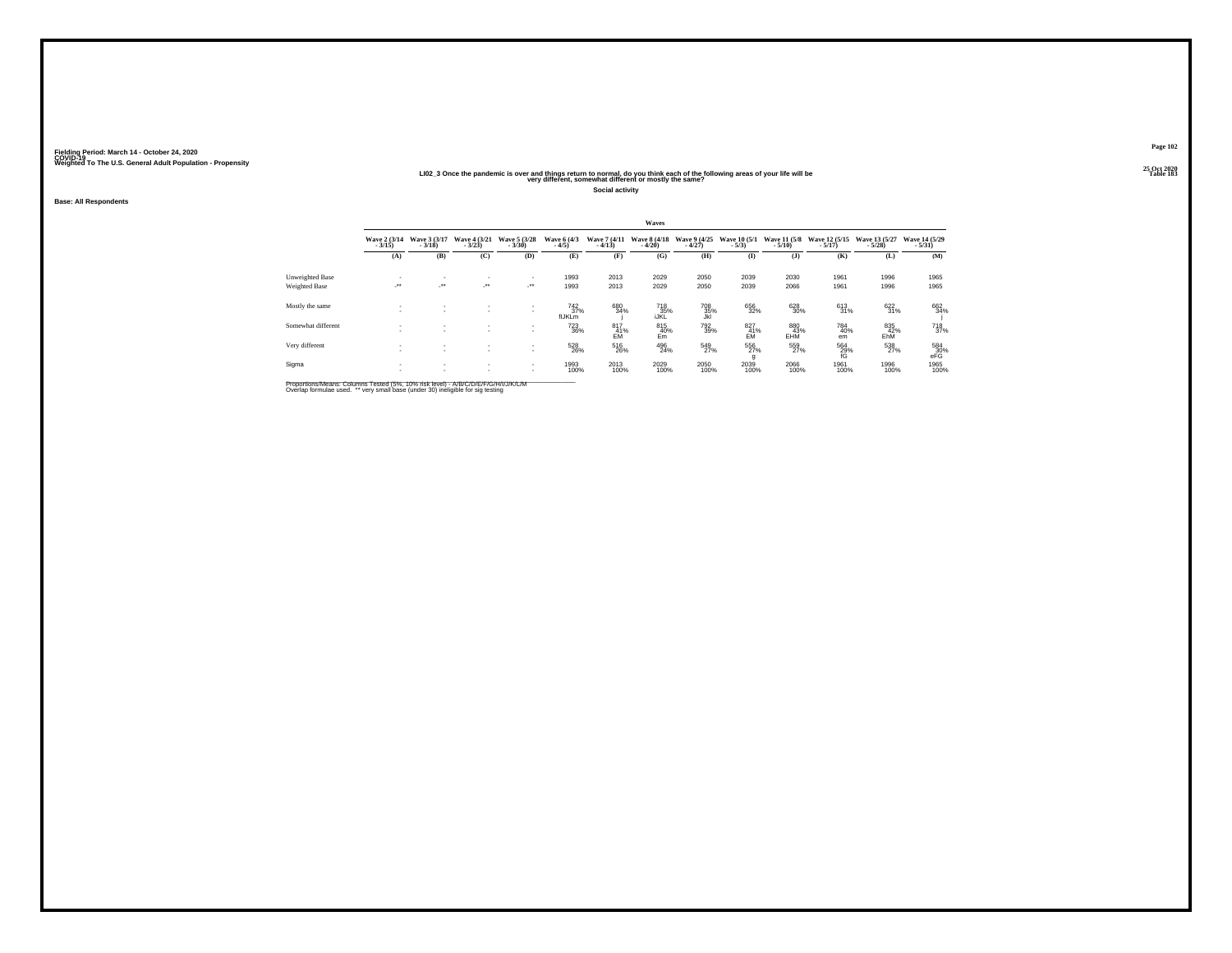Fielding Period: March 14 - October 24, 2020
COVID-19
Weighted To The U.S. General Adult Population - Propensity

25 Oct 2020
Table 183

## LI02_3 Once the pandemic is over and things return to normal, do you think each of the following areas of your life will be very different, somewhat different or mostly the same?

**Social activity**

**Base: All Respondents**

| | Waves | | | | | | | | | | | | |
|---|---|---|---|---|---|---|---|---|---|---|---|---|---|
| | Wave 2 (3/14 - 3/15) | Wave 3 (3/17 - 3/18) | Wave 4 (3/21 - 3/23) | Wave 5 (3/28 - 3/30) | Wave 6 (4/3 - 4/5) | Wave 7 (4/11 - 4/13) | Wave 8 (4/18 - 4/20) | Wave 9 (4/25 - 4/27) | Wave 10 (5/1 - 5/3) | Wave 11 (5/8 - 5/10) | Wave 12 (5/15 - 5/17) | Wave 13 (5/27 - 5/28) | Wave 14 (5/29 - 5/31) |
| | (A) | (B) | (C) | (D) | (E) | (F) | (G) | (H) | (I) | (J) | (K) | (L) | (M) |
| Unweighted Base | - | - | - | - | 1993 | 2013 | 2029 | 2050 | 2039 | 2030 | 1961 | 1996 | 1965 |
| Weighted Base | -** | -** | -** | -** | 1993 | 2013 | 2029 | 2050 | 2039 | 2066 | 1961 | 1996 | 1965 |
| Mostly the same | - | - | - | - | 742 | 680 | 718 | 708 | 656 | 628 | 613 | 622 | 662 |
| | - | - | - | - | 37% | 34% | 35% | 35% | 32% | 30% | 31% | 31% | 34% |
| | | | | | fIJKLm | j | iJKL | Jkl | | | | | j |
| Somewhat different | - | - | - | - | 723 | 817 | 815 | 792 | 827 | 880 | 784 | 835 | 719 |
| | - | - | - | - | 36% | 41% | 40% | 39% | 41% | 43% | 40% | 42% | 37% |
| | | | | | | EM | Em | | EM | EHM | em | EhM | |
| Very different | - | - | - | - | 528 | 516 | 496 | 549 | 556 | 559 | 564 | 539 | 584 |
| | - | - | - | - | 26% | 26% | 24% | 27% | 27% | 27% | 29% | 27% | 30% |
| | | | | | | | | | g | | fG | | eFG |
| Sigma | - | - | - | - | 1993 | 2013 | 2029 | 2050 | 2039 | 2066 | 1961 | 1996 | 1965 |
| | - | - | - | - | 100% | 100% | 100% | 100% | 100% | 100% | 100% | 100% | 100% |

Proportions/Means: Columns Tested (5%, 10% risk level) - A/B/C/D/E/F/G/H/I/J/K/L/M
Overlap formulae used. ** very small base (under 30) ineligible for sig testing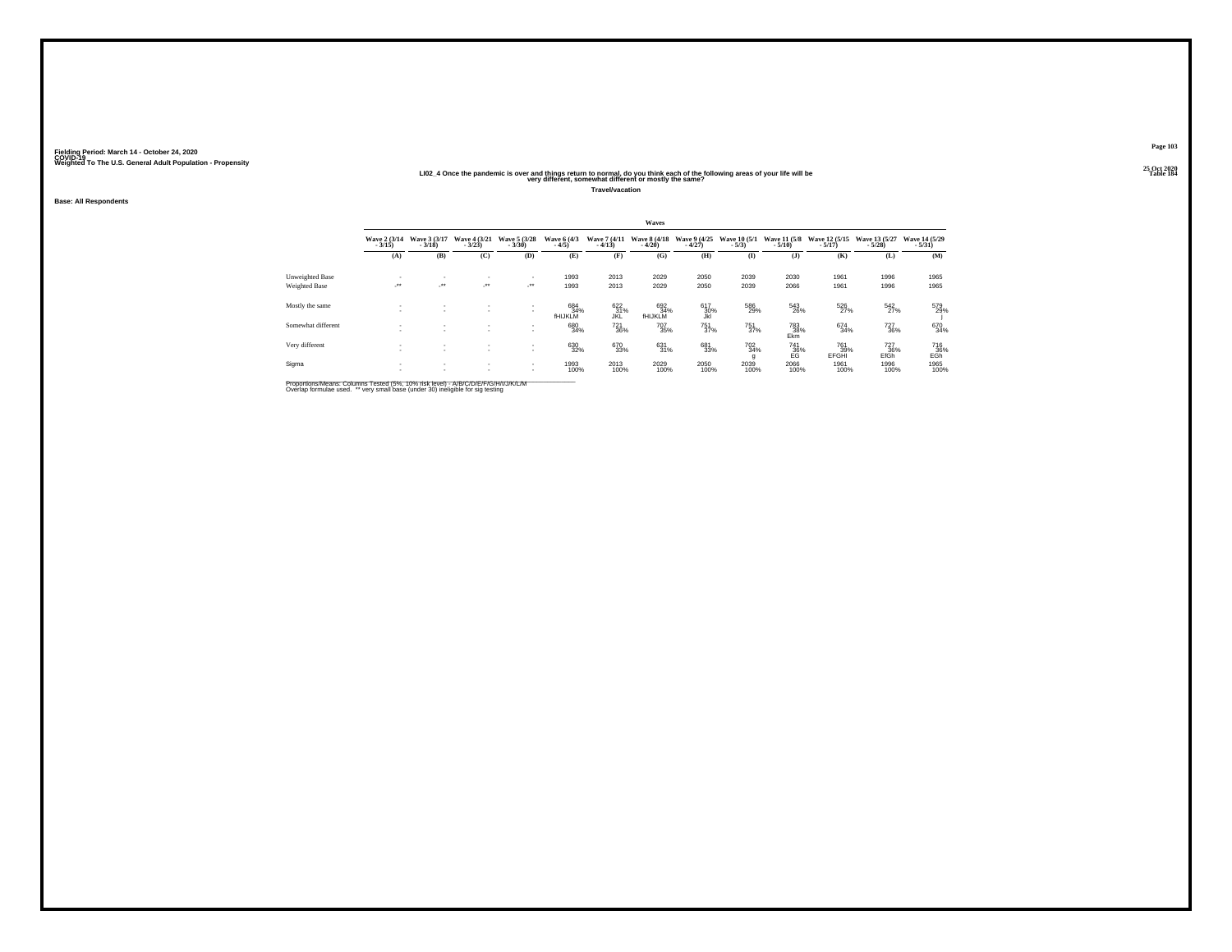Fielding Period: March 14 - October 24, 2020
COVID-19
Weighted To The U.S. General Adult Population - Propensity

25 Oct 2020
Table 184

## LI02_4 Once the pandemic is over and things return to normal, do you think each of the following areas of your life will be very different, somewhat different or mostly the same?

**Travel/vacation**

**Base: All Respondents**

| | Waves | | | | | | | | | | | | |
|---|---|---|---|---|---|---|---|---|---|---|---|---|---|
| | Wave 2 (3/14 - 3/15) | Wave 3 (3/17 - 3/18) | Wave 4 (3/21 - 3/23) | Wave 5 (3/28 - 3/30) | Wave 6 (4/3 - 4/5) | Wave 7 (4/11 - 4/13) | Wave 8 (4/18 - 4/20) | Wave 9 (4/25 - 4/27) | Wave 10 (5/1 - 5/3) | Wave 11 (5/8 - 5/10) | Wave 12 (5/15 - 5/17) | Wave 13 (5/27 - 5/28) | Wave 14 (5/29 - 5/31) |
| | (A) | (B) | (C) | (D) | (E) | (F) | (G) | (H) | (I) | (J) | (K) | (L) | (M) |
| Unweighted Base | - | - | - | - | 1993 | 2013 | 2029 | 2050 | 2039 | 2030 | 1961 | 1996 | 1965 |
| Weighted Base | -** | -** | -** | -** | 1993 | 2013 | 2029 | 2050 | 2039 | 2066 | 1961 | 1996 | 1965 |
| Mostly the same | - | - | - | - | 684 | 622 | 692 | 617 | 586 | 543 | 526 | 542 | 579 |
| | - | - | - | - | 34% | 31% | 34% | 30% | 29% | 26% | 27% | 27% | 29% |
| | | | | | fHIJKLM | JKL | fHIJKLM | Jkl | | | | | j |
| Somewhat different | - | - | - | - | 680 | 721 | 707 | 751 | 751 | 783 | 674 | 727 | 670 |
| | - | - | - | - | 34% | 36% | 35% | 37% | 37% | 38% | 34% | 36% | 34% |
| | | | | | | | | | | Ekm | | | |
| Very different | - | - | - | - | 630 | 670 | 631 | 681 | 702 | 741 | 761 | 727 | 716 |
| | - | - | - | - | 32% | 33% | 31% | 33% | 34% | 36% | 39% | 36% | 36% |
| | | | | | | | | | g | EG | EFGHI | EfGh | EGh |
| Sigma | - | - | - | - | 1993 | 2013 | 2029 | 2050 | 2039 | 2066 | 1961 | 1996 | 1965 |
| | - | - | - | - | 100% | 100% | 100% | 100% | 100% | 100% | 100% | 100% | 100% |

Proportions/Means: Columns Tested (5%, 10% risk level) - A/B/C/D/E/F/G/H/I/J/K/L/M
Overlap formulae used. ** very small base (under 30) ineligible for sig testing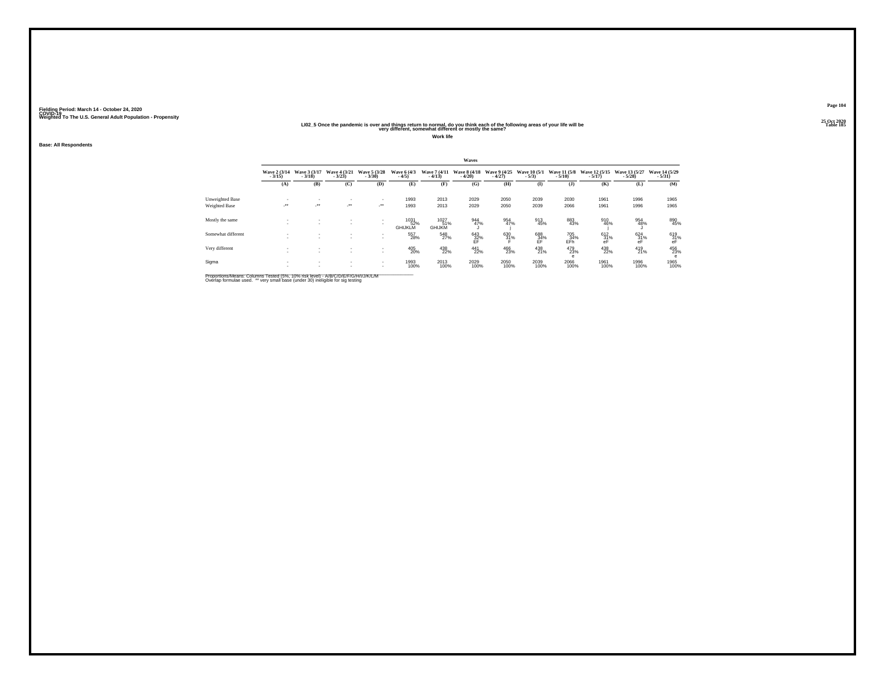Fielding Period: March 14 - October 24, 2020
COVID-19
Weighted To The U.S. General Adult Population - Propensity

25 Oct 2020
Table 185

## LI02_5 Once the pandemic is over and things return to normal, do you think each of the following areas of your life will be very different, somewhat different or mostly the same?

**Work life**

**Base: All Respondents**

| | Waves | | | | | | | | | | | | |
|---|---|---|---|---|---|---|---|---|---|---|---|---|---|
| | Wave 2 (3/14 - 3/15) | Wave 3 (3/17 - 3/18) | Wave 4 (3/21 - 3/23) | Wave 5 (3/28 - 3/30) | Wave 6 (4/3 - 4/5) | Wave 7 (4/11 - 4/13) | Wave 8 (4/18 - 4/20) | Wave 9 (4/25 - 4/27) | Wave 10 (5/1 - 5/3) | Wave 11 (5/8 - 5/10) | Wave 12 (5/15 - 5/17) | Wave 13 (5/27 - 5/28) | Wave 14 (5/29 - 5/31) |
| | (A) | (B) | (C) | (D) | (E) | (F) | (G) | (H) | (I) | (J) | (K) | (L) | (M) |
| Unweighted Base | - | - | - | - | 1993 | 2013 | 2029 | 2050 | 2039 | 2030 | 1961 | 1996 | 1965 |
| Weighted Base | -** | -** | -** | -** | 1993 | 2013 | 2029 | 2050 | 2039 | 2066 | 1961 | 1996 | 1965 |
| Mostly the same | - | - | - | - | 1031 | 1027 | 944 | 954 | 913 | 883 | 910 | 954 | 890 |
| | - | - | - | - | 52% | 51% | 47% | 47% | 45% | 43% | 46% | 48% | 45% |
| | | | | | GHIJKLM | GHIJKM | J | j | | | j | J | |
| Somewhat different | - | - | - | - | 557 | 548 | 643 | 630 | 688 | 705 | 612 | 624 | 619 |
| | - | - | - | - | 28% | 27% | 32% | 31% | 34% | 34% | 31% | 31% | 31% |
| | | | | | | | EF | F | EF | EFh | eF | eF | eF |
| Very different | - | - | - | - | 405 | 438 | 441 | 466 | 438 | 479 | 438 | 419 | 456 |
| | - | - | - | - | 20% | 22% | 22% | 23% | 21% | 23% | 22% | 21% | 23% |
| | | | | | | | | | | e | | | e |
| Sigma | - | - | - | - | 1993 | 2013 | 2029 | 2050 | 2039 | 2066 | 1961 | 1996 | 1965 |
| | - | - | - | - | 100% | 100% | 100% | 100% | 100% | 100% | 100% | 100% | 100% |

Proportions/Means: Columns Tested (5%, 10% risk level) - A/B/C/D/E/F/G/H/I/J/K/L/M
Overlap formulae used. ** very small base (under 30) ineligible for sig testing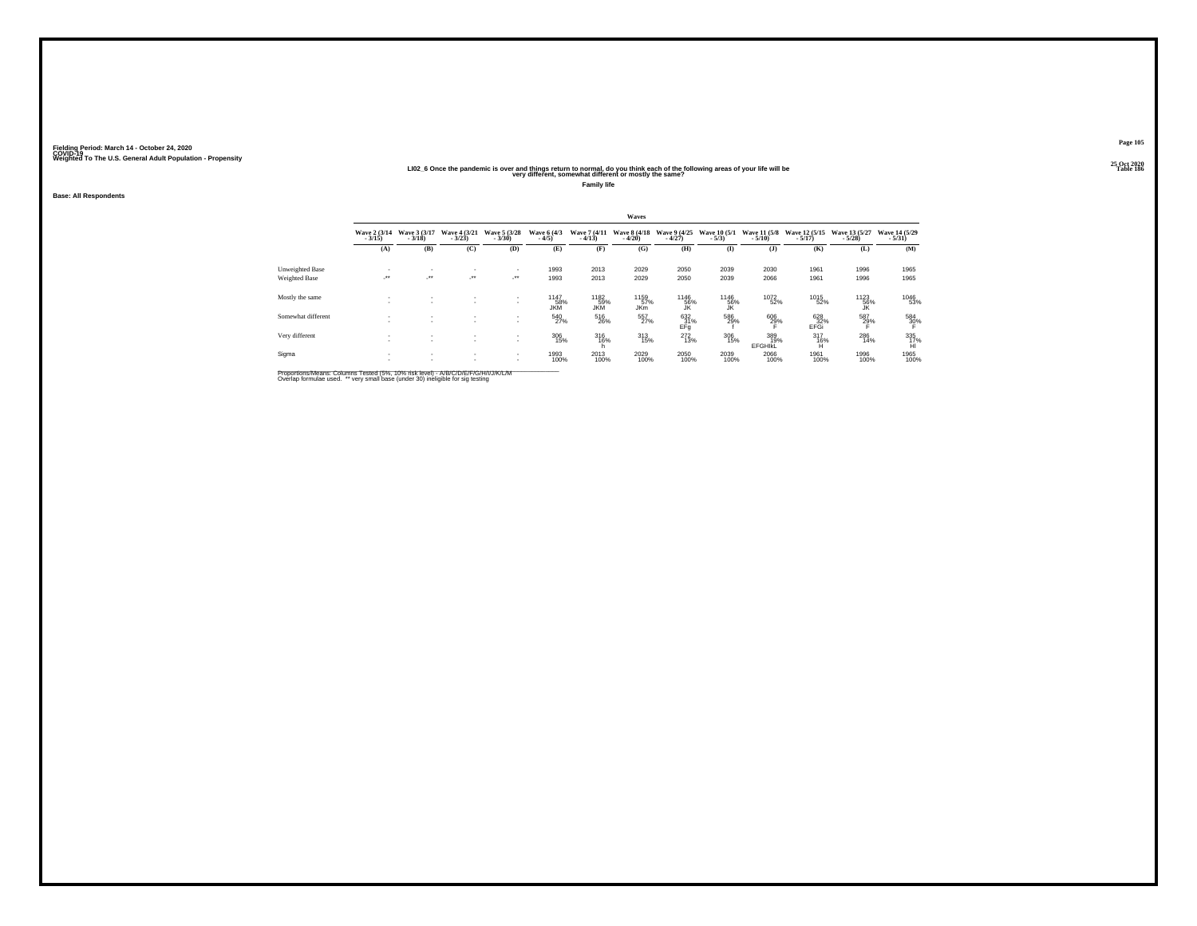Fielding Period: March 14 - October 24, 2020
COVID-19
Weighted To The U.S. General Adult Population - Propensity

25 Oct 2020
Table 186

## LI02_6 Once the pandemic is over and things return to normal, do you think each of the following areas of your life will be very different, somewhat different or mostly the same?

### Family life

**Base: All Respondents**

| | Waves | | | | | | | | | | | | |
|---|---|---|---|---|---|---|---|---|---|---|---|---|---|
| | Wave 2 (3/14 - 3/15) | Wave 3 (3/17 - 3/18) | Wave 4 (3/21 - 3/23) | Wave 5 (3/28 - 3/30) | Wave 6 (4/3 - 4/5) | Wave 7 (4/11 - 4/13) | Wave 8 (4/18 - 4/20) | Wave 9 (4/25 - 4/27) | Wave 10 (5/1 - 5/3) | Wave 11 (5/8 - 5/10) | Wave 12 (5/15 - 5/17) | Wave 13 (5/27 - 5/28) | Wave 14 (5/29 - 5/31) |
| | (A) | (B) | (C) | (D) | (E) | (F) | (G) | (H) | (I) | (J) | (K) | (L) | (M) |
| Unweighted Base | - | - | - | - | 1993 | 2013 | 2029 | 2050 | 2039 | 2030 | 1961 | 1996 | 1965 |
| Weighted Base | -** | -** | -** | -** | 1993 | 2013 | 2029 | 2050 | 2039 | 2066 | 1961 | 1996 | 1965 |
| Mostly the same | - | - | - | - | 1147 | 1182 | 1159 | 1146 | 1146 | 1072 | 1015 | 1123 | 1046 |
| | - | - | - | - | 58% | 59% | 57% | 56% | 56% | 52% | 52% | 56% | 53% |
| | | | | | JKM | JKM | JKm | JK | JK | | | JK | |
| Somewhat different | - | - | - | - | 540 | 516 | 557 | 632 | 586 | 606 | 628 | 587 | 584 |
| | - | - | - | - | 27% | 26% | 27% | 31% | 29% | 29% | 32% | 29% | 30% |
| | | | | | | | | EFg | f | F | EFGi | F | F |
| Very different | - | - | - | - | 306 | 316 | 313 | 272 | 306 | 389 | 317 | 286 | 335 |
| | - | - | - | - | 15% | 16% | 15% | 13% | 15% | 19% | 16% | 14% | 17% |
| | | | | | | h | | | | EFGHIKL | H | | HI |
| Sigma | - | - | - | - | 1993 | 2013 | 2029 | 2050 | 2039 | 2066 | 1961 | 1996 | 1965 |
| | - | - | - | - | 100% | 100% | 100% | 100% | 100% | 100% | 100% | 100% | 100% |

Proportions/Means: Columns Tested (5%, 10% risk level) - A/B/C/D/E/F/G/H/I/J/K/L/M
Overlap formulae used. ** very small base (under 30) ineligible for sig testing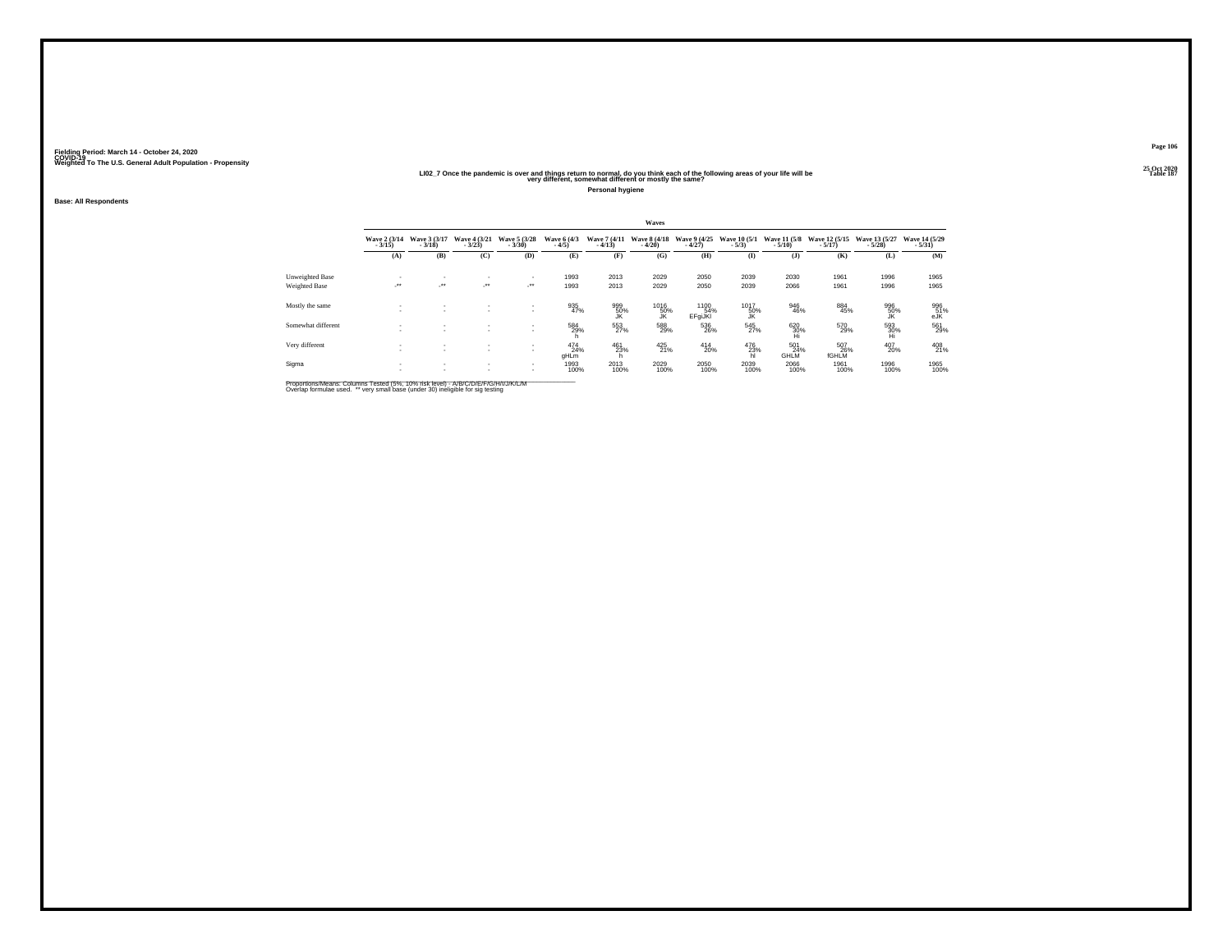Fielding Period: March 14 - October 24, 2020
COVID-19
Weighted To The U.S. General Adult Population - Propensity

25 Oct 2020
Table 187

## LI02_7 Once the pandemic is over and things return to normal, do you think each of the following areas of your life will be very different, somewhat different or mostly the same?

**Personal hygiene**

**Base: All Respondents**

| | Waves | | | | | | | | | | | | |
|---|---|---|---|---|---|---|---|---|---|---|---|---|---|
| | Wave 2 (3/14 - 3/15) | Wave 3 (3/17 - 3/18) | Wave 4 (3/21 - 3/23) | Wave 5 (3/28 - 3/30) | Wave 6 (4/3 - 4/5) | Wave 7 (4/11 - 4/13) | Wave 8 (4/18 - 4/20) | Wave 9 (4/25 - 4/27) | Wave 10 (5/1 - 5/3) | Wave 11 (5/8 - 5/10) | Wave 12 (5/15 - 5/17) | Wave 13 (5/27 - 5/28) | Wave 14 (5/29 - 5/31) |
| | (A) | (B) | (C) | (D) | (E) | (F) | (G) | (H) | (I) | (J) | (K) | (L) | (M) |
| Unweighted Base | - | - | - | - | 1993 | 2013 | 2029 | 2050 | 2039 | 2030 | 1961 | 1996 | 1965 |
| Weighted Base | -** | -** | -** | -** | 1993 | 2013 | 2029 | 2050 | 2039 | 2066 | 1961 | 1996 | 1965 |
| Mostly the same | - | - | - | - | 935 | 999 | 1016 | 1100 | 1017 | 946 | 884 | 996 | 996 |
| | - | - | - | - | 47% | 50% | 50% | 54% | 50% | 46% | 45% | 50% | 51% |
| | | | | | | JK | JK | EFgIJKl | JK | | | JK | eJK |
| Somewhat different | - | - | - | - | 584 | 553 | 588 | 536 | 545 | 620 | 570 | 593 | 561 |
| | - | - | - | - | 29% | 27% | 29% | 26% | 27% | 30% | 29% | 30% | 29% |
| | | | | | h | | | | | Hi | | Hi | |
| Very different | - | - | - | - | 474 | 461 | 425 | 414 | 476 | 501 | 507 | 407 | 408 |
| | - | - | - | - | 24% | 23% | 21% | 20% | 23% | 24% | 26% | 20% | 21% |
| | | | | | gHLm | h | | | hl | GHLM | fGHLM | | |
| Sigma | - | - | - | - | 1993 | 2013 | 2029 | 2050 | 2039 | 2066 | 1961 | 1996 | 1965 |
| | - | - | - | - | 100% | 100% | 100% | 100% | 100% | 100% | 100% | 100% | 100% |

Proportions/Means: Columns Tested (5%, 10% risk level) - A/B/C/D/E/F/G/H/I/J/K/L/M
Overlap formulae used. ** very small base (under 30) ineligible for sig testing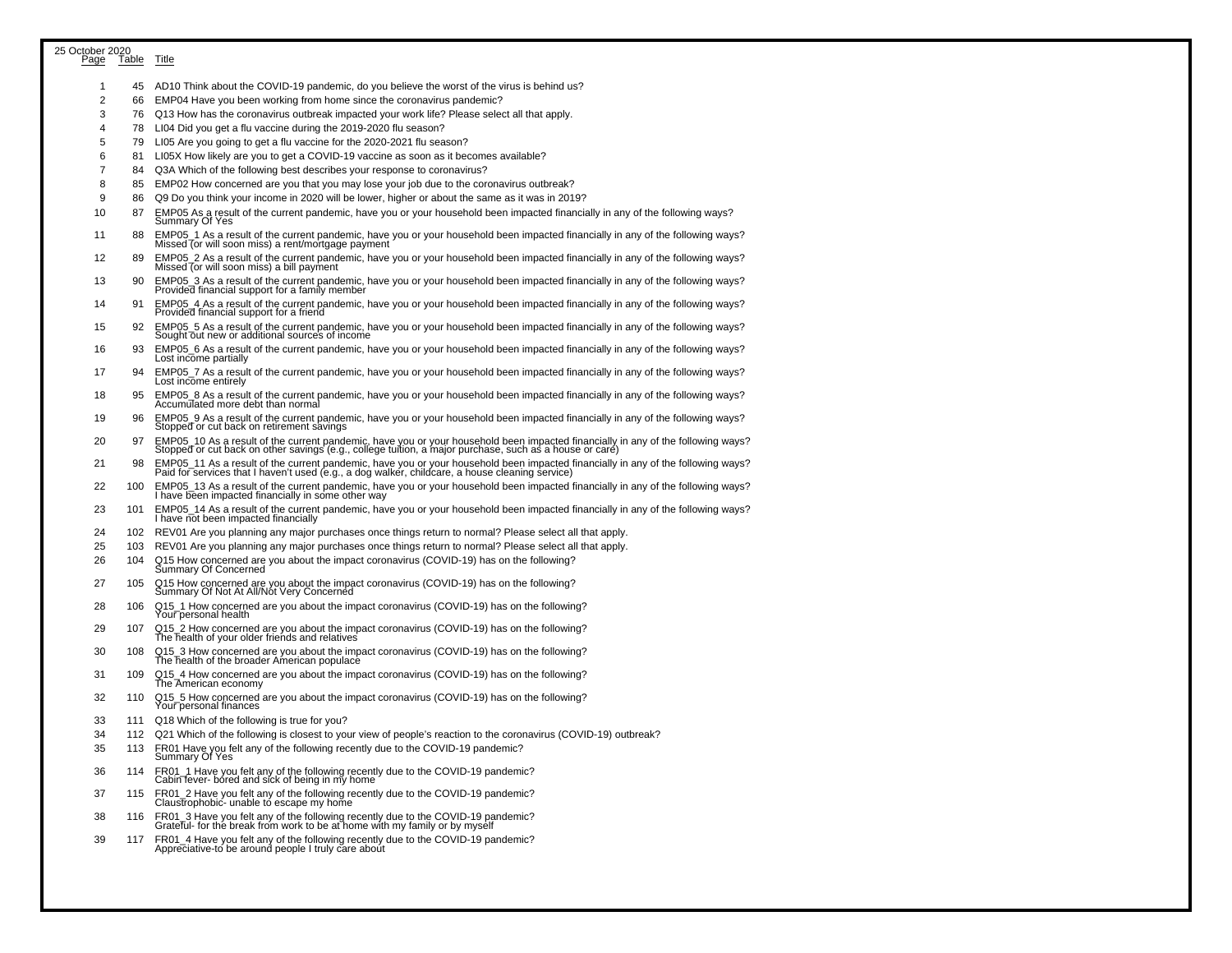25 October 2020

| Page | Table | Title |
|---|---|---|
| 1 | 45 | AD10 Think about the COVID-19 pandemic, do you believe the worst of the virus is behind us? |
| 2 | 66 | EMP04 Have you been working from home since the coronavirus pandemic? |
| 3 | 76 | Q13 How has the coronavirus outbreak impacted your work life? Please select all that apply. |
| 4 | 78 | LI04 Did you get a flu vaccine during the 2019-2020 flu season? |
| 5 | 79 | LI05 Are you going to get a flu vaccine for the 2020-2021 flu season? |
| 6 | 81 | LI05X How likely are you to get a COVID-19 vaccine as soon as it becomes available? |
| 7 | 84 | Q3A Which of the following best describes your response to coronavirus? |
| 8 | 85 | EMP02 How concerned are you that you may lose your job due to the coronavirus outbreak? |
| 9 | 86 | Q9 Do you think your income in 2020 will be lower, higher or about the same as it was in 2019? |
| 10 | 87 | EMP05 As a result of the current pandemic, have you or your household been impacted financially in any of the following ways? Summary Of Yes |
| 11 | 88 | EMP05_1 As a result of the current pandemic, have you or your household been impacted financially in any of the following ways? Missed (or will soon miss) a rent/mortgage payment |
| 12 | 89 | EMP05_2 As a result of the current pandemic, have you or your household been impacted financially in any of the following ways? Missed (or will soon miss) a bill payment |
| 13 | 90 | EMP05_3 As a result of the current pandemic, have you or your household been impacted financially in any of the following ways? Provided financial support for a family member |
| 14 | 91 | EMP05_4 As a result of the current pandemic, have you or your household been impacted financially in any of the following ways? Provided financial support for a friend |
| 15 | 92 | EMP05_5 As a result of the current pandemic, have you or your household been impacted financially in any of the following ways? Sought out new or additional sources of income |
| 16 | 93 | EMP05_6 As a result of the current pandemic, have you or your household been impacted financially in any of the following ways? Lost income partially |
| 17 | 94 | EMP05_7 As a result of the current pandemic, have you or your household been impacted financially in any of the following ways? Lost income entirely |
| 18 | 95 | EMP05_8 As a result of the current pandemic, have you or your household been impacted financially in any of the following ways? Accumulated more debt than normal |
| 19 | 96 | EMP05_9 As a result of the current pandemic, have you or your household been impacted financially in any of the following ways? Stopped or cut back on retirement savings |
| 20 | 97 | EMP05_10 As a result of the current pandemic, have you or your household been impacted financially in any of the following ways? Stopped or cut back on other savings (e.g., college tuition, a major purchase, such as a house or care) |
| 21 | 98 | EMP05_11 As a result of the current pandemic, have you or your household been impacted financially in any of the following ways? Paid for services that I haven't used (e.g., a dog walker, childcare, a house cleaning service) |
| 22 | 100 | EMP05_13 As a result of the current pandemic, have you or your household been impacted financially in any of the following ways? I have been impacted financially in some other way |
| 23 | 101 | EMP05_14 As a result of the current pandemic, have you or your household been impacted financially in any of the following ways? I have not been impacted financially |
| 24 | 102 | REV01 Are you planning any major purchases once things return to normal? Please select all that apply. |
| 25 | 103 | REV01 Are you planning any major purchases once things return to normal? Please select all that apply. |
| 26 | 104 | Q15 How concerned are you about the impact coronavirus (COVID-19) has on the following? Summary Of Concerned |
| 27 | 105 | Q15 How concerned are you about the impact coronavirus (COVID-19) has on the following? Summary Of Not At All/Not Very Concerned |
| 28 | 106 | Q15_1 How concerned are you about the impact coronavirus (COVID-19) has on the following? Your personal health |
| 29 | 107 | Q15_2 How concerned are you about the impact coronavirus (COVID-19) has on the following? The health of your older friends and relatives |
| 30 | 108 | Q15_3 How concerned are you about the impact coronavirus (COVID-19) has on the following? The health of the broader American populace |
| 31 | 109 | Q15_4 How concerned are you about the impact coronavirus (COVID-19) has on the following? The American economy |
| 32 | 110 | Q15_5 How concerned are you about the impact coronavirus (COVID-19) has on the following? Your personal finances |
| 33 | 111 | Q18 Which of the following is true for you? |
| 34 | 112 | Q21 Which of the following is closest to your view of people's reaction to the coronavirus (COVID-19) outbreak? |
| 35 | 113 | FR01 Have you felt any of the following recently due to the COVID-19 pandemic? Summary Of Yes |
| 36 | 114 | FR01_1 Have you felt any of the following recently due to the COVID-19 pandemic? Cabin fever- bored and sick of being in my home |
| 37 | 115 | FR01_2 Have you felt any of the following recently due to the COVID-19 pandemic? Claustrophobic- unable to escape my home |
| 38 | 116 | FR01_3 Have you felt any of the following recently due to the COVID-19 pandemic? Grateful- for the break from work to be at home with my family or by myself |
| 39 | 117 | FR01_4 Have you felt any of the following recently due to the COVID-19 pandemic? Appreciative-to be around people I truly care about |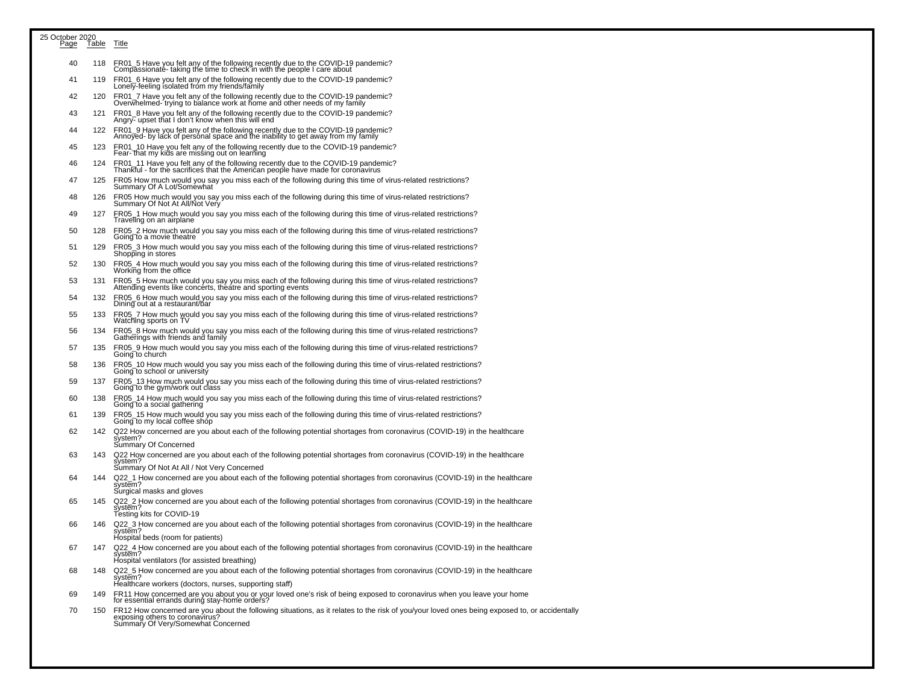25 October 2020

| Page | Table | Title |
|---|---|---|
| 40 | 118 | FR01_5 Have you felt any of the following recently due to the COVID-19 pandemic? Compassionate- taking the time to check in with the people I care about |
| 41 | 119 | FR01_6 Have you felt any of the following recently due to the COVID-19 pandemic? Lonely-feeling isolated from my friends/family |
| 42 | 120 | FR01_7 Have you felt any of the following recently due to the COVID-19 pandemic? Overwhelmed- trying to balance work at home and other needs of my family |
| 43 | 121 | FR01_8 Have you felt any of the following recently due to the COVID-19 pandemic? Angry- upset that I don't know when this will end |
| 44 | 122 | FR01_9 Have you felt any of the following recently due to the COVID-19 pandemic? Annoyed- by lack of personal space and the inability to get away from my family |
| 45 | 123 | FR01_10 Have you felt any of the following recently due to the COVID-19 pandemic? Fear- that my kids are missing out on learning |
| 46 | 124 | FR01_11 Have you felt any of the following recently due to the COVID-19 pandemic? Thankful - for the sacrifices that the American people have made for coronavirus |
| 47 | 125 | FR05 How much would you say you miss each of the following during this time of virus-related restrictions? Summary Of A Lot/Somewhat |
| 48 | 126 | FR05 How much would you say you miss each of the following during this time of virus-related restrictions? Summary Of Not At All/Not Very |
| 49 | 127 | FR05_1 How much would you say you miss each of the following during this time of virus-related restrictions? Traveling on an airplane |
| 50 | 128 | FR05_2 How much would you say you miss each of the following during this time of virus-related restrictions? Going to a movie theatre |
| 51 | 129 | FR05_3 How much would you say you miss each of the following during this time of virus-related restrictions? Shopping in stores |
| 52 | 130 | FR05_4 How much would you say you miss each of the following during this time of virus-related restrictions? Working from the office |
| 53 | 131 | FR05_5 How much would you say you miss each of the following during this time of virus-related restrictions? Attending events like concerts, theatre and sporting events |
| 54 | 132 | FR05_6 How much would you say you miss each of the following during this time of virus-related restrictions? Dining out at a restaurant/bar |
| 55 | 133 | FR05_7 How much would you say you miss each of the following during this time of virus-related restrictions? Watching sports on TV |
| 56 | 134 | FR05_8 How much would you say you miss each of the following during this time of virus-related restrictions? Gatherings with friends and family |
| 57 | 135 | FR05_9 How much would you say you miss each of the following during this time of virus-related restrictions? Going to church |
| 58 | 136 | FR05_10 How much would you say you miss each of the following during this time of virus-related restrictions? Going to school or university |
| 59 | 137 | FR05_13 How much would you say you miss each of the following during this time of virus-related restrictions? Going to the gym/work out class |
| 60 | 138 | FR05_14 How much would you say you miss each of the following during this time of virus-related restrictions? Going to a social gathering |
| 61 | 139 | FR05_15 How much would you say you miss each of the following during this time of virus-related restrictions? Going to my local coffee shop |
| 62 | 142 | Q22 How concerned are you about each of the following potential shortages from coronavirus (COVID-19) in the healthcare system? Summary Of Concerned |
| 63 | 143 | Q22 How concerned are you about each of the following potential shortages from coronavirus (COVID-19) in the healthcare system? Summary Of Not At All / Not Very Concerned |
| 64 | 144 | Q22_1 How concerned are you about each of the following potential shortages from coronavirus (COVID-19) in the healthcare system? Surgical masks and gloves |
| 65 | 145 | Q22_2 How concerned are you about each of the following potential shortages from coronavirus (COVID-19) in the healthcare system? Testing kits for COVID-19 |
| 66 | 146 | Q22_3 How concerned are you about each of the following potential shortages from coronavirus (COVID-19) in the healthcare system? Hospital beds (room for patients) |
| 67 | 147 | Q22_4 How concerned are you about each of the following potential shortages from coronavirus (COVID-19) in the healthcare system? Hospital ventilators (for assisted breathing) |
| 68 | 148 | Q22_5 How concerned are you about each of the following potential shortages from coronavirus (COVID-19) in the healthcare system? Healthcare workers (doctors, nurses, supporting staff) |
| 69 | 149 | FR11 How concerned are you about you or your loved one's risk of being exposed to coronavirus when you leave your home for essential errands during stay-home orders? |
| 70 | 150 | FR12 How concerned are you about the following situations, as it relates to the risk of you/your loved ones being exposed to, or accidentally exposing others to coronavirus? Summary Of Very/Somewhat Concerned |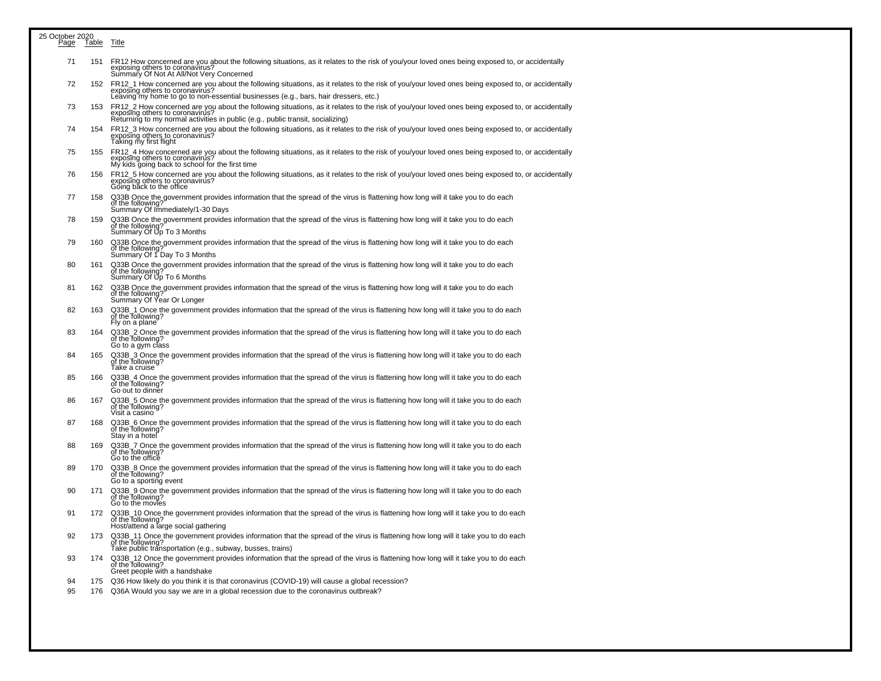25 October 2020

| Page | Table | Title |
|---|---|---|
| 71 | 151 | FR12 How concerned are you about the following situations, as it relates to the risk of you/your loved ones being exposed to, or accidentally exposing others to coronavirus? Summary Of Not At All/Not Very Concerned |
| 72 | 152 | FR12_1 How concerned are you about the following situations, as it relates to the risk of you/your loved ones being exposed to, or accidentally exposing others to coronavirus? Leaving my home to go to non-essential businesses (e.g., bars, hair dressers, etc.) |
| 73 | 153 | FR12_2 How concerned are you about the following situations, as it relates to the risk of you/your loved ones being exposed to, or accidentally exposing others to coronavirus? Returning to my normal activities in public (e.g., public transit, socializing) |
| 74 | 154 | FR12_3 How concerned are you about the following situations, as it relates to the risk of you/your loved ones being exposed to, or accidentally exposing others to coronavirus? Taking my first flight |
| 75 | 155 | FR12_4 How concerned are you about the following situations, as it relates to the risk of you/your loved ones being exposed to, or accidentally exposing others to coronavirus? My kids going back to school for the first time |
| 76 | 156 | FR12_5 How concerned are you about the following situations, as it relates to the risk of you/your loved ones being exposed to, or accidentally exposing others to coronavirus? Going back to the office |
| 77 | 158 | Q33B Once the government provides information that the spread of the virus is flattening how long will it take you to do each of the following? Summary Of Immediately/1-30 Days |
| 78 | 159 | Q33B Once the government provides information that the spread of the virus is flattening how long will it take you to do each of the following? Summary Of Up To 3 Months |
| 79 | 160 | Q33B Once the government provides information that the spread of the virus is flattening how long will it take you to do each of the following? Summary Of 1 Day To 3 Months |
| 80 | 161 | Q33B Once the government provides information that the spread of the virus is flattening how long will it take you to do each of the following? Summary Of Up To 6 Months |
| 81 | 162 | Q33B Once the government provides information that the spread of the virus is flattening how long will it take you to do each of the following? Summary Of Year Or Longer |
| 82 | 163 | Q33B_1 Once the government provides information that the spread of the virus is flattening how long will it take you to do each of the following? Fly on a plane |
| 83 | 164 | Q33B_2 Once the government provides information that the spread of the virus is flattening how long will it take you to do each of the following? Go to a gym class |
| 84 | 165 | Q33B_3 Once the government provides information that the spread of the virus is flattening how long will it take you to do each of the following? Take a cruise |
| 85 | 166 | Q33B_4 Once the government provides information that the spread of the virus is flattening how long will it take you to do each of the following? Go out to dinner |
| 86 | 167 | Q33B_5 Once the government provides information that the spread of the virus is flattening how long will it take you to do each of the following? Visit a casino |
| 87 | 168 | Q33B_6 Once the government provides information that the spread of the virus is flattening how long will it take you to do each of the following? Stay in a hotel |
| 88 | 169 | Q33B_7 Once the government provides information that the spread of the virus is flattening how long will it take you to do each of the following? Go to the office |
| 89 | 170 | Q33B_8 Once the government provides information that the spread of the virus is flattening how long will it take you to do each of the following? Go to a sporting event |
| 90 | 171 | Q33B_9 Once the government provides information that the spread of the virus is flattening how long will it take you to do each of the following? Go to the movies |
| 91 | 172 | Q33B_10 Once the government provides information that the spread of the virus is flattening how long will it take you to do each of the following? Host/attend a large social gathering |
| 92 | 173 | Q33B_11 Once the government provides information that the spread of the virus is flattening how long will it take you to do each of the following? Take public transportation (e.g., subway, busses, trains) |
| 93 | 174 | Q33B_12 Once the government provides information that the spread of the virus is flattening how long will it take you to do each of the following? Greet people with a handshake |
| 94 | 175 | Q36 How likely do you think it is that coronavirus (COVID-19) will cause a global recession? |
| 95 | 176 | Q36A Would you say we are in a global recession due to the coronavirus outbreak? |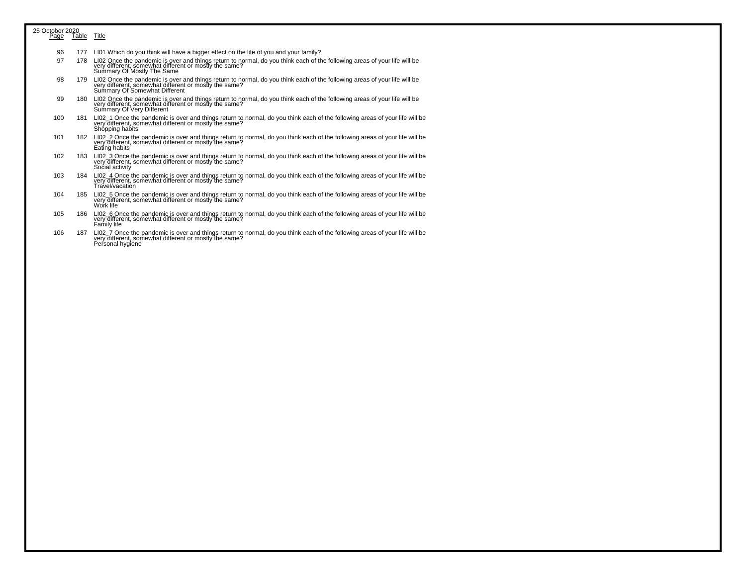25 October 2020

| Page | Table | Title |
|---|---|---|
| 96 | 177 | LI01 Which do you think will have a bigger effect on the life of you and your family? |
| 97 | 178 | LI02 Once the pandemic is over and things return to normal, do you think each of the following areas of your life will be very different, somewhat different or mostly the same?<br>Summary Of Mostly The Same |
| 98 | 179 | LI02 Once the pandemic is over and things return to normal, do you think each of the following areas of your life will be very different, somewhat different or mostly the same?<br>Summary Of Somewhat Different |
| 99 | 180 | LI02 Once the pandemic is over and things return to normal, do you think each of the following areas of your life will be very different, somewhat different or mostly the same?<br>Summary Of Very Different |
| 100 | 181 | LI02_1 Once the pandemic is over and things return to normal, do you think each of the following areas of your life will be very different, somewhat different or mostly the same?<br>Shopping habits |
| 101 | 182 | LI02_2 Once the pandemic is over and things return to normal, do you think each of the following areas of your life will be very different, somewhat different or mostly the same?<br>Eating habits |
| 102 | 183 | LI02_3 Once the pandemic is over and things return to normal, do you think each of the following areas of your life will be very different, somewhat different or mostly the same?<br>Social activity |
| 103 | 184 | LI02_4 Once the pandemic is over and things return to normal, do you think each of the following areas of your life will be very different, somewhat different or mostly the same?<br>Travel/vacation |
| 104 | 185 | LI02_5 Once the pandemic is over and things return to normal, do you think each of the following areas of your life will be very different, somewhat different or mostly the same?<br>Work life |
| 105 | 186 | LI02_6 Once the pandemic is over and things return to normal, do you think each of the following areas of your life will be very different, somewhat different or mostly the same?<br>Family life |
| 106 | 187 | LI02_7 Once the pandemic is over and things return to normal, do you think each of the following areas of your life will be very different, somewhat different or mostly the same?<br>Personal hygiene |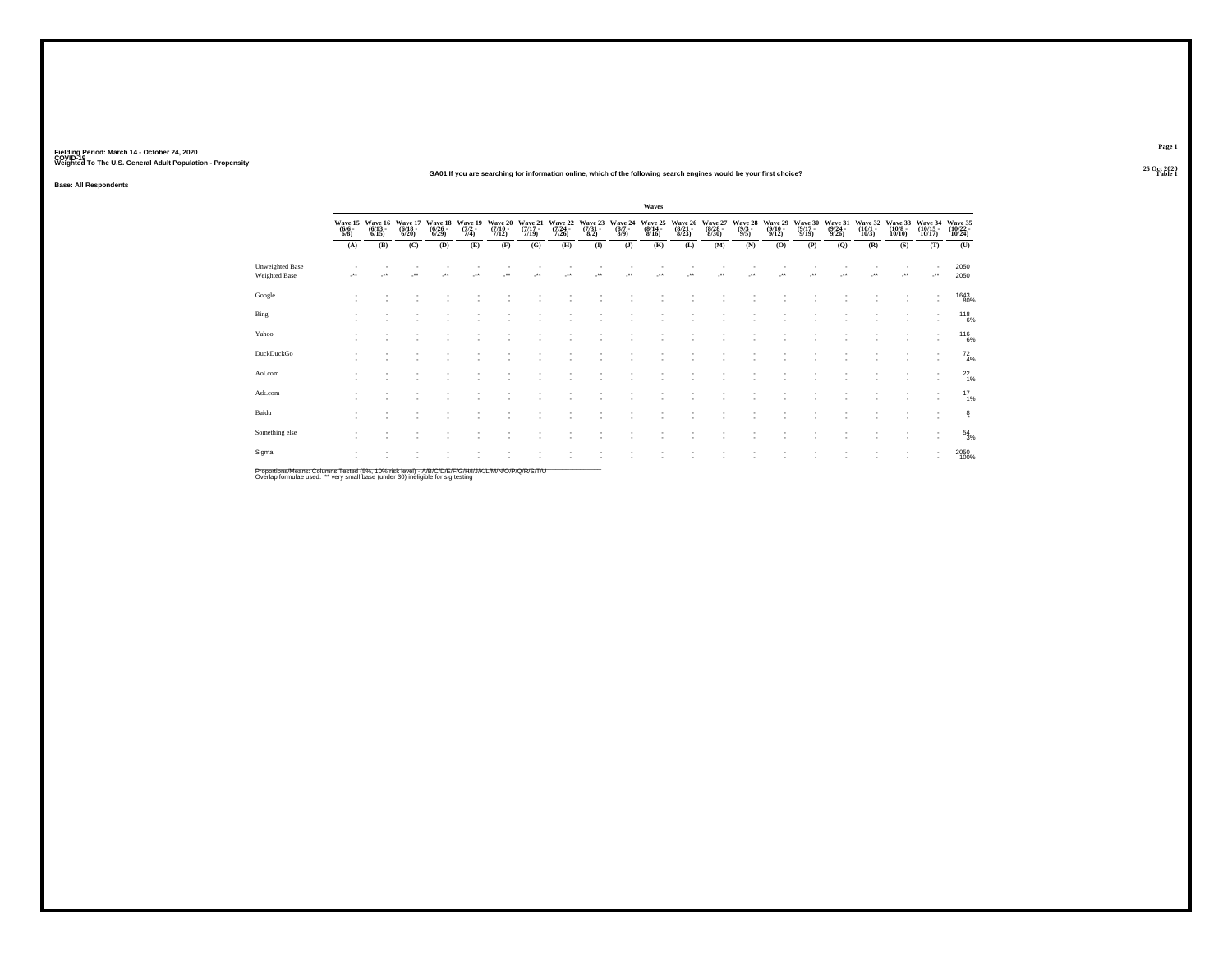Fielding Period: March 14 - October 24, 2020
COVID-19
Weighted To The U.S. General Adult Population - Propensity

25 Oct 2020
Table 1

**GA01 If you are searching for information online, which of the following search engines would be your first choice?**

**Base: All Respondents**

| | Waves | | | | | | | | | | | | | | | | | | | | |
|---|---|---|---|---|---|---|---|---|---|---|---|---|---|---|---|---|---|---|---|---|---|
| | Wave 15 (6/6 - 6/8) | Wave 16 (6/13 - 6/15) | Wave 17 (6/18 - 6/20) | Wave 18 (6/26 - 6/29) | Wave 19 (7/2 - 7/4) | Wave 20 (7/10 - 7/12) | Wave 21 (7/17 - 7/19) | Wave 22 (7/24 - 7/26) | Wave 23 (7/31 - 8/2) | Wave 24 (8/7 - 8/9) | Wave 25 (8/14 - 8/16) | Wave 26 (8/21 - 8/23) | Wave 27 (8/28 - 8/30) | Wave 28 (9/3 - 9/5) | Wave 29 (9/10 - 9/12) | Wave 30 (9/17 - 9/19) | Wave 31 (9/24 - 9/26) | Wave 32 (10/1 - 10/3) | Wave 33 (10/8 - 10/10) | Wave 34 (10/15 - 10/17) | Wave 35 (10/22 - 10/24) |
| | (A) | (B) | (C) | (D) | (E) | (F) | (G) | (H) | (I) | (J) | (K) | (L) | (M) | (N) | (O) | (P) | (Q) | (R) | (S) | (T) | (U) |
| Unweighted Base | - | - | - | - | - | - | - | - | - | - | - | - | - | - | - | - | - | - | - | - | 2050 |
| Weighted Base | -** | -** | -** | -** | -** | -** | -** | -** | -** | -** | -** | -** | -** | -** | -** | -** | -** | -** | -** | -** | 2050 |
| Google | - | - | - | - | - | - | - | - | - | - | - | - | - | - | - | - | - | - | - | - | 1643 80% |
| Bing | - | - | - | - | - | - | - | - | - | - | - | - | - | - | - | - | - | - | - | - | 118 6% |
| Yahoo | - | - | - | - | - | - | - | - | - | - | - | - | - | - | - | - | - | - | - | - | 116 6% |
| DuckDuckGo | - | - | - | - | - | - | - | - | - | - | - | - | - | - | - | - | - | - | - | - | 72 4% |
| Aol.com | - | - | - | - | - | - | - | - | - | - | - | - | - | - | - | - | - | - | - | - | 22 1% |
| Ask.com | - | - | - | - | - | - | - | - | - | - | - | - | - | - | - | - | - | - | - | - | 17 1% |
| Baidu | - | - | - | - | - | - | - | - | - | - | - | - | - | - | - | - | - | - | - | - | 8 * |
| Something else | - | - | - | - | - | - | - | - | - | - | - | - | - | - | - | - | - | - | - | - | 54 3% |
| Sigma | - | - | - | - | - | - | - | - | - | - | - | - | - | - | - | - | - | - | - | - | 2050 100% |

Proportions/Means: Columns Tested (5%, 10% risk level) - A/B/C/D/E/F/G/H/I/J/K/L/M/N/O/P/Q/R/S/T/U
Overlap formulae used. ** very small base (under 30) ineligible for sig testing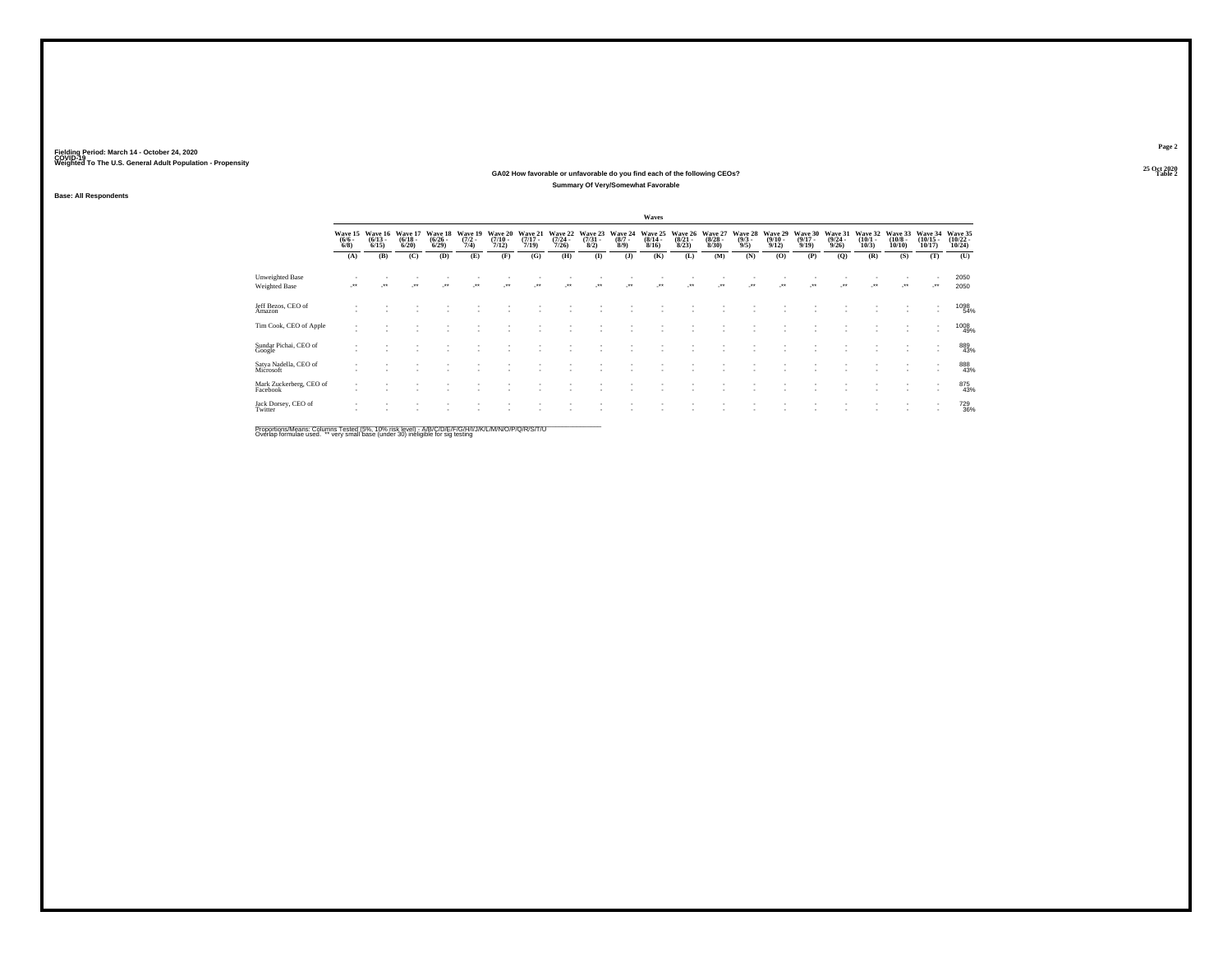Fielding Period: March 14 - October 24, 2020
COVID-19
Weighted To The U.S. General Adult Population - Propensity

25 Oct 2020
Table 2

### GA02 How favorable or unfavorable do you find each of the following CEOs?

#### Summary Of Very/Somewhat Favorable

Base: All Respondents

| | Waves | | | | | | | | | | | | | | | | | | | | |
|---|---|---|---|---|---|---|---|---|---|---|---|---|---|---|---|---|---|---|---|---|---|
| | Wave 15 (6/6 - 6/8) | Wave 16 (6/13 - 6/15) | Wave 17 (6/18 - 6/20) | Wave 18 (6/26 - 6/29) | Wave 19 (7/2 - 7/4) | Wave 20 (7/10 - 7/12) | Wave 21 (7/17 - 7/19) | Wave 22 (7/24 - 7/26) | Wave 23 (7/31 - 8/2) | Wave 24 (8/7 - 8/9) | Wave 25 (8/14 - 8/16) | Wave 26 (8/21 - 8/23) | Wave 27 (8/28 - 8/30) | Wave 28 (9/3 - 9/5) | Wave 29 (9/10 - 9/12) | Wave 30 (9/17 - 9/19) | Wave 31 (9/24 - 9/26) | Wave 32 (10/1 - 10/3) | Wave 33 (10/8 - 10/10) | Wave 34 (10/15 - 10/17) | Wave 35 (10/22 - 10/24) |
| | (A) | (B) | (C) | (D) | (E) | (F) | (G) | (H) | (I) | (J) | (K) | (L) | (M) | (N) | (O) | (P) | (Q) | (R) | (S) | (T) | (U) |
| Unweighted Base | - | - | - | - | - | - | - | - | - | - | - | - | - | - | - | - | - | - | - | - | 2050 |
| Weighted Base | -** | -** | -** | -** | -** | -** | -** | -** | -** | -** | -** | -** | -** | -** | -** | -** | -** | -** | -** | -** | 2050 |
| Jeff Bezos, CEO of Amazon | - | - | - | - | - | - | - | - | - | - | - | - | - | - | - | - | - | - | - | - | 1098 |
| | - | - | - | - | - | - | - | - | - | - | - | - | - | - | - | - | - | - | - | - | 54% |
| Tim Cook, CEO of Apple | - | - | - | - | - | - | - | - | - | - | - | - | - | - | - | - | - | - | - | - | 1008 |
| | - | - | - | - | - | - | - | - | - | - | - | - | - | - | - | - | - | - | - | - | 49% |
| Sundar Pichai, CEO of Google | - | - | - | - | - | - | - | - | - | - | - | - | - | - | - | - | - | - | - | - | 889 |
| | - | - | - | - | - | - | - | - | - | - | - | - | - | - | - | - | - | - | - | - | 43% |
| Satya Nadella, CEO of Microsoft | - | - | - | - | - | - | - | - | - | - | - | - | - | - | - | - | - | - | - | - | 888 |
| | - | - | - | - | - | - | - | - | - | - | - | - | - | - | - | - | - | - | - | - | 43% |
| Mark Zuckerberg, CEO of Facebook | - | - | - | - | - | - | - | - | - | - | - | - | - | - | - | - | - | - | - | - | 875 |
| | - | - | - | - | - | - | - | - | - | - | - | - | - | - | - | - | - | - | - | - | 43% |
| Jack Dorsey, CEO of Twitter | - | - | - | - | - | - | - | - | - | - | - | - | - | - | - | - | - | - | - | - | 729 |
| | - | - | - | - | - | - | - | - | - | - | - | - | - | - | - | - | - | - | - | - | 36% |

Proportions/Means: Columns Tested (5%, 10% risk level) - A/B/C/D/E/F/G/H/I/J/K/L/M/N/O/P/Q/R/S/T/U
Overlap formulae used. ** very small base (under 30) ineligible for sig testing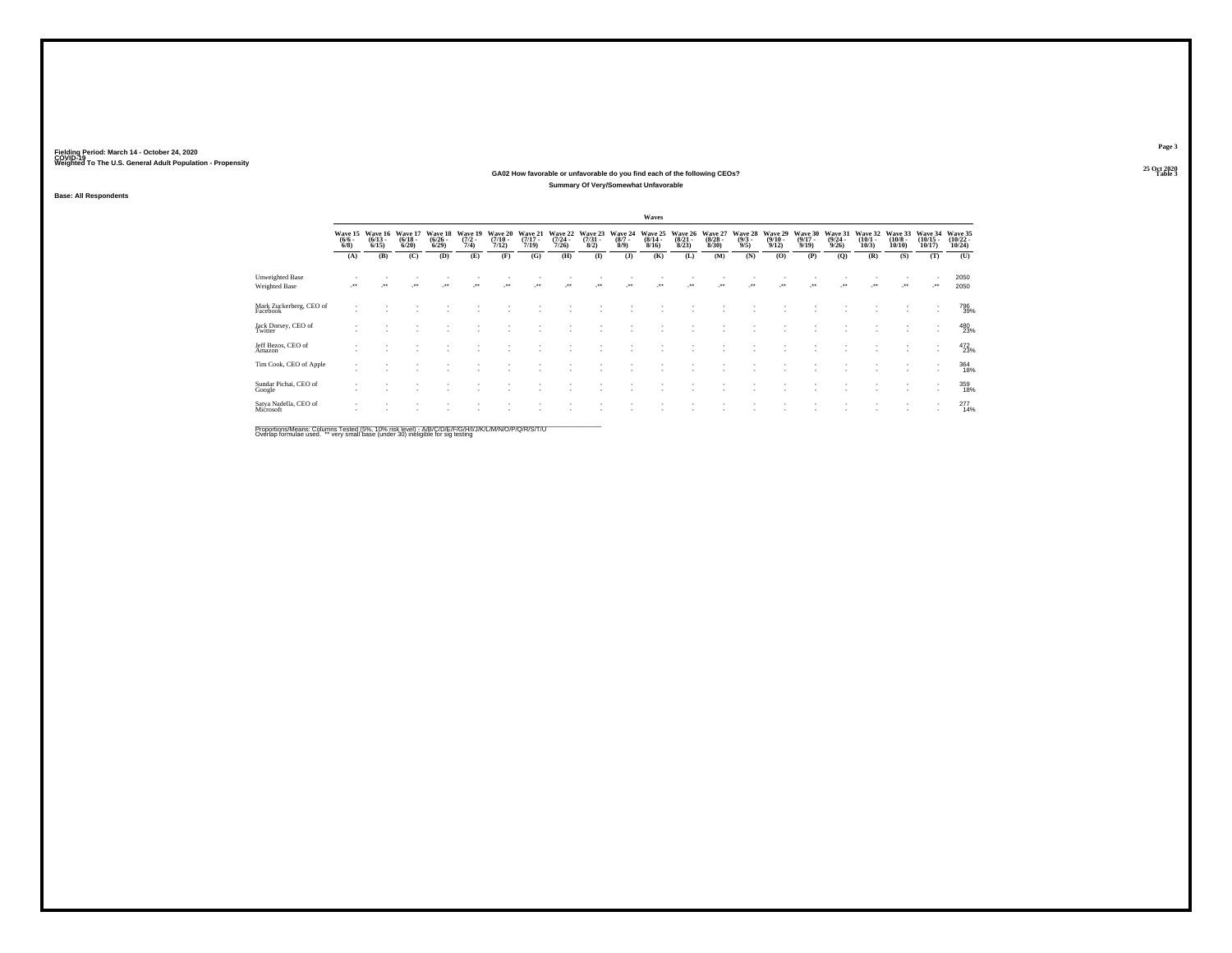Fielding Period: March 14 - October 24, 2020
COVID-19
Weighted To The U.S. General Adult Population - Propensity

25 Oct 2020
Table 3

## GA02 How favorable or unfavorable do you find each of the following CEOs?

### Summary Of Very/Somewhat Unfavorable

Base: All Respondents

| | Waves | | | | | | | | | | | | | | | | | | | | |
|---|---|---|---|---|---|---|---|---|---|---|---|---|---|---|---|---|---|---|---|---|---|
| | Wave 15 (6/6 - 6/8) | Wave 16 (6/13 - 6/15) | Wave 17 (6/18 - 6/20) | Wave 18 (6/26 - 6/29) | Wave 19 (7/2 - 7/4) | Wave 20 (7/10 - 7/12) | Wave 21 (7/17 - 7/19) | Wave 22 (7/24 - 7/26) | Wave 23 (7/31 - 8/2) | Wave 24 (8/7 - 8/9) | Wave 25 (8/14 - 8/16) | Wave 26 (8/21 - 8/23) | Wave 27 (8/28 - 8/30) | Wave 28 (9/3 - 9/5) | Wave 29 (9/10 - 9/12) | Wave 30 (9/17 - 9/19) | Wave 31 (9/24 - 9/26) | Wave 32 (10/1 - 10/3) | Wave 33 (10/8 - 10/10) | Wave 34 (10/15 - 10/17) | Wave 35 (10/22 - 10/24) |
| | (A) | (B) | (C) | (D) | (E) | (F) | (G) | (H) | (I) | (J) | (K) | (L) | (M) | (N) | (O) | (P) | (Q) | (R) | (S) | (T) | (U) |
| Unweighted Base | - | - | - | - | - | - | - | - | - | - | - | - | - | - | - | - | - | - | - | - | 2050 |
| Weighted Base | -** | -** | -** | -** | -** | -** | -** | -** | -** | -** | -** | -** | -** | -** | -** | -** | -** | -** | -** | -** | 2050 |
| Mark Zuckerberg, CEO of Facebook | - | - | - | - | - | - | - | - | - | - | - | - | - | - | - | - | - | - | - | - | 796 |
| | - | - | - | - | - | - | - | - | - | - | - | - | - | - | - | - | - | - | - | - | 39% |
| Jack Dorsey, CEO of Twitter | - | - | - | - | - | - | - | - | - | - | - | - | - | - | - | - | - | - | - | - | 480 |
| | - | - | - | - | - | - | - | - | - | - | - | - | - | - | - | - | - | - | - | - | 23% |
| Jeff Bezos, CEO of Amazon | - | - | - | - | - | - | - | - | - | - | - | - | - | - | - | - | - | - | - | - | 472 |
| | - | - | - | - | - | - | - | - | - | - | - | - | - | - | - | - | - | - | - | - | 23% |
| Tim Cook, CEO of Apple | - | - | - | - | - | - | - | - | - | - | - | - | - | - | - | - | - | - | - | - | 364 |
| | - | - | - | - | - | - | - | - | - | - | - | - | - | - | - | - | - | - | - | - | 18% |
| Sundar Pichai, CEO of Google | - | - | - | - | - | - | - | - | - | - | - | - | - | - | - | - | - | - | - | - | 359 |
| | - | - | - | - | - | - | - | - | - | - | - | - | - | - | - | - | - | - | - | - | 18% |
| Satya Nadella, CEO of Microsoft | - | - | - | - | - | - | - | - | - | - | - | - | - | - | - | - | - | - | - | - | 277 |
| | - | - | - | - | - | - | - | - | - | - | - | - | - | - | - | - | - | - | - | - | 14% |

Proportions/Means: Columns Tested (5%, 10% risk level) - A/B/C/D/E/F/G/H/I/J/K/L/M/N/O/P/Q/R/S/T/U
Overlap formulae used. ** very small base (under 30) ineligible for sig testing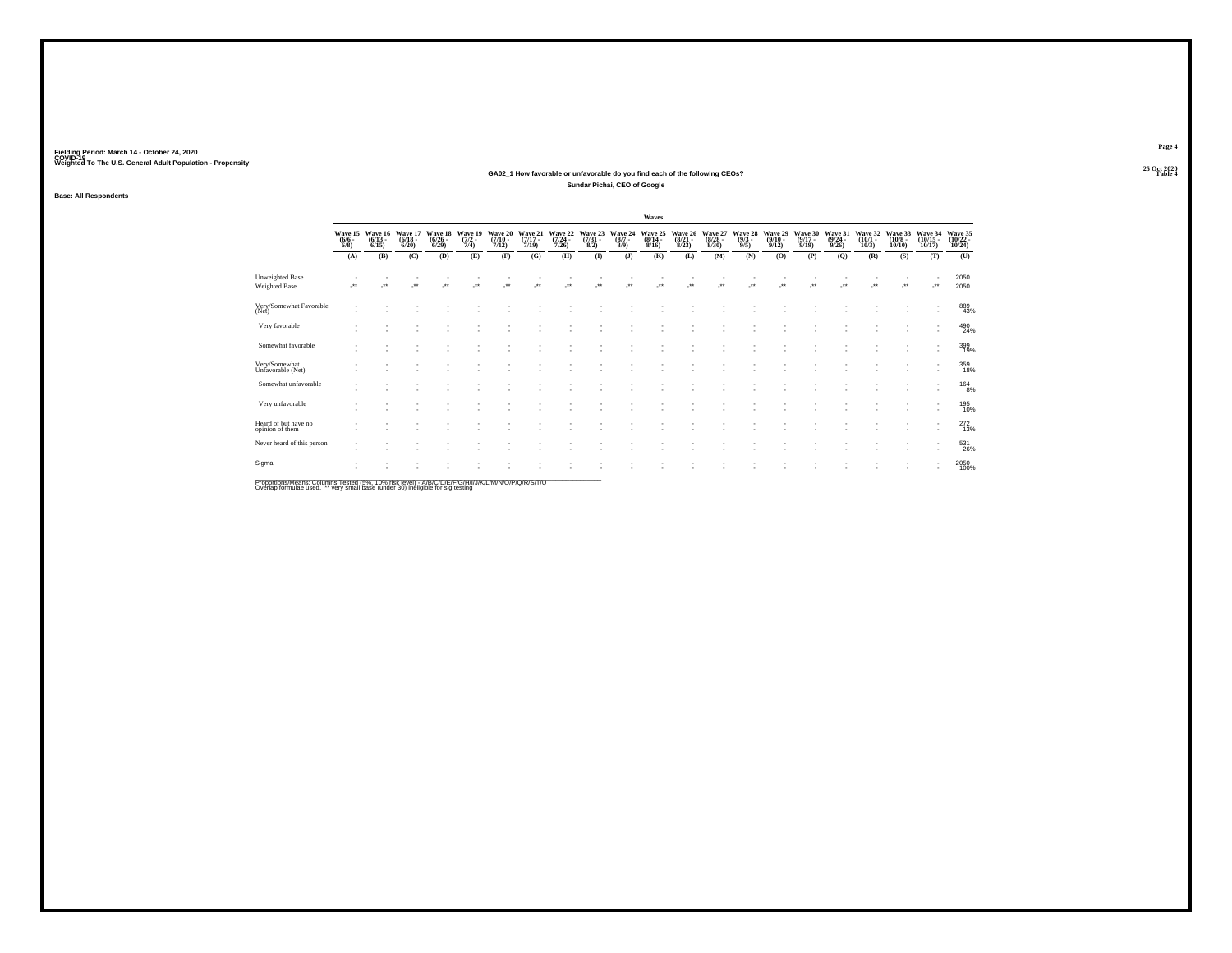Fielding Period: March 14 - October 24, 2020
COVID-19
Weighted To The U.S. General Adult Population - Propensity

25 Oct 2020
Table 4

### GA02_1 How favorable or unfavorable do you find each of the following CEOs?

#### Sundar Pichai, CEO of Google

Base: All Respondents

| | Wave 15 (6/6 - 6/8) | Wave 16 (6/13 - 6/15) | Wave 17 (6/18 - 6/20) | Wave 18 (6/26 - 6/29) | Wave 19 (7/2 - 7/4) | Wave 20 (7/10 - 7/12) | Wave 21 (7/17 - 7/19) | Wave 22 (7/24 - 7/26) | Wave 23 (7/31 - 8/2) | Wave 24 (8/7 - 8/9) | Wave 25 (8/14 - 8/16) | Wave 26 (8/21 - 8/23) | Wave 27 (8/28 - 8/30) | Wave 28 (9/3 - 9/5) | Wave 29 (9/10 - 9/12) | Wave 30 (9/17 - 9/19) | Wave 31 (9/24 - 9/26) | Wave 32 (10/1 - 10/3) | Wave 33 (10/8 - 10/10) | Wave 34 (10/15 - 10/17) | Wave 35 (10/22 - 10/24) |
|---|---|---|---|---|---|---|---|---|---|---|---|---|---|---|---|---|---|---|---|---|---|
| | (A) | (B) | (C) | (D) | (E) | (F) | (G) | (H) | (I) | (J) | (K) | (L) | (M) | (N) | (O) | (P) | (Q) | (R) | (S) | (T) | (U) |
| Unweighted Base | - | - | - | - | - | - | - | - | - | - | - | - | - | - | - | - | - | - | - | - | 2050 |
| Weighted Base | -** | -** | -** | -** | -** | -** | -** | -** | -** | -** | -** | -** | -** | -** | -** | -** | -** | -** | -** | -** | 2050 |
| Very/Somewhat Favorable (Net) | - | - | - | - | - | - | - | - | - | - | - | - | - | - | - | - | - | - | - | - | 889 43% |
| Very favorable | - | - | - | - | - | - | - | - | - | - | - | - | - | - | - | - | - | - | - | - | 490 24% |
| Somewhat favorable | - | - | - | - | - | - | - | - | - | - | - | - | - | - | - | - | - | - | - | - | 399 19% |
| Very/Somewhat Unfavorable (Net) | - | - | - | - | - | - | - | - | - | - | - | - | - | - | - | - | - | - | - | - | 359 18% |
| Somewhat unfavorable | - | - | - | - | - | - | - | - | - | - | - | - | - | - | - | - | - | - | - | - | 164 8% |
| Very unfavorable | - | - | - | - | - | - | - | - | - | - | - | - | - | - | - | - | - | - | - | - | 195 10% |
| Heard of but have no opinion of them | - | - | - | - | - | - | - | - | - | - | - | - | - | - | - | - | - | - | - | - | 272 13% |
| Never heard of this person | - | - | - | - | - | - | - | - | - | - | - | - | - | - | - | - | - | - | - | - | 531 26% |
| Sigma | - | - | - | - | - | - | - | - | - | - | - | - | - | - | - | - | - | - | - | - | 2050 100% |

Proportions/Means: Columns Tested (5%, 10% risk level) - A/B/C/D/E/F/G/H/I/J/K/L/M/N/O/P/Q/R/S/T/U
Overlap formulae used. ** very small base (under 30) ineligible for sig testing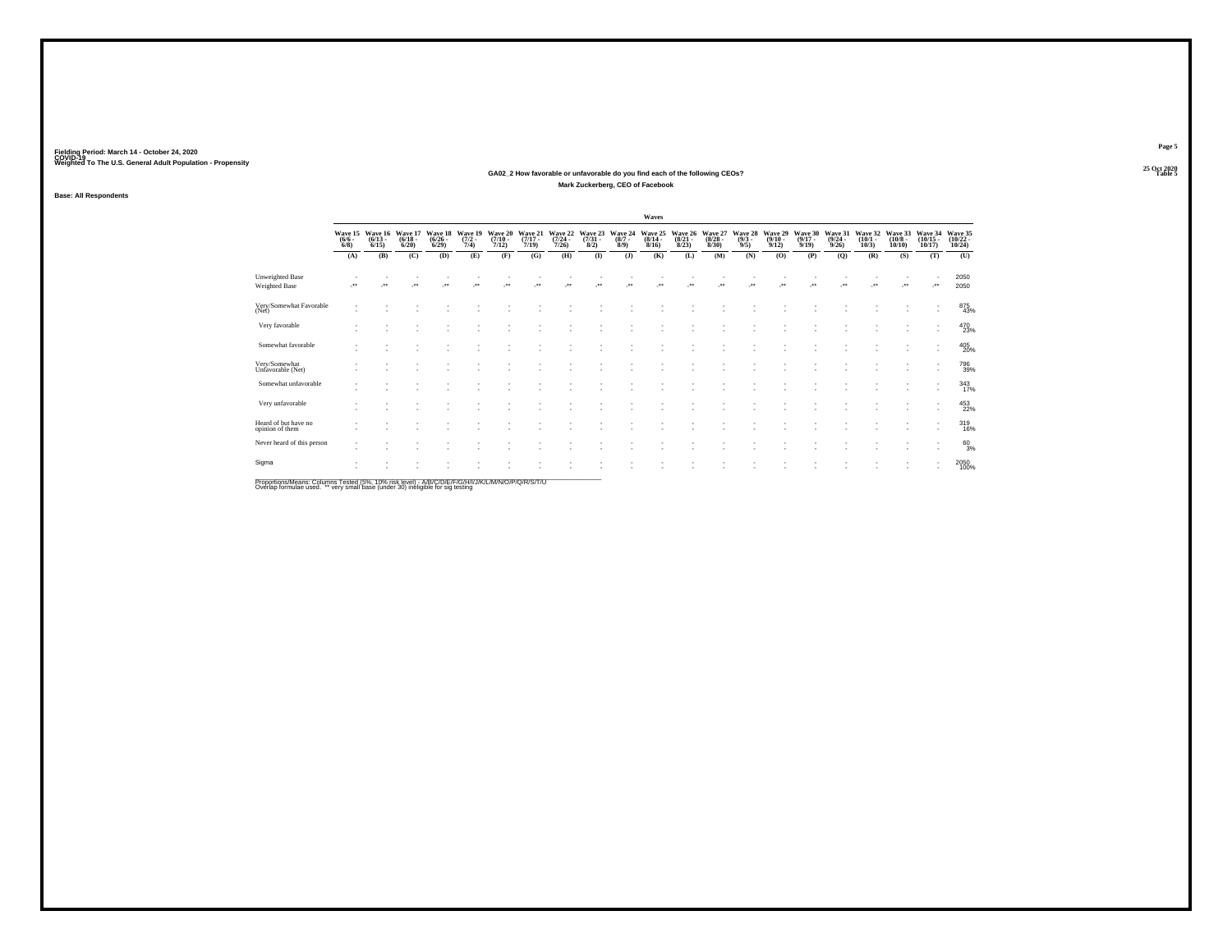Fielding Period: March 14 - October 24, 2020
COVID-19
Weighted To The U.S. General Adult Population - Propensity

25 Oct 2020
Table 5

## GA02_2 How favorable or unfavorable do you find each of the following CEOs?

### Mark Zuckerberg, CEO of Facebook

Base: All Respondents

| | Waves | | | | | | | | | | | | | | | | | | | | |
|---|---|---|---|---|---|---|---|---|---|---|---|---|---|---|---|---|---|---|---|---|---|
| | Wave 15 (6/6 - 6/8) | Wave 16 (6/13 - 6/15) | Wave 17 (6/18 - 6/20) | Wave 18 (6/26 - 6/29) | Wave 19 (7/2 - 7/4) | Wave 20 (7/10 - 7/12) | Wave 21 (7/17 - 7/19) | Wave 22 (7/24 - 7/26) | Wave 23 (7/31 - 8/2) | Wave 24 (8/7 - 8/9) | Wave 25 (8/14 - 8/16) | Wave 26 (8/21 - 8/23) | Wave 27 (8/28 - 8/30) | Wave 28 (9/3 - 9/5) | Wave 29 (9/10 - 9/12) | Wave 30 (9/17 - 9/19) | Wave 31 (9/24 - 9/26) | Wave 32 (10/1 - 10/3) | Wave 33 (10/8 - 10/10) | Wave 34 (10/15 - 10/17) | Wave 35 (10/22 - 10/24) |
| | (A) | (B) | (C) | (D) | (E) | (F) | (G) | (H) | (I) | (J) | (K) | (L) | (M) | (N) | (O) | (P) | (Q) | (R) | (S) | (T) | (U) |
| Unweighted Base | - | - | - | - | - | - | - | - | - | - | - | - | - | - | - | - | - | - | - | - | 2050 |
| Weighted Base | -** | -** | -** | -** | -** | -** | -** | -** | -** | -** | -** | -** | -** | -** | -** | -** | -** | -** | -** | -** | 2050 |
| Very/Somewhat Favorable (Net) | - | - | - | - | - | - | - | - | - | - | - | - | - | - | - | - | - | - | - | - | 875 43% |
| Very favorable | - | - | - | - | - | - | - | - | - | - | - | - | - | - | - | - | - | - | - | - | 470 23% |
| Somewhat favorable | - | - | - | - | - | - | - | - | - | - | - | - | - | - | - | - | - | - | - | - | 405 20% |
| Very/Somewhat Unfavorable (Net) | - | - | - | - | - | - | - | - | - | - | - | - | - | - | - | - | - | - | - | - | 796 39% |
| Somewhat unfavorable | - | - | - | - | - | - | - | - | - | - | - | - | - | - | - | - | - | - | - | - | 343 17% |
| Very unfavorable | - | - | - | - | - | - | - | - | - | - | - | - | - | - | - | - | - | - | - | - | 453 22% |
| Heard of but have no opinion of them | - | - | - | - | - | - | - | - | - | - | - | - | - | - | - | - | - | - | - | - | 319 16% |
| Never heard of this person | - | - | - | - | - | - | - | - | - | - | - | - | - | - | - | - | - | - | - | - | 60 3% |
| Sigma | - | - | - | - | - | - | - | - | - | - | - | - | - | - | - | - | - | - | - | - | 2050 100% |

Proportions/Means: Columns Tested (5%, 10% risk level) - A/B/C/D/E/F/G/H/I/J/K/L/M/N/O/P/Q/R/S/T/U
Overlap formulae used. ** very small base (under 30) ineligible for sig testing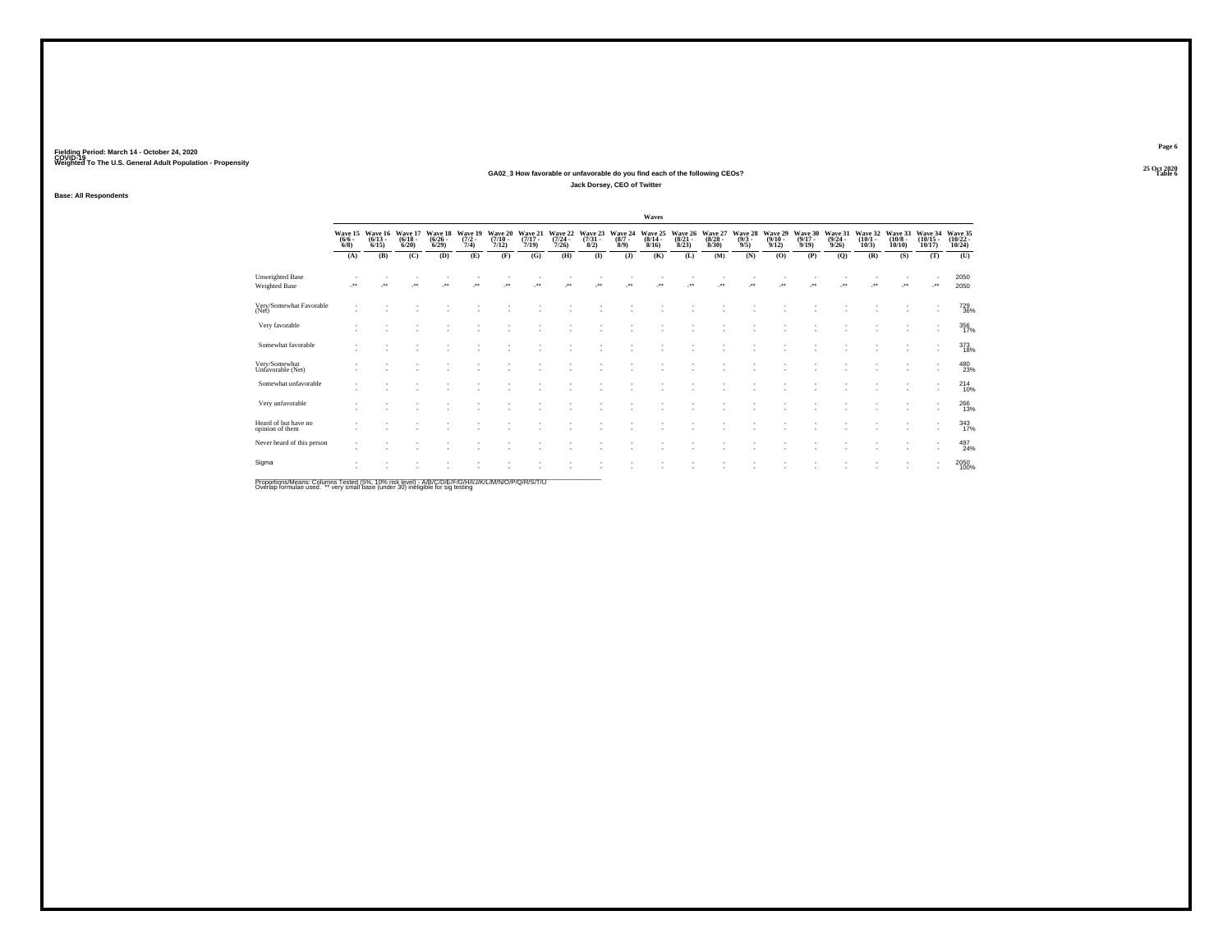Fielding Period: March 14 - October 24, 2020
COVID-19
Weighted To The U.S. General Adult Population - Propensity

25 Oct 2020
Table 6

## GA02_3 How favorable or unfavorable do you find each of the following CEOs?

### Jack Dorsey, CEO of Twitter

Base: All Respondents

| | Waves | | | | | | | | | | | | | | | | | | | | |
|---|---|---|---|---|---|---|---|---|---|---|---|---|---|---|---|---|---|---|---|---|---|
| | Wave 15 (6/6 - 6/8) | Wave 16 (6/13 - 6/15) | Wave 17 (6/18 - 6/20) | Wave 18 (6/26 - 6/29) | Wave 19 (7/2 - 7/4) | Wave 20 (7/10 - 7/12) | Wave 21 (7/17 - 7/19) | Wave 22 (7/24 - 7/26) | Wave 23 (7/31 - 8/2) | Wave 24 (8/7 - 8/9) | Wave 25 (8/14 - 8/16) | Wave 26 (8/21 - 8/23) | Wave 27 (8/28 - 8/30) | Wave 28 (9/3 - 9/5) | Wave 29 (9/10 - 9/12) | Wave 30 (9/17 - 9/19) | Wave 31 (9/24 - 9/26) | Wave 32 (10/1 - 10/3) | Wave 33 (10/8 - 10/10) | Wave 34 (10/15 - 10/17) | Wave 35 (10/22 - 10/24) |
| | (A) | (B) | (C) | (D) | (E) | (F) | (G) | (H) | (I) | (J) | (K) | (L) | (M) | (N) | (O) | (P) | (Q) | (R) | (S) | (T) | (U) |
| Unweighted Base | - | - | - | - | - | - | - | - | - | - | - | - | - | - | - | - | - | - | - | - | 2050 |
| Weighted Base | -** | -** | -** | -** | -** | -** | -** | -** | -** | -** | -** | -** | -** | -** | -** | -** | -** | -** | -** | -** | 2050 |
| Very/Somewhat Favorable (Net) | - | - | - | - | - | - | - | - | - | - | - | - | - | - | - | - | - | - | - | - | 729<br>36% |
| Very favorable | - | - | - | - | - | - | - | - | - | - | - | - | - | - | - | - | - | - | - | - | 356<br>17% |
| Somewhat favorable | - | - | - | - | - | - | - | - | - | - | - | - | - | - | - | - | - | - | - | - | 373<br>18% |
| Very/Somewhat Unfavorable (Net) | - | - | - | - | - | - | - | - | - | - | - | - | - | - | - | - | - | - | - | - | 480<br>23% |
| Somewhat unfavorable | - | - | - | - | - | - | - | - | - | - | - | - | - | - | - | - | - | - | - | - | 214<br>10% |
| Very unfavorable | - | - | - | - | - | - | - | - | - | - | - | - | - | - | - | - | - | - | - | - | 266<br>13% |
| Heard of but have no opinion of them | - | - | - | - | - | - | - | - | - | - | - | - | - | - | - | - | - | - | - | - | 343<br>17% |
| Never heard of this person | - | - | - | - | - | - | - | - | - | - | - | - | - | - | - | - | - | - | - | - | 497<br>24% |
| Sigma | - | - | - | - | - | - | - | - | - | - | - | - | - | - | - | - | - | - | - | - | 2050<br>100% |

Proportions/Means: Columns Tested (5%, 10% risk level) - A/B/C/D/E/F/G/H/I/J/K/L/M/N/O/P/Q/R/S/T/U
Overlap formulae used. ** very small base (under 30) ineligible for sig testing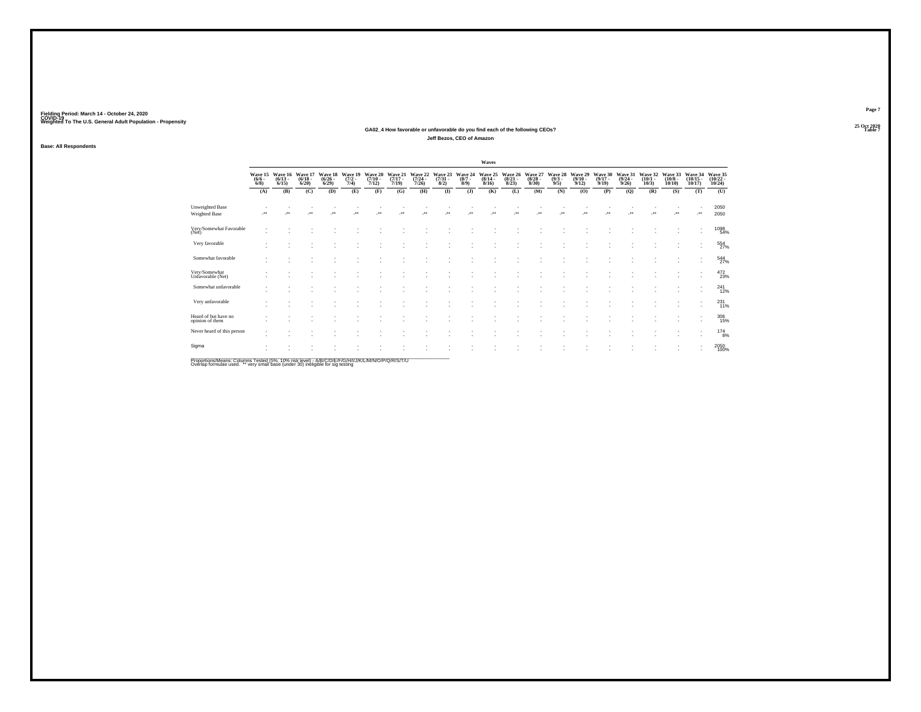Fielding Period: March 14 - October 24, 2020
COVID-19
Weighted To The U.S. General Adult Population - Propensity

25 Oct 2020
Table 7

## GA02_4 How favorable or unfavorable do you find each of the following CEOs?

### Jeff Bezos, CEO of Amazon

Base: All Respondents

| | Waves | | | | | | | | | | | | | | | | | | | | |
|---|---|---|---|---|---|---|---|---|---|---|---|---|---|---|---|---|---|---|---|---|---|
| | Wave 15 (6/6 - 6/8) | Wave 16 (6/13 - 6/15) | Wave 17 (6/18 - 6/20) | Wave 18 (6/26 - 6/29) | Wave 19 (7/2 - 7/4) | Wave 20 (7/10 - 7/12) | Wave 21 (7/17 - 7/19) | Wave 22 (7/24 - 7/26) | Wave 23 (7/31 - 8/2) | Wave 24 (8/7 - 8/9) | Wave 25 (8/14 - 8/16) | Wave 26 (8/21 - 8/23) | Wave 27 (8/28 - 8/30) | Wave 28 (9/3 - 9/5) | Wave 29 (9/10 - 9/12) | Wave 30 (9/17 - 9/19) | Wave 31 (9/24 - 9/26) | Wave 32 (10/1 - 10/3) | Wave 33 (10/8 - 10/10) | Wave 34 (10/15 - 10/17) | Wave 35 (10/22 - 10/24) |
| | (A) | (B) | (C) | (D) | (E) | (F) | (G) | (H) | (I) | (J) | (K) | (L) | (M) | (N) | (O) | (P) | (Q) | (R) | (S) | (T) | (U) |
| Unweighted Base | - | - | - | - | - | - | - | - | - | - | - | - | - | - | - | - | - | - | - | - | 2050 |
| Weighted Base | -** | -** | -** | -** | -** | -** | -** | -** | -** | -** | -** | -** | -** | -** | -** | -** | -** | -** | -** | -** | 2050 |
| Very/Somewhat Favorable (Net) | - | - | - | - | - | - | - | - | - | - | - | - | - | - | - | - | - | - | - | - | 1098 |
| | - | - | - | - | - | - | - | - | - | - | - | - | - | - | - | - | - | - | - | - | 54% |
| Very favorable | - | - | - | - | - | - | - | - | - | - | - | - | - | - | - | - | - | - | - | - | 554 |
| | - | - | - | - | - | - | - | - | - | - | - | - | - | - | - | - | - | - | - | - | 27% |
| Somewhat favorable | - | - | - | - | - | - | - | - | - | - | - | - | - | - | - | - | - | - | - | - | 544 |
| | - | - | - | - | - | - | - | - | - | - | - | - | - | - | - | - | - | - | - | - | 27% |
| Very/Somewhat Unfavorable (Net) | - | - | - | - | - | - | - | - | - | - | - | - | - | - | - | - | - | - | - | - | 472 |
| | - | - | - | - | - | - | - | - | - | - | - | - | - | - | - | - | - | - | - | - | 23% |
| Somewhat unfavorable | - | - | - | - | - | - | - | - | - | - | - | - | - | - | - | - | - | - | - | - | 241 |
| | - | - | - | - | - | - | - | - | - | - | - | - | - | - | - | - | - | - | - | - | 12% |
| Very unfavorable | - | - | - | - | - | - | - | - | - | - | - | - | - | - | - | - | - | - | - | - | 231 |
| | - | - | - | - | - | - | - | - | - | - | - | - | - | - | - | - | - | - | - | - | 11% |
| Heard of but have no opinion of them | - | - | - | - | - | - | - | - | - | - | - | - | - | - | - | - | - | - | - | - | 306 |
| | - | - | - | - | - | - | - | - | - | - | - | - | - | - | - | - | - | - | - | - | 15% |
| Never heard of this person | - | - | - | - | - | - | - | - | - | - | - | - | - | - | - | - | - | - | - | - | 174 |
| | - | - | - | - | - | - | - | - | - | - | - | - | - | - | - | - | - | - | - | - | 8% |
| Sigma | - | - | - | - | - | - | - | - | - | - | - | - | - | - | - | - | - | - | - | - | 2050 |
| | - | - | - | - | - | - | - | - | - | - | - | - | - | - | - | - | - | - | - | - | 100% |

Proportions/Means: Columns Tested (5%, 10% risk level) - A/B/C/D/E/F/G/H/I/J/K/L/M/N/O/P/Q/R/S/T/U
Overlap formulae used. ** very small base (under 30) ineligible for sig testing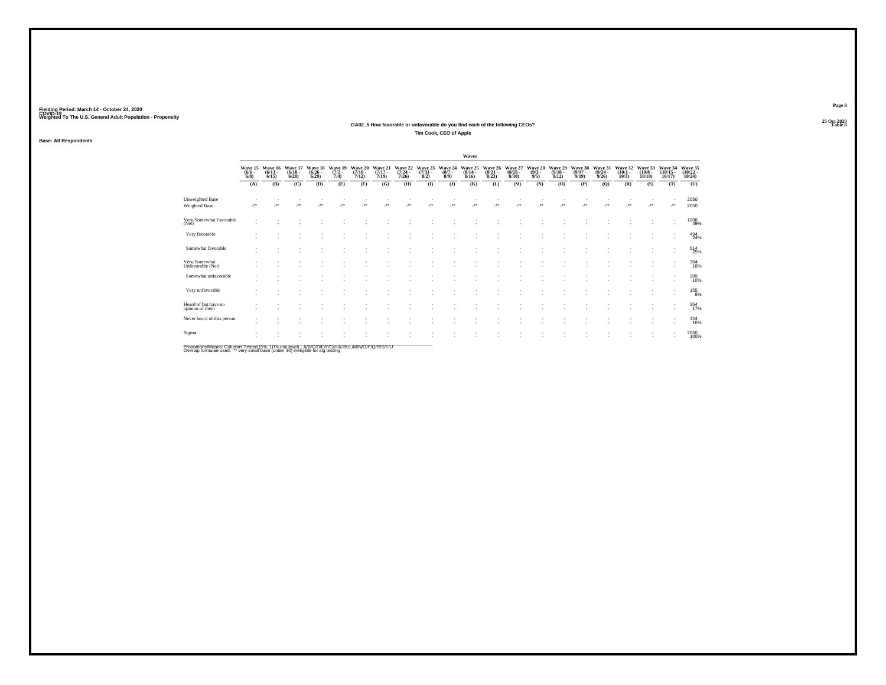Fielding Period: March 14 - October 24, 2020
COVID-19
Weighted To The U.S. General Adult Population - Propensity

25 Oct 2020
Table 8

## GA02_5 How favorable or unfavorable do you find each of the following CEOs?

### Tim Cook, CEO of Apple

Base: All Respondents

| | Waves | | | | | | | | | | | | | | | | | | | | |
|---|---|---|---|---|---|---|---|---|---|---|---|---|---|---|---|---|---|---|---|---|---|
| | Wave 15 (6/6 - 6/8) | Wave 16 (6/13 - 6/15) | Wave 17 (6/18 - 6/20) | Wave 18 (6/26 - 6/29) | Wave 19 (7/2 - 7/4) | Wave 20 (7/10 - 7/12) | Wave 21 (7/17 - 7/19) | Wave 22 (7/24 - 7/26) | Wave 23 (7/31 - 8/2) | Wave 24 (8/7 - 8/9) | Wave 25 (8/14 - 8/16) | Wave 26 (8/21 - 8/23) | Wave 27 (8/28 - 8/30) | Wave 28 (9/3 - 9/5) | Wave 29 (9/10 - 9/12) | Wave 30 (9/17 - 9/19) | Wave 31 (9/24 - 9/26) | Wave 32 (10/1 - 10/3) | Wave 33 (10/8 - 10/10) | Wave 34 (10/15 - 10/17) | Wave 35 (10/22 - 10/24) |
| | (A) | (B) | (C) | (D) | (E) | (F) | (G) | (H) | (I) | (J) | (K) | (L) | (M) | (N) | (O) | (P) | (Q) | (R) | (S) | (T) | (U) |
| Unweighted Base | - | - | - | - | - | - | - | - | - | - | - | - | - | - | - | - | - | - | - | - | 2050 |
| Weighted Base | -** | -** | -** | -** | -** | -** | -** | -** | -** | -** | -** | -** | -** | -** | -** | -** | -** | -** | -** | -** | 2050 |
| Very/Somewhat Favorable (Net) | - | - | - | - | - | - | - | - | - | - | - | - | - | - | - | - | - | - | - | - | 1008 |
| | - | - | - | - | - | - | - | - | - | - | - | - | - | - | - | - | - | - | - | - | 49% |
| Very favorable | - | - | - | - | - | - | - | - | - | - | - | - | - | - | - | - | - | - | - | - | 494 |
| | - | - | - | - | - | - | - | - | - | - | - | - | - | - | - | - | - | - | - | - | 24% |
| Somewhat favorable | - | - | - | - | - | - | - | - | - | - | - | - | - | - | - | - | - | - | - | - | 514 |
| | - | - | - | - | - | - | - | - | - | - | - | - | - | - | - | - | - | - | - | - | 25% |
| Very/Somewhat Unfavorable (Net) | - | - | - | - | - | - | - | - | - | - | - | - | - | - | - | - | - | - | - | - | 364 |
| | - | - | - | - | - | - | - | - | - | - | - | - | - | - | - | - | - | - | - | - | 18% |
| Somewhat unfavorable | - | - | - | - | - | - | - | - | - | - | - | - | - | - | - | - | - | - | - | - | 209 |
| | - | - | - | - | - | - | - | - | - | - | - | - | - | - | - | - | - | - | - | - | 10% |
| Very unfavorable | - | - | - | - | - | - | - | - | - | - | - | - | - | - | - | - | - | - | - | - | 155 |
| | - | - | - | - | - | - | - | - | - | - | - | - | - | - | - | - | - | - | - | - | 8% |
| Heard of but have no opinion of them | - | - | - | - | - | - | - | - | - | - | - | - | - | - | - | - | - | - | - | - | 354 |
| | - | - | - | - | - | - | - | - | - | - | - | - | - | - | - | - | - | - | - | - | 17% |
| Never heard of this person | - | - | - | - | - | - | - | - | - | - | - | - | - | - | - | - | - | - | - | - | 324 |
| | - | - | - | - | - | - | - | - | - | - | - | - | - | - | - | - | - | - | - | - | 16% |
| Sigma | - | - | - | - | - | - | - | - | - | - | - | - | - | - | - | - | - | - | - | - | 2050 |
| | - | - | - | - | - | - | - | - | - | - | - | - | - | - | - | - | - | - | - | - | 100% |

Proportions/Means: Columns Tested (5%, 10% risk level) - A/B/C/D/E/F/G/H/I/J/K/L/M/N/O/P/Q/R/S/T/U
Overlap formulae used. ** very small base (under 30) ineligible for sig testing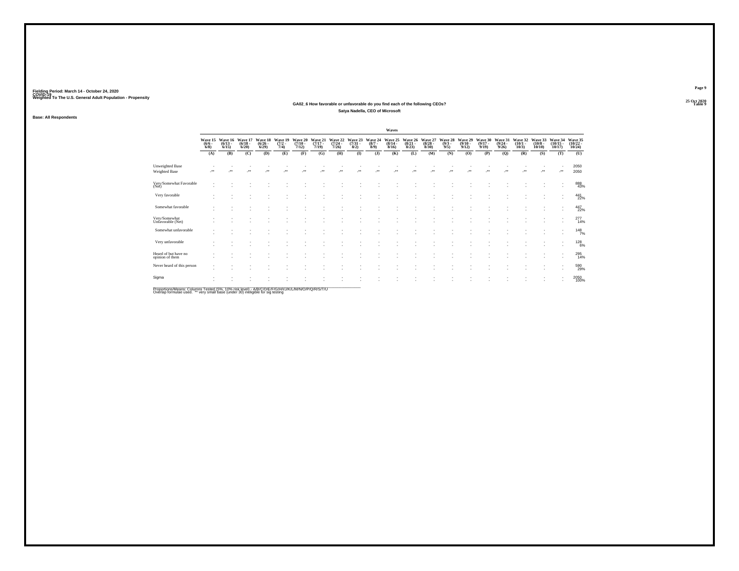Fielding Period: March 14 - October 24, 2020
COVID-19
Weighted To The U.S. General Adult Population - Propensity

25 Oct 2020
Table 9

## GA02_6 How favorable or unfavorable do you find each of the following CEOs?

### Satya Nadella, CEO of Microsoft

Base: All Respondents

| | Wave 15 (6/6 - 6/8) (A) | Wave 16 (6/13 - 6/15) (B) | Wave 17 (6/18 - 6/20) (C) | Wave 18 (6/26 - 6/29) (D) | Wave 19 (7/2 - 7/4) (E) | Wave 20 (7/10 - 7/12) (F) | Wave 21 (7/17 - 7/19) (G) | Wave 22 (7/24 - 7/26) (H) | Wave 23 (7/31 - 8/2) (I) | Wave 24 (8/7 - 8/9) (J) | Wave 25 (8/14 - 8/16) (K) | Wave 26 (8/21 - 8/23) (L) | Wave 27 (8/28 - 8/30) (M) | Wave 28 (9/3 - 9/5) (N) | Wave 29 (9/10 - 9/12) (O) | Wave 30 (9/17 - 9/19) (P) | Wave 31 (9/24 - 9/26) (Q) | Wave 32 (10/1 - 10/3) (R) | Wave 33 (10/8 - 10/10) (S) | Wave 34 (10/15 - 10/17) (T) | Wave 35 (10/22 - 10/24) (U) |
|---|---|---|---|---|---|---|---|---|---|---|---|---|---|---|---|---|---|---|---|---|---|
| Unweighted Base | - | - | - | - | - | - | - | - | - | - | - | - | - | - | - | - | - | - | - | - | 2050 |
| Weighted Base | -** | -** | -** | -** | -** | -** | -** | -** | -** | -** | -** | -** | -** | -** | -** | -** | -** | -** | -** | -** | 2050 |
| Very/Somewhat Favorable (Net) | - | - | - | - | - | - | - | - | - | - | - | - | - | - | - | - | - | - | - | - | 888 43% |
| Very favorable | - | - | - | - | - | - | - | - | - | - | - | - | - | - | - | - | - | - | - | - | 441 22% |
| Somewhat favorable | - | - | - | - | - | - | - | - | - | - | - | - | - | - | - | - | - | - | - | - | 447 22% |
| Very/Somewhat Unfavorable (Net) | - | - | - | - | - | - | - | - | - | - | - | - | - | - | - | - | - | - | - | - | 277 14% |
| Somewhat unfavorable | - | - | - | - | - | - | - | - | - | - | - | - | - | - | - | - | - | - | - | - | 148 7% |
| Very unfavorable | - | - | - | - | - | - | - | - | - | - | - | - | - | - | - | - | - | - | - | - | 128 6% |
| Heard of but have no opinion of them | - | - | - | - | - | - | - | - | - | - | - | - | - | - | - | - | - | - | - | - | 295 14% |
| Never heard of this person | - | - | - | - | - | - | - | - | - | - | - | - | - | - | - | - | - | - | - | - | 590 29% |
| Sigma | - | - | - | - | - | - | - | - | - | - | - | - | - | - | - | - | - | - | - | - | 2050 100% |

Proportions/Means: Columns Tested (5%, 10% risk level) - A/B/C/D/E/F/G/H/I/J/K/L/M/N/O/P/Q/R/S/T/U
Overlap formulae used. ** very small base (under 30) ineligible for sig testing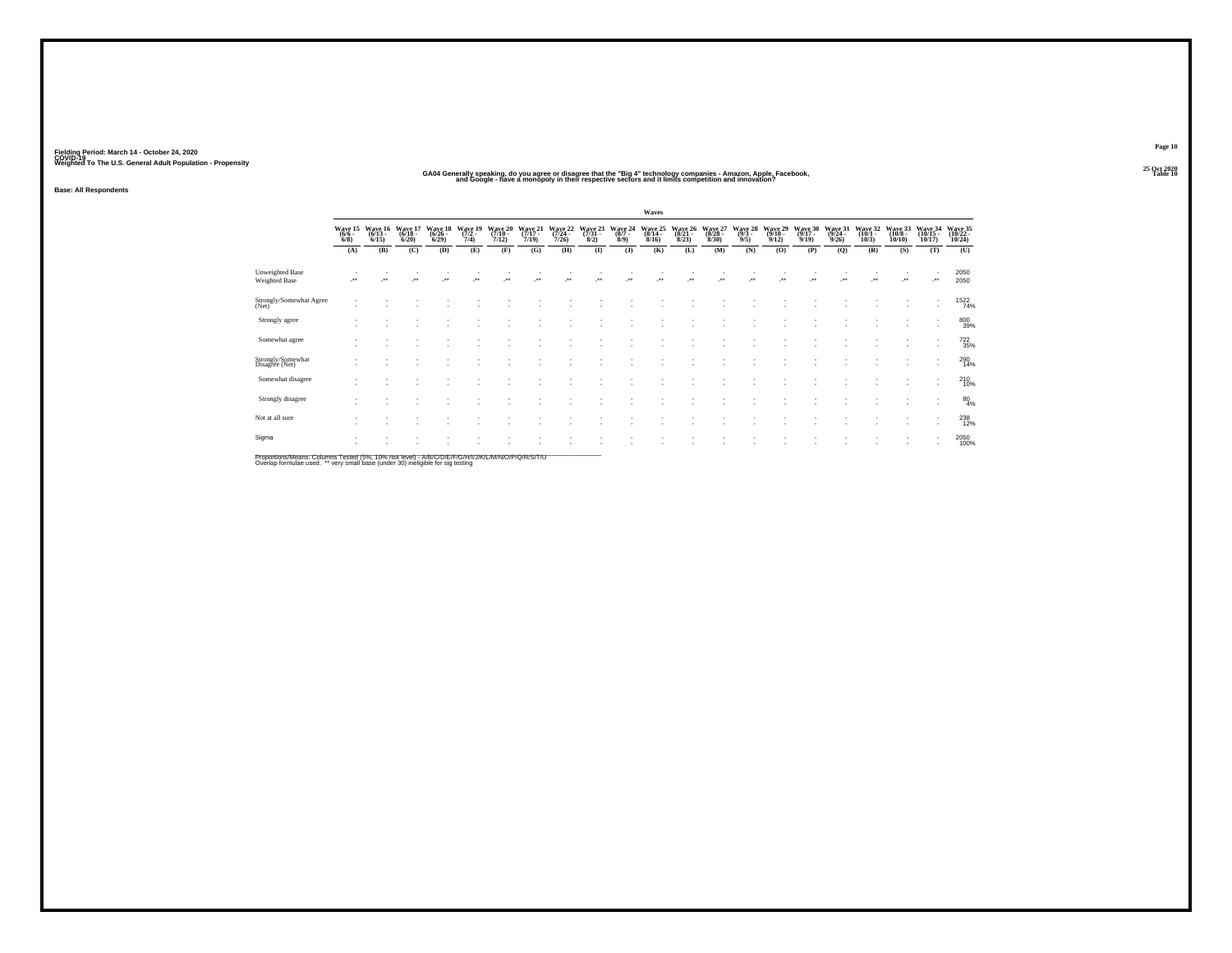Fielding Period: March 14 - October 24, 2020
COVID-19
Weighted To The U.S. General Adult Population - Propensity

25 Oct 2020
Table 10

GA04 Generally speaking, do you agree or disagree that the "Big 4" technology companies - Amazon, Apple, Facebook, and Google - have a monopoly in their respective sectors and it limits competition and innovation?

Base: All Respondents

| | Waves | | | | | | | | | | | | | | | | | | | | |
|---|---|---|---|---|---|---|---|---|---|---|---|---|---|---|---|---|---|---|---|---|---|
| | Wave 15 (6/6 - 6/8) | Wave 16 (6/13 - 6/15) | Wave 17 (6/18 - 6/20) | Wave 18 (6/26 - 6/29) | Wave 19 (7/2 - 7/4) | Wave 20 (7/10 - 7/12) | Wave 21 (7/17 - 7/19) | Wave 22 (7/24 - 7/26) | Wave 23 (7/31 - 8/2) | Wave 24 (8/7 - 8/9) | Wave 25 (8/14 - 8/16) | Wave 26 (8/21 - 8/23) | Wave 27 (8/28 - 8/30) | Wave 28 (9/3 - 9/5) | Wave 29 (9/10 - 9/12) | Wave 30 (9/17 - 9/19) | Wave 31 (9/24 - 9/26) | Wave 32 (10/1 - 10/3) | Wave 33 (10/8 - 10/10) | Wave 34 (10/15 - 10/17) | Wave 35 (10/22 - 10/24) |
| | (A) | (B) | (C) | (D) | (E) | (F) | (G) | (H) | (I) | (J) | (K) | (L) | (M) | (N) | (O) | (P) | (Q) | (R) | (S) | (T) | (U) |
| Unweighted Base | - | - | - | - | - | - | - | - | - | - | - | - | - | - | - | - | - | - | - | - | 2050 |
| Weighted Base | -** | -** | -** | -** | -** | -** | -** | -** | -** | -** | -** | -** | -** | -** | -** | -** | -** | -** | -** | -** | 2050 |
| Strongly/Somewhat Agree (Net) | - | - | - | - | - | - | - | - | - | - | - | - | - | - | - | - | - | - | - | - | 1522 74% |
| Strongly agree | - | - | - | - | - | - | - | - | - | - | - | - | - | - | - | - | - | - | - | - | 800 39% |
| Somewhat agree | - | - | - | - | - | - | - | - | - | - | - | - | - | - | - | - | - | - | - | - | 722 35% |
| Strongly/Somewhat Disagree (Net) | - | - | - | - | - | - | - | - | - | - | - | - | - | - | - | - | - | - | - | - | 290 14% |
| Somewhat disagree | - | - | - | - | - | - | - | - | - | - | - | - | - | - | - | - | - | - | - | - | 210 10% |
| Strongly disagree | - | - | - | - | - | - | - | - | - | - | - | - | - | - | - | - | - | - | - | - | 80 4% |
| Not at all sure | - | - | - | - | - | - | - | - | - | - | - | - | - | - | - | - | - | - | - | - | 238 12% |
| Sigma | - | - | - | - | - | - | - | - | - | - | - | - | - | - | - | - | - | - | - | - | 2050 100% |

Proportions/Means: Columns Tested (5%, 10% risk level) - A/B/C/D/E/F/G/H/I/J/K/L/M/N/O/P/Q/R/S/T/U
Overlap formulae used. ** very small base (under 30) ineligible for sig testing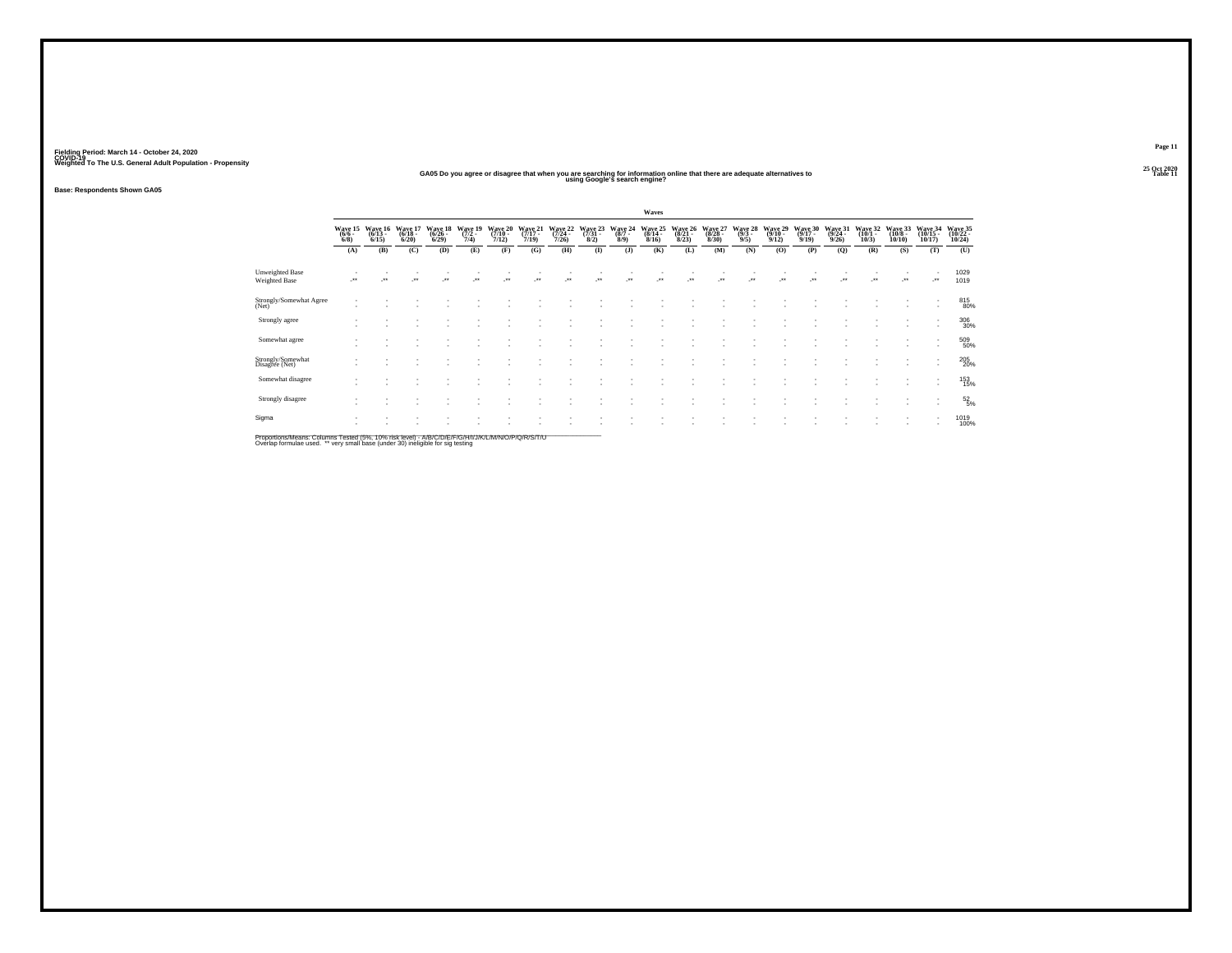Fielding Period: March 14 - October 24, 2020
COVID-19
Weighted To The U.S. General Adult Population - Propensity

25 Oct 2020
Table 11

## GA05 Do you agree or disagree that when you are searching for information online that there are adequate alternatives to using Google's search engine?

**Base: Respondents Shown GA05**

| | Waves | | | | | | | | | | | | | | | | | | | | |
|---|---|---|---|---|---|---|---|---|---|---|---|---|---|---|---|---|---|---|---|---|---|
| | Wave 15 (6/6 - 6/8) | Wave 16 (6/13 - 6/15) | Wave 17 (6/18 - 6/20) | Wave 18 (6/26 - 6/29) | Wave 19 (7/2 - 7/4) | Wave 20 (7/10 - 7/12) | Wave 21 (7/17 - 7/19) | Wave 22 (7/24 - 7/26) | Wave 23 (7/31 - 8/2) | Wave 24 (8/7 - 8/9) | Wave 25 (8/14 - 8/16) | Wave 26 (8/21 - 8/23) | Wave 27 (8/28 - 8/30) | Wave 28 (9/3 - 9/5) | Wave 29 (9/10 - 9/12) | Wave 30 (9/17 - 9/19) | Wave 31 (9/24 - 9/26) | Wave 32 (10/1 - 10/3) | Wave 33 (10/8 - 10/10) | Wave 34 (10/15 - 10/17) | Wave 35 (10/22 - 10/24) |
| | (A) | (B) | (C) | (D) | (E) | (F) | (G) | (H) | (I) | (J) | (K) | (L) | (M) | (N) | (O) | (P) | (Q) | (R) | (S) | (T) | (U) |
| Unweighted Base | - | - | - | - | - | - | - | - | - | - | - | - | - | - | - | - | - | - | - | - | 1029 |
| Weighted Base | -** | -** | -** | -** | -** | -** | -** | -** | -** | -** | -** | -** | -** | -** | -** | -** | -** | -** | -** | -** | 1019 |
| Strongly/Somewhat Agree (Net) | - | - | - | - | - | - | - | - | - | - | - | - | - | - | - | - | - | - | - | - | 815 |
| | - | - | - | - | - | - | - | - | - | - | - | - | - | - | - | - | - | - | - | - | 80% |
| Strongly agree | - | - | - | - | - | - | - | - | - | - | - | - | - | - | - | - | - | - | - | - | 306 |
| | - | - | - | - | - | - | - | - | - | - | - | - | - | - | - | - | - | - | - | - | 30% |
| Somewhat agree | - | - | - | - | - | - | - | - | - | - | - | - | - | - | - | - | - | - | - | - | 509 |
| | - | - | - | - | - | - | - | - | - | - | - | - | - | - | - | - | - | - | - | - | 50% |
| Strongly/Somewhat Disagree (Net) | - | - | - | - | - | - | - | - | - | - | - | - | - | - | - | - | - | - | - | - | 205 |
| | - | - | - | - | - | - | - | - | - | - | - | - | - | - | - | - | - | - | - | - | 20% |
| Somewhat disagree | - | - | - | - | - | - | - | - | - | - | - | - | - | - | - | - | - | - | - | - | 153 |
| | - | - | - | - | - | - | - | - | - | - | - | - | - | - | - | - | - | - | - | - | 15% |
| Strongly disagree | - | - | - | - | - | - | - | - | - | - | - | - | - | - | - | - | - | - | - | - | 52 |
| | - | - | - | - | - | - | - | - | - | - | - | - | - | - | - | - | - | - | - | - | 5% |
| Sigma | - | - | - | - | - | - | - | - | - | - | - | - | - | - | - | - | - | - | - | - | 1019 |
| | - | - | - | - | - | - | - | - | - | - | - | - | - | - | - | - | - | - | - | - | 100% |

Proportions/Means: Columns Tested (5%, 10% risk level) - A/B/C/D/E/F/G/H/I/J/K/L/M/N/O/P/Q/R/S/T/U
Overlap formulae used. ** very small base (under 30) ineligible for sig testing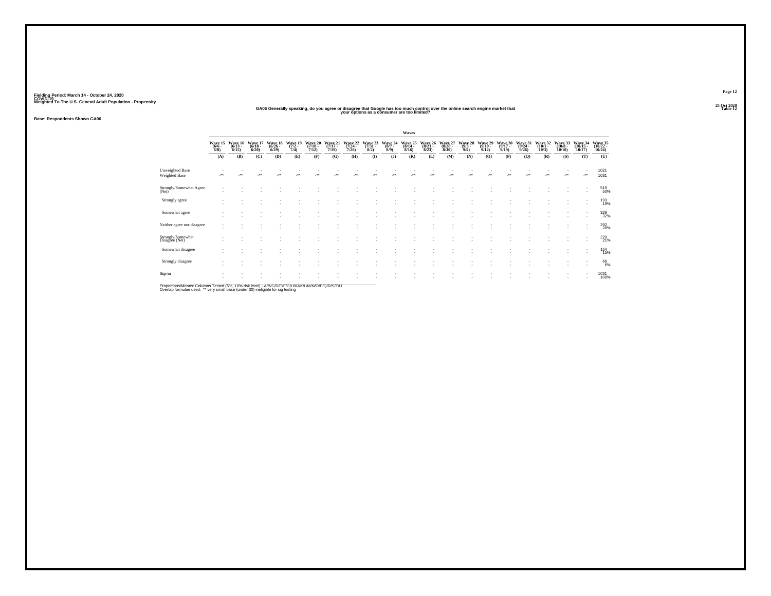Fielding Period: March 14 - October 24, 2020
COVID-19
Weighted To The U.S. General Adult Population - Propensity

25 Oct 2020
Table 12

**GA06 Generally speaking, do you agree or disagree that Google has too much control over the online search engine market that your options as a consumer are too limited?**

Base: Respondents Shown GA06

| | Waves | | | | | | | | | | | | | | | | | | | | |
|---|---|---|---|---|---|---|---|---|---|---|---|---|---|---|---|---|---|---|---|---|---|
| | Wave 15 (6/6 - 6/8) | Wave 16 (6/13 - 6/15) | Wave 17 (6/18 - 6/20) | Wave 18 (6/26 - 6/29) | Wave 19 (7/2 - 7/4) | Wave 20 (7/10 - 7/12) | Wave 21 (7/17 - 7/19) | Wave 22 (7/24 - 7/26) | Wave 23 (7/31 - 8/2) | Wave 24 (8/7 - 8/9) | Wave 25 (8/14 - 8/16) | Wave 26 (8/21 - 8/23) | Wave 27 (8/28 - 8/30) | Wave 28 (9/3 - 9/5) | Wave 29 (9/10 - 9/12) | Wave 30 (9/17 - 9/19) | Wave 31 (9/24 - 9/26) | Wave 32 (10/1 - 10/3) | Wave 33 (10/8 - 10/10) | Wave 34 (10/15 - 10/17) | Wave 35 (10/22 - 10/24) |
| | (A) | (B) | (C) | (D) | (E) | (F) | (G) | (H) | (I) | (J) | (K) | (L) | (M) | (N) | (O) | (P) | (Q) | (R) | (S) | (T) | (U) |
| Unweighted Base | - | - | - | - | - | - | - | - | - | - | - | - | - | - | - | - | - | - | - | - | 1021 |
| Weighted Base | -** | -** | -** | -** | -** | -** | -** | -** | -** | -** | -** | -** | -** | -** | -** | -** | -** | -** | -** | -** | 1031 |
| Strongly/Somewhat Agree (Net) | - | - | - | - | - | - | - | - | - | - | - | - | - | - | - | - | - | - | - | - | 519 50% |
| Strongly agree | - | - | - | - | - | - | - | - | - | - | - | - | - | - | - | - | - | - | - | - | 193 19% |
| Somewhat agree | - | - | - | - | - | - | - | - | - | - | - | - | - | - | - | - | - | - | - | - | 326 32% |
| Neither agree nor disagree | - | - | - | - | - | - | - | - | - | - | - | - | - | - | - | - | - | - | - | - | 292 28% |
| Strongly/Somewhat Disagree (Net) | - | - | - | - | - | - | - | - | - | - | - | - | - | - | - | - | - | - | - | - | 220 21% |
| Somewhat disagree | - | - | - | - | - | - | - | - | - | - | - | - | - | - | - | - | - | - | - | - | 154 15% |
| Strongly disagree | - | - | - | - | - | - | - | - | - | - | - | - | - | - | - | - | - | - | - | - | 66 6% |
| Sigma | - | - | - | - | - | - | - | - | - | - | - | - | - | - | - | - | - | - | - | - | 1031 100% |

Proportions/Means: Columns Tested (5%, 10% risk level) - A/B/C/D/E/F/G/H/I/J/K/L/M/N/O/P/Q/R/S/T/U
Overlap formulae used. ** very small base (under 30) ineligible for sig testing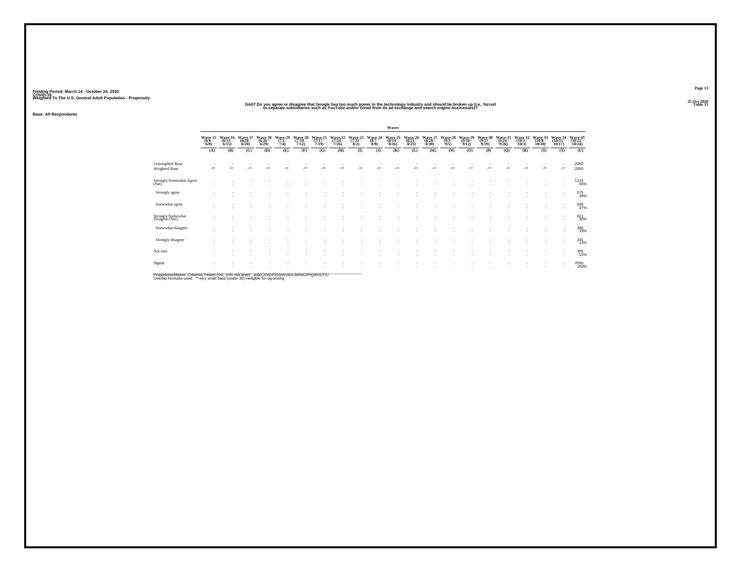Fielding Period: March 14 - October 24, 2020
COVID-19
Weighted To The U.S. General Adult Population - Propensity

25 Oct 2020
Table 13

## GA07 Do you agree or disagree that Google has too much power in the technology industry and should be broken up (i.e., forced to separate subsidiaries such as YouTube and/or Gmail from its ad exchange and search engine businesses)?

Base: All Respondents

| | Waves | | | | | | | | | | | | | | | | | | | | |
|---|---|---|---|---|---|---|---|---|---|---|---|---|---|---|---|---|---|---|---|---|---|
| | Wave 15 (6/6 - 6/8) | Wave 16 (6/13 - 6/15) | Wave 17 (6/18 - 6/20) | Wave 18 (6/26 - 6/29) | Wave 19 (7/2 - 7/4) | Wave 20 (7/10 - 7/12) | Wave 21 (7/17 - 7/19) | Wave 22 (7/24 - 7/26) | Wave 23 (7/31 - 8/2) | Wave 24 (8/7 - 8/9) | Wave 25 (8/14 - 8/16) | Wave 26 (8/21 - 8/23) | Wave 27 (8/28 - 8/30) | Wave 28 (9/3 - 9/5) | Wave 29 (9/10 - 9/12) | Wave 30 (9/17 - 9/19) | Wave 31 (9/24 - 9/26) | Wave 32 (10/1 - 10/3) | Wave 33 (10/8 - 10/10) | Wave 34 (10/15 - 10/17) | Wave 35 (10/22 - 10/24) |
| | (A) | (B) | (C) | (D) | (E) | (F) | (G) | (H) | (I) | (J) | (K) | (L) | (M) | (N) | (O) | (P) | (Q) | (R) | (S) | (T) | (U) |
| Unweighted Base | - | - | - | - | - | - | - | - | - | - | - | - | - | - | - | - | - | - | - | - | 2050 |
| Weighted Base | -** | -** | -** | -** | -** | -** | -** | -** | -** | -** | -** | -** | -** | -** | -** | -** | -** | -** | -** | -** | 2050 |
| Strongly/Somewhat Agree (Net) | - | - | - | - | - | - | - | - | - | - | - | - | - | - | - | - | - | - | - | - | 1124 |
| | - | - | - | - | - | - | - | - | - | - | - | - | - | - | - | - | - | - | - | - | 55% |
| Strongly agree | - | - | - | - | - | - | - | - | - | - | - | - | - | - | - | - | - | - | - | - | 575 |
| | - | - | - | - | - | - | - | - | - | - | - | - | - | - | - | - | - | - | - | - | 28% |
| Somewhat agree | - | - | - | - | - | - | - | - | - | - | - | - | - | - | - | - | - | - | - | - | 549 |
| | - | - | - | - | - | - | - | - | - | - | - | - | - | - | - | - | - | - | - | - | 27% |
| Strongly/Somewhat Disagree (Net) | - | - | - | - | - | - | - | - | - | - | - | - | - | - | - | - | - | - | - | - | 621 |
| | - | - | - | - | - | - | - | - | - | - | - | - | - | - | - | - | - | - | - | - | 30% |
| Somewhat disagree | - | - | - | - | - | - | - | - | - | - | - | - | - | - | - | - | - | - | - | - | 380 |
| | - | - | - | - | - | - | - | - | - | - | - | - | - | - | - | - | - | - | - | - | 19% |
| Strongly disagree | - | - | - | - | - | - | - | - | - | - | - | - | - | - | - | - | - | - | - | - | 241 |
| | - | - | - | - | - | - | - | - | - | - | - | - | - | - | - | - | - | - | - | - | 12% |
| Not sure | - | - | - | - | - | - | - | - | - | - | - | - | - | - | - | - | - | - | - | - | 305 |
| | - | - | - | - | - | - | - | - | - | - | - | - | - | - | - | - | - | - | - | - | 15% |
| Sigma | - | - | - | - | - | - | - | - | - | - | - | - | - | - | - | - | - | - | - | - | 2050 |
| | - | - | - | - | - | - | - | - | - | - | - | - | - | - | - | - | - | - | - | - | 100% |

Proportions/Means: Columns Tested (5%, 10% risk level) - A/B/C/D/E/F/G/H/I/J/K/L/M/N/O/P/Q/R/S/T/U
Overlap formulae used. ** very small base (under 30) ineligible for sig testing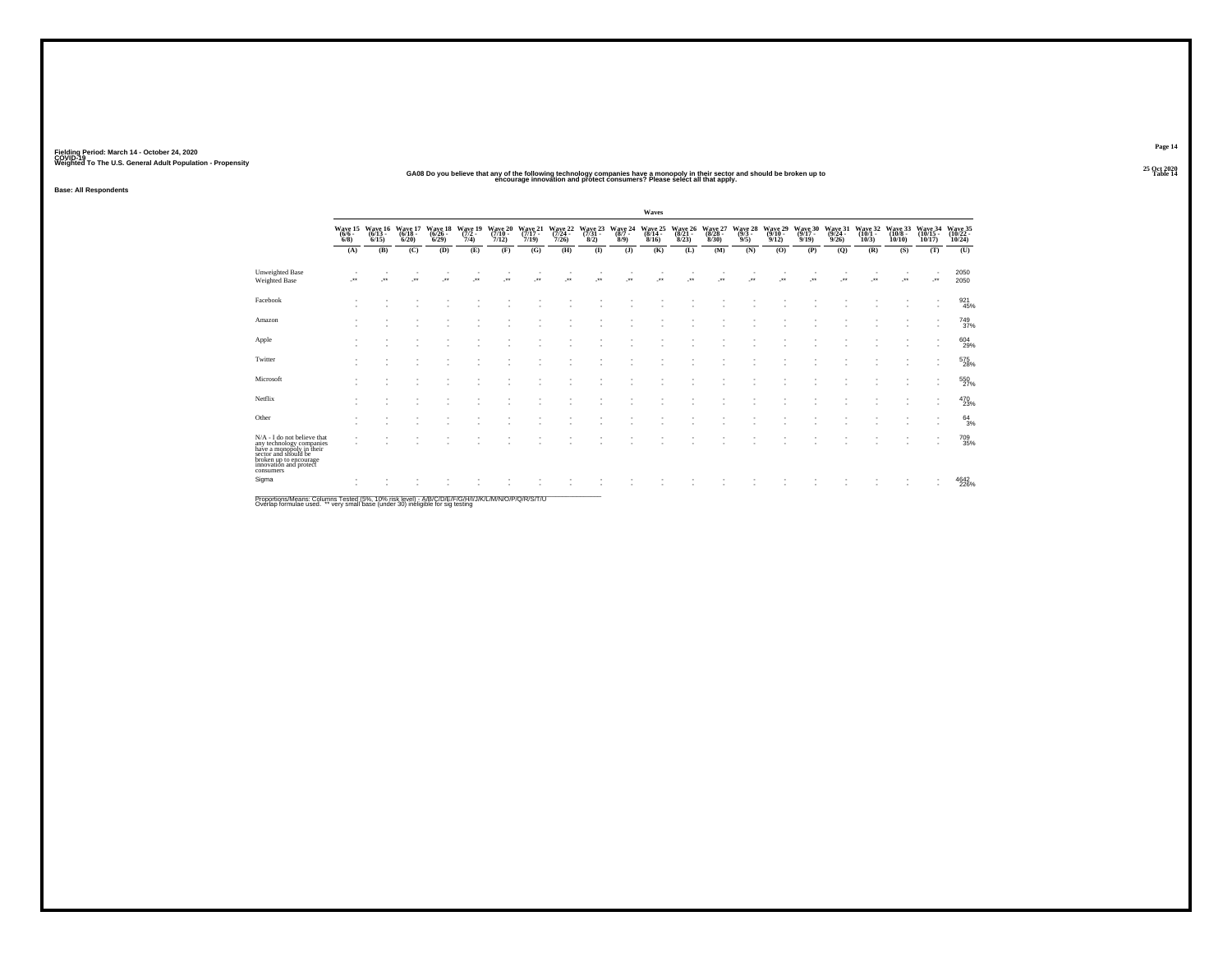Fielding Period: March 14 - October 24, 2020
COVID-19
Weighted To The U.S. General Adult Population - Propensity

25 Oct 2020
Table 14

GA08 Do you believe that any of the following technology companies have a monopoly in their sector and should be broken up to encourage innovation and protect consumers? Please select all that apply.

Base: All Respondents

| | Waves | | | | | | | | | | | | | | | | | | | | |
|---|---|---|---|---|---|---|---|---|---|---|---|---|---|---|---|---|---|---|---|---|---|
| | Wave 15 (6/6 - 6/8) | Wave 16 (6/13 - 6/15) | Wave 17 (6/18 - 6/20) | Wave 18 (6/26 - 6/29) | Wave 19 (7/2 - 7/4) | Wave 20 (7/10 - 7/12) | Wave 21 (7/17 - 7/19) | Wave 22 (7/24 - 7/26) | Wave 23 (7/31 - 8/2) | Wave 24 (8/7 - 8/9) | Wave 25 (8/14 - 8/16) | Wave 26 (8/21 - 8/23) | Wave 27 (8/28 - 8/30) | Wave 28 (9/3 - 9/5) | Wave 29 (9/10 - 9/12) | Wave 30 (9/17 - 9/19) | Wave 31 (9/24 - 9/26) | Wave 32 (10/1 - 10/3) | Wave 33 (10/8 - 10/10) | Wave 34 (10/15 - 10/17) | Wave 35 (10/22 - 10/24) |
| | (A) | (B) | (C) | (D) | (E) | (F) | (G) | (H) | (I) | (J) | (K) | (L) | (M) | (N) | (O) | (P) | (Q) | (R) | (S) | (T) | (U) |
| Unweighted Base | - | - | - | - | - | - | - | - | - | - | - | - | - | - | - | - | - | - | - | - | 2050 |
| Weighted Base | -** | -** | -** | -** | -** | -** | -** | -** | -** | -** | -** | -** | -** | -** | -** | -** | -** | -** | -** | -** | 2050 |
| Facebook | - | - | - | - | - | - | - | - | - | - | - | - | - | - | - | - | - | - | - | - | 921 |
| | - | - | - | - | - | - | - | - | - | - | - | - | - | - | - | - | - | - | - | - | 45% |
| Amazon | - | - | - | - | - | - | - | - | - | - | - | - | - | - | - | - | - | - | - | - | 749 |
| | - | - | - | - | - | - | - | - | - | - | - | - | - | - | - | - | - | - | - | - | 37% |
| Apple | - | - | - | - | - | - | - | - | - | - | - | - | - | - | - | - | - | - | - | - | 604 |
| | - | - | - | - | - | - | - | - | - | - | - | - | - | - | - | - | - | - | - | - | 29% |
| Twitter | - | - | - | - | - | - | - | - | - | - | - | - | - | - | - | - | - | - | - | - | 575 |
| | - | - | - | - | - | - | - | - | - | - | - | - | - | - | - | - | - | - | - | - | 28% |
| Microsoft | - | - | - | - | - | - | - | - | - | - | - | - | - | - | - | - | - | - | - | - | 550 |
| | - | - | - | - | - | - | - | - | - | - | - | - | - | - | - | - | - | - | - | - | 27% |
| Netflix | - | - | - | - | - | - | - | - | - | - | - | - | - | - | - | - | - | - | - | - | 470 |
| | - | - | - | - | - | - | - | - | - | - | - | - | - | - | - | - | - | - | - | - | 23% |
| Other | - | - | - | - | - | - | - | - | - | - | - | - | - | - | - | - | - | - | - | - | 64 |
| | - | - | - | - | - | - | - | - | - | - | - | - | - | - | - | - | - | - | - | - | 3% |
| N/A - I do not believe that any technology companies have a monopoly in their sector and should be broken up to encourage innovation and protect consumers | - | - | - | - | - | - | - | - | - | - | - | - | - | - | - | - | - | - | - | - | 709 |
| | - | - | - | - | - | - | - | - | - | - | - | - | - | - | - | - | - | - | - | - | 35% |
| Sigma | - | - | - | - | - | - | - | - | - | - | - | - | - | - | - | - | - | - | - | - | 4642 |
| | - | - | - | - | - | - | - | - | - | - | - | - | - | - | - | - | - | - | - | - | 226% |

Proportions/Means: Columns Tested (5%, 10% risk level) - A/B/C/D/E/F/G/H/I/J/K/L/M/N/O/P/Q/R/S/T/U
Overlap formulae used. ** very small base (under 30) ineligible for sig testing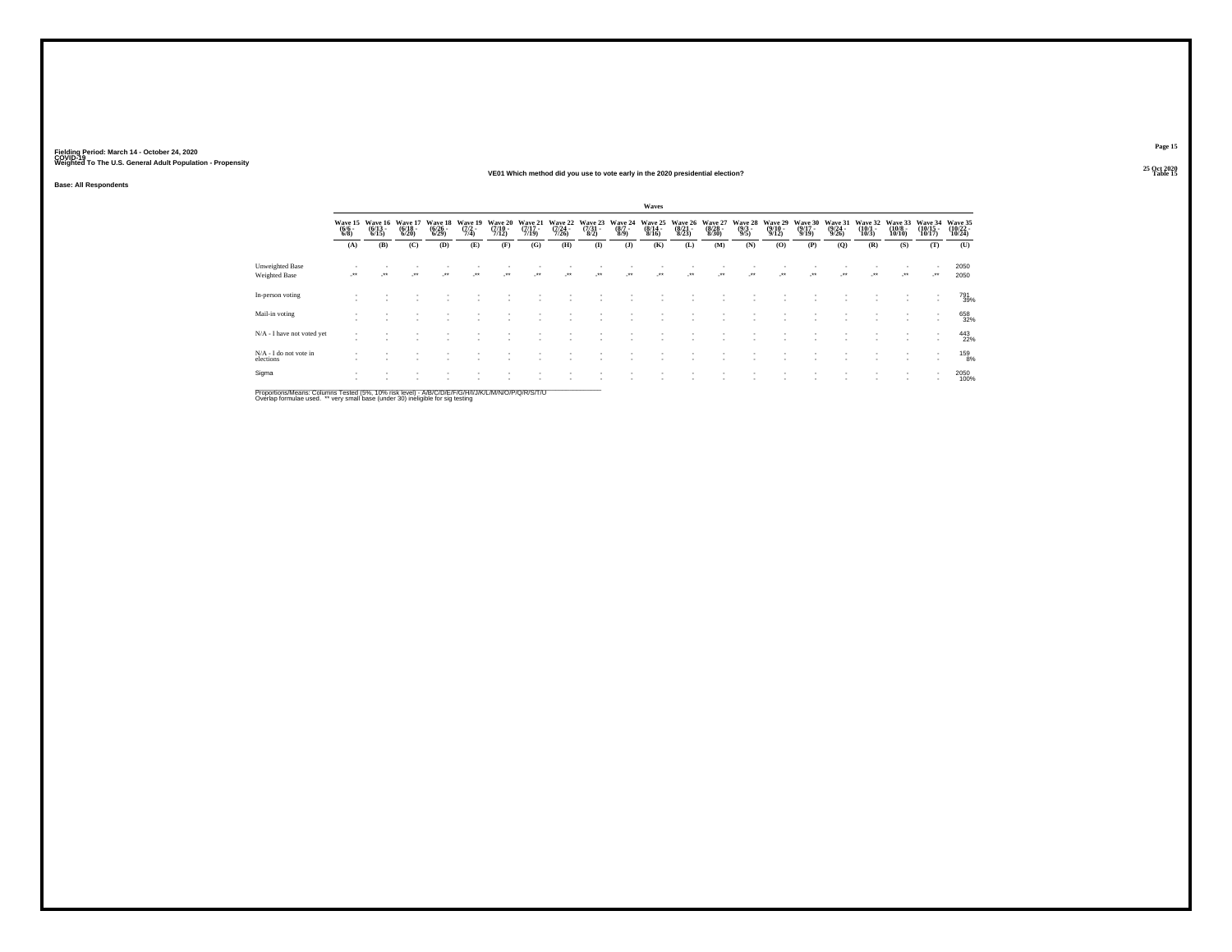Fielding Period: March 14 - October 24, 2020
COVID-19
Weighted To The U.S. General Adult Population - Propensity

25 Oct 2020
Table 15

## VE01 Which method did you use to vote early in the 2020 presidential election?

**Base: All Respondents**

| | Waves | | | | | | | | | | | | | | | | | | | | |
|---|---|---|---|---|---|---|---|---|---|---|---|---|---|---|---|---|---|---|---|---|---|
| | Wave 15 (6/6 - 6/8) | Wave 16 (6/13 - 6/15) | Wave 17 (6/18 - 6/20) | Wave 18 (6/26 - 6/29) | Wave 19 (7/2 - 7/4) | Wave 20 (7/10 - 7/12) | Wave 21 (7/17 - 7/19) | Wave 22 (7/24 - 7/26) | Wave 23 (7/31 - 8/2) | Wave 24 (8/7 - 8/9) | Wave 25 (8/14 - 8/16) | Wave 26 (8/21 - 8/23) | Wave 27 (8/28 - 8/30) | Wave 28 (9/3 - 9/5) | Wave 29 (9/10 - 9/12) | Wave 30 (9/17 - 9/19) | Wave 31 (9/24 - 9/26) | Wave 32 (10/1 - 10/3) | Wave 33 (10/8 - 10/10) | Wave 34 (10/15 - 10/17) | Wave 35 (10/22 - 10/24) |
| | (A) | (B) | (C) | (D) | (E) | (F) | (G) | (H) | (I) | (J) | (K) | (L) | (M) | (N) | (O) | (P) | (Q) | (R) | (S) | (T) | (U) |
| Unweighted Base | - | - | - | - | - | - | - | - | - | - | - | - | - | - | - | - | - | - | - | - | 2050 |
| Weighted Base | -** | -** | -** | -** | -** | -** | -** | -** | -** | -** | -** | -** | -** | -** | -** | -** | -** | -** | -** | -** | 2050 |
| In-person voting | - | - | - | - | - | - | - | - | - | - | - | - | - | - | - | - | - | - | - | - | 791 |
| | - | - | - | - | - | - | - | - | - | - | - | - | - | - | - | - | - | - | - | - | 39% |
| Mail-in voting | - | - | - | - | - | - | - | - | - | - | - | - | - | - | - | - | - | - | - | - | 658 |
| | - | - | - | - | - | - | - | - | - | - | - | - | - | - | - | - | - | - | - | - | 32% |
| N/A - I have not voted yet | - | - | - | - | - | - | - | - | - | - | - | - | - | - | - | - | - | - | - | - | 443 |
| | - | - | - | - | - | - | - | - | - | - | - | - | - | - | - | - | - | - | - | - | 22% |
| N/A - I do not vote in elections | - | - | - | - | - | - | - | - | - | - | - | - | - | - | - | - | - | - | - | - | 159 |
| | - | - | - | - | - | - | - | - | - | - | - | - | - | - | - | - | - | - | - | - | 8% |
| Sigma | - | - | - | - | - | - | - | - | - | - | - | - | - | - | - | - | - | - | - | - | 2050 |
| | - | - | - | - | - | - | - | - | - | - | - | - | - | - | - | - | - | - | - | - | 100% |

Proportions/Means: Columns Tested (5%, 10% risk level) - A/B/C/D/E/F/G/H/I/J/K/L/M/N/O/P/Q/R/S/T/U
Overlap formulae used. ** very small base (under 30) ineligible for sig testing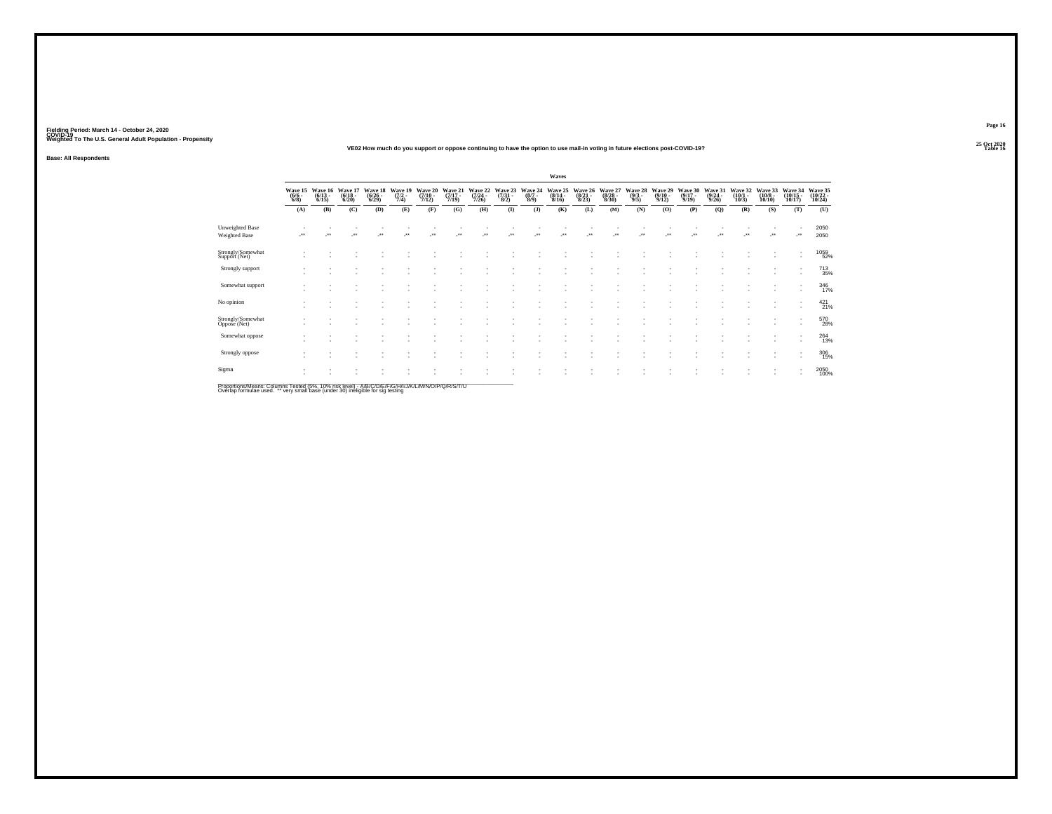Fielding Period: March 14 - October 24, 2020
COVID-19
Weighted To The U.S. General Adult Population - Propensity

25 Oct 2020
Table 16

VE02 How much do you support or oppose continuing to have the option to use mail-in voting in future elections post-COVID-19?

Base: All Respondents

| | Waves | | | | | | | | | | | | | | | | | | | | |
|---|---|---|---|---|---|---|---|---|---|---|---|---|---|---|---|---|---|---|---|---|---|
| | Wave 15 (6/6 - 6/8) | Wave 16 (6/13 - 6/15) | Wave 17 (6/18 - 6/20) | Wave 18 (6/26 - 6/29) | Wave 19 (7/2 - 7/4) | Wave 20 (7/10 - 7/12) | Wave 21 (7/17 - 7/19) | Wave 22 (7/24 - 7/26) | Wave 23 (7/31 - 8/2) | Wave 24 (8/7 - 8/9) | Wave 25 (8/14 - 8/16) | Wave 26 (8/21 - 8/23) | Wave 27 (8/28 - 8/30) | Wave 28 (9/3 - 9/5) | Wave 29 (9/10 - 9/12) | Wave 30 (9/17 - 9/19) | Wave 31 (9/24 - 9/26) | Wave 32 (10/1 - 10/3) | Wave 33 (10/8 - 10/10) | Wave 34 (10/15 - 10/17) | Wave 35 (10/22 - 10/24) |
| | (A) | (B) | (C) | (D) | (E) | (F) | (G) | (H) | (I) | (J) | (K) | (L) | (M) | (N) | (O) | (P) | (Q) | (R) | (S) | (T) | (U) |
| Unweighted Base | - | - | - | - | - | - | - | - | - | - | - | - | - | - | - | - | - | - | - | - | 2050 |
| Weighted Base | -** | -** | -** | -** | -** | -** | -** | -** | -** | -** | -** | -** | -** | -** | -** | -** | -** | -** | -** | -** | 2050 |
| Strongly/Somewhat Support (Net) | - | - | - | - | - | - | - | - | - | - | - | - | - | - | - | - | - | - | - | - | 1059 52% |
| Strongly support | - | - | - | - | - | - | - | - | - | - | - | - | - | - | - | - | - | - | - | - | 713 35% |
| Somewhat support | - | - | - | - | - | - | - | - | - | - | - | - | - | - | - | - | - | - | - | - | 346 17% |
| No opinion | - | - | - | - | - | - | - | - | - | - | - | - | - | - | - | - | - | - | - | - | 421 21% |
| Strongly/Somewhat Oppose (Net) | - | - | - | - | - | - | - | - | - | - | - | - | - | - | - | - | - | - | - | - | 570 28% |
| Somewhat oppose | - | - | - | - | - | - | - | - | - | - | - | - | - | - | - | - | - | - | - | - | 264 13% |
| Strongly oppose | - | - | - | - | - | - | - | - | - | - | - | - | - | - | - | - | - | - | - | - | 306 15% |
| Sigma | - | - | - | - | - | - | - | - | - | - | - | - | - | - | - | - | - | - | - | - | 2050 100% |

Proportions/Means: Columns Tested (5%, 10% risk level) - A/B/C/D/E/F/G/H/I/J/K/L/M/N/O/P/Q/R/S/T/U
Overlap formulae used. ** very small base (under 30) ineligible for sig testing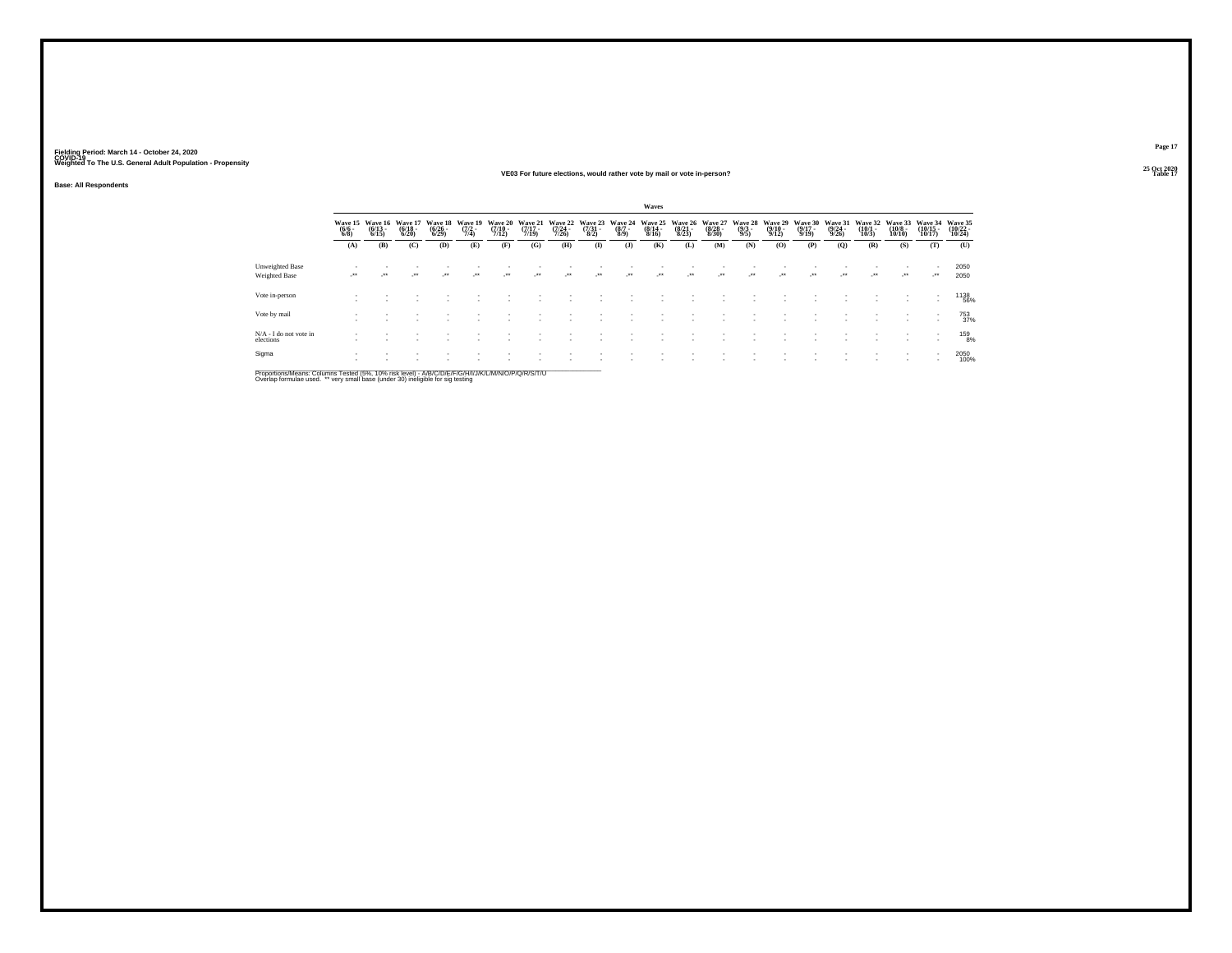Fielding Period: March 14 - October 24, 2020
COVID-19
Weighted To The U.S. General Adult Population - Propensity

25 Oct 2020
Table 17

### VE03 For future elections, would rather vote by mail or vote in-person?

Base: All Respondents

| | Waves | | | | | | | | | | | | | | | | | | | | |
|---|---|---|---|---|---|---|---|---|---|---|---|---|---|---|---|---|---|---|---|---|---|
| | Wave 15 (6/6 - 6/8) | Wave 16 (6/13 - 6/15) | Wave 17 (6/18 - 6/20) | Wave 18 (6/26 - 6/29) | Wave 19 (7/2 - 7/4) | Wave 20 (7/10 - 7/12) | Wave 21 (7/17 - 7/19) | Wave 22 (7/24 - 7/26) | Wave 23 (7/31 - 8/2) | Wave 24 (8/7 - 8/9) | Wave 25 (8/14 - 8/16) | Wave 26 (8/21 - 8/23) | Wave 27 (8/28 - 8/30) | Wave 28 (9/3 - 9/5) | Wave 29 (9/10 - 9/12) | Wave 30 (9/17 - 9/19) | Wave 31 (9/24 - 9/26) | Wave 32 (10/1 - 10/3) | Wave 33 (10/8 - 10/10) | Wave 34 (10/15 - 10/17) | Wave 35 (10/22 - 10/24) |
| | (A) | (B) | (C) | (D) | (E) | (F) | (G) | (H) | (I) | (J) | (K) | (L) | (M) | (N) | (O) | (P) | (Q) | (R) | (S) | (T) | (U) |
| Unweighted Base | - | - | - | - | - | - | - | - | - | - | - | - | - | - | - | - | - | - | - | - | 2050 |
| Weighted Base | -** | -** | -** | -** | -** | -** | -** | -** | -** | -** | -** | -** | -** | -** | -** | -** | -** | -** | -** | -** | 2050 |
| Vote in-person | - | - | - | - | - | - | - | - | - | - | - | - | - | - | - | - | - | - | - | - | 1138 |
| | - | - | - | - | - | - | - | - | - | - | - | - | - | - | - | - | - | - | - | - | 56% |
| Vote by mail | - | - | - | - | - | - | - | - | - | - | - | - | - | - | - | - | - | - | - | - | 753 |
| | - | - | - | - | - | - | - | - | - | - | - | - | - | - | - | - | - | - | - | - | 37% |
| N/A - I do not vote in elections | - | - | - | - | - | - | - | - | - | - | - | - | - | - | - | - | - | - | - | - | 159 |
| | - | - | - | - | - | - | - | - | - | - | - | - | - | - | - | - | - | - | - | - | 8% |
| Sigma | - | - | - | - | - | - | - | - | - | - | - | - | - | - | - | - | - | - | - | - | 2050 |
| | - | - | - | - | - | - | - | - | - | - | - | - | - | - | - | - | - | - | - | - | 100% |

Proportions/Means: Columns Tested (5%, 10% risk level) - A/B/C/D/E/F/G/H/I/J/K/L/M/N/O/P/Q/R/S/T/U
Overlap formulae used. ** very small base (under 30) ineligible for sig testing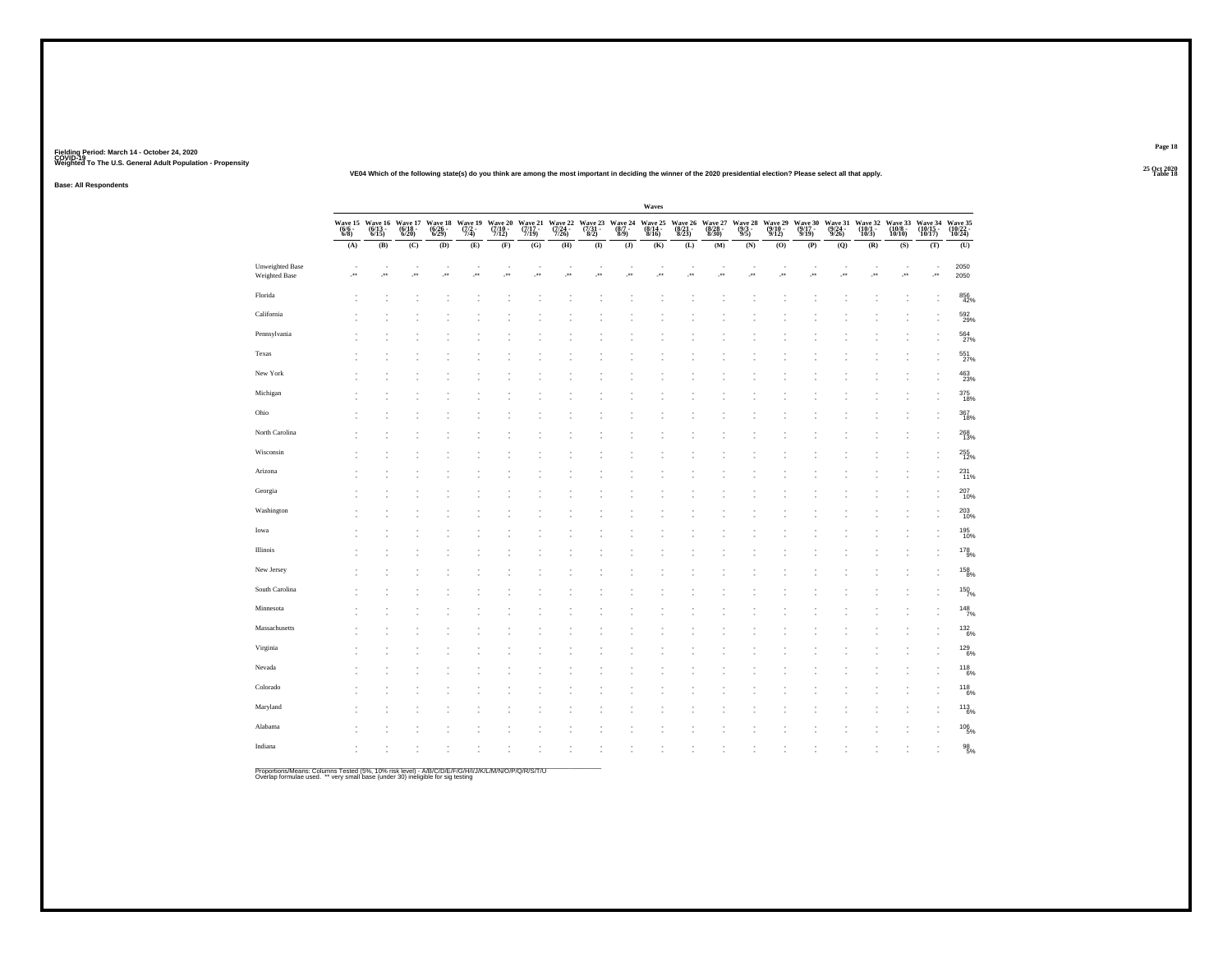Fielding Period: March 14 - October 24, 2020
COVID-19
Weighted To The U.S. General Adult Population - Propensity

Table 18

VE04 Which of the following state(s) do you think are among the most important in deciding the winner of the 2020 presidential election? Please select all that apply.

Base: All Respondents

| | Waves | | | | | | | | | | | | | | | | | | | | |
|---|---|---|---|---|---|---|---|---|---|---|---|---|---|---|---|---|---|---|---|---|---|
| | Wave 15 (6/6 - 6/8) | Wave 16 (6/13 - 6/15) | Wave 17 (6/18 - 6/20) | Wave 18 (6/26 - 6/29) | Wave 19 (7/2 - 7/4) | Wave 20 (7/10 - 7/12) | Wave 21 (7/17 - 7/19) | Wave 22 (7/24 - 7/26) | Wave 23 (7/31 - 8/2) | Wave 24 (8/7 - 8/9) | Wave 25 (8/14 - 8/16) | Wave 26 (8/21 - 8/23) | Wave 27 (8/28 - 8/30) | Wave 28 (9/3 - 9/5) | Wave 29 (9/10 - 9/12) | Wave 30 (9/17 - 9/19) | Wave 31 (9/24 - 9/26) | Wave 32 (10/1 - 10/3) | Wave 33 (10/8 - 10/10) | Wave 34 (10/15 - 10/17) | Wave 35 (10/22 - 10/24) |
| | (A) | (B) | (C) | (D) | (E) | (F) | (G) | (H) | (I) | (J) | (K) | (L) | (M) | (N) | (O) | (P) | (Q) | (R) | (S) | (T) | (U) |
| Unweighted Base | - | - | - | - | - | - | - | - | - | - | - | - | - | - | - | - | - | - | - | - | 2050 |
| Weighted Base | -** | -** | -** | -** | -** | -** | -** | -** | -** | -** | -** | -** | -** | -** | -** | -** | -** | -** | -** | -** | 2050 |
| Florida | - | - | - | - | - | - | - | - | - | - | - | - | - | - | - | - | - | - | - | - | 856 42% |
| California | - | - | - | - | - | - | - | - | - | - | - | - | - | - | - | - | - | - | - | - | 592 29% |
| Pennsylvania | - | - | - | - | - | - | - | - | - | - | - | - | - | - | - | - | - | - | - | - | 564 27% |
| Texas | - | - | - | - | - | - | - | - | - | - | - | - | - | - | - | - | - | - | - | - | 551 27% |
| New York | - | - | - | - | - | - | - | - | - | - | - | - | - | - | - | - | - | - | - | - | 463 23% |
| Michigan | - | - | - | - | - | - | - | - | - | - | - | - | - | - | - | - | - | - | - | - | 375 18% |
| Ohio | - | - | - | - | - | - | - | - | - | - | - | - | - | - | - | - | - | - | - | - | 367 18% |
| North Carolina | - | - | - | - | - | - | - | - | - | - | - | - | - | - | - | - | - | - | - | - | 268 13% |
| Wisconsin | - | - | - | - | - | - | - | - | - | - | - | - | - | - | - | - | - | - | - | - | 255 12% |
| Arizona | - | - | - | - | - | - | - | - | - | - | - | - | - | - | - | - | - | - | - | - | 231 11% |
| Georgia | - | - | - | - | - | - | - | - | - | - | - | - | - | - | - | - | - | - | - | - | 207 10% |
| Washington | - | - | - | - | - | - | - | - | - | - | - | - | - | - | - | - | - | - | - | - | 203 10% |
| Iowa | - | - | - | - | - | - | - | - | - | - | - | - | - | - | - | - | - | - | - | - | 195 10% |
| Illinois | - | - | - | - | - | - | - | - | - | - | - | - | - | - | - | - | - | - | - | - | 178 9% |
| New Jersey | - | - | - | - | - | - | - | - | - | - | - | - | - | - | - | - | - | - | - | - | 158 8% |
| South Carolina | - | - | - | - | - | - | - | - | - | - | - | - | - | - | - | - | - | - | - | - | 150 7% |
| Minnesota | - | - | - | - | - | - | - | - | - | - | - | - | - | - | - | - | - | - | - | - | 148 7% |
| Massachusetts | - | - | - | - | - | - | - | - | - | - | - | - | - | - | - | - | - | - | - | - | 132 6% |
| Virginia | - | - | - | - | - | - | - | - | - | - | - | - | - | - | - | - | - | - | - | - | 129 6% |
| Nevada | - | - | - | - | - | - | - | - | - | - | - | - | - | - | - | - | - | - | - | - | 118 6% |
| Colorado | - | - | - | - | - | - | - | - | - | - | - | - | - | - | - | - | - | - | - | - | 118 6% |
| Maryland | - | - | - | - | - | - | - | - | - | - | - | - | - | - | - | - | - | - | - | - | 113 6% |
| Alabama | - | - | - | - | - | - | - | - | - | - | - | - | - | - | - | - | - | - | - | - | 106 5% |
| Indiana | - | - | - | - | - | - | - | - | - | - | - | - | - | - | - | - | - | - | - | - | 98 5% |

Proportions/Means: Columns Tested (5%, 10% risk level) - A/B/C/D/E/F/G/H/I/J/K/L/M/N/O/P/Q/R/S/T/U
Overlap formulae used. ** very small base (under 30) ineligible for sig testing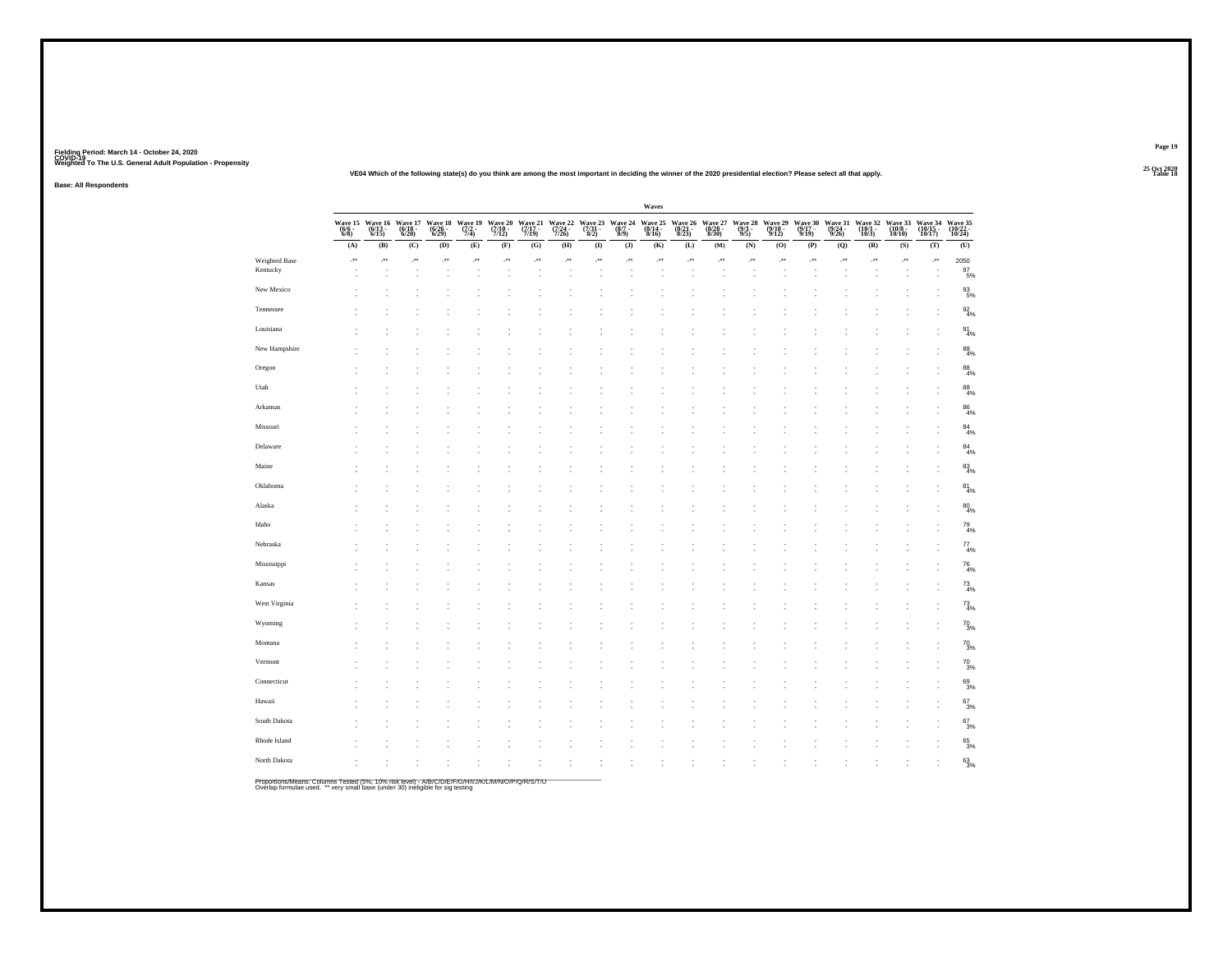Fielding Period: March 14 - October 24, 2020
COVID-19
Weighted To The U.S. General Adult Population - Propensity

25 Oct 2020
Table 18

VE04 Which of the following state(s) do you think are among the most important in deciding the winner of the 2020 presidential election? Please select all that apply.

Base: All Respondents

| | Waves | | | | | | | | | | | | | | | | | | | | |
|---|---|---|---|---|---|---|---|---|---|---|---|---|---|---|---|---|---|---|---|---|---|
| | Wave 15 (6/6 - 6/8) | Wave 16 (6/13 - 6/15) | Wave 17 (6/18 - 6/20) | Wave 18 (6/26 - 6/29) | Wave 19 (7/2 - 7/4) | Wave 20 (7/10 - 7/12) | Wave 21 (7/17 - 7/19) | Wave 22 (7/24 - 7/26) | Wave 23 (7/31 - 8/2) | Wave 24 (8/7 - 8/9) | Wave 25 (8/14 - 8/16) | Wave 26 (8/21 - 8/23) | Wave 27 (8/28 - 8/30) | Wave 28 (9/3 - 9/5) | Wave 29 (9/10 - 9/12) | Wave 30 (9/17 - 9/19) | Wave 31 (9/24 - 9/26) | Wave 32 (10/1 - 10/3) | Wave 33 (10/8 - 10/10) | Wave 34 (10/15 - 10/17) | Wave 35 (10/22 - 10/24) |
| | (A) | (B) | (C) | (D) | (E) | (F) | (G) | (H) | (I) | (J) | (K) | (L) | (M) | (N) | (O) | (P) | (Q) | (R) | (S) | (T) | (U) |
| Weighted Base | -** | -** | -** | -** | -** | -** | -** | -** | -** | -** | -** | -** | -** | -** | -** | -** | -** | -** | -** | -** | 2050 |
| Kentucky | - | - | - | - | - | - | - | - | - | - | - | - | - | - | - | - | - | - | - | - | 97 |
| | - | - | - | - | - | - | - | - | - | - | - | - | - | - | - | - | - | - | - | - | 5% |
| New Mexico | - | - | - | - | - | - | - | - | - | - | - | - | - | - | - | - | - | - | - | - | 93 |
| | - | - | - | - | - | - | - | - | - | - | - | - | - | - | - | - | - | - | - | - | 5% |
| Tennessee | - | - | - | - | - | - | - | - | - | - | - | - | - | - | - | - | - | - | - | - | 92 |
| | - | - | - | - | - | - | - | - | - | - | - | - | - | - | - | - | - | - | - | - | 4% |
| Louisiana | - | - | - | - | - | - | - | - | - | - | - | - | - | - | - | - | - | - | - | - | 91 |
| | - | - | - | - | - | - | - | - | - | - | - | - | - | - | - | - | - | - | - | - | 4% |
| New Hampshire | - | - | - | - | - | - | - | - | - | - | - | - | - | - | - | - | - | - | - | - | 88 |
| | - | - | - | - | - | - | - | - | - | - | - | - | - | - | - | - | - | - | - | - | 4% |
| Oregon | - | - | - | - | - | - | - | - | - | - | - | - | - | - | - | - | - | - | - | - | 88 |
| | - | - | - | - | - | - | - | - | - | - | - | - | - | - | - | - | - | - | - | - | 4% |
| Utah | - | - | - | - | - | - | - | - | - | - | - | - | - | - | - | - | - | - | - | - | 88 |
| | - | - | - | - | - | - | - | - | - | - | - | - | - | - | - | - | - | - | - | - | 4% |
| Arkansas | - | - | - | - | - | - | - | - | - | - | - | - | - | - | - | - | - | - | - | - | 86 |
| | - | - | - | - | - | - | - | - | - | - | - | - | - | - | - | - | - | - | - | - | 4% |
| Missouri | - | - | - | - | - | - | - | - | - | - | - | - | - | - | - | - | - | - | - | - | 84 |
| | - | - | - | - | - | - | - | - | - | - | - | - | - | - | - | - | - | - | - | - | 4% |
| Delaware | - | - | - | - | - | - | - | - | - | - | - | - | - | - | - | - | - | - | - | - | 84 |
| | - | - | - | - | - | - | - | - | - | - | - | - | - | - | - | - | - | - | - | - | 4% |
| Maine | - | - | - | - | - | - | - | - | - | - | - | - | - | - | - | - | - | - | - | - | 83 |
| | - | - | - | - | - | - | - | - | - | - | - | - | - | - | - | - | - | - | - | - | 4% |
| Oklahoma | - | - | - | - | - | - | - | - | - | - | - | - | - | - | - | - | - | - | - | - | 81 |
| | - | - | - | - | - | - | - | - | - | - | - | - | - | - | - | - | - | - | - | - | 4% |
| Alaska | - | - | - | - | - | - | - | - | - | - | - | - | - | - | - | - | - | - | - | - | 80 |
| | - | - | - | - | - | - | - | - | - | - | - | - | - | - | - | - | - | - | - | - | 4% |
| Idaho | - | - | - | - | - | - | - | - | - | - | - | - | - | - | - | - | - | - | - | - | 79 |
| | - | - | - | - | - | - | - | - | - | - | - | - | - | - | - | - | - | - | - | - | 4% |
| Nebraska | - | - | - | - | - | - | - | - | - | - | - | - | - | - | - | - | - | - | - | - | 77 |
| | - | - | - | - | - | - | - | - | - | - | - | - | - | - | - | - | - | - | - | - | 4% |
| Mississippi | - | - | - | - | - | - | - | - | - | - | - | - | - | - | - | - | - | - | - | - | 76 |
| | - | - | - | - | - | - | - | - | - | - | - | - | - | - | - | - | - | - | - | - | 4% |
| Kansas | - | - | - | - | - | - | - | - | - | - | - | - | - | - | - | - | - | - | - | - | 73 |
| | - | - | - | - | - | - | - | - | - | - | - | - | - | - | - | - | - | - | - | - | 4% |
| West Virginia | - | - | - | - | - | - | - | - | - | - | - | - | - | - | - | - | - | - | - | - | 73 |
| | - | - | - | - | - | - | - | - | - | - | - | - | - | - | - | - | - | - | - | - | 4% |
| Wyoming | - | - | - | - | - | - | - | - | - | - | - | - | - | - | - | - | - | - | - | - | 70 |
| | - | - | - | - | - | - | - | - | - | - | - | - | - | - | - | - | - | - | - | - | 3% |
| Montana | - | - | - | - | - | - | - | - | - | - | - | - | - | - | - | - | - | - | - | - | 70 |
| | - | - | - | - | - | - | - | - | - | - | - | - | - | - | - | - | - | - | - | - | 3% |
| Vermont | - | - | - | - | - | - | - | - | - | - | - | - | - | - | - | - | - | - | - | - | 70 |
| | - | - | - | - | - | - | - | - | - | - | - | - | - | - | - | - | - | - | - | - | 3% |
| Connecticut | - | - | - | - | - | - | - | - | - | - | - | - | - | - | - | - | - | - | - | - | 69 |
| | - | - | - | - | - | - | - | - | - | - | - | - | - | - | - | - | - | - | - | - | 3% |
| Hawaii | - | - | - | - | - | - | - | - | - | - | - | - | - | - | - | - | - | - | - | - | 67 |
| | - | - | - | - | - | - | - | - | - | - | - | - | - | - | - | - | - | - | - | - | 3% |
| South Dakota | - | - | - | - | - | - | - | - | - | - | - | - | - | - | - | - | - | - | - | - | 67 |
| | - | - | - | - | - | - | - | - | - | - | - | - | - | - | - | - | - | - | - | - | 3% |
| Rhode Island | - | - | - | - | - | - | - | - | - | - | - | - | - | - | - | - | - | - | - | - | 65 |
| | - | - | - | - | - | - | - | - | - | - | - | - | - | - | - | - | - | - | - | - | 3% |
| North Dakota | - | - | - | - | - | - | - | - | - | - | - | - | - | - | - | - | - | - | - | - | 63 |
| | - | - | - | - | - | - | - | - | - | - | - | - | - | - | - | - | - | - | - | - | 3% |

Proportions/Means: Columns Tested (5%, 10% risk level) - A/B/C/D/E/F/G/H/I/J/K/L/M/N/O/P/Q/R/S/T/U
Overlap formulae used. ** very small base (under 30) ineligible for sig testing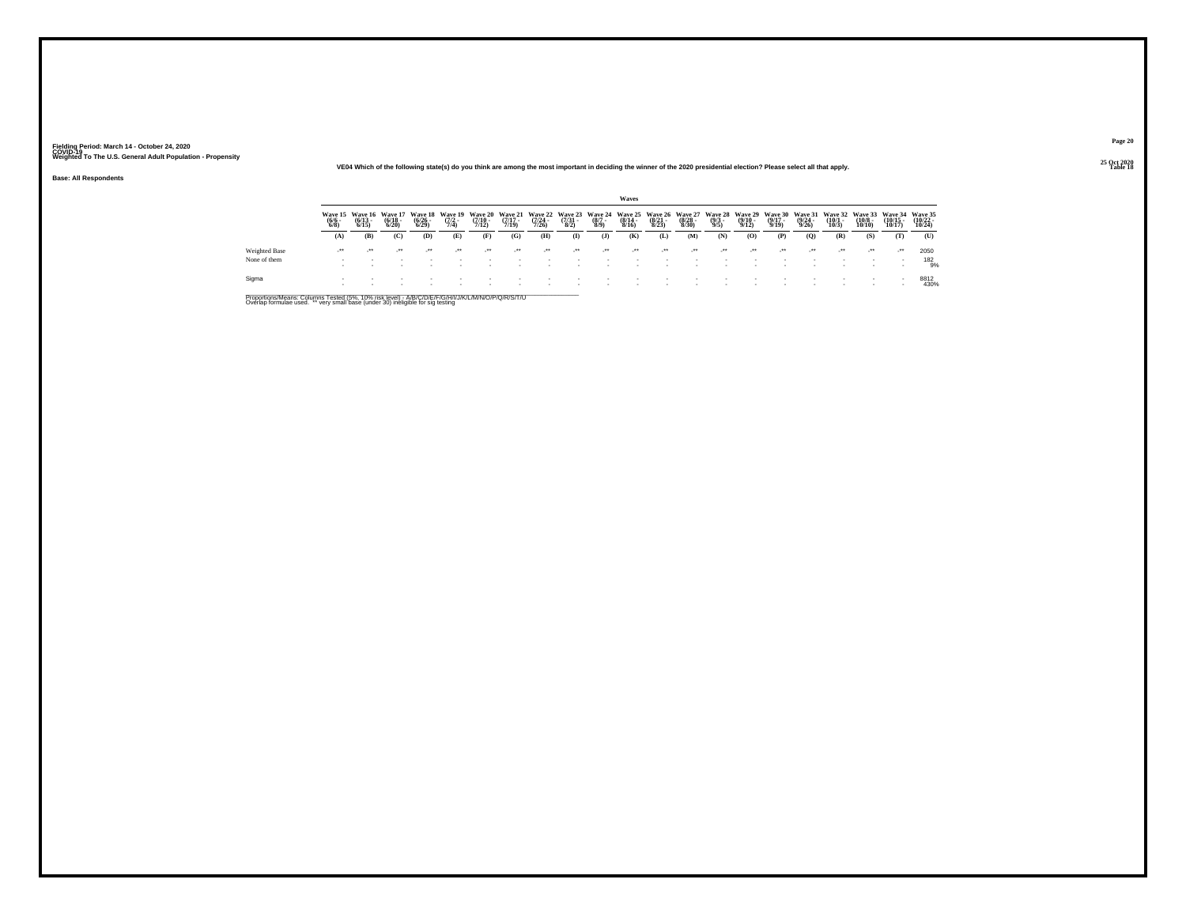Fielding Period: March 14 - October 24, 2020
COVID-19
Weighted To The U.S. General Adult Population - Propensity

25 Oct 2020
Table 18

VE04 Which of the following state(s) do you think are among the most important in deciding the winner of the 2020 presidential election? Please select all that apply.

Base: All Respondents

| | Waves | | | | | | | | | | | | | | | | | | | | |
|---|---|---|---|---|---|---|---|---|---|---|---|---|---|---|---|---|---|---|---|---|---|
| | Wave 15 (6/6 - 6/8) | Wave 16 (6/13 - 6/15) | Wave 17 (6/18 - 6/20) | Wave 18 (6/26 - 6/29) | Wave 19 (7/2 - 7/4) | Wave 20 (7/10 - 7/12) | Wave 21 (7/17 - 7/19) | Wave 22 (7/24 - 7/26) | Wave 23 (7/31 - 8/2) | Wave 24 (8/7 - 8/9) | Wave 25 (8/14 - 8/16) | Wave 26 (8/21 - 8/23) | Wave 27 (8/28 - 8/30) | Wave 28 (9/3 - 9/5) | Wave 29 (9/10 - 9/12) | Wave 30 (9/17 - 9/19) | Wave 31 (9/24 - 9/26) | Wave 32 (10/1 - 10/3) | Wave 33 (10/8 - 10/10) | Wave 34 (10/15 - 10/17) | Wave 35 (10/22 - 10/24) |
| | (A) | (B) | (C) | (D) | (E) | (F) | (G) | (H) | (I) | (J) | (K) | (L) | (M) | (N) | (O) | (P) | (Q) | (R) | (S) | (T) | (U) |
| Weighted Base | -** | -** | -** | -** | -** | -** | -** | -** | -** | -** | -** | -** | -** | -** | -** | -** | -** | -** | -** | -** | 2050 |
| None of them | - | - | - | - | - | - | - | - | - | - | - | - | - | - | - | - | - | - | - | - | 182 |
| | - | - | - | - | - | - | - | - | - | - | - | - | - | - | - | - | - | - | - | - | 9% |
| Sigma | - | - | - | - | - | - | - | - | - | - | - | - | - | - | - | - | - | - | - | - | 8812 |
| | - | - | - | - | - | - | - | - | - | - | - | - | - | - | - | - | - | - | - | - | 430% |

Proportions/Means: Columns Tested (5%, 10% risk level) - A/B/C/D/E/F/G/H/I/J/K/L/M/N/O/P/Q/R/S/T/U
Overlap formulae used. ** very small base (under 30) ineligible for sig testing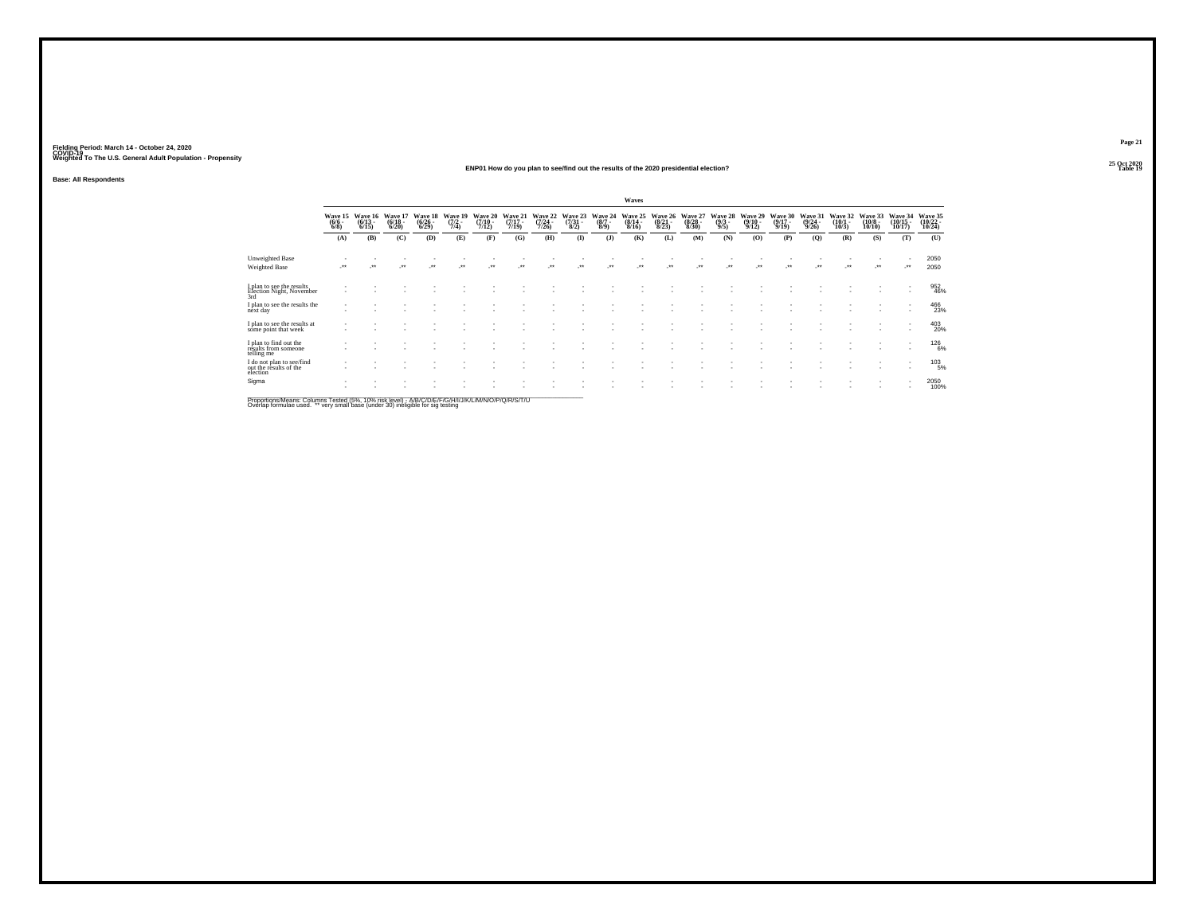Fielding Period: March 14 - October 24, 2020
COVID-19
Weighted To The U.S. General Adult Population - Propensity

25 Oct 2020
Table 19

## ENP01 How do you plan to see/find out the results of the 2020 presidential election?

Base: All Respondents

| | Waves | | | | | | | | | | | | | | | | | | | | |
|---|---|---|---|---|---|---|---|---|---|---|---|---|---|---|---|---|---|---|---|---|---|
| | Wave 15 (6/6 - 6/8) | Wave 16 (6/13 - 6/15) | Wave 17 (6/18 - 6/20) | Wave 18 (6/26 - 6/29) | Wave 19 (7/2 - 7/4) | Wave 20 (7/10 - 7/12) | Wave 21 (7/17 - 7/19) | Wave 22 (7/24 - 7/26) | Wave 23 (7/31 - 8/2) | Wave 24 (8/7 - 8/9) | Wave 25 (8/14 - 8/16) | Wave 26 (8/21 - 8/23) | Wave 27 (8/28 - 8/30) | Wave 28 (9/3 - 9/5) | Wave 29 (9/10 - 9/12) | Wave 30 (9/17 - 9/19) | Wave 31 (9/24 - 9/26) | Wave 32 (10/1 - 10/3) | Wave 33 (10/8 - 10/10) | Wave 34 (10/15 - 10/17) | Wave 35 (10/22 - 10/24) |
| | (A) | (B) | (C) | (D) | (E) | (F) | (G) | (H) | (I) | (J) | (K) | (L) | (M) | (N) | (O) | (P) | (Q) | (R) | (S) | (T) | (U) |
| Unweighted Base | - | - | - | - | - | - | - | - | - | - | - | - | - | - | - | - | - | - | - | - | 2050 |
| Weighted Base | -** | -** | -** | -** | -** | -** | -** | -** | -** | -** | -** | -** | -** | -** | -** | -** | -** | -** | -** | -** | 2050 |
| I plan to see the results Election Night, November 3rd | - | - | - | - | - | - | - | - | - | - | - | - | - | - | - | - | - | - | - | - | 952 |
| | - | - | - | - | - | - | - | - | - | - | - | - | - | - | - | - | - | - | - | - | 46% |
| I plan to see the results the next day | - | - | - | - | - | - | - | - | - | - | - | - | - | - | - | - | - | - | - | - | 466 |
| | - | - | - | - | - | - | - | - | - | - | - | - | - | - | - | - | - | - | - | - | 23% |
| I plan to see the results at some point that week | - | - | - | - | - | - | - | - | - | - | - | - | - | - | - | - | - | - | - | - | 403 |
| | - | - | - | - | - | - | - | - | - | - | - | - | - | - | - | - | - | - | - | - | 20% |
| I plan to find out the results from someone telling me | - | - | - | - | - | - | - | - | - | - | - | - | - | - | - | - | - | - | - | - | 126 |
| | - | - | - | - | - | - | - | - | - | - | - | - | - | - | - | - | - | - | - | - | 6% |
| I do not plan to see/find out the results of the election | - | - | - | - | - | - | - | - | - | - | - | - | - | - | - | - | - | - | - | - | 103 |
| | - | - | - | - | - | - | - | - | - | - | - | - | - | - | - | - | - | - | - | - | 5% |
| Sigma | - | - | - | - | - | - | - | - | - | - | - | - | - | - | - | - | - | - | - | - | 2050 |
| | - | - | - | - | - | - | - | - | - | - | - | - | - | - | - | - | - | - | - | - | 100% |

Proportions/Means: Columns Tested (5%, 10% risk level) - A/B/C/D/E/F/G/H/I/J/K/L/M/N/O/P/Q/R/S/T/U
Overlap formulae used. ** very small base (under 30) ineligible for sig testing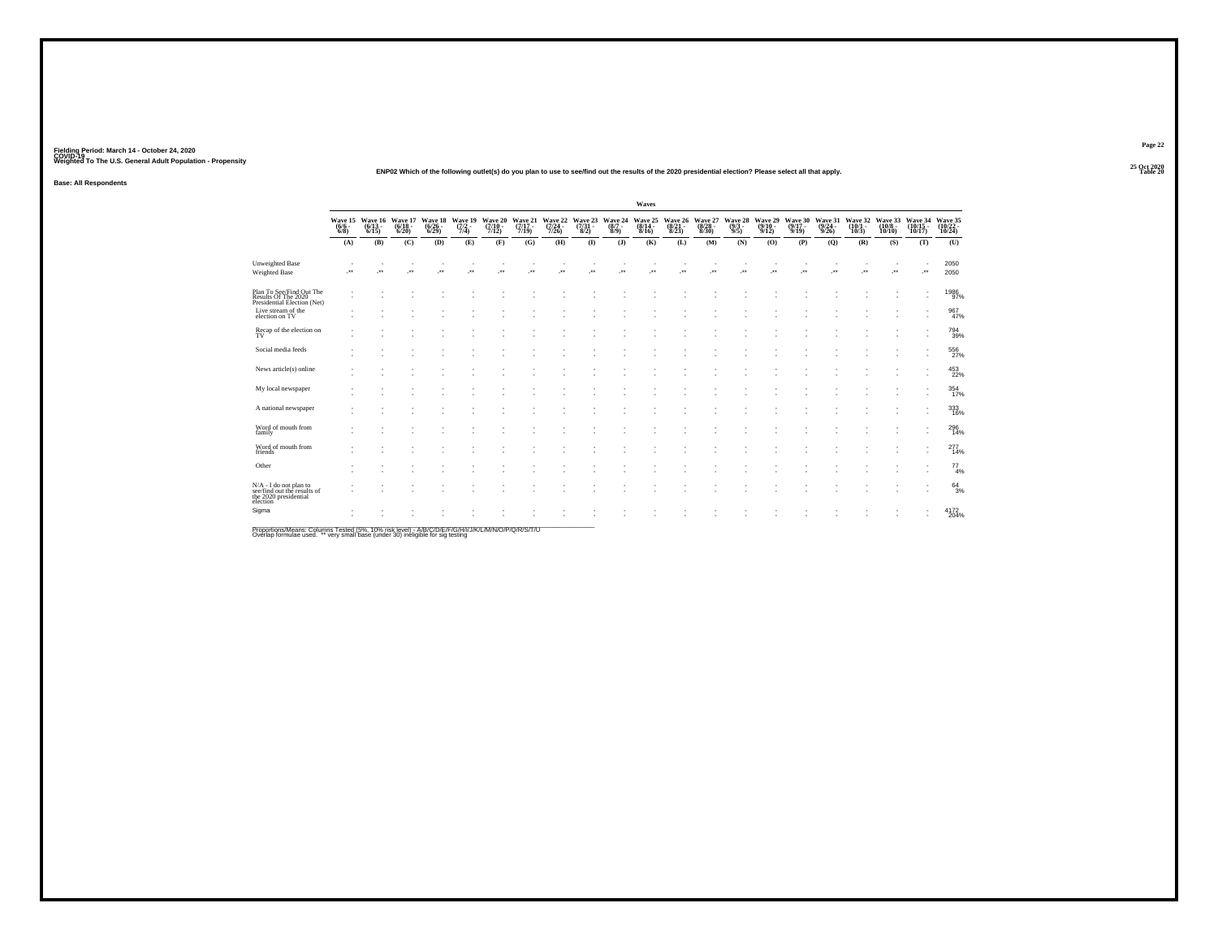Fielding Period: March 14 - October 24, 2020
COVID-19
Weighted To The U.S. General Adult Population - Propensity

25 Oct 2020
Table 20

ENP02 Which of the following outlet(s) do you plan to use to see/find out the results of the 2020 presidential election? Please select all that apply.

Base: All Respondents

| | Waves | | | | | | | | | | | | | | | | | | | | |
|---|---|---|---|---|---|---|---|---|---|---|---|---|---|---|---|---|---|---|---|---|---|
| | Wave 15 (6/6 - 6/8) | Wave 16 (6/13 - 6/15) | Wave 17 (6/18 - 6/20) | Wave 18 (6/26 - 6/29) | Wave 19 (7/2 - 7/4) | Wave 20 (7/10 - 7/12) | Wave 21 (7/17 - 7/19) | Wave 22 (7/24 - 7/26) | Wave 23 (7/31 - 8/2) | Wave 24 (8/7 - 8/9) | Wave 25 (8/14 - 8/16) | Wave 26 (8/21 - 8/23) | Wave 27 (8/28 - 8/30) | Wave 28 (9/3 - 9/5) | Wave 29 (9/10 - 9/12) | Wave 30 (9/17 - 9/19) | Wave 31 (9/24 - 9/26) | Wave 32 (10/1 - 10/3) | Wave 33 (10/8 - 10/10) | Wave 34 (10/15 - 10/17) | Wave 35 (10/22 - 10/24) |
| | (A) | (B) | (C) | (D) | (E) | (F) | (G) | (H) | (I) | (J) | (K) | (L) | (M) | (N) | (O) | (P) | (Q) | (R) | (S) | (T) | (U) |
| Unweighted Base | - | - | - | - | - | - | - | - | - | - | - | - | - | - | - | - | - | - | - | - | 2050 |
| Weighted Base | -** | -** | -** | -** | -** | -** | -** | -** | -** | -** | -** | -** | -** | -** | -** | -** | -** | -** | -** | -** | 2050 |
| Plan To See/Find Out The Results Of The 2020 Presidential Election (Net) | - | - | - | - | - | - | - | - | - | - | - | - | - | - | - | - | - | - | - | - | 1986 97% |
| Live stream of the election on TV | - | - | - | - | - | - | - | - | - | - | - | - | - | - | - | - | - | - | - | - | 967 47% |
| Recap of the election on TV | - | - | - | - | - | - | - | - | - | - | - | - | - | - | - | - | - | - | - | - | 794 39% |
| Social media feeds | - | - | - | - | - | - | - | - | - | - | - | - | - | - | - | - | - | - | - | - | 556 27% |
| News article(s) online | - | - | - | - | - | - | - | - | - | - | - | - | - | - | - | - | - | - | - | - | 453 22% |
| My local newspaper | - | - | - | - | - | - | - | - | - | - | - | - | - | - | - | - | - | - | - | - | 354 17% |
| A national newspaper | - | - | - | - | - | - | - | - | - | - | - | - | - | - | - | - | - | - | - | - | 333 16% |
| Word of mouth from family | - | - | - | - | - | - | - | - | - | - | - | - | - | - | - | - | - | - | - | - | 296 14% |
| Word of mouth from friends | - | - | - | - | - | - | - | - | - | - | - | - | - | - | - | - | - | - | - | - | 277 14% |
| Other | - | - | - | - | - | - | - | - | - | - | - | - | - | - | - | - | - | - | - | - | 77 4% |
| N/A - I do not plan to see/find out the results of the 2020 presidential election | - | - | - | - | - | - | - | - | - | - | - | - | - | - | - | - | - | - | - | - | 64 3% |
| Sigma | - | - | - | - | - | - | - | - | - | - | - | - | - | - | - | - | - | - | - | - | 4172 204% |

Proportions/Means: Columns Tested (5%, 10% risk level) - A/B/C/D/E/F/G/H/I/J/K/L/M/N/O/P/Q/R/S/T/U
Overlap formulae used. ** very small base (under 30) ineligible for sig testing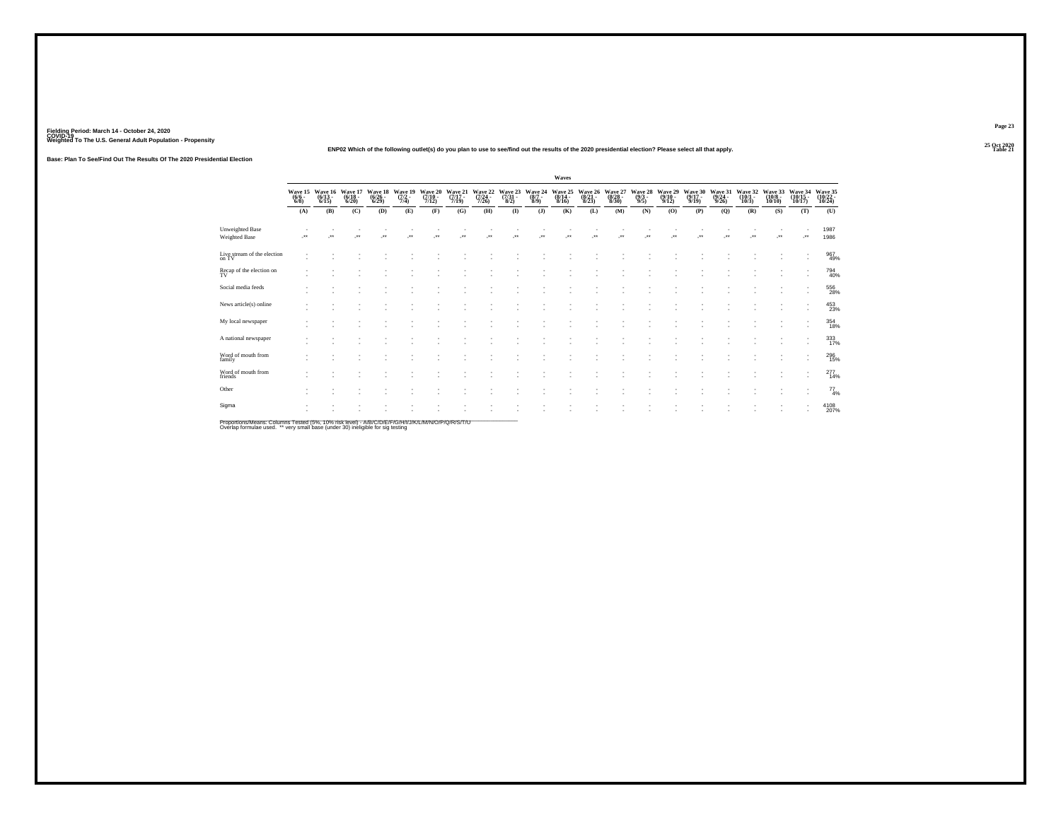Fielding Period: March 14 - October 24, 2020
COVID-19
Weighted To The U.S. General Adult Population - Propensity

25 Oct 2020
Table 21

ENP02 Which of the following outlet(s) do you plan to use to see/find out the results of the 2020 presidential election? Please select all that apply.

Base: Plan To See/Find Out The Results Of The 2020 Presidential Election

| | Waves | | | | | | | | | | | | | | | | | | | | |
|---|---|---|---|---|---|---|---|---|---|---|---|---|---|---|---|---|---|---|---|---|---|
| | Wave 15 (6/6 - 6/8) | Wave 16 (6/13 - 6/15) | Wave 17 (6/18 - 6/20) | Wave 18 (6/26 - 6/29) | Wave 19 (7/2 - 7/4) | Wave 20 (7/10 - 7/12) | Wave 21 (7/17 - 7/19) | Wave 22 (7/24 - 7/26) | Wave 23 (7/31 - 8/2) | Wave 24 (8/7 - 8/9) | Wave 25 (8/14 - 8/16) | Wave 26 (8/21 - 8/23) | Wave 27 (8/28 - 8/30) | Wave 28 (9/3 - 9/5) | Wave 29 (9/10 - 9/12) | Wave 30 (9/17 - 9/19) | Wave 31 (9/24 - 9/26) | Wave 32 (10/1 - 10/3) | Wave 33 (10/8 - 10/10) | Wave 34 (10/15 - 10/17) | Wave 35 (10/22 - 10/24) |
| | (A) | (B) | (C) | (D) | (E) | (F) | (G) | (H) | (I) | (J) | (K) | (L) | (M) | (N) | (O) | (P) | (Q) | (R) | (S) | (T) | (U) |
| Unweighted Base | - | - | - | - | - | - | - | - | - | - | - | - | - | - | - | - | - | - | - | - | 1987 |
| Weighted Base | -** | -** | -** | -** | -** | -** | -** | -** | -** | -** | -** | -** | -** | -** | -** | -** | -** | -** | -** | -** | 1986 |
| Live stream of the election on TV | - | - | - | - | - | - | - | - | - | - | - | - | - | - | - | - | - | - | - | - | 967 49% |
| Recap of the election on TV | - | - | - | - | - | - | - | - | - | - | - | - | - | - | - | - | - | - | - | - | 794 40% |
| Social media feeds | - | - | - | - | - | - | - | - | - | - | - | - | - | - | - | - | - | - | - | - | 556 28% |
| News article(s) online | - | - | - | - | - | - | - | - | - | - | - | - | - | - | - | - | - | - | - | - | 453 23% |
| My local newspaper | - | - | - | - | - | - | - | - | - | - | - | - | - | - | - | - | - | - | - | - | 354 18% |
| A national newspaper | - | - | - | - | - | - | - | - | - | - | - | - | - | - | - | - | - | - | - | - | 333 17% |
| Word of mouth from family | - | - | - | - | - | - | - | - | - | - | - | - | - | - | - | - | - | - | - | - | 296 15% |
| Word of mouth from friends | - | - | - | - | - | - | - | - | - | - | - | - | - | - | - | - | - | - | - | - | 277 14% |
| Other | - | - | - | - | - | - | - | - | - | - | - | - | - | - | - | - | - | - | - | - | 77 4% |
| Sigma | - | - | - | - | - | - | - | - | - | - | - | - | - | - | - | - | - | - | - | - | 4108 207% |

Proportions/Means: Columns Tested (5%, 10% risk level) - A/B/C/D/E/F/G/H/I/J/K/L/M/N/O/P/Q/R/S/T/U
Overlap formulae used. ** very small base (under 30) ineligible for sig testing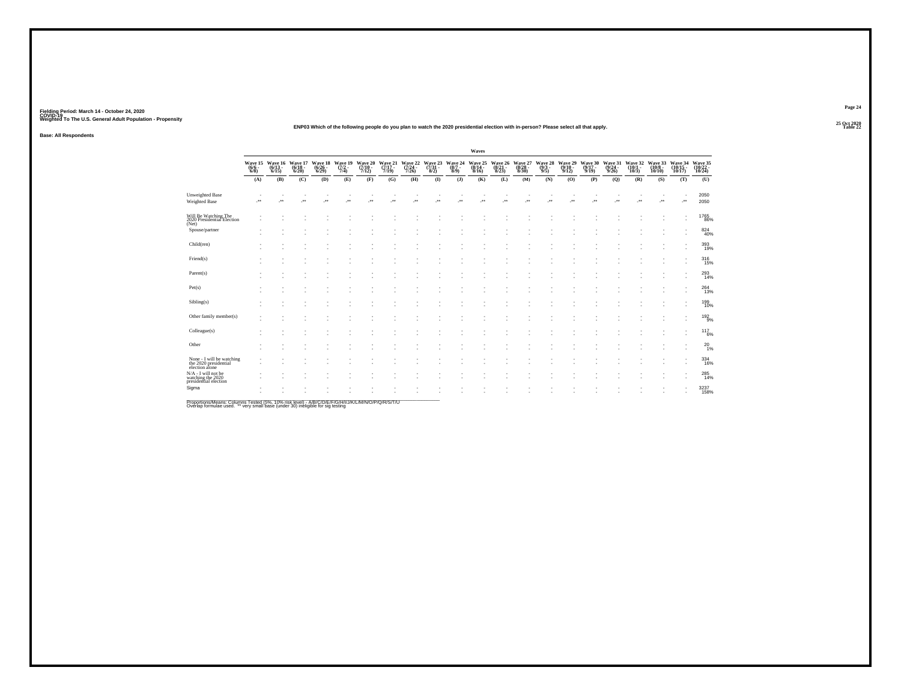Fielding Period: March 14 - October 24, 2020
COVID-19
Weighted To The U.S. General Adult Population - Propensity

25 Oct 2020
Table 22

ENP03 Which of the following people do you plan to watch the 2020 presidential election with in-person? Please select all that apply.

Base: All Respondents

| | Wave 15 (6/6 - 6/8) | Wave 16 (6/13 - 6/15) | Wave 17 (6/18 - 6/20) | Wave 18 (6/26 - 6/29) | Wave 19 (7/2 - 7/4) | Wave 20 (7/10 - 7/12) | Wave 21 (7/17 - 7/19) | Wave 22 (7/24 - 7/26) | Wave 23 (7/31 - 8/2) | Wave 24 (8/7 - 8/9) | Wave 25 (8/14 - 8/16) | Wave 26 (8/21 - 8/23) | Wave 27 (8/28 - 8/30) | Wave 28 (9/3 - 9/5) | Wave 29 (9/10 - 9/12) | Wave 30 (9/17 - 9/19) | Wave 31 (9/24 - 9/26) | Wave 32 (10/1 - 10/3) | Wave 33 (10/8 - 10/10) | Wave 34 (10/15 - 10/17) | Wave 35 (10/22 - 10/24) |
|---|---|---|---|---|---|---|---|---|---|---|---|---|---|---|---|---|---|---|---|---|---|
| | (A) | (B) | (C) | (D) | (E) | (F) | (G) | (H) | (I) | (J) | (K) | (L) | (M) | (N) | (O) | (P) | (Q) | (R) | (S) | (T) | (U) |
| Unweighted Base | - | - | - | - | - | - | - | - | - | - | - | - | - | - | - | - | - | - | - | - | 2050 |
| Weighted Base | -** | -** | -** | -** | -** | -** | -** | -** | -** | -** | -** | -** | -** | -** | -** | -** | -** | -** | -** | -** | 2050 |
| Will Be Watching The 2020 Presidential Election (Net) | - | - | - | - | - | - | - | - | - | - | - | - | - | - | - | - | - | - | - | - | 1765 86% |
| Spouse/partner | - | - | - | - | - | - | - | - | - | - | - | - | - | - | - | - | - | - | - | - | 824 40% |
| Child(ren) | - | - | - | - | - | - | - | - | - | - | - | - | - | - | - | - | - | - | - | - | 393 19% |
| Friend(s) | - | - | - | - | - | - | - | - | - | - | - | - | - | - | - | - | - | - | - | - | 316 15% |
| Parent(s) | - | - | - | - | - | - | - | - | - | - | - | - | - | - | - | - | - | - | - | - | 293 14% |
| Pet(s) | - | - | - | - | - | - | - | - | - | - | - | - | - | - | - | - | - | - | - | - | 264 13% |
| Sibling(s) | - | - | - | - | - | - | - | - | - | - | - | - | - | - | - | - | - | - | - | - | 199 10% |
| Other family member(s) | - | - | - | - | - | - | - | - | - | - | - | - | - | - | - | - | - | - | - | - | 192 9% |
| Colleague(s) | - | - | - | - | - | - | - | - | - | - | - | - | - | - | - | - | - | - | - | - | 117 6% |
| Other | - | - | - | - | - | - | - | - | - | - | - | - | - | - | - | - | - | - | - | - | 20 1% |
| None - I will be watching the 2020 presidential election alone | - | - | - | - | - | - | - | - | - | - | - | - | - | - | - | - | - | - | - | - | 334 16% |
| N/A - I will not be watching the 2020 presidential election | - | - | - | - | - | - | - | - | - | - | - | - | - | - | - | - | - | - | - | - | 285 14% |
| Sigma | - | - | - | - | - | - | - | - | - | - | - | - | - | - | - | - | - | - | - | - | 3237 158% |

Proportions/Means: Columns Tested (5%, 10% risk level) - A/B/C/D/E/F/G/H/I/J/K/L/M/N/O/P/Q/R/S/T/U
Overlap formulae used. ** very small base (under 30) ineligible for sig testing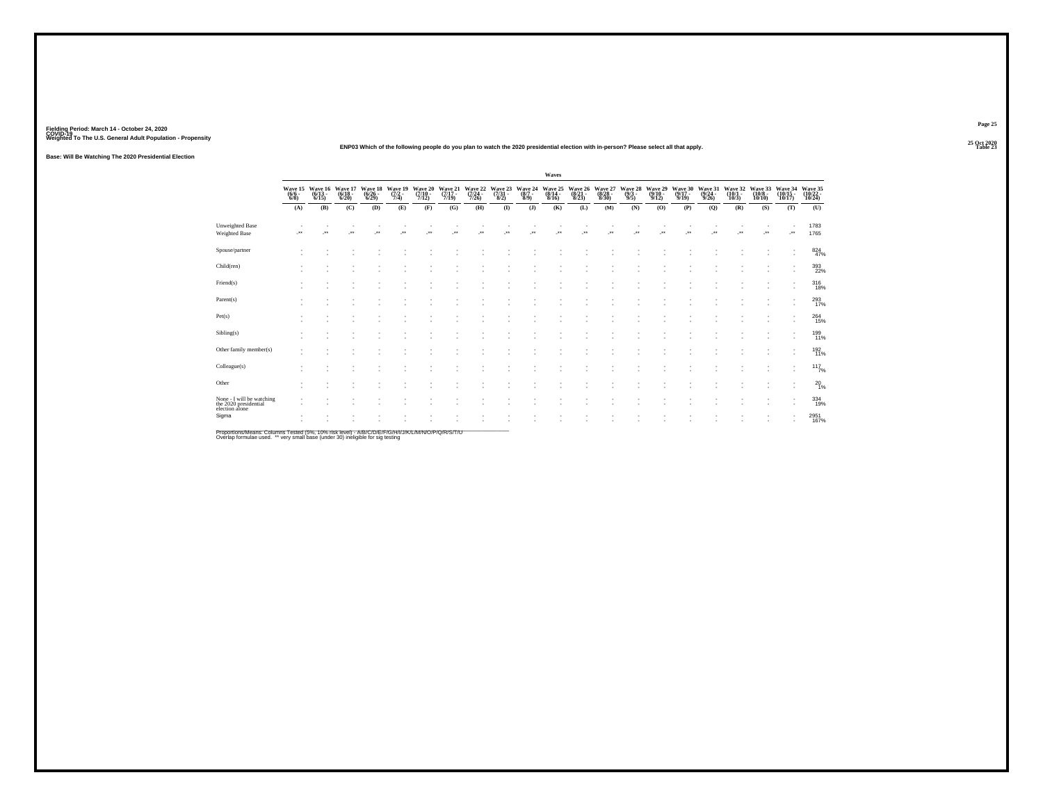Fielding Period: March 14 - October 24, 2020
COVID-19
Weighted To The U.S. General Adult Population - Propensity

25 Oct 2020
Table 23

ENP03 Which of the following people do you plan to watch the 2020 presidential election with in-person? Please select all that apply.

Base: Will Be Watching The 2020 Presidential Election

| | Wave 15 (6/6 - 6/8) | Wave 16 (6/13 - 6/15) | Wave 17 (6/18 - 6/20) | Wave 18 (6/26 - 6/29) | Wave 19 (7/2 - 7/4) | Wave 20 (7/10 - 7/12) | Wave 21 (7/17 - 7/19) | Wave 22 (7/24 - 7/26) | Wave 23 (7/31 - 8/2) | Wave 24 (8/7 - 8/9) | Wave 25 (8/14 - 8/16) | Wave 26 (8/21 - 8/23) | Wave 27 (8/28 - 8/30) | Wave 28 (9/3 - 9/5) | Wave 29 (9/10 - 9/12) | Wave 30 (9/17 - 9/19) | Wave 31 (9/24 - 9/26) | Wave 32 (10/1 - 10/3) | Wave 33 (10/8 - 10/10) | Wave 34 (10/15 - 10/17) | Wave 35 (10/22 - 10/24) |
|---|---|---|---|---|---|---|---|---|---|---|---|---|---|---|---|---|---|---|---|---|---|
| | (A) | (B) | (C) | (D) | (E) | (F) | (G) | (H) | (I) | (J) | (K) | (L) | (M) | (N) | (O) | (P) | (Q) | (R) | (S) | (T) | (U) |
| Unweighted Base | - | - | - | - | - | - | - | - | - | - | - | - | - | - | - | - | - | - | - | - | 1783 |
| Weighted Base | -** | -** | -** | -** | -** | -** | -** | -** | -** | -** | -** | -** | -** | -** | -** | -** | -** | -** | -** | -** | 1765 |
| Spouse/partner | - | - | - | - | - | - | - | - | - | - | - | - | - | - | - | - | - | - | - | - | 824<br>47% |
| Child(ren) | - | - | - | - | - | - | - | - | - | - | - | - | - | - | - | - | - | - | - | - | 393<br>22% |
| Friend(s) | - | - | - | - | - | - | - | - | - | - | - | - | - | - | - | - | - | - | - | - | 316<br>18% |
| Parent(s) | - | - | - | - | - | - | - | - | - | - | - | - | - | - | - | - | - | - | - | - | 293<br>17% |
| Pet(s) | - | - | - | - | - | - | - | - | - | - | - | - | - | - | - | - | - | - | - | - | 264<br>15% |
| Sibling(s) | - | - | - | - | - | - | - | - | - | - | - | - | - | - | - | - | - | - | - | - | 199<br>11% |
| Other family member(s) | - | - | - | - | - | - | - | - | - | - | - | - | - | - | - | - | - | - | - | - | 192<br>11% |
| Colleague(s) | - | - | - | - | - | - | - | - | - | - | - | - | - | - | - | - | - | - | - | - | 117<br>7% |
| Other | - | - | - | - | - | - | - | - | - | - | - | - | - | - | - | - | - | - | - | - | 20<br>1% |
| None - I will be watching the 2020 presidential election alone | - | - | - | - | - | - | - | - | - | - | - | - | - | - | - | - | - | - | - | - | 334<br>19% |
| Sigma | - | - | - | - | - | - | - | - | - | - | - | - | - | - | - | - | - | - | - | - | 2951<br>167% |

Proportions/Means: Columns Tested (5%, 10% risk level) - A/B/C/D/E/F/G/H/I/J/K/L/M/N/O/P/Q/R/S/T/U
Overlap formulae used. ** very small base (under 30) ineligible for sig testing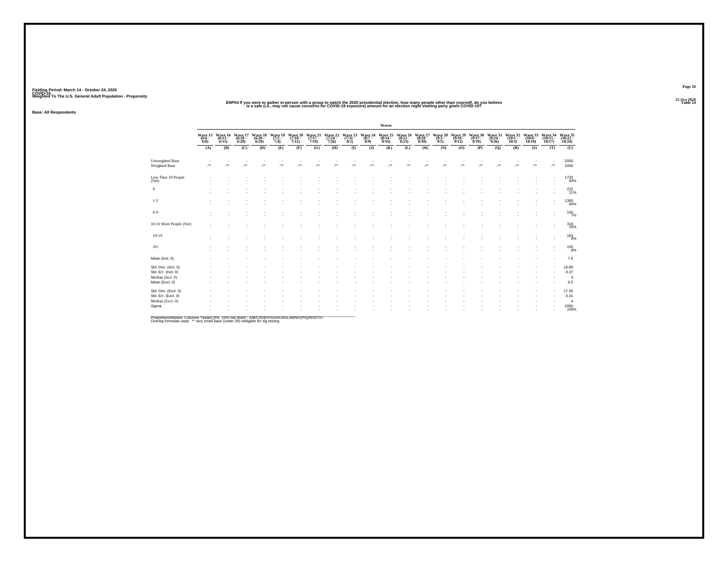Fielding Period: March 14 - October 24, 2020
COVID-19
Weighted To The U.S. General Adult Population - Propensity

Table 24

**ENP04 If you were to gather in-person with a group to watch the 2020 presidential election, how many people other than yourself, do you believe is a safe (i.e., may not cause concerns for COVID-19 exposure) amount for an election night viewing party given COVID-19?**

**Base: All Respondents**

| | Waves | | | | | | | | | | | | | | | | | | | | |
|---|---|---|---|---|---|---|---|---|---|---|---|---|---|---|---|---|---|---|---|---|---|
| | Wave 15 (6/6 - 6/8) | Wave 16 (6/13 - 6/15) | Wave 17 (6/18 - 6/20) | Wave 18 (6/26 - 6/29) | Wave 19 (7/2 - 7/4) | Wave 20 (7/10 - 7/12) | Wave 21 (7/17 - 7/19) | Wave 22 (7/24 - 7/26) | Wave 23 (7/31 - 8/2) | Wave 24 (8/7 - 8/9) | Wave 25 (8/14 - 8/16) | Wave 26 (8/21 - 8/23) | Wave 27 (8/28 - 8/30) | Wave 28 (9/3 - 9/5) | Wave 29 (9/10 - 9/12) | Wave 30 (9/17 - 9/19) | Wave 31 (9/24 - 9/26) | Wave 32 (10/1 - 10/3) | Wave 33 (10/8 - 10/10) | Wave 34 (10/15 - 10/17) | Wave 35 (10/22 - 10/24) |
| | (A) | (B) | (C) | (D) | (E) | (F) | (G) | (H) | (I) | (J) | (K) | (L) | (M) | (N) | (O) | (P) | (Q) | (R) | (S) | (T) | (U) |
| Unweighted Base | - | - | - | - | - | - | - | - | - | - | - | - | - | - | - | - | - | - | - | - | 2050 |
| Weighted Base | -** | -** | -** | -** | -** | -** | -** | -** | -** | -** | -** | -** | -** | -** | -** | -** | -** | -** | -** | -** | 2050 |
| Less Than 10 People (Net) | - | - | - | - | - | - | - | - | - | - | - | - | - | - | - | - | - | - | - | - | 1732<br>84% |
| 0 | - | - | - | - | - | - | - | - | - | - | - | - | - | - | - | - | - | - | - | - | 222<br>11% |
| 1-5 | - | - | - | - | - | - | - | - | - | - | - | - | - | - | - | - | - | - | - | - | 1360<br>66% |
| 6-9 | - | - | - | - | - | - | - | - | - | - | - | - | - | - | - | - | - | - | - | - | 150<br>7% |
| 10 Or More People (Net) | - | - | - | - | - | - | - | - | - | - | - | - | - | - | - | - | - | - | - | - | 318<br>16% |
| 10-19 | - | - | - | - | - | - | - | - | - | - | - | - | - | - | - | - | - | - | - | - | 163<br>8% |
| 20+ | - | - | - | - | - | - | - | - | - | - | - | - | - | - | - | - | - | - | - | - | 155<br>8% |
| Mean (Incl. 0) | - | - | - | - | - | - | - | - | - | - | - | - | - | - | - | - | - | - | - | - | 7.6 |
| Std. Dev. (Incl. 0) | - | - | - | - | - | - | - | - | - | - | - | - | - | - | - | - | - | - | - | - | 16.80 |
| Std. Err. (Incl. 0) | - | - | - | - | - | - | - | - | - | - | - | - | - | - | - | - | - | - | - | - | 0.37 |
| Median (Incl. 0) | - | - | - | - | - | - | - | - | - | - | - | - | - | - | - | - | - | - | - | - | 3 |
| Mean (Excl. 0) | - | - | - | - | - | - | - | - | - | - | - | - | - | - | - | - | - | - | - | - | 8.5 |
| Std. Dev. (Excl. 0) | - | - | - | - | - | - | - | - | - | - | - | - | - | - | - | - | - | - | - | - | 17.56 |
| Std. Err. (Excl. 0) | - | - | - | - | - | - | - | - | - | - | - | - | - | - | - | - | - | - | - | - | 0.41 |
| Median (Excl. 0) | - | - | - | - | - | - | - | - | - | - | - | - | - | - | - | - | - | - | - | - | 4 |
| Sigma | - | - | - | - | - | - | - | - | - | - | - | - | - | - | - | - | - | - | - | - | 2050<br>100% |

Proportions/Means: Columns Tested (5%, 10% risk level) - A/B/C/D/E/F/G/H/I/J/K/L/M/N/O/P/Q/R/S/T/U
Overlap formulae used. ** very small base (under 30) ineligible for sig testing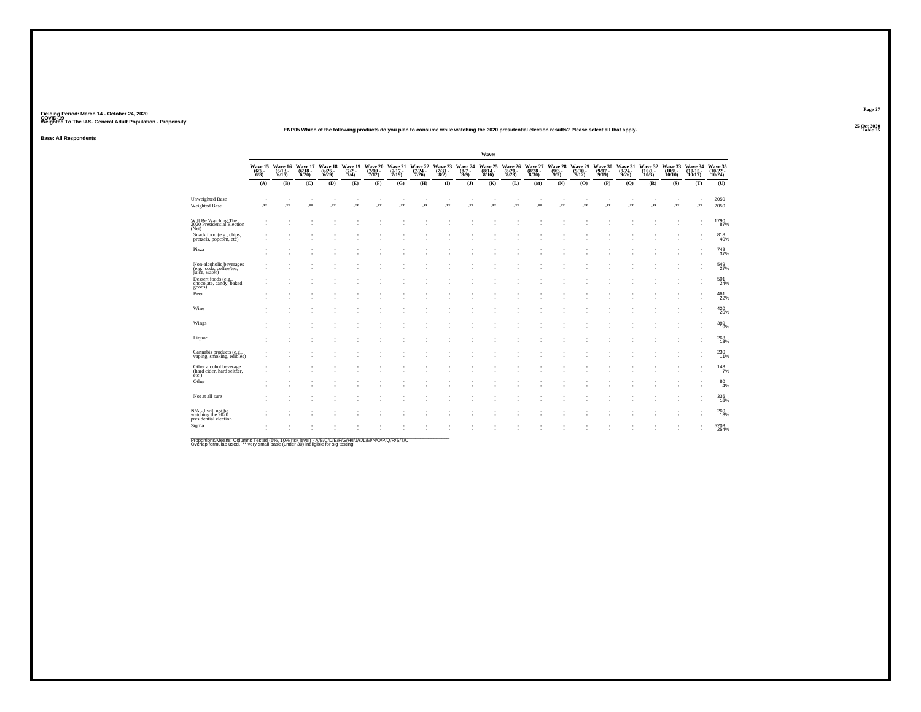Fielding Period: March 14 - October 24, 2020
COVID-19
Weighted To The U.S. General Adult Population - Propensity

ENP05 Which of the following products do you plan to consume while watching the 2020 presidential election results? Please select all that apply.

Table 25

Base: All Respondents

| | Waves | | | | | | | | | | | | | | | | | | | | |
|---|---|---|---|---|---|---|---|---|---|---|---|---|---|---|---|---|---|---|---|---|---|
| | Wave 15 (6/6 - 6/8) | Wave 16 (6/13 - 6/15) | Wave 17 (6/18 - 6/20) | Wave 18 (6/26 - 6/29) | Wave 19 (7/2 - 7/4) | Wave 20 (7/10 - 7/12) | Wave 21 (7/17 - 7/19) | Wave 22 (7/24 - 7/26) | Wave 23 (7/31 - 8/2) | Wave 24 (8/7 - 8/9) | Wave 25 (8/14 - 8/16) | Wave 26 (8/21 - 8/23) | Wave 27 (8/28 - 8/30) | Wave 28 (9/3 - 9/5) | Wave 29 (9/10 - 9/12) | Wave 30 (9/17 - 9/19) | Wave 31 (9/24 - 9/26) | Wave 32 (10/1 - 10/3) | Wave 33 (10/8 - 10/10) | Wave 34 (10/15 - 10/17) | Wave 35 (10/22 - 10/24) |
| | (A) | (B) | (C) | (D) | (E) | (F) | (G) | (H) | (I) | (J) | (K) | (L) | (M) | (N) | (O) | (P) | (Q) | (R) | (S) | (T) | (U) |
| Unweighted Base | - | - | - | - | - | - | - | - | - | - | - | - | - | - | - | - | - | - | - | - | 2050 |
| Weighted Base | -** | -** | -** | -** | -** | -** | -** | -** | -** | -** | -** | -** | -** | -** | -** | -** | -** | -** | -** | -** | 2050 |
| Will Be Watching The 2020 Presidential Election (Net) | - | - | - | - | - | - | - | - | - | - | - | - | - | - | - | - | - | - | - | - | 1790 87% |
| Snack food (e.g., chips, pretzels, popcorn, etc) | - | - | - | - | - | - | - | - | - | - | - | - | - | - | - | - | - | - | - | - | 818 40% |
| Pizza | - | - | - | - | - | - | - | - | - | - | - | - | - | - | - | - | - | - | - | - | 749 37% |
| Non-alcoholic beverages (e.g., soda, coffee/tea, juice, water) | - | - | - | - | - | - | - | - | - | - | - | - | - | - | - | - | - | - | - | - | 549 27% |
| Dessert foods (e.g., chocolate, candy, baked goods) | - | - | - | - | - | - | - | - | - | - | - | - | - | - | - | - | - | - | - | - | 501 24% |
| Beer | - | - | - | - | - | - | - | - | - | - | - | - | - | - | - | - | - | - | - | - | 461 22% |
| Wine | - | - | - | - | - | - | - | - | - | - | - | - | - | - | - | - | - | - | - | - | 420 20% |
| Wings | - | - | - | - | - | - | - | - | - | - | - | - | - | - | - | - | - | - | - | - | 389 19% |
| Liquor | - | - | - | - | - | - | - | - | - | - | - | - | - | - | - | - | - | - | - | - | 268 13% |
| Cannabis products (e.g., vaping, smoking, edibles) | - | - | - | - | - | - | - | - | - | - | - | - | - | - | - | - | - | - | - | - | 230 11% |
| Other alcohol beverage (hard cider, hard seltzer, etc.) | - | - | - | - | - | - | - | - | - | - | - | - | - | - | - | - | - | - | - | - | 143 7% |
| Other | - | - | - | - | - | - | - | - | - | - | - | - | - | - | - | - | - | - | - | - | 80 4% |
| Not at all sure | - | - | - | - | - | - | - | - | - | - | - | - | - | - | - | - | - | - | - | - | 336 16% |
| N/A - I will not be watching the 2020 presidential election | - | - | - | - | - | - | - | - | - | - | - | - | - | - | - | - | - | - | - | - | 260 13% |
| Sigma | - | - | - | - | - | - | - | - | - | - | - | - | - | - | - | - | - | - | - | - | 5203 254% |

Proportions/Means: Columns Tested (5%, 10% risk level) - A/B/C/D/E/F/G/H/I/J/K/L/M/N/O/P/Q/R/S/T/U
Overlap formulae used. ** very small base (under 30) ineligible for sig testing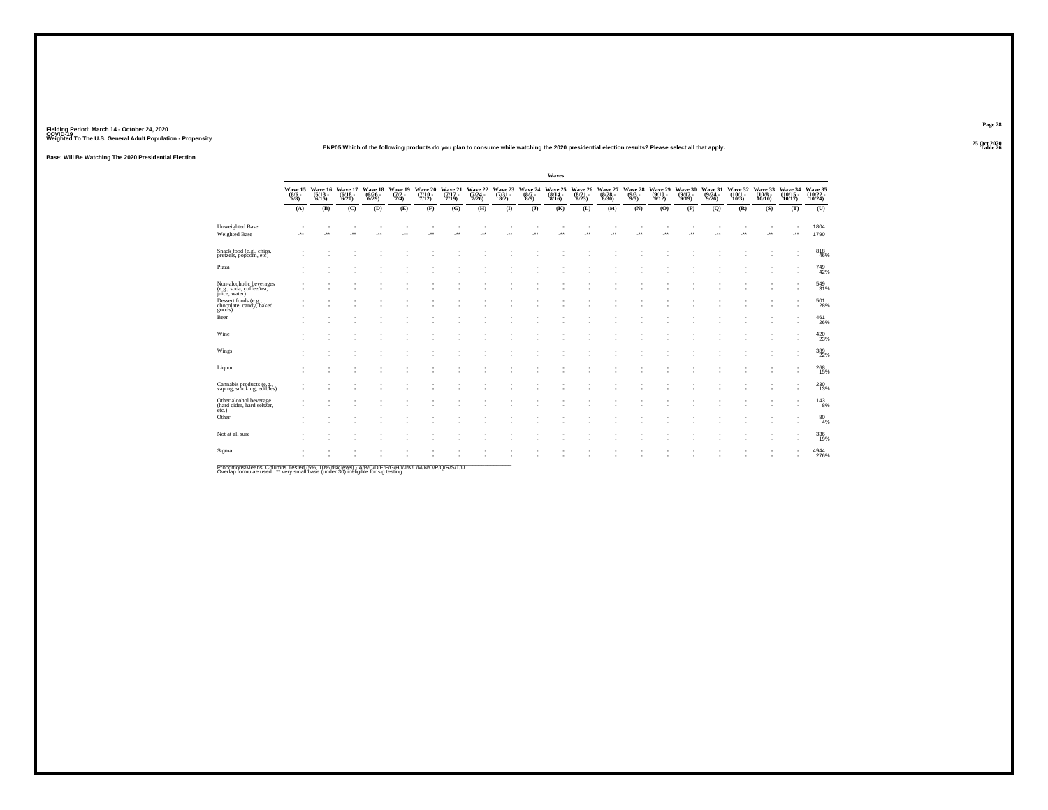Fielding Period: March 14 - October 24, 2020
COVID-19
Weighted To The U.S. General Adult Population - Propensity

25 Oct 2020
Table 26

### ENP05 Which of the following products do you plan to consume while watching the 2020 presidential election results? Please select all that apply.

Base: Will Be Watching The 2020 Presidential Election

| | Waves | | | | | | | | | | | | | | | | | | | | |
|---|---|---|---|---|---|---|---|---|---|---|---|---|---|---|---|---|---|---|---|---|---|
| | Wave 15 (6/6 - 6/8) | Wave 16 (6/13 - 6/15) | Wave 17 (6/18 - 6/20) | Wave 18 (6/26 - 6/29) | Wave 19 (7/2 - 7/4) | Wave 20 (7/10 - 7/12) | Wave 21 (7/17 - 7/19) | Wave 22 (7/24 - 7/26) | Wave 23 (7/31 - 8/2) | Wave 24 (8/7 - 8/9) | Wave 25 (8/14 - 8/16) | Wave 26 (8/21 - 8/23) | Wave 27 (8/28 - 8/30) | Wave 28 (9/3 - 9/5) | Wave 29 (9/10 - 9/12) | Wave 30 (9/17 - 9/19) | Wave 31 (9/24 - 9/26) | Wave 32 (10/1 - 10/3) | Wave 33 (10/8 - 10/10) | Wave 34 (10/15 - 10/17) | Wave 35 (10/22 - 10/24) |
| | (A) | (B) | (C) | (D) | (E) | (F) | (G) | (H) | (I) | (J) | (K) | (L) | (M) | (N) | (O) | (P) | (Q) | (R) | (S) | (T) | (U) |
| Unweighted Base | - | - | - | - | - | - | - | - | - | - | - | - | - | - | - | - | - | - | - | - | 1804 |
| Weighted Base | -** | -** | -** | -** | -** | -** | -** | -** | -** | -** | -** | -** | -** | -** | -** | -** | -** | -** | -** | -** | 1790 |
| Snack food (e.g., chips, pretzels, popcorn, etc) | - | - | - | - | - | - | - | - | - | - | - | - | - | - | - | - | - | - | - | - | 818<br>46% |
| Pizza | - | - | - | - | - | - | - | - | - | - | - | - | - | - | - | - | - | - | - | - | 749<br>42% |
| Non-alcoholic beverages (e.g., soda, coffee/tea, juice, water) | - | - | - | - | - | - | - | - | - | - | - | - | - | - | - | - | - | - | - | - | 549<br>31% |
| Dessert foods (e.g., chocolate, candy, baked goods) | - | - | - | - | - | - | - | - | - | - | - | - | - | - | - | - | - | - | - | - | 501<br>28% |
| Beer | - | - | - | - | - | - | - | - | - | - | - | - | - | - | - | - | - | - | - | - | 461<br>26% |
| Wine | - | - | - | - | - | - | - | - | - | - | - | - | - | - | - | - | - | - | - | - | 420<br>23% |
| Wings | - | - | - | - | - | - | - | - | - | - | - | - | - | - | - | - | - | - | - | - | 389<br>22% |
| Liquor | - | - | - | - | - | - | - | - | - | - | - | - | - | - | - | - | - | - | - | - | 268<br>15% |
| Cannabis products (e.g., vaping, smoking, edibles) | - | - | - | - | - | - | - | - | - | - | - | - | - | - | - | - | - | - | - | - | 230<br>13% |
| Other alcohol beverage (hard cider, hard seltzer, etc.) | - | - | - | - | - | - | - | - | - | - | - | - | - | - | - | - | - | - | - | - | 143<br>8% |
| Other | - | - | - | - | - | - | - | - | - | - | - | - | - | - | - | - | - | - | - | - | 80<br>4% |
| Not at all sure | - | - | - | - | - | - | - | - | - | - | - | - | - | - | - | - | - | - | - | - | 336<br>19% |
| Sigma | - | - | - | - | - | - | - | - | - | - | - | - | - | - | - | - | - | - | - | - | 4944<br>276% |

Proportions/Means: Columns Tested (5%, 10% risk level) - A/B/C/D/E/F/G/H/I/J/K/L/M/N/O/P/Q/R/S/T/U
Overlap formulae used. ** very small base (under 30) ineligible for sig testing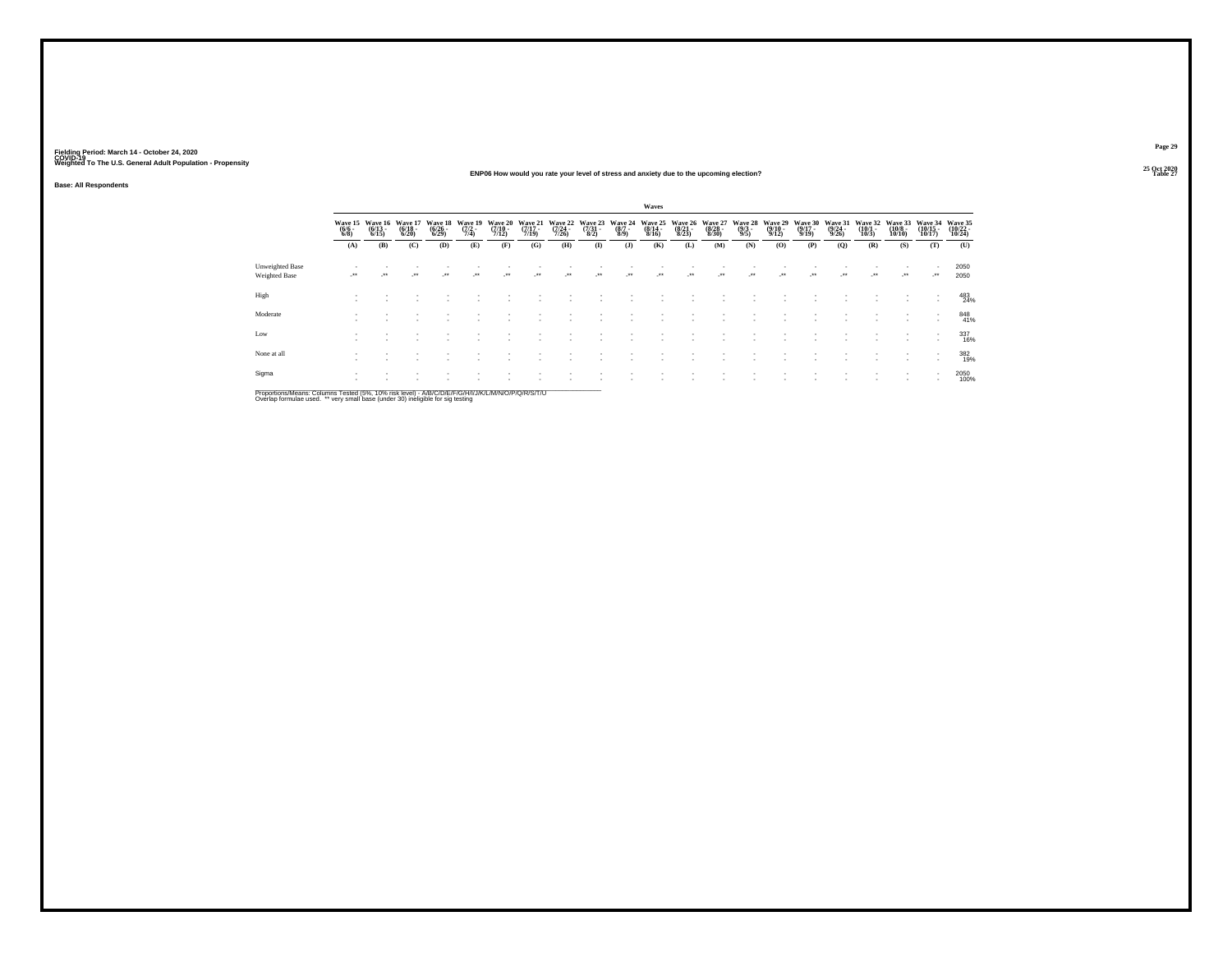Fielding Period: March 14 - October 24, 2020
COVID-19
Weighted To The U.S. General Adult Population - Propensity

25 Oct 2020
Table 27

## ENP06 How would you rate your level of stress and anxiety due to the upcoming election?

Base: All Respondents

| | Waves | | | | | | | | | | | | | | | | | | | | |
|---|---|---|---|---|---|---|---|---|---|---|---|---|---|---|---|---|---|---|---|---|---|
| | Wave 15 (6/6 - 6/8) | Wave 16 (6/13 - 6/15) | Wave 17 (6/18 - 6/20) | Wave 18 (6/26 - 6/29) | Wave 19 (7/2 - 7/4) | Wave 20 (7/10 - 7/12) | Wave 21 (7/17 - 7/19) | Wave 22 (7/24 - 7/26) | Wave 23 (7/31 - 8/2) | Wave 24 (8/7 - 8/9) | Wave 25 (8/14 - 8/16) | Wave 26 (8/21 - 8/23) | Wave 27 (8/28 - 8/30) | Wave 28 (9/3 - 9/5) | Wave 29 (9/10 - 9/12) | Wave 30 (9/17 - 9/19) | Wave 31 (9/24 - 9/26) | Wave 32 (10/1 - 10/3) | Wave 33 (10/8 - 10/10) | Wave 34 (10/15 - 10/17) | Wave 35 (10/22 - 10/24) |
| | (A) | (B) | (C) | (D) | (E) | (F) | (G) | (H) | (I) | (J) | (K) | (L) | (M) | (N) | (O) | (P) | (Q) | (R) | (S) | (T) | (U) |
| Unweighted Base | - | - | - | - | - | - | - | - | - | - | - | - | - | - | - | - | - | - | - | - | 2050 |
| Weighted Base | -** | -** | -** | -** | -** | -** | -** | -** | -** | -** | -** | -** | -** | -** | -** | -** | -** | -** | -** | -** | 2050 |
| High | - | - | - | - | - | - | - | - | - | - | - | - | - | - | - | - | - | - | - | - | 483 |
| | - | - | - | - | - | - | - | - | - | - | - | - | - | - | - | - | - | - | - | - | 24% |
| Moderate | - | - | - | - | - | - | - | - | - | - | - | - | - | - | - | - | - | - | - | - | 848 |
| | - | - | - | - | - | - | - | - | - | - | - | - | - | - | - | - | - | - | - | - | 41% |
| Low | - | - | - | - | - | - | - | - | - | - | - | - | - | - | - | - | - | - | - | - | 337 |
| | - | - | - | - | - | - | - | - | - | - | - | - | - | - | - | - | - | - | - | - | 16% |
| None at all | - | - | - | - | - | - | - | - | - | - | - | - | - | - | - | - | - | - | - | - | 382 |
| | - | - | - | - | - | - | - | - | - | - | - | - | - | - | - | - | - | - | - | - | 19% |
| Sigma | - | - | - | - | - | - | - | - | - | - | - | - | - | - | - | - | - | - | - | - | 2050 |
| | - | - | - | - | - | - | - | - | - | - | - | - | - | - | - | - | - | - | - | - | 100% |

Proportions/Means: Columns Tested (5%, 10% risk level) - A/B/C/D/E/F/G/H/I/J/K/L/M/N/O/P/Q/R/S/T/U
Overlap formulae used. ** very small base (under 30) ineligible for sig testing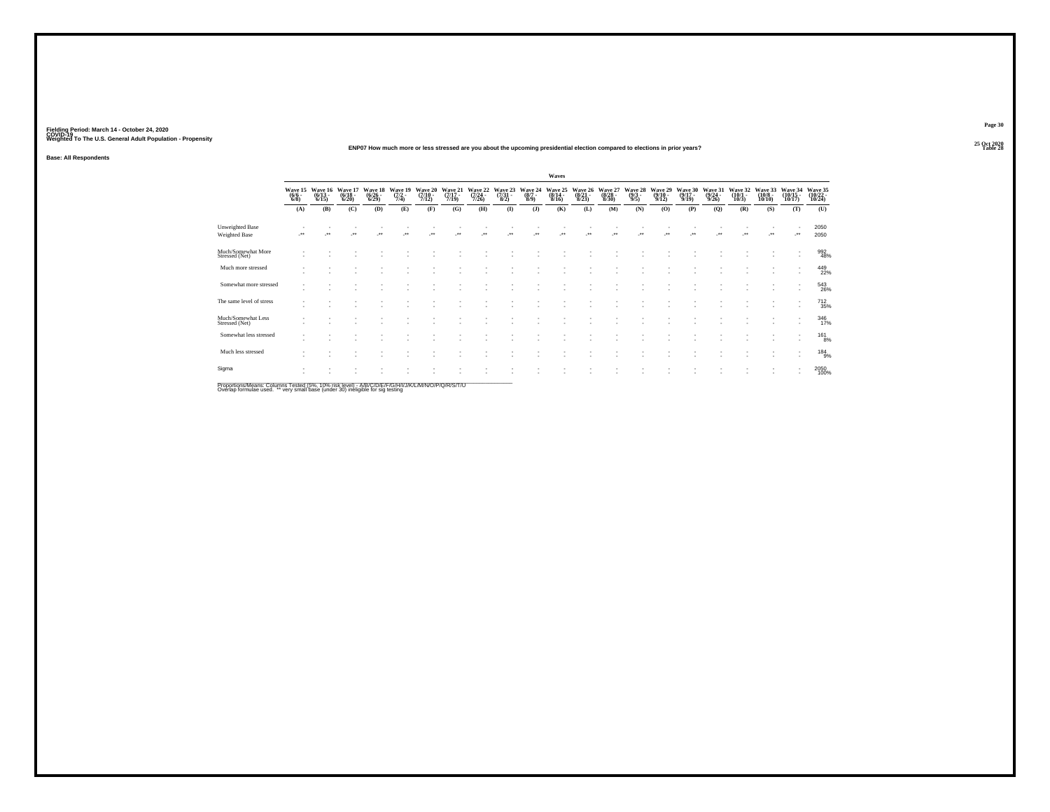Fielding Period: March 14 - October 24, 2020
COVID-19
Weighted To The U.S. General Adult Population - Propensity

25 Oct 2020
Table 28

**ENP07 How much more or less stressed are you about the upcoming presidential election compared to elections in prior years?**

**Base: All Respondents**

| | Waves | | | | | | | | | | | | | | | | | | | | |
|---|---|---|---|---|---|---|---|---|---|---|---|---|---|---|---|---|---|---|---|---|---|
| | Wave 15 (6/6 - 6/8) | Wave 16 (6/13 - 6/15) | Wave 17 (6/18 - 6/20) | Wave 18 (6/26 - 6/29) | Wave 19 (7/2 - 7/4) | Wave 20 (7/10 - 7/12) | Wave 21 (7/17 - 7/19) | Wave 22 (7/24 - 7/26) | Wave 23 (7/31 - 8/2) | Wave 24 (8/7 - 8/9) | Wave 25 (8/14 - 8/16) | Wave 26 (8/21 - 8/23) | Wave 27 (8/28 - 8/30) | Wave 28 (9/3 - 9/5) | Wave 29 (9/10 - 9/12) | Wave 30 (9/17 - 9/19) | Wave 31 (9/24 - 9/26) | Wave 32 (10/1 - 10/3) | Wave 33 (10/8 - 10/10) | Wave 34 (10/15 - 10/17) | Wave 35 (10/22 - 10/24) |
| | (A) | (B) | (C) | (D) | (E) | (F) | (G) | (H) | (I) | (J) | (K) | (L) | (M) | (N) | (O) | (P) | (Q) | (R) | (S) | (T) | (U) |
| Unweighted Base | - | - | - | - | - | - | - | - | - | - | - | - | - | - | - | - | - | - | - | - | 2050 |
| Weighted Base | -** | -** | -** | -** | -** | -** | -** | -** | -** | -** | -** | -** | -** | -** | -** | -** | -** | -** | -** | -** | 2050 |
| Much/Somewhat More Stressed (Net) | - | - | - | - | - | - | - | - | - | - | - | - | - | - | - | - | - | - | - | - | 992 48% |
| Much more stressed | - | - | - | - | - | - | - | - | - | - | - | - | - | - | - | - | - | - | - | - | 449 22% |
| Somewhat more stressed | - | - | - | - | - | - | - | - | - | - | - | - | - | - | - | - | - | - | - | - | 543 26% |
| The same level of stress | - | - | - | - | - | - | - | - | - | - | - | - | - | - | - | - | - | - | - | - | 712 35% |
| Much/Somewhat Less Stressed (Net) | - | - | - | - | - | - | - | - | - | - | - | - | - | - | - | - | - | - | - | - | 346 17% |
| Somewhat less stressed | - | - | - | - | - | - | - | - | - | - | - | - | - | - | - | - | - | - | - | - | 161 8% |
| Much less stressed | - | - | - | - | - | - | - | - | - | - | - | - | - | - | - | - | - | - | - | - | 184 9% |
| Sigma | - | - | - | - | - | - | - | - | - | - | - | - | - | - | - | - | - | - | - | - | 2050 100% |

Proportions/Means: Columns Tested (5%, 10% risk level) - A/B/C/D/E/F/G/H/I/J/K/L/M/N/O/P/Q/R/S/T/U
Overlap formulae used. ** very small base (under 30) ineligible for sig testing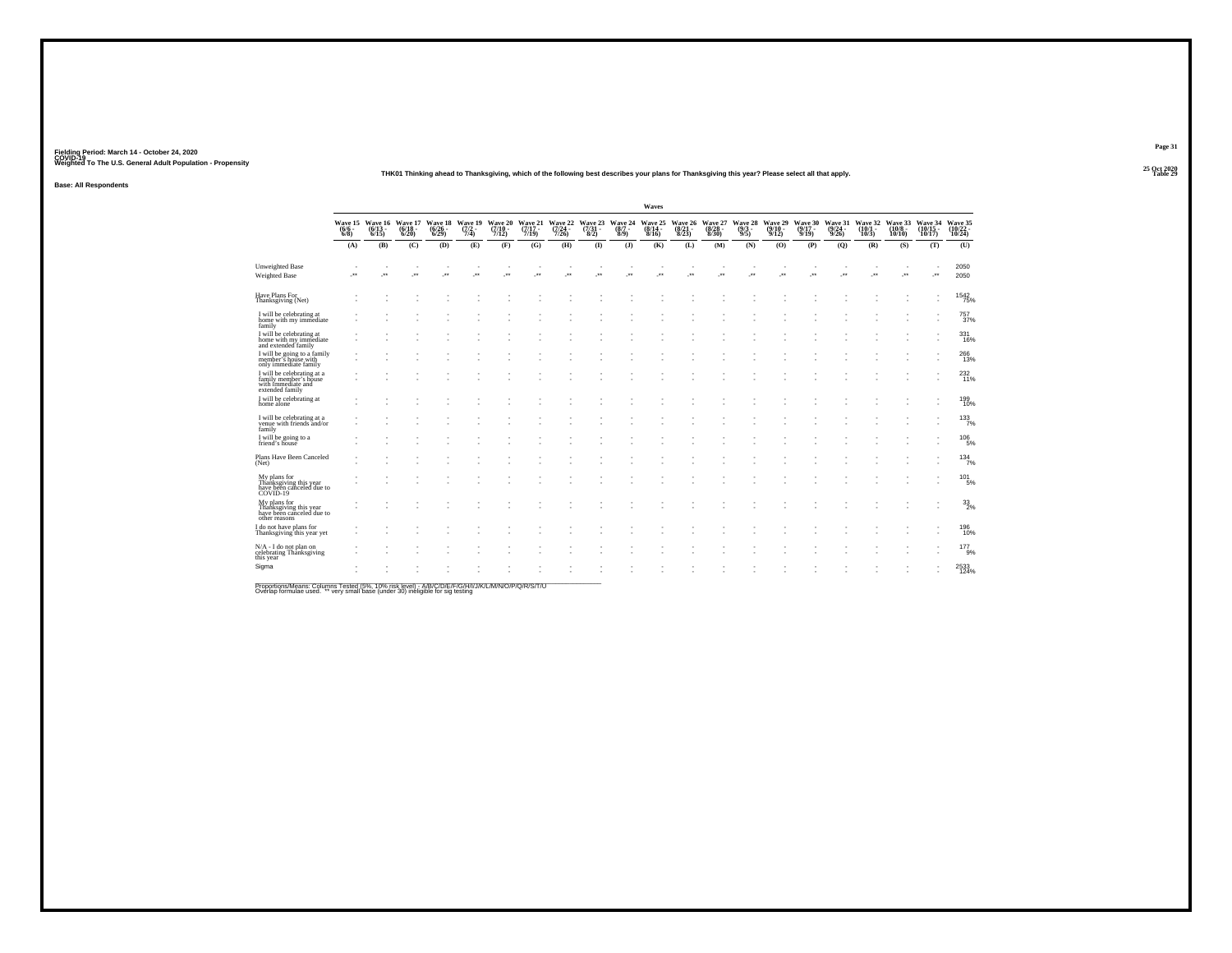Fielding Period: March 14 - October 24, 2020
COVID-19
Weighted To The U.S. General Adult Population - Propensity

25 Oct 2020
Table 29

**THK01 Thinking ahead to Thanksgiving, which of the following best describes your plans for Thanksgiving this year? Please select all that apply.**

**Base: All Respondents**

| | Waves | | | | | | | | | | | | | | | | | | | | |
|---|---|---|---|---|---|---|---|---|---|---|---|---|---|---|---|---|---|---|---|---|---|
| | Wave 15 (6/6 - 6/8) | Wave 16 (6/13 - 6/15) | Wave 17 (6/18 - 6/20) | Wave 18 (6/26 - 6/29) | Wave 19 (7/2 - 7/4) | Wave 20 (7/10 - 7/12) | Wave 21 (7/17 - 7/19) | Wave 22 (7/24 - 7/26) | Wave 23 (7/31 - 8/2) | Wave 24 (8/7 - 8/9) | Wave 25 (8/14 - 8/16) | Wave 26 (8/21 - 8/23) | Wave 27 (8/28 - 8/30) | Wave 28 (9/3 - 9/5) | Wave 29 (9/10 - 9/12) | Wave 30 (9/17 - 9/19) | Wave 31 (9/24 - 9/26) | Wave 32 (10/1 - 10/3) | Wave 33 (10/8 - 10/10) | Wave 34 (10/15 - 10/17) | Wave 35 (10/22 - 10/24) |
| | (A) | (B) | (C) | (D) | (E) | (F) | (G) | (H) | (I) | (J) | (K) | (L) | (M) | (N) | (O) | (P) | (Q) | (R) | (S) | (T) | (U) |
| Unweighted Base | - | - | - | - | - | - | - | - | - | - | - | - | - | - | - | - | - | - | - | - | 2050 |
| Weighted Base | -** | -** | -** | -** | -** | -** | -** | -** | -** | -** | -** | -** | -** | -** | -** | -** | -** | -** | -** | -** | 2050 |
| Have Plans For Thanksgiving (Net) | - | - | - | - | - | - | - | - | - | - | - | - | - | - | - | - | - | - | - | - | 1542 75% |
| I will be celebrating at home with my immediate family | - | - | - | - | - | - | - | - | - | - | - | - | - | - | - | - | - | - | - | - | 757 37% |
| I will be celebrating at home with my immediate and extended family | - | - | - | - | - | - | - | - | - | - | - | - | - | - | - | - | - | - | - | - | 331 16% |
| I will be going to a family member's house with only immediate family | - | - | - | - | - | - | - | - | - | - | - | - | - | - | - | - | - | - | - | - | 266 13% |
| I will be celebrating at a family member's house with immediate and extended family | - | - | - | - | - | - | - | - | - | - | - | - | - | - | - | - | - | - | - | - | 232 11% |
| I will be celebrating at home alone | - | - | - | - | - | - | - | - | - | - | - | - | - | - | - | - | - | - | - | - | 199 10% |
| I will be celebrating at a venue with friends and/or family | - | - | - | - | - | - | - | - | - | - | - | - | - | - | - | - | - | - | - | - | 133 7% |
| I will be going to a friend's house | - | - | - | - | - | - | - | - | - | - | - | - | - | - | - | - | - | - | - | - | 106 5% |
| Plans Have Been Canceled (Net) | - | - | - | - | - | - | - | - | - | - | - | - | - | - | - | - | - | - | - | - | 134 7% |
| My plans for Thanksgiving this year have been canceled due to COVID-19 | - | - | - | - | - | - | - | - | - | - | - | - | - | - | - | - | - | - | - | - | 101 5% |
| My plans for Thanksgiving this year have been canceled due to other reasons | - | - | - | - | - | - | - | - | - | - | - | - | - | - | - | - | - | - | - | - | 33 2% |
| I do not have plans for Thanksgiving this year yet | - | - | - | - | - | - | - | - | - | - | - | - | - | - | - | - | - | - | - | - | 196 10% |
| N/A - I do not plan on celebrating Thanksgiving this year | - | - | - | - | - | - | - | - | - | - | - | - | - | - | - | - | - | - | - | - | 177 9% |
| Sigma | - | - | - | - | - | - | - | - | - | - | - | - | - | - | - | - | - | - | - | - | 2533 124% |

Proportions/Means: Columns Tested (5%, 10% risk level) - A/B/C/D/E/F/G/H/I/J/K/L/M/N/O/P/Q/R/S/T/U
Overlap formulae used. ** very small base (under 30) ineligible for sig testing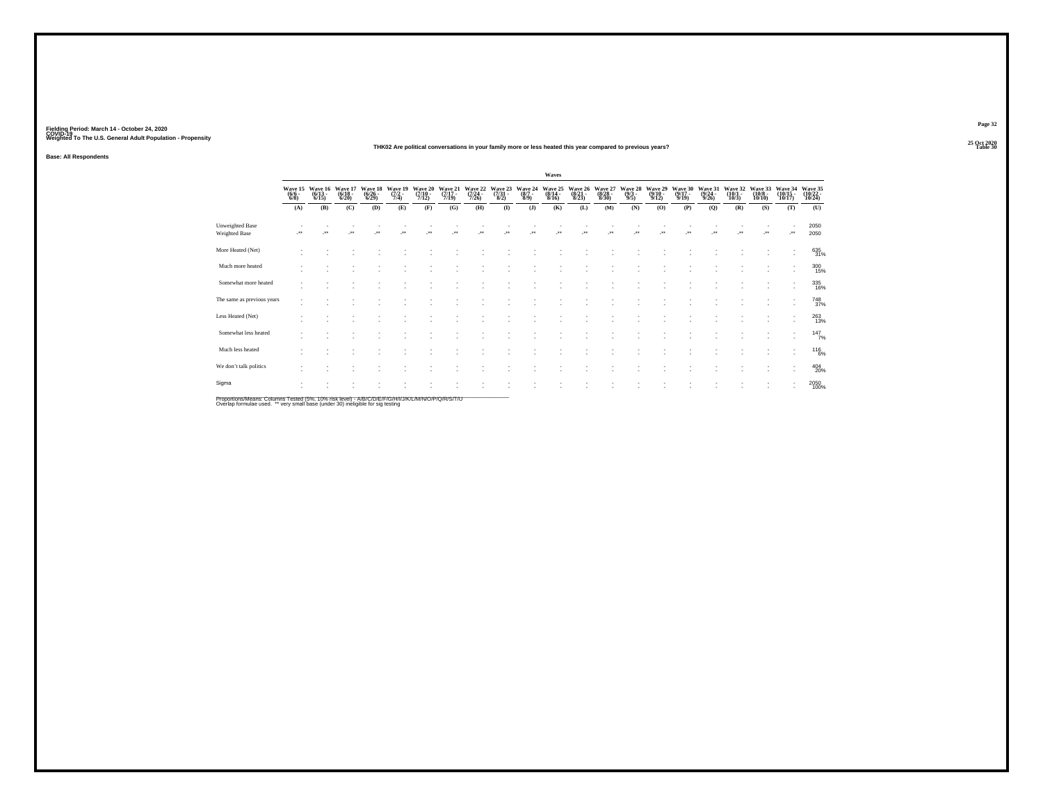Fielding Period: March 14 - October 24, 2020
COVID-19
Weighted To The U.S. General Adult Population - Propensity

25 Oct 2020
Table 30

THK02 Are political conversations in your family more or less heated this year compared to previous years?

Base: All Respondents

| | Waves | | | | | | | | | | | | | | | | | | | | |
|---|---|---|---|---|---|---|---|---|---|---|---|---|---|---|---|---|---|---|---|---|---|
| | Wave 15 (6/6 - 6/8) | Wave 16 (6/13 - 6/15) | Wave 17 (6/18 - 6/20) | Wave 18 (6/26 - 6/29) | Wave 19 (7/2 - 7/4) | Wave 20 (7/10 - 7/12) | Wave 21 (7/17 - 7/19) | Wave 22 (7/24 - 7/26) | Wave 23 (7/31 - 8/2) | Wave 24 (8/7 - 8/9) | Wave 25 (8/14 - 8/16) | Wave 26 (8/21 - 8/23) | Wave 27 (8/28 - 8/30) | Wave 28 (9/3 - 9/5) | Wave 29 (9/10 - 9/12) | Wave 30 (9/17 - 9/19) | Wave 31 (9/24 - 9/26) | Wave 32 (10/1 - 10/3) | Wave 33 (10/8 - 10/10) | Wave 34 (10/15 - 10/17) | Wave 35 (10/22 - 10/24) |
| | (A) | (B) | (C) | (D) | (E) | (F) | (G) | (H) | (I) | (J) | (K) | (L) | (M) | (N) | (O) | (P) | (Q) | (R) | (S) | (T) | (U) |
| Unweighted Base | - | - | - | - | - | - | - | - | - | - | - | - | - | - | - | - | - | - | - | - | 2050 |
| Weighted Base | -** | -** | -** | -** | -** | -** | -** | -** | -** | -** | -** | -** | -** | -** | -** | -** | -** | -** | -** | -** | 2050 |
| More Heated (Net) | - | - | - | - | - | - | - | - | - | - | - | - | - | - | - | - | - | - | - | - | 635 31% |
| Much more heated | - | - | - | - | - | - | - | - | - | - | - | - | - | - | - | - | - | - | - | - | 300 15% |
| Somewhat more heated | - | - | - | - | - | - | - | - | - | - | - | - | - | - | - | - | - | - | - | - | 335 16% |
| The same as previous years | - | - | - | - | - | - | - | - | - | - | - | - | - | - | - | - | - | - | - | - | 748 37% |
| Less Heated (Net) | - | - | - | - | - | - | - | - | - | - | - | - | - | - | - | - | - | - | - | - | 263 13% |
| Somewhat less heated | - | - | - | - | - | - | - | - | - | - | - | - | - | - | - | - | - | - | - | - | 147 7% |
| Much less heated | - | - | - | - | - | - | - | - | - | - | - | - | - | - | - | - | - | - | - | - | 116 6% |
| We don't talk politics | - | - | - | - | - | - | - | - | - | - | - | - | - | - | - | - | - | - | - | - | 404 20% |
| Sigma | - | - | - | - | - | - | - | - | - | - | - | - | - | - | - | - | - | - | - | - | 2050 100% |

Proportions/Means: Columns Tested (5%, 10% risk level) - A/B/C/D/E/F/G/H/I/J/K/L/M/N/O/P/Q/R/S/T/U
Overlap formulae used. ** very small base (under 30) ineligible for sig testing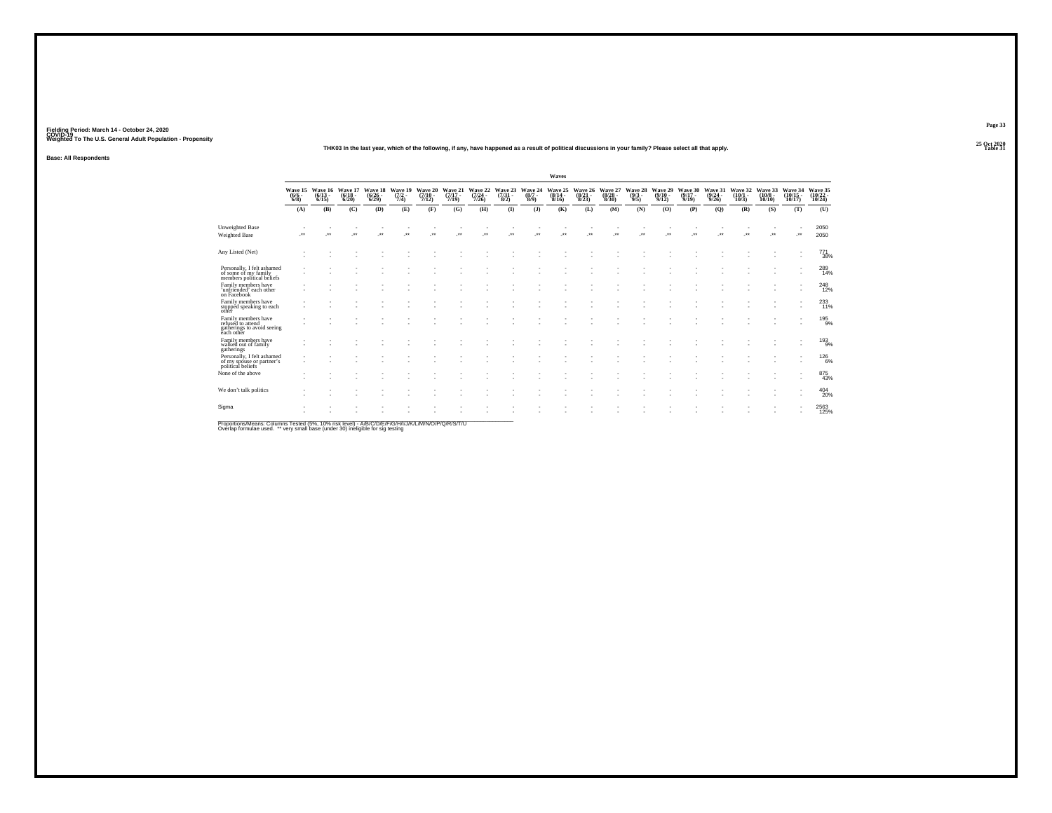Fielding Period: March 14 - October 24, 2020
COVID-19
Weighted To The U.S. General Adult Population - Propensity

25 Oct 2020
Table 31

### THK03 In the last year, which of the following, if any, have happened as a result of political discussions in your family? Please select all that apply.

**Base: All Respondents**

| | Waves | | | | | | | | | | | | | | | | | | | | |
|---|---|---|---|---|---|---|---|---|---|---|---|---|---|---|---|---|---|---|---|---|---|
| | Wave 15 (6/6 - 6/8) | Wave 16 (6/13 - 6/15) | Wave 17 (6/18 - 6/20) | Wave 18 (6/26 - 6/29) | Wave 19 (7/2 - 7/4) | Wave 20 (7/10 - 7/12) | Wave 21 (7/17 - 7/19) | Wave 22 (7/24 - 7/26) | Wave 23 (7/31 - 8/2) | Wave 24 (8/7 - 8/9) | Wave 25 (8/14 - 8/16) | Wave 26 (8/21 - 8/23) | Wave 27 (8/28 - 8/30) | Wave 28 (9/3 - 9/5) | Wave 29 (9/10 - 9/12) | Wave 30 (9/17 - 9/19) | Wave 31 (9/24 - 9/26) | Wave 32 (10/1 - 10/3) | Wave 33 (10/8 - 10/10) | Wave 34 (10/15 - 10/17) | Wave 35 (10/22 - 10/24) |
| | (A) | (B) | (C) | (D) | (E) | (F) | (G) | (H) | (I) | (J) | (K) | (L) | (M) | (N) | (O) | (P) | (Q) | (R) | (S) | (T) | (U) |
| Unweighted Base | - | - | - | - | - | - | - | - | - | - | - | - | - | - | - | - | - | - | - | - | 2050 |
| Weighted Base | -** | -** | -** | -** | -** | -** | -** | -** | -** | -** | -** | -** | -** | -** | -** | -** | -** | -** | -** | -** | 2050 |
| Any Listed (Net) | - | - | - | - | - | - | - | - | - | - | - | - | - | - | - | - | - | - | - | - | 771 |
| | - | - | - | - | - | - | - | - | - | - | - | - | - | - | - | - | - | - | - | - | 38% |
| Personally, I felt ashamed of some of my family members political beliefs | - | - | - | - | - | - | - | - | - | - | - | - | - | - | - | - | - | - | - | - | 289 |
| | - | - | - | - | - | - | - | - | - | - | - | - | - | - | - | - | - | - | - | - | 14% |
| Family members have 'unfriended' each other on Facebook | - | - | - | - | - | - | - | - | - | - | - | - | - | - | - | - | - | - | - | - | 248 |
| | - | - | - | - | - | - | - | - | - | - | - | - | - | - | - | - | - | - | - | - | 12% |
| Family members have stopped speaking to each other | - | - | - | - | - | - | - | - | - | - | - | - | - | - | - | - | - | - | - | - | 233 |
| | - | - | - | - | - | - | - | - | - | - | - | - | - | - | - | - | - | - | - | - | 11% |
| Family members have refused to attend gatherings to avoid seeing each other | - | - | - | - | - | - | - | - | - | - | - | - | - | - | - | - | - | - | - | - | 195 |
| | - | - | - | - | - | - | - | - | - | - | - | - | - | - | - | - | - | - | - | - | 9% |
| Family members have walked out of family gatherings | - | - | - | - | - | - | - | - | - | - | - | - | - | - | - | - | - | - | - | - | 193 |
| | - | - | - | - | - | - | - | - | - | - | - | - | - | - | - | - | - | - | - | - | 9% |
| Personally, I felt ashamed of my spouse or partner's political beliefs | - | - | - | - | - | - | - | - | - | - | - | - | - | - | - | - | - | - | - | - | 126 |
| | - | - | - | - | - | - | - | - | - | - | - | - | - | - | - | - | - | - | - | - | 6% |
| None of the above | - | - | - | - | - | - | - | - | - | - | - | - | - | - | - | - | - | - | - | - | 875 |
| | - | - | - | - | - | - | - | - | - | - | - | - | - | - | - | - | - | - | - | - | 43% |
| We don't talk politics | - | - | - | - | - | - | - | - | - | - | - | - | - | - | - | - | - | - | - | - | 404 |
| | - | - | - | - | - | - | - | - | - | - | - | - | - | - | - | - | - | - | - | - | 20% |
| Sigma | - | - | - | - | - | - | - | - | - | - | - | - | - | - | - | - | - | - | - | - | 2563 |
| | - | - | - | - | - | - | - | - | - | - | - | - | - | - | - | - | - | - | - | - | 125% |

Proportions/Means: Columns Tested (5%, 10% risk level) - A/B/C/D/E/F/G/H/I/J/K/L/M/N/O/P/Q/R/S/T/U
Overlap formulae used. ** very small base (under 30) ineligible for sig testing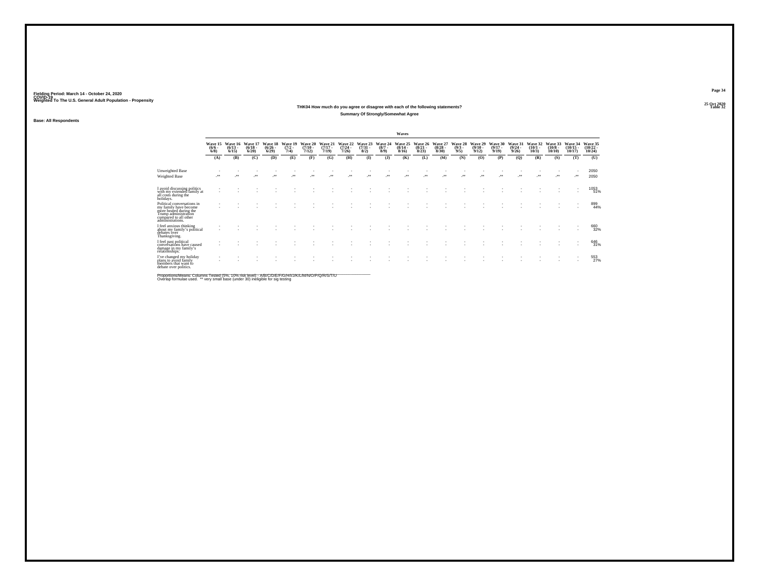Fielding Period: March 14 - October 24, 2020
COVID-19
Weighted To The U.S. General Adult Population - Propensity

25 Oct 2020
Table 32

THK04 How much do you agree or disagree with each of the following statements?

Summary Of Strongly/Somewhat Agree

Base: All Respondents

| | Waves | | | | | | | | | | | | | | | | | | | | |
|---|---|---|---|---|---|---|---|---|---|---|---|---|---|---|---|---|---|---|---|---|---|
| | Wave 15 (6/6 - 6/8) | Wave 16 (6/13 - 6/15) | Wave 17 (6/18 - 6/20) | Wave 18 (6/26 - 6/29) | Wave 19 (7/2 - 7/4) | Wave 20 (7/10 - 7/12) | Wave 21 (7/17 - 7/19) | Wave 22 (7/24 - 7/26) | Wave 23 (7/31 - 8/2) | Wave 24 (8/7 - 8/9) | Wave 25 (8/14 - 8/16) | Wave 26 (8/21 - 8/23) | Wave 27 (8/28 - 8/30) | Wave 28 (9/3 - 9/5) | Wave 29 (9/10 - 9/12) | Wave 30 (9/17 - 9/19) | Wave 31 (9/24 - 9/26) | Wave 32 (10/1 - 10/3) | Wave 33 (10/8 - 10/10) | Wave 34 (10/15 - 10/17) | Wave 35 (10/22 - 10/24) |
| | (A) | (B) | (C) | (D) | (E) | (F) | (G) | (H) | (I) | (J) | (K) | (L) | (M) | (N) | (O) | (P) | (Q) | (R) | (S) | (T) | (U) |
| Unweighted Base | - | - | - | - | - | - | - | - | - | - | - | - | - | - | - | - | - | - | - | - | 2050 |
| Weighted Base | -** | -** | -** | -** | -** | -** | -** | -** | -** | -** | -** | -** | -** | -** | -** | -** | -** | -** | -** | -** | 2050 |
| I avoid discussing politics with my extended family at all costs during the holidays. | - | - | - | - | - | - | - | - | - | - | - | - | - | - | - | - | - | - | - | - | 1053 |
| | - | - | - | - | - | - | - | - | - | - | - | - | - | - | - | - | - | - | - | - | 51% |
| Political conversations in my family have become more heated during the Trump administration compared to all other administrations. | - | - | - | - | - | - | - | - | - | - | - | - | - | - | - | - | - | - | - | - | 899 |
| | - | - | - | - | - | - | - | - | - | - | - | - | - | - | - | - | - | - | - | - | 44% |
| I feel anxious thinking about my family's political debates over Thanksgiving. | - | - | - | - | - | - | - | - | - | - | - | - | - | - | - | - | - | - | - | - | 660 |
| | - | - | - | - | - | - | - | - | - | - | - | - | - | - | - | - | - | - | - | - | 32% |
| I feel past political conversations have caused damage in my family's relationships. | - | - | - | - | - | - | - | - | - | - | - | - | - | - | - | - | - | - | - | - | 646 |
| | - | - | - | - | - | - | - | - | - | - | - | - | - | - | - | - | - | - | - | - | 31% |
| I've changed my holiday plans to avoid family members that want to debate over politics. | - | - | - | - | - | - | - | - | - | - | - | - | - | - | - | - | - | - | - | - | 553 |
| | - | - | - | - | - | - | - | - | - | - | - | - | - | - | - | - | - | - | - | - | 27% |

Proportions/Means: Columns Tested (5%, 10% risk level) - A/B/C/D/E/F/G/H/I/J/K/L/M/N/O/P/Q/R/S/T/U
Overlap formulae used. ** very small base (under 30) ineligible for sig testing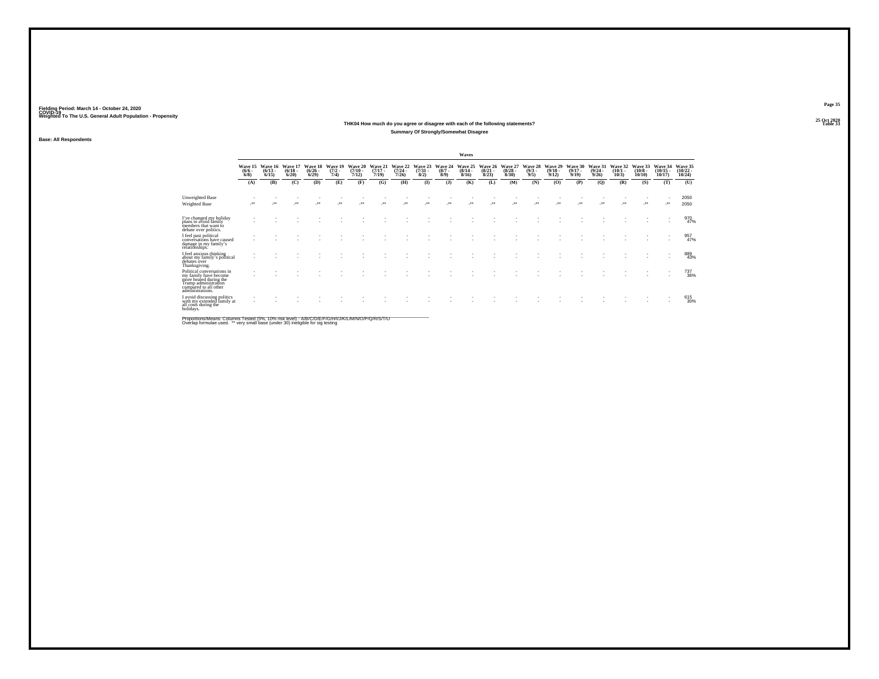Fielding Period: March 14 - October 24, 2020
COVID-19
Weighted To The U.S. General Adult Population - Propensity

25 Oct 2020
Table 33

**THK04 How much do you agree or disagree with each of the following statements?**

**Summary Of Strongly/Somewhat Disagree**

**Base: All Respondents**

| | Waves | | | | | | | | | | | | | | | | | | | | |
|---|---|---|---|---|---|---|---|---|---|---|---|---|---|---|---|---|---|---|---|---|---|
| | Wave 15 (6/6 - 6/8) | Wave 16 (6/13 - 6/15) | Wave 17 (6/18 - 6/20) | Wave 18 (6/26 - 6/29) | Wave 19 (7/2 - 7/4) | Wave 20 (7/10 - 7/12) | Wave 21 (7/17 - 7/19) | Wave 22 (7/24 - 7/26) | Wave 23 (7/31 - 8/2) | Wave 24 (8/7 - 8/9) | Wave 25 (8/14 - 8/16) | Wave 26 (8/21 - 8/23) | Wave 27 (8/28 - 8/30) | Wave 28 (9/3 - 9/5) | Wave 29 (9/10 - 9/12) | Wave 30 (9/17 - 9/19) | Wave 31 (9/24 - 9/26) | Wave 32 (10/1 - 10/3) | Wave 33 (10/8 - 10/10) | Wave 34 (10/15 - 10/17) | Wave 35 (10/22 - 10/24) |
| | (A) | (B) | (C) | (D) | (E) | (F) | (G) | (H) | (I) | (J) | (K) | (L) | (M) | (N) | (O) | (P) | (Q) | (R) | (S) | (T) | (U) |
| Unweighted Base | - | - | - | - | - | - | - | - | - | - | - | - | - | - | - | - | - | - | - | - | 2050 |
| Weighted Base | -** | -** | -** | -** | -** | -** | -** | -** | -** | -** | -** | -** | -** | -** | -** | -** | -** | -** | -** | -** | 2050 |
| I've changed my holiday plans to avoid family members that want to debate over politics. | - | - | - | - | - | - | - | - | - | - | - | - | - | - | - | - | - | - | - | - | 970 |
| | - | - | - | - | - | - | - | - | - | - | - | - | - | - | - | - | - | - | - | - | 47% |
| I feel past political conversations have caused damage in my family's relationships. | - | - | - | - | - | - | - | - | - | - | - | - | - | - | - | - | - | - | - | - | 957 |
| | - | - | - | - | - | - | - | - | - | - | - | - | - | - | - | - | - | - | - | - | 47% |
| I feel anxious thinking about my family's political debates over Thanksgiving. | - | - | - | - | - | - | - | - | - | - | - | - | - | - | - | - | - | - | - | - | 889 |
| | - | - | - | - | - | - | - | - | - | - | - | - | - | - | - | - | - | - | - | - | 43% |
| Political conversations in my family have become more heated during the Trump administration compared to all other administrations. | - | - | - | - | - | - | - | - | - | - | - | - | - | - | - | - | - | - | - | - | 737 |
| | - | - | - | - | - | - | - | - | - | - | - | - | - | - | - | - | - | - | - | - | 36% |
| I avoid discussing politics with my extended family at all costs during the holidays. | - | - | - | - | - | - | - | - | - | - | - | - | - | - | - | - | - | - | - | - | 615 |
| | - | - | - | - | - | - | - | - | - | - | - | - | - | - | - | - | - | - | - | - | 30% |

Proportions/Means: Columns Tested (5%, 10% risk level) - A/B/C/D/E/F/G/H/I/J/K/L/M/N/O/P/Q/R/S/T/U
Overlap formulae used. ** very small base (under 30) ineligible for sig testing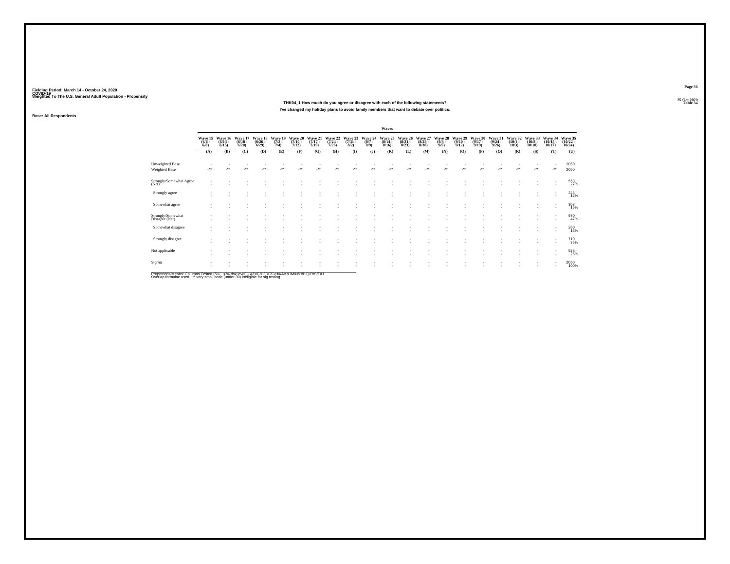Fielding Period: March 14 - October 24, 2020
COVID-19
Weighted To The U.S. General Adult Population - Propensity

25 Oct 2020
Table 34

### THK04_1 How much do you agree or disagree with each of the following statements?

I've changed my holiday plans to avoid family members that want to debate over politics.

Base: All Respondents

| | Waves | | | | | | | | | | | | | | | | | | | | |
|---|---|---|---|---|---|---|---|---|---|---|---|---|---|---|---|---|---|---|---|---|---|
| | Wave 15 (6/6 - 6/8) | Wave 16 (6/13 - 6/15) | Wave 17 (6/18 - 6/20) | Wave 18 (6/26 - 6/29) | Wave 19 (7/2 - 7/4) | Wave 20 (7/10 - 7/12) | Wave 21 (7/17 - 7/19) | Wave 22 (7/24 - 7/26) | Wave 23 (7/31 - 8/2) | Wave 24 (8/7 - 8/9) | Wave 25 (8/14 - 8/16) | Wave 26 (8/21 - 8/23) | Wave 27 (8/28 - 8/30) | Wave 28 (9/3 - 9/5) | Wave 29 (9/10 - 9/12) | Wave 30 (9/17 - 9/19) | Wave 31 (9/24 - 9/26) | Wave 32 (10/1 - 10/3) | Wave 33 (10/8 - 10/10) | Wave 34 (10/15 - 10/17) | Wave 35 (10/22 - 10/24) |
| | (A) | (B) | (C) | (D) | (E) | (F) | (G) | (H) | (I) | (J) | (K) | (L) | (M) | (N) | (O) | (P) | (Q) | (R) | (S) | (T) | (U) |
| Unweighted Base | - | - | - | - | - | - | - | - | - | - | - | - | - | - | - | - | - | - | - | - | 2050 |
| Weighted Base | -** | -** | -** | -** | -** | -** | -** | -** | -** | -** | -** | -** | -** | -** | -** | -** | -** | -** | -** | -** | 2050 |
| Strongly/Somewhat Agree (Net) | - | - | - | - | - | - | - | - | - | - | - | - | - | - | - | - | - | - | - | - | 553 27% |
| Strongly agree | - | - | - | - | - | - | - | - | - | - | - | - | - | - | - | - | - | - | - | - | 245 12% |
| Somewhat agree | - | - | - | - | - | - | - | - | - | - | - | - | - | - | - | - | - | - | - | - | 308 15% |
| Strongly/Somewhat Disagree (Net) | - | - | - | - | - | - | - | - | - | - | - | - | - | - | - | - | - | - | - | - | 970 47% |
| Somewhat disagree | - | - | - | - | - | - | - | - | - | - | - | - | - | - | - | - | - | - | - | - | 260 13% |
| Strongly disagree | - | - | - | - | - | - | - | - | - | - | - | - | - | - | - | - | - | - | - | - | 710 35% |
| Not applicable | - | - | - | - | - | - | - | - | - | - | - | - | - | - | - | - | - | - | - | - | 528 26% |
| Sigma | - | - | - | - | - | - | - | - | - | - | - | - | - | - | - | - | - | - | - | - | 2050 100% |

Proportions/Means: Columns Tested (5%, 10% risk level) - A/B/C/D/E/F/G/H/I/J/K/L/M/N/O/P/Q/R/S/T/U
Overlap formulae used. ** very small base (under 30) ineligible for sig testing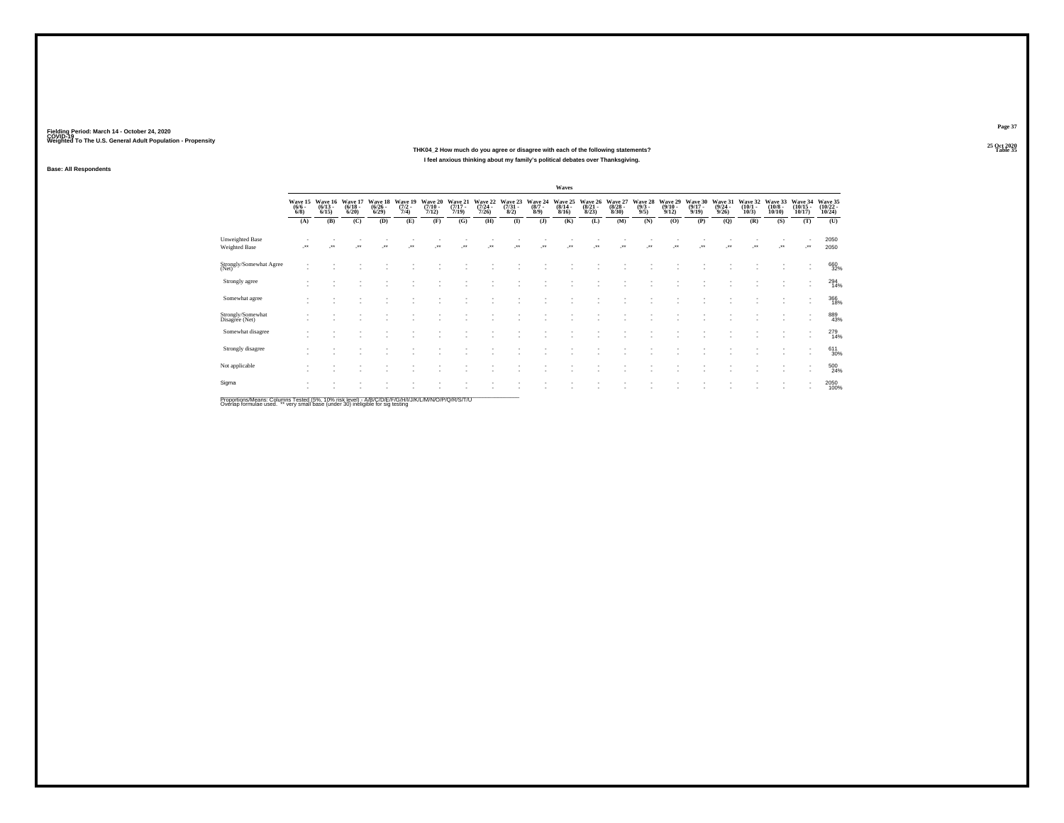Fielding Period: March 14 - October 24, 2020
COVID-19
Weighted To The U.S. General Adult Population - Propensity

25 Oct 2020
Table 35

THK04_2 How much do you agree or disagree with each of the following statements?

I feel anxious thinking about my family's political debates over Thanksgiving.

Base: All Respondents

| | Waves | | | | | | | | | | | | | | | | | | | | |
|---|---|---|---|---|---|---|---|---|---|---|---|---|---|---|---|---|---|---|---|---|---|
| | Wave 15 (6/6 - 6/8) | Wave 16 (6/13 - 6/15) | Wave 17 (6/18 - 6/20) | Wave 18 (6/26 - 6/29) | Wave 19 (7/2 - 7/4) | Wave 20 (7/10 - 7/12) | Wave 21 (7/17 - 7/19) | Wave 22 (7/24 - 7/26) | Wave 23 (7/31 - 8/2) | Wave 24 (8/7 - 8/9) | Wave 25 (8/14 - 8/16) | Wave 26 (8/21 - 8/23) | Wave 27 (8/28 - 8/30) | Wave 28 (9/3 - 9/5) | Wave 29 (9/10 - 9/12) | Wave 30 (9/17 - 9/19) | Wave 31 (9/24 - 9/26) | Wave 32 (10/1 - 10/3) | Wave 33 (10/8 - 10/10) | Wave 34 (10/15 - 10/17) | Wave 35 (10/22 - 10/24) |
| | (A) | (B) | (C) | (D) | (E) | (F) | (G) | (H) | (I) | (J) | (K) | (L) | (M) | (N) | (O) | (P) | (Q) | (R) | (S) | (T) | (U) |
| Unweighted Base | - | - | - | - | - | - | - | - | - | - | - | - | - | - | - | - | - | - | - | - | 2050 |
| Weighted Base | -** | -** | -** | -** | -** | -** | -** | -** | -** | -** | -** | -** | -** | -** | -** | -** | -** | -** | -** | -** | 2050 |
| Strongly/Somewhat Agree (Net) | - | - | - | - | - | - | - | - | - | - | - | - | - | - | - | - | - | - | - | - | 660 |
| | - | - | - | - | - | - | - | - | - | - | - | - | - | - | - | - | - | - | - | - | 32% |
| Strongly agree | - | - | - | - | - | - | - | - | - | - | - | - | - | - | - | - | - | - | - | - | 294 |
| | - | - | - | - | - | - | - | - | - | - | - | - | - | - | - | - | - | - | - | - | 14% |
| Somewhat agree | - | - | - | - | - | - | - | - | - | - | - | - | - | - | - | - | - | - | - | - | 366 |
| | - | - | - | - | - | - | - | - | - | - | - | - | - | - | - | - | - | - | - | - | 18% |
| Strongly/Somewhat Disagree (Net) | - | - | - | - | - | - | - | - | - | - | - | - | - | - | - | - | - | - | - | - | 889 |
| | - | - | - | - | - | - | - | - | - | - | - | - | - | - | - | - | - | - | - | - | 43% |
| Somewhat disagree | - | - | - | - | - | - | - | - | - | - | - | - | - | - | - | - | - | - | - | - | 279 |
| | - | - | - | - | - | - | - | - | - | - | - | - | - | - | - | - | - | - | - | - | 14% |
| Strongly disagree | - | - | - | - | - | - | - | - | - | - | - | - | - | - | - | - | - | - | - | - | 611 |
| | - | - | - | - | - | - | - | - | - | - | - | - | - | - | - | - | - | - | - | - | 30% |
| Not applicable | - | - | - | - | - | - | - | - | - | - | - | - | - | - | - | - | - | - | - | - | 500 |
| | - | - | - | - | - | - | - | - | - | - | - | - | - | - | - | - | - | - | - | - | 24% |
| Sigma | - | - | - | - | - | - | - | - | - | - | - | - | - | - | - | - | - | - | - | - | 2050 |
| | - | - | - | - | - | - | - | - | - | - | - | - | - | - | - | - | - | - | - | - | 100% |

Proportions/Means: Columns Tested (5%, 10% risk level) - A/B/C/D/E/F/G/H/I/J/K/L/M/N/O/P/Q/R/S/T/U
Overlap formulae used. ** very small base (under 30) ineligible for sig testing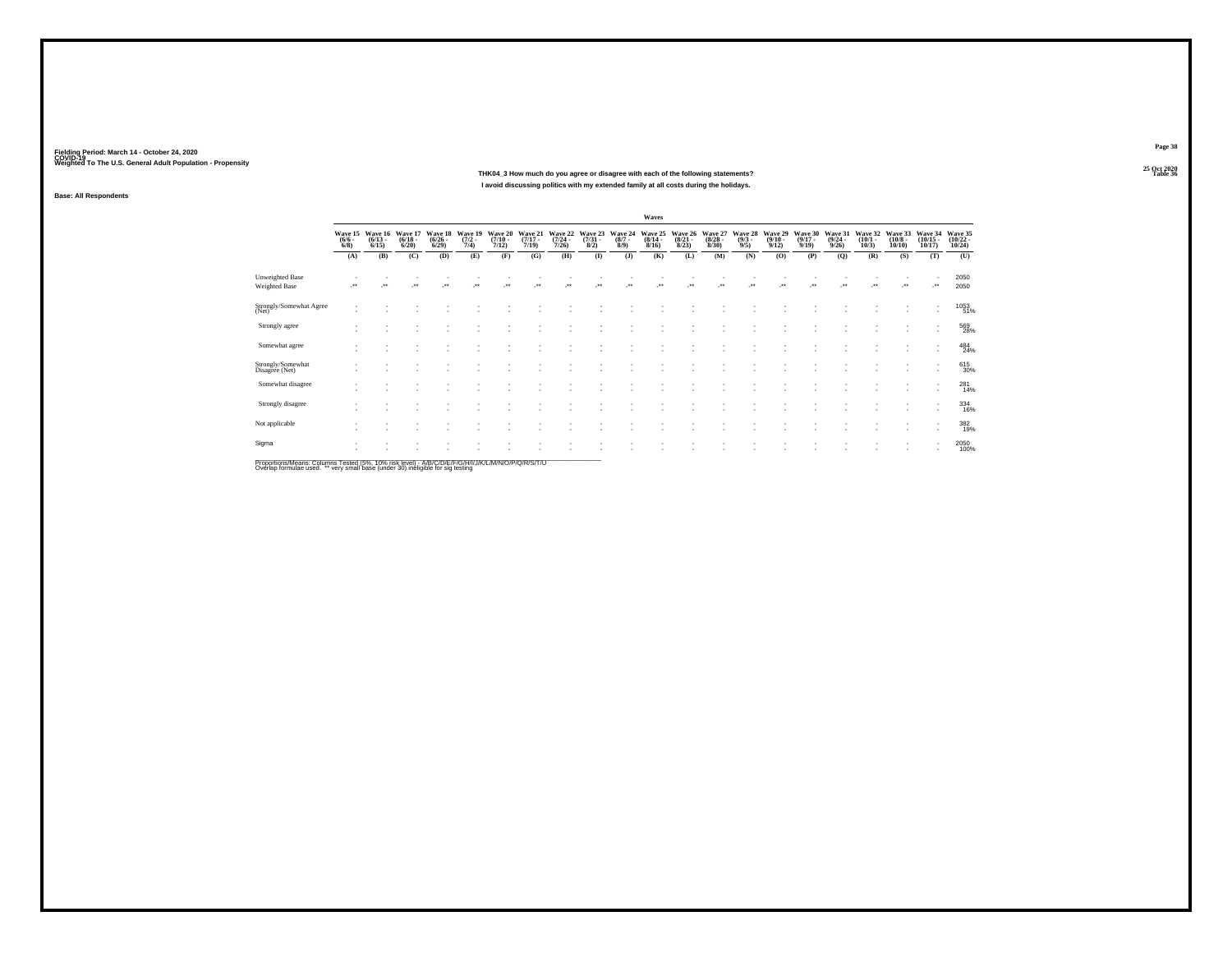Fielding Period: March 14 - October 24, 2020
COVID-19
Weighted To The U.S. General Adult Population - Propensity

25 Oct 2020
Table 36

### THK04_3 How much do you agree or disagree with each of the following statements?

### I avoid discussing politics with my extended family at all costs during the holidays.

Base: All Respondents

| | Waves | | | | | | | | | | | | | | | | | | | | |
|---|---|---|---|---|---|---|---|---|---|---|---|---|---|---|---|---|---|---|---|---|---|
| | Wave 15 (6/6 - 6/8) | Wave 16 (6/13 - 6/15) | Wave 17 (6/18 - 6/20) | Wave 18 (6/26 - 6/29) | Wave 19 (7/2 - 7/4) | Wave 20 (7/10 - 7/12) | Wave 21 (7/17 - 7/19) | Wave 22 (7/24 - 7/26) | Wave 23 (7/31 - 8/2) | Wave 24 (8/7 - 8/9) | Wave 25 (8/14 - 8/16) | Wave 26 (8/21 - 8/23) | Wave 27 (8/28 - 8/30) | Wave 28 (9/3 - 9/5) | Wave 29 (9/10 - 9/12) | Wave 30 (9/17 - 9/19) | Wave 31 (9/24 - 9/26) | Wave 32 (10/1 - 10/3) | Wave 33 (10/8 - 10/10) | Wave 34 (10/15 - 10/17) | Wave 35 (10/22 - 10/24) |
| | (A) | (B) | (C) | (D) | (E) | (F) | (G) | (H) | (I) | (J) | (K) | (L) | (M) | (N) | (O) | (P) | (Q) | (R) | (S) | (T) | (U) |
| Unweighted Base | - | - | - | - | - | - | - | - | - | - | - | - | - | - | - | - | - | - | - | - | 2050 |
| Weighted Base | -** | -** | -** | -** | -** | -** | -** | -** | -** | -** | -** | -** | -** | -** | -** | -** | -** | -** | -** | -** | 2050 |
| Strongly/Somewhat Agree (Net) | - | - | - | - | - | - | - | - | - | - | - | - | - | - | - | - | - | - | - | - | 1053 51% |
| Strongly agree | - | - | - | - | - | - | - | - | - | - | - | - | - | - | - | - | - | - | - | - | 569 28% |
| Somewhat agree | - | - | - | - | - | - | - | - | - | - | - | - | - | - | - | - | - | - | - | - | 484 24% |
| Strongly/Somewhat Disagree (Net) | - | - | - | - | - | - | - | - | - | - | - | - | - | - | - | - | - | - | - | - | 615 30% |
| Somewhat disagree | - | - | - | - | - | - | - | - | - | - | - | - | - | - | - | - | - | - | - | - | 281 14% |
| Strongly disagree | - | - | - | - | - | - | - | - | - | - | - | - | - | - | - | - | - | - | - | - | 334 16% |
| Not applicable | - | - | - | - | - | - | - | - | - | - | - | - | - | - | - | - | - | - | - | - | 382 19% |
| Sigma | - | - | - | - | - | - | - | - | - | - | - | - | - | - | - | - | - | - | - | - | 2050 100% |

Proportions/Means: Columns Tested (5%, 10% risk level) - A/B/C/D/E/F/G/H/I/J/K/L/M/N/O/P/Q/R/S/T/U
Overlap formulae used. ** very small base (under 30) ineligible for sig testing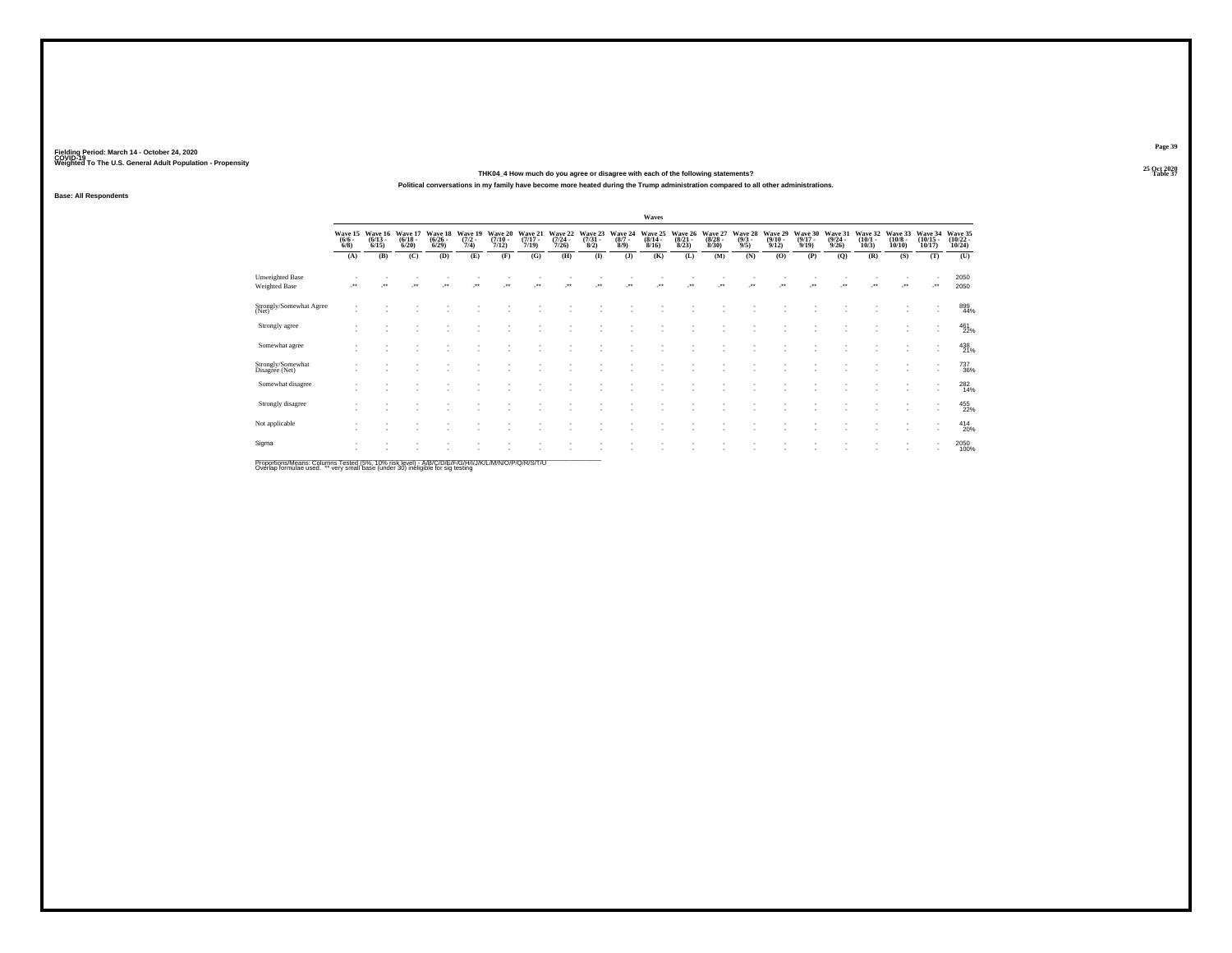Fielding Period: March 14 - October 24, 2020
COVID-19
Weighted To The U.S. General Adult Population - Propensity

25 Oct 2020
Table 37

### THK04_4 How much do you agree or disagree with each of the following statements?

**Political conversations in my family have become more heated during the Trump administration compared to all other administrations.**

**Base: All Respondents**

| | Waves | | | | | | | | | | | | | | | | | | | | |
|---|---|---|---|---|---|---|---|---|---|---|---|---|---|---|---|---|---|---|---|---|---|
| | Wave 15 (6/6 - 6/8) | Wave 16 (6/13 - 6/15) | Wave 17 (6/18 - 6/20) | Wave 18 (6/26 - 6/29) | Wave 19 (7/2 - 7/4) | Wave 20 (7/10 - 7/12) | Wave 21 (7/17 - 7/19) | Wave 22 (7/24 - 7/26) | Wave 23 (7/31 - 8/2) | Wave 24 (8/7 - 8/9) | Wave 25 (8/14 - 8/16) | Wave 26 (8/21 - 8/23) | Wave 27 (8/28 - 8/30) | Wave 28 (9/3 - 9/5) | Wave 29 (9/10 - 9/12) | Wave 30 (9/17 - 9/19) | Wave 31 (9/24 - 9/26) | Wave 32 (10/1 - 10/3) | Wave 33 (10/8 - 10/10) | Wave 34 (10/15 - 10/17) | Wave 35 (10/22 - 10/24) |
| | (A) | (B) | (C) | (D) | (E) | (F) | (G) | (H) | (I) | (J) | (K) | (L) | (M) | (N) | (O) | (P) | (Q) | (R) | (S) | (T) | (U) |
| Unweighted Base | - | - | - | - | - | - | - | - | - | - | - | - | - | - | - | - | - | - | - | - | 2050 |
| Weighted Base | -** | -** | -** | -** | -** | -** | -** | -** | -** | -** | -** | -** | -** | -** | -** | -** | -** | -** | -** | -** | 2050 |
| Strongly/Somewhat Agree (Net) | - | - | - | - | - | - | - | - | - | - | - | - | - | - | - | - | - | - | - | - | 899 44% |
| Strongly agree | - | - | - | - | - | - | - | - | - | - | - | - | - | - | - | - | - | - | - | - | 461 22% |
| Somewhat agree | - | - | - | - | - | - | - | - | - | - | - | - | - | - | - | - | - | - | - | - | 438 21% |
| Strongly/Somewhat Disagree (Net) | - | - | - | - | - | - | - | - | - | - | - | - | - | - | - | - | - | - | - | - | 737 36% |
| Somewhat disagree | - | - | - | - | - | - | - | - | - | - | - | - | - | - | - | - | - | - | - | - | 282 14% |
| Strongly disagree | - | - | - | - | - | - | - | - | - | - | - | - | - | - | - | - | - | - | - | - | 455 22% |
| Not applicable | - | - | - | - | - | - | - | - | - | - | - | - | - | - | - | - | - | - | - | - | 414 20% |
| Sigma | - | - | - | - | - | - | - | - | - | - | - | - | - | - | - | - | - | - | - | - | 2050 100% |

Proportions/Means: Columns Tested (5%, 10% risk level) - A/B/C/D/E/F/G/H/I/J/K/L/M/N/O/P/Q/R/S/T/U
Overlap formulae used. ** very small base (under 30) ineligible for sig testing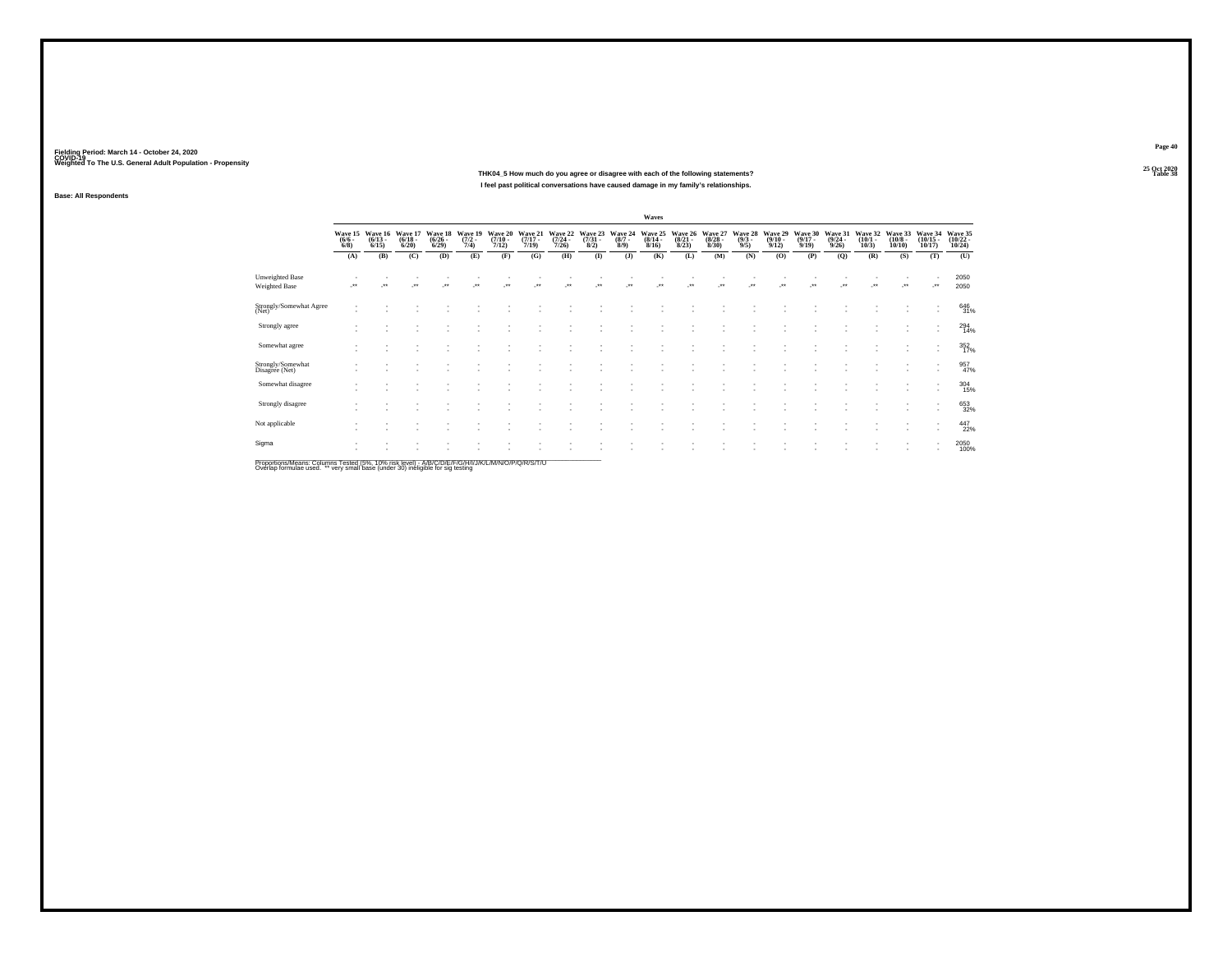Fielding Period: March 14 - October 24, 2020
COVID-19
Weighted To The U.S. General Adult Population - Propensity

25 Oct 2020
Table 38

**THK04_5 How much do you agree or disagree with each of the following statements?**

**I feel past political conversations have caused damage in my family's relationships.**

**Base: All Respondents**

| | Waves | | | | | | | | | | | | | | | | | | | | |
|---|---|---|---|---|---|---|---|---|---|---|---|---|---|---|---|---|---|---|---|---|---|
| | Wave 15 (6/6 - 6/8) | Wave 16 (6/13 - 6/15) | Wave 17 (6/18 - 6/20) | Wave 18 (6/26 - 6/29) | Wave 19 (7/2 - 7/4) | Wave 20 (7/10 - 7/12) | Wave 21 (7/17 - 7/19) | Wave 22 (7/24 - 7/26) | Wave 23 (7/31 - 8/2) | Wave 24 (8/7 - 8/9) | Wave 25 (8/14 - 8/16) | Wave 26 (8/21 - 8/23) | Wave 27 (8/28 - 8/30) | Wave 28 (9/3 - 9/5) | Wave 29 (9/10 - 9/12) | Wave 30 (9/17 - 9/19) | Wave 31 (9/24 - 9/26) | Wave 32 (10/1 - 10/3) | Wave 33 (10/8 - 10/10) | Wave 34 (10/15 - 10/17) | Wave 35 (10/22 - 10/24) |
| | (A) | (B) | (C) | (D) | (E) | (F) | (G) | (H) | (I) | (J) | (K) | (L) | (M) | (N) | (O) | (P) | (Q) | (R) | (S) | (T) | (U) |
| Unweighted Base | - | - | - | - | - | - | - | - | - | - | - | - | - | - | - | - | - | - | - | - | 2050 |
| Weighted Base | -** | -** | -** | -** | -** | -** | -** | -** | -** | -** | -** | -** | -** | -** | -** | -** | -** | -** | -** | -** | 2050 |
| Strongly/Somewhat Agree (Net) | - | - | - | - | - | - | - | - | - | - | - | - | - | - | - | - | - | - | - | - | 646 31% |
| Strongly agree | - | - | - | - | - | - | - | - | - | - | - | - | - | - | - | - | - | - | - | - | 294 14% |
| Somewhat agree | - | - | - | - | - | - | - | - | - | - | - | - | - | - | - | - | - | - | - | - | 352 17% |
| Strongly/Somewhat Disagree (Net) | - | - | - | - | - | - | - | - | - | - | - | - | - | - | - | - | - | - | - | - | 957 47% |
| Somewhat disagree | - | - | - | - | - | - | - | - | - | - | - | - | - | - | - | - | - | - | - | - | 304 15% |
| Strongly disagree | - | - | - | - | - | - | - | - | - | - | - | - | - | - | - | - | - | - | - | - | 653 32% |
| Not applicable | - | - | - | - | - | - | - | - | - | - | - | - | - | - | - | - | - | - | - | - | 447 22% |
| Sigma | - | - | - | - | - | - | - | - | - | - | - | - | - | - | - | - | - | - | - | - | 2050 100% |

Proportions/Means: Columns Tested (5%, 10% risk level) - A/B/C/D/E/F/G/H/I/J/K/L/M/N/O/P/Q/R/S/T/U
Overlap formulae used. ** very small base (under 30) ineligible for sig testing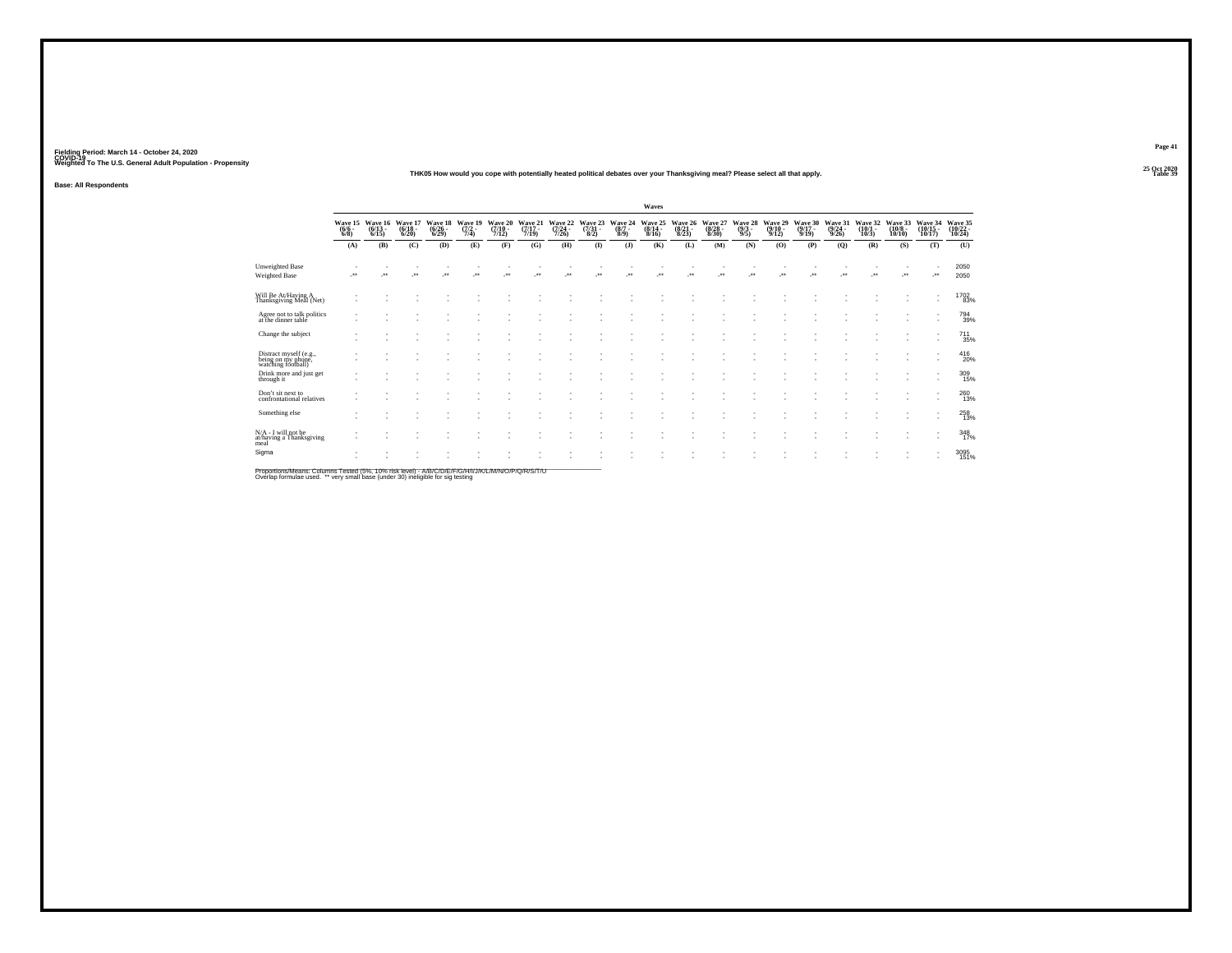Fielding Period: March 14 - October 24, 2020
COVID-19
Weighted To The U.S. General Adult Population - Propensity

25 Oct 2020
Table 39

THK05 How would you cope with potentially heated political debates over your Thanksgiving meal? Please select all that apply.

Base: All Respondents

| | Waves | | | | | | | | | | | | | | | | | | | | |
|---|---|---|---|---|---|---|---|---|---|---|---|---|---|---|---|---|---|---|---|---|---|
| | Wave 15 (6/6 - 6/8) | Wave 16 (6/13 - 6/15) | Wave 17 (6/18 - 6/20) | Wave 18 (6/26 - 6/29) | Wave 19 (7/2 - 7/4) | Wave 20 (7/10 - 7/12) | Wave 21 (7/17 - 7/19) | Wave 22 (7/24 - 7/26) | Wave 23 (7/31 - 8/2) | Wave 24 (8/7 - 8/9) | Wave 25 (8/14 - 8/16) | Wave 26 (8/21 - 8/23) | Wave 27 (8/28 - 8/30) | Wave 28 (9/3 - 9/5) | Wave 29 (9/10 - 9/12) | Wave 30 (9/17 - 9/19) | Wave 31 (9/24 - 9/26) | Wave 32 (10/1 - 10/3) | Wave 33 (10/8 - 10/10) | Wave 34 (10/15 - 10/17) | Wave 35 (10/22 - 10/24) |
| | (A) | (B) | (C) | (D) | (E) | (F) | (G) | (H) | (I) | (J) | (K) | (L) | (M) | (N) | (O) | (P) | (Q) | (R) | (S) | (T) | (U) |
| Unweighted Base | - | - | - | - | - | - | - | - | - | - | - | - | - | - | - | - | - | - | - | - | 2050 |
| Weighted Base | -** | -** | -** | -** | -** | -** | -** | -** | -** | -** | -** | -** | -** | -** | -** | -** | -** | -** | -** | -** | 2050 |
| Will Be At/Having A Thanksgiving Meal (Net) | - | - | - | - | - | - | - | - | - | - | - | - | - | - | - | - | - | - | - | - | 1702 83% |
| Agree not to talk politics at the dinner table | - | - | - | - | - | - | - | - | - | - | - | - | - | - | - | - | - | - | - | - | 794 39% |
| Change the subject | - | - | - | - | - | - | - | - | - | - | - | - | - | - | - | - | - | - | - | - | 711 35% |
| Distract myself (e.g., being on my phone, watching football) | - | - | - | - | - | - | - | - | - | - | - | - | - | - | - | - | - | - | - | - | 416 20% |
| Drink more and just get through it | - | - | - | - | - | - | - | - | - | - | - | - | - | - | - | - | - | - | - | - | 309 15% |
| Don't sit next to confrontational relatives | - | - | - | - | - | - | - | - | - | - | - | - | - | - | - | - | - | - | - | - | 260 13% |
| Something else | - | - | - | - | - | - | - | - | - | - | - | - | - | - | - | - | - | - | - | - | 258 13% |
| N/A - I will not be at/having a Thanksgiving meal | - | - | - | - | - | - | - | - | - | - | - | - | - | - | - | - | - | - | - | - | 348 17% |
| Sigma | - | - | - | - | - | - | - | - | - | - | - | - | - | - | - | - | - | - | - | - | 3095 151% |

Proportions/Means: Columns Tested (5%, 10% risk level) - A/B/C/D/E/F/G/H/I/J/K/L/M/N/O/P/Q/R/S/T/U
Overlap formulae used. ** very small base (under 30) ineligible for sig testing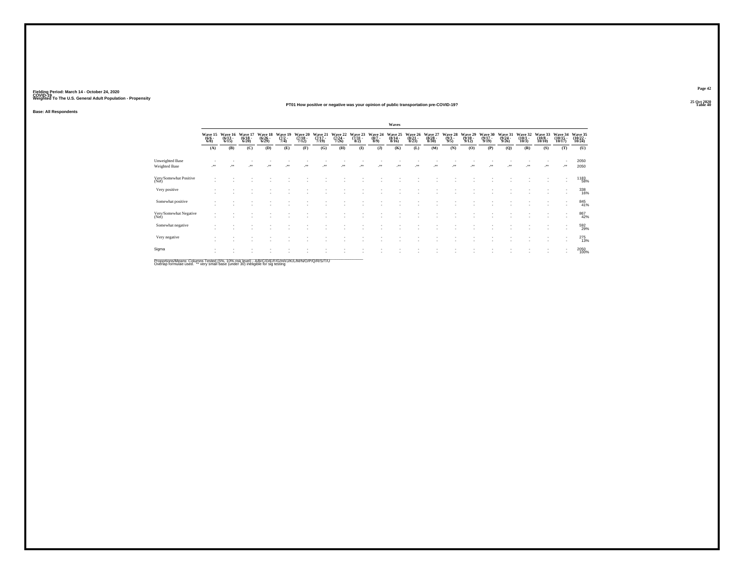Fielding Period: March 14 - October 24, 2020
COVID-19
Weighted To The U.S. General Adult Population - Propensity

25 Oct 2020
Table 40

## PT01 How positive or negative was your opinion of public transportation pre-COVID-19?

Base: All Respondents

| | Waves | | | | | | | | | | | | | | | | | | | | |
|---|---|---|---|---|---|---|---|---|---|---|---|---|---|---|---|---|---|---|---|---|---|
| | Wave 15 (6/6 - 6/8) | Wave 16 (6/13 - 6/15) | Wave 17 (6/18 - 6/20) | Wave 18 (6/26 - 6/29) | Wave 19 (7/2 - 7/4) | Wave 20 (7/10 - 7/12) | Wave 21 (7/17 - 7/19) | Wave 22 (7/24 - 7/26) | Wave 23 (7/31 - 8/2) | Wave 24 (8/7 - 8/9) | Wave 25 (8/14 - 8/16) | Wave 26 (8/21 - 8/23) | Wave 27 (8/28 - 8/30) | Wave 28 (9/3 - 9/5) | Wave 29 (9/10 - 9/12) | Wave 30 (9/17 - 9/19) | Wave 31 (9/24 - 9/26) | Wave 32 (10/1 - 10/3) | Wave 33 (10/8 - 10/10) | Wave 34 (10/15 - 10/17) | Wave 35 (10/22 - 10/24) |
| | (A) | (B) | (C) | (D) | (E) | (F) | (G) | (H) | (I) | (J) | (K) | (L) | (M) | (N) | (O) | (P) | (Q) | (R) | (S) | (T) | (U) |
| Unweighted Base | - | - | - | - | - | - | - | - | - | - | - | - | - | - | - | - | - | - | - | - | 2050 |
| Weighted Base | -** | -** | -** | -** | -** | -** | -** | -** | -** | -** | -** | -** | -** | -** | -** | -** | -** | -** | -** | -** | 2050 |
| Very/Somewhat Positive (Net) | - | - | - | - | - | - | - | - | - | - | - | - | - | - | - | - | - | - | - | - | 1183 58% |
| Very positive | - | - | - | - | - | - | - | - | - | - | - | - | - | - | - | - | - | - | - | - | 338 16% |
| Somewhat positive | - | - | - | - | - | - | - | - | - | - | - | - | - | - | - | - | - | - | - | - | 845 41% |
| Very/Somewhat Negative (Net) | - | - | - | - | - | - | - | - | - | - | - | - | - | - | - | - | - | - | - | - | 867 42% |
| Somewhat negative | - | - | - | - | - | - | - | - | - | - | - | - | - | - | - | - | - | - | - | - | 592 29% |
| Very negative | - | - | - | - | - | - | - | - | - | - | - | - | - | - | - | - | - | - | - | - | 275 13% |
| Sigma | - | - | - | - | - | - | - | - | - | - | - | - | - | - | - | - | - | - | - | - | 2050 100% |

Proportions/Means: Columns Tested (5%, 10% risk level) - A/B/C/D/E/F/G/H/I/J/K/L/M/N/O/P/Q/R/S/T/U
Overlap formulae used. ** very small base (under 30) ineligible for sig testing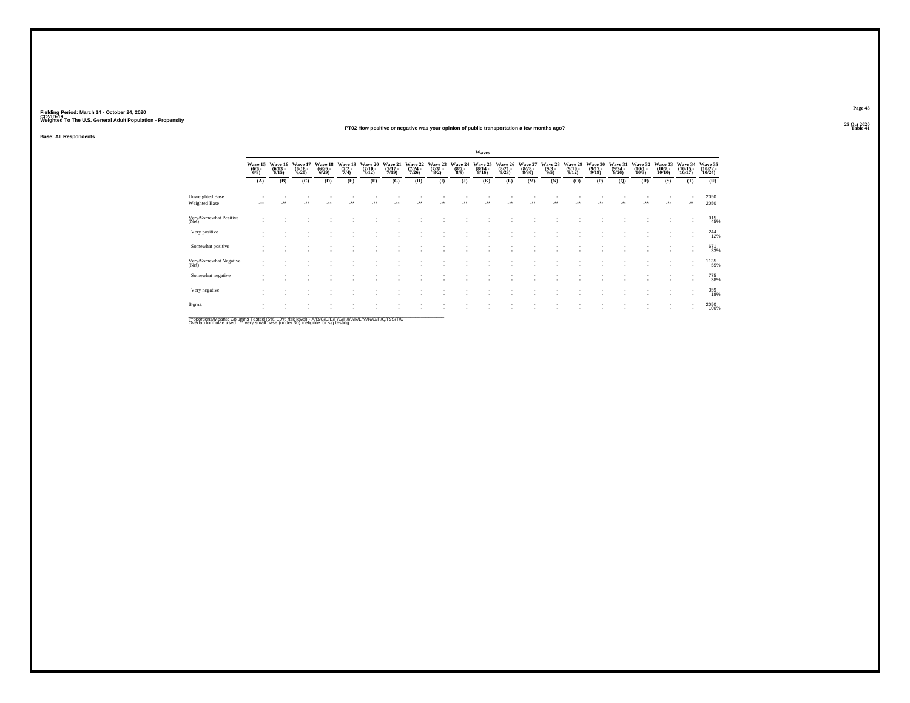Fielding Period: March 14 - October 24, 2020
COVID-19
Weighted To The U.S. General Adult Population - Propensity

25 Oct 2020
Table 41

### PT02 How positive or negative was your opinion of public transportation a few months ago?

**Base: All Respondents**

| | Waves | | | | | | | | | | | | | | | | | | | | |
|---|---|---|---|---|---|---|---|---|---|---|---|---|---|---|---|---|---|---|---|---|---|
| | Wave 15 (6/6 - 6/8) | Wave 16 (6/13 - 6/15) | Wave 17 (6/18 - 6/20) | Wave 18 (6/26 - 6/29) | Wave 19 (7/2 - 7/4) | Wave 20 (7/10 - 7/12) | Wave 21 (7/17 - 7/19) | Wave 22 (7/24 - 7/26) | Wave 23 (7/31 - 8/2) | Wave 24 (8/7 - 8/9) | Wave 25 (8/14 - 8/16) | Wave 26 (8/21 - 8/23) | Wave 27 (8/28 - 8/30) | Wave 28 (9/3 - 9/5) | Wave 29 (9/10 - 9/12) | Wave 30 (9/17 - 9/19) | Wave 31 (9/24 - 9/26) | Wave 32 (10/1 - 10/3) | Wave 33 (10/8 - 10/10) | Wave 34 (10/15 - 10/17) | Wave 35 (10/22 - 10/24) |
| | (A) | (B) | (C) | (D) | (E) | (F) | (G) | (H) | (I) | (J) | (K) | (L) | (M) | (N) | (O) | (P) | (Q) | (R) | (S) | (T) | (U) |
| Unweighted Base | - | - | - | - | - | - | - | - | - | - | - | - | - | - | - | - | - | - | - | - | 2050 |
| Weighted Base | -** | -** | -** | -** | -** | -** | -** | -** | -** | -** | -** | -** | -** | -** | -** | -** | -** | -** | -** | -** | 2050 |
| Very/Somewhat Positive (Net) | - | - | - | - | - | - | - | - | - | - | - | - | - | - | - | - | - | - | - | - | 915 45% |
| Very positive | - | - | - | - | - | - | - | - | - | - | - | - | - | - | - | - | - | - | - | - | 244 12% |
| Somewhat positive | - | - | - | - | - | - | - | - | - | - | - | - | - | - | - | - | - | - | - | - | 671 33% |
| Very/Somewhat Negative (Net) | - | - | - | - | - | - | - | - | - | - | - | - | - | - | - | - | - | - | - | - | 1135 55% |
| Somewhat negative | - | - | - | - | - | - | - | - | - | - | - | - | - | - | - | - | - | - | - | - | 775 38% |
| Very negative | - | - | - | - | - | - | - | - | - | - | - | - | - | - | - | - | - | - | - | - | 359 18% |
| Sigma | - | - | - | - | - | - | - | - | - | - | - | - | - | - | - | - | - | - | - | - | 2050 100% |

Proportions/Means: Columns Tested (5%, 10% risk level) - A/B/C/D/E/F/G/H/I/J/K/L/M/N/O/P/Q/R/S/T/U
Overlap formulae used. ** very small base (under 30) ineligible for sig testing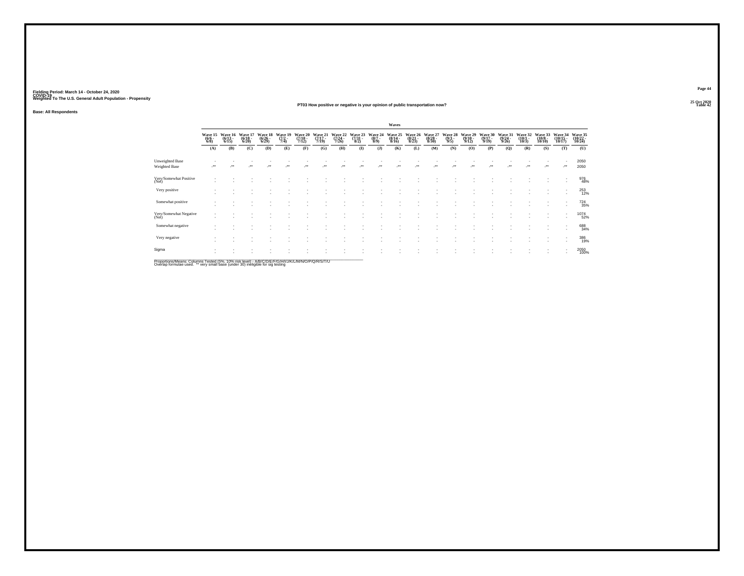Fielding Period: March 14 - October 24, 2020
COVID-19
Weighted To The U.S. General Adult Population - Propensity

25 Oct 2020
Table 42

## PT03 How positive or negative is your opinion of public transportation now?

Base: All Respondents

| | Waves | | | | | | | | | | | | | | | | | | | | |
|---|---|---|---|---|---|---|---|---|---|---|---|---|---|---|---|---|---|---|---|---|---|
| | Wave 15 (6/6 - 6/8) | Wave 16 (6/13 - 6/15) | Wave 17 (6/18 - 6/20) | Wave 18 (6/26 - 6/29) | Wave 19 (7/2 - 7/4) | Wave 20 (7/10 - 7/12) | Wave 21 (7/17 - 7/19) | Wave 22 (7/24 - 7/26) | Wave 23 (7/31 - 8/2) | Wave 24 (8/7 - 8/9) | Wave 25 (8/14 - 8/16) | Wave 26 (8/21 - 8/23) | Wave 27 (8/28 - 8/30) | Wave 28 (9/3 - 9/5) | Wave 29 (9/10 - 9/12) | Wave 30 (9/17 - 9/19) | Wave 31 (9/24 - 9/26) | Wave 32 (10/1 - 10/3) | Wave 33 (10/8 - 10/10) | Wave 34 (10/15 - 10/17) | Wave 35 (10/22 - 10/24) |
| | (A) | (B) | (C) | (D) | (E) | (F) | (G) | (H) | (I) | (J) | (K) | (L) | (M) | (N) | (O) | (P) | (Q) | (R) | (S) | (T) | (U) |
| Unweighted Base | - | - | - | - | - | - | - | - | - | - | - | - | - | - | - | - | - | - | - | - | 2050 |
| Weighted Base | -** | -** | -** | -** | -** | -** | -** | -** | -** | -** | -** | -** | -** | -** | -** | -** | -** | -** | -** | -** | 2050 |
| Very/Somewhat Positive (Net) | - | - | - | - | - | - | - | - | - | - | - | - | - | - | - | - | - | - | - | - | 976 48% |
| Very positive | - | - | - | - | - | - | - | - | - | - | - | - | - | - | - | - | - | - | - | - | 253 12% |
| Somewhat positive | - | - | - | - | - | - | - | - | - | - | - | - | - | - | - | - | - | - | - | - | 724 35% |
| Very/Somewhat Negative (Net) | - | - | - | - | - | - | - | - | - | - | - | - | - | - | - | - | - | - | - | - | 1074 52% |
| Somewhat negative | - | - | - | - | - | - | - | - | - | - | - | - | - | - | - | - | - | - | - | - | 688 34% |
| Very negative | - | - | - | - | - | - | - | - | - | - | - | - | - | - | - | - | - | - | - | - | 386 19% |
| Sigma | - | - | - | - | - | - | - | - | - | - | - | - | - | - | - | - | - | - | - | - | 2050 100% |

Proportions/Means: Columns Tested (5%, 10% risk level) - A/B/C/D/E/F/G/H/I/J/K/L/M/N/O/P/Q/R/S/T/U
Overlap formulae used. ** very small base (under 30) ineligible for sig testing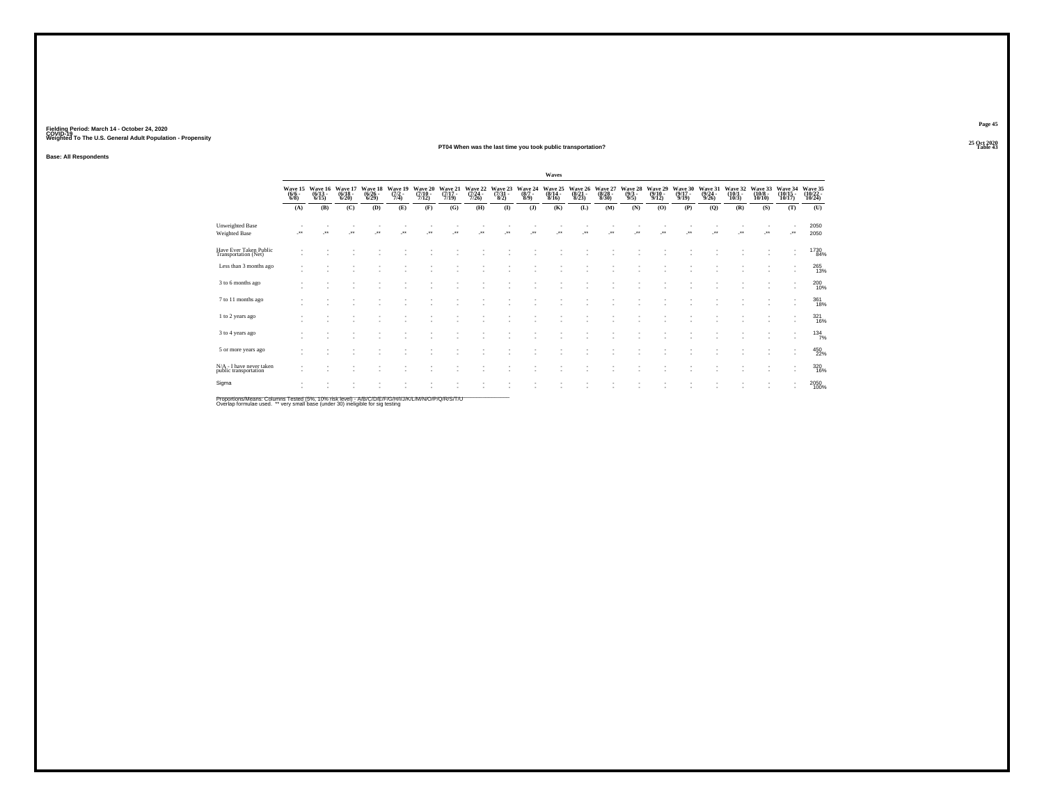Fielding Period: March 14 - October 24, 2020
COVID-19
Weighted To The U.S. General Adult Population - Propensity

25 Oct 2020
Table 43

## PT04 When was the last time you took public transportation?

Base: All Respondents

| | Waves | | | | | | | | | | | | | | | | | | | | |
|---|---|---|---|---|---|---|---|---|---|---|---|---|---|---|---|---|---|---|---|---|---|
| | Wave 15 (6/6 - 6/8) | Wave 16 (6/13 - 6/15) | Wave 17 (6/18 - 6/20) | Wave 18 (6/26 - 6/29) | Wave 19 (7/2 - 7/4) | Wave 20 (7/10 - 7/12) | Wave 21 (7/17 - 7/19) | Wave 22 (7/24 - 7/26) | Wave 23 (7/31 - 8/2) | Wave 24 (8/7 - 8/9) | Wave 25 (8/14 - 8/16) | Wave 26 (8/21 - 8/23) | Wave 27 (8/28 - 8/30) | Wave 28 (9/3 - 9/5) | Wave 29 (9/10 - 9/12) | Wave 30 (9/17 - 9/19) | Wave 31 (9/24 - 9/26) | Wave 32 (10/1 - 10/3) | Wave 33 (10/8 - 10/10) | Wave 34 (10/15 - 10/17) | Wave 35 (10/22 - 10/24) |
| | (A) | (B) | (C) | (D) | (E) | (F) | (G) | (H) | (I) | (J) | (K) | (L) | (M) | (N) | (O) | (P) | (Q) | (R) | (S) | (T) | (U) |
| Unweighted Base | - | - | - | - | - | - | - | - | - | - | - | - | - | - | - | - | - | - | - | - | 2050 |
| Weighted Base | -** | -** | -** | -** | -** | -** | -** | -** | -** | -** | -** | -** | -** | -** | -** | -** | -** | -** | -** | -** | 2050 |
| Have Ever Taken Public Transportation (Net) | - | - | - | - | - | - | - | - | - | - | - | - | - | - | - | - | - | - | - | - | 1730 |
| | - | - | - | - | - | - | - | - | - | - | - | - | - | - | - | - | - | - | - | - | 84% |
| Less than 3 months ago | - | - | - | - | - | - | - | - | - | - | - | - | - | - | - | - | - | - | - | - | 265 |
| | - | - | - | - | - | - | - | - | - | - | - | - | - | - | - | - | - | - | - | - | 13% |
| 3 to 6 months ago | - | - | - | - | - | - | - | - | - | - | - | - | - | - | - | - | - | - | - | - | 200 |
| | - | - | - | - | - | - | - | - | - | - | - | - | - | - | - | - | - | - | - | - | 10% |
| 7 to 11 months ago | - | - | - | - | - | - | - | - | - | - | - | - | - | - | - | - | - | - | - | - | 361 |
| | - | - | - | - | - | - | - | - | - | - | - | - | - | - | - | - | - | - | - | - | 18% |
| 1 to 2 years ago | - | - | - | - | - | - | - | - | - | - | - | - | - | - | - | - | - | - | - | - | 321 |
| | - | - | - | - | - | - | - | - | - | - | - | - | - | - | - | - | - | - | - | - | 16% |
| 3 to 4 years ago | - | - | - | - | - | - | - | - | - | - | - | - | - | - | - | - | - | - | - | - | 134 |
| | - | - | - | - | - | - | - | - | - | - | - | - | - | - | - | - | - | - | - | - | 7% |
| 5 or more years ago | - | - | - | - | - | - | - | - | - | - | - | - | - | - | - | - | - | - | - | - | 450 |
| | - | - | - | - | - | - | - | - | - | - | - | - | - | - | - | - | - | - | - | - | 22% |
| N/A - I have never taken public transportation | - | - | - | - | - | - | - | - | - | - | - | - | - | - | - | - | - | - | - | - | 320 |
| | - | - | - | - | - | - | - | - | - | - | - | - | - | - | - | - | - | - | - | - | 16% |
| Sigma | - | - | - | - | - | - | - | - | - | - | - | - | - | - | - | - | - | - | - | - | 2050 |
| | - | - | - | - | - | - | - | - | - | - | - | - | - | - | - | - | - | - | - | - | 100% |

Proportions/Means: Columns Tested (5%, 10% risk level) - A/B/C/D/E/F/G/H/I/J/K/L/M/N/O/P/Q/R/S/T/U
Overlap formulae used. ** very small base (under 30) ineligible for sig testing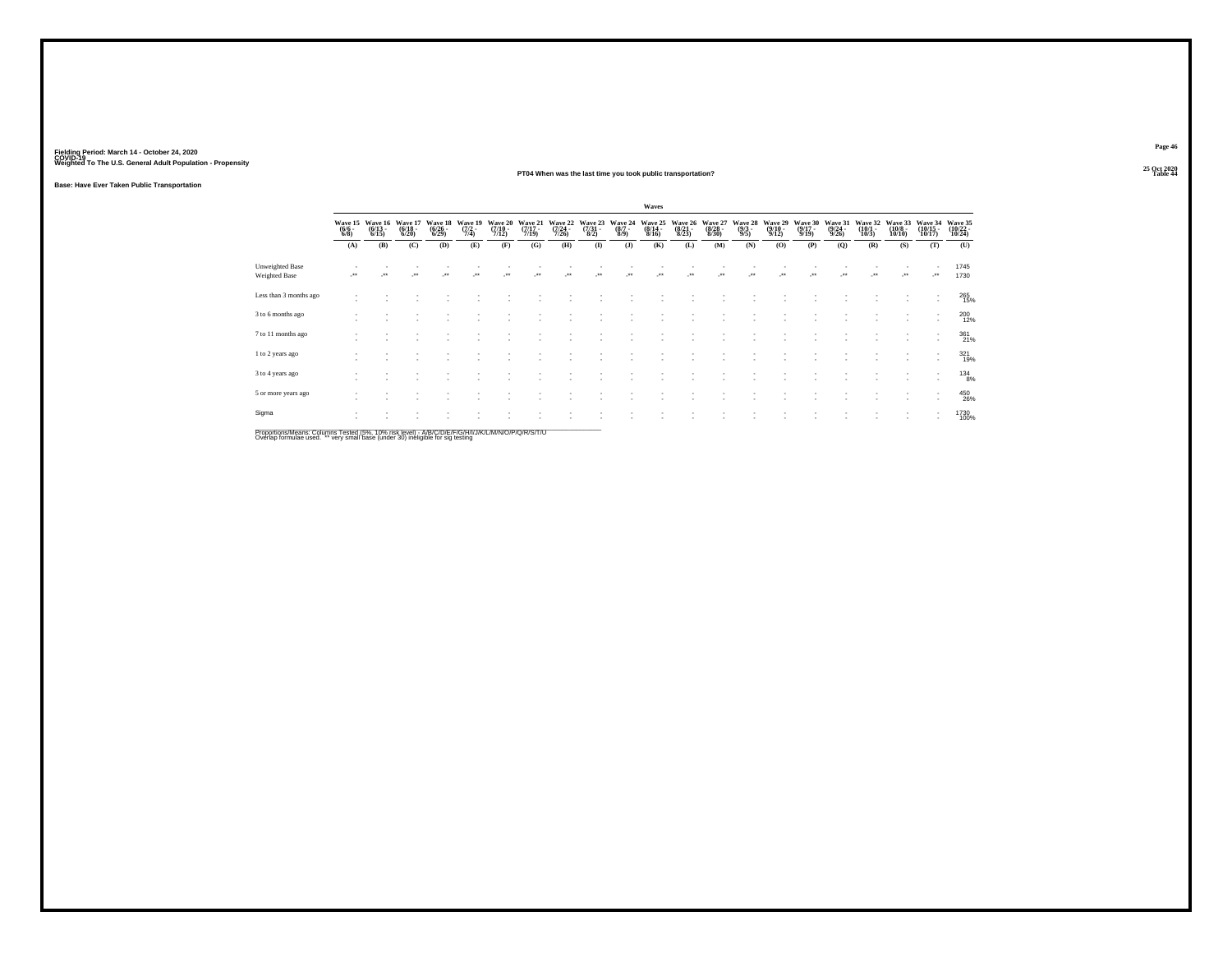Fielding Period: March 14 - October 24, 2020
COVID-19
Weighted To The U.S. General Adult Population - Propensity

25 Oct 2020
Table 44

## PT04 When was the last time you took public transportation?

Base: Have Ever Taken Public Transportation

| | Waves | | | | | | | | | | | | | | | | | | | | |
|---|---|---|---|---|---|---|---|---|---|---|---|---|---|---|---|---|---|---|---|---|---|
| | Wave 15 (6/6 - 6/8) | Wave 16 (6/13 - 6/15) | Wave 17 (6/18 - 6/20) | Wave 18 (6/26 - 6/29) | Wave 19 (7/2 - 7/4) | Wave 20 (7/10 - 7/12) | Wave 21 (7/17 - 7/19) | Wave 22 (7/24 - 7/26) | Wave 23 (7/31 - 8/2) | Wave 24 (8/7 - 8/9) | Wave 25 (8/14 - 8/16) | Wave 26 (8/21 - 8/23) | Wave 27 (8/28 - 8/30) | Wave 28 (9/3 - 9/5) | Wave 29 (9/10 - 9/12) | Wave 30 (9/17 - 9/19) | Wave 31 (9/24 - 9/26) | Wave 32 (10/1 - 10/3) | Wave 33 (10/8 - 10/10) | Wave 34 (10/15 - 10/17) | Wave 35 (10/22 - 10/24) |
| | (A) | (B) | (C) | (D) | (E) | (F) | (G) | (H) | (I) | (J) | (K) | (L) | (M) | (N) | (O) | (P) | (Q) | (R) | (S) | (T) | (U) |
| Unweighted Base | - | - | - | - | - | - | - | - | - | - | - | - | - | - | - | - | - | - | - | - | 1745 |
| Weighted Base | -** | -** | -** | -** | -** | -** | -** | -** | -** | -** | -** | -** | -** | -** | -** | -** | -** | -** | -** | -** | 1730 |
| Less than 3 months ago | - | - | - | - | - | - | - | - | - | - | - | - | - | - | - | - | - | - | - | - | 265 |
| | - | - | - | - | - | - | - | - | - | - | - | - | - | - | - | - | - | - | - | - | 15% |
| 3 to 6 months ago | - | - | - | - | - | - | - | - | - | - | - | - | - | - | - | - | - | - | - | - | 200 |
| | - | - | - | - | - | - | - | - | - | - | - | - | - | - | - | - | - | - | - | - | 12% |
| 7 to 11 months ago | - | - | - | - | - | - | - | - | - | - | - | - | - | - | - | - | - | - | - | - | 361 |
| | - | - | - | - | - | - | - | - | - | - | - | - | - | - | - | - | - | - | - | - | 21% |
| 1 to 2 years ago | - | - | - | - | - | - | - | - | - | - | - | - | - | - | - | - | - | - | - | - | 321 |
| | - | - | - | - | - | - | - | - | - | - | - | - | - | - | - | - | - | - | - | - | 19% |
| 3 to 4 years ago | - | - | - | - | - | - | - | - | - | - | - | - | - | - | - | - | - | - | - | - | 134 |
| | - | - | - | - | - | - | - | - | - | - | - | - | - | - | - | - | - | - | - | - | 8% |
| 5 or more years ago | - | - | - | - | - | - | - | - | - | - | - | - | - | - | - | - | - | - | - | - | 450 |
| | - | - | - | - | - | - | - | - | - | - | - | - | - | - | - | - | - | - | - | - | 26% |
| Sigma | - | - | - | - | - | - | - | - | - | - | - | - | - | - | - | - | - | - | - | - | 1730 |
| | - | - | - | - | - | - | - | - | - | - | - | - | - | - | - | - | - | - | - | - | 100% |

Proportions/Means: Columns Tested (5%, 10% risk level) - A/B/C/D/E/F/G/H/I/J/K/L/M/N/O/P/Q/R/S/T/U
Overlap formulae used. ** very small base (under 30) ineligible for sig testing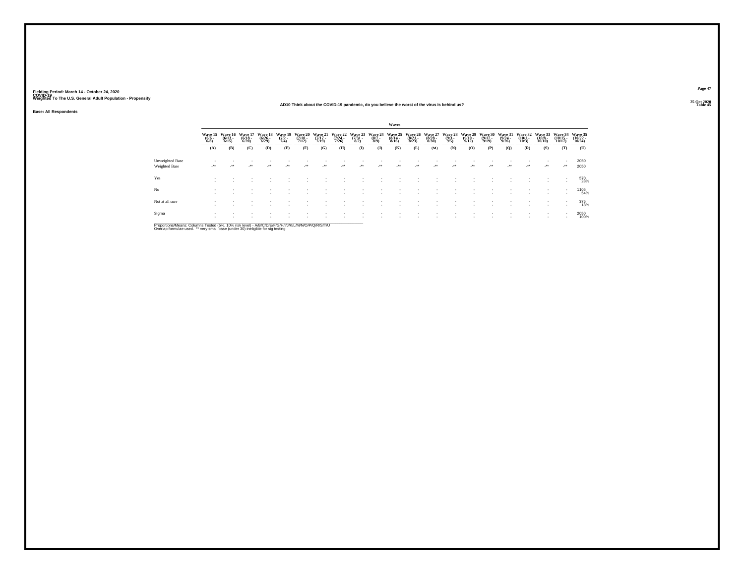Fielding Period: March 14 - October 24, 2020
COVID-19
Weighted To The U.S. General Adult Population - Propensity

25 Oct 2020
Table 45

## AD10 Think about the COVID-19 pandemic, do you believe the worst of the virus is behind us?

**Base: All Respondents**

| | Waves | | | | | | | | | | | | | | | | | | | | |
|---|---|---|---|---|---|---|---|---|---|---|---|---|---|---|---|---|---|---|---|---|---|
| | Wave 15 (6/6 - 6/8) | Wave 16 (6/13 - 6/15) | Wave 17 (6/18 - 6/20) | Wave 18 (6/26 - 6/29) | Wave 19 (7/2 - 7/4) | Wave 20 (7/10 - 7/12) | Wave 21 (7/17 - 7/19) | Wave 22 (7/24 - 7/26) | Wave 23 (7/31 - 8/2) | Wave 24 (8/7 - 8/9) | Wave 25 (8/14 - 8/16) | Wave 26 (8/21 - 8/23) | Wave 27 (8/28 - 8/30) | Wave 28 (9/3 - 9/5) | Wave 29 (9/10 - 9/12) | Wave 30 (9/17 - 9/19) | Wave 31 (9/24 - 9/26) | Wave 32 (10/1 - 10/3) | Wave 33 (10/8 - 10/10) | Wave 34 (10/15 - 10/17) | Wave 35 (10/22 - 10/24) |
| | (A) | (B) | (C) | (D) | (E) | (F) | (G) | (H) | (I) | (J) | (K) | (L) | (M) | (N) | (O) | (P) | (Q) | (R) | (S) | (T) | (U) |
| Unweighted Base | - | - | - | - | - | - | - | - | - | - | - | - | - | - | - | - | - | - | - | - | 2050 |
| Weighted Base | -** | -** | -** | -** | -** | -** | -** | -** | -** | -** | -** | -** | -** | -** | -** | -** | -** | -** | -** | -** | 2050 |
| Yes | - | - | - | - | - | - | - | - | - | - | - | - | - | - | - | - | - | - | - | - | 570 |
| | - | - | - | - | - | - | - | - | - | - | - | - | - | - | - | - | - | - | - | - | 28% |
| No | - | - | - | - | - | - | - | - | - | - | - | - | - | - | - | - | - | - | - | - | 1105 |
| | - | - | - | - | - | - | - | - | - | - | - | - | - | - | - | - | - | - | - | - | 54% |
| Not at all sure | - | - | - | - | - | - | - | - | - | - | - | - | - | - | - | - | - | - | - | - | 375 |
| | - | - | - | - | - | - | - | - | - | - | - | - | - | - | - | - | - | - | - | - | 18% |
| Sigma | - | - | - | - | - | - | - | - | - | - | - | - | - | - | - | - | - | - | - | - | 2050 |
| | - | - | - | - | - | - | - | - | - | - | - | - | - | - | - | - | - | - | - | - | 100% |

Proportions/Means: Columns Tested (5%, 10% risk level) - A/B/C/D/E/F/G/H/I/J/K/L/M/N/O/P/Q/R/S/T/U
Overlap formulae used. ** very small base (under 30) ineligible for sig testing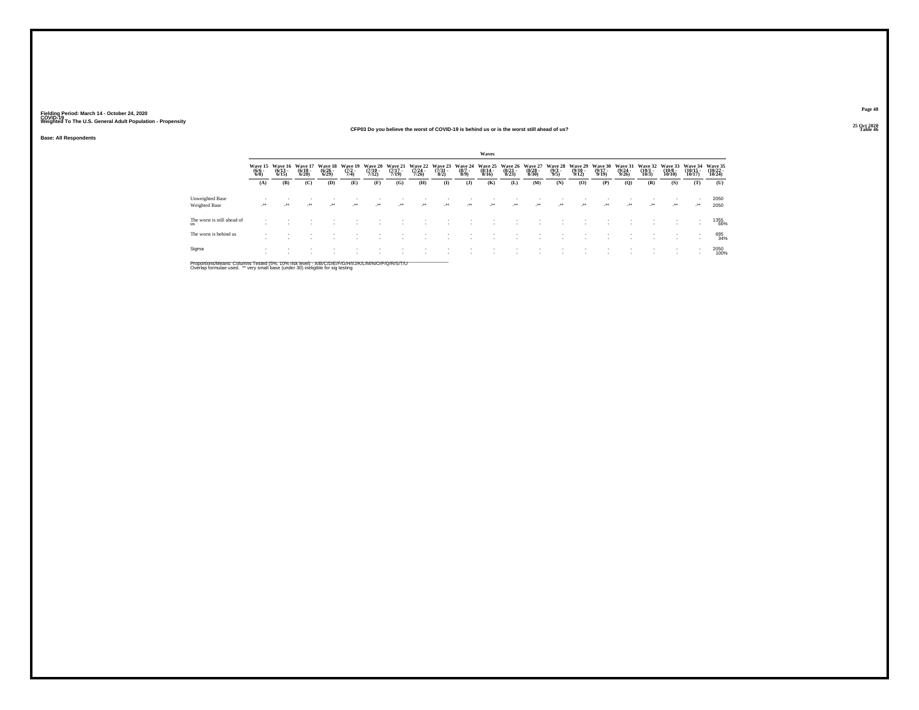Fielding Period: March 14 - October 24, 2020
COVID-19
Weighted To The U.S. General Adult Population - Propensity

25 Oct 2020
Table 46

CFP03 Do you believe the worst of COVID-19 is behind us or is the worst still ahead of us?

Base: All Respondents

| | Waves | | | | | | | | | | | | | | | | | | | | |
|---|---|---|---|---|---|---|---|---|---|---|---|---|---|---|---|---|---|---|---|---|---|
| | Wave 15 (6/6 - 6/8) | Wave 16 (6/13 - 6/15) | Wave 17 (6/18 - 6/20) | Wave 18 (6/26 - 6/29) | Wave 19 (7/2 - 7/4) | Wave 20 (7/10 - 7/12) | Wave 21 (7/17 - 7/19) | Wave 22 (7/24 - 7/26) | Wave 23 (7/31 - 8/2) | Wave 24 (8/7 - 8/9) | Wave 25 (8/14 - 8/16) | Wave 26 (8/21 - 8/23) | Wave 27 (8/28 - 8/30) | Wave 28 (9/3 - 9/5) | Wave 29 (9/10 - 9/12) | Wave 30 (9/17 - 9/19) | Wave 31 (9/24 - 9/26) | Wave 32 (10/1 - 10/3) | Wave 33 (10/8 - 10/10) | Wave 34 (10/15 - 10/17) | Wave 35 (10/22 - 10/24) |
| | (A) | (B) | (C) | (D) | (E) | (F) | (G) | (H) | (I) | (J) | (K) | (L) | (M) | (N) | (O) | (P) | (Q) | (R) | (S) | (T) | (U) |
| Unweighted Base | - | - | - | - | - | - | - | - | - | - | - | - | - | - | - | - | - | - | - | - | 2050 |
| Weighted Base | -** | -** | -** | -** | -** | -** | -** | -** | -** | -** | -** | -** | -** | -** | -** | -** | -** | -** | -** | -** | 2050 |
| The worst is still ahead of us | - | - | - | - | - | - | - | - | - | - | - | - | - | - | - | - | - | - | - | - | 1355<br>66% |
| The worst is behind us | - | - | - | - | - | - | - | - | - | - | - | - | - | - | - | - | - | - | - | - | 695<br>34% |
| Sigma | - | - | - | - | - | - | - | - | - | - | - | - | - | - | - | - | - | - | - | - | 2050<br>100% |

Proportions/Means: Columns Tested (5%, 10% risk level) - A/B/C/D/E/F/G/H/I/J/K/L/M/N/O/P/Q/R/S/T/U
Overlap formulae used. ** very small base (under 30) ineligible for sig testing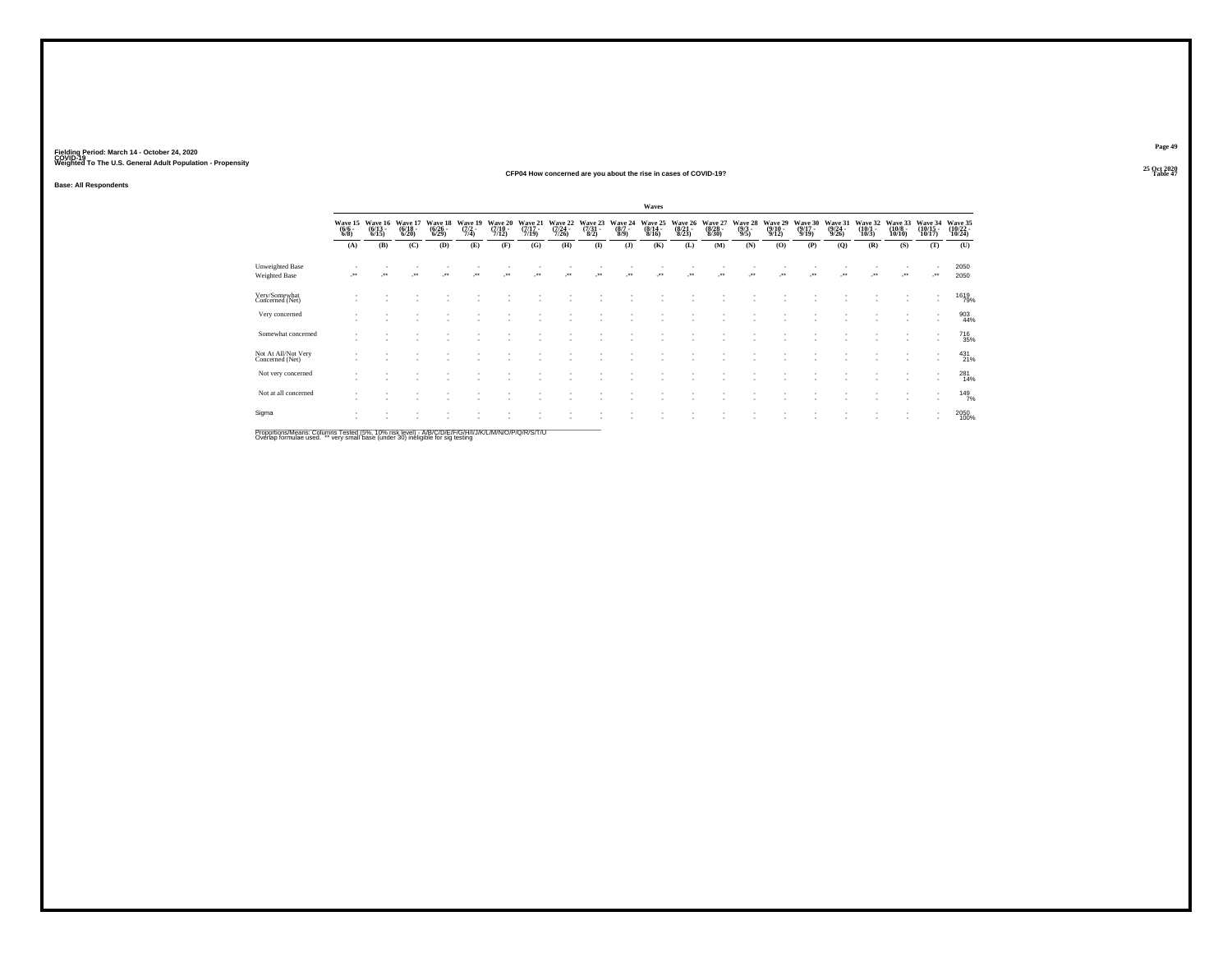Fielding Period: March 14 - October 24, 2020
COVID-19
Weighted To The U.S. General Adult Population - Propensity

25 Oct 2020
Table 47

### CFP04 How concerned are you about the rise in cases of COVID-19?

Base: All Respondents

| | Waves | | | | | | | | | | | | | | | | | | | | |
|---|---|---|---|---|---|---|---|---|---|---|---|---|---|---|---|---|---|---|---|---|---|
| | Wave 15 (6/6 - 6/8) | Wave 16 (6/13 - 6/15) | Wave 17 (6/18 - 6/20) | Wave 18 (6/26 - 6/29) | Wave 19 (7/2 - 7/4) | Wave 20 (7/10 - 7/12) | Wave 21 (7/17 - 7/19) | Wave 22 (7/24 - 7/26) | Wave 23 (7/31 - 8/2) | Wave 24 (8/7 - 8/9) | Wave 25 (8/14 - 8/16) | Wave 26 (8/21 - 8/23) | Wave 27 (8/28 - 8/30) | Wave 28 (9/3 - 9/5) | Wave 29 (9/10 - 9/12) | Wave 30 (9/17 - 9/19) | Wave 31 (9/24 - 9/26) | Wave 32 (10/1 - 10/3) | Wave 33 (10/8 - 10/10) | Wave 34 (10/15 - 10/17) | Wave 35 (10/22 - 10/24) |
| | (A) | (B) | (C) | (D) | (E) | (F) | (G) | (H) | (I) | (J) | (K) | (L) | (M) | (N) | (O) | (P) | (Q) | (R) | (S) | (T) | (U) |
| Unweighted Base | - | - | - | - | - | - | - | - | - | - | - | - | - | - | - | - | - | - | - | - | 2050 |
| Weighted Base | -** | -** | -** | -** | -** | -** | -** | -** | -** | -** | -** | -** | -** | -** | -** | -** | -** | -** | -** | -** | 2050 |
| Very/Somewhat Concerned (Net) | - | - | - | - | - | - | - | - | - | - | - | - | - | - | - | - | - | - | - | - | 1619 |
| | - | - | - | - | - | - | - | - | - | - | - | - | - | - | - | - | - | - | - | - | 79% |
| Very concerned | - | - | - | - | - | - | - | - | - | - | - | - | - | - | - | - | - | - | - | - | 903 |
| | - | - | - | - | - | - | - | - | - | - | - | - | - | - | - | - | - | - | - | - | 44% |
| Somewhat concerned | - | - | - | - | - | - | - | - | - | - | - | - | - | - | - | - | - | - | - | - | 716 |
| | - | - | - | - | - | - | - | - | - | - | - | - | - | - | - | - | - | - | - | - | 35% |
| Not At All/Not Very Concerned (Net) | - | - | - | - | - | - | - | - | - | - | - | - | - | - | - | - | - | - | - | - | 431 |
| | - | - | - | - | - | - | - | - | - | - | - | - | - | - | - | - | - | - | - | - | 21% |
| Not very concerned | - | - | - | - | - | - | - | - | - | - | - | - | - | - | - | - | - | - | - | - | 281 |
| | - | - | - | - | - | - | - | - | - | - | - | - | - | - | - | - | - | - | - | - | 14% |
| Not at all concerned | - | - | - | - | - | - | - | - | - | - | - | - | - | - | - | - | - | - | - | - | 149 |
| | - | - | - | - | - | - | - | - | - | - | - | - | - | - | - | - | - | - | - | - | 7% |
| Sigma | - | - | - | - | - | - | - | - | - | - | - | - | - | - | - | - | - | - | - | - | 2050 |
| | - | - | - | - | - | - | - | - | - | - | - | - | - | - | - | - | - | - | - | - | 100% |

Proportions/Means: Columns Tested (5%, 10% risk level) - A/B/C/D/E/F/G/H/I/J/K/L/M/N/O/P/Q/R/S/T/U
Overlap formulae used. ** very small base (under 30) ineligible for sig testing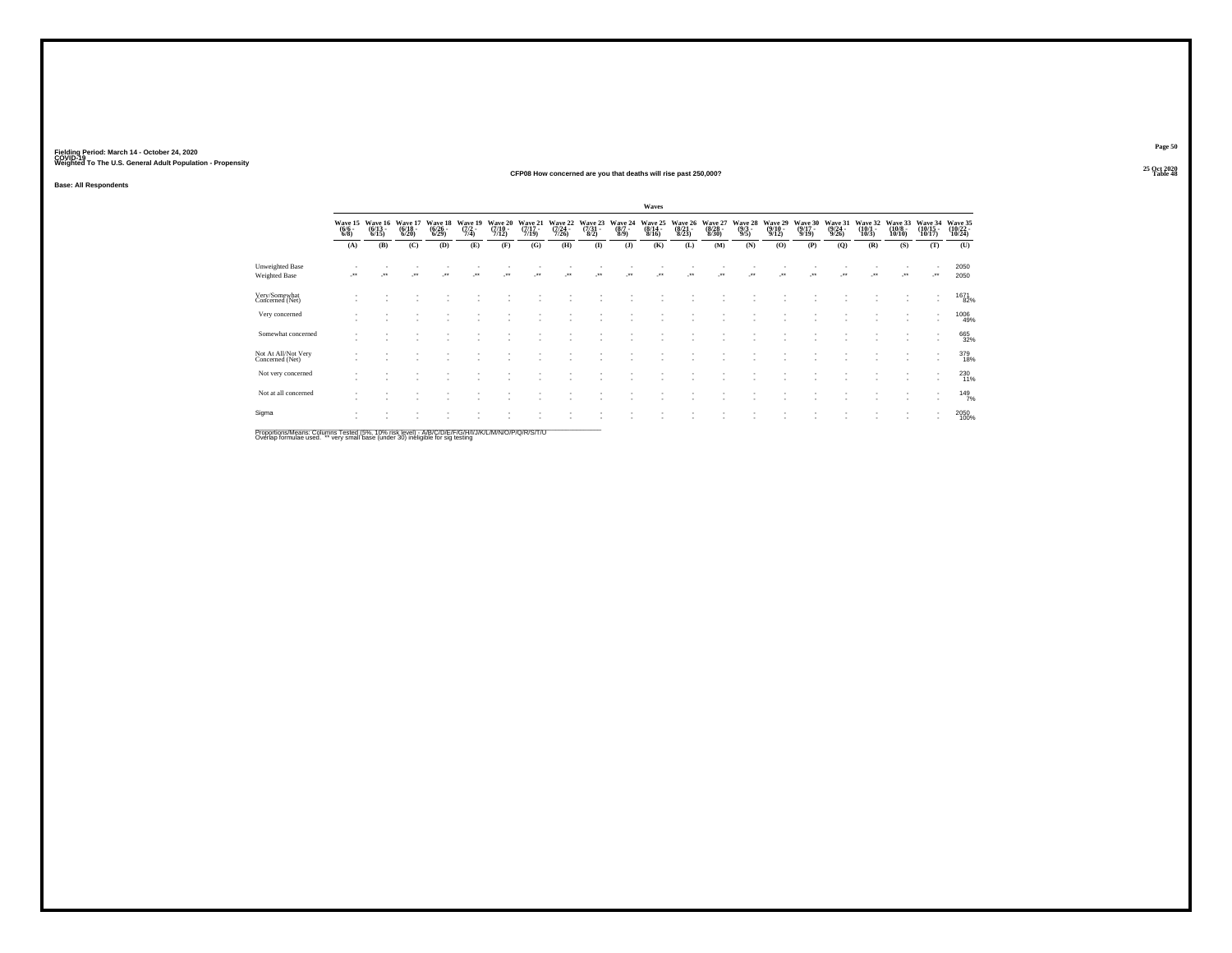Fielding Period: March 14 - October 24, 2020
COVID-19
Weighted To The U.S. General Adult Population - Propensity

25 Oct 2020
Table 48

### CFP08 How concerned are you that deaths will rise past 250,000?

Base: All Respondents

| | Waves | | | | | | | | | | | | | | | | | | | | |
|---|---|---|---|---|---|---|---|---|---|---|---|---|---|---|---|---|---|---|---|---|---|
| | Wave 15 (6/6 - 6/8) | Wave 16 (6/13 - 6/15) | Wave 17 (6/18 - 6/20) | Wave 18 (6/26 - 6/29) | Wave 19 (7/2 - 7/4) | Wave 20 (7/10 - 7/12) | Wave 21 (7/17 - 7/19) | Wave 22 (7/24 - 7/26) | Wave 23 (7/31 - 8/2) | Wave 24 (8/7 - 8/9) | Wave 25 (8/14 - 8/16) | Wave 26 (8/21 - 8/23) | Wave 27 (8/28 - 8/30) | Wave 28 (9/3 - 9/5) | Wave 29 (9/10 - 9/12) | Wave 30 (9/17 - 9/19) | Wave 31 (9/24 - 9/26) | Wave 32 (10/1 - 10/3) | Wave 33 (10/8 - 10/10) | Wave 34 (10/15 - 10/17) | Wave 35 (10/22 - 10/24) |
| | (A) | (B) | (C) | (D) | (E) | (F) | (G) | (H) | (I) | (J) | (K) | (L) | (M) | (N) | (O) | (P) | (Q) | (R) | (S) | (T) | (U) |
| Unweighted Base | - | - | - | - | - | - | - | - | - | - | - | - | - | - | - | - | - | - | - | - | 2050 |
| Weighted Base | -** | -** | -** | -** | -** | -** | -** | -** | -** | -** | -** | -** | -** | -** | -** | -** | -** | -** | -** | -** | 2050 |
| Very/Somewhat Concerned (Net) | - | - | - | - | - | - | - | - | - | - | - | - | - | - | - | - | - | - | - | - | 1671 |
| | - | - | - | - | - | - | - | - | - | - | - | - | - | - | - | - | - | - | - | - | 82% |
| Very concerned | - | - | - | - | - | - | - | - | - | - | - | - | - | - | - | - | - | - | - | - | 1006 |
| | - | - | - | - | - | - | - | - | - | - | - | - | - | - | - | - | - | - | - | - | 49% |
| Somewhat concerned | - | - | - | - | - | - | - | - | - | - | - | - | - | - | - | - | - | - | - | - | 665 |
| | - | - | - | - | - | - | - | - | - | - | - | - | - | - | - | - | - | - | - | - | 32% |
| Not At All/Not Very Concerned (Net) | - | - | - | - | - | - | - | - | - | - | - | - | - | - | - | - | - | - | - | - | 379 |
| | - | - | - | - | - | - | - | - | - | - | - | - | - | - | - | - | - | - | - | - | 18% |
| Not very concerned | - | - | - | - | - | - | - | - | - | - | - | - | - | - | - | - | - | - | - | - | 230 |
| | - | - | - | - | - | - | - | - | - | - | - | - | - | - | - | - | - | - | - | - | 11% |
| Not at all concerned | - | - | - | - | - | - | - | - | - | - | - | - | - | - | - | - | - | - | - | - | 149 |
| | - | - | - | - | - | - | - | - | - | - | - | - | - | - | - | - | - | - | - | - | 7% |
| Sigma | - | - | - | - | - | - | - | - | - | - | - | - | - | - | - | - | - | - | - | - | 2050 |
| | - | - | - | - | - | - | - | - | - | - | - | - | - | - | - | - | - | - | - | - | 100% |

Proportions/Means: Columns Tested (5%, 10% risk level) - A/B/C/D/E/F/G/H/I/J/K/L/M/N/O/P/Q/R/S/T/U
Overlap formulae used. ** very small base (under 30) ineligible for sig testing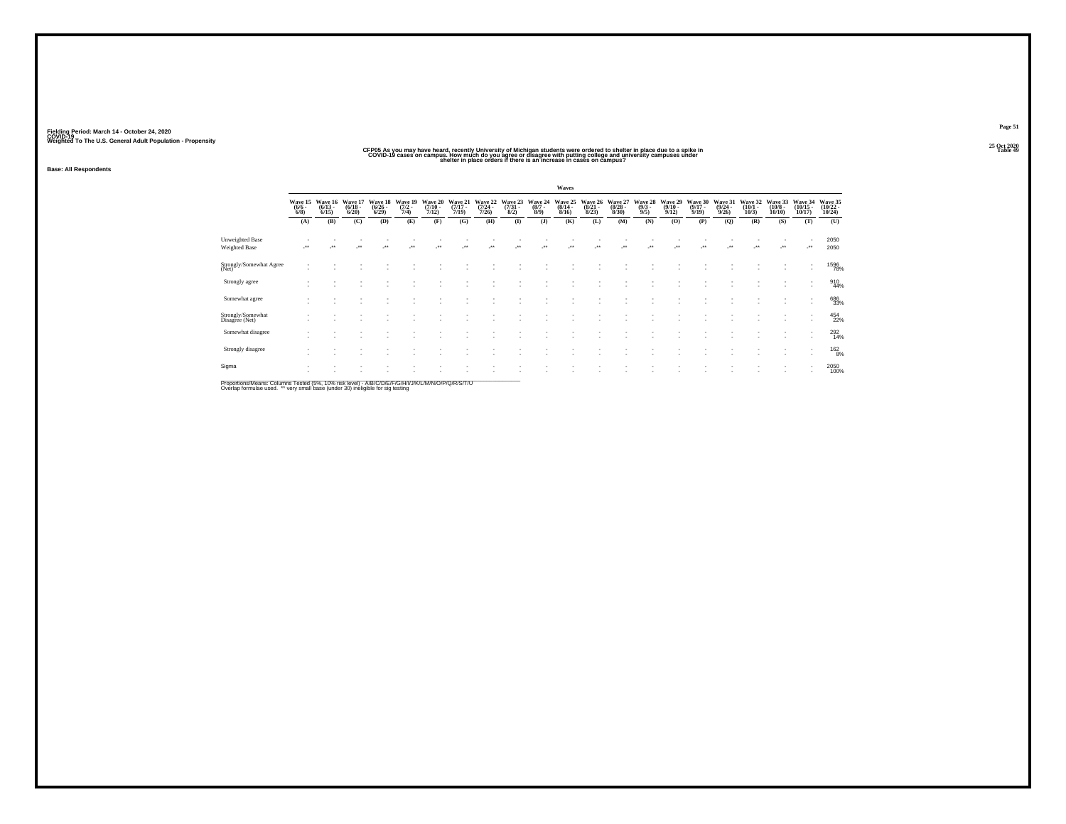Fielding Period: March 14 - October 24, 2020
COVID-19
Weighted To The U.S. General Adult Population - Propensity

25 Oct 2020
Table 49

CFP05 As you may have heard, recently University of Michigan students were ordered to shelter in place due to a spike in COVID-19 cases on campus. How much do you agree or disagree with putting college and university campuses under shelter in place orders if there is an increase in cases on campus?

Base: All Respondents

| | Waves | | | | | | | | | | | | | | | | | | | | |
|---|---|---|---|---|---|---|---|---|---|---|---|---|---|---|---|---|---|---|---|---|---|
| | Wave 15 (6/6 - 6/8) | Wave 16 (6/13 - 6/15) | Wave 17 (6/18 - 6/20) | Wave 18 (6/26 - 6/29) | Wave 19 (7/2 - 7/4) | Wave 20 (7/10 - 7/12) | Wave 21 (7/17 - 7/19) | Wave 22 (7/24 - 7/26) | Wave 23 (7/31 - 8/2) | Wave 24 (8/7 - 8/9) | Wave 25 (8/14 - 8/16) | Wave 26 (8/21 - 8/23) | Wave 27 (8/28 - 8/30) | Wave 28 (9/3 - 9/5) | Wave 29 (9/10 - 9/12) | Wave 30 (9/17 - 9/19) | Wave 31 (9/24 - 9/26) | Wave 32 (10/1 - 10/3) | Wave 33 (10/8 - 10/10) | Wave 34 (10/15 - 10/17) | Wave 35 (10/22 - 10/24) |
| | (A) | (B) | (C) | (D) | (E) | (F) | (G) | (H) | (I) | (J) | (K) | (L) | (M) | (N) | (O) | (P) | (Q) | (R) | (S) | (T) | (U) |
| Unweighted Base | - | - | - | - | - | - | - | - | - | - | - | - | - | - | - | - | - | - | - | - | 2050 |
| Weighted Base | -** | -** | -** | -** | -** | -** | -** | -** | -** | -** | -** | -** | -** | -** | -** | -** | -** | -** | -** | -** | 2050 |
| Strongly/Somewhat Agree (Net) | - | - | - | - | - | - | - | - | - | - | - | - | - | - | - | - | - | - | - | - | 1596 78% |
| Strongly agree | - | - | - | - | - | - | - | - | - | - | - | - | - | - | - | - | - | - | - | - | 910 44% |
| Somewhat agree | - | - | - | - | - | - | - | - | - | - | - | - | - | - | - | - | - | - | - | - | 686 33% |
| Strongly/Somewhat Disagree (Net) | - | - | - | - | - | - | - | - | - | - | - | - | - | - | - | - | - | - | - | - | 454 22% |
| Somewhat disagree | - | - | - | - | - | - | - | - | - | - | - | - | - | - | - | - | - | - | - | - | 292 14% |
| Strongly disagree | - | - | - | - | - | - | - | - | - | - | - | - | - | - | - | - | - | - | - | - | 162 8% |
| Sigma | - | - | - | - | - | - | - | - | - | - | - | - | - | - | - | - | - | - | - | - | 2050 100% |

Proportions/Means: Columns Tested (5%, 10% risk level) - A/B/C/D/E/F/G/H/I/J/K/L/M/N/O/P/Q/R/S/T/U
Overlap formulae used. ** very small base (under 30) ineligible for sig testing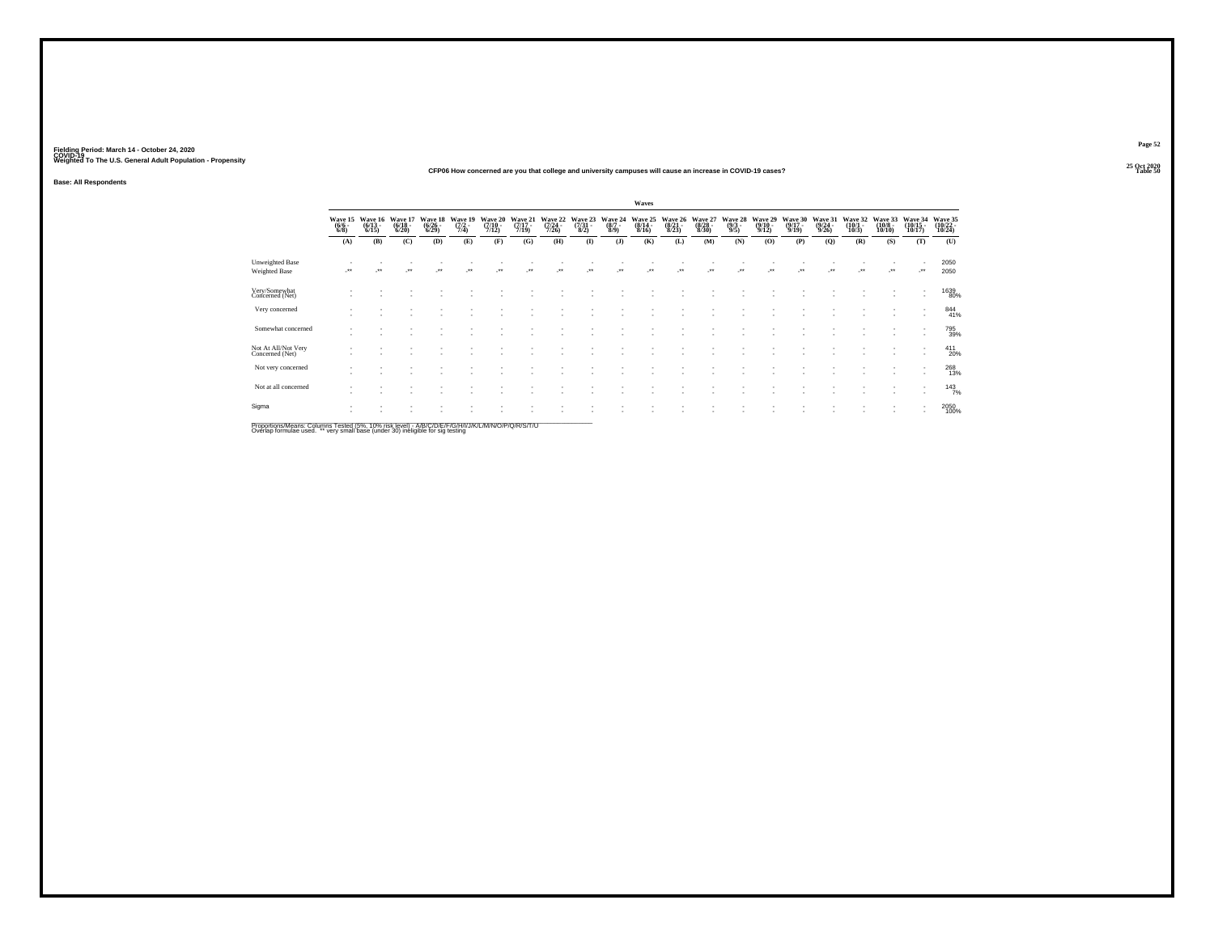Fielding Period: March 14 - October 24, 2020
COVID-19
Weighted To The U.S. General Adult Population - Propensity

25 Oct 2020
Table 50

### CFP06 How concerned are you that college and university campuses will cause an increase in COVID-19 cases?

**Base: All Respondents**

| | Waves | | | | | | | | | | | | | | | | | | | | |
|---|---|---|---|---|---|---|---|---|---|---|---|---|---|---|---|---|---|---|---|---|---|
| | Wave 15 (6/6 - 6/8) | Wave 16 (6/13 - 6/15) | Wave 17 (6/18 - 6/20) | Wave 18 (6/26 - 6/29) | Wave 19 (7/2 - 7/4) | Wave 20 (7/10 - 7/12) | Wave 21 (7/17 - 7/19) | Wave 22 (7/24 - 7/26) | Wave 23 (7/31 - 8/2) | Wave 24 (8/7 - 8/9) | Wave 25 (8/14 - 8/16) | Wave 26 (8/21 - 8/23) | Wave 27 (8/28 - 8/30) | Wave 28 (9/3 - 9/5) | Wave 29 (9/10 - 9/12) | Wave 30 (9/17 - 9/19) | Wave 31 (9/24 - 9/26) | Wave 32 (10/1 - 10/3) | Wave 33 (10/8 - 10/10) | Wave 34 (10/15 - 10/17) | Wave 35 (10/22 - 10/24) |
| | (A) | (B) | (C) | (D) | (E) | (F) | (G) | (H) | (I) | (J) | (K) | (L) | (M) | (N) | (O) | (P) | (Q) | (R) | (S) | (T) | (U) |
| Unweighted Base | - | - | - | - | - | - | - | - | - | - | - | - | - | - | - | - | - | - | - | - | 2050 |
| Weighted Base | -** | -** | -** | -** | -** | -** | -** | -** | -** | -** | -** | -** | -** | -** | -** | -** | -** | -** | -** | -** | 2050 |
| Very/Somewhat Concerned (Net) | - | - | - | - | - | - | - | - | - | - | - | - | - | - | - | - | - | - | - | - | 1639 |
| | - | - | - | - | - | - | - | - | - | - | - | - | - | - | - | - | - | - | - | - | 80% |
| Very concerned | - | - | - | - | - | - | - | - | - | - | - | - | - | - | - | - | - | - | - | - | 844 |
| | - | - | - | - | - | - | - | - | - | - | - | - | - | - | - | - | - | - | - | - | 41% |
| Somewhat concerned | - | - | - | - | - | - | - | - | - | - | - | - | - | - | - | - | - | - | - | - | 795 |
| | - | - | - | - | - | - | - | - | - | - | - | - | - | - | - | - | - | - | - | - | 39% |
| Not At All/Not Very Concerned (Net) | - | - | - | - | - | - | - | - | - | - | - | - | - | - | - | - | - | - | - | - | 411 |
| | - | - | - | - | - | - | - | - | - | - | - | - | - | - | - | - | - | - | - | - | 20% |
| Not very concerned | - | - | - | - | - | - | - | - | - | - | - | - | - | - | - | - | - | - | - | - | 268 |
| | - | - | - | - | - | - | - | - | - | - | - | - | - | - | - | - | - | - | - | - | 13% |
| Not at all concerned | - | - | - | - | - | - | - | - | - | - | - | - | - | - | - | - | - | - | - | - | 143 |
| | - | - | - | - | - | - | - | - | - | - | - | - | - | - | - | - | - | - | - | - | 7% |
| Sigma | - | - | - | - | - | - | - | - | - | - | - | - | - | - | - | - | - | - | - | - | 2050 |
| | - | - | - | - | - | - | - | - | - | - | - | - | - | - | - | - | - | - | - | - | 100% |

Proportions/Means: Columns Tested (5%, 10% risk level) - A/B/C/D/E/F/G/H/I/J/K/L/M/N/O/P/Q/R/S/T/U
Overlap formulae used. ** very small base (under 30) ineligible for sig testing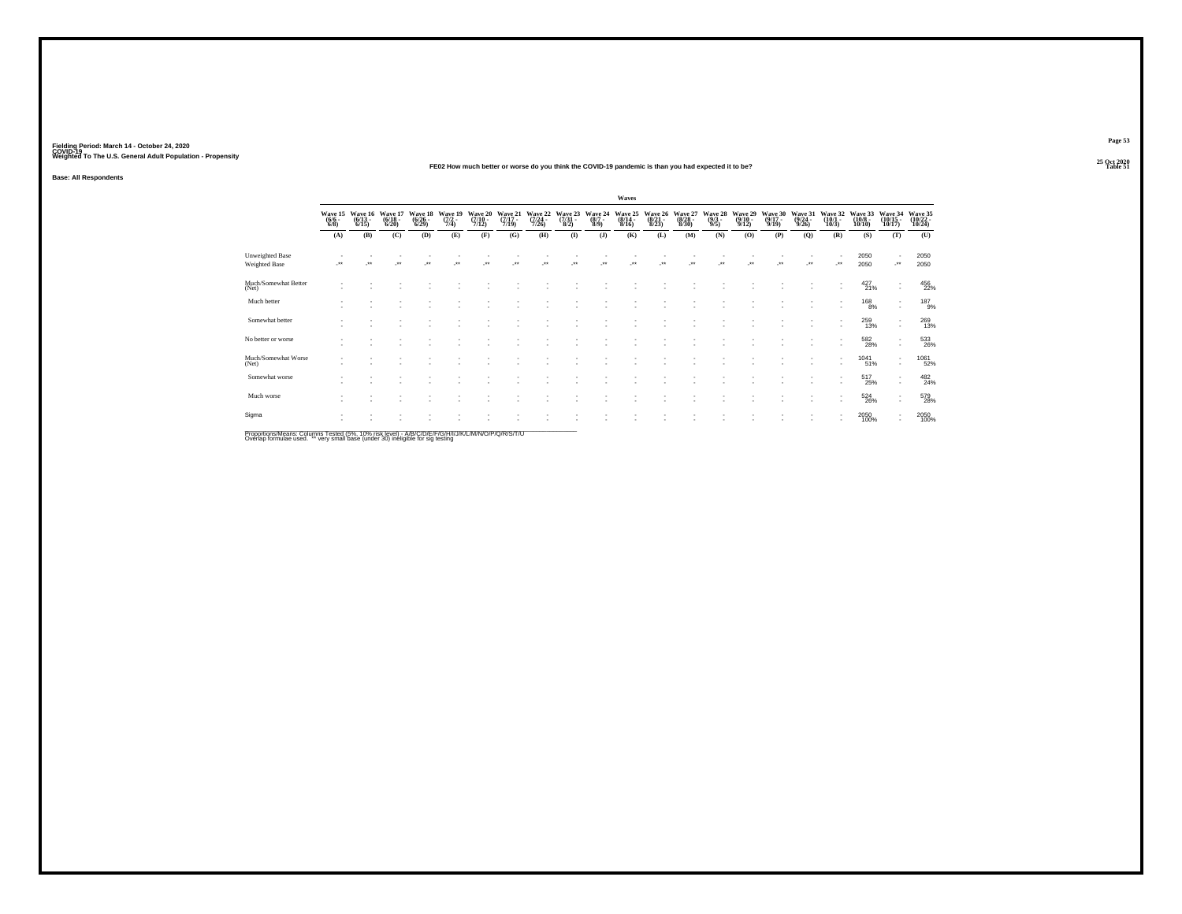Fielding Period: March 14 - October 24, 2020
COVID-19
Weighted To The U.S. General Adult Population - Propensity

25 Oct 2020
Table 51

## FE02 How much better or worse do you think the COVID-19 pandemic is than you had expected it to be?

Base: All Respondents

| | Waves | | | | | | | | | | | | | | | | | | | | |
|---|---|---|---|---|---|---|---|---|---|---|---|---|---|---|---|---|---|---|---|---|---|
| | Wave 15 (6/6 - 6/8) | Wave 16 (6/13 - 6/15) | Wave 17 (6/18 - 6/20) | Wave 18 (6/26 - 6/29) | Wave 19 (7/2 - 7/4) | Wave 20 (7/10 - 7/12) | Wave 21 (7/17 - 7/19) | Wave 22 (7/24 - 7/26) | Wave 23 (7/31 - 8/2) | Wave 24 (8/7 - 8/9) | Wave 25 (8/14 - 8/16) | Wave 26 (8/21 - 8/23) | Wave 27 (8/28 - 8/30) | Wave 28 (9/3 - 9/5) | Wave 29 (9/10 - 9/12) | Wave 30 (9/17 - 9/19) | Wave 31 (9/24 - 9/26) | Wave 32 (10/1 - 10/3) | Wave 33 (10/8 - 10/10) | Wave 34 (10/15 - 10/17) | Wave 35 (10/22 - 10/24) |
| | (A) | (B) | (C) | (D) | (E) | (F) | (G) | (H) | (I) | (J) | (K) | (L) | (M) | (N) | (O) | (P) | (Q) | (R) | (S) | (T) | (U) |
| Unweighted Base | - | - | - | - | - | - | - | - | - | - | - | - | - | - | - | - | - | - | 2050 | - | 2050 |
| Weighted Base | -** | -** | -** | -** | -** | -** | -** | -** | -** | -** | -** | -** | -** | -** | -** | -** | -** | -** | 2050 | -** | 2050 |
| Much/Somewhat Better (Net) | - | - | - | - | - | - | - | - | - | - | - | - | - | - | - | - | - | - | 427 21% | - | 456 22% |
| Much better | - | - | - | - | - | - | - | - | - | - | - | - | - | - | - | - | - | - | 168 8% | - | 187 9% |
| Somewhat better | - | - | - | - | - | - | - | - | - | - | - | - | - | - | - | - | - | - | 259 13% | - | 269 13% |
| No better or worse | - | - | - | - | - | - | - | - | - | - | - | - | - | - | - | - | - | - | 582 28% | - | 533 26% |
| Much/Somewhat Worse (Net) | - | - | - | - | - | - | - | - | - | - | - | - | - | - | - | - | - | - | 1041 51% | - | 1061 52% |
| Somewhat worse | - | - | - | - | - | - | - | - | - | - | - | - | - | - | - | - | - | - | 517 25% | - | 482 24% |
| Much worse | - | - | - | - | - | - | - | - | - | - | - | - | - | - | - | - | - | - | 524 26% | - | 579 28% |
| Sigma | - | - | - | - | - | - | - | - | - | - | - | - | - | - | - | - | - | - | 2050 100% | - | 2050 100% |

Proportions/Means: Columns Tested (5%, 10% risk level) - A/B/C/D/E/F/G/H/I/J/K/L/M/N/O/P/Q/R/S/T/U
Overlap formulae used. ** very small base (under 30) ineligible for sig testing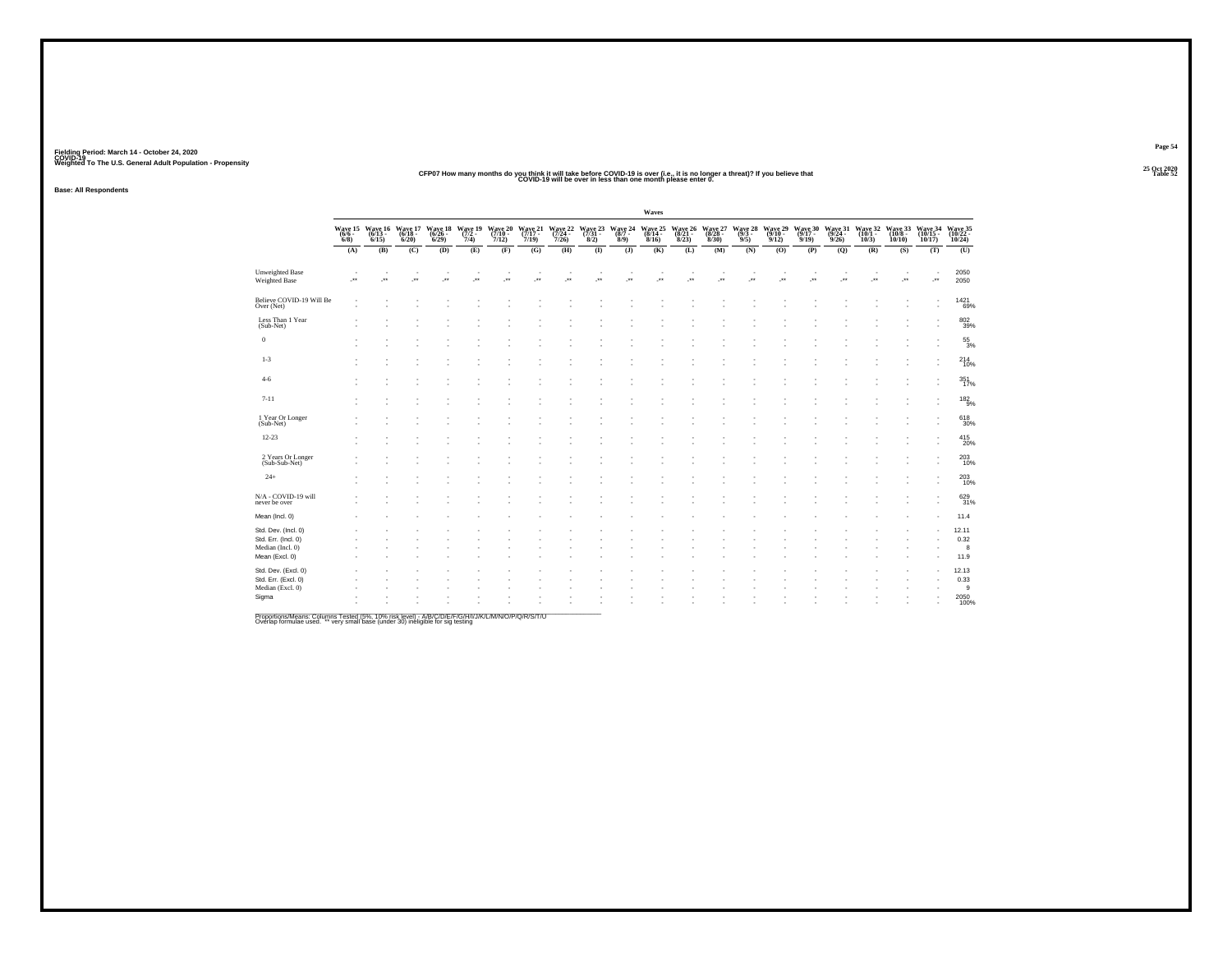Fielding Period: March 14 - October 24, 2020
COVID-19
Weighted To The U.S. General Adult Population - Propensity

25 Oct 2020
Table 52

**CFP07 How many months do you think it will take before COVID-19 is over (i.e., it is no longer a threat)? If you believe that COVID-19 will be over in less than one month please enter 0.**

**Base: All Respondents**

| | Waves | | | | | | | | | | | | | | | | | | | | |
|---|---|---|---|---|---|---|---|---|---|---|---|---|---|---|---|---|---|---|---|---|---|
| | Wave 15 (6/6 - 6/8) | Wave 16 (6/13 - 6/15) | Wave 17 (6/18 - 6/20) | Wave 18 (6/26 - 6/29) | Wave 19 (7/2 - 7/4) | Wave 20 (7/10 - 7/12) | Wave 21 (7/17 - 7/19) | Wave 22 (7/24 - 7/26) | Wave 23 (7/31 - 8/2) | Wave 24 (8/7 - 8/9) | Wave 25 (8/14 - 8/16) | Wave 26 (8/21 - 8/23) | Wave 27 (8/28 - 8/30) | Wave 28 (9/3 - 9/5) | Wave 29 (9/10 - 9/12) | Wave 30 (9/17 - 9/19) | Wave 31 (9/24 - 9/26) | Wave 32 (10/1 - 10/3) | Wave 33 (10/8 - 10/10) | Wave 34 (10/15 - 10/17) | Wave 35 (10/22 - 10/24) |
| | (A) | (B) | (C) | (D) | (E) | (F) | (G) | (H) | (I) | (J) | (K) | (L) | (M) | (N) | (O) | (P) | (Q) | (R) | (S) | (T) | (U) |
| Unweighted Base | - | - | - | - | - | - | - | - | - | - | - | - | - | - | - | - | - | - | - | - | 2050 |
| Weighted Base | -** | -** | -** | -** | -** | -** | -** | -** | -** | -** | -** | -** | -** | -** | -** | -** | -** | -** | -** | -** | 2050 |
| Believe COVID-19 Will Be Over (Net) | - | - | - | - | - | - | - | - | - | - | - | - | - | - | - | - | - | - | - | - | 1421 69% |
| Less Than 1 Year (Sub-Net) | - | - | - | - | - | - | - | - | - | - | - | - | - | - | - | - | - | - | - | - | 802 39% |
| 0 | - | - | - | - | - | - | - | - | - | - | - | - | - | - | - | - | - | - | - | - | 55 3% |
| 1-3 | - | - | - | - | - | - | - | - | - | - | - | - | - | - | - | - | - | - | - | - | 214 10% |
| 4-6 | - | - | - | - | - | - | - | - | - | - | - | - | - | - | - | - | - | - | - | - | 351 17% |
| 7-11 | - | - | - | - | - | - | - | - | - | - | - | - | - | - | - | - | - | - | - | - | 182 9% |
| 1 Year Or Longer (Sub-Net) | - | - | - | - | - | - | - | - | - | - | - | - | - | - | - | - | - | - | - | - | 618 30% |
| 12-23 | - | - | - | - | - | - | - | - | - | - | - | - | - | - | - | - | - | - | - | - | 415 20% |
| 2 Years Or Longer (Sub-Sub-Net) | - | - | - | - | - | - | - | - | - | - | - | - | - | - | - | - | - | - | - | - | 203 10% |
| 24+ | - | - | - | - | - | - | - | - | - | - | - | - | - | - | - | - | - | - | - | - | 203 10% |
| N/A - COVID-19 will never be over | - | - | - | - | - | - | - | - | - | - | - | - | - | - | - | - | - | - | - | - | 629 31% |
| Mean (Incl. 0) | - | - | - | - | - | - | - | - | - | - | - | - | - | - | - | - | - | - | - | - | 11.4 |
| Std. Dev. (Incl. 0) | - | - | - | - | - | - | - | - | - | - | - | - | - | - | - | - | - | - | - | - | 12.11 |
| Std. Err. (Incl. 0) | - | - | - | - | - | - | - | - | - | - | - | - | - | - | - | - | - | - | - | - | 0.32 |
| Median (Incl. 0) | - | - | - | - | - | - | - | - | - | - | - | - | - | - | - | - | - | - | - | - | 8 |
| Mean (Excl. 0) | - | - | - | - | - | - | - | - | - | - | - | - | - | - | - | - | - | - | - | - | 11.9 |
| Std. Dev. (Excl. 0) | - | - | - | - | - | - | - | - | - | - | - | - | - | - | - | - | - | - | - | - | 12.13 |
| Std. Err. (Excl. 0) | - | - | - | - | - | - | - | - | - | - | - | - | - | - | - | - | - | - | - | - | 0.33 |
| Median (Excl. 0) | - | - | - | - | - | - | - | - | - | - | - | - | - | - | - | - | - | - | - | - | 9 |
| Sigma | - | - | - | - | - | - | - | - | - | - | - | - | - | - | - | - | - | - | - | - | 2050 100% |

Proportions/Means: Columns Tested (5%, 10% risk level) - A/B/C/D/E/F/G/H/I/J/K/L/M/N/O/P/Q/R/S/T/U
Overlap formulae used. ** very small base (under 30) ineligible for sig testing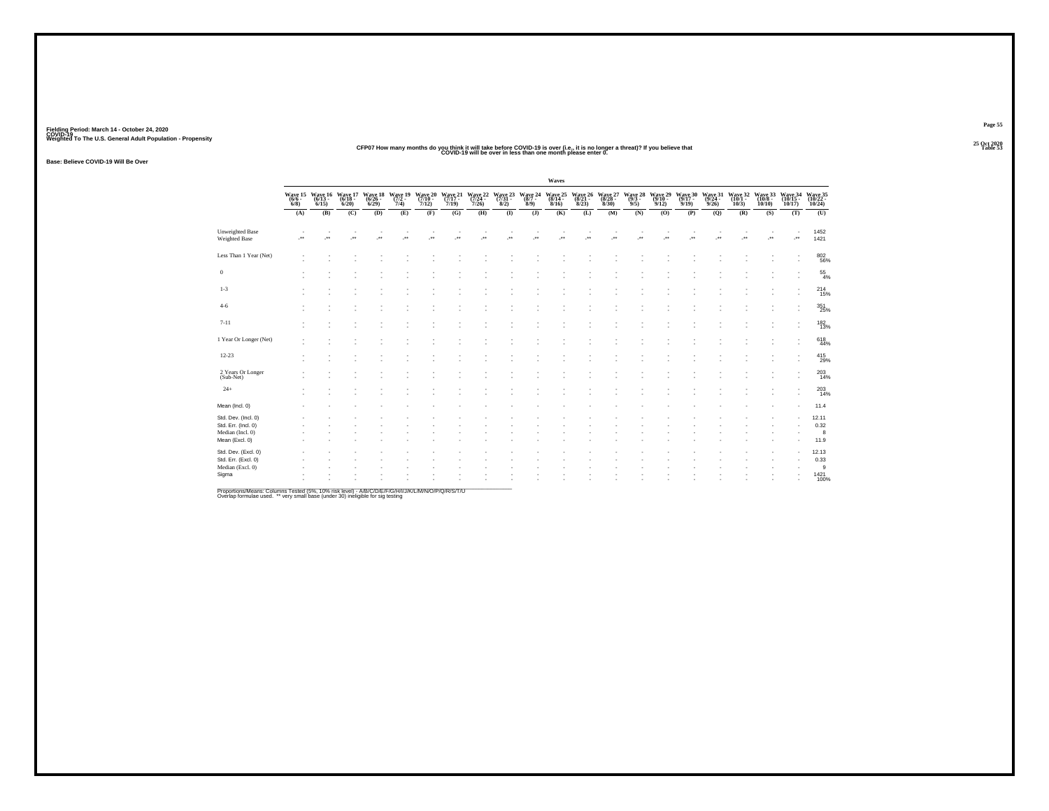Fielding Period: March 14 - October 24, 2020
COVID-19
Weighted To The U.S. General Adult Population - Propensity

25 Oct 2020
Table 53

## CFP07 How many months do you think it will take before COVID-19 is over (i.e., it is no longer a threat)? If you believe that COVID-19 will be over in less than one month please enter 0.

Base: Believe COVID-19 Will Be Over

| | Waves | | | | | | | | | | | | | | | | | | | | |
|---|---|---|---|---|---|---|---|---|---|---|---|---|---|---|---|---|---|---|---|---|---|
| | Wave 15 (6/6 - 6/8) | Wave 16 (6/13 - 6/15) | Wave 17 (6/18 - 6/20) | Wave 18 (6/26 - 6/29) | Wave 19 (7/2 - 7/4) | Wave 20 (7/10 - 7/12) | Wave 21 (7/17 - 7/19) | Wave 22 (7/24 - 7/26) | Wave 23 (7/31 - 8/2) | Wave 24 (8/7 - 8/9) | Wave 25 (8/14 - 8/16) | Wave 26 (8/21 - 8/23) | Wave 27 (8/28 - 8/30) | Wave 28 (9/3 - 9/5) | Wave 29 (9/10 - 9/12) | Wave 30 (9/17 - 9/19) | Wave 31 (9/24 - 9/26) | Wave 32 (10/1 - 10/3) | Wave 33 (10/8 - 10/10) | Wave 34 (10/15 - 10/17) | Wave 35 (10/22 - 10/24) |
| | (A) | (B) | (C) | (D) | (E) | (F) | (G) | (H) | (I) | (J) | (K) | (L) | (M) | (N) | (O) | (P) | (Q) | (R) | (S) | (T) | (U) |
| Unweighted Base | - | - | - | - | - | - | - | - | - | - | - | - | - | - | - | - | - | - | - | - | 1452 |
| Weighted Base | -** | -** | -** | -** | -** | -** | -** | -** | -** | -** | -** | -** | -** | -** | -** | -** | -** | -** | -** | -** | 1421 |
| Less Than 1 Year (Net) | - | - | - | - | - | - | - | - | - | - | - | - | - | - | - | - | - | - | - | - | 802 56% |
| 0 | - | - | - | - | - | - | - | - | - | - | - | - | - | - | - | - | - | - | - | - | 55 4% |
| 1-3 | - | - | - | - | - | - | - | - | - | - | - | - | - | - | - | - | - | - | - | - | 214 15% |
| 4-6 | - | - | - | - | - | - | - | - | - | - | - | - | - | - | - | - | - | - | - | - | 351 25% |
| 7-11 | - | - | - | - | - | - | - | - | - | - | - | - | - | - | - | - | - | - | - | - | 182 13% |
| 1 Year Or Longer (Net) | - | - | - | - | - | - | - | - | - | - | - | - | - | - | - | - | - | - | - | - | 618 44% |
| 12-23 | - | - | - | - | - | - | - | - | - | - | - | - | - | - | - | - | - | - | - | - | 415 29% |
| 2 Years Or Longer (Sub-Net) | - | - | - | - | - | - | - | - | - | - | - | - | - | - | - | - | - | - | - | - | 203 14% |
| 24+ | - | - | - | - | - | - | - | - | - | - | - | - | - | - | - | - | - | - | - | - | 203 14% |
| Mean (Incl. 0) | - | - | - | - | - | - | - | - | - | - | - | - | - | - | - | - | - | - | - | - | 11.4 |
| Std. Dev. (Incl. 0) | - | - | - | - | - | - | - | - | - | - | - | - | - | - | - | - | - | - | - | - | 12.11 |
| Std. Err. (Incl. 0) | - | - | - | - | - | - | - | - | - | - | - | - | - | - | - | - | - | - | - | - | 0.32 |
| Median (Incl. 0) | - | - | - | - | - | - | - | - | - | - | - | - | - | - | - | - | - | - | - | - | 8 |
| Mean (Excl. 0) | - | - | - | - | - | - | - | - | - | - | - | - | - | - | - | - | - | - | - | - | 11.9 |
| Std. Dev. (Excl. 0) | - | - | - | - | - | - | - | - | - | - | - | - | - | - | - | - | - | - | - | - | 12.13 |
| Std. Err. (Excl. 0) | - | - | - | - | - | - | - | - | - | - | - | - | - | - | - | - | - | - | - | - | 0.33 |
| Median (Excl. 0) | - | - | - | - | - | - | - | - | - | - | - | - | - | - | - | - | - | - | - | - | 9 |
| Sigma | - | - | - | - | - | - | - | - | - | - | - | - | - | - | - | - | - | - | - | - | 1421 100% |

Proportions/Means: Columns Tested (5%, 10% risk level) - A/B/C/D/E/F/G/H/I/J/K/L/M/N/O/P/Q/R/S/T/U
Overlap formulae used. ** very small base (under 30) ineligible for sig testing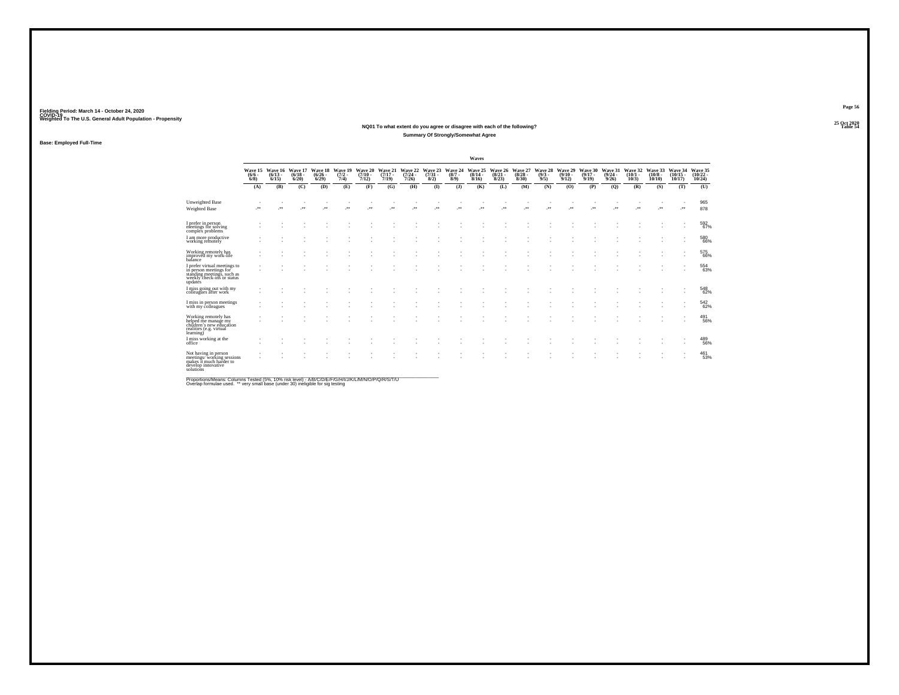Fielding Period: March 14 - October 24, 2020
COVID-19
Weighted To The U.S. General Adult Population - Propensity

25 Oct 2020
Table 54

NQ01 To what extent do you agree or disagree with each of the following?
Summary Of Strongly/Somewhat Agree

Base: Employed Full-Time

| | Waves | | | | | | | | | | | | | | | | | | | | |
|---|---|---|---|---|---|---|---|---|---|---|---|---|---|---|---|---|---|---|---|---|---|
| | Wave 15 (6/6 - 6/8) | Wave 16 (6/13 - 6/15) | Wave 17 (6/18 - 6/20) | Wave 18 (6/26 - 6/29) | Wave 19 (7/2 - 7/4) | Wave 20 (7/10 - 7/12) | Wave 21 (7/17 - 7/19) | Wave 22 (7/24 - 7/26) | Wave 23 (7/31 - 8/2) | Wave 24 (8/7 - 8/9) | Wave 25 (8/14 - 8/16) | Wave 26 (8/21 - 8/23) | Wave 27 (8/28 - 8/30) | Wave 28 (9/3 - 9/5) | Wave 29 (9/10 - 9/12) | Wave 30 (9/17 - 9/19) | Wave 31 (9/24 - 9/26) | Wave 32 (10/1 - 10/3) | Wave 33 (10/8 - 10/10) | Wave 34 (10/15 - 10/17) | Wave 35 (10/22 - 10/24) |
| | (A) | (B) | (C) | (D) | (E) | (F) | (G) | (H) | (I) | (J) | (K) | (L) | (M) | (N) | (O) | (P) | (Q) | (R) | (S) | (T) | (U) |
| Unweighted Base | - | - | - | - | - | - | - | - | - | - | - | - | - | - | - | - | - | - | - | - | 965 |
| Weighted Base | -** | -** | -** | -** | -** | -** | -** | -** | -** | -** | -** | -** | -** | -** | -** | -** | -** | -** | -** | -** | 878 |
| I prefer in person meetings for solving complex problems | - | - | - | - | - | - | - | - | - | - | - | - | - | - | - | - | - | - | - | - | 592 |
| | - | - | - | - | - | - | - | - | - | - | - | - | - | - | - | - | - | - | - | - | 67% |
| I am more productive working remotely | - | - | - | - | - | - | - | - | - | - | - | - | - | - | - | - | - | - | - | - | 580 |
| | - | - | - | - | - | - | - | - | - | - | - | - | - | - | - | - | - | - | - | - | 66% |
| Working remotely has improved my work-life balance | - | - | - | - | - | - | - | - | - | - | - | - | - | - | - | - | - | - | - | - | 575 |
| | - | - | - | - | - | - | - | - | - | - | - | - | - | - | - | - | - | - | - | - | 66% |
| I prefer virtual meetings to in person meetings for standing meetings, such as weekly check-ins or status updates | - | - | - | - | - | - | - | - | - | - | - | - | - | - | - | - | - | - | - | - | 554 |
| | - | - | - | - | - | - | - | - | - | - | - | - | - | - | - | - | - | - | - | - | 63% |
| I miss going out with my colleagues after work | - | - | - | - | - | - | - | - | - | - | - | - | - | - | - | - | - | - | - | - | 548 |
| | - | - | - | - | - | - | - | - | - | - | - | - | - | - | - | - | - | - | - | - | 62% |
| I miss in person meetings with my colleagues | - | - | - | - | - | - | - | - | - | - | - | - | - | - | - | - | - | - | - | - | 542 |
| | - | - | - | - | - | - | - | - | - | - | - | - | - | - | - | - | - | - | - | - | 62% |
| Working remotely has helped me manage my children's new education realities (e.g. virtual learning) | - | - | - | - | - | - | - | - | - | - | - | - | - | - | - | - | - | - | - | - | 491 |
| | - | - | - | - | - | - | - | - | - | - | - | - | - | - | - | - | - | - | - | - | 56% |
| I miss working at the office | - | - | - | - | - | - | - | - | - | - | - | - | - | - | - | - | - | - | - | - | 489 |
| | - | - | - | - | - | - | - | - | - | - | - | - | - | - | - | - | - | - | - | - | 56% |
| Not having in person meetings/ working sessions makes it much harder to develop innovative solutions | - | - | - | - | - | - | - | - | - | - | - | - | - | - | - | - | - | - | - | - | 461 |
| | - | - | - | - | - | - | - | - | - | - | - | - | - | - | - | - | - | - | - | - | 53% |

Proportions/Means: Columns Tested (5%, 10% risk level) - A/B/C/D/E/F/G/H/I/J/K/L/M/N/O/P/Q/R/S/T/U
Overlap formulae used. ** very small base (under 30) ineligible for sig testing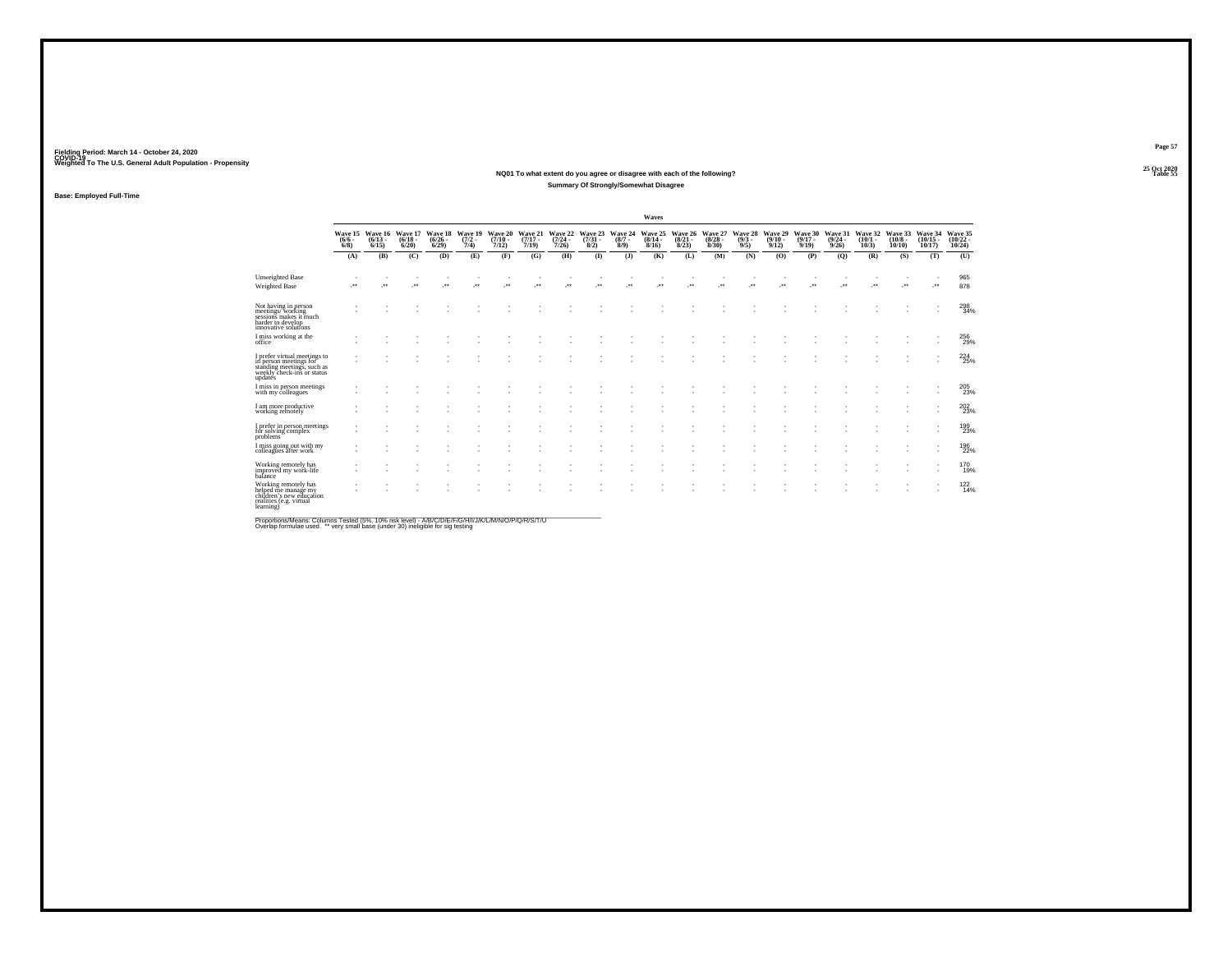Fielding Period: March 14 - October 24, 2020
COVID-19
Weighted To The U.S. General Adult Population - Propensity

25 Oct 2020
Table 55

### NQ01 To what extent do you agree or disagree with each of the following?

### Summary Of Strongly/Somewhat Disagree

Base: Employed Full-Time

| | Wave 15 (6/6 - 6/8) | Wave 16 (6/13 - 6/15) | Wave 17 (6/18 - 6/20) | Wave 18 (6/26 - 6/29) | Wave 19 (7/2 - 7/4) | Wave 20 (7/10 - 7/12) | Wave 21 (7/17 - 7/19) | Wave 22 (7/24 - 7/26) | Wave 23 (7/31 - 8/2) | Wave 24 (8/7 - 8/9) | Wave 25 (8/14 - 8/16) | Wave 26 (8/21 - 8/23) | Wave 27 (8/28 - 8/30) | Wave 28 (9/3 - 9/5) | Wave 29 (9/10 - 9/12) | Wave 30 (9/17 - 9/19) | Wave 31 (9/24 - 9/26) | Wave 32 (10/1 - 10/3) | Wave 33 (10/8 - 10/10) | Wave 34 (10/15 - 10/17) | Wave 35 (10/22 - 10/24) |
|---|---|---|---|---|---|---|---|---|---|---|---|---|---|---|---|---|---|---|---|---|---|
| | (A) | (B) | (C) | (D) | (E) | (F) | (G) | (H) | (I) | (J) | (K) | (L) | (M) | (N) | (O) | (P) | (Q) | (R) | (S) | (T) | (U) |
| Unweighted Base | - | - | - | - | - | - | - | - | - | - | - | - | - | - | - | - | - | - | - | - | 965 |
| Weighted Base | -** | -** | -** | -** | -** | -** | -** | -** | -** | -** | -** | -** | -** | -** | -** | -** | -** | -** | -** | -** | 878 |
| Not having in person meetings/ working sessions makes it much harder to develop innovative solutions | - | - | - | - | - | - | - | - | - | - | - | - | - | - | - | - | - | - | - | - | 298 34% |
| I miss working at the office | - | - | - | - | - | - | - | - | - | - | - | - | - | - | - | - | - | - | - | - | 256 29% |
| I prefer virtual meetings to in person meetings for standing meetings, such as weekly check-ins or status updates | - | - | - | - | - | - | - | - | - | - | - | - | - | - | - | - | - | - | - | - | 224 25% |
| I miss in person meetings with my colleagues | - | - | - | - | - | - | - | - | - | - | - | - | - | - | - | - | - | - | - | - | 205 23% |
| I am more productive working remotely | - | - | - | - | - | - | - | - | - | - | - | - | - | - | - | - | - | - | - | - | 202 23% |
| I prefer in person meetings for solving complex problems | - | - | - | - | - | - | - | - | - | - | - | - | - | - | - | - | - | - | - | - | 199 23% |
| I miss going out with my colleagues after work | - | - | - | - | - | - | - | - | - | - | - | - | - | - | - | - | - | - | - | - | 196 22% |
| Working remotely has improved my work-life balance | - | - | - | - | - | - | - | - | - | - | - | - | - | - | - | - | - | - | - | - | 170 19% |
| Working remotely has helped me manage my children's new education realities (e.g. virtual learning) | - | - | - | - | - | - | - | - | - | - | - | - | - | - | - | - | - | - | - | - | 122 14% |

Proportions/Means: Columns Tested (5%, 10% risk level) - A/B/C/D/E/F/G/H/I/J/K/L/M/N/O/P/Q/R/S/T/U
Overlap formulae used. ** very small base (under 30) ineligible for sig testing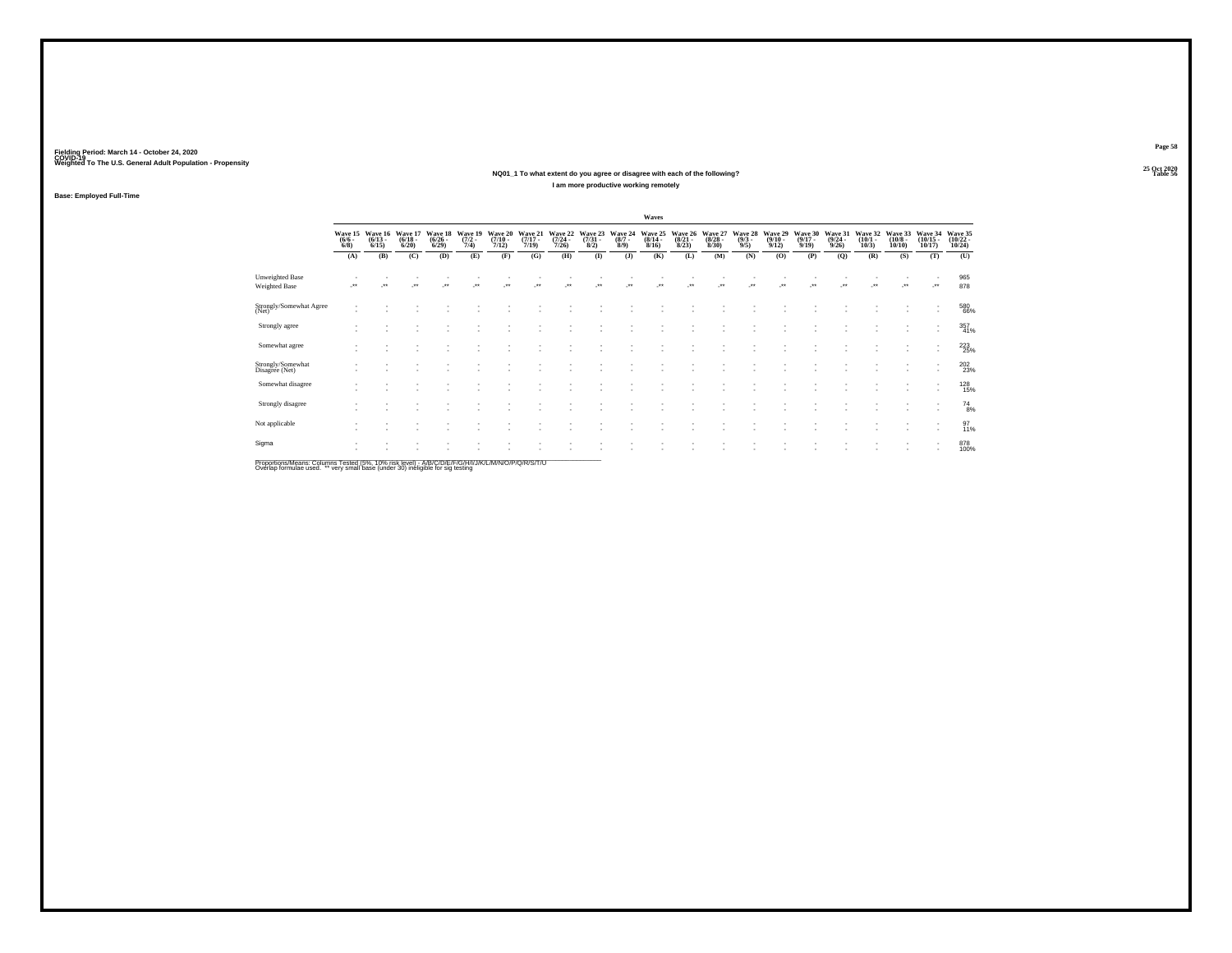Fielding Period: March 14 - October 24, 2020
COVID-19
Weighted To The U.S. General Adult Population - Propensity

25 Oct 2020
Table 56

## NQ01_1 To what extent do you agree or disagree with each of the following?

### I am more productive working remotely

Base: Employed Full-Time

| | Wave 15 (6/6 - 6/8) | Wave 16 (6/13 - 6/15) | Wave 17 (6/18 - 6/20) | Wave 18 (6/26 - 6/29) | Wave 19 (7/2 - 7/4) | Wave 20 (7/10 - 7/12) | Wave 21 (7/17 - 7/19) | Wave 22 (7/24 - 7/26) | Wave 23 (7/31 - 8/2) | Wave 24 (8/7 - 8/9) | Wave 25 (8/14 - 8/16) | Wave 26 (8/21 - 8/23) | Wave 27 (8/28 - 8/30) | Wave 28 (9/3 - 9/5) | Wave 29 (9/10 - 9/12) | Wave 30 (9/17 - 9/19) | Wave 31 (9/24 - 9/26) | Wave 32 (10/1 - 10/3) | Wave 33 (10/8 - 10/10) | Wave 34 (10/15 - 10/17) | Wave 35 (10/22 - 10/24) |
|---|---|---|---|---|---|---|---|---|---|---|---|---|---|---|---|---|---|---|---|---|---|
| | (A) | (B) | (C) | (D) | (E) | (F) | (G) | (H) | (I) | (J) | (K) | (L) | (M) | (N) | (O) | (P) | (Q) | (R) | (S) | (T) | (U) |
| Unweighted Base | - | - | - | - | - | - | - | - | - | - | - | - | - | - | - | - | - | - | - | - | 965 |
| Weighted Base | -** | -** | -** | -** | -** | -** | -** | -** | -** | -** | -** | -** | -** | -** | -** | -** | -** | -** | -** | -** | 878 |
| Strongly/Somewhat Agree (Net) | - | - | - | - | - | - | - | - | - | - | - | - | - | - | - | - | - | - | - | - | 580 66% |
| Strongly agree | - | - | - | - | - | - | - | - | - | - | - | - | - | - | - | - | - | - | - | - | 357 41% |
| Somewhat agree | - | - | - | - | - | - | - | - | - | - | - | - | - | - | - | - | - | - | - | - | 223 25% |
| Strongly/Somewhat Disagree (Net) | - | - | - | - | - | - | - | - | - | - | - | - | - | - | - | - | - | - | - | - | 202 23% |
| Somewhat disagree | - | - | - | - | - | - | - | - | - | - | - | - | - | - | - | - | - | - | - | - | 128 15% |
| Strongly disagree | - | - | - | - | - | - | - | - | - | - | - | - | - | - | - | - | - | - | - | - | 74 8% |
| Not applicable | - | - | - | - | - | - | - | - | - | - | - | - | - | - | - | - | - | - | - | - | 97 11% |
| Sigma | - | - | - | - | - | - | - | - | - | - | - | - | - | - | - | - | - | - | - | - | 878 100% |

Proportions/Means: Columns Tested (5%, 10% risk level) - A/B/C/D/E/F/G/H/I/J/K/L/M/N/O/P/Q/R/S/T/U
Overlap formulae used. ** very small base (under 30) ineligible for sig testing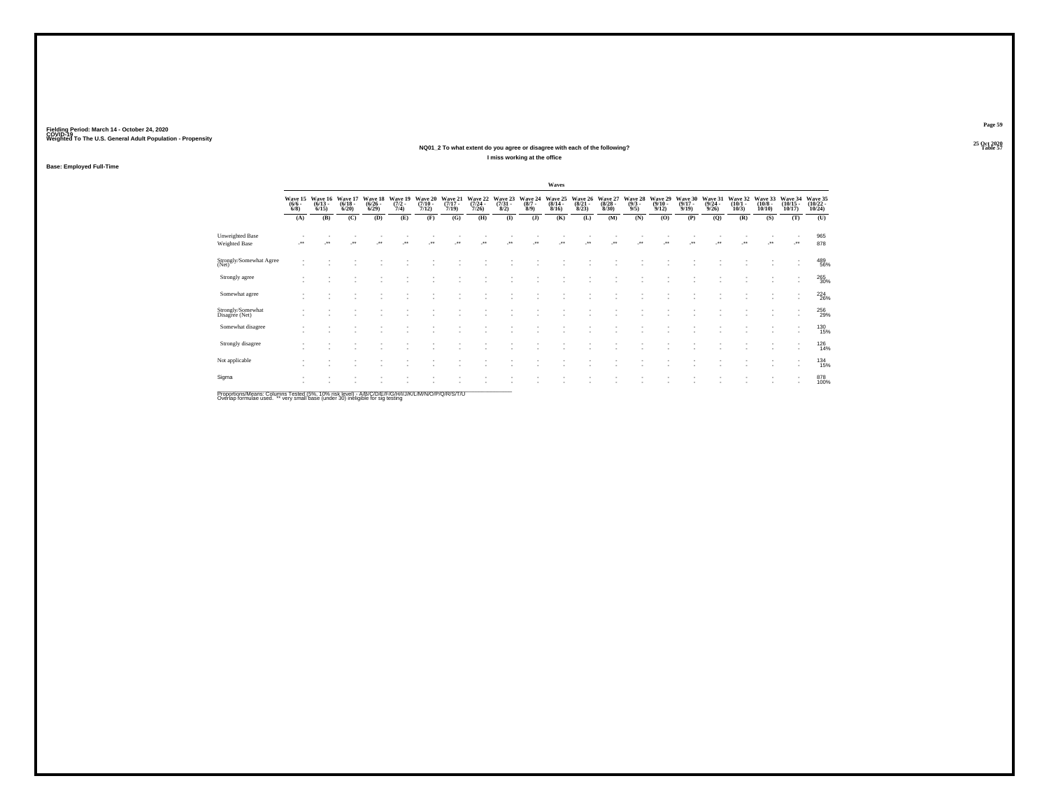Fielding Period: March 14 - October 24, 2020
COVID-19
Weighted To The U.S. General Adult Population - Propensity

25 Oct 2020
Table 57

### NQ01_2 To what extent do you agree or disagree with each of the following?

I miss working at the office

**Base: Employed Full-Time**

| | Waves | | | | | | | | | | | | | | | | | | | | |
|---|---|---|---|---|---|---|---|---|---|---|---|---|---|---|---|---|---|---|---|---|---|
| | Wave 15 (6/6 - 6/8) | Wave 16 (6/13 - 6/15) | Wave 17 (6/18 - 6/20) | Wave 18 (6/26 - 6/29) | Wave 19 (7/2 - 7/4) | Wave 20 (7/10 - 7/12) | Wave 21 (7/17 - 7/19) | Wave 22 (7/24 - 7/26) | Wave 23 (7/31 - 8/2) | Wave 24 (8/7 - 8/9) | Wave 25 (8/14 - 8/16) | Wave 26 (8/21 - 8/23) | Wave 27 (8/28 - 8/30) | Wave 28 (9/3 - 9/5) | Wave 29 (9/10 - 9/12) | Wave 30 (9/17 - 9/19) | Wave 31 (9/24 - 9/26) | Wave 32 (10/1 - 10/3) | Wave 33 (10/8 - 10/10) | Wave 34 (10/15 - 10/17) | Wave 35 (10/22 - 10/24) |
| | (A) | (B) | (C) | (D) | (E) | (F) | (G) | (H) | (I) | (J) | (K) | (L) | (M) | (N) | (O) | (P) | (Q) | (R) | (S) | (T) | (U) |
| Unweighted Base | - | - | - | - | - | - | - | - | - | - | - | - | - | - | - | - | - | - | - | - | 965 |
| Weighted Base | -** | -** | -** | -** | -** | -** | -** | -** | -** | -** | -** | -** | -** | -** | -** | -** | -** | -** | -** | -** | 878 |
| Strongly/Somewhat Agree (Net) | - | - | - | - | - | - | - | - | - | - | - | - | - | - | - | - | - | - | - | - | 489 |
| | - | - | - | - | - | - | - | - | - | - | - | - | - | - | - | - | - | - | - | - | 56% |
| Strongly agree | - | - | - | - | - | - | - | - | - | - | - | - | - | - | - | - | - | - | - | - | 265 |
| | - | - | - | - | - | - | - | - | - | - | - | - | - | - | - | - | - | - | - | - | 30% |
| Somewhat agree | - | - | - | - | - | - | - | - | - | - | - | - | - | - | - | - | - | - | - | - | 224 |
| | - | - | - | - | - | - | - | - | - | - | - | - | - | - | - | - | - | - | - | - | 26% |
| Strongly/Somewhat Disagree (Net) | - | - | - | - | - | - | - | - | - | - | - | - | - | - | - | - | - | - | - | - | 256 |
| | - | - | - | - | - | - | - | - | - | - | - | - | - | - | - | - | - | - | - | - | 29% |
| Somewhat disagree | - | - | - | - | - | - | - | - | - | - | - | - | - | - | - | - | - | - | - | - | 130 |
| | - | - | - | - | - | - | - | - | - | - | - | - | - | - | - | - | - | - | - | - | 15% |
| Strongly disagree | - | - | - | - | - | - | - | - | - | - | - | - | - | - | - | - | - | - | - | - | 126 |
| | - | - | - | - | - | - | - | - | - | - | - | - | - | - | - | - | - | - | - | - | 14% |
| Not applicable | - | - | - | - | - | - | - | - | - | - | - | - | - | - | - | - | - | - | - | - | 134 |
| | - | - | - | - | - | - | - | - | - | - | - | - | - | - | - | - | - | - | - | - | 15% |
| Sigma | - | - | - | - | - | - | - | - | - | - | - | - | - | - | - | - | - | - | - | - | 878 |
| | - | - | - | - | - | - | - | - | - | - | - | - | - | - | - | - | - | - | - | - | 100% |

Proportions/Means: Columns Tested (5%, 10% risk level) - A/B/C/D/E/F/G/H/I/J/K/L/M/N/O/P/Q/R/S/T/U
Overlap formulae used. ** very small base (under 30) ineligible for sig testing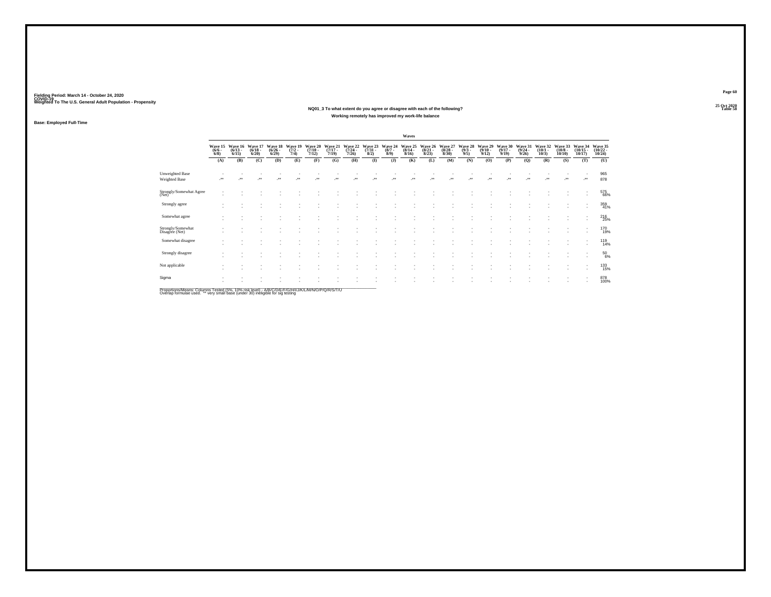Fielding Period: March 14 - October 24, 2020
COVID-19
Weighted To The U.S. General Adult Population - Propensity

25 Oct 2020
Table 58

## NQ01_3 To what extent do you agree or disagree with each of the following?
### Working remotely has improved my work-life balance

Base: Employed Full-Time

| | Waves | | | | | | | | | | | | | | | | | | | | |
|---|---|---|---|---|---|---|---|---|---|---|---|---|---|---|---|---|---|---|---|---|---|
| | Wave 15 (6/6 - 6/8) | Wave 16 (6/13 - 6/15) | Wave 17 (6/18 - 6/20) | Wave 18 (6/26 - 6/29) | Wave 19 (7/2 - 7/4) | Wave 20 (7/10 - 7/12) | Wave 21 (7/17 - 7/19) | Wave 22 (7/24 - 7/26) | Wave 23 (7/31 - 8/2) | Wave 24 (8/7 - 8/9) | Wave 25 (8/14 - 8/16) | Wave 26 (8/21 - 8/23) | Wave 27 (8/28 - 8/30) | Wave 28 (9/3 - 9/5) | Wave 29 (9/10 - 9/12) | Wave 30 (9/17 - 9/19) | Wave 31 (9/24 - 9/26) | Wave 32 (10/1 - 10/3) | Wave 33 (10/8 - 10/10) | Wave 34 (10/15 - 10/17) | Wave 35 (10/22 - 10/24) |
| | (A) | (B) | (C) | (D) | (E) | (F) | (G) | (H) | (I) | (J) | (K) | (L) | (M) | (N) | (O) | (P) | (Q) | (R) | (S) | (T) | (U) |
| Unweighted Base | - | - | - | - | - | - | - | - | - | - | - | - | - | - | - | - | - | - | - | - | 965 |
| Weighted Base | -** | -** | -** | -** | -** | -** | -** | -** | -** | -** | -** | -** | -** | -** | -** | -** | -** | -** | -** | -** | 878 |
| Strongly/Somewhat Agree (Net) | - | - | - | - | - | - | - | - | - | - | - | - | - | - | - | - | - | - | - | - | 575<br>66% |
| Strongly agree | - | - | - | - | - | - | - | - | - | - | - | - | - | - | - | - | - | - | - | - | 359<br>41% |
| Somewhat agree | - | - | - | - | - | - | - | - | - | - | - | - | - | - | - | - | - | - | - | - | 216<br>25% |
| Strongly/Somewhat Disagree (Net) | - | - | - | - | - | - | - | - | - | - | - | - | - | - | - | - | - | - | - | - | 170<br>19% |
| Somewhat disagree | - | - | - | - | - | - | - | - | - | - | - | - | - | - | - | - | - | - | - | - | 119<br>14% |
| Strongly disagree | - | - | - | - | - | - | - | - | - | - | - | - | - | - | - | - | - | - | - | - | 50<br>6% |
| Not applicable | - | - | - | - | - | - | - | - | - | - | - | - | - | - | - | - | - | - | - | - | 133<br>15% |
| Sigma | - | - | - | - | - | - | - | - | - | - | - | - | - | - | - | - | - | - | - | - | 878<br>100% |

Proportions/Means: Columns Tested (5%, 10% risk level) - A/B/C/D/E/F/G/H/I/J/K/L/M/N/O/P/Q/R/S/T/U
Overlap formulae used. ** very small base (under 30) ineligible for sig testing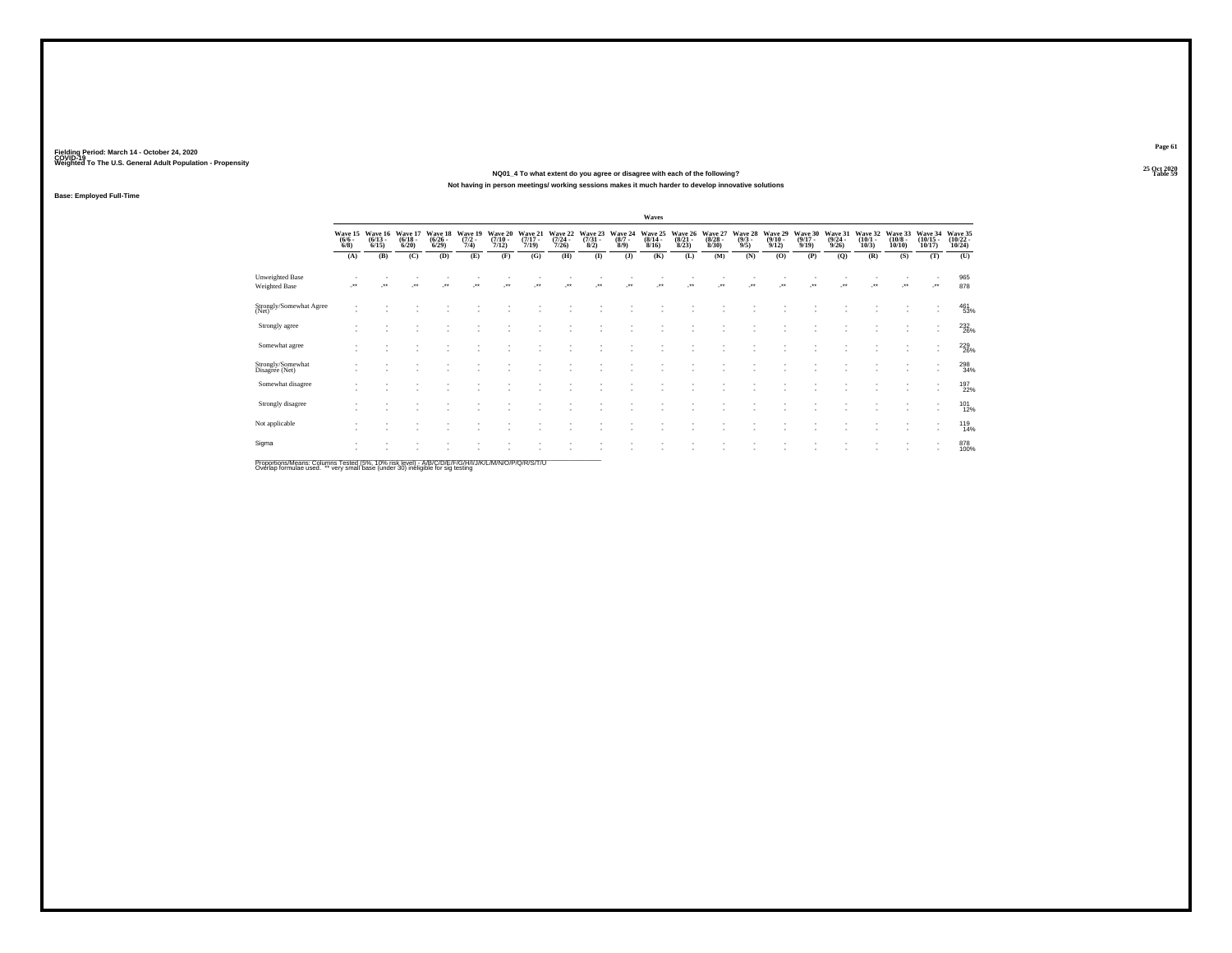Fielding Period: March 14 - October 24, 2020
COVID-19
Weighted To The U.S. General Adult Population - Propensity

25 Oct 2020
Table 59

### NQ01_4 To what extent do you agree or disagree with each of the following?

#### Not having in person meetings/ working sessions makes it much harder to develop innovative solutions

Base: Employed Full-Time

| | Waves | | | | | | | | | | | | | | | | | | | | |
|---|---|---|---|---|---|---|---|---|---|---|---|---|---|---|---|---|---|---|---|---|---|
| | Wave 15 (6/6 - 6/8) | Wave 16 (6/13 - 6/15) | Wave 17 (6/18 - 6/20) | Wave 18 (6/26 - 6/29) | Wave 19 (7/2 - 7/4) | Wave 20 (7/10 - 7/12) | Wave 21 (7/17 - 7/19) | Wave 22 (7/24 - 7/26) | Wave 23 (7/31 - 8/2) | Wave 24 (8/7 - 8/9) | Wave 25 (8/14 - 8/16) | Wave 26 (8/21 - 8/23) | Wave 27 (8/28 - 8/30) | Wave 28 (9/3 - 9/5) | Wave 29 (9/10 - 9/12) | Wave 30 (9/17 - 9/19) | Wave 31 (9/24 - 9/26) | Wave 32 (10/1 - 10/3) | Wave 33 (10/8 - 10/10) | Wave 34 (10/15 - 10/17) | Wave 35 (10/22 - 10/24) |
| | (A) | (B) | (C) | (D) | (E) | (F) | (G) | (H) | (I) | (J) | (K) | (L) | (M) | (N) | (O) | (P) | (Q) | (R) | (S) | (T) | (U) |
| Unweighted Base | - | - | - | - | - | - | - | - | - | - | - | - | - | - | - | - | - | - | - | - | 965 |
| Weighted Base | -** | -** | -** | -** | -** | -** | -** | -** | -** | -** | -** | -** | -** | -** | -** | -** | -** | -** | -** | -** | 878 |
| Strongly/Somewhat Agree (Net) | - | - | - | - | - | - | - | - | - | - | - | - | - | - | - | - | - | - | - | - | 461 |
| | - | - | - | - | - | - | - | - | - | - | - | - | - | - | - | - | - | - | - | - | 53% |
| Strongly agree | - | - | - | - | - | - | - | - | - | - | - | - | - | - | - | - | - | - | - | - | 232 |
| | - | - | - | - | - | - | - | - | - | - | - | - | - | - | - | - | - | - | - | - | 26% |
| Somewhat agree | - | - | - | - | - | - | - | - | - | - | - | - | - | - | - | - | - | - | - | - | 229 |
| | - | - | - | - | - | - | - | - | - | - | - | - | - | - | - | - | - | - | - | - | 26% |
| Strongly/Somewhat Disagree (Net) | - | - | - | - | - | - | - | - | - | - | - | - | - | - | - | - | - | - | - | - | 298 |
| | - | - | - | - | - | - | - | - | - | - | - | - | - | - | - | - | - | - | - | - | 34% |
| Somewhat disagree | - | - | - | - | - | - | - | - | - | - | - | - | - | - | - | - | - | - | - | - | 197 |
| | - | - | - | - | - | - | - | - | - | - | - | - | - | - | - | - | - | - | - | - | 22% |
| Strongly disagree | - | - | - | - | - | - | - | - | - | - | - | - | - | - | - | - | - | - | - | - | 101 |
| | - | - | - | - | - | - | - | - | - | - | - | - | - | - | - | - | - | - | - | - | 12% |
| Not applicable | - | - | - | - | - | - | - | - | - | - | - | - | - | - | - | - | - | - | - | - | 119 |
| | - | - | - | - | - | - | - | - | - | - | - | - | - | - | - | - | - | - | - | - | 14% |
| Sigma | - | - | - | - | - | - | - | - | - | - | - | - | - | - | - | - | - | - | - | - | 878 |
| | - | - | - | - | - | - | - | - | - | - | - | - | - | - | - | - | - | - | - | - | 100% |

Proportions/Means: Columns Tested (5%, 10% risk level) - A/B/C/D/E/F/G/H/I/J/K/L/M/N/O/P/Q/R/S/T/U
Overlap formulae used. ** very small base (under 30) ineligible for sig testing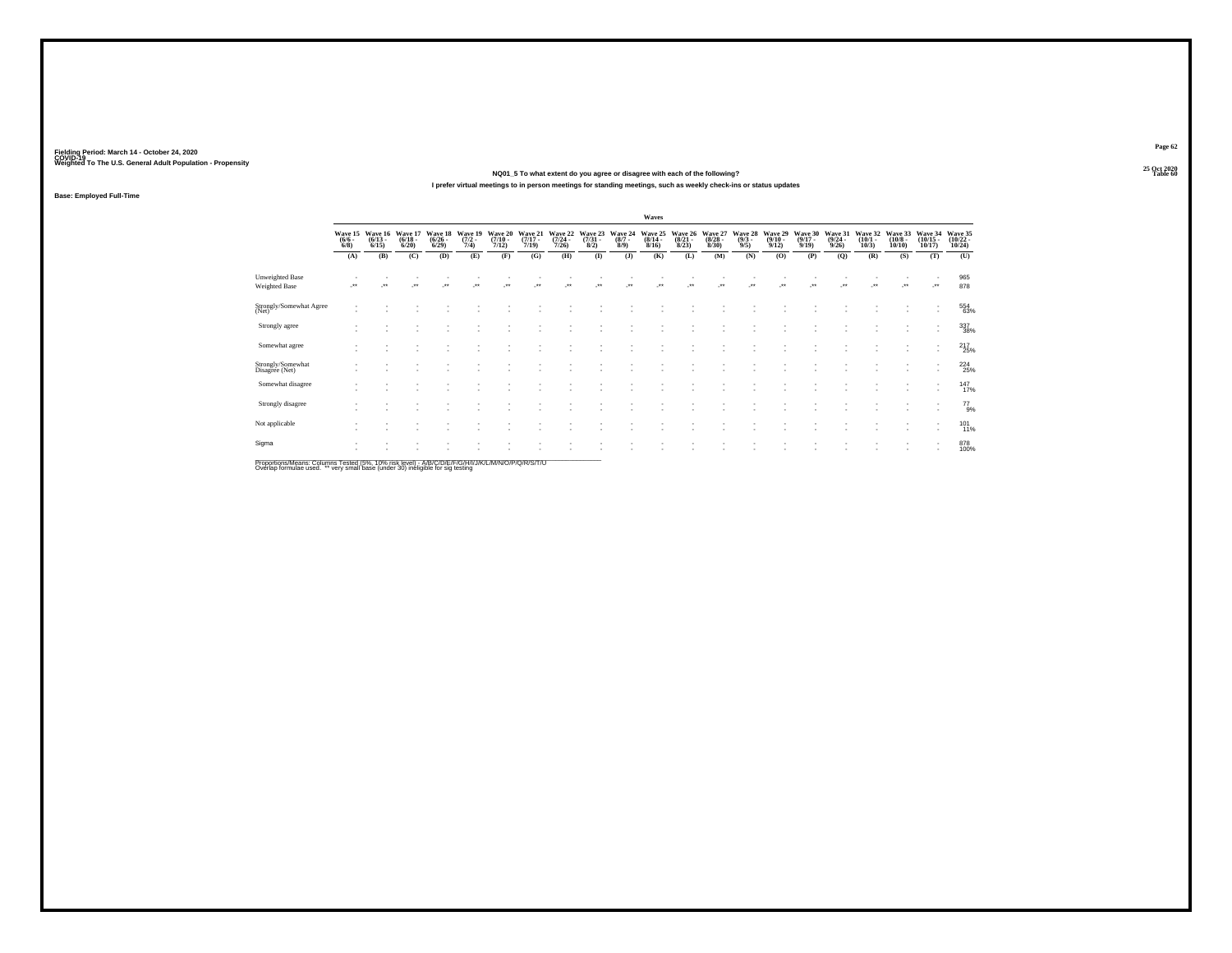Fielding Period: March 14 - October 24, 2020
COVID-19
Weighted To The U.S. General Adult Population - Propensity

25 Oct 2020
Table 60

### NQ01_5 To what extent do you agree or disagree with each of the following?

I prefer virtual meetings to in person meetings for standing meetings, such as weekly check-ins or status updates

Base: Employed Full-Time

| | Waves | | | | | | | | | | | | | | | | | | | | |
|---|---|---|---|---|---|---|---|---|---|---|---|---|---|---|---|---|---|---|---|---|---|
| | Wave 15 (6/6 - 6/8) | Wave 16 (6/13 - 6/15) | Wave 17 (6/18 - 6/20) | Wave 18 (6/26 - 6/29) | Wave 19 (7/2 - 7/4) | Wave 20 (7/10 - 7/12) | Wave 21 (7/17 - 7/19) | Wave 22 (7/24 - 7/26) | Wave 23 (7/31 - 8/2) | Wave 24 (8/7 - 8/9) | Wave 25 (8/14 - 8/16) | Wave 26 (8/21 - 8/23) | Wave 27 (8/28 - 8/30) | Wave 28 (9/3 - 9/5) | Wave 29 (9/10 - 9/12) | Wave 30 (9/17 - 9/19) | Wave 31 (9/24 - 9/26) | Wave 32 (10/1 - 10/3) | Wave 33 (10/8 - 10/10) | Wave 34 (10/15 - 10/17) | Wave 35 (10/22 - 10/24) |
| | (A) | (B) | (C) | (D) | (E) | (F) | (G) | (H) | (I) | (J) | (K) | (L) | (M) | (N) | (O) | (P) | (Q) | (R) | (S) | (T) | (U) |
| Unweighted Base | - | - | - | - | - | - | - | - | - | - | - | - | - | - | - | - | - | - | - | - | 965 |
| Weighted Base | -** | -** | -** | -** | -** | -** | -** | -** | -** | -** | -** | -** | -** | -** | -** | -** | -** | -** | -** | -** | 878 |
| Strongly/Somewhat Agree (Net) | - | - | - | - | - | - | - | - | - | - | - | - | - | - | - | - | - | - | - | - | 554 63% |
| Strongly agree | - | - | - | - | - | - | - | - | - | - | - | - | - | - | - | - | - | - | - | - | 337 38% |
| Somewhat agree | - | - | - | - | - | - | - | - | - | - | - | - | - | - | - | - | - | - | - | - | 217 25% |
| Strongly/Somewhat Disagree (Net) | - | - | - | - | - | - | - | - | - | - | - | - | - | - | - | - | - | - | - | - | 224 25% |
| Somewhat disagree | - | - | - | - | - | - | - | - | - | - | - | - | - | - | - | - | - | - | - | - | 147 17% |
| Strongly disagree | - | - | - | - | - | - | - | - | - | - | - | - | - | - | - | - | - | - | - | - | 77 9% |
| Not applicable | - | - | - | - | - | - | - | - | - | - | - | - | - | - | - | - | - | - | - | - | 101 11% |
| Sigma | - | - | - | - | - | - | - | - | - | - | - | - | - | - | - | - | - | - | - | - | 878 100% |

Proportions/Means: Columns Tested (5%, 10% risk level) - A/B/C/D/E/F/G/H/I/J/K/L/M/N/O/P/Q/R/S/T/U
Overlap formulae used. ** very small base (under 30) ineligible for sig testing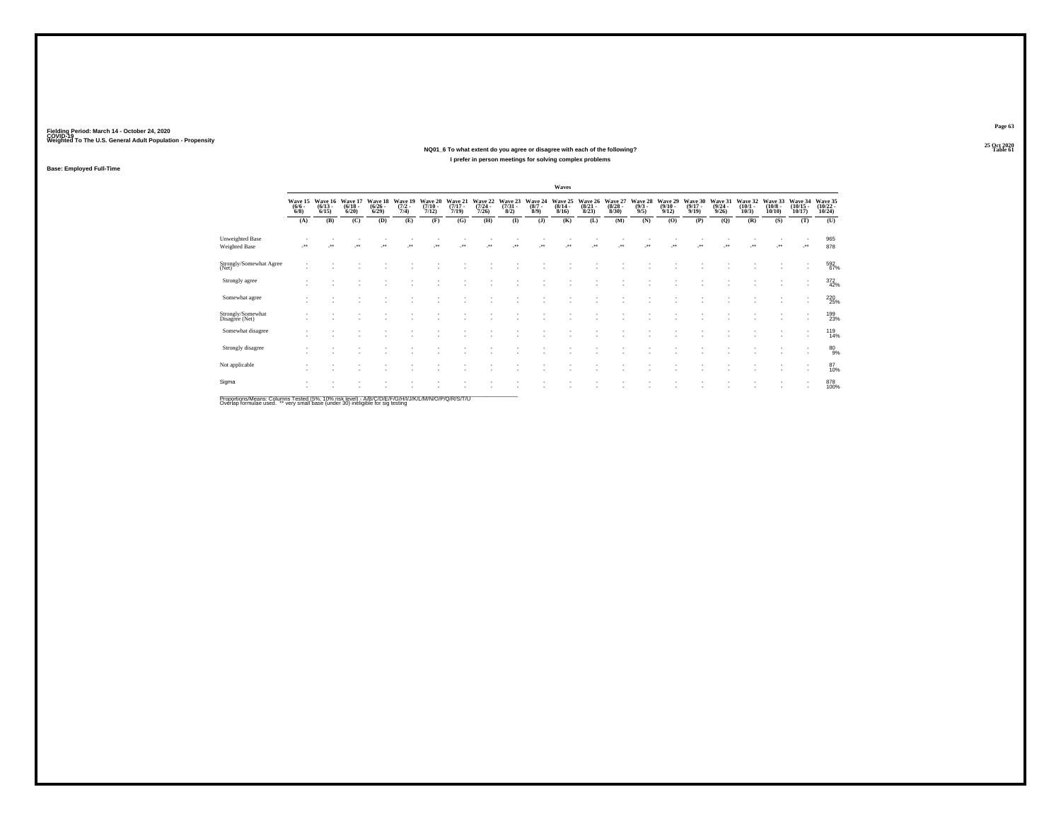Fielding Period: March 14 - October 24, 2020
COVID-19
Weighted To The U.S. General Adult Population - Propensity

25 Oct 2020
Table 61

### NQ01_6 To what extent do you agree or disagree with each of the following?

#### I prefer in person meetings for solving complex problems

Base: Employed Full-Time

| | Waves | | | | | | | | | | | | | | | | | | | | |
|---|---|---|---|---|---|---|---|---|---|---|---|---|---|---|---|---|---|---|---|---|---|
| | Wave 15 (6/6 - 6/8) | Wave 16 (6/13 - 6/15) | Wave 17 (6/18 - 6/20) | Wave 18 (6/26 - 6/29) | Wave 19 (7/2 - 7/4) | Wave 20 (7/10 - 7/12) | Wave 21 (7/17 - 7/19) | Wave 22 (7/24 - 7/26) | Wave 23 (7/31 - 8/2) | Wave 24 (8/7 - 8/9) | Wave 25 (8/14 - 8/16) | Wave 26 (8/21 - 8/23) | Wave 27 (8/28 - 8/30) | Wave 28 (9/3 - 9/5) | Wave 29 (9/10 - 9/12) | Wave 30 (9/17 - 9/19) | Wave 31 (9/24 - 9/26) | Wave 32 (10/1 - 10/3) | Wave 33 (10/8 - 10/10) | Wave 34 (10/15 - 10/17) | Wave 35 (10/22 - 10/24) |
| | (A) | (B) | (C) | (D) | (E) | (F) | (G) | (H) | (I) | (J) | (K) | (L) | (M) | (N) | (O) | (P) | (Q) | (R) | (S) | (T) | (U) |
| Unweighted Base | - | - | - | - | - | - | - | - | - | - | - | - | - | - | - | - | - | - | - | - | 965 |
| Weighted Base | -** | -** | -** | -** | -** | -** | -** | -** | -** | -** | -** | -** | -** | -** | -** | -** | -** | -** | -** | -** | 878 |
| Strongly/Somewhat Agree (Net) | - | - | - | - | - | - | - | - | - | - | - | - | - | - | - | - | - | - | - | - | 592 |
| | - | - | - | - | - | - | - | - | - | - | - | - | - | - | - | - | - | - | - | - | 67% |
| Strongly agree | - | - | - | - | - | - | - | - | - | - | - | - | - | - | - | - | - | - | - | - | 372 |
| | - | - | - | - | - | - | - | - | - | - | - | - | - | - | - | - | - | - | - | - | 42% |
| Somewhat agree | - | - | - | - | - | - | - | - | - | - | - | - | - | - | - | - | - | - | - | - | 220 |
| | - | - | - | - | - | - | - | - | - | - | - | - | - | - | - | - | - | - | - | - | 25% |
| Strongly/Somewhat Disagree (Net) | - | - | - | - | - | - | - | - | - | - | - | - | - | - | - | - | - | - | - | - | 199 |
| | - | - | - | - | - | - | - | - | - | - | - | - | - | - | - | - | - | - | - | - | 23% |
| Somewhat disagree | - | - | - | - | - | - | - | - | - | - | - | - | - | - | - | - | - | - | - | - | 119 |
| | - | - | - | - | - | - | - | - | - | - | - | - | - | - | - | - | - | - | - | - | 14% |
| Strongly disagree | - | - | - | - | - | - | - | - | - | - | - | - | - | - | - | - | - | - | - | - | 80 |
| | - | - | - | - | - | - | - | - | - | - | - | - | - | - | - | - | - | - | - | - | 9% |
| Not applicable | - | - | - | - | - | - | - | - | - | - | - | - | - | - | - | - | - | - | - | - | 87 |
| | - | - | - | - | - | - | - | - | - | - | - | - | - | - | - | - | - | - | - | - | 10% |
| Sigma | - | - | - | - | - | - | - | - | - | - | - | - | - | - | - | - | - | - | - | - | 878 |
| | - | - | - | - | - | - | - | - | - | - | - | - | - | - | - | - | - | - | - | - | 100% |

Proportions/Means: Columns Tested (5%, 10% risk level) - A/B/C/D/E/F/G/H/I/J/K/L/M/N/O/P/Q/R/S/T/U
Overlap formulae used. ** very small base (under 30) ineligible for sig testing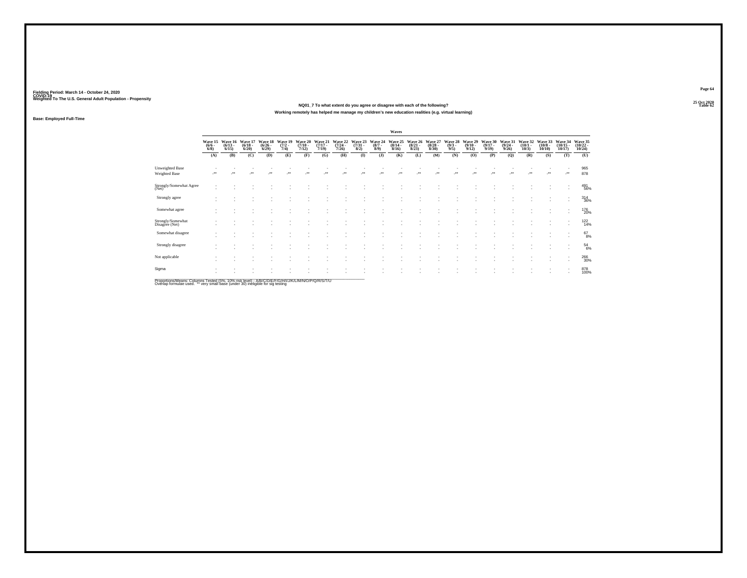Fielding Period: March 14 - October 24, 2020
COVID-19
Weighted To The U.S. General Adult Population - Propensity

25 Oct 2020
Table 62

### NQ01_7 To what extent do you agree or disagree with each of the following?

### Working remotely has helped me manage my children's new education realities (e.g. virtual learning)

**Base: Employed Full-Time**

| | Waves | | | | | | | | | | | | | | | | | | | | |
|---|---|---|---|---|---|---|---|---|---|---|---|---|---|---|---|---|---|---|---|---|---|
| | Wave 15 (6/6 - 6/8) | Wave 16 (6/13 - 6/15) | Wave 17 (6/18 - 6/20) | Wave 18 (6/26 - 6/29) | Wave 19 (7/2 - 7/4) | Wave 20 (7/10 - 7/12) | Wave 21 (7/17 - 7/19) | Wave 22 (7/24 - 7/26) | Wave 23 (7/31 - 8/2) | Wave 24 (8/7 - 8/9) | Wave 25 (8/14 - 8/16) | Wave 26 (8/21 - 8/23) | Wave 27 (8/28 - 8/30) | Wave 28 (9/3 - 9/5) | Wave 29 (9/10 - 9/12) | Wave 30 (9/17 - 9/19) | Wave 31 (9/24 - 9/26) | Wave 32 (10/1 - 10/3) | Wave 33 (10/8 - 10/10) | Wave 34 (10/15 - 10/17) | Wave 35 (10/22 - 10/24) |
| | (A) | (B) | (C) | (D) | (E) | (F) | (G) | (H) | (I) | (J) | (K) | (L) | (M) | (N) | (O) | (P) | (Q) | (R) | (S) | (T) | (U) |
| Unweighted Base | - | - | - | - | - | - | - | - | - | - | - | - | - | - | - | - | - | - | - | - | 965 |
| Weighted Base | -** | -** | -** | -** | -** | -** | -** | -** | -** | -** | -** | -** | -** | -** | -** | -** | -** | -** | -** | -** | 878 |
| Strongly/Somewhat Agree (Net) | - | - | - | - | - | - | - | - | - | - | - | - | - | - | - | - | - | - | - | - | 491 56% |
| Strongly agree | - | - | - | - | - | - | - | - | - | - | - | - | - | - | - | - | - | - | - | - | 314 36% |
| Somewhat agree | - | - | - | - | - | - | - | - | - | - | - | - | - | - | - | - | - | - | - | - | 176 20% |
| Strongly/Somewhat Disagree (Net) | - | - | - | - | - | - | - | - | - | - | - | - | - | - | - | - | - | - | - | - | 122 14% |
| Somewhat disagree | - | - | - | - | - | - | - | - | - | - | - | - | - | - | - | - | - | - | - | - | 67 8% |
| Strongly disagree | - | - | - | - | - | - | - | - | - | - | - | - | - | - | - | - | - | - | - | - | 54 6% |
| Not applicable | - | - | - | - | - | - | - | - | - | - | - | - | - | - | - | - | - | - | - | - | 266 30% |
| Sigma | - | - | - | - | - | - | - | - | - | - | - | - | - | - | - | - | - | - | - | - | 878 100% |

Proportions/Means: Columns Tested (5%, 10% risk level) - A/B/C/D/E/F/G/H/I/J/K/L/M/N/O/P/Q/R/S/T/U
Overlap formulae used. ** very small base (under 30) ineligible for sig testing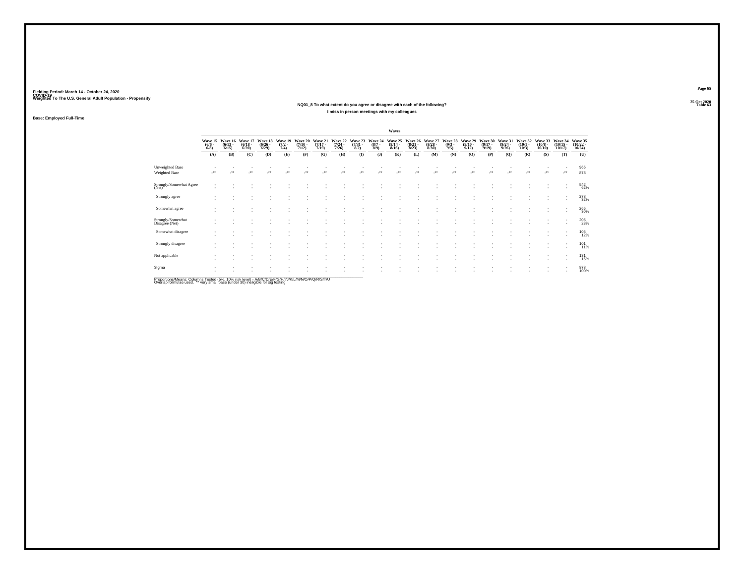Fielding Period: March 14 - October 24, 2020
COVID-19
Weighted To The U.S. General Adult Population - Propensity

25 Oct 2020
Table 63

## NQ01_8 To what extent do you agree or disagree with each of the following?

### I miss in person meetings with my colleagues

Base: Employed Full-Time

| | Wave 15 (6/6 - 6/8) | Wave 16 (6/13 - 6/15) | Wave 17 (6/18 - 6/20) | Wave 18 (6/26 - 6/29) | Wave 19 (7/2 - 7/4) | Wave 20 (7/10 - 7/12) | Wave 21 (7/17 - 7/19) | Wave 22 (7/24 - 7/26) | Wave 23 (7/31 - 8/2) | Wave 24 (8/7 - 8/9) | Wave 25 (8/14 - 8/16) | Wave 26 (8/21 - 8/23) | Wave 27 (8/28 - 8/30) | Wave 28 (9/3 - 9/5) | Wave 29 (9/10 - 9/12) | Wave 30 (9/17 - 9/19) | Wave 31 (9/24 - 9/26) | Wave 32 (10/1 - 10/3) | Wave 33 (10/8 - 10/10) | Wave 34 (10/15 - 10/17) | Wave 35 (10/22 - 10/24) |
|---|---|---|---|---|---|---|---|---|---|---|---|---|---|---|---|---|---|---|---|---|---|
| | (A) | (B) | (C) | (D) | (E) | (F) | (G) | (H) | (I) | (J) | (K) | (L) | (M) | (N) | (O) | (P) | (Q) | (R) | (S) | (T) | (U) |
| Unweighted Base | - | - | - | - | - | - | - | - | - | - | - | - | - | - | - | - | - | - | - | - | 965 |
| Weighted Base | -** | -** | -** | -** | -** | -** | -** | -** | -** | -** | -** | -** | -** | -** | -** | -** | -** | -** | -** | -** | 878 |
| Strongly/Somewhat Agree (Net) | - | - | - | - | - | - | - | - | - | - | - | - | - | - | - | - | - | - | - | - | 542 |
| | - | - | - | - | - | - | - | - | - | - | - | - | - | - | - | - | - | - | - | - | 62% |
| Strongly agree | - | - | - | - | - | - | - | - | - | - | - | - | - | - | - | - | - | - | - | - | 278 |
| | - | - | - | - | - | - | - | - | - | - | - | - | - | - | - | - | - | - | - | - | 32% |
| Somewhat agree | - | - | - | - | - | - | - | - | - | - | - | - | - | - | - | - | - | - | - | - | 265 |
| | - | - | - | - | - | - | - | - | - | - | - | - | - | - | - | - | - | - | - | - | 30% |
| Strongly/Somewhat Disagree (Net) | - | - | - | - | - | - | - | - | - | - | - | - | - | - | - | - | - | - | - | - | 205 |
| | - | - | - | - | - | - | - | - | - | - | - | - | - | - | - | - | - | - | - | - | 23% |
| Somewhat disagree | - | - | - | - | - | - | - | - | - | - | - | - | - | - | - | - | - | - | - | - | 105 |
| | - | - | - | - | - | - | - | - | - | - | - | - | - | - | - | - | - | - | - | - | 12% |
| Strongly disagree | - | - | - | - | - | - | - | - | - | - | - | - | - | - | - | - | - | - | - | - | 101 |
| | - | - | - | - | - | - | - | - | - | - | - | - | - | - | - | - | - | - | - | - | 11% |
| Not applicable | - | - | - | - | - | - | - | - | - | - | - | - | - | - | - | - | - | - | - | - | 131 |
| | - | - | - | - | - | - | - | - | - | - | - | - | - | - | - | - | - | - | - | - | 15% |
| Sigma | - | - | - | - | - | - | - | - | - | - | - | - | - | - | - | - | - | - | - | - | 878 |
| | - | - | - | - | - | - | - | - | - | - | - | - | - | - | - | - | - | - | - | - | 100% |

Proportions/Means: Columns Tested (5%, 10% risk level) - A/B/C/D/E/F/G/H/I/J/K/L/M/N/O/P/Q/R/S/T/U
Overlap formulae used. ** very small base (under 30) ineligible for sig testing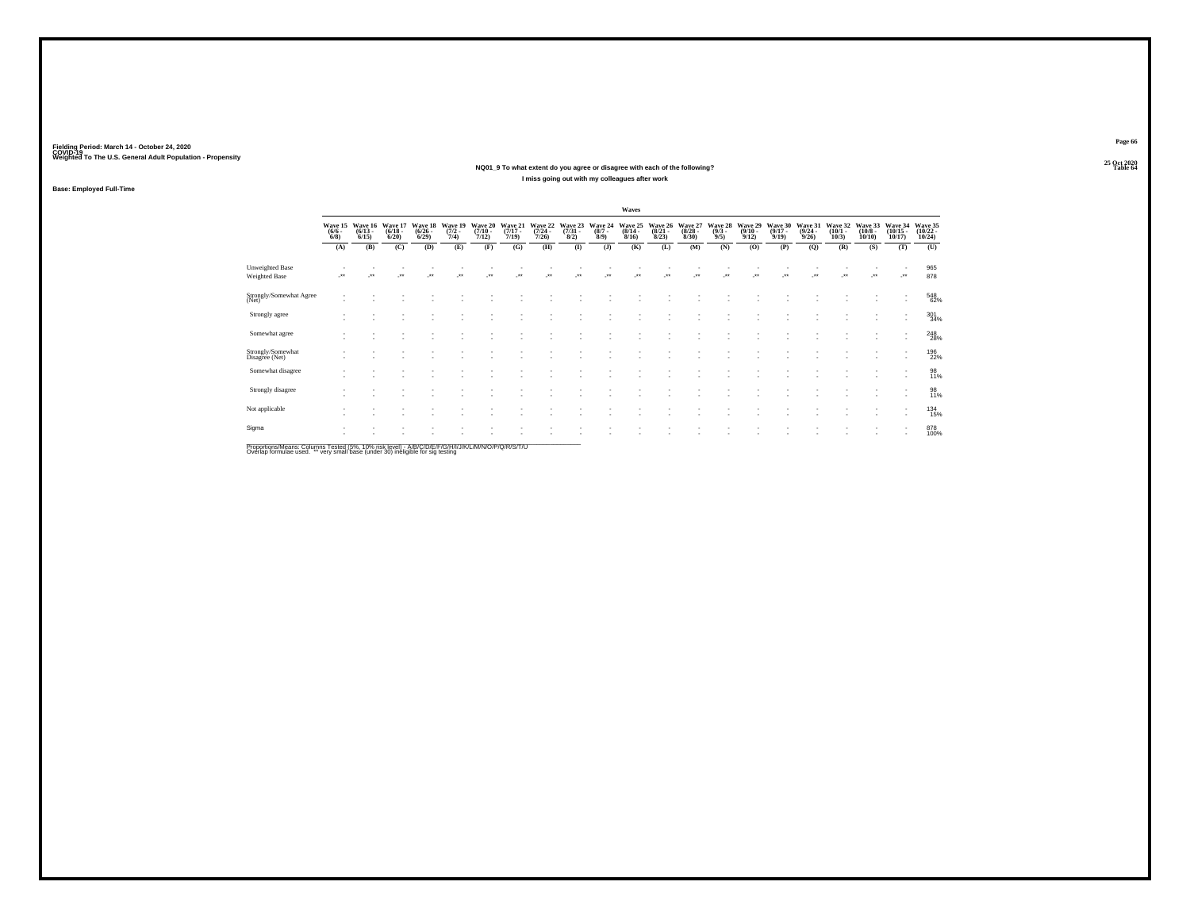Fielding Period: March 14 - October 24, 2020
COVID-19
Weighted To The U.S. General Adult Population - Propensity

25 Oct 2020
Table 64

## NQ01_9 To what extent do you agree or disagree with each of the following?

### I miss going out with my colleagues after work

**Base: Employed Full-Time**

| | Wave 15 (6/6 - 6/8) | Wave 16 (6/13 - 6/15) | Wave 17 (6/18 - 6/20) | Wave 18 (6/26 - 6/29) | Wave 19 (7/2 - 7/4) | Wave 20 (7/10 - 7/12) | Wave 21 (7/17 - 7/19) | Wave 22 (7/24 - 7/26) | Wave 23 (7/31 - 8/2) | Wave 24 (8/7 - 8/9) | Wave 25 (8/14 - 8/16) | Wave 26 (8/21 - 8/23) | Wave 27 (8/28 - 8/30) | Wave 28 (9/3 - 9/5) | Wave 29 (9/10 - 9/12) | Wave 30 (9/17 - 9/19) | Wave 31 (9/24 - 9/26) | Wave 32 (10/1 - 10/3) | Wave 33 (10/8 - 10/10) | Wave 34 (10/15 - 10/17) | Wave 35 (10/22 - 10/24) |
|---|---|---|---|---|---|---|---|---|---|---|---|---|---|---|---|---|---|---|---|---|---|
| | (A) | (B) | (C) | (D) | (E) | (F) | (G) | (H) | (I) | (J) | (K) | (L) | (M) | (N) | (O) | (P) | (Q) | (R) | (S) | (T) | (U) |
| Unweighted Base | - | - | - | - | - | - | - | - | - | - | - | - | - | - | - | - | - | - | - | - | 965 |
| Weighted Base | -** | -** | -** | -** | -** | -** | -** | -** | -** | -** | -** | -** | -** | -** | -** | -** | -** | -** | -** | -** | 878 |
| Strongly/Somewhat Agree (Net) | - | - | - | - | - | - | - | - | - | - | - | - | - | - | - | - | - | - | - | - | 548 |
| | - | - | - | - | - | - | - | - | - | - | - | - | - | - | - | - | - | - | - | - | 62% |
| Strongly agree | - | - | - | - | - | - | - | - | - | - | - | - | - | - | - | - | - | - | - | - | 301 |
| | - | - | - | - | - | - | - | - | - | - | - | - | - | - | - | - | - | - | - | - | 34% |
| Somewhat agree | - | - | - | - | - | - | - | - | - | - | - | - | - | - | - | - | - | - | - | - | 248 |
| | - | - | - | - | - | - | - | - | - | - | - | - | - | - | - | - | - | - | - | - | 28% |
| Strongly/Somewhat Disagree (Net) | - | - | - | - | - | - | - | - | - | - | - | - | - | - | - | - | - | - | - | - | 196 |
| | - | - | - | - | - | - | - | - | - | - | - | - | - | - | - | - | - | - | - | - | 22% |
| Somewhat disagree | - | - | - | - | - | - | - | - | - | - | - | - | - | - | - | - | - | - | - | - | 98 |
| | - | - | - | - | - | - | - | - | - | - | - | - | - | - | - | - | - | - | - | - | 11% |
| Strongly disagree | - | - | - | - | - | - | - | - | - | - | - | - | - | - | - | - | - | - | - | - | 98 |
| | - | - | - | - | - | - | - | - | - | - | - | - | - | - | - | - | - | - | - | - | 11% |
| Not applicable | - | - | - | - | - | - | - | - | - | - | - | - | - | - | - | - | - | - | - | - | 134 |
| | - | - | - | - | - | - | - | - | - | - | - | - | - | - | - | - | - | - | - | - | 15% |
| Sigma | - | - | - | - | - | - | - | - | - | - | - | - | - | - | - | - | - | - | - | - | 878 |
| | - | - | - | - | - | - | - | - | - | - | - | - | - | - | - | - | - | - | - | - | 100% |

Proportions/Means: Columns Tested (5%, 10% risk level) - A/B/C/D/E/F/G/H/I/J/K/L/M/N/O/P/Q/R/S/T/U
Overlap formulae used. ** very small base (under 30) ineligible for sig testing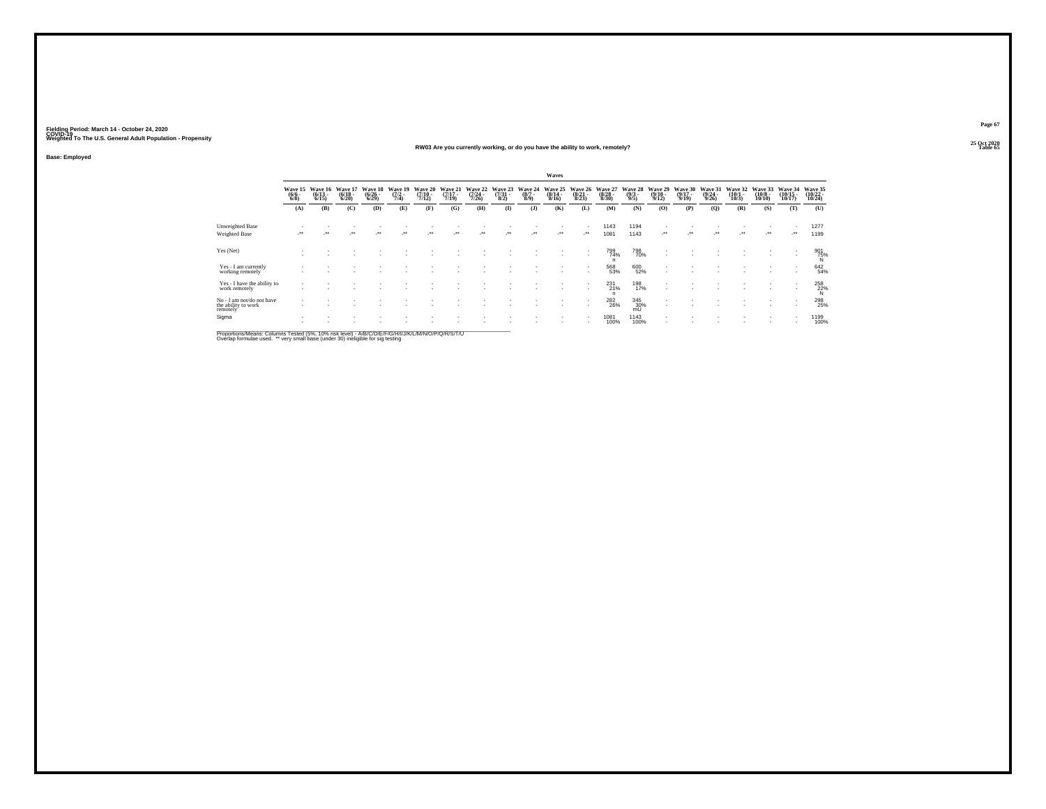Fielding Period: March 14 - October 24, 2020
COVID-19
Weighted To The U.S. General Adult Population - Propensity

25 Oct 2020
Table 65

### RW03 Are you currently working, or do you have the ability to work, remotely?

**Base: Employed**

| | Waves | | | | | | | | | | | | | | | | | | | | |
|---|---|---|---|---|---|---|---|---|---|---|---|---|---|---|---|---|---|---|---|---|---|
| | Wave 15 (6/6 - 6/8) | Wave 16 (6/13 - 6/15) | Wave 17 (6/18 - 6/20) | Wave 18 (6/26 - 6/29) | Wave 19 (7/2 - 7/4) | Wave 20 (7/10 - 7/12) | Wave 21 (7/17 - 7/19) | Wave 22 (7/24 - 7/26) | Wave 23 (7/31 - 8/2) | Wave 24 (8/7 - 8/9) | Wave 25 (8/14 - 8/16) | Wave 26 (8/21 - 8/23) | Wave 27 (8/28 - 8/30) | Wave 28 (9/3 - 9/5) | Wave 29 (9/10 - 9/12) | Wave 30 (9/17 - 9/19) | Wave 31 (9/24 - 9/26) | Wave 32 (10/1 - 10/3) | Wave 33 (10/8 - 10/10) | Wave 34 (10/15 - 10/17) | Wave 35 (10/22 - 10/24) |
| | (A) | (B) | (C) | (D) | (E) | (F) | (G) | (H) | (I) | (J) | (K) | (L) | (M) | (N) | (O) | (P) | (Q) | (R) | (S) | (T) | (U) |
| Unweighted Base | - | - | - | - | - | - | - | - | - | - | - | - | 1143 | 1194 | - | - | - | - | - | - | 1277 |
| Weighted Base | -** | -** | -** | -** | -** | -** | -** | -** | -** | -** | -** | -** | 1081 | 1143 | -** | -** | -** | -** | -** | -** | 1199 |
| Yes (Net) | - | - | - | - | - | - | - | - | - | - | - | - | 799 74% n | 798 70% | - | - | - | - | - | - | 901 75% N |
| Yes - I am currently working remotely | - | - | - | - | - | - | - | - | - | - | - | - | 568 53% | 600 52% | - | - | - | - | - | - | 642 54% |
| Yes - I have the ability to work remotely | - | - | - | - | - | - | - | - | - | - | - | - | 231 21% n | 198 17% | - | - | - | - | - | - | 258 22% N |
| No - I am not/do not have the ability to work remotely | - | - | - | - | - | - | - | - | - | - | - | - | 282 26% | 345 30% mU | - | - | - | - | - | - | 298 25% |
| Sigma | - | - | - | - | - | - | - | - | - | - | - | - | 1081 100% | 1143 100% | - | - | - | - | - | - | 1199 100% |

Proportions/Means: Columns Tested (5%, 10% risk level) - A/B/C/D/E/F/G/H/I/J/K/L/M/N/O/P/Q/R/S/T/U
Overlap formulae used. ** very small base (under 30) ineligible for sig testing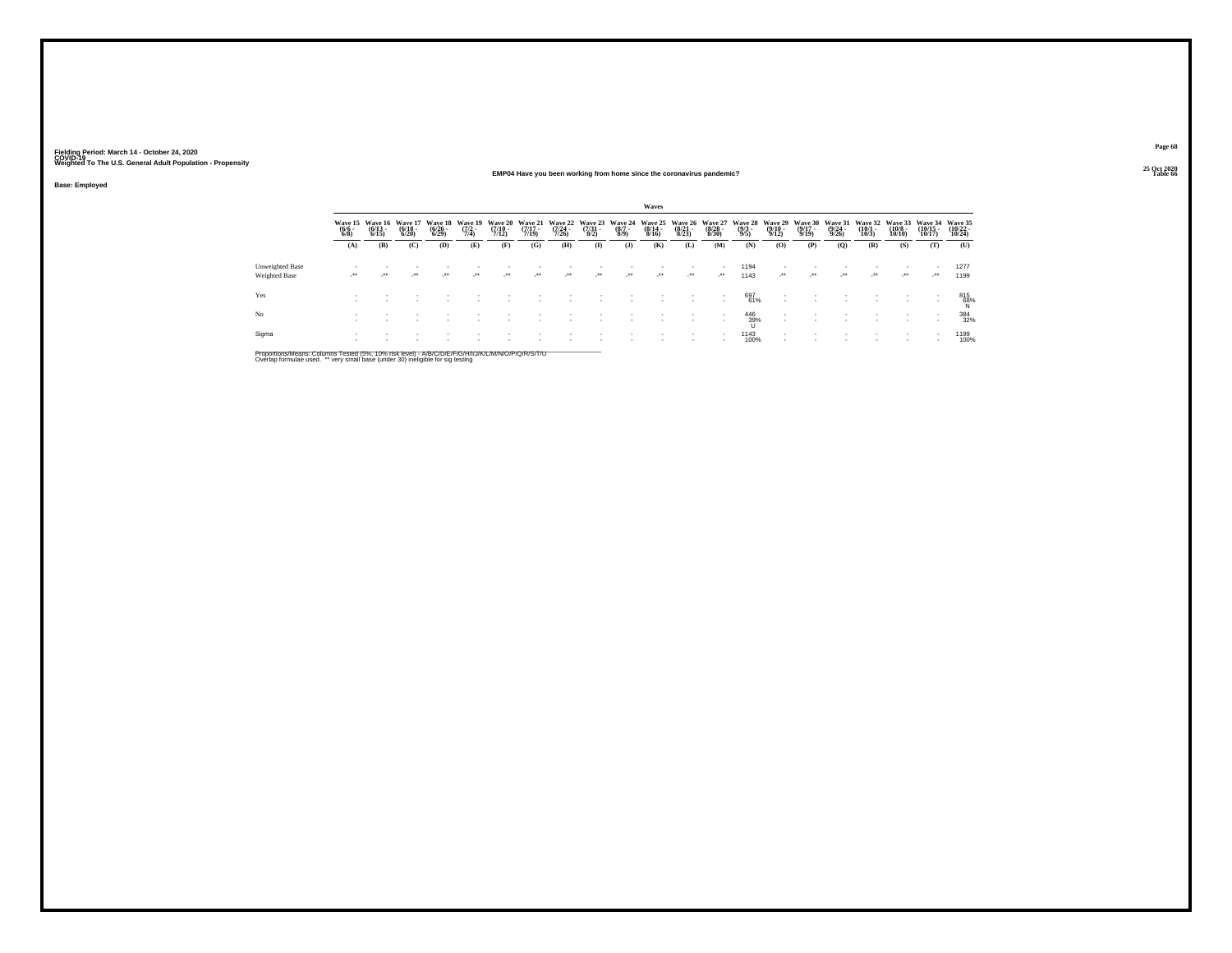Fielding Period: March 14 - October 24, 2020
COVID-19
Weighted To The U.S. General Adult Population - Propensity

25 Oct 2020
Table 66

**EMP04 Have you been working from home since the coronavirus pandemic?**

**Base: Employed**

| | Waves | | | | | | | | | | | | | | | | | | | | |
|---|---|---|---|---|---|---|---|---|---|---|---|---|---|---|---|---|---|---|---|---|---|
| | Wave 15 (6/6 - 6/8) | Wave 16 (6/13 - 6/15) | Wave 17 (6/18 - 6/20) | Wave 18 (6/26 - 6/29) | Wave 19 (7/2 - 7/4) | Wave 20 (7/10 - 7/12) | Wave 21 (7/17 - 7/19) | Wave 22 (7/24 - 7/26) | Wave 23 (7/31 - 8/2) | Wave 24 (8/7 - 8/9) | Wave 25 (8/14 - 8/16) | Wave 26 (8/21 - 8/23) | Wave 27 (8/28 - 8/30) | Wave 28 (9/3 - 9/5) | Wave 29 (9/10 - 9/12) | Wave 30 (9/17 - 9/19) | Wave 31 (9/24 - 9/26) | Wave 32 (10/1 - 10/3) | Wave 33 (10/8 - 10/10) | Wave 34 (10/15 - 10/17) | Wave 35 (10/22 - 10/24) |
| | (A) | (B) | (C) | (D) | (E) | (F) | (G) | (H) | (I) | (J) | (K) | (L) | (M) | (N) | (O) | (P) | (Q) | (R) | (S) | (T) | (U) |
| Unweighted Base | - | - | - | - | - | - | - | - | - | - | - | - | - | 1194 | - | - | - | - | - | - | 1277 |
| Weighted Base | -** | -** | -** | -** | -** | -** | -** | -** | -** | -** | -** | -** | -** | 1143 | -** | -** | -** | -** | -** | -** | 1199 |
| Yes | - | - | - | - | - | - | - | - | - | - | - | - | - | 697 | - | - | - | - | - | - | 815 |
| | - | - | - | - | - | - | - | - | - | - | - | - | - | 61% | - | - | - | - | - | - | 68% |
| | | | | | | | | | | | | | | | | | | | | | N |
| No | - | - | - | - | - | - | - | - | - | - | - | - | - | 446 | - | - | - | - | - | - | 384 |
| | - | - | - | - | - | - | - | - | - | - | - | - | - | 39% | - | - | - | - | - | - | 32% |
| | | | | | | | | | | | | | | U | | | | | | | |
| Sigma | - | - | - | - | - | - | - | - | - | - | - | - | - | 1143 | - | - | - | - | - | - | 1199 |
| | - | - | - | - | - | - | - | - | - | - | - | - | - | 100% | - | - | - | - | - | - | 100% |

Proportions/Means: Columns Tested (5%, 10% risk level) - A/B/C/D/E/F/G/H/I/J/K/L/M/N/O/P/Q/R/S/T/U
Overlap formulae used. ** very small base (under 30) ineligible for sig testing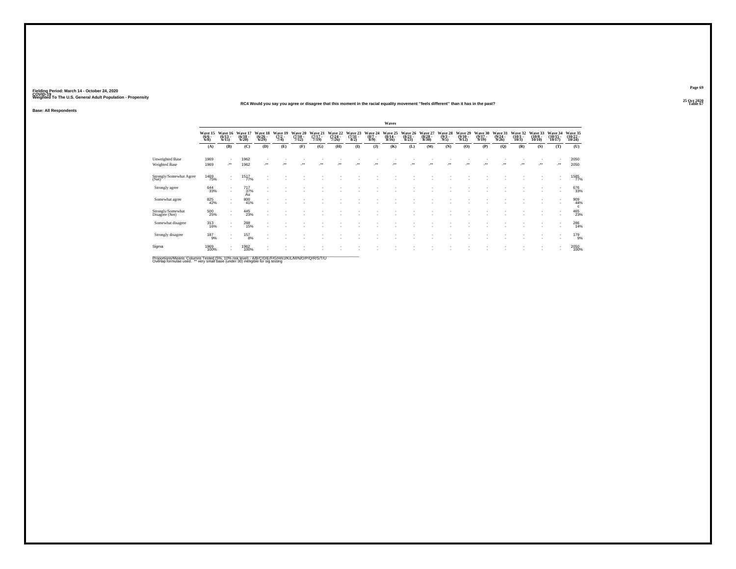Fielding Period: March 14 - October 24, 2020
COVID-19
Weighted To The U.S. General Adult Population - Propensity

25 Oct 2020
Table 67

RC4 Would you say you agree or disagree that this moment in the racial equality movement "feels different" than it has in the past?

Base: All Respondents

| | Waves | | | | | | | | | | | | | | | | | | | | |
|---|---|---|---|---|---|---|---|---|---|---|---|---|---|---|---|---|---|---|---|---|---|
| | Wave 15 (6/6 - 6/8) | Wave 16 (6/13 - 6/15) | Wave 17 (6/18 - 6/20) | Wave 18 (6/26 - 6/29) | Wave 19 (7/2 - 7/4) | Wave 20 (7/10 - 7/12) | Wave 21 (7/17 - 7/19) | Wave 22 (7/24 - 7/26) | Wave 23 (7/31 - 8/2) | Wave 24 (8/7 - 8/9) | Wave 25 (8/14 - 8/16) | Wave 26 (8/21 - 8/23) | Wave 27 (8/28 - 8/30) | Wave 28 (9/3 - 9/5) | Wave 29 (9/10 - 9/12) | Wave 30 (9/17 - 9/19) | Wave 31 (9/24 - 9/26) | Wave 32 (10/1 - 10/3) | Wave 33 (10/8 - 10/10) | Wave 34 (10/15 - 10/17) | Wave 35 (10/22 - 10/24) |
| | (A) | (B) | (C) | (D) | (E) | (F) | (G) | (H) | (I) | (J) | (K) | (L) | (M) | (N) | (O) | (P) | (Q) | (R) | (S) | (T) | (U) |
| Unweighted Base | 1969 | - | 1962 | - | - | - | - | - | - | - | - | - | - | - | - | - | - | - | - | - | 2050 |
| Weighted Base | 1969 | -** | 1962 | -** | -** | -** | -** | -** | -** | -** | -** | -** | -** | -** | -** | -** | -** | -** | -** | -** | 2050 |
| Strongly/Somewhat Agree (Net) | 1469 75% | - | 1517 77% | - | - | - | - | - | - | - | - | - | - | - | - | - | - | - | - | - | 1585 77% |
| Strongly agree | 644 33% | - | 717 37% Au | - | - | - | - | - | - | - | - | - | - | - | - | - | - | - | - | - | 676 33% |
| Somewhat agree | 825 42% | - | 800 41% | - | - | - | - | - | - | - | - | - | - | - | - | - | - | - | - | - | 909 44% c |
| Strongly/Somewhat Disagree (Net) | 500 25% | - | 445 23% | - | - | - | - | - | - | - | - | - | - | - | - | - | - | - | - | - | 465 23% |
| Somewhat disagree | 313 16% | - | 288 15% | - | - | - | - | - | - | - | - | - | - | - | - | - | - | - | - | - | 286 14% |
| Strongly disagree | 187 9% | - | 157 8% | - | - | - | - | - | - | - | - | - | - | - | - | - | - | - | - | - | 179 9% |
| Sigma | 1969 100% | - | 1962 100% | - | - | - | - | - | - | - | - | - | - | - | - | - | - | - | - | - | 2050 100% |

Proportions/Means: Columns Tested (5%, 10% risk level) - A/B/C/D/E/F/G/H/I/J/K/L/M/N/O/P/Q/R/S/T/U
Overlap formulae used. ** very small base (under 30) ineligible for sig testing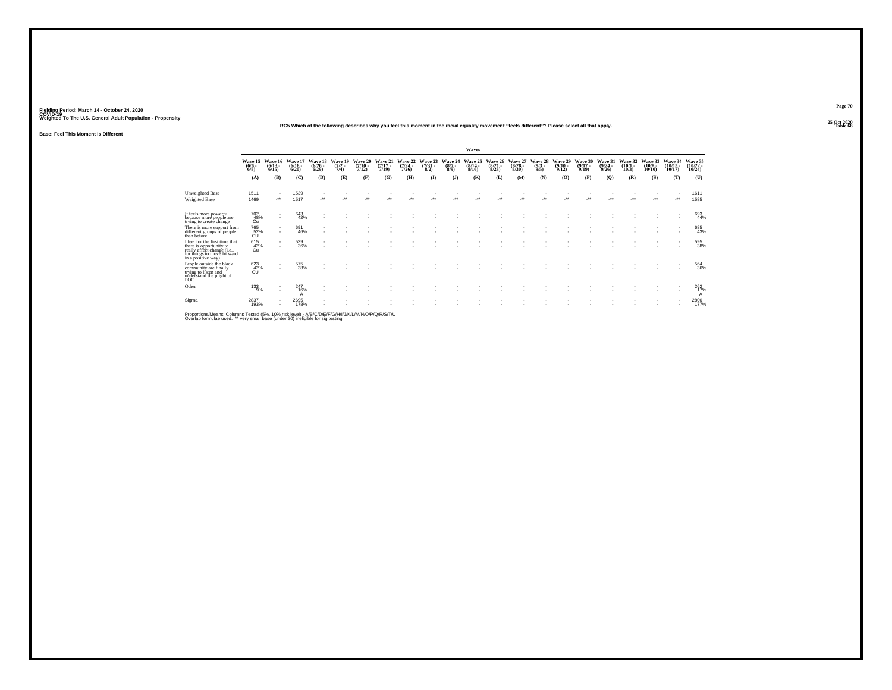Fielding Period: March 14 - October 24, 2020
COVID-19
Weighted To The U.S. General Adult Population - Propensity

25 Oct 2020
Table 68

### RC5 Which of the following describes why you feel this moment in the racial equality movement "feels different"? Please select all that apply.

**Base: Feel This Moment Is Different**

| | Waves | | | | | | | | | | | | | | | | | | | | |
|---|---|---|---|---|---|---|---|---|---|---|---|---|---|---|---|---|---|---|---|---|---|
| | Wave 15 (6/6 - 6/8) | Wave 16 (6/13 - 6/15) | Wave 17 (6/18 - 6/20) | Wave 18 (6/26 - 6/29) | Wave 19 (7/2 - 7/4) | Wave 20 (7/10 - 7/12) | Wave 21 (7/17 - 7/19) | Wave 22 (7/24 - 7/26) | Wave 23 (7/31 - 8/2) | Wave 24 (8/7 - 8/9) | Wave 25 (8/14 - 8/16) | Wave 26 (8/21 - 8/23) | Wave 27 (8/28 - 8/30) | Wave 28 (9/3 - 9/5) | Wave 29 (9/10 - 9/12) | Wave 30 (9/17 - 9/19) | Wave 31 (9/24 - 9/26) | Wave 32 (10/1 - 10/3) | Wave 33 (10/8 - 10/10) | Wave 34 (10/15 - 10/17) | Wave 35 (10/22 - 10/24) |
| | (A) | (B) | (C) | (D) | (E) | (F) | (G) | (H) | (I) | (J) | (K) | (L) | (M) | (N) | (O) | (P) | (Q) | (R) | (S) | (T) | (U) |
| Unweighted Base | 1511 | - | 1539 | - | - | - | - | - | - | - | - | - | - | - | - | - | - | - | - | - | 1611 |
| Weighted Base | 1469 | -** | 1517 | -** | -** | -** | -** | -** | -** | -** | -** | -** | -** | -** | -** | -** | -** | -** | -** | -** | 1585 |
| It feels more powerful because more people are trying to create change | 702 48% Cu | - - | 643 42% | - - | - - | - - | - - | - - | - - | - - | - - | - - | - - | - - | - - | - - | - - | - - | - - | - - | 693 44% |
| There is more support from different groups of people than before | 765 52% CU | - - | 691 46% | - - | - - | - - | - - | - - | - - | - - | - - | - - | - - | - - | - - | - - | - - | - - | - - | - - | 685 43% |
| I feel for the first time that there is opportunity to really affect change (i.e., for things to move forward in a positive way) | 615 42% Cu | - - | 539 36% | - - | - - | - - | - - | - - | - - | - - | - - | - - | - - | - - | - - | - - | - - | - - | - - | - - | 595 38% |
| People outside the black community are finally trying to listen and understand the plight of POC | 623 42% CU | - - | 575 38% | - - | - - | - - | - - | - - | - - | - - | - - | - - | - - | - - | - - | - - | - - | - - | - - | - - | 564 36% |
| Other | 133 9% | - - | 247 16% A | - - | - - | - - | - - | - - | - - | - - | - - | - - | - - | - - | - - | - - | - - | - - | - - | - - | 262 17% A |
| Sigma | 2837 193% | - - | 2695 178% | - - | - - | - - | - - | - - | - - | - - | - - | - - | - - | - - | - - | - - | - - | - - | - - | - - | 2800 177% |

Proportions/Means: Columns Tested (5%, 10% risk level) - A/B/C/D/E/F/G/H/I/J/K/L/M/N/O/P/Q/R/S/T/U
Overlap formulae used. ** very small base (under 30) ineligible for sig testing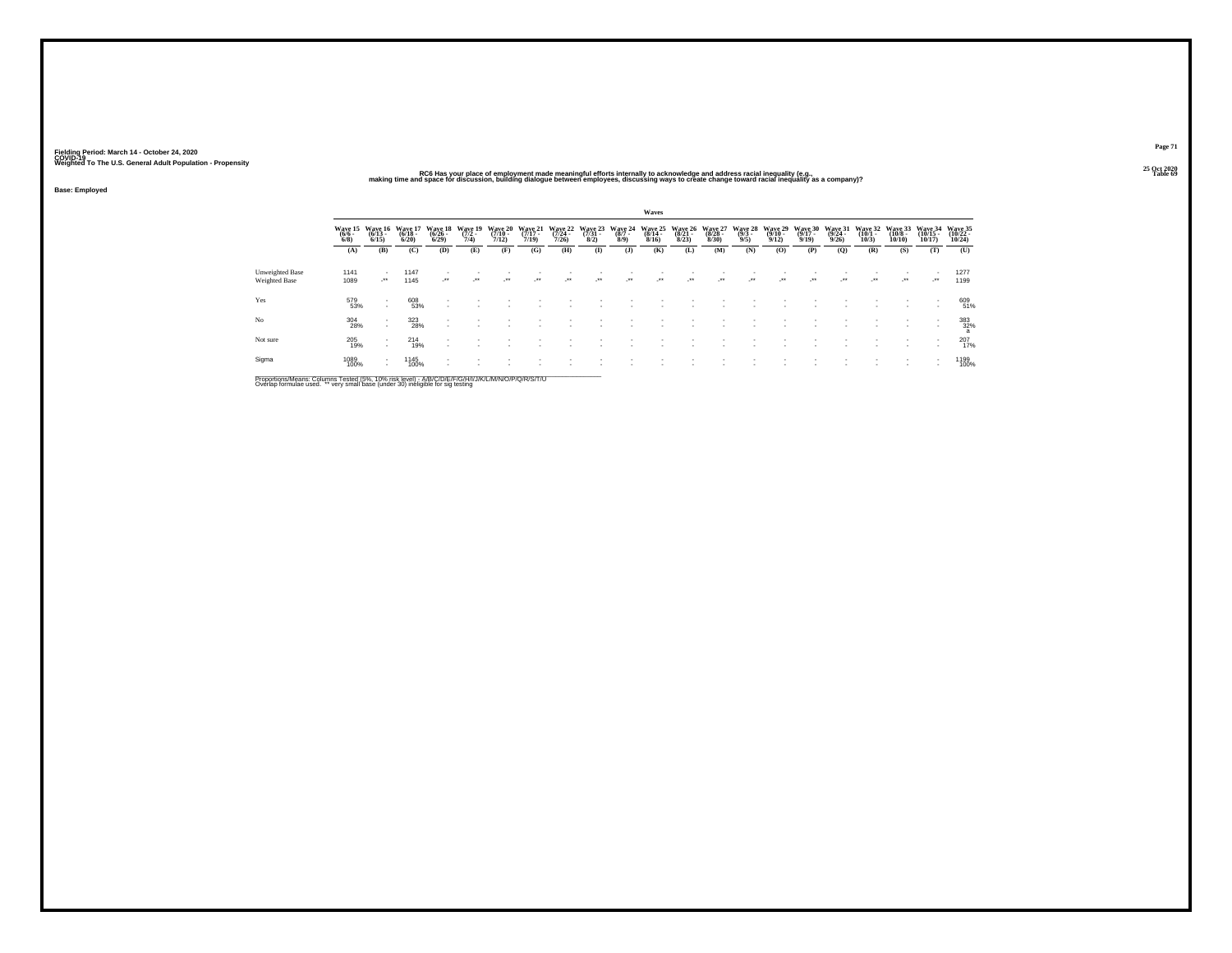Fielding Period: March 14 - October 24, 2020
COVID-19
Weighted To The U.S. General Adult Population - Propensity

Table 69

**RC6 Has your place of employment made meaningful efforts internally to acknowledge and address racial inequality (e.g., making time and space for discussion, building dialogue between employees, discussing ways to create change toward racial inequality as a company)?**

Base: Employed

| | Wave 15 (6/6 - 6/8) | Wave 16 (6/13 - 6/15) | Wave 17 (6/18 - 6/20) | Wave 18 (6/26 - 6/29) | Wave 19 (7/2 - 7/4) | Wave 20 (7/10 - 7/12) | Wave 21 (7/17 - 7/19) | Wave 22 (7/24 - 7/26) | Wave 23 (7/31 - 8/2) | Wave 24 (8/7 - 8/9) | Wave 25 (8/14 - 8/16) | Wave 26 (8/21 - 8/23) | Wave 27 (8/28 - 8/30) | Wave 28 (9/3 - 9/5) | Wave 29 (9/10 - 9/12) | Wave 30 (9/17 - 9/19) | Wave 31 (9/24 - 9/26) | Wave 32 (10/1 - 10/3) | Wave 33 (10/8 - 10/10) | Wave 34 (10/15 - 10/17) | Wave 35 (10/22 - 10/24) |
|---|---|---|---|---|---|---|---|---|---|---|---|---|---|---|---|---|---|---|---|---|---|
| | (A) | (B) | (C) | (D) | (E) | (F) | (G) | (H) | (I) | (J) | (K) | (L) | (M) | (N) | (O) | (P) | (Q) | (R) | (S) | (T) | (U) |
| Unweighted Base | 1141 | - | 1147 | - | - | - | - | - | - | - | - | - | - | - | - | - | - | - | - | - | 1277 |
| Weighted Base | 1089 | -** | 1145 | -** | -** | -** | -** | -** | -** | -** | -** | -** | -** | -** | -** | -** | -** | -** | -** | -** | 1199 |
| Yes | 579 | - | 608 | - | - | - | - | - | - | - | - | - | - | - | - | - | - | - | - | - | 609 |
| | 53% | - | 53% | - | - | - | - | - | - | - | - | - | - | - | - | - | - | - | - | - | 51% |
| No | 304 | - | 323 | - | - | - | - | - | - | - | - | - | - | - | - | - | - | - | - | - | 383 |
| | 28% | - | 28% | - | - | - | - | - | - | - | - | - | - | - | - | - | - | - | - | - | 32% |
| | | | | | | | | | | | | | | | | | | | | | a |
| Not sure | 205 | - | 214 | - | - | - | - | - | - | - | - | - | - | - | - | - | - | - | - | - | 207 |
| | 19% | - | 19% | - | - | - | - | - | - | - | - | - | - | - | - | - | - | - | - | - | 17% |
| Sigma | 1089 | - | 1145 | - | - | - | - | - | - | - | - | - | - | - | - | - | - | - | - | - | 1199 |
| | 100% | - | 100% | - | - | - | - | - | - | - | - | - | - | - | - | - | - | - | - | - | 100% |

Proportions/Means: Columns Tested (5%, 10% risk level) - A/B/C/D/E/F/G/H/I/J/K/L/M/N/O/P/Q/R/S/T/U
Overlap formulae used. ** very small base (under 30) ineligible for sig testing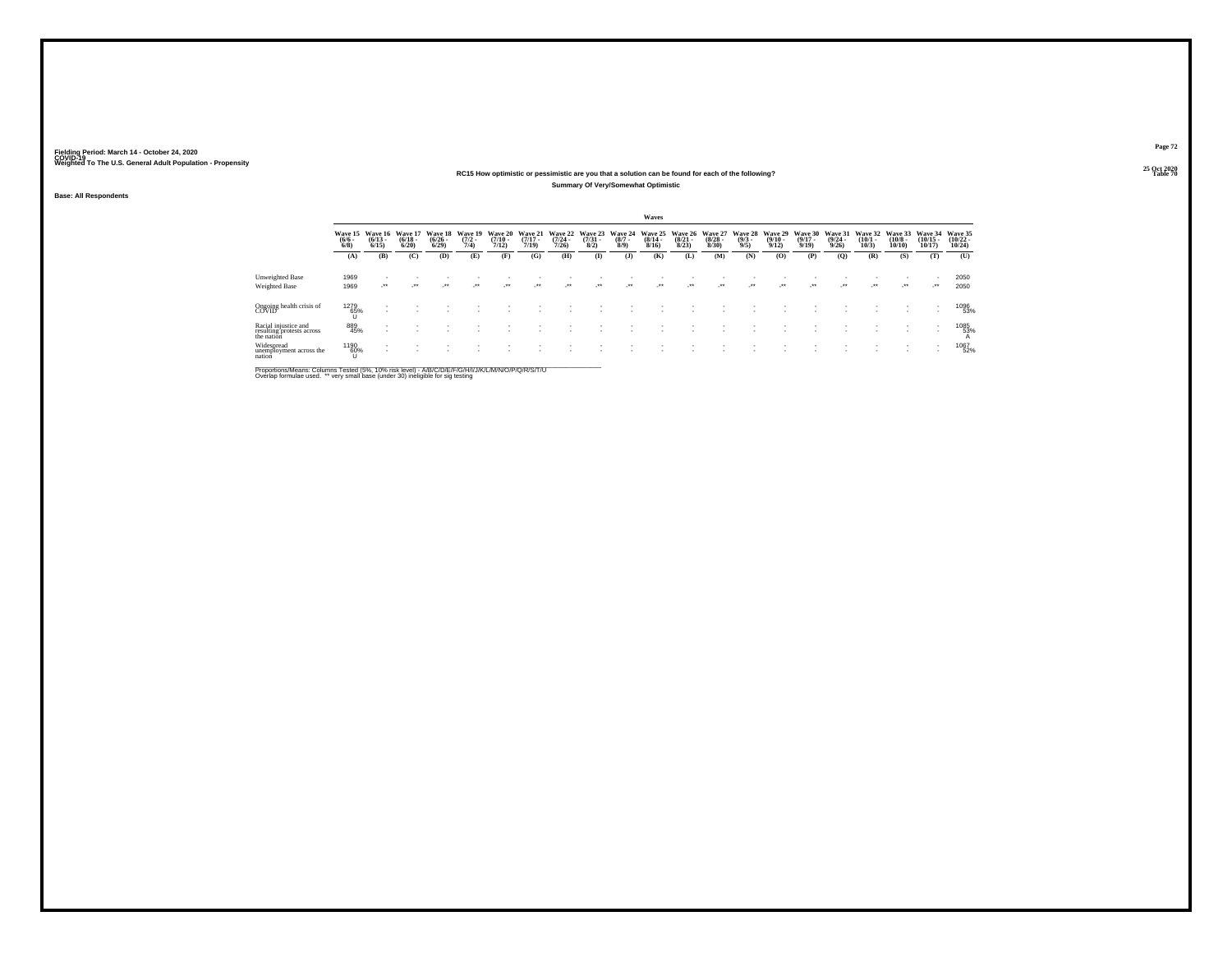Fielding Period: March 14 - October 24, 2020
COVID-19
Weighted To The U.S. General Adult Population - Propensity

25 Oct 2020
Table 70

## RC15 How optimistic or pessimistic are you that a solution can be found for each of the following?

### Summary Of Very/Somewhat Optimistic

Base: All Respondents

| | Waves | | | | | | | | | | | | | | | | | | | | |
|---|---|---|---|---|---|---|---|---|---|---|---|---|---|---|---|---|---|---|---|---|---|
| | Wave 15 (6/6 - 6/8) | Wave 16 (6/13 - 6/15) | Wave 17 (6/18 - 6/20) | Wave 18 (6/26 - 6/29) | Wave 19 (7/2 - 7/4) | Wave 20 (7/10 - 7/12) | Wave 21 (7/17 - 7/19) | Wave 22 (7/24 - 7/26) | Wave 23 (7/31 - 8/2) | Wave 24 (8/7 - 8/9) | Wave 25 (8/14 - 8/16) | Wave 26 (8/21 - 8/23) | Wave 27 (8/28 - 8/30) | Wave 28 (9/3 - 9/5) | Wave 29 (9/10 - 9/12) | Wave 30 (9/17 - 9/19) | Wave 31 (9/24 - 9/26) | Wave 32 (10/1 - 10/3) | Wave 33 (10/8 - 10/10) | Wave 34 (10/15 - 10/17) | Wave 35 (10/22 - 10/24) |
| | (A) | (B) | (C) | (D) | (E) | (F) | (G) | (H) | (I) | (J) | (K) | (L) | (M) | (N) | (O) | (P) | (Q) | (R) | (S) | (T) | (U) |
| Unweighted Base | 1969 | - | - | - | - | - | - | - | - | - | - | - | - | - | - | - | - | - | - | - | 2050 |
| Weighted Base | 1969 | -** | -** | -** | -** | -** | -** | -** | -** | -** | -** | -** | -** | -** | -** | -** | -** | -** | -** | -** | 2050 |
| Ongoing health crisis of COVID | 1279 65% U | - | - | - | - | - | - | - | - | - | - | - | - | - | - | - | - | - | - | - | 1096 53% |
| Racial injustice and resulting protests across the nation | 889 45% | - | - | - | - | - | - | - | - | - | - | - | - | - | - | - | - | - | - | - | 1085 53% A |
| Widespread unemployment across the nation | 1190 60% U | - | - | - | - | - | - | - | - | - | - | - | - | - | - | - | - | - | - | - | 1067 52% |

Proportions/Means: Columns Tested (5%, 10% risk level) - A/B/C/D/E/F/G/H/I/J/K/L/M/N/O/P/Q/R/S/T/U
Overlap formulae used. ** very small base (under 30) ineligible for sig testing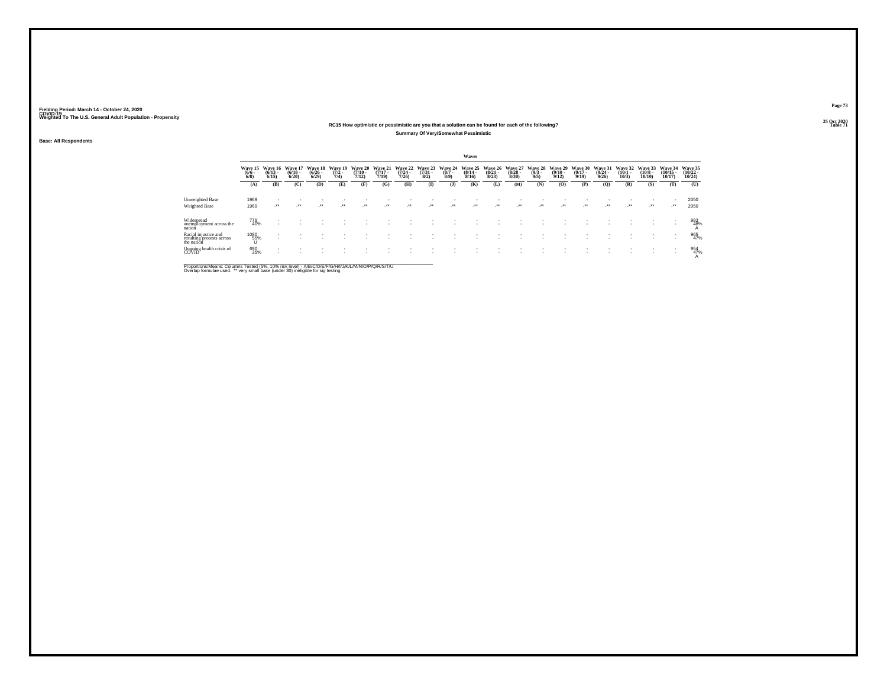Fielding Period: March 14 - October 24, 2020
COVID-19
Weighted To The U.S. General Adult Population - Propensity

25 Oct 2020
Table 71

## RC15 How optimistic or pessimistic are you that a solution can be found for each of the following?

### Summary Of Very/Somewhat Pessimistic

Base: All Respondents

| | Waves | | | | | | | | | | | | | | | | | | | | |
|---|---|---|---|---|---|---|---|---|---|---|---|---|---|---|---|---|---|---|---|---|---|
| | Wave 15 (6/6 - 6/8) | Wave 16 (6/13 - 6/15) | Wave 17 (6/18 - 6/20) | Wave 18 (6/26 - 6/29) | Wave 19 (7/2 - 7/4) | Wave 20 (7/10 - 7/12) | Wave 21 (7/17 - 7/19) | Wave 22 (7/24 - 7/26) | Wave 23 (7/31 - 8/2) | Wave 24 (8/7 - 8/9) | Wave 25 (8/14 - 8/16) | Wave 26 (8/21 - 8/23) | Wave 27 (8/28 - 8/30) | Wave 28 (9/3 - 9/5) | Wave 29 (9/10 - 9/12) | Wave 30 (9/17 - 9/19) | Wave 31 (9/24 - 9/26) | Wave 32 (10/1 - 10/3) | Wave 33 (10/8 - 10/10) | Wave 34 (10/15 - 10/17) | Wave 35 (10/22 - 10/24) |
| | (A) | (B) | (C) | (D) | (E) | (F) | (G) | (H) | (I) | (J) | (K) | (L) | (M) | (N) | (O) | (P) | (Q) | (R) | (S) | (T) | (U) |
| Unweighted Base | 1969 | - | - | - | - | - | - | - | - | - | - | - | - | - | - | - | - | - | - | - | 2050 |
| Weighted Base | 1969 | -** | -** | -** | -** | -** | -** | -** | -** | -** | -** | -** | -** | -** | -** | -** | -** | -** | -** | -** | 2050 |
| Widespread unemployment across the nation | 779 40% | - | - | - | - | - | - | - | - | - | - | - | - | - | - | - | - | - | - | - | 983 48% A |
| Racial injustice and resulting protests across the nation | 1080 55% U | - | - | - | - | - | - | - | - | - | - | - | - | - | - | - | - | - | - | - | 965 47% |
| Ongoing health crisis of COVID | 690 35% | - | - | - | - | - | - | - | - | - | - | - | - | - | - | - | - | - | - | - | 954 47% A |

Proportions/Means: Columns Tested (5%, 10% risk level) - A/B/C/D/E/F/G/H/I/J/K/L/M/N/O/P/Q/R/S/T/U
Overlap formulae used. ** very small base (under 30) ineligible for sig testing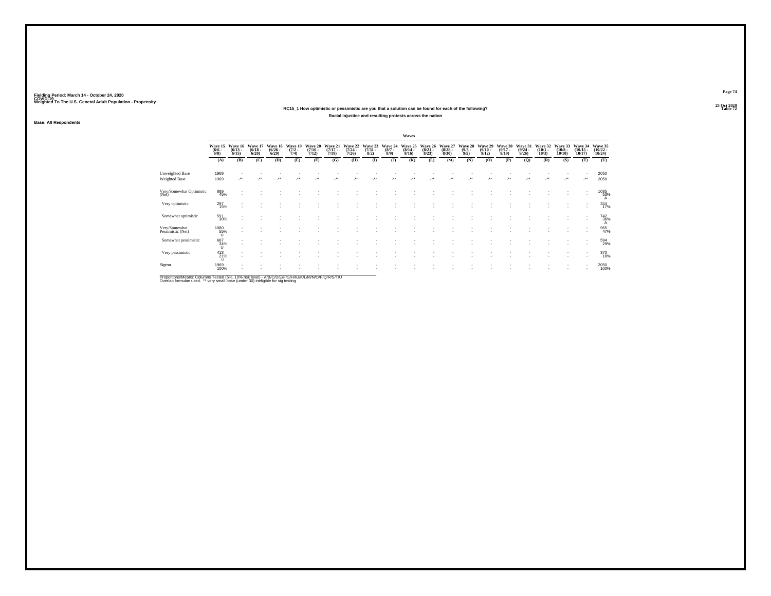Fielding Period: March 14 - October 24, 2020
COVID-19
Weighted To The U.S. General Adult Population - Propensity

25 Oct 2020
Table 72

## RC15_1 How optimistic or pessimistic are you that a solution can be found for each of the following?

### Racial injustice and resulting protests across the nation

**Base: All Respondents**

| | Waves | | | | | | | | | | | | | | | | | | | | |
|---|---|---|---|---|---|---|---|---|---|---|---|---|---|---|---|---|---|---|---|---|---|
| | Wave 15 (6/6 - 6/8) | Wave 16 (6/13 - 6/15) | Wave 17 (6/18 - 6/20) | Wave 18 (6/26 - 6/29) | Wave 19 (7/2 - 7/4) | Wave 20 (7/10 - 7/12) | Wave 21 (7/17 - 7/19) | Wave 22 (7/24 - 7/26) | Wave 23 (7/31 - 8/2) | Wave 24 (8/7 - 8/9) | Wave 25 (8/14 - 8/16) | Wave 26 (8/21 - 8/23) | Wave 27 (8/28 - 8/30) | Wave 28 (9/3 - 9/5) | Wave 29 (9/10 - 9/12) | Wave 30 (9/17 - 9/19) | Wave 31 (9/24 - 9/26) | Wave 32 (10/1 - 10/3) | Wave 33 (10/8 - 10/10) | Wave 34 (10/15 - 10/17) | Wave 35 (10/22 - 10/24) |
| | (A) | (B) | (C) | (D) | (E) | (F) | (G) | (H) | (I) | (J) | (K) | (L) | (M) | (N) | (O) | (P) | (Q) | (R) | (S) | (T) | (U) |
| Unweighted Base | 1969 | - | - | - | - | - | - | - | - | - | - | - | - | - | - | - | - | - | - | - | 2050 |
| Weighted Base | 1969 | -** | -** | -** | -** | -** | -** | -** | -** | -** | -** | -** | -** | -** | -** | -** | -** | -** | -** | -** | 2050 |
| Very/Somewhat Optimistic (Net) | 889 45% | - | - | - | - | - | - | - | - | - | - | - | - | - | - | - | - | - | - | - | 1085 53% A |
| Very optimistic | 297 15% | - | - | - | - | - | - | - | - | - | - | - | - | - | - | - | - | - | - | - | 344 17% |
| Somewhat optimistic | 591 30% | - | - | - | - | - | - | - | - | - | - | - | - | - | - | - | - | - | - | - | 742 36% A |
| Very/Somewhat Pessimistic (Net) | 1080 55% U | - | - | - | - | - | - | - | - | - | - | - | - | - | - | - | - | - | - | - | 965 47% |
| Somewhat pessimistic | 667 34% U | - | - | - | - | - | - | - | - | - | - | - | - | - | - | - | - | - | - | - | 594 29% |
| Very pessimistic | 413 21% u | - | - | - | - | - | - | - | - | - | - | - | - | - | - | - | - | - | - | - | 370 18% |
| Sigma | 1969 100% | - | - | - | - | - | - | - | - | - | - | - | - | - | - | - | - | - | - | - | 2050 100% |

Proportions/Means: Columns Tested (5%, 10% risk level) - A/B/C/D/E/F/G/H/I/J/K/L/M/N/O/P/Q/R/S/T/U
Overlap formulae used. ** very small base (under 30) ineligible for sig testing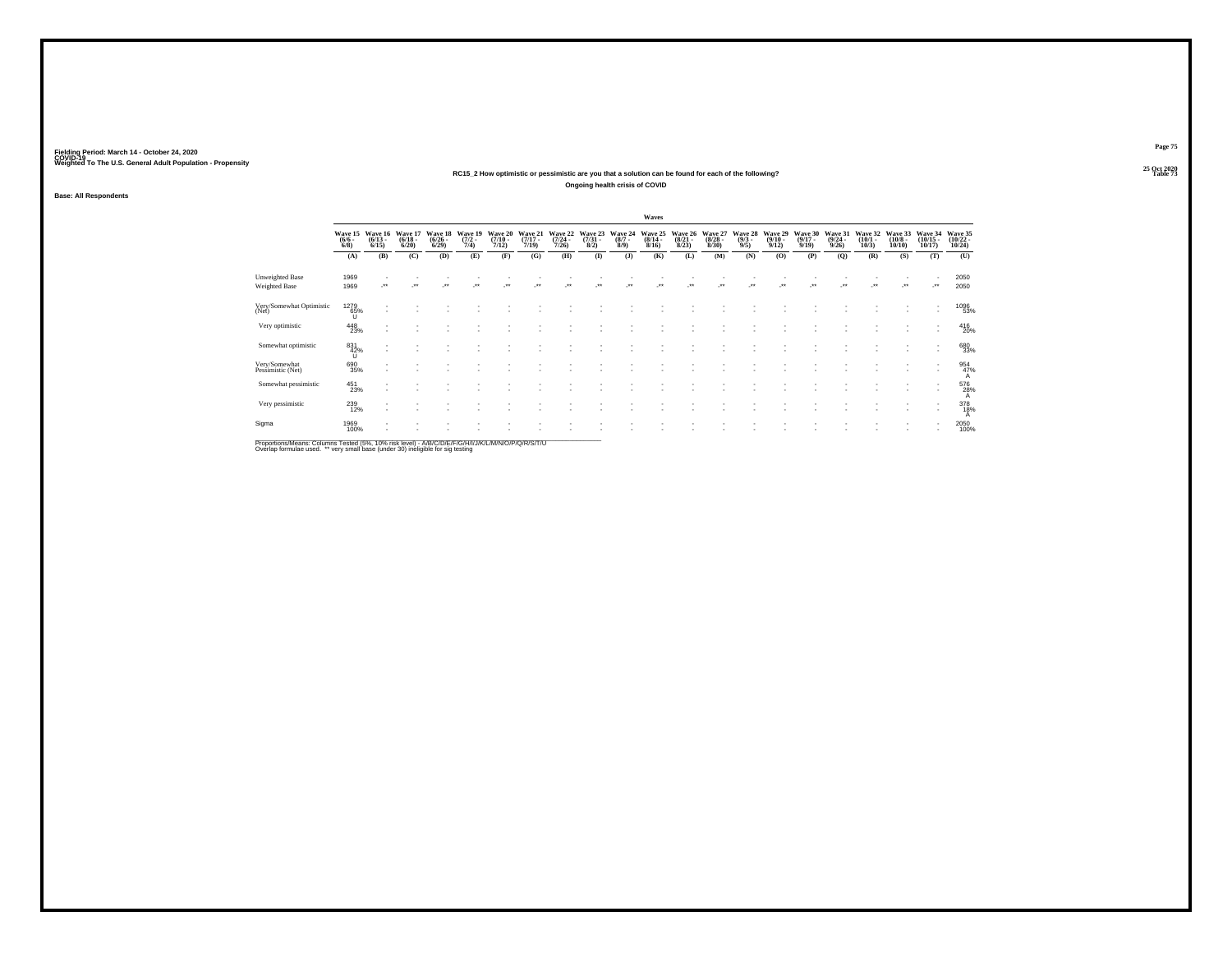Fielding Period: March 14 - October 24, 2020
COVID-19
Weighted To The U.S. General Adult Population - Propensity

25 Oct 2020
Table 73

### RC15_2 How optimistic or pessimistic are you that a solution can be found for each of the following?

#### Ongoing health crisis of COVID

Base: All Respondents

| | Waves | | | | | | | | | | | | | | | | | | | | |
|---|---|---|---|---|---|---|---|---|---|---|---|---|---|---|---|---|---|---|---|---|---|
| | Wave 15 (6/6 - 6/8) | Wave 16 (6/13 - 6/15) | Wave 17 (6/18 - 6/20) | Wave 18 (6/26 - 6/29) | Wave 19 (7/2 - 7/4) | Wave 20 (7/10 - 7/12) | Wave 21 (7/17 - 7/19) | Wave 22 (7/24 - 7/26) | Wave 23 (7/31 - 8/2) | Wave 24 (8/7 - 8/9) | Wave 25 (8/14 - 8/16) | Wave 26 (8/21 - 8/23) | Wave 27 (8/28 - 8/30) | Wave 28 (9/3 - 9/5) | Wave 29 (9/10 - 9/12) | Wave 30 (9/17 - 9/19) | Wave 31 (9/24 - 9/26) | Wave 32 (10/1 - 10/3) | Wave 33 (10/8 - 10/10) | Wave 34 (10/15 - 10/17) | Wave 35 (10/22 - 10/24) |
| | (A) | (B) | (C) | (D) | (E) | (F) | (G) | (H) | (I) | (J) | (K) | (L) | (M) | (N) | (O) | (P) | (Q) | (R) | (S) | (T) | (U) |
| Unweighted Base | 1969 | - | - | - | - | - | - | - | - | - | - | - | - | - | - | - | - | - | - | - | 2050 |
| Weighted Base | 1969 | -** | -** | -** | -** | -** | -** | -** | -** | -** | -** | -** | -** | -** | -** | -** | -** | -** | -** | -** | 2050 |
| Very/Somewhat Optimistic (Net) | 1279 65% U | - | - | - | - | - | - | - | - | - | - | - | - | - | - | - | - | - | - | - | 1096 53% |
| Very optimistic | 448 23% | - | - | - | - | - | - | - | - | - | - | - | - | - | - | - | - | - | - | - | 416 20% |
| Somewhat optimistic | 831 42% U | - | - | - | - | - | - | - | - | - | - | - | - | - | - | - | - | - | - | - | 680 33% |
| Very/Somewhat Pessimistic (Net) | 690 35% | - | - | - | - | - | - | - | - | - | - | - | - | - | - | - | - | - | - | - | 954 47% A |
| Somewhat pessimistic | 451 23% | - | - | - | - | - | - | - | - | - | - | - | - | - | - | - | - | - | - | - | 576 28% A |
| Very pessimistic | 239 12% | - | - | - | - | - | - | - | - | - | - | - | - | - | - | - | - | - | - | - | 378 18% A |
| Sigma | 1969 100% | - | - | - | - | - | - | - | - | - | - | - | - | - | - | - | - | - | - | - | 2050 100% |

Proportions/Means: Columns Tested (5%, 10% risk level) - A/B/C/D/E/F/G/H/I/J/K/L/M/N/O/P/Q/R/S/T/U
Overlap formulae used. ** very small base (under 30) ineligible for sig testing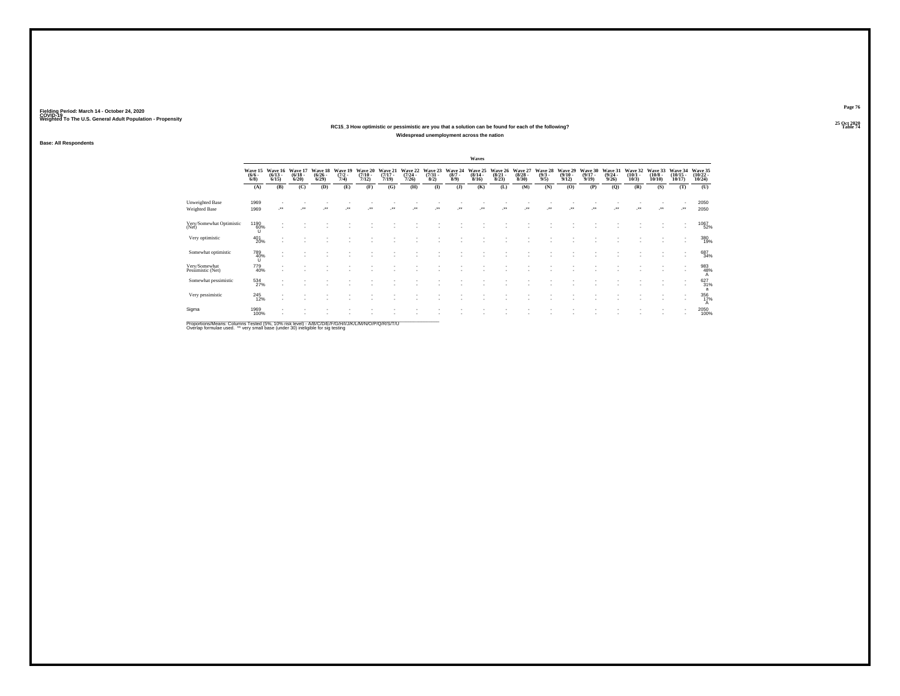Fielding Period: March 14 - October 24, 2020
COVID-19
Weighted To The U.S. General Adult Population - Propensity

25 Oct 2020
Table 74

## RC15_3 How optimistic or pessimistic are you that a solution can be found for each of the following?

### Widespread unemployment across the nation

Base: All Respondents

| | Waves | | | | | | | | | | | | | | | | | | | | |
|---|---|---|---|---|---|---|---|---|---|---|---|---|---|---|---|---|---|---|---|---|---|
| | Wave 15 (6/6 - 6/8) | Wave 16 (6/13 - 6/15) | Wave 17 (6/18 - 6/20) | Wave 18 (6/26 - 6/29) | Wave 19 (7/2 - 7/4) | Wave 20 (7/10 - 7/12) | Wave 21 (7/17 - 7/19) | Wave 22 (7/24 - 7/26) | Wave 23 (7/31 - 8/2) | Wave 24 (8/7 - 8/9) | Wave 25 (8/14 - 8/16) | Wave 26 (8/21 - 8/23) | Wave 27 (8/28 - 8/30) | Wave 28 (9/3 - 9/5) | Wave 29 (9/10 - 9/12) | Wave 30 (9/17 - 9/19) | Wave 31 (9/24 - 9/26) | Wave 32 (10/1 - 10/3) | Wave 33 (10/8 - 10/10) | Wave 34 (10/15 - 10/17) | Wave 35 (10/22 - 10/24) |
| | (A) | (B) | (C) | (D) | (E) | (F) | (G) | (H) | (I) | (J) | (K) | (L) | (M) | (N) | (O) | (P) | (Q) | (R) | (S) | (T) | (U) |
| Unweighted Base | 1969 | - | - | - | - | - | - | - | - | - | - | - | - | - | - | - | - | - | - | - | 2050 |
| Weighted Base | 1969 | -** | -** | -** | -** | -** | -** | -** | -** | -** | -** | -** | -** | -** | -** | -** | -** | -** | -** | -** | 2050 |
| Very/Somewhat Optimistic (Net) | 1190 60% U | - | - | - | - | - | - | - | - | - | - | - | - | - | - | - | - | - | - | - | 1067 52% |
| Very optimistic | 401 20% | - | - | - | - | - | - | - | - | - | - | - | - | - | - | - | - | - | - | - | 380 19% |
| Somewhat optimistic | 789 40% U | - | - | - | - | - | - | - | - | - | - | - | - | - | - | - | - | - | - | - | 687 34% |
| Very/Somewhat Pessimistic (Net) | 779 40% | - | - | - | - | - | - | - | - | - | - | - | - | - | - | - | - | - | - | - | 983 48% A |
| Somewhat pessimistic | 534 27% | - | - | - | - | - | - | - | - | - | - | - | - | - | - | - | - | - | - | - | 627 31% a |
| Very pessimistic | 245 12% | - | - | - | - | - | - | - | - | - | - | - | - | - | - | - | - | - | - | - | 356 17% A |
| Sigma | 1969 100% | - | - | - | - | - | - | - | - | - | - | - | - | - | - | - | - | - | - | - | 2050 100% |

Proportions/Means: Columns Tested (5%, 10% risk level) - A/B/C/D/E/F/G/H/I/J/K/L/M/N/O/P/Q/R/S/T/U
Overlap formulae used. ** very small base (under 30) ineligible for sig testing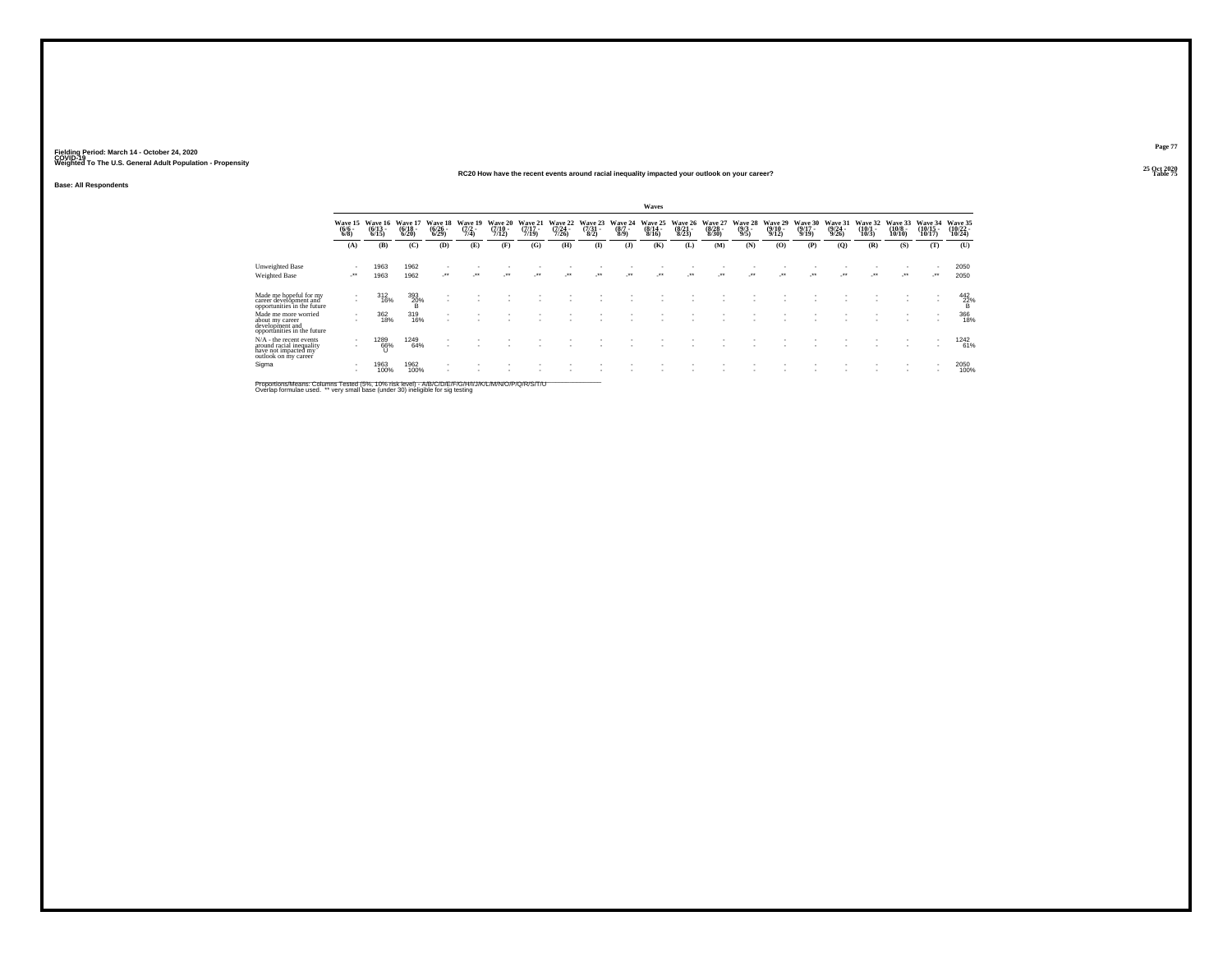Fielding Period: March 14 - October 24, 2020
COVID-19
Weighted To The U.S. General Adult Population - Propensity

25 Oct 2020
Table 75

## RC20 How have the recent events around racial inequality impacted your outlook on your career?

**Base: All Respondents**

| | Waves | | | | | | | | | | | | | | | | | | | | |
|---|---|---|---|---|---|---|---|---|---|---|---|---|---|---|---|---|---|---|---|---|---|
| | Wave 15 (6/6 - 6/8) | Wave 16 (6/13 - 6/15) | Wave 17 (6/18 - 6/20) | Wave 18 (6/26 - 6/29) | Wave 19 (7/2 - 7/4) | Wave 20 (7/10 - 7/12) | Wave 21 (7/17 - 7/19) | Wave 22 (7/24 - 7/26) | Wave 23 (7/31 - 8/2) | Wave 24 (8/7 - 8/9) | Wave 25 (8/14 - 8/16) | Wave 26 (8/21 - 8/23) | Wave 27 (8/28 - 8/30) | Wave 28 (9/3 - 9/5) | Wave 29 (9/10 - 9/12) | Wave 30 (9/17 - 9/19) | Wave 31 (9/24 - 9/26) | Wave 32 (10/1 - 10/3) | Wave 33 (10/8 - 10/10) | Wave 34 (10/15 - 10/17) | Wave 35 (10/22 - 10/24) |
| | (A) | (B) | (C) | (D) | (E) | (F) | (G) | (H) | (I) | (J) | (K) | (L) | (M) | (N) | (O) | (P) | (Q) | (R) | (S) | (T) | (U) |
| Unweighted Base | - | 1963 | 1962 | - | - | - | - | - | - | - | - | - | - | - | - | - | - | - | - | - | 2050 |
| Weighted Base | -** | 1963 | 1962 | -** | -** | -** | -** | -** | -** | -** | -** | -** | -** | -** | -** | -** | -** | -** | -** | -** | 2050 |
| Made me hopeful for my career development and opportunities in the future | - | 312 16% | 393 20% B | - | - | - | - | - | - | - | - | - | - | - | - | - | - | - | - | - | 442 22% B |
| Made me more worried about my career development and opportunities in the future | - | 362 18% | 319 16% | - | - | - | - | - | - | - | - | - | - | - | - | - | - | - | - | - | 366 18% |
| N/A - the recent events around racial inequality have not impacted my outlook on my career | - | 1289 66% U | 1249 64% | - | - | - | - | - | - | - | - | - | - | - | - | - | - | - | - | - | 1242 61% |
| Sigma | - | 1963 100% | 1962 100% | - | - | - | - | - | - | - | - | - | - | - | - | - | - | - | - | - | 2050 100% |

Proportions/Means: Columns Tested (5%, 10% risk level) - A/B/C/D/E/F/G/H/I/J/K/L/M/N/O/P/Q/R/S/T/U
Overlap formulae used. ** very small base (under 30) ineligible for sig testing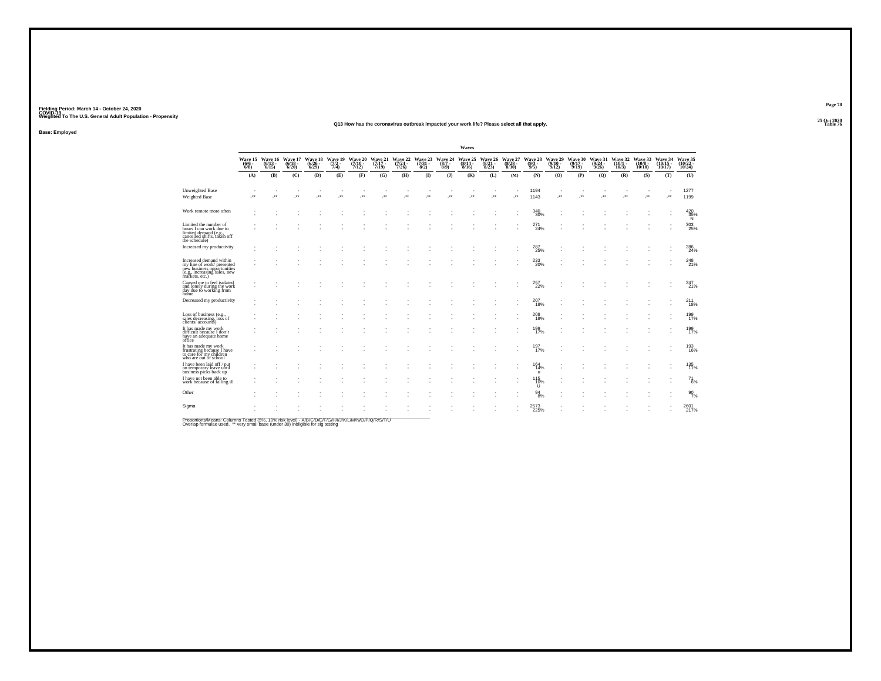Fielding Period: March 14 - October 24, 2020
COVID-19
Weighted To The U.S. General Adult Population - Propensity

25 Oct 2020
Table 76

## Q13 How has the coronavirus outbreak impacted your work life? Please select all that apply.

Base: Employed

| | Waves | | | | | | | | | | | | | | | | | | | | |
|---|---|---|---|---|---|---|---|---|---|---|---|---|---|---|---|---|---|---|---|---|---|
| | Wave 15 (6/6 - 6/8) | Wave 16 (6/13 - 6/15) | Wave 17 (6/18 - 6/20) | Wave 18 (6/26 - 6/29) | Wave 19 (7/2 - 7/4) | Wave 20 (7/10 - 7/12) | Wave 21 (7/17 - 7/19) | Wave 22 (7/24 - 7/26) | Wave 23 (7/31 - 8/2) | Wave 24 (8/7 - 8/9) | Wave 25 (8/14 - 8/16) | Wave 26 (8/21 - 8/23) | Wave 27 (8/28 - 8/30) | Wave 28 (9/3 - 9/5) | Wave 29 (9/10 - 9/12) | Wave 30 (9/17 - 9/19) | Wave 31 (9/24 - 9/26) | Wave 32 (10/1 - 10/3) | Wave 33 (10/8 - 10/10) | Wave 34 (10/15 - 10/17) | Wave 35 (10/22 - 10/24) |
| | (A) | (B) | (C) | (D) | (E) | (F) | (G) | (H) | (I) | (J) | (K) | (L) | (M) | (N) | (O) | (P) | (Q) | (R) | (S) | (T) | (U) |
| Unweighted Base | - | - | - | - | - | - | - | - | - | - | - | - | - | 1194 | - | - | - | - | - | - | 1277 |
| Weighted Base | -** | -** | -** | -** | -** | -** | -** | -** | -** | -** | -** | -** | -** | 1143 | -** | -** | -** | -** | -** | -** | 1199 |
| Work remote more often | - | - | - | - | - | - | - | - | - | - | - | - | - | 340 30% | - | - | - | - | - | - | 420 35% N |
| Limited the number of hours I can work due to limited demand (e.g., cancelled shifts, taken off the schedule) | - | - | - | - | - | - | - | - | - | - | - | - | - | 271 24% | - | - | - | - | - | - | 303 25% |
| Increased my productivity | - | - | - | - | - | - | - | - | - | - | - | - | - | 287 25% | - | - | - | - | - | - | 286 24% |
| Increased demand within my line of work/ presented new business opportunities (e.g., increasing sales, new markets, etc.) | - | - | - | - | - | - | - | - | - | - | - | - | - | 233 20% | - | - | - | - | - | - | 248 21% |
| Caused me to feel isolated and lonely during the work day due to working from home | - | - | - | - | - | - | - | - | - | - | - | - | - | 257 22% | - | - | - | - | - | - | 247 21% |
| Decreased my productivity | - | - | - | - | - | - | - | - | - | - | - | - | - | 207 18% | - | - | - | - | - | - | 211 18% |
| Loss of business (e.g., sales decreasing, loss of clients/ accounts) | - | - | - | - | - | - | - | - | - | - | - | - | - | 208 18% | - | - | - | - | - | - | 199 17% |
| It has made my work difficult because I don't have an adequate home office | - | - | - | - | - | - | - | - | - | - | - | - | - | 199 17% | - | - | - | - | - | - | 199 17% |
| It has made my work frustrating because I have to care for my children who are out of school | - | - | - | - | - | - | - | - | - | - | - | - | - | 197 17% | - | - | - | - | - | - | 193 16% |
| I have been laid off / put on temporary leave until business picks back up | - | - | - | - | - | - | - | - | - | - | - | - | - | 164 14% u | - | - | - | - | - | - | 135 11% |
| I have not been able to work because of falling ill | - | - | - | - | - | - | - | - | - | - | - | - | - | 115 10% U | - | - | - | - | - | - | 71 6% |
| Other | - | - | - | - | - | - | - | - | - | - | - | - | - | 94 8% | - | - | - | - | - | - | 90 7% |
| Sigma | - | - | - | - | - | - | - | - | - | - | - | - | - | 2573 225% | - | - | - | - | - | - | 2601 217% |

Proportions/Means: Columns Tested (5%, 10% risk level) - A/B/C/D/E/F/G/H/I/J/K/L/M/N/O/P/Q/R/S/T/U
Overlap formulae used. ** very small base (under 30) ineligible for sig testing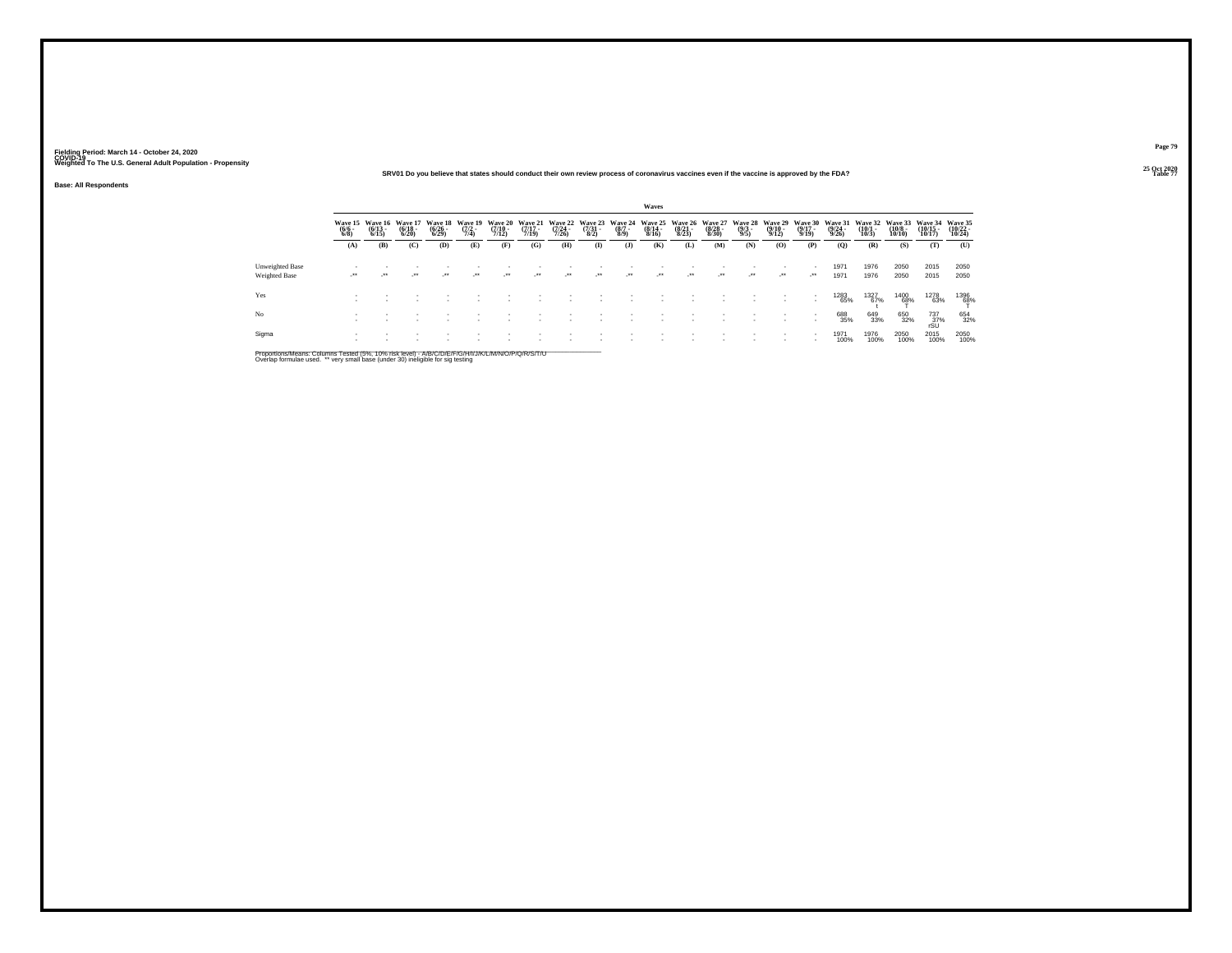Fielding Period: March 14 - October 24, 2020
COVID-19
Weighted To The U.S. General Adult Population - Propensity

25 Oct 2020
Table 77

SRV01 Do you believe that states should conduct their own review process of coronavirus vaccines even if the vaccine is approved by the FDA?

Base: All Respondents

| | Waves | | | | | | | | | | | | | | | | | | | | |
|---|---|---|---|---|---|---|---|---|---|---|---|---|---|---|---|---|---|---|---|---|---|
| | Wave 15 (6/6 - 6/8) | Wave 16 (6/13 - 6/15) | Wave 17 (6/18 - 6/20) | Wave 18 (6/26 - 6/29) | Wave 19 (7/2 - 7/4) | Wave 20 (7/10 - 7/12) | Wave 21 (7/17 - 7/19) | Wave 22 (7/24 - 7/26) | Wave 23 (7/31 - 8/2) | Wave 24 (8/7 - 8/9) | Wave 25 (8/14 - 8/16) | Wave 26 (8/21 - 8/23) | Wave 27 (8/28 - 8/30) | Wave 28 (9/3 - 9/5) | Wave 29 (9/10 - 9/12) | Wave 30 (9/17 - 9/19) | Wave 31 (9/24 - 9/26) | Wave 32 (10/1 - 10/3) | Wave 33 (10/8 - 10/10) | Wave 34 (10/15 - 10/17) | Wave 35 (10/22 - 10/24) |
| | (A) | (B) | (C) | (D) | (E) | (F) | (G) | (H) | (I) | (J) | (K) | (L) | (M) | (N) | (O) | (P) | (Q) | (R) | (S) | (T) | (U) |
| Unweighted Base | - | - | - | - | - | - | - | - | - | - | - | - | - | - | - | - | 1971 | 1976 | 2050 | 2015 | 2050 |
| Weighted Base | -** | -** | -** | -** | -** | -** | -** | -** | -** | -** | -** | -** | -** | -** | -** | -** | 1971 | 1976 | 2050 | 2015 | 2050 |
| Yes | - | - | - | - | - | - | - | - | - | - | - | - | - | - | - | - | 1283 65% | 1327 67% t | 1400 68% T | 1278 63% | 1396 68% T |
| No | - | - | - | - | - | - | - | - | - | - | - | - | - | - | - | - | 688 35% | 649 33% | 650 32% | 737 37% rSU | 654 32% |
| Sigma | - | - | - | - | - | - | - | - | - | - | - | - | - | - | - | - | 1971 100% | 1976 100% | 2050 100% | 2015 100% | 2050 100% |

Proportions/Means: Columns Tested (5%, 10% risk level) - A/B/C/D/E/F/G/H/I/J/K/L/M/N/O/P/Q/R/S/T/U
Overlap formulae used. ** very small base (under 30) ineligible for sig testing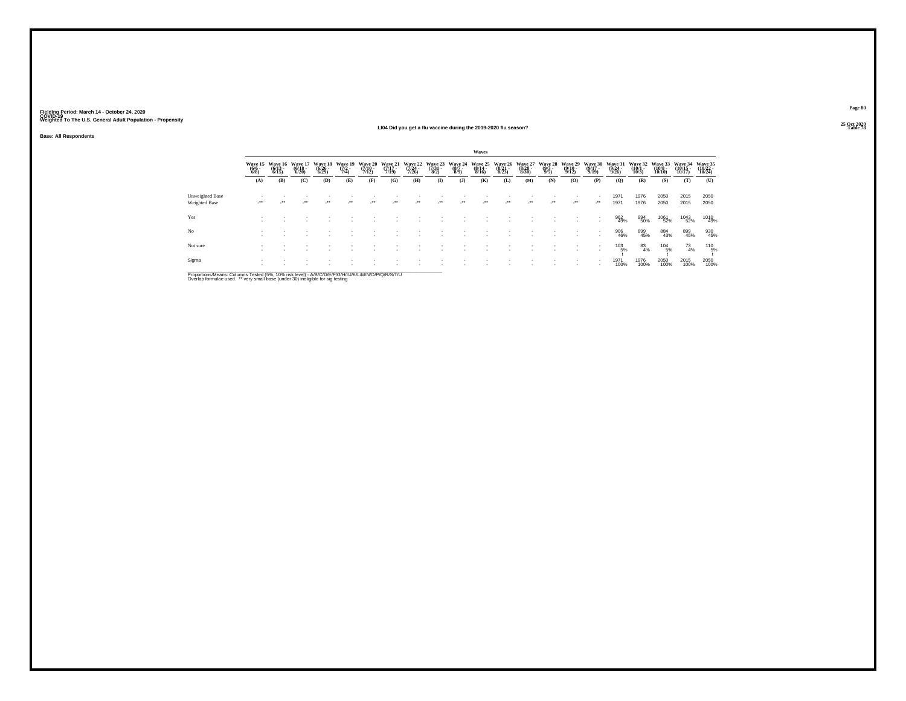Fielding Period: March 14 - October 24, 2020
COVID-19
Weighted To The U.S. General Adult Population - Propensity

## LI04 Did you get a flu vaccine during the 2019-2020 flu season?

Base: All Respondents

| | Wave 15 (6/6 - 6/8) | Wave 16 (6/13 - 6/15) | Wave 17 (6/18 - 6/20) | Wave 18 (6/26 - 6/29) | Wave 19 (7/2 - 7/4) | Wave 20 (7/10 - 7/12) | Wave 21 (7/17 - 7/19) | Wave 22 (7/24 - 7/26) | Wave 23 (7/31 - 8/2) | Wave 24 (8/7 - 8/9) | Wave 25 (8/14 - 8/16) | Wave 26 (8/21 - 8/23) | Wave 27 (8/28 - 8/30) | Wave 28 (9/3 - 9/5) | Wave 29 (9/10 - 9/12) | Wave 30 (9/17 - 9/19) | Wave 31 (9/24 - 9/26) | Wave 32 (10/1 - 10/3) | Wave 33 (10/8 - 10/10) | Wave 34 (10/15 - 10/17) | Wave 35 (10/22 - 10/24) |
|---|---|---|---|---|---|---|---|---|---|---|---|---|---|---|---|---|---|---|---|---|---|
| | (A) | (B) | (C) | (D) | (E) | (F) | (G) | (H) | (I) | (J) | (K) | (L) | (M) | (N) | (O) | (P) | (Q) | (R) | (S) | (T) | (U) |
| Unweighted Base | - | - | - | - | - | - | - | - | - | - | - | - | - | - | - | - | 1971 | 1976 | 2050 | 2015 | 2050 |
| Weighted Base | -** | -** | -** | -** | -** | -** | -** | -** | -** | -** | -** | -** | -** | -** | -** | -** | 1971 | 1976 | 2050 | 2015 | 2050 |
| Yes | - | - | - | - | - | - | - | - | - | - | - | - | - | - | - | - | 962<br>49% | 994<br>50% | 1061<br>52% | 1043<br>52% | 1010<br>49% |
| No | - | - | - | - | - | - | - | - | - | - | - | - | - | - | - | - | 906<br>46% | 899<br>45% | 884<br>43% | 899<br>45% | 930<br>45% |
| Not sure | - | - | - | - | - | - | - | - | - | - | - | - | - | - | - | - | 103<br>5%<br>t | 83<br>4% | 104<br>5%<br>t | 73<br>4% | 110<br>5%<br>t |
| Sigma | - | - | - | - | - | - | - | - | - | - | - | - | - | - | - | - | 1971<br>100% | 1976<br>100% | 2050<br>100% | 2015<br>100% | 2050<br>100% |

Proportions/Means: Columns Tested (5%, 10% risk level) - A/B/C/D/E/F/G/H/I/J/K/L/M/N/O/P/Q/R/S/T/U
Overlap formulae used. ** very small base (under 30) ineligible for sig testing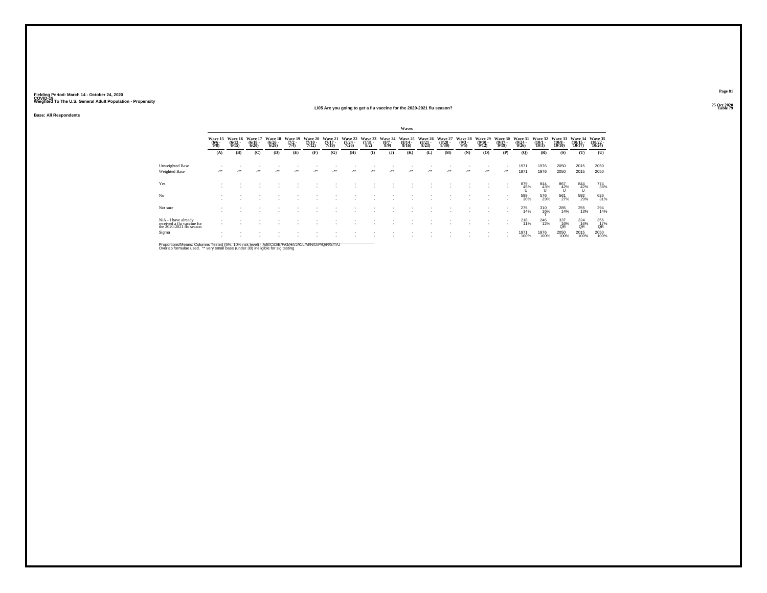Fielding Period: March 14 - October 24, 2020
COVID-19
Weighted To The U.S. General Adult Population - Propensity

25 Oct 2020
Table 79

### LI05 Are you going to get a flu vaccine for the 2020-2021 flu season?

**Base: All Respondents**

| | Waves | | | | | | | | | | | | | | | | | | | | |
|---|---|---|---|---|---|---|---|---|---|---|---|---|---|---|---|---|---|---|---|---|---|
| | Wave 15 (6/6 - 6/8) | Wave 16 (6/13 - 6/15) | Wave 17 (6/18 - 6/20) | Wave 18 (6/26 - 6/29) | Wave 19 (7/2 - 7/4) | Wave 20 (7/10 - 7/12) | Wave 21 (7/17 - 7/19) | Wave 22 (7/24 - 7/26) | Wave 23 (7/31 - 8/2) | Wave 24 (8/7 - 8/9) | Wave 25 (8/14 - 8/16) | Wave 26 (8/21 - 8/23) | Wave 27 (8/28 - 8/30) | Wave 28 (9/3 - 9/5) | Wave 29 (9/10 - 9/12) | Wave 30 (9/17 - 9/19) | Wave 31 (9/24 - 9/26) | Wave 32 (10/1 - 10/3) | Wave 33 (10/8 - 10/10) | Wave 34 (10/15 - 10/17) | Wave 35 (10/22 - 10/24) |
| | (A) | (B) | (C) | (D) | (E) | (F) | (G) | (H) | (I) | (J) | (K) | (L) | (M) | (N) | (O) | (P) | (Q) | (R) | (S) | (T) | (U) |
| Unweighted Base | - | - | - | - | - | - | - | - | - | - | - | - | - | - | - | - | 1971 | 1976 | 2050 | 2015 | 2050 |
| Weighted Base | -** | -** | -** | -** | -** | -** | -** | -** | -** | -** | -** | -** | -** | -** | -** | -** | 1971 | 1976 | 2050 | 2015 | 2050 |
| Yes | - | - | - | - | - | - | - | - | - | - | - | - | - | - | - | - | 879 | 844 | 867 | 844 | 774 |
| | - | - | - | - | - | - | - | - | - | - | - | - | - | - | - | - | 45% | 43% | 42% | 42% | 38% |
| | | | | | | | | | | | | | | | | | U | U | U | U | |
| No | - | - | - | - | - | - | - | - | - | - | - | - | - | - | - | - | 599 | 576 | 561 | 592 | 626 |
| | - | - | - | - | - | - | - | - | - | - | - | - | - | - | - | - | 30% | 29% | 27% | 29% | 31% |
| Not sure | - | - | - | - | - | - | - | - | - | - | - | - | - | - | - | - | 275 | 310 | 285 | 255 | 294 |
| | - | - | - | - | - | - | - | - | - | - | - | - | - | - | - | - | 14% | 16% | 14% | 13% | 14% |
| | | | | | | | | | | | | | | | | | | T | | | |
| N/A - I have already received a flu vaccine for the 2020-2021 flu season | - | - | - | - | - | - | - | - | - | - | - | - | - | - | - | - | 218 | 246 | 337 | 324 | 356 |
| | - | - | - | - | - | - | - | - | - | - | - | - | - | - | - | - | 11% | 12% | 16% | 16% | 17% |
| | | | | | | | | | | | | | | | | | | | QR | QR | QR |
| Sigma | - | - | - | - | - | - | - | - | - | - | - | - | - | - | - | - | 1971 | 1976 | 2050 | 2015 | 2050 |
| | - | - | - | - | - | - | - | - | - | - | - | - | - | - | - | - | 100% | 100% | 100% | 100% | 100% |

Proportions/Means: Columns Tested (5%, 10% risk level) - A/B/C/D/E/F/G/H/I/J/K/L/M/N/O/P/Q/R/S/T/U
Overlap formulae used. ** very small base (under 30) ineligible for sig testing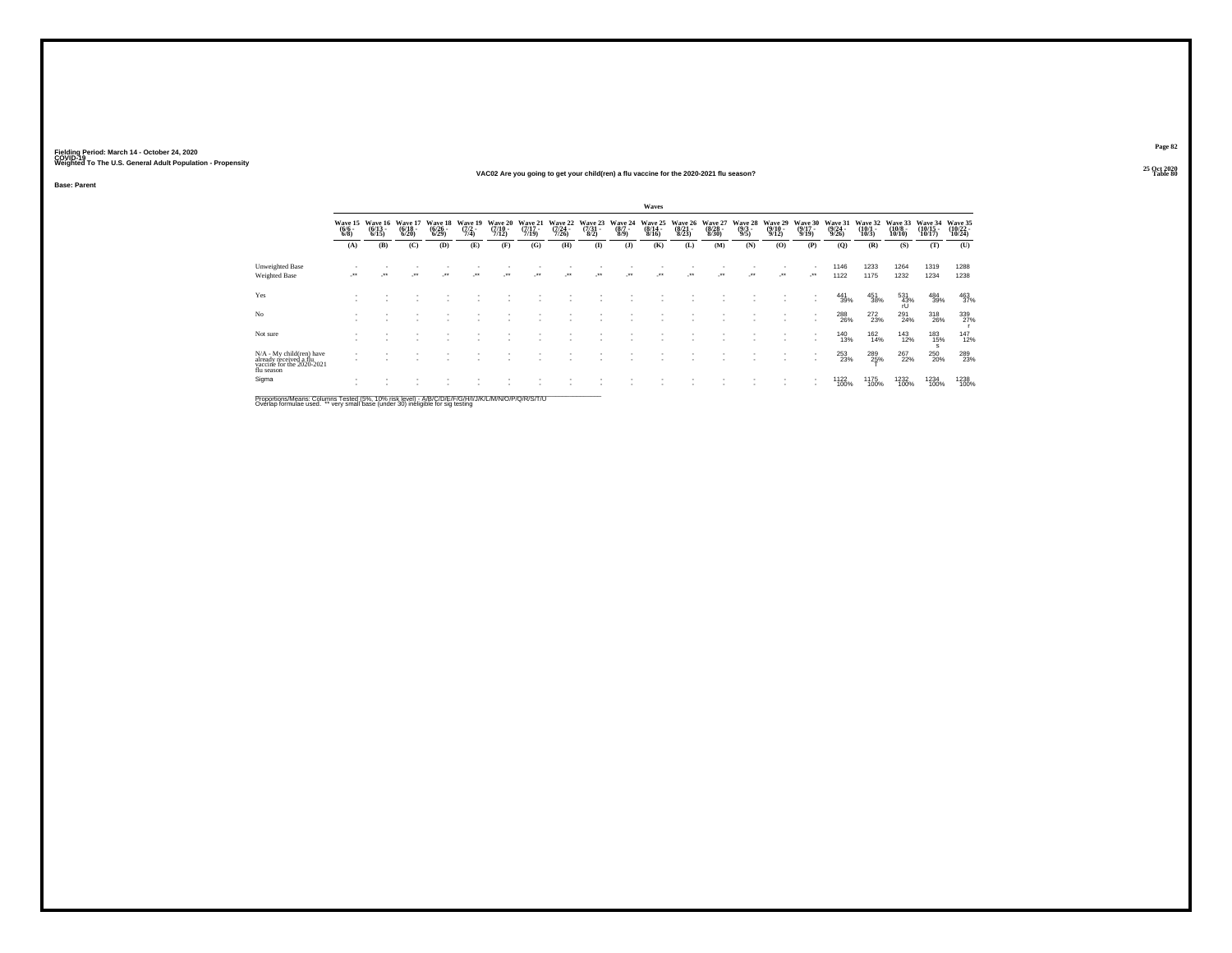Fielding Period: March 14 - October 24, 2020
COVID-19
Weighted To The U.S. General Adult Population - Propensity

25 Oct 2020
Table 80

## VAC02 Are you going to get your child(ren) a flu vaccine for the 2020-2021 flu season?

**Base: Parent**

| | Waves | | | | | | | | | | | | | | | | | | | | |
|---|---|---|---|---|---|---|---|---|---|---|---|---|---|---|---|---|---|---|---|---|---|
| | Wave 15 (6/6 - 6/8) | Wave 16 (6/13 - 6/15) | Wave 17 (6/18 - 6/20) | Wave 18 (6/26 - 6/29) | Wave 19 (7/2 - 7/4) | Wave 20 (7/10 - 7/12) | Wave 21 (7/17 - 7/19) | Wave 22 (7/24 - 7/26) | Wave 23 (7/31 - 8/2) | Wave 24 (8/7 - 8/9) | Wave 25 (8/14 - 8/16) | Wave 26 (8/21 - 8/23) | Wave 27 (8/28 - 8/30) | Wave 28 (9/3 - 9/5) | Wave 29 (9/10 - 9/12) | Wave 30 (9/17 - 9/19) | Wave 31 (9/24 - 9/26) | Wave 32 (10/1 - 10/3) | Wave 33 (10/8 - 10/10) | Wave 34 (10/15 - 10/17) | Wave 35 (10/22 - 10/24) |
| | (A) | (B) | (C) | (D) | (E) | (F) | (G) | (H) | (I) | (J) | (K) | (L) | (M) | (N) | (O) | (P) | (Q) | (R) | (S) | (T) | (U) |
| Unweighted Base | - | - | - | - | - | - | - | - | - | - | - | - | - | - | - | - | 1146 | 1233 | 1264 | 1319 | 1288 |
| Weighted Base | -** | -** | -** | -** | -** | -** | -** | -** | -** | -** | -** | -** | -** | -** | -** | -** | 1122 | 1175 | 1232 | 1234 | 1238 |
| Yes | - | - | - | - | - | - | - | - | - | - | - | - | - | - | - | - | 441 39% | 451 38% | 531 43% rU | 484 39% | 463 37% |
| No | - | - | - | - | - | - | - | - | - | - | - | - | - | - | - | - | 288 26% | 272 23% | 291 24% | 318 26% | 339 27% r |
| Not sure | - | - | - | - | - | - | - | - | - | - | - | - | - | - | - | - | 140 13% | 162 14% | 143 12% | 183 15% s | 147 12% |
| N/A - My child(ren) have already received a flu vaccine for the 2020-2021 flu season | - | - | - | - | - | - | - | - | - | - | - | - | - | - | - | - | 253 23% | 289 25% T | 267 22% | 250 20% | 289 23% |
| Sigma | - | - | - | - | - | - | - | - | - | - | - | - | - | - | - | - | 1122 100% | 1175 100% | 1232 100% | 1234 100% | 1238 100% |

Proportions/Means: Columns Tested (5%, 10% risk level) - A/B/C/D/E/F/G/H/I/J/K/L/M/N/O/P/Q/R/S/T/U
Overlap formulae used. ** very small base (under 30) ineligible for sig testing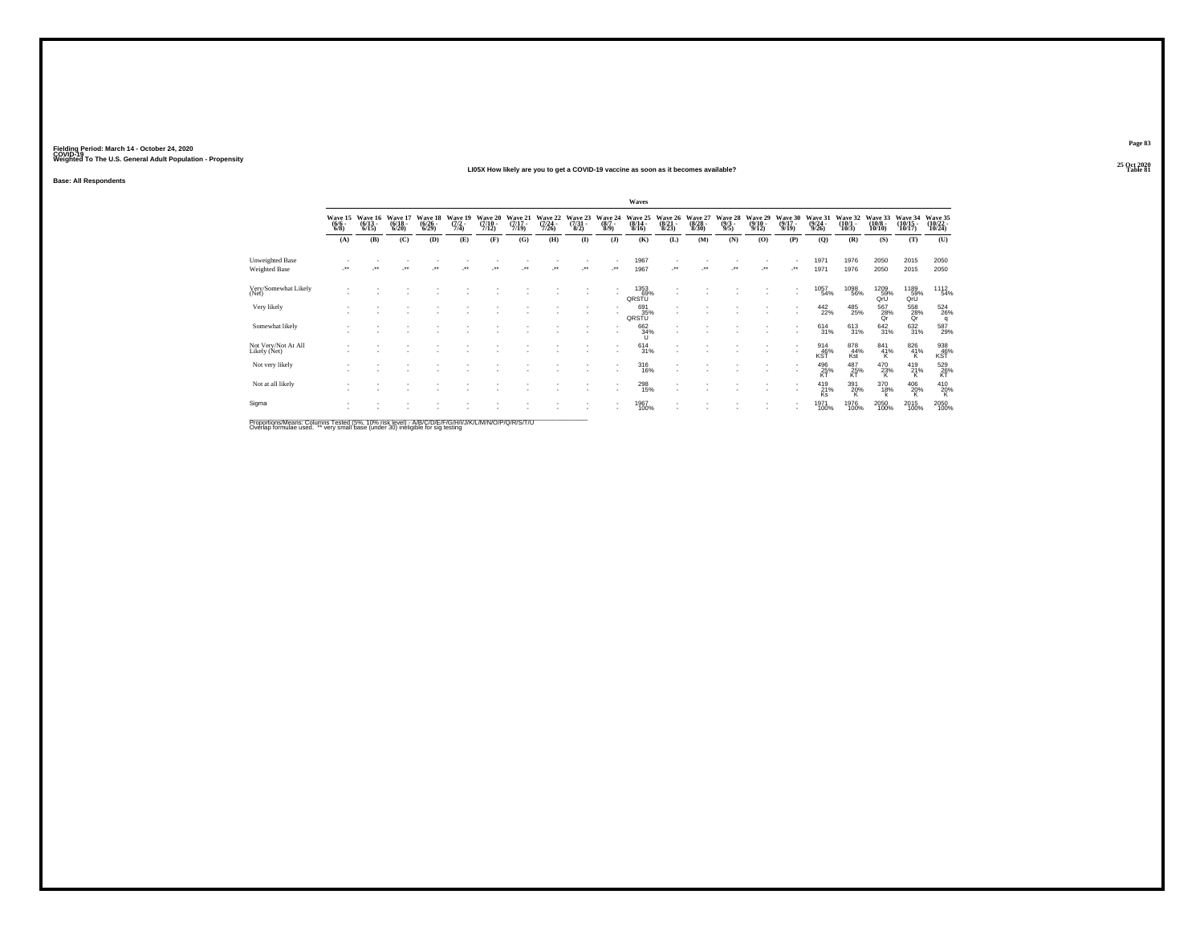Fielding Period: March 14 - October 24, 2020
COVID-19
Weighted To The U.S. General Adult Population - Propensity

25 Oct 2020
Table 81

## LI05X How likely are you to get a COVID-19 vaccine as soon as it becomes available?

**Base: All Respondents**

| | Wave 15 (6/6 - 6/8) | Wave 16 (6/13 - 6/15) | Wave 17 (6/18 - 6/20) | Wave 18 (6/26 - 6/29) | Wave 19 (7/2 - 7/4) | Wave 20 (7/10 - 7/12) | Wave 21 (7/17 - 7/19) | Wave 22 (7/24 - 7/26) | Wave 23 (7/31 - 8/2) | Wave 24 (8/7 - 8/9) | Wave 25 (8/14 - 8/16) | Wave 26 (8/21 - 8/23) | Wave 27 (8/28 - 8/30) | Wave 28 (9/3 - 9/5) | Wave 29 (9/10 - 9/12) | Wave 30 (9/17 - 9/19) | Wave 31 (9/24 - 9/26) | Wave 32 (10/1 - 10/3) | Wave 33 (10/8 - 10/10) | Wave 34 (10/15 - 10/17) | Wave 35 (10/22 - 10/24) |
|---|---|---|---|---|---|---|---|---|---|---|---|---|---|---|---|---|---|---|---|---|---|
| | (A) | (B) | (C) | (D) | (E) | (F) | (G) | (H) | (I) | (J) | (K) | (L) | (M) | (N) | (O) | (P) | (Q) | (R) | (S) | (T) | (U) |
| Unweighted Base | - | - | - | - | - | - | - | - | - | - | 1967 | - | - | - | - | - | 1971 | 1976 | 2050 | 2015 | 2050 |
| Weighted Base | -** | -** | -** | -** | -** | -** | -** | -** | -** | -** | 1967 | -** | -** | -** | -** | -** | 1971 | 1976 | 2050 | 2015 | 2050 |
| Very/Somewhat Likely (Net) | - | - | - | - | - | - | - | - | - | - | 1353 69% QRSTU | - | - | - | - | - | 1057 54% | 1098 56% | 1209 59% QrU | 1189 59% QrU | 1112 54% |
| Very likely | - | - | - | - | - | - | - | - | - | - | 691 35% QRSTU | - | - | - | - | - | 442 22% | 485 25% | 567 28% Qr | 558 28% Qr | 524 26% q |
| Somewhat likely | - | - | - | - | - | - | - | - | - | - | 662 34% U | - | - | - | - | - | 614 31% | 613 31% | 642 31% | 632 31% | 587 29% |
| Not Very/Not At All Likely (Net) | - | - | - | - | - | - | - | - | - | - | 614 31% | - | - | - | - | - | 914 46% KST | 878 44% Kst | 841 41% K | 826 41% K | 938 46% KST |
| Not very likely | - | - | - | - | - | - | - | - | - | - | 316 16% | - | - | - | - | - | 496 25% KT | 487 25% KT | 470 23% K | 419 21% K | 529 26% KT |
| Not at all likely | - | - | - | - | - | - | - | - | - | - | 298 15% | - | - | - | - | - | 419 21% Ks | 391 20% K | 370 18% k | 406 20% K | 410 20% K |
| Sigma | - | - | - | - | - | - | - | - | - | - | 1967 100% | - | - | - | - | - | 1971 100% | 1976 100% | 2050 100% | 2015 100% | 2050 100% |

Proportions/Means: Columns Tested (5%, 10% risk level) - A/B/C/D/E/F/G/H/I/J/K/L/M/N/O/P/Q/R/S/T/U
Overlap formulae used. ** very small base (under 30) ineligible for sig testing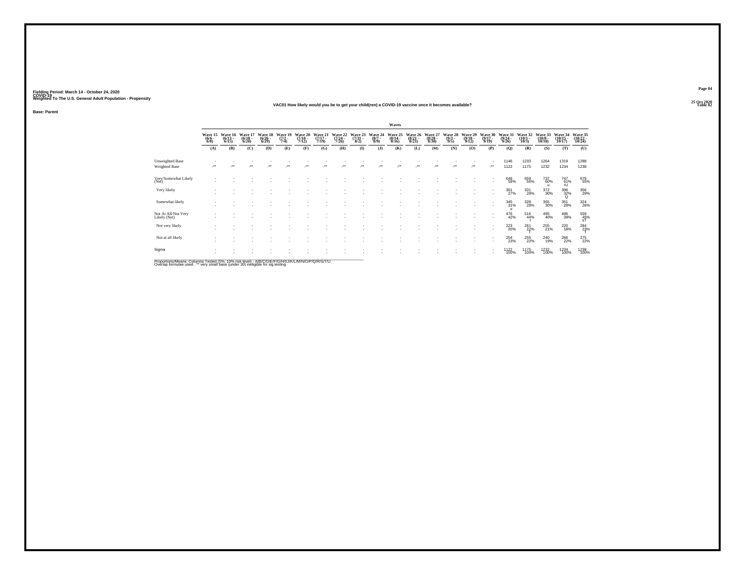Fielding Period: March 14 - October 24, 2020
COVID-19
Weighted To The U.S. General Adult Population - Propensity

25 Oct 2020
Table 82

### VAC01 How likely would you be to get your child(ren) a COVID-19 vaccine once it becomes available?

**Base: Parent**

| | Waves | | | | | | | | | | | | | | | | | | | | |
|---|---|---|---|---|---|---|---|---|---|---|---|---|---|---|---|---|---|---|---|---|---|
| | Wave 15 (6/6 - 6/8) | Wave 16 (6/13 - 6/15) | Wave 17 (6/18 - 6/20) | Wave 18 (6/26 - 6/29) | Wave 19 (7/2 - 7/4) | Wave 20 (7/10 - 7/12) | Wave 21 (7/17 - 7/19) | Wave 22 (7/24 - 7/26) | Wave 23 (7/31 - 8/2) | Wave 24 (8/7 - 8/9) | Wave 25 (8/14 - 8/16) | Wave 26 (8/21 - 8/23) | Wave 27 (8/28 - 8/30) | Wave 28 (9/3 - 9/5) | Wave 29 (9/10 - 9/12) | Wave 30 (9/17 - 9/19) | Wave 31 (9/24 - 9/26) | Wave 32 (10/1 - 10/3) | Wave 33 (10/8 - 10/10) | Wave 34 (10/15 - 10/17) | Wave 35 (10/22 - 10/24) |
| | (A) | (B) | (C) | (D) | (E) | (F) | (G) | (H) | (I) | (J) | (K) | (L) | (M) | (N) | (O) | (P) | (Q) | (R) | (S) | (T) | (U) |
| Unweighted Base | - | - | - | - | - | - | - | - | - | - | - | - | - | - | - | - | 1146 | 1233 | 1264 | 1319 | 1288 |
| Weighted Base | -** | -** | -** | -** | -** | -** | -** | -** | -** | -** | -** | -** | -** | -** | -** | -** | 1122 | 1175 | 1232 | 1234 | 1238 |
| Very/Somewhat Likely (Net) | - | - | - | - | - | - | - | - | - | - | - | - | - | - | - | - | 646 58% | 659 56% | 737 60% u | 747 61% rU | 679 55% |
| Very likely | - | - | - | - | - | - | - | - | - | - | - | - | - | - | - | - | 301 27% | 331 28% | 372 30% | 396 32% Q | 356 29% |
| Somewhat likely | - | - | - | - | - | - | - | - | - | - | - | - | - | - | - | - | 345 31% u | 328 28% | 365 30% | 351 28% | 324 26% |
| Not At All/Not Very Likely (Net) | - | - | - | - | - | - | - | - | - | - | - | - | - | - | - | - | 476 42% | 516 44% t | 495 40% | 486 39% | 559 45% sT |
| Not very likely | - | - | - | - | - | - | - | - | - | - | - | - | - | - | - | - | 223 20% | 261 22% t | 255 21% | 220 18% | 284 23% t |
| Not at all likely | - | - | - | - | - | - | - | - | - | - | - | - | - | - | - | - | 254 23% | 255 22% | 240 19% | 266 22% | 275 22% |
| Sigma | - | - | - | - | - | - | - | - | - | - | - | - | - | - | - | - | 1122 100% | 1175 100% | 1232 100% | 1234 100% | 1238 100% |

Proportions/Means: Columns Tested (5%, 10% risk level) - A/B/C/D/E/F/G/H/I/J/K/L/M/N/O/P/Q/R/S/T/U
Overlap formulae used. ** very small base (under 30) ineligible for sig testing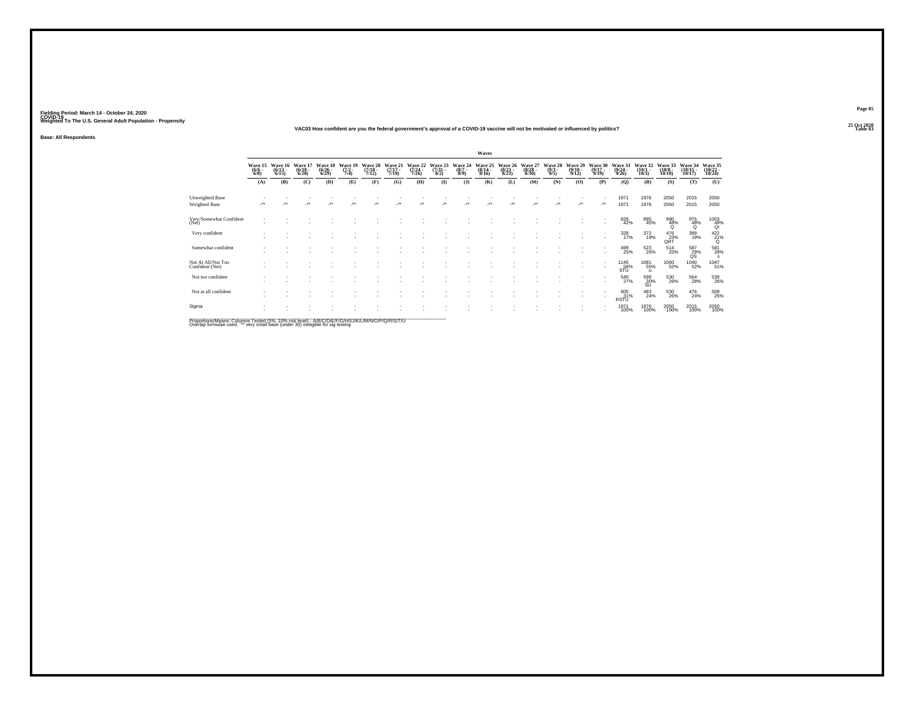Fielding Period: March 14 - October 24, 2020
COVID-19
Weighted To The U.S. General Adult Population - Propensity

25 Oct 2020
Table 83

VAC03 How confident are you the federal government's approval of a COVID-19 vaccine will not be motivated or influenced by politics?

Base: All Respondents

| | Waves | | | | | | | | | | | | | | | | | | | | |
|---|---|---|---|---|---|---|---|---|---|---|---|---|---|---|---|---|---|---|---|---|---|
| | Wave 15 (6/6 - 6/8) | Wave 16 (6/13 - 6/15) | Wave 17 (6/18 - 6/20) | Wave 18 (6/26 - 6/29) | Wave 19 (7/2 - 7/4) | Wave 20 (7/10 - 7/12) | Wave 21 (7/17 - 7/19) | Wave 22 (7/24 - 7/26) | Wave 23 (7/31 - 8/2) | Wave 24 (8/7 - 8/9) | Wave 25 (8/14 - 8/16) | Wave 26 (8/21 - 8/23) | Wave 27 (8/28 - 8/30) | Wave 28 (9/3 - 9/5) | Wave 29 (9/10 - 9/12) | Wave 30 (9/17 - 9/19) | Wave 31 (9/24 - 9/26) | Wave 32 (10/1 - 10/3) | Wave 33 (10/8 - 10/10) | Wave 34 (10/15 - 10/17) | Wave 35 (10/22 - 10/24) |
| | (A) | (B) | (C) | (D) | (E) | (F) | (G) | (H) | (I) | (J) | (K) | (L) | (M) | (N) | (O) | (P) | (Q) | (R) | (S) | (T) | (U) |
| Unweighted Base | - | - | - | - | - | - | - | - | - | - | - | - | - | - | - | - | 1971 | 1976 | 2050 | 2015 | 2050 |
| Weighted Base | -** | -** | -** | -** | -** | -** | -** | -** | -** | -** | -** | -** | -** | -** | -** | -** | 1971 | 1976 | 2050 | 2015 | 2050 |
| Very/Somewhat Confident (Net) | - | - | - | - | - | - | - | - | - | - | - | - | - | - | - | - | 826 42% | 895 45% | 990 48% Q | 975 48% Q | 1003 49% Qr |
| Very confident | - | - | - | - | - | - | - | - | - | - | - | - | - | - | - | - | 328 17% | 372 19% | 476 23% QRT | 389 19% | 422 21% Q |
| Somewhat confident | - | - | - | - | - | - | - | - | - | - | - | - | - | - | - | - | 499 25% | 523 26% | 514 25% | 587 29% QS | 581 28% s |
| Not At All/Not Too Confident (Net) | - | - | - | - | - | - | - | - | - | - | - | - | - | - | - | - | 1145 58% STU | 1081 55% u | 1060 52% | 1040 52% | 1047 51% |
| Not too confident | - | - | - | - | - | - | - | - | - | - | - | - | - | - | - | - | 540 27% | 598 30% SU | 530 26% | 564 28% | 539 26% |
| Not at all confident | - | - | - | - | - | - | - | - | - | - | - | - | - | - | - | - | 605 31% RSTU | 483 24% | 530 26% | 476 24% | 509 25% |
| Sigma | - | - | - | - | - | - | - | - | - | - | - | - | - | - | - | - | 1971 100% | 1976 100% | 2050 100% | 2015 100% | 2050 100% |

Proportions/Means: Columns Tested (5%, 10% risk level) - A/B/C/D/E/F/G/H/I/J/K/L/M/N/O/P/Q/R/S/T/U
Overlap formulae used. ** very small base (under 30) ineligible for sig testing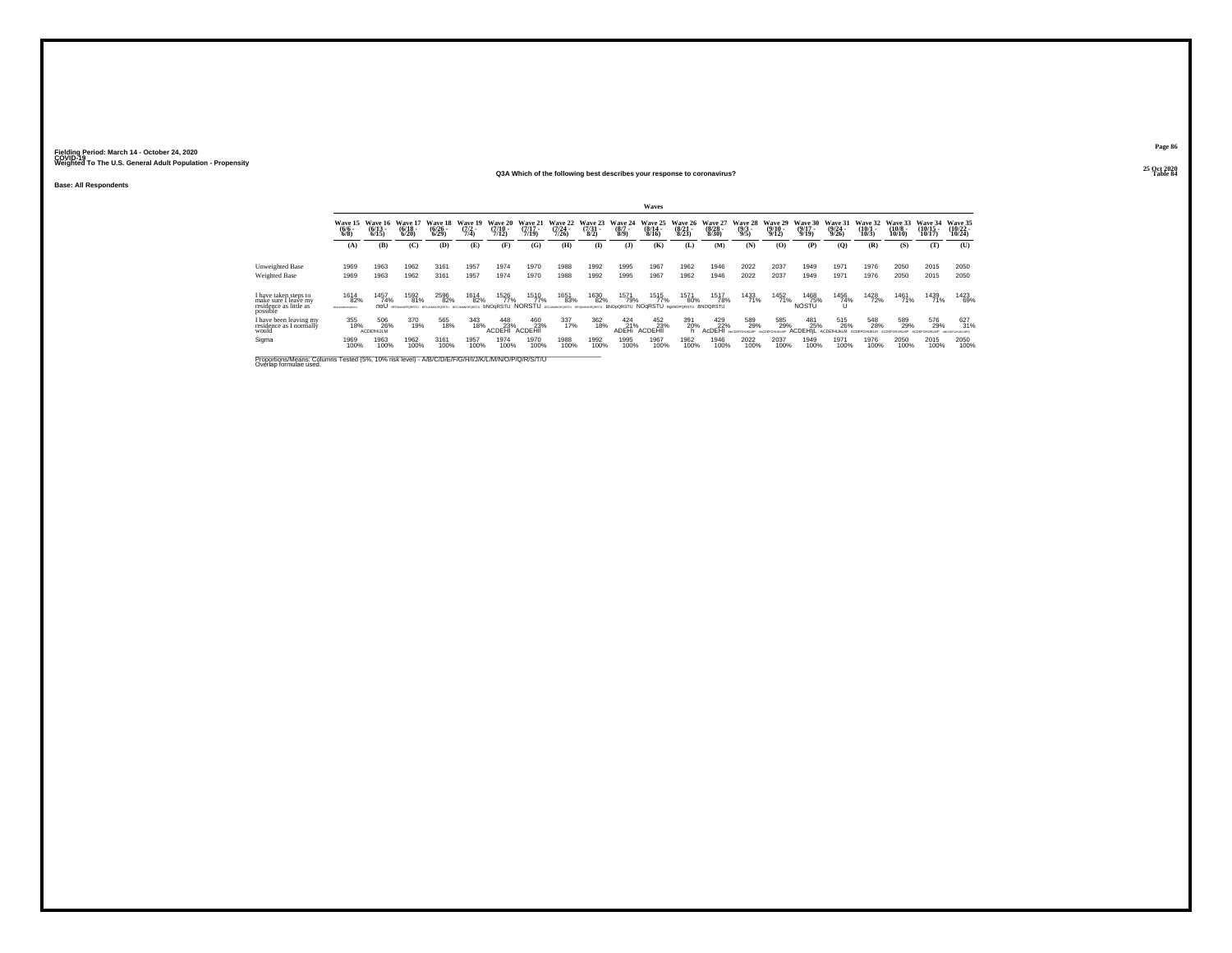Fielding Period: March 14 - October 24, 2020
COVID-19
Weighted To The U.S. General Adult Population - Propensity

## Q3A Which of the following best describes your response to coronavirus?

Base: All Respondents

| | Waves | | | | | | | | | | | | | | | | | | | | |
|---|---|---|---|---|---|---|---|---|---|---|---|---|---|---|---|---|---|---|---|---|---|
| | Wave 15 (6/6 - 6/8) | Wave 16 (6/13 - 6/15) | Wave 17 (6/18 - 6/20) | Wave 18 (6/26 - 6/29) | Wave 19 (7/2 - 7/4) | Wave 20 (7/10 - 7/12) | Wave 21 (7/17 - 7/19) | Wave 22 (7/24 - 7/26) | Wave 23 (7/31 - 8/2) | Wave 24 (8/7 - 8/9) | Wave 25 (8/14 - 8/16) | Wave 26 (8/21 - 8/23) | Wave 27 (8/28 - 8/30) | Wave 28 (9/3 - 9/5) | Wave 29 (9/10 - 9/12) | Wave 30 (9/17 - 9/19) | Wave 31 (9/24 - 9/26) | Wave 32 (10/1 - 10/3) | Wave 33 (10/8 - 10/10) | Wave 34 (10/15 - 10/17) | Wave 35 (10/22 - 10/24) |
| | (A) | (B) | (C) | (D) | (E) | (F) | (G) | (H) | (I) | (J) | (K) | (L) | (M) | (N) | (O) | (P) | (Q) | (R) | (S) | (T) | (U) |
| Unweighted Base | 1969 | 1963 | 1962 | 3161 | 1957 | 1974 | 1970 | 1988 | 1992 | 1995 | 1967 | 1962 | 1946 | 2022 | 2037 | 1949 | 1971 | 1976 | 2050 | 2015 | 2050 |
| Weighted Base | 1969 | 1963 | 1962 | 3161 | 1957 | 1974 | 1970 | 1988 | 1992 | 1995 | 1967 | 1962 | 1946 | 2022 | 2037 | 1949 | 1971 | 1976 | 2050 | 2015 | 2050 |
| I have taken steps to make sure I leave my residence as little as possible | 1614 82% BFGJKMNOPQRSTU | 1457 74% noU | 1592 81% BFGJkmNOPQRSTU | 2596 82% BFGJkMNOPQRSTU | 1614 82% BFGJkMNOPQRSTU | 1526 77% bNOqRSTU | 1510 77% NORSTU | 1651 83% BFGJkMNOPQRSTU | 1630 82% BFGjkMNOPQRSTu | 1571 79% BNOpQRSTU | 1515 77% NOqRSTU | 1571 80% BgjkNOPQRSTU | 1517 78% BNOQRSTU | 1433 71% | 1452 71% | 1468 75% NOSTU | 1456 74% U | 1428 72% | 1461 71% | 1439 71% | 1423 69% |
| I have been leaving my residence as I normally would | 355 18% | 506 26% ACDEHIJLM | 370 19% | 565 18% | 343 18% | 448 23% ACDEHI | 460 23% ACDEHIl | 337 17% | 362 18% | 424 21% ADEHi | 452 23% ACDEHIl | 391 20% h | 429 22% AcDEHI | 589 29% AbCDEFGHIJKLMP | 585 29% AbCDEFGHIJKLMP | 481 25% ACDEHIjL | 515 26% ACDEHIJkLM | 548 28% ACDEFGHIJKLM | 589 29% ACDEFGHIJKLMP | 576 29% ACDEFGHIJKLMP | 627 31% aBCDEFGHIJKLMPQ |
| Sigma | 1969 100% | 1963 100% | 1962 100% | 3161 100% | 1957 100% | 1974 100% | 1970 100% | 1988 100% | 1992 100% | 1995 100% | 1967 100% | 1962 100% | 1946 100% | 2022 100% | 2037 100% | 1949 100% | 1971 100% | 1976 100% | 2050 100% | 2015 100% | 2050 100% |

Proportions/Means: Columns Tested (5%, 10% risk level) - A/B/C/D/E/F/G/H/I/J/K/L/M/N/O/P/Q/R/S/T/U
Overlap formulae used.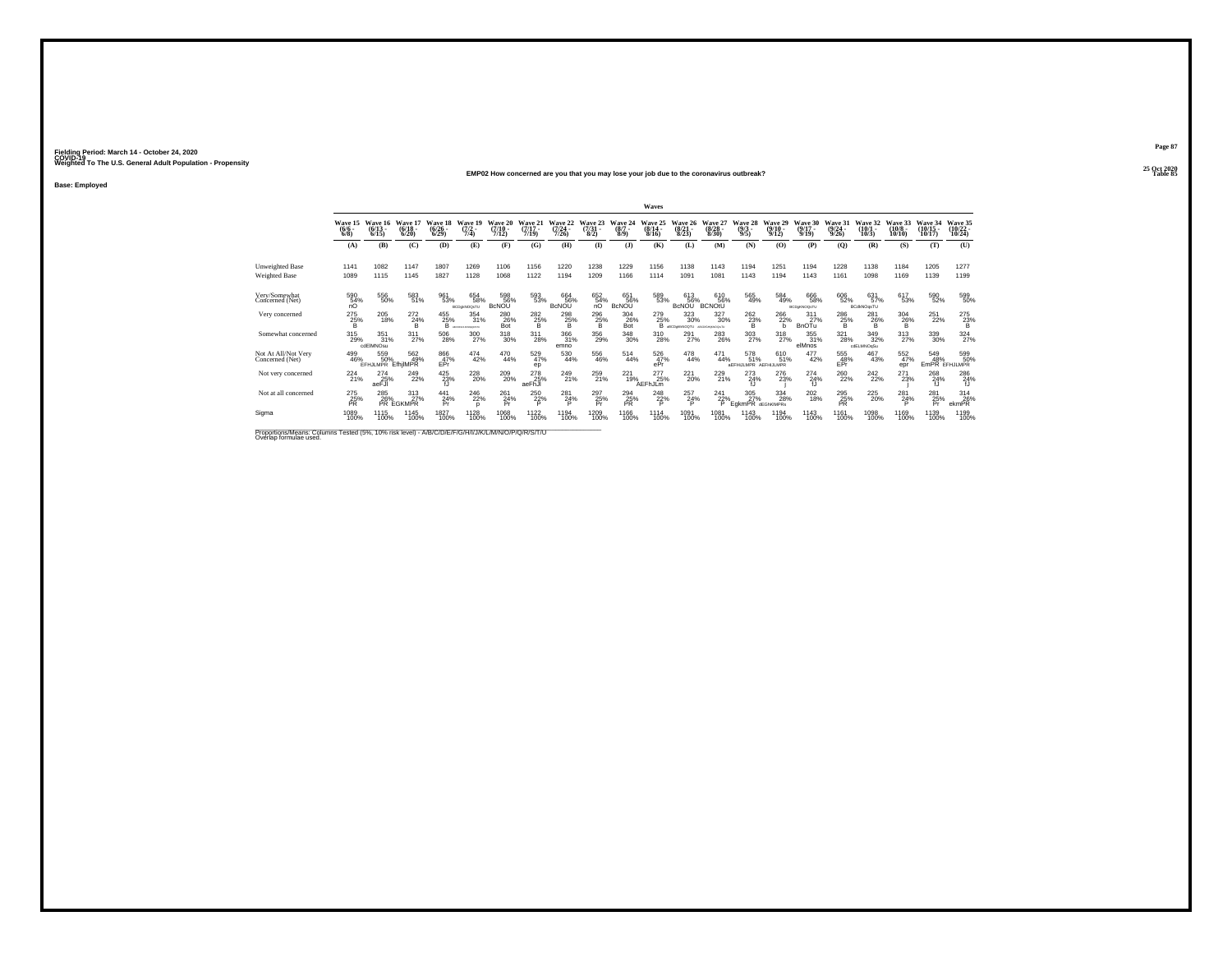Fielding Period: March 14 - October 24, 2020
COVID-19
Weighted To The U.S. General Adult Population - Propensity

25 Oct 2020
Table 85

**EMP02 How concerned are you that you may lose your job due to the coronavirus outbreak?**

**Base: Employed**

| | Wave 15 (6/6 - 6/8) | Wave 16 (6/13 - 6/15) | Wave 17 (6/18 - 6/20) | Wave 18 (6/26 - 6/29) | Wave 19 (7/2 - 7/4) | Wave 20 (7/10 - 7/12) | Wave 21 (7/17 - 7/19) | Wave 22 (7/24 - 7/26) | Wave 23 (7/31 - 8/2) | Wave 24 (8/7 - 8/9) | Wave 25 (8/14 - 8/16) | Wave 26 (8/21 - 8/23) | Wave 27 (8/28 - 8/30) | Wave 28 (9/3 - 9/5) | Wave 29 (9/10 - 9/12) | Wave 30 (9/17 - 9/19) | Wave 31 (9/24 - 9/26) | Wave 32 (10/1 - 10/3) | Wave 33 (10/8 - 10/10) | Wave 34 (10/15 - 10/17) | Wave 35 (10/22 - 10/24) |
|---|---|---|---|---|---|---|---|---|---|---|---|---|---|---|---|---|---|---|---|---|---|
| | (A) | (B) | (C) | (D) | (E) | (F) | (G) | (H) | (I) | (J) | (K) | (L) | (M) | (N) | (O) | (P) | (Q) | (R) | (S) | (T) | (U) |
| Unweighted Base | 1141 | 1082 | 1147 | 1807 | 1269 | 1106 | 1156 | 1220 | 1238 | 1229 | 1156 | 1138 | 1143 | 1194 | 1251 | 1194 | 1228 | 1138 | 1184 | 1205 | 1277 |
| Weighted Base | 1089 | 1115 | 1145 | 1827 | 1128 | 1068 | 1122 | 1194 | 1209 | 1166 | 1114 | 1091 | 1081 | 1143 | 1194 | 1143 | 1161 | 1098 | 1169 | 1139 | 1199 |
| Very/Somewhat Concerned (Net) | 590 54% nO | 556 50% | 583 51% | 961 53% | 654 58% BCDgkNOQsTU | 598 56% BcNOU | 593 53% | 664 56% BcNOU | 652 54% nO | 651 56% BcNOU | 589 53% | 613 56% BcNOU | 610 56% BCNOtU | 565 49% | 584 49% | 666 58% BCDgKNOQsTU | 606 52% | 631 57% BCdkNOqsTU | 617 53% | 590 52% | 599 50% |
| Very concerned | 275 25% B | 205 18% | 272 24% B | 455 25% B | 354 31% ABCDFGHIJKNOPQRSTU | 280 26% Bot | 282 25% B | 298 25% B | 296 25% B | 304 26% Bot | 279 25% B | 323 30% aBCDgHINOQTU | 327 30% ABCDGHIJKNOQrTU | 262 23% B | 266 22% b | 311 27% BnOTu | 286 25% B | 281 26% B | 304 26% B | 251 22% | 275 23% B |
| Somewhat concerned | 315 29% | 351 31% cdEIMNOsu | 311 27% | 506 28% | 300 27% | 318 30% | 311 28% | 366 31% emno | 356 29% | 348 30% | 310 28% | 291 27% | 283 26% | 303 27% | 318 27% | 355 31% elMnos | 321 28% | 349 32% cdELMNOqSu | 313 27% | 339 30% | 324 27% |
| Not At All/Not Very Concerned (Net) | 499 46% | 559 50% EFHJLMPR | 562 49% EfhjlMPR | 866 47% EPr | 474 42% | 470 44% | 529 47% ep | 530 44% | 556 46% | 514 44% | 526 47% ePr | 478 44% | 471 44% | 578 51% aEFHJLMPR | 610 51% AEFHJLMPR | 477 42% | 555 48% EPr | 467 43% | 552 47% epr | 549 48% EmPR | 599 50% EFHJLMPR |
| Not very concerned | 224 21% | 274 25% aeFJl | 249 22% | 425 23% IJ | 228 20% | 209 20% | 278 25% aeFhJl | 249 21% | 259 21% | 221 19% | 277 25% AEFhJLm | 221 20% | 229 21% | 273 24% IJ | 276 23% j | 274 24% IJ | 260 22% | 242 22% | 271 23% j | 268 24% IJ | 286 24% IJ |
| Not at all concerned | 275 25% PR | 285 26% PR | 313 27% EGKMPR | 441 24% Pr | 246 22% p | 261 24% Pr | 250 22% P | 281 24% P | 297 25% Pr | 294 25% PR | 248 22% P | 257 24% P | 241 22% P | 305 27% EgkmPR | 334 28% dEGhKMPRs | 202 18% | 295 25% PR | 225 20% | 281 24% P | 281 25% Pr | 314 26% ekmPR |
| Sigma | 1089 100% | 1115 100% | 1145 100% | 1827 100% | 1128 100% | 1068 100% | 1122 100% | 1194 100% | 1209 100% | 1166 100% | 1114 100% | 1091 100% | 1081 100% | 1143 100% | 1194 100% | 1143 100% | 1161 100% | 1098 100% | 1169 100% | 1139 100% | 1199 100% |

Proportions/Means: Columns Tested (5%, 10% risk level) - A/B/C/D/E/F/G/H/I/J/K/L/M/N/O/P/Q/R/S/T/U
Overlap formulae used.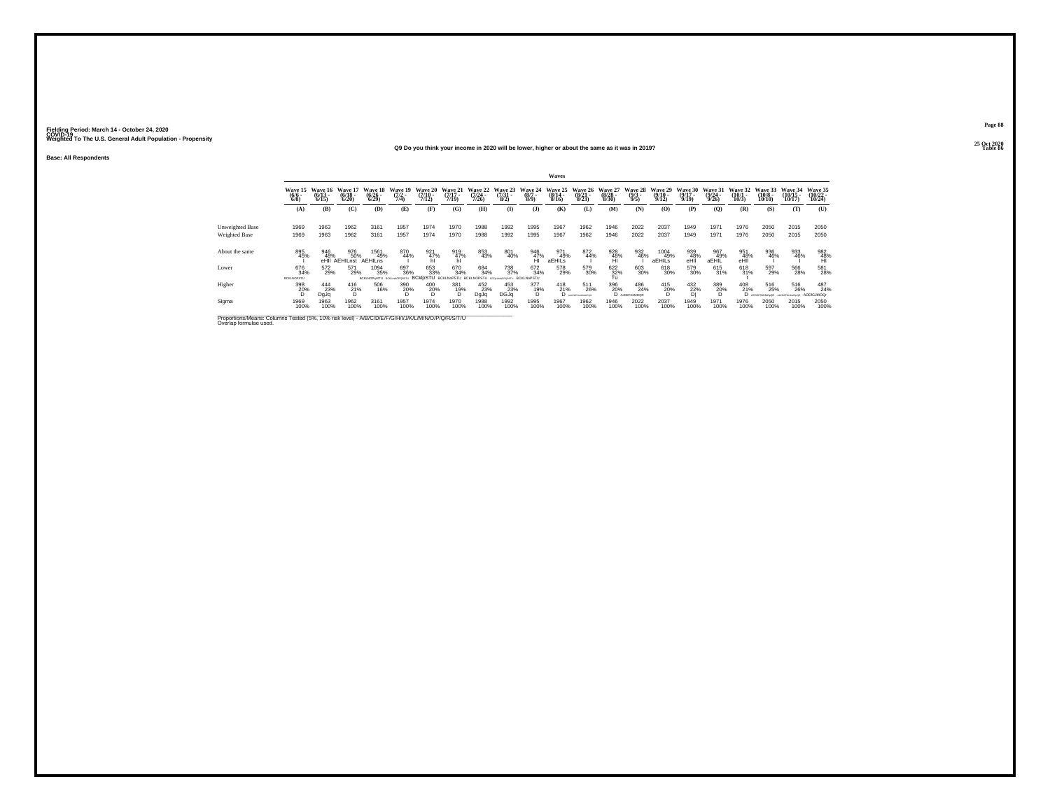Fielding Period: March 14 - October 24, 2020
COVID-19
Weighted To The U.S. General Adult Population - Propensity

25 Oct 2020
Table 86

### Q9 Do you think your income in 2020 will be lower, higher or about the same as it was in 2019?

Base: All Respondents

| | Waves | | | | | | | | | | | | | | | | | | | | |
|---|---|---|---|---|---|---|---|---|---|---|---|---|---|---|---|---|---|---|---|---|---|
| | Wave 15 (6/6 - 6/8) | Wave 16 (6/13 - 6/15) | Wave 17 (6/18 - 6/20) | Wave 18 (6/26 - 6/29) | Wave 19 (7/2 - 7/4) | Wave 20 (7/10 - 7/12) | Wave 21 (7/17 - 7/19) | Wave 22 (7/24 - 7/26) | Wave 23 (7/31 - 8/2) | Wave 24 (8/7 - 8/9) | Wave 25 (8/14 - 8/16) | Wave 26 (8/21 - 8/23) | Wave 27 (8/28 - 8/30) | Wave 28 (9/3 - 9/5) | Wave 29 (9/10 - 9/12) | Wave 30 (9/17 - 9/19) | Wave 31 (9/24 - 9/26) | Wave 32 (10/1 - 10/3) | Wave 33 (10/8 - 10/10) | Wave 34 (10/15 - 10/17) | Wave 35 (10/22 - 10/24) |
| | (A) | (B) | (C) | (D) | (E) | (F) | (G) | (H) | (I) | (J) | (K) | (L) | (M) | (N) | (O) | (P) | (Q) | (R) | (S) | (T) | (U) |
| Unweighted Base | 1969 | 1963 | 1962 | 3161 | 1957 | 1974 | 1970 | 1988 | 1992 | 1995 | 1967 | 1962 | 1946 | 2022 | 2037 | 1949 | 1971 | 1976 | 2050 | 2015 | 2050 |
| Weighted Base | 1969 | 1963 | 1962 | 3161 | 1957 | 1974 | 1970 | 1988 | 1992 | 1995 | 1967 | 1962 | 1946 | 2022 | 2037 | 1949 | 1971 | 1976 | 2050 | 2015 | 2050 |
| About the same | 895 45% I | 946 48% eHIl | 976 50% AEHILnst | 1561 49% AEHILns | 870 44% I | 921 47% hI | 919 47% hI | 853 43% | 801 40% | 946 47% HI | 971 49% aEHILs | 872 44% I | 928 48% HI | 932 46% I | 1004 49% aEHILs | 939 48% eHIl | 967 49% aEHIL | 951 48% eHIl | 936 46% I | 933 46% I | 982 48% HI |
| Lower | 676 34% BCKLNOPSTU | 572 29% | 571 29% | 1094 35% BCKLNOPqRSTU | 697 36% BCKLmNOPQRSTU | 653 33% BCKlpSTU | 670 34% BCKLNoPSTU | 684 34% BCKLNOPSTU | 738 37% BCEFgKLMNOPQRSTU | 672 34% BCKLNoPSTU | 578 29% | 579 30% | 622 32% Tu | 603 30% | 618 30% | 579 30% | 615 31% | 618 31% t | 597 29% | 566 28% | 581 28% |
| Higher | 398 20% D | 444 23% DgJq | 416 21% D | 506 16% | 390 20% D | 400 20% D | 381 19% D | 452 23% DgJq | 453 23% DGJq | 377 19% D | 418 21% D | 511 26% AcDEFGJKMOPQR | 396 20% D | 486 24% AcDEFGJMOQR | 415 20% D | 432 22% Dj | 389 20% D | 408 21% D | 516 25% ACDEFGJKMOpQR | 516 26% AcDEFGJKMOpQR | 487 24% ADEfGJMOQr |
| Sigma | 1969 100% | 1963 100% | 1962 100% | 3161 100% | 1957 100% | 1974 100% | 1970 100% | 1988 100% | 1992 100% | 1995 100% | 1967 100% | 1962 100% | 1946 100% | 2022 100% | 2037 100% | 1949 100% | 1971 100% | 1976 100% | 2050 100% | 2015 100% | 2050 100% |

Proportions/Means: Columns Tested (5%, 10% risk level) - A/B/C/D/E/F/G/H/I/J/K/L/M/N/O/P/Q/R/S/T/U
Overlap formulae used.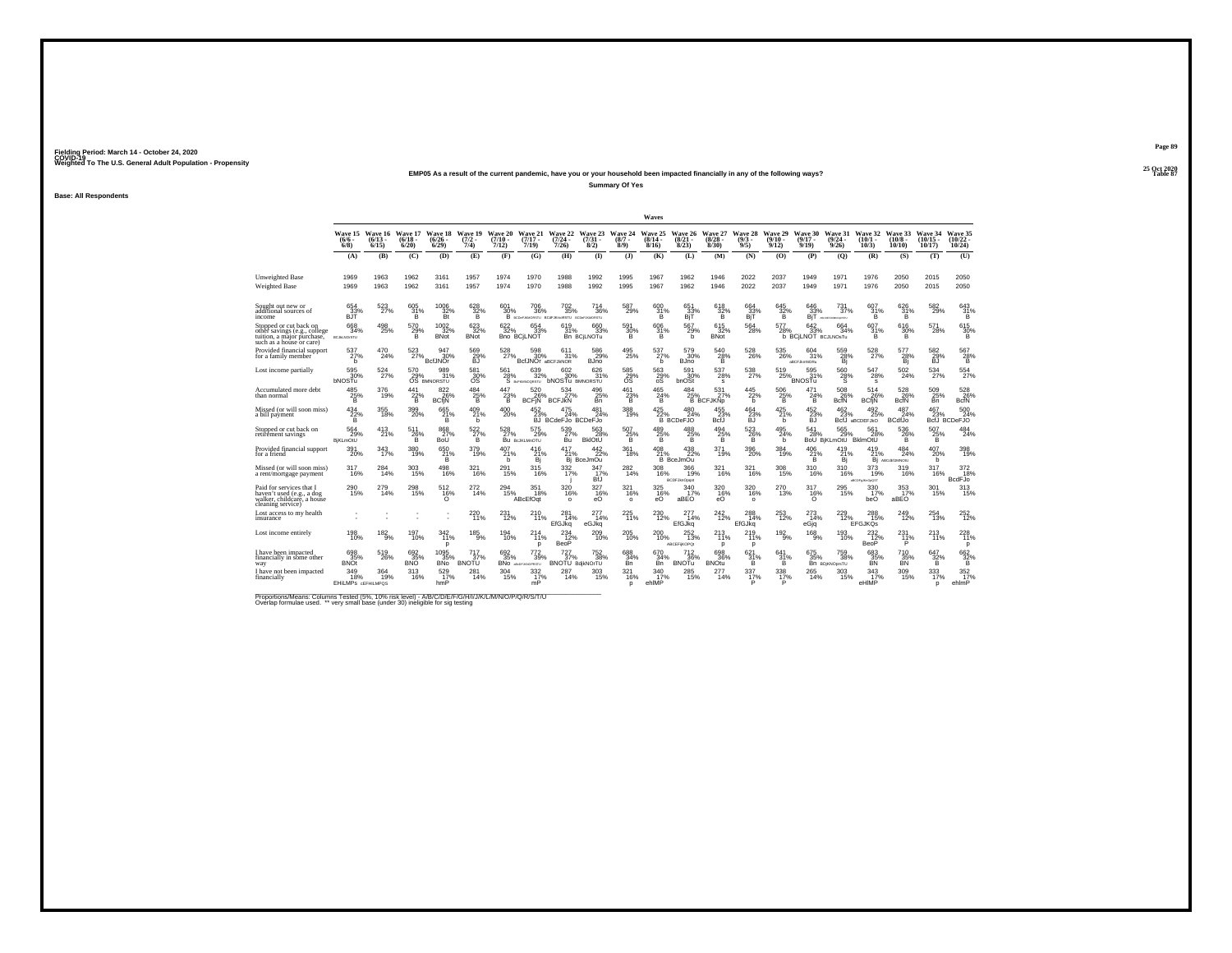Fielding Period: March 14 - October 24, 2020
COVID-19
Weighted To The U.S. General Adult Population - Propensity

25 Oct 2020
Table 87

**EMP05 As a result of the current pandemic, have you or your household been impacted financially in any of the following ways?**

**Summary Of Yes**

**Base: All Respondents**

| | Wave 15 (6/6 - 6/8) (A) | Wave 16 (6/13 - 6/15) (B) | Wave 17 (6/18 - 6/20) (C) | Wave 18 (6/26 - 6/29) (D) | Wave 19 (7/2 - 7/4) (E) | Wave 20 (7/10 - 7/12) (F) | Wave 21 (7/17 - 7/19) (G) | Wave 22 (7/24 - 7/26) (H) | Wave 23 (7/31 - 8/2) (I) | Wave 24 (8/7 - 8/9) (J) | Wave 25 (8/14 - 8/16) (K) | Wave 26 (8/21 - 8/23) (L) | Wave 27 (8/28 - 8/30) (M) | Wave 28 (9/3 - 9/5) (N) | Wave 29 (9/10 - 9/12) (O) | Wave 30 (9/17 - 9/19) (P) | Wave 31 (9/24 - 9/26) (Q) | Wave 32 (10/1 - 10/3) (R) | Wave 33 (10/8 - 10/10) (S) | Wave 34 (10/15 - 10/17) (T) | Wave 35 (10/22 - 10/24) (U) |
|---|---|---|---|---|---|---|---|---|---|---|---|---|---|---|---|---|---|---|---|---|---|
| Unweighted Base | 1969 | 1963 | 1962 | 3161 | 1957 | 1974 | 1970 | 1988 | 1992 | 1995 | 1967 | 1962 | 1946 | 2022 | 2037 | 1949 | 1971 | 1976 | 2050 | 2015 | 2050 |
| Weighted Base | 1969 | 1963 | 1962 | 3161 | 1957 | 1974 | 1970 | 1988 | 1992 | 1995 | 1967 | 1962 | 1946 | 2022 | 2037 | 1949 | 1971 | 1976 | 2050 | 2015 | 2050 |
| Sought out new or additional sources of income | 654 33% BJT | 523 27% | 605 31% B | 1006 32% Bt | 628 32% B | 601 30% B | 706 36% BCDeFJKNORSTU | 702 35% BCdFJKnoRSTU | 714 36% BCDeFJKNORSTU | 587 29% | 600 31% B | 651 33% BjT | 618 32% B | 664 33% BjT | 645 32% B | 646 33% BjT | 731 37% ABCDEFJKNORSTU | 607 31% B | 626 31% B | 582 29% | 643 31% B |
| Stopped or cut back on other savings (e.g., college tuition, a major purchase, such as a house or care) | 668 34% BCdLNOSTU | 498 25% | 570 29% B | 1002 32% BNot | 623 32% BNot | 622 32% Bno | 654 33% BCjLNOT | 619 31% Bn | 660 33% BCjLNOTu | 591 30% B | 606 31% B | 567 29% b | 615 32% BNot | 564 28% | 577 28% b | 642 33% BCjLNOT | 664 34% BCJLNOsTu | 607 31% B | 616 30% B | 571 28% | 615 30% B |
| Provided financial support for a family member | 537 27% b | 470 24% | 523 27% | 947 30% BcfJNOr | 569 29% BJ | 528 27% | 598 30% BcfJNOr | 611 31% aBCFJkNOR | 586 29% BJno | 495 25% | 537 27% b | 579 30% BJno | 540 28% B | 528 26% | 535 26% | 604 31% aBCFJknNORs | 559 28% Bj | 528 27% | 577 28% Bj | 582 29% BJ | 567 28% B |
| Lost income partially | 595 30% bNOSTu | 524 27% | 570 29% OS | 989 31% BMNORSTU | 581 30% OS | 561 28% S | 639 32% BcFJKNOQRSTU | 602 30% bNOSTu | 626 31% BMNORSTU | 585 29% oS | 563 29% oS | 591 30% bnOSt | 537 28% s | 538 27% | 519 25% | 595 31% BNOSTu | 560 28% S | 547 28% s | 502 24% | 534 27% | 554 27% |
| Accumulated more debt than normal | 485 25% B | 376 19% | 441 22% B | 822 26% BCfjN | 484 25% B | 447 23% B | 520 26% BCFjN | 534 27% BCFJkN | 496 25% Bn | 461 23% B | 465 24% B | 484 25% B | 531 27% BCFJKNp | 445 22% b | 506 25% B | 471 24% B | 508 26% BcfN | 514 26% BCfjN | 528 26% BcfN | 509 25% Bn | 528 26% BcfN |
| Missed (or will soon miss) a bill payment | 434 22% B | 355 18% | 399 20% | 665 21% B | 409 21% b | 400 20% | 452 23% BJ | 475 24% BCdeFJo | 481 24% BCDeFJo | 388 19% | 425 22% B | 480 24% BCDeFJO | 455 23% BcfJ | 464 23% BJ | 425 21% b | 452 23% BJ | 462 23% BcfJ | 492 25% aBCDEFJkO | 487 24% BCdfJo | 467 23% BcfJ | 500 24% BCDeFJO |
| Stopped or cut back on retirement savings | 564 29% BjKLmOtU | 413 21% | 511 26% B | 868 27% BoU | 522 27% B | 528 27% Bu | 575 29% BcJKLMnOTU | 539 27% Bu | 563 28% BklOtU | 507 25% B | 489 25% B | 488 25% B | 494 25% B | 523 26% B | 495 24% b | 541 28% BoU | 565 29% BjKLmOtU | 561 28% BklmOtU | 536 26% B | 507 25% B | 484 24% |
| Provided financial support for a friend | 391 20% | 343 17% | 380 19% | 650 21% B | 379 19% | 407 21% b | 416 21% Bj | 417 21% Bj | 442 22% BceJmOu | 361 18% | 408 21% B | 438 22% BceJmOu | 371 19% | 396 20% | 384 19% | 406 21% B | 419 21% Bj | 419 21% Bj | 484 24% ABCdEFJMNOtu | 407 20% b | 398 19% |
| Missed (or will soon miss) a rent/mortgage payment | 317 16% | 284 14% | 303 15% | 498 16% | 321 16% | 291 15% | 315 16% | 332 17% j | 347 17% BfJ | 282 14% | 308 16% | 366 19% BCDFJNOpqs | 321 16% | 321 16% | 308 15% | 310 16% | 310 16% | 373 19% aBCDFgJNoOpQsT | 319 16% | 317 16% | 372 18% BcdFJo |
| Paid for services that I haven't used (e.g., a dog walker, childcare, a house cleaning service) | 290 15% | 279 14% | 298 15% | 512 16% O | 272 14% | 294 15% | 351 18% ABcEfOqt | 320 16% o | 327 16% eO | 321 16% o | 325 16% eO | 340 17% aBEO | 320 16% eO | 320 16% o | 270 13% | 317 16% O | 295 15% | 330 17% beO | 353 17% aBEO | 301 15% | 313 15% |
| Lost access to my health insurance | - - | - - | - - | - - | 220 11% | 231 12% | 210 11% | 281 14% EfGJkq | 277 14% eGJkq | 225 11% | 230 12% | 277 14% EfGJkq | 242 12% | 288 14% EfGJkq | 253 12% | 273 14% eGjq | 229 12% | 288 15% EFGJKQs | 249 12% | 254 13% | 252 12% |
| Lost income entirely | 198 10% | 182 9% | 197 10% | 342 11% p | 185 9% | 194 10% | 214 11% p | 234 12% BeoP | 209 10% | 205 10% | 200 10% | 252 13% ABCEFjKOPQt | 213 11% p | 219 11% p | 192 9% | 168 9% | 193 10% | 232 12% BeoP | 231 11% P | 213 11% | 228 11% p |
| I have been impacted financially in some other way | 698 35% BNOt | 519 26% | 692 35% BNO | 1095 35% BNo | 717 37% BNOTU | 692 35% BNo | 772 39% aBcDFJKNOpRsTU | 727 37% BNOTU | 752 38% BdjkNOrTU | 688 34% Bn | 670 34% Bn | 712 36% BNOTu | 698 36% BNOtu | 621 31% B | 641 31% B | 675 35% Bn | 759 38% BDjKNOpsTU | 683 35% BN | 710 35% BN | 647 32% B | 662 32% B |
| I have not been impacted financially | 349 18% EHILMPs | 364 19% cEFHILMPQS | 313 16% | 529 17% hmP | 281 14% | 304 15% | 332 17% mP | 281 14% | 303 15% | 321 16% p | 340 17% ehIMP | 285 15% | 277 14% | 337 17% P | 338 17% P | 265 14% | 303 15% | 343 17% eHIMP | 309 15% | 333 17% p | 352 17% ehImP |

Proportions/Means: Columns Tested (5%, 10% risk level) - A/B/C/D/E/F/G/H/I/J/K/L/M/N/O/P/Q/R/S/T/U
Overlap formulae used. ** very small base (under 30) ineligible for sig testing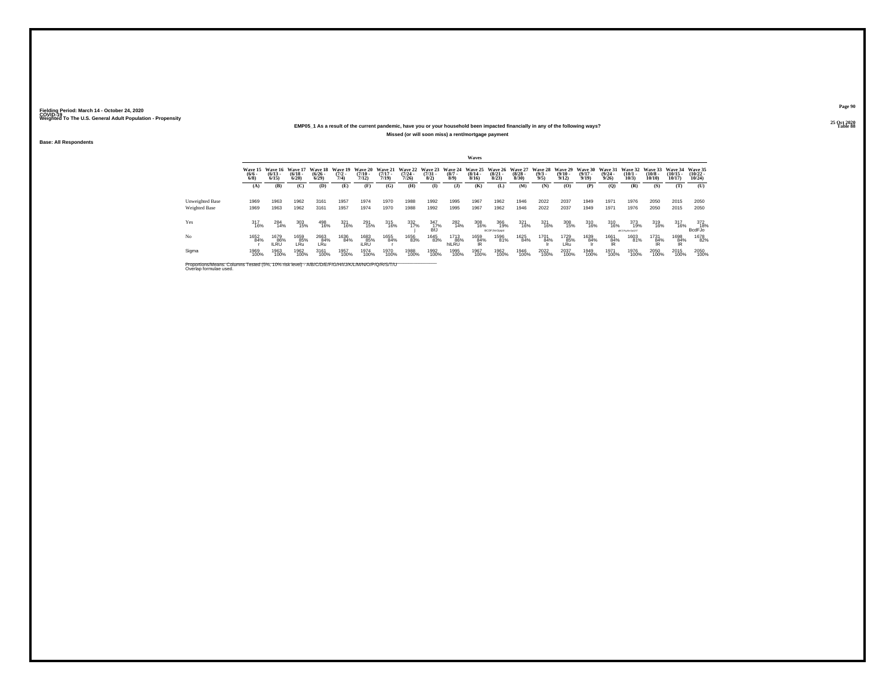Fielding Period: March 14 - October 24, 2020
COVID-19
Weighted To The U.S. General Adult Population - Propensity

25 Oct 2020
Table 88

**EMP05_1 As a result of the current pandemic, have you or your household been impacted financially in any of the following ways?**

**Missed (or will soon miss) a rent/mortgage payment**

**Base: All Respondents**

| | Wave 15 (6/6 - 6/8) | Wave 16 (6/13 - 6/15) | Wave 17 (6/18 - 6/20) | Wave 18 (6/26 - 6/29) | Wave 19 (7/2 - 7/4) | Wave 20 (7/10 - 7/12) | Wave 21 (7/17 - 7/19) | Wave 22 (7/24 - 7/26) | Wave 23 (7/31 - 8/2) | Wave 24 (8/7 - 8/9) | Wave 25 (8/14 - 8/16) | Wave 26 (8/21 - 8/23) | Wave 27 (8/28 - 8/30) | Wave 28 (9/3 - 9/5) | Wave 29 (9/10 - 9/12) | Wave 30 (9/17 - 9/19) | Wave 31 (9/24 - 9/26) | Wave 32 (10/1 - 10/3) | Wave 33 (10/8 - 10/10) | Wave 34 (10/15 - 10/17) | Wave 35 (10/22 - 10/24) |
|---|---|---|---|---|---|---|---|---|---|---|---|---|---|---|---|---|---|---|---|---|---|
| | (A) | (B) | (C) | (D) | (E) | (F) | (G) | (H) | (I) | (J) | (K) | (L) | (M) | (N) | (O) | (P) | (Q) | (R) | (S) | (T) | (U) |
| Unweighted Base | 1969 | 1963 | 1962 | 3161 | 1957 | 1974 | 1970 | 1988 | 1992 | 1995 | 1967 | 1962 | 1946 | 2022 | 2037 | 1949 | 1971 | 1976 | 2050 | 2015 | 2050 |
| Weighted Base | 1969 | 1963 | 1962 | 3161 | 1957 | 1974 | 1970 | 1988 | 1992 | 1995 | 1967 | 1962 | 1946 | 2022 | 2037 | 1949 | 1971 | 1976 | 2050 | 2015 | 2050 |
| Yes | 317 16% | 284 14% | 303 15% | 498 16% | 321 16% | 291 15% | 315 16% | 332 17% j | 347 17% BIJ | 282 14% | 308 16% | 366 19% BCDFJmOpqs | 321 16% | 321 16% | 308 15% | 310 16% | 310 16% | 373 19% aBCFhjJKnOpQST | 319 16% | 317 16% | 372 18% BcdFJo |
| No | 1652 84% r | 1679 86% ILRU | 1659 85% LRu | 2663 84% LRu | 1636 84% | 1683 85% iLRU | 1655 84% r | 1656 83% | 1645 83% | 1713 86% hILRU | 1659 84% lR | 1596 81% | 1625 84% | 1701 84% lr | 1729 85% LRu | 1639 84% lr | 1661 84% lR | 1603 81% | 1731 84% lR | 1698 84% lR | 1678 82% |
| Sigma | 1969 100% | 1963 100% | 1962 100% | 3161 100% | 1957 100% | 1974 100% | 1970 100% | 1988 100% | 1992 100% | 1995 100% | 1967 100% | 1962 100% | 1946 100% | 2022 100% | 2037 100% | 1949 100% | 1971 100% | 1976 100% | 2050 100% | 2015 100% | 2050 100% |

Proportions/Means: Columns Tested (5%, 10% risk level) - A/B/C/D/E/F/G/H/I/J/K/L/M/N/O/P/Q/R/S/T/U
Overlap formulae used.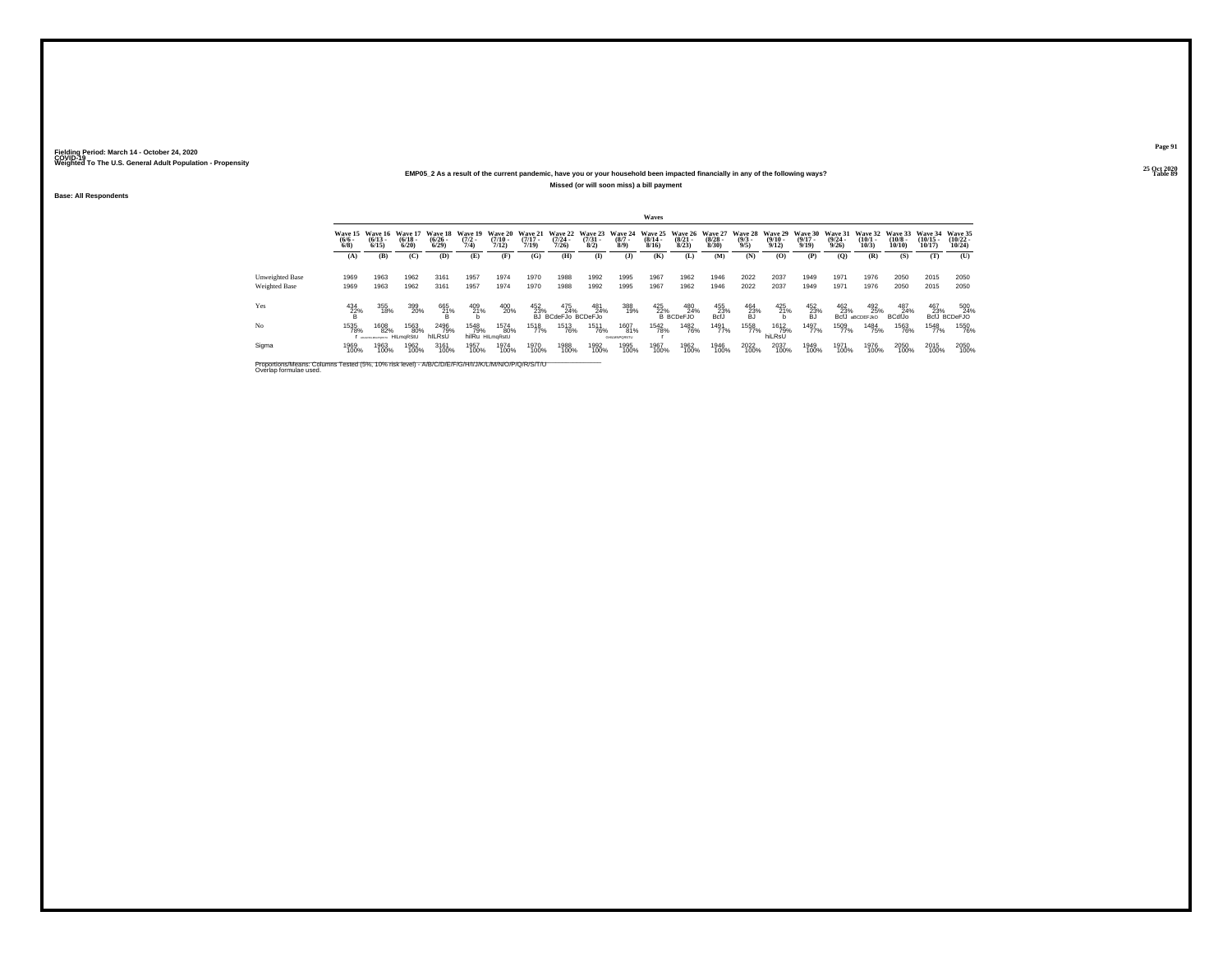Fielding Period: March 14 - October 24, 2020
COVID-19
Weighted To The U.S. General Adult Population - Propensity

25 Oct 2020
Table 89

## EMP05_2 As a result of the current pandemic, have you or your household been impacted financially in any of the following ways?

### Missed (or will soon miss) a bill payment

**Base: All Respondents**

| | Waves | | | | | | | | | | | | | | | | | | | | |
|---|---|---|---|---|---|---|---|---|---|---|---|---|---|---|---|---|---|---|---|---|---|
| | Wave 15 (6/6 - 6/8) | Wave 16 (6/13 - 6/15) | Wave 17 (6/18 - 6/20) | Wave 18 (6/26 - 6/29) | Wave 19 (7/2 - 7/4) | Wave 20 (7/10 - 7/12) | Wave 21 (7/17 - 7/19) | Wave 22 (7/24 - 7/26) | Wave 23 (7/31 - 8/2) | Wave 24 (8/7 - 8/9) | Wave 25 (8/14 - 8/16) | Wave 26 (8/21 - 8/23) | Wave 27 (8/28 - 8/30) | Wave 28 (9/3 - 9/5) | Wave 29 (9/10 - 9/12) | Wave 30 (9/17 - 9/19) | Wave 31 (9/24 - 9/26) | Wave 32 (10/1 - 10/3) | Wave 33 (10/8 - 10/10) | Wave 34 (10/15 - 10/17) | Wave 35 (10/22 - 10/24) |
| | (A) | (B) | (C) | (D) | (E) | (F) | (G) | (H) | (I) | (J) | (K) | (L) | (M) | (N) | (O) | (P) | (Q) | (R) | (S) | (T) | (U) |
| Unweighted Base | 1969 | 1963 | 1962 | 3161 | 1957 | 1974 | 1970 | 1988 | 1992 | 1995 | 1967 | 1962 | 1946 | 2022 | 2037 | 1949 | 1971 | 1976 | 2050 | 2015 | 2050 |
| Weighted Base | 1969 | 1963 | 1962 | 3161 | 1957 | 1974 | 1970 | 1988 | 1992 | 1995 | 1967 | 1962 | 1946 | 2022 | 2037 | 1949 | 1971 | 1976 | 2050 | 2015 | 2050 |
| Yes | 434 22% B | 355 18% | 399 20% | 665 21% B | 409 21% b | 400 20% | 452 23% BJ | 475 24% BCdeFJo | 481 24% BCDeFJo | 388 19% | 425 22% B | 480 24% BCDeFJO | 455 23% BcfJ | 464 23% BJ | 425 21% b | 452 23% BJ | 462 23% BcfJ | 492 25% aBCDEFJkO | 487 24% BCdfJo | 467 23% BcfJ | 500 24% BCDeFJO |
| No | 1535 78% r | 1608 82% aGHIKLMNPQRSTU | 1563 80% HILmqRStU | 2496 79% hILRsU | 1548 79% hilRu | 1574 80% HILmqRstU | 1518 77% | 1513 76% | 1511 76% | 1607 81% GHiLMNPQRSTU | 1542 78% r | 1482 76% | 1491 77% | 1558 77% | 1612 79% hiLRsU | 1497 77% | 1509 77% | 1484 75% | 1563 76% | 1548 77% | 1550 76% |
| Sigma | 1969 100% | 1963 100% | 1962 100% | 3161 100% | 1957 100% | 1974 100% | 1970 100% | 1988 100% | 1992 100% | 1995 100% | 1967 100% | 1962 100% | 1946 100% | 2022 100% | 2037 100% | 1949 100% | 1971 100% | 1976 100% | 2050 100% | 2015 100% | 2050 100% |

Proportions/Means: Columns Tested (5%, 10% risk level) - A/B/C/D/E/F/G/H/I/J/K/L/M/N/O/P/Q/R/S/T/U
Overlap formulae used.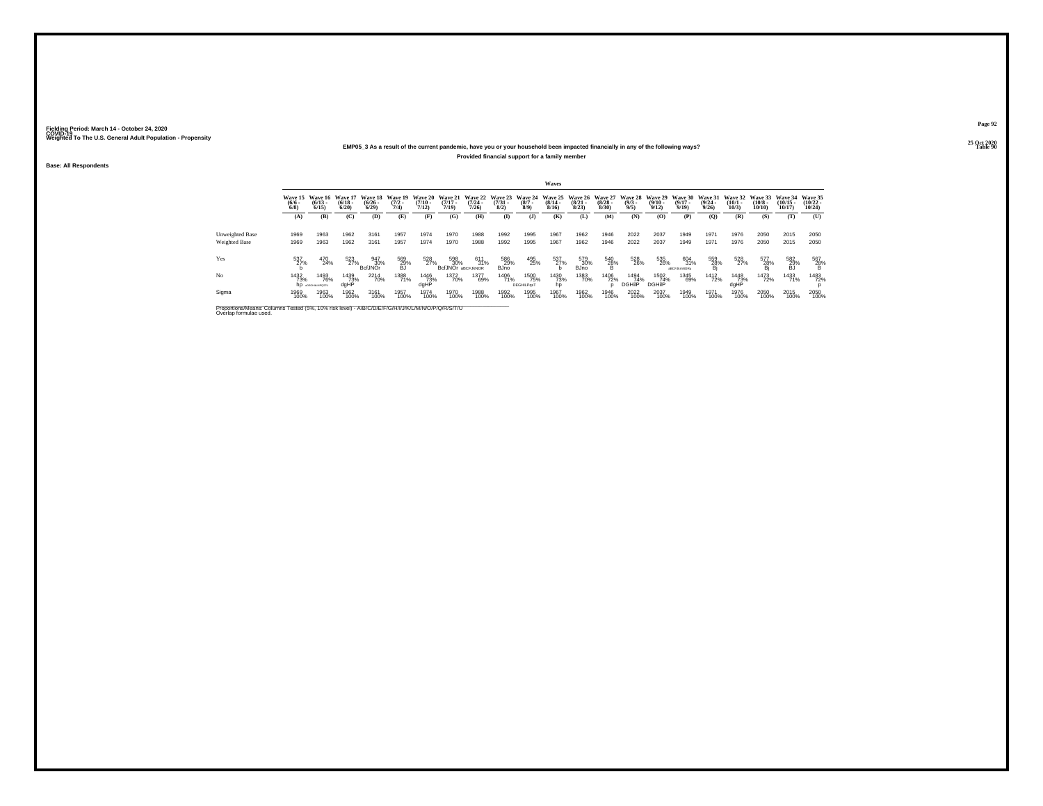Fielding Period: March 14 - October 24, 2020
COVID-19
Weighted To The U.S. General Adult Population - Propensity

25 Oct 2020
Table 90

**EMP05_3 As a result of the current pandemic, have you or your household been impacted financially in any of the following ways?**

**Provided financial support for a family member**

**Base: All Respondents**

| | Waves | | | | | | | | | | | | | | | | | | | | |
|---|---|---|---|---|---|---|---|---|---|---|---|---|---|---|---|---|---|---|---|---|---|
| | Wave 15 (6/6 - 6/8) | Wave 16 (6/13 - 6/15) | Wave 17 (6/18 - 6/20) | Wave 18 (6/26 - 6/29) | Wave 19 (7/2 - 7/4) | Wave 20 (7/10 - 7/12) | Wave 21 (7/17 - 7/19) | Wave 22 (7/24 - 7/26) | Wave 23 (7/31 - 8/2) | Wave 24 (8/7 - 8/9) | Wave 25 (8/14 - 8/16) | Wave 26 (8/21 - 8/23) | Wave 27 (8/28 - 8/30) | Wave 28 (9/3 - 9/5) | Wave 29 (9/10 - 9/12) | Wave 30 (9/17 - 9/19) | Wave 31 (9/24 - 9/26) | Wave 32 (10/1 - 10/3) | Wave 33 (10/8 - 10/10) | Wave 34 (10/15 - 10/17) | Wave 35 (10/22 - 10/24) |
| | (A) | (B) | (C) | (D) | (E) | (F) | (G) | (H) | (I) | (J) | (K) | (L) | (M) | (N) | (O) | (P) | (Q) | (R) | (S) | (T) | (U) |
| Unweighted Base | 1969 | 1963 | 1962 | 3161 | 1957 | 1974 | 1970 | 1988 | 1992 | 1995 | 1967 | 1962 | 1946 | 2022 | 2037 | 1949 | 1971 | 1976 | 2050 | 2015 | 2050 |
| Weighted Base | 1969 | 1963 | 1962 | 3161 | 1957 | 1974 | 1970 | 1988 | 1992 | 1995 | 1967 | 1962 | 1946 | 2022 | 2037 | 1949 | 1971 | 1976 | 2050 | 2015 | 2050 |
| Yes | 537 27% b | 470 24% | 523 27% | 947 30% BcfJNOr | 569 29% BJ | 528 27% | 598 30% BcfJNOr | 611 31% aBCFJkNOR | 586 29% BJno | 495 25% | 537 27% b | 579 30% BJno | 540 28% B | 528 26% | 535 26% | 604 31% aBCFJkNOR | 559 28% Bj | 528 27% | 577 28% Bj | 582 29% BJ | 567 28% B |
| No | 1432 73% hp | 1493 76% aDEGHIkLMPQSTU | 1439 73% dgHP | 2214 70% | 1388 71% | 1446 73% dgHP | 1372 70% | 1377 69% | 1406 71% | 1500 75% DEGHILPqsT | 1430 73% hp | 1383 70% | 1406 72% p | 1494 74% DGHIlP | 1502 74% DGHIlP | 1345 69% | 1412 72% | 1448 73% dgHP | 1473 72% | 1433 71% | 1483 72% p |
| Sigma | 1969 100% | 1963 100% | 1962 100% | 3161 100% | 1957 100% | 1974 100% | 1970 100% | 1988 100% | 1992 100% | 1995 100% | 1967 100% | 1962 100% | 1946 100% | 2022 100% | 2037 100% | 1949 100% | 1971 100% | 1976 100% | 2050 100% | 2015 100% | 2050 100% |

Proportions/Means: Columns Tested (5%, 10% risk level) - A/B/C/D/E/F/G/H/I/J/K/L/M/N/O/P/Q/R/S/T/U
Overlap formulae used.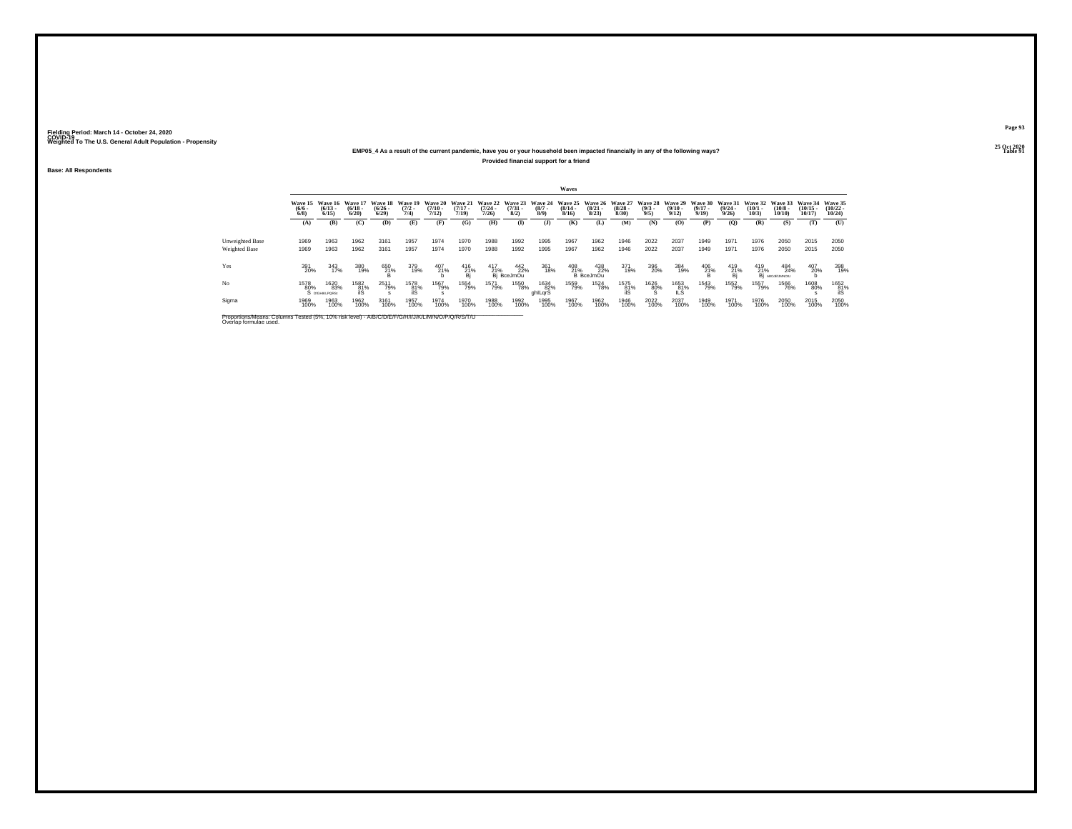Fielding Period: March 14 - October 24, 2020
COVID-19
Weighted To The U.S. General Adult Population - Propensity

25 Oct 2020
Table 91

**EMP05_4 As a result of the current pandemic, have you or your household been impacted financially in any of the following ways?**
**Provided financial support for a friend**

**Base: All Respondents**

| | Wave 15 (6/6 - 6/8) | Wave 16 (6/13 - 6/15) | Wave 17 (6/18 - 6/20) | Wave 18 (6/26 - 6/29) | Wave 19 (7/2 - 7/4) | Wave 20 (7/10 - 7/12) | Wave 21 (7/17 - 7/19) | Wave 22 (7/24 - 7/26) | Wave 23 (7/31 - 8/2) | Wave 24 (8/7 - 8/9) | Wave 25 (8/14 - 8/16) | Wave 26 (8/21 - 8/23) | Wave 27 (8/28 - 8/30) | Wave 28 (9/3 - 9/5) | Wave 29 (9/10 - 9/12) | Wave 30 (9/17 - 9/19) | Wave 31 (9/24 - 9/26) | Wave 32 (10/1 - 10/3) | Wave 33 (10/8 - 10/10) | Wave 34 (10/15 - 10/17) | Wave 35 (10/22 - 10/24) |
|---|---|---|---|---|---|---|---|---|---|---|---|---|---|---|---|---|---|---|---|---|---|
| | (A) | (B) | (C) | (D) | (E) | (F) | (G) | (H) | (I) | (J) | (K) | (L) | (M) | (N) | (O) | (P) | (Q) | (R) | (S) | (T) | (U) |
| Unweighted Base | 1969 | 1963 | 1962 | 3161 | 1957 | 1974 | 1970 | 1988 | 1992 | 1995 | 1967 | 1962 | 1946 | 2022 | 2037 | 1949 | 1971 | 1976 | 2050 | 2015 | 2050 |
| Weighted Base | 1969 | 1963 | 1962 | 3161 | 1957 | 1974 | 1970 | 1988 | 1992 | 1995 | 1967 | 1962 | 1946 | 2022 | 2037 | 1949 | 1971 | 1976 | 2050 | 2015 | 2050 |
| Yes | 391 20% | 343 17% | 380 19% | 650 21% B | 379 19% | 407 21% b | 416 21% Bj | 417 21% Bj | 442 22% BceJmOu | 361 18% | 408 21% B | 438 22% BceJmOu | 371 19% | 396 20% | 384 19% | 406 21% B | 419 21% Bj | 419 21% Bj | 484 24% ABCDEFGHJKMNOPQRTU | 407 20% b | 398 19% |
| No | 1578 80% S | 1620 83% DfGHIKLPQRSt | 1582 81% ilS | 2511 79% s | 1578 81% ilS | 1567 79% s | 1554 79% | 1571 79% | 1550 78% | 1634 82% ghILqrS | 1559 79% | 1524 78% | 1575 81% ilS | 1626 80% S | 1653 81% ILS | 1543 79% | 1552 79% | 1557 79% | 1566 76% | 1608 80% s | 1652 81% ilS |
| Sigma | 1969 100% | 1963 100% | 1962 100% | 3161 100% | 1957 100% | 1974 100% | 1970 100% | 1988 100% | 1992 100% | 1995 100% | 1967 100% | 1962 100% | 1946 100% | 2022 100% | 2037 100% | 1949 100% | 1971 100% | 1976 100% | 2050 100% | 2015 100% | 2050 100% |

Proportions/Means: Columns Tested (5%, 10% risk level) - A/B/C/D/E/F/G/H/I/J/K/L/M/N/O/P/Q/R/S/T/U
Overlap formulae used.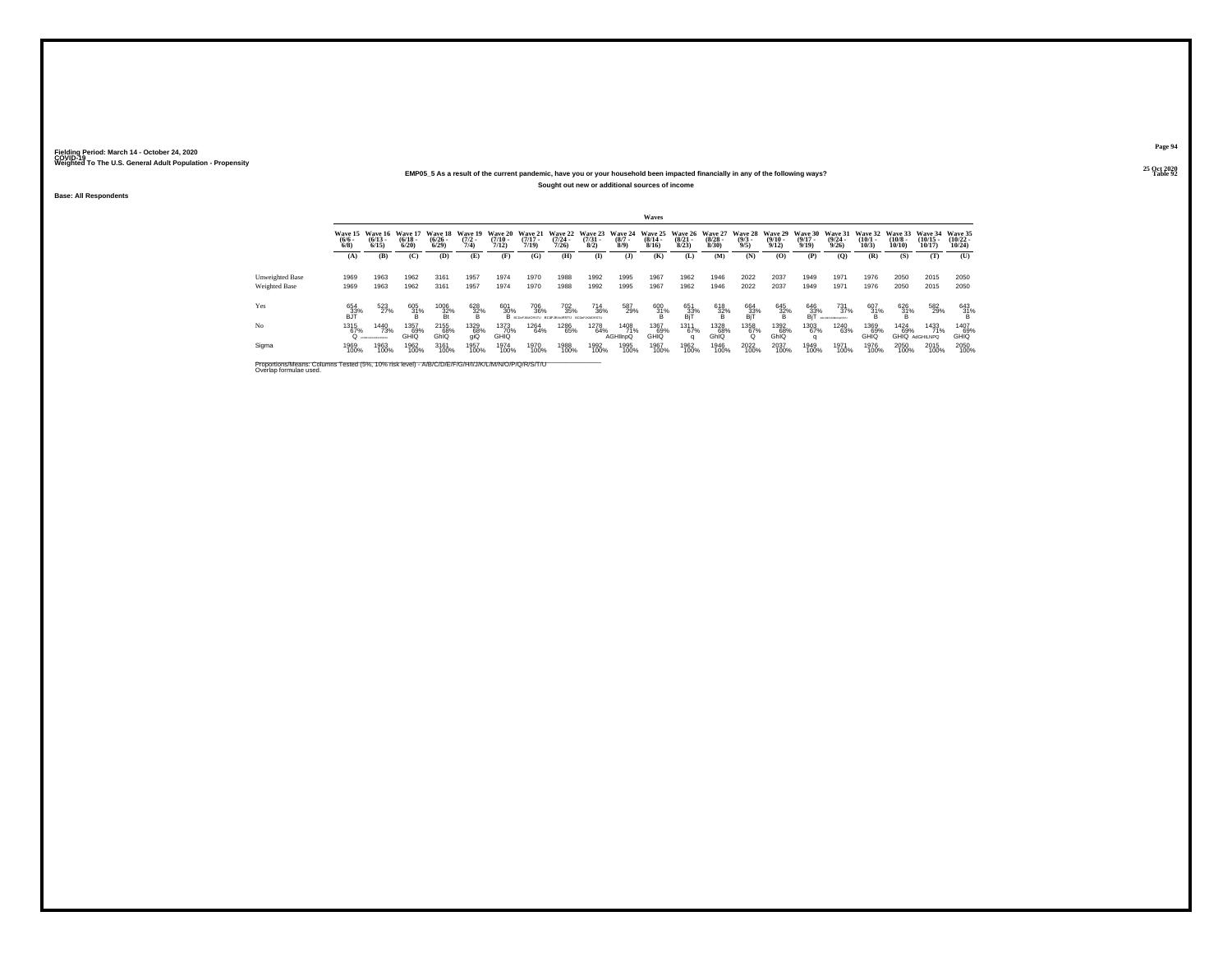Fielding Period: March 14 - October 24, 2020
COVID-19
Weighted To The U.S. General Adult Population - Propensity

25 Oct 2020
Table 92

### EMP05_5 As a result of the current pandemic, have you or your household been impacted financially in any of the following ways?

Sought out new or additional sources of income

Base: All Respondents

| | Waves | | | | | | | | | | | | | | | | | | | | |
|---|---|---|---|---|---|---|---|---|---|---|---|---|---|---|---|---|---|---|---|---|---|
| | Wave 15 (6/6 - 6/8) | Wave 16 (6/13 - 6/15) | Wave 17 (6/18 - 6/20) | Wave 18 (6/26 - 6/29) | Wave 19 (7/2 - 7/4) | Wave 20 (7/10 - 7/12) | Wave 21 (7/17 - 7/19) | Wave 22 (7/24 - 7/26) | Wave 23 (7/31 - 8/2) | Wave 24 (8/7 - 8/9) | Wave 25 (8/14 - 8/16) | Wave 26 (8/21 - 8/23) | Wave 27 (8/28 - 8/30) | Wave 28 (9/3 - 9/5) | Wave 29 (9/10 - 9/12) | Wave 30 (9/17 - 9/19) | Wave 31 (9/24 - 9/26) | Wave 32 (10/1 - 10/3) | Wave 33 (10/8 - 10/10) | Wave 34 (10/15 - 10/17) | Wave 35 (10/22 - 10/24) |
| | (A) | (B) | (C) | (D) | (E) | (F) | (G) | (H) | (I) | (J) | (K) | (L) | (M) | (N) | (O) | (P) | (Q) | (R) | (S) | (T) | (U) |
| Unweighted Base | 1969 | 1963 | 1962 | 3161 | 1957 | 1974 | 1970 | 1988 | 1992 | 1995 | 1967 | 1962 | 1946 | 2022 | 2037 | 1949 | 1971 | 1976 | 2050 | 2015 | 2050 |
| Weighted Base | 1969 | 1963 | 1962 | 3161 | 1957 | 1974 | 1970 | 1988 | 1992 | 1995 | 1967 | 1962 | 1946 | 2022 | 2037 | 1949 | 1971 | 1976 | 2050 | 2015 | 2050 |
| Yes | 654 33% BJT | 523 27% | 605 31% B | 1006 32% Bt | 628 32% B | 601 30% B | 706 36% BCDeFJKMNORSTU | 702 35% BCDFJKmRSTU | 714 36% BCDeFJKMORSTU | 587 29% | 600 31% B | 651 33% BjT | 618 32% B | 664 33% BjT | 645 32% B | 646 33% BjT | 731 37% abCDEFJKMNOpRSTU | 607 31% B | 626 31% B | 582 29% | 643 31% B |
| No | 1315 67% Q | 1440 73% ACDEFGHIKLMNOPQRSU | 1357 69% GHIQ | 2155 68% GhIQ | 1329 68% gIQ | 1373 70% GHIQ | 1264 64% | 1286 65% | 1278 64% | 1408 71% AGHIlnpQ | 1367 69% GHIQ | 1311 67% q | 1328 68% GhIQ | 1358 67% Q | 1392 68% GhIQ | 1303 67% q | 1240 63% | 1369 69% GHIQ | 1424 69% GHIQ | 1433 71% AdGHILNPQ | 1407 69% GHIQ |
| Sigma | 1969 100% | 1963 100% | 1962 100% | 3161 100% | 1957 100% | 1974 100% | 1970 100% | 1988 100% | 1992 100% | 1995 100% | 1967 100% | 1962 100% | 1946 100% | 2022 100% | 2037 100% | 1949 100% | 1971 100% | 1976 100% | 2050 100% | 2015 100% | 2050 100% |

Proportions/Means: Columns Tested (5%, 10% risk level) - A/B/C/D/E/F/G/H/I/J/K/L/M/N/O/P/Q/R/S/T/U
Overlap formulae used.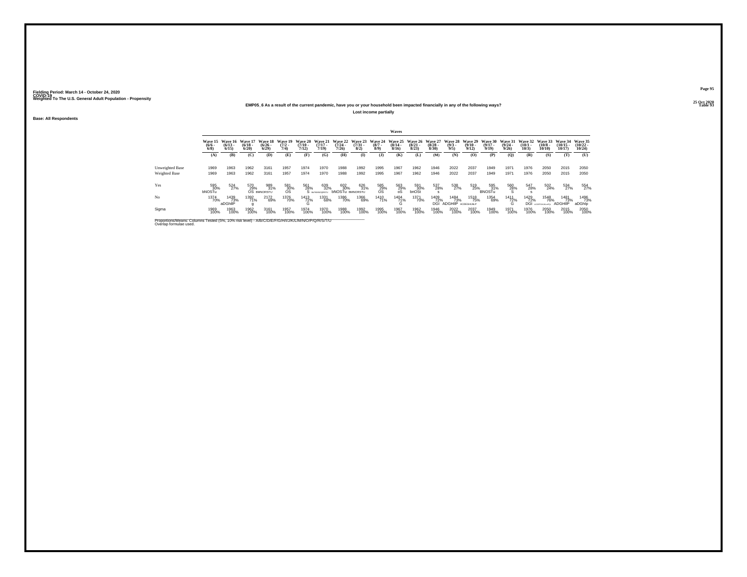Fielding Period: March 14 - October 24, 2020
COVID-19
Weighted To The U.S. General Adult Population - Propensity

25 Oct 2020
Table 93

## EMP05_6 As a result of the current pandemic, have you or your household been impacted financially in any of the following ways?

Lost income partially

Base: All Respondents

| | Waves | | | | | | | | | | | | | | | | | | | | |
|---|---|---|---|---|---|---|---|---|---|---|---|---|---|---|---|---|---|---|---|---|---|
| | Wave 15 (6/6 - 6/8) | Wave 16 (6/13 - 6/15) | Wave 17 (6/18 - 6/20) | Wave 18 (6/26 - 6/29) | Wave 19 (7/2 - 7/4) | Wave 20 (7/10 - 7/12) | Wave 21 (7/17 - 7/19) | Wave 22 (7/24 - 7/26) | Wave 23 (7/31 - 8/2) | Wave 24 (8/7 - 8/9) | Wave 25 (8/14 - 8/16) | Wave 26 (8/21 - 8/23) | Wave 27 (8/28 - 8/30) | Wave 28 (9/3 - 9/5) | Wave 29 (9/10 - 9/12) | Wave 30 (9/17 - 9/19) | Wave 31 (9/24 - 9/26) | Wave 32 (10/1 - 10/3) | Wave 33 (10/8 - 10/10) | Wave 34 (10/15 - 10/17) | Wave 35 (10/22 - 10/24) |
| | (A) | (B) | (C) | (D) | (E) | (F) | (G) | (H) | (I) | (J) | (K) | (L) | (M) | (N) | (O) | (P) | (Q) | (R) | (S) | (T) | (U) |
| Unweighted Base | 1969 | 1963 | 1962 | 3161 | 1957 | 1974 | 1970 | 1988 | 1992 | 1995 | 1967 | 1962 | 1946 | 2022 | 2037 | 1949 | 1971 | 1976 | 2050 | 2015 | 2050 |
| Weighted Base | 1969 | 1963 | 1962 | 3161 | 1957 | 1974 | 1970 | 1988 | 1992 | 1995 | 1967 | 1962 | 1946 | 2022 | 2037 | 1949 | 1971 | 1976 | 2050 | 2015 | 2050 |
| Yes | 595 30% bNOSTu | 524 27% | 570 29% OS | 989 31% BMNORSTU | 581 30% OS | 561 28% S | 639 32% BcFMNOQRSTU | 602 30% bNOSTu | 626 31% BMNORSTU | 585 29% OS | 563 29% oS | 591 30% bnOSt | 537 28% s | 538 27% | 519 25% | 595 31% BNOSTu | 560 28% S | 547 28% s | 502 24% | 534 27% | 554 27% |
| No | 1374 70% | 1439 73% aDGhIP | 1392 71% g | 2172 69% | 1376 70% | 1413 72% G | 1331 68% | 1386 70% | 1366 69% | 1410 71% | 1404 71% G | 1371 70% | 1409 72% DGI | 1484 73% ADGHIP | 1518 75% ACDEGHIJKLP | 1354 69% | 1411 72% G | 1429 72% DGI | 1548 76% ACDEFGHIJKLMPQ | 1481 73% ADGHIP | 1496 73% aDGhIp |
| Sigma | 1969 100% | 1963 100% | 1962 100% | 3161 100% | 1957 100% | 1974 100% | 1970 100% | 1988 100% | 1992 100% | 1995 100% | 1967 100% | 1962 100% | 1946 100% | 2022 100% | 2037 100% | 1949 100% | 1971 100% | 1976 100% | 2050 100% | 2015 100% | 2050 100% |

Proportions/Means: Columns Tested (5%, 10% risk level) - A/B/C/D/E/F/G/H/I/J/K/L/M/N/O/P/Q/R/S/T/U
Overlap formulae used.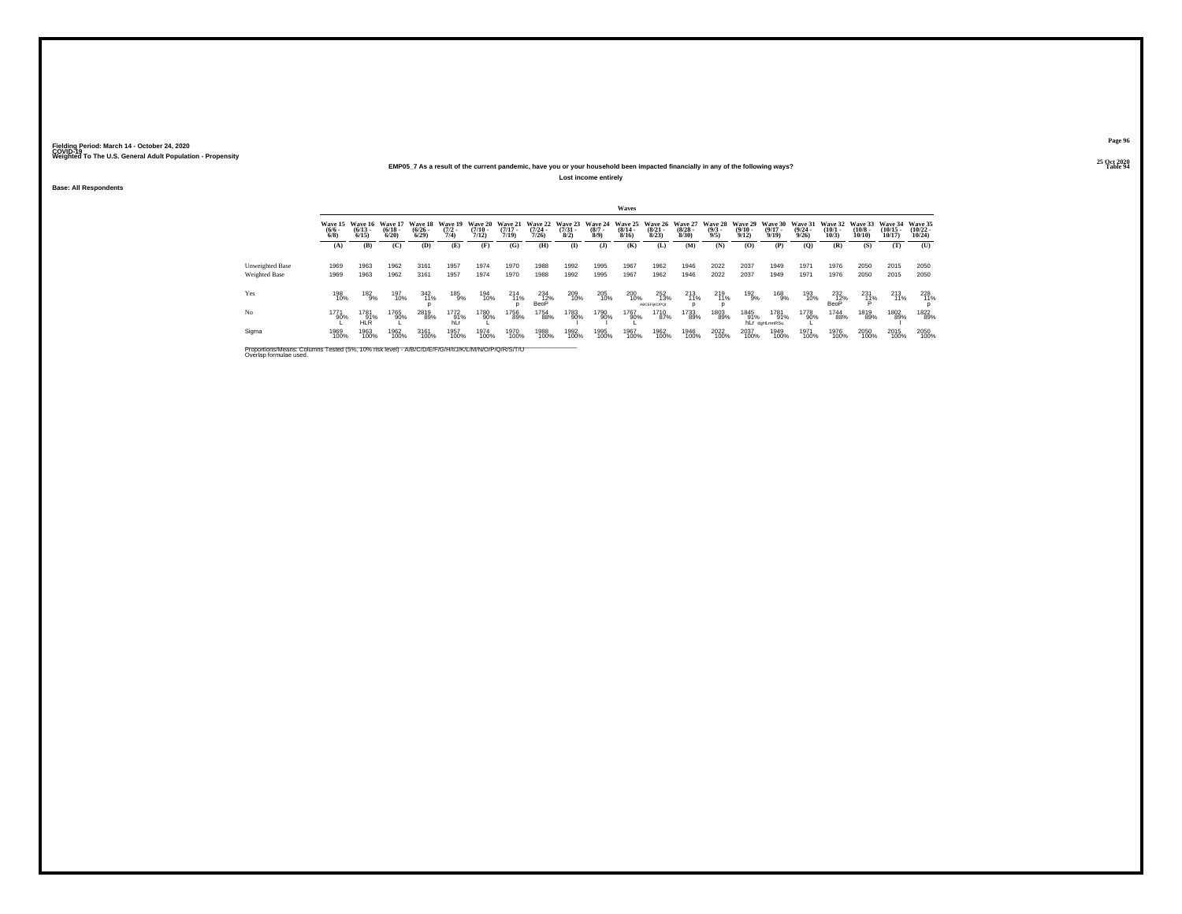Fielding Period: March 14 - October 24, 2020
COVID-19
Weighted To The U.S. General Adult Population - Propensity

25 Oct 2020
Table 94

**EMP05_7 As a result of the current pandemic, have you or your household been impacted financially in any of the following ways?**

**Lost income entirely**

**Base: All Respondents**

| | Waves | | | | | | | | | | | | | | | | | | | | |
|---|---|---|---|---|---|---|---|---|---|---|---|---|---|---|---|---|---|---|---|---|---|
| | Wave 15 (6/6 - 6/8) | Wave 16 (6/13 - 6/15) | Wave 17 (6/18 - 6/20) | Wave 18 (6/26 - 6/29) | Wave 19 (7/2 - 7/4) | Wave 20 (7/10 - 7/12) | Wave 21 (7/17 - 7/19) | Wave 22 (7/24 - 7/26) | Wave 23 (7/31 - 8/2) | Wave 24 (8/7 - 8/9) | Wave 25 (8/14 - 8/16) | Wave 26 (8/21 - 8/23) | Wave 27 (8/28 - 8/30) | Wave 28 (9/3 - 9/5) | Wave 29 (9/10 - 9/12) | Wave 30 (9/17 - 9/19) | Wave 31 (9/24 - 9/26) | Wave 32 (10/1 - 10/3) | Wave 33 (10/8 - 10/10) | Wave 34 (10/15 - 10/17) | Wave 35 (10/22 - 10/24) |
| | (A) | (B) | (C) | (D) | (E) | (F) | (G) | (H) | (I) | (J) | (K) | (L) | (M) | (N) | (O) | (P) | (Q) | (R) | (S) | (T) | (U) |
| Unweighted Base | 1969 | 1963 | 1962 | 3161 | 1957 | 1974 | 1970 | 1988 | 1992 | 1995 | 1967 | 1962 | 1946 | 2022 | 2037 | 1949 | 1971 | 1976 | 2050 | 2015 | 2050 |
| Weighted Base | 1969 | 1963 | 1962 | 3161 | 1957 | 1974 | 1970 | 1988 | 1992 | 1995 | 1967 | 1962 | 1946 | 2022 | 2037 | 1949 | 1971 | 1976 | 2050 | 2015 | 2050 |
| Yes | 198 | 182 | 197 | 342 | 185 | 194 | 214 | 234 | 209 | 205 | 200 | 252 | 213 | 219 | 192 | 168 | 193 | 232 | 231 | 213 | 228 |
| | 10% | 9% | 10% | 11% | 9% | 10% | 11% | 12% | 10% | 10% | 10% | 13% | 11% | 11% | 9% | 9% | 10% | 12% | 11% | 11% | 11% |
| | | | | p | | | p | BeoP | | | | ABCEFIjKOPQt | p | p | | | | BeoP | P | | p |
| No | 1771 | 1781 | 1765 | 2819 | 1772 | 1780 | 1756 | 1754 | 1783 | 1790 | 1767 | 1710 | 1733 | 1803 | 1845 | 1781 | 1778 | 1744 | 1819 | 1802 | 1822 |
| | 90% | 91% | 90% | 89% | 91% | 90% | 89% | 88% | 90% | 90% | 90% | 87% | 89% | 89% | 91% | 91% | 90% | 88% | 89% | 89% | 89% |
| | L | HLR | L | | hLr | L | | | l | l | L | | | | hLr | dgHLmnRSu | L | | | l | |
| Sigma | 1969 | 1963 | 1962 | 3161 | 1957 | 1974 | 1970 | 1988 | 1992 | 1995 | 1967 | 1962 | 1946 | 2022 | 2037 | 1949 | 1971 | 1976 | 2050 | 2015 | 2050 |
| | 100% | 100% | 100% | 100% | 100% | 100% | 100% | 100% | 100% | 100% | 100% | 100% | 100% | 100% | 100% | 100% | 100% | 100% | 100% | 100% | 100% |

Proportions/Means: Columns Tested (5%, 10% risk level) - A/B/C/D/E/F/G/H/I/J/K/L/M/N/O/P/Q/R/S/T/U
Overlap formulae used.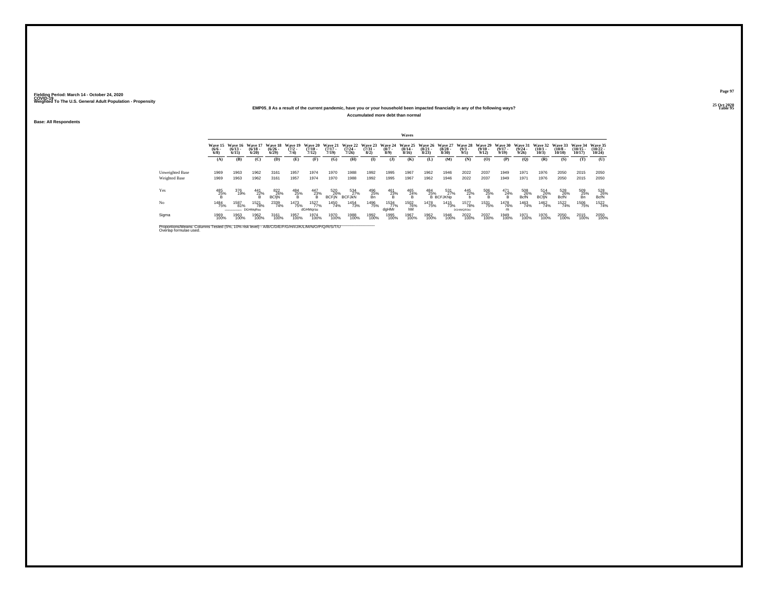Fielding Period: March 14 - October 24, 2020
COVID-19
Weighted To The U.S. General Adult Population - Propensity

25 Oct 2020
Table 95

**EMP05_8 As a result of the current pandemic, have you or your household been impacted financially in any of the following ways?**

**Accumulated more debt than normal**

**Base: All Respondents**

| | Waves | | | | | | | | | | | | | | | | | | | | |
|---|---|---|---|---|---|---|---|---|---|---|---|---|---|---|---|---|---|---|---|---|---|
| | Wave 15 (6/6 - 6/8) | Wave 16 (6/13 - 6/15) | Wave 17 (6/18 - 6/20) | Wave 18 (6/26 - 6/29) | Wave 19 (7/2 - 7/4) | Wave 20 (7/10 - 7/12) | Wave 21 (7/17 - 7/19) | Wave 22 (7/24 - 7/26) | Wave 23 (7/31 - 8/2) | Wave 24 (8/7 - 8/9) | Wave 25 (8/14 - 8/16) | Wave 26 (8/21 - 8/23) | Wave 27 (8/28 - 8/30) | Wave 28 (9/3 - 9/5) | Wave 29 (9/10 - 9/12) | Wave 30 (9/17 - 9/19) | Wave 31 (9/24 - 9/26) | Wave 32 (10/1 - 10/3) | Wave 33 (10/8 - 10/10) | Wave 34 (10/15 - 10/17) | Wave 35 (10/22 - 10/24) |
| | (A) | (B) | (C) | (D) | (E) | (F) | (G) | (H) | (I) | (J) | (K) | (L) | (M) | (N) | (O) | (P) | (Q) | (R) | (S) | (T) | (U) |
| Unweighted Base | 1969 | 1963 | 1962 | 3161 | 1957 | 1974 | 1970 | 1988 | 1992 | 1995 | 1967 | 1962 | 1946 | 2022 | 2037 | 1949 | 1971 | 1976 | 2050 | 2015 | 2050 |
| Weighted Base | 1969 | 1963 | 1962 | 3161 | 1957 | 1974 | 1970 | 1988 | 1992 | 1995 | 1967 | 1962 | 1946 | 2022 | 2037 | 1949 | 1971 | 1976 | 2050 | 2015 | 2050 |
| Yes | 485 25% B | 376 19% | 441 22% B | 822 26% BCfjN | 484 25% B | 447 23% B | 520 26% BCFjN | 534 27% BCFJkN | 496 25% Bn | 461 23% B | 465 24% B | 484 25% B | 531 27% BCFJKNp | 445 22% b | 506 25% B | 471 24% B | 508 26% BcfN | 514 26% BCfjN | 528 26% BcfN | 509 25% Bn | 528 26% BcfN |
| No | 1484 75% | 1587 81% | 1521 78% DGHMqRsu | 2339 74% | 1473 75% | 1527 77% dGHMqrsu | 1450 74% | 1454 73% | 1496 75% | 1534 77% dgHMr | 1502 76% hM | 1478 75% | 1415 73% | 1577 78% DGHMQRSU | 1531 75% | 1478 76% m | 1463 74% | 1462 74% | 1522 74% | 1506 75% | 1522 74% |
| Sigma | 1969 100% | 1963 100% | 1962 100% | 3161 100% | 1957 100% | 1974 100% | 1970 100% | 1988 100% | 1992 100% | 1995 100% | 1967 100% | 1962 100% | 1946 100% | 2022 100% | 2037 100% | 1949 100% | 1971 100% | 1976 100% | 2050 100% | 2015 100% | 2050 100% |

Proportions/Means: Columns Tested (5%, 10% risk level) - A/B/C/D/E/F/G/H/I/J/K/L/M/N/O/P/Q/R/S/T/U
Overlap formulae used.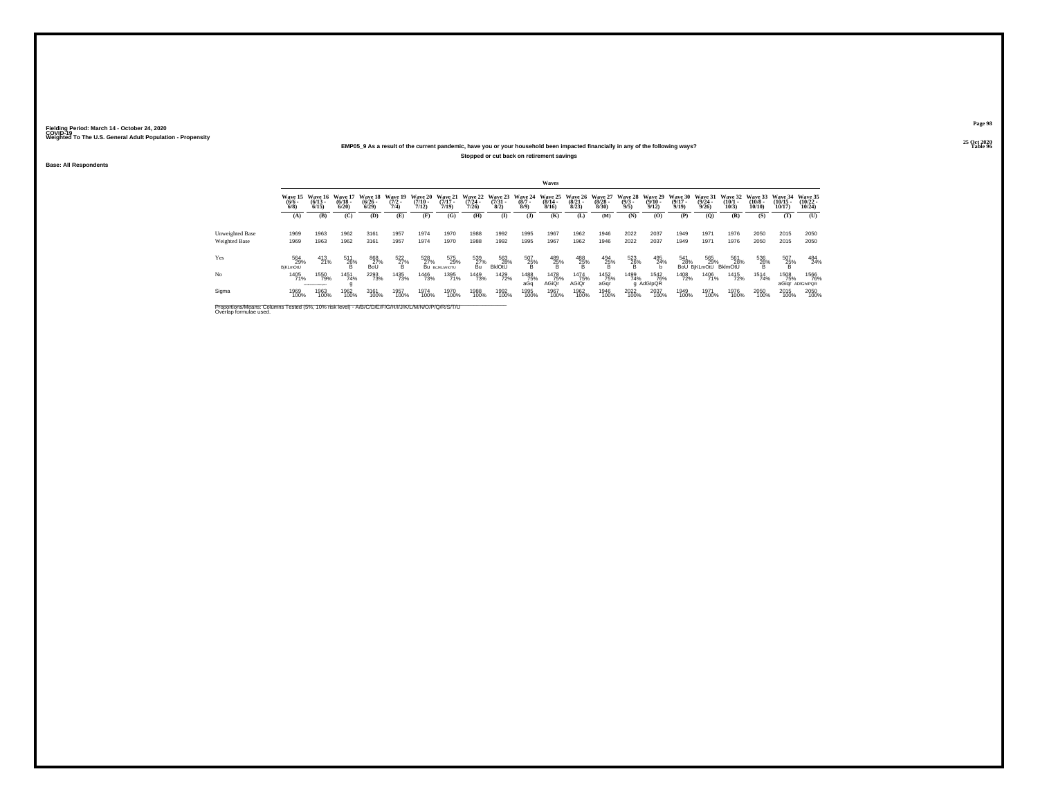Fielding Period: March 14 - October 24, 2020
COVID-19
Weighted To The U.S. General Adult Population - Propensity

25 Oct 2020
Table 96

**EMP05_9 As a result of the current pandemic, have you or your household been impacted financially in any of the following ways?**

**Stopped or cut back on retirement savings**

**Base: All Respondents**

| | Waves | | | | | | | | | | | | | | | | | | | | |
|---|---|---|---|---|---|---|---|---|---|---|---|---|---|---|---|---|---|---|---|---|---|
| | Wave 15 (6/6 - 6/8) | Wave 16 (6/13 - 6/15) | Wave 17 (6/18 - 6/20) | Wave 18 (6/26 - 6/29) | Wave 19 (7/2 - 7/4) | Wave 20 (7/10 - 7/12) | Wave 21 (7/17 - 7/19) | Wave 22 (7/24 - 7/26) | Wave 23 (7/31 - 8/2) | Wave 24 (8/7 - 8/9) | Wave 25 (8/14 - 8/16) | Wave 26 (8/21 - 8/23) | Wave 27 (8/28 - 8/30) | Wave 28 (9/3 - 9/5) | Wave 29 (9/10 - 9/12) | Wave 30 (9/17 - 9/19) | Wave 31 (9/24 - 9/26) | Wave 32 (10/1 - 10/3) | Wave 33 (10/8 - 10/10) | Wave 34 (10/15 - 10/17) | Wave 35 (10/22 - 10/24) |
| | (A) | (B) | (C) | (D) | (E) | (F) | (G) | (H) | (I) | (J) | (K) | (L) | (M) | (N) | (O) | (P) | (Q) | (R) | (S) | (T) | (U) |
| Unweighted Base | 1969 | 1963 | 1962 | 3161 | 1957 | 1974 | 1970 | 1988 | 1992 | 1995 | 1967 | 1962 | 1946 | 2022 | 2037 | 1949 | 1971 | 1976 | 2050 | 2015 | 2050 |
| Weighted Base | 1969 | 1963 | 1962 | 3161 | 1957 | 1974 | 1970 | 1988 | 1992 | 1995 | 1967 | 1962 | 1946 | 2022 | 2037 | 1949 | 1971 | 1976 | 2050 | 2015 | 2050 |
| Yes | 564 29% BjKLmOtU | 413 21% | 511 26% B | 868 27% BoU | 522 27% B | 528 27% Bu | 575 29% BcJKLMnOTU | 539 27% Bu | 563 28% BklOtU | 507 25% B | 489 25% B | 488 25% B | 494 25% B | 523 26% B | 495 24% b | 541 28% BoU | 565 29% BjKLmOtU | 561 28% BklmOtU | 536 26% B | 507 25% B | 484 24% |
| No | 1405 71% | 1550 79% ACDEFGHIJKLMNOPQRSTU | 1451 74% g | 2293 73% | 1435 73% | 1446 73% | 1395 71% | 1449 73% | 1429 72% | 1488 75% aGq | 1478 75% AGiQr | 1474 75% AGiQr | 1452 75% aGqr | 1499 74% g | 1542 76% AdGIpQR | 1408 72% | 1406 71% | 1415 72% | 1514 74% | 1508 75% aGiqr | 1566 76% AdGiNPQR |
| Sigma | 1969 100% | 1963 100% | 1962 100% | 3161 100% | 1957 100% | 1974 100% | 1970 100% | 1988 100% | 1992 100% | 1995 100% | 1967 100% | 1962 100% | 1946 100% | 2022 100% | 2037 100% | 1949 100% | 1971 100% | 1976 100% | 2050 100% | 2015 100% | 2050 100% |

Proportions/Means: Columns Tested (5%, 10% risk level) - A/B/C/D/E/F/G/H/I/J/K/L/M/N/O/P/Q/R/S/T/U
Overlap formulae used.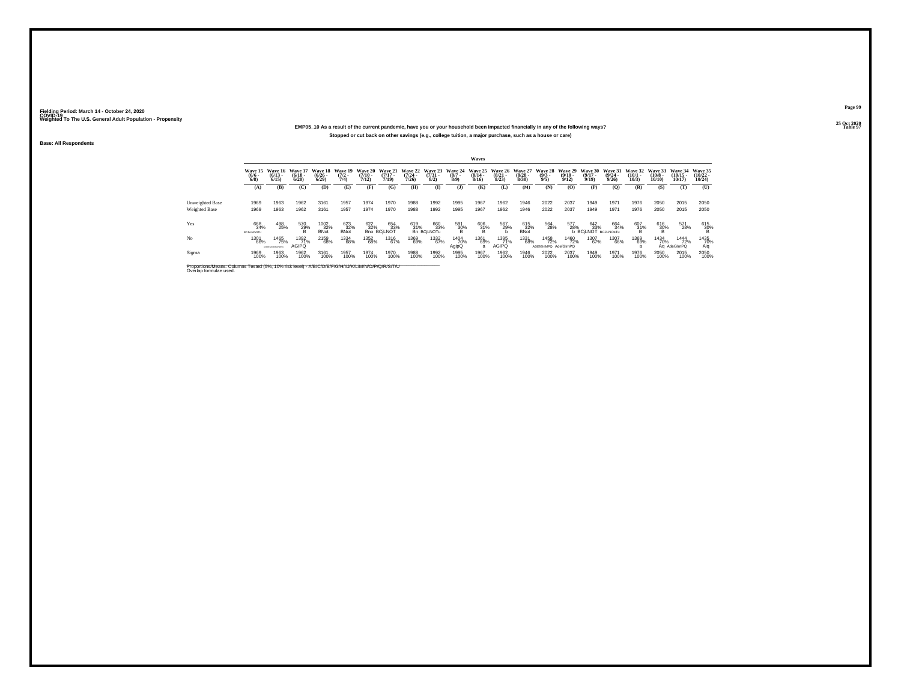Fielding Period: March 14 - October 24, 2020
COVID-19
Weighted To The U.S. General Adult Population - Propensity

25 Oct 2020
Table 97

**EMP05_10 As a result of the current pandemic, have you or your household been impacted financially in any of the following ways?**

**Stopped or cut back on other savings (e.g., college tuition, a major purchase, such as a house or care)**

Base: All Respondents

| | Waves | | | | | | | | | | | | | | | | | | | | |
|---|---|---|---|---|---|---|---|---|---|---|---|---|---|---|---|---|---|---|---|---|---|
| | Wave 15 (6/6 - 6/8) | Wave 16 (6/13 - 6/15) | Wave 17 (6/18 - 6/20) | Wave 18 (6/26 - 6/29) | Wave 19 (7/2 - 7/4) | Wave 20 (7/10 - 7/12) | Wave 21 (7/17 - 7/19) | Wave 22 (7/24 - 7/26) | Wave 23 (7/31 - 8/2) | Wave 24 (8/7 - 8/9) | Wave 25 (8/14 - 8/16) | Wave 26 (8/21 - 8/23) | Wave 27 (8/28 - 8/30) | Wave 28 (9/3 - 9/5) | Wave 29 (9/10 - 9/12) | Wave 30 (9/17 - 9/19) | Wave 31 (9/24 - 9/26) | Wave 32 (10/1 - 10/3) | Wave 33 (10/8 - 10/10) | Wave 34 (10/15 - 10/17) | Wave 35 (10/22 - 10/24) |
| | (A) | (B) | (C) | (D) | (E) | (F) | (G) | (H) | (I) | (J) | (K) | (L) | (M) | (N) | (O) | (P) | (Q) | (R) | (S) | (T) | (U) |
| Unweighted Base | 1969 | 1963 | 1962 | 3161 | 1957 | 1974 | 1970 | 1988 | 1992 | 1995 | 1967 | 1962 | 1946 | 2022 | 2037 | 1949 | 1971 | 1976 | 2050 | 2015 | 2050 |
| Weighted Base | 1969 | 1963 | 1962 | 3161 | 1957 | 1974 | 1970 | 1988 | 1992 | 1995 | 1967 | 1962 | 1946 | 2022 | 2037 | 1949 | 1971 | 1976 | 2050 | 2015 | 2050 |
| Yes | 668 34% BCjLNOsTU | 498 25% | 570 29% B | 1002 32% BNot | 623 32% BNot | 622 32% Bno | 654 33% BCjLNOT | 619 31% Bn | 660 33% BCjLNOTu | 591 30% B | 606 31% B | 567 29% b | 615 32% BNot | 564 28% | 577 28% b | 642 33% BCjLNOT | 664 34% BCJLNOsTu | 607 31% B | 616 30% B | 571 28% | 615 30% B |
| No | 1301 66% | 1465 75% ACDEFGHIJKLMNOPQRSTU | 1392 71% AGIPQ | 2159 68% | 1334 68% | 1352 68% | 1316 67% | 1369 69% | 1332 67% | 1404 70% AgipQ | 1361 69% a | 1395 71% AGIPQ | 1331 68% | 1458 72% ADEfGhIMPQ | 1460 72% AdefGImPQ | 1307 67% | 1307 66% | 1369 69% a | 1434 70% Aq | 1444 72% AdeGImPQ | 1435 70% Aiq |
| Sigma | 1969 100% | 1963 100% | 1962 100% | 3161 100% | 1957 100% | 1974 100% | 1970 100% | 1988 100% | 1992 100% | 1995 100% | 1967 100% | 1962 100% | 1946 100% | 2022 100% | 2037 100% | 1949 100% | 1971 100% | 1976 100% | 2050 100% | 2015 100% | 2050 100% |

Proportions/Means: Columns Tested (5%, 10% risk level) - A/B/C/D/E/F/G/H/I/J/K/L/M/N/O/P/Q/R/S/T/U
Overlap formulae used.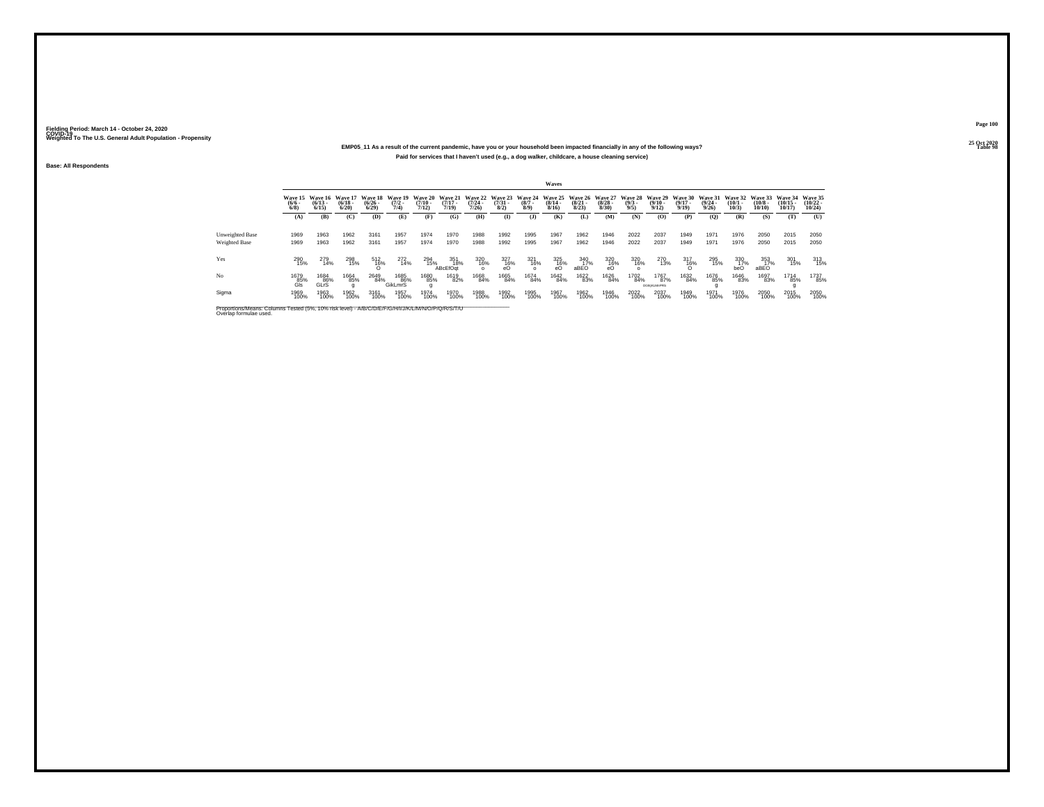Fielding Period: March 14 - October 24, 2020
COVID-19
Weighted To The U.S. General Adult Population - Propensity

25 Oct 2020
Table 98

**EMP05_11 As a result of the current pandemic, have you or your household been impacted financially in any of the following ways?**

**Paid for services that I haven't used (e.g., a dog walker, childcare, a house cleaning service)**

**Base: All Respondents**

| | Waves | | | | | | | | | | | | | | | | | | | | |
|---|---|---|---|---|---|---|---|---|---|---|---|---|---|---|---|---|---|---|---|---|---|
| | Wave 15 (6/6 - 6/8) | Wave 16 (6/13 - 6/15) | Wave 17 (6/18 - 6/20) | Wave 18 (6/26 - 6/29) | Wave 19 (7/2 - 7/4) | Wave 20 (7/10 - 7/12) | Wave 21 (7/17 - 7/19) | Wave 22 (7/24 - 7/26) | Wave 23 (7/31 - 8/2) | Wave 24 (8/7 - 8/9) | Wave 25 (8/14 - 8/16) | Wave 26 (8/21 - 8/23) | Wave 27 (8/28 - 8/30) | Wave 28 (9/3 - 9/5) | Wave 29 (9/10 - 9/12) | Wave 30 (9/17 - 9/19) | Wave 31 (9/24 - 9/26) | Wave 32 (10/1 - 10/3) | Wave 33 (10/8 - 10/10) | Wave 34 (10/15 - 10/17) | Wave 35 (10/22 - 10/24) |
| | (A) | (B) | (C) | (D) | (E) | (F) | (G) | (H) | (I) | (J) | (K) | (L) | (M) | (N) | (O) | (P) | (Q) | (R) | (S) | (T) | (U) |
| Unweighted Base | 1969 | 1963 | 1962 | 3161 | 1957 | 1974 | 1970 | 1988 | 1992 | 1995 | 1967 | 1962 | 1946 | 2022 | 2037 | 1949 | 1971 | 1976 | 2050 | 2015 | 2050 |
| Weighted Base | 1969 | 1963 | 1962 | 3161 | 1957 | 1974 | 1970 | 1988 | 1992 | 1995 | 1967 | 1962 | 1946 | 2022 | 2037 | 1949 | 1971 | 1976 | 2050 | 2015 | 2050 |
| Yes | 290 15% | 279 14% | 298 15% | 512 16% O | 272 14% | 294 15% | 351 18% ABcEfOqt | 320 16% o | 327 16% eO | 321 16% o | 325 16% eO | 340 17% aBEO | 320 16% eO | 320 16% o | 270 13% | 317 16% O | 295 15% | 330 17% beO | 353 17% aBEO | 301 15% | 313 15% |
| No | 1679 85% Gls | 1684 86% GLrS | 1664 85% g | 2649 84% | 1685 86% GikLmrS | 1680 85% g | 1619 82% | 1668 84% | 1665 84% | 1674 84% | 1642 84% | 1622 83% | 1626 84% | 1702 84% | 1767 87% DGhIjKLMnPRS | 1632 84% | 1676 85% g | 1646 83% | 1697 83% | 1714 85% g | 1737 85% |
| Sigma | 1969 100% | 1963 100% | 1962 100% | 3161 100% | 1957 100% | 1974 100% | 1970 100% | 1988 100% | 1992 100% | 1995 100% | 1967 100% | 1962 100% | 1946 100% | 2022 100% | 2037 100% | 1949 100% | 1971 100% | 1976 100% | 2050 100% | 2015 100% | 2050 100% |

Proportions/Means: Columns Tested (5%, 10% risk level) - A/B/C/D/E/F/G/H/I/J/K/L/M/N/O/P/Q/R/S/T/U
Overlap formulae used.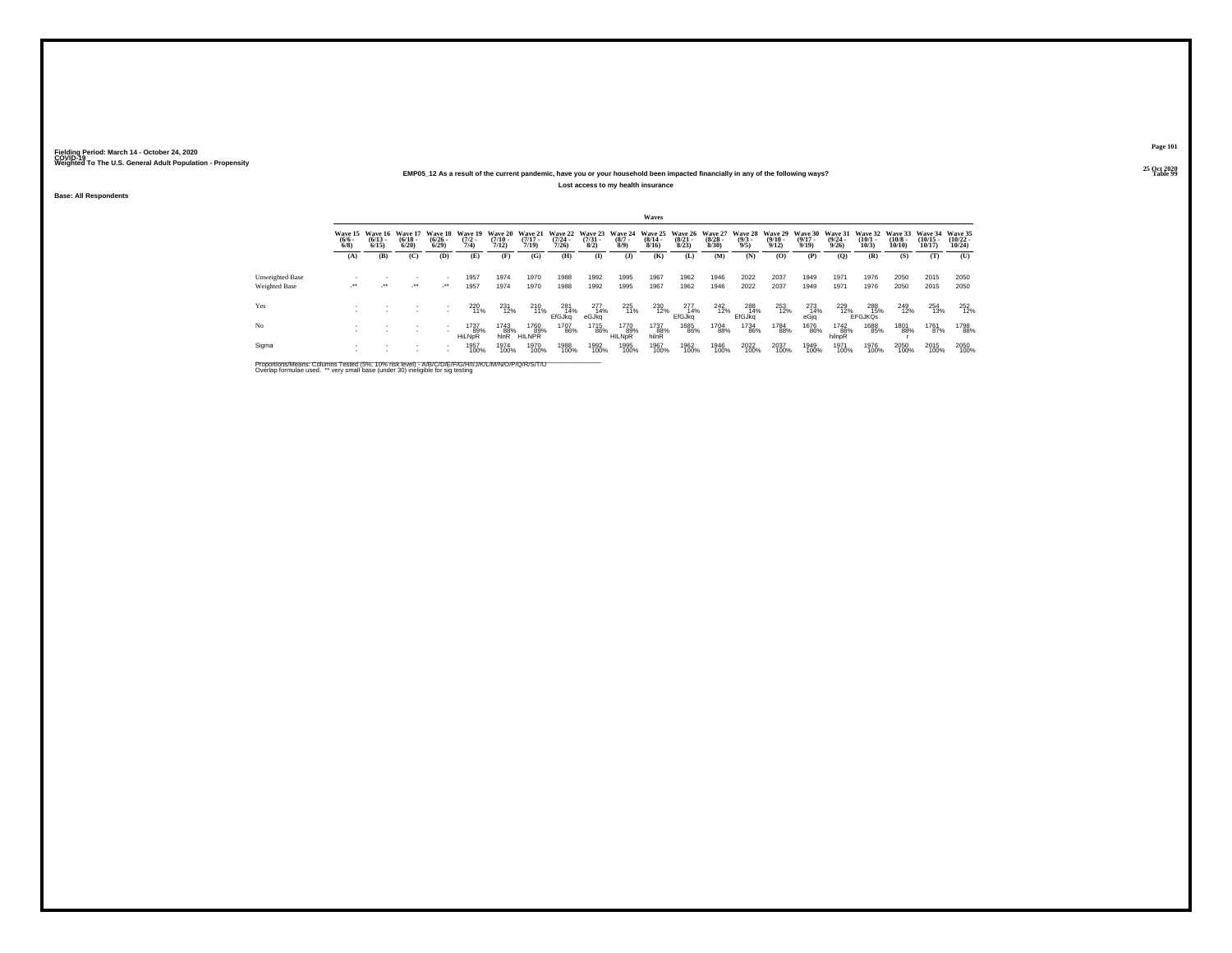Fielding Period: March 14 - October 24, 2020
COVID-19
Weighted To The U.S. General Adult Population - Propensity

25 Oct 2020
Table 99

**EMP05_12 As a result of the current pandemic, have you or your household been impacted financially in any of the following ways?**

**Lost access to my health insurance**

**Base: All Respondents**

| | Waves | | | | | | | | | | | | | | | | | | | | |
|---|---|---|---|---|---|---|---|---|---|---|---|---|---|---|---|---|---|---|---|---|---|
| | Wave 15 (6/6 - 6/8) | Wave 16 (6/13 - 6/15) | Wave 17 (6/18 - 6/20) | Wave 18 (6/26 - 6/29) | Wave 19 (7/2 - 7/4) | Wave 20 (7/10 - 7/12) | Wave 21 (7/17 - 7/19) | Wave 22 (7/24 - 7/26) | Wave 23 (7/31 - 8/2) | Wave 24 (8/7 - 8/9) | Wave 25 (8/14 - 8/16) | Wave 26 (8/21 - 8/23) | Wave 27 (8/28 - 8/30) | Wave 28 (9/3 - 9/5) | Wave 29 (9/10 - 9/12) | Wave 30 (9/17 - 9/19) | Wave 31 (9/24 - 9/26) | Wave 32 (10/1 - 10/3) | Wave 33 (10/8 - 10/10) | Wave 34 (10/15 - 10/17) | Wave 35 (10/22 - 10/24) |
| | (A) | (B) | (C) | (D) | (E) | (F) | (G) | (H) | (I) | (J) | (K) | (L) | (M) | (N) | (O) | (P) | (Q) | (R) | (S) | (T) | (U) |
| Unweighted Base | - | - | - | - | 1957 | 1974 | 1970 | 1988 | 1992 | 1995 | 1967 | 1962 | 1946 | 2022 | 2037 | 1949 | 1971 | 1976 | 2050 | 2015 | 2050 |
| Weighted Base | -** | -** | -** | -** | 1957 | 1974 | 1970 | 1988 | 1992 | 1995 | 1967 | 1962 | 1946 | 2022 | 2037 | 1949 | 1971 | 1976 | 2050 | 2015 | 2050 |
| Yes | - | - | - | - | 220 | 231 | 210 | 281 | 277 | 225 | 230 | 277 | 242 | 288 | 253 | 273 | 229 | 288 | 249 | 254 | 252 |
| | - | - | - | - | 11% | 12% | 11% | 14% | 14% | 11% | 12% | 14% | 12% | 14% | 12% | 14% | 12% | 15% | 12% | 13% | 12% |
| | | | | | | | | EfGJkq | eGJkq | | | EfGJkq | | EfGJkq | | eGjq | | EFGJKQs | | | |
| No | - | - | - | - | 1737 | 1743 | 1760 | 1707 | 1715 | 1770 | 1737 | 1685 | 1704 | 1734 | 1784 | 1676 | 1742 | 1688 | 1801 | 1761 | 1798 |
| | - | - | - | - | 89% | 88% | 89% | 86% | 86% | 89% | 88% | 86% | 88% | 86% | 88% | 86% | 88% | 85% | 88% | 87% | 88% |
| | | | | | HiLNpR | hlnR | HILNPR | | | HILNpR | hilnR | | | | | | hilnpR | | r | | |
| Sigma | - | - | - | - | 1957 | 1974 | 1970 | 1988 | 1992 | 1995 | 1967 | 1962 | 1946 | 2022 | 2037 | 1949 | 1971 | 1976 | 2050 | 2015 | 2050 |
| | - | - | - | - | 100% | 100% | 100% | 100% | 100% | 100% | 100% | 100% | 100% | 100% | 100% | 100% | 100% | 100% | 100% | 100% | 100% |

Proportions/Means: Columns Tested (5%, 10% risk level) - A/B/C/D/E/F/G/H/I/J/K/L/M/N/O/P/Q/R/S/T/U
Overlap formulae used. ** very small base (under 30) ineligible for sig testing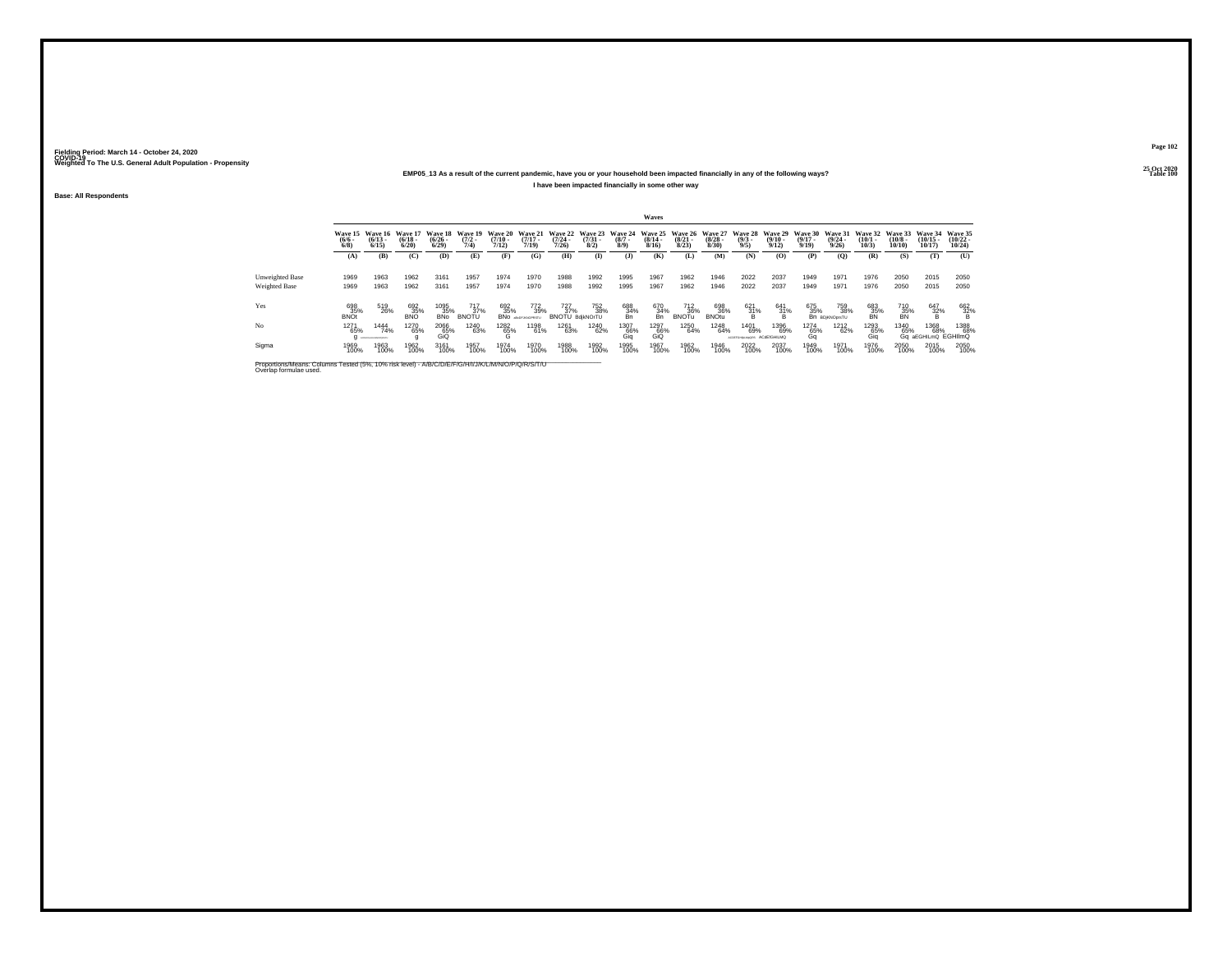Fielding Period: March 14 - October 24, 2020
COVID-19
Weighted To The U.S. General Adult Population - Propensity

25 Oct 2020
Table 100

EMP05_13 As a result of the current pandemic, have you or your household been impacted financially in any of the following ways?

I have been impacted financially in some other way

Base: All Respondents

| | Waves | | | | | | | | | | | | | | | | | | | | |
|---|---|---|---|---|---|---|---|---|---|---|---|---|---|---|---|---|---|---|---|---|---|
| | Wave 15 (6/6 - 6/8) | Wave 16 (6/13 - 6/15) | Wave 17 (6/18 - 6/20) | Wave 18 (6/26 - 6/29) | Wave 19 (7/2 - 7/4) | Wave 20 (7/10 - 7/12) | Wave 21 (7/17 - 7/19) | Wave 22 (7/24 - 7/26) | Wave 23 (7/31 - 8/2) | Wave 24 (8/7 - 8/9) | Wave 25 (8/14 - 8/16) | Wave 26 (8/21 - 8/23) | Wave 27 (8/28 - 8/30) | Wave 28 (9/3 - 9/5) | Wave 29 (9/10 - 9/12) | Wave 30 (9/17 - 9/19) | Wave 31 (9/24 - 9/26) | Wave 32 (10/1 - 10/3) | Wave 33 (10/8 - 10/10) | Wave 34 (10/15 - 10/17) | Wave 35 (10/22 - 10/24) |
| | (A) | (B) | (C) | (D) | (E) | (F) | (G) | (H) | (I) | (J) | (K) | (L) | (M) | (N) | (O) | (P) | (Q) | (R) | (S) | (T) | (U) |
| Unweighted Base | 1969 | 1963 | 1962 | 3161 | 1957 | 1974 | 1970 | 1988 | 1992 | 1995 | 1967 | 1962 | 1946 | 2022 | 2037 | 1949 | 1971 | 1976 | 2050 | 2015 | 2050 |
| Weighted Base | 1969 | 1963 | 1962 | 3161 | 1957 | 1974 | 1970 | 1988 | 1992 | 1995 | 1967 | 1962 | 1946 | 2022 | 2037 | 1949 | 1971 | 1976 | 2050 | 2015 | 2050 |
| Yes | 698 35% BNOt | 519 26% | 692 35% BNO | 1095 35% BNo | 717 37% BNOTU | 692 35% BNo | 772 39% aBcDFJKNOPRSTU | 727 37% BNOTU | 752 38% BdjkNOrTU | 688 34% Bn | 670 34% Bn | 712 36% BNOTu | 698 36% BNOtu | 621 31% B | 641 31% B | 675 35% Bn | 759 38% BDjKNOpRsTU | 683 35% BN | 710 35% BN | 647 32% B | 662 32% B |
| No | 1271 65% g | 1444 74% ACDEFGHIJKLMPQRSU | 1270 65% g | 2066 65% GiQ | 1240 63% | 1282 65% G | 1198 61% | 1261 63% | 1240 62% | 1307 66% Giq | 1297 66% GiQ | 1250 64% | 1248 64% | 1401 69% ACDEFGHIJKLMPQRS | 1396 69% ACdEfGHiLMQ | 1274 65% Gq | 1212 62% | 1293 65% Giq | 1340 65% Gq | 1368 68% aEGHiLmQ | 1388 68% EGHIlmQ |
| Sigma | 1969 100% | 1963 100% | 1962 100% | 3161 100% | 1957 100% | 1974 100% | 1970 100% | 1988 100% | 1992 100% | 1995 100% | 1967 100% | 1962 100% | 1946 100% | 2022 100% | 2037 100% | 1949 100% | 1971 100% | 1976 100% | 2050 100% | 2015 100% | 2050 100% |

Proportions/Means: Columns Tested (5%, 10% risk level) - A/B/C/D/E/F/G/H/I/J/K/L/M/N/O/P/Q/R/S/T/U
Overlap formulae used.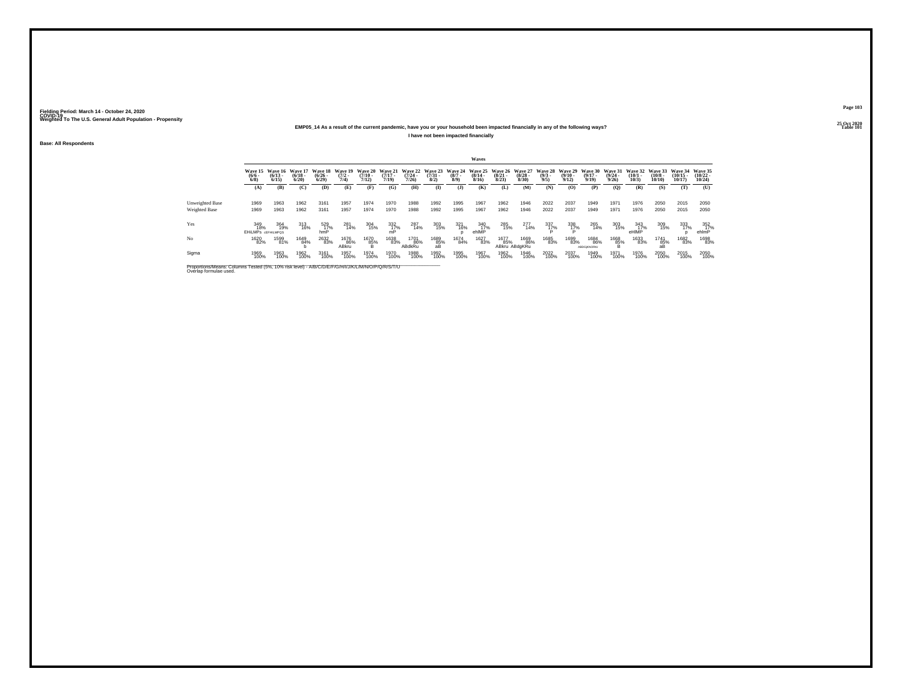Fielding Period: March 14 - October 24, 2020
COVID-19
Weighted To The U.S. General Adult Population - Propensity

25 Oct 2020
Table 101

### EMP05_14 As a result of the current pandemic, have you or your household been impacted financially in any of the following ways?

**I have not been impacted financially**

Base: All Respondents

| | Waves | | | | | | | | | | | | | | | | | | | | |
|---|---|---|---|---|---|---|---|---|---|---|---|---|---|---|---|---|---|---|---|---|---|
| | Wave 15 (6/6 - 6/8) | Wave 16 (6/13 - 6/15) | Wave 17 (6/18 - 6/20) | Wave 18 (6/26 - 6/29) | Wave 19 (7/2 - 7/4) | Wave 20 (7/10 - 7/12) | Wave 21 (7/17 - 7/19) | Wave 22 (7/24 - 7/26) | Wave 23 (7/31 - 8/2) | Wave 24 (8/7 - 8/9) | Wave 25 (8/14 - 8/16) | Wave 26 (8/21 - 8/23) | Wave 27 (8/28 - 8/30) | Wave 28 (9/3 - 9/5) | Wave 29 (9/10 - 9/12) | Wave 30 (9/17 - 9/19) | Wave 31 (9/24 - 9/26) | Wave 32 (10/1 - 10/3) | Wave 33 (10/8 - 10/10) | Wave 34 (10/15 - 10/17) | Wave 35 (10/22 - 10/24) |
| | (A) | (B) | (C) | (D) | (E) | (F) | (G) | (H) | (I) | (J) | (K) | (L) | (M) | (N) | (O) | (P) | (Q) | (R) | (S) | (T) | (U) |
| Unweighted Base | 1969 | 1963 | 1962 | 3161 | 1957 | 1974 | 1970 | 1988 | 1992 | 1995 | 1967 | 1962 | 1946 | 2022 | 2037 | 1949 | 1971 | 1976 | 2050 | 2015 | 2050 |
| Weighted Base | 1969 | 1963 | 1962 | 3161 | 1957 | 1974 | 1970 | 1988 | 1992 | 1995 | 1967 | 1962 | 1946 | 2022 | 2037 | 1949 | 1971 | 1976 | 2050 | 2015 | 2050 |
| Yes | 349 18% EHILMPs | 364 19% cEFHILMPQS | 313 16% | 529 17% hmP | 281 14% | 304 15% | 332 17% mP | 287 14% | 303 15% | 321 16% p | 340 17% ehIMP | 285 15% | 277 14% | 337 17% P | 338 17% P | 265 14% | 303 15% | 343 17% eHIMP | 309 15% | 333 17% p | 352 17% ehImP |
| No | 1620 82% | 1599 81% | 1649 84% b | 2632 83% | 1676 86% ABkru | 1670 85% B | 1638 83% | 1701 86% ABdkRu | 1689 85% aB | 1674 84% | 1627 83% | 1677 85% ABkru | 1669 86% ABdgKRu | 1685 83% | 1699 83% | 1684 86% ABDGjKNORtU | 1668 85% B | 1633 83% | 1741 85% aB | 1682 83% | 1698 83% |
| Sigma | 1969 100% | 1963 100% | 1962 100% | 3161 100% | 1957 100% | 1974 100% | 1970 100% | 1988 100% | 1992 100% | 1995 100% | 1967 100% | 1962 100% | 1946 100% | 2022 100% | 2037 100% | 1949 100% | 1971 100% | 1976 100% | 2050 100% | 2015 100% | 2050 100% |

Proportions/Means: Columns Tested (5%, 10% risk level) - A/B/C/D/E/F/G/H/I/J/K/L/M/N/O/P/Q/R/S/T/U
Overlap formulae used.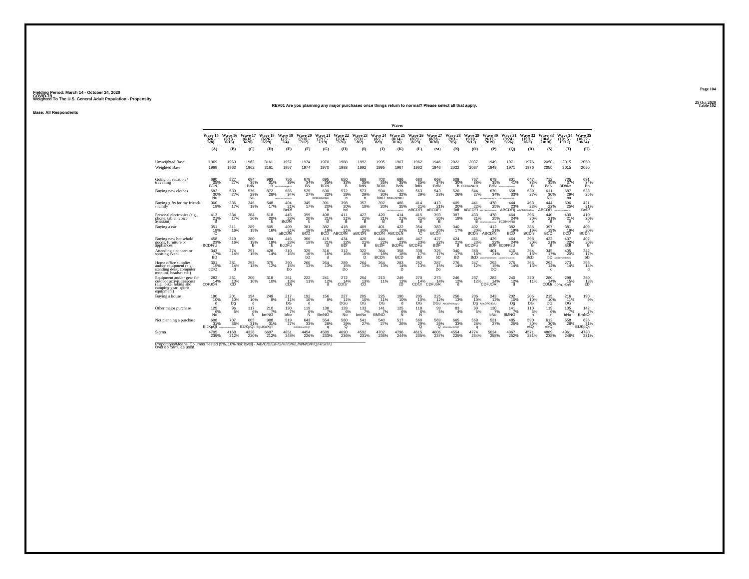Fielding Period: March 14 - October 24, 2020
COVID-19
Weighted To The U.S. General Adult Population - Propensity

25 Oct 2020
Table 102

**REV01 Are you planning any major purchases once things return to normal? Please select all that apply.**

**Base: All Respondents**

| | Wave 15 (6/6 - 6/8) | Wave 16 (6/13 - 6/15) | Wave 17 (6/18 - 6/20) | Wave 18 (6/26 - 6/29) | Wave 19 (7/2 - 7/4) | Wave 20 (7/10 - 7/12) | Wave 21 (7/17 - 7/19) | Wave 22 (7/24 - 7/26) | Wave 23 (7/31 - 8/2) | Wave 24 (8/7 - 8/9) | Wave 25 (8/14 - 8/16) | Wave 26 (8/21 - 8/23) | Wave 27 (8/28 - 8/30) | Wave 28 (9/3 - 9/5) | Wave 29 (9/10 - 9/12) | Wave 30 (9/17 - 9/19) | Wave 31 (9/24 - 9/26) | Wave 32 (10/1 - 10/3) | Wave 33 (10/8 - 10/10) | Wave 34 (10/15 - 10/17) | Wave 35 (10/22 - 10/24) |
|---|---|---|---|---|---|---|---|---|---|---|---|---|---|---|---|---|---|---|---|---|---|
| | (A) | (B) | (C) | (D) | (E) | (F) | (G) | (H) | (I) | (J) | (K) | (L) | (M) | (N) | (O) | (P) | (Q) | (R) | (S) | (T) | (U) |
| Unweighted Base | 1969 | 1963 | 1962 | 3161 | 1957 | 1974 | 1970 | 1988 | 1992 | 1995 | 1967 | 1962 | 1946 | 2022 | 2037 | 1949 | 1971 | 1976 | 2050 | 2015 | 2050 |
| Weighted Base | 1969 | 1963 | 1962 | 3161 | 1957 | 1974 | 1970 | 1988 | 1992 | 1995 | 1967 | 1962 | 1946 | 2022 | 2037 | 1949 | 1971 | 1976 | 2050 | 2015 | 2050 |
| Going on vacation / travelling | 690 35% BDN | 527 27% | 684 35% BdN | 993 31% B | 756 39% | 678 34% BN | 695 35% BDN | 650 33% B | 688 35% BdN | 703 35% BDN | 686 35% BdN | 680 35% BdN | 668 34% BdN | 609 30% b | 767 38% BDHmNRU | 679 35% BdN | 801 41% | 647 33% B | 712 35% BdN | 735 37% BDhNr | 691 34% Bn |
| Buying new clothes | 582 30% Nu | 530 27% | 576 29% Nu | 872 28% | 665 34% | 525 27% | 630 32% BDFIMNORU | 572 29% n | 573 29% n | 594 30% NoU | 620 32% BDFmNORU | 563 29% | 543 28% | 520 26% | 544 27% | 670 34% | 658 33% | 539 27% | 611 30% NU | 587 29% nu | 533 26% |
| Buying gifts for my friends / family | 360 18% | 336 17% | 346 18% | 548 17% | 404 21% BcDf | 345 17% | 391 20% b | 398 20% bd | 357 18% | 392 20% | 486 25% | 414 21% aBCDFi | 413 21% aBCDFi | 409 20% Bdf | 441 22% ABCDFI | 478 25% | 444 23% ABCDFIj | 463 23% ABCDFGHIJNU | 444 22% ABCDFI | 506 25% | 421 21% BcDf |
| Personal electronics (e.g., phone, tablet, voice assistant) | 413 21% B | 334 17% | 384 20% | 618 20% b | 445 23% BcDN | 399 20% b | 408 21% B | 411 21% B | 427 21% B | 420 21% B | 414 21% B | 415 21% B | 393 20% B | 387 19% | 433 21% B | 478 25% | 464 24% BCDfmNRU | 396 20% b | 440 21% B | 430 21% B | 410 20% b |
| Buying a car | 351 18% C | 311 16% | 289 15% | 505 16% | 409 21% aBCDN | 381 19% BCD | 382 19% BCD | 418 21% ABCDlN | 409 21% aBCDN | 401 20% BCDN | 422 21% ABCDLN | 354 18% C | 383 20% BCDn | 340 17% | 402 20% BCDn | 412 21% ABCDlN | 382 19% BCD | 385 19% BCDn | 397 19% BCD | 381 19% bCD | 409 20% BCDn |
| Buying new household goods, furniture or appliances | 458 23% BCDFrU | 319 16% | 380 19% B | 594 19% b | 446 23% BcDFu | 366 19% | 415 21% B | 434 22% BDf | 420 21% B | 444 22% BcDF | 445 23% BcDFu | 447 23% BCDFu | 427 22% BDF | 424 21% B | 461 23% BCDFu | 429 22% BDF | 464 24% BCDFRsU | 398 20% B | 422 21% B | 437 22% Bdf | 402 20% B |
| Attending a concert or sporting event | 343 17% BD | 274 14% | 297 15% | 428 14% | 310 16% | 325 16% bD | 316 16% d | 312 16% | 322 16% D | 364 18% BCDh | 358 18% BCD | 338 17% BD | 326 17% bD | 340 17% BD | 368 18% BcD | 401 21% | 410 21% | 354 18% BcD | 345 17% bD | 405 20% | 342 17% bD |
| Home office supplies and/or equipment (e.g., standing desk, computer monitor, headset etc.) | 301 15% cDlO | 281 14% d | 253 13% | 375 12% | 290 15% Do | 260 13% | 264 13% | 289 15% Do | 264 13% | 264 13% | 283 14% D | 252 13% | 287 15% Do | 276 14% | 247 12% | 292 15% DO | 275 14% | 266 13% | 292 14% d | 273 14% | 293 14% d |
| Equipment and/or gear for outdoor activities/sports (e.g., bike, hiking and camping gear, sports equipment) | 282 14% CDFJOR | 251 13% CD | 200 10% | 318 10% | 261 13% CDj | 222 11% | 241 12% d | 272 14% CDfJr | 254 13% CD | 213 11% | 249 13% cD | 270 14% CDfJr | 273 14% CDFJoR | 246 12% d | 237 12% | 282 14% CDFJOR | 240 12% d | 220 11% | 280 14% CDfJr | 298 15% CDFgJnOqR | 260 13% cD |
| Buying a house | 190 10% d | 201 10% Dg | 194 10% d | 249 8% | 217 11% DG | 192 10% d | 156 8% | 217 11% DGu | 205 10% DG | 225 11% DG | 190 10% d | 205 10% DG | 225 12% DGu | 256 13% | 206 10% Dg | 243 12% | 202 10% Dg | 205 10% DG | 215 10% DG | 216 11% DG | 190 9% |
| Other major purchase | 125 6% No | 96 5% | 117 6% N | 210 7% bmNO | 130 7% bNo | 119 6% N | 138 7% BmNO | 128 6% No | 133 7% bmNo | 141 7% BMNO | 125 6% N | 118 6% N | 99 5% | 83 4% | 99 5% | 130 7% bNo | 141 7% BMNO | 110 6% n | 119 6% n | 135 7% bNo | 142 7% BmNO |
| Not planning a purchase | 608 31% EIJKpQt | 707 36% | 605 31% EIJKpQt | 988 31% EgIJKoPQT | 519 27% | 643 33% | 554 28% q | 580 29% Q | 541 27% | 540 27% | 517 26% | 560 29% Q | 569 29% Q | 665 33% | 568 28% q | 531 27% | 485 25% | 590 30% ekQ | 612 30% ekQ | 558 28% | 635 31% EIJKpQt |
| Sigma | 4705 239% | 4168 212% | 4326 220% | 6697 212% | 4851 248% | 4454 226% | 4589 233% | 4690 236% | 4592 231% | 4702 236% | 4796 244% | 4615 235% | 4606 237% | 4554 225% | 4774 234% | 5024 258% | 4967 252% | 4571 231% | 4889 238% | 4961 246% | 4730 231% |

Proportions/Means: Columns Tested (5%, 10% risk level) - A/B/C/D/E/F/G/H/I/J/K/L/M/N/O/P/Q/R/S/T/U
Overlap formulae used.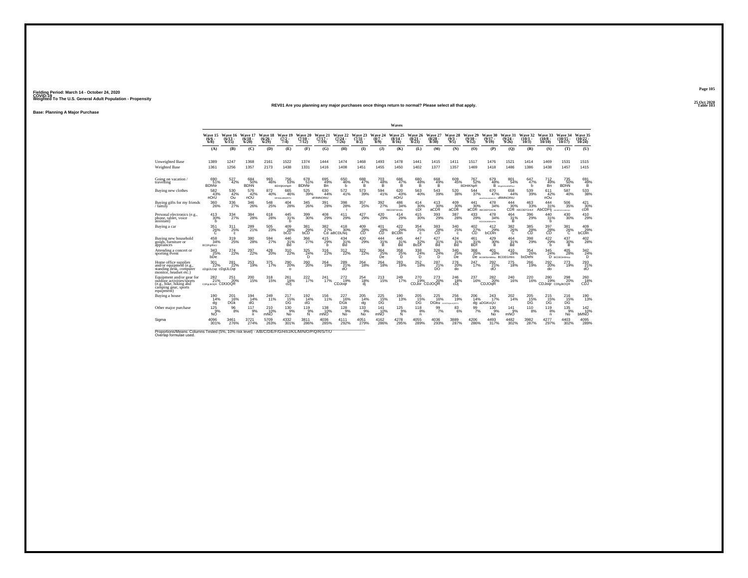Fielding Period: March 14 - October 24, 2020
COVID-19
Weighted To The U.S. General Adult Population - Propensity

25 Oct 2020
Table 103

**REV01 Are you planning any major purchases once things return to normal? Please select all that apply.**

**Base: Planning A Major Purchase**

| | Waves | | | | | | | | | | | | | | | | | | | | |
|---|---|---|---|---|---|---|---|---|---|---|---|---|---|---|---|---|---|---|---|---|---|
| | Wave 15 (6/6 - 6/8) | Wave 16 (6/13 - 6/15) | Wave 17 (6/18 - 6/20) | Wave 18 (6/26 - 6/29) | Wave 19 (7/2 - 7/4) | Wave 20 (7/10 - 7/12) | Wave 21 (7/17 - 7/19) | Wave 22 (7/24 - 7/26) | Wave 23 (7/31 - 8/2) | Wave 24 (8/7 - 8/9) | Wave 25 (8/14 - 8/16) | Wave 26 (8/21 - 8/23) | Wave 27 (8/28 - 8/30) | Wave 28 (9/3 - 9/5) | Wave 29 (9/10 - 9/12) | Wave 30 (9/17 - 9/19) | Wave 31 (9/24 - 9/26) | Wave 32 (10/1 - 10/3) | Wave 33 (10/8 - 10/10) | Wave 34 (10/15 - 10/17) | Wave 35 (10/22 - 10/24) |
| | (A) | (B) | (C) | (D) | (E) | (F) | (G) | (H) | (I) | (J) | (K) | (L) | (M) | (N) | (O) | (P) | (Q) | (R) | (S) | (T) | (U) |
| Unweighted Base | 1389 | 1247 | 1368 | 2161 | 1522 | 1374 | 1444 | 1474 | 1468 | 1493 | 1478 | 1441 | 1415 | 1411 | 1517 | 1476 | 1521 | 1414 | 1469 | 1531 | 1515 |
| Weighted Base | 1361 | 1256 | 1357 | 2173 | 1438 | 1331 | 1416 | 1408 | 1451 | 1455 | 1450 | 1402 | 1377 | 1357 | 1469 | 1418 | 1486 | 1386 | 1438 | 1457 | 1415 |
| Going on vacation / travelling | 690 51% BDhNr | 527 42% | 684 50% BDhN | 993 46% | 756 53% BDHIjKmNpR | 678 51% BDhNr | 695 49% Bn | 650 46% b | 688 47% B | 703 48% B | 686 47% B | 680 48% B | 668 49% B | 609 45% | 767 52% BDHIKNpR | 679 48% B | 801 54% BDgHIJKLMNPRsU | 647 47% b | 712 49% Bn | 735 50% BDhN | 691 49% B |
| Buying new clothes | 582 43% nOrU | 530 42% Ou | 576 42% nOU | 872 40% | 665 46% DFHIJLMNORTU | 525 39% | 630 44% dFIlMNORtU | 572 41% | 573 39% | 594 41% | 620 43% nOrU | 563 40% | 543 39% | 520 38% | 544 37% | 670 47% aDFHIJLMNORTU | 658 44% dfIlMNORtU | 539 39% | 611 42% nOu | 587 40% | 533 38% |
| Buying gifts for my friends / family | 360 26% | 336 27% | 346 26% | 548 25% | 404 28% | 345 26% | 391 28% | 398 28% I | 357 25% | 392 27% | 486 34% ABCDEFGHIJu | 414 30% cDI | 413 30% aCDfI | 409 30% aCDfI | 441 30% aCDfI | 478 34% ABCDEFGHIJu | 444 30% CDfI | 463 33% ABCDEFGHIJI | 444 31% AbCDFIj | 506 35% ABCDEFGHIJLMNOQU | 421 30% cDfI |
| Personal electronics (e.g., phone, tablet, voice assistant) | 413 30% b | 334 27% | 384 28% | 618 28% | 445 31% b | 399 30% | 408 29% | 411 29% | 427 29% | 420 29% | 414 29% | 415 30% | 393 29% | 387 28% | 433 29% | 478 34% BCDGHIJKMNoRu | 464 31% B | 396 29% | 440 31% b | 430 30% | 410 29% |
| Buying a car | 351 26% C | 311 25% c | 289 21% | 505 23% | 409 28% bCD | 381 29% bCD | 382 27% Cd | 418 30% aBCDLNq | 409 28% CD | 401 28% CD | 422 29% BCDln | 354 25% c | 383 28% CD | 340 25% c | 402 27% CD | 412 29% bCDln | 382 26% C | 385 28% CD | 397 28% CD | 381 26% C | 409 29% bCDln |
| Buying new household goods, furniture or appliances | 458 34% BCDFgHIrU | 319 25% | 380 28% | 594 27% | 446 31% Bd | 366 27% | 415 29% b | 434 31% Bd | 420 29% | 444 31% B | 445 31% Bd | 447 32% BcDf | 427 31% Bd | 424 31% Bd | 461 31% BDf | 429 30% B | 464 31% Bd | 398 29% | 422 29% b | 437 30% B | 402 28% |
| Attending a concert or sporting event | 343 25% bDe | 274 22% | 297 22% | 428 20% | 310 22% | 325 24% D | 316 22% | 312 22% | 322 22% | 364 25% De | 358 25% D | 338 24% D | 326 24% D | 340 25% De | 368 25% De | 401 28% BCDEfGHIlMnu | 410 28% BCDEGHIm | 354 26% bcDehi | 345 24% D | 405 28% BCDEGHIlmu | 342 24% D |
| Home office supplies and/or equipment (e.g., standing desk, computer monitor, headset etc.) | 301 22% cDgIJLOqr | 281 22% cDgIJLOqr | 253 19% | 375 17% | 290 20% o | 260 20% | 264 19% | 289 21% dO | 264 18% | 264 18% | 283 19% | 252 18% | 287 21% DO | 276 20% do | 247 17% | 292 21% dO | 275 18% | 266 19% | 292 20% do | 273 19% | 293 21% dO |
| Equipment and/or gear for outdoor activities/sports (e.g., bike, hiking and camping gear, sports equipment) | 282 21% CDFgJkOQR | 251 20% CDfJOQR | 200 15% | 318 15% | 261 18% cDj | 222 17% | 241 17% | 272 19% CDJoqr | 254 18% dj | 213 15% | 249 17% | 270 19% CDJor | 273 20% CDJOQR | 246 18% cDj | 237 16% | 282 20% CDJOqR | 240 16% | 220 16% | 280 19% CDJoqr | 298 20% CDfgJkOQR | 260 18% CDJ |
| Buying a house | 190 14% dg | 201 16% DGk | 194 14% dG | 249 11% | 217 15% DG | 192 14% dG | 156 11% | 227 16% DGk | 205 14% dg | 225 15% DG | 190 13% | 205 15% DG | 225 16% DGku | 256 19% ACDEFGIjkLOQRTU | 206 14% dg | 243 17% aDGiKoQU | 202 14% | 205 15% DG | 215 15% DG | 216 15% DG | 190 13% |
| Other major purchase | 125 9% NO | 96 8% | 117 9% n | 210 10% mNO | 130 9% No | 119 9% N | 138 10% mNO | 128 9% No | 133 9% No | 141 10% mNO | 125 9% N | 118 8% n | 99 7% | 83 6% | 99 7% | 130 9% No | 141 9% mNO | 110 8% | 119 8% n | 135 9% No | 142 10% bMNO |
| Sigma | 4096 301% | 3461 276% | 3721 274% | 5709 263% | 4332 301% | 3811 286% | 4036 285% | 4111 292% | 4051 279% | 4162 286% | 4278 295% | 4055 289% | 4036 293% | 3889 287% | 4206 286% | 4493 317% | 4482 302% | 3982 287% | 4277 297% | 4403 302% | 4095 289% |

Proportions/Means: Columns Tested (5%, 10% risk level) - A/B/C/D/E/F/G/H/I/J/K/L/M/N/O/P/Q/R/S/T/U
Overlap formulae used.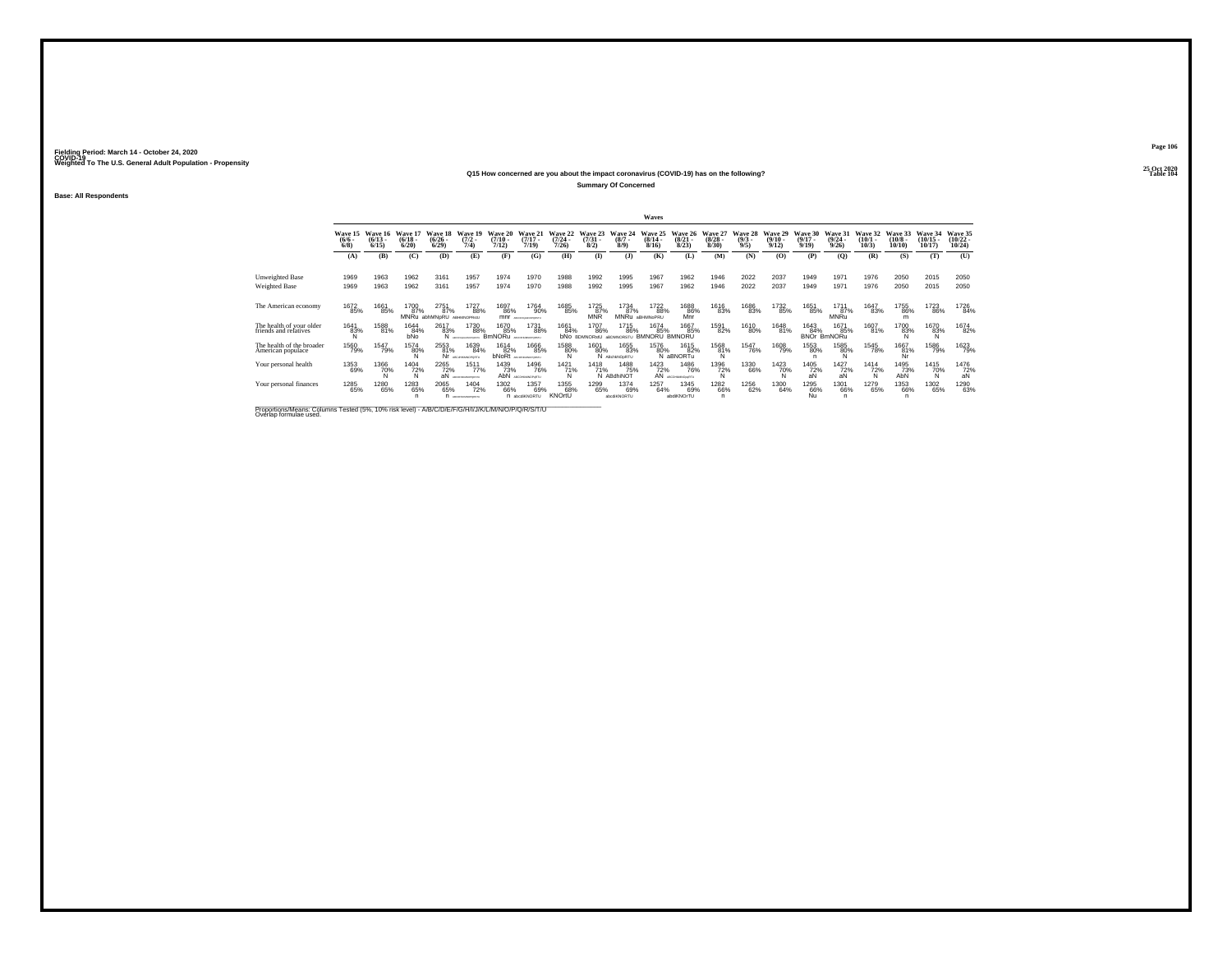Fielding Period: March 14 - October 24, 2020
COVID-19
Weighted To The U.S. General Adult Population - Propensity

25 Oct 2020
Table 104

Q15 How concerned are you about the impact coronavirus (COVID-19) has on the following?

Summary Of Concerned

Base: All Respondents

| | Wave 15 (6/6 - 6/8) | Wave 16 (6/13 - 6/15) | Wave 17 (6/18 - 6/20) | Wave 18 (6/26 - 6/29) | Wave 19 (7/2 - 7/4) | Wave 20 (7/10 - 7/12) | Wave 21 (7/17 - 7/19) | Wave 22 (7/24 - 7/26) | Wave 23 (7/31 - 8/2) | Wave 24 (8/7 - 8/9) | Wave 25 (8/14 - 8/16) | Wave 26 (8/21 - 8/23) | Wave 27 (8/28 - 8/30) | Wave 28 (9/3 - 9/5) | Wave 29 (9/10 - 9/12) | Wave 30 (9/17 - 9/19) | Wave 31 (9/24 - 9/26) | Wave 32 (10/1 - 10/3) | Wave 33 (10/8 - 10/10) | Wave 34 (10/15 - 10/17) | Wave 35 (10/22 - 10/24) |
|---|---|---|---|---|---|---|---|---|---|---|---|---|---|---|---|---|---|---|---|---|---|
| | (A) | (B) | (C) | (D) | (E) | (F) | (G) | (H) | (I) | (J) | (K) | (L) | (M) | (N) | (O) | (P) | (Q) | (R) | (S) | (T) | (U) |
| Unweighted Base | 1969 | 1963 | 1962 | 3161 | 1957 | 1974 | 1970 | 1988 | 1992 | 1995 | 1967 | 1962 | 1946 | 2022 | 2037 | 1949 | 1971 | 1976 | 2050 | 2015 | 2050 |
| Weighted Base | 1969 | 1963 | 1962 | 3161 | 1957 | 1974 | 1970 | 1988 | 1992 | 1995 | 1967 | 1962 | 1946 | 2022 | 2037 | 1949 | 1971 | 1976 | 2050 | 2015 | 2050 |
| The American economy | 1672<br>85% | 1661<br>85% | 1700<br>87%<br>MNRu | 2751<br>87%<br>abMNpRU | 1727<br>88%<br>ABMNOPRtU | 1697<br>86%<br>mnr | 1764<br>90% | 1685<br>85% | 1725<br>87%<br>MNR | 1734<br>87%<br>MNRu | 1722<br>88%<br>aBHMNoPRU | 1688<br>86%<br>Mnr | 1616<br>83% | 1686<br>83% | 1732<br>85% | 1651<br>85% | 1711<br>87%<br>MNRu | 1647<br>83% | 1755<br>86%<br>m | 1723<br>86% | 1726<br>84% |
| The health of your older friends and relatives | 1641<br>83%<br>N | 1588<br>81% | 1644<br>84%<br>bNo | 2617<br>83%<br>N | 1730<br>88% | 1670<br>85%<br>BmNORu | 1731<br>88% | 1661<br>84%<br>bNo | 1707<br>86%<br>BDMNORstU | 1715<br>86%<br>aBDMNORSTU | 1674<br>85%<br>BMNORU | 1667<br>85%<br>BMNORU | 1591<br>82% | 1610<br>80% | 1648<br>81% | 1643<br>84%<br>BNOr | 1671<br>85%<br>BmNORu | 1607<br>81% | 1700<br>83%<br>N | 1670<br>83%<br>N | 1674<br>82% |
| The health of the broader American populace | 1560<br>79% | 1547<br>79% | 1574<br>80%<br>N | 2553<br>81%<br>Nr | 1639<br>84% | 1614<br>82%<br>bNoRt | 1666<br>85% | 1588<br>80%<br>N | 1601<br>80%<br>N | 1655<br>83%<br>ABbNNOpRTU | 1576<br>80%<br>N | 1615<br>82%<br>aBNORTu | 1568<br>81%<br>N | 1547<br>76% | 1608<br>79% | 1553<br>80%<br>n | 1585<br>80%<br>N | 1545<br>78% | 1667<br>81%<br>Nr | 1586<br>79% | 1623<br>79% |
| Your personal health | 1353<br>69% | 1366<br>70%<br>N | 1404<br>72%<br>N | 2265<br>72%<br>aN | 1511<br>77% | 1439<br>73%<br>AbN | 1496<br>76% | 1421<br>71%<br>N | 1418<br>71%<br>N | 1488<br>75%<br>ABdhNOT | 1423<br>72%<br>AN | 1486<br>76% | 1396<br>72%<br>N | 1330<br>66% | 1423<br>70%<br>N | 1405<br>72%<br>aN | 1427<br>72%<br>aN | 1414<br>72%<br>N | 1495<br>73%<br>AbN | 1415<br>70%<br>N | 1476<br>72%<br>aN |
| Your personal finances | 1285<br>65% | 1280<br>65% | 1283<br>65%<br>n | 2065<br>65%<br>n | 1404<br>72% | 1302<br>66%<br>n | 1357<br>69%<br>abcdKNORTU | 1355<br>68%<br>KNOrtU | 1299<br>65% | 1374<br>69%<br>abcdKNORTU | 1257<br>64% | 1345<br>69%<br>abcdKNOrTU | 1282<br>66%<br>n | 1256<br>62% | 1300<br>64% | 1295<br>66%<br>Nu | 1301<br>66%<br>n | 1279<br>65% | 1353<br>66%<br>n | 1302<br>65% | 1290<br>63% |

Proportions/Means: Columns Tested (5%, 10% risk level) - A/B/C/D/E/F/G/H/I/J/K/L/M/N/O/P/Q/R/S/T/U
Overlap formulae used.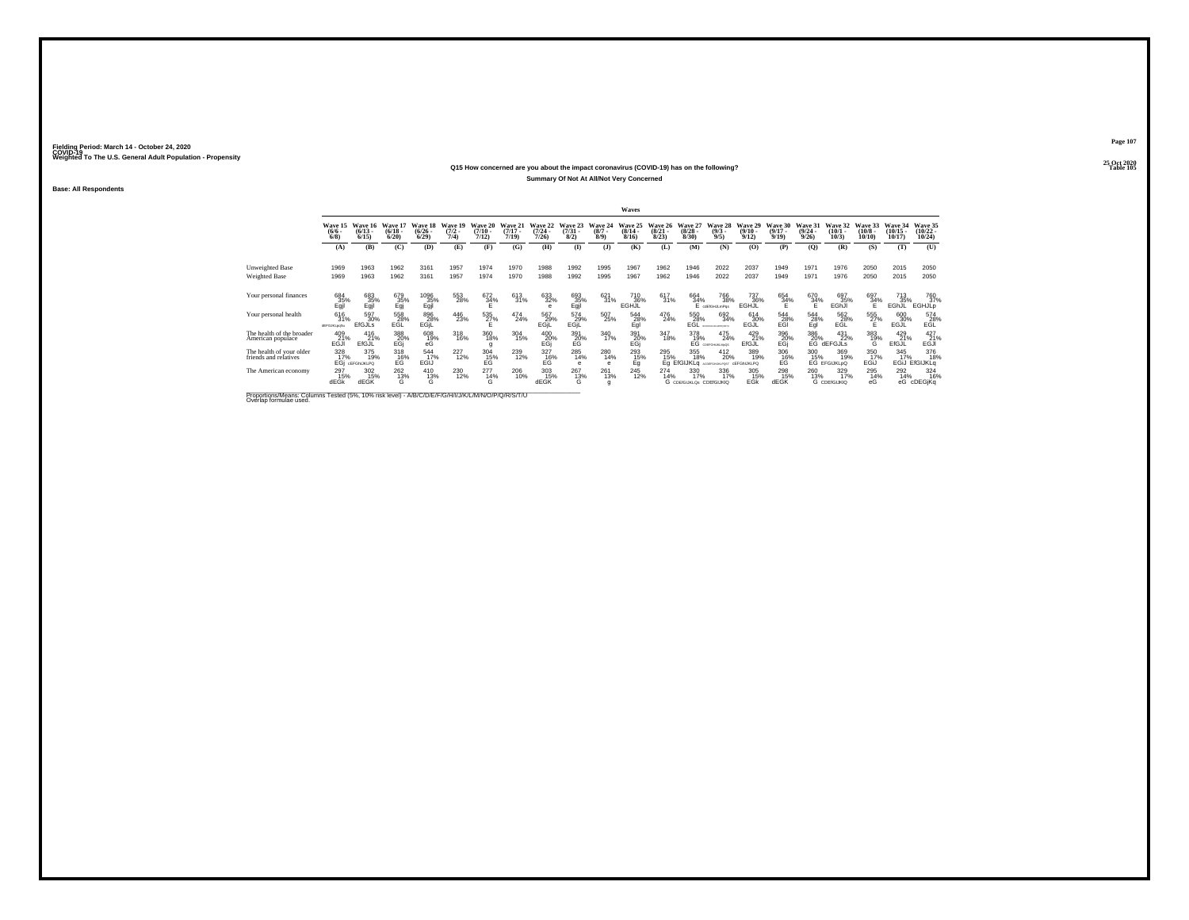Fielding Period: March 14 - October 24, 2020
COVID-19
Weighted To The U.S. General Adult Population - Propensity

25 Oct 2020
Table 105

## Q15 How concerned are you about the impact coronavirus (COVID-19) has on the following?

### Summary Of Not At All/Not Very Concerned

Base: All Respondents

| | Waves | | | | | | | | | | | | | | | | | | | | |
|---|---|---|---|---|---|---|---|---|---|---|---|---|---|---|---|---|---|---|---|---|---|
| | Wave 15 (6/6 - 6/8) | Wave 16 (6/13 - 6/15) | Wave 17 (6/18 - 6/20) | Wave 18 (6/26 - 6/29) | Wave 19 (7/2 - 7/4) | Wave 20 (7/10 - 7/12) | Wave 21 (7/17 - 7/19) | Wave 22 (7/24 - 7/26) | Wave 23 (7/31 - 8/2) | Wave 24 (8/7 - 8/9) | Wave 25 (8/14 - 8/16) | Wave 26 (8/21 - 8/23) | Wave 27 (8/28 - 8/30) | Wave 28 (9/3 - 9/5) | Wave 29 (9/10 - 9/12) | Wave 30 (9/17 - 9/19) | Wave 31 (9/24 - 9/26) | Wave 32 (10/1 - 10/3) | Wave 33 (10/8 - 10/10) | Wave 34 (10/15 - 10/17) | Wave 35 (10/22 - 10/24) |
| | (A) | (B) | (C) | (D) | (E) | (F) | (G) | (H) | (I) | (J) | (K) | (L) | (M) | (N) | (O) | (P) | (Q) | (R) | (S) | (T) | (U) |
| Unweighted Base | 1969 | 1963 | 1962 | 3161 | 1957 | 1974 | 1970 | 1988 | 1992 | 1995 | 1967 | 1962 | 1946 | 2022 | 2037 | 1949 | 1971 | 1976 | 2050 | 2015 | 2050 |
| Weighted Base | 1969 | 1963 | 1962 | 3161 | 1957 | 1974 | 1970 | 1988 | 1992 | 1995 | 1967 | 1962 | 1946 | 2022 | 2037 | 1949 | 1971 | 1976 | 2050 | 2015 | 2050 |
| Your personal finances | 684 35% EgJl | 683 35% EgJl | 679 35% Egj | 1096 35% EgJl | 553 28% | 672 34% E | 613 31% | 633 32% e | 693 35% EgJl | 621 31% | 710 36% EGHJL | 617 31% | 664 34% E | 766 38% cdEfGHIJLoPqs | 737 36% EGHJL | 654 34% E | 670 34% E | 697 35% EGhJl | 697 34% E | 713 35% EGhJL | 760 37% EGHJLp |
| Your personal health | 616 31% dEFGJKLpqRs | 597 30% EfGJLs | 558 28% EGL | 896 28% EGjL | 446 23% | 535 27% E | 474 24% | 567 29% EGjL | 574 29% EGjL | 507 25% | 544 28% Egl | 476 24% | 550 28% EGL | 692 34% bcDEFGHIJKLMPQRsTU | 614 30% EGJL | 544 28% EGl | 544 28% Egl | 562 28% EGL | 555 27% E | 600 30% EGJL | 574 28% EGL |
| The health of the broader American populace | 409 21% EGJl | 416 21% EfGJL | 388 20% EGj | 608 19% eG | 318 16% | 360 18% g | 304 15% | 400 20% EGj | 391 20% EG | 340 17% | 391 20% EGj | 347 18% | 378 19% EG | 475 24% CDEFGHIJKLMQS | 429 21% EfGJL | 396 20% EGj | 386 20% EG | 431 22% dEFGJLs | 383 19% G | 429 21% EfGJL | 427 21% EGJl |
| The health of your older friends and relatives | 328 17% EGj | 375 19% cEFGhIJKLPQ | 318 16% EG | 544 17% EGIJ | 227 12% | 304 15% EG | 239 12% | 327 16% EG | 285 14% e | 280 14% e | 293 15% Eg | 295 15% Eg | 355 18% EfGIJKLq | 412 20% aCdEFGHIJKLPQsT | 389 19% cEFGhIJKLPQ | 306 16% EG | 300 15% EG | 369 19% EFGIJKLpQ | 350 17% EGiJ | 345 17% EGiJ | 376 18% EfGIJKLq |
| The American economy | 297 15% dEGk | 302 15% dEGK | 262 13% G | 410 13% G | 230 12% | 277 14% G | 206 10% | 303 15% dEGK | 267 13% G | 261 13% g | 245 12% | 274 14% G | 330 17% CDEfGIJKLQs | 336 17% CDEfGIJKlQ | 305 15% EGk | 298 15% dEGK | 260 13% G | 329 17% CDEfGIJKlQ | 295 14% eG | 292 14% eG | 324 16% cDEGjKq |

Proportions/Means: Columns Tested (5%, 10% risk level) - A/B/C/D/E/F/G/H/I/J/K/L/M/N/O/P/Q/R/S/T/U
Overlap formulae used.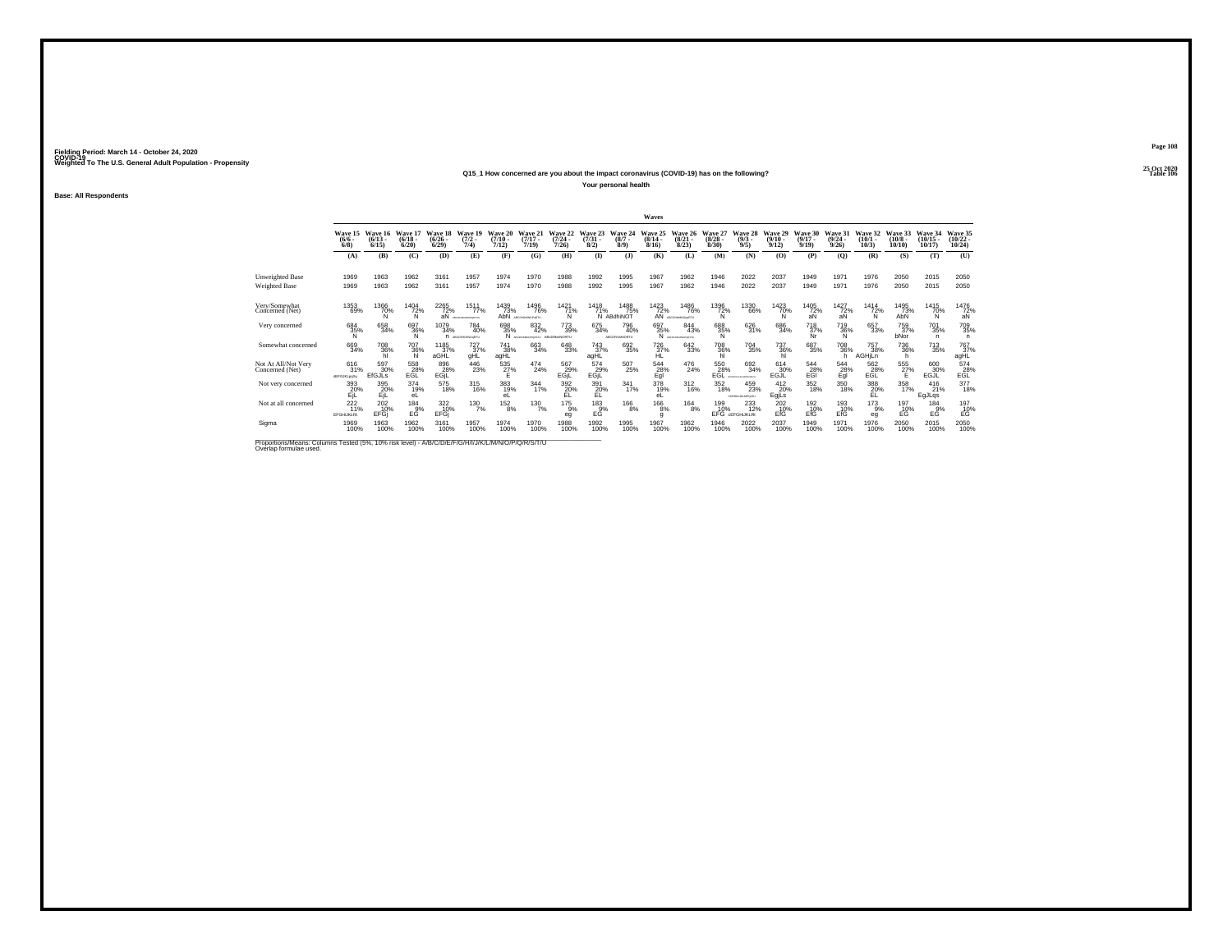Fielding Period: March 14 - October 24, 2020
COVID-19
Weighted To The U.S. General Adult Population - Propensity

25 Oct 2020
Table 106

### Q15_1 How concerned are you about the impact coronavirus (COVID-19) has on the following?

Your personal health

Base: All Respondents

| | Wave 15 (6/6 - 6/8) | Wave 16 (6/13 - 6/15) | Wave 17 (6/18 - 6/20) | Wave 18 (6/26 - 6/29) | Wave 19 (7/2 - 7/4) | Wave 20 (7/10 - 7/12) | Wave 21 (7/17 - 7/19) | Wave 22 (7/24 - 7/26) | Wave 23 (7/31 - 8/2) | Wave 24 (8/7 - 8/9) | Wave 25 (8/14 - 8/16) | Wave 26 (8/21 - 8/23) | Wave 27 (8/28 - 8/30) | Wave 28 (9/3 - 9/5) | Wave 29 (9/10 - 9/12) | Wave 30 (9/17 - 9/19) | Wave 31 (9/24 - 9/26) | Wave 32 (10/1 - 10/3) | Wave 33 (10/8 - 10/10) | Wave 34 (10/15 - 10/17) | Wave 35 (10/22 - 10/24) |
|---|---|---|---|---|---|---|---|---|---|---|---|---|---|---|---|---|---|---|---|---|---|
| | (A) | (B) | (C) | (D) | (E) | (F) | (G) | (H) | (I) | (J) | (K) | (L) | (M) | (N) | (O) | (P) | (Q) | (R) | (S) | (T) | (U) |
| Unweighted Base | 1969 | 1963 | 1962 | 3161 | 1957 | 1974 | 1970 | 1988 | 1992 | 1995 | 1967 | 1962 | 1946 | 2022 | 2037 | 1949 | 1971 | 1976 | 2050 | 2015 | 2050 |
| Weighted Base | 1969 | 1963 | 1962 | 3161 | 1957 | 1974 | 1970 | 1988 | 1992 | 1995 | 1967 | 1962 | 1946 | 2022 | 2037 | 1949 | 1971 | 1976 | 2050 | 2015 | 2050 |
| Very/Somewhat Concerned (Net) | 1353 69% | 1366 70% N | 1404 72% N | 2265 72% aN | 1511 77% | 1439 73% AbN | 1496 76% | 1421 71% N | 1418 71% N | 1488 75% ABdhiNOT | 1423 72% AN | 1486 76% | 1396 72% N | 1330 66% | 1423 70% N | 1405 72% aN | 1427 72% aN | 1414 72% N | 1495 73% AbN | 1415 70% N | 1476 72% aN |
| Very concerned | 684 35% N | 658 34% | 697 36% N | 1079 34% n | 784 40% | 698 35% N | 832 42% | 773 39% | 675 34% | 796 40% | 697 35% N | 844 43% | 688 35% N | 626 31% | 686 34% | 718 37% Nr | 719 36% N | 657 33% | 759 37% bNor | 701 35% n | 709 35% n |
| Somewhat concerned | 669 34% | 708 36% hl | 707 36% hl | 1185 37% aGHL | 727 37% gHL | 741 38% agHL | 663 34% | 648 33% | 743 37% agHL | 692 35% | 726 37% HL | 642 33% | 708 36% hl | 704 35% | 737 36% hl | 687 35% | 708 36% h | 757 38% AGHjLn | 736 36% h | 713 35% | 767 37% agHL |
| Not At All/Not Very Concerned (Net) | 616 31% | 597 30% EfGJLs | 558 28% EGL | 896 28% EGjL | 446 23% | 535 27% E | 474 24% | 567 29% EGjL | 574 29% EGjL | 507 25% | 544 28% Egl | 476 24% | 550 28% EGL | 692 34% | 614 30% EGJL | 544 28% EGl | 544 28% Egl | 562 28% EGL | 555 27% E | 600 30% EGJL | 574 28% EGL |
| Not very concerned | 393 20% EjL | 395 20% EjL | 374 19% eL | 575 18% | 315 16% | 383 19% eL | 344 17% | 392 20% EL | 391 20% EL | 341 17% | 378 19% eL | 312 16% | 352 18% | 459 23% | 412 20% EgjLs | 352 18% | 350 18% | 388 20% EL | 358 17% | 416 21% EgJLqs | 377 18% |
| Not at all concerned | 222 11% EFGHIJKLRt | 202 10% EFGj | 184 9% EG | 322 10% EFGj | 130 7% | 152 8% | 130 7% | 175 9% eg | 183 9% EG | 166 8% | 166 8% g | 164 8% | 199 10% EFG | 233 12% cEFGHIJKLRt | 202 10% EfG | 192 10% EfG | 193 10% EfG | 173 9% eg | 197 10% EG | 184 9% EG | 197 10% EG |
| Sigma | 1969 100% | 1963 100% | 1962 100% | 3161 100% | 1957 100% | 1974 100% | 1970 100% | 1988 100% | 1992 100% | 1995 100% | 1967 100% | 1962 100% | 1946 100% | 2022 100% | 2037 100% | 1949 100% | 1971 100% | 1976 100% | 2050 100% | 2015 100% | 2050 100% |

Proportions/Means: Columns Tested (5%, 10% risk level) - A/B/C/D/E/F/G/H/I/J/K/L/M/N/O/P/Q/R/S/T/U
Overlap formulae used.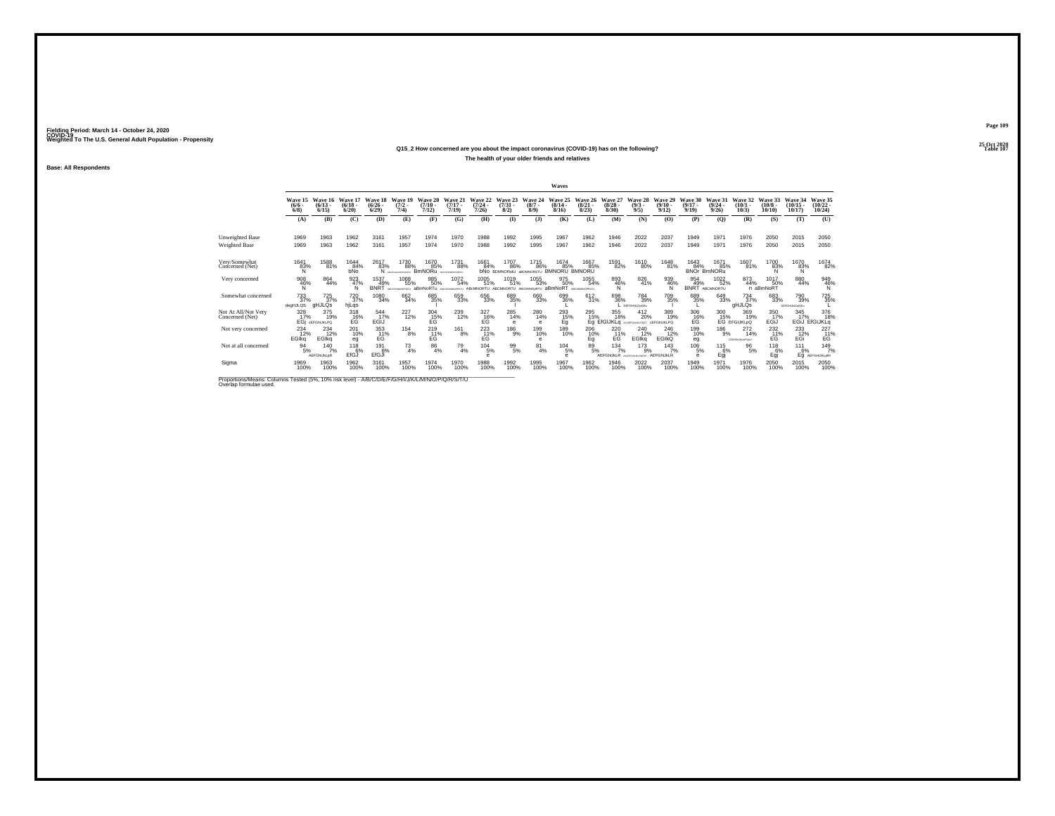Fielding Period: March 14 - October 24, 2020
COVID-19
Weighted To The U.S. General Adult Population - Propensity

25 Oct 2020
Table 107

### Q15_2 How concerned are you about the impact coronavirus (COVID-19) has on the following?

#### The health of your older friends and relatives

Base: All Respondents

| | Wave 15 (6/6 - 6/8) | Wave 16 (6/13 - 6/15) | Wave 17 (6/18 - 6/20) | Wave 18 (6/26 - 6/29) | Wave 19 (7/2 - 7/4) | Wave 20 (7/10 - 7/12) | Wave 21 (7/17 - 7/19) | Wave 22 (7/24 - 7/26) | Wave 23 (7/31 - 8/2) | Wave 24 (8/7 - 8/9) | Wave 25 (8/14 - 8/16) | Wave 26 (8/21 - 8/23) | Wave 27 (8/28 - 8/30) | Wave 28 (9/3 - 9/5) | Wave 29 (9/10 - 9/12) | Wave 30 (9/17 - 9/19) | Wave 31 (9/24 - 9/26) | Wave 32 (10/1 - 10/3) | Wave 33 (10/8 - 10/10) | Wave 34 (10/15 - 10/17) | Wave 35 (10/22 - 10/24) |
|---|---|---|---|---|---|---|---|---|---|---|---|---|---|---|---|---|---|---|---|---|---|
| | (A) | (B) | (C) | (D) | (E) | (F) | (G) | (H) | (I) | (J) | (K) | (L) | (M) | (N) | (O) | (P) | (Q) | (R) | (S) | (T) | (U) |
| Unweighted Base | 1969 | 1963 | 1962 | 3161 | 1957 | 1974 | 1970 | 1988 | 1992 | 1995 | 1967 | 1962 | 1946 | 2022 | 2037 | 1949 | 1971 | 1976 | 2050 | 2015 | 2050 |
| Weighted Base | 1969 | 1963 | 1962 | 3161 | 1957 | 1974 | 1970 | 1988 | 1992 | 1995 | 1967 | 1962 | 1946 | 2022 | 2037 | 1949 | 1971 | 1976 | 2050 | 2015 | 2050 |
| Very/Somewhat Concerned (Net) | 1641 83% N | 1588 81% | 1644 84% bNo | 2617 83% N | 1730 88% | 1670 85% BmNORu | 1731 88% | 1661 84% bNo | 1707 86% BDMNORstU | 1715 86% aBDMNORSTU | 1674 85% BMNORU | 1667 85% BMNORU | 1591 82% | 1610 80% | 1648 81% | 1643 84% BNOr | 1671 85% BmNORu | 1607 81% | 1700 83% N | 1670 83% N | 1674 82% |
| Very concerned | 908 46% N | 864 44% | 923 47% N | 1537 49% BNRT | 1068 55% | 985 50% aBmNoRTu | 1072 54% | 1005 51% ABcMNORTU | 1019 51% ABCMNORTU | 1055 53% ABCDMNOpRTU | 975 50% aBmNoRT | 1055 54% | 893 46% N | 826 41% | 939 46% N | 954 49% BNRT | 1022 52% ABCMNORTU | 873 44% n | 1017 50% aBmNoRT | 880 44% | 949 46% N |
| Somewhat concerned | 733 37% degHJLQS | 725 37% gHJLQs | 720 37% hjLqs | 1080 34% | 662 34% | 685 35% l | 659 33% | 656 33% | 689 35% l | 660 33% | 699 36% L | 612 31% | 698 36% L | 784 39% DEFGHIJLOqRSu | 709 35% l | 689 35% L | 649 33% | 734 37% gHJLQs | 683 33% | 790 39% DEFGHIJLOqRSu | 725 35% L |
| Not At All/Not Very Concerned (Net) | 328 17% EGj | 375 19% cEFGhIJKLPQ | 318 16% EG | 544 17% EGIJ | 227 12% | 304 15% EG | 239 12% | 327 16% EG | 285 14% e | 280 14% e | 293 15% Eg | 295 15% Eg | 355 18% EfGIJKLq | 412 20% aCdEFGHIJKLPQsT | 389 19% cEFGhIJKLPQ | 306 16% EG | 300 15% EG | 369 19% EFGIJKLpQ | 350 17% EGiJ | 345 17% EGiJ | 376 18% EfGIJKLq |
| Not very concerned | 234 12% EGlkq | 234 12% EGlkq | 201 10% eg | 353 11% EG | 154 8% | 219 11% EG | 161 8% | 223 11% EG | 186 9% | 199 10% e | 189 10% | 206 10% Eg | 220 11% EG | 240 12% EGlkq | 246 12% EGlkQ | 199 10% eg | 186 9% | 272 14% CDEFGhIJKLoPQsU | 232 11% EG | 233 12% EGi | 227 11% EG |
| Not at all concerned | 94 5% | 140 7% AEFGhIJkLpR | 118 6% EfGJ | 191 6% EfGJl | 73 4% | 86 4% | 79 4% | 104 5% e | 99 5% | 81 4% | 104 5% e | 89 5% | 134 7% AEFGhIJkLR | 173 9% AcDEFGHIJKLPQRsT | 143 7% AEFGhIJkLR | 106 5% e | 115 6% Egj | 96 5% | 118 6% Egj | 111 6% Eg | 149 7% AEFGHIJKLpR |
| Sigma | 1969 100% | 1963 100% | 1962 100% | 3161 100% | 1957 100% | 1974 100% | 1970 100% | 1988 100% | 1992 100% | 1995 100% | 1967 100% | 1962 100% | 1946 100% | 2022 100% | 2037 100% | 1949 100% | 1971 100% | 1976 100% | 2050 100% | 2015 100% | 2050 100% |

Proportions/Means: Columns Tested (5%, 10% risk level) - A/B/C/D/E/F/G/H/I/J/K/L/M/N/O/P/Q/R/S/T/U
Overlap formulae used.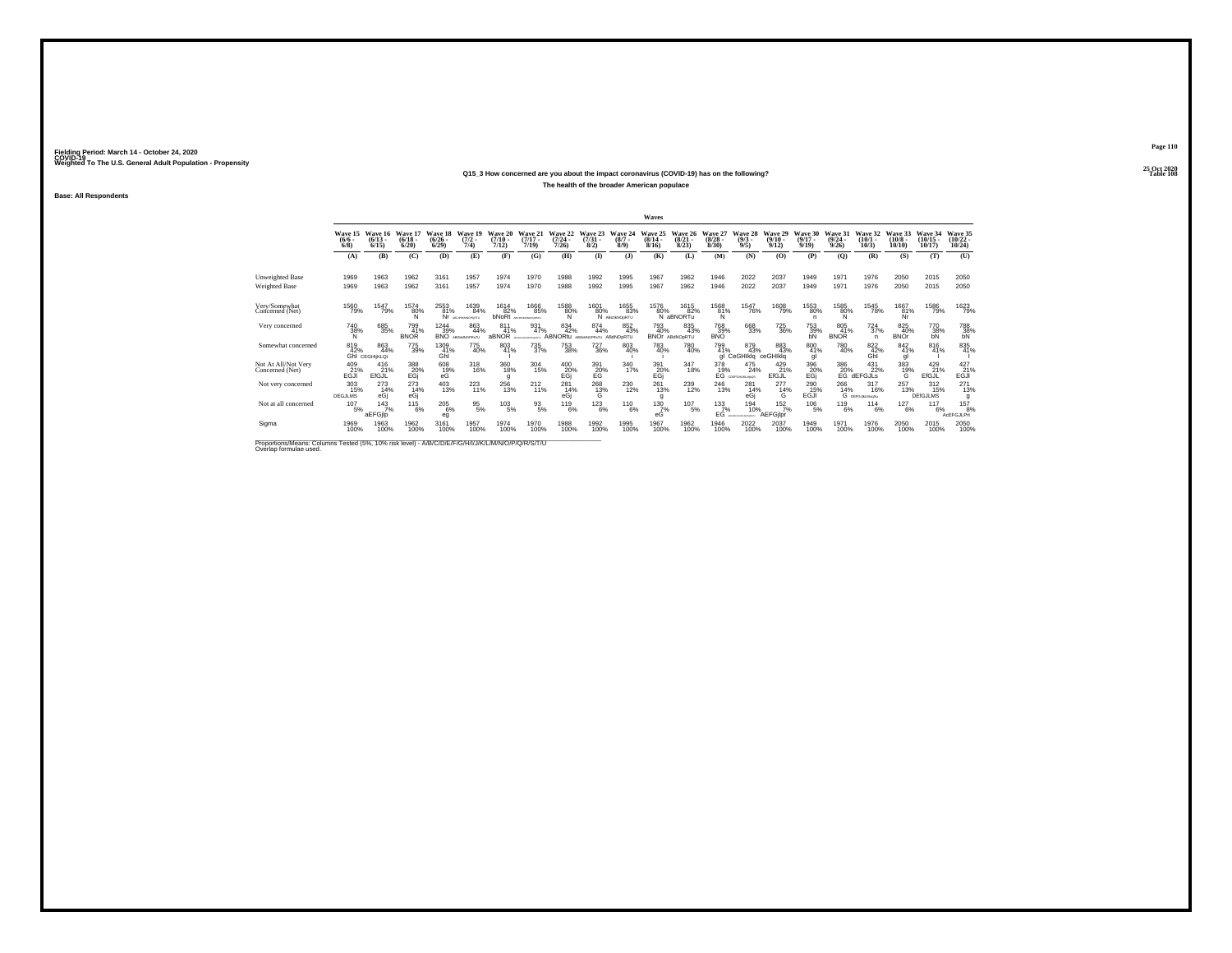Fielding Period: March 14 - October 24, 2020
COVID-19
Weighted To The U.S. General Adult Population - Propensity

25 Oct 2020
Table 108

## Q15_3 How concerned are you about the impact coronavirus (COVID-19) has on the following?

### The health of the broader American populace

Base: All Respondents

| | Wave 15 (6/6 - 6/8) | Wave 16 (6/13 - 6/15) | Wave 17 (6/18 - 6/20) | Wave 18 (6/26 - 6/29) | Wave 19 (7/2 - 7/4) | Wave 20 (7/10 - 7/12) | Wave 21 (7/17 - 7/19) | Wave 22 (7/24 - 7/26) | Wave 23 (7/31 - 8/2) | Wave 24 (8/7 - 8/9) | Wave 25 (8/14 - 8/16) | Wave 26 (8/21 - 8/23) | Wave 27 (8/28 - 8/30) | Wave 28 (9/3 - 9/5) | Wave 29 (9/10 - 9/12) | Wave 30 (9/17 - 9/19) | Wave 31 (9/24 - 9/26) | Wave 32 (10/1 - 10/3) | Wave 33 (10/8 - 10/10) | Wave 34 (10/15 - 10/17) | Wave 35 (10/22 - 10/24) |
|---|---|---|---|---|---|---|---|---|---|---|---|---|---|---|---|---|---|---|---|---|---|
| | (A) | (B) | (C) | (D) | (E) | (F) | (G) | (H) | (I) | (J) | (K) | (L) | (M) | (N) | (O) | (P) | (Q) | (R) | (S) | (T) | (U) |
| Unweighted Base | 1969 | 1963 | 1962 | 3161 | 1957 | 1974 | 1970 | 1988 | 1992 | 1995 | 1967 | 1962 | 1946 | 2022 | 2037 | 1949 | 1971 | 1976 | 2050 | 2015 | 2050 |
| Weighted Base | 1969 | 1963 | 1962 | 3161 | 1957 | 1974 | 1970 | 1988 | 1992 | 1995 | 1967 | 1962 | 1946 | 2022 | 2037 | 1949 | 1971 | 1976 | 2050 | 2015 | 2050 |
| Very/Somewhat Concerned (Net) | 1560 79% | 1547 79% | 1574 80% N | 2553 81% Nr | 1639 84% | 1614 82% bNoRt | 1666 85% | 1588 80% N | 1601 80% N | 1655 83% | 1576 80% N | 1615 82% aBNORTu | 1569 81% N | 1547 76% | 1608 79% | 1553 80% n | 1585 80% N | 1545 78% | 1667 81% Nr | 1586 79% | 1623 79% |
| Very concerned | 740 38% N | 685 35% | 799 41% BNOR | 1244 39% BNO | 863 44% | 811 41% aBNOR | 931 47% | 834 42% ABNORtu | 874 44% | 852 43% AbdNOpRTU | 793 40% BNOr | 835 43% ABdNOpRTU | 768 39% BNO | 668 33% | 725 36% | 753 39% bN | 805 41% BNOR | 724 37% n | 825 40% BNOr | 770 38% bN | 788 38% bN |
| Somewhat concerned | 819 42% Ghl | 863 44% CEGHIjKLQt | 775 39% | 1309 41% Ghl | 775 40% | 803 41% I | 735 37% | 753 38% | 727 36% | 803 40% i | 783 40% i | 780 40% | 799 41% gi | 879 43% CeGHIklq | 883 43% ceGHIklq | 800 41% gI | 780 40% | 822 42% GhI | 842 41% gI | 816 41% I | 835 41% I |
| Not At All/Not Very Concerned (Net) | 409 21% EGJl | 416 21% EfGJL | 388 20% EGj | 608 19% eG | 318 16% | 360 18% g | 304 15% | 400 20% EGj | 391 20% EG | 340 17% | 391 20% EGj | 347 18% | 378 19% EG | 475 24% | 429 21% EfGJL | 396 20% EGj | 386 20% EG | 431 22% dEFGJLs | 383 19% G | 429 21% EfGJL | 427 21% EGJl |
| Not very concerned | 303 15% DEGJLMS | 273 14% eGj | 273 14% eGj | 403 13% | 223 11% | 256 13% | 212 11% | 281 14% eGj | 268 13% G | 230 12% | 281 13% g | 239 12% | 246 13% | 281 14% eGj | 277 14% G | 290 15% EGJl | 266 14% G | 317 16% | 257 13% | 312 15% DEfGJLMS | 271 13% g |
| Not at all concerned | 107 5% | 143 7% aEFGjlp | 115 6% | 205 6% eg | 95 5% | 103 5% | 93 5% | 119 6% | 123 6% | 110 6% | 130 7% eG | 107 5% | 133 7% EG | 194 10% | 152 7% AEFGjlpr | 106 5% | 119 6% | 114 6% | 127 6% | 117 6% | 157 8% AcEFGJLPr |
| Sigma | 1969 100% | 1963 100% | 1962 100% | 3161 100% | 1957 100% | 1974 100% | 1970 100% | 1988 100% | 1992 100% | 1995 100% | 1967 100% | 1962 100% | 1946 100% | 2022 100% | 2037 100% | 1949 100% | 1971 100% | 1976 100% | 2050 100% | 2015 100% | 2050 100% |

Proportions/Means: Columns Tested (5%, 10% risk level) - A/B/C/D/E/F/G/H/I/J/K/L/M/N/O/P/Q/R/S/T/U
Overlap formulae used.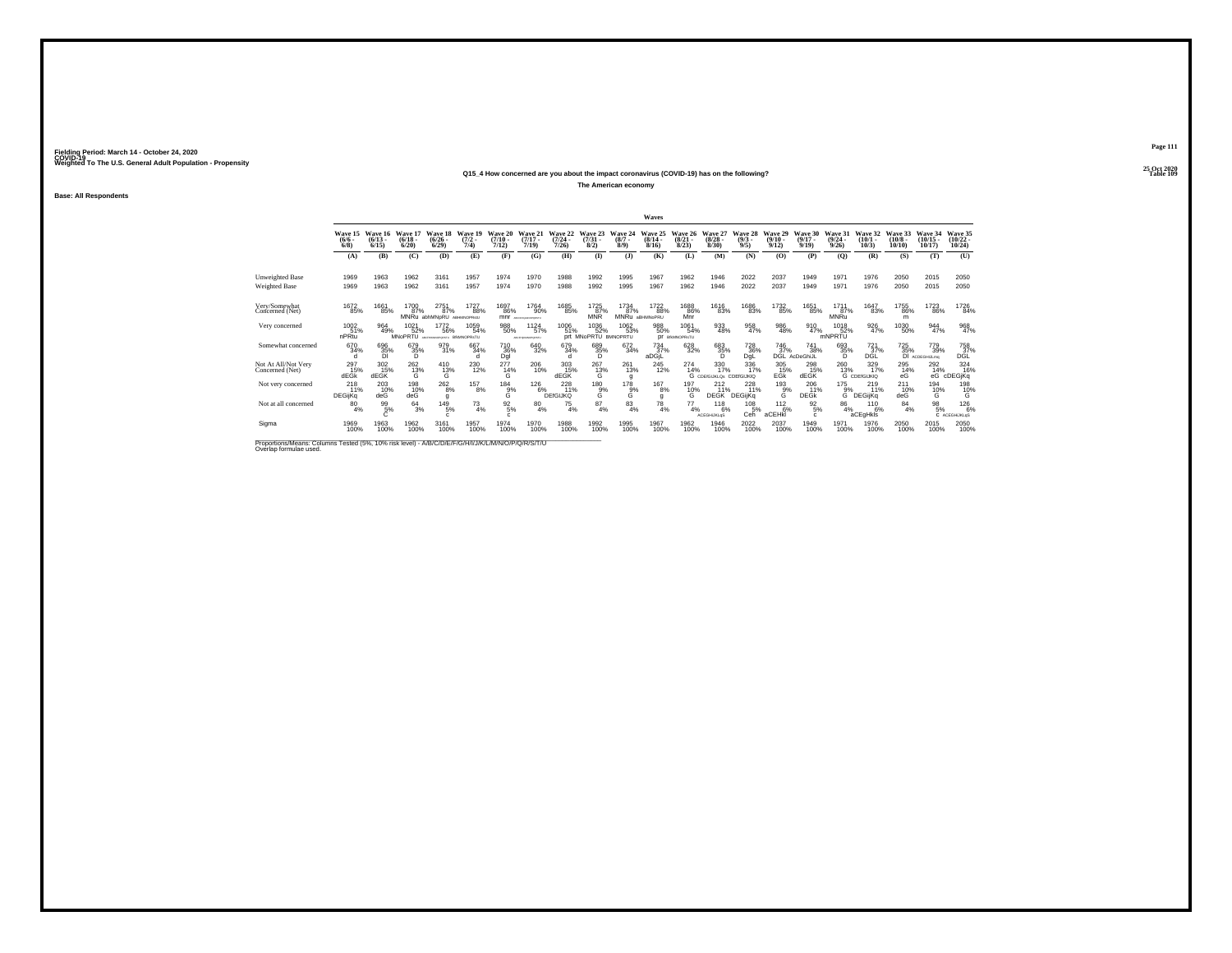Fielding Period: March 14 - October 24, 2020
COVID-19
Weighted To The U.S. General Adult Population - Propensity

25 Oct 2020
Table 109

### Q15_4 How concerned are you about the impact coronavirus (COVID-19) has on the following?

**The American economy**

**Base: All Respondents**

| | Wave 15 (6/6 - 6/8) | Wave 16 (6/13 - 6/15) | Wave 17 (6/18 - 6/20) | Wave 18 (6/26 - 6/29) | Wave 19 (7/2 - 7/4) | Wave 20 (7/10 - 7/12) | Wave 21 (7/17 - 7/19) | Wave 22 (7/24 - 7/26) | Wave 23 (7/31 - 8/2) | Wave 24 (8/7 - 8/9) | Wave 25 (8/14 - 8/16) | Wave 26 (8/21 - 8/23) | Wave 27 (8/28 - 8/30) | Wave 28 (9/3 - 9/5) | Wave 29 (9/10 - 9/12) | Wave 30 (9/17 - 9/19) | Wave 31 (9/24 - 9/26) | Wave 32 (10/1 - 10/3) | Wave 33 (10/8 - 10/10) | Wave 34 (10/15 - 10/17) | Wave 35 (10/22 - 10/24) |
|---|---|---|---|---|---|---|---|---|---|---|---|---|---|---|---|---|---|---|---|---|---|
| | (A) | (B) | (C) | (D) | (E) | (F) | (G) | (H) | (I) | (J) | (K) | (L) | (M) | (N) | (O) | (P) | (Q) | (R) | (S) | (T) | (U) |
| Unweighted Base | 1969 | 1963 | 1962 | 3161 | 1957 | 1974 | 1970 | 1988 | 1992 | 1995 | 1967 | 1962 | 1946 | 2022 | 2037 | 1949 | 1971 | 1976 | 2050 | 2015 | 2050 |
| Weighted Base | 1969 | 1963 | 1962 | 3161 | 1957 | 1974 | 1970 | 1988 | 1992 | 1995 | 1967 | 1962 | 1946 | 2022 | 2037 | 1949 | 1971 | 1976 | 2050 | 2015 | 2050 |
| Very/Somewhat Concerned (Net) | 1672 85% | 1661 85% | 1700 87% MNRu | 2751 87% abhMNpRU | 1727 88% ABHMNOPRtU | 1697 86% mnr | 1764 90% ABCDEFHIJKLMNOPQRSTU | 1685 85% | 1725 87% MNR | 1734 87% MNRu | 1722 88% aBHMNoPRU | 1688 86% Mnr | 1616 83% | 1686 83% | 1732 85% | 1651 85% | 1711 87% MNRu | 1647 83% | 1755 86% m | 1723 86% | 1726 84% |
| Very concerned | 1002 51% nPRtu | 964 49% | 1021 52% MNoPRTU | 1772 56% ABCEFHIJKLMNOPQRSTU | 1059 54% BRMNOPRsTU | 988 50% | 1124 57% ABCDEFHIJKLMNOPQRSTU | 1006 51% prt | 1036 52% MNoPRTU | 1062 53% BMNOPRTU | 988 50% pr | 1061 54% BRMNOPRsTU | 933 48% | 958 47% | 986 48% | 910 47% | 1018 52% mNPRTU | 926 47% | 1030 50% | 944 47% | 968 47% |
| Somewhat concerned | 670 34% d | 696 35% Dl | 679 35% D | 979 31% | 667 34% d | 710 36% Dgl | 640 32% | 679 34% d | 689 35% D | 672 34% | 734 37% aDGjL | 628 32% | 683 35% D | 728 36% DgL | 746 37% DGL | 741 38% AcDeGhiJL | 693 35% D | 721 37% DGL | 725 35% Dl | 779 39% ACDEGHIJLmq | 758 37% DGL |
| Not At All/Not Very Concerned (Net) | 297 15% dEGk | 302 15% dEGK | 262 13% G | 410 13% G | 230 12% | 277 14% G | 206 10% | 303 15% dEGK | 267 13% G | 261 13% g | 245 12% | 274 14% G | 330 17% CDEfGIJKLQs | 336 17% CDEfGIJKlQ | 305 15% EGk | 298 15% dEGK | 260 13% G | 329 17% CDEfGIJKlQ | 295 14% eG | 292 14% eG | 324 16% cDEGjKq |
| Not very concerned | 218 11% DEGijKq | 203 10% deG | 198 10% deG | 262 8% g | 157 8% | 184 9% G | 126 6% | 228 11% DEfGIJKQ | 180 9% G | 178 9% G | 167 8% g | 197 10% G | 212 11% DEGK | 228 11% DEGijKq | 193 9% G | 206 11% DEGk | 175 9% G | 219 11% DEGijKq | 211 10% deG | 194 10% G | 198 10% G |
| Not at all concerned | 80 4% | 99 5% C | 64 3% | 149 5% c | 73 4% | 92 5% c | 80 4% | 75 4% | 87 4% | 83 4% | 78 4% | 77 4% | 118 6% ACEGHIJKLqS | 108 5% Ceh | 112 6% aCEHKl | 92 5% c | 86 4% | 110 6% aCEgHKls | 84 4% | 98 5% C | 126 6% ACEGHIJKLqS |
| Sigma | 1969 100% | 1963 100% | 1962 100% | 3161 100% | 1957 100% | 1974 100% | 1970 100% | 1988 100% | 1992 100% | 1995 100% | 1967 100% | 1962 100% | 1946 100% | 2022 100% | 2037 100% | 1949 100% | 1971 100% | 1976 100% | 2050 100% | 2015 100% | 2050 100% |

Proportions/Means: Columns Tested (5%, 10% risk level) - A/B/C/D/E/F/G/H/I/J/K/L/M/N/O/P/Q/R/S/T/U
Overlap formulae used.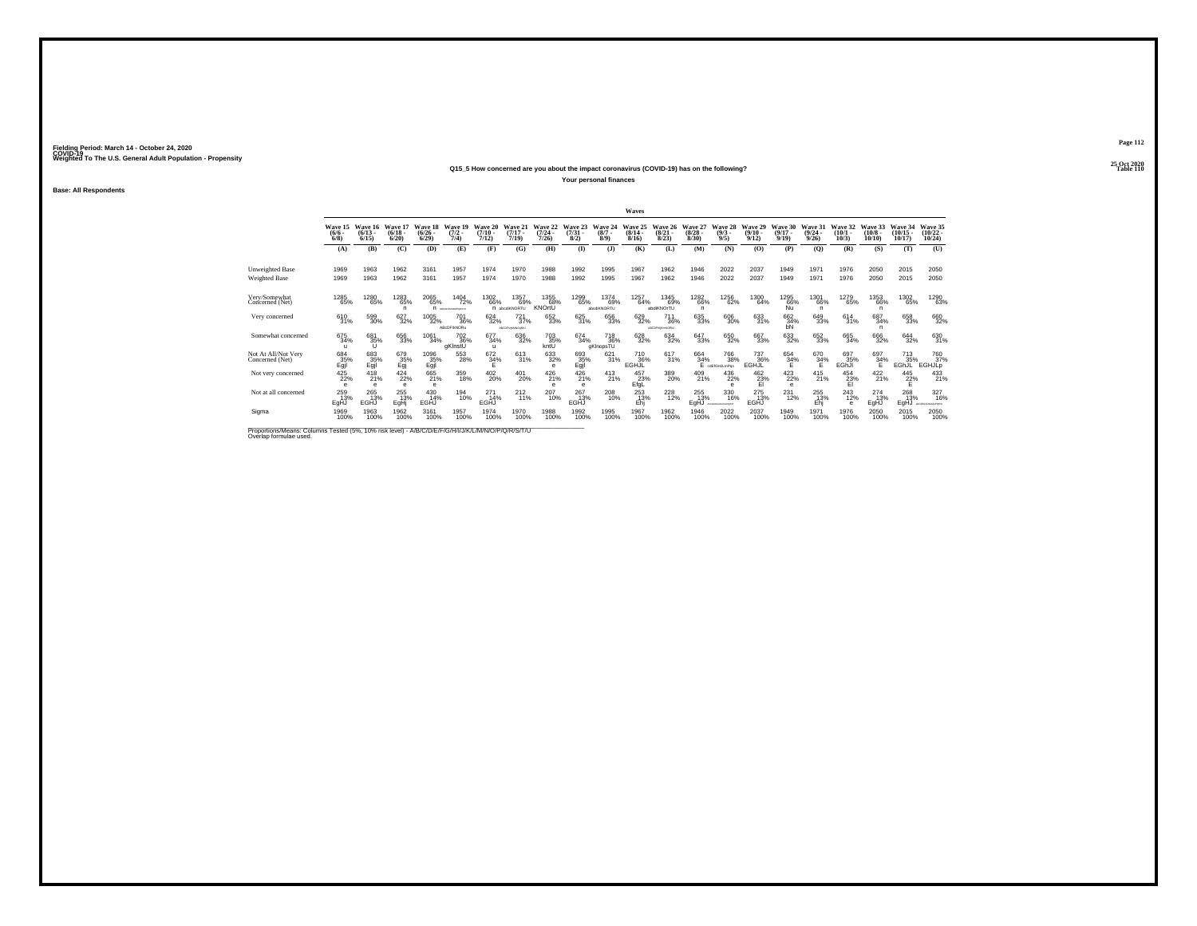Fielding Period: March 14 - October 24, 2020
COVID-19
Weighted To The U.S. General Adult Population - Propensity

25 Oct 2020
Table 110

**Q15_5 How concerned are you about the impact coronavirus (COVID-19) has on the following?**

**Your personal finances**

**Base: All Respondents**

| | Waves | | | | | | | | | | | | | | | | | | | | |
|---|---|---|---|---|---|---|---|---|---|---|---|---|---|---|---|---|---|---|---|---|---|
| | Wave 15 (6/6 - 6/8) | Wave 16 (6/13 - 6/15) | Wave 17 (6/18 - 6/20) | Wave 18 (6/26 - 6/29) | Wave 19 (7/2 - 7/4) | Wave 20 (7/10 - 7/12) | Wave 21 (7/17 - 7/19) | Wave 22 (7/24 - 7/26) | Wave 23 (7/31 - 8/2) | Wave 24 (8/7 - 8/9) | Wave 25 (8/14 - 8/16) | Wave 26 (8/21 - 8/23) | Wave 27 (8/28 - 8/30) | Wave 28 (9/3 - 9/5) | Wave 29 (9/10 - 9/12) | Wave 30 (9/17 - 9/19) | Wave 31 (9/24 - 9/26) | Wave 32 (10/1 - 10/3) | Wave 33 (10/8 - 10/10) | Wave 34 (10/15 - 10/17) | Wave 35 (10/22 - 10/24) |
| | (A) | (B) | (C) | (D) | (E) | (F) | (G) | (H) | (I) | (J) | (K) | (L) | (M) | (N) | (O) | (P) | (Q) | (R) | (S) | (T) | (U) |
| Unweighted Base | 1969 | 1963 | 1962 | 3161 | 1957 | 1974 | 1970 | 1988 | 1992 | 1995 | 1967 | 1962 | 1946 | 2022 | 2037 | 1949 | 1971 | 1976 | 2050 | 2015 | 2050 |
| Weighted Base | 1969 | 1963 | 1962 | 3161 | 1957 | 1974 | 1970 | 1988 | 1992 | 1995 | 1967 | 1962 | 1946 | 2022 | 2037 | 1949 | 1971 | 1976 | 2050 | 2015 | 2050 |
| Very/Somewhat Concerned (Net) | 1285 65% | 1280 65% | 1283 65% n | 2065 65% n | 1404 72% | 1302 66% n | 1357 69% abcdiKNORTU | 1355 68% KNOrtU | 1299 65% | 1374 69% abcdiKNORTU | 1257 64% | 1345 69% abcdiKNOrTU | 1282 66% n | 1256 62% | 1300 64% | 1295 66% Nu | 1301 66% n | 1279 65% | 1353 66% n | 1302 65% | 1290 63% |
| Very concerned | 610 31% | 599 30% | 627 32% | 1005 32% | 701 36% ABcDFIkNORu | 624 32% | 721 37% | 652 33% | 625 31% | 656 33% | 629 32% | 711 36% | 635 33% | 606 30% | 633 31% | 662 34% bN | 649 33% | 614 31% | 687 34% n | 658 33% | 660 32% |
| Somewhat concerned | 675 34% u | 681 35% U | 656 33% | 1061 34% | 702 36% gKlnstU | 677 34% u | 636 32% | 703 35% kntU | 674 34% | 718 36% gKlnopsTU | 628 32% | 634 32% | 647 33% | 650 32% | 667 33% | 633 32% | 652 33% | 665 34% | 666 32% | 644 32% | 630 31% |
| Not At All/Not Very Concerned (Net) | 684 35% Egjl | 683 35% Egjl | 679 35% Egj | 1096 35% Egjl | 553 28% | 672 34% E | 613 31% | 633 32% e | 693 35% Egjl | 621 31% | 710 36% EGHJL | 617 31% | 664 34% E | 766 38% | 737 36% EGHJL | 654 34% E | 670 34% E | 697 35% EGhJl | 697 34% E | 713 35% EGhJL | 760 37% EGHJLp |
| Not very concerned | 425 22% e | 418 21% e | 424 22% e | 665 21% e | 359 18% | 402 20% | 401 20% | 426 21% e | 426 21% e | 413 21% | 457 23% EfgL | 389 20% | 409 21% | 436 22% e | 462 23% El | 423 22% e | 415 21% | 454 23% El | 422 21% | 445 22% E | 433 21% |
| Not at all concerned | 259 13% EgHJ | 265 13% EGHJ | 255 13% EgHj | 430 14% EGHJ | 194 10% | 271 14% EGHJ | 212 11% | 207 10% | 267 13% EGHJ | 208 10% | 253 13% Ehj | 228 12% | 255 13% EgHJ | 330 16% | 275 13% EGHJ | 231 12% | 255 13% Ehj | 243 12% e | 274 13% EgHJ | 268 13% EgHJ | 327 16% |
| Sigma | 1969 100% | 1963 100% | 1962 100% | 3161 100% | 1957 100% | 1974 100% | 1970 100% | 1988 100% | 1992 100% | 1995 100% | 1967 100% | 1962 100% | 1946 100% | 2022 100% | 2037 100% | 1949 100% | 1971 100% | 1976 100% | 2050 100% | 2015 100% | 2050 100% |

Proportions/Means: Columns Tested (5%, 10% risk level) - A/B/C/D/E/F/G/H/I/J/K/L/M/N/O/P/Q/R/S/T/U
Overlap formulae used.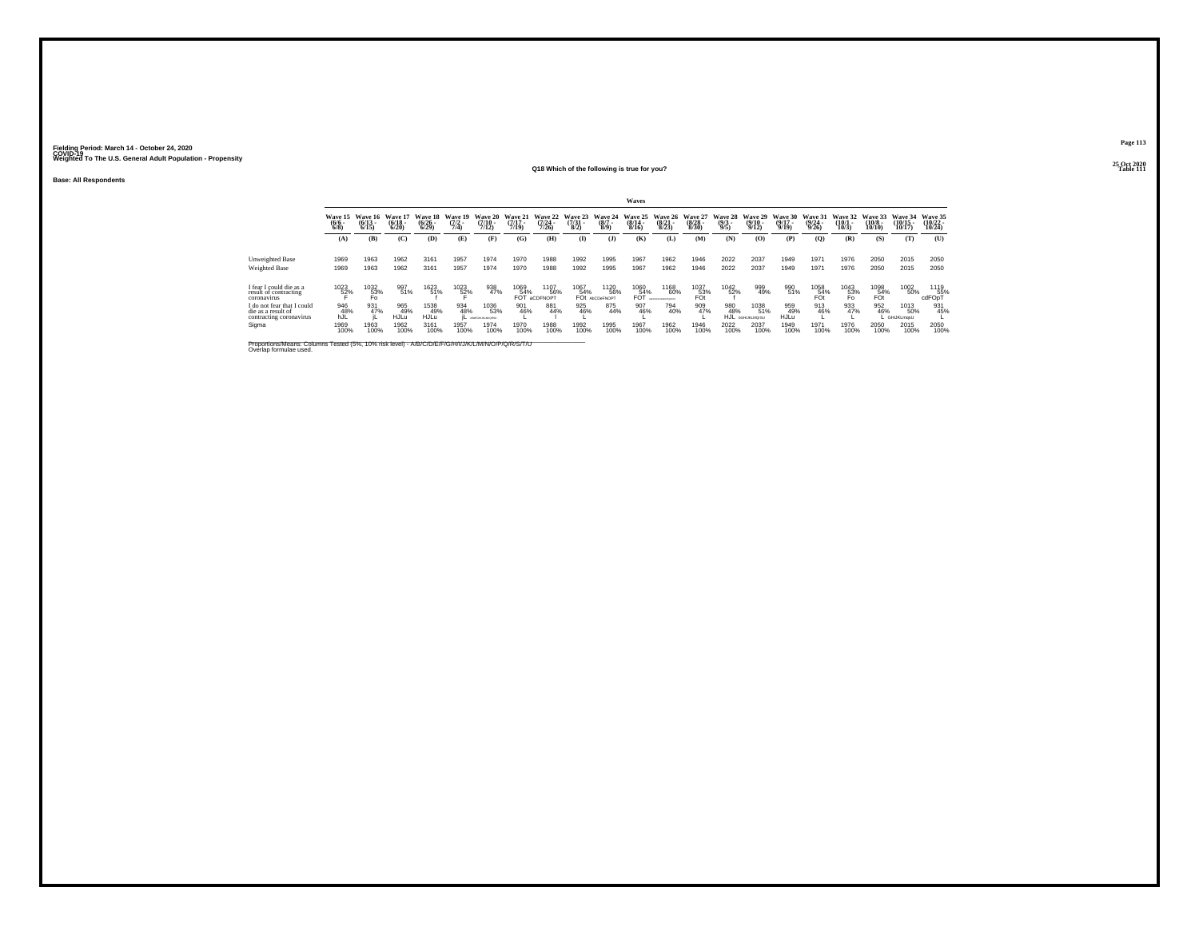Fielding Period: March 14 - October 24, 2020
COVID-19
Weighted To The U.S. General Adult Population - Propensity

25 Oct 2020
Table 111

## Q18 Which of the following is true for you?

Base: All Respondents

| | Waves | | | | | | | | | | | | | | | | | | | | |
|---|---|---|---|---|---|---|---|---|---|---|---|---|---|---|---|---|---|---|---|---|---|
| | Wave 15 (6/6 - 6/8) | Wave 16 (6/13 - 6/15) | Wave 17 (6/18 - 6/20) | Wave 18 (6/26 - 6/29) | Wave 19 (7/2 - 7/4) | Wave 20 (7/10 - 7/12) | Wave 21 (7/17 - 7/19) | Wave 22 (7/24 - 7/26) | Wave 23 (7/31 - 8/2) | Wave 24 (8/7 - 8/9) | Wave 25 (8/14 - 8/16) | Wave 26 (8/21 - 8/23) | Wave 27 (8/28 - 8/30) | Wave 28 (9/3 - 9/5) | Wave 29 (9/10 - 9/12) | Wave 30 (9/17 - 9/19) | Wave 31 (9/24 - 9/26) | Wave 32 (10/1 - 10/3) | Wave 33 (10/8 - 10/10) | Wave 34 (10/15 - 10/17) | Wave 35 (10/22 - 10/24) |
| | (A) | (B) | (C) | (D) | (E) | (F) | (G) | (H) | (I) | (J) | (K) | (L) | (M) | (N) | (O) | (P) | (Q) | (R) | (S) | (T) | (U) |
| Unweighted Base | 1969 | 1963 | 1962 | 3161 | 1957 | 1974 | 1970 | 1988 | 1992 | 1995 | 1967 | 1962 | 1946 | 2022 | 2037 | 1949 | 1971 | 1976 | 2050 | 2015 | 2050 |
| Weighted Base | 1969 | 1963 | 1962 | 3161 | 1957 | 1974 | 1970 | 1988 | 1992 | 1995 | 1967 | 1962 | 1946 | 2022 | 2037 | 1949 | 1971 | 1976 | 2050 | 2015 | 2050 |
| I fear I could die as a result of contracting coronavirus | 1023 52% F | 1032 53% Fo | 997 51% | 1623 51% f | 1023 52% F | 938 47% | 1069 54% FOT | 1107 56% aCDFNOPT | 1067 54% FOt | 1120 56% AbCDeFNOPT | 1060 54% FOT | 1168 60% ABCDEFGHIJKMNOPQRSTU | 1037 53% FOt | 1042 52% f | 999 49% | 990 51% | 1058 54% FOt | 1043 53% Fo | 1098 54% FOt | 1002 50% | 1119 55% cdFOpT |
| I do not fear that I could die as a result of contracting coronavirus | 946 48% hJL | 931 47% jL | 965 49% HJLu | 1538 49% HJLu | 934 48% jL | 1036 53% AbGHIJKLMnQRSU | 901 46% L | 881 44% l | 925 46% L | 875 44% | 907 46% L | 794 40% | 909 47% L | 980 48% HJL | 1038 51% GHIJKLMQSU | 959 49% HJLu | 913 46% L | 933 47% L | 952 46% L | 1013 50% GHIJKLmqsU | 931 45% L |
| Sigma | 1969 100% | 1963 100% | 1962 100% | 3161 100% | 1957 100% | 1974 100% | 1970 100% | 1988 100% | 1992 100% | 1995 100% | 1967 100% | 1962 100% | 1946 100% | 2022 100% | 2037 100% | 1949 100% | 1971 100% | 1976 100% | 2050 100% | 2015 100% | 2050 100% |

Proportions/Means: Columns Tested (5%, 10% risk level) - A/B/C/D/E/F/G/H/I/J/K/L/M/N/O/P/Q/R/S/T/U
Overlap formulae used.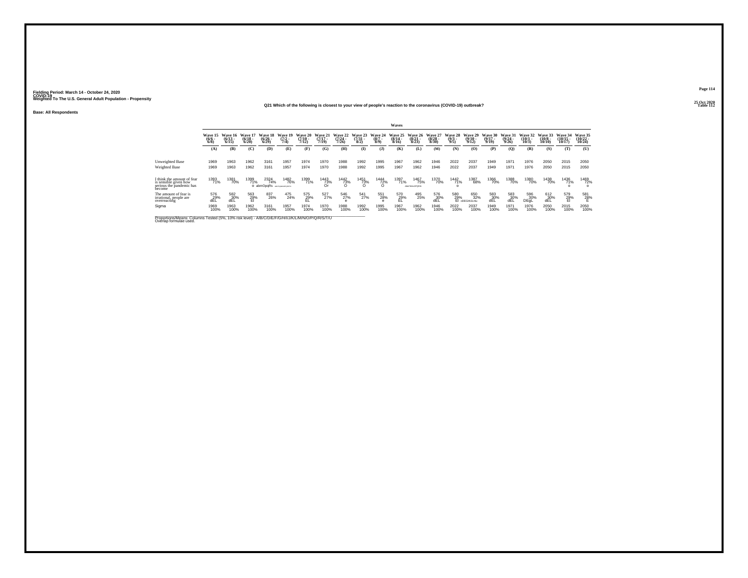Fielding Period: March 14 - October 24, 2020
COVID-19
Weighted To The U.S. General Adult Population - Propensity

25 Oct 2020
Table 112

Q21 Which of the following is closest to your view of people's reaction to the coronavirus (COVID-19) outbreak?

Base: All Respondents

| | Waves | | | | | | | | | | | | | | | | | | | | |
|---|---|---|---|---|---|---|---|---|---|---|---|---|---|---|---|---|---|---|---|---|---|
| | Wave 15 (6/6 - 6/8) | Wave 16 (6/13 - 6/15) | Wave 17 (6/18 - 6/20) | Wave 18 (6/26 - 6/29) | Wave 19 (7/2 - 7/4) | Wave 20 (7/10 - 7/12) | Wave 21 (7/17 - 7/19) | Wave 22 (7/24 - 7/26) | Wave 23 (7/31 - 8/2) | Wave 24 (8/7 - 8/9) | Wave 25 (8/14 - 8/16) | Wave 26 (8/21 - 8/23) | Wave 27 (8/28 - 8/30) | Wave 28 (9/3 - 9/5) | Wave 29 (9/10 - 9/12) | Wave 30 (9/17 - 9/19) | Wave 31 (9/24 - 9/26) | Wave 32 (10/1 - 10/3) | Wave 33 (10/8 - 10/10) | Wave 34 (10/15 - 10/17) | Wave 35 (10/22 - 10/24) |
| | (A) | (B) | (C) | (D) | (E) | (F) | (G) | (H) | (I) | (J) | (K) | (L) | (M) | (N) | (O) | (P) | (Q) | (R) | (S) | (T) | (U) |
| Unweighted Base | 1969 | 1963 | 1962 | 3161 | 1957 | 1974 | 1970 | 1988 | 1992 | 1995 | 1967 | 1962 | 1946 | 2022 | 2037 | 1949 | 1971 | 1976 | 2050 | 2015 | 2050 |
| Weighted Base | 1969 | 1963 | 1962 | 3161 | 1957 | 1974 | 1970 | 1988 | 1992 | 1995 | 1967 | 1962 | 1946 | 2022 | 2037 | 1949 | 1971 | 1976 | 2050 | 2015 | 2050 |
| I think the amount of fear is sensible given how serious the pandemic has become | 1393 71% | 1381 70% | 1399 71% o | 2324 74% abmOpqRs | 1482 76% abcfmpqrstuOPQRS | 1399 71% | 1443 73% Or | 1442 73% O | 1451 73% O | 1444 72% O | 1397 71% | 1467 75% AbcFKMnOPQRS | 1370 70% | 1442 71% o | 1387 68% | 1366 70% | 1388 70% | 1380 70% | 1438 70% | 1436 71% o | 1469 72% o |
| The amount of fear is irrational, people are overreacting | 576 29% dEL | 582 30% dEL | 563 29% El | 837 26% | 475 24% | 575 29% EL | 527 27% | 546 27% e | 541 27% | 551 28% e | 570 29% EL | 495 25% | 576 30% dEL | 580 29% El | 650 32% cDEGHIJLntu | 583 30% dEL | 583 30% dEL | 596 30% DEgL | 612 30% dEL | 579 29% El | 581 28% E |
| Sigma | 1969 100% | 1963 100% | 1962 100% | 3161 100% | 1957 100% | 1974 100% | 1970 100% | 1988 100% | 1992 100% | 1995 100% | 1967 100% | 1962 100% | 1946 100% | 2022 100% | 2037 100% | 1949 100% | 1971 100% | 1976 100% | 2050 100% | 2015 100% | 2050 100% |

Proportions/Means: Columns Tested (5%, 10% risk level) - A/B/C/D/E/F/G/H/I/J/K/L/M/N/O/P/Q/R/S/T/U
Overlap formulae used.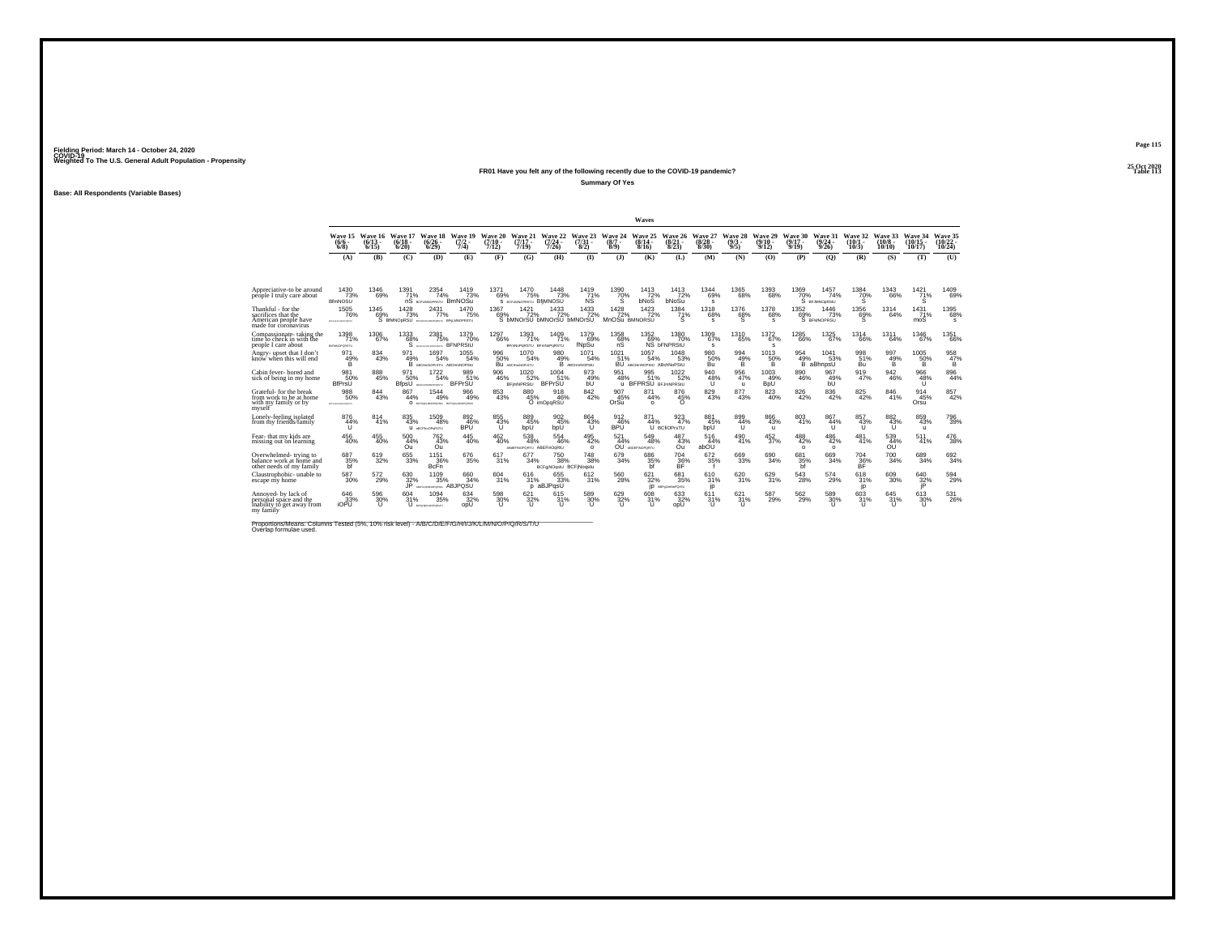Fielding Period: March 14 - October 24, 2020
COVID-19
Weighted To The U.S. General Adult Population - Propensity

25 Oct 2020
Table 113

FR01 Have you felt any of the following recently due to the COVID-19 pandemic?

Summary Of Yes

Base: All Respondents (Variable Bases)

| | Wave 15 (6/6 - 6/8) | Wave 16 (6/13 - 6/15) | Wave 17 (6/18 - 6/20) | Wave 18 (6/26 - 6/29) | Wave 19 (7/2 - 7/4) | Wave 20 (7/10 - 7/12) | Wave 21 (7/17 - 7/19) | Wave 22 (7/24 - 7/26) | Wave 23 (7/31 - 8/2) | Wave 24 (8/7 - 8/9) | Wave 25 (8/14 - 8/16) | Wave 26 (8/21 - 8/23) | Wave 27 (8/28 - 8/30) | Wave 28 (9/3 - 9/5) | Wave 29 (9/10 - 9/12) | Wave 30 (9/17 - 9/19) | Wave 31 (9/24 - 9/26) | Wave 32 (10/1 - 10/3) | Wave 33 (10/8 - 10/10) | Wave 34 (10/15 - 10/17) | Wave 35 (10/22 - 10/24) |
|---|---|---|---|---|---|---|---|---|---|---|---|---|---|---|---|---|---|---|---|---|---|
| | (A) | (B) | (C) | (D) | (E) | (F) | (G) | (H) | (I) | (J) | (K) | (L) | (M) | (N) | (O) | (P) | (Q) | (R) | (S) | (T) | (U) |
| Appreciative-to be around people I truly care about | 1430 73% BfmNOSU | 1346 69% | 1391 71% nS | 2354 74% | 1419 73% BmNOSu | 1371 69% S | 1470 75% | 1448 73% BfMNOSU | 1419 71% NS | 1390 70% S | 1413 72% bNoS | 1413 72% bNoSu | 1344 69% s | 1365 68% | 1393 68% | 1369 70% S | 1457 74% | 1384 70% S | 1343 66% | 1421 71% S | 1409 69% |
| Thankful - for the sacrifices that the American people have made for coronavirus | 1505 76% | 1345 69% S | 1428 73% BfMNOpRSU | 2431 77% | 1470 75% BfjLMNOPRSTU | 1367 69% S | 1421 72% bMNOrSU | 1433 72% bMNOrSU | 1433 72% bMNOrSU | 1428 72% MnOSu | 1423 72% BMNORSU | 1384 71% S | 1318 68% s | 1376 68% S | 1378 68% s | 1352 69% S | 1446 73% BFMNOPRSU | 1356 69% S | 1314 64% | 1431 71% moS | 1395 68% s |
| Compassionate- taking the time to check in with the people I care about | 1398 71% | 1306 67% | 1333 68% S | 2381 75% | 1379 70% BFNPRStU | 1297 66% | 1393 71% BFilNoPqRSTU | 1409 71% BFilNoPqRSTU | 1379 69% fNpSu | 1358 68% nS | 1352 69% NS | 1380 70% bFNPRStU | 1309 67% s | 1310 65% | 1372 67% s | 1285 66% | 1325 67% | 1314 66% | 1311 64% | 1346 67% | 1351 66% |
| Angry- upset that I don't know when this will end | 971 49% B | 834 43% | 971 49% B | 1697 54% | 1055 54% ABCHIoNOPrSTU | 996 50% Bu | 1070 54% ABCHIlmNOPrSTU | 980 49% B | 1071 54% ABCHIlNOPStU | 1021 51% BU | 1057 54% ABCHIlNOPStU | 1048 53% ABchiNoPStU | 980 50% Bu | 994 49% B | 1013 50% B | 954 49% B | 1041 53% aBhnpsU | 998 51% Bu | 997 49% B | 1005 50% B | 958 47% B |
| Cabin fever- bored and sick of being in my home | 981 50% BfPrsU | 888 45% | 971 50% BfpsU | 1722 54% | 989 51% BFPrSU | 906 46% | 1020 52% BFjmNPRStU | 1004 51% BFPrSU | 973 49% bU | 951 48% u | 995 51% BFPRSU | 1022 52% BFJmNPRStU | 940 48% U | 956 47% u | 1003 49% BpU | 890 46% | 967 49% bU | 919 47% | 942 46% | 966 48% U | 896 44% |
| Grateful- for the break from work to be at home with my family or by myself | 988 50% | 844 43% | 867 44% o | 1544 49% | 966 49% | 853 43% | 880 45% O | 918 46% imOpqRSU | 842 42% | 907 45% OrSu | 871 44% o | 876 45% O | 829 43% | 877 43% | 823 40% | 826 42% | 836 42% | 825 42% | 846 41% | 914 45% Orsu | 857 42% |
| Lonely-feeling isolated from my friends/family | 876 44% U | 814 41% | 835 43% u | 1509 48% | 892 46% BPU | 855 43% U | 889 45% bpU | 902 45% bpU | 864 43% U | 912 46% BPU | 871 44% U | 923 47% BCfOPrsTU | 881 45% bpU | 899 44% U | 866 43% u | 803 41% | 867 44% U | 857 43% U | 882 43% U | 859 43% u | 796 39% |
| Fear- that my kids are missing out on learning | 456 40% | 455 40% | 500 44% Ou | 762 43% Ou | 445 40% | 462 40% | 538 48% | 554 46% ABEFhOQRU | 495 42% o | 521 44% OU | 549 48% | 487 43% Ou | 516 44% abOU | 490 41% | 452 37% | 488 42% o | 486 42% o | 481 41% | 539 44% OU | 511 41% | 476 38% |
| Overwhelmed- trying to balance work at home and other needs of my family | 687 35% bf | 619 32% | 655 33% | 1151 36% BcFn | 676 35% | 617 31% | 677 34% | 750 38% BCFjgNOqstU | 748 38% BCFjNoqstu | 679 34% | 686 35% bf | 704 36% BF | 672 35% f | 669 33% | 690 34% | 681 35% bf | 669 34% | 704 36% BF | 700 34% | 689 34% | 692 34% |
| Claustrophobic- unable to escape my home | 587 30% | 572 29% | 630 32% JP | 1109 35% | 660 34% ABJPQSU | 604 31% | 616 31% p | 655 33% aBJPqsU | 612 31% | 560 28% | 621 32% jp | 681 35% | 610 31% jp | 620 31% | 629 31% | 543 28% | 574 29% | 618 31% jp | 609 30% | 640 32% jP | 594 29% |
| Annoyed- by lack of personal space and the inability to get away from my family | 646 33% iOPU | 596 30% U | 604 31% U | 1094 35% | 634 32% opU | 598 30% U | 621 32% U | 615 31% U | 589 30% U | 629 32% U | 608 31% U | 633 32% opU | 611 31% U | 621 31% U | 587 29% | 562 29% | 589 30% U | 603 31% U | 645 31% U | 613 30% U | 531 26% |

Proportions/Means: Columns Tested (5%, 10% risk level) - A/B/C/D/E/F/G/H/I/J/K/L/M/N/O/P/Q/R/S/T/U
Overlap formulae used.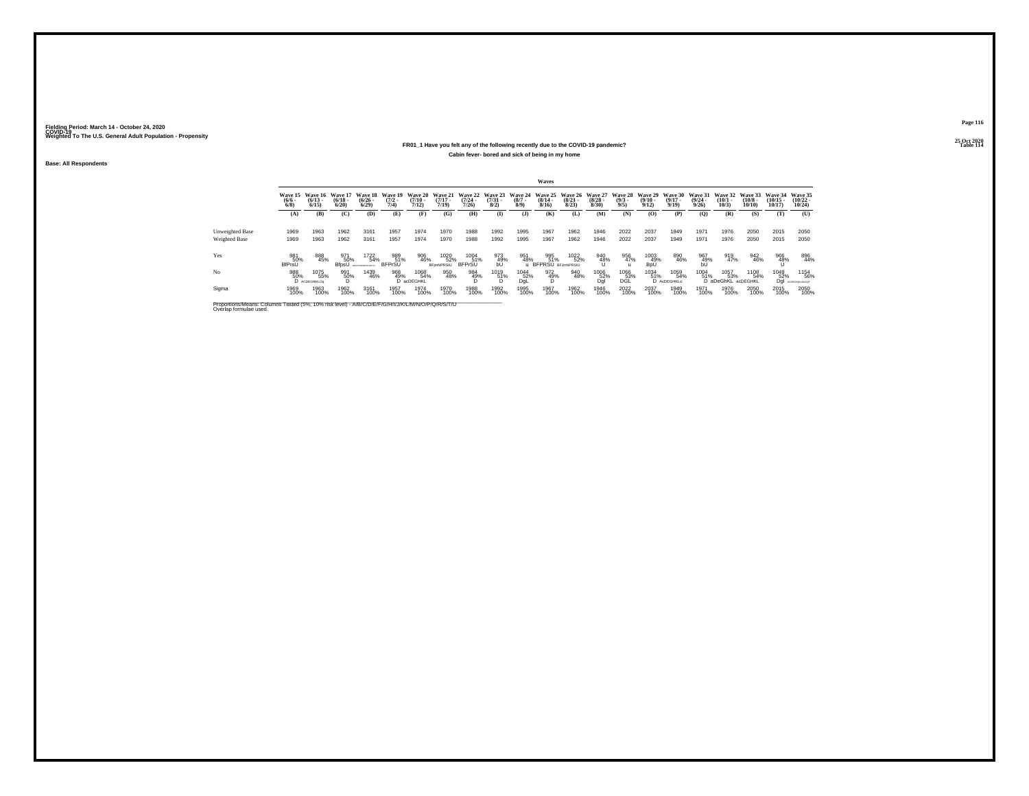Fielding Period: March 14 - October 24, 2020
COVID-19
Weighted To The U.S. General Adult Population - Propensity

25 Oct 2020
Table 114

**FR01_1 Have you felt any of the following recently due to the COVID-19 pandemic?**

**Cabin fever- bored and sick of being in my home**

**Base: All Respondents**

| | Waves | | | | | | | | | | | | | | | | | | | | |
|---|---|---|---|---|---|---|---|---|---|---|---|---|---|---|---|---|---|---|---|---|---|
| | Wave 15 (6/6 - 6/8) | Wave 16 (6/13 - 6/15) | Wave 17 (6/18 - 6/20) | Wave 18 (6/26 - 6/29) | Wave 19 (7/2 - 7/4) | Wave 20 (7/10 - 7/12) | Wave 21 (7/17 - 7/19) | Wave 22 (7/24 - 7/26) | Wave 23 (7/31 - 8/2) | Wave 24 (8/7 - 8/9) | Wave 25 (8/14 - 8/16) | Wave 26 (8/21 - 8/23) | Wave 27 (8/28 - 8/30) | Wave 28 (9/3 - 9/5) | Wave 29 (9/10 - 9/12) | Wave 30 (9/17 - 9/19) | Wave 31 (9/24 - 9/26) | Wave 32 (10/1 - 10/3) | Wave 33 (10/8 - 10/10) | Wave 34 (10/15 - 10/17) | Wave 35 (10/22 - 10/24) |
| | (A) | (B) | (C) | (D) | (E) | (F) | (G) | (H) | (I) | (J) | (K) | (L) | (M) | (N) | (O) | (P) | (Q) | (R) | (S) | (T) | (U) |
| Unweighted Base | 1969 | 1963 | 1962 | 3161 | 1957 | 1974 | 1970 | 1988 | 1992 | 1995 | 1967 | 1962 | 1946 | 2022 | 2037 | 1949 | 1971 | 1976 | 2050 | 2015 | 2050 |
| Weighted Base | 1969 | 1963 | 1962 | 3161 | 1957 | 1974 | 1970 | 1988 | 1992 | 1995 | 1967 | 1962 | 1946 | 2022 | 2037 | 1949 | 1971 | 1976 | 2050 | 2015 | 2050 |
| Yes | 981 50% BfPrsU | 888 45% | 971 50% BfpsU | 1722 54% BCEFHIJKMNOPQRSTU | 989 51% BFPrSU | 906 46% | 1020 52% BFjmNPRSU | 1004 51% BFPrSU | 973 49% bU | 951 48% u | 995 51% BFPRSU | 1022 52% BFJmNPRSU | 940 48% U | 956 47% u | 1003 49% BpU | 890 46% | 967 49% bU | 919 47% | 942 46% | 966 48% U | 896 44% |
| No | 988 50% D | 1075 55% ACDEGHKLOq | 991 50% D | 1439 46% | 968 49% D | 1068 54% acDEGHKL | 950 48% | 984 49% D | 1019 51% D | 1044 52% DgL | 972 49% D | 940 48% | 1006 52% Dgl | 1066 53% DGL | 1034 51% D | 1059 54% AcDEGHKLo | 1004 51% D | 1057 53% aDeGhKL | 1108 54% acDEGHKL | 1049 52% Dgl | 1154 56% ACDEGHIjKLMOQT |
| Sigma | 1969 100% | 1963 100% | 1962 100% | 3161 100% | 1957 100% | 1974 100% | 1970 100% | 1988 100% | 1992 100% | 1995 100% | 1967 100% | 1962 100% | 1946 100% | 2022 100% | 2037 100% | 1949 100% | 1971 100% | 1976 100% | 2050 100% | 2015 100% | 2050 100% |

Proportions/Means: Columns Tested (5%, 10% risk level) - A/B/C/D/E/F/G/H/I/J/K/L/M/N/O/P/Q/R/S/T/U
Overlap formulae used.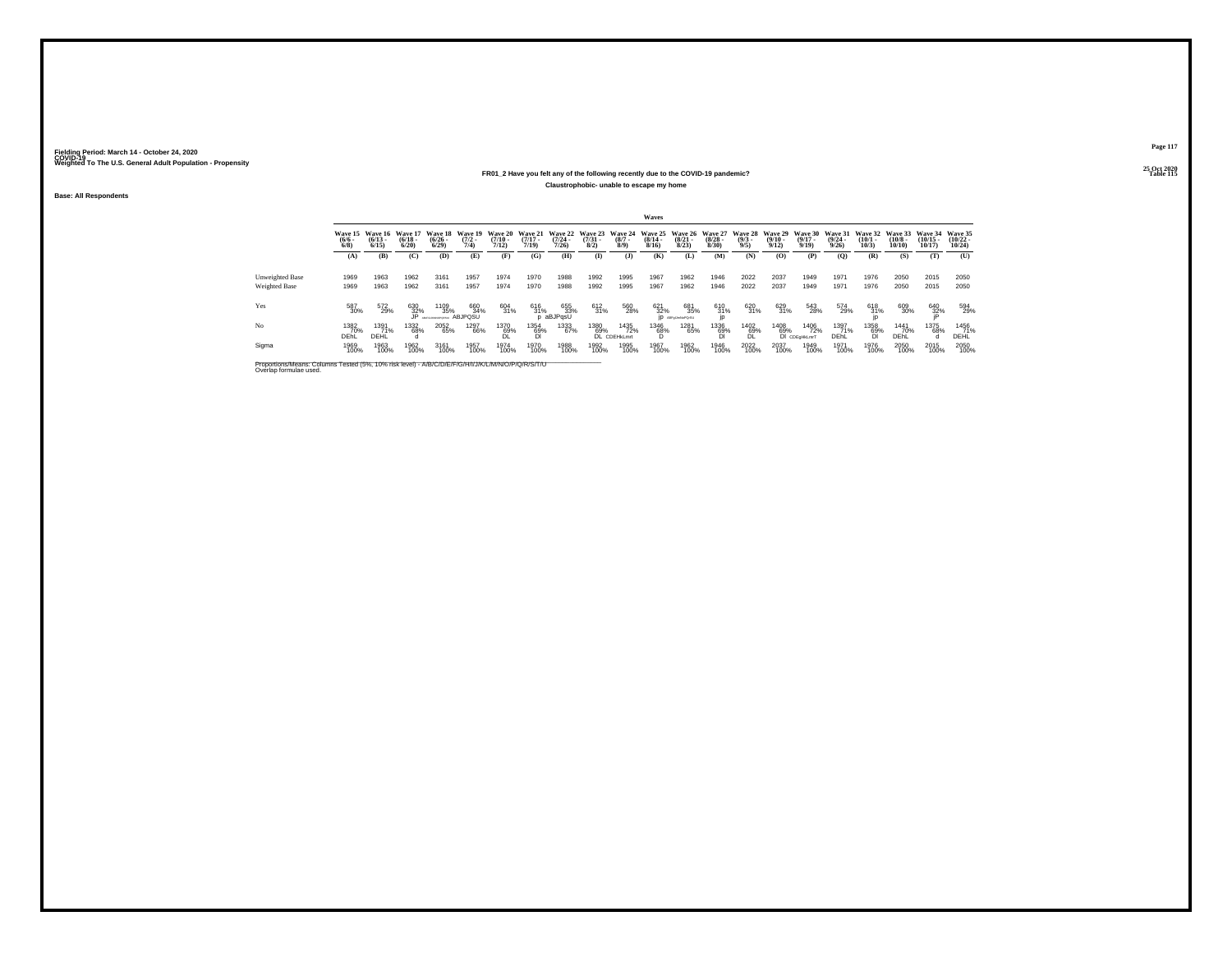Fielding Period: March 14 - October 24, 2020
COVID-19
Weighted To The U.S. General Adult Population - Propensity

25 Oct 2020
Table 115

## FR01_2 Have you felt any of the following recently due to the COVID-19 pandemic?

### Claustrophobic- unable to escape my home

Base: All Respondents

| | Waves | | | | | | | | | | | | | | | | | | | | |
|---|---|---|---|---|---|---|---|---|---|---|---|---|---|---|---|---|---|---|---|---|---|
| | Wave 15 (6/6 - 6/8) | Wave 16 (6/13 - 6/15) | Wave 17 (6/18 - 6/20) | Wave 18 (6/26 - 6/29) | Wave 19 (7/2 - 7/4) | Wave 20 (7/10 - 7/12) | Wave 21 (7/17 - 7/19) | Wave 22 (7/24 - 7/26) | Wave 23 (7/31 - 8/2) | Wave 24 (8/7 - 8/9) | Wave 25 (8/14 - 8/16) | Wave 26 (8/21 - 8/23) | Wave 27 (8/28 - 8/30) | Wave 28 (9/3 - 9/5) | Wave 29 (9/10 - 9/12) | Wave 30 (9/17 - 9/19) | Wave 31 (9/24 - 9/26) | Wave 32 (10/1 - 10/3) | Wave 33 (10/8 - 10/10) | Wave 34 (10/15 - 10/17) | Wave 35 (10/22 - 10/24) |
| | (A) | (B) | (C) | (D) | (E) | (F) | (G) | (H) | (I) | (J) | (K) | (L) | (M) | (N) | (O) | (P) | (Q) | (R) | (S) | (T) | (U) |
| Unweighted Base | 1969 | 1963 | 1962 | 3161 | 1957 | 1974 | 1970 | 1988 | 1992 | 1995 | 1967 | 1962 | 1946 | 2022 | 2037 | 1949 | 1971 | 1976 | 2050 | 2015 | 2050 |
| Weighted Base | 1969 | 1963 | 1962 | 3161 | 1957 | 1974 | 1970 | 1988 | 1992 | 1995 | 1967 | 1962 | 1946 | 2022 | 2037 | 1949 | 1971 | 1976 | 2050 | 2015 | 2050 |
| Yes | 587 30% | 572 29% | 630 32% JP | 1109 35% ABCfGIJkmNOPQRSTU | 660 34% ABJPQSU | 604 31% | 616 31% p | 655 33% aBJPqsU | 612 31% | 560 28% | 621 32% jP | 681 35% ABfgIJkMNOPQRSU | 610 31% jp | 620 31% | 629 31% | 543 28% | 574 29% | 618 31% jp | 609 30% | 640 32% jP | 594 29% |
| No | 1382 70% DEhL | 1391 71% DEHL | 1332 68% d | 2052 65% | 1297 66% | 1370 69% DL | 1354 69% Dl | 1333 67% | 1380 69% DL | 1435 72% CDEHKLmt | 1346 68% D | 1281 65% | 1336 69% Dl | 1402 69% DL | 1408 69% Dl | 1406 72% CDEgHKLmT | 1397 71% DEhL | 1358 69% Dl | 1441 70% DEhL | 1375 68% d | 1456 71% DEHL |
| Sigma | 1969 100% | 1963 100% | 1962 100% | 3161 100% | 1957 100% | 1974 100% | 1970 100% | 1988 100% | 1992 100% | 1995 100% | 1967 100% | 1962 100% | 1946 100% | 2022 100% | 2037 100% | 1949 100% | 1971 100% | 1976 100% | 2050 100% | 2015 100% | 2050 100% |

Proportions/Means: Columns Tested (5%, 10% risk level) - A/B/C/D/E/F/G/H/I/J/K/L/M/N/O/P/Q/R/S/T/U
Overlap formulae used.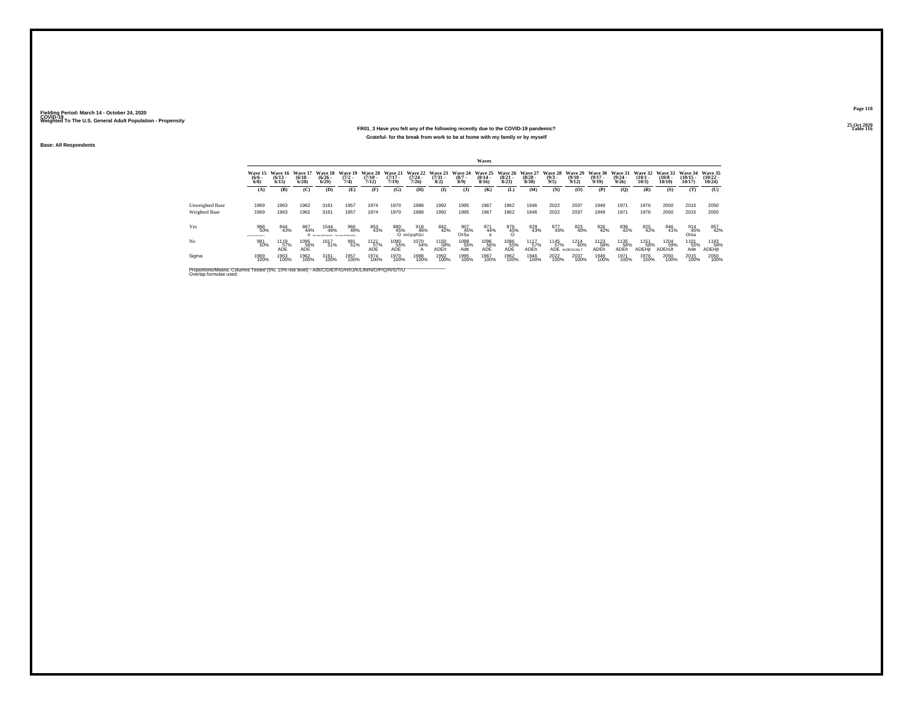Fielding Period: March 14 - October 24, 2020
COVID-19
Weighted To The U.S. General Adult Population - Propensity

25 Oct 2020
Table 116

**FR01_3 Have you felt any of the following recently due to the COVID-19 pandemic?**

**Grateful- for the break from work to be at home with my family or by myself**

**Base: All Respondents**

| | Waves | | | | | | | | | | | | | | | | | | | | |
|---|---|---|---|---|---|---|---|---|---|---|---|---|---|---|---|---|---|---|---|---|---|
| | Wave 15 (6/6 - 6/8) | Wave 16 (6/13 - 6/15) | Wave 17 (6/18 - 6/20) | Wave 18 (6/26 - 6/29) | Wave 19 (7/2 - 7/4) | Wave 20 (7/10 - 7/12) | Wave 21 (7/17 - 7/19) | Wave 22 (7/24 - 7/26) | Wave 23 (7/31 - 8/2) | Wave 24 (8/7 - 8/9) | Wave 25 (8/14 - 8/16) | Wave 26 (8/21 - 8/23) | Wave 27 (8/28 - 8/30) | Wave 28 (9/3 - 9/5) | Wave 29 (9/10 - 9/12) | Wave 30 (9/17 - 9/19) | Wave 31 (9/24 - 9/26) | Wave 32 (10/1 - 10/3) | Wave 33 (10/8 - 10/10) | Wave 34 (10/15 - 10/17) | Wave 35 (10/22 - 10/24) |
| | (A) | (B) | (C) | (D) | (E) | (F) | (G) | (H) | (I) | (J) | (K) | (L) | (M) | (N) | (O) | (P) | (Q) | (R) | (S) | (T) | (U) |
| Unweighted Base | 1969 | 1963 | 1962 | 3161 | 1957 | 1974 | 1970 | 1988 | 1992 | 1995 | 1967 | 1962 | 1946 | 2022 | 2037 | 1949 | 1971 | 1976 | 2050 | 2015 | 2050 |
| Weighted Base | 1969 | 1963 | 1962 | 3161 | 1957 | 1974 | 1970 | 1988 | 1992 | 1995 | 1967 | 1962 | 1946 | 2022 | 2037 | 1949 | 1971 | 1976 | 2050 | 2015 | 2050 |
| Yes | 988 50% | 844 43% | 867 44% O | 1544 49% | 966 49% | 853 43% | 880 45% O | 918 46% imOpqRSU | 842 42% | 907 45% OrSu | 871 44% o | 876 45% O | 829 43% | 877 43% | 823 40% | 826 42% | 836 42% | 825 42% | 846 41% | 914 45% Orsu | 857 42% |
| No | 981 50% | 1119 57% ADE | 1095 56% ADE | 1617 51% | 991 51% | 1121 57% ADE | 1090 55% ADE | 1070 54% A | 1150 58% ADEh | 1088 55% Ade | 1096 56% ADE | 1086 55% ADE | 1117 57% ADEh | 1145 57% ADE | 1214 60% AcDEGHJkLT | 1123 58% ADEh | 1135 58% ADEh | 1151 58% ADEHjt | 1204 59% ADEHJt | 1101 55% Ade | 1193 58% ADEHjt |
| Sigma | 1969 100% | 1963 100% | 1962 100% | 3161 100% | 1957 100% | 1974 100% | 1970 100% | 1988 100% | 1992 100% | 1995 100% | 1967 100% | 1962 100% | 1946 100% | 2022 100% | 2037 100% | 1949 100% | 1971 100% | 1976 100% | 2050 100% | 2015 100% | 2050 100% |

Proportions/Means: Columns Tested (5%, 10% risk level) - A/B/C/D/E/F/G/H/I/J/K/L/M/N/O/P/Q/R/S/T/U
Overlap formulae used.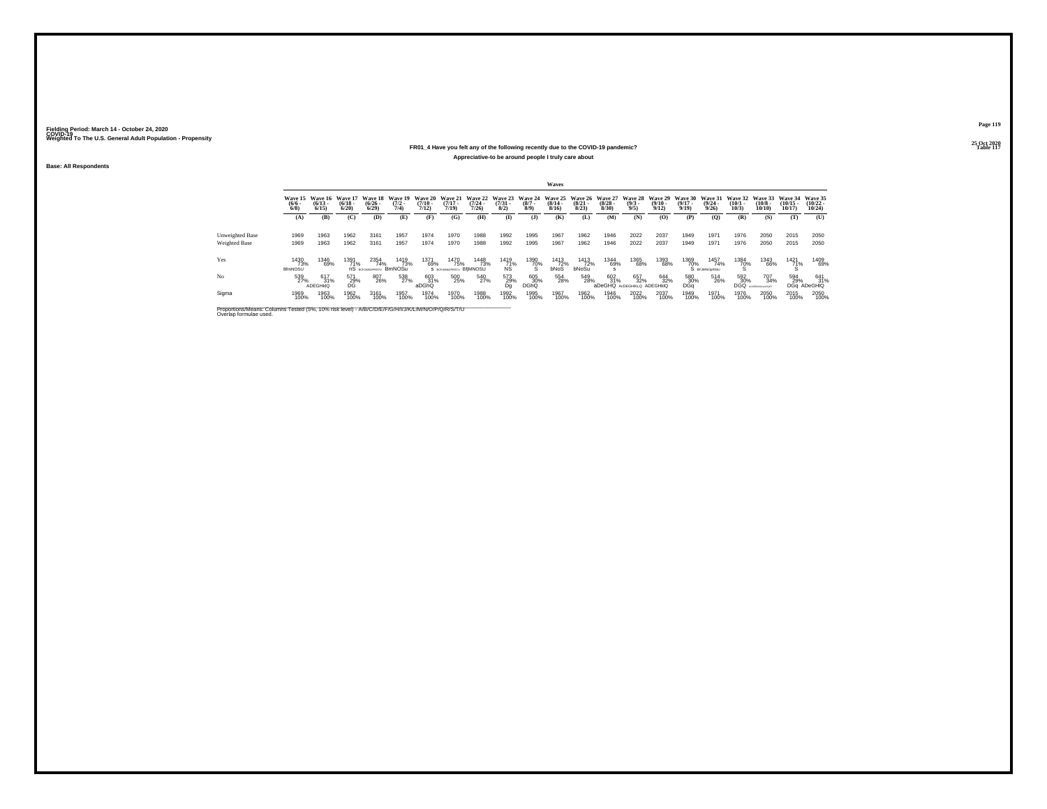Fielding Period: March 14 - October 24, 2020
COVID-19
Weighted To The U.S. General Adult Population - Propensity

25 Oct 2020
Table 117

### FR01_4 Have you felt any of the following recently due to the COVID-19 pandemic?

Appreciative-to be around people I truly care about

Base: All Respondents

| | Wave 15 (6/6 - 6/8) | Wave 16 (6/13 - 6/15) | Wave 17 (6/18 - 6/20) | Wave 18 (6/26 - 6/29) | Wave 19 (7/2 - 7/4) | Wave 20 (7/10 - 7/12) | Wave 21 (7/17 - 7/19) | Wave 22 (7/24 - 7/26) | Wave 23 (7/31 - 8/2) | Wave 24 (8/7 - 8/9) | Wave 25 (8/14 - 8/16) | Wave 26 (8/21 - 8/23) | Wave 27 (8/28 - 8/30) | Wave 28 (9/3 - 9/5) | Wave 29 (9/10 - 9/12) | Wave 30 (9/17 - 9/19) | Wave 31 (9/24 - 9/26) | Wave 32 (10/1 - 10/3) | Wave 33 (10/8 - 10/10) | Wave 34 (10/15 - 10/17) | Wave 35 (10/22 - 10/24) |
|---|---|---|---|---|---|---|---|---|---|---|---|---|---|---|---|---|---|---|---|---|---|
| | (A) | (B) | (C) | (D) | (E) | (F) | (G) | (H) | (I) | (J) | (K) | (L) | (M) | (N) | (O) | (P) | (Q) | (R) | (S) | (T) | (U) |
| Unweighted Base | 1969 | 1963 | 1962 | 3161 | 1957 | 1974 | 1970 | 1988 | 1992 | 1995 | 1967 | 1962 | 1946 | 2022 | 2037 | 1949 | 1971 | 1976 | 2050 | 2015 | 2050 |
| Weighted Base | 1969 | 1963 | 1962 | 3161 | 1957 | 1974 | 1970 | 1988 | 1992 | 1995 | 1967 | 1962 | 1946 | 2022 | 2037 | 1949 | 1971 | 1976 | 2050 | 2015 | 2050 |
| Yes | 1430 73% BfmNOSU | 1346 69% | 1391 71% nS | 2354 74% BCFIJMNOPRSTU | 1419 73% BmNOSu | 1371 69% S | 1470 75% BCFIJMNOPRSTU | 1448 73% BfMNOSU | 1419 71% NS | 1390 70% S | 1413 72% bNoS | 1413 72% bNoSu | 1344 69% s | 1365 68% | 1393 68% | 1369 70% S | 1457 74% BFJMNOpRSU | 1384 70% S | 1343 66% | 1421 71% S | 1409 69% |
| No | 539 27% | 617 31% ADEGHIQ | 571 29% DG | 807 26% | 538 27% | 603 31% aDGhQ | 500 25% | 540 27% | 573 29% Dg | 605 30% DGhQ | 554 28% | 549 28% | 602 31% aDeGHQ | 657 32% ACDEGHIKLQ | 644 32% ADEGHIkQ | 580 30% DGq | 514 26% | 592 30% DGQ | 707 34% ACDEGHIJKLQRT | 594 29% DGq | 641 31% ADeGHIQ |
| Sigma | 1969 100% | 1963 100% | 1962 100% | 3161 100% | 1957 100% | 1974 100% | 1970 100% | 1988 100% | 1992 100% | 1995 100% | 1967 100% | 1962 100% | 1946 100% | 2022 100% | 2037 100% | 1949 100% | 1971 100% | 1976 100% | 2050 100% | 2015 100% | 2050 100% |

Proportions/Means: Columns Tested (5%, 10% risk level) - A/B/C/D/E/F/G/H/I/J/K/L/M/N/O/P/Q/R/S/T/U
Overlap formulae used.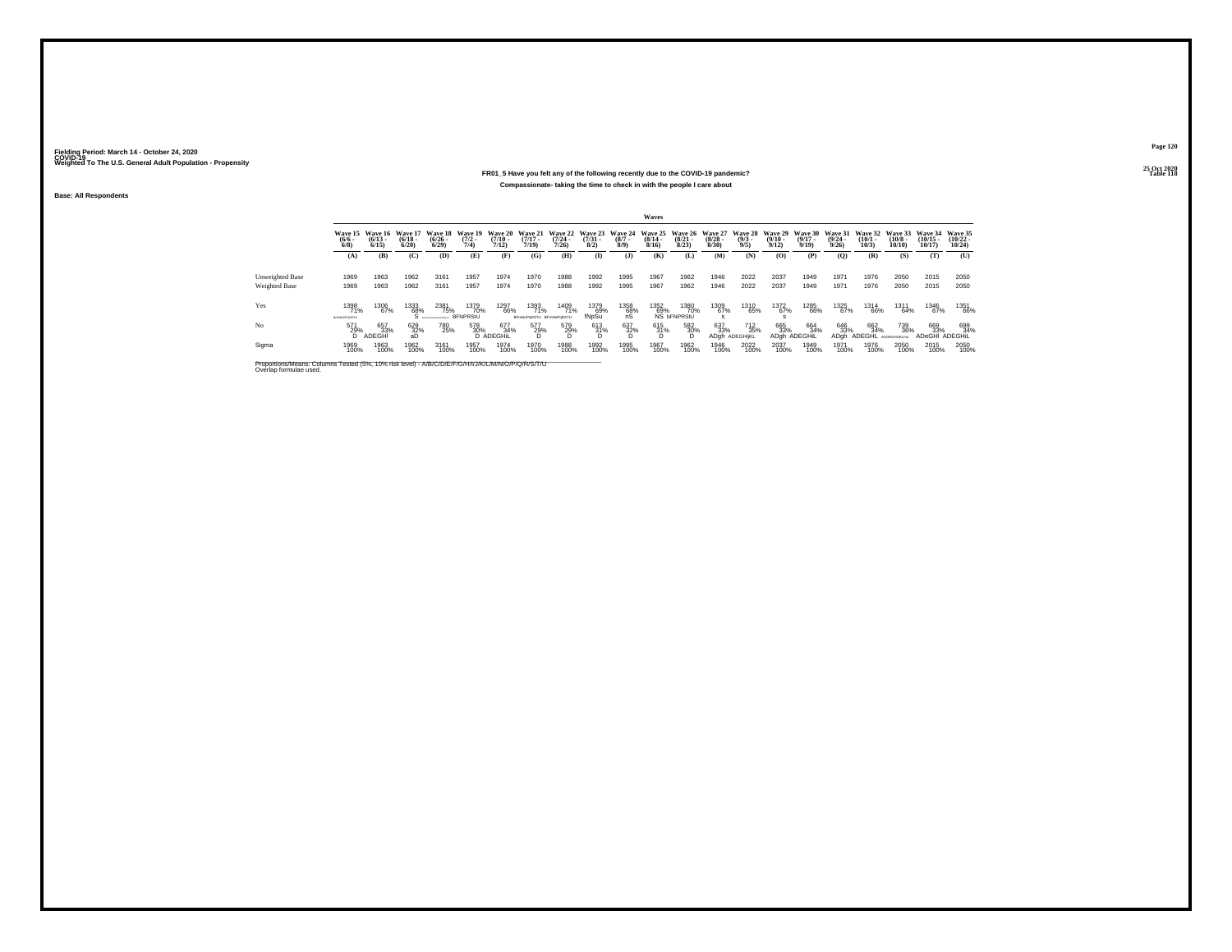Fielding Period: March 14 - October 24, 2020
COVID-19
Weighted To The U.S. General Adult Population - Propensity

25 Oct 2020
Table 118

## FR01_5 Have you felt any of the following recently due to the COVID-19 pandemic?

### Compassionate- taking the time to check in with the people I care about

Base: All Respondents

| | Waves | | | | | | | | | | | | | | | | | | | | |
|---|---|---|---|---|---|---|---|---|---|---|---|---|---|---|---|---|---|---|---|---|---|
| | Wave 15 (6/6 - 6/8) | Wave 16 (6/13 - 6/15) | Wave 17 (6/18 - 6/20) | Wave 18 (6/26 - 6/29) | Wave 19 (7/2 - 7/4) | Wave 20 (7/10 - 7/12) | Wave 21 (7/17 - 7/19) | Wave 22 (7/24 - 7/26) | Wave 23 (7/31 - 8/2) | Wave 24 (8/7 - 8/9) | Wave 25 (8/14 - 8/16) | Wave 26 (8/21 - 8/23) | Wave 27 (8/28 - 8/30) | Wave 28 (9/3 - 9/5) | Wave 29 (9/10 - 9/12) | Wave 30 (9/17 - 9/19) | Wave 31 (9/24 - 9/26) | Wave 32 (10/1 - 10/3) | Wave 33 (10/8 - 10/10) | Wave 34 (10/15 - 10/17) | Wave 35 (10/22 - 10/24) |
| | (A) | (B) | (C) | (D) | (E) | (F) | (G) | (H) | (I) | (J) | (K) | (L) | (M) | (N) | (O) | (P) | (Q) | (R) | (S) | (T) | (U) |
| Unweighted Base | 1969 | 1963 | 1962 | 3161 | 1957 | 1974 | 1970 | 1988 | 1992 | 1995 | 1967 | 1962 | 1946 | 2022 | 2037 | 1949 | 1971 | 1976 | 2050 | 2015 | 2050 |
| Weighted Base | 1969 | 1963 | 1962 | 3161 | 1957 | 1974 | 1970 | 1988 | 1992 | 1995 | 1967 | 1962 | 1946 | 2022 | 2037 | 1949 | 1971 | 1976 | 2050 | 2015 | 2050 |
| Yes | 1398 71% bcFNoPQRSTU | 1306 67% | 1333 68% S | 2381 75% BCEFGHIJKLMNOPQRSTU | 1379 70% BFNPRStU | 1297 66% | 1393 71% BFNNoPqRSTU | 1409 71% BFnNoPqRSTU | 1379 69% fNpSu | 1358 68% nS | 1352 69% NS | 1380 70% bFNPRStU | 1309 67% s | 1310 65% | 1372 67% s | 1285 66% | 1325 67% | 1314 66% | 1311 64% | 1346 67% | 1351 66% |
| No | 571 29% D | 657 33% ADEGHI | 629 32% aD | 780 25% | 578 30% D | 677 34% ADEGHIL | 577 29% D | 579 29% D | 613 31% D | 637 32% D | 615 31% D | 582 30% D | 637 33% ADgh | 712 35% ADEGHIjKL | 665 33% ADgh | 664 34% ADEGHIL | 646 33% ADgh | 662 34% ADEGHIL | 739 36% ACDEGHIJKLmo | 669 33% ADeGHI | 699 34% ADEGHIL |
| Sigma | 1969 100% | 1963 100% | 1962 100% | 3161 100% | 1957 100% | 1974 100% | 1970 100% | 1988 100% | 1992 100% | 1995 100% | 1967 100% | 1962 100% | 1946 100% | 2022 100% | 2037 100% | 1949 100% | 1971 100% | 1976 100% | 2050 100% | 2015 100% | 2050 100% |

Proportions/Means: Columns Tested (5%, 10% risk level) - A/B/C/D/E/F/G/H/I/J/K/L/M/N/O/P/Q/R/S/T/U
Overlap formulae used.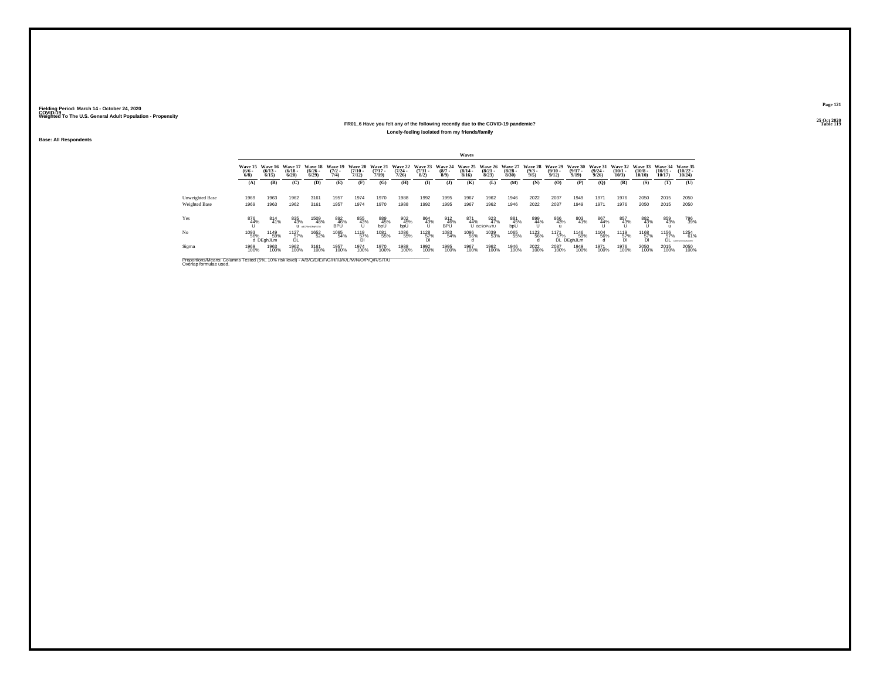Fielding Period: March 14 - October 24, 2020
COVID-19
Weighted To The U.S. General Adult Population - Propensity

25 Oct 2020
Table 119

### FR01_6 Have you felt any of the following recently due to the COVID-19 pandemic?

Lonely-feeling isolated from my friends/family

Base: All Respondents

| | Wave 15 (6/6 - 6/8) | Wave 16 (6/13 - 6/15) | Wave 17 (6/18 - 6/20) | Wave 18 (6/26 - 6/29) | Wave 19 (7/2 - 7/4) | Wave 20 (7/10 - 7/12) | Wave 21 (7/17 - 7/19) | Wave 22 (7/24 - 7/26) | Wave 23 (7/31 - 8/2) | Wave 24 (8/7 - 8/9) | Wave 25 (8/14 - 8/16) | Wave 26 (8/21 - 8/23) | Wave 27 (8/28 - 8/30) | Wave 28 (9/3 - 9/5) | Wave 29 (9/10 - 9/12) | Wave 30 (9/17 - 9/19) | Wave 31 (9/24 - 9/26) | Wave 32 (10/1 - 10/3) | Wave 33 (10/8 - 10/10) | Wave 34 (10/15 - 10/17) | Wave 35 (10/22 - 10/24) |
|---|---|---|---|---|---|---|---|---|---|---|---|---|---|---|---|---|---|---|---|---|---|
| | (A) | (B) | (C) | (D) | (E) | (F) | (G) | (H) | (I) | (J) | (K) | (L) | (M) | (N) | (O) | (P) | (Q) | (R) | (S) | (T) | (U) |
| Unweighted Base | 1969 | 1963 | 1962 | 3161 | 1957 | 1974 | 1970 | 1988 | 1992 | 1995 | 1967 | 1962 | 1946 | 2022 | 2037 | 1949 | 1971 | 1976 | 2050 | 2015 | 2050 |
| Weighted Base | 1969 | 1963 | 1962 | 3161 | 1957 | 1974 | 1970 | 1988 | 1992 | 1995 | 1967 | 1962 | 1946 | 2022 | 2037 | 1949 | 1971 | 1976 | 2050 | 2015 | 2050 |
| Yes | 876 44% U | 814 41% | 835 43% u | 1509 48% aBCFIknOPqRSTU | 892 46% BPU | 855 43% U | 889 45% bpU | 902 45% bpU | 864 43% U | 912 46% BPU | 871 44% U | 923 47% BCfiOPrsTU | 881 45% bpU | 899 44% U | 866 43% u | 803 41% | 867 44% U | 857 43% U | 882 43% U | 859 43% u | 796 39% |
| No | 1093 56% d | 1149 59% DEghJLm | 1127 57% DL | 1652 52% | 1065 54% | 1119 57% Dl | 1081 55% | 1086 55% | 1128 57% Dl | 1083 54% | 1096 56% d | 1039 53% | 1065 55% | 1123 56% d | 1171 57% DL | 1146 59% DEghJLm | 1104 56% d | 1119 57% Dl | 1168 57% Dl | 1156 57% DL | 1254 61% AcDEFGHIJKLMNOQRSTt |
| Sigma | 1969 100% | 1963 100% | 1962 100% | 3161 100% | 1957 100% | 1974 100% | 1970 100% | 1988 100% | 1992 100% | 1995 100% | 1967 100% | 1962 100% | 1946 100% | 2022 100% | 2037 100% | 1949 100% | 1971 100% | 1976 100% | 2050 100% | 2015 100% | 2050 100% |

Proportions/Means: Columns Tested (5%, 10% risk level) - A/B/C/D/E/F/G/H/I/J/K/L/M/N/O/P/Q/R/S/T/U
Overlap formulae used.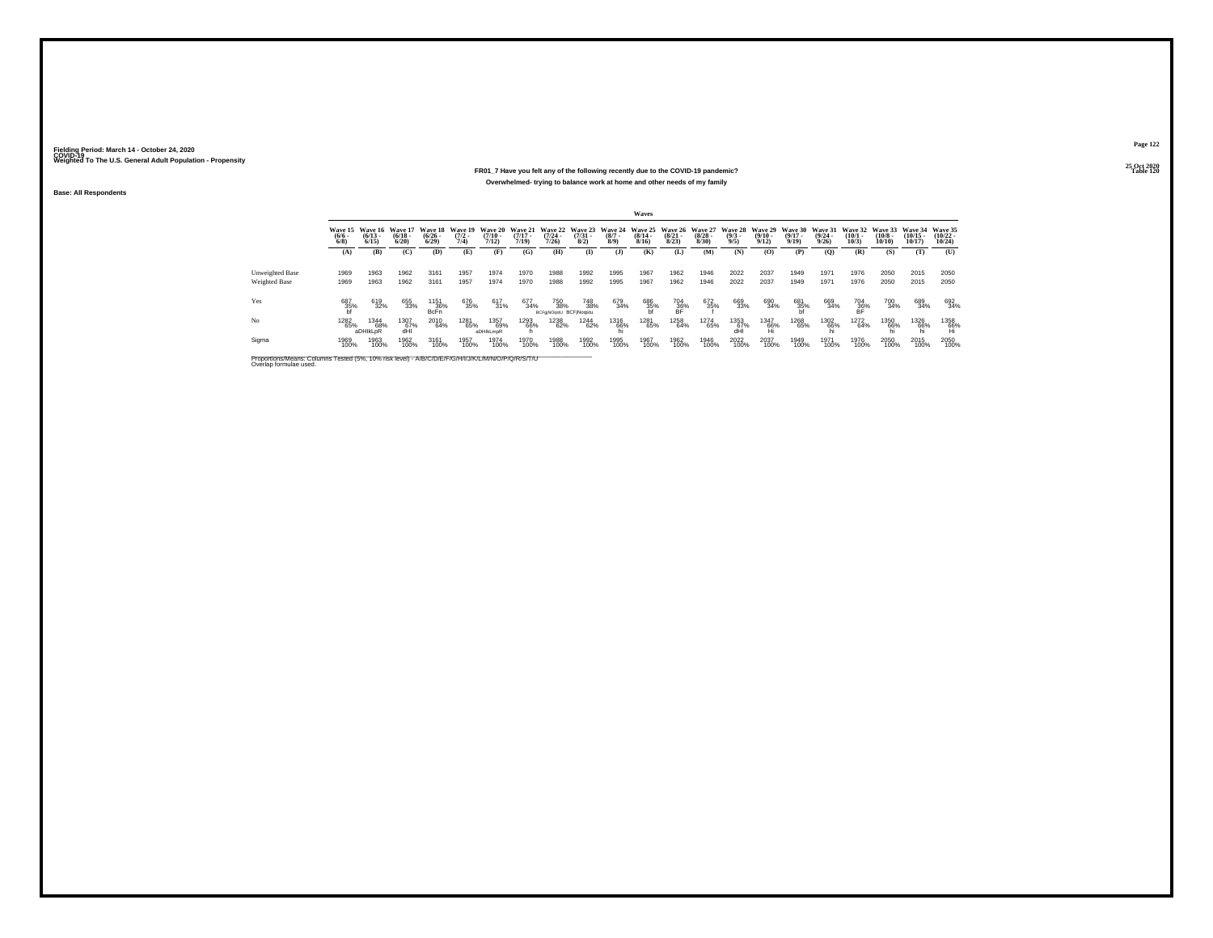Fielding Period: March 14 - October 24, 2020
COVID-19
Weighted To The U.S. General Adult Population - Propensity

25 Oct 2020
Table 120

## FR01_7 Have you felt any of the following recently due to the COVID-19 pandemic?

### Overwhelmed- trying to balance work at home and other needs of my family

**Base: All Respondents**

| | Waves | | | | | | | | | | | | | | | | | | | | |
|---|---|---|---|---|---|---|---|---|---|---|---|---|---|---|---|---|---|---|---|---|---|
| | Wave 15 (6/6 - 6/8) | Wave 16 (6/13 - 6/15) | Wave 17 (6/18 - 6/20) | Wave 18 (6/26 - 6/29) | Wave 19 (7/2 - 7/4) | Wave 20 (7/10 - 7/12) | Wave 21 (7/17 - 7/19) | Wave 22 (7/24 - 7/26) | Wave 23 (7/31 - 8/2) | Wave 24 (8/7 - 8/9) | Wave 25 (8/14 - 8/16) | Wave 26 (8/21 - 8/23) | Wave 27 (8/28 - 8/30) | Wave 28 (9/3 - 9/5) | Wave 29 (9/10 - 9/12) | Wave 30 (9/17 - 9/19) | Wave 31 (9/24 - 9/26) | Wave 32 (10/1 - 10/3) | Wave 33 (10/8 - 10/10) | Wave 34 (10/15 - 10/17) | Wave 35 (10/22 - 10/24) |
| | (A) | (B) | (C) | (D) | (E) | (F) | (G) | (H) | (I) | (J) | (K) | (L) | (M) | (N) | (O) | (P) | (Q) | (R) | (S) | (T) | (U) |
| Unweighted Base | 1969 | 1963 | 1962 | 3161 | 1957 | 1974 | 1970 | 1988 | 1992 | 1995 | 1967 | 1962 | 1946 | 2022 | 2037 | 1949 | 1971 | 1976 | 2050 | 2015 | 2050 |
| Weighted Base | 1969 | 1963 | 1962 | 3161 | 1957 | 1974 | 1970 | 1988 | 1992 | 1995 | 1967 | 1962 | 1946 | 2022 | 2037 | 1949 | 1971 | 1976 | 2050 | 2015 | 2050 |
| Yes | 687 35% bf | 619 32% | 655 33% | 1151 36% BcFn | 676 35% | 617 31% | 677 34% | 750 38% BCFgjNOqStU | 748 38% BCFjNoqstu | 679 34% | 686 35% bf | 704 36% BF | 672 35% f | 669 33% | 690 34% | 681 35% bf | 669 34% | 704 36% BF | 700 34% | 689 34% | 692 34% |
| No | 1282 65% | 1344 68% aDHIkLpR | 1307 67% dHI | 2010 64% | 1281 65% | 1357 69% aDHIkLmpR | 1293 66% h | 1238 62% | 1244 62% | 1316 66% hi | 1281 65% | 1258 64% | 1274 65% | 1353 67% dHI | 1347 66% Hi | 1268 65% | 1302 66% hi | 1272 64% | 1350 66% hi | 1326 66% hi | 1358 66% Hi |
| Sigma | 1969 100% | 1963 100% | 1962 100% | 3161 100% | 1957 100% | 1974 100% | 1970 100% | 1988 100% | 1992 100% | 1995 100% | 1967 100% | 1962 100% | 1946 100% | 2022 100% | 2037 100% | 1949 100% | 1971 100% | 1976 100% | 2050 100% | 2015 100% | 2050 100% |

Proportions/Means: Columns Tested (5%, 10% risk level) - A/B/C/D/E/F/G/H/I/J/K/L/M/N/O/P/Q/R/S/T/U
Overlap formulae used.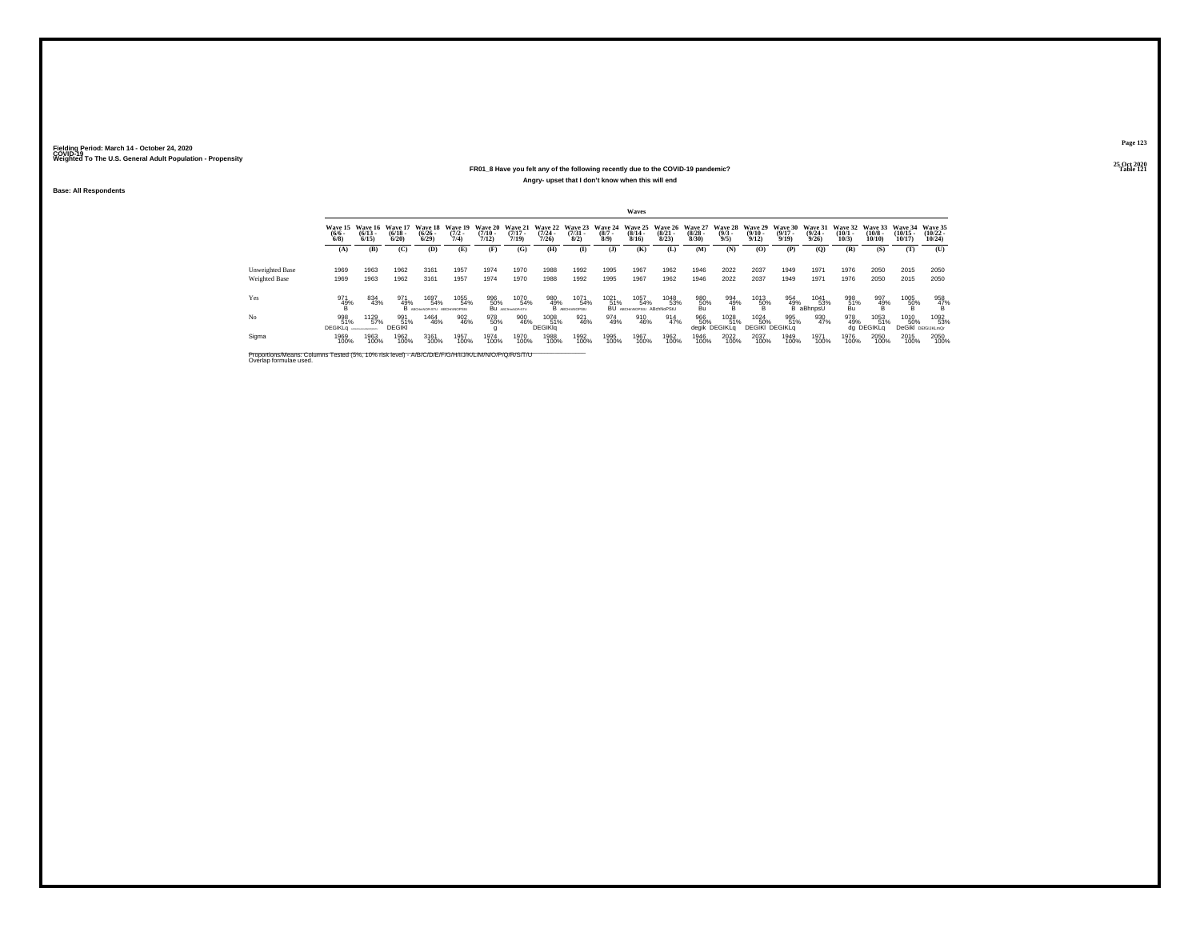Fielding Period: March 14 - October 24, 2020
COVID-19
Weighted To The U.S. General Adult Population - Propensity

25 Oct 2020
Table 121

## FR01_8 Have you felt any of the following recently due to the COVID-19 pandemic?

### Angry- upset that I don't know when this will end

Base: All Respondents

| | Wave 15 (6/6 - 6/8) | Wave 16 (6/13 - 6/15) | Wave 17 (6/18 - 6/20) | Wave 18 (6/26 - 6/29) | Wave 19 (7/2 - 7/4) | Wave 20 (7/10 - 7/12) | Wave 21 (7/17 - 7/19) | Wave 22 (7/24 - 7/26) | Wave 23 (7/31 - 8/2) | Wave 24 (8/7 - 8/9) | Wave 25 (8/14 - 8/16) | Wave 26 (8/21 - 8/23) | Wave 27 (8/28 - 8/30) | Wave 28 (9/3 - 9/5) | Wave 29 (9/10 - 9/12) | Wave 30 (9/17 - 9/19) | Wave 31 (9/24 - 9/26) | Wave 32 (10/1 - 10/3) | Wave 33 (10/8 - 10/10) | Wave 34 (10/15 - 10/17) | Wave 35 (10/22 - 10/24) |
|---|---|---|---|---|---|---|---|---|---|---|---|---|---|---|---|---|---|---|---|---|---|
| | (A) | (B) | (C) | (D) | (E) | (F) | (G) | (H) | (I) | (J) | (K) | (L) | (M) | (N) | (O) | (P) | (Q) | (R) | (S) | (T) | (U) |
| Unweighted Base | 1969 | 1963 | 1962 | 3161 | 1957 | 1974 | 1970 | 1988 | 1992 | 1995 | 1967 | 1962 | 1946 | 2022 | 2037 | 1949 | 1971 | 1976 | 2050 | 2015 | 2050 |
| Weighted Base | 1969 | 1963 | 1962 | 3161 | 1957 | 1974 | 1970 | 1988 | 1992 | 1995 | 1967 | 1962 | 1946 | 2022 | 2037 | 1949 | 1971 | 1976 | 2050 | 2015 | 2050 |
| Yes | 971 49% B | 834 43% | 971 49% B | 1697 54% ABCHMNOPSTU | 1055 54% ABCHMNOPSTU | 996 50% Bu | 1070 54% ABCHmNOPSTU | 980 49% B | 1071 54% ABCHMNOPSTU | 1021 51% BU | 1057 54% ABCHMNOPSTU | 1048 53% ABcHoPSTU | 980 50% Bu | 994 49% B | 1013 50% B | 954 49% B | 1041 53% aBhnpsU | 998 51% Bu | 997 49% B | 1005 50% B | 958 47% B |
| No | 998 51% DEGIKLq | 1129 57% ACDEFGHIJKLMNOPQRSTU | 991 51% DEGIKl | 1464 46% | 902 46% | 978 50% g | 900 46% | 1008 51% DEGIKlq | 921 46% | 974 49% | 910 46% | 914 47% | 966 50% degik | 1028 51% DEGIKLq | 1024 50% DEGIKl | 995 51% DEGIKLq | 930 47% | 978 49% dg | 1053 51% DEGIKLq | 1010 50% DeGikl | 1092 53% DEGIJKLmQr |
| Sigma | 1969 100% | 1963 100% | 1962 100% | 3161 100% | 1957 100% | 1974 100% | 1970 100% | 1988 100% | 1992 100% | 1995 100% | 1967 100% | 1962 100% | 1946 100% | 2022 100% | 2037 100% | 1949 100% | 1971 100% | 1976 100% | 2050 100% | 2015 100% | 2050 100% |

Proportions/Means: Columns Tested (5%, 10% risk level) - A/B/C/D/E/F/G/H/I/J/K/L/M/N/O/P/Q/R/S/T/U
Overlap formulae used.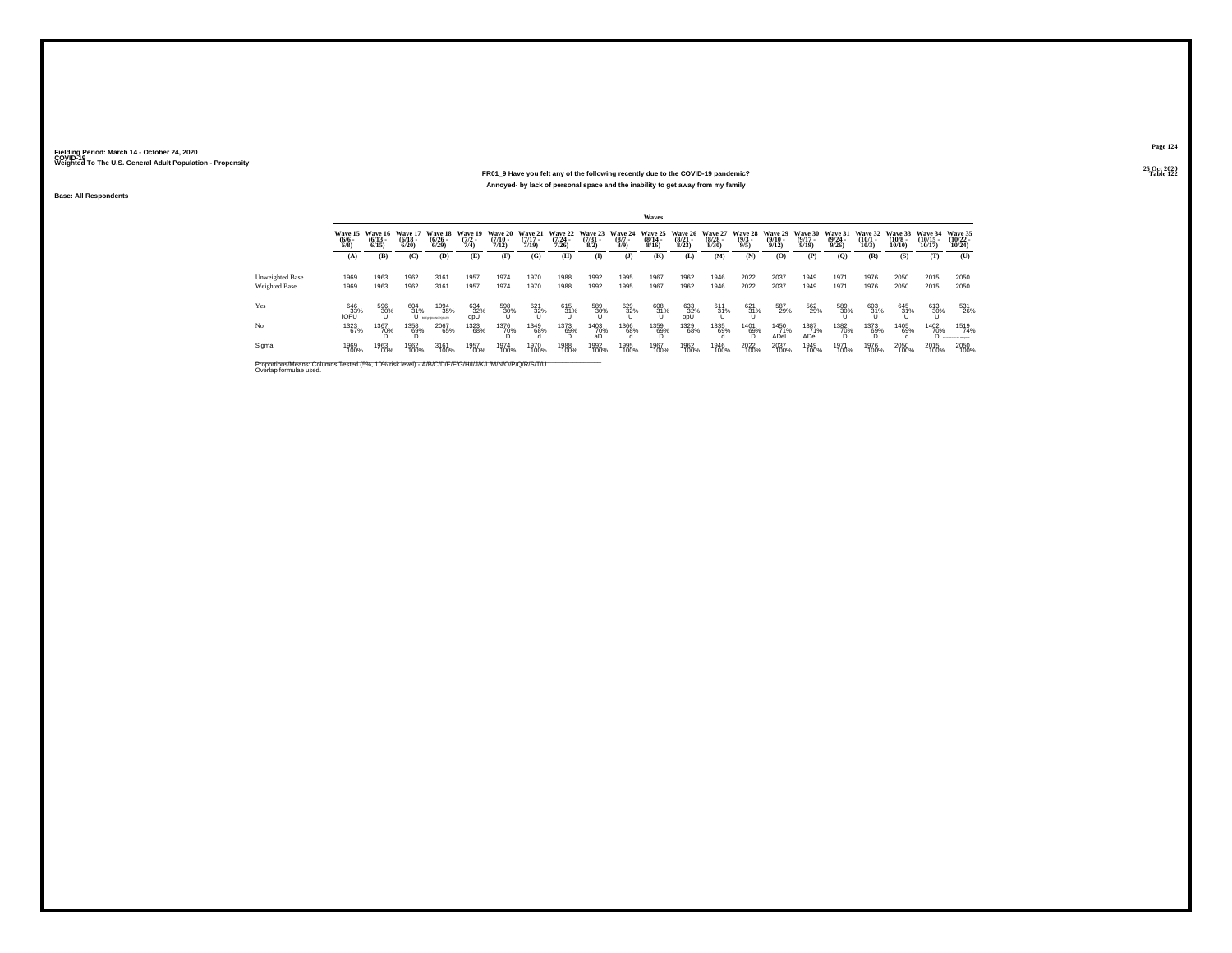Fielding Period: March 14 - October 24, 2020
COVID-19
Weighted To The U.S. General Adult Population - Propensity

25 Oct 2020
Table 122

### FR01_9 Have you felt any of the following recently due to the COVID-19 pandemic?

**Annoyed- by lack of personal space and the inability to get away from my family**

**Base: All Respondents**

| | Waves | | | | | | | | | | | | | | | | | | | | |
|---|---|---|---|---|---|---|---|---|---|---|---|---|---|---|---|---|---|---|---|---|---|
| | Wave 15 (6/6 - 6/8) | Wave 16 (6/13 - 6/15) | Wave 17 (6/18 - 6/20) | Wave 18 (6/26 - 6/29) | Wave 19 (7/2 - 7/4) | Wave 20 (7/10 - 7/12) | Wave 21 (7/17 - 7/19) | Wave 22 (7/24 - 7/26) | Wave 23 (7/31 - 8/2) | Wave 24 (8/7 - 8/9) | Wave 25 (8/14 - 8/16) | Wave 26 (8/21 - 8/23) | Wave 27 (8/28 - 8/30) | Wave 28 (9/3 - 9/5) | Wave 29 (9/10 - 9/12) | Wave 30 (9/17 - 9/19) | Wave 31 (9/24 - 9/26) | Wave 32 (10/1 - 10/3) | Wave 33 (10/8 - 10/10) | Wave 34 (10/15 - 10/17) | Wave 35 (10/22 - 10/24) |
| | (A) | (B) | (C) | (D) | (E) | (F) | (G) | (H) | (I) | (J) | (K) | (L) | (M) | (N) | (O) | (P) | (Q) | (R) | (S) | (T) | (U) |
| Unweighted Base | 1969 | 1963 | 1962 | 3161 | 1957 | 1974 | 1970 | 1988 | 1992 | 1995 | 1967 | 1962 | 1946 | 2022 | 2037 | 1949 | 1971 | 1976 | 2050 | 2015 | 2050 |
| Weighted Base | 1969 | 1963 | 1962 | 3161 | 1957 | 1974 | 1970 | 1988 | 1992 | 1995 | 1967 | 1962 | 1946 | 2022 | 2037 | 1949 | 1971 | 1976 | 2050 | 2015 | 2050 |
| Yes | 646 33% iOPU | 596 30% U | 604 31% U | 1094 35% BcfhIjkmNOPQRsTU | 634 32% opU | 598 30% U | 621 32% U | 615 31% U | 589 30% U | 629 32% U | 608 31% U | 633 32% opU | 611 31% U | 621 31% U | 587 29% | 562 29% | 589 30% U | 603 31% U | 645 31% U | 613 30% U | 531 26% |
| No | 1323 67% | 1367 70% D | 1358 69% D | 2067 65% | 1323 68% | 1376 70% D | 1349 68% d | 1373 69% D | 1403 70% aD | 1366 68% d | 1359 69% D | 1329 68% | 1335 69% d | 1401 69% D | 1450 71% ADel | 1387 71% ADel | 1382 70% D | 1373 69% D | 1405 69% d | 1402 70% D | 1519 74% ABCDEFGHIJKLMNQRST |
| Sigma | 1969 100% | 1963 100% | 1962 100% | 3161 100% | 1957 100% | 1974 100% | 1970 100% | 1988 100% | 1992 100% | 1995 100% | 1967 100% | 1962 100% | 1946 100% | 2022 100% | 2037 100% | 1949 100% | 1971 100% | 1976 100% | 2050 100% | 2015 100% | 2050 100% |

Proportions/Means: Columns Tested (5%, 10% risk level) - A/B/C/D/E/F/G/H/I/J/K/L/M/N/O/P/Q/R/S/T/U
Overlap formulae used.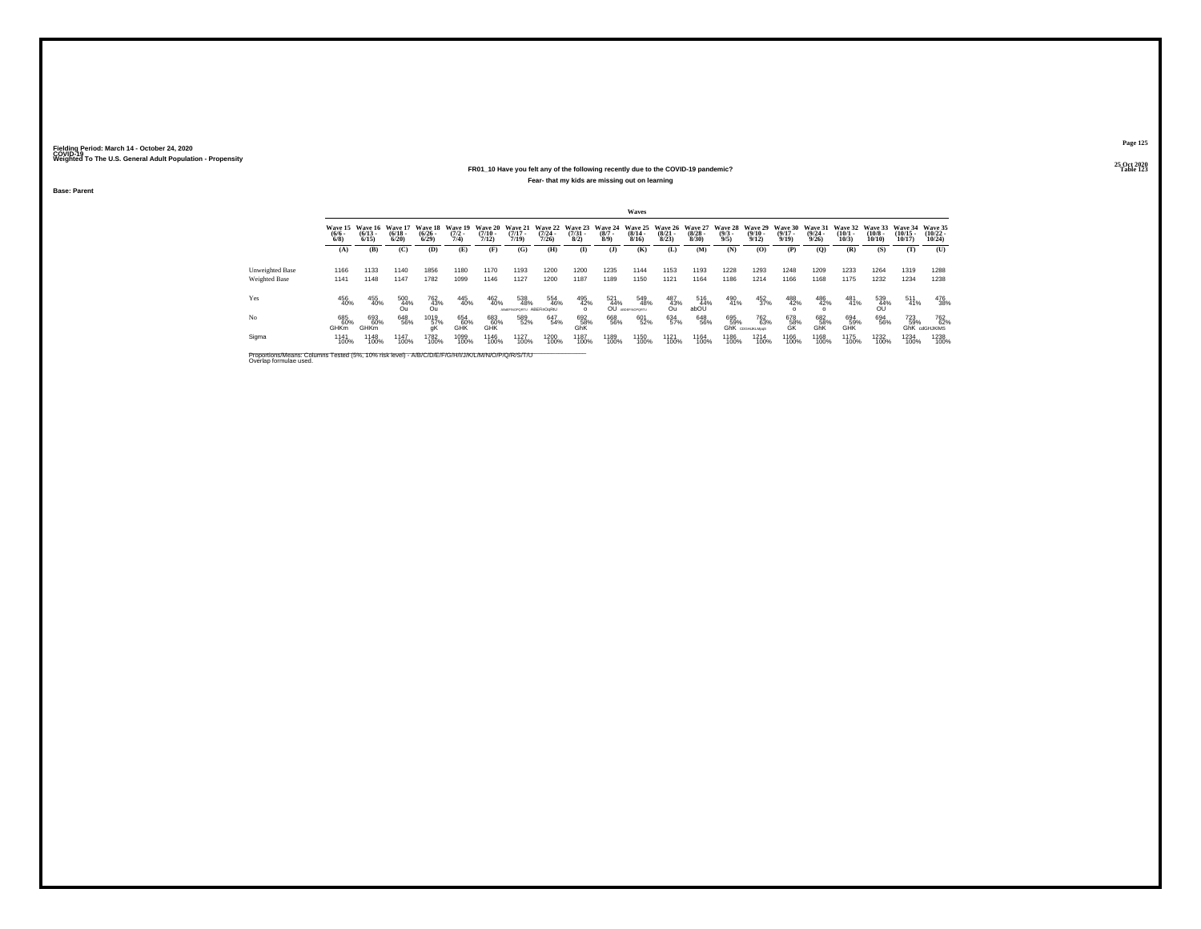Fielding Period: March 14 - October 24, 2020
COVID-19
Weighted To The U.S. General Adult Population - Propensity

25 Oct 2020
Table 123

**FR01_10 Have you felt any of the following recently due to the COVID-19 pandemic?**

**Fear- that my kids are missing out on learning**

**Base: Parent**

| | Waves | | | | | | | | | | | | | | | | | | | | |
|---|---|---|---|---|---|---|---|---|---|---|---|---|---|---|---|---|---|---|---|---|---|
| | Wave 15 (6/6 - 6/8) | Wave 16 (6/13 - 6/15) | Wave 17 (6/18 - 6/20) | Wave 18 (6/26 - 6/29) | Wave 19 (7/2 - 7/4) | Wave 20 (7/10 - 7/12) | Wave 21 (7/17 - 7/19) | Wave 22 (7/24 - 7/26) | Wave 23 (7/31 - 8/2) | Wave 24 (8/7 - 8/9) | Wave 25 (8/14 - 8/16) | Wave 26 (8/21 - 8/23) | Wave 27 (8/28 - 8/30) | Wave 28 (9/3 - 9/5) | Wave 29 (9/10 - 9/12) | Wave 30 (9/17 - 9/19) | Wave 31 (9/24 - 9/26) | Wave 32 (10/1 - 10/3) | Wave 33 (10/8 - 10/10) | Wave 34 (10/15 - 10/17) | Wave 35 (10/22 - 10/24) |
| | (A) | (B) | (C) | (D) | (E) | (F) | (G) | (H) | (I) | (J) | (K) | (L) | (M) | (N) | (O) | (P) | (Q) | (R) | (S) | (T) | (U) |
| Unweighted Base | 1166 | 1133 | 1140 | 1856 | 1180 | 1170 | 1193 | 1200 | 1200 | 1235 | 1144 | 1153 | 1193 | 1228 | 1293 | 1248 | 1209 | 1233 | 1264 | 1319 | 1288 |
| Weighted Base | 1141 | 1148 | 1147 | 1782 | 1099 | 1146 | 1127 | 1200 | 1187 | 1189 | 1150 | 1121 | 1164 | 1186 | 1214 | 1166 | 1168 | 1175 | 1232 | 1234 | 1238 |
| Yes | 456 40% | 455 40% | 500 44% Ou | 762 43% Ou | 445 40% | 462 40% | 538 48% ABdEFNOPQRTU | 554 46% ABEFnOpRU | 495 42% o | 521 44% OU | 549 48% AbDEFNOPQRTU | 487 43% Ou | 516 44% abOU | 490 41% | 452 37% | 488 42% o | 486 42% o | 481 41% | 539 44% OU | 511 41% | 476 38% |
| No | 685 60% GHKm | 693 60% GHKm | 648 56% | 1019 57% gK | 654 60% GHK | 683 60% GHK | 589 52% | 647 54% | 692 58% GhK | 668 56% | 601 52% | 634 57% | 648 56% | 695 59% GhK | 762 63% CDGHIJKLMpqs | 678 58% GK | 682 58% GhK | 694 59% GHK | 694 56% | 723 59% GhK | 762 62% cdGHIJKlMS |
| Sigma | 1141 100% | 1148 100% | 1147 100% | 1782 100% | 1099 100% | 1146 100% | 1127 100% | 1200 100% | 1187 100% | 1189 100% | 1150 100% | 1121 100% | 1164 100% | 1186 100% | 1214 100% | 1166 100% | 1168 100% | 1175 100% | 1232 100% | 1234 100% | 1238 100% |

Proportions/Means: Columns Tested (5%, 10% risk level) - A/B/C/D/E/F/G/H/I/J/K/L/M/N/O/P/Q/R/S/T/U
Overlap formulae used.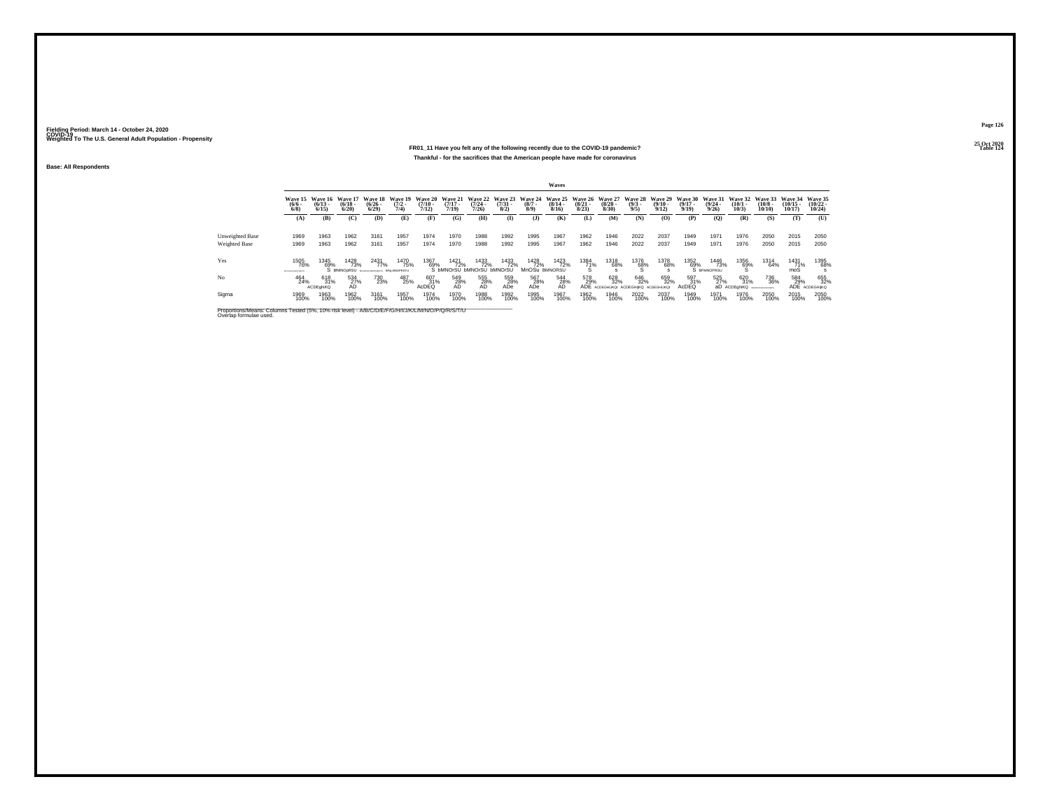Fielding Period: March 14 - October 24, 2020
COVID-19
Weighted To The U.S. General Adult Population - Propensity

25 Oct 2020
Table 124

**FR01_11 Have you felt any of the following recently due to the COVID-19 pandemic?**

**Thankful - for the sacrifices that the American people have made for coronavirus**

Base: All Respondents

| | Waves | | | | | | | | | | | | | | | | | | | | |
|---|---|---|---|---|---|---|---|---|---|---|---|---|---|---|---|---|---|---|---|---|---|
| | Wave 15 (6/6 - 6/8) | Wave 16 (6/13 - 6/15) | Wave 17 (6/18 - 6/20) | Wave 18 (6/26 - 6/29) | Wave 19 (7/2 - 7/4) | Wave 20 (7/10 - 7/12) | Wave 21 (7/17 - 7/19) | Wave 22 (7/24 - 7/26) | Wave 23 (7/31 - 8/2) | Wave 24 (8/7 - 8/9) | Wave 25 (8/14 - 8/16) | Wave 26 (8/21 - 8/23) | Wave 27 (8/28 - 8/30) | Wave 28 (9/3 - 9/5) | Wave 29 (9/10 - 9/12) | Wave 30 (9/17 - 9/19) | Wave 31 (9/24 - 9/26) | Wave 32 (10/1 - 10/3) | Wave 33 (10/8 - 10/10) | Wave 34 (10/15 - 10/17) | Wave 35 (10/22 - 10/24) |
| | (A) | (B) | (C) | (D) | (E) | (F) | (G) | (H) | (I) | (J) | (K) | (L) | (M) | (N) | (O) | (P) | (Q) | (R) | (S) | (T) | (U) |
| Unweighted Base | 1969 | 1963 | 1962 | 3161 | 1957 | 1974 | 1970 | 1988 | 1992 | 1995 | 1967 | 1962 | 1946 | 2022 | 2037 | 1949 | 1971 | 1976 | 2050 | 2015 | 2050 |
| Weighted Base | 1969 | 1963 | 1962 | 3161 | 1957 | 1974 | 1970 | 1988 | 1992 | 1995 | 1967 | 1962 | 1946 | 2022 | 2037 | 1949 | 1971 | 1976 | 2050 | 2015 | 2050 |
| Yes | 1505 | 1345 | 1428 | 2431 | 1470 | 1367 | 1421 | 1433 | 1433 | 1428 | 1423 | 1384 | 1318 | 1376 | 1378 | 1352 | 1446 | 1356 | 1314 | 1431 | 1395 |
| | 76% | 69% | 73% | 77% | 75% | 69% | 72% | 72% | 72% | 72% | 72% | 71% | 68% | 68% | 68% | 69% | 73% | 69% | 64% | 71% | 68% |
| | BFGHIJKLMNOPQRSTU | S | BMNOpRSU | BFGHIJKLMNOPQRSTU | BfgLMNOPRSTU | | S bMNOrSU | bMNOrSU | bMNOrSU | MnOSu | BMNORSU | S | s | S | s | S | BFMNOPRSU | S | | moS | s |
| No | 464 | 618 | 534 | 730 | 487 | 607 | 549 | 555 | 559 | 567 | 544 | 578 | 628 | 646 | 659 | 597 | 525 | 620 | 736 | 584 | 655 |
| | 24% | 31% | 27% | 23% | 25% | 31% | 28% | 28% | 28% | 28% | 28% | 29% | 32% | 32% | 32% | 31% | 27% | 31% | 36% | 29% | 32% |
| | | ACDEghKQ | AD | | | AcDEQ | AD | AD | ADe | ADe | AD | ADE | ACDEGHIJKQt | ACDEGHIJKQ | ACDEGHIJKQt | AcDEQ | aD | ACDEghKQ | ABCDEFGHIJKLMNOPQRTU | ADE | ACDEGHIKQ |
| Sigma | 1969 | 1963 | 1962 | 3161 | 1957 | 1974 | 1970 | 1988 | 1992 | 1995 | 1967 | 1962 | 1946 | 2022 | 2037 | 1949 | 1971 | 1976 | 2050 | 2015 | 2050 |
| | 100% | 100% | 100% | 100% | 100% | 100% | 100% | 100% | 100% | 100% | 100% | 100% | 100% | 100% | 100% | 100% | 100% | 100% | 100% | 100% | 100% |

Proportions/Means: Columns Tested (5%, 10% risk level) - A/B/C/D/E/F/G/H/I/J/K/L/M/N/O/P/Q/R/S/T/U
Overlap formulae used.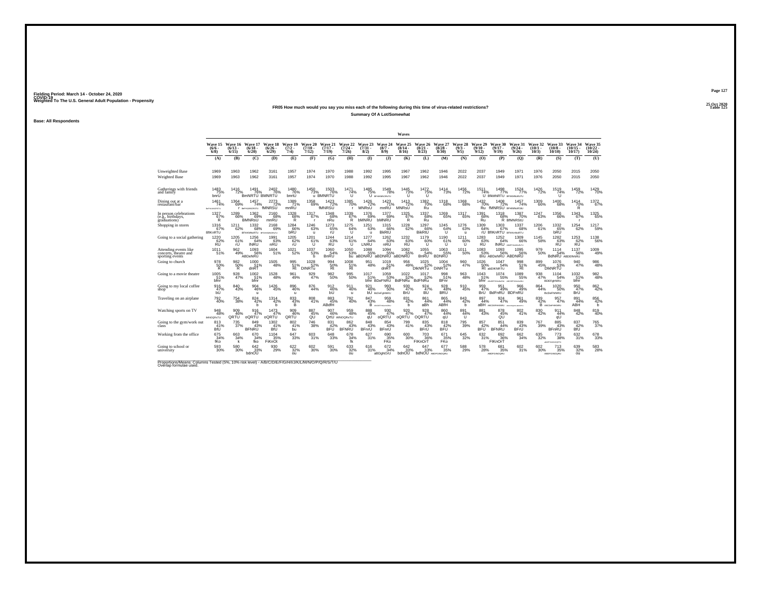Fielding Period: March 14 - October 24, 2020
COVID-19
Weighted To The U.S. General Adult Population - Propensity

25 Oct 2020
Table 125

**FR05 How much would you say you miss each of the following during this time of virus-related restrictions?**

**Summary Of A Lot/Somewhat**

**Base: All Respondents**

| | Wave 15 (6/6 - 6/8) | Wave 16 (6/13 - 6/15) | Wave 17 (6/18 - 6/20) | Wave 18 (6/26 - 6/29) | Wave 19 (7/2 - 7/4) | Wave 20 (7/10 - 7/12) | Wave 21 (7/17 - 7/19) | Wave 22 (7/24 - 7/26) | Wave 23 (7/31 - 8/2) | Wave 24 (8/7 - 8/9) | Wave 25 (8/14 - 8/16) | Wave 26 (8/21 - 8/23) | Wave 27 (8/28 - 8/30) | Wave 28 (9/3 - 9/5) | Wave 29 (9/10 - 9/12) | Wave 30 (9/17 - 9/19) | Wave 31 (9/24 - 9/26) | Wave 32 (10/1 - 10/3) | Wave 33 (10/8 - 10/10) | Wave 34 (10/15 - 10/17) | Wave 35 (10/22 - 10/24) |
|---|---|---|---|---|---|---|---|---|---|---|---|---|---|---|---|---|---|---|---|---|---|
| | (A) | (B) | (C) | (D) | (E) | (F) | (G) | (H) | (I) | (J) | (K) | (L) | (M) | (N) | (O) | (P) | (Q) | (R) | (S) | (T) | (U) |
| Unweighted Base | 1969 | 1963 | 1962 | 3161 | 1957 | 1974 | 1970 | 1988 | 1992 | 1995 | 1967 | 1962 | 1946 | 2022 | 2037 | 1949 | 1971 | 1976 | 2050 | 2015 | 2050 |
| Weighted Base | 1969 | 1963 | 1962 | 3161 | 1957 | 1974 | 1970 | 1988 | 1992 | 1995 | 1967 | 1962 | 1946 | 2022 | 2037 | 1949 | 1971 | 1976 | 2050 | 2015 | 2050 |
| Gatherings with friends and family | 1483 75% bnrU | 1416 72% | 1491 76% BmNRTU | 2402 76% BMNRTU | 1480 76% bnrU | 1450 73% | 1503 76% u BMNRTU | 1471 74% U | 1485 75% U | 1549 78% BFHKMNORnTU | 1445 73% U | 1472 75% U | 1414 73% | 1456 72% | 1511 74% U | 1498 77% BfMNRTU | 1524 77% BFfKMNoRsTU | 1426 72% | 1519 74% U | 1459 72% | 1429 70% |
| Dining out at a restaurant/bar | 1461 74% BeFHIJkMNOtRSTU | 1364 69% r | 1457 74% BeFHIJkMNORsTU | 2273 72% fMNRSU | 1389 71% mnRU | 1358 69% | 1423 72% fMNRSU | 1385 70% r | 1426 72% MNRsU | 1423 71% mnRU | 1413 72% MNRsU | 1382 70% Ru | 1318 68% | 1368 68% | 1432 70% Ru | 1408 72% fMNRSU | 1457 74% BFHIMNoRSIU | 1309 66% | 1400 68% | 1414 70% R | 1372 67% |
| In person celebrations (e.g., birthdays, graduations) | 1327 67% R | 1289 66% | 1362 69% BMNRsU | 2160 68% mnRU | 1328 68% R | 1317 67% r | 1348 68% nRu | 1339 67% R | 1376 69% bMNRU | 1377 69% bMNRU | 1325 67% R | 1337 68% Ru | 1269 65% | 1317 65% | 1391 68% Ru | 1318 68% R | 1387 70% BfMNRStU | 1247 63% | 1356 66% | 1343 67% r | 1325 65% |
| Shopping in stores | 1316 67% BfIKnRTU | 1211 62% | 1332 68% BFhIKMNoRTU | 2168 69% BFGHIKMNORsTU | 1284 66% bRU | 1246 63% u | 1273 65% rU | 1275 64% U | 1251 63% u | 1315 66% BkRtU | 1228 62% | 1297 66% BikRtU | 1245 64% U | 1276 63% u | 1309 64% rU | 1303 67% BfIKnRTU | 1337 68% BFIlKnNoRtU | 1206 61% | 1332 65% bRU | 1254 62% | 1217 59% |
| Going to a social gathering | 1220 62% RU | 1205 61% rU | 1256 64% lNRU | 1991 63% nRU | 1205 62% rU | 1201 61% U | 1244 63% RU | 1214 61% U | 1277 64% LNRU | 1262 63% nRU | 1232 63% RU | 1179 60% U | 1190 61% U | 1211 60% U | 1283 63% RU | 1252 64% lNRU | 1309 66% ABdEFHiLMNoRsTU | 1145 58% | 1282 63% RU | 1253 62% RU | 1138 56% |
| Attending events like concerts, theatre and sporting events | 1011 51% | 962 49% | 1093 56% ABDeNRU | 1604 51% | 1021 52% | 1037 53% b | 1060 54% BnRU | 1050 53% bu | 1088 55% aBDNRU | 1094 55% aBDNRU | 1082 55% aBDNRU | 1055 54% BnRU | 1063 55% BDNRU | 1011 50% | 1083 53% Bru | 1093 56% ABDeNRU | 1095 56% ABDNRU | 979 50% | 1114 54% BdNRU | 1137 56% ABDEfhNRU | 1009 49% |
| Going to church | 978 50% R | 982 50% R | 1000 51% dnRT | 1505 48% | 995 51% Rt | 1028 52% DINRTu | 994 50% Rt | 1008 51% Rt | 951 48% | 1019 51% dnRT | 956 49% | 1025 52% DlkNRTu | 1004 52% DiNRTu | 960 47% | 1026 50% Rt | 1047 54% abDIKNRTU | 998 51% Rt | 899 45% | 1076 53% DIkNRTU | 940 47% | 986 48% |
| Going to a movie theatre | 1005 51% bfnr | 928 47% | 1002 51% bfnr | 1528 48% | 961 49% | 929 47% | 982 50% | 995 50% | 1017 51% bfnr | 1059 53% BDeFNRU | 1022 52% BdFNRu | 1017 52% BdFNRu | 998 51% BFnr | 963 48% | 1043 51% bfnr | 1074 55% ABcDEFGHIkmNoRsU | 1089 55% ABcDEFGHIkmNoRsU | 938 47% | 1104 54% BDEFghNRU | 1032 51% bfnr | 982 48% |
| Going to my local coffee shop | 916 47% bU | 840 43% | 904 46% u | 1426 45% | 896 46% u | 876 44% | 912 46% bU | 911 46% u | 921 46% bU | 993 50% BcDeFghNRU | 930 47% BrU | 924 47% BU | 929 48% BRU | 910 45% | 959 47% BrU | 951 49% BdFnRU | 966 49% BDFnRU | 864 44% | 1020 50% BcDeFhNRU | 950 47% BrU | 862 42% |
| Traveling on an airplane | 792 40% | 754 38% | 824 42% b | 1314 42% b | 833 43% B | 808 41% | 883 45% ABdfH | 792 40% | 847 43% B | 959 48% ABCDEFHIkmNoRsU | 831 42% b | 861 44% aBh | 865 44% ABfH | 843 42% b | 897 44% aBH | 924 47% ABCDEFHINRU | 961 49% ABCDEFGHIkmNoRsU | 839 42% B | 957 47% ABCDeFHIKNRU | 891 44% ABH | 856 42% b |
| Watching sports on TV | 948 48% IMNOQRsTU | 909 46% QRTU | 916 47% oQRTU | 1473 47% oQRTU | 909 46% QRTU | 887 45% QU | 907 46% QrtU | 959 48% iMNOQRsTU | 888 45% qU | 930 47% oQRTU | 920 47% oQRTU | 928 47% OQRTU | 860 44% qU | 891 44% U | 881 43% | 878 45% QU | 802 41% | 830 42% | 911 44% qU | 848 42% | 819 40% |
| Going to the gym/work out class | 813 41% BfU | 735 37% | 849 43% BFNRU | 1302 41% BfU | 802 41% bu | 746 38% | 831 42% BFU | 862 43% BFNRU | 848 43% BFnrU | 854 43% BFnrU | 799 41% | 835 43% BFrU | 818 42% BFU | 795 39% | 857 42% BFU | 851 44% BFNRU | 839 43% BFrU | 767 39% | 885 43% BFnRU | 837 42% BfU | 765 37% |
| Working from the office | 675 34% fKo | 663 34% k | 670 34% fko | 1104 35% FIKnOt | 647 33% | 603 31% | 648 33% | 678 34% fk | 627 31% | 690 35% FKo | 600 30% | 703 36% FIKnOrT | 671 35% FKo | 645 32% | 632 31% | 692 36% FIKnOrT | 662 34% | 635 32% | 773 38% aBcEFGHIKmNOQRTU | 632 31% | 678 33% |
| Going to school or university | 593 30% | 580 30% | 642 33% bdnOU | 930 29% | 622 32% ou | 602 30% | 591 30% | 633 32% ou | 616 31% | 672 34% aBDgNOrU | 642 33% bdnOU | 647 33% bdNOU | 677 35% ABDFGNOQRU | 588 29% | 578 28% | 681 35% ABDFGNOQRU | 602 31% | 602 30% | 713 35% ABDFGNOQRU | 639 32% ou | 583 28% |

Proportions/Means: Columns Tested (5%, 10% risk level) - A/B/C/D/E/F/G/H/I/J/K/L/M/N/O/P/Q/R/S/T/U
Overlap formulae used.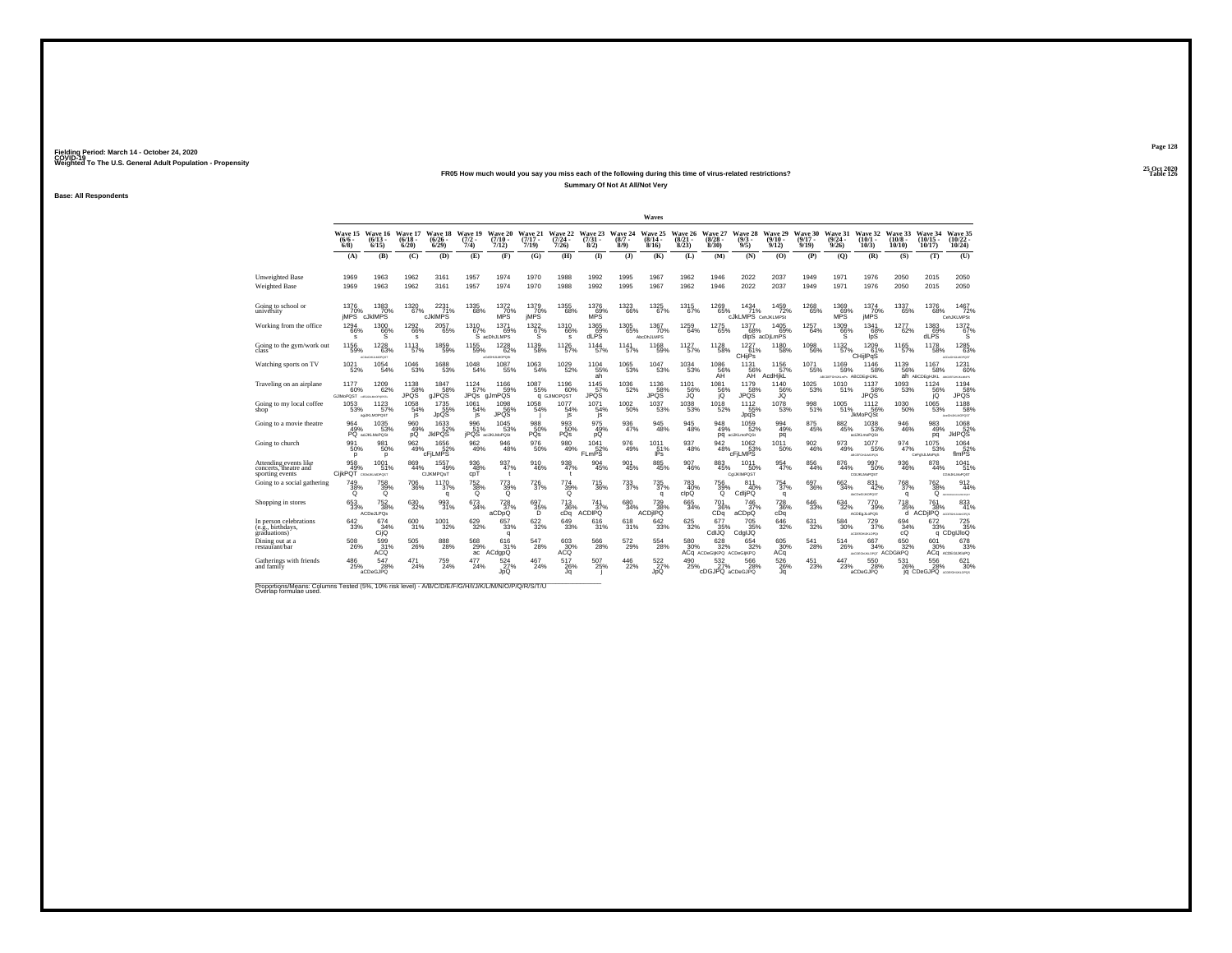Fielding Period: March 14 - October 24, 2020
COVID-19
Weighted To The U.S. General Adult Population - Propensity

25 Oct 2020
Table 126

**FR05 How much would you say you miss each of the following during this time of virus-related restrictions?**

**Summary Of Not At All/Not Very**

**Base: All Respondents**

| | Wave 15 (6/6 - 6/8) | Wave 16 (6/13 - 6/15) | Wave 17 (6/18 - 6/20) | Wave 18 (6/26 - 6/29) | Wave 19 (7/2 - 7/4) | Wave 20 (7/10 - 7/12) | Wave 21 (7/17 - 7/19) | Wave 22 (7/24 - 7/26) | Wave 23 (7/31 - 8/2) | Wave 24 (8/7 - 8/9) | Wave 25 (8/14 - 8/16) | Wave 26 (8/21 - 8/23) | Wave 27 (8/28 - 8/30) | Wave 28 (9/3 - 9/5) | Wave 29 (9/10 - 9/12) | Wave 30 (9/17 - 9/19) | Wave 31 (9/24 - 9/26) | Wave 32 (10/1 - 10/3) | Wave 33 (10/8 - 10/10) | Wave 34 (10/15 - 10/17) | Wave 35 (10/22 - 10/24) |
|---|---|---|---|---|---|---|---|---|---|---|---|---|---|---|---|---|---|---|---|---|---|
| | (A) | (B) | (C) | (D) | (E) | (F) | (G) | (H) | (I) | (J) | (K) | (L) | (M) | (N) | (O) | (P) | (Q) | (R) | (S) | (T) | (U) |
| Unweighted Base | 1969 | 1963 | 1962 | 3161 | 1957 | 1974 | 1970 | 1988 | 1992 | 1995 | 1967 | 1962 | 1946 | 2022 | 2037 | 1949 | 1971 | 1976 | 2050 | 2015 | 2050 |
| Weighted Base | 1969 | 1963 | 1962 | 3161 | 1957 | 1974 | 1970 | 1988 | 1992 | 1995 | 1967 | 1962 | 1946 | 2022 | 2037 | 1949 | 1971 | 1976 | 2050 | 2015 | 2050 |
| Going to school or university | 1376 70% jMPS | 1383 70% cJklMPS | 1320 67% | 2231 71% cJklMPS | 1335 68% | 1372 70% MPS | 1379 70% jMPS | 1355 68% | 1376 69% MPS | 1323 66% | 1325 67% | 1315 67% | 1269 65% | 1434 71% cJkLMPS | 1459 72% CehJkLMPSt | 1268 65% | 1369 69% MPS | 1374 70% jMPS | 1337 65% | 1376 68% | 1467 72% CehJkLMPSt |
| Working from the office | 1294 66% s | 1300 66% S | 1292 66% s | 2057 65% | 1310 67% S | 1371 69% acDhJLMPS | 1322 67% S | 1310 66% s | 1365 69% dLPS | 1305 65% | 1387 70% AbcDhJLMPS | 1259 64% | 1275 65% | 1377 68% dlpS | 1405 69% acDjLmPS | 1257 64% | 1309 66% S | 1341 68% lpS | 1277 62% | 1383 69% dLPS | 1372 67% S |
| Going to the gym/work out class | 1156 59% | 1229 63% acDeLMOJKLMOPQST | 1113 57% | 1859 59% | 1155 59% | 1228 62% aCdEHIJLMOPQSt | 1139 58% | 1126 57% | 1144 57% | 1141 57% | 1168 59% | 1127 57% | 1128 58% | 1227 61% CHijlPs | 1180 58% | 1098 56% | 1132 57% | 1209 61% CHijlPeS | 1165 57% | 1178 58% | 1285 63% aCDeGHIJKLMOPQST |
| Watching sports on TV | 1021 52% | 1054 54% | 1046 53% | 1688 53% | 1048 54% | 1087 55% | 1063 54% | 1029 52% | 1104 55% ah | 1065 53% | 1047 53% | 1034 53% | 1086 56% AH | 1131 56% AH | 1156 57% AcdHjkL | 1071 55% | 1169 59% ABCDEFGHIJKLMPs | 1146 58% ABCDEgHIJKL | 1139 56% ah | 1167 58% ABCDEgHIJKL | 1231 60% ABCDEFGHIJKLMnoPs |
| Traveling on an airplane | 1177 60% GJMoPQST | 1209 62% cdEfGhIJKLMOPQSTu | 1138 58% JPQS | 1847 58% gJPQS | 1124 57% JPQs | 1166 59% gJmPQS | 1087 55% q | 1196 60% GJMOPQST | 1145 57% JPQS | 1036 52% | 1136 58% JPQS | 1101 56% JQ | 1081 56% jQ | 1179 58% JPQS | 1140 56% JQ | 1025 53% | 1010 51% | 1137 58% JPQS | 1093 53% | 1124 56% jQ | 1194 58% JPQS |
| Going to my local coffee shop | 1053 53% | 1123 57% egJKLMOPQST | 1058 54% js | 1735 55% JpQS | 1061 54% js | 1098 56% JPQS | 1058 54% j | 1077 54% js | 1071 54% js | 1002 50% | 1037 53% | 1038 53% | 1018 52% | 1112 55% JpqS | 1078 53% | 998 51% | 1005 51% | 1112 56% JkMoPQSt | 1030 50% | 1065 53% | 1188 58% acEHIJKLMOPQST |
| Going to a movie theatre | 964 49% PQ | 1035 53% aeJKLMoPQSt | 960 49% pQ | 1633 52% JklPQS | 996 51% jPQS | 1045 53% aeJKLMoPQSt | 988 50% PQs | 993 50% PQs | 975 49% pQ | 936 47% | 945 48% | 945 48% | 948 49% pq | 1059 52% aeJKLmoPQSt | 994 49% pq | 875 45% | 882 45% | 1038 53% aeJKLmoPQSt | 946 46% | 983 49% pq | 1068 52% JklPQS |
| Going to church | 991 50% p | 981 50% p | 962 49% | 1656 52% cFjLMPS | 962 49% | 946 48% | 976 50% | 980 49% | 1041 52% FLmPS | 976 49% | 1011 51% lPs | 937 48% | 942 48% | 1062 53% cFjLMPS | 1011 50% | 902 46% | 973 49% | 1077 55% ABCEFGHIJLMOPQS | 974 47% | 1075 53% CeFgIJLMoPqS | 1064 52% flmPS |
| Attending events like concerts, theatre and sporting events | 958 49% CijkPQT | 1001 51% CEIJKLMOPQST | 869 44% | 1557 49% CIJKMPQsT | 936 48% cpT | 937 47% t | 910 46% | 938 47% t | 904 45% | 901 45% | 885 45% | 907 46% | 883 45% | 1011 50% CgIJKlMPQST | 954 47% | 856 44% | 876 44% | 997 50% CIJKLMPQST | 936 46% | 878 44% | 1041 51% CEIJKLMOPQST |
| Going to a social gathering | 749 38% Q | 758 39% Q | 706 36% | 1170 37% q | 752 38% Q | 773 39% Q | 726 37% | 774 39% Q | 715 36% | 733 37% | 735 37% q | 783 40% clpQ | 756 39% Q | 811 40% CdijPQ | 754 37% q | 697 36% | 662 34% | 831 42% aBCDeGIJKOPQST | 768 37% q | 762 38% Q | 912 44% ABCDEFGHIJKLMNOPQRST |
| Shopping in stores | 653 33% | 752 38% ACDeJLPQs | 630 32% | 993 31% | 673 34% | 728 37% aCDpQ | 697 35% D | 713 36% cDq | 741 37% ACDlPQ | 680 34% | 739 38% ACDjlPQ | 665 34% | 701 36% CDq | 746 37% aCDpQ | 728 36% cDq | 646 33% | 634 32% | 770 39% ACDEgJLoPQS | 718 35% d | 761 38% ACDjlPQ | 833 41% ACDEfGHIJKLMnOPQS |
| In person celebrations (e.g., birthdays, graduations) | 642 33% | 674 34% CijQ | 600 31% | 1001 32% | 629 32% | 657 33% q | 622 32% | 649 33% | 616 31% | 618 31% | 642 33% | 625 32% | 677 35% CdIJQ | 705 35% CdgIJQ | 646 32% | 631 32% | 584 30% | 729 37% aCDEFGHIJKLOPQs | 694 34% cQ | 672 33% q | 725 35% CDgIJloQ |
| Dining out at a restaurant/bar | 508 26% | 599 31% ACQ | 505 26% | 888 28% | 568 29% ac | 616 31% ACdgpQ | 547 28% | 603 30% ACQ | 566 28% | 572 29% | 554 28% | 580 30% ACq | 628 32% ACDeGijKPQ | 654 32% ACDeGIjKPQ | 605 30% ACq | 541 28% | 514 26% | 667 34% AbCDeGHIJKLOPQT | 650 32% ACDGiKPQ | 601 30% ACq | 678 33% ACDEGHIJKlPQ |
| Gatherings with friends and family | 486 25% | 547 28% aCDeGJPQ | 471 24% | 759 24% | 477 24% | 524 27% JpQ | 467 24% | 517 26% Jq | 507 25% j | 446 22% | 522 27% JpQ | 490 25% | 532 27% cDGJPQ | 566 28% aCDeGJPQ | 526 26% Jq | 451 23% | 447 23% | 550 28% aCDeGJPQ | 531 26% jq | 556 28% CDeGJPQ | 621 30% ACDEFGHIJKLOPQS |

Proportions/Means: Columns Tested (5%, 10% risk level) - A/B/C/D/E/F/G/H/I/J/K/L/M/N/O/P/Q/R/S/T/U
Overlap formulae used.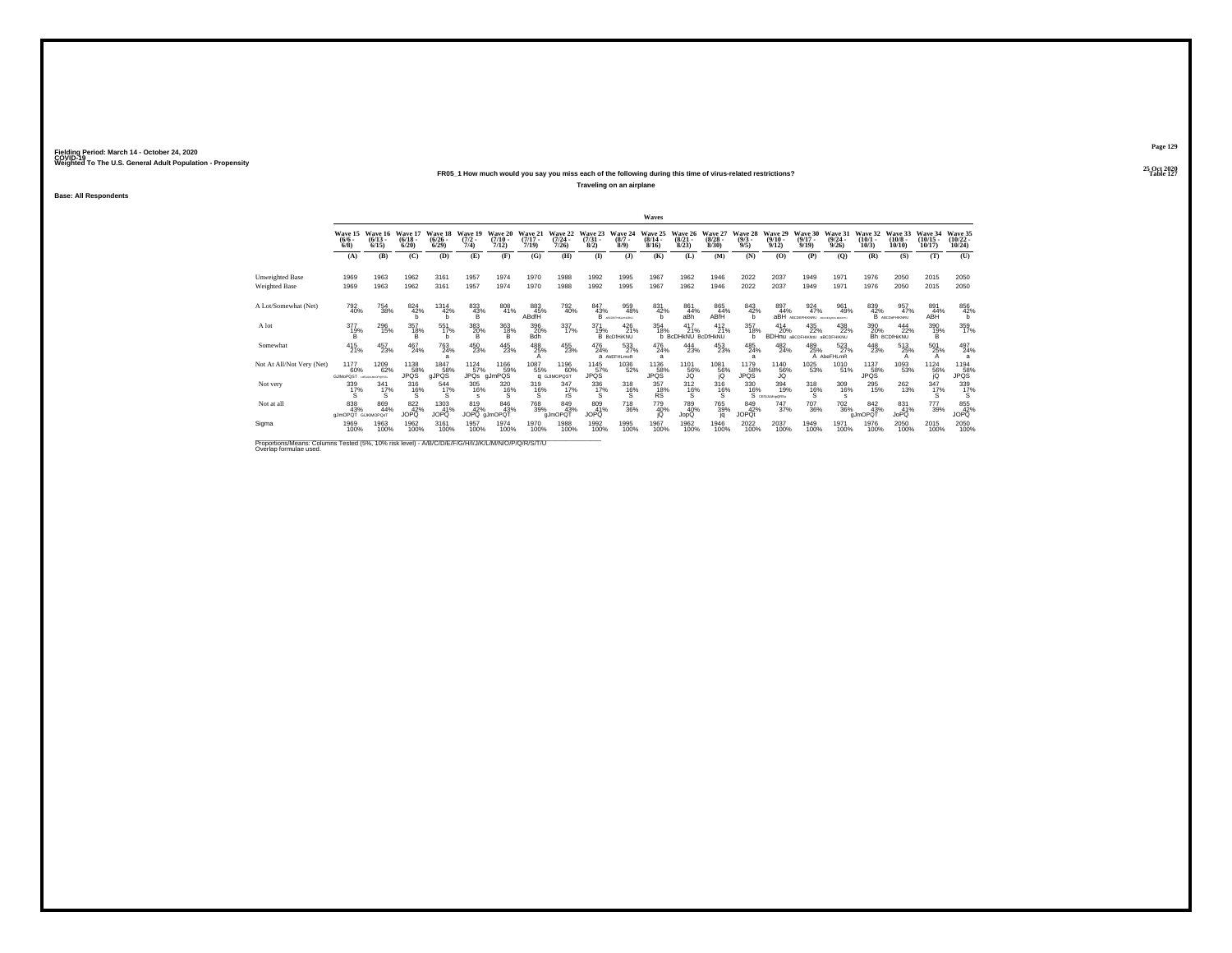Fielding Period: March 14 - October 24, 2020
COVID-19
Weighted To The U.S. General Adult Population - Propensity

25 Oct 2020
Table 127

**FR05_1 How much would you say you miss each of the following during this time of virus-related restrictions?**

**Traveling on an airplane**

**Base: All Respondents**

| | Waves | | | | | | | | | | | | | | | | | | | | |
|---|---|---|---|---|---|---|---|---|---|---|---|---|---|---|---|---|---|---|---|---|---|
| | Wave 15 (6/6 - 6/8) | Wave 16 (6/13 - 6/15) | Wave 17 (6/18 - 6/20) | Wave 18 (6/26 - 6/29) | Wave 19 (7/2 - 7/4) | Wave 20 (7/10 - 7/12) | Wave 21 (7/17 - 7/19) | Wave 22 (7/24 - 7/26) | Wave 23 (7/31 - 8/2) | Wave 24 (8/7 - 8/9) | Wave 25 (8/14 - 8/16) | Wave 26 (8/21 - 8/23) | Wave 27 (8/28 - 8/30) | Wave 28 (9/3 - 9/5) | Wave 29 (9/10 - 9/12) | Wave 30 (9/17 - 9/19) | Wave 31 (9/24 - 9/26) | Wave 32 (10/1 - 10/3) | Wave 33 (10/8 - 10/10) | Wave 34 (10/15 - 10/17) | Wave 35 (10/22 - 10/24) |
| | (A) | (B) | (C) | (D) | (E) | (F) | (G) | (H) | (I) | (J) | (K) | (L) | (M) | (N) | (O) | (P) | (Q) | (R) | (S) | (T) | (U) |
| Unweighted Base | 1969 | 1963 | 1962 | 3161 | 1957 | 1974 | 1970 | 1988 | 1992 | 1995 | 1967 | 1962 | 1946 | 2022 | 2037 | 1949 | 1971 | 1976 | 2050 | 2015 | 2050 |
| Weighted Base | 1969 | 1963 | 1962 | 3161 | 1957 | 1974 | 1970 | 1988 | 1992 | 1995 | 1967 | 1962 | 1946 | 2022 | 2037 | 1949 | 1971 | 1976 | 2050 | 2015 | 2050 |
| A Lot/Somewhat (Net) | 792 40% | 754 38% | 824 42% b | 1314 42% b | 833 43% B | 808 41% | 883 45% ABdfH | 792 40% | 847 43% B | 959 48% ABCDEFGHIKLNRU | 831 42% b | 861 44% aBh | 865 44% ABfH | 843 42% b | 897 44% aBH | 924 47% ABCDEFHIKNRU | 961 49% ABCDEFGHIKLMNORTU | 839 42% B | 957 47% ABCDeFHIKNRU | 891 44% ABH | 856 42% b |
| A lot | 377 19% B | 296 15% | 357 18% B | 551 17% b | 383 20% B | 363 18% B | 396 20% Bdh | 337 17% | 371 19% B | 426 21% BcDfHkNU | 354 18% b | 417 21% BcDHkNU | 412 21% BcDfHkNU | 357 18% b | 414 20% BDHnu | 435 22% aBCDFHIKNU | 438 22% aBCDFHIKNU | 390 20% Bh | 444 22% BCDfHIKNU | 390 19% B | 359 17% |
| Somewhat | 415 21% | 457 23% | 467 24% | 763 24% a | 450 23% | 445 23% | 488 25% A | 455 23% | 476 24% a | 533 27% AbEFHLmoR | 476 24% a | 444 23% | 453 23% | 485 24% a | 482 24% | 489 25% A | 523 27% AbeFHLmR | 448 23% | 513 25% A | 501 25% A | 497 24% a |
| Not At All/Not Very (Net) | 1177 60% GJMoPQST | 1209 62% GJKMNOPQST | 1138 58% JPQS | 1847 58% gJPQS | 1124 57% JPQs | 1166 59% gJmPQS | 1087 55% q | 1196 60% GJMOPQST | 1145 57% JPQS | 1036 52% | 1136 58% JPQS | 1101 56% JQ | 1081 56% jQ | 1179 58% JPQS | 1140 56% JQ | 1025 53% | 1010 51% | 1137 58% JPQS | 1093 53% | 1124 56% jQ | 1194 58% JPQS |
| Not very | 339 17% S | 341 17% S | 316 16% S | 544 17% S | 305 16% s | 320 16% S | 319 16% S | 347 17% rS | 336 17% S | 318 16% S | 357 18% RS | 312 16% S | 316 16% S | 330 16% S | 394 19% CEFGIJLMnqRSTu | 318 16% S | 309 16% s | 295 15% | 262 13% | 347 17% S | 339 17% S |
| Not at all | 838 43% gJmOPQT | 869 44% GJKMOPQsT | 822 42% JOPQ | 1303 41% JOPQ | 819 42% JOPQ | 846 43% gJmOPQT | 768 39% | 849 43% gJmOPQT | 809 41% JOPQ | 718 36% | 779 40% jQ | 789 40% JopQ | 765 39% jq | 849 42% JOPQt | 747 37% | 707 36% | 702 36% | 842 43% gJmOPQT | 831 41% JoPQ | 777 39% | 855 42% JOPQ |
| Sigma | 1969 100% | 1963 100% | 1962 100% | 3161 100% | 1957 100% | 1974 100% | 1970 100% | 1988 100% | 1992 100% | 1995 100% | 1967 100% | 1962 100% | 1946 100% | 2022 100% | 2037 100% | 1949 100% | 1971 100% | 1976 100% | 2050 100% | 2015 100% | 2050 100% |

Proportions/Means: Columns Tested (5%, 10% risk level) - A/B/C/D/E/F/G/H/I/J/K/L/M/N/O/P/Q/R/S/T/U
Overlap formulae used.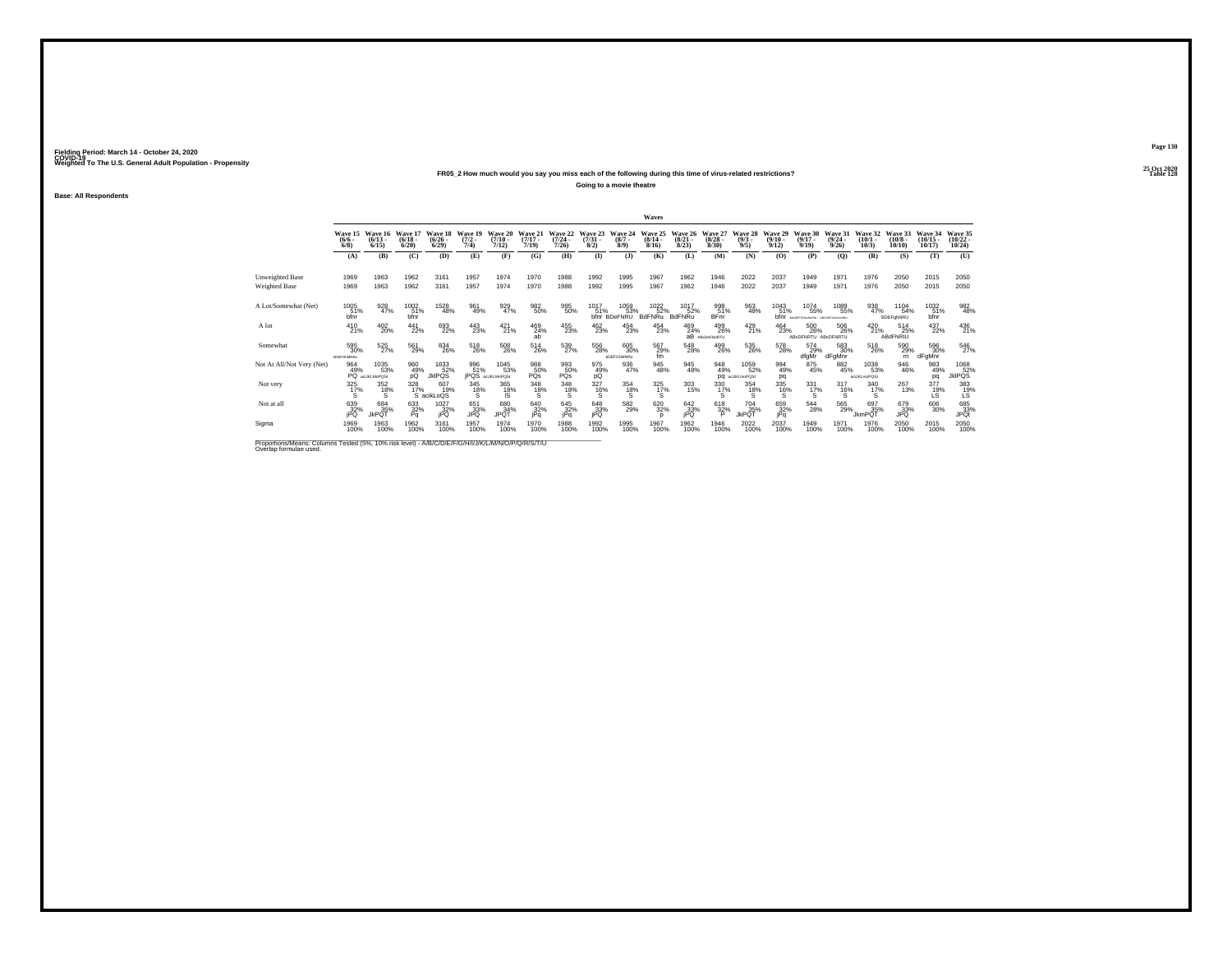Fielding Period: March 14 - October 24, 2020
COVID-19
Weighted To The U.S. General Adult Population - Propensity

25 Oct 2020
Table 128

**FR05_2 How much would you say you miss each of the following during this time of virus-related restrictions?**

**Going to a movie theatre**

**Base: All Respondents**

| | Wave 15 (6/6 - 6/8) | Wave 16 (6/13 - 6/15) | Wave 17 (6/18 - 6/20) | Wave 18 (6/26 - 6/29) | Wave 19 (7/2 - 7/4) | Wave 20 (7/10 - 7/12) | Wave 21 (7/17 - 7/19) | Wave 22 (7/24 - 7/26) | Wave 23 (7/31 - 8/2) | Wave 24 (8/7 - 8/9) | Wave 25 (8/14 - 8/16) | Wave 26 (8/21 - 8/23) | Wave 27 (8/28 - 8/30) | Wave 28 (9/3 - 9/5) | Wave 29 (9/10 - 9/12) | Wave 30 (9/17 - 9/19) | Wave 31 (9/24 - 9/26) | Wave 32 (10/1 - 10/3) | Wave 33 (10/8 - 10/10) | Wave 34 (10/15 - 10/17) | Wave 35 (10/22 - 10/24) |
|---|---|---|---|---|---|---|---|---|---|---|---|---|---|---|---|---|---|---|---|---|---|
| | (A) | (B) | (C) | (D) | (E) | (F) | (G) | (H) | (I) | (J) | (K) | (L) | (M) | (N) | (O) | (P) | (Q) | (R) | (S) | (T) | (U) |
| Unweighted Base | 1969 | 1963 | 1962 | 3161 | 1957 | 1974 | 1970 | 1988 | 1992 | 1995 | 1967 | 1962 | 1946 | 2022 | 2037 | 1949 | 1971 | 1976 | 2050 | 2015 | 2050 |
| Weighted Base | 1969 | 1963 | 1962 | 3161 | 1957 | 1974 | 1970 | 1988 | 1992 | 1995 | 1967 | 1962 | 1946 | 2022 | 2037 | 1949 | 1971 | 1976 | 2050 | 2015 | 2050 |
| A Lot/Somewhat (Net) | 1005 51% bfnr | 928 47% | 1002 51% bfnr | 1528 48% | 961 49% | 929 47% | 982 50% | 995 50% | 1017 51% bfnr | 1059 53% BDeFNRU | 1022 52% BdFNRu | 1017 52% BdFNRu | 998 51% BFnr | 963 48% | 1043 51% bfnr | 1074 55% ABcDEFGHnoRsU | 1089 55% ABCDEFGHnoRsU | 938 47% | 1104 54% BDEFghNRU | 1032 51% bfnr | 982 48% |
| A lot | 410 21% | 402 20% | 441 22% | 693 22% | 443 23% | 421 21% | 469 24% ab | 455 23% | 462 23% | 454 23% | 454 23% | 469 24% aB | 499 26% ABcDeFNoRTU | 429 21% | 464 23% | 500 26% ABcDFNRTU | 506 26% ABcDFNRTU | 420 21% | 514 25% ABdFNRtU | 437 22% | 436 21% |
| Somewhat | 595 30% BDEFGHMNRu | 525 27% | 561 29% | 834 26% | 518 26% | 508 26% | 514 26% | 539 27% | 556 28% | 605 30% BDEFGHMNRu | 567 29% fm | 548 28% | 499 26% | 535 26% | 578 28% | 574 29% dfgMr | 583 30% dFgMnr | 518 26% | 590 29% m | 596 30% dFgMnr | 546 27% |
| Not At All/Not Very (Net) | 964 49% PQ | 1035 53% acIJKLMoPQSt | 960 49% pQ | 1633 52% JklPQS | 996 51% jPQS | 1045 53% acIJKLMoPQSt | 988 50% PQs | 993 50% PQs | 975 49% pQ | 936 47% | 945 48% | 945 48% | 948 49% pq | 1059 52% acIJKLmoPQSt | 994 49% pq | 875 45% | 882 45% | 1038 53% acIJKLmoPQSt | 946 46% | 983 49% pq | 1068 52% JklPQS |
| Not very | 325 17% S | 352 18% S | 328 17% S | 607 19% acikLoQS | 345 18% S | 365 18% lS | 348 18% S | 348 18% S | 327 16% S | 354 18% S | 325 17% S | 303 15% | 330 17% S | 354 18% S | 335 16% S | 331 17% S | 317 16% S | 340 17% S | 267 13% | 377 19% LS | 383 19% LS |
| Not at all | 639 32% jPQ | 684 35% JkPQT | 633 32% Pq | 1027 32% jPQ | 651 33% JPQ | 680 34% JPQT | 640 32% jPq | 645 32% jPq | 648 33% jPQ | 582 29% | 620 32% p | 642 33% jPQ | 618 32% P | 704 35% JkPQT | 659 32% jPq | 544 28% | 565 29% | 697 35% JkmPQT | 679 33% JPQ | 606 30% | 685 33% JPQt |
| Sigma | 1969 100% | 1963 100% | 1962 100% | 3161 100% | 1957 100% | 1974 100% | 1970 100% | 1988 100% | 1992 100% | 1995 100% | 1967 100% | 1962 100% | 1946 100% | 2022 100% | 2037 100% | 1949 100% | 1971 100% | 1976 100% | 2050 100% | 2015 100% | 2050 100% |

Proportions/Means: Columns Tested (5%, 10% risk level) - A/B/C/D/E/F/G/H/I/J/K/L/M/N/O/P/Q/R/S/T/U
Overlap formulae used.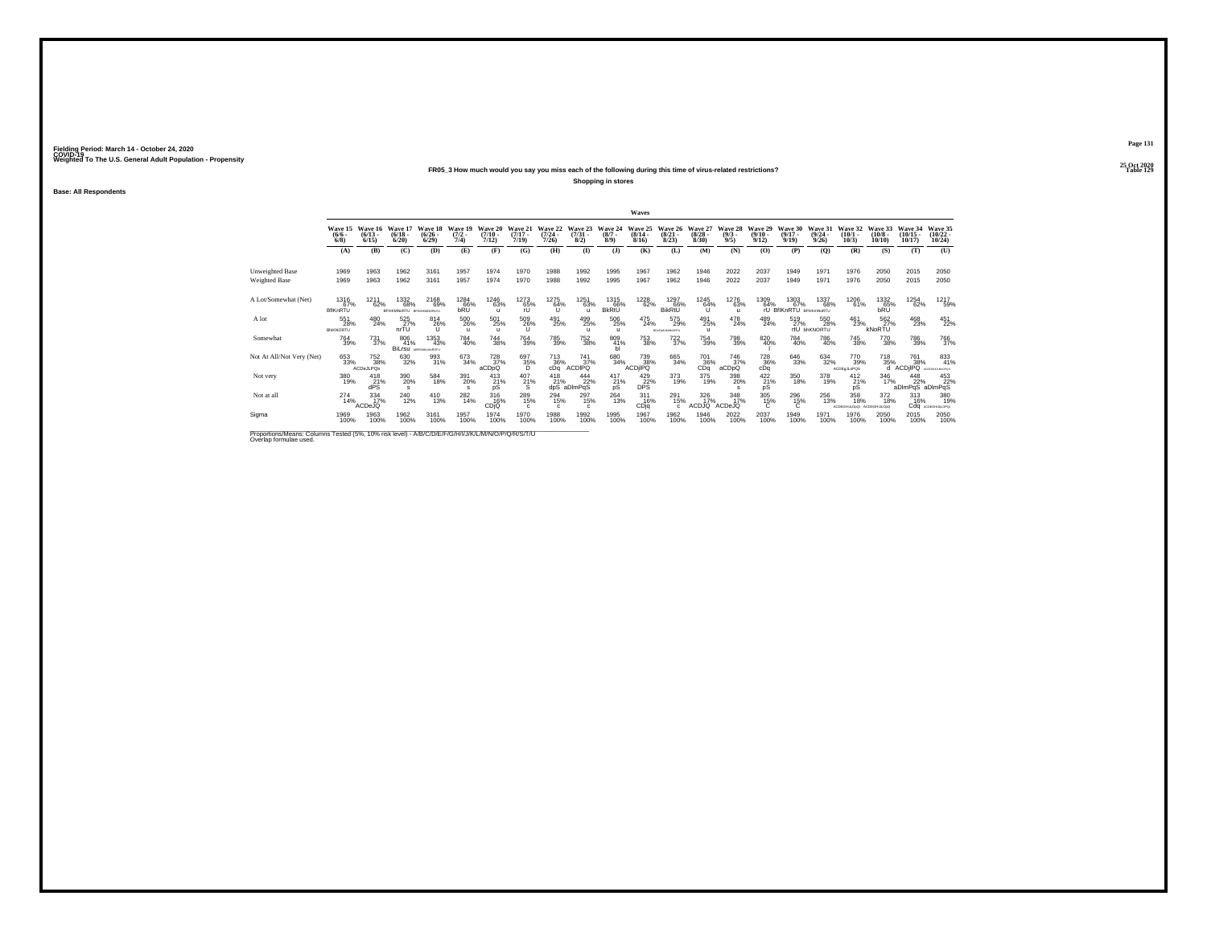Fielding Period: March 14 - October 24, 2020
COVID-19
Weighted To The U.S. General Adult Population - Propensity

25 Oct 2020
Table 129

**FR05_3 How much would you say you miss each of the following during this time of virus-related restrictions?**

**Shopping in stores**

**Base: All Respondents**

| | Waves | | | | | | | | | | | | | | | | | | | | |
|---|---|---|---|---|---|---|---|---|---|---|---|---|---|---|---|---|---|---|---|---|---|
| | Wave 15 (6/6 - 6/8) | Wave 16 (6/13 - 6/15) | Wave 17 (6/18 - 6/20) | Wave 18 (6/26 - 6/29) | Wave 19 (7/2 - 7/4) | Wave 20 (7/10 - 7/12) | Wave 21 (7/17 - 7/19) | Wave 22 (7/24 - 7/26) | Wave 23 (7/31 - 8/2) | Wave 24 (8/7 - 8/9) | Wave 25 (8/14 - 8/16) | Wave 26 (8/21 - 8/23) | Wave 27 (8/28 - 8/30) | Wave 28 (9/3 - 9/5) | Wave 29 (9/10 - 9/12) | Wave 30 (9/17 - 9/19) | Wave 31 (9/24 - 9/26) | Wave 32 (10/1 - 10/3) | Wave 33 (10/8 - 10/10) | Wave 34 (10/15 - 10/17) | Wave 35 (10/22 - 10/24) |
| | (A) | (B) | (C) | (D) | (E) | (F) | (G) | (H) | (I) | (J) | (K) | (L) | (M) | (N) | (O) | (P) | (Q) | (R) | (S) | (T) | (U) |
| Unweighted Base | 1969 | 1963 | 1962 | 3161 | 1957 | 1974 | 1970 | 1988 | 1992 | 1995 | 1967 | 1962 | 1946 | 2022 | 2037 | 1949 | 1971 | 1976 | 2050 | 2015 | 2050 |
| Weighted Base | 1969 | 1963 | 1962 | 3161 | 1957 | 1974 | 1970 | 1988 | 1992 | 1995 | 1967 | 1962 | 1946 | 2022 | 2037 | 1949 | 1971 | 1976 | 2050 | 2015 | 2050 |
| A Lot/Somewhat (Net) | 1316 67% BfIKnRTU | 1211 62% | 1332 68% BFIKMNoRTU | 2168 69% BFIHIKMNORTU | 1284 66% bRU | 1246 63% u | 1273 65% rU | 1275 64% U | 1251 63% u | 1315 66% BkRtU | 1228 62% | 1297 66% BikRtU | 1245 64% U | 1276 63% u | 1309 64% rU | 1303 67% BfIKnRTU | 1337 68% BFIKnNoRTU | 1206 61% | 1332 65% bRU | 1254 62% | 1217 59% |
| A lot | 551 28% BNKNORTU | 480 24% | 525 27% nrTU | 814 26% U | 500 26% u | 501 25% u | 509 26% U | 491 25% | 499 25% u | 506 25% u | 475 24% | 575 29% BDeFgHIJKMNoRTU | 491 25% u | 478 24% | 489 24% | 519 27% rtU | 550 28% bhKNORTU | 461 23% | 562 27% kNoRTU | 468 23% | 451 22% |
| Somewhat | 764 39% | 731 37% | 806 41% BiLrsu | 1353 43% aBFGHIJKLMNoRSTU | 784 40% | 744 38% | 764 39% | 785 39% | 752 38% | 809 41% bl | 753 38% | 722 37% | 754 39% | 798 39% | 820 40% l | 784 40% | 786 40% | 745 38% | 770 38% | 786 39% | 766 37% |
| Not At All/Not Very (Net) | 653 33% | 752 38% ACDeJLPQs | 630 32% | 993 31% | 673 34% | 728 37% aCDpQ | 697 35% D | 713 36% cDq | 741 37% ACDlPQ | 680 34% | 739 38% ACDjlPQ | 665 34% | 701 36% CDq | 746 37% aCDpQ | 728 36% cDq | 646 33% | 634 32% | 770 39% ACDEgJLoPQs | 718 35% d | 761 38% ACDjlPQ | 833 41% ACDEFGHIJLMnOPQs |
| Not very | 380 19% | 418 21% dPS | 390 20% s | 584 18% | 391 20% s | 413 21% pS | 407 21% S | 418 21% dpS | 444 22% aDlmPqS | 417 21% pS | 429 22% DPS | 373 19% | 375 19% | 398 20% s | 422 21% pS | 350 18% | 378 19% | 412 21% pS | 346 17% | 448 22% aDlmPqS | 453 22% aDlmPqS |
| Not at all | 274 14% | 334 17% ACDeJQ | 240 12% | 410 13% | 282 14% | 316 16% CDjQ | 289 15% c | 294 15% c | 297 15% c | 264 13% | 311 16% CDjq | 291 15% c | 326 17% ACDJQ | 348 17% ACDeJQ | 305 15% C | 296 15% C | 256 13% | 358 18% ACDEGHIJLOpQ | 372 18% ACDEGHIJLOpQ | 313 16% Cdq | 380 19% ACDEGHIJLOPQt |
| Sigma | 1969 100% | 1963 100% | 1962 100% | 3161 100% | 1957 100% | 1974 100% | 1970 100% | 1988 100% | 1992 100% | 1995 100% | 1967 100% | 1962 100% | 1946 100% | 2022 100% | 2037 100% | 1949 100% | 1971 100% | 1976 100% | 2050 100% | 2015 100% | 2050 100% |

Proportions/Means: Columns Tested (5%, 10% risk level) - A/B/C/D/E/F/G/H/I/J/K/L/M/N/O/P/Q/R/S/T/U
Overlap formulae used.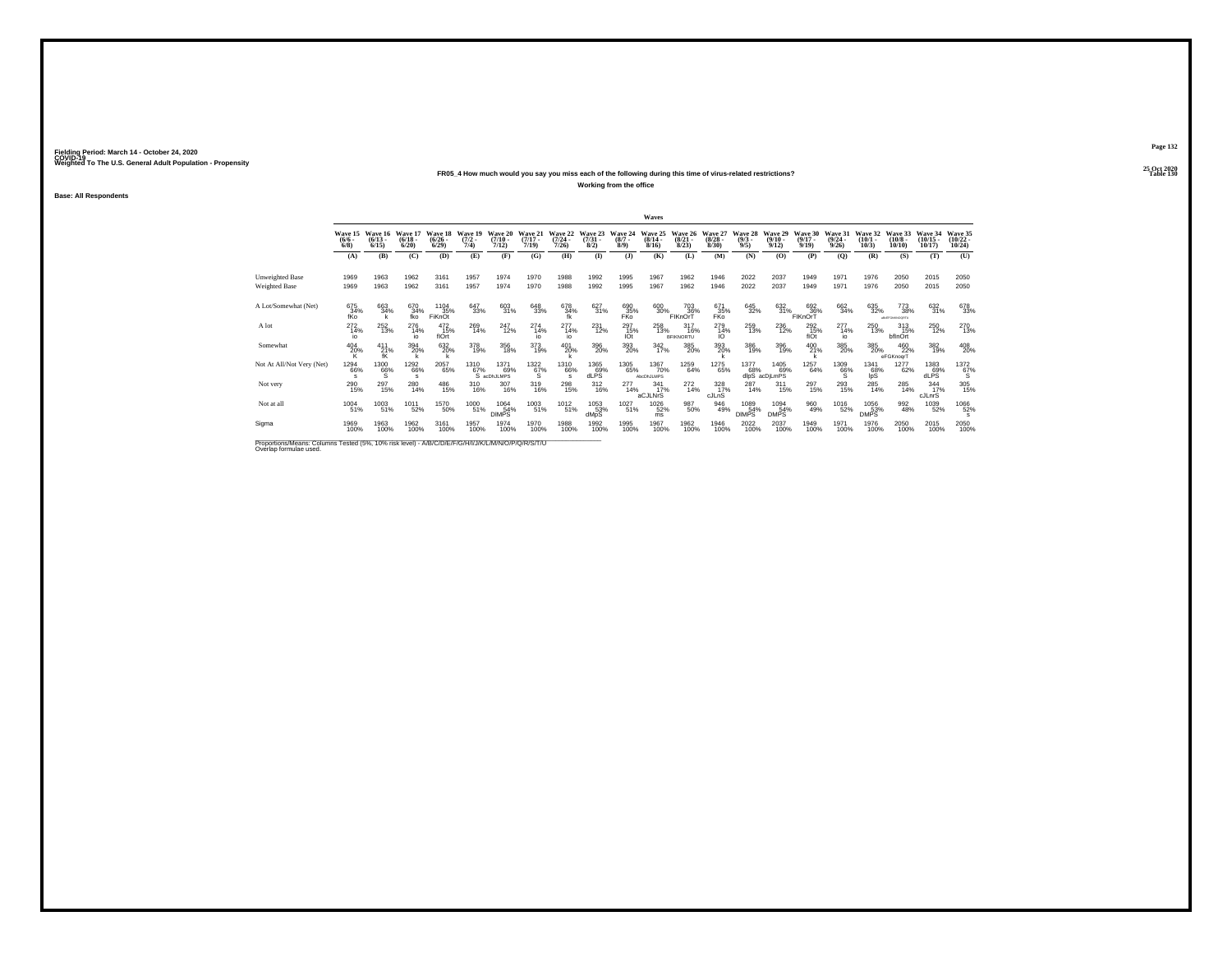Fielding Period: March 14 - October 24, 2020
COVID-19
Weighted To The U.S. General Adult Population - Propensity

25 Oct 2020
Table 130

**FR05_4 How much would you say you miss each of the following during this time of virus-related restrictions?**

**Working from the office**

**Base: All Respondents**

| | Wave 15 (6/6 - 6/8) | Wave 16 (6/13 - 6/15) | Wave 17 (6/18 - 6/20) | Wave 18 (6/26 - 6/29) | Wave 19 (7/2 - 7/4) | Wave 20 (7/10 - 7/12) | Wave 21 (7/17 - 7/19) | Wave 22 (7/24 - 7/26) | Wave 23 (7/31 - 8/2) | Wave 24 (8/7 - 8/9) | Wave 25 (8/14 - 8/16) | Wave 26 (8/21 - 8/23) | Wave 27 (8/28 - 8/30) | Wave 28 (9/3 - 9/5) | Wave 29 (9/10 - 9/12) | Wave 30 (9/17 - 9/19) | Wave 31 (9/24 - 9/26) | Wave 32 (10/1 - 10/3) | Wave 33 (10/8 - 10/10) | Wave 34 (10/15 - 10/17) | Wave 35 (10/22 - 10/24) |
|---|---|---|---|---|---|---|---|---|---|---|---|---|---|---|---|---|---|---|---|---|---|
| | (A) | (B) | (C) | (D) | (E) | (F) | (G) | (H) | (I) | (J) | (K) | (L) | (M) | (N) | (O) | (P) | (Q) | (R) | (S) | (T) | (U) |
| Unweighted Base | 1969 | 1963 | 1962 | 3161 | 1957 | 1974 | 1970 | 1988 | 1992 | 1995 | 1967 | 1962 | 1946 | 2022 | 2037 | 1949 | 1971 | 1976 | 2050 | 2015 | 2050 |
| Weighted Base | 1969 | 1963 | 1962 | 3161 | 1957 | 1974 | 1970 | 1988 | 1992 | 1995 | 1967 | 1962 | 1946 | 2022 | 2037 | 1949 | 1971 | 1976 | 2050 | 2015 | 2050 |
| A Lot/Somewhat (Net) | 675 34% fKo | 663 34% k | 670 34% fko | 1104 35% FiKnOt | 647 33% | 603 31% | 648 33% | 678 34% fk | 627 31% | 690 35% FKo | 600 30% | 703 36% FIKnOrT | 671 35% FKo | 645 32% | 632 31% | 692 36% FIKnOrT | 662 34% | 635 32% | 773 38% aBcEFGhIKNOQRTu | 632 31% | 678 33% |
| A lot | 272 14% io | 252 13% | 276 14% io | 472 15% fIOrt | 269 14% | 247 12% | 274 14% io | 277 14% io | 231 12% | 297 15% IOt | 258 13% | 317 16% BFIKNORTU | 279 14% IO | 259 13% | 236 12% | 292 15% fIOt | 277 14% io | 250 13% | 313 15% bfInOrt | 250 12% | 270 13% |
| Somewhat | 404 20% K | 411 21% fK | 394 20% k | 632 20% k | 378 19% | 356 18% | 373 19% | 401 20% k | 396 20% | 393 20% | 342 17% | 385 20% | 393 20% k | 386 19% | 396 19% | 400 21% k | 385 20% | 385 20% | 460 22% eFGKnoqrT | 382 19% | 408 20% |
| Not At All/Not Very (Net) | 1294 66% s | 1300 66% S | 1292 66% s | 2057 65% | 1310 67% S | 1371 69% acDhJLMPS | 1322 67% S | 1310 66% s | 1365 69% dLPS | 1305 65% | 1367 70% AbcDhJLMPS | 1259 64% | 1275 65% | 1377 68% dlpS | 1405 69% acDjLmPS | 1257 64% | 1309 66% S | 1341 68% lpS | 1277 62% | 1383 69% dLPS | 1372 67% S |
| Not very | 290 15% | 297 15% | 280 14% | 486 15% | 310 16% | 307 16% | 319 16% | 298 15% | 312 16% | 277 14% | 341 17% aCJLNrS | 272 14% | 328 17% cJLnS | 287 14% | 311 15% | 297 15% | 293 15% | 285 14% | 285 14% | 344 17% cJLnrS | 305 15% |
| Not at all | 1004 51% | 1003 51% | 1011 52% | 1570 50% | 1000 51% | 1064 54% DlMPS | 1003 51% | 1012 51% | 1053 53% dMpS | 1027 51% | 1026 52% ms | 987 50% | 946 49% | 1089 54% DlMPS | 1094 54% DMPS | 960 49% | 1016 52% | 1056 53% DMPS | 992 48% | 1039 52% | 1066 52% s |
| Sigma | 1969 100% | 1963 100% | 1962 100% | 3161 100% | 1957 100% | 1974 100% | 1970 100% | 1988 100% | 1992 100% | 1995 100% | 1967 100% | 1962 100% | 1946 100% | 2022 100% | 2037 100% | 1949 100% | 1971 100% | 1976 100% | 2050 100% | 2015 100% | 2050 100% |

Proportions/Means: Columns Tested (5%, 10% risk level) - A/B/C/D/E/F/G/H/I/J/K/L/M/N/O/P/Q/R/S/T/U
Overlap formulae used.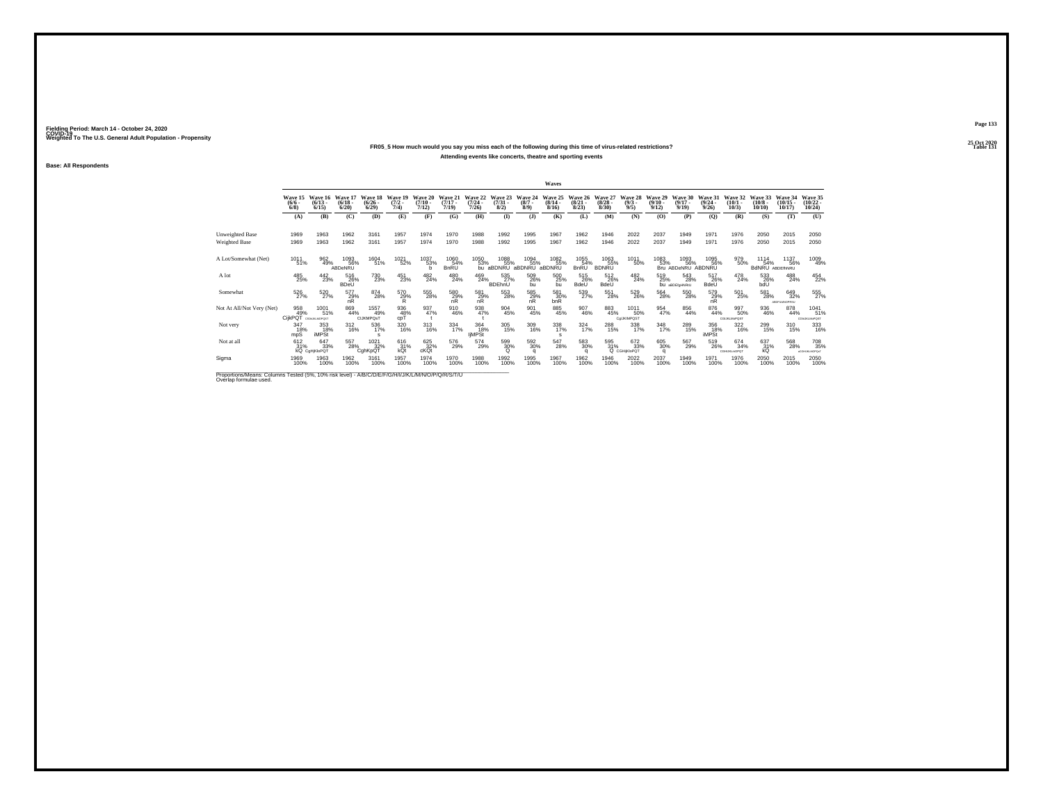Fielding Period: March 14 - October 24, 2020
COVID-19
Weighted To The U.S. General Adult Population - Propensity

25 Oct 2020
Table 131

FR05_5 How much would you say you miss each of the following during this time of virus-related restrictions?

Attending events like concerts, theatre and sporting events

Base: All Respondents

| | Waves | | | | | | | | | | | | | | | | | | | | |
|---|---|---|---|---|---|---|---|---|---|---|---|---|---|---|---|---|---|---|---|---|---|
| | Wave 15 (6/6 - 6/8) | Wave 16 (6/13 - 6/15) | Wave 17 (6/18 - 6/20) | Wave 18 (6/26 - 6/29) | Wave 19 (7/2 - 7/4) | Wave 20 (7/10 - 7/12) | Wave 21 (7/17 - 7/19) | Wave 22 (7/24 - 7/26) | Wave 23 (7/31 - 8/2) | Wave 24 (8/7 - 8/9) | Wave 25 (8/14 - 8/16) | Wave 26 (8/21 - 8/23) | Wave 27 (8/28 - 8/30) | Wave 28 (9/3 - 9/5) | Wave 29 (9/10 - 9/12) | Wave 30 (9/17 - 9/19) | Wave 31 (9/24 - 9/26) | Wave 32 (10/1 - 10/3) | Wave 33 (10/8 - 10/10) | Wave 34 (10/15 - 10/17) | Wave 35 (10/22 - 10/24) |
| | (A) | (B) | (C) | (D) | (E) | (F) | (G) | (H) | (I) | (J) | (K) | (L) | (M) | (N) | (O) | (P) | (Q) | (R) | (S) | (T) | (U) |
| Unweighted Base | 1969 | 1963 | 1962 | 3161 | 1957 | 1974 | 1970 | 1988 | 1992 | 1995 | 1967 | 1962 | 1946 | 2022 | 2037 | 1949 | 1971 | 1976 | 2050 | 2015 | 2050 |
| Weighted Base | 1969 | 1963 | 1962 | 3161 | 1957 | 1974 | 1970 | 1988 | 1992 | 1995 | 1967 | 1962 | 1946 | 2022 | 2037 | 1949 | 1971 | 1976 | 2050 | 2015 | 2050 |
| A Lot/Somewhat (Net) | 1011 51% | 962 49% | 1093 56% ABDeNRU | 1604 51% | 1021 52% | 1037 53% b | 1060 54% BnRU | 1050 53% bu | 1088 55% aBDNRU | 1094 55% aBDNRU | 1082 55% aBDNRU | 1055 54% BnRU | 1063 55% BDNRU | 1011 50% | 1083 53% Bru | 1093 56% ABDeNRU | 1095 56% ABDNRU | 979 50% | 1114 54% BdNRU | 1137 56% ABDENRU | 1009 49% |
| A lot | 485 25% | 442 23% | 516 26% BDeU | 730 23% | 451 23% | 482 24% | 480 24% | 469 24% | 535 27% BDEhnU | 509 26% bu | 500 25% bu | 515 26% BdeU | 512 26% BdeU | 482 24% | 519 25% bu | 543 28% aBDEgHnRU | 517 26% BdeU | 478 24% | 533 26% bdU | 488 24% | 454 22% |
| Somewhat | 526 27% | 520 27% | 577 29% nR | 874 28% | 570 29% R | 555 28% | 580 29% nR | 581 29% nR | 553 28% | 585 29% nR | 581 30% bnR | 539 27% | 551 28% | 529 26% | 564 28% | 550 28% | 579 29% nR | 501 25% | 581 28% | 649 32% ABDFIlMNOPRSU | 555 27% |
| Not At All/Not Very (Net) | 958 49% CijkPQT | 1001 51% CFGHIJKLMOPQST | 869 44% | 1557 49% CIJKMPQsT | 936 48% cpT | 937 47% t | 910 46% | 938 47% t | 904 45% | 901 45% | 885 45% | 907 46% | 883 45% | 1011 50% CgIJKlMPQST | 954 47% | 856 44% | 876 44% | 997 50% CGIJKLMPQST | 936 46% | 878 44% | 1041 51% CGHIJKLMoPQST |
| Not very | 347 18% mpS | 353 18% iMPSt | 312 16% | 536 17% s | 320 16% | 313 16% | 334 17% s | 364 18% ijMPSt | 305 15% | 309 16% | 338 17% s | 324 17% | 288 15% | 338 17% | 348 17% | 289 15% | 356 18% iMPSt | 322 16% | 299 15% | 310 15% | 333 16% |
| Not at all | 612 31% kQ | 647 33% CgHjKloPQT | 557 28% | 1021 32% CghKpQT | 616 31% kQt | 625 32% cKQt | 576 29% | 574 29% | 599 30% Q | 592 30% q | 547 28% | 583 30% q | 595 31% Q | 672 33% CGHIjKloPQT | 605 30% q | 567 29% | 519 26% | 674 34% CGHIJKLmOPQT | 637 31% kQ | 568 28% | 708 35% aCGHIJKLMOPQsT |
| Sigma | 1969 100% | 1963 100% | 1962 100% | 3161 100% | 1957 100% | 1974 100% | 1970 100% | 1988 100% | 1992 100% | 1995 100% | 1967 100% | 1962 100% | 1946 100% | 2022 100% | 2037 100% | 1949 100% | 1971 100% | 1976 100% | 2050 100% | 2015 100% | 2050 100% |

Proportions/Means: Columns Tested (5%, 10% risk level) - A/B/C/D/E/F/G/H/I/J/K/L/M/N/O/P/Q/R/S/T/U
Overlap formulae used.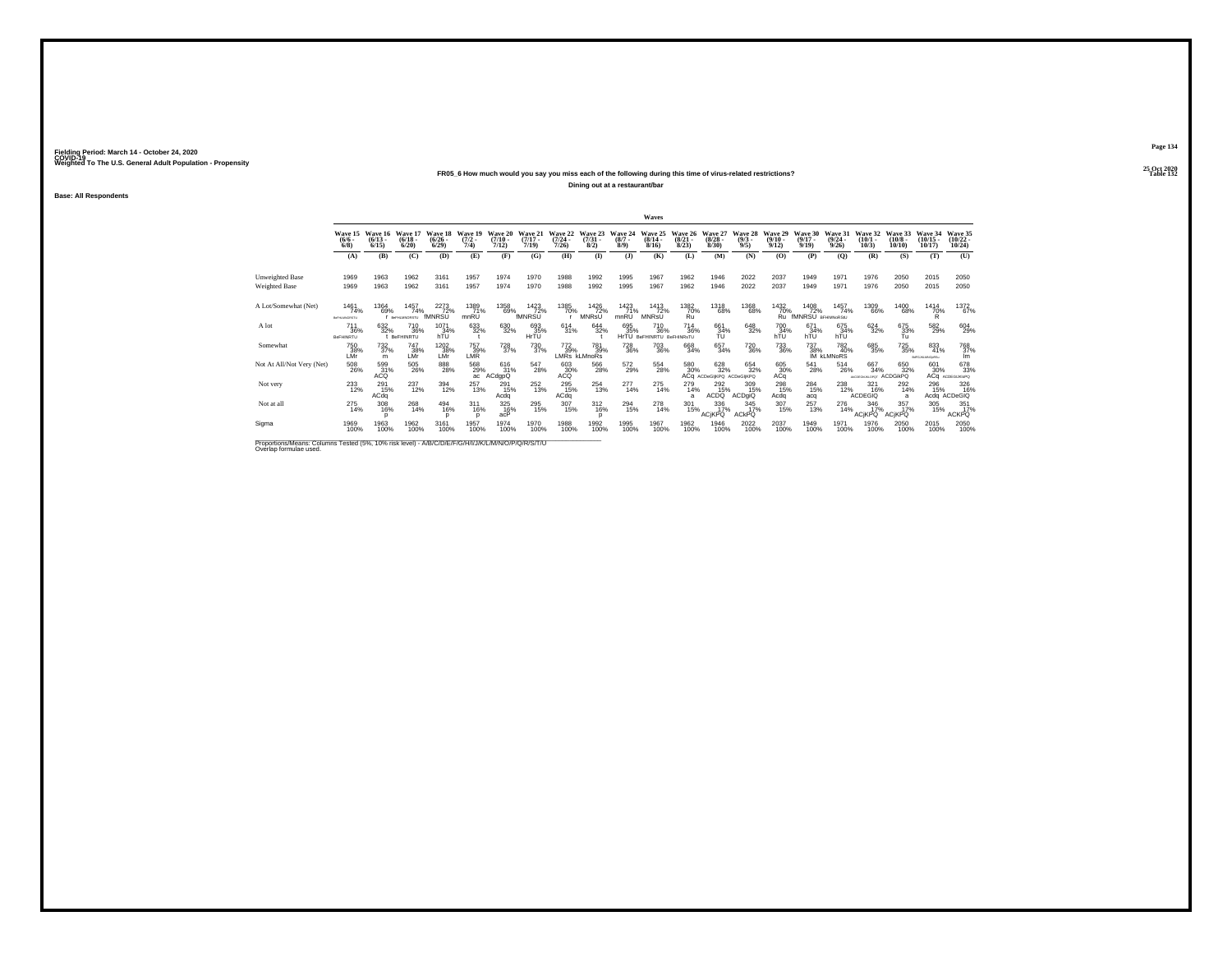Fielding Period: March 14 - October 24, 2020
COVID-19
Weighted To The U.S. General Adult Population - Propensity

25 Oct 2020
Table 132

**FR05_6 How much would you say you miss each of the following during this time of virus-related restrictions?**

**Dining out at a restaurant/bar**

Base: All Respondents

| | Wave 15 (6/6 - 6/8) | Wave 16 (6/13 - 6/15) | Wave 17 (6/18 - 6/20) | Wave 18 (6/26 - 6/29) | Wave 19 (7/2 - 7/4) | Wave 20 (7/10 - 7/12) | Wave 21 (7/17 - 7/19) | Wave 22 (7/24 - 7/26) | Wave 23 (7/31 - 8/2) | Wave 24 (8/7 - 8/9) | Wave 25 (8/14 - 8/16) | Wave 26 (8/21 - 8/23) | Wave 27 (8/28 - 8/30) | Wave 28 (9/3 - 9/5) | Wave 29 (9/10 - 9/12) | Wave 30 (9/17 - 9/19) | Wave 31 (9/24 - 9/26) | Wave 32 (10/1 - 10/3) | Wave 33 (10/8 - 10/10) | Wave 34 (10/15 - 10/17) | Wave 35 (10/22 - 10/24) |
|---|---|---|---|---|---|---|---|---|---|---|---|---|---|---|---|---|---|---|---|---|---|
| | (A) | (B) | (C) | (D) | (E) | (F) | (G) | (H) | (I) | (J) | (K) | (L) | (M) | (N) | (O) | (P) | (Q) | (R) | (S) | (T) | (U) |
| Unweighted Base | 1969 | 1963 | 1962 | 3161 | 1957 | 1974 | 1970 | 1988 | 1992 | 1995 | 1967 | 1962 | 1946 | 2022 | 2037 | 1949 | 1971 | 1976 | 2050 | 2015 | 2050 |
| Weighted Base | 1969 | 1963 | 1962 | 3161 | 1957 | 1974 | 1970 | 1988 | 1992 | 1995 | 1967 | 1962 | 1946 | 2022 | 2037 | 1949 | 1971 | 1976 | 2050 | 2015 | 2050 |
| A Lot/Somewhat (Net) | 1461 74% BeFHkMNORSTU | 1364 69% r | 1457 74% BeFHkMNORSTU | 2273 72% fMNRSU | 1389 71% mnRU | 1358 69% | 1423 72% fMNRSU | 1385 70% r | 1426 72% MNRsU | 1423 71% mnRU | 1413 72% MNRsU | 1382 70% Ru | 1318 68% | 1368 68% | 1432 70% Ru | 1408 72% fMNRSU | 1457 74% BFHMNoRSU | 1309 66% | 1400 68% | 1414 70% R | 1372 67% |
| A lot | 711 36% BeFHINRTU | 632 32% | 710 36% t BeFHINRTU | 1071 34% hTU | 633 32% t | 630 32% | 693 35% HrTU | 614 31% | 644 32% t | 695 35% HrTU | 710 36% BeFHINRTU | 714 36% BeFHINRsTU | 661 34% TU | 648 32% | 700 34% hTU | 671 34% hTU | 675 34% hTU | 624 32% | 675 33% Tu | 582 29% | 604 29% |
| Somewhat | 750 38% LMr | 732 37% m | 747 38% LMr | 1202 38% LMr | 757 39% LMR | 728 37% | 730 37% | 772 39% LMRs | 781 39% kLMnoRs | 728 36% | 703 36% | 668 34% | 657 34% | 720 36% | 733 36% | 737 38% lM | 782 40% kLMNoRS | 685 35% | 725 35% | 833 41% BeFGJKLMNOpRSU | 768 37% lm |
| Not At All/Not Very (Net) | 508 26% | 599 31% ACQ | 505 26% | 888 28% | 568 29% ac | 616 31% ACdgpQ | 547 28% | 603 30% ACQ | 566 28% | 572 29% | 554 28% | 580 30% ACq | 628 32% ACDeGIjKPQ | 654 32% ACDeGIjKPQ | 605 30% ACq | 541 28% | 514 26% | 667 34% AbCDEGhIJKLoPQT | 650 32% ACDGIkPQ | 601 30% ACq | 678 33% ACDEGhIJKlPQ |
| Not very | 233 12% | 291 15% ACdq | 237 12% | 394 12% | 257 13% | 291 15% Acdq | 252 13% | 295 15% ACdq | 254 13% | 277 14% | 275 14% | 279 14% a | 292 15% ACDQ | 309 15% ACDgiQ | 298 15% Acdq | 284 15% acq | 238 12% | 321 16% ACDEGIQ | 292 14% a | 296 15% Acdq | 326 16% ACDeGIQ |
| Not at all | 275 14% | 308 16% p | 268 14% | 494 16% p | 311 16% p | 325 16% acP | 295 15% | 307 15% | 312 16% p | 294 15% | 278 14% | 301 15% | 336 17% ACjKPQ | 345 17% ACkPQ | 307 15% | 257 13% | 276 14% | 346 17% ACjKPQ | 357 17% ACjKPQ | 305 15% | 351 17% ACKPQ |
| Sigma | 1969 100% | 1963 100% | 1962 100% | 3161 100% | 1957 100% | 1974 100% | 1970 100% | 1988 100% | 1992 100% | 1995 100% | 1967 100% | 1962 100% | 1946 100% | 2022 100% | 2037 100% | 1949 100% | 1971 100% | 1976 100% | 2050 100% | 2015 100% | 2050 100% |

Proportions/Means: Columns Tested (5%, 10% risk level) - A/B/C/D/E/F/G/H/I/J/K/L/M/N/O/P/Q/R/S/T/U
Overlap formulae used.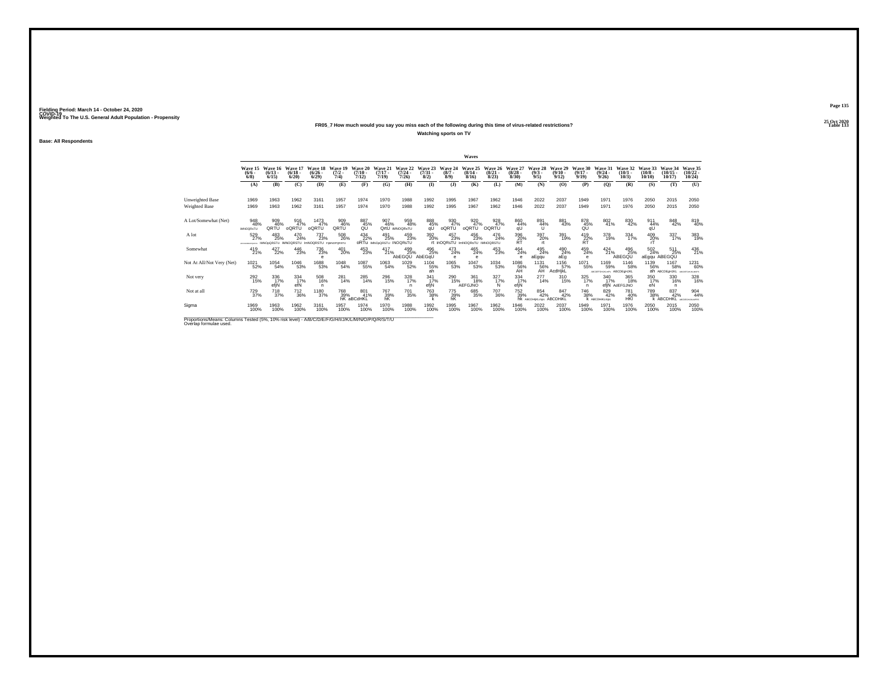Fielding Period: March 14 - October 24, 2020
COVID-19
Weighted To The U.S. General Adult Population - Propensity

25 Oct 2020
Table 133

**FR05_7 How much would you say you miss each of the following during this time of virus-related restrictions?**

**Watching sports on TV**

**Base: All Respondents**

| | Waves | | | | | | | | | | | | | | | | | | | | |
|---|---|---|---|---|---|---|---|---|---|---|---|---|---|---|---|---|---|---|---|---|---|
| | Wave 15 (6/6 - 6/8) | Wave 16 (6/13 - 6/15) | Wave 17 (6/18 - 6/20) | Wave 18 (6/26 - 6/29) | Wave 19 (7/2 - 7/4) | Wave 20 (7/10 - 7/12) | Wave 21 (7/17 - 7/19) | Wave 22 (7/24 - 7/26) | Wave 23 (7/31 - 8/2) | Wave 24 (8/7 - 8/9) | Wave 25 (8/14 - 8/16) | Wave 26 (8/21 - 8/23) | Wave 27 (8/28 - 8/30) | Wave 28 (9/3 - 9/5) | Wave 29 (9/10 - 9/12) | Wave 30 (9/17 - 9/19) | Wave 31 (9/24 - 9/26) | Wave 32 (10/1 - 10/3) | Wave 33 (10/8 - 10/10) | Wave 34 (10/15 - 10/17) | Wave 35 (10/22 - 10/24) |
| | (A) | (B) | (C) | (D) | (E) | (F) | (G) | (H) | (I) | (J) | (K) | (L) | (M) | (N) | (O) | (P) | (Q) | (R) | (S) | (T) | (U) |
| Unweighted Base | 1969 | 1963 | 1962 | 3161 | 1957 | 1974 | 1970 | 1988 | 1992 | 1995 | 1967 | 1962 | 1946 | 2022 | 2037 | 1949 | 1971 | 1976 | 2050 | 2015 | 2050 |
| Weighted Base | 1969 | 1963 | 1962 | 3161 | 1957 | 1974 | 1970 | 1988 | 1992 | 1995 | 1967 | 1962 | 1946 | 2022 | 2037 | 1949 | 1971 | 1976 | 2050 | 2015 | 2050 |
| A Lot/Somewhat (Net) | 948 48% lMNOQRsTU | 909 46% QRTU | 916 47% oQRTU | 1473 47% oQRTU | 909 46% QRTU | 887 45% QU | 907 46% QrtU | 959 48% iMNOQRsTU | 888 45% qU | 930 47% oQRTU | 920 47% oQRTU | 928 47% OQRTU | 860 44% qU | 891 44% U | 881 43% | 878 45% QU | 802 41% | 830 42% | 911 44% qU | 848 42% | 819 40% |
| A lot | 529 27% ABCDEFGHIJKLMNOPQRSTU | 483 25% lMNOpQRSTU | 470 24% lMNOQRSTU | 737 23% lmNOQRSTU | 508 26% FIjMNOPQRSTU | 434 22% oRTu | 491 25% lMNOpQRSTU | 459 23% lNOQRsTU | 392 20% rt | 457 23% inOQRsTU | 456 23% lmNOQRsTU | 476 24% lMNOQRSTU | 396 20% RT | 397 20% rt | 391 19% | 419 22% RT | 378 19% | 334 17% | 409 20% rT | 337 17% | 383 19% |
| Somewhat | 419 21% | 427 22% | 446 23% | 736 23% e | 401 20% | 453 23% | 417 21% | 499 25% AbEGQU | 496 25% AbEGqU | 473 24% e | 465 24% e | 453 23% | 464 24% e | 495 24% aEgqu | 490 24% aEg | 459 24% e | 424 21% | 496 25% ABEGQU | 502 24% aEgqu | 511 25% ABEGQU | 436 21% |
| Not At All/Not Very (Net) | 1021 52% | 1054 54% | 1046 53% | 1688 53% | 1048 54% | 1087 55% | 1063 54% | 1029 52% | 1104 55% ah | 1065 53% | 1047 53% | 1034 53% | 1086 56% AH | 1131 56% AH | 1156 57% AcdHjkL | 1071 55% | 1169 59% ABCDEFGHIJKLMPs | 1146 58% ABCDEgHJKL | 1139 56% ah | 1167 58% ABCDEgHJKL | 1231 60% ABCDEFGHIJKLMNPS |
| Not very | 292 15% | 336 17% efjN | 334 17% efN | 508 16% n | 281 14% | 285 14% | 296 15% | 328 17% n | 341 17% efjN | 290 15% | 361 18% AEFGJNO | 327 17% N | 334 17% efjN | 277 14% | 310 15% | 325 17% n | 340 17% efjN | 365 18% AdEFGJNO | 350 17% eN | 330 16% n | 328 16% |
| Not at all | 729 37% | 718 37% | 712 36% | 1180 37% | 768 39% hK | 801 41% aBCdHKL | 767 39% hK | 701 35% | 763 38% k | 775 39% hK | 685 35% | 707 36% | 752 39% hK | 854 42% ABCDHjKL | 847 42% ABCDHKL | 746 38% k | 829 42% ABCDHKLs | 781 40% HKl | 789 38% k | 837 42% ABCDHKL | 904 44% ABCDEGHIJKLMPS |
| Sigma | 1969 100% | 1963 100% | 1962 100% | 3161 100% | 1957 100% | 1974 100% | 1970 100% | 1988 100% | 1992 100% | 1995 100% | 1967 100% | 1962 100% | 1946 100% | 2022 100% | 2037 100% | 1949 100% | 1971 100% | 1976 100% | 2050 100% | 2015 100% | 2050 100% |

Proportions/Means: Columns Tested (5%, 10% risk level) - A/B/C/D/E/F/G/H/I/J/K/L/M/N/O/P/Q/R/S/T/U
Overlap formulae used.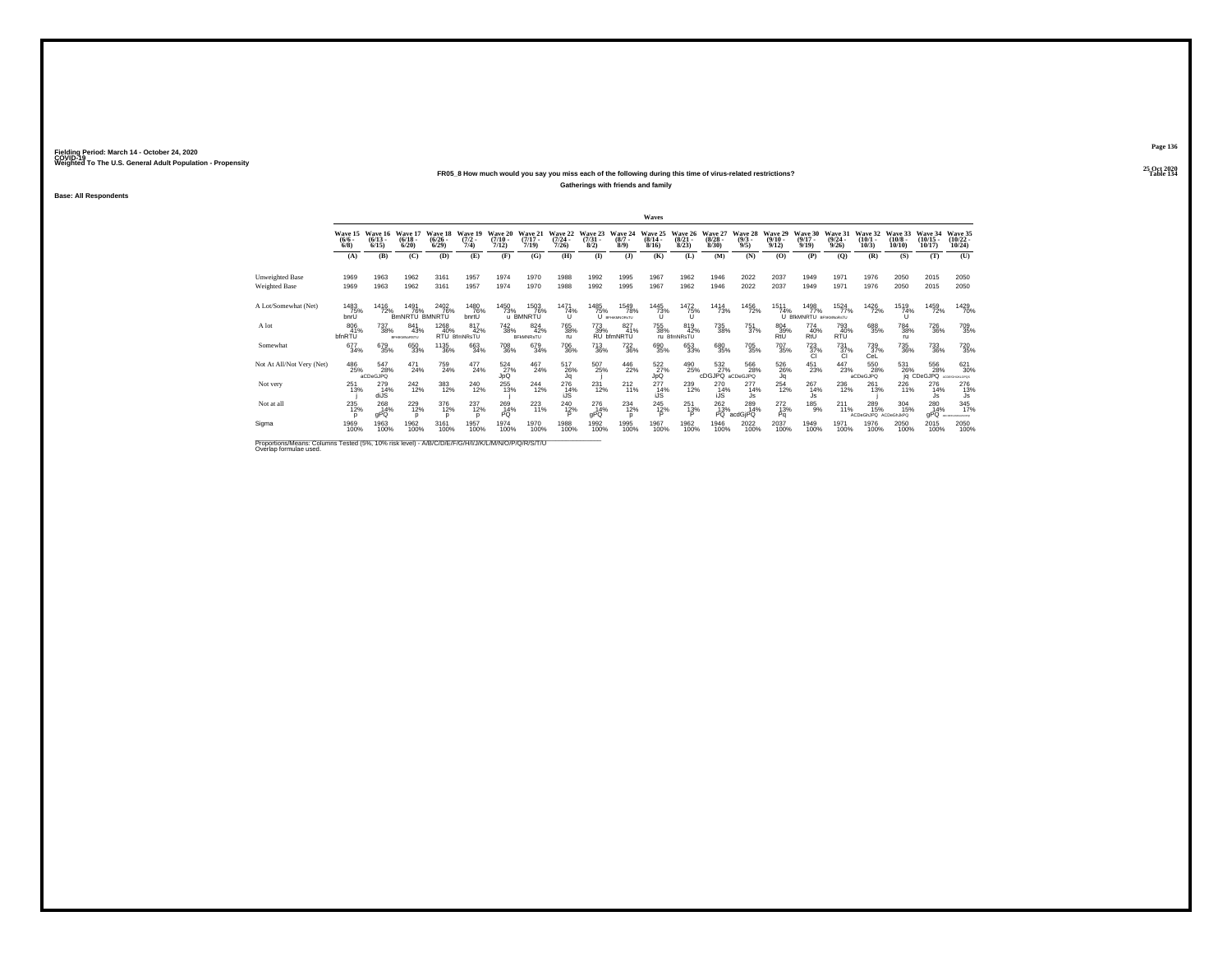Fielding Period: March 14 - October 24, 2020
COVID-19
Weighted To The U.S. General Adult Population - Propensity

25 Oct 2020
Table 134

FR05_8 How much would you say you miss each of the following during this time of virus-related restrictions?

Gatherings with friends and family

Base: All Respondents

| | Waves | | | | | | | | | | | | | | | | | | | | |
|---|---|---|---|---|---|---|---|---|---|---|---|---|---|---|---|---|---|---|---|---|---|
| | Wave 15 (6/6 - 6/8) | Wave 16 (6/13 - 6/15) | Wave 17 (6/18 - 6/20) | Wave 18 (6/26 - 6/29) | Wave 19 (7/2 - 7/4) | Wave 20 (7/10 - 7/12) | Wave 21 (7/17 - 7/19) | Wave 22 (7/24 - 7/26) | Wave 23 (7/31 - 8/2) | Wave 24 (8/7 - 8/9) | Wave 25 (8/14 - 8/16) | Wave 26 (8/21 - 8/23) | Wave 27 (8/28 - 8/30) | Wave 28 (9/3 - 9/5) | Wave 29 (9/10 - 9/12) | Wave 30 (9/17 - 9/19) | Wave 31 (9/24 - 9/26) | Wave 32 (10/1 - 10/3) | Wave 33 (10/8 - 10/10) | Wave 34 (10/15 - 10/17) | Wave 35 (10/22 - 10/24) |
| | (A) | (B) | (C) | (D) | (E) | (F) | (G) | (H) | (I) | (J) | (K) | (L) | (M) | (N) | (O) | (P) | (Q) | (R) | (S) | (T) | (U) |
| Unweighted Base | 1969 | 1963 | 1962 | 3161 | 1957 | 1974 | 1970 | 1988 | 1992 | 1995 | 1967 | 1962 | 1946 | 2022 | 2037 | 1949 | 1971 | 1976 | 2050 | 2015 | 2050 |
| Weighted Base | 1969 | 1963 | 1962 | 3161 | 1957 | 1974 | 1970 | 1988 | 1992 | 1995 | 1967 | 1962 | 1946 | 2022 | 2037 | 1949 | 1971 | 1976 | 2050 | 2015 | 2050 |
| A Lot/Somewhat (Net) | 1483 75% bnrU | 1416 72% | 1491 76% BmNRTU | 2402 76% BMNRTU | 1480 76% bnrU | 1450 73% u | 1503 76% BMNRTU | 1471 74% U | 1485 75% U | 1549 78% BFHKMNORsTU | 1445 73% U | 1472 75% U | 1414 73% | 1456 72% | 1511 74% U | 1498 77% BfKMNRTU | 1524 77% BFhKMNoRsTU | 1426 72% | 1519 74% U | 1459 72% | 1429 70% |
| A lot | 806 41% bfnRTU | 737 38% | 841 43% BFHKMNoRSTU | 1268 40% RTU | 817 42% BfmNRsTU | 742 38% | 824 42% BFMNRsTU | 765 38% ru | 773 39% RU | 827 41% bfmNRTU | 755 38% ru | 819 42% BfmNRsTU | 735 38% | 751 37% | 804 39% RtU | 774 40% RtU | 793 40% RTU | 688 35% | 784 38% ru | 726 36% | 709 35% |
| Somewhat | 677 34% | 679 35% | 650 33% | 1135 36% | 663 34% | 708 36% | 679 34% | 706 36% | 713 36% | 722 36% | 690 35% | 653 33% | 680 35% | 705 35% | 707 35% | 723 37% Cl | 731 37% Cl | 739 37% CeL | 735 36% | 733 36% | 720 35% |
| Not At All/Not Very (Net) | 486 25% | 547 28% aCDeGJPQ | 471 24% | 759 24% | 477 24% | 524 27% JpQ | 467 24% | 517 26% Jq | 507 25% j | 446 22% | 522 27% JpQ | 490 25% | 532 27% cDGJPQ | 566 28% aCDeGJPQ | 526 26% Jq | 451 23% | 447 23% | 550 28% aCDeGJPQ | 531 26% jq | 556 28% CDeGJPQ | 621 30% ACDEFGHIJKLOPQS |
| Not very | 251 13% j | 279 14% diJS | 242 12% | 383 12% | 240 12% | 255 13% j | 244 12% | 276 14% iJS | 231 12% | 212 11% | 277 14% iJS | 239 12% | 270 14% iJS | 277 14% Js | 254 12% | 267 14% Js | 236 12% | 261 13% j | 226 11% | 276 14% Js | 276 13% Js |
| Not at all | 235 12% p | 268 14% gPQ | 229 12% p | 376 12% p | 237 12% p | 269 14% PQ | 223 11% | 240 12% P | 276 14% gPQ | 234 12% p | 245 12% P | 251 13% P | 262 13% PQ | 289 14% acdGjPQ | 272 13% Pq | 185 9% | 211 11% | 289 15% ACDeGhJPQ | 304 15% ACDeGhJkPQ | 280 14% gPQ | 345 17% ABCDEFGHIJKLMNOPQRST |
| Sigma | 1969 100% | 1963 100% | 1962 100% | 3161 100% | 1957 100% | 1974 100% | 1970 100% | 1988 100% | 1992 100% | 1995 100% | 1967 100% | 1962 100% | 1946 100% | 2022 100% | 2037 100% | 1949 100% | 1971 100% | 1976 100% | 2050 100% | 2015 100% | 2050 100% |

Proportions/Means: Columns Tested (5%, 10% risk level) - A/B/C/D/E/F/G/H/I/J/K/L/M/N/O/P/Q/R/S/T/U
Overlap formulae used.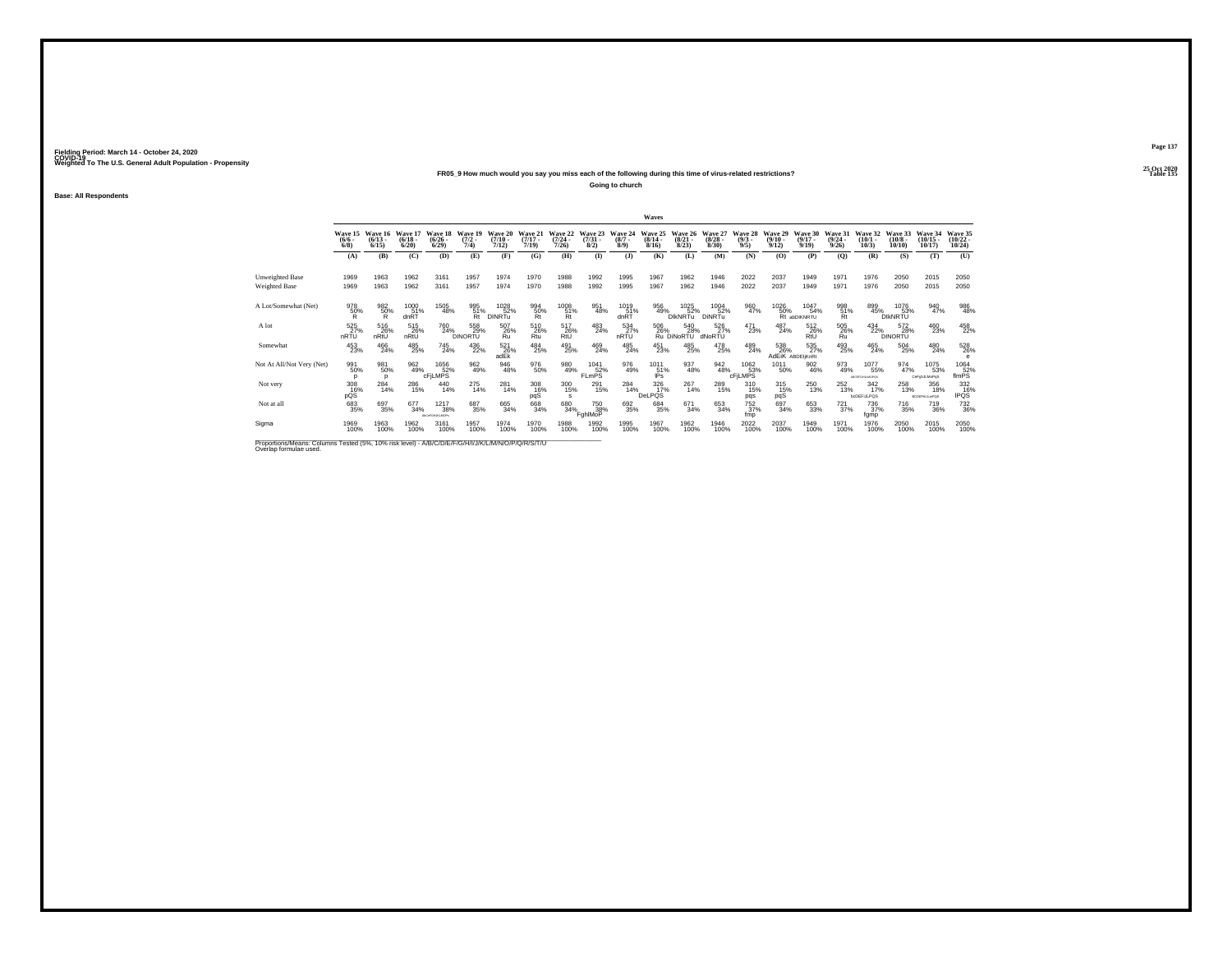Fielding Period: March 14 - October 24, 2020
COVID-19
Weighted To The U.S. General Adult Population - Propensity

25 Oct 2020
Table 135

**FR05_9 How much would you say you miss each of the following during this time of virus-related restrictions?**

**Going to church**

**Base: All Respondents**

| | Waves | | | | | | | | | | | | | | | | | | | | |
|---|---|---|---|---|---|---|---|---|---|---|---|---|---|---|---|---|---|---|---|---|---|
| | Wave 15 (6/6 - 6/8) | Wave 16 (6/13 - 6/15) | Wave 17 (6/18 - 6/20) | Wave 18 (6/26 - 6/29) | Wave 19 (7/2 - 7/4) | Wave 20 (7/10 - 7/12) | Wave 21 (7/17 - 7/19) | Wave 22 (7/24 - 7/26) | Wave 23 (7/31 - 8/2) | Wave 24 (8/7 - 8/9) | Wave 25 (8/14 - 8/16) | Wave 26 (8/21 - 8/23) | Wave 27 (8/28 - 8/30) | Wave 28 (9/3 - 9/5) | Wave 29 (9/10 - 9/12) | Wave 30 (9/17 - 9/19) | Wave 31 (9/24 - 9/26) | Wave 32 (10/1 - 10/3) | Wave 33 (10/8 - 10/10) | Wave 34 (10/15 - 10/17) | Wave 35 (10/22 - 10/24) |
| | (A) | (B) | (C) | (D) | (E) | (F) | (G) | (H) | (I) | (J) | (K) | (L) | (M) | (N) | (O) | (P) | (Q) | (R) | (S) | (T) | (U) |
| Unweighted Base | 1969 | 1963 | 1962 | 3161 | 1957 | 1974 | 1970 | 1988 | 1992 | 1995 | 1967 | 1962 | 1946 | 2022 | 2037 | 1949 | 1971 | 1976 | 2050 | 2015 | 2050 |
| Weighted Base | 1969 | 1963 | 1962 | 3161 | 1957 | 1974 | 1970 | 1988 | 1992 | 1995 | 1967 | 1962 | 1946 | 2022 | 2037 | 1949 | 1971 | 1976 | 2050 | 2015 | 2050 |
| A Lot/Somewhat (Net) | 978 50% R | 982 50% R | 1000 51% dnRT | 1505 48% | 995 51% Rt | 1028 52% DINRTu | 994 50% Rt | 1008 51% Rt | 951 48% | 1019 51% dnRT | 956 49% | 1025 52% DIkNRTu | 1004 52% DiNRTu | 960 47% | 1026 50% Rt | 1047 54% abDIKNRTU | 998 51% Rt | 899 45% | 1076 53% DIkNRTU | 940 47% | 986 48% |
| A lot | 525 27% nRTU | 516 26% nRtU | 515 26% nRtU | 760 24% | 558 29% DINORTU | 507 26% Ru | 510 26% Rtu | 517 26% RtU | 483 24% | 534 27% nRTU | 506 26% Ru | 540 28% DiNoRTU | 526 27% dNoRTU | 471 23% | 487 24% | 512 26% RtU | 505 26% Ru | 434 22% | 572 28% DINORTU | 460 23% | 458 22% |
| Somewhat | 453 23% | 466 24% | 485 25% | 745 24% | 436 22% | 521 26% adEk | 484 25% | 491 25% | 469 24% | 485 24% | 451 23% | 485 25% | 478 25% | 489 24% | 538 26% AdEiK | 535 27% ABDEIjKnRt | 493 25% | 465 24% | 504 25% | 480 24% | 528 26% e |
| Not At All/Not Very (Net) | 991 50% p | 981 50% p | 962 49% | 1656 52% cFjLMPS | 962 49% | 946 48% | 976 50% | 980 49% | 1041 52% FLmPS | 976 49% | 1011 51% lPs | 937 48% | 942 48% | 1062 53% cFjLMPS | 1011 50% | 902 46% | 973 49% | 1077 55% abCEFGHJLMOPQS | 974 47% | 1075 53% CdFgHjLMoPqS | 1064 52% flmPS |
| Not very | 308 16% pQS | 284 14% | 286 15% | 440 14% | 275 14% | 281 14% | 308 16% pqS | 300 15% s | 291 15% | 284 14% | 326 17% DeLPQS | 267 14% | 289 15% | 310 15% pqs | 315 15% pqS | 250 13% | 252 13% | 342 17% bcDEFiJLPQS | 258 13% | 356 18% BCDEFhIJLmPQS | 332 16% lPQS |
| Not at all | 683 35% | 697 35% | 677 34% | 1217 38% abCeFGhJKLMOPq | 687 35% | 665 34% | 668 34% | 680 34% | 750 38% FghlMoP | 692 35% | 684 35% | 671 34% | 653 34% | 752 37% fmp | 697 34% | 653 33% | 721 37% | 736 37% fgmp | 716 35% | 719 36% | 732 36% |
| Sigma | 1969 100% | 1963 100% | 1962 100% | 3161 100% | 1957 100% | 1974 100% | 1970 100% | 1988 100% | 1992 100% | 1995 100% | 1967 100% | 1962 100% | 1946 100% | 2022 100% | 2037 100% | 1949 100% | 1971 100% | 1976 100% | 2050 100% | 2015 100% | 2050 100% |

Proportions/Means: Columns Tested (5%, 10% risk level) - A/B/C/D/E/F/G/H/I/J/K/L/M/N/O/P/Q/R/S/T/U
Overlap formulae used.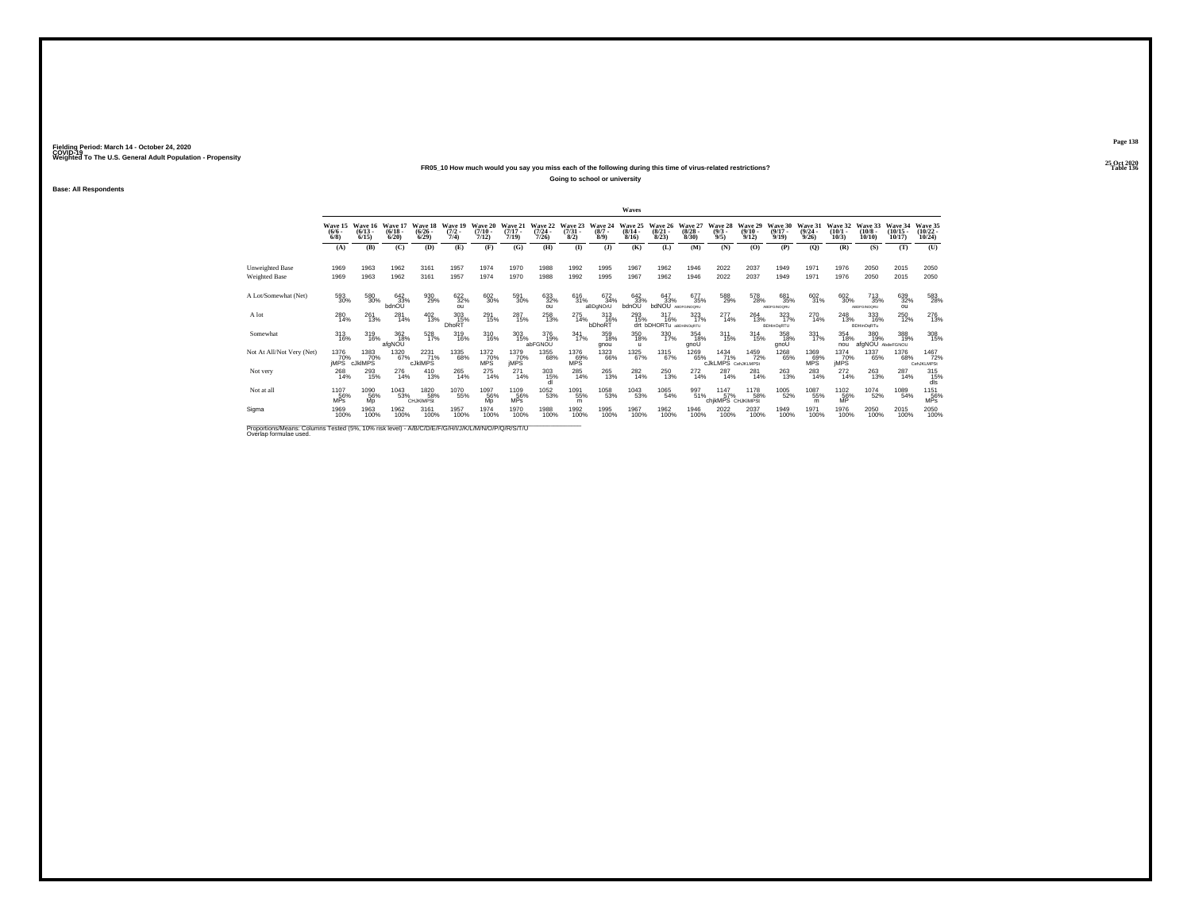Fielding Period: March 14 - October 24, 2020
COVID-19
Weighted To The U.S. General Adult Population - Propensity

25 Oct 2020
Table 136

**FR05_10 How much would you say you miss each of the following during this time of virus-related restrictions?**

**Going to school or university**

**Base: All Respondents**

| | Waves | | | | | | | | | | | | | | | | | | | | |
|---|---|---|---|---|---|---|---|---|---|---|---|---|---|---|---|---|---|---|---|---|---|
| | Wave 15 (6/6 - 6/8) | Wave 16 (6/13 - 6/15) | Wave 17 (6/18 - 6/20) | Wave 18 (6/26 - 6/29) | Wave 19 (7/2 - 7/4) | Wave 20 (7/10 - 7/12) | Wave 21 (7/17 - 7/19) | Wave 22 (7/24 - 7/26) | Wave 23 (7/31 - 8/2) | Wave 24 (8/7 - 8/9) | Wave 25 (8/14 - 8/16) | Wave 26 (8/21 - 8/23) | Wave 27 (8/28 - 8/30) | Wave 28 (9/3 - 9/5) | Wave 29 (9/10 - 9/12) | Wave 30 (9/17 - 9/19) | Wave 31 (9/24 - 9/26) | Wave 32 (10/1 - 10/3) | Wave 33 (10/8 - 10/10) | Wave 34 (10/15 - 10/17) | Wave 35 (10/22 - 10/24) |
| | (A) | (B) | (C) | (D) | (E) | (F) | (G) | (H) | (I) | (J) | (K) | (L) | (M) | (N) | (O) | (P) | (Q) | (R) | (S) | (T) | (U) |
| Unweighted Base | 1969 | 1963 | 1962 | 3161 | 1957 | 1974 | 1970 | 1988 | 1992 | 1995 | 1967 | 1962 | 1946 | 2022 | 2037 | 1949 | 1971 | 1976 | 2050 | 2015 | 2050 |
| Weighted Base | 1969 | 1963 | 1962 | 3161 | 1957 | 1974 | 1970 | 1988 | 1992 | 1995 | 1967 | 1962 | 1946 | 2022 | 2037 | 1949 | 1971 | 1976 | 2050 | 2015 | 2050 |
| A Lot/Somewhat (Net) | 593 30% | 580 30% | 642 33% bdnOU | 930 29% | 622 32% ou | 602 30% | 591 30% | 633 32% ou | 616 31% | 672 34% aBDgNOrU | 642 33% bdnOU | 647 33% bdNOU | 677 35% ABDFGiNOQRU | 588 29% | 578 28% | 681 35% ABDFGiNOQRU | 602 31% | 602 30% | 713 35% ABDFGiNOQRU | 639 32% ou | 583 28% |
| A lot | 280 14% | 261 13% | 281 14% | 402 13% | 303 15% DhoRT | 291 15% | 287 15% | 258 13% | 275 14% | 313 16% bDhoRT | 293 15% drt | 317 16% bDHORTu | 323 17% aBDHinOqRTU | 277 14% | 264 13% | 323 17% BDHinOqRTU | 270 14% | 248 13% | 333 16% BDHinOqRTu | 250 12% | 276 13% |
| Somewhat | 313 16% | 319 16% | 362 18% afgNOU | 528 17% | 319 16% | 310 16% | 303 15% | 376 19% abFGNOU | 341 17% | 359 18% gnou | 350 18% u | 330 17% | 354 18% gnoU | 311 15% | 314 15% | 358 18% gnoU | 331 17% | 354 18% nou | 380 19% afgNOU | 388 19% AbdeFGNOU | 308 15% |
| Not At All/Not Very (Net) | 1376 70% jMPS | 1383 70% cJklMPS | 1320 67% | 2231 71% cJklMPS | 1335 68% | 1372 70% MPS | 1379 70% jMPS | 1355 68% | 1376 69% MPS | 1323 66% | 1325 67% | 1315 67% | 1269 65% | 1434 71% cJkLMPS | 1459 72% CehJKLMPSt | 1268 65% | 1369 69% MPS | 1374 70% jMPS | 1337 65% | 1376 68% | 1467 72% CehJKLMPSt |
| Not very | 268 14% | 293 15% | 276 14% | 410 13% | 265 14% | 275 14% | 271 14% | 303 15% dl | 285 14% | 265 13% | 282 14% | 250 13% | 272 14% | 287 14% | 281 14% | 263 13% | 283 14% | 272 14% | 263 13% | 287 14% | 315 15% dls |
| Not at all | 1107 56% MPs | 1090 56% Mp | 1043 53% | 1820 58% CHJKlMPSt | 1070 55% | 1097 56% Mp | 1109 56% MPs | 1052 53% | 1091 55% m | 1058 53% | 1043 53% | 1065 54% | 997 51% | 1147 57% chjkMPS | 1178 58% CHJKlMPSt | 1005 52% | 1087 55% m | 1102 56% MP | 1074 52% | 1089 54% | 1151 56% MPs |
| Sigma | 1969 100% | 1963 100% | 1962 100% | 3161 100% | 1957 100% | 1974 100% | 1970 100% | 1988 100% | 1992 100% | 1995 100% | 1967 100% | 1962 100% | 1946 100% | 2022 100% | 2037 100% | 1949 100% | 1971 100% | 1976 100% | 2050 100% | 2015 100% | 2050 100% |

Proportions/Means: Columns Tested (5%, 10% risk level) - A/B/C/D/E/F/G/H/I/J/K/L/M/N/O/P/Q/R/S/T/U
Overlap formulae used.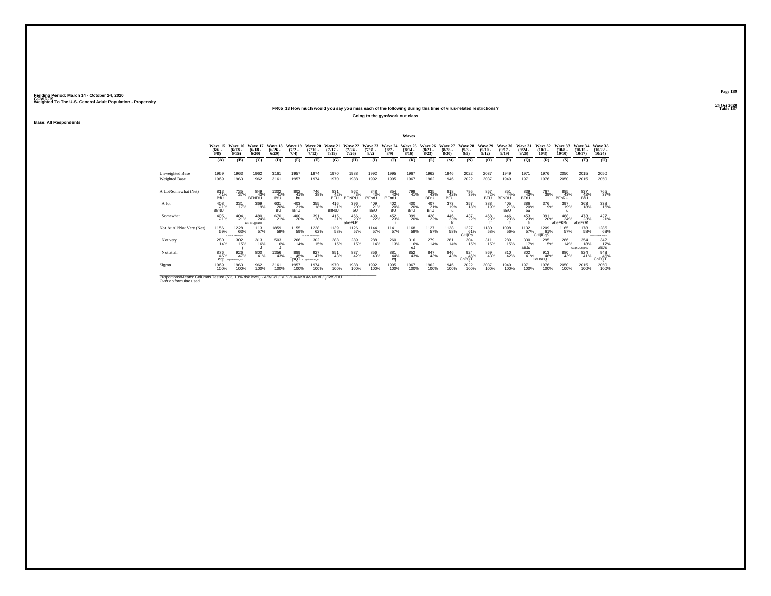Fielding Period: March 14 - October 24, 2020
COVID-19
Weighted To The U.S. General Adult Population - Propensity

25 Oct 2020
Table 137

**FR05_13 How much would you say you miss each of the following during this time of virus-related restrictions?**

**Going to the gym/work out class**

**Base: All Respondents**

| | Waves | | | | | | | | | | | | | | | | | | | | |
|---|---|---|---|---|---|---|---|---|---|---|---|---|---|---|---|---|---|---|---|---|---|
| | Wave 15 (6/6 - 6/8) | Wave 16 (6/13 - 6/15) | Wave 17 (6/18 - 6/20) | Wave 18 (6/26 - 6/29) | Wave 19 (7/2 - 7/4) | Wave 20 (7/10 - 7/12) | Wave 21 (7/17 - 7/19) | Wave 22 (7/24 - 7/26) | Wave 23 (7/31 - 8/2) | Wave 24 (8/7 - 8/9) | Wave 25 (8/14 - 8/16) | Wave 26 (8/21 - 8/23) | Wave 27 (8/28 - 8/30) | Wave 28 (9/3 - 9/5) | Wave 29 (9/10 - 9/12) | Wave 30 (9/17 - 9/19) | Wave 31 (9/24 - 9/26) | Wave 32 (10/1 - 10/3) | Wave 33 (10/8 - 10/10) | Wave 34 (10/15 - 10/17) | Wave 35 (10/22 - 10/24) |
| | (A) | (B) | (C) | (D) | (E) | (F) | (G) | (H) | (I) | (J) | (K) | (L) | (M) | (N) | (O) | (P) | (Q) | (R) | (S) | (T) | (U) |
| Unweighted Base | 1969 | 1963 | 1962 | 3161 | 1957 | 1974 | 1970 | 1988 | 1992 | 1995 | 1967 | 1962 | 1946 | 2022 | 2037 | 1949 | 1971 | 1976 | 2050 | 2015 | 2050 |
| Weighted Base | 1969 | 1963 | 1962 | 3161 | 1957 | 1974 | 1970 | 1988 | 1992 | 1995 | 1967 | 1962 | 1946 | 2022 | 2037 | 1949 | 1971 | 1976 | 2050 | 2015 | 2050 |
| A Lot/Somewhat (Net) | 813 41% BfU | 735 37% | 849 43% BFNRU | 1302 41% BfU | 802 41% bu | 746 38% | 831 42% BFU | 862 43% BFNRU | 848 43% BFnrU | 854 43% BFnrU | 799 41% | 835 43% BFrU | 818 42% BFU | 795 39% | 857 42% BFU | 851 44% BFNRU | 839 43% BFrU | 767 39% | 885 43% BFnRU | 837 42% BfU | 765 37% |
| A lot | 408 21% BfntU | 331 17% | 369 19% | 631 20% BU | 403 21% BnU | 355 18% | 416 21% BfNtU | 396 20% bU | 409 21% BnU | 402 20% BU | 400 20% BnU | 407 21% BnU | 373 19% u | 357 18% | 388 19% | 405 21% BnU | 386 20% bu | 376 19% | 397 19% u | 363 18% | 338 16% |
| Somewhat | 405 21% | 404 21% | 480 24% ABDEFgKRU | 670 21% | 400 20% | 391 20% | 415 21% | 466 23% abeFkR | 439 22% | 452 23% r | 399 20% | 428 22% | 446 23% fr | 437 22% | 468 23% fr | 446 23% fr | 453 23% fr | 391 20% | 488 24% abeFKRu | 473 23% abeFkR | 427 21% |
| Not At All/Not Very (Net) | 1156 59% | 1228 63% aCDeGHIJLMOPQST | 1113 57% | 1859 59% | 1155 59% | 1228 62% aCdGHIJLMOPQSt | 1139 58% | 1126 57% | 1144 57% | 1141 57% | 1168 59% | 1127 57% | 1128 58% | 1227 61% CHijPs | 1180 58% | 1098 56% | 1132 57% | 1209 61% CHijPqS | 1165 57% | 1178 58% | 1285 63% aCDeGHIJLMOPQST |
| Not very | 280 14% | 302 15% j | 313 16% J | 503 16% J | 266 14% | 302 15% | 288 15% | 289 15% | 288 14% | 260 13% | 316 16% eJ | 279 14% | 281 14% | 304 15% | 311 15% | 289 15% | 330 17% aEJs | 295 15% | 286 14% | 354 18% AEghIJLMprS | 342 17% aEJs |
| Not at all | 876 45% cqt | 926 47% CDgHIkloPQST | 800 41% | 1356 43% | 889 45% CpQT | 927 47% CDgHIklmOPQsT | 851 43% | 837 42% | 856 43% | 881 44% cq | 852 43% | 847 43% | 846 43% | 924 46% ChPQT | 869 43% | 810 42% | 802 41% | 913 46% CdHoPQT | 880 43% | 824 41% | 943 46% ChPQT |
| Sigma | 1969 100% | 1963 100% | 1962 100% | 3161 100% | 1957 100% | 1974 100% | 1970 100% | 1988 100% | 1992 100% | 1995 100% | 1967 100% | 1962 100% | 1946 100% | 2022 100% | 2037 100% | 1949 100% | 1971 100% | 1976 100% | 2050 100% | 2015 100% | 2050 100% |

Proportions/Means: Columns Tested (5%, 10% risk level) - A/B/C/D/E/F/G/H/I/J/K/L/M/N/O/P/Q/R/S/T/U
Overlap formulae used.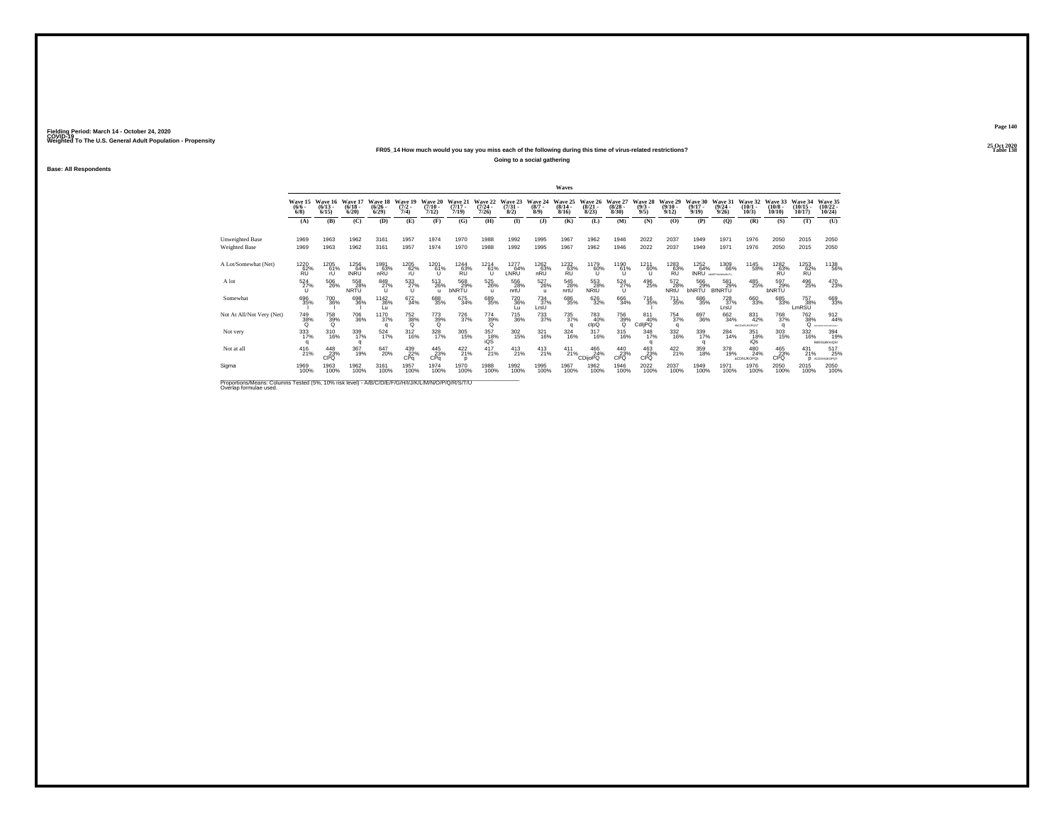Fielding Period: March 14 - October 24, 2020
COVID-19
Weighted To The U.S. General Adult Population - Propensity

25 Oct 2020
Table 138

**FR05_14 How much would you say you miss each of the following during this time of virus-related restrictions?**

**Going to a social gathering**

**Base: All Respondents**

| | Waves | | | | | | | | | | | | | | | | | | | | |
|---|---|---|---|---|---|---|---|---|---|---|---|---|---|---|---|---|---|---|---|---|---|
| | Wave 15 (6/6 - 6/8) | Wave 16 (6/13 - 6/15) | Wave 17 (6/18 - 6/20) | Wave 18 (6/26 - 6/29) | Wave 19 (7/2 - 7/4) | Wave 20 (7/10 - 7/12) | Wave 21 (7/17 - 7/19) | Wave 22 (7/24 - 7/26) | Wave 23 (7/31 - 8/2) | Wave 24 (8/7 - 8/9) | Wave 25 (8/14 - 8/16) | Wave 26 (8/21 - 8/23) | Wave 27 (8/28 - 8/30) | Wave 28 (9/3 - 9/5) | Wave 29 (9/10 - 9/12) | Wave 30 (9/17 - 9/19) | Wave 31 (9/24 - 9/26) | Wave 32 (10/1 - 10/3) | Wave 33 (10/8 - 10/10) | Wave 34 (10/15 - 10/17) | Wave 35 (10/22 - 10/24) |
| | (A) | (B) | (C) | (D) | (E) | (F) | (G) | (H) | (I) | (J) | (K) | (L) | (M) | (N) | (O) | (P) | (Q) | (R) | (S) | (T) | (U) |
| Unweighted Base | 1969 | 1963 | 1962 | 3161 | 1957 | 1974 | 1970 | 1988 | 1992 | 1995 | 1967 | 1962 | 1946 | 2022 | 2037 | 1949 | 1971 | 1976 | 2050 | 2015 | 2050 |
| Weighted Base | 1969 | 1963 | 1962 | 3161 | 1957 | 1974 | 1970 | 1988 | 1992 | 1995 | 1967 | 1962 | 1946 | 2022 | 2037 | 1949 | 1971 | 1976 | 2050 | 2015 | 2050 |
| A Lot/Somewhat (Net) | 1220 62% RU | 1205 61% rU | 1256 64% lNRU | 1991 63% nRU | 1205 62% rU | 1201 61% U | 1244 63% RU | 1214 61% U | 1277 64% LNRU | 1262 63% nRU | 1232 63% RU | 1179 60% U | 1190 61% U | 1211 60% U | 1283 63% RU | 1252 64% lNRU | 1309 66% ABdEFhiklmNoRsTU | 1145 58% | 1282 63% RU | 1253 62% RU | 1138 56% |
| A lot | 524 27% U | 506 26% | 558 28% NRTU | 849 27% U | 533 27% U | 513 26% u | 568 29% bNRTU | 525 26% u | 556 28% nrtU | 527 26% u | 545 28% nrtU | 553 28% NRtU | 524 27% U | 496 25% | 572 28% NRtU | 566 29% bNRTU | 581 29% BfNRTU | 485 25% | 597 29% bNRTU | 496 25% | 470 23% |
| Somewhat | 696 35% I | 700 36% I | 698 36% I | 1142 36% Lu | 672 34% | 688 35% | 675 34% | 689 35% | 720 36% Lu | 734 37% LrsU | 686 35% | 626 32% | 666 34% | 716 35% I | 711 35% | 686 35% | 728 37% LrsU | 660 33% | 685 33% | 757 38% LmRSU | 669 33% |
| Not At All/Not Very (Net) | 749 38% Q | 758 39% Q | 706 36% | 1170 37% q | 752 38% Q | 773 39% Q | 726 37% | 774 39% Q | 715 36% | 733 37% | 735 37% q | 783 40% cIpQ | 756 39% Q | 811 40% CdIjPQ | 754 37% q | 697 36% | 662 34% | 831 42% aBCDeGIJKOPQST | 768 37% q | 762 38% Q | 912 44% ABCDEFGHIJKLMNOPQST |
| Not very | 333 17% q | 310 16% | 339 17% q | 524 17% | 312 16% | 328 17% | 305 15% | 357 18% iQS | 302 15% | 321 16% | 324 16% | 317 16% | 315 16% | 348 17% q | 332 16% | 339 17% q | 284 14% | 351 18% iQs | 303 15% | 332 16% | 394 19% BdEGIjklmoQSt |
| Not at all | 416 21% | 448 23% CPQ | 367 19% | 647 20% | 439 22% CPq | 445 23% CPq | 422 21% p | 417 21% | 413 21% | 413 21% | 411 21% | 466 24% CDijoPQ | 440 23% CPQ | 463 23% CPQ | 422 21% | 359 18% | 378 19% | 480 24% aCDhIJkOPQt | 465 23% CPQ | 431 21% p | 517 25% ACDGHIJKOPQT |
| Sigma | 1969 100% | 1963 100% | 1962 100% | 3161 100% | 1957 100% | 1974 100% | 1970 100% | 1988 100% | 1992 100% | 1995 100% | 1967 100% | 1962 100% | 1946 100% | 2022 100% | 2037 100% | 1949 100% | 1971 100% | 1976 100% | 2050 100% | 2015 100% | 2050 100% |

Proportions/Means: Columns Tested (5%, 10% risk level) - A/B/C/D/E/F/G/H/I/J/K/L/M/N/O/P/Q/R/S/T/U
Overlap formulae used.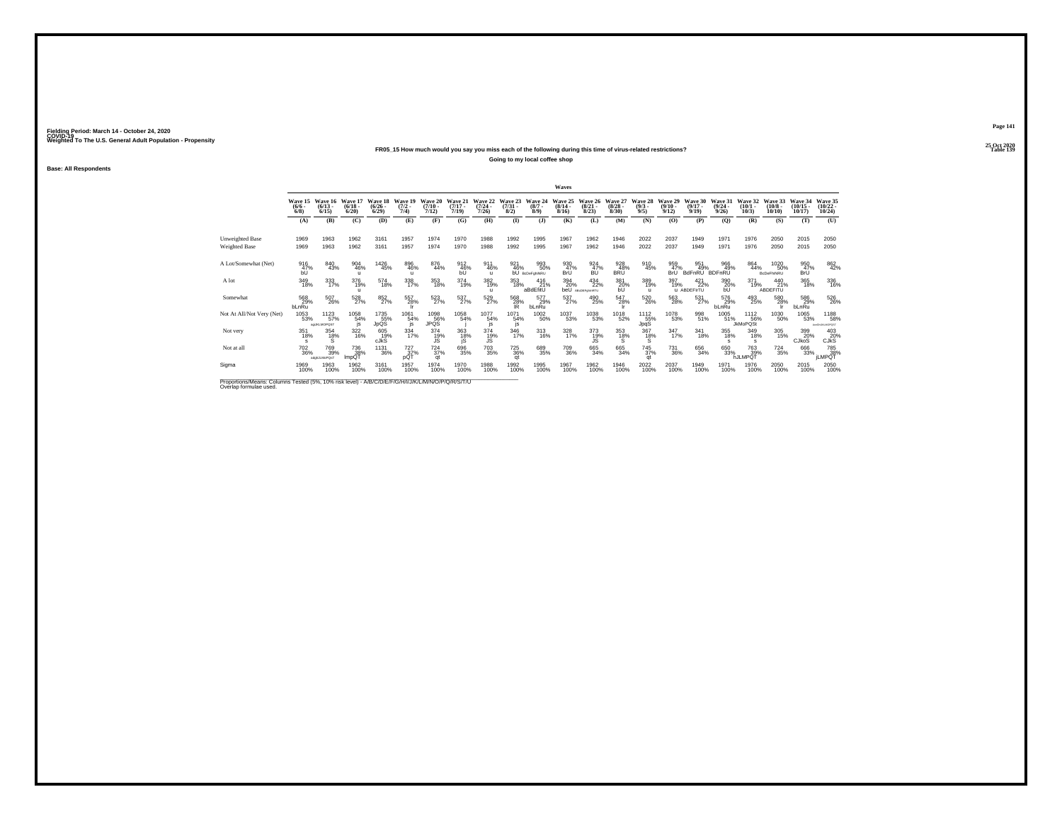Fielding Period: March 14 - October 24, 2020
COVID-19
Weighted To The U.S. General Adult Population - Propensity

25 Oct 2020
Table 139

FR05_15 How much would you say you miss each of the following during this time of virus-related restrictions?

Going to my local coffee shop

Base: All Respondents

| | Waves | | | | | | | | | | | | | | | | | | | | |
|---|---|---|---|---|---|---|---|---|---|---|---|---|---|---|---|---|---|---|---|---|---|
| | Wave 15 (6/6 - 6/8) | Wave 16 (6/13 - 6/15) | Wave 17 (6/18 - 6/20) | Wave 18 (6/26 - 6/29) | Wave 19 (7/2 - 7/4) | Wave 20 (7/10 - 7/12) | Wave 21 (7/17 - 7/19) | Wave 22 (7/24 - 7/26) | Wave 23 (7/31 - 8/2) | Wave 24 (8/7 - 8/9) | Wave 25 (8/14 - 8/16) | Wave 26 (8/21 - 8/23) | Wave 27 (8/28 - 8/30) | Wave 28 (9/3 - 9/5) | Wave 29 (9/10 - 9/12) | Wave 30 (9/17 - 9/19) | Wave 31 (9/24 - 9/26) | Wave 32 (10/1 - 10/3) | Wave 33 (10/8 - 10/10) | Wave 34 (10/15 - 10/17) | Wave 35 (10/22 - 10/24) |
| | (A) | (B) | (C) | (D) | (E) | (F) | (G) | (H) | (I) | (J) | (K) | (L) | (M) | (N) | (O) | (P) | (Q) | (R) | (S) | (T) | (U) |
| Unweighted Base | 1969 | 1963 | 1962 | 3161 | 1957 | 1974 | 1970 | 1988 | 1992 | 1995 | 1967 | 1962 | 1946 | 2022 | 2037 | 1949 | 1971 | 1976 | 2050 | 2015 | 2050 |
| Weighted Base | 1969 | 1963 | 1962 | 3161 | 1957 | 1974 | 1970 | 1988 | 1992 | 1995 | 1967 | 1962 | 1946 | 2022 | 2037 | 1949 | 1971 | 1976 | 2050 | 2015 | 2050 |
| A Lot/Somewhat (Net) | 916 47% bU | 840 43% | 904 46% u | 1426 45% | 896 46% u | 876 44% | 912 46% bU | 911 46% u | 921 46% bU | 993 50% BcDeFghNRU | 930 47% BrU | 924 47% BU | 928 48% BRU | 910 45% | 959 47% BrU | 951 49% BdFnRU | 966 49% BDFnRU | 864 44% | 1020 50% BcDeFhNRU | 950 47% BrU | 862 42% |
| A lot | 349 18% | 333 17% | 376 19% u | 574 18% | 338 17% | 353 18% | 374 19% | 382 19% u | 353 18% | 416 21% aBdEfiU | 394 20% beU | 434 22% ABcDEFghiNRTU | 381 20% bU | 389 19% u | 397 19% u | 421 22% ABDEFiTU | 390 20% bU | 371 19% | 440 21% ABDEFITU | 365 18% | 336 16% |
| Somewhat | 568 29% bLnRu | 507 26% | 528 27% | 852 27% | 557 28% lr | 523 27% | 537 27% | 529 27% | 568 28% lR | 577 29% bLnRu | 537 27% | 490 25% | 547 28% lr | 520 26% | 563 28% | 531 27% | 576 29% bLnRu | 493 25% | 580 28% lr | 586 29% bLnRu | 526 26% |
| Not At All/Not Very (Net) | 1053 53% | 1123 57% acgIJKLMOPQST | 1058 54% js | 1735 55% JpQS | 1061 54% js | 1098 56% JPQS | 1058 54% j | 1077 54% js | 1071 54% js | 1002 50% | 1037 53% | 1038 53% | 1018 52% | 1112 55% JpqS | 1078 53% | 998 51% | 1005 51% | 1112 56% JkMoPQSt | 1030 50% | 1065 53% | 1188 58% aceGhIJKLMOPQST |
| Not very | 351 18% s | 354 18% S | 322 16% | 605 19% cJkS | 334 17% | 374 19% JS | 363 18% jS | 374 19% JS | 346 17% | 313 16% | 328 17% | 373 19% JS | 353 18% S | 367 18% S | 347 17% | 341 18% | 355 18% s | 349 18% s | 305 15% | 399 20% CJkoS | 403 20% CJkS |
| Not at all | 702 36% | 769 39% adghJLMoPQsT | 736 38% lmpQT | 1131 36% | 727 37% pQT | 724 37% qt | 696 35% | 703 35% | 725 36% qt | 689 35% | 709 36% | 665 34% | 665 34% | 745 37% qt | 731 36% | 656 34% | 650 33% | 763 39% hJLMPQT | 724 35% | 666 33% | 785 38% jLMPQT |
| Sigma | 1969 100% | 1963 100% | 1962 100% | 3161 100% | 1957 100% | 1974 100% | 1970 100% | 1988 100% | 1992 100% | 1995 100% | 1967 100% | 1962 100% | 1946 100% | 2022 100% | 2037 100% | 1949 100% | 1971 100% | 1976 100% | 2050 100% | 2015 100% | 2050 100% |

Proportions/Means: Columns Tested (5%, 10% risk level) - A/B/C/D/E/F/G/H/I/J/K/L/M/N/O/P/Q/R/S/T/U
Overlap formulae used.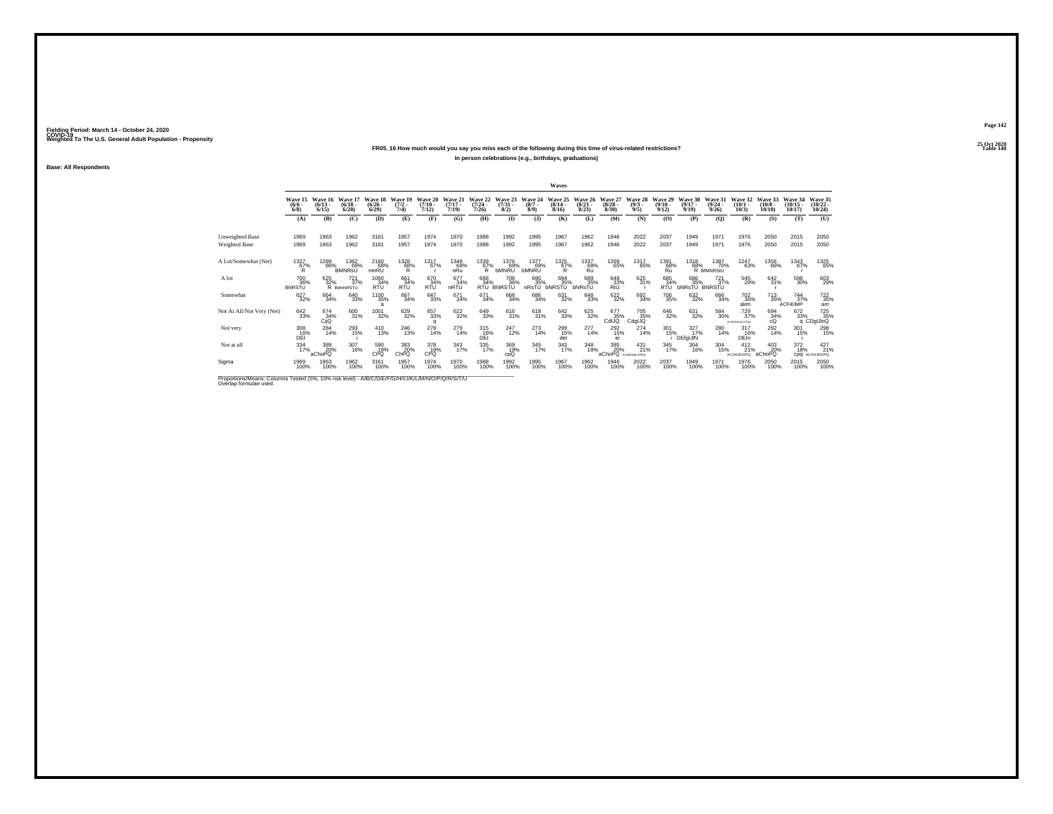Fielding Period: March 14 - October 24, 2020
COVID-19
Weighted To The U.S. General Adult Population - Propensity

25 Oct 2020
Table 140

**FR05_16 How much would you say you miss each of the following during this time of virus-related restrictions?**

**In person celebrations (e.g., birthdays, graduations)**

**Base: All Respondents**

| | Wave 15 (6/6 - 6/8) | Wave 16 (6/13 - 6/15) | Wave 17 (6/18 - 6/20) | Wave 18 (6/26 - 6/29) | Wave 19 (7/2 - 7/4) | Wave 20 (7/10 - 7/12) | Wave 21 (7/17 - 7/19) | Wave 22 (7/24 - 7/26) | Wave 23 (7/31 - 8/2) | Wave 24 (8/7 - 8/9) | Wave 25 (8/14 - 8/16) | Wave 26 (8/21 - 8/23) | Wave 27 (8/28 - 8/30) | Wave 28 (9/3 - 9/5) | Wave 29 (9/10 - 9/12) | Wave 30 (9/17 - 9/19) | Wave 31 (9/24 - 9/26) | Wave 32 (10/1 - 10/3) | Wave 33 (10/8 - 10/10) | Wave 34 (10/15 - 10/17) | Wave 35 (10/22 - 10/24) |
|---|---|---|---|---|---|---|---|---|---|---|---|---|---|---|---|---|---|---|---|---|---|
| | (A) | (B) | (C) | (D) | (E) | (F) | (G) | (H) | (I) | (J) | (K) | (L) | (M) | (N) | (O) | (P) | (Q) | (R) | (S) | (T) | (U) |
| Unweighted Base | 1969 | 1963 | 1962 | 3161 | 1957 | 1974 | 1970 | 1988 | 1992 | 1995 | 1967 | 1962 | 1946 | 2022 | 2037 | 1949 | 1971 | 1976 | 2050 | 2015 | 2050 |
| Weighted Base | 1969 | 1963 | 1962 | 3161 | 1957 | 1974 | 1970 | 1988 | 1992 | 1995 | 1967 | 1962 | 1946 | 2022 | 2037 | 1949 | 1971 | 1976 | 2050 | 2015 | 2050 |
| A Lot/Somewhat (Net) | 1327 67% R | 1289 66% | 1362 69% BMNRsU | 2160 68% mnRU | 1328 68% R | 1317 67% r | 1348 68% nRu | 1339 67% R | 1376 69% bMNRU | 1377 69% bMNRU | 1325 67% R | 1337 68% Ru | 1269 65% | 1317 65% | 1391 68% Ru | 1318 68% R | 1387 70% BfMNRStU | 1247 63% | 1356 66% | 1343 67% r | 1325 65% |
| A lot | 700 36% BNRSTU | 625 32% R | 721 37% BdmNRSTU | 1060 34% RTU | 661 34% RTU | 670 34% RTU | 677 34% nRTU | 668 34% RTU | 708 36% BNRSTU | 690 35% nRsTU | 694 35% bNRSTU | 689 35% bNRsTU | 648 33% RtU | 625 31% r | 685 34% RTU | 686 35% bNRsTU | 721 37% BNRSTU | 545 28% | 642 31% r | 598 30% | 603 29% |
| Somewhat | 627 32% | 664 34% | 640 33% | 1100 35% a | 667 34% | 647 33% | 671 34% | 671 34% | 668 34% | 686 34% | 631 32% | 648 33% | 622 32% | 692 34% | 706 35% | 632 32% | 666 34% | 702 36% akm | 713 35% | 744 37% ACFIKMP | 722 35% am |
| Not At All/Not Very (Net) | 642 33% | 674 34% CIjQ | 600 31% | 1001 32% | 629 32% | 657 33% q | 622 32% | 649 33% | 616 31% | 618 31% | 642 33% | 625 32% | 677 35% CdIJQ | 705 35% CdgIJQ | 646 32% | 631 32% | 584 30% | 729 37% ACDEFGHIJKLOPQs | 694 34% cQ | 672 33% q | 725 35% CDgIJloQ |
| Not very | 308 16% DEI | 284 14% | 293 15% i | 410 13% | 246 13% | 278 14% | 279 14% | 315 16% DEI | 247 12% | 273 14% | 299 15% dei | 277 14% | 292 15% ei | 274 14% | 301 15% i | 327 17% DEfgIJlN | 280 14% | 317 16% DEIn | 292 14% | 301 15% i | 298 15% |
| Not at all | 334 17% | 389 20% aChoPQ | 307 16% | 590 19% CPQ | 383 20% ChPQ | 378 19% CPQ | 343 17% | 335 17% | 369 19% cpQ | 345 17% | 343 17% | 348 18% | 385 20% aChoPQ | 431 21% ACGHJKLOPQ | 345 17% | 304 16% | 304 15% | 412 21% ACGHJKlOPQ | 403 20% aChoPQ | 372 18% cpq | 427 21% ACGHJKlOPQ |
| Sigma | 1969 100% | 1963 100% | 1962 100% | 3161 100% | 1957 100% | 1974 100% | 1970 100% | 1988 100% | 1992 100% | 1995 100% | 1967 100% | 1962 100% | 1946 100% | 2022 100% | 2037 100% | 1949 100% | 1971 100% | 1976 100% | 2050 100% | 2015 100% | 2050 100% |

Proportions/Means: Columns Tested (5%, 10% risk level) - A/B/C/D/E/F/G/H/I/J/K/L/M/N/O/P/Q/R/S/T/U
Overlap formulae used.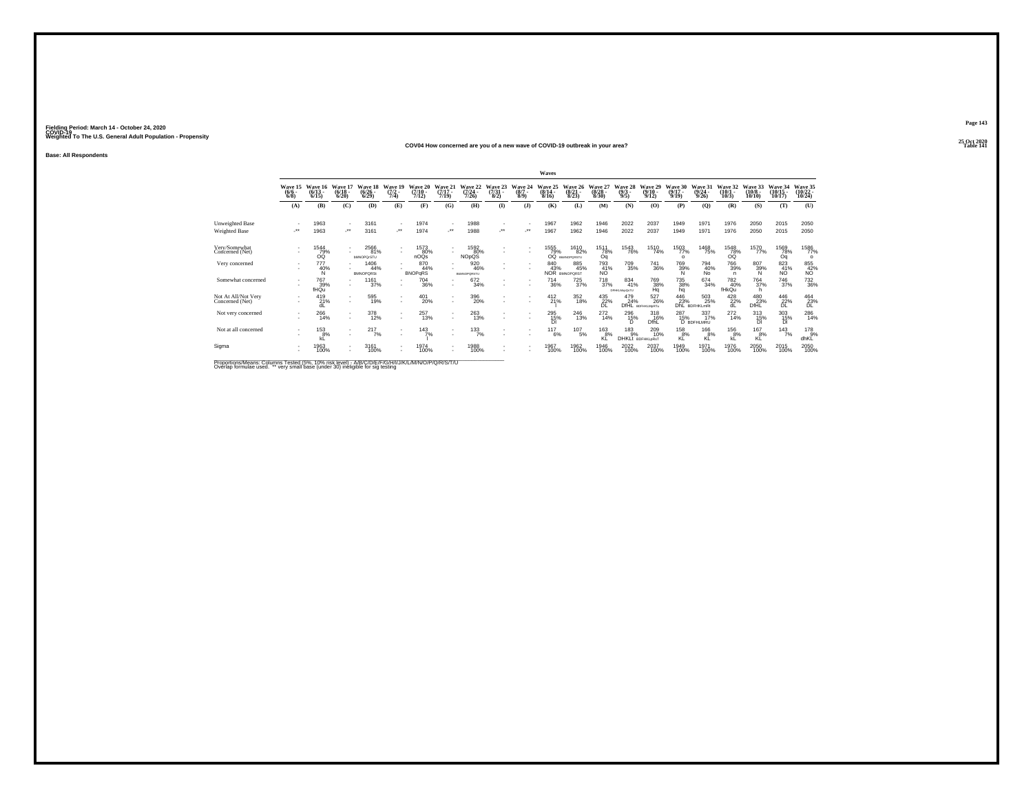Fielding Period: March 14 - October 24, 2020
COVID-19
Weighted To The U.S. General Adult Population - Propensity

25 Oct 2020
Table 141

### COV04 How concerned are you of a new wave of COVID-19 outbreak in your area?

Base: All Respondents

| | Wave 15 (6/6 - 6/8) | Wave 16 (6/13 - 6/15) | Wave 17 (6/18 - 6/20) | Wave 18 (6/26 - 6/29) | Wave 19 (7/2 - 7/4) | Wave 20 (7/10 - 7/12) | Wave 21 (7/17 - 7/19) | Wave 22 (7/24 - 7/26) | Wave 23 (7/31 - 8/2) | Wave 24 (8/7 - 8/9) | Wave 25 (8/14 - 8/16) | Wave 26 (8/21 - 8/23) | Wave 27 (8/28 - 8/30) | Wave 28 (9/3 - 9/5) | Wave 29 (9/10 - 9/12) | Wave 30 (9/17 - 9/19) | Wave 31 (9/24 - 9/26) | Wave 32 (10/1 - 10/3) | Wave 33 (10/8 - 10/10) | Wave 34 (10/15 - 10/17) | Wave 35 (10/22 - 10/24) |
|---|---|---|---|---|---|---|---|---|---|---|---|---|---|---|---|---|---|---|---|---|---|
| | (A) | (B) | (C) | (D) | (E) | (F) | (G) | (H) | (I) | (J) | (K) | (L) | (M) | (N) | (O) | (P) | (Q) | (R) | (S) | (T) | (U) |
| Unweighted Base | - | 1963 | - | 3161 | - | 1974 | - | 1988 | - | - | 1967 | 1962 | 1946 | 2022 | 2037 | 1949 | 1971 | 1976 | 2050 | 2015 | 2050 |
| Weighted Base | -** | 1963 | -** | 3161 | -** | 1974 | -** | 1988 | -** | -** | 1967 | 1962 | 1946 | 2022 | 2037 | 1949 | 1971 | 1976 | 2050 | 2015 | 2050 |
| Very/Somewhat Concerned (Net) | - | 1544 79% OQ | - | 2566 81% BMNOPQRSTU | - | 1573 80% nOQs | - | 1592 80% NOpQS | - | - | 1555 79% OQ | 1610 82% BMNOPQRSTU | 1511 78% Oq | 1543 76% | 1510 74% | 1503 77% o | 1468 75% | 1548 78% OQ | 1570 77% | 1569 78% Oq | 1586 77% o |
| Very concerned | - | 777 40% N | - | 1406 44% BMNOPQRSt | - | 870 44% BNOPqRS | - | 920 46% BMNOPQRSTU | - | - | 840 43% NOR | 885 45% BMNOPQRST | 793 41% NO | 709 35% | 741 36% | 769 39% N | 794 40% No | 766 39% n | 807 39% N | 823 41% NO | 855 42% NO |
| Somewhat concerned | - | 767 39% fHQu | - | 1161 37% | - | 704 36% | - | 672 34% | - | - | 714 36% | 725 37% | 718 37% | 834 41% DFHKLMopQsTU | 769 38% Hq | 735 38% hq | 674 34% | 782 40% fHkQu | 764 37% h | 746 37% | 732 36% |
| Not At All/Not Very Concerned (Net) | - | 419 21% dL | - | 595 19% | - | 401 20% | - | 396 20% | - | - | 412 21% l | 352 18% | 435 22% DL | 479 24% DfHL BDFHKLMpRTu | 527 26% | 446 23% DhL | 503 25% BDFHKLmRt | 428 22% dL | 480 23% DfHL | 446 22% DL | 464 23% DL |
| Not very concerned | - | 266 14% | - | 378 12% | - | 257 13% | - | 263 13% | - | - | 295 15% Dl | 246 13% | 272 14% | 296 15% D | 318 16% DfhL | 287 15% D | 337 17% BDFHLMRU | 272 14% | 313 15% Dl | 303 15% Dl | 286 14% |
| Not at all concerned | - | 153 8% kL | - | 217 7% | - | 143 7% l | - | 133 7% | - | - | 117 6% | 107 5% | 163 8% KL | 183 9% DHKLt | 209 10% BDFHKLpRsT | 158 8% KL | 166 8% KL | 156 8% kL | 167 8% KL | 143 7% | 178 9% dhKL |
| Sigma | - | 1963 100% | - | 3161 100% | - | 1974 100% | - | 1988 100% | - | - | 1967 100% | 1962 100% | 1946 100% | 2022 100% | 2037 100% | 1949 100% | 1971 100% | 1976 100% | 2050 100% | 2015 100% | 2050 100% |

Proportions/Means: Columns Tested (5%, 10% risk level) - A/B/C/D/E/F/G/H/I/J/K/L/M/N/O/P/Q/R/S/T/U
Overlap formulae used. ** very small base (under 30) ineligible for sig testing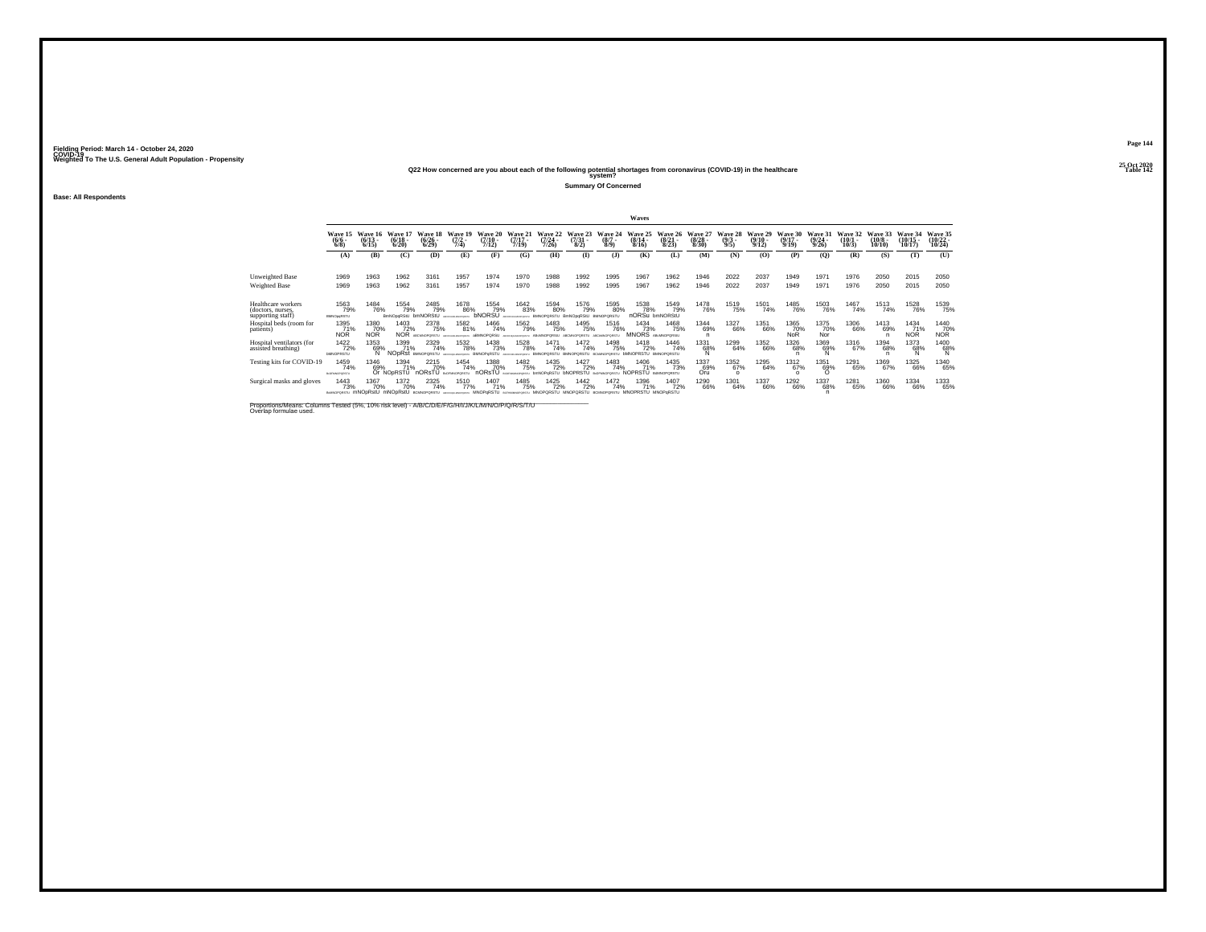Fielding Period: March 14 - October 24, 2020
COVID-19
Weighted To The U.S. General Adult Population - Propensity

25 Oct 2020
Table 142

## Q22 How concerned are you about each of the following potential shortages from coronavirus (COVID-19) in the healthcare system?

**Summary Of Concerned**

**Base: All Respondents**

| | Wave 15 (6/6 - 6/8) | Wave 16 (6/13 - 6/15) | Wave 17 (6/18 - 6/20) | Wave 18 (6/26 - 6/29) | Wave 19 (7/2 - 7/4) | Wave 20 (7/10 - 7/12) | Wave 21 (7/17 - 7/19) | Wave 22 (7/24 - 7/26) | Wave 23 (7/31 - 8/2) | Wave 24 (8/7 - 8/9) | Wave 25 (8/14 - 8/16) | Wave 26 (8/21 - 8/23) | Wave 27 (8/28 - 8/30) | Wave 28 (9/3 - 9/5) | Wave 29 (9/10 - 9/12) | Wave 30 (9/17 - 9/19) | Wave 31 (9/24 - 9/26) | Wave 32 (10/1 - 10/3) | Wave 33 (10/8 - 10/10) | Wave 34 (10/15 - 10/17) | Wave 35 (10/22 - 10/24) |
|---|---|---|---|---|---|---|---|---|---|---|---|---|---|---|---|---|---|---|---|---|---|
| | (A) | (B) | (C) | (D) | (E) | (F) | (G) | (H) | (I) | (J) | (K) | (L) | (M) | (N) | (O) | (P) | (Q) | (R) | (S) | (T) | (U) |
| Unweighted Base | 1969 | 1963 | 1962 | 3161 | 1957 | 1974 | 1970 | 1988 | 1992 | 1995 | 1967 | 1962 | 1946 | 2022 | 2037 | 1949 | 1971 | 1976 | 2050 | 2015 | 2050 |
| Weighted Base | 1969 | 1963 | 1962 | 3161 | 1957 | 1974 | 1970 | 1988 | 1992 | 1995 | 1967 | 1962 | 1946 | 2022 | 2037 | 1949 | 1971 | 1976 | 2050 | 2015 | 2050 |
| Healthcare workers (doctors, nurses, supporting staff) | 1563 79% | 1484 76% | 1554 79% | 2485 79% | 1678 86% | 1554 79% | 1642 83% | 1594 80% | 1576 79% | 1595 80% | 1538 78% | 1549 79% | 1478 76% | 1519 75% | 1501 74% | 1485 76% | 1503 76% | 1467 74% | 1513 74% | 1528 76% | 1539 75% |
| | BMNOpQRSTU | | BmNOpqRStU | bmNORStU | | bNORSU | | BMNOPQRSTU | BmNOpqRStU | BMNOPQRSTU | nORSu | bmNORStU | | | | | | | | | |
| Hospital beds (room for patients) | 1395 71% | 1380 70% | 1403 72% | 2378 75% | 1582 81% | 1466 74% | 1562 79% | 1483 75% | 1495 75% | 1516 76% | 1434 73% | 1468 75% | 1344 69% | 1327 66% | 1351 66% | 1365 70% | 1375 70% | 1306 66% | 1413 69% | 1434 71% | 1440 70% |
| | NOR | NOR | NOR | aBCMNOPQRSTU | | aBMNOPQRSU | | ABcMNOPQRSU | ABCMNOPQRSTU | ABCMNOPQRSTU | MNORS | ABcMNOPQRSU | n | | | NoR | Nor | | n | NOR | NOR |
| Hospital ventilators (for assisted breathing) | 1422 72% | 1353 69% | 1399 71% | 2329 74% | 1532 78% | 1438 73% | 1528 78% | 1471 74% | 1472 74% | 1498 75% | 1418 72% | 1446 74% | 1331 68% | 1299 64% | 1352 66% | 1326 68% | 1369 69% | 1316 67% | 1394 68% | 1373 68% | 1400 68% |
| | bMNOPRSTU | N | NOpRst | BMNOPQRSTU | | BMNOPqRSTU | | BMNOPQRSTU | BMNOPQRSTU | BCMNOPQRSTU | bMNOPRSTU | BMNOPQRSTU | N | | | n | N | | n | N | N |
| Testing kits for COVID-19 | 1459 74% | 1346 69% | 1394 71% | 2215 70% | 1454 74% | 1388 70% | 1482 75% | 1435 72% | 1427 72% | 1483 74% | 1406 71% | 1435 73% | 1337 69% | 1352 67% | 1295 64% | 1312 67% | 1351 69% | 1291 65% | 1369 67% | 1325 66% | 1340 65% |
| | | Or | NOpRSTU | nORsTU | BcDfNOPQRSTU | nORsTU | | bmNOpRSTU | bNOPRSTU | BcDfMNOPQRSTU | NOPRSTU | BdMNOPQRSTU | Oru | o | | o | O | | | | |
| Surgical masks and gloves | 1443 73% | 1367 70% | 1372 70% | 2325 74% | 1510 77% | 1407 71% | 1485 75% | 1425 72% | 1442 72% | 1472 74% | 1396 71% | 1407 72% | 1290 66% | 1301 64% | 1337 66% | 1292 66% | 1337 68% | 1281 65% | 1360 66% | 1334 66% | 1333 65% |
| | BcMNOPQRSTU | mNOpRstU | mNOpRstU | BCMNOPQRSTU | | MNOPqRSTU | | MNOPQRSTU | MNOPQRSTU | BCMNOPQRSTU | MNOPRSTU | MNOPqRSTU | | | | | n | | | | |

Proportions/Means: Columns Tested (5%, 10% risk level) - A/B/C/D/E/F/G/H/I/J/K/L/M/N/O/P/Q/R/S/T/U
Overlap formulae used.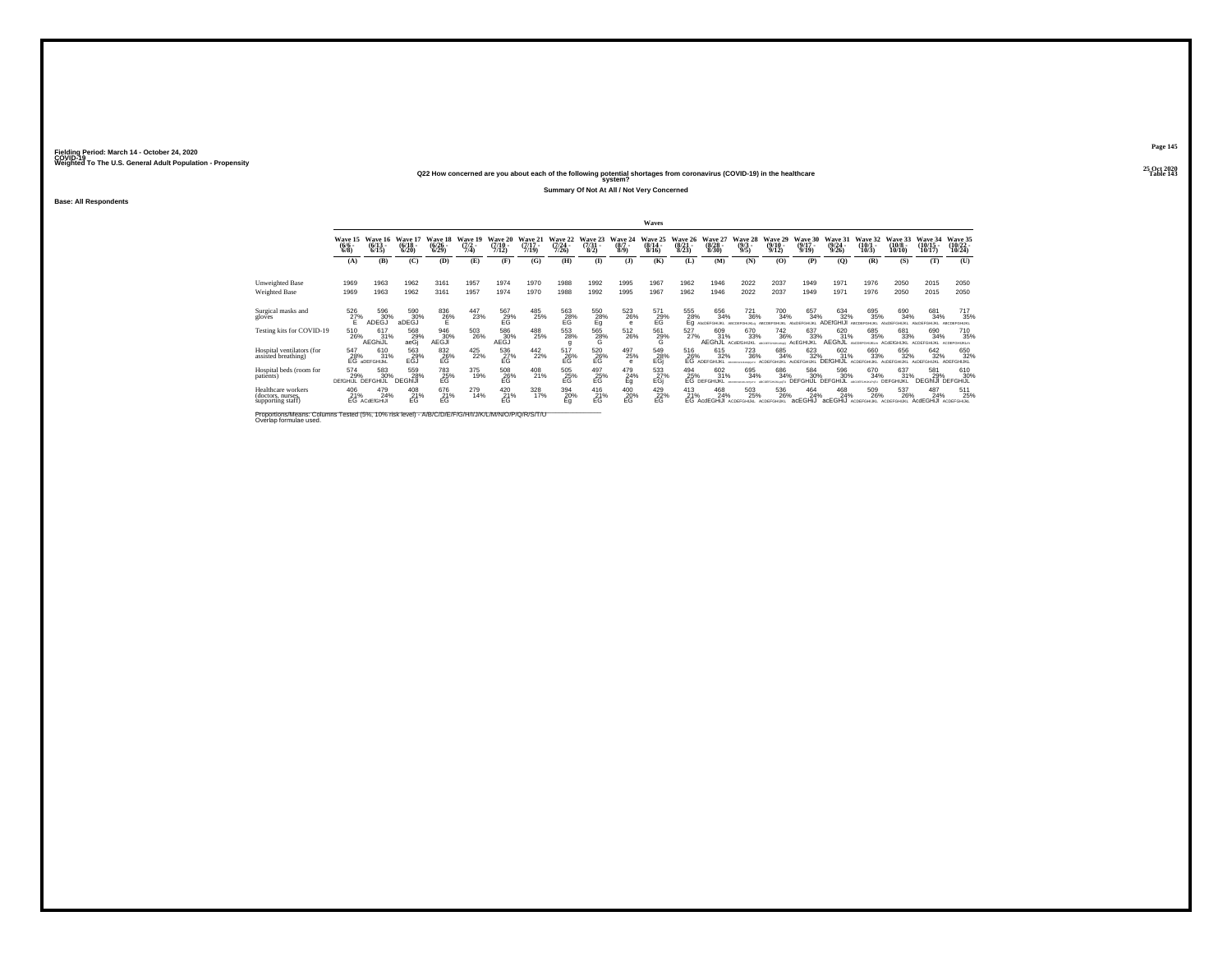Fielding Period: March 14 - October 24, 2020
COVID-19
Weighted To The U.S. General Adult Population - Propensity

25 Oct 2020
Table 143

Q22 How concerned are you about each of the following potential shortages from coronavirus (COVID-19) in the healthcare system?

Summary Of Not At All / Not Very Concerned

Base: All Respondents

| | Waves | | | | | | | | | | | | | | | | | | | | |
|---|---|---|---|---|---|---|---|---|---|---|---|---|---|---|---|---|---|---|---|---|---|
| | Wave 15 (6/6 - 6/8) | Wave 16 (6/13 - 6/15) | Wave 17 (6/18 - 6/20) | Wave 18 (6/26 - 6/29) | Wave 19 (7/2 - 7/4) | Wave 20 (7/10 - 7/12) | Wave 21 (7/17 - 7/19) | Wave 22 (7/24 - 7/26) | Wave 23 (7/31 - 8/2) | Wave 24 (8/7 - 8/9) | Wave 25 (8/14 - 8/16) | Wave 26 (8/21 - 8/23) | Wave 27 (8/28 - 8/30) | Wave 28 (9/3 - 9/5) | Wave 29 (9/10 - 9/12) | Wave 30 (9/17 - 9/19) | Wave 31 (9/24 - 9/26) | Wave 32 (10/1 - 10/3) | Wave 33 (10/8 - 10/10) | Wave 34 (10/15 - 10/17) | Wave 35 (10/22 - 10/24) |
| | (A) | (B) | (C) | (D) | (E) | (F) | (G) | (H) | (I) | (J) | (K) | (L) | (M) | (N) | (O) | (P) | (Q) | (R) | (S) | (T) | (U) |
| Unweighted Base | 1969 | 1963 | 1962 | 3161 | 1957 | 1974 | 1970 | 1988 | 1992 | 1995 | 1967 | 1962 | 1946 | 2022 | 2037 | 1949 | 1971 | 1976 | 2050 | 2015 | 2050 |
| Weighted Base | 1969 | 1963 | 1962 | 3161 | 1957 | 1974 | 1970 | 1988 | 1992 | 1995 | 1967 | 1962 | 1946 | 2022 | 2037 | 1949 | 1971 | 1976 | 2050 | 2015 | 2050 |
| Surgical masks and gloves | 526 27% E | 596 30% ADEGJ | 590 30% aDEGJ | 836 26% E | 447 23% | 567 29% EG | 485 25% | 563 28% EG | 550 28% Eg | 523 26% e | 571 29% EG | 555 28% Eg | 656 34% AbcDEFGHIJKL | 721 36% ABCDEFGHIJKLq | 700 34% ABCDEFGHIJKL | 657 34% AbcDEFGHIJKL | 634 32% ADEfGHIJl | 695 35% ABCDEFGHIJKL | 690 34% AbcDEFGHIJKL | 681 34% AbcDEFGHIJKL | 717 35% ABCDEFGHIJKL |
| Testing kits for COVID-19 | 510 26% | 617 31% AEGhiJL | 568 29% aeGj | 946 30% AEGJl | 503 26% | 586 30% AEGJ | 488 25% | 553 28% g | 565 28% G | 512 26% | 561 29% G | 527 27% | 609 31% AEGhJL | 670 33% ACdEfGHIJKL | 742 36% ABCDEFGHIJKLMPQ | 637 33% AcEGHIJKL | 620 31% AEGhJL | 685 35% BaCDEFGHIJKLm | 681 33% ACdEfGHIJKL | 690 34% ACDEFGHIJKL | 710 35% ACDEFGHIJKLm |
| Hospital ventilators (for assisted breathing) | 547 28% EG | 610 31% aDEFGHIJKL | 563 29% EGJ | 832 26% EG | 425 22% | 536 27% EG | 442 22% | 517 26% EG | 520 26% EG | 497 25% e | 549 28% EGj | 516 26% EG | 615 32% ADEFGHIJKL | 723 36% ABCDEFGHIJKLMPQ | 685 34% ACDEFGHIJKL | 623 32% AcDEFGHIJKL | 602 31% DEfGHIJL | 660 33% ACDEFGHIJKL | 656 32% AcDEFGHIJKL | 642 32% AcDEFGHIJKL | 650 32% ADEFGHIJKL |
| Hospital beds (room for patients) | 574 29% DEfGHIJL | 583 30% DEFGHIJL | 559 28% DEGhIJl | 783 25% EG | 375 19% | 508 26% EG | 408 21% | 505 25% EG | 497 25% EG | 479 24% Eg | 533 27% EGj | 494 25% EG | 602 31% DEFGHIJKL | 695 34% ABCDEFGHIJKLPQT | 686 34% aBCDEFGHIJKLPQT | 584 30% DEFGHIJL | 596 30% DEFGHIJL | 670 34% aBCDEFGHIJKLPQT | 637 31% DEFGHIJKL | 581 29% DEGHIJl | 610 30% DEFGHIJL |
| Healthcare workers (doctors, nurses, supporting staff) | 406 21% EG | 479 24% ACdEfGHIJl | 408 21% EG | 676 21% EG | 279 14% | 420 21% EG | 328 17% | 394 20% Eg | 416 21% EG | 400 20% EG | 429 22% EG | 413 21% EG | 468 24% AcdEGHIJl | 503 25% ACDEFGHIJKL | 536 26% ACDEFGHIJKL | 464 24% acEGHIJ | 468 24% acEGHIJ | 509 26% ACDEFGHIJKL | 537 26% ACDEFGHIJKL | 487 24% AcdEGHIJl | 511 25% ACDEFGHIJKL |

Proportions/Means: Columns Tested (5%, 10% risk level) - A/B/C/D/E/F/G/H/I/J/K/L/M/N/O/P/Q/R/S/T/U
Overlap formulae used.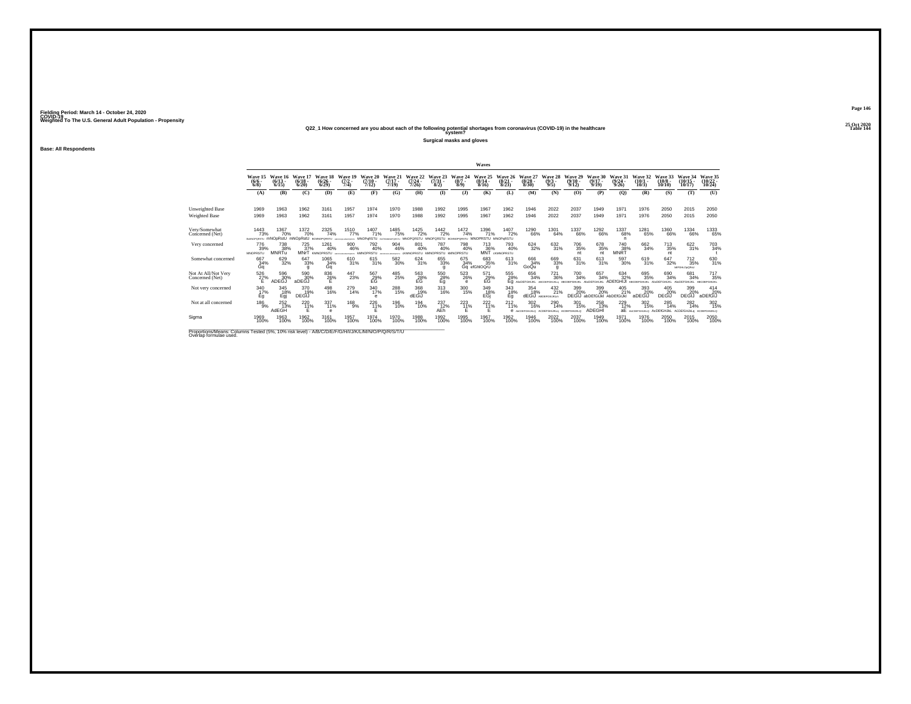Fielding Period: March 14 - October 24, 2020
COVID-19
Weighted To The U.S. General Adult Population - Propensity

25 Oct 2020
Table 144

**Q22_1 How concerned are you about each of the following potential shortages from coronavirus (COVID-19) in the healthcare system?**

**Surgical masks and gloves**

**Base: All Respondents**

| | Waves | | | | | | | | | | | | | | | | | | | | |
|---|---|---|---|---|---|---|---|---|---|---|---|---|---|---|---|---|---|---|---|---|---|
| | Wave 15 (6/6 - 6/8) | Wave 16 (6/13 - 6/15) | Wave 17 (6/18 - 6/20) | Wave 18 (6/26 - 6/29) | Wave 19 (7/2 - 7/4) | Wave 20 (7/10 - 7/12) | Wave 21 (7/17 - 7/19) | Wave 22 (7/24 - 7/26) | Wave 23 (7/31 - 8/2) | Wave 24 (8/7 - 8/9) | Wave 25 (8/14 - 8/16) | Wave 26 (8/21 - 8/23) | Wave 27 (8/28 - 8/30) | Wave 28 (9/3 - 9/5) | Wave 29 (9/10 - 9/12) | Wave 30 (9/17 - 9/19) | Wave 31 (9/24 - 9/26) | Wave 32 (10/1 - 10/3) | Wave 33 (10/8 - 10/10) | Wave 34 (10/15 - 10/17) | Wave 35 (10/22 - 10/24) |
| | (A) | (B) | (C) | (D) | (E) | (F) | (G) | (H) | (I) | (J) | (K) | (L) | (M) | (N) | (O) | (P) | (Q) | (R) | (S) | (T) | (U) |
| Unweighted Base | 1969 | 1963 | 1962 | 3161 | 1957 | 1974 | 1970 | 1988 | 1992 | 1995 | 1967 | 1962 | 1946 | 2022 | 2037 | 1949 | 1971 | 1976 | 2050 | 2015 | 2050 |
| Weighted Base | 1969 | 1963 | 1962 | 3161 | 1957 | 1974 | 1970 | 1988 | 1992 | 1995 | 1967 | 1962 | 1946 | 2022 | 2037 | 1949 | 1971 | 1976 | 2050 | 2015 | 2050 |
| Very/Somewhat Concerned (Net) | 1443 73% BefMOPQRSTU | 1367 70% mNOpRstU | 1372 70% mNOpRstU | 2325 74% BCMNOPQRSTU | 1510 77% ABCDFHIJKLMNOPQRSTU | 1407 71% MNOPqRSTU | 1485 75% BCFHIJKLMNOPQRSTU | 1425 72% MNOPQRSTU | 1442 72% MNOPQRSTU | 1472 74% BCMNOPQRSTU | 1396 71% MNOPRSTU | 1407 72% MNOPqRSTU | 1290 66% | 1301 64% | 1337 66% | 1292 66% | 1337 68% n | 1281 65% | 1360 66% | 1334 66% | 1333 65% |
| Very concerned | 776 39% MNOPRSTU | 738 38% MNRTu | 725 37% MNrT | 1261 40% KMNOPRSTU | 900 46% ABCDFHIJKLMNOPQRSTU | 792 40% kMNOPRSTU | 904 46% ABCDFHIJKLMNOPQRSTU | 801 40% dKMNOPRSTU | 787 40% kMNOPRSTU | 798 40% kMNOPRSTU | 713 36% MNT | 793 40% dKMNOPRSTU | 624 32% | 632 31% | 706 35% nt | 678 35% nt | 740 38% MNRT | 662 34% | 713 35% nt | 622 31% | 703 34% t |
| Somewhat concerned | 667 34% Gq | 629 32% | 647 33% g | 1065 34% Gq | 610 31% | 615 31% | 582 30% | 624 31% | 655 33% g | 675 34% Gq | 683 35% efGhlOQrU | 613 31% | 666 34% GoQu | 669 33% g | 631 31% | 613 31% | 597 30% | 619 31% | 647 32% | 712 35% bEFGHLOpQRsU | 630 31% |
| Not At All/Not Very Concerned (Net) | 526 27% E | 596 30% ADEGJ | 590 30% aDEGJ | 836 26% E | 447 23% | 567 29% EG | 485 25% | 563 28% EG | 550 28% Eg | 523 26% e | 571 29% EG | 555 28% Eg | 656 34% AbCDEFGHIJKL | 721 36% ABCDEFGHIJKLq | 700 34% ABCDEFGHIJKL | 657 34% AbCDEFGHIJKL | 634 32% ADEfGHIJl | 695 35% ABCDEFGHIJKL | 690 34% AbCDEFGHIJKL | 681 34% AbCDEFGHIJKL | 717 35% ABCDEFGHIJKL |
| Not very concerned | 340 17% Eg | 345 18% Egj | 370 19% DEGIJ | 498 16% | 279 14% | 340 17% e | 288 15% | 368 19% dEGIJ | 313 16% | 300 15% | 349 18% EGj | 343 18% Eg | 354 18% dEGIJ | 432 21% ABDEFGIKJLn | 399 20% DEGIJ | 399 20% abDEfGIJkl | 405 21% AbDEfGIJkl | 393 20% aDEGIJ | 405 20% DEGIJ | 399 20% DEGIJ | 414 20% aDEfGIJ |
| Not at all concerned | 186 9% | 252 13% AdEGH | 220 11% E | 337 11% e | 168 9% | 226 11% E | 196 10% | 194 10% | 237 12% AEh | 223 11% E | 222 11% E | 212 11% e | 302 16% AbCDEFGHIJKLQ | 290 14% ACDEFGHIJKLq | 301 15% ACDEFGHIJKLQ | 258 13% ADEGHI | 229 12% aE | 302 15% AbCDEFGHIJKLQ | 285 14% AcDEfGHIJkL | 282 14% ACDEfGHIJkL | 302 15% ACDEFGHIJKLQ |
| Sigma | 1969 100% | 1963 100% | 1962 100% | 3161 100% | 1957 100% | 1974 100% | 1970 100% | 1988 100% | 1992 100% | 1995 100% | 1967 100% | 1962 100% | 1946 100% | 2022 100% | 2037 100% | 1949 100% | 1971 100% | 1976 100% | 2050 100% | 2015 100% | 2050 100% |

Proportions/Means: Columns Tested (5%, 10% risk level) - A/B/C/D/E/F/G/H/I/J/K/L/M/N/O/P/Q/R/S/T/U
Overlap formulae used.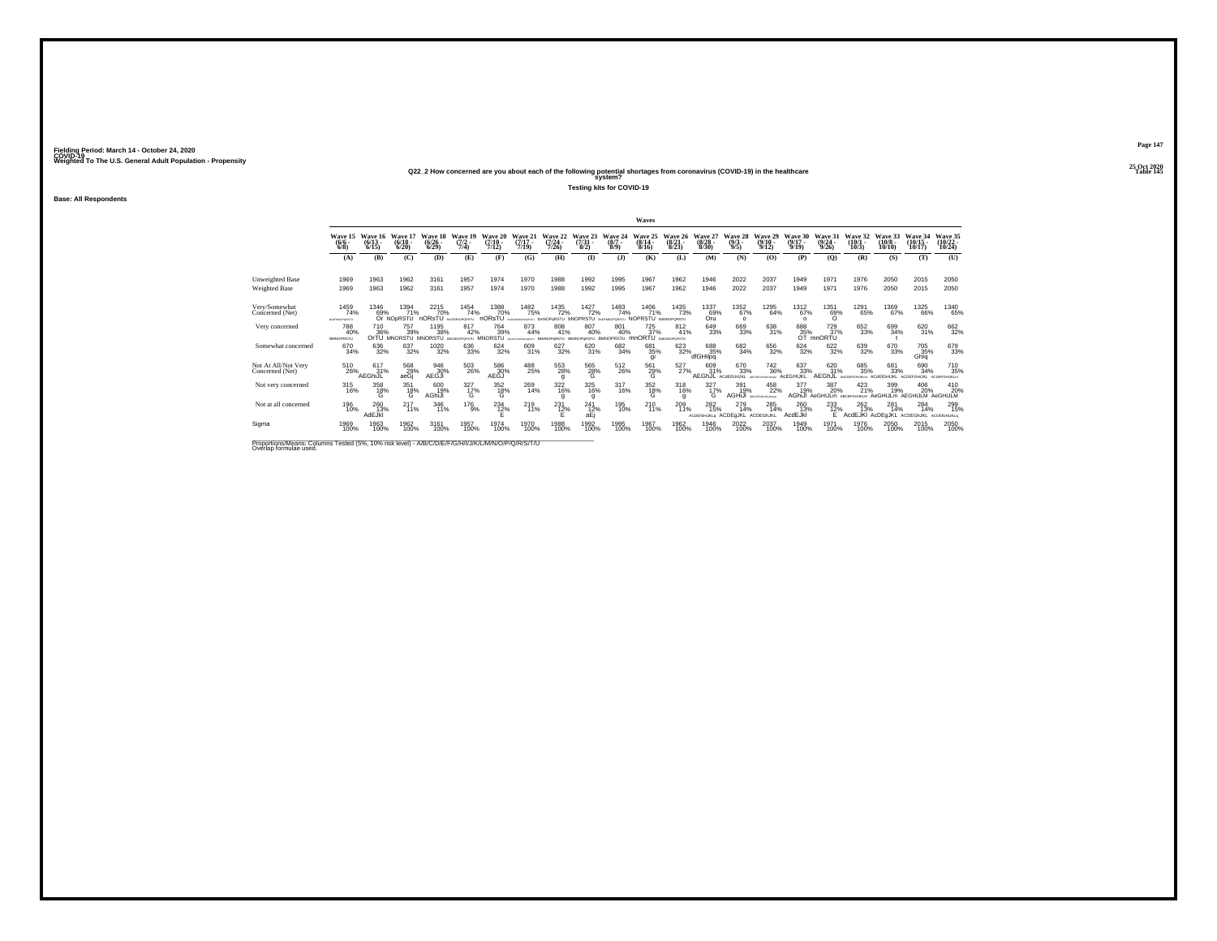Fielding Period: March 14 - October 24, 2020
COVID-19
Weighted To The U.S. General Adult Population - Propensity

25 Oct 2020
Table 145

Q22_2 How concerned are you about each of the following potential shortages from coronavirus (COVID-19) in the healthcare system?

Testing kits for COVID-19

Base: All Respondents

| | Waves | | | | | | | | | | | | | | | | | | | | |
|---|---|---|---|---|---|---|---|---|---|---|---|---|---|---|---|---|---|---|---|---|---|
| | Wave 15 (6/6 - 6/8) | Wave 16 (6/13 - 6/15) | Wave 17 (6/18 - 6/20) | Wave 18 (6/26 - 6/29) | Wave 19 (7/2 - 7/4) | Wave 20 (7/10 - 7/12) | Wave 21 (7/17 - 7/19) | Wave 22 (7/24 - 7/26) | Wave 23 (7/31 - 8/2) | Wave 24 (8/7 - 8/9) | Wave 25 (8/14 - 8/16) | Wave 26 (8/21 - 8/23) | Wave 27 (8/28 - 8/30) | Wave 28 (9/3 - 9/5) | Wave 29 (9/10 - 9/12) | Wave 30 (9/17 - 9/19) | Wave 31 (9/24 - 9/26) | Wave 32 (10/1 - 10/3) | Wave 33 (10/8 - 10/10) | Wave 34 (10/15 - 10/17) | Wave 35 (10/22 - 10/24) |
| | (A) | (B) | (C) | (D) | (E) | (F) | (G) | (H) | (I) | (J) | (K) | (L) | (M) | (N) | (O) | (P) | (Q) | (R) | (S) | (T) | (U) |
| Unweighted Base | 1969 | 1963 | 1962 | 3161 | 1957 | 1974 | 1970 | 1988 | 1992 | 1995 | 1967 | 1962 | 1946 | 2022 | 2037 | 1949 | 1971 | 1976 | 2050 | 2015 | 2050 |
| Weighted Base | 1969 | 1963 | 1962 | 3161 | 1957 | 1974 | 1970 | 1988 | 1992 | 1995 | 1967 | 1962 | 1946 | 2022 | 2037 | 1949 | 1971 | 1976 | 2050 | 2015 | 2050 |
| Very/Somewhat Concerned (Net) | 1459 74% BcdfMNOPQRSTU | 1346 69% Or | 1394 71% NOpRSTU | 2215 70% nORsTU | 1454 74% BcdFMNOPQRSTU | 1388 70% nORsTU | 1482 75% BCDFMNOPQRSTU | 1435 72% bmNOPqRSTU | 1427 72% bNOPRSTU | 1483 74% BcDFMNOPQRSTU | 1406 71% NOPRSTU | 1435 73% BdMNOPQRSTU | 1337 69% Oru | 1352 67% o | 1295 64% | 1312 67% o | 1351 69% O | 1291 65% | 1369 67% | 1325 66% | 1340 65% |
| Very concerned | 788 40% BMNOPRSTU | 710 36% OrTU | 757 39% MNORSTU | 1195 38% MNORSTU | 817 42% BCDMNOPQRSTU | 764 39% MNORSTU | 873 44% BCDEFMNOPQRSTU | 808 41% BMNOPqRSTU | 807 40% BMNOPqRSTU | 801 40% BMNOPRSTU | 725 37% mnORTU | 812 41% BdMNOPQRSTU | 649 33% | 669 33% | 638 31% | 688 35% OT | 729 37% mnORTU | 652 33% | 699 34% t | 620 31% | 662 32% |
| Somewhat concerned | 670 34% | 636 32% | 637 32% | 1020 32% | 636 33% | 624 32% | 609 31% | 627 32% | 620 31% | 682 34% | 681 35% gi | 623 32% | 688 35% dfGHIlpq | 682 34% | 656 32% | 624 32% | 622 32% | 639 32% | 670 33% | 705 35% Ghlq | 679 33% |
| Not At All/Not Very Concerned (Net) | 510 26% | 617 31% AEGhIJL | 568 29% aeGj | 946 30% AEGJl | 503 26% | 586 30% AEGJ | 488 25% | 553 28% g | 565 28% G | 512 26% | 561 29% G | 527 27% | 609 31% AEGhIJL | 670 33% ACdEfGHIJKL | 742 36% ABCDEFGHIJKLMNPQ | 637 33% AcEGHIJKL | 620 31% AEGhIJL | 685 35% AbCDEFGHIJKLm | 681 33% ACdEfGHIJKL | 690 34% ACDEFGHIJKL | 710 35% ACDEFGHIJKLm |
| Not very concerned | 315 16% | 358 18% G | 351 18% G | 600 19% AGhIJl | 327 17% G | 352 18% G | 269 14% | 322 16% g | 325 16% g | 317 16% | 352 18% G | 318 16% g | 327 17% G | 391 19% AGHIJl | 458 22% ABCDEFGHIJKLMnpq | 377 19% AGhIJl | 387 20% AeGHIJLm | 423 21% ABCEFGHIJKLm | 399 19% AeGHIJLm | 406 20% AEGHIJLM | 410 20% AeGHIJLM |
| Not at all concerned | 196 10% | 260 13% AdEJkl | 217 11% | 346 11% | 176 9% | 234 12% E | 219 11% | 231 12% E | 241 12% aEj | 195 10% | 210 11% | 209 11% | 282 15% ACDEfGHIJKLq | 279 14% ACDEgJKL | 285 14% ACDEGhJKL | 260 13% AcdEJkl | 233 12% E | 262 13% AcdEJKl | 281 14% AcDEgJKL | 284 14% ACDEGhJKL | 299 15% ACDEfGHIJKLq |
| Sigma | 1969 100% | 1963 100% | 1962 100% | 3161 100% | 1957 100% | 1974 100% | 1970 100% | 1988 100% | 1992 100% | 1995 100% | 1967 100% | 1962 100% | 1946 100% | 2022 100% | 2037 100% | 1949 100% | 1971 100% | 1976 100% | 2050 100% | 2015 100% | 2050 100% |

Proportions/Means: Columns Tested (5%, 10% risk level) - A/B/C/D/E/F/G/H/I/J/K/L/M/N/O/P/Q/R/S/T/U
Overlap formulae used.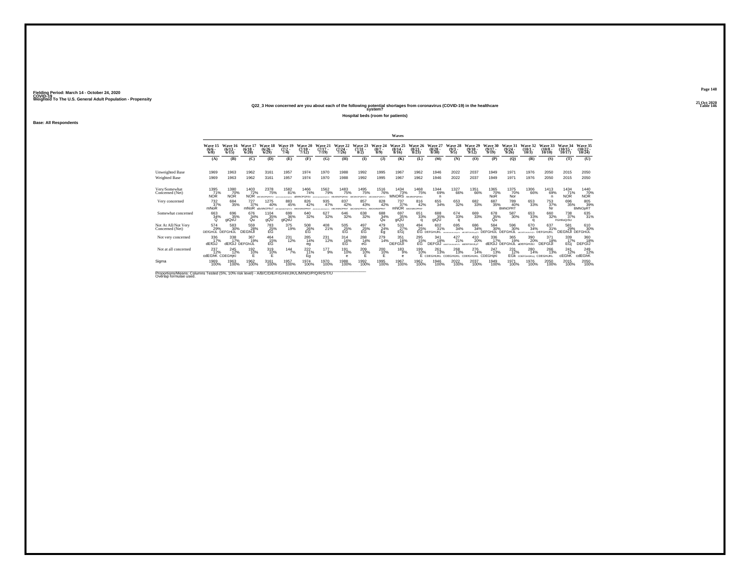Fielding Period: March 14 - October 24, 2020
COVID-19
Weighted To The U.S. General Adult Population - Propensity

25 Oct 2020
Table 146

**Q22_3 How concerned are you about each of the following potential shortages from coronavirus (COVID-19) in the healthcare system?**

**Hospital beds (room for patients)**

**Base: All Respondents**

| | Waves | | | | | | | | | | | | | | | | | | | | |
|---|---|---|---|---|---|---|---|---|---|---|---|---|---|---|---|---|---|---|---|---|---|
| | Wave 15 (6/6 - 6/8) | Wave 16 (6/13 - 6/15) | Wave 17 (6/18 - 6/20) | Wave 18 (6/26 - 6/29) | Wave 19 (7/2 - 7/4) | Wave 20 (7/10 - 7/12) | Wave 21 (7/17 - 7/19) | Wave 22 (7/24 - 7/26) | Wave 23 (7/31 - 8/2) | Wave 24 (8/7 - 8/9) | Wave 25 (8/14 - 8/16) | Wave 26 (8/21 - 8/23) | Wave 27 (8/28 - 8/30) | Wave 28 (9/3 - 9/5) | Wave 29 (9/10 - 9/12) | Wave 30 (9/17 - 9/19) | Wave 31 (9/24 - 9/26) | Wave 32 (10/1 - 10/3) | Wave 33 (10/8 - 10/10) | Wave 34 (10/15 - 10/17) | Wave 35 (10/22 - 10/24) |
| | (A) | (B) | (C) | (D) | (E) | (F) | (G) | (H) | (I) | (J) | (K) | (L) | (M) | (N) | (O) | (P) | (Q) | (R) | (S) | (T) | (U) |
| Unweighted Base | 1969 | 1963 | 1962 | 3161 | 1957 | 1974 | 1970 | 1988 | 1992 | 1995 | 1967 | 1962 | 1946 | 2022 | 2037 | 1949 | 1971 | 1976 | 2050 | 2015 | 2050 |
| Weighted Base | 1969 | 1963 | 1962 | 3161 | 1957 | 1974 | 1970 | 1988 | 1992 | 1995 | 1967 | 1962 | 1946 | 2022 | 2037 | 1949 | 1971 | 1976 | 2050 | 2015 | 2050 |
| Very/Somewhat Concerned (Net) | 1395 71% NOR | 1380 70% NOR | 1403 72% NOR | 2378 75% ABCMNOPQRSTU | 1582 81% ABCDEFGHIJKLMNOPQRSTU | 1466 74% aBMNOPQRStU | 1562 79% ABCDEFHIJKLMNOPQRSTU | 1483 75% ABcMNOPQRStU | 1495 75% ABCMNOPQRSTU | 1516 76% ABCMNOPQRSTU | 1434 73% MNORS | 1468 75% ABcMNOPQRStU | 1344 69% n | 1327 66% | 1351 66% | 1365 70% NoR | 1375 70% Nor | 1306 66% | 1413 69% n | 1434 71% NOR | 1440 70% NOR |
| Very concerned | 732 37% mNoR | 684 35% | 727 37% mNoR | 1275 40% aBcMNOPRsT | 883 45% ABCDFHIJKLMNOPQRSTU | 826 42% ABCKMNOPRST | 935 47% ABCDEFHIJKLMNOPQRSTU | 837 42% ABCKMNOPRST | 857 43% ABCKMNOPRSTu | 828 42% ABCKMNOPRST | 737 37% mNOR | 816 42% ABCKMNOPRST | 655 34% | 653 32% | 682 33% | 687 35% | 789 40% BMNOPRT | 653 33% | 753 37% Nr | 696 35% | 805 39% BMNOpRT |
| Somewhat concerned | 663 34% Q | 696 35% giQsU | 676 34% Qu | 1104 35% gQU | 699 36% giQsU | 640 32% | 627 32% | 646 32% | 638 32% | 688 34% Qu | 697 35% giQU | 651 33% q | 688 35% giQU | 674 33% q | 669 33% | 678 35% Qu | 587 30% | 653 33% q | 660 32% | 738 37% FGHIloQrSU | 635 31% |
| Not At All/Not Very Concerned (Net) | 574 29% DEfGHIJL | 583 30% DEFGHIJL | 559 28% DEGhIJl | 783 25% EG | 375 19% | 508 26% EG | 408 21% | 505 25% EG | 497 25% EG | 479 24% Eg | 533 27% EGj | 494 25% EG | 602 31% DEFGHIJKL | 695 34% ABCDEFGHIJKLMPQTU | 686 34% ABCDEFGHIJKLmPTu | 584 30% DEFGHIJL | 596 30% DEFGHIJL | 670 34% ABCDEFGHIJKLmPqTu | 637 31% DEFGHIJKL | 581 29% DEGhIJl | 610 30% DEFGHIJL |
| Not very concerned | 336 17% dEfGIJ | 338 17% dEfGIJ | 367 19% DEFGhIJL | 464 15% EG | 231 12% | 285 14% eg | 231 12% | 314 16% EG | 288 14% eG | 279 14% | 351 18% DEFGIJl | 295 15% EG | 341 18% DEFGIJ | 427 21% ABDEFGHIJKLMPTU | 410 20% aBDEFGHIJLpT | 336 17% dEfGIJ | 365 19% DEFGhIJL | 390 20% aDEFGHIJLt | 371 18% DEFGIJl | 339 17% EGj | 360 18% DEFGIJ |
| Not at all concerned | 237 12% cdEGhK | 245 12% CDEGHjKl | 192 10% E | 319 10% E | 144 7% | 222 11% Eg | 177 9% | 191 10% e | 209 10% E | 200 10% E | 183 9% e | 199 10% E | 261 13% CDEGHIJKL | 268 13% CDEGHIJKL | 276 14% CDEfGHIJKL | 247 13% CDEGHijKl | 231 12% EGk | 280 14% CDEFGHIJKLq | 266 13% CDEGHIJKL | 241 12% cEGhK | 249 12% cdEGhK |
| Sigma | 1969 100% | 1963 100% | 1962 100% | 3161 100% | 1957 100% | 1974 100% | 1970 100% | 1988 100% | 1992 100% | 1995 100% | 1967 100% | 1962 100% | 1946 100% | 2022 100% | 2037 100% | 1949 100% | 1971 100% | 1976 100% | 2050 100% | 2015 100% | 2050 100% |

Proportions/Means: Columns Tested (5%, 10% risk level) - A/B/C/D/E/F/G/H/I/J/K/L/M/N/O/P/Q/R/S/T/U
Overlap formulae used.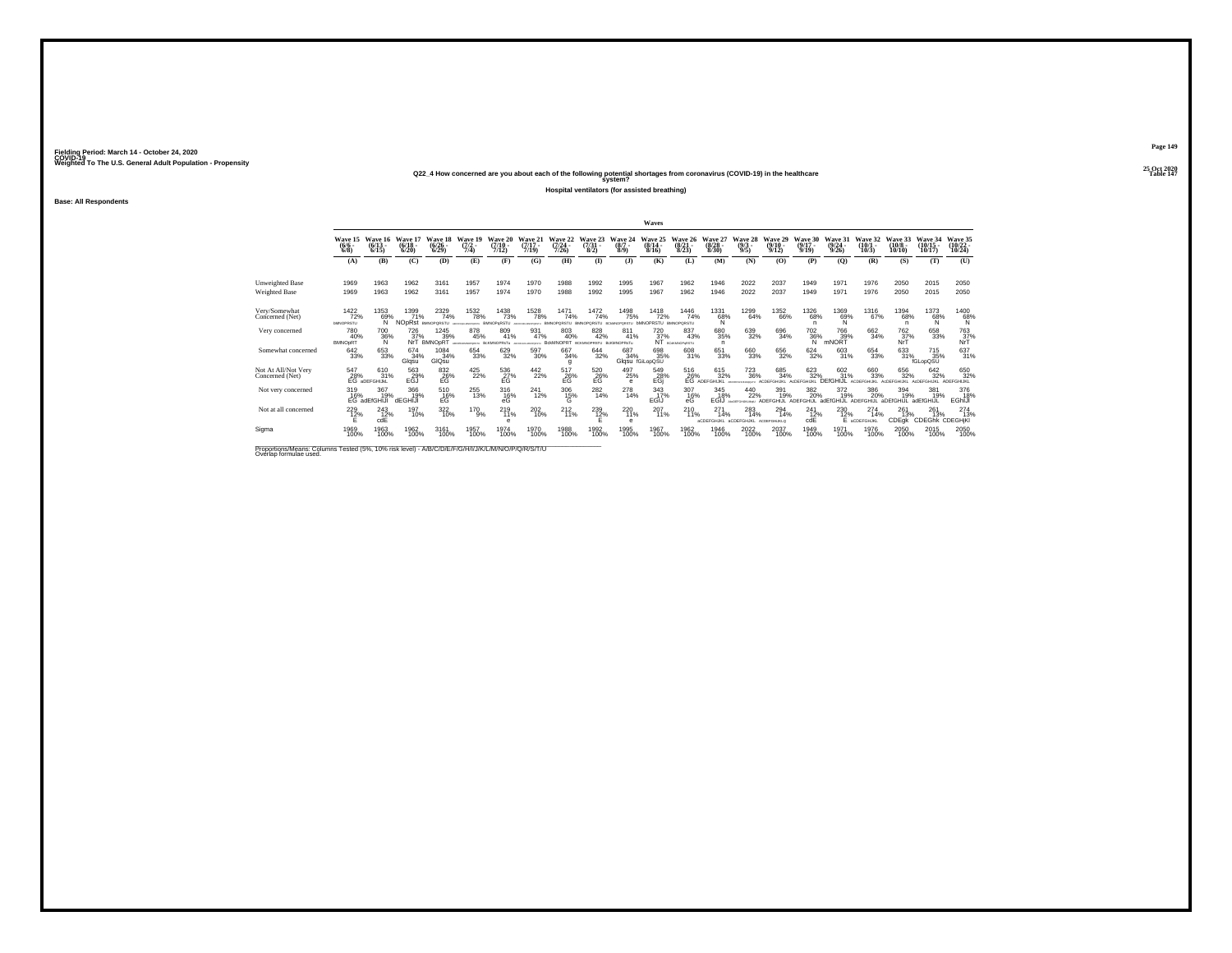Fielding Period: March 14 - October 24, 2020
COVID-19
Weighted To The U.S. General Adult Population - Propensity

Table 147

**Q22_4 How concerned are you about each of the following potential shortages from coronavirus (COVID-19) in the healthcare system?**

**Hospital ventilators (for assisted breathing)**

**Base: All Respondents**

| | Waves | | | | | | | | | | | | | | | | | | | | |
|---|---|---|---|---|---|---|---|---|---|---|---|---|---|---|---|---|---|---|---|---|---|
| | Wave 15 (6/6 - 6/8) | Wave 16 (6/13 - 6/15) | Wave 17 (6/18 - 6/20) | Wave 18 (6/26 - 6/29) | Wave 19 (7/2 - 7/4) | Wave 20 (7/10 - 7/12) | Wave 21 (7/17 - 7/19) | Wave 22 (7/24 - 7/26) | Wave 23 (7/31 - 8/2) | Wave 24 (8/7 - 8/9) | Wave 25 (8/14 - 8/16) | Wave 26 (8/21 - 8/23) | Wave 27 (8/28 - 8/30) | Wave 28 (9/3 - 9/5) | Wave 29 (9/10 - 9/12) | Wave 30 (9/17 - 9/19) | Wave 31 (9/24 - 9/26) | Wave 32 (10/1 - 10/3) | Wave 33 (10/8 - 10/10) | Wave 34 (10/15 - 10/17) | Wave 35 (10/22 - 10/24) |
| | (A) | (B) | (C) | (D) | (E) | (F) | (G) | (H) | (I) | (J) | (K) | (L) | (M) | (N) | (O) | (P) | (Q) | (R) | (S) | (T) | (U) |
| Unweighted Base | 1969 | 1963 | 1962 | 3161 | 1957 | 1974 | 1970 | 1988 | 1992 | 1995 | 1967 | 1962 | 1946 | 2022 | 2037 | 1949 | 1971 | 1976 | 2050 | 2015 | 2050 |
| Weighted Base | 1969 | 1963 | 1962 | 3161 | 1957 | 1974 | 1970 | 1988 | 1992 | 1995 | 1967 | 1962 | 1946 | 2022 | 2037 | 1949 | 1971 | 1976 | 2050 | 2015 | 2050 |
| Very/Somewhat Concerned (Net) | 1422 72% BMNOPRSTU | 1353 69% N | 1399 71% NOpRst | 2329 74% BMNOPQRSTU | 1532 78% ABCDFHIJKLMNOPQRSTU | 1438 73% BMNOPqRSTU | 1528 78% ABCDFHIJKLMNOPQRSTU | 1471 74% BMNOPQRSTU | 1472 74% BMNOPQRSTU | 1498 75% BCMNOPQRSTU | 1418 72% bMNOPRSTU | 1446 74% BMNOPQRSTU | 1331 68% N | 1299 64% | 1352 66% | 1326 68% n | 1369 69% N | 1316 67% | 1394 68% n | 1373 68% N | 1400 68% N |
| Very concerned | 780 40% BMNOpRT | 700 36% N | 726 37% NrT | 1245 39% BMNOpRT | 878 45% ABCDFHIJKMNOPQRSTU | 809 41% BcKMNOPRsTu | 931 47% ABCDFHIJKLMNOPQRSTU | 803 40% BcMNOPRT | 828 42% BCKMNOPRSTU | 811 41% BcKMNOPRsTu | 720 37% NT | 837 43% BCdKMNOPqRSTU | 680 35% n | 639 32% | 696 34% | 702 36% N | 766 39% mNORT | 662 34% | 762 37% NrT | 658 33% | 763 37% NrT |
| Somewhat concerned | 642 33% | 653 33% | 674 34% Glqsu | 1084 34% GlQsu | 654 33% | 629 32% | 597 30% | 667 34% g | 644 32% | 687 34% Glqsu | 698 35% fGiLopQSU | 608 31% | 651 33% | 660 33% | 656 32% | 624 32% | 603 31% | 654 33% | 633 31% | 715 35% fGLopQSU | 637 31% |
| Not At All/Not Very Concerned (Net) | 547 28% EG | 610 31% aDEFGHIJKL | 563 29% EGJ | 832 26% EG | 425 22% | 536 27% EG | 442 22% | 517 26% EG | 520 26% EG | 497 25% e | 549 28% EGj | 516 26% EG | 615 32% ADEFGHIJKL | 723 36% ABCDEFGHIJKLMOPQRSTU | 685 34% ACDEFGHIJKL | 623 32% ADEFGHIJKL | 602 31% DEfGHIJL | 660 33% ACDEFGHIJKL | 656 32% ACDEFGHIJKL | 642 32% ADEFGHIJKL | 650 32% ADEFGHIJKL |
| Not very concerned | 319 16% EG | 367 19% adEfGHIJl | 366 19% dEGHIJl | 510 16% EG | 255 13% | 316 16% eG | 241 12% | 306 15% G | 282 14% | 278 14% | 343 17% EGIJ | 307 16% eG | 345 18% EGIJ | 440 22% ABCDEFGHIJKLMOpU | 391 19% ADEFGHIJL | 382 20% ADEFGHIJL | 372 19% adEfGHIJL | 386 20% ADEFGHIJL | 394 19% aDEfGHIJL | 381 19% adEfGHIJL | 376 18% EGhIJl |
| Not at all concerned | 229 12% E | 243 12% cdE | 197 10% | 322 10% | 170 9% | 219 11% e | 202 10% | 212 11% | 239 12% E | 220 11% e | 207 11% | 210 11% | 271 14% aCDEFGHIJKL | 283 14% aCDEFGHIJKL | 294 14% ACDEFGHIJKLQ | 241 12% cdE | 230 12% E | 274 14% aCDEFGHIJKL | 261 13% CDEgk | 261 13% CDEGhk | 274 13% CDEGhjKl |
| Sigma | 1969 100% | 1963 100% | 1962 100% | 3161 100% | 1957 100% | 1974 100% | 1970 100% | 1988 100% | 1992 100% | 1995 100% | 1967 100% | 1962 100% | 1946 100% | 2022 100% | 2037 100% | 1949 100% | 1971 100% | 1976 100% | 2050 100% | 2015 100% | 2050 100% |

Proportions/Means: Columns Tested (5%, 10% risk level) - A/B/C/D/E/F/G/H/I/J/K/L/M/N/O/P/Q/R/S/T/U
Overlap formulae used.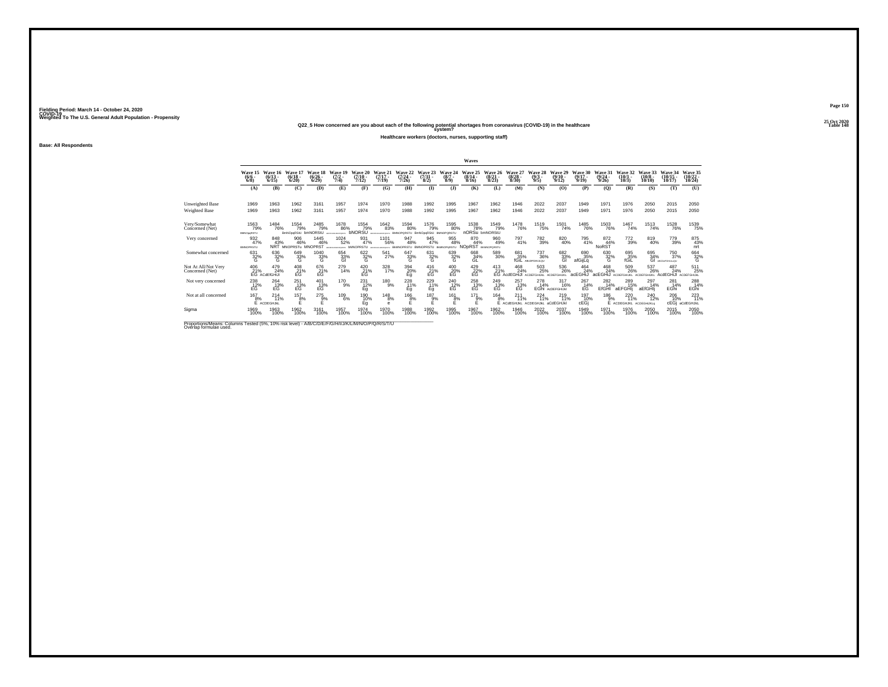Fielding Period: March 14 - October 24, 2020
COVID-19
Weighted To The U.S. General Adult Population - Propensity

25 Oct 2020
Table 148

### Q22_5 How concerned are you about each of the following potential shortages from coronavirus (COVID-19) in the healthcare system?

**Healthcare workers (doctors, nurses, supporting staff)**

**Base: All Respondents**

| | Wave 15 (6/6 - 6/8) | Wave 16 (6/13 - 6/15) | Wave 17 (6/18 - 6/20) | Wave 18 (6/26 - 6/29) | Wave 19 (7/2 - 7/4) | Wave 20 (7/10 - 7/12) | Wave 21 (7/17 - 7/19) | Wave 22 (7/24 - 7/26) | Wave 23 (7/31 - 8/2) | Wave 24 (8/7 - 8/9) | Wave 25 (8/14 - 8/16) | Wave 26 (8/21 - 8/23) | Wave 27 (8/28 - 8/30) | Wave 28 (9/3 - 9/5) | Wave 29 (9/10 - 9/12) | Wave 30 (9/17 - 9/19) | Wave 31 (9/24 - 9/26) | Wave 32 (10/1 - 10/3) | Wave 33 (10/8 - 10/10) | Wave 34 (10/15 - 10/17) | Wave 35 (10/22 - 10/24) |
|---|---|---|---|---|---|---|---|---|---|---|---|---|---|---|---|---|---|---|---|---|---|
| | (A) | (B) | (C) | (D) | (E) | (F) | (G) | (H) | (I) | (J) | (K) | (L) | (M) | (N) | (O) | (P) | (Q) | (R) | (S) | (T) | (U) |
| Unweighted Base | 1969 | 1963 | 1962 | 3161 | 1957 | 1974 | 1970 | 1988 | 1992 | 1995 | 1967 | 1962 | 1946 | 2022 | 2037 | 1949 | 1971 | 1976 | 2050 | 2015 | 2050 |
| Weighted Base | 1969 | 1963 | 1962 | 3161 | 1957 | 1974 | 1970 | 1988 | 1992 | 1995 | 1967 | 1962 | 1946 | 2022 | 2037 | 1949 | 1971 | 1976 | 2050 | 2015 | 2050 |
| Very/Somewhat Concerned (Net) | 1563 | 1484 | 1554 | 2485 | 1678 | 1554 | 1642 | 1594 | 1576 | 1595 | 1538 | 1549 | 1478 | 1519 | 1501 | 1485 | 1503 | 1467 | 1513 | 1528 | 1539 |
| | 79% | 76% | 79% | 79% | 86% | 79% | 83% | 80% | 79% | 80% | 78% | 79% | 76% | 75% | 74% | 76% | 76% | 74% | 74% | 76% | 75% |
| | BMNOpqRSTU | | BmNOpqRStU | bmNORStU | ABCDFHIJKLMNOPQRSTU | bNORSU | ABCDFHIJKLMNOPQRSTU | BMNOPQRSTU | BmNOpqRStU | BMNOPQRSTU | nORSu | bmNORStU | | | | | | | | | |
| Very concerned | 932 | 848 | 906 | 1445 | 1024 | 931 | 1101 | 947 | 945 | 955 | 870 | 960 | 797 | 782 | 820 | 795 | 872 | 772 | 819 | 779 | 875 |
| | 47% | 43% | 46% | 46% | 52% | 47% | 56% | 48% | 47% | 48% | 44% | 49% | 41% | 39% | 40% | 41% | 44% | 39% | 40% | 39% | 43% |
| | BMNOPRSTU | NRT | MNOPRSTu | MNOPRST | ABCDFHIJKLMNOPQRSTU | bMNOPRSTU | ABCDEFHIJKLMNOPQRSTU | BMNOPRSTU | BMNOPRSTU | BMNOPQRSTU | NOpRST | BMNOPQRSTU | | | | | NoRST | | | | nrt |
| Somewhat concerned | 631 | 636 | 649 | 1040 | 654 | 622 | 541 | 647 | 631 | 639 | 668 | 589 | 681 | 737 | 682 | 690 | 630 | 695 | 695 | 750 | 664 |
| | 32% | 32% | 33% | 33% | 33% | 32% | 27% | 33% | 32% | 32% | 34% | 30% | 35% | 36% | 33% | 35% | 32% | 35% | 34% | 37% | 32% |
| | G | G | G | G | GI | G | | G | G | G | GL | | fGiL | ABEGFGHIJLQU | GI | afGijLq | G | fGiL | GI | ABCDeFGHIJLoQU | G |
| Not At All/Not Very Concerned (Net) | 406 | 479 | 408 | 676 | 279 | 420 | 328 | 394 | 416 | 400 | 429 | 413 | 468 | 503 | 536 | 464 | 468 | 509 | 537 | 487 | 511 |
| | 21% | 24% | 21% | 21% | 14% | 21% | 17% | 20% | 21% | 20% | 22% | 21% | 24% | 25% | 26% | 24% | 24% | 26% | 26% | 24% | 25% |
| | EG | ACdEfGHIJl | EG | EG | | EG | | Eg | EG | EG | EG | EG | AcdEGHIJl | ACDEFGHIJKL | ACDEFGHIJKL | acEGHIJ | acEGHIJ | ACDEFGHIJKL | ACDEFGHIJKL | AcdEGHIJl | ACDEFGHIJKL |
| Not very concerned | 238 | 264 | 251 | 401 | 170 | 231 | 180 | 228 | 229 | 240 | 258 | 249 | 257 | 278 | 317 | 267 | 282 | 289 | 297 | 281 | 288 |
| | 12% | 13% | 13% | 13% | 9% | 12% | 9% | 11% | 11% | 12% | 13% | 13% | 13% | 14% | 16% | 14% | 14% | 15% | 14% | 14% | 14% |
| | EG | EG | EG | EG | | Eg | | Eg | Eg | EG | EG | EG | EG | EGhi | AcDEFGHIJkl | EG | EfGHI | aEFGHIj | aEfGHIj | EGhi | EGhi |
| Not at all concerned | 167 | 214 | 157 | 275 | 109 | 190 | 148 | 166 | 187 | 161 | 171 | 164 | 211 | 224 | 219 | 197 | 186 | 220 | 240 | 206 | 223 |
| | 8% | 11% | 8% | 9% | 6% | 10% | 8% | 8% | 9% | 8% | 9% | 8% | 11% | 11% | 11% | 10% | 9% | 11% | 12% | 10% | 11% |
| | E | ACDEGHJkL | E | E | | Eg | e | E | E | E | E | E | ACdEGHJkL | ACDEGHJkL | aCdEGHJkl | cEGj | E | ACDEGHJkL | ACDEGHJKLq | cEGj | aCdEGHJkL |
| Sigma | 1969 | 1963 | 1962 | 3161 | 1957 | 1974 | 1970 | 1988 | 1992 | 1995 | 1967 | 1962 | 1946 | 2022 | 2037 | 1949 | 1971 | 1976 | 2050 | 2015 | 2050 |
| | 100% | 100% | 100% | 100% | 100% | 100% | 100% | 100% | 100% | 100% | 100% | 100% | 100% | 100% | 100% | 100% | 100% | 100% | 100% | 100% | 100% |

Proportions/Means: Columns Tested (5%, 10% risk level) - A/B/C/D/E/F/G/H/I/J/K/L/M/N/O/P/Q/R/S/T/U
Overlap formulae used.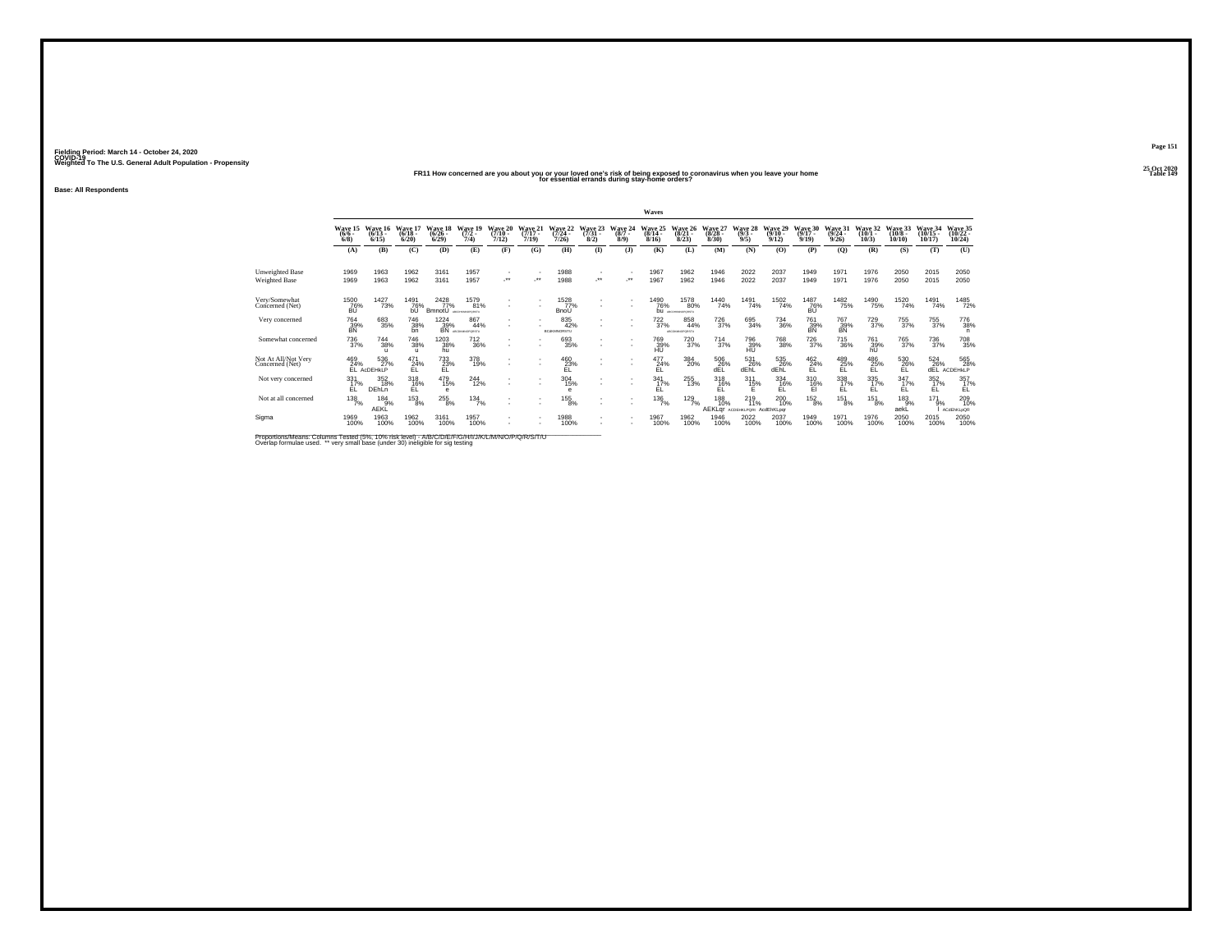Fielding Period: March 14 - October 24, 2020
COVID-19
Weighted To The U.S. General Adult Population - Propensity

25 Oct 2020
Table 149

## FR11 How concerned are you about you or your loved one's risk of being exposed to coronavirus when you leave your home for essential errands during stay-home orders?

Base: All Respondents

| | Waves | | | | | | | | | | | | | | | | | | | | |
|---|---|---|---|---|---|---|---|---|---|---|---|---|---|---|---|---|---|---|---|---|---|
| | Wave 15 (6/6 - 6/8) | Wave 16 (6/13 - 6/15) | Wave 17 (6/18 - 6/20) | Wave 18 (6/26 - 6/29) | Wave 19 (7/2 - 7/4) | Wave 20 (7/10 - 7/12) | Wave 21 (7/17 - 7/19) | Wave 22 (7/24 - 7/26) | Wave 23 (7/31 - 8/2) | Wave 24 (8/7 - 8/9) | Wave 25 (8/14 - 8/16) | Wave 26 (8/21 - 8/23) | Wave 27 (8/28 - 8/30) | Wave 28 (9/3 - 9/5) | Wave 29 (9/10 - 9/12) | Wave 30 (9/17 - 9/19) | Wave 31 (9/24 - 9/26) | Wave 32 (10/1 - 10/3) | Wave 33 (10/8 - 10/10) | Wave 34 (10/15 - 10/17) | Wave 35 (10/22 - 10/24) |
| | (A) | (B) | (C) | (D) | (E) | (F) | (G) | (H) | (I) | (J) | (K) | (L) | (M) | (N) | (O) | (P) | (Q) | (R) | (S) | (T) | (U) |
| Unweighted Base | 1969 | 1963 | 1962 | 3161 | 1957 | - | - | 1988 | - | - | 1967 | 1962 | 1946 | 2022 | 2037 | 1949 | 1971 | 1976 | 2050 | 2015 | 2050 |
| Weighted Base | 1969 | 1963 | 1962 | 3161 | 1957 | -** | -** | 1988 | -** | -** | 1967 | 1962 | 1946 | 2022 | 2037 | 1949 | 1971 | 1976 | 2050 | 2015 | 2050 |
| Very/Somewhat Concerned (Net) | 1500 76% BU | 1427 73% | 1491 76% bU | 2428 77% BmnotU | 1579 81% ABCDHIKMNOPQRSTU | - | - | 1528 77% BnoU | - | - | 1490 76% bu | 1578 80% ABCDHKMNOPQRSTU | 1440 74% | 1491 74% | 1502 74% | 1487 76% BU | 1482 75% | 1490 75% | 1520 74% | 1491 74% | 1485 72% |
| Very concerned | 764 39% BN | 683 35% | 746 38% bn | 1224 39% BN ABCDEMNOPQRSTU | 867 44% ABCDEMNOPQRSTU | - | - | 835 42% BCdKMNORSTU | - | - | 722 37% | 858 44% ABCDKMNOPQRSTU | 726 37% | 695 34% | 734 36% | 761 39% BN | 767 39% BN | 729 37% | 755 37% | 755 37% | 776 38% n |
| Somewhat concerned | 736 37% | 744 38% u | 746 38% u | 1203 38% hu | 712 36% | - | - | 693 35% | - | - | 769 39% HU | 720 37% | 714 37% | 796 39% HU | 768 38% | 726 37% | 715 36% | 761 39% hU | 765 37% | 736 37% | 708 35% |
| Not At All/Not Very Concerned (Net) | 469 24% EL | 536 27% AcDEHkLP | 471 24% EL | 733 23% EL | 378 19% | - | - | 460 23% EL | - | - | 477 24% EL | 384 20% | 506 26% dEL | 531 26% dEhL | 535 26% dEhL | 462 24% EL | 489 25% EL | 486 25% EL | 530 26% EL | 524 26% dEL | 565 28% ACDEHkLP |
| Not very concerned | 331 17% EL | 352 18% DEhLn | 318 16% EL | 479 15% e | 244 12% | - | - | 304 15% e | - | - | 341 17% EL | 255 13% | 318 16% EL | 311 15% E | 334 16% EL | 310 16% El | 338 17% EL | 335 17% EL | 347 17% EL | 352 17% EL | 357 17% EL |
| Not at all concerned | 138 7% | 184 9% AEKL | 153 8% | 255 8% | 134 7% | - | - | 155 8% | - | - | 136 7% | 129 7% | 188 10% AEKLqr | 219 11% ACDEHKLPQRt | 200 10% AcdEhKLpqr | 152 8% | 151 8% | 151 8% | 183 9% aekL | 171 8% l | 209 10% ACdEHKLpQR |
| Sigma | 1969 100% | 1963 100% | 1962 100% | 3161 100% | 1957 100% | - | - | 1988 100% | - | - | 1967 100% | 1962 100% | 1946 100% | 2022 100% | 2037 100% | 1949 100% | 1971 100% | 1976 100% | 2050 100% | 2015 100% | 2050 100% |

Proportions/Means: Columns Tested (5%, 10% risk level) - A/B/C/D/E/F/G/H/I/J/K/L/M/N/O/P/Q/R/S/T/U
Overlap formulae used. ** very small base (under 30) ineligible for sig testing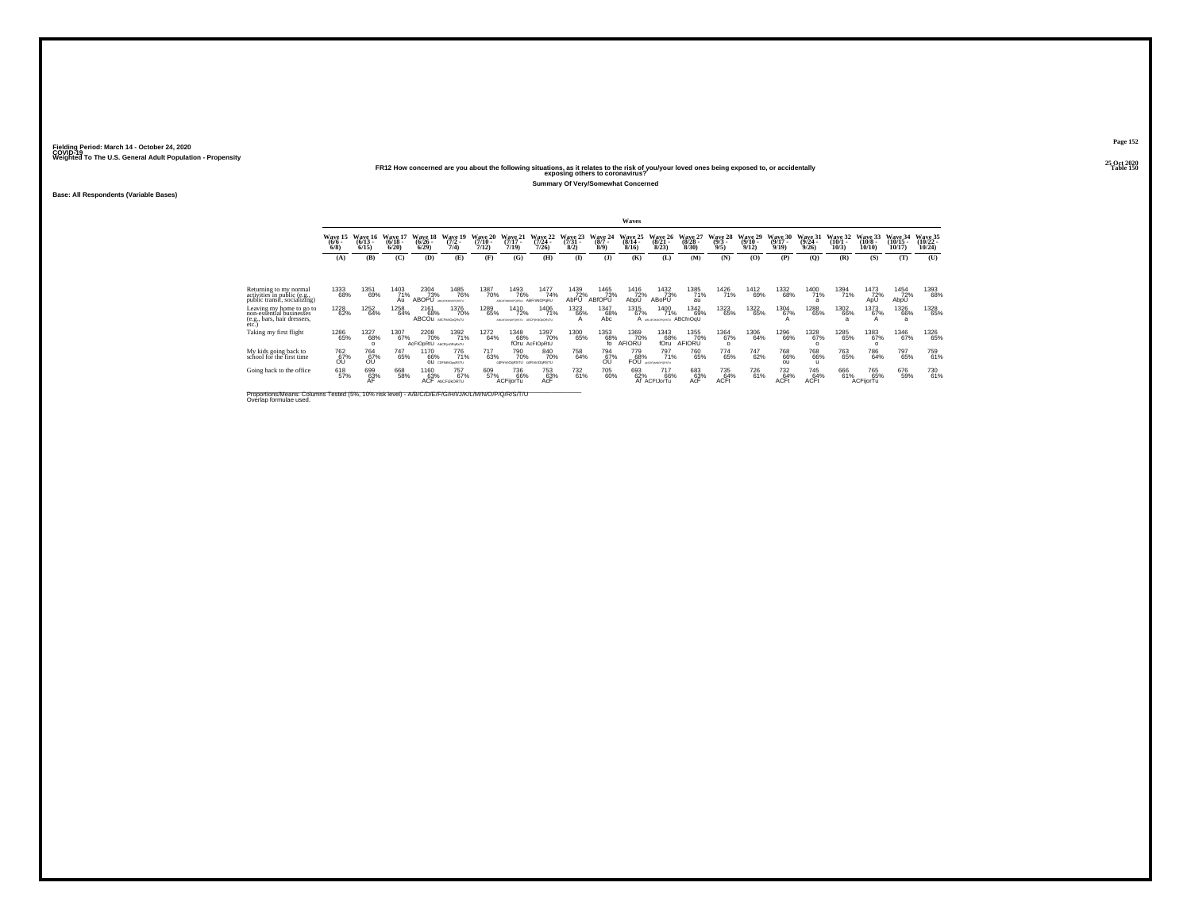Fielding Period: March 14 - October 24, 2020
COVID-19
Weighted To The U.S. General Adult Population - Propensity

25 Oct 2020
Table 150

### FR12 How concerned are you about the following situations, as it relates to the risk of you/your loved ones being exposed to, or accidentally exposing others to coronavirus?

**Summary Of Very/Somewhat Concerned**

**Base: All Respondents (Variable Bases)**

| | Waves | | | | | | | | | | | | | | | | | | | | |
|---|---|---|---|---|---|---|---|---|---|---|---|---|---|---|---|---|---|---|---|---|---|
| | Wave 15 (6/6 - 6/8) | Wave 16 (6/13 - 6/15) | Wave 17 (6/18 - 6/20) | Wave 18 (6/26 - 6/29) | Wave 19 (7/2 - 7/4) | Wave 20 (7/10 - 7/12) | Wave 21 (7/17 - 7/19) | Wave 22 (7/24 - 7/26) | Wave 23 (7/31 - 8/2) | Wave 24 (8/7 - 8/9) | Wave 25 (8/14 - 8/16) | Wave 26 (8/21 - 8/23) | Wave 27 (8/28 - 8/30) | Wave 28 (9/3 - 9/5) | Wave 29 (9/10 - 9/12) | Wave 30 (9/17 - 9/19) | Wave 31 (9/24 - 9/26) | Wave 32 (10/1 - 10/3) | Wave 33 (10/8 - 10/10) | Wave 34 (10/15 - 10/17) | Wave 35 (10/22 - 10/24) |
| | (A) | (B) | (C) | (D) | (E) | (F) | (G) | (H) | (I) | (J) | (K) | (L) | (M) | (N) | (O) | (P) | (Q) | (R) | (S) | (T) | (U) |
| Returning to my normal activities in public (e.g., public transit, socializing) | 1333 68% | 1351 69% | 1403 71% Au | 2304 73% ABOPU | 1485 76% abcdfijklmnopqrstu | 1387 70% | 1493 76% abcdfijklmnopqrstu | 1477 74% ABFIJNOPQRU | 1439 72% AbPU | 1465 73% ABfOPU | 1416 72% AbpU | 1432 73% ABoPU | 1385 71% au | 1426 71% | 1412 69% | 1332 68% | 1400 71% a | 1394 71% | 1473 72% ApU | 1454 72% AbpU | 1393 68% |
| Leaving my home to go to non-essential businesses (e.g., bars, hair dressers, etc.) | 1228 62% | 1252 64% | 1258 64% | 2161 68% ABCOu | 1376 70% ABCFIkNOpQRsTU | 1289 65% | 1410 72% abcdfijklmnopqrstu | 1406 71% ABCFIjKNOpQRsTU | 1323 66% A | 1347 68% Abc | 1315 67% A | 1400 71% abcdfijklmnopqrstu | 1342 69% ABCfnOqU | 1323 65% | 1322 65% | 1304 67% A | 1288 65% | 1302 66% a | 1373 67% A | 1326 66% a | 1328 65% |
| Taking my first flight | 1286 65% | 1327 68% o | 1307 67% | 2208 70% AcFIOpRtU | 1392 71% AbCFIjOPqRsTU | 1272 64% | 1348 68% fOru | 1397 70% AcFIOpRtU | 1300 65% | 1353 68% fo | 1369 70% AFIORU | 1343 68% fOru | 1355 70% AFIORU | 1364 67% o | 1306 64% | 1296 66% | 1328 67% o | 1285 65% | 1383 67% o | 1346 67% | 1326 65% |
| My kids going back to school for the first time | 762 67% OU | 764 67% OU | 747 65% | 1170 66% ou | 776 71% CDFIMNOpqRSTU | 717 63% | 790 70% cdFIMNOpRSTU | 840 70% cdFIMNOpRSTU | 758 64% | 794 67% OU | 779 68% FOU | 797 71% acdFIjMNOPqRSTu | 760 65% | 774 65% | 747 62% | 768 66% ou | 768 66% u | 763 65% | 786 64% | 797 65% | 759 61% |
| Going back to the office | 618 57% | 699 63% AF | 668 58% | 1160 63% ACF | 757 67% AbCFIJkORTU | 609 57% | 736 66% ACFijorTu | 753 63% AcF | 732 61% | 705 60% | 693 62% Af | 717 66% ACFIJorTu | 683 63% AcF | 735 64% ACFt | 726 61% | 732 64% ACFt | 745 64% ACFt | 666 61% | 765 65% ACFijorTu | 676 59% | 730 61% |

Proportions/Means: Columns Tested (5%, 10% risk level) - A/B/C/D/E/F/G/H/I/J/K/L/M/N/O/P/Q/R/S/T/U
Overlap formulae used.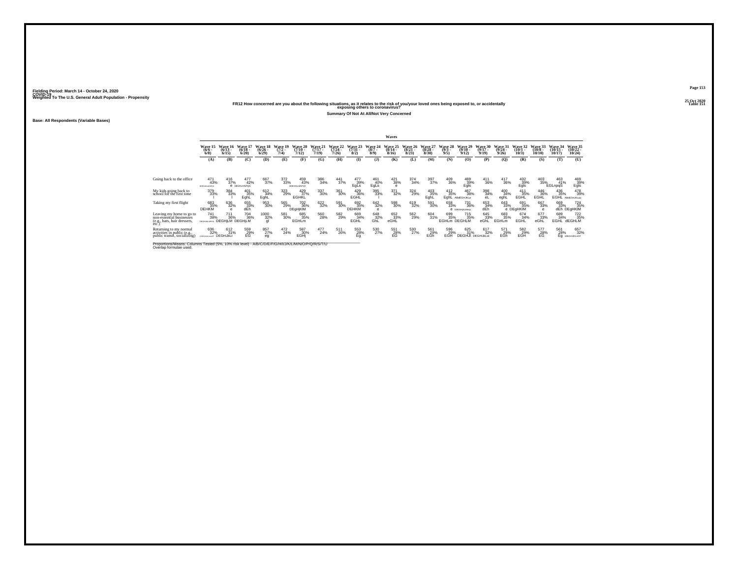Fielding Period: March 14 - October 24, 2020
COVID-19
Weighted To The U.S. General Adult Population - Propensity

25 Oct 2020
Table 151

FR12 How concerned are you about the following situations, as it relates to the risk of you/your loved ones being exposed to, or accidentally exposing others to coronavirus?

Summary Of Not At All/Not Very Concerned

Base: All Respondents (Variable Bases)

| | Wave 15 (6/6 - 6/8) | Wave 16 (6/13 - 6/15) | Wave 17 (6/18 - 6/20) | Wave 18 (6/26 - 6/29) | Wave 19 (7/2 - 7/4) | Wave 20 (7/10 - 7/12) | Wave 21 (7/17 - 7/19) | Wave 22 (7/24 - 7/26) | Wave 23 (7/31 - 8/2) | Wave 24 (8/7 - 8/9) | Wave 25 (8/14 - 8/16) | Wave 26 (8/21 - 8/23) | Wave 27 (8/28 - 8/30) | Wave 28 (9/3 - 9/5) | Wave 29 (9/10 - 9/12) | Wave 30 (9/17 - 9/19) | Wave 31 (9/24 - 9/26) | Wave 32 (10/1 - 10/3) | Wave 33 (10/8 - 10/10) | Wave 34 (10/15 - 10/17) | Wave 35 (10/22 - 10/24) |
|---|---|---|---|---|---|---|---|---|---|---|---|---|---|---|---|---|---|---|---|---|---|
| | (A) | (B) | (C) | (D) | (E) | (F) | (G) | (H) | (I) | (J) | (K) | (L) | (M) | (N) | (O) | (P) | (Q) | (R) | (S) | (T) | (U) |
| Going back to the office | 471 43% BDEGHKLMNPQS | 416 37% e | 477 42% DEGHLMNPQS | 667 37% | 372 33% | 459 43% BDEGHLMNPQS | 386 34% | 441 37% | 477 39% EgLs | 461 40% EgLs | 421 38% e | 374 34% | 397 37% | 409 36% | 469 39% Egls | 411 36% | 417 36% | 432 39% Egls | 403 35% | 463 41% EGLnpqS | 469 39% Egls |
| My kids going back to school for the first time | 379 33% l | 384 33% l | 401 35% EghL | 612 34% EghL | 323 29% | 429 37% EGHKL | 337 30% | 361 30% | 429 36% EGHL | 395 33% l | 371 32% | 324 29% | 403 35% EghL | 412 35% EghL | 467 38% ABdEGHJKLp | 398 34% eL | 400 34% eghL | 411 35% EGHL | 446 36% EGHL | 436 35% EGHL | 478 39% ABdEGHJKLpq |
| Taking my first flight | 683 35% DEHKM | 636 32% e | 655 33% dEh | 953 30% | 565 29% | 702 36% DEgHjKlM | 622 32% | 591 30% | 692 35% DEHKM | 642 32% e | 598 30% | 619 32% | 591 30% | 658 33% e | 731 36% bDEGHjKLMnqs | 653 34% dEh | 643 33% e | 691 35% DEgHKlM | 667 33% e | 669 33% dEh | 724 35% DEgHKlM |
| Leaving my home to go to non-essential businesses (e.g., bars, hair dressers, etc.) | 741 38% DEGHIJKLMPrS | 711 36% DEGHjLM | 704 36% DEGHjLM | 1000 32% gl | 581 30% | 685 35% EGHLm | 560 28% | 582 29% | 669 34% EGHL | 648 32% GhL | 652 33% eGHL | 562 29% | 604 31% | 699 35% EGHLm | 715 35% DEGHLM | 645 33% eGhL | 683 35% EGHLm | 674 34% EGHL | 677 33% eGhL | 689 34% EGHL | 722 35% dEGHLM |
| Returning to my normal activities in public (e.g., public transit, socializing) | 636 32% DEGHIJKLmqrST | 612 31% DEGHIJkLt | 559 29% EG | 857 27% eg | 472 24% | 587 30% EGHj | 477 24% | 511 26% | 553 28% Eg | 530 27% | 551 28% EG | 530 27% | 561 29% EGh | 596 29% EGH | 625 31% DEGHJl | 617 32% DEGHIJkLsl | 571 29% EGh | 582 29% EGH | 577 28% EG | 561 28% Eg | 657 32% dDEGHIJKLnST |

Proportions/Means: Columns Tested (5%, 10% risk level) - A/B/C/D/E/F/G/H/I/J/K/L/M/N/O/P/Q/R/S/T/U
Overlap formulae used.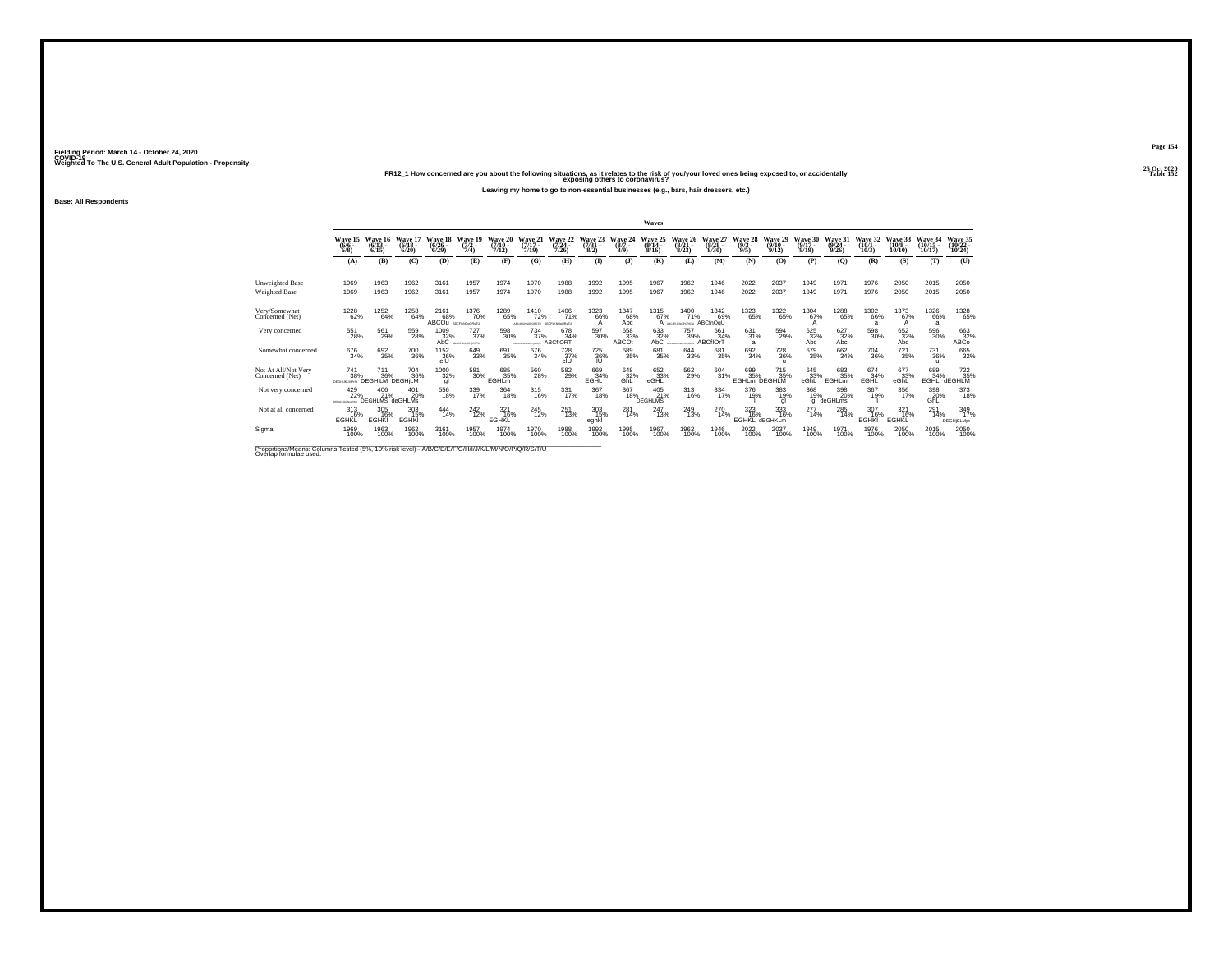Fielding Period: March 14 - October 24, 2020
COVID-19
Weighted To The U.S. General Adult Population - Propensity

25 Oct 2020
Table 152

**FR12_1 How concerned are you about the following situations, as it relates to the risk of you/your loved ones being exposed to, or accidentally exposing others to coronavirus?**

**Leaving my home to go to non-essential businesses (e.g., bars, hair dressers, etc.)**

**Base: All Respondents**

| | Waves | | | | | | | | | | | | | | | | | | | | |
|---|---|---|---|---|---|---|---|---|---|---|---|---|---|---|---|---|---|---|---|---|---|
| | Wave 15 (6/6 - 6/8) | Wave 16 (6/13 - 6/15) | Wave 17 (6/18 - 6/20) | Wave 18 (6/26 - 6/29) | Wave 19 (7/2 - 7/4) | Wave 20 (7/10 - 7/12) | Wave 21 (7/17 - 7/19) | Wave 22 (7/24 - 7/26) | Wave 23 (7/31 - 8/2) | Wave 24 (8/7 - 8/9) | Wave 25 (8/14 - 8/16) | Wave 26 (8/21 - 8/23) | Wave 27 (8/28 - 8/30) | Wave 28 (9/3 - 9/5) | Wave 29 (9/10 - 9/12) | Wave 30 (9/17 - 9/19) | Wave 31 (9/24 - 9/26) | Wave 32 (10/1 - 10/3) | Wave 33 (10/8 - 10/10) | Wave 34 (10/15 - 10/17) | Wave 35 (10/22 - 10/24) |
| | (A) | (B) | (C) | (D) | (E) | (F) | (G) | (H) | (I) | (J) | (K) | (L) | (M) | (N) | (O) | (P) | (Q) | (R) | (S) | (T) | (U) |
| Unweighted Base | 1969 | 1963 | 1962 | 3161 | 1957 | 1974 | 1970 | 1988 | 1992 | 1995 | 1967 | 1962 | 1946 | 2022 | 2037 | 1949 | 1971 | 1976 | 2050 | 2015 | 2050 |
| Weighted Base | 1969 | 1963 | 1962 | 3161 | 1957 | 1974 | 1970 | 1988 | 1992 | 1995 | 1967 | 1962 | 1946 | 2022 | 2037 | 1949 | 1971 | 1976 | 2050 | 2015 | 2050 |
| Very/Somewhat Concerned (Net) | 1228 62% | 1252 64% | 1258 64% | 2161 68% ABCOu | 1376 70% ABCFIKNOpQRsTu | 1289 65% | 1410 72% ABCdFIJKNOPQRSTU | 1406 71% ABCFIJKNOpQRsTU | 1323 66% A | 1347 68% Abc | 1315 67% A | 1400 71% ABCdFIJKNOPQRSTU | 1342 69% ABCfnOqU | 1323 65% | 1322 65% | 1304 67% A | 1288 65% | 1302 66% a | 1373 67% A | 1326 66% a | 1328 65% |
| Very concerned | 551 28% | 561 29% | 559 28% | 1009 32% AbC | 727 37% ABCDFIJKNOPQRSTU | 598 30% | 734 37% ABCDFIJKNOPQRSTU | 678 34% ABCfIORT | 597 30% | 658 33% ABCOt | 633 32% AbC | 757 39% ABCDFHIJKMNOPQRSTU | 661 34% ABCfIOrT | 631 31% a | 594 29% | 625 32% Abc | 627 32% Abc | 598 30% | 652 32% Abc | 596 30% | 663 32% ABCo |
| Somewhat concerned | 676 34% | 692 35% | 700 36% | 1152 36% elU | 649 33% | 691 35% | 676 34% | 728 37% elU | 725 36% lU | 689 35% | 681 35% | 644 33% | 681 35% | 692 34% | 728 36% u | 679 35% | 662 34% | 704 36% | 721 35% | 731 36% lu | 665 32% |
| Not At All/Not Very Concerned (Net) | 741 38% DEGHIJKLMPS | 711 36% DEGHjLM | 704 36% DEGHjLM | 1000 32% gl | 581 30% | 685 35% EGHLm | 560 28% | 582 29% | 669 34% EGHL | 648 32% GhL | 652 33% eGHL | 562 29% | 604 31% | 699 35% EGHLm | 715 35% DEGHLM | 645 33% eGhL | 683 35% EGHLm | 674 34% EGHL | 677 33% eGhL | 689 34% EGHL | 722 35% dEGHLM |
| Not very concerned | 429 22% DEFGHIJLMNOPQRSTU | 406 21% DEGHLMS | 401 20% deGHLMs | 556 18% | 339 17% | 364 18% | 315 16% | 331 17% | 367 18% | 367 18% | 405 21% DEGHLMS | 313 16% | 334 17% | 376 19% l | 383 19% gl | 368 19% gl | 398 20% deGHLms | 367 19% l | 356 17% | 398 20% GhL | 373 18% |
| Not at all concerned | 313 16% EGHKL | 305 16% EGHKl | 303 15% EGHKl | 444 14% | 242 12% | 321 16% EGHKL | 245 12% | 251 13% | 303 15% eghkl | 281 14% | 247 13% | 249 13% | 270 14% | 323 16% EGHKL | 333 16% dEGHKLm | 277 14% | 285 14% | 307 16% EGHKl | 321 16% EGHKL | 291 14% | 349 17% DEGHjKLMjt |
| Sigma | 1969 100% | 1963 100% | 1962 100% | 3161 100% | 1957 100% | 1974 100% | 1970 100% | 1988 100% | 1992 100% | 1995 100% | 1967 100% | 1962 100% | 1946 100% | 2022 100% | 2037 100% | 1949 100% | 1971 100% | 1976 100% | 2050 100% | 2015 100% | 2050 100% |

Proportions/Means: Columns Tested (5%, 10% risk level) - A/B/C/D/E/F/G/H/I/J/K/L/M/N/O/P/Q/R/S/T/U
Overlap formulae used.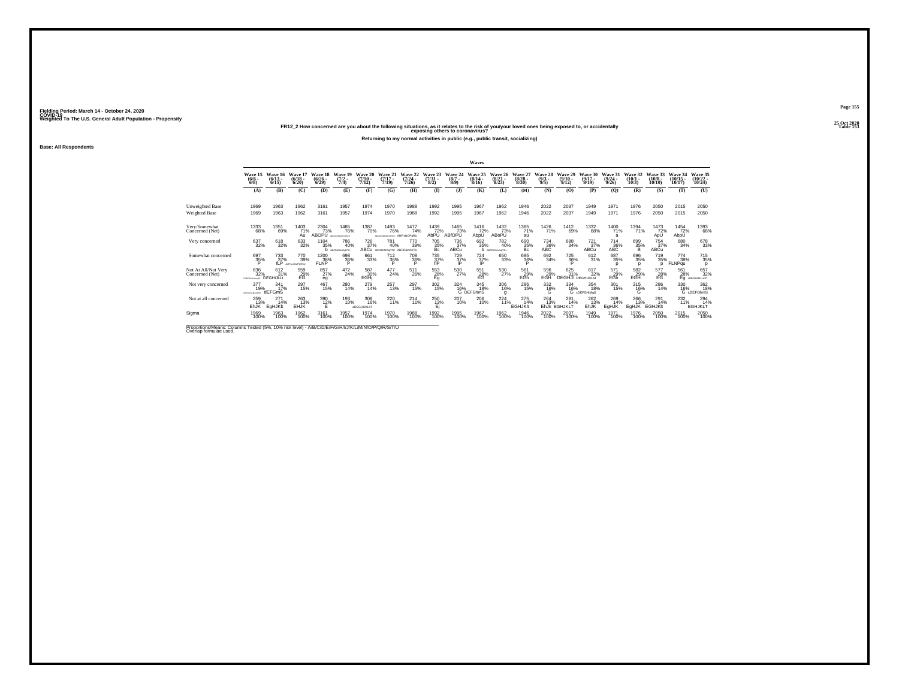Fielding Period: March 14 - October 24, 2020
COVID-19
Weighted To The U.S. General Adult Population - Propensity

25 Oct 2020
Table 153

FR12_2 How concerned are you about the following situations, as it relates to the risk of you/your loved ones being exposed to, or accidentally exposing others to coronavirus?

Returning to my normal activities in public (e.g., public transit, socializing)

Base: All Respondents

| | Waves | | | | | | | | | | | | | | | | | | | | |
|---|---|---|---|---|---|---|---|---|---|---|---|---|---|---|---|---|---|---|---|---|---|
| | Wave 15 (6/6 - 6/8) | Wave 16 (6/13 - 6/15) | Wave 17 (6/18 - 6/20) | Wave 18 (6/26 - 6/29) | Wave 19 (7/2 - 7/4) | Wave 20 (7/10 - 7/12) | Wave 21 (7/17 - 7/19) | Wave 22 (7/24 - 7/26) | Wave 23 (7/31 - 8/2) | Wave 24 (8/7 - 8/9) | Wave 25 (8/14 - 8/16) | Wave 26 (8/21 - 8/23) | Wave 27 (8/28 - 8/30) | Wave 28 (9/3 - 9/5) | Wave 29 (9/10 - 9/12) | Wave 30 (9/17 - 9/19) | Wave 31 (9/24 - 9/26) | Wave 32 (10/1 - 10/3) | Wave 33 (10/8 - 10/10) | Wave 34 (10/15 - 10/17) | Wave 35 (10/22 - 10/24) |
| | (A) | (B) | (C) | (D) | (E) | (F) | (G) | (H) | (I) | (J) | (K) | (L) | (M) | (N) | (O) | (P) | (Q) | (R) | (S) | (T) | (U) |
| Unweighted Base | 1969 | 1963 | 1962 | 3161 | 1957 | 1974 | 1970 | 1988 | 1992 | 1995 | 1967 | 1962 | 1946 | 2022 | 2037 | 1949 | 1971 | 1976 | 2050 | 2015 | 2050 |
| Weighted Base | 1969 | 1963 | 1962 | 3161 | 1957 | 1974 | 1970 | 1988 | 1992 | 1995 | 1967 | 1962 | 1946 | 2022 | 2037 | 1949 | 1971 | 1976 | 2050 | 2015 | 2050 |
| Very/Somewhat Concerned (Net) | 1333 68% | 1351 69% | 1403 71% Au | 2304 73% ABOPU | 1485 76% ABCDFIJKLMNOPQRSTU | 1387 70% | 1493 76% ABCDFIJKLMNOPQRSTU | 1477 74% ABFmNOPqRU | 1439 72% AbPU | 1465 73% ABfOPU | 1416 72% AbpU | 1432 73% ABoPU | 1385 71% au | 1426 71% | 1412 69% | 1332 68% | 1400 71% a | 1394 71% | 1473 72% ApU | 1454 72% AbpU | 1393 68% |
| Very concerned | 637 32% | 618 32% | 633 32% | 1104 35% b | 786 40% ABCDIKMNoOqRTU | 726 37% ABCu | 781 40% ABCDIKMNOqRTU | 770 39% ABCDIKmOrTU | 705 35% Bc | 736 37% ABCu | 692 35% b | 782 40% ABCDIKMnOqRTU | 690 35% Bc | 734 36% ABC | 688 34% | 721 37% ABCu | 714 36% ABC | 699 35% B | 754 37% ABCu | 680 34% | 678 33% |
| Somewhat concerned | 697 35% P | 733 37% fLP | 770 39% deFhLmNoPQRSU | 1200 38% FLNP | 698 36% P | 661 33% | 712 36% P | 708 36% P | 735 37% flP | 729 37% lP | 724 37% lP | 650 33% | 695 36% P | 692 34% | 725 36% P | 612 31% | 687 35% p | 696 35% p | 719 35% p | 774 38% FLNPqu | 715 35% p |
| Not At All/Not Very Concerned (Net) | 636 32% CDEGHIJKLMNQRST | 612 31% DEGHIJkLt | 559 29% EG | 857 27% eg | 472 24% | 587 30% EGHj | 477 24% | 511 26% | 553 28% Eg | 530 27% | 551 28% EG | 530 27% | 561 29% EGh | 596 29% EGH | 625 31% DEGHIJl | 617 32% DEGHIJkLst | 571 29% EGh | 582 29% EGH | 577 28% EG | 561 28% Eg | 657 32% cDEGHIJKLmST |
| Not very concerned | 377 19% cDEFGHIJLMQRSt | 341 17% dEFGmS | 297 15% | 467 15% | 280 14% | 279 14% | 257 13% | 297 15% | 302 15% | 324 16% G | 345 18% DEFGhmS | 306 16% g | 286 15% | 332 16% G | 334 16% G | 354 18% cDEFGHMqS | 301 15% | 315 16% G | 286 14% | 330 16% G | 362 18% cDEFGhmS |
| Not at all concerned | 259 13% EhJK | 271 14% EgHJKlt | 263 13% EHJK | 390 12% E | 193 10% | 308 16% aDEGHIJKLsT | 220 11% | 214 11% | 250 13% Ej | 207 10% | 206 10% | 224 11% | 275 14% EGHJKlt | 264 13% EhJk | 291 14% EGHJKLT | 262 13% EhJK | 269 14% EgHJK | 266 13% EgHJK | 291 14% EGHJKlt | 232 11% | 294 14% EGHJKLT |
| Sigma | 1969 100% | 1963 100% | 1962 100% | 3161 100% | 1957 100% | 1974 100% | 1970 100% | 1988 100% | 1992 100% | 1995 100% | 1967 100% | 1962 100% | 1946 100% | 2022 100% | 2037 100% | 1949 100% | 1971 100% | 1976 100% | 2050 100% | 2015 100% | 2050 100% |

Proportions/Means: Columns Tested (5%, 10% risk level) - A/B/C/D/E/F/G/H/I/J/K/L/M/N/O/P/Q/R/S/T/U
Overlap formulae used.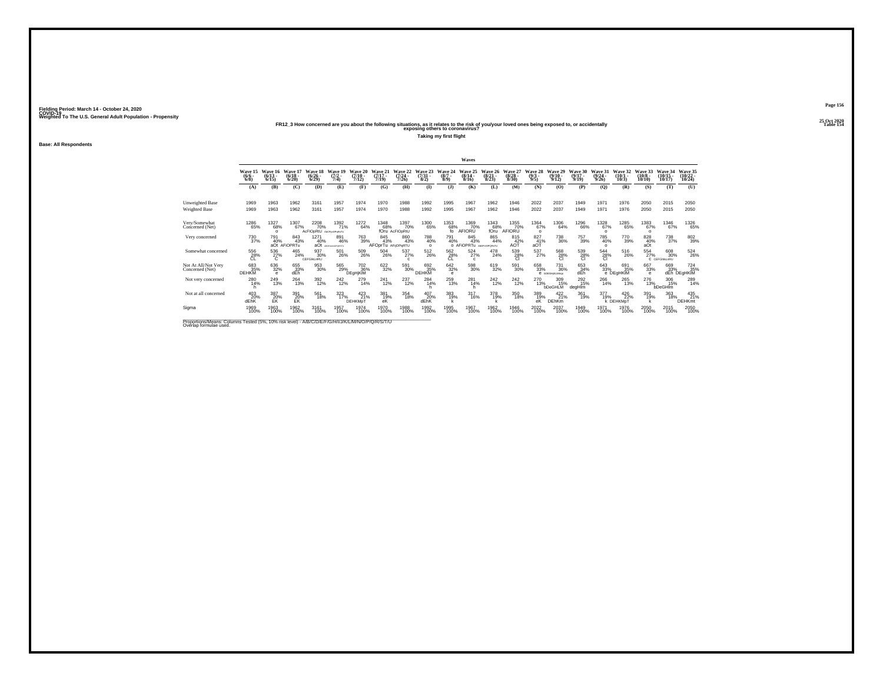Fielding Period: March 14 - October 24, 2020
COVID-19
Weighted To The U.S. General Adult Population - Propensity

25 Oct 2020
Table 154

### FR12_3 How concerned are you about the following situations, as it relates to the risk of you/your loved ones being exposed to, or accidentally exposing others to coronavirus?

**Taking my first flight**

**Base: All Respondents**

| | Waves | | | | | | | | | | | | | | | | | | | | |
|---|---|---|---|---|---|---|---|---|---|---|---|---|---|---|---|---|---|---|---|---|---|
| | Wave 15 (6/6 - 6/8) | Wave 16 (6/13 - 6/15) | Wave 17 (6/18 - 6/20) | Wave 18 (6/26 - 6/29) | Wave 19 (7/2 - 7/4) | Wave 20 (7/10 - 7/12) | Wave 21 (7/17 - 7/19) | Wave 22 (7/24 - 7/26) | Wave 23 (7/31 - 8/2) | Wave 24 (8/7 - 8/9) | Wave 25 (8/14 - 8/16) | Wave 26 (8/21 - 8/23) | Wave 27 (8/28 - 8/30) | Wave 28 (9/3 - 9/5) | Wave 29 (9/10 - 9/12) | Wave 30 (9/17 - 9/19) | Wave 31 (9/24 - 9/26) | Wave 32 (10/1 - 10/3) | Wave 33 (10/8 - 10/10) | Wave 34 (10/15 - 10/17) | Wave 35 (10/22 - 10/24) |
| | (A) | (B) | (C) | (D) | (E) | (F) | (G) | (H) | (I) | (J) | (K) | (L) | (M) | (N) | (O) | (P) | (Q) | (R) | (S) | (T) | (U) |
| Unweighted Base | 1969 | 1963 | 1962 | 3161 | 1957 | 1974 | 1970 | 1988 | 1992 | 1995 | 1967 | 1962 | 1946 | 2022 | 2037 | 1949 | 1971 | 1976 | 2050 | 2015 | 2050 |
| Weighted Base | 1969 | 1963 | 1962 | 3161 | 1957 | 1974 | 1970 | 1988 | 1992 | 1995 | 1967 | 1962 | 1946 | 2022 | 2037 | 1949 | 1971 | 1976 | 2050 | 2015 | 2050 |
| Very/Somewhat Concerned (Net) | 1286 65% | 1327 68% o | 1307 67% | 2208 70% AcFIOpRtU | 1392 71% AbCFIjnOPqRsTU | 1272 64% | 1348 68% fOru | 1397 70% AcFIOpRtU | 1300 65% | 1353 68% fo | 1369 70% AFIORU | 1343 68% fOru | 1355 70% AFIORU | 1364 67% o | 1306 64% | 1296 66% | 1328 67% o | 1285 65% | 1383 67% o | 1346 67% | 1326 65% |
| Very concerned | 730 37% | 791 40% aOt | 843 43% AFIOPRTu | 1271 40% aOt | 891 46% abFiJmnOPQRSTu | 763 39% | 845 43% AFOprTu | 860 43% AFIjOPqRTU | 788 40% o | 791 40% o | 845 43% AFIOPRTu | 865 44% AbFIJOPQRsTU | 815 42% AOT | 827 41% aOT | 738 36% | 757 39% | 785 40% o | 770 39% | 828 40% aOt | 738 37% | 802 39% |
| Somewhat concerned | 556 28% CL | 536 27% C | 465 24% | 937 30% CEFGIkLnRU | 501 26% | 509 26% | 504 26% | 537 27% c | 512 26% | 562 28% CL | 524 27% c | 478 24% | 539 28% Cl | 537 27% | 568 28% Cl | 539 28% Cl | 544 28% Cl | 516 26% | 554 27% c | 608 30% CEFGhIkLnRU | 524 26% |
| Not At All/Not Very Concerned (Net) | 683 35% DEHKM | 636 32% e | 655 33% dEh | 953 30% | 565 29% | 702 36% DEgHjKM | 622 32% | 591 30% | 692 35% DEHKM | 642 32% e | 598 30% | 619 32% | 591 30% | 658 33% e | 731 36% bDEGHjKLMnqs | 653 34% dEh | 643 33% e | 691 35% DEgHKlM | 667 33% e | 669 33% dEh | 724 35% DEgHKlM |
| Not very concerned | 280 14% h | 249 13% | 264 13% | 392 12% | 242 12% | 279 14% | 241 12% | 237 12% | 284 14% h | 259 13% | 281 14% h | 242 12% | 242 12% | 270 13% | 309 15% bDeGHLM | 292 15% degHlm | 266 14% | 265 13% | 276 13% | 306 15% bDeGHlm | 289 14% |
| Not at all concerned | 403 20% dEhK | 387 20% EK | 391 20% EK | 561 18% | 323 17% | 423 21% DEHKMpT | 381 19% eK | 354 18% | 407 20% dEhK | 383 19% k | 317 16% | 378 19% k | 350 18% | 389 19% eK | 422 21% DEhKm | 361 19% | 377 19% k | 426 22% DEHKMpT | 391 19% k | 363 18% | 435 21% DEHKmt |
| Sigma | 1969 100% | 1963 100% | 1962 100% | 3161 100% | 1957 100% | 1974 100% | 1970 100% | 1988 100% | 1992 100% | 1995 100% | 1967 100% | 1962 100% | 1946 100% | 2022 100% | 2037 100% | 1949 100% | 1971 100% | 1976 100% | 2050 100% | 2015 100% | 2050 100% |

Proportions/Means: Columns Tested (5%, 10% risk level) - A/B/C/D/E/F/G/H/I/J/K/L/M/N/O/P/Q/R/S/T/U
Overlap formulae used.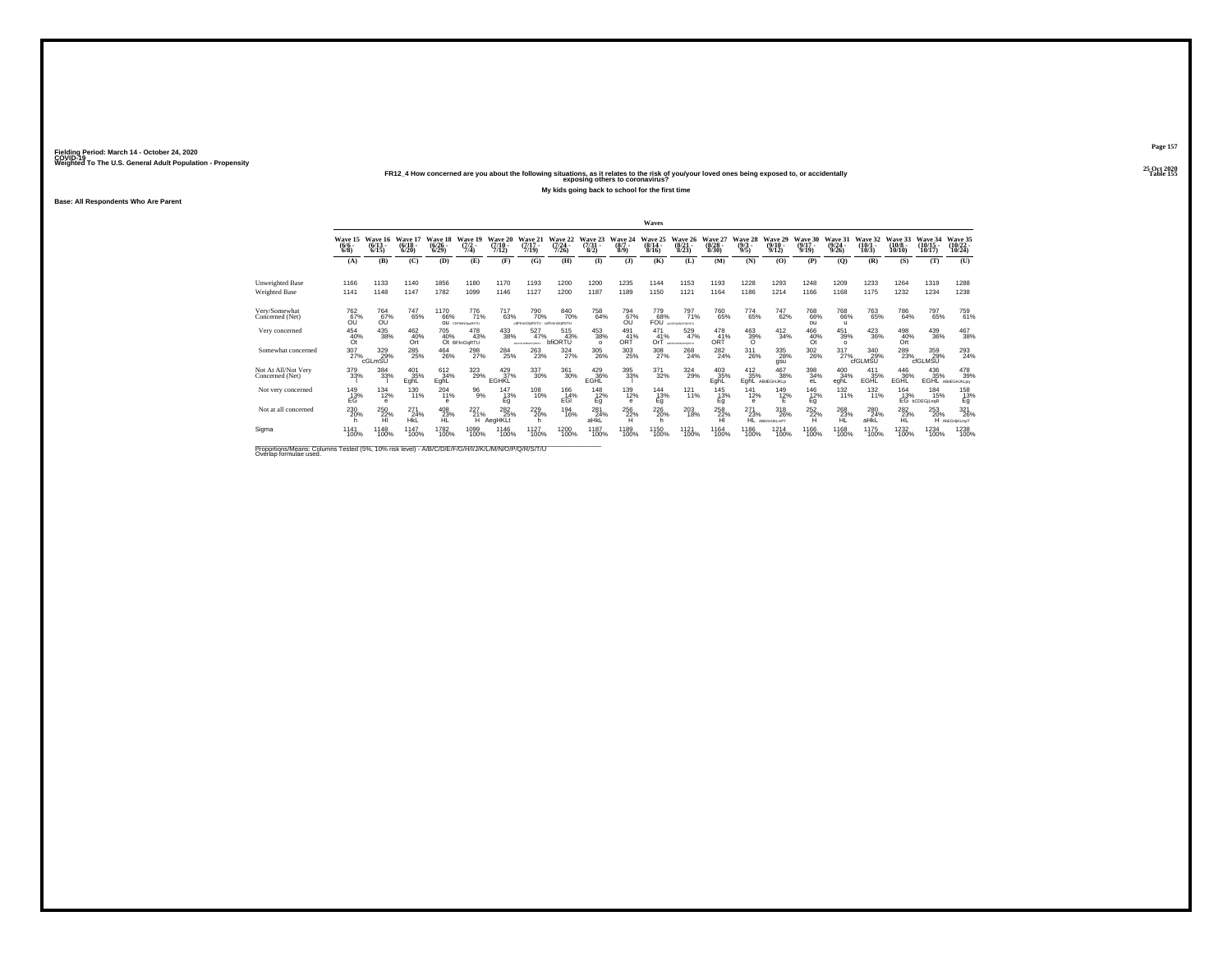Fielding Period: March 14 - October 24, 2020
COVID-19
Weighted To The U.S. General Adult Population - Propensity

25 Oct 2020
Table 155

FR12_4 How concerned are you about the following situations, as it relates to the risk of you/your loved ones being exposed to, or accidentally exposing others to coronavirus?

My kids going back to school for the first time

Base: All Respondents Who Are Parent

| | Waves | | | | | | | | | | | | | | | | | | | | |
|---|---|---|---|---|---|---|---|---|---|---|---|---|---|---|---|---|---|---|---|---|---|
| | Wave 15 (6/6 - 6/8) | Wave 16 (6/13 - 6/15) | Wave 17 (6/18 - 6/20) | Wave 18 (6/26 - 6/29) | Wave 19 (7/2 - 7/4) | Wave 20 (7/10 - 7/12) | Wave 21 (7/17 - 7/19) | Wave 22 (7/24 - 7/26) | Wave 23 (7/31 - 8/2) | Wave 24 (8/7 - 8/9) | Wave 25 (8/14 - 8/16) | Wave 26 (8/21 - 8/23) | Wave 27 (8/28 - 8/30) | Wave 28 (9/3 - 9/5) | Wave 29 (9/10 - 9/12) | Wave 30 (9/17 - 9/19) | Wave 31 (9/24 - 9/26) | Wave 32 (10/1 - 10/3) | Wave 33 (10/8 - 10/10) | Wave 34 (10/15 - 10/17) | Wave 35 (10/22 - 10/24) |
| | (A) | (B) | (C) | (D) | (E) | (F) | (G) | (H) | (I) | (J) | (K) | (L) | (M) | (N) | (O) | (P) | (Q) | (R) | (S) | (T) | (U) |
| Unweighted Base | 1166 | 1133 | 1140 | 1856 | 1180 | 1170 | 1193 | 1200 | 1200 | 1235 | 1144 | 1153 | 1193 | 1228 | 1293 | 1248 | 1209 | 1233 | 1264 | 1319 | 1288 |
| Weighted Base | 1141 | 1148 | 1147 | 1782 | 1099 | 1146 | 1127 | 1200 | 1187 | 1189 | 1150 | 1121 | 1164 | 1186 | 1214 | 1166 | 1168 | 1175 | 1232 | 1234 | 1238 |
| Very/Somewhat Concerned (Net) | 762 67% OU | 764 67% OU | 747 65% | 1170 66% OU | 776 71% CDFMNOpqRSTU | 717 63% | 790 70% cdFImnOqRSTU | 840 70% cdFImnOqRSTU | 758 64% | 794 67% OU | 779 68% FOU | 797 71% acDFIjmNOpqRSTU | 760 65% | 774 65% | 747 62% | 768 66% ou | 768 66% u | 763 65% | 786 64% | 797 65% | 759 61% |
| Very concerned | 454 40% Ot | 435 38% | 462 40% Ort | 705 40% Ot | 478 43% BFInOqRTU | 433 38% | 527 47% ABCDFIJMNOPQRSTU | 515 43% bfiORTU | 453 38% o | 491 41% ORT | 471 41% OrT | 529 47% ABCDFIJMNOPQRSTU | 478 41% ORT | 463 39% O | 412 34% | 466 40% Ot | 451 39% o | 423 36% | 498 40% Ort | 439 36% | 467 38% |
| Somewhat concerned | 307 27% | 329 29% cGLmSU | 285 25% | 464 26% | 298 27% | 284 25% | 263 23% | 324 27% | 305 26% | 303 25% | 308 27% | 268 24% | 282 24% | 311 26% | 335 28% gsu | 302 26% | 317 27% | 340 29% cfGLMSU | 289 23% | 359 29% cfGLMSU | 293 24% |
| Not At All/Not Very Concerned (Net) | 379 33% l | 384 33% l | 401 35% EghL | 612 34% EghL | 323 29% | 429 37% EGHKL | 337 30% | 361 30% | 429 36% EGHL | 395 33% l | 371 32% | 324 29% | 403 35% EghL | 412 35% EghL | 467 38% ABcEGHJKLp | 398 34% eL | 400 34% eghL | 411 35% EGHL | 446 36% EGHL | 436 35% EGHL | 478 39% ABdEGHJKLpq |
| Not very concerned | 149 13% EG | 134 12% e | 130 11% | 204 11% e | 96 9% | 147 13% Eg | 108 10% | 166 14% EGl | 148 12% Eg | 139 12% e | 144 13% Eg | 121 11% | 145 13% Eg | 141 12% e | 149 12% E | 146 12% Eg | 132 11% | 132 11% | 164 13% EG | 184 15% bCDEGjLoqR | 158 13% Eg |
| Not at all concerned | 230 20% h | 250 22% Hl | 271 24% HkL | 408 23% HL | 227 21% H | 282 25% AegHKLt | 229 20% h | 194 16% | 281 24% aHkL | 256 22% H | 226 20% h | 203 18% | 258 22% Hl | 271 23% HL | 318 26% ABEGHJKLmPT | 252 22% H | 268 23% HL | 280 24% aHkL | 282 23% HL | 253 20% H | 321 26% AbEGHjKLmpT |
| Sigma | 1141 100% | 1148 100% | 1147 100% | 1782 100% | 1099 100% | 1146 100% | 1127 100% | 1200 100% | 1187 100% | 1189 100% | 1150 100% | 1121 100% | 1164 100% | 1186 100% | 1214 100% | 1166 100% | 1168 100% | 1175 100% | 1232 100% | 1234 100% | 1238 100% |

Proportions/Means: Columns Tested (5%, 10% risk level) - A/B/C/D/E/F/G/H/I/J/K/L/M/N/O/P/Q/R/S/T/U
Overlap formulae used.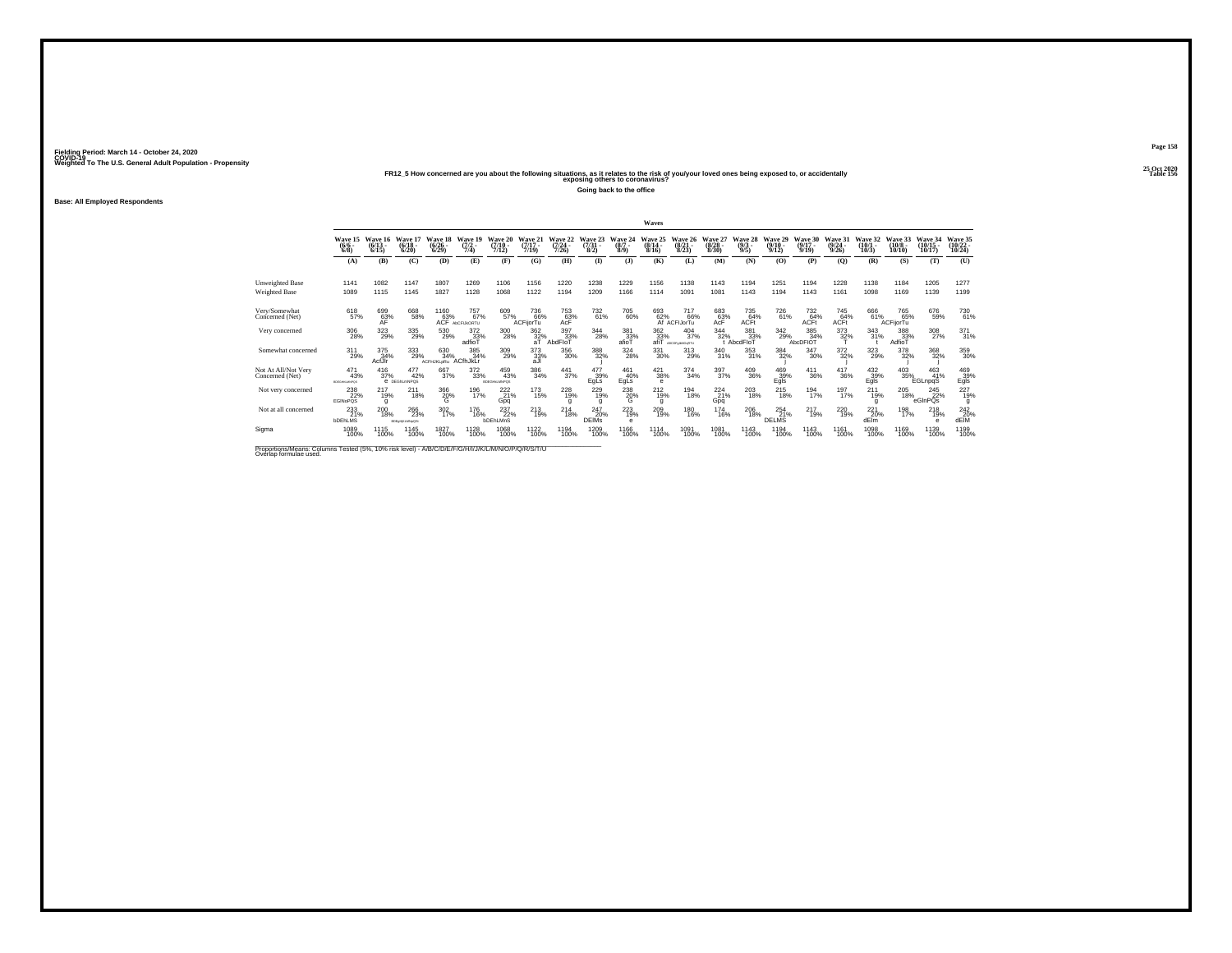Fielding Period: March 14 - October 24, 2020
COVID-19
Weighted To The U.S. General Adult Population - Propensity

25 Oct 2020
Table 156

**FR12_5 How concerned are you about the following situations, as it relates to the risk of you/your loved ones being exposed to, or accidentally exposing others to coronavirus?**

**Going back to the office**

**Base: All Employed Respondents**

| | Wave 15 (6/6 - 6/8) | Wave 16 (6/13 - 6/15) | Wave 17 (6/18 - 6/20) | Wave 18 (6/26 - 6/29) | Wave 19 (7/2 - 7/4) | Wave 20 (7/10 - 7/12) | Wave 21 (7/17 - 7/19) | Wave 22 (7/24 - 7/26) | Wave 23 (7/31 - 8/2) | Wave 24 (8/7 - 8/9) | Wave 25 (8/14 - 8/16) | Wave 26 (8/21 - 8/23) | Wave 27 (8/28 - 8/30) | Wave 28 (9/3 - 9/5) | Wave 29 (9/10 - 9/12) | Wave 30 (9/17 - 9/19) | Wave 31 (9/24 - 9/26) | Wave 32 (10/1 - 10/3) | Wave 33 (10/8 - 10/10) | Wave 34 (10/15 - 10/17) | Wave 35 (10/22 - 10/24) |
|---|---|---|---|---|---|---|---|---|---|---|---|---|---|---|---|---|---|---|---|---|---|
| | (A) | (B) | (C) | (D) | (E) | (F) | (G) | (H) | (I) | (J) | (K) | (L) | (M) | (N) | (O) | (P) | (Q) | (R) | (S) | (T) | (U) |
| Unweighted Base | 1141 | 1082 | 1147 | 1807 | 1269 | 1106 | 1156 | 1220 | 1238 | 1229 | 1156 | 1138 | 1143 | 1194 | 1251 | 1194 | 1228 | 1138 | 1184 | 1205 | 1277 |
| Weighted Base | 1089 | 1115 | 1145 | 1827 | 1128 | 1068 | 1122 | 1194 | 1209 | 1166 | 1114 | 1091 | 1081 | 1143 | 1194 | 1143 | 1161 | 1098 | 1169 | 1139 | 1199 |
| Very/Somewhat Concerned (Net) | 618 57% | 699 63% AF | 668 58% | 1160 63% ACF | 757 67% AbCFIJkOrRTU | 609 57% | 736 66% ACFIjorTu | 753 63% AcF | 732 61% | 705 60% | 693 62% Af | 717 66% ACFIJorTu | 683 63% AcF | 735 64% ACFt | 726 61% | 732 64% ACFt | 745 64% ACFt | 666 61% | 765 65% ACFIjorTu | 676 59% | 730 61% |
| Very concerned | 306 28% | 323 29% | 335 29% | 530 29% | 372 33% adfioT | 300 28% | 362 32% aT | 397 33% AbdFIoT | 344 28% | 381 33% afioT | 362 33% afiT | 404 37% ABCDFgIMnOrsTu | 344 32% t | 381 33% AbcdFIoT | 342 29% | 385 34% AbcDFIOT | 373 32% T | 343 31% t | 388 33% AdfioT | 308 27% | 371 31% |
| Somewhat concerned | 311 29% | 375 34% AcfJlr | 333 29% | 630 34% ACFhJKLpRu | 385 34% ACfhJKLr | 309 29% | 373 33% aJl | 356 30% | 388 32% j | 324 28% | 331 30% | 313 29% | 340 31% | 353 31% | 384 32% j | 347 30% | 372 32% j | 323 29% | 378 32% j | 368 32% j | 359 30% |
| Not At All/Not Very Concerned (Net) | 471 43% BDEGHKLMNPQS | 416 37% e | 477 42% DEGhLmNPQS | 667 37% | 372 33% | 459 43% BDEGHKLMNPQS | 386 34% | 441 37% | 477 39% EgLs | 461 40% EgLs | 421 38% e | 374 34% | 397 37% | 409 36% | 469 39% Egls | 411 36% | 417 36% | 432 39% Egls | 403 35% | 463 41% EGLnpqS | 469 39% Egls |
| Not very concerned | 238 22% EGlNoPQS | 217 19% g | 211 18% | 366 20% G | 196 17% | 222 21% Gpq | 173 15% | 228 19% g | 229 19% g | 238 20% G | 212 19% g | 194 18% | 224 21% Gpq | 203 18% | 215 18% | 194 17% | 197 17% | 211 19% g | 205 18% | 245 22% eGlnPQs | 227 19% g |
| Not at all concerned | 233 21% bDEhLMS | 200 18% | 266 23% BDEghjkLMNpQRS | 302 17% | 176 16% | 237 22% bDEhLMnS | 213 19% | 214 18% | 247 20% DElMs | 223 19% e | 209 19% | 180 16% | 174 16% | 206 18% | 254 21% DELMS | 217 19% | 220 19% | 221 20% dElm | 198 17% | 218 19% e | 242 20% dElM |
| Sigma | 1089 100% | 1115 100% | 1145 100% | 1827 100% | 1128 100% | 1068 100% | 1122 100% | 1194 100% | 1209 100% | 1166 100% | 1114 100% | 1091 100% | 1081 100% | 1143 100% | 1194 100% | 1143 100% | 1161 100% | 1098 100% | 1169 100% | 1139 100% | 1199 100% |

Proportions/Means: Columns Tested (5%, 10% risk level) - A/B/C/D/E/F/G/H/I/J/K/L/M/N/O/P/Q/R/S/T/U
Overlap formulae used.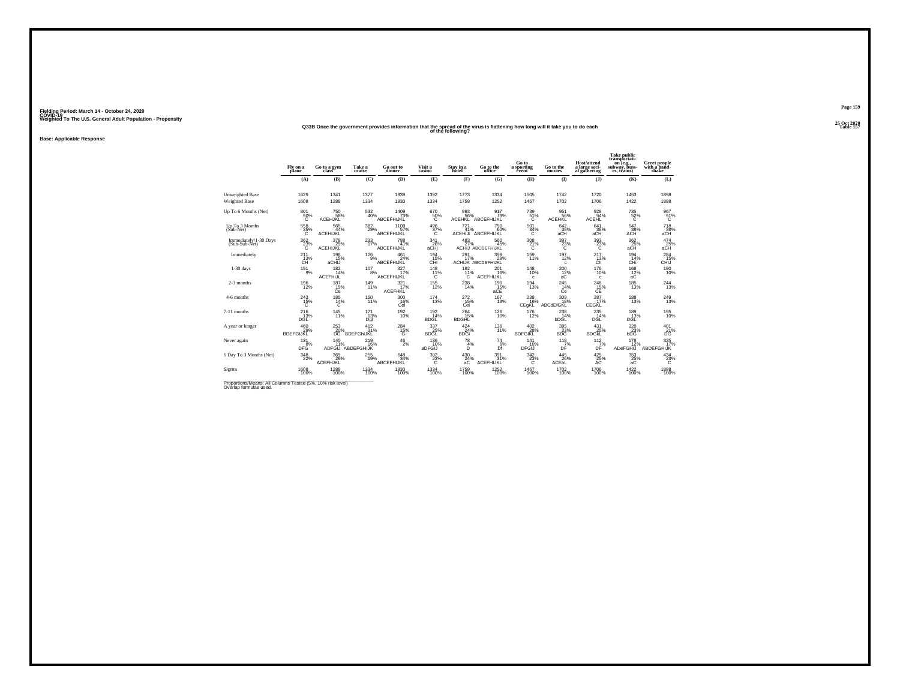Fielding Period: March 14 - October 24, 2020
COVID-19
Weighted To The U.S. General Adult Population - Propensity

25 Oct 2020
Table 157

### Q33B Once the government provides information that the spread of the virus is flattening how long will it take you to do each of the following?

Base: Applicable Response

| | Fly on a plane | Go to a gym class | Take a cruise | Go out to dinner | Visit a casino | Stay in a hotel | Go to the office | Go to a sporting event | Go to the movies | Host/attend a large social gathering | Take public transportation (e.g., subway, busses, trains) | Greet people with a handshake |
|---|---|---|---|---|---|---|---|---|---|---|---|---|
| | (A) | (B) | (C) | (D) | (E) | (F) | (G) | (H) | (I) | (J) | (K) | (L) |
| Unweighted Base | 1629 | 1341 | 1377 | 1939 | 1392 | 1773 | 1334 | 1505 | 1742 | 1720 | 1453 | 1898 |
| Weighted Base | 1608 | 1288 | 1334 | 1930 | 1334 | 1759 | 1252 | 1457 | 1702 | 1706 | 1422 | 1888 |
| Up To 6 Months (Net) | 801 50% C | 750 58% ACEHJKL | 532 40% | 1409 73% ABCEFHIJKL | 670 50% C | 993 56% ACEHKL | 917 73% ABCEFHIJKL | 739 51% C | 951 56% ACEHKL | 928 54% ACEHL | 735 52% C | 967 51% C |
| Up To 3 Months (Sub-Net) | 558 35% C | 565 44% ACEHIJKL | 382 29% | 1109 57% ABCEFHIJKL | 496 37% C | 721 41% ACEHiJl | 750 60% ABCEFHIJKL | 501 34% C | 642 38% aCH | 641 38% aCH | 547 38% ACH | 718 38% aCH |
| Immediately/1-30 Days (Sub-Sub-Net) | 362 23% C | 378 29% ACEHIJKL | 233 17% | 788 41% ABCEFHIJKL | 341 26% aCHj | 483 27% ACHIJ | 560 45% ABCDEFHIJKL | 308 21% C | 397 23% C | 393 23% C | 362 25% aCH | 474 25% aCH |
| Immediately | 211 13% CH | 196 15% aCHIJ | 126 9% | 461 24% ABCEFHIJKL | 194 15% CHI | 291 17% ACHIJK | 359 29% ABCDEFHIJKL | 159 11% | 197 12% c | 217 13% Ch | 194 14% CHi | 284 15% CHIJ |
| 1-30 days | 151 9% | 182 14% ACEFHIJL | 107 8% | 327 17% AbCEFHIJKL | 148 11% C | 192 11% C | 201 16% ACEFHIJKL | 148 10% c | 200 12% aC | 176 10% c | 168 12% aC | 190 10% |
| 2-3 months | 196 12% | 187 15% Ce | 149 11% | 321 17% ACEFHKL | 155 12% | 238 14% | 190 15% aCE | 194 13% | 245 14% Ce | 248 15% CE | 185 13% | 244 13% |
| 4-6 months | 243 15% C | 185 14% C | 150 11% | 300 16% CeI | 174 13% | 272 15% CeI | 167 13% | 238 16% CEgKL | 309 18% ABCdEfGKL | 287 17% CEGKL | 188 13% | 249 13% |
| 7-11 months | 216 13% DGL | 145 11% | 171 13% Dgl | 192 10% | 192 14% BDGL | 264 15% BDGHL | 126 10% | 176 12% | 238 14% bDGL | 235 14% DGL | 189 13% DGL | 195 10% |
| A year or longer | 460 29% BDEFGIJKL | 253 20% DG | 412 31% BDEFGHIJKL | 284 15% G | 337 25% BDGL | 424 24% BDGl | 136 11% | 402 28% BDFGIKL | 395 23% BDG | 431 25% BDGKL | 320 23% bDG | 401 21% DG |
| Never again | 131 8% DFG | 140 11% ADFGIJ | 219 16% ABDEFGHIJK | 46 2% | 136 10% aDFGIJ | 78 4% D | 74 6% Df | 141 10% DFGIJ | 118 7% DF | 112 7% DF | 178 12% ADeFGHIJ | 325 17% ABDEFGHIJK |
| 1 Day To 3 Months (Net) | 348 22% | 369 29% ACEFHJKL | 255 19% | 648 34% ABCEFHIJKL | 302 23% C | 430 24% aC | 391 31% ACEFHIJKL | 342 23% C | 445 26% ACEhL | 425 25% AC | 353 25% aC | 434 23% C |
| Sigma | 1608 100% | 1288 100% | 1334 100% | 1930 100% | 1334 100% | 1759 100% | 1252 100% | 1457 100% | 1702 100% | 1706 100% | 1422 100% | 1888 100% |

Proportions/Means: All Columns Tested (5%, 10% risk level)
Overlap formulae used.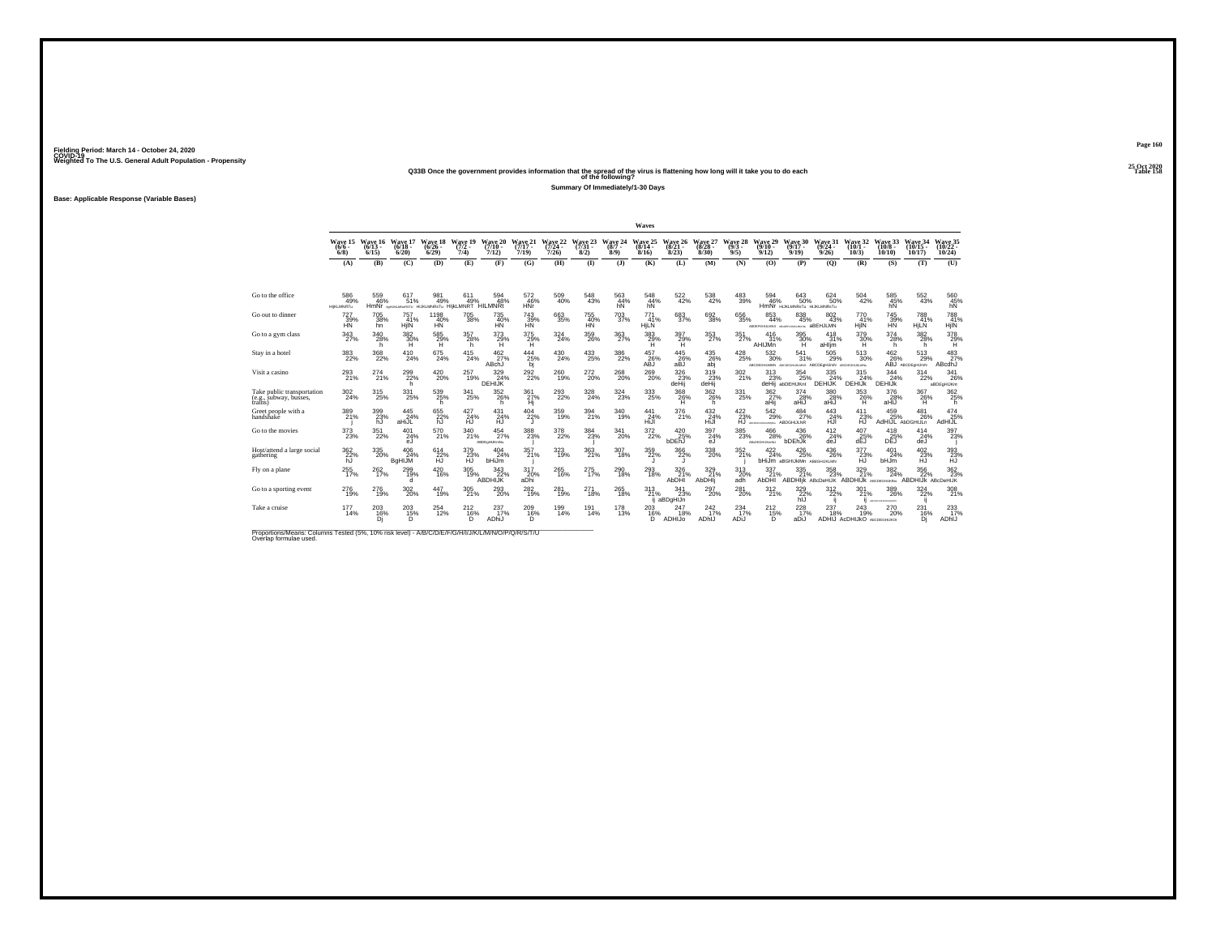Fielding Period: March 14 - October 24, 2020
COVID-19
Weighted To The U.S. General Adult Population - Propensity

25 Oct 2020
Table 158

Q33B Once the government provides information that the spread of the virus is flattening how long will it take you to do each of the following?

Summary Of Immediately/1-30 Days

Base: Applicable Response (Variable Bases)

| | Waves | | | | | | | | | | | | | | | | | | | | |
|---|---|---|---|---|---|---|---|---|---|---|---|---|---|---|---|---|---|---|---|---|---|
| | Wave 15 (6/6 - 6/8) | Wave 16 (6/13 - 6/15) | Wave 17 (6/18 - 6/20) | Wave 18 (6/26 - 6/29) | Wave 19 (7/2 - 7/4) | Wave 20 (7/10 - 7/12) | Wave 21 (7/17 - 7/19) | Wave 22 (7/24 - 7/26) | Wave 23 (7/31 - 8/2) | Wave 24 (8/7 - 8/9) | Wave 25 (8/14 - 8/16) | Wave 26 (8/21 - 8/23) | Wave 27 (8/28 - 8/30) | Wave 28 (9/3 - 9/5) | Wave 29 (9/10 - 9/12) | Wave 30 (9/17 - 9/19) | Wave 31 (9/24 - 9/26) | Wave 32 (10/1 - 10/3) | Wave 33 (10/8 - 10/10) | Wave 34 (10/15 - 10/17) | Wave 35 (10/22 - 10/24) |
| | (A) | (B) | (C) | (D) | (E) | (F) | (G) | (H) | (I) | (J) | (K) | (L) | (M) | (N) | (O) | (P) | (Q) | (R) | (S) | (T) | (U) |
| Go to the office | 586 49% HIjKLMNRTu | 559 46% HmNr | 617 51% hgHIJKLMNoRSTU | 981 49% HIJKLMNRsTu | 611 49% HIjKLMNRT | 594 48% HILMNRt | 572 46% HNr | 509 40% | 548 43% | 563 44% hN | 548 44% hN | 522 42% | 538 42% | 483 39% | 594 46% HmNr | 643 50% HIJKLMNRsTu | 624 50% HIJKLMNRsTu | 504 42% | 585 45% hN | 552 43% | 560 45% hN |
| Go out to dinner | 727 39% HN | 705 38% hn | 757 41% HjlN | 1198 40% HN | 705 38% | 735 40% HN | 743 39% HN | 663 35% | 755 40% HN | 703 37% | 771 41% HjLN | 683 37% | 692 38% | 656 35% | 853 44% ABDEFGHIJLMNS | 838 45% abcdEFGHIJLMNrSu | 802 43% aBEHJLMN | 770 41% HjlN | 745 39% HN | 788 41% HjLN | 788 41% HjlN |
| Go to a gym class | 343 27% | 340 28% h | 382 30% H | 585 29% H | 357 28% h | 373 29% H | 375 29% H | 324 24% | 359 26% | 363 27% | 383 29% H | 397 29% H | 353 27% | 351 27% | 416 31% AHIJMn | 395 30% H | 418 31% aHIjm | 379 30% H | 374 28% h | 382 28% h | 378 29% H |
| Stay in a hotel | 383 22% | 368 22% | 410 24% | 675 24% | 415 24% | 462 27% ABchJ | 444 25% bj | 430 24% | 433 25% | 386 22% | 457 26% ABJ | 445 26% aBJ | 435 26% abj | 428 25% | 532 30% ABCDEHIJkMN | 541 31% ABCDEGHIJKLMN | 505 29% ABCDEgHIJMN | 513 30% ABCDEGHIJKLMN | 462 26% ABJ | 513 29% ABCDEgHIJMN | 483 27% ABcdhJ |
| Visit a casino | 293 21% | 274 21% | 299 22% h | 420 20% | 257 19% | 329 24% DEHIJK | 292 22% | 260 19% | 272 20% | 268 20% | 269 20% | 326 23% deHij | 319 23% deHij | 302 21% | 313 23% deHij | 354 25% aDEHIJKnl | 335 24% DEHIJK | 315 24% DEHIJk | 344 24% DEHIJk | 314 22% | 341 26% aBDEgHIJKnl |
| Take public transportation (e.g., subway, busses, trains) | 302 24% | 315 25% | 331 25% | 539 25% h | 341 25% | 352 26% h | 361 27% Hj | 293 22% | 328 24% | 324 23% | 333 25% | 368 26% H | 362 26% h | 331 25% | 362 27% aHij | 374 28% aHiJ | 380 28% aHiJ | 353 26% H | 376 28% aHiJ | 367 26% H | 362 25% h |
| Greet people with a handshake | 389 21% j | 399 23% hJ | 445 24% aHiJL | 655 22% hJ | 427 24% HJ | 431 24% HJ | 404 22% J | 359 19% | 394 21% | 340 19% | 441 24% HiJl | 376 21% | 432 24% HiJl | 422 23% HJ | 542 29% ABCDEFGHIJKLMNQRU | 484 27% ABDGHIJLNR | 443 24% HJl | 411 23% HJ | 459 25% AdHIJL | 481 26% AbDGHIJLn | 474 25% AdHIJL |
| Go to the movies | 373 23% | 351 22% | 401 24% eJ | 570 21% | 340 21% | 454 27% ABDEgHIJkmNu | 388 23% j | 378 22% | 384 23% j | 341 20% | 372 22% | 420 25% bDEhJ | 397 24% eJ | 385 23% | 466 28% AbcDEGHIJKmNU | 436 26% bDEhJk | 412 24% deJ | 407 25% dEJ | 418 25% DEJ | 414 24% deJ | 397 23% j |
| Host/attend a large social gathering | 362 22% hJ | 335 20% | 406 24% BgHiJM | 614 22% HJ | 379 23% HJ | 404 24% bHiJm | 357 21% j | 323 19% | 363 21% | 307 18% | 359 22% J | 366 22% J | 338 20% | 352 21% j | 422 24% bHiJm | 426 25% aBGHiJkMn | 436 26% ABdGHIJKLMN | 377 23% HJ | 401 24% bHJm | 402 23% HJ | 393 23% HJ |
| Fly on a plane | 255 17% | 262 17% | 299 19% d | 420 16% | 305 19% | 343 22% ABDHIJK | 317 20% aDhi | 265 16% | 275 17% | 290 18% | 293 18% | 326 21% AbDHI | 329 21% AbDHij | 313 20% adh | 337 21% AbDHI | 335 21% ABDHIjk | 358 23% ABcDeHIJK | 329 21% ABDHIJk | 382 24% ABCDEHIJKNo | 356 22% ABDHIJk | 362 23% ABcDeHIJK |
| Go to a sporting event | 276 19% | 276 19% | 302 20% | 447 19% | 305 21% | 293 20% | 282 19% | 281 19% | 271 18% | 265 18% | 313 21% ij | 341 23% aBDgHIJn | 297 20% | 281 20% | 312 21% | 329 22% hIJ | 312 22% ij | 301 21% ij | 389 26% ABCDEFGHIJKMNOPQRT | 324 22% ij | 308 21% |
| Take a cruise | 177 14% | 203 16% Dj | 203 15% D | 254 12% | 212 16% D | 237 17% ADhiJ | 209 16% D | 199 14% | 191 14% | 178 13% | 203 16% D | 247 18% ADHIJo | 242 17% ADhiJ | 234 17% ADiJ | 212 15% D | 228 17% aDiJ | 237 18% ADHIJ | 243 19% AcDHIJkO | 270 20% ABCDEGHIJKNO | 231 16% Dj | 233 17% ADhIJ |

Proportions/Means: Columns Tested (5%, 10% risk level) - A/B/C/D/E/F/G/H/I/J/K/L/M/N/O/P/Q/R/S/T/U
Overlap formulae used.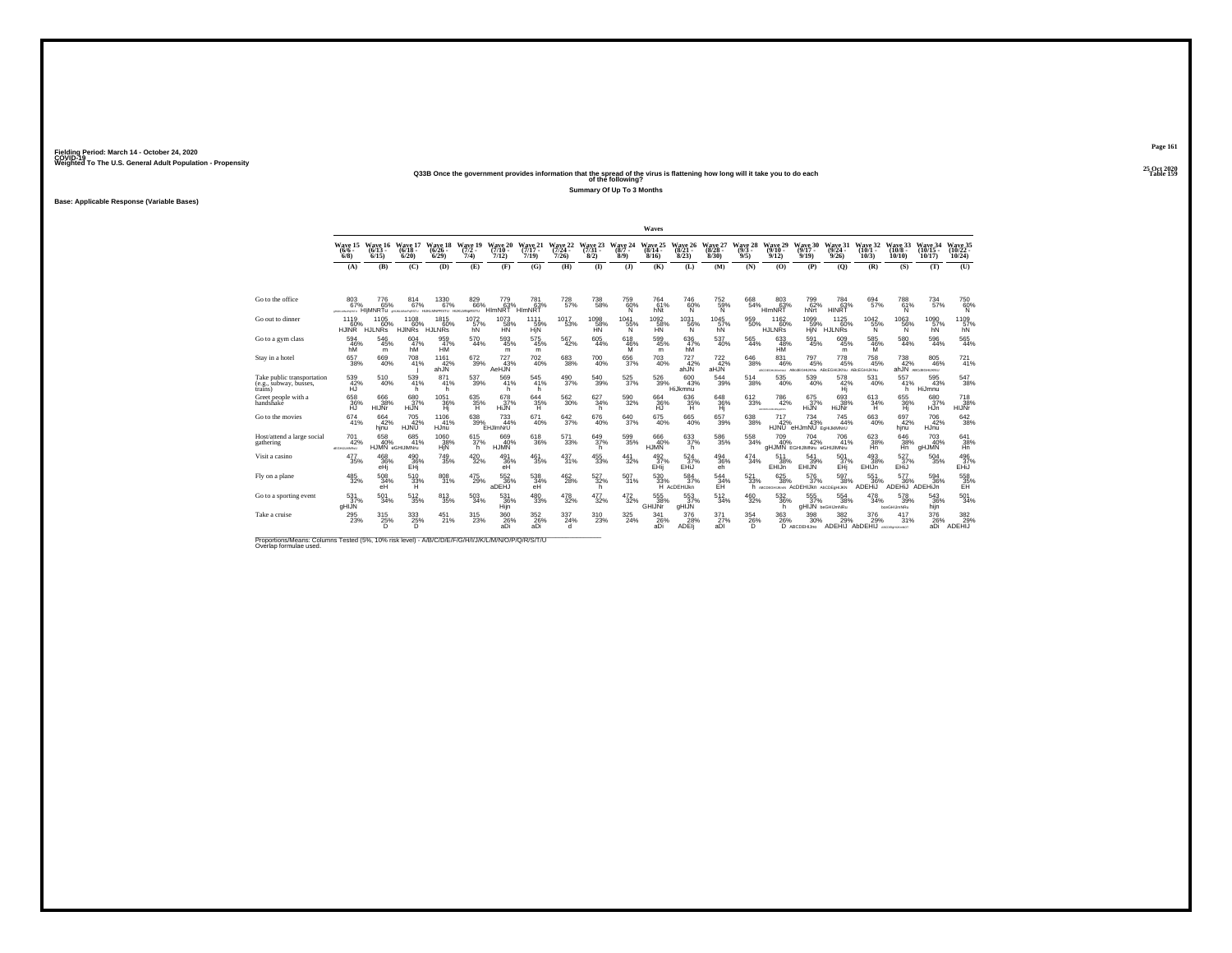Fielding Period: March 14 - October 24, 2020
COVID-19
Weighted To The U.S. General Adult Population - Propensity

25 Oct 2020
Table 159

**Q33B Once the government provides information that the spread of the virus is flattening how long will it take you to do each of the following?**

**Summary Of Up To 3 Months**

Base: Applicable Response (Variable Bases)

| | Wave 15 (6/6 - 6/8) | Wave 16 (6/13 - 6/15) | Wave 17 (6/18 - 6/20) | Wave 18 (6/26 - 6/29) | Wave 19 (7/2 - 7/4) | Wave 20 (7/10 - 7/12) | Wave 21 (7/17 - 7/19) | Wave 22 (7/24 - 7/26) | Wave 23 (7/31 - 8/2) | Wave 24 (8/7 - 8/9) | Wave 25 (8/14 - 8/16) | Wave 26 (8/21 - 8/23) | Wave 27 (8/28 - 8/30) | Wave 28 (9/3 - 9/5) | Wave 29 (9/10 - 9/12) | Wave 30 (9/17 - 9/19) | Wave 31 (9/24 - 9/26) | Wave 32 (10/1 - 10/3) | Wave 33 (10/8 - 10/10) | Wave 34 (10/15 - 10/17) | Wave 35 (10/22 - 10/24) |
|---|---|---|---|---|---|---|---|---|---|---|---|---|---|---|---|---|---|---|---|---|---|
| | (A) | (B) | (C) | (D) | (E) | (F) | (G) | (H) | (I) | (J) | (K) | (L) | (M) | (N) | (O) | (P) | (Q) | (R) | (S) | (T) | (U) |
| Go to the office | 803 67% | 776 65% HIjMNRTu | 814 67% | 1330 67% | 829 66% | 779 63% HImNRT | 781 63% HImNRT | 728 57% | 738 58% | 759 60% N | 764 61% hNt | 746 60% N | 752 59% N | 668 54% | 803 63% HImNRT | 799 62% hNrt | 784 63% HINRT | 694 57% | 788 61% N | 734 57% | 750 60% N |
| Go out to dinner | 1119 60% HJNR | 1105 60% HJLNRs | 1108 60% HJNRs | 1815 60% HJLNRs | 1072 57% hN | 1073 58% HN | 1111 59% HjN | 1017 53% | 1098 58% HN | 1041 55% N | 1092 58% HN | 1031 56% N | 1045 57% hN | 959 50% | 1162 60% HJLNRs | 1099 59% HjN | 1125 60% HJLNRs | 1042 55% N | 1063 56% N | 1090 57% hN | 1109 57% hN |
| Go to a gym class | 594 46% hM | 546 45% m | 604 47% hM | 959 47% HM | 570 44% | 593 45% m | 575 45% m | 567 42% | 605 44% | 618 46% M | 599 45% m | 636 47% hM | 537 40% | 565 44% | 633 48% HM | 591 45% | 609 45% m | 585 46% M | 580 44% | 596 44% | 565 44% |
| Stay in a hotel | 657 38% | 669 40% | 708 41% j | 1161 42% ahJN | 672 39% | 727 43% AeHJN | 702 40% | 683 38% | 700 40% | 656 37% | 703 40% | 727 42% ahJN | 722 42% aHJN | 646 38% | 831 46% | 797 45% | 778 45% | 758 45% | 738 42% ahJN | 805 46% | 721 41% |
| Take public transportation (e.g., subway, busses, trains) | 539 42% HJ | 510 40% | 539 41% h | 871 41% h | 537 39% | 569 41% h | 545 41% h | 490 37% | 540 39% | 525 37% | 526 39% | 600 43% HiJkmnu | 544 39% | 514 38% | 535 40% | 539 40% | 578 42% Hj | 531 40% | 557 41% h | 595 43% HiJmnu | 547 38% |
| Greet people with a handshake | 658 36% HJ | 666 38% HIJNr | 680 37% HIJN | 1051 36% Hj | 635 35% H | 678 37% HIJN | 644 35% H | 562 30% | 627 34% h | 590 32% | 664 36% HJ | 636 35% H | 648 36% Hj | 612 33% | 786 42% | 675 37% HIJN | 693 38% HIJNr | 613 34% H | 655 36% Hj | 680 37% HJn | 718 38% HIJNr |
| Go to the movies | 674 41% | 664 42% hjnu | 705 42% HJNU | 1106 41% HJnu | 638 39% | 733 44% EHJlmNrU | 671 40% | 642 37% | 676 40% | 640 37% | 675 40% | 665 40% | 657 39% | 638 38% | 717 42% HJNU | 734 43% eHJmNU | 745 44% EgHIJkMNrU | 663 40% | 697 42% hjnu | 706 42% HJnu | 642 38% |
| Host/attend a large social gathering | 701 42% | 658 40% HJMN | 685 41% eGHIJMNu | 1060 38% HjN | 615 37% h | 669 40% HJMN | 618 36% | 571 33% | 649 37% h | 599 35% | 666 40% HJMN | 633 37% h | 586 35% | 558 34% | 709 40% gHJMN | 704 42% EGHIJMNu | 706 41% eGHIJMNu | 623 38% Hn | 646 38% Hn | 703 40% gHJMN | 641 38% Hn |
| Visit a casino | 477 35% | 468 36% eHj | 490 36% EHj | 749 35% | 420 32% | 491 36% eH | 461 35% | 437 31% | 455 33% | 441 32% | 492 37% EHj | 524 37% EHIJ | 494 36% eh | 474 34% | 511 38% EHIJn | 541 39% EHIJN | 501 37% EHj | 493 38% EHIJn | 527 37% EHIJ | 504 35% | 496 37% EHIJ |
| Fly on a plane | 485 32% | 508 34% eH | 510 33% H | 808 31% | 475 29% | 552 36% aDEHJ | 538 34% eH | 462 28% | 527 32% h | 507 31% | 530 33% H | 584 37% AcDEHIJkn | 544 34% EH | 521 33% h | 625 38% | 576 37% AcDEHIJkn | 597 38% AbCDEgHIJKN | 551 36% ADEHIJ | 577 36% ADEHIJ | 594 36% ADEHIJn | 558 35% EH |
| Go to a sporting event | 531 37% gHIJN | 501 34% | 512 35% | 813 35% | 503 34% | 531 36% Hijn | 480 33% | 478 32% | 477 32% | 472 32% | 555 38% GHIJNr | 553 37% gHIJN | 512 34% | 460 32% | 532 36% h | 555 37% gHIJN | 554 38% beGHIJmNRu | 478 34% | 578 39% | 543 36% hijn | 501 34% |
| Take a cruise | 295 23% | 315 25% D | 333 25% D | 451 21% | 315 23% | 360 26% aDi | 352 26% aDi | 337 24% d | 310 23% | 325 24% | 341 26% aDi | 376 28% ADEIj | 371 27% aDi | 354 26% D | 363 26% D | 398 30% ABCDEHIJno | 382 29% ADEHIJ | 376 29% AbDEHIJ | 417 31% | 376 26% aDi | 382 29% ADEHIJ |

Proportions/Means: Columns Tested (5%, 10% risk level) - A/B/C/D/E/F/G/H/I/J/K/L/M/N/O/P/Q/R/S/T/U
Overlap formulae used.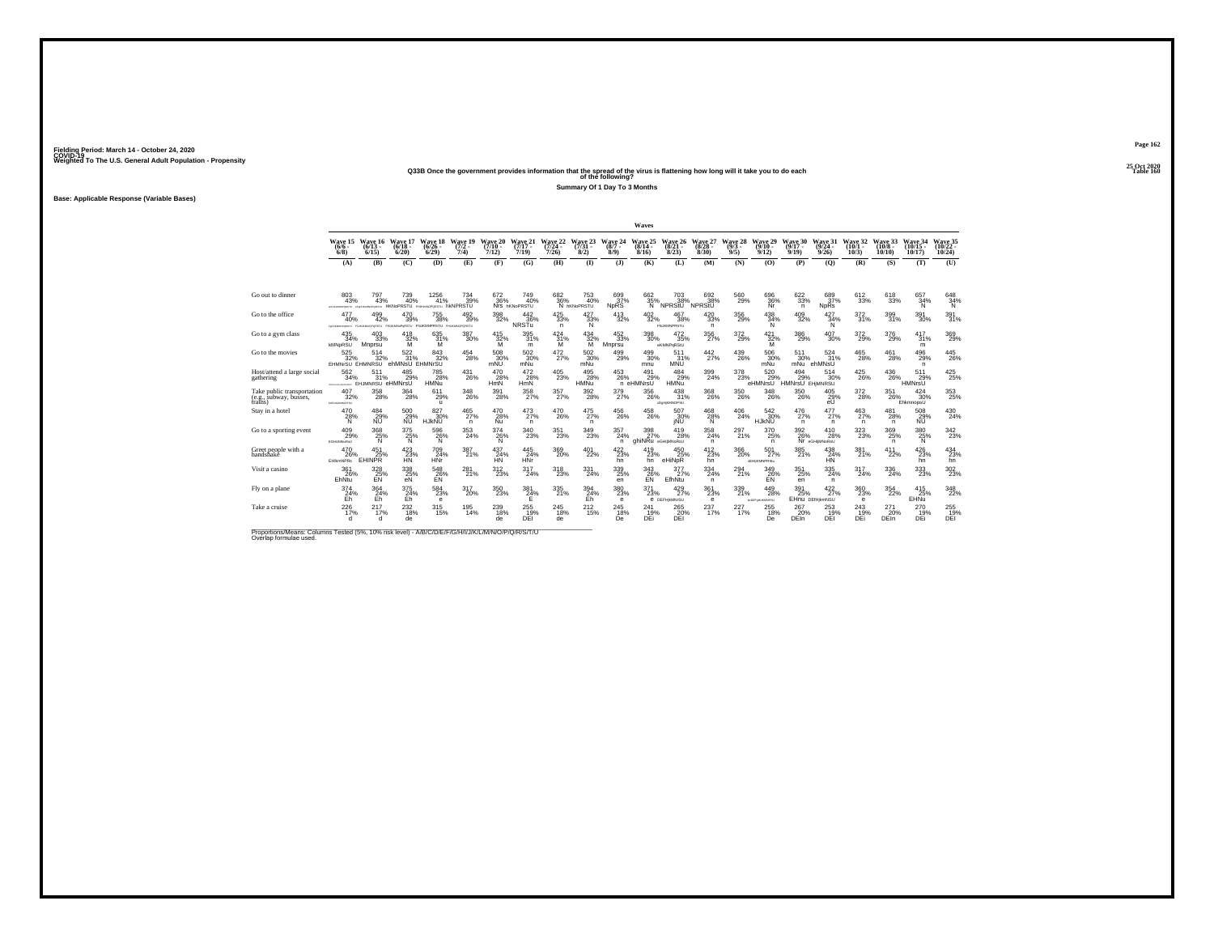Fielding Period: March 14 - October 24, 2020
COVID-19
Weighted To The U.S. General Adult Population - Propensity

25 Oct 2020
Table 160

**Q33B Once the government provides information that the spread of the virus is flattening how long will it take you to do each of the following?**

**Summary Of 1 Day To 3 Months**

**Base: Applicable Response (Variable Bases)**

| | Wave 15 (6/6 - 6/8) | Wave 16 (6/13 - 6/15) | Wave 17 (6/18 - 6/20) | Wave 18 (6/26 - 6/29) | Wave 19 (7/2 - 7/4) | Wave 20 (7/10 - 7/12) | Wave 21 (7/17 - 7/19) | Wave 22 (7/24 - 7/26) | Wave 23 (7/31 - 8/2) | Wave 24 (8/7 - 8/9) | Wave 25 (8/14 - 8/16) | Wave 26 (8/21 - 8/23) | Wave 27 (8/28 - 8/30) | Wave 28 (9/3 - 9/5) | Wave 29 (9/10 - 9/12) | Wave 30 (9/17 - 9/19) | Wave 31 (9/24 - 9/26) | Wave 32 (10/1 - 10/3) | Wave 33 (10/8 - 10/10) | Wave 34 (10/15 - 10/17) | Wave 35 (10/22 - 10/24) |
|---|---|---|---|---|---|---|---|---|---|---|---|---|---|---|---|---|---|---|---|---|---|
| | (A) | (B) | (C) | (D) | (E) | (F) | (G) | (H) | (I) | (J) | (K) | (L) | (M) | (N) | (O) | (P) | (Q) | (R) | (S) | (T) | (U) |
| Go out to dinner | 803 43% | 797 43% | 739 40% hKNoPRSTU | 1256 41% | 734 39% hkNPRSTU | 672 36% NrS | 749 40% hKNoPRSTU | 682 36% N | 753 40% hKNoPRSTU | 699 37% NpRS | 662 35% N | 703 38% NPRStU | 692 38% NPRStU | 560 29% | 696 36% Nr | 622 33% n | 689 37% NpRs | 612 33% | 618 33% | 657 34% N | 648 34% N |
| Go to the office | 477 40% | 499 42% | 470 39% | 755 38% | 492 39% | 398 32% | 442 36% NRSTu | 425 33% n | 427 33% N | 413 32% | 402 32% | 467 38% | 420 33% n | 356 29% | 438 34% N | 409 32% | 427 34% N | 372 31% | 399 31% | 391 30% | 391 31% |
| Go to a gym class | 435 34% kMNpRSU | 403 33% Mnprsu | 418 32% M | 635 31% M | 387 30% | 415 32% M | 395 31% m | 424 31% M | 434 32% M | 452 33% Mnprsu | 398 30% | 472 35% eKMNPqRStU | 356 27% | 372 29% | 421 32% M | 386 29% | 407 30% | 372 29% | 376 29% | 417 31% m | 369 29% |
| Go to the movies | 525 32% EHMNrSU | 514 32% EHMNRSU | 522 31% ehMNsU | 843 32% EHMNrSU | 454 28% | 508 30% mNU | 502 30% mNu | 472 27% | 502 30% mNu | 499 29% | 499 30% mnu | 511 31% MNU | 442 27% | 439 26% | 506 30% mNu | 511 30% mNu | 524 31% ehMNsU | 465 28% | 461 28% | 496 29% n | 445 26% |
| Host/attend a large social gathering | 562 34% | 511 31% EHJMNRSU | 485 29% eHMNrsU | 785 28% HMNu | 431 26% | 470 28% HmN | 472 28% HmN | 405 23% | 495 28% HMNu | 453 26% n | 491 29% eHMNrsU | 484 29% HMNu | 399 24% | 378 23% | 520 29% eHMNrsU | 494 29% HMNrsU | 514 30% EHjMNRSU | 425 26% | 436 26% | 511 29% HMNrsU | 425 25% |
| Take public transportation (e.g., subway, busses, trains) | 407 32% | 358 28% | 364 28% | 611 29% u | 348 26% | 391 28% | 358 27% | 357 27% | 392 28% | 379 27% | 356 26% | 438 31% | 368 26% | 350 26% | 348 26% | 350 26% | 405 29% eU | 372 28% | 351 26% | 424 30% | 353 25% |
| Stay in a hotel | 470 28% N | 484 29% NU | 500 29% NU | 827 30% HJkNU | 465 27% n | 470 28% Nu | 473 27% n | 470 26% | 475 27% n | 456 26% | 458 26% | 507 30% jNU | 468 28% N | 406 24% | 542 30% HJkNU | 476 27% n | 477 27% n | 463 27% n | 481 28% n | 508 29% NU | 430 24% |
| Go to a sporting event | 409 29% | 368 25% N | 375 25% N | 596 26% N | 353 24% | 374 26% N | 340 23% | 351 23% | 349 23% | 357 24% n | 398 27% ghiNRu | 419 28% | 358 24% n | 297 21% | 370 25% n | 392 26% Nr | 410 28% | 323 23% | 369 25% n | 380 25% N | 342 23% |
| Greet people with a handshake | 470 26% EHIkmNPRu | 451 25% EHINPR | 423 23% HN | 709 24% HNr | 387 21% | 437 24% HN | 445 24% HNr | 369 20% | 401 22% | 422 23% hn | 419 23% hn | 450 25% eHiNpR | 412 23% hn | 366 20% | 501 27% | 385 21% | 438 24% HN | 381 21% | 411 22% | 426 23% hn | 434 23% hn |
| Visit a casino | 361 26% EhNtu | 328 25% EN | 338 25% eN | 548 26% EN | 281 21% | 312 23% | 317 24% | 318 23% | 331 24% | 339 25% en | 343 26% EN | 377 27% EfhNtu | 334 24% n | 294 21% | 349 26% EN | 351 25% en | 335 24% n | 317 24% | 336 24% | 333 23% | 302 23% |
| Fly on a plane | 374 24% Eh | 364 24% Eh | 375 24% Eh | 584 23% e | 317 20% | 350 23% | 381 24% E | 335 21% | 394 24% Eh | 380 23% e | 371 23% e | 429 27% | 361 23% e | 339 21% | 449 28% | 391 25% EHnu | 422 27% | 360 23% e | 354 22% | 415 25% EHNu | 348 22% |
| Take a cruise | 226 17% d | 217 17% d | 232 18% de | 315 15% | 195 14% | 239 18% de | 255 19% DEI | 245 18% de | 212 15% | 245 18% De | 241 19% DEi | 265 20% DEI | 237 17% | 227 17% | 255 18% De | 267 20% DEIn | 253 19% DEI | 243 19% DEi | 271 20% DEIn | 270 19% DEi | 255 19% DEI |

Proportions/Means: Columns Tested (5%, 10% risk level) - A/B/C/D/E/F/G/H/I/J/K/L/M/N/O/P/Q/R/S/T/U
Overlap formulae used.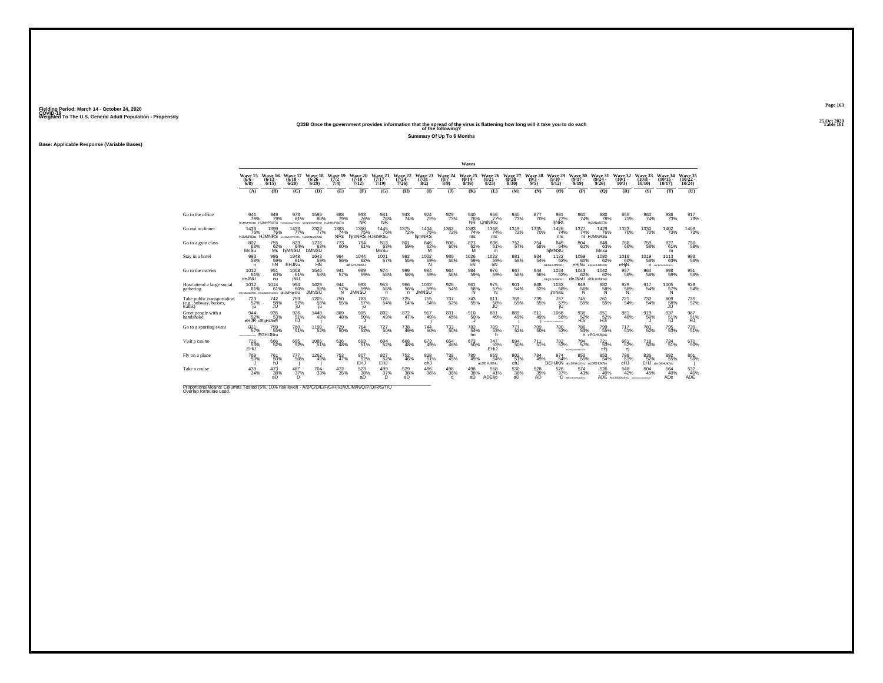Fielding Period: March 14 - October 24, 2020
COVID-19
Weighted To The U.S. General Adult Population - Propensity

25 Oct 2020
Table 161

**Q33B Once the government provides information that the spread of the virus is flattening how long will it take you to do each of the following?**

**Summary Of Up To 6 Months**

Base: Applicable Response (Variable Bases)

| | Waves | | | | | | | | | | | | | | | | | | | | |
|---|---|---|---|---|---|---|---|---|---|---|---|---|---|---|---|---|---|---|---|---|---|
| | Wave 15 (6/6 - 6/8) | Wave 16 (6/13 - 6/15) | Wave 17 (6/18 - 6/20) | Wave 18 (6/26 - 6/29) | Wave 19 (7/2 - 7/4) | Wave 20 (7/10 - 7/12) | Wave 21 (7/17 - 7/19) | Wave 22 (7/24 - 7/26) | Wave 23 (7/31 - 8/2) | Wave 24 (8/7 - 8/9) | Wave 25 (8/14 - 8/16) | Wave 26 (8/21 - 8/23) | Wave 27 (8/28 - 8/30) | Wave 28 (9/3 - 9/5) | Wave 29 (9/10 - 9/12) | Wave 30 (9/17 - 9/19) | Wave 31 (9/24 - 9/26) | Wave 32 (10/1 - 10/3) | Wave 33 (10/8 - 10/10) | Wave 34 (10/15 - 10/17) | Wave 35 (10/22 - 10/24) |
| | (A) | (B) | (C) | (D) | (E) | (F) | (G) | (H) | (I) | (J) | (K) | (L) | (M) | (N) | (O) | (P) | (Q) | (R) | (S) | (T) | (U) |
| Go to the office | 941 79% HIJMNPRSTU | 949 79% HIJMNPRSTU | 973 81% FGHIJKMNoPRSTU | 1595 80% fgHIJKMNPRSTU | 988 79% HIJkMNPRSTU | 933 76% NR | 941 76% NR | 943 74% | 924 72% | 925 73% | 940 76% NR | 956 77% IJmNRtu | 940 73% | 877 70% | 981 77% ijNRt | 960 74% | 980 78% HIJMNpRSTU | 855 71% | 960 74% | 936 73% | 917 73% |
| Go out to dinner | 1433 76% HJMNRSu | 1399 76% HJMNRS | 1433 77% eHJMNOPRSTU | 2322 77% HJMNopRSU | 1383 74% NRs | 1390 75% hjmNRS | 1445 76% HJMNRSu | 1375 72% | 1434 75% hjmNRS | 1362 72% | 1383 74% nrs | 1368 74% nrs | 1319 72% | 1335 70% | 1426 74% nrs | 1377 74% nr | 1429 76% HJMNRSu | 1323 70% | 1330 70% | 1402 73% | 1409 73% |
| Go to a gym class | 807 63% MnSu | 755 62% Ms | 823 64% hjMNSU | 1276 63% hMNSU | 773 60% | 794 61% | 813 63% MnSu | 801 59% | 846 62% M | 808 60% | 827 62% M | 836 61% m | 752 57% | 754 58% | 849 64% hjMNSU | 804 61% | 848 63% Mnsu | 768 60% | 759 58% | 827 61% m | 750 58% |
| Stay in a hotel | 993 58% n | 986 59% hN | 1048 61% EHJNu | 1643 59% HN | 964 56% | 1044 62% aEGHJmNU | 1001 57% | 992 55% | 1022 59% N | 980 56% | 1026 59% hN | 1022 59% hN | 981 58% | 934 54% | 1122 62% AEGHIJMNsU | 1059 60% eHjNu | 1080 62% aEGHIJMNsU | 1016 60% eHjN | 1019 58% n | 1113 63% AbEGHIJkMNSU | 993 56% |
| Go to the movies | 1012 61% deJNU | 951 60% nu | 1008 61% jNU | 1546 58% | 941 57% | 989 59% | 974 58% | 999 58% | 984 59% | 964 56% | 984 59% | 976 59% | 967 58% | 944 56% | 1054 62% DEgHJmNRSU | 1043 62% deJNsU | 1042 62% dEhJmNrsU | 957 58% | 964 58% | 998 59% | 951 56% |
| Host/attend a large social gathering | 1012 61% eGHJMNpRSU | 1014 61% EGHIJkMNPqRSU | 994 60% ghJMNprSU | 1629 59% JMNSU | 944 57% N | 993 59% JMNSU | 953 56% n | 966 56% n | 1032 59% JMNSU | 926 54% | 961 58% N | 975 57% N | 901 54% | 848 52% | 1032 58% jmNsu | 949 56% N | 982 58% N | 929 56% N | 917 54% | 1005 57% N | 928 54% |
| Take public transportation (e.g., subway, busses, trains) | 723 57% ju | 742 58% JU | 753 57% jU | 1205 56% ju | 750 55% | 783 57% ju | 726 54% | 725 54% | 755 54% | 737 52% | 743 55% | 811 58% JU | 769 55% | 739 55% | 757 57% jU | 745 55% | 761 55% | 721 54% | 730 54% | 809 58% JU | 735 52% |
| Greet people with a handshake | 944 52% eHJR | 935 53% dEgHIJlnR | 926 51% hJ | 1448 49% j | 869 48% | 905 50% J | 892 49% | 872 47% | 917 49% j | 831 45% | 910 50% J | 881 49% | 889 49% I | 911 49% j | 1066 56% AbCDEFGHIJKLMNPRSTU | 936 52% HJr | 951 52% HJr | 861 48% | 919 50% J | 937 51% hJ | 967 51% HJ |
| Go to a sporting event | 821 57% DEFGHIJKMNOpQRSU | 799 55% EGHIJNru | 760 51% | 1198 52% | 729 50% | 764 52% | 727 50% | 738 49% | 744 50% | 733 50% | 782 54% hn | 789 53% h | 777 52% | 709 50% | 780 52% | 788 53% h | 799 55% cEGHIJNru | 717 51% | 783 52% | 795 53% | 739 51% |
| Visit a casino | 726 53% EHiJ | 666 52% | 695 52% | 1085 51% | 636 48% | 693 51% | 694 52% | 668 48% | 673 49% | 654 48% | 673 50% | 747 53% EHiJ | 694 50% | 711 51% | 702 52% | 794 57% BcdEfgHIJkMnoRsTU | 721 53% ehj | 681 52% ej | 718 50% | 734 51% | 670 50% |
| Fly on a plane | 769 50% J | 761 50% hJ | 777 50% j | 1262 49% j | 753 47% | 807 52% EHJ | 827 52% EHJ | 752 46% | 828 51% ehJ | 739 45% | 780 49% | 859 54% acDEHIJKNu | 802 51% ehJ | 784 49% | 874 54% DEHJKN | 852 55% abcDEHIJKNu | 853 54% acDEHJKNu | 788 51% eHJ | 836 52% EHJ | 892 55% abcDEHiJKNU | 801 50% j |
| Take a cruise | 439 34% | 473 38% aD | 487 37% D | 704 33% | 472 35% | 523 38% aD | 499 37% D | 529 38% aD | 496 36% | 498 36% d | 498 38% aD | 558 41% ADEIjo | 530 38% aD | 528 39% AD | 526 37% D | 574 43% AbCDEfGHIJkMnO | 526 40% ADE | 548 42% AbCDEGhIJnO | 604 45% AbCDEFGHIJKLMNOQ | 564 40% ADe | 532 40% ADE |

Proportions/Means: Columns Tested (5%, 10% risk level) - A/B/C/D/E/F/G/H/I/J/K/L/M/N/O/P/Q/R/S/T/U
Overlap formulae used.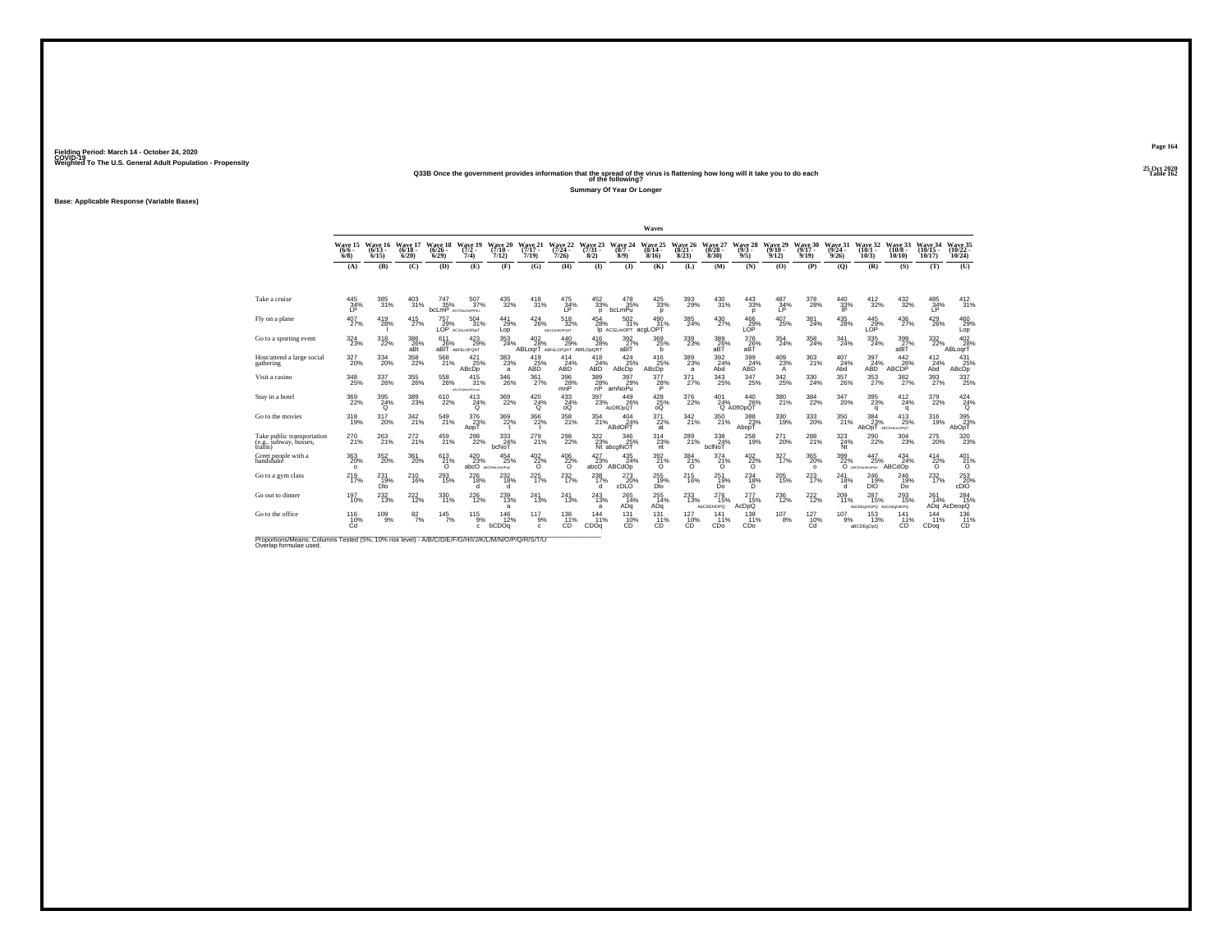Fielding Period: March 14 - October 24, 2020
COVID-19
Weighted To The U.S. General Adult Population - Propensity

25 Oct 2020
Table 162

## Q33B Once the government provides information that the spread of the virus is flattening how long will it take you to do each of the following?

Summary Of Year Or Longer

Base: Applicable Response (Variable Bases)

| | Waves | | | | | | | | | | | | | | | | | | | | |
|---|---|---|---|---|---|---|---|---|---|---|---|---|---|---|---|---|---|---|---|---|---|
| | Wave 15 (6/6 - 6/8) | Wave 16 (6/13 - 6/15) | Wave 17 (6/18 - 6/20) | Wave 18 (6/26 - 6/29) | Wave 19 (7/2 - 7/4) | Wave 20 (7/10 - 7/12) | Wave 21 (7/17 - 7/19) | Wave 22 (7/24 - 7/26) | Wave 23 (7/31 - 8/2) | Wave 24 (8/7 - 8/9) | Wave 25 (8/14 - 8/16) | Wave 26 (8/21 - 8/23) | Wave 27 (8/28 - 8/30) | Wave 28 (9/3 - 9/5) | Wave 29 (9/10 - 9/12) | Wave 30 (9/17 - 9/19) | Wave 31 (9/24 - 9/26) | Wave 32 (10/1 - 10/3) | Wave 33 (10/8 - 10/10) | Wave 34 (10/15 - 10/17) | Wave 35 (10/22 - 10/24) |
| | (A) | (B) | (C) | (D) | (E) | (F) | (G) | (H) | (I) | (J) | (K) | (L) | (M) | (N) | (O) | (P) | (Q) | (R) | (S) | (T) | (U) |
| Take a cruise | 445 34% LP | 385 31% | 403 31% | 747 35% bcLmP | 507 37% BCFGILmnPRSU | 435 32% | 418 31% | 475 34% LP | 452 33% p | 478 35% bcLmPu | 425 33% P | 393 29% | 430 31% | 443 33% p | 487 34% LP | 378 28% | 440 33% lP | 412 32% | 432 32% | 485 34% LP | 412 31% |
| Fly on a plane | 407 27% | 419 28% | 415 27% | 757 29% LOP | 504 31% ACGLnOPqT | 441 29% Lop | 424 26% | 518 32% ABCGLMOPQST | 454 28% lp | 502 31% ACGLmOPT | 490 31% acgLOPT | 385 24% | 430 27% | 466 29% LOP | 407 25% | 381 24% | 435 28% | 445 29% LOP | 436 27% | 429 26% | 460 29% Lop |
| Go to a sporting event | 324 23% | 318 22% | 386 26% aBt | 611 26% aBlT | 423 29% ABFILOPQRT | 353 24% | 402 28% ABLoqrT | 440 29% ABFILOPQRT | 416 28% ABflOpQRT | 392 27% aBlT | 369 25% b | 339 23% | 389 26% aBT | 376 26% aBT | 354 24% | 358 24% | 341 24% | 335 24% | 399 27% aBlT | 332 22% | 402 28% ABLoqrT |
| Host/attend a large social gathering | 327 20% | 334 20% | 358 22% | 568 21% | 421 25% ABcDp | 383 23% a | 419 25% ABD | 414 24% ABD | 418 24% ABD | 424 25% ABcDp | 416 25% ABcDp | 389 23% a | 392 24% Abd | 399 24% ABD | 409 23% A | 363 21% | 407 24% Abd | 397 24% ABD | 442 26% ABCDP | 412 24% Abd | 431 25% ABcDp |
| Visit a casino | 348 25% | 337 26% | 355 26% | 558 26% | 415 31% ABCDFgilMNOPQrsuu | 346 26% | 361 27% | 396 28% mnP | 389 28% nP | 397 29% amNoPu | 377 28% P | 371 27% | 343 25% | 347 25% | 342 25% | 330 24% | 357 26% | 353 27% | 382 27% | 393 27% | 337 25% |
| Stay in a hotel | 369 22% | 395 24% Q | 389 23% | 610 22% | 413 24% Q | 369 22% | 420 24% Q | 433 24% oQ | 397 23% | 449 26% AcDflOpQT | 428 25% oQ | 376 22% | 401 24% Q | 440 26% ADflOpQT | 380 21% | 384 22% | 347 20% | 395 23% q | 412 24% q | 379 22% | 424 24% Q |
| Go to the movies | 318 19% | 317 20% | 342 21% | 549 21% | 376 23% AopT | 369 22% t | 366 22% t | 358 21% | 354 21% | 404 24% ABdOPT | 371 22% at | 342 21% | 350 21% | 388 23% AbopT | 330 19% | 333 20% | 350 21% | 384 23% AbOpT | 413 25% ABCDHiLmOPQT | 316 19% | 395 23% AbOpT |
| Take public transportation (e.g., subway, busses, trains) | 270 21% | 263 21% | 272 21% | 459 21% | 298 22% | 333 24% bcNoT | 279 21% | 298 22% | 322 23% Nt | 346 25% abcglNOT | 314 23% nt | 289 21% | 338 24% bclNoT | 258 19% | 271 20% | 288 21% | 323 24% Nt | 290 22% | 304 23% | 275 20% | 320 23% |
| Greet people with a handshake | 363 20% o | 352 20% | 361 20% | 613 21% O | 420 23% abcO | 454 25% ABCDHmLMnOPqt | 402 22% O | 406 22% O | 427 23% abcO | 435 24% ABCdOp | 392 21% O | 384 21% O | 374 21% O | 402 22% O | 327 17% | 365 20% o | 399 22% O | 447 25% ABCDHiLMnOPqt | 434 24% ABCdOp | 414 22% O | 401 21% O |
| Go to a gym class | 219 17% | 231 19% Dlo | 210 16% | 293 15% | 226 18% d | 232 18% d | 225 17% | 232 17% | 238 17% d | 273 20% cDLO | 255 19% Dlo | 215 16% | 251 19% Do | 234 18% D | 205 15% | 223 17% | 241 18% d | 246 19% DlO | 246 19% Do | 232 17% | 253 20% cDlO |
| Go out to dinner | 197 10% | 232 13% | 222 12% | 330 11% | 226 12% | 239 13% a | 241 13% | 241 13% | 243 13% a | 265 14% ADq | 255 14% ADq | 233 13% | 276 15% AbCDEfdOPQ | 277 15% AcDpQ | 236 12% | 222 12% | 209 11% | 287 15% AbCDEgHiOPQ | 293 15% AbCDEgHiOPQ | 261 14% ADq | 284 15% AcDeopQ |
| Go to the office | 116 10% Cd | 109 9% | 82 7% | 145 7% | 115 9% c | 146 12% bCDOq | 117 9% c | 138 11% CD | 144 11% CDOq | 131 10% CD | 131 11% CD | 127 10% CD | 141 11% CDo | 138 11% CDo | 107 8% | 127 10% Cd | 107 9% | 153 13% aBCDEgOpQ | 141 11% CD | 144 11% CDoq | 136 11% CD |

Proportions/Means: Columns Tested (5%, 10% risk level) - A/B/C/D/E/F/G/H/I/J/K/L/M/N/O/P/Q/R/S/T/U
Overlap formulae used.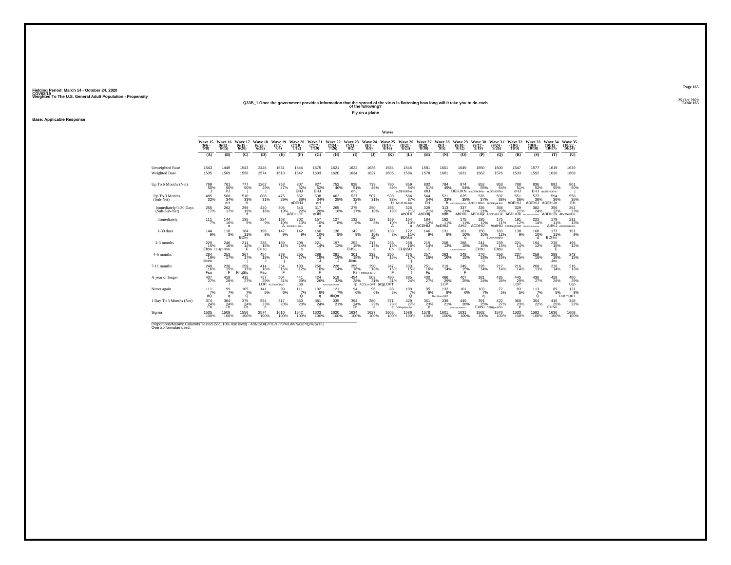Fielding Period: March 14 - October 24, 2020
COVID-19
Weighted To The U.S. General Adult Population - Propensity

25 Oct 2020
Table 163

**Q33B_1 Once the government provides information that the spread of the virus is flattening how long will it take you to do each of the following?**

**Fly on a plane**

**Base: Applicable Response**

| | Wave 15 (6/6 - 6/8) | Wave 16 (6/13 - 6/15) | Wave 17 (6/18 - 6/20) | Wave 18 (6/26 - 6/29) | Wave 19 (7/2 - 7/4) | Wave 20 (7/10 - 7/12) | Wave 21 (7/17 - 7/19) | Wave 22 (7/24 - 7/26) | Wave 23 (7/31 - 8/2) | Wave 24 (8/7 - 8/9) | Wave 25 (8/14 - 8/16) | Wave 26 (8/21 - 8/23) | Wave 27 (8/28 - 8/30) | Wave 28 (9/3 - 9/5) | Wave 29 (9/10 - 9/12) | Wave 30 (9/17 - 9/19) | Wave 31 (9/24 - 9/26) | Wave 32 (10/1 - 10/3) | Wave 33 (10/8 - 10/10) | Wave 34 (10/15 - 10/17) | Wave 35 (10/22 - 10/24) |
|---|---|---|---|---|---|---|---|---|---|---|---|---|---|---|---|---|---|---|---|---|---|
| | (A) | (B) | (C) | (D) | (E) | (F) | (G) | (H) | (I) | (J) | (K) | (L) | (M) | (N) | (O) | (P) | (Q) | (R) | (S) | (T) | (U) |
| Unweighted Base | 1543 | 1449 | 1543 | 2446 | 1631 | 1544 | 1575 | 1621 | 1622 | 1636 | 1584 | 1545 | 1581 | 1601 | 1649 | 1550 | 1600 | 1547 | 1577 | 1619 | 1629 |
| Weighted Base | 1535 | 1509 | 1556 | 2574 | 1610 | 1542 | 1603 | 1620 | 1634 | 1627 | 1605 | 1586 | 1578 | 1601 | 1631 | 1562 | 1576 | 1533 | 1592 | 1636 | 1608 |
| Up To 6 Months (Net) | 769 50% J | 761 50% hJ | 777 50% j | 1262 49% j | 753 47% | 807 52% EHJ | 827 52% EHJ | 752 46% | 828 51% ehJ | 739 45% | 780 49% | 859 54% acDEHJKNu | 802 51% ehJ | 784 49% | 874 54% DEHJKN | 852 55% abcDEHiJKNu | 853 54% acDEHJKNu | 788 51% eHJ | 836 52% EHJ | 892 55% abcDEHiJKNU | 801 50% j |
| Up To 3 Months (Sub-Net) | 485 32% | 508 34% eH | 510 33% H | 808 31% | 475 29% | 552 36% aDEHJ | 538 34% eH | 462 28% | 527 32% h | 507 31% | 530 33% H | 584 37% AcDEHIJkn | 544 34% EH | 521 33% h | 625 38% ABCDEHIJKmN | 576 37% AcDEHIJkn | 597 38% ABCDEgHIJKN | 551 36% ADEHiJ | 577 36% ADEHiJ | 594 36% ADEHiJn | 558 35% EH |
| Immediately/1-30 Days (Sub-Sub-Net) | 255 17% | 262 17% | 299 19% d | 420 16% | 305 19% | 343 22% ABDHIJK | 317 20% aDhi | 265 16% | 275 17% | 290 18% | 293 18% | 326 21% AbDHI | 329 21% AbDHIj | 313 20% adh | 337 21% AbDHI | 335 21% ABDHIjk | 358 23% ABcDeHIJK | 329 21% ABDHIJK | 382 24% ABCDEGHIJKNo | 356 22% ABDHIJK | 362 23% ABcDeHIJK |
| Immediately | 111 7% | 144 10% a | 135 9% | 224 9% | 158 10% A | 202 13% ABCDEGHIJKL | 157 10% a | 127 8% | 132 8% | 127 8% | 159 10% A | 154 10% a | 184 12% ACDHIJ | 182 11% AcDHIJ | 175 11% AHIJ | 185 12% ACDHIJ | 175 11% AcdHIJ | 191 12% ABCDegHIJkl | 222 14% ABCDEGHIJKLmp | 179 11% AdHIJ | 211 13% ABCDEGHIJKL |
| 1-30 days | 144 9% | 118 8% | 164 11% BDkn | 196 8% | 147 9% | 142 9% | 160 10% d | 138 9% | 142 9% | 163 10% bD | 133 8% | 172 11% BDhkn | 146 9% | 131 8% | 161 10% d | 150 10% | 183 12% BDeHIKmNr | 138 9% | 160 10% d | 177 11% BDhkn | 151 9% |
| 2-3 months | 229 15% Ehsu | 246 16% cEHjmNSU | 211 14% E | 388 15% EHsu | 169 11% | 208 14% e | 221 14% E | 197 12% | 252 15% EHSU | 217 13% e | 238 15% Eh | 258 16% EHjnSU | 215 14% E | 208 13% | 288 18% CdEFGHIJkMN-SU | 241 15% EHsu | 239 15% Ehsu | 221 14% E | 194 12% | 238 15% E | 196 12% |
| 4-6 months | 284 18% Jkoru | 253 17% | 267 17% j | 454 18% J | 279 17% j | 256 17% | 289 18% J | 291 18% J | 301 18% Jkoru | 232 14% | 250 16% | 275 17% j | 257 16% | 263 16% | 249 15% | 276 18% J | 256 16% | 237 15% | 259 16% | 298 18% Jou | 243 15% |
| 7-11 months | 249 16% Fsu | 230 15% F | 259 17% FnqStu | 414 16% Fsu | 254 16% F | 183 12% | 250 16% F | 228 14% | 259 16% Fs | 290 18% FHNpQRSTU | 247 15% F | 233 15% f | 251 16% Fs | 219 14% | 249 15% F | 226 14% | 217 14% | 216 14% | 208 13% | 226 14% | 216 13% |
| A year or longer | 407 27% | 419 28% l | 415 27% | 757 29% LOP | 504 31% ACGLnOPqT | 441 29% Lop | 424 26% | 518 32% ABCGLMOPQST | 454 28% lp | 502 31% ACGLmOPT | 490 31% acgLOPT | 385 24% | 430 27% | 466 29% LOP | 407 25% | 381 24% | 435 28% | 445 29% LOP | 436 27% | 429 26% | 460 29% Lop |
| Never again | 111 7% dQ | 99 7% q | 105 7% Q | 141 5% | 99 6% | 111 7% Q | 102 6% q | 121 7% dkQrt | 94 6% | 96 6% | 88 5% | 109 7% Q | 95 6% | 132 8% DeIJKmoQRT | 101 6% | 103 7% q | 72 5% | 83 5% | 113 7% Q | 89 5% | 131 8% DIjKmQRT |
| 1 Day To 3 Months (Net) | 374 24% Eh | 364 24% Eh | 375 24% Eh | 584 23% e | 317 20% | 350 23% | 381 24% E | 335 21% | 394 24% Eh | 380 23% e | 371 23% e | 429 27% DEFHjkMNSU | 361 23% e | 339 21% | 449 28% bcDEFgHIJKMNSTU | 391 25% EHnu | 422 27% DEfHjkmNSU | 360 23% e | 354 22% | 415 25% EHNu | 348 22% |
| Sigma | 1535 100% | 1509 100% | 1556 100% | 2574 100% | 1610 100% | 1542 100% | 1603 100% | 1620 100% | 1634 100% | 1627 100% | 1605 100% | 1586 100% | 1578 100% | 1601 100% | 1631 100% | 1562 100% | 1576 100% | 1533 100% | 1592 100% | 1636 100% | 1608 100% |

Proportions/Means: Columns Tested (5%, 10% risk level) - A/B/C/D/E/F/G/H/I/J/K/L/M/N/O/P/Q/R/S/T/U
Overlap formulae used.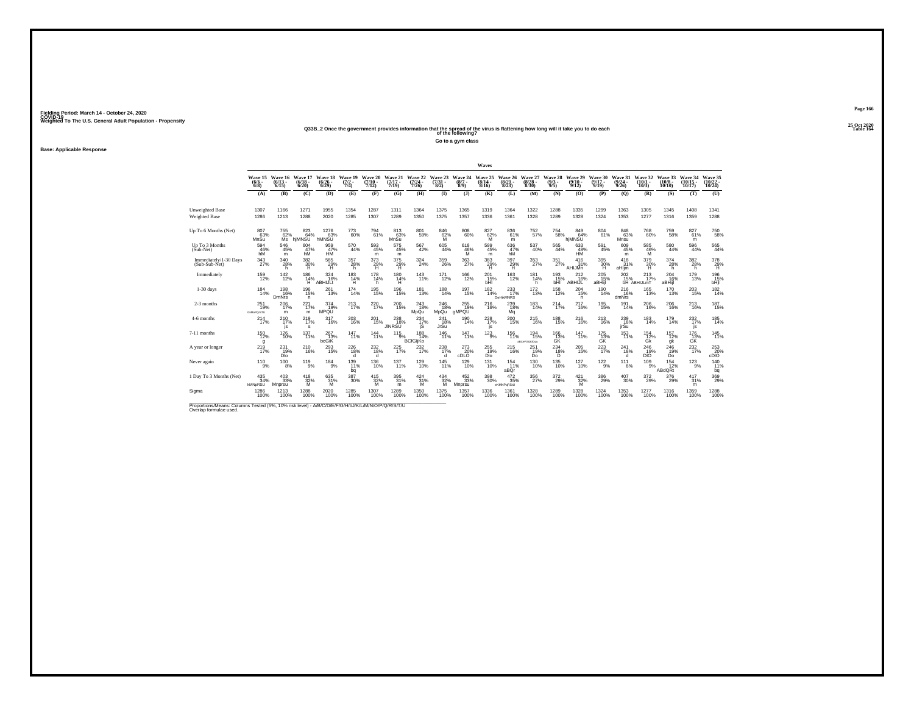Fielding Period: March 14 - October 24, 2020
COVID-19
Weighted To The U.S. General Adult Population - Propensity

25 Oct 2020
Table 164

## Q33B_2 Once the government provides information that the spread of the virus is flattening how long will it take you to do each of the following?

Go to a gym class

Base: Applicable Response

| | Wave 15 (6/6 - 6/8) | Wave 16 (6/13 - 6/15) | Wave 17 (6/18 - 6/20) | Wave 18 (6/26 - 6/29) | Wave 19 (7/2 - 7/4) | Wave 20 (7/10 - 7/12) | Wave 21 (7/17 - 7/19) | Wave 22 (7/24 - 7/26) | Wave 23 (7/31 - 8/2) | Wave 24 (8/7 - 8/9) | Wave 25 (8/14 - 8/16) | Wave 26 (8/21 - 8/23) | Wave 27 (8/28 - 8/30) | Wave 28 (9/3 - 9/5) | Wave 29 (9/10 - 9/12) | Wave 30 (9/17 - 9/19) | Wave 31 (9/24 - 9/26) | Wave 32 (10/1 - 10/3) | Wave 33 (10/8 - 10/10) | Wave 34 (10/15 - 10/17) | Wave 35 (10/22 - 10/24) |
|---|---|---|---|---|---|---|---|---|---|---|---|---|---|---|---|---|---|---|---|---|---|
| | (A) | (B) | (C) | (D) | (E) | (F) | (G) | (H) | (I) | (J) | (K) | (L) | (M) | (N) | (O) | (P) | (Q) | (R) | (S) | (T) | (U) |
| Unweighted Base | 1307 | 1166 | 1271 | 1955 | 1354 | 1287 | 1311 | 1364 | 1375 | 1365 | 1319 | 1364 | 1322 | 1288 | 1335 | 1299 | 1363 | 1305 | 1345 | 1408 | 1341 |
| Weighted Base | 1286 | 1213 | 1288 | 2020 | 1285 | 1307 | 1289 | 1350 | 1375 | 1357 | 1336 | 1361 | 1328 | 1289 | 1328 | 1324 | 1353 | 1277 | 1316 | 1359 | 1288 |
| Up To 6 Months (Net) | 807 63% MnSu | 755 62% Ms | 823 64% hjMNSU | 1276 63% hMNSU | 773 60% | 794 61% | 813 63% MnSu | 801 59% | 846 62% M | 808 60% | 827 62% M | 836 61% m | 752 57% | 754 58% | 849 64% hjMNSU | 804 61% | 848 63% Mnsu | 768 60% | 759 58% | 827 61% m | 750 58% |
| Up To 3 Months (Sub-Net) | 594 46% hM | 546 45% m | 604 47% hM | 959 47% HM | 570 44% | 593 45% m | 575 45% m | 567 42% | 605 44% | 618 46% M | 599 45% m | 636 47% hM | 537 40% | 565 44% | 633 48% HM | 591 45% | 609 45% m | 585 46% M | 580 44% | 596 44% | 565 44% |
| Immediately/1-30 Days (Sub-Sub-Net) | 343 27% | 340 28% h | 382 30% H | 585 29% H | 357 28% h | 373 29% H | 375 29% H | 324 24% | 359 26% | 363 27% | 383 29% H | 397 29% H | 353 27% | 351 27% | 416 31% AHIJMn | 395 30% H | 418 31% aHIjm | 379 30% H | 374 28% h | 382 28% h | 378 29% H |
| Immediately | 159 12% | 142 12% | 186 14% H | 324 16% ABHIJLt | 183 14% H | 178 14% h | 180 14% H | 143 11% | 171 12% | 166 12% | 201 15% bHI | 163 12% | 181 14% h | 193 15% bHI | 212 16% ABHIJL | 205 15% aBHjl | 202 15% bH | 213 17% ABHIJLmT | 204 16% aBHijl | 179 13% | 196 15% bHjl |
| 1-30 days | 184 14% | 198 16% DmNrs | 196 15% n | 261 13% | 174 14% | 195 15% | 196 15% | 181 13% | 188 14% | 197 15% | 182 14% | 233 17% DeHIkMNRS | 172 13% | 158 12% | 204 15% n | 190 14% | 216 16% dmNrs | 165 13% | 170 13% | 203 15% | 182 14% |
| 2-3 months | 251 19% DHMNPQRSTU | 206 17% m | 221 17% m | 374 19% MPQU | 213 17% | 220 17% | 200 15% | 243 18% MpQu | 246 18% MpQu | 255 19% gMPQU | 216 16% | 239 18% Mq | 183 14% | 214 17% | 217 16% | 195 15% | 191 14% | 206 16% | 206 16% | 213 16% | 187 15% |
| 4-6 months | 214 17% | 210 17% js | 219 17% s | 317 16% | 203 16% | 201 15% | 238 18% JlNRSU | 234 17% jS | 241 18% JrSu | 190 14% | 228 17% js | 200 15% | 215 16% | 188 15% | 216 16% | 213 16% | 239 18% jrSu | 183 14% | 179 14% | 232 17% js | 185 14% |
| 7-11 months | 150 12% g | 126 10% | 137 11% | 267 13% bcGiK | 147 11% | 144 11% | 115 9% | 189 14% BCfGIjKo | 146 11% | 147 11% | 123 9% | 156 11% | 194 15% aBCeFGIJKlOqs | 166 13% GK | 147 11% | 175 13% GK | 153 11% | 154 12% Gk | 157 12% gk | 176 13% GK | 145 11% |
| A year or longer | 219 17% | 231 19% Dlo | 210 16% | 293 15% | 226 18% d | 232 18% d | 225 17% | 232 17% | 238 17% d | 273 20% cDLO | 255 19% Dlo | 215 16% | 251 19% Do | 234 18% D | 205 15% | 223 17% | 241 18% d | 246 19% DlO | 246 19% Do | 232 17% | 253 20% cDlO |
| Never again | 110 9% | 100 8% | 119 9% | 184 9% | 139 11% bq | 136 10% | 137 11% | 129 10% | 145 11% | 129 10% | 131 10% | 154 11% aBQr | 130 10% | 135 10% | 127 10% | 122 9% | 111 8% | 109 9% | 154 12% ABdQRt | 123 9% | 140 11% bq |
| 1 Day To 3 Months (Net) | 435 34% kMNpRSU | 403 33% Mnprsu | 418 32% M | 635 31% M | 387 30% | 415 32% M | 395 31% m | 424 31% M | 434 32% M | 452 33% Mnprsu | 398 30% | 472 35% eKMNPqRSU | 356 27% | 372 29% | 421 32% M | 386 29% | 407 30% | 372 29% | 376 29% | 417 31% m | 369 29% |
| Sigma | 1286 100% | 1213 100% | 1288 100% | 2020 100% | 1285 100% | 1307 100% | 1289 100% | 1350 100% | 1375 100% | 1357 100% | 1336 100% | 1361 100% | 1328 100% | 1289 100% | 1328 100% | 1324 100% | 1353 100% | 1277 100% | 1316 100% | 1359 100% | 1288 100% |

Proportions/Means: Columns Tested (5%, 10% risk level) - A/B/C/D/E/F/G/H/I/J/K/L/M/N/O/P/Q/R/S/T/U
Overlap formulae used.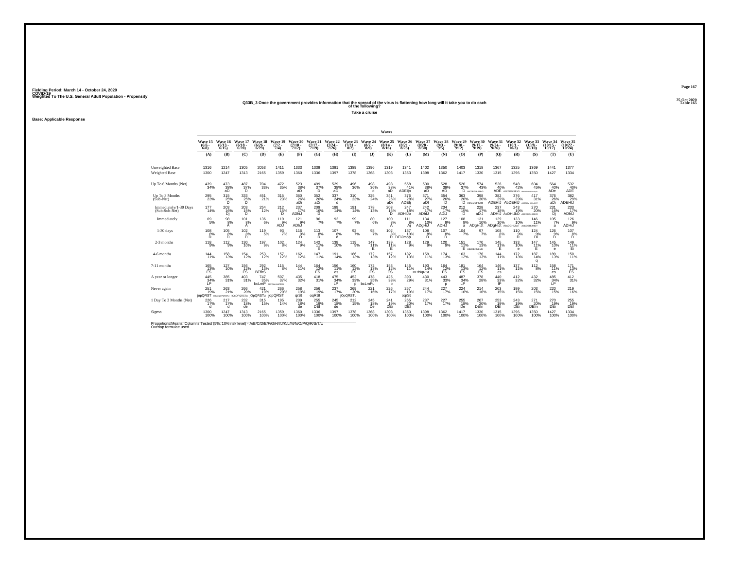Fielding Period: March 14 - October 24, 2020
COVID-19
Weighted To The U.S. General Adult Population - Propensity

25 Oct 2020
Table 165

## Q33B_3 Once the government provides information that the spread of the virus is flattening how long will it take you to do each of the following?

**Take a cruise**

**Base: Applicable Response**

| | Wave 15 (6/6 - 6/8) | Wave 16 (6/13 - 6/15) | Wave 17 (6/18 - 6/20) | Wave 18 (6/26 - 6/29) | Wave 19 (7/2 - 7/4) | Wave 20 (7/10 - 7/12) | Wave 21 (7/17 - 7/19) | Wave 22 (7/24 - 7/26) | Wave 23 (7/31 - 8/2) | Wave 24 (8/7 - 8/9) | Wave 25 (8/14 - 8/16) | Wave 26 (8/21 - 8/23) | Wave 27 (8/28 - 8/30) | Wave 28 (9/3 - 9/5) | Wave 29 (9/10 - 9/12) | Wave 30 (9/17 - 9/19) | Wave 31 (9/24 - 9/26) | Wave 32 (10/1 - 10/3) | Wave 33 (10/8 - 10/10) | Wave 34 (10/15 - 10/17) | Wave 35 (10/22 - 10/24) |
|---|---|---|---|---|---|---|---|---|---|---|---|---|---|---|---|---|---|---|---|---|---|
| | (A) | (B) | (C) | (D) | (E) | (F) | (G) | (H) | (I) | (J) | (K) | (L) | (M) | (N) | (O) | (P) | (Q) | (R) | (S) | (T) | (U) |
| Unweighted Base | 1316 | 1214 | 1305 | 2053 | 1411 | 1333 | 1339 | 1391 | 1389 | 1396 | 1319 | 1341 | 1402 | 1350 | 1403 | 1318 | 1367 | 1325 | 1369 | 1441 | 1377 |
| Weighted Base | 1300 | 1247 | 1313 | 2165 | 1359 | 1360 | 1336 | 1397 | 1378 | 1368 | 1303 | 1353 | 1398 | 1362 | 1417 | 1330 | 1315 | 1296 | 1350 | 1427 | 1334 |
| Up To 6 Months (Net) | 439 34% | 473 38% aD | 487 37% D | 704 33% | 472 35% | 523 38% aD | 499 37% D | 529 38% aD | 496 36% | 498 36% d | 498 38% aD | 558 41% ADEIjo | 530 38% aD | 528 39% AD | 526 37% D | 574 43% ABCDEFGHIJkNO | 526 40% ADE | 548 42% ABCDEFGHIJKnO | 604 45% ABCDEFGHIJKLMNOQ | 564 40% ADe | 532 40% ADE |
| Up To 3 Months (Sub-Net) | 295 23% | 315 25% D | 333 25% D | 451 21% | 315 23% | 360 26% aDi | 352 26% aDi | 337 24% d | 310 23% | 325 24% | 341 26% aDi | 376 28% ADEIj | 371 27% aDI | 354 26% D | 363 26% D | 398 30% ABCDEHIJno | 382 29% ADEHIJ | 376 29% AbDEHIJ | 417 31% ABCDEHIJKNO | 376 26% aDi | 382 29% ADEHIJ |
| Immediately/1-30 Days (Sub-Sub-Net) | 177 14% | 203 16% Dj | 203 15% D | 254 12% | 212 16% D | 237 17% ADhIJ | 209 16% D | 199 14% | 191 14% | 178 13% | 203 16% D | 247 18% ADHIJo | 242 17% ADhIJ | 234 17% ADIJ | 212 15% D | 228 17% aDIJ | 237 18% ADHIJ | 243 19% AcDHIJkO | 270 20% ABCDEGHIJKO | 231 16% Dj | 233 17% ADhIJ |
| Immediately | 69 5% | 98 8% A | 101 8% A | 136 6% | 119 9% ADJ | 121 9% ADhJ | 96 7% | 92 7% | 99 7% | 80 6% | 100 8% A | 111 8% Aj | 134 10% ADgHIJ | 127 9% ADHJ | 108 8% a | 131 10% ADgHIJt | 129 10% ADgHIJt | 133 10% AbcDGHIJkoT | 146 11% ABCDGHIJKOT | 105 7% a | 126 9% ADHIJ |
| 1-30 days | 108 8% D | 105 8% D | 102 8% D | 119 5% | 93 7% | 116 9% D | 113 8% D | 107 8% d | 92 7% | 98 7% | 102 8% D | 137 10% DEIJmop | 108 8% D | 107 8% D | 104 7% | 97 7% | 108 8% D | 110 9% D | 124 9% Di | 126 9% D | 107 8% D |
| 2-3 months | 118 9% | 112 9% | 130 10% | 197 9% | 102 8% | 124 9% | 142 11% E | 138 10% | 119 9% | 147 11% E | 139 11% E | 128 9% | 129 9% | 120 9% | 151 11% E | 170 13% ABcDEFhILMN | 145 11% E | 133 10% e | 147 11% E | 145 10% e | 149 11% Ei |
| 4-6 months | 144 11% | 158 13% | 154 12% | 253 12% | 157 12% | 162 12% | 147 11% | 191 14% | 186 13% | 172 13% | 157 12% | 182 13% | 159 11% | 174 13% | 163 12% | 176 13% | 144 11% | 172 13% | 187 14% q | 189 13% | 150 11% |
| 7-11 months | 165 13% ES | 127 10% | 156 12% ES | 292 13% BEfrS | 115 8% | 144 11% | 164 12% ES | 156 11% es | 160 12% ES | 172 13% ES | 153 12% ES | 145 11% | 193 14% BEfhIqRSt | 164 12% ES | 181 13% ES | 164 12% ES | 146 11% es | 137 11% | 112 8% | 158 11% es | 171 13% ES |
| A year or longer | 445 34% LP | 385 31% | 403 31% | 747 35% bcLmP | 507 37% BCFGILMnPRSU | 435 32% | 418 31% | 475 34% LP | 452 33% p | 478 35% bcLmPu | 425 33% p | 393 29% | 430 31% | 443 33% p | 487 34% LP | 378 28% | 440 33% lP | 412 32% | 432 32% | 485 34% LP | 412 31% |
| Never again | 251 19% jopQRST | 263 21% HJlmNOPQRSTU | 266 20% hJnOPQRSTu | 421 19% jOpQRSTu | 266 20% jopQRST | 258 19% qrSt | 256 19% oqRSt | 237 17% | 269 20% jOpQRSTu | 221 16% | 226 17% | 257 19% oqrSt | 244 17% | 227 17% | 224 16% | 214 16% | 203 15% | 199 15% | 203 15% | 220 15% | 219 16% |
| 1 Day To 3 Months (Net) | 226 17% d | 217 17% d | 232 18% de | 315 15% | 195 14% | 239 18% de | 255 19% DEi | 245 18% de | 212 15% | 245 18% De | 241 19% DEi | 265 20% DEI | 237 17% | 227 17% | 255 18% De | 267 20% DEIn | 253 19% DEI | 243 19% DEI | 271 20% DEIn | 270 19% DEI | 255 19% DEI |
| Sigma | 1300 100% | 1247 100% | 1313 100% | 2165 100% | 1359 100% | 1360 100% | 1336 100% | 1397 100% | 1378 100% | 1368 100% | 1303 100% | 1353 100% | 1398 100% | 1362 100% | 1417 100% | 1330 100% | 1315 100% | 1296 100% | 1350 100% | 1427 100% | 1334 100% |

Proportions/Means: Columns Tested (5%, 10% risk level) - A/B/C/D/E/F/G/H/I/J/K/L/M/N/O/P/Q/R/S/T/U
Overlap formulae used.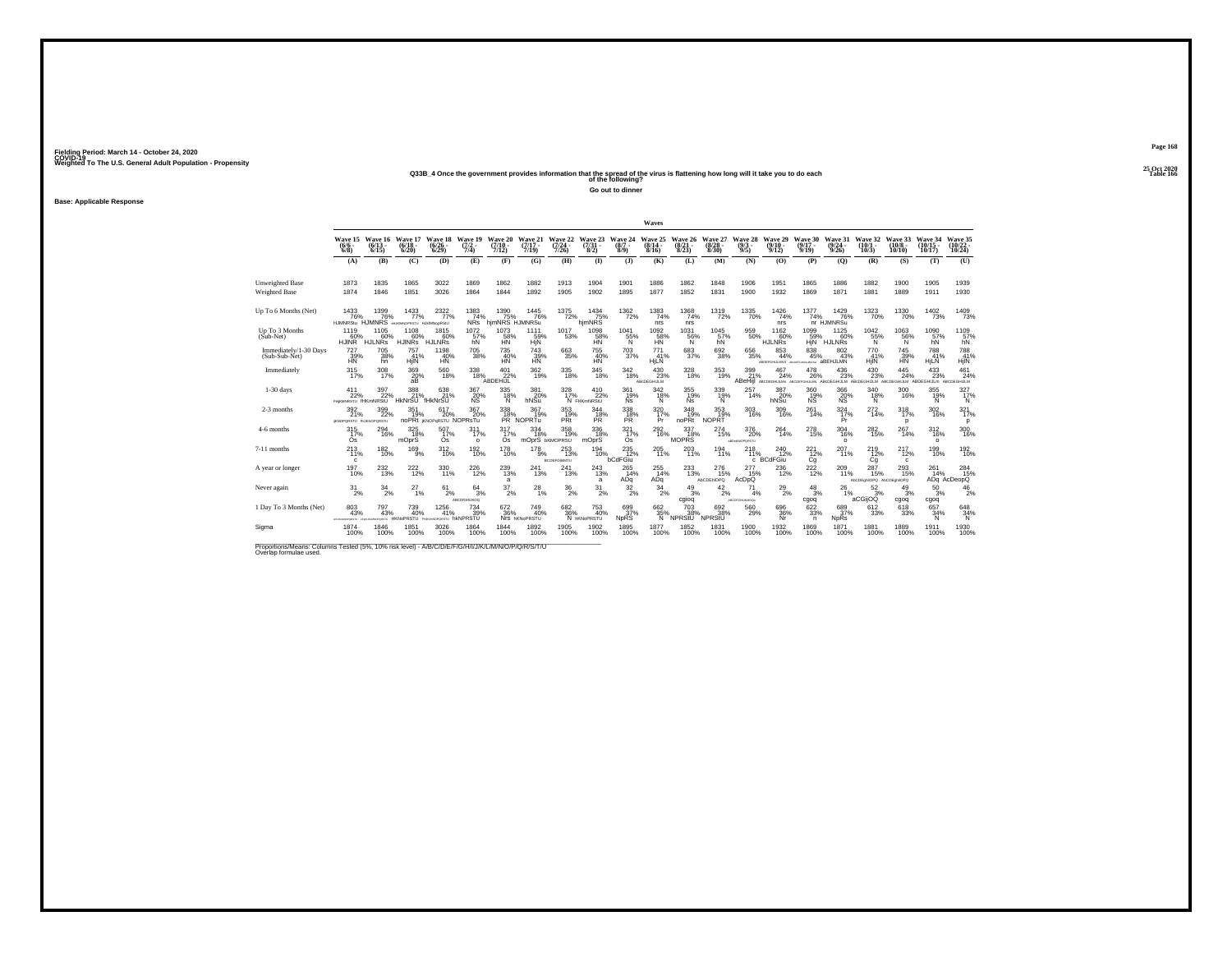Fielding Period: March 14 - October 24, 2020
COVID-19
Weighted To The U.S. General Adult Population - Propensity

25 Oct 2020
Table 166

## Q33B_4 Once the government provides information that the spread of the virus is flattening how long will it take you to do each of the following?

### Go out to dinner

**Base: Applicable Response**

| | Wave 15 (6/6 - 6/8) | Wave 16 (6/13 - 6/15) | Wave 17 (6/18 - 6/20) | Wave 18 (6/26 - 6/29) | Wave 19 (7/2 - 7/4) | Wave 20 (7/10 - 7/12) | Wave 21 (7/17 - 7/19) | Wave 22 (7/24 - 7/26) | Wave 23 (7/31 - 8/2) | Wave 24 (8/7 - 8/9) | Wave 25 (8/14 - 8/16) | Wave 26 (8/21 - 8/23) | Wave 27 (8/28 - 8/30) | Wave 28 (9/3 - 9/5) | Wave 29 (9/10 - 9/12) | Wave 30 (9/17 - 9/19) | Wave 31 (9/24 - 9/26) | Wave 32 (10/1 - 10/3) | Wave 33 (10/8 - 10/10) | Wave 34 (10/15 - 10/17) | Wave 35 (10/22 - 10/24) |
|---|---|---|---|---|---|---|---|---|---|---|---|---|---|---|---|---|---|---|---|---|---|
| | (A) | (B) | (C) | (D) | (E) | (F) | (G) | (H) | (I) | (J) | (K) | (L) | (M) | (N) | (O) | (P) | (Q) | (R) | (S) | (T) | (U) |
| Unweighted Base | 1873 | 1835 | 1865 | 3022 | 1869 | 1862 | 1882 | 1913 | 1904 | 1901 | 1886 | 1862 | 1848 | 1906 | 1951 | 1865 | 1886 | 1882 | 1900 | 1905 | 1939 |
| Weighted Base | 1874 | 1846 | 1851 | 3026 | 1864 | 1844 | 1892 | 1905 | 1902 | 1895 | 1877 | 1852 | 1831 | 1900 | 1932 | 1869 | 1871 | 1881 | 1889 | 1911 | 1930 |
| Up To 6 Months (Net) | 1433 76% HJMNRStu | 1399 76% HJMNRS | 1433 77% | 2322 77% HJMNRS | 1383 74% NRs | 1390 75% hjmNRS | 1445 76% HJMNRSu | 1375 72% | 1434 75% hjmNRS | 1362 72% | 1383 74% nrs | 1368 74% nrs | 1319 72% | 1335 70% | 1426 74% nrs | 1377 74% nr | 1429 76% HJMNRSu | 1323 70% | 1330 70% | 1402 73% | 1409 73% |
| Up To 3 Months (Sub-Net) | 1119 60% HJlNR | 1105 60% HJLNRs | 1108 60% HJlNRs | 1815 60% HJLNRs | 1072 57% hN | 1073 58% HN | 1111 59% HjN | 1017 53% | 1098 58% HN | 1041 55% N | 1092 58% HN | 1031 56% N | 1045 57% hN | 959 50% | 1162 60% HJLNRs | 1099 59% HjN | 1125 60% HJLNRs | 1042 55% N | 1063 56% N | 1090 57% hN | 1109 57% hN |
| Immediately/1-30 Days (Sub-Sub-Net) | 727 39% HN | 705 38% hn | 757 41% HjlN | 1198 40% HN | 705 38% | 735 40% HN | 743 39% HN | 663 35% | 755 40% HN | 703 37% | 771 41% HjLN | 683 37% | 692 38% | 656 35% | 853 44% | 838 45% | 802 43% aBEHJLMN | 770 41% HjlN | 745 39% HN | 788 41% HjLN | 788 41% HjlN |
| Immediately | 315 17% | 308 17% | 369 20% aB | 560 18% | 338 18% | 401 22% ABDEHIJL | 362 19% | 335 18% | 345 18% | 342 18% | 430 23% | 328 18% | 353 19% | 399 21% ABeHIJl | 467 24% | 478 26% | 436 23% | 430 23% | 445 24% | 433 23% | 461 24% |
| 1-30 days | 411 22% | 397 22% | 388 21% HkNrSU | 638 21% fHkNrSU | 367 20% NS | 335 18% N | 381 20% hNSu | 328 17% N | 410 22% | 361 19% Ns | 342 18% N | 355 19% Ns | 339 19% N | 257 14% | 387 20% hNSu | 360 19% NS | 366 20% NS | 340 18% N | 300 16% | 355 19% N | 327 17% N |
| 2-3 months | 392 21% | 399 22% | 351 19% noPRt | 617 20% | 367 20% NOPRsTu | 338 18% PR | 367 19% NOPRTu | 353 19% PRt | 344 18% PR | 338 18% PR | 320 17% Pr | 348 19% noPRt | 353 19% NOPRT | 303 16% | 309 16% | 261 14% | 324 17% Pr | 272 14% | 318 17% p | 302 16% | 321 17% p |
| 4-6 months | 315 17% Os | 294 16% | 325 18% mOprS | 507 17% Os | 311 17% o | 317 17% Os | 334 18% mOprS | 358 19% | 336 18% mOprS | 321 17% Os | 292 16% | 337 18% MOPRS | 274 15% | 376 20% | 264 14% | 278 15% | 304 16% o | 282 15% | 267 14% | 312 16% o | 300 16% |
| 7-11 months | 213 11% c | 182 10% | 169 9% | 312 10% | 192 10% | 178 10% | 178 9% | 253 13% | 194 10% | 235 12% bCdFGiu | 205 11% | 203 11% | 194 11% | 218 11% c | 240 12% BCdFGiu | 221 12% Cg | 207 11% | 219 12% Cg | 217 12% c | 199 10% | 192 10% |
| A year or longer | 197 10% | 232 13% | 222 12% | 330 11% | 226 12% | 239 13% a | 241 13% | 241 13% | 243 13% a | 265 14% ADq | 255 14% ADq | 233 13% | 276 15% | 277 15% AcDpQ | 236 12% | 222 12% | 209 11% | 287 15% | 293 15% | 261 14% ADq | 284 15% AcDeopQ |
| Never again | 31 2% | 34 2% | 27 1% | 61 2% | 64 3% | 37 2% | 28 1% | 36 2% | 31 2% | 32 2% | 34 2% | 49 3% cgioq | 42 2% | 71 4% | 29 2% | 48 3% cgoq | 26 1% | 52 3% aCGijOQ | 49 3% cgoq | 50 3% cgoq | 46 2% |
| 1 Day To 3 Months (Net) | 803 43% | 797 43% | 739 40% HKNoPRSTU | 1256 41% | 734 39% hkNPRSTU | 672 36% Nrs | 749 40% hKNoPRSTU | 682 36% N | 753 40% hKNoPRSTU | 699 37% NpRS | 662 35% N | 703 38% NPRStU | 692 38% NPRStU | 560 29% | 696 36% Nr | 622 33% n | 689 37% NpRs | 612 33% | 618 33% | 657 34% N | 648 34% N |
| Sigma | 1874 100% | 1846 100% | 1851 100% | 3026 100% | 1864 100% | 1844 100% | 1892 100% | 1905 100% | 1902 100% | 1895 100% | 1877 100% | 1852 100% | 1831 100% | 1900 100% | 1932 100% | 1869 100% | 1871 100% | 1881 100% | 1889 100% | 1911 100% | 1930 100% |

Proportions/Means: Columns Tested (5%, 10% risk level) - A/B/C/D/E/F/G/H/I/J/K/L/M/N/O/P/Q/R/S/T/U
Overlap formulae used.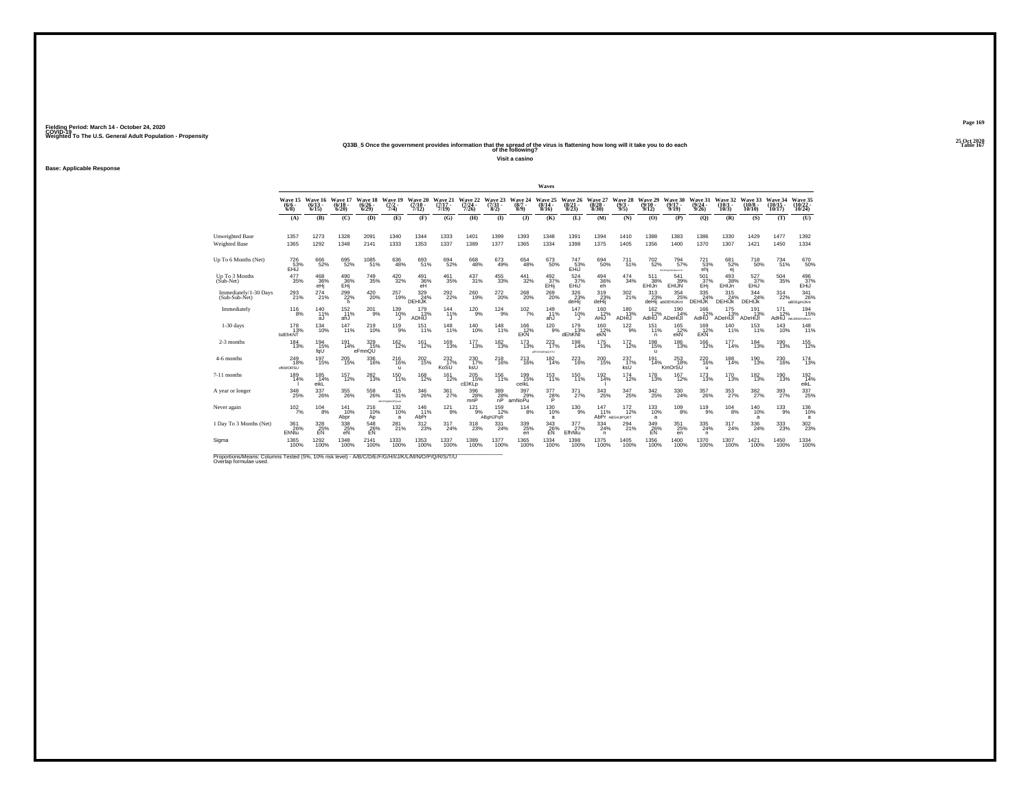Fielding Period: March 14 - October 24, 2020
COVID-19
Weighted To The U.S. General Adult Population - Propensity

25 Oct 2020
Table 167

## Q33B_5 Once the government provides information that the spread of the virus is flattening how long will it take you to do each of the following?

Visit a casino

Base: Applicable Response

| | Wave 15 (6/6 - 6/8) | Wave 16 (6/13 - 6/15) | Wave 17 (6/18 - 6/20) | Wave 18 (6/26 - 6/29) | Wave 19 (7/2 - 7/4) | Wave 20 (7/10 - 7/12) | Wave 21 (7/17 - 7/19) | Wave 22 (7/24 - 7/26) | Wave 23 (7/31 - 8/2) | Wave 24 (8/7 - 8/9) | Wave 25 (8/14 - 8/16) | Wave 26 (8/21 - 8/23) | Wave 27 (8/28 - 8/30) | Wave 28 (9/3 - 9/5) | Wave 29 (9/10 - 9/12) | Wave 30 (9/17 - 9/19) | Wave 31 (9/24 - 9/26) | Wave 32 (10/1 - 10/3) | Wave 33 (10/8 - 10/10) | Wave 34 (10/15 - 10/17) | Wave 35 (10/22 - 10/24) |
|---|---|---|---|---|---|---|---|---|---|---|---|---|---|---|---|---|---|---|---|---|---|
| | (A) | (B) | (C) | (D) | (E) | (F) | (G) | (H) | (I) | (J) | (K) | (L) | (M) | (N) | (O) | (P) | (Q) | (R) | (S) | (T) | (U) |
| Unweighted Base | 1357 | 1273 | 1328 | 2091 | 1340 | 1344 | 1333 | 1401 | 1399 | 1393 | 1348 | 1391 | 1394 | 1410 | 1388 | 1383 | 1386 | 1330 | 1429 | 1477 | 1392 |
| Weighted Base | 1365 | 1292 | 1348 | 2141 | 1333 | 1353 | 1337 | 1389 | 1377 | 1365 | 1334 | 1398 | 1375 | 1405 | 1356 | 1400 | 1370 | 1307 | 1421 | 1450 | 1334 |
| Up To 6 Months (Net) | 726 53% EHiJ | 666 52% | 695 52% | 1085 51% | 636 48% | 693 51% | 694 52% | 668 48% | 673 49% | 654 48% | 673 50% | 747 53% EHiJ | 694 50% | 711 51% | 702 52% | 794 57% | 721 53% ehj | 681 52% ej | 718 50% | 734 51% | 670 50% |
| Up To 3 Months (Sub-Net) | 477 35% | 468 36% eHj | 490 36% EHj | 749 35% | 420 32% | 491 36% eH | 461 35% | 437 31% | 455 33% | 441 32% | 492 37% EHij | 524 37% EHiJ | 494 36% eh | 474 34% | 511 38% EHIJn | 541 39% EHIJN | 501 37% EHj | 493 38% EHIJn | 527 37% EHiJ | 504 35% | 496 37% EHiJ |
| Immediately/1-30 Days (Sub-Sub-Net) | 293 21% | 274 21% | 299 22% h | 420 20% | 257 19% | 329 24% DEHIJK | 292 22% | 260 19% | 272 20% | 268 20% | 269 20% | 326 23% deHij | 319 23% deHij | 302 21% | 313 23% deHij | 354 25% abDEHIJKnt | 335 24% DEHIJK | 315 24% DEHIJk | 344 24% DEHIJk | 314 22% | 341 26% aBDEgHIJKnt |
| Immediately | 116 8% | 140 11% aJ | 152 11% ahJ | 201 9% | 139 10% J | 179 13% ADHIJ | 144 11% J | 120 9% | 124 9% | 102 7% | 149 11% ahJ | 147 10% J | 160 12% AHIJ | 180 13% ADHIJ | 162 12% AdHIJ | 190 14% ADeHIJl | 166 12% AdHIJ | 175 13% ADeHIJl | 191 13% ADeHIJl | 171 12% AdHIJ | 194 15% ABcDEHIJKLn |
| 1-30 days | 178 13% bdEhKNT | 134 10% | 147 11% | 219 10% | 119 9% | 151 11% | 148 11% | 140 10% | 148 11% | 166 12% EKN | 120 9% | 179 13% dEhKNt | 160 12% ekN | 122 9% | 151 11% n | 165 12% ekN | 169 12% EKN | 140 11% | 153 11% | 143 10% | 148 11% |
| 2-3 months | 184 13% | 194 15% fqU | 191 14% | 329 15% eFmnQU | 162 12% | 161 12% | 169 13% | 177 13% | 182 13% | 173 13% | 223 17% aEFGHIMNpQrSTU | 198 14% | 175 13% | 172 12% | 198 15% u | 186 13% | 166 12% | 177 14% | 184 13% | 190 13% | 155 12% |
| 4-6 months | 249 18% cfKMORSU | 197 15% | 205 15% | 336 16% | 216 16% u | 202 15% | 232 17% KoSU | 230 17% ksU | 218 16% | 213 16% | 182 14% | 223 16% | 200 15% | 237 17% ksU | 191 14% | 253 18% KmOrSU | 220 16% u | 188 14% | 190 13% | 230 16% | 174 13% |
| 7-11 months | 189 14% l | 185 14% eikL | 157 12% | 282 13% | 150 11% | 168 12% | 161 12% | 205 15% cEIKLp | 156 11% | 199 15% ceIkL | 153 11% | 150 11% | 192 14% l | 174 12% | 178 13% | 167 12% | 173 13% | 170 13% | 182 13% | 190 13% | 192 14% eikL |
| A year or longer | 348 25% | 337 26% | 355 26% | 558 26% | 415 31% aBCDFgHMNOPQrstu | 346 26% | 361 27% | 396 28% mnP | 389 28% nP | 397 29% amNoPu | 377 28% P | 371 27% | 343 25% | 347 25% | 342 25% | 330 24% | 357 26% | 353 27% | 382 27% | 393 27% | 337 25% |
| Never again | 102 7% | 104 8% | 141 10% Abpr | 216 10% Ap | 132 10% a | 146 11% AbPr | 121 9% | 121 9% | 159 12% ABgHJPqR | 114 8% | 130 10% a | 130 9% | 147 11% AbPr | 172 12% ABGHJlPQRT | 133 10% a | 109 8% | 119 9% | 104 8% | 140 10% a | 133 9% | 136 10% a |
| 1 Day To 3 Months (Net) | 361 26% EhNtu | 328 25% EN | 338 25% eN | 548 26% EN | 281 21% | 312 23% | 317 24% | 318 23% | 331 24% | 339 25% en | 343 26% EN | 377 27% EfhNtu | 334 24% n | 294 21% | 349 26% EN | 351 25% en | 335 24% n | 317 24% | 336 24% | 333 23% | 302 23% |
| Sigma | 1365 100% | 1292 100% | 1348 100% | 2141 100% | 1333 100% | 1353 100% | 1337 100% | 1389 100% | 1377 100% | 1365 100% | 1334 100% | 1398 100% | 1375 100% | 1405 100% | 1356 100% | 1400 100% | 1370 100% | 1307 100% | 1421 100% | 1450 100% | 1334 100% |

Proportions/Means: Columns Tested (5%, 10% risk level) - A/B/C/D/E/F/G/H/I/J/K/L/M/N/O/P/Q/R/S/T/U
Overlap formulae used.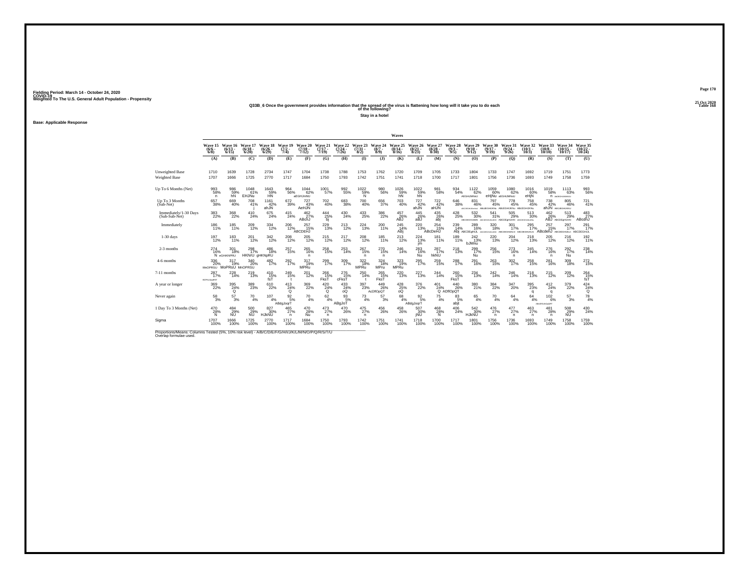Fielding Period: March 14 - October 24, 2020
COVID-19
Weighted To The U.S. General Adult Population - Propensity

25 Oct 2020
Table 168

### Q33B_6 Once the government provides information that the spread of the virus is flattening how long will it take you to do each of the following?

Stay in a hotel

Base: Applicable Response

| | Wave 15 (6/6 - 6/8) | Wave 16 (6/13 - 6/15) | Wave 17 (6/18 - 6/20) | Wave 18 (6/26 - 6/29) | Wave 19 (7/2 - 7/4) | Wave 20 (7/10 - 7/12) | Wave 21 (7/17 - 7/19) | Wave 22 (7/24 - 7/26) | Wave 23 (7/31 - 8/2) | Wave 24 (8/7 - 8/9) | Wave 25 (8/14 - 8/16) | Wave 26 (8/21 - 8/23) | Wave 27 (8/28 - 8/30) | Wave 28 (9/3 - 9/5) | Wave 29 (9/10 - 9/12) | Wave 30 (9/17 - 9/19) | Wave 31 (9/24 - 9/26) | Wave 32 (10/1 - 10/3) | Wave 33 (10/8 - 10/10) | Wave 34 (10/15 - 10/17) | Wave 35 (10/22 - 10/24) |
|---|---|---|---|---|---|---|---|---|---|---|---|---|---|---|---|---|---|---|---|---|---|
| | (A) | (B) | (C) | (D) | (E) | (F) | (G) | (H) | (I) | (J) | (K) | (L) | (M) | (N) | (O) | (P) | (Q) | (R) | (S) | (T) | (U) |
| Unweighted Base | 1710 | 1639 | 1728 | 2734 | 1747 | 1704 | 1738 | 1788 | 1753 | 1762 | 1720 | 1709 | 1705 | 1733 | 1804 | 1733 | 1747 | 1692 | 1719 | 1751 | 1773 |
| Weighted Base | 1707 | 1666 | 1725 | 2770 | 1717 | 1684 | 1750 | 1793 | 1742 | 1751 | 1741 | 1718 | 1700 | 1717 | 1801 | 1756 | 1736 | 1693 | 1749 | 1758 | 1759 |
| Up To 6 Months (Net) | 993 58% n | 986 59% hN | 1048 61% EHJNu | 1643 59% HN | 964 56% | 1044 62% aEGHJmNU | 1001 57% | 992 55% | 1022 59% N | 980 56% | 1026 59% hN | 1022 59% hN | 981 58% | 934 54% | 1122 62% AEGHIJMNkU | 1059 60% eHjNu | 1080 62% aEGHIJMNkU | 1016 60% eHjN | 1019 58% n | 1113 63% AbEGHIJKMNU | 993 56% |
| Up To 3 Months (Sub-Net) | 657 38% | 669 40% | 708 41% j | 1161 42% ahJN | 672 39% | 727 43% AeHJN | 702 40% | 683 38% | 700 40% | 656 37% | 703 40% | 727 42% ahJN | 722 42% aHJN | 646 38% | 831 46% ABCDEGHIJKmNU | 797 45% ABEGHIJKNu | 778 45% ABcEGHIJKNu | 758 45% ABcEGHIJKNu | 738 42% ahJN | 805 46% ABCDEGHIJKNU | 721 41% |
| Immediately/1-30 Days (Sub-Sub-Net) | 383 22% | 368 22% | 410 24% | 675 24% | 415 24% | 462 27% ABchJ | 444 25% bj | 430 24% | 433 25% | 386 22% | 457 26% ABJ | 445 26% aBJ | 435 26% abj | 428 25% | 532 30% ABCDEGHIJKMN | 541 31% ABCDEGHIJKLMNl | 505 29% ABCDEgHIJkN | 513 30% ABCDEGHIJKLMN | 462 26% ABJ | 513 29% ABCDEgHIJkN | 483 27% ABcdhJ |
| Immediately | 186 11% | 185 11% | 209 12% | 334 12% | 206 12% | 257 15% ABCDEHJ | 229 13% | 213 12% | 224 13% | 200 11% | 245 14% ABj | 220 13% | 254 15% ABcDeHJ | 239 14% Abj | 289 16% ABCDEgHIJL | 320 18% ABCDEGHIJKLMN | 301 17% ABCDEHIJKLN | 295 17% ABCDEHIJKLN | 257 15% ABcdehJ | 297 17% ABCDEHIJKLN | 291 17% ABCDEGHIJL |
| 1-30 days | 197 12% | 183 11% | 201 12% | 342 12% | 208 12% | 205 12% | 215 12% | 217 12% | 208 12% | 185 11% | 213 12% | 224 13% jm | 181 11% | 189 11% | 242 13% bJMnu | 220 13% | 204 12% | 218 13% | 205 12% | 216 12% | 192 11% |
| 2-3 months | 274 16% N | 301 18% eGHIKNPRU | 298 17% HKNrU | 486 18% gHKNpRU | 257 15% | 265 16% n | 258 15% | 253 14% | 267 15% n | 270 15% n | 246 14% | 283 16% Nu | 287 17% hkNU | 218 13% | 299 17% Nu | 256 15% | 273 16% n | 245 14% | 276 16% n | 292 17% Nu | 238 14% |
| 4-6 months | 336 20% MnOPRSU | 317 19% MoPRsU | 340 20% MnOPRSU | 482 17% | 292 17% | 317 19% MPRu | 299 17% | 309 17% | 322 18% MPRu | 324 18% MPru | 323 19% MPRu | 295 17% | 259 15% | 288 17% | 291 16% | 263 15% | 302 17% | 258 15% | 281 16% | 309 18% | 272 15% |
| 7-11 months | 287 17% BCFKLOpqRST | 228 14% | 219 13% | 410 15% fsT | 249 15% t | 201 12% | 266 15% FksT | 276 15% cFksT | 250 14% t | 265 15% FksT | 220 13% | 227 13% | 244 14% | 260 15% FksT | 234 13% | 242 14% | 246 14% | 218 13% | 215 12% | 209 12% | 264 15% fsT |
| A year or longer | 369 22% | 395 24% Q | 389 23% | 610 22% | 413 24% Q | 369 22% | 420 24% Q | 433 24% oQ | 397 23% | 449 26% AcDflOpQT | 428 25% oQ | 376 22% | 401 24% Q | 440 26% ADflOpQT | 380 21% | 384 22% | 347 20% | 395 23% q | 412 24% q | 379 22% | 424 24% Q |
| Never again | 58 3% | 57 3% | 70 4% | 107 4% | 92 5% ABdgJoqrT | 70 4% | 62 4% | 93 5% ABgJoT | 73 4% | 57 3% | 68 4% | 92 5% ABdgJoqrT | 75 4% | 83 5% abjt | 65 4% | 70 4% | 64 4% | 64 4% | 102 6% ABCDFGIJkOpQRT | 57 3% | 78 4% |
| 1 Day To 3 Months (Net) | 470 28% N | 484 29% NU | 500 29% NU | 827 30% HJkNU | 465 27% n | 470 28% Nu | 473 27% n | 470 26% | 475 27% n | 456 26% | 458 26% | 507 30% jNU | 468 28% N | 406 24% | 542 30% HJkNU | 476 27% n | 477 27% n | 463 27% n | 481 28% n | 508 29% NU | 430 24% |
| Sigma | 1707 100% | 1666 100% | 1725 100% | 2770 100% | 1717 100% | 1684 100% | 1750 100% | 1793 100% | 1742 100% | 1751 100% | 1741 100% | 1718 100% | 1700 100% | 1717 100% | 1801 100% | 1756 100% | 1736 100% | 1693 100% | 1749 100% | 1758 100% | 1759 100% |

Proportions/Means: Columns Tested (5%, 10% risk level) - A/B/C/D/E/F/G/H/I/J/K/L/M/N/O/P/Q/R/S/T/U
Overlap formulae used.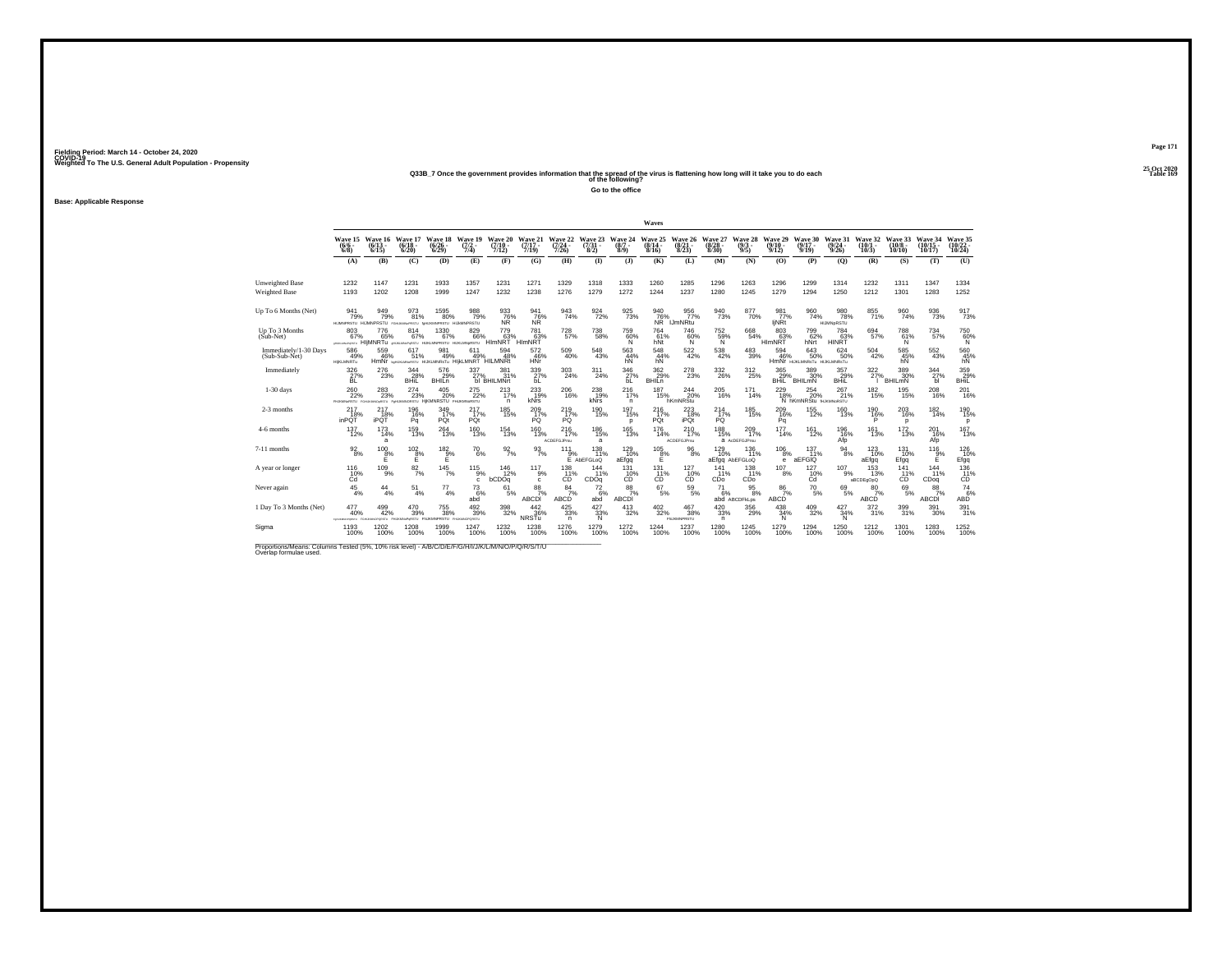Fielding Period: March 14 - October 24, 2020
COVID-19
Weighted To The U.S. General Adult Population - Propensity

25 Oct 2020
Table 169

## Q33B_7 Once the government provides information that the spread of the virus is flattening how long will it take you to do each of the following?

Go to the office

Base: Applicable Response

| | Wave 15 (6/6 - 6/8) | Wave 16 (6/13 - 6/15) | Wave 17 (6/18 - 6/20) | Wave 18 (6/26 - 6/29) | Wave 19 (7/2 - 7/4) | Wave 20 (7/10 - 7/12) | Wave 21 (7/17 - 7/19) | Wave 22 (7/24 - 7/26) | Wave 23 (7/31 - 8/2) | Wave 24 (8/7 - 8/9) | Wave 25 (8/14 - 8/16) | Wave 26 (8/21 - 8/23) | Wave 27 (8/28 - 8/30) | Wave 28 (9/3 - 9/5) | Wave 29 (9/10 - 9/12) | Wave 30 (9/17 - 9/19) | Wave 31 (9/24 - 9/26) | Wave 32 (10/1 - 10/3) | Wave 33 (10/8 - 10/10) | Wave 34 (10/15 - 10/17) | Wave 35 (10/22 - 10/24) |
|---|---|---|---|---|---|---|---|---|---|---|---|---|---|---|---|---|---|---|---|---|---|
| | (A) | (B) | (C) | (D) | (E) | (F) | (G) | (H) | (I) | (J) | (K) | (L) | (M) | (N) | (O) | (P) | (Q) | (R) | (S) | (T) | (U) |
| Unweighted Base | 1232 | 1147 | 1231 | 1933 | 1357 | 1231 | 1271 | 1329 | 1318 | 1333 | 1260 | 1285 | 1296 | 1263 | 1296 | 1299 | 1314 | 1232 | 1311 | 1347 | 1334 |
| Weighted Base | 1193 | 1202 | 1208 | 1999 | 1247 | 1232 | 1238 | 1276 | 1279 | 1272 | 1244 | 1237 | 1280 | 1245 | 1279 | 1294 | 1250 | 1212 | 1301 | 1283 | 1252 |
| Up To 6 Months (Net) | 941 79% HIJMNPRSTU | 949 79% HIJMNPRSTU | 973 81% FGHIJKMNoPRSTU | 1595 80% fgHIJKMNPRSTU | 988 79% HIJMNPRSTU | 933 76% NR | 941 76% NR | 943 74% | 924 72% | 925 73% | 940 76% NR | 956 77% IJmNRtu | 940 73% | 877 70% | 981 77% ijNRt | 960 74% | 980 78% HIJMNpRSTU | 855 71% | 960 74% | 936 73% | 917 73% |
| Up To 3 Months (Sub-Net) | 803 67% gHIJKLMNoPqRSTU | 776 65% HIjMNRTu | 814 67% gHIJKLMNoPqRSTU | 1330 67% HIJKLMNPRSTU | 829 66% HIJKLMNpRSTU | 779 63% HImNRT | 781 63% HImNRT | 728 57% | 738 58% | 759 60% N | 764 61% hNt | 746 60% N | 752 59% N | 668 54% | 803 63% HImNRT | 799 62% hNrt | 784 63% HINRT | 694 57% | 788 61% N | 734 57% | 750 60% N |
| Immediately/1-30 Days (Sub-Sub-Net) | 586 49% HIjKLMNRTu | 559 46% HmNr | 617 51% hgHIJKLMNoPRSTU | 981 49% HIJKLMNRsTu | 611 49% HIjKLMNRT | 594 48% HILMNRt | 572 46% HNr | 509 40% | 548 43% | 563 44% hN | 548 44% hN | 522 42% | 538 42% | 483 39% | 594 46% HmNr | 643 50% HIJKLMNRsTu | 624 50% HIJKLMNRsTu | 504 42% | 585 45% hN | 552 43% | 560 45% hN |
| Immediately | 326 27% BL | 276 23% | 344 28% BHIL | 576 29% BHILn | 337 27% bl | 381 31% BHILMNrt | 339 27% bL | 303 24% | 311 24% | 346 27% bL | 362 29% BHILn | 278 23% | 332 26% | 312 25% | 365 29% BHiL | 389 30% BHILmN | 357 29% BHiL | 322 27% l | 389 30% BHILmN | 344 27% bl | 359 29% BHiL |
| 1-30 days | 260 22% FHIJKMNoPRSTU | 283 23% FGHIJKMNOpRSTU | 274 23% FgHIJKMNOPRSTU | 405 20% HjKMNRSTU | 275 22% FHIJKMNoPRSTU | 213 17% n | 233 19% kNrs | 206 16% | 238 19% kNrs | 216 17% n | 187 15% | 244 20% hKmNRStu | 205 16% | 171 14% | 229 18% N | 254 20% hKmNRStu | 267 21% fhIJKMNoRSTU | 182 15% | 195 15% | 208 16% | 201 16% |
| 2-3 months | 217 18% inPQT | 217 18% iPQT | 196 16% Pq | 349 17% PQt | 217 17% PQt | 185 15% | 209 17% PQ | 219 17% PQ | 190 15% | 197 15% p | 216 17% PQt | 223 18% iPQt | 214 17% PQ | 185 15% | 209 16% Pq | 155 12% | 160 13% | 190 16% P | 203 16% p | 182 14% | 190 15% p |
| 4-6 months | 137 12% | 173 14% a | 159 13% | 264 13% | 160 13% | 154 13% | 160 13% | 216 17% ACDEFGJPsu | 186 15% a | 165 13% | 176 14% | 210 17% ACDEFGJPsu | 188 15% a | 209 17% AcDEFGJPsu | 177 14% | 161 12% | 196 16% Afp | 161 13% | 172 13% | 201 16% Afp | 167 13% |
| 7-11 months | 92 8% | 100 8% E | 102 8% E | 182 9% E | 70 6% | 92 7% | 93 7% | 111 9% E | 138 11% AbEFGLoQ | 129 10% aEfgq | 105 8% E | 96 8% | 129 10% aEfgq | 136 11% AbEFGLoQ | 106 8% e | 137 11% aEFGlQ | 94 8% | 123 10% aEfgq | 131 10% Efgq | 116 9% E | 126 10% Efgq |
| A year or longer | 116 10% Cd | 109 9% | 82 7% | 145 7% | 115 9% c | 146 12% bCDOq | 117 9% c | 138 11% CD | 144 11% CDOq | 131 10% CD | 131 11% CD | 127 10% CD | 141 11% CDo | 138 11% CDo | 107 8% | 127 10% Cd | 107 9% | 153 13% aBCDEgOpQ | 141 11% CD | 144 11% CDoq | 136 11% CD |
| Never again | 45 4% | 44 4% | 51 4% | 77 4% | 73 6% abd | 61 5% | 88 7% ABCDl | 84 7% ABCD | 72 6% abd | 88 7% ABCDl | 67 5% | 59 5% | 71 6% abd | 95 8% ABCDFkLps | 86 7% ABCD | 70 5% | 69 5% | 80 7% ABCD | 69 5% | 88 7% ABCDl | 74 6% ABD |
| 1 Day To 3 Months (Net) | 477 40% fgHIJKMNoPqRSTU | 499 42% FGHIJKlMNOPQRSTU | 470 39% FhGIJKMNoPqRSTU | 755 38% FhIJKMNPRSTU | 492 39% FhIJKMNoPQRSTU | 398 32% | 442 36% NRSTu | 425 33% n | 427 33% N | 413 32% | 402 32% | 467 38% FhIJKMNPRSTU | 420 33% n | 356 29% | 438 34% N | 409 32% | 427 34% N | 372 31% | 399 31% | 391 30% | 391 31% |
| Sigma | 1193 100% | 1202 100% | 1208 100% | 1999 100% | 1247 100% | 1232 100% | 1238 100% | 1276 100% | 1279 100% | 1272 100% | 1244 100% | 1237 100% | 1280 100% | 1245 100% | 1279 100% | 1294 100% | 1250 100% | 1212 100% | 1301 100% | 1283 100% | 1252 100% |

Proportions/Means: Columns Tested (5%, 10% risk level) - A/B/C/D/E/F/G/H/I/J/K/L/M/N/O/P/Q/R/S/T/U
Overlap formulae used.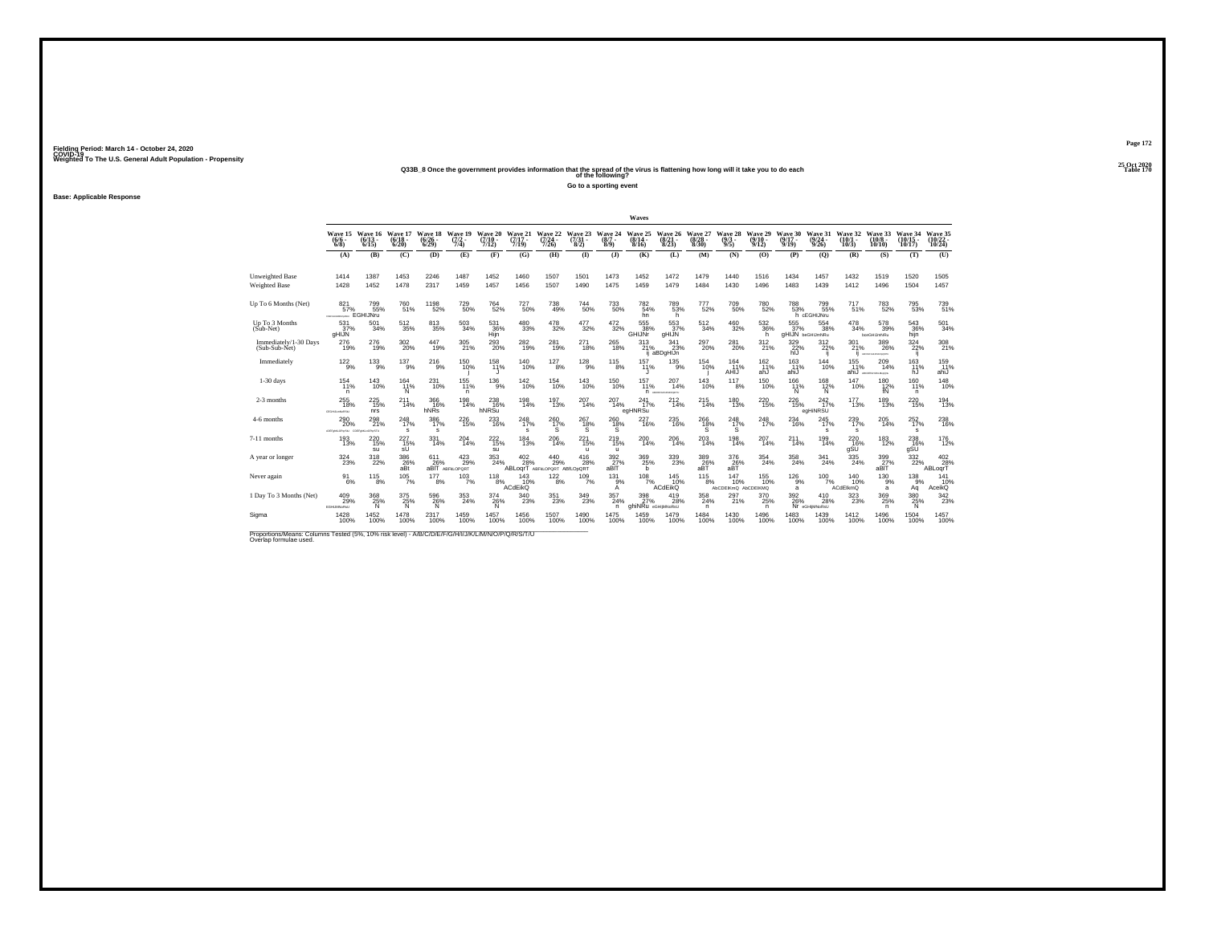Fielding Period: March 14 - October 24, 2020
COVID-19
Weighted To The U.S. General Adult Population - Propensity

25 Oct 2020
Table 170

**Q33B_8 Once the government provides information that the spread of the virus is flattening how long will it take you to do each of the following?**

**Go to a sporting event**

**Base: Applicable Response**

| | Wave 15 (6/6 - 6/8) | Wave 16 (6/13 - 6/15) | Wave 17 (6/18 - 6/20) | Wave 18 (6/26 - 6/29) | Wave 19 (7/2 - 7/4) | Wave 20 (7/10 - 7/12) | Wave 21 (7/17 - 7/19) | Wave 22 (7/24 - 7/26) | Wave 23 (7/31 - 8/2) | Wave 24 (8/7 - 8/9) | Wave 25 (8/14 - 8/16) | Wave 26 (8/21 - 8/23) | Wave 27 (8/28 - 8/30) | Wave 28 (9/3 - 9/5) | Wave 29 (9/10 - 9/12) | Wave 30 (9/17 - 9/19) | Wave 31 (9/24 - 9/26) | Wave 32 (10/1 - 10/3) | Wave 33 (10/8 - 10/10) | Wave 34 (10/15 - 10/17) | Wave 35 (10/22 - 10/24) |
|---|---|---|---|---|---|---|---|---|---|---|---|---|---|---|---|---|---|---|---|---|---|
| | (A) | (B) | (C) | (D) | (E) | (F) | (G) | (H) | (I) | (J) | (K) | (L) | (M) | (N) | (O) | (P) | (Q) | (R) | (S) | (T) | (U) |
| Unweighted Base | 1414 | 1387 | 1453 | 2246 | 1487 | 1452 | 1460 | 1507 | 1501 | 1473 | 1452 | 1472 | 1479 | 1440 | 1516 | 1434 | 1457 | 1432 | 1519 | 1520 | 1505 |
| Weighted Base | 1428 | 1452 | 1478 | 2317 | 1459 | 1457 | 1456 | 1507 | 1490 | 1475 | 1459 | 1479 | 1484 | 1430 | 1496 | 1483 | 1439 | 1412 | 1496 | 1504 | 1457 |
| Up To 6 Months (Net) | 821 57% | 799 55% EGHIJNru | 760 51% | 1198 52% | 729 50% | 764 52% | 727 50% | 738 49% | 744 50% | 733 50% | 782 54% hn | 789 53% h | 777 52% | 709 50% | 780 52% | 788 53% h | 799 55% cEGHIJNru | 717 51% | 783 52% | 795 53% | 739 51% |
| Up To 3 Months (Sub-Net) | 531 37% gHIJN | 501 34% | 512 35% | 813 35% | 503 34% | 531 36% Hijn | 480 33% | 478 32% | 477 32% | 472 32% | 555 38% GHIJNr | 553 37% gHIJN | 512 34% | 460 32% | 532 36% h | 555 37% gHIJN | 554 38% beGHIJmNRu | 478 34% | 578 39% | 543 36% hijn | 501 34% |
| Immediately/1-30 Days (Sub-Sub-Net) | 276 19% | 276 19% | 302 20% | 447 19% | 305 21% | 293 20% | 282 19% | 281 19% | 271 18% | 265 18% | 313 21% ij | 341 23% aBDgHIJn | 297 20% | 281 20% | 312 21% | 329 22% hIJ | 312 22% ij | 301 21% ij | 389 26% | 324 22% ij | 308 21% |
| Immediately | 122 9% | 133 9% | 137 9% | 216 9% | 150 10% j | 158 11% J | 140 10% | 127 8% | 128 9% | 115 8% | 157 11% J | 135 9% | 154 10% j | 164 11% AHIJ | 162 11% ahJ | 163 11% ahiJ | 144 10% | 155 11% ahiJ | 209 14% | 163 11% hJ | 159 11% ahiJ |
| 1-30 days | 154 11% n | 143 10% | 164 11% N | 231 10% | 155 11% n | 136 9% | 142 10% | 154 10% | 143 10% | 150 10% | 157 11% n | 207 14% | 143 10% | 117 8% | 150 10% | 166 11% N | 168 12% N | 147 10% | 180 12% fN | 160 11% n | 148 10% |
| 2-3 months | 255 18% | 225 15% nrs | 211 14% | 366 16% hNRs | 198 14% | 238 16% hNRSu | 198 14% | 197 13% | 207 14% | 207 14% | 241 17% egHNRSu | 212 14% | 215 14% | 180 13% | 220 15% | 226 15% | 242 17% egHINRSU | 177 13% | 189 13% | 220 15% | 194 13% |
| 4-6 months | 290 20% | 298 21% | 248 17% s | 386 17% s | 226 15% | 233 16% | 248 17% s | 260 17% S | 267 18% S | 260 18% S | 227 16% | 235 16% | 266 18% S | 248 17% S | 248 17% | 234 16% | 245 17% s | 239 17% s | 205 14% | 252 17% s | 238 16% |
| 7-11 months | 193 13% | 220 15% su | 227 15% sU | 331 14% | 204 14% | 222 15% su | 184 13% | 206 14% | 221 15% u | 219 15% u | 200 14% | 206 14% | 203 14% | 198 14% | 207 14% | 211 14% | 199 14% | 220 16% gSU | 183 12% | 238 16% gSU | 176 12% |
| A year or longer | 324 23% | 318 22% | 386 26% aBt | 611 26% aBIT | 423 29% ABFkLOPQRT | 353 24% | 402 28% ABLoqrT | 440 29% ABFkLOPQRT | 416 28% ABfLOpQRT | 392 27% aBlT | 369 25% b | 339 23% | 389 26% aBT | 376 26% aBT | 354 24% | 358 24% | 341 24% | 335 24% | 399 27% aBlT | 332 22% | 402 28% ABLoqrT |
| Never again | 91 6% | 115 8% | 105 7% | 177 8% | 103 7% | 118 8% | 143 10% ACdEikQ | 122 8% | 109 7% | 131 9% A | 108 7% | 145 10% ACdEikQ | 115 8% | 147 10% AbCDEIkmQ | 155 10% AbCDEIkMQ | 126 9% a | 100 7% | 140 10% ACdEikmQ | 130 9% a | 138 9% Aq | 141 10% AceikQ |
| 1 Day To 3 Months (Net) | 409 29% | 368 25% N | 375 25% N | 596 26% N | 353 24% | 374 26% N | 340 23% | 351 23% | 349 23% | 357 24% n | 398 27% ghiNRu | 419 28% | 358 24% n | 297 21% | 370 25% n | 392 26% Nr | 410 28% | 323 23% | 369 25% n | 380 25% N | 342 23% |
| Sigma | 1428 100% | 1452 100% | 1478 100% | 2317 100% | 1459 100% | 1457 100% | 1456 100% | 1507 100% | 1490 100% | 1475 100% | 1459 100% | 1479 100% | 1484 100% | 1430 100% | 1496 100% | 1483 100% | 1439 100% | 1412 100% | 1496 100% | 1504 100% | 1457 100% |

Proportions/Means: Columns Tested (5%, 10% risk level) - A/B/C/D/E/F/G/H/I/J/K/L/M/N/O/P/Q/R/S/T/U
Overlap formulae used.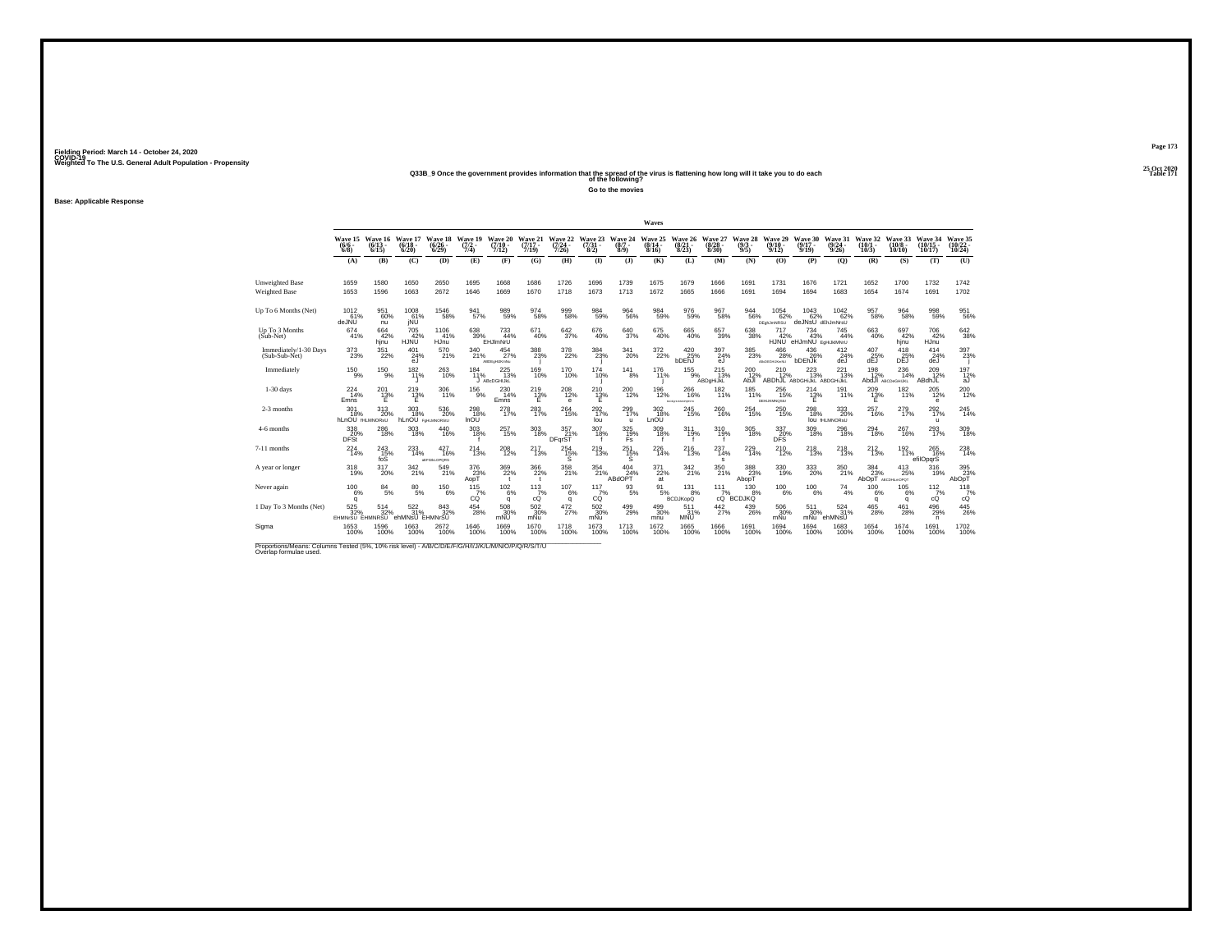Fielding Period: March 14 - October 24, 2020
COVID-19
Weighted To The U.S. General Adult Population - Propensity

25 Oct 2020
Table 171

### Q33B_9 Once the government provides information that the spread of the virus is flattening how long will it take you to do each of the following?

Go to the movies

Base: Applicable Response

| | Wave 15 (6/6 - 6/8) | Wave 16 (6/13 - 6/15) | Wave 17 (6/18 - 6/20) | Wave 18 (6/26 - 6/29) | Wave 19 (7/2 - 7/4) | Wave 20 (7/10 - 7/12) | Wave 21 (7/17 - 7/19) | Wave 22 (7/24 - 7/26) | Wave 23 (7/31 - 8/2) | Wave 24 (8/7 - 8/9) | Wave 25 (8/14 - 8/16) | Wave 26 (8/21 - 8/23) | Wave 27 (8/28 - 8/30) | Wave 28 (9/3 - 9/5) | Wave 29 (9/10 - 9/12) | Wave 30 (9/17 - 9/19) | Wave 31 (9/24 - 9/26) | Wave 32 (10/1 - 10/3) | Wave 33 (10/8 - 10/10) | Wave 34 (10/15 - 10/17) | Wave 35 (10/22 - 10/24) |
|---|---|---|---|---|---|---|---|---|---|---|---|---|---|---|---|---|---|---|---|---|---|
| | (A) | (B) | (C) | (D) | (E) | (F) | (G) | (H) | (I) | (J) | (K) | (L) | (M) | (N) | (O) | (P) | (Q) | (R) | (S) | (T) | (U) |
| Unweighted Base | 1659 | 1580 | 1650 | 2650 | 1695 | 1668 | 1686 | 1726 | 1696 | 1739 | 1675 | 1679 | 1666 | 1691 | 1731 | 1676 | 1721 | 1652 | 1700 | 1732 | 1742 |
| Weighted Base | 1653 | 1596 | 1663 | 2672 | 1646 | 1669 | 1670 | 1718 | 1673 | 1713 | 1672 | 1665 | 1666 | 1691 | 1694 | 1694 | 1683 | 1654 | 1674 | 1691 | 1702 |
| Up To 6 Months (Net) | 1012 61% deJNU | 951 60% nu | 1008 61% jNU | 1546 58% | 941 57% | 989 59% | 974 58% | 999 58% | 984 59% | 964 56% | 984 59% | 976 59% | 967 58% | 944 56% | 1054 62% DEgHJmNRSU | 1043 62% deJNsU | 1042 62% dEhJmNrsU | 957 58% | 964 58% | 998 59% | 951 56% |
| Up To 3 Months (Sub-Net) | 674 41% | 664 42% hjnu | 705 42% HJNU | 1106 41% HJnu | 638 39% | 733 44% EHJmNrU | 671 40% | 642 37% | 676 40% | 640 37% | 675 40% | 665 40% | 657 39% | 638 38% | 717 42% HJNU | 734 43% eHJmNU | 745 44% EgHJkMNrU | 663 40% | 697 42% hjnu | 706 42% HJnu | 642 38% |
| Immediately/1-30 Days (Sub-Sub-Net) | 373 23% | 351 22% | 401 24% eJ | 570 21% | 340 21% | 454 27% ABDEgHIJKmNu | 388 23% j | 378 22% | 384 23% j | 341 20% | 372 22% | 420 25% bDEhJ | 397 24% eJ | 385 23% | 466 28% ABcDEGHIJKmNU | 436 26% bDEhJk | 412 24% deJ | 407 25% dEJ | 418 25% DEJ | 414 24% deJ | 397 23% j |
| Immediately | 150 9% | 150 9% | 182 11% J | 263 10% | 184 11% J | 225 13% ABcDGHIJkL | 169 10% | 170 10% | 174 10% j | 141 8% | 176 11% j | 155 9% | 215 13% ABDgHIJkL | 200 12% AbJl | 210 12% ABDhJL | 223 13% ABDGHIJkL | 221 13% ABDGHIJkL | 198 12% AbdJl | 236 14% ABCDeGHIJKL | 209 12% ABdhJL | 197 12% aJ |
| 1-30 days | 224 14% Emns | 201 13% E | 219 13% E | 306 11% | 156 9% | 230 14% Emns | 219 13% E | 208 12% e | 210 13% E | 200 12% | 196 12% j | 266 16% BDEGHIJKMNQRSTU | 182 11% | 185 11% | 256 15% DEHIJKMNQSU | 214 13% E | 191 11% | 209 13% E | 182 11% | 205 12% e | 200 12% |
| 2-3 months | 301 18% hLnOU | 313 20% fHLMNORsU | 303 18% hLnOU | 536 20% FgHLMNORsU | 298 18% lnOU | 278 17% | 283 17% | 264 15% | 292 17% lou | 299 17% u | 302 18% LnOU | 245 15% | 260 16% | 254 15% | 250 15% | 298 18% lou | 333 20% fHLMNORsU | 257 16% | 279 17% | 292 17% u | 245 14% |
| 4-6 months | 338 20% DFSt | 286 18% | 303 18% | 440 16% | 303 18% f | 257 15% | 303 18% f | 357 21% DFqrST | 307 18% f | 325 19% Fs | 309 18% f | 311 19% f | 310 19% f | 305 18% | 337 20% DFS | 309 18% | 296 18% | 294 18% | 267 16% | 293 17% | 309 18% |
| 7-11 months | 224 14% | 243 15% foS | 233 14% | 427 16% aEFGIkLOPQRS | 214 13% | 208 12% | 217 13% | 254 15% S | 219 13% | 251 15% S | 226 14% | 216 13% | 237 14% s | 229 14% | 210 12% | 218 13% | 218 13% | 212 13% | 192 11% | 265 16% efIlOpqrS | 238 14% |
| A year or longer | 318 19% | 317 20% | 342 21% | 549 21% | 376 23% AopT | 369 22% t | 366 22% t | 358 21% | 354 21% | 404 24% ABdOPT | 371 22% at | 342 21% | 350 21% | 388 23% AbopT | 330 19% | 333 20% | 350 21% | 384 23% AbOpT | 413 25% ABCDHiLmOPQT | 316 19% | 395 23% AbOpT |
| Never again | 100 6% q | 84 5% | 80 5% | 150 6% | 115 7% CQ | 102 6% q | 113 7% cQ | 107 6% q | 117 7% CQ | 93 5% | 91 5% | 131 8% BCDJKopQ | 111 7% cQ | 130 8% BCDJKQ | 100 6% | 100 6% | 74 4% | 100 6% q | 105 6% q | 112 7% cQ | 118 7% cQ |
| 1 Day To 3 Months (Net) | 525 32% EHMNrSU | 514 32% EHMNRSU | 522 31% ehMNsU | 843 32% EHMNrSU | 454 28% | 508 30% mNU | 502 30% mNu | 472 27% | 502 30% mNu | 499 29% | 499 30% mnu | 511 31% MNU | 442 27% | 439 26% | 506 30% mNu | 511 30% mNu | 524 31% ehMNsU | 465 28% | 461 28% | 496 29% n | 445 26% |
| Sigma | 1653 100% | 1596 100% | 1663 100% | 2672 100% | 1646 100% | 1669 100% | 1670 100% | 1718 100% | 1673 100% | 1713 100% | 1672 100% | 1665 100% | 1666 100% | 1691 100% | 1694 100% | 1694 100% | 1683 100% | 1654 100% | 1674 100% | 1691 100% | 1702 100% |

Proportions/Means: Columns Tested (5%, 10% risk level) - A/B/C/D/E/F/G/H/I/J/K/L/M/N/O/P/Q/R/S/T/U
Overlap formulae used.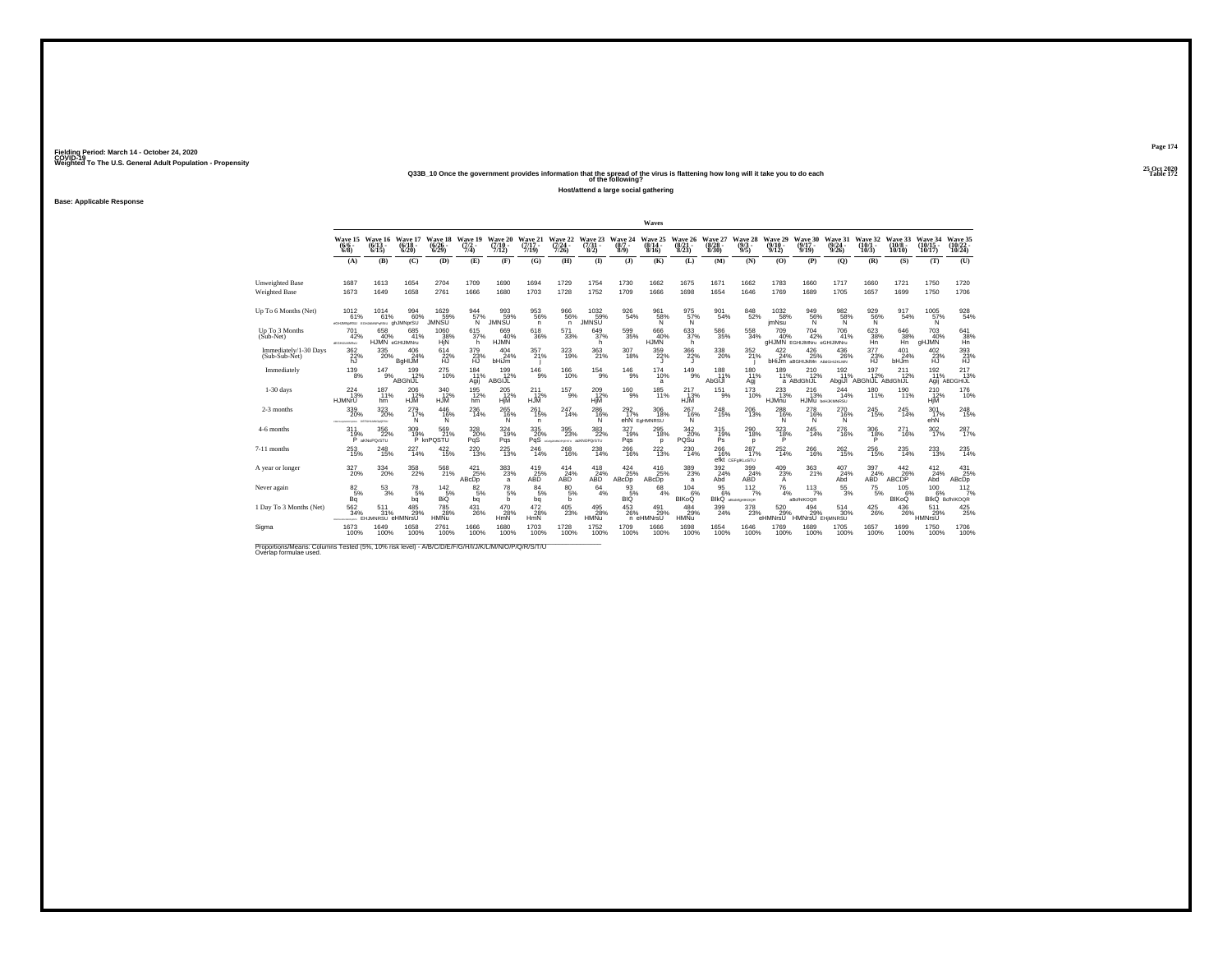Fielding Period: March 14 - October 24, 2020
COVID-19
Weighted To The U.S. General Adult Population - Propensity

25 Oct 2020
Table 172

### Q33B_10 Once the government provides information that the spread of the virus is flattening how long will it take you to do each of the following?

**Host/attend a large social gathering**

**Base: Applicable Response**

| | Wave 15 (6/6 - 6/8) | Wave 16 (6/13 - 6/15) | Wave 17 (6/18 - 6/20) | Wave 18 (6/26 - 6/29) | Wave 19 (7/2 - 7/4) | Wave 20 (7/10 - 7/12) | Wave 21 (7/17 - 7/19) | Wave 22 (7/24 - 7/26) | Wave 23 (7/31 - 8/2) | Wave 24 (8/7 - 8/9) | Wave 25 (8/14 - 8/16) | Wave 26 (8/21 - 8/23) | Wave 27 (8/28 - 8/30) | Wave 28 (9/3 - 9/5) | Wave 29 (9/10 - 9/12) | Wave 30 (9/17 - 9/19) | Wave 31 (9/24 - 9/26) | Wave 32 (10/1 - 10/3) | Wave 33 (10/8 - 10/10) | Wave 34 (10/15 - 10/17) | Wave 35 (10/22 - 10/24) |
|---|---|---|---|---|---|---|---|---|---|---|---|---|---|---|---|---|---|---|---|---|---|
| | (A) | (B) | (C) | (D) | (E) | (F) | (G) | (H) | (I) | (J) | (K) | (L) | (M) | (N) | (O) | (P) | (Q) | (R) | (S) | (T) | (U) |
| Unweighted Base | 1687 | 1613 | 1654 | 2704 | 1709 | 1690 | 1694 | 1729 | 1754 | 1730 | 1662 | 1675 | 1671 | 1662 | 1783 | 1660 | 1717 | 1660 | 1721 | 1750 | 1720 |
| Weighted Base | 1673 | 1649 | 1658 | 2761 | 1666 | 1680 | 1703 | 1728 | 1752 | 1709 | 1666 | 1698 | 1654 | 1646 | 1769 | 1689 | 1705 | 1657 | 1699 | 1750 | 1706 |
| Up To 6 Months (Net) | 1012 61% | 1014 61% | 994 60% ghJMNprSU | 1629 59% JMNSU | 944 57% N | 993 59% JMNSU | 953 56% n | 966 56% n | 1032 59% JMNSU | 926 54% | 961 58% N | 975 57% N | 901 54% | 848 52% | 1032 58% jmNsu | 949 56% N | 982 58% N | 929 56% N | 917 54% | 1005 57% N | 928 54% |
| Up To 3 Months (Sub-Net) | 701 42% | 658 40% HJMN | 685 41% eGHIJMNru | 1060 38% HjN | 615 37% h | 669 40% HJMN | 618 36% | 571 33% | 649 37% h | 599 35% | 666 40% HJMN | 633 37% h | 586 35% | 558 34% | 709 40% gHJMN | 704 42% EGHIJMNru | 706 41% eGHIJMNru | 623 38% Hn | 646 38% Hn | 703 40% gHJMN | 641 38% Hn |
| Immediately/1-30 Days (Sub-Sub-Net) | 362 22% HJ | 335 20% | 406 24% BgHIJM | 614 22% HJ | 379 23% HJ | 404 24% bHIJm | 357 21% | 323 19% | 363 21% | 307 18% | 359 22% J | 366 22% J | 338 20% | 352 21% | 422 24% bHIJm | 426 25% aBGHIJkMn | 436 26% ABdGHIJKLMN | 377 23% HJ | 401 24% bHJm | 402 23% HJ | 393 23% HJ |
| Immediately | 139 8% | 147 9% | 199 12% ABGhIJL | 275 10% | 184 11% Agij | 199 12% ABGIJL | 146 9% | 166 10% | 154 9% | 146 9% | 174 10% a | 149 9% | 188 11% AbGIJl | 180 11% Agj | 189 11% a | 210 12% ABdGhIJL | 192 11% AbgiJl | 197 12% ABGhIJL | 211 12% ABdGhIJL | 192 11% Agij | 217 13% ABDGHIJL |
| 1-30 days | 224 13% HJMNrU | 187 11% hm | 206 12% HJM | 340 12% HJM | 195 12% hm | 205 12% HjM | 211 12% HJM | 157 9% | 209 12% HjM | 160 9% | 185 11% | 217 13% HJM | 151 9% | 173 10% | 233 13% HJMnu | 216 13% HJMu | 244 14% bdHiJKMNRSU | 180 11% | 190 11% | 210 12% HjM | 176 10% |
| 2-3 months | 339 20% | 323 20% | 279 17% N | 446 16% N | 236 14% | 265 16% N | 261 15% n | 247 14% | 286 16% N | 292 17% ehN | 306 18% EgHMNRSU | 267 16% N | 248 15% | 206 13% | 288 16% N | 278 16% N | 270 16% N | 245 15% | 245 14% | 301 17% ehN | 248 15% |
| 4-6 months | 311 19% P | 356 22% aKNoPQrSTU | 309 19% P | 569 21% knPQSTU | 328 20% PqS | 324 19% Pqs | 335 20% PqS | 395 23% | 383 22% aKNOPQrSTU | 327 19% Pqs | 295 18% p | 342 20% PQSu | 315 19% Ps | 290 18% p | 323 18% P | 245 14% | 276 16% | 306 18% P | 271 16% | 302 17% | 287 17% |
| 7-11 months | 253 15% | 248 15% | 227 14% | 422 15% | 220 13% | 225 13% | 246 14% | 268 16% | 238 14% | 266 16% | 222 13% | 230 14% | 266 16% efkt | 287 17% CEFgIKLoSTU | 252 14% | 266 16% | 262 15% | 256 15% | 235 14% | 233 13% | 235 14% |
| A year or longer | 327 20% | 334 20% | 358 22% | 568 21% | 421 25% ABcDp | 383 23% a | 419 25% ABD | 414 24% ABD | 418 24% ABD | 424 25% ABcDp | 416 25% ABcDp | 389 23% a | 392 24% Abd | 399 24% ABD | 409 23% A | 363 21% | 407 24% Abd | 397 24% ABD | 442 26% ABCDP | 412 24% Abd | 431 25% ABcDp |
| Never again | 82 5% Bq | 53 3% | 78 5% bq | 142 5% BiQ | 82 5% bq | 78 5% b | 84 5% bq | 80 5% b | 64 4% | 93 5% BIQ | 68 4% | 104 6% BIKoQ | 95 6% BIkQ | 112 7% | 76 4% | 113 7% aBcfhIKOQR | 55 3% | 75 5% | 105 6% BIKoQ | 100 6% BIkQ | 112 7% BcfhIKOQR |
| 1 Day To 3 Months (Net) | 562 34% | 511 31% EHJMNRSU | 485 29% eHMNrsU | 785 28% HMNu | 431 26% | 470 28% HmN | 472 28% HmN | 405 23% | 495 28% HMNu | 453 26% n | 491 29% eHMNrsU | 484 29% HMNu | 399 24% | 378 23% | 520 29% eHMNrsU | 494 29% HMNrsU | 514 30% EHjMNRSU | 425 26% | 436 26% | 511 29% HMNrsU | 425 25% |
| Sigma | 1673 100% | 1649 100% | 1658 100% | 2761 100% | 1666 100% | 1680 100% | 1703 100% | 1728 100% | 1752 100% | 1709 100% | 1666 100% | 1698 100% | 1654 100% | 1646 100% | 1769 100% | 1689 100% | 1705 100% | 1657 100% | 1699 100% | 1750 100% | 1706 100% |

Proportions/Means: Columns Tested (5%, 10% risk level) - A/B/C/D/E/F/G/H/I/J/K/L/M/N/O/P/Q/R/S/T/U
Overlap formulae used.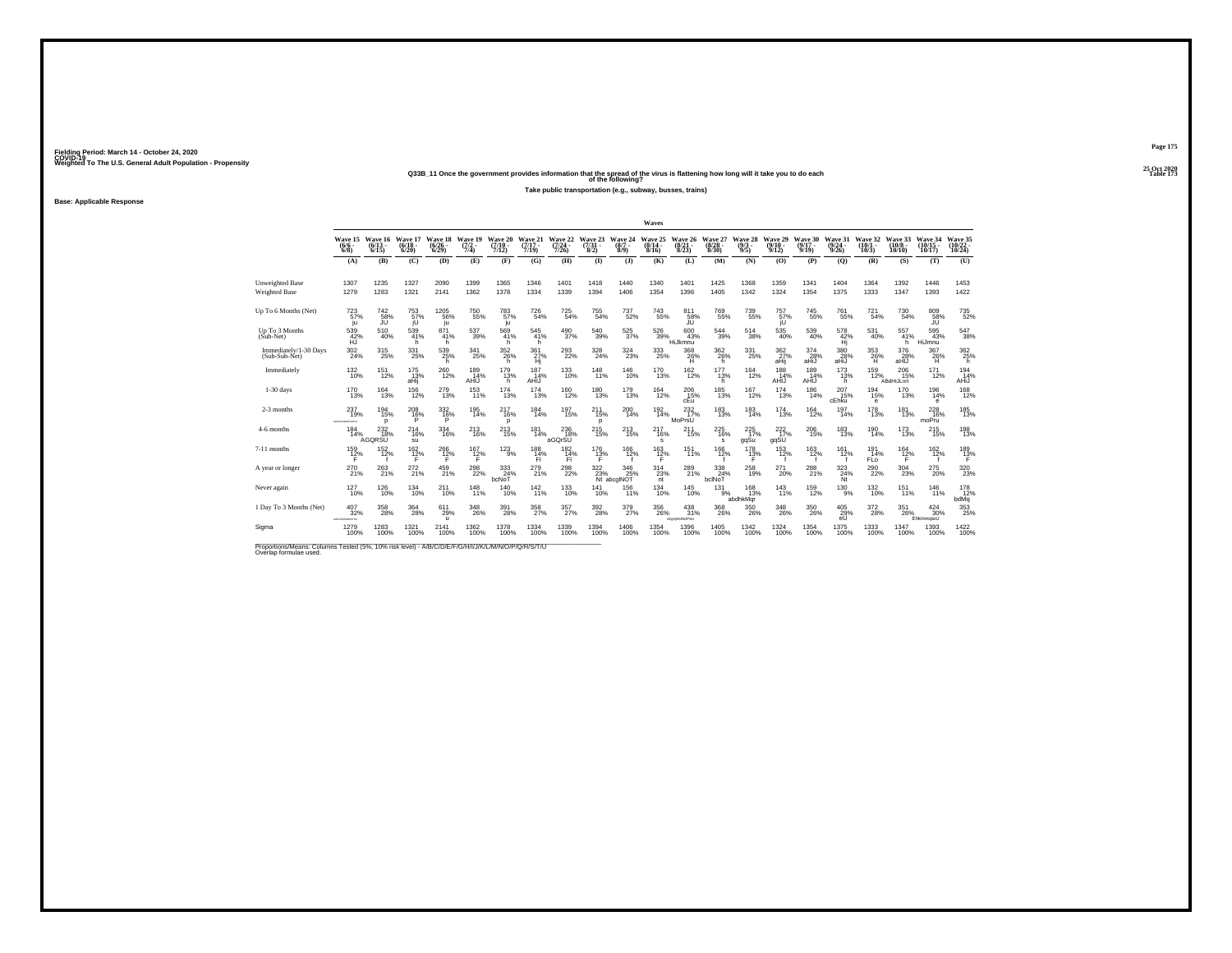Fielding Period: March 14 - October 24, 2020
COVID-19
Weighted To The U.S. General Adult Population - Propensity

25 Oct 2020
Table 173

## Q33B_11 Once the government provides information that the spread of the virus is flattening how long will it take you to do each of the following?

### Take public transportation (e.g., subway, busses, trains)

**Base: Applicable Response**

| | Wave 15 (6/6 - 6/8) | Wave 16 (6/13 - 6/15) | Wave 17 (6/18 - 6/20) | Wave 18 (6/26 - 6/29) | Wave 19 (7/2 - 7/4) | Wave 20 (7/10 - 7/12) | Wave 21 (7/17 - 7/19) | Wave 22 (7/24 - 7/26) | Wave 23 (7/31 - 8/2) | Wave 24 (8/7 - 8/9) | Wave 25 (8/14 - 8/16) | Wave 26 (8/21 - 8/23) | Wave 27 (8/28 - 8/30) | Wave 28 (9/3 - 9/5) | Wave 29 (9/10 - 9/12) | Wave 30 (9/17 - 9/19) | Wave 31 (9/24 - 9/26) | Wave 32 (10/1 - 10/3) | Wave 33 (10/8 - 10/10) | Wave 34 (10/15 - 10/17) | Wave 35 (10/22 - 10/24) |
|---|---|---|---|---|---|---|---|---|---|---|---|---|---|---|---|---|---|---|---|---|---|
| | (A) | (B) | (C) | (D) | (E) | (F) | (G) | (H) | (I) | (J) | (K) | (L) | (M) | (N) | (O) | (P) | (Q) | (R) | (S) | (T) | (U) |
| Unweighted Base | 1307 | 1235 | 1327 | 2090 | 1399 | 1365 | 1346 | 1401 | 1418 | 1440 | 1340 | 1401 | 1425 | 1368 | 1359 | 1341 | 1404 | 1364 | 1392 | 1446 | 1453 |
| Weighted Base | 1279 | 1283 | 1321 | 2141 | 1362 | 1378 | 1334 | 1339 | 1394 | 1406 | 1354 | 1396 | 1405 | 1342 | 1324 | 1354 | 1375 | 1333 | 1347 | 1393 | 1422 |
| Up To 6 Months (Net) | 723 57% ju | 742 58% JU | 753 57% jU | 1205 56% ju | 750 55% | 783 57% ju | 726 54% | 725 54% | 755 54% | 737 52% | 743 55% | 811 58% JU | 769 55% | 739 55% | 757 57% jU | 745 55% | 761 55% | 721 54% | 730 54% | 809 58% JU | 735 52% |
| Up To 3 Months (Sub-Net) | 539 42% HJ | 510 40% | 539 41% h | 871 41% h | 537 39% | 569 41% h | 545 41% h | 490 37% | 540 39% | 525 37% | 526 39% | 600 43% HiJkmnu | 544 39% | 514 38% | 535 40% | 539 40% | 578 42% Hj | 531 40% | 557 41% h | 595 43% HiJmnu | 547 38% |
| Immediately/1-30 Days (Sub-Sub-Net) | 302 24% | 315 25% | 331 25% | 539 25% h | 341 25% | 352 26% h | 361 27% Hj | 293 22% | 328 24% | 324 23% | 333 25% | 368 26% H | 362 26% h | 331 25% | 362 27% aHij | 374 28% aHIJ | 380 28% aHIJ | 353 26% H | 376 28% aHIJ | 367 26% H | 362 25% h |
| Immediately | 132 10% | 151 12% | 175 13% aHij | 260 12% | 189 14% AHIJ | 179 13% h | 187 14% AHIJ | 133 10% | 148 11% | 146 10% | 170 13% | 162 12% | 177 13% h | 164 12% | 188 14% AHIJ | 189 14% AHIJ | 173 13% h | 159 12% | 206 15% ABdHIJLnT | 171 12% | 194 14% AHIJ |
| 1-30 days | 170 13% | 164 13% | 156 12% | 279 13% | 153 11% | 174 13% | 174 13% | 160 12% | 180 13% | 179 13% | 164 12% | 206 15% cEu | 185 13% | 167 12% | 174 13% | 186 14% | 207 15% cEhku | 194 15% e | 170 13% | 196 14% e | 168 12% |
| 2-3 months | 237 19% | 194 15% p | 208 16% P | 332 16% P | 195 14% | 217 16% p | 184 14% | 197 15% | 211 15% p | 200 14% | 192 14% | 232 17% MoPrsU | 183 13% | 183 14% | 174 13% | 164 12% | 197 14% | 178 13% | 181 13% | 228 16% moPru | 185 13% |
| 4-6 months | 184 14% | 232 18% AGQRSU | 214 16% su | 334 16% | 213 16% | 213 15% | 181 14% | 236 18% aGQrSU | 215 15% | 213 15% | 217 16% s | 211 15% | 225 16% s | 225 17% gqSu | 222 17% gqSU | 206 15% | 183 13% | 190 14% | 173 13% | 215 15% | 188 13% |
| 7-11 months | 159 12% F | 152 12% f | 162 12% F | 266 12% F | 167 12% F | 123 9% | 188 14% Fl | 182 14% Fl | 176 13% F | 166 12% f | 163 12% F | 151 11% | 166 12% f | 178 13% F | 153 12% f | 163 12% f | 161 12% f | 191 14% FLo | 164 12% F | 162 12% f | 189 13% F |
| A year or longer | 270 21% | 263 21% | 272 21% | 459 21% | 298 22% | 333 24% bcNoT | 279 21% | 298 22% | 322 23% Nt | 346 25% abcglNOT | 314 23% nt | 289 21% | 338 24% bciNoT | 258 19% | 271 20% | 288 21% | 323 24% Nt | 290 22% | 304 23% | 275 20% | 320 23% |
| Never again | 127 10% | 126 10% | 134 10% | 211 10% | 148 11% | 140 10% | 142 11% | 133 10% | 141 10% | 156 11% | 134 10% | 145 10% | 131 9% | 168 13% abdhkMqr | 143 11% | 159 12% | 130 9% | 132 10% | 151 11% | 146 11% | 178 12% bdMq |
| 1 Day To 3 Months (Net) | 407 32% | 358 28% | 364 28% | 611 29% u | 348 26% | 391 28% | 358 27% | 357 27% | 392 28% | 379 27% | 356 26% | 438 31% | 368 26% | 350 26% | 348 26% | 350 26% | 405 29% eU | 372 28% | 351 26% | 424 30% EhkmnopsU | 353 25% |
| Sigma | 1279 100% | 1283 100% | 1321 100% | 2141 100% | 1362 100% | 1378 100% | 1334 100% | 1339 100% | 1394 100% | 1406 100% | 1354 100% | 1396 100% | 1405 100% | 1342 100% | 1324 100% | 1354 100% | 1375 100% | 1333 100% | 1347 100% | 1393 100% | 1422 100% |

Proportions/Means: Columns Tested (5%, 10% risk level) - A/B/C/D/E/F/G/H/I/J/K/L/M/N/O/P/Q/R/S/T/U
Overlap formulae used.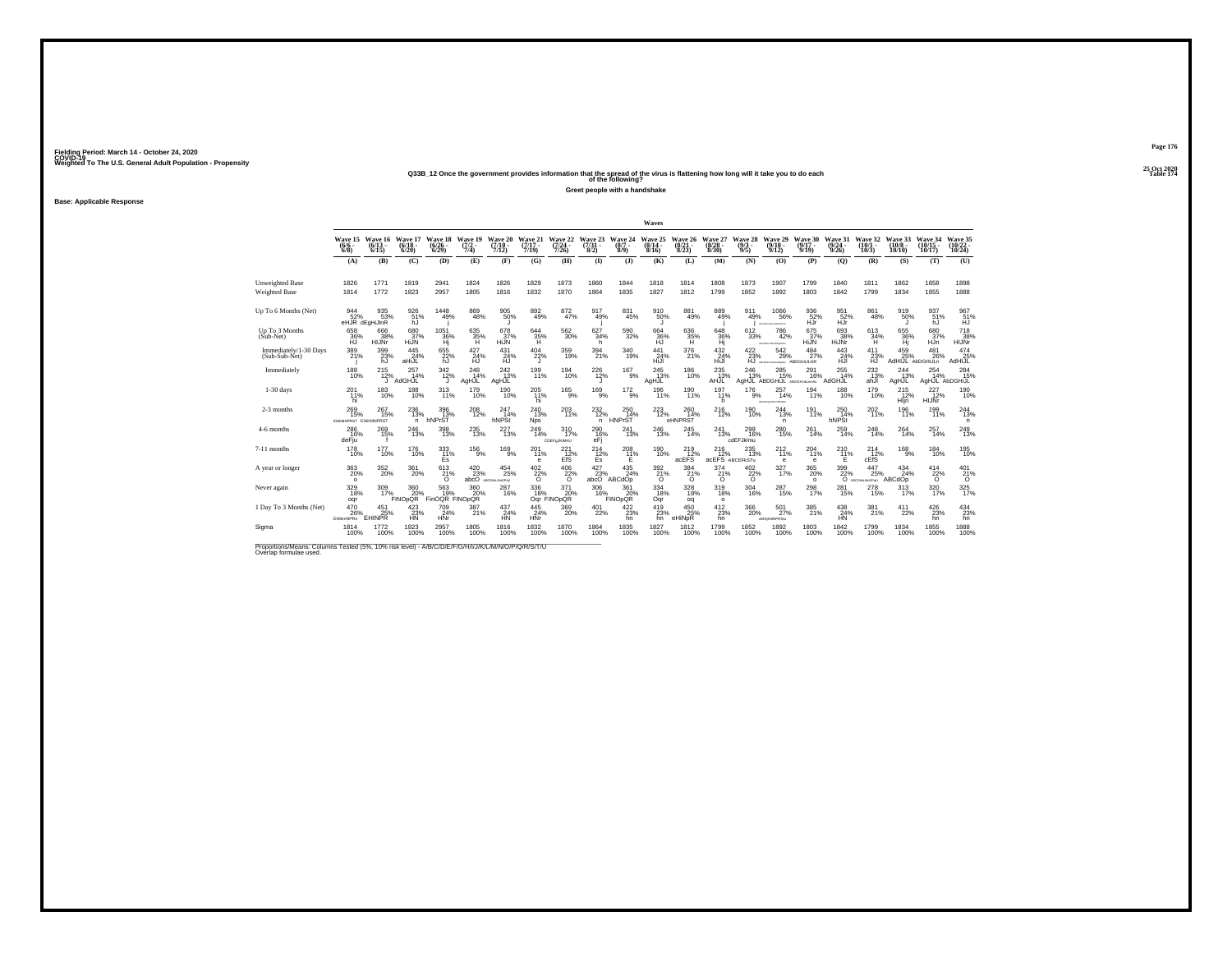Fielding Period: March 14 - October 24, 2020
COVID-19
Weighted To The U.S. General Adult Population - Propensity

25 Oct 2020
Table 174

## Q33B_12 Once the government provides information that the spread of the virus is flattening how long will it take you to do each of the following?

### Greet people with a handshake

**Base: Applicable Response**

| | Wave 15 (6/6 - 6/8) | Wave 16 (6/13 - 6/15) | Wave 17 (6/18 - 6/20) | Wave 18 (6/26 - 6/29) | Wave 19 (7/2 - 7/4) | Wave 20 (7/10 - 7/12) | Wave 21 (7/17 - 7/19) | Wave 22 (7/24 - 7/26) | Wave 23 (7/31 - 8/2) | Wave 24 (8/7 - 8/9) | Wave 25 (8/14 - 8/16) | Wave 26 (8/21 - 8/23) | Wave 27 (8/28 - 8/30) | Wave 28 (9/3 - 9/5) | Wave 29 (9/10 - 9/12) | Wave 30 (9/17 - 9/19) | Wave 31 (9/24 - 9/26) | Wave 32 (10/1 - 10/3) | Wave 33 (10/8 - 10/10) | Wave 34 (10/15 - 10/17) | Wave 35 (10/22 - 10/24) |
|---|---|---|---|---|---|---|---|---|---|---|---|---|---|---|---|---|---|---|---|---|---|
| | (A) | (B) | (C) | (D) | (E) | (F) | (G) | (H) | (I) | (J) | (K) | (L) | (M) | (N) | (O) | (P) | (Q) | (R) | (S) | (T) | (U) |
| Unweighted Base | 1826 | 1771 | 1819 | 2941 | 1824 | 1826 | 1829 | 1873 | 1860 | 1844 | 1818 | 1814 | 1808 | 1873 | 1907 | 1799 | 1840 | 1811 | 1862 | 1858 | 1898 |
| Weighted Base | 1814 | 1772 | 1823 | 2957 | 1805 | 1816 | 1832 | 1870 | 1864 | 1835 | 1827 | 1812 | 1799 | 1852 | 1892 | 1803 | 1842 | 1799 | 1834 | 1855 | 1888 |
| Up To 6 Months (Net) | 944 52% eHJR | 935 53% dEgHiJlnR | 926 51% hJ | 1448 49% j | 869 48% | 905 50% J | 892 49% | 872 47% | 917 49% j | 831 45% | 910 50% J | 881 49% | 889 49% j | 911 49% j | 1066 56% ABDEFGHIJKLMNRS | 936 52% HJr | 951 52% HJr | 861 48% | 919 50% J | 937 51% hJ | 967 51% HJ |
| Up To 3 Months (Sub-Net) | 658 36% HJ | 666 38% HIJNr | 680 37% HIJN | 1051 36% Hj | 635 35% H | 678 37% HIJN | 644 35% H | 562 30% | 627 34% h | 590 32% | 664 36% HJ | 636 35% H | 648 36% Hj | 612 33% | 786 42% ABDEFGHIJKLMNQRS | 675 37% HIJN | 693 38% HIJNr | 613 34% H | 655 36% Hj | 680 37% HJn | 718 38% HIJNr |
| Immediately/1-30 Days (Sub-Sub-Net) | 389 21% j | 399 23% hJ | 445 24% aHIJL | 655 22% hJ | 427 24% HJ | 431 24% HJ | 404 22% J | 359 19% | 394 21% | 340 19% | 441 24% HIJl | 376 21% | 432 24% HIJl | 422 23% HJ | 542 29% ABDEFGHIJKLMNRS | 484 27% ABDGHIJLNR | 443 24% HJl | 411 23% HJ | 459 25% AdHIJL | 481 26% AbDGHIJLn | 474 25% AdHIJL |
| Immediately | 188 10% | 215 12% J | 257 14% AdGHJL | 342 12% J | 248 14% AgHJL | 242 13% AgHJL | 199 11% | 194 10% | 226 12% J | 167 9% | 245 13% AgHJL | 186 10% | 235 13% AHJL | 246 13% AgHJL | 285 15% ABDGHIJL | 291 16% ABDGHIJLmn | 255 14% AdGHJL | 232 13% ahJl | 244 13% AgHJL | 254 14% AgHJL | 284 15% AbDGHIJL |
| 1-30 days | 201 11% hi | 183 10% | 188 10% | 313 11% | 179 10% | 190 10% | 205 11% hi | 165 9% | 169 9% | 172 9% | 196 11% | 190 11% | 197 11% h | 176 9% | 257 14% ABCDEFGHIJKLMNPQRS | 194 11% | 188 10% | 179 10% | 215 12% HIjn | 227 12% HIJNr | 190 10% |
| 2-3 months | 269 15% EHIKMNPRST | 267 15% EHIKMNPRST | 236 13% n | 396 13% hNPrST | 208 12% | 247 14% hNPSt | 240 13% Nps | 203 11% | 232 12% n | 250 14% HNPrST | 223 12% | 260 14% eHNPRST | 216 12% | 190 10% | 244 13% n | 191 11% | 250 14% hNPSt | 202 11% | 196 11% | 199 11% | 244 13% n |
| 4-6 months | 286 16% deFju | 269 15% f | 246 13% | 398 13% | 235 13% | 227 13% | 249 14% | 310 17% CDEFgJKlMnU | 290 16% eFj | 241 13% | 246 13% | 245 14% | 241 13% | 299 16% cdEFJklmu | 280 15% | 261 14% | 259 14% | 248 14% | 264 14% | 257 14% | 249 13% |
| 7-11 months | 178 10% | 177 10% | 176 10% | 333 11% Es | 156 9% | 169 9% | 201 11% e | 221 12% EfS | 214 12% Es | 208 11% E | 190 10% | 219 12% acEFS | 216 12% acEFS | 235 13% ABCEFkSTu | 212 11% e | 204 11% e | 210 11% E | 214 12% cEfS | 168 9% | 184 10% | 195 10% |
| A year or longer | 363 20% o | 352 20% | 361 20% | 613 21% O | 420 23% abcO | 454 25% ABCDeLMnOPqt | 402 22% O | 406 22% O | 427 23% abcO | 435 24% ABCdOp | 392 21% O | 384 21% O | 374 21% O | 402 22% O | 327 17% | 365 20% o | 399 22% O | 447 25% ABCDkLMnOPqt | 434 24% ABCdOp | 414 22% O | 401 21% O |
| Never again | 329 18% oqr | 309 17% | 360 20% FINOpQR | 563 19% FinOQR | 360 20% FINOpQR | 287 16% | 336 18% Oqr | 371 20% FINOpQR | 306 16% | 361 20% FINOpQR | 334 18% Oqr | 328 18% oq | 319 18% o | 304 16% | 287 15% | 298 17% | 281 15% | 278 15% | 313 17% | 320 17% | 325 17% |
| 1 Day To 3 Months (Net) | 470 26% EHIkmNPRs | 451 25% EHINPR | 423 23% HN | 709 24% HNr | 387 21% | 437 24% HN | 445 24% HNr | 369 20% | 401 22% | 422 23% hn | 419 23% hn | 450 25% eHiNpR | 412 23% hn | 366 20% | 501 27% dEHIJKMNPRSu | 385 21% | 438 24% HN | 381 21% | 411 22% | 426 23% hn | 434 23% hn |
| Sigma | 1814 100% | 1772 100% | 1823 100% | 2957 100% | 1805 100% | 1816 100% | 1832 100% | 1870 100% | 1864 100% | 1835 100% | 1827 100% | 1812 100% | 1799 100% | 1852 100% | 1892 100% | 1803 100% | 1842 100% | 1799 100% | 1834 100% | 1855 100% | 1888 100% |

Proportions/Means: Columns Tested (5%, 10% risk level) - A/B/C/D/E/F/G/H/I/J/K/L/M/N/O/P/Q/R/S/T/U
Overlap formulae used.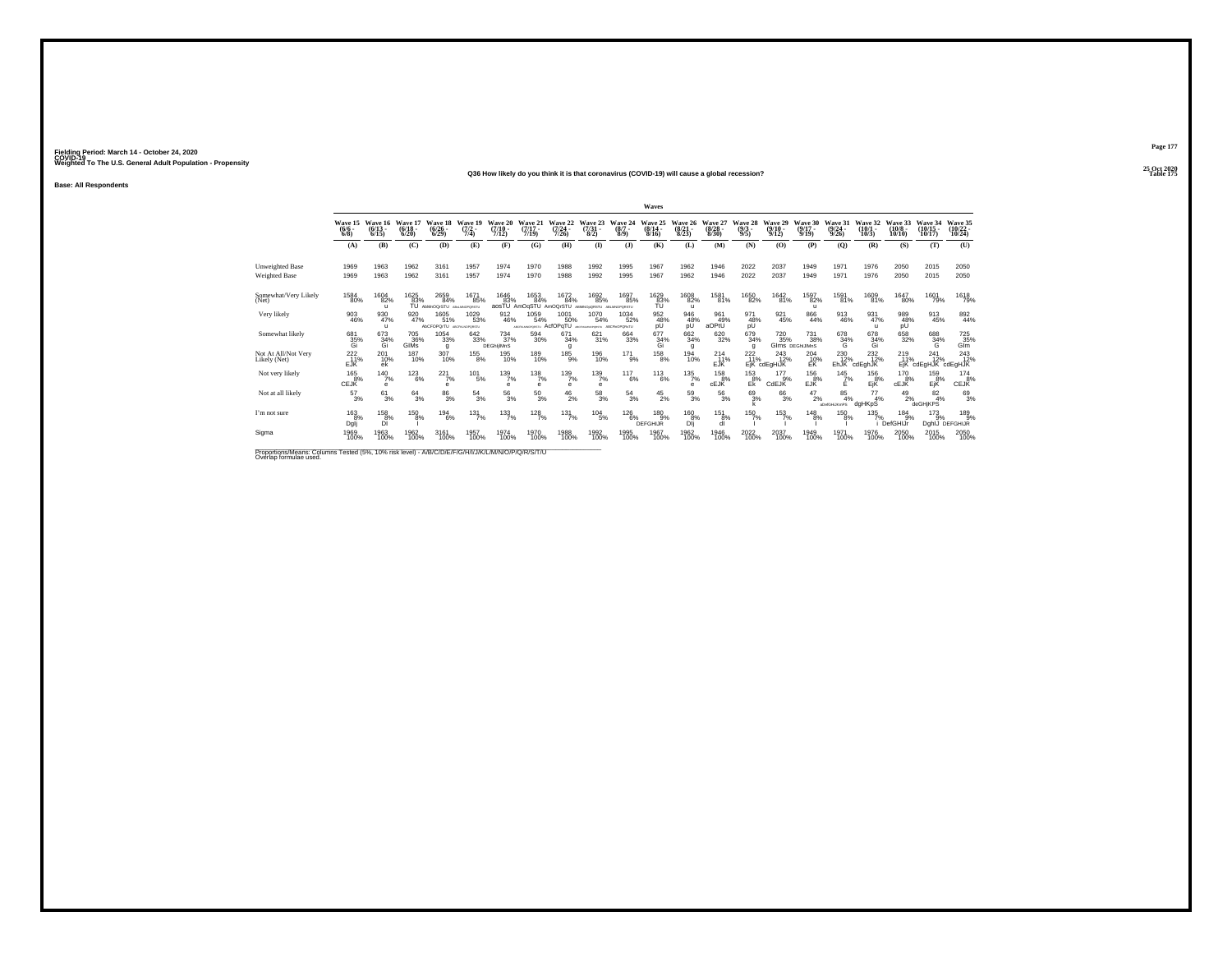Fielding Period: March 14 - October 24, 2020
COVID-19
Weighted To The U.S. General Adult Population - Propensity

25 Oct 2020
Table 175

## Q36 How likely do you think it is that coronavirus (COVID-19) will cause a global recession?

Base: All Respondents

| | Waves | | | | | | | | | | | | | | | | | | | | |
|---|---|---|---|---|---|---|---|---|---|---|---|---|---|---|---|---|---|---|---|---|---|
| | Wave 15 (6/6 - 6/8) | Wave 16 (6/13 - 6/15) | Wave 17 (6/18 - 6/20) | Wave 18 (6/26 - 6/29) | Wave 19 (7/2 - 7/4) | Wave 20 (7/10 - 7/12) | Wave 21 (7/17 - 7/19) | Wave 22 (7/24 - 7/26) | Wave 23 (7/31 - 8/2) | Wave 24 (8/7 - 8/9) | Wave 25 (8/14 - 8/16) | Wave 26 (8/21 - 8/23) | Wave 27 (8/28 - 8/30) | Wave 28 (9/3 - 9/5) | Wave 29 (9/10 - 9/12) | Wave 30 (9/17 - 9/19) | Wave 31 (9/24 - 9/26) | Wave 32 (10/1 - 10/3) | Wave 33 (10/8 - 10/10) | Wave 34 (10/15 - 10/17) | Wave 35 (10/22 - 10/24) |
| | (A) | (B) | (C) | (D) | (E) | (F) | (G) | (H) | (I) | (J) | (K) | (L) | (M) | (N) | (O) | (P) | (Q) | (R) | (S) | (T) | (U) |
| Unweighted Base | 1969 | 1963 | 1962 | 3161 | 1957 | 1974 | 1970 | 1988 | 1992 | 1995 | 1967 | 1962 | 1946 | 2022 | 2037 | 1949 | 1971 | 1976 | 2050 | 2015 | 2050 |
| Weighted Base | 1969 | 1963 | 1962 | 3161 | 1957 | 1974 | 1970 | 1988 | 1992 | 1995 | 1967 | 1962 | 1946 | 2022 | 2037 | 1949 | 1971 | 1976 | 2050 | 2015 | 2050 |
| Somewhat/Very Likely (Net) | 1584 80% | 1604 82% u | 1625 83% TU | 2659 84% AbMnOQrSTU | 1671 85% ABkLMNOPQRSTU | 1646 83% aosTU | 1653 84% AmOqSTU | 1672 84% AmOQrSTU | 1692 85% ABMNOpQRSTU | 1697 85% ABLMNOPQRSTU | 1629 83% TU | 1608 82% u | 1581 81% | 1650 82% | 1642 81% | 1597 82% u | 1591 81% | 1609 81% | 1647 80% | 1601 79% | 1618 79% |
| Very likely | 903 46% | 930 47% u | 920 47% | 1605 51% AbCFOPQrTU | 1029 53% ABCFkNOPQRSTU | 912 46% | 1059 54% ABCFKLMNOPQRSTU | 1001 50% AcfOPqTU | 1070 54% ABCFKLMNOPQRSTU | 1034 52% ABCFKOPQRsTU | 952 48% pU | 946 48% pU | 961 49% aOPtU | 971 48% pU | 921 45% | 866 44% | 913 46% | 931 47% u | 989 48% pU | 913 45% | 892 44% |
| Somewhat likely | 681 35% Gi | 673 34% Gi | 705 36% GIMs | 1054 33% g | 642 33% | 734 37% DEGHIjlMnS | 594 30% | 671 34% g | 621 31% | 664 33% | 677 34% Gi | 662 34% g | 620 32% | 679 34% g | 720 35% GIms | 731 38% DEGHIJMnS | 678 34% G | 678 34% Gi | 658 32% | 688 34% G | 725 35% GIm |
| Not At All/Not Very Likely (Net) | 222 11% EJK | 201 10% ek | 187 10% | 307 10% | 155 8% | 195 10% | 189 10% | 185 9% | 196 10% | 171 9% | 158 8% | 194 10% | 214 11% EJK | 222 11% EjK | 243 12% cdEgHiJK | 204 10% EK | 230 12% EhJK | 232 12% cdEghJK | 219 11% EjK | 241 12% cdEgHJK | 243 12% cdEgHJK |
| Not very likely | 165 8% CEJK | 140 7% e | 123 6% | 221 7% e | 101 5% | 139 7% e | 138 7% e | 139 7% e | 139 7% e | 117 6% | 113 6% | 135 7% e | 158 8% cEJK | 153 8% Ek | 177 9% CdEJK | 156 8% EJK | 145 7% E | 156 8% EjK | 170 8% cEJK | 159 8% EjK | 174 8% CEJK |
| Not at all likely | 57 3% | 61 3% | 64 3% | 86 3% | 54 3% | 56 3% | 50 3% | 46 2% | 58 3% | 54 3% | 45 2% | 59 3% | 56 3% | 69 3% k | 66 3% | 47 2% | 85 4% aDeFGHiJKlmPS | 77 4% dgHKpS | 49 2% | 82 4% deGHjKPS | 69 3% |
| I'm not sure | 163 8% Dglj | 158 8% Dl | 150 8% I | 194 6% | 131 7% | 133 7% | 128 7% | 131 7% | 104 5% | 126 6% | 180 9% DEFGHIJR | 160 8% DIj | 151 8% dI | 150 7% I | 153 7% I | 148 8% I | 150 8% I | 135 7% i | 184 9% DefGHIJr | 173 9% DghIJ | 189 9% DEFGHIJR |
| Sigma | 1969 100% | 1963 100% | 1962 100% | 3161 100% | 1957 100% | 1974 100% | 1970 100% | 1988 100% | 1992 100% | 1995 100% | 1967 100% | 1962 100% | 1946 100% | 2022 100% | 2037 100% | 1949 100% | 1971 100% | 1976 100% | 2050 100% | 2015 100% | 2050 100% |

Proportions/Means: Columns Tested (5%, 10% risk level) - A/B/C/D/E/F/G/H/I/J/K/L/M/N/O/P/Q/R/S/T/U
Overlap formulae used.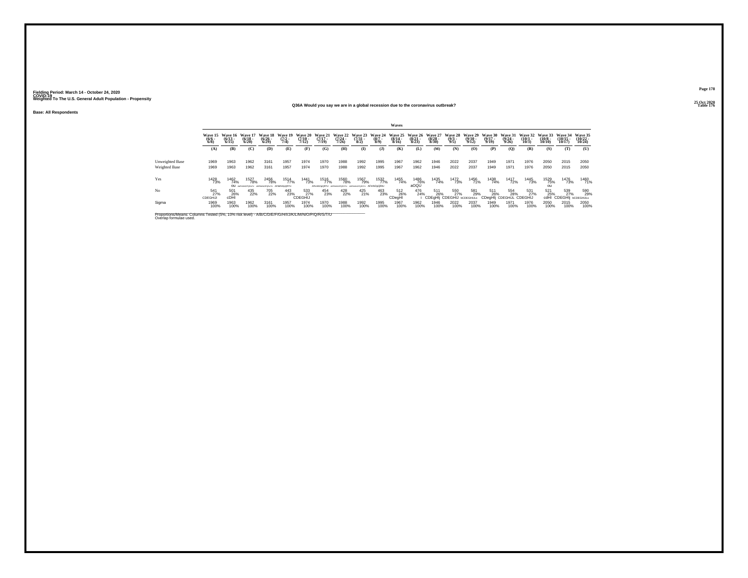Fielding Period: March 14 - October 24, 2020
COVID-19
Weighted To The U.S. General Adult Population - Propensity

25 Oct 2020
Table 176

## Q36A Would you say we are in a global recession due to the coronavirus outbreak?

**Base: All Respondents**

| | Waves | | | | | | | | | | | | | | | | | | | | |
|---|---|---|---|---|---|---|---|---|---|---|---|---|---|---|---|---|---|---|---|---|---|
| | Wave 15 (6/6 - 6/8) | Wave 16 (6/13 - 6/15) | Wave 17 (6/18 - 6/20) | Wave 18 (6/26 - 6/29) | Wave 19 (7/2 - 7/4) | Wave 20 (7/10 - 7/12) | Wave 21 (7/17 - 7/19) | Wave 22 (7/24 - 7/26) | Wave 23 (7/31 - 8/2) | Wave 24 (8/7 - 8/9) | Wave 25 (8/14 - 8/16) | Wave 26 (8/21 - 8/23) | Wave 27 (8/28 - 8/30) | Wave 28 (9/3 - 9/5) | Wave 29 (9/10 - 9/12) | Wave 30 (9/17 - 9/19) | Wave 31 (9/24 - 9/26) | Wave 32 (10/1 - 10/3) | Wave 33 (10/8 - 10/10) | Wave 34 (10/15 - 10/17) | Wave 35 (10/22 - 10/24) |
| | (A) | (B) | (C) | (D) | (E) | (F) | (G) | (H) | (I) | (J) | (K) | (L) | (M) | (N) | (O) | (P) | (Q) | (R) | (S) | (T) | (U) |
| Unweighted Base | 1969 | 1963 | 1962 | 3161 | 1957 | 1974 | 1970 | 1988 | 1992 | 1995 | 1967 | 1962 | 1946 | 2022 | 2037 | 1949 | 1971 | 1976 | 2050 | 2015 | 2050 |
| Weighted Base | 1969 | 1963 | 1962 | 3161 | 1957 | 1974 | 1970 | 1988 | 1992 | 1995 | 1967 | 1962 | 1946 | 2022 | 2037 | 1949 | 1971 | 1976 | 2050 | 2015 | 2050 |
| Yes | 1428 73% | 1462 74% ou | 1527 78% aKMNOPQRsTU | 2456 78% aKMNOPQRsTU | 1514 77% AFMNOpQRTU | 1441 73% | 1516 77% AFMNOpQRTU | 1560 78% aKMNOPQRSTU | 1567 79% AKMNOPQRSTU | 1532 77% AFmNOpQRU | 1455 74% | 1486 76% aOQU | 1435 74% | 1472 73% | 1456 71% | 1438 74% | 1417 72% | 1445 73% | 1529 75% ou | 1476 73% | 1460 71% |
| No | 541 27% CDEGHIJl | 501 26% cDHI | 435 22% | 705 22% | 443 23% | 533 27% CDEGHIJ | 454 23% | 428 22% | 425 21% | 463 23% | 512 26% CDegHI | 476 24% i | 511 26% CDEgHIj | 550 27% CDEGHIJ | 581 29% bCDEGHIJLs | 511 26% CDegHIj | 554 28% CDEGHIJL | 531 27% CDEGHIJ | 521 25% cdHI | 539 27% CDEGHIj | 590 29% bCDEGHIJLs |
| Sigma | 1969 100% | 1963 100% | 1962 100% | 3161 100% | 1957 100% | 1974 100% | 1970 100% | 1988 100% | 1992 100% | 1995 100% | 1967 100% | 1962 100% | 1946 100% | 2022 100% | 2037 100% | 1949 100% | 1971 100% | 1976 100% | 2050 100% | 2015 100% | 2050 100% |

Proportions/Means: Columns Tested (5%, 10% risk level) - A/B/C/D/E/F/G/H/I/J/K/L/M/N/O/P/Q/R/S/T/U
Overlap formulae used.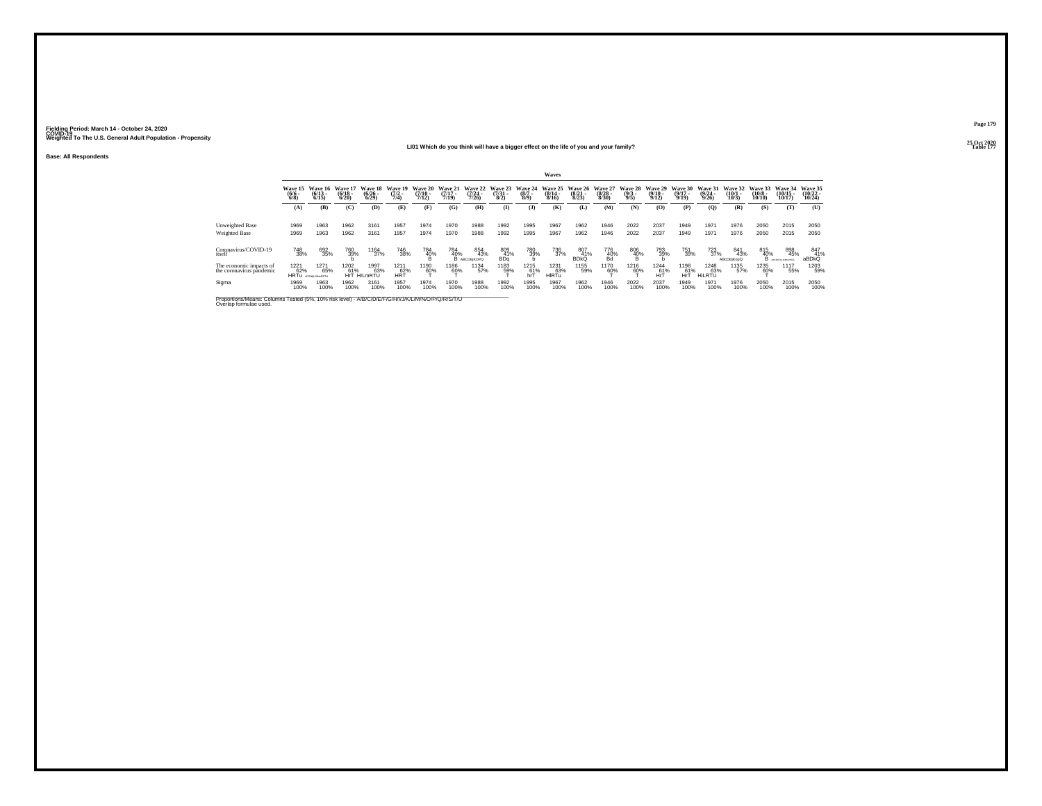Fielding Period: March 14 - October 24, 2020
COVID-19
Weighted To The U.S. General Adult Population - Propensity

25 Oct 2020
Table 177

## LI01 Which do you think will have a bigger effect on the life of you and your family?

Base: All Respondents

| | Waves | | | | | | | | | | | | | | | | | | | | |
|---|---|---|---|---|---|---|---|---|---|---|---|---|---|---|---|---|---|---|---|---|---|
| | Wave 15 (6/6 - 6/8) | Wave 16 (6/13 - 6/15) | Wave 17 (6/18 - 6/20) | Wave 18 (6/26 - 6/29) | Wave 19 (7/2 - 7/4) | Wave 20 (7/10 - 7/12) | Wave 21 (7/17 - 7/19) | Wave 22 (7/24 - 7/26) | Wave 23 (7/31 - 8/2) | Wave 24 (8/7 - 8/9) | Wave 25 (8/14 - 8/16) | Wave 26 (8/21 - 8/23) | Wave 27 (8/28 - 8/30) | Wave 28 (9/3 - 9/5) | Wave 29 (9/10 - 9/12) | Wave 30 (9/17 - 9/19) | Wave 31 (9/24 - 9/26) | Wave 32 (10/1 - 10/3) | Wave 33 (10/8 - 10/10) | Wave 34 (10/15 - 10/17) | Wave 35 (10/22 - 10/24) |
| | (A) | (B) | (C) | (D) | (E) | (F) | (G) | (H) | (I) | (J) | (K) | (L) | (M) | (N) | (O) | (P) | (Q) | (R) | (S) | (T) | (U) |
| Unweighted Base | 1969 | 1963 | 1962 | 3161 | 1957 | 1974 | 1970 | 1988 | 1992 | 1995 | 1967 | 1962 | 1946 | 2022 | 2037 | 1949 | 1971 | 1976 | 2050 | 2015 | 2050 |
| Weighted Base | 1969 | 1963 | 1962 | 3161 | 1957 | 1974 | 1970 | 1988 | 1992 | 1995 | 1967 | 1962 | 1946 | 2022 | 2037 | 1949 | 1971 | 1976 | 2050 | 2015 | 2050 |
| Coronavirus/COVID-19 itself | 748 38% | 692 35% | 760 39% b | 1164 37% | 746 38% | 784 40% B | 784 40% B | 854 43% ABCDEjKOPQ | 809 41% BDq | 780 39% b | 736 37% | 807 41% BDkQ | 776 40% Bd | 806 40% B | 793 39% b | 751 39% | 723 37% | 841 43% ABcDEjKopQ | 815 40% B | 898 45% ABCDEFGIJKLMNOPQS | 847 41% aBDkQ |
| The economic impacts of the coronavirus pandemic | 1221 62% HRTu | 1271 65% cFGHIjLMNoRSTU | 1202 61% HrT | 1997 63% HILmRTU | 1211 62% HRT | 1190 60% T | 1186 60% T | 1134 57% | 1183 59% T | 1215 61% hrT | 1231 63% HIRTu | 1155 59% | 1170 60% T | 1216 60% T | 1244 61% HrT | 1198 61% HrT | 1248 63% HiLRTU | 1135 57% | 1235 60% T | 1117 55% | 1203 59% |
| Sigma | 1969 100% | 1963 100% | 1962 100% | 3161 100% | 1957 100% | 1974 100% | 1970 100% | 1988 100% | 1992 100% | 1995 100% | 1967 100% | 1962 100% | 1946 100% | 2022 100% | 2037 100% | 1949 100% | 1971 100% | 1976 100% | 2050 100% | 2015 100% | 2050 100% |

Proportions/Means: Columns Tested (5%, 10% risk level) - A/B/C/D/E/F/G/H/I/J/K/L/M/N/O/P/Q/R/S/T/U
Overlap formulae used.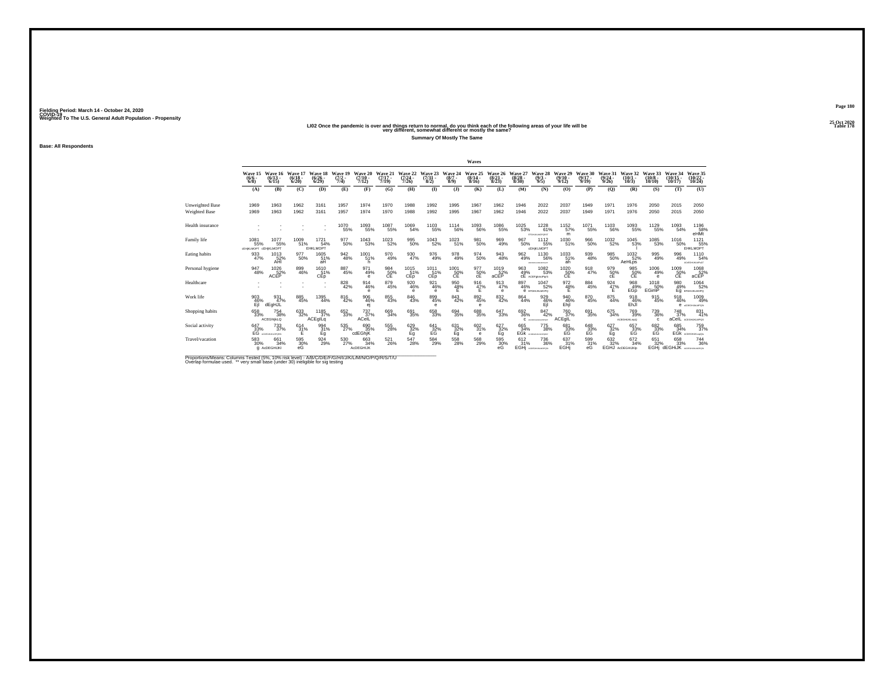Fielding Period: March 14 - October 24, 2020
COVID-19
Weighted To The U.S. General Adult Population - Propensity

25 Oct 2020
Table 178

## LI02 Once the pandemic is over and things return to normal, do you think each of the following areas of your life will be very different, somewhat different or mostly the same?

**Summary Of Mostly The Same**

**Base: All Respondents**

| | Wave 15 (6/6 - 6/8) | Wave 16 (6/13 - 6/15) | Wave 17 (6/18 - 6/20) | Wave 18 (6/26 - 6/29) | Wave 19 (7/2 - 7/4) | Wave 20 (7/10 - 7/12) | Wave 21 (7/17 - 7/19) | Wave 22 (7/24 - 7/26) | Wave 23 (7/31 - 8/2) | Wave 24 (8/7 - 8/9) | Wave 25 (8/14 - 8/16) | Wave 26 (8/21 - 8/23) | Wave 27 (8/28 - 8/30) | Wave 28 (9/3 - 9/5) | Wave 29 (9/10 - 9/12) | Wave 30 (9/17 - 9/19) | Wave 31 (9/24 - 9/26) | Wave 32 (10/1 - 10/3) | Wave 33 (10/8 - 10/10) | Wave 34 (10/15 - 10/17) | Wave 35 (10/22 - 10/24) |
|---|---|---|---|---|---|---|---|---|---|---|---|---|---|---|---|---|---|---|---|---|---|
| | (A) | (B) | (C) | (D) | (E) | (F) | (G) | (H) | (I) | (J) | (K) | (L) | (M) | (N) | (O) | (P) | (Q) | (R) | (S) | (T) | (U) |
| Unweighted Base | 1969 | 1963 | 1962 | 3161 | 1957 | 1974 | 1970 | 1988 | 1992 | 1995 | 1967 | 1962 | 1946 | 2022 | 2037 | 1949 | 1971 | 1976 | 2050 | 2015 | 2050 |
| Weighted Base | 1969 | 1963 | 1962 | 3161 | 1957 | 1974 | 1970 | 1988 | 1992 | 1995 | 1967 | 1962 | 1946 | 2022 | 2037 | 1949 | 1971 | 1976 | 2050 | 2015 | 2050 |
| Health insurance | - | - | - | - | 1070 | 1093 | 1087 | 1069 | 1103 | 1114 | 1093 | 1086 | 1025 | 1228 | 1152 | 1071 | 1103 | 1093 | 1129 | 1093 | 1196 |
| | - | - | - | - | 55% | 55% | 55% | 54% | 55% | 56% | 56% | 55% | 53% | 61% | 57% | 55% | 56% | 55% | 55% | 54% | 58% |
| | | | | | | | | | | | | | | EFGHIJKLMOPQRST | m | | | | | | eHMt |
| Family life | 1081 | 1077 | 1009 | 1721 | 977 | 1043 | 1023 | 995 | 1043 | 1023 | 981 | 969 | 967 | 1112 | 1030 | 966 | 1032 | 1045 | 1085 | 1016 | 1121 |
| | 55% | 55% | 51% | 54% | 50% | 53% | 52% | 50% | 52% | 51% | 50% | 49% | 50% | 55% | 51% | 50% | 52% | 53% | 53% | 50% | 55% |
| | cEHjKLMOPT | cEHjKLMOPT | | EHKLMOPT | | | | | | | | | | cEHjKLMOPT | | | | l | | | EHKLMOPT |
| Eating habits | 933 | 1013 | 977 | 1605 | 942 | 1001 | 970 | 930 | 976 | 978 | 974 | 943 | 962 | 1130 | 1033 | 939 | 985 | 1032 | 995 | 996 | 1110 |
| | 47% | 52% | 50% | 51% | 48% | 51% | 49% | 47% | 49% | 49% | 50% | 48% | 49% | 56% | 51% | 48% | 50% | 52% | 49% | 49% | 54% |
| | | AHl | | aH | | h | | | | | | | | ABCDEGHIJKLMOPQST | ah | | | AeHLps | | | aCdEGHIJKLMPqST |
| Personal hygiene | 947 | 1026 | 899 | 1610 | 887 | 971 | 984 | 1015 | 1011 | 1001 | 977 | 1019 | 963 | 1082 | 1020 | 918 | 979 | 985 | 1006 | 1009 | 1068 |
| | 48% | 52% | 46% | 51% | 45% | 49% | 50% | 51% | 51% | 50% | 50% | 52% | 49% | 53% | 50% | 47% | 50% | 50% | 49% | 50% | 52% |
| | | ACEP | | CEp | | e | CE | CEp | CEp | CE | cE | aCEP | cE | ACEFgjkmoPqrS | CE | | cE | CE | e | CE | aCEP |
| Healthcare | - | - | - | - | 828 | 914 | 879 | 920 | 921 | 950 | 916 | 913 | 897 | 1047 | 972 | 884 | 924 | 968 | 1018 | 980 | 1064 |
| | - | - | - | - | 42% | 46% | 45% | 46% | 46% | 48% | 47% | 47% | 46% | 52% | 48% | 45% | 47% | 49% | 50% | 49% | 52% |
| | | | | | | e | | e | e | E | E | e | e | EFGHIJKLMOPQ | E | | E | EGp | EGimP | Eg | EFGHIJKLMOPQ |
| Work life | 903 | 931 | 885 | 1395 | 816 | 906 | 855 | 846 | 899 | 843 | 892 | 832 | 864 | 929 | 940 | 870 | 875 | 918 | 915 | 918 | 1009 |
| | 46% | 47% | 45% | 44% | 42% | 46% | 43% | 43% | 45% | 42% | 45% | 42% | 44% | 46% | 46% | 45% | 44% | 46% | 45% | 46% | 49% |
| | Ejl | dEgHJL | | | | ej | | | e | | e | | | Ejl | Ehjl | | | EhJl | | e | aCDEGHIJKLMPQSt |
| Shopping habits | 658 | 754 | 633 | 1185 | 652 | 737 | 669 | 691 | 658 | 694 | 688 | 647 | 692 | 847 | 760 | 691 | 675 | 769 | 739 | 748 | 831 |
| | 33% | 38% | 32% | 37% | 33% | 37% | 34% | 35% | 33% | 35% | 35% | 33% | 36% | 42% | 37% | 35% | 34% | 39% | 36% | 37% | 41% |
| | | ACEGHjkLQ | | ACEgILq | | ACeIL | | | | | | | c | ABCDEFGHIJKLMOPQRST | ACEgIL | | | ACEGHIJKLpQ | c | aCeIL | ACEGHIJKLMPQST |
| Social activity | 647 | 733 | 614 | 994 | 535 | 690 | 555 | 629 | 641 | 631 | 602 | 627 | 665 | 775 | 681 | 648 | 627 | 657 | 682 | 685 | 759 |
| | 33% | 37% | 31% | 31% | 27% | 35% | 28% | 32% | 32% | 32% | 31% | 32% | 34% | 38% | 33% | 33% | 32% | 33% | 33% | 34% | 37% |
| | EG | aCDEGHIJKLOPQRS | E | Eg | | cdEGhjK | | Eg | EG | Eg | e | Eg | EGk | ACDEGHIJKLOPQRS | EG | EG | Eg | EG | EG | EGk | aCDEGHIJKLopQrs |
| Travel/vacation | 583 | 661 | 595 | 924 | 530 | 663 | 521 | 547 | 584 | 558 | 568 | 595 | 612 | 736 | 637 | 599 | 632 | 672 | 651 | 658 | 744 |
| | 30% | 34% | 30% | 29% | 27% | 34% | 26% | 28% | 29% | 28% | 29% | 30% | 31% | 36% | 31% | 31% | 32% | 34% | 32% | 33% | 36% |
| | | g AcDEGHIJKl | eG | | | AcDEGHIJK | | | | | | eG | EGHj | ACDEGHIJKLMOPQS | EGHj | eG | EGHJ | AcDEGHIJKlp | EGHj | dEGHiJK | ACDEGHIJKLMOPQS |

Proportions/Means: Columns Tested (5%, 10% risk level) - A/B/C/D/E/F/G/H/I/J/K/L/M/N/O/P/Q/R/S/T/U
Overlap formulae used. ** very small base (under 30) ineligible for sig testing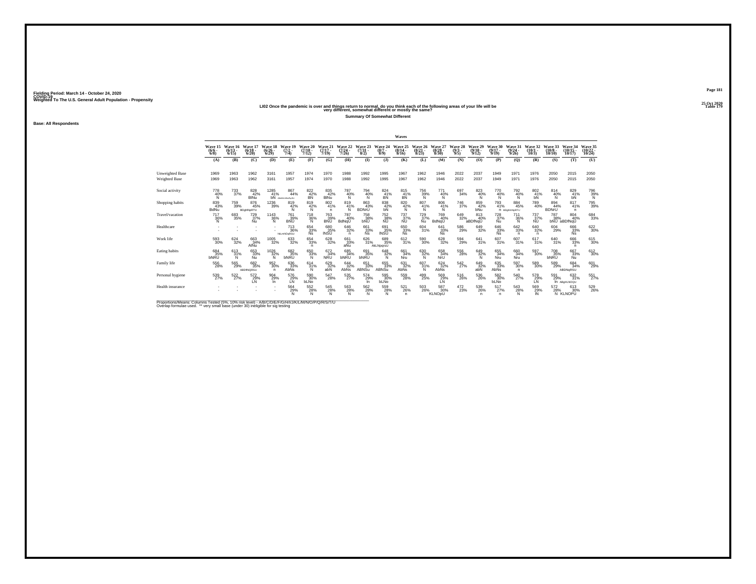Fielding Period: March 14 - October 24, 2020
COVID-19
Weighted To The U.S. General Adult Population - Propensity

25 Oct 2020
Table 179

LI02 Once the pandemic is over and things return to normal, do you think each of the following areas of your life will be very different, somewhat different or mostly the same?

Summary Of Somewhat Different

Base: All Respondents

| | Waves | | | | | | | | | | | | | | | | | | | | |
|---|---|---|---|---|---|---|---|---|---|---|---|---|---|---|---|---|---|---|---|---|---|
| | Wave 15 (6/6 - 6/8) | Wave 16 (6/13 - 6/15) | Wave 17 (6/18 - 6/20) | Wave 18 (6/26 - 6/29) | Wave 19 (7/2 - 7/4) | Wave 20 (7/10 - 7/12) | Wave 21 (7/17 - 7/19) | Wave 22 (7/24 - 7/26) | Wave 23 (7/31 - 8/2) | Wave 24 (8/7 - 8/9) | Wave 25 (8/14 - 8/16) | Wave 26 (8/21 - 8/23) | Wave 27 (8/28 - 8/30) | Wave 28 (9/3 - 9/5) | Wave 29 (9/10 - 9/12) | Wave 30 (9/17 - 9/19) | Wave 31 (9/24 - 9/26) | Wave 32 (10/1 - 10/3) | Wave 33 (10/8 - 10/10) | Wave 34 (10/15 - 10/17) | Wave 35 (10/22 - 10/24) |
| | (A) | (B) | (C) | (D) | (E) | (F) | (G) | (H) | (I) | (J) | (K) | (L) | (M) | (N) | (O) | (P) | (Q) | (R) | (S) | (T) | (U) |
| Unweighted Base | 1969 | 1963 | 1962 | 3161 | 1957 | 1974 | 1970 | 1988 | 1992 | 1995 | 1967 | 1962 | 1946 | 2022 | 2037 | 1949 | 1971 | 1976 | 2050 | 2015 | 2050 |
| Weighted Base | 1969 | 1963 | 1962 | 3161 | 1957 | 1974 | 1970 | 1988 | 1992 | 1995 | 1967 | 1962 | 1946 | 2022 | 2037 | 1949 | 1971 | 1976 | 2050 | 2015 | 2050 |
| Social activity | 778 40% N | 733 37% | 828 42% BlNu | 1285 41% bN ABdHIjLMNoPqSU | 867 44% | 822 42% BN | 835 42% BlNu | 787 40% N | 794 40% N | 824 41% BN | 815 41% BN | 756 39% N | 771 40% N | 697 34% | 823 40% N | 770 40% N | 792 40% N | 802 41% bN | 814 40% N | 829 41% bN | 796 39% N |
| Shopping habits | 839 43% BdNu | 759 39% | 876 45% BDghlNpRTU | 1236 39% | 819 42% N | 819 42% N | 802 41% n | 819 41% N | 863 43% BDNrU | 838 42% bN | 820 42% N | 807 41% N | 806 41% N | 746 37% | 859 42% bNu | 793 41% n | 884 45% BDghlNpRTU | 789 40% | 894 44% BDNrU | 817 41% n | 795 39% |
| Travel/vacation | 717 36% N | 683 35% | 729 37% Nu | 1143 36% N | 761 39% BNU | 718 36% N | 763 39% BNU | 787 40% BdNqU | 758 38% bNU | 752 38% NU | 737 37% NU | 729 37% Nu | 769 40% BdNqU | 649 32% | 813 40% aBDfNqU | 728 37% Nu | 711 36% N | 737 37% NU | 787 38% bNU | 804 40% aBDfNqU | 684 33% |
| Healthcare | - | - | - | - | 713 36% NiLmNOqRSU | 654 33% Ns | 680 35% lNSU | 646 32% n | 661 33% Ns | 691 35% lNSU | 650 33% Ns | 604 31% | 641 33% Ns | 586 29% | 649 32% | 646 33% Ns | 642 33% n | 640 32% n | 604 29% | 666 33% Ns | 622 30% |
| Work life | 593 30% | 624 32% | 663 34% AlNu | 1005 32% | 633 32% | 654 33% n | 628 32% | 661 33% aNu | 626 31% | 689 35% AkLNpqrsU | 612 31% | 590 30% | 628 32% | 594 29% | 641 31% | 607 31% | 607 31% | 617 31% | 640 31% | 666 33% n | 615 30% |
| Eating habits | 684 35% bNRU | 613 31% N | 653 33% Nu | 1026 32% N | 682 35% bNRU | 650 33% N | 672 34% NRU | 685 34% bNRU | 691 35% bNRU | 648 32% N | 661 34% Nru | 630 32% N | 658 34% NrU | 556 28% | 649 32% N | 655 34% Nru | 660 34% Nru | 597 30% | 708 35% bNRU | 667 33% Nu | 612 30% |
| Family life | 556 28% | 565 29% | 682 35% ABDfNQRSU | 952 30% n | 636 33% AbNs | 614 31% N | 629 32% abN | 644 32% AbNs | 651 33% ABNSu | 655 33% ABNSu | 631 32% AbNs | 607 31% N | 624 32% AbNs | 542 27% | 649 32% abN | 635 33% AbNs | 597 30% n | 589 30% | 589 29% | 684 34% ABDNqRSU | 601 29% |
| Personal hygiene | 539 27% | 522 27% | 572 29% LN | 904 29% ln | 576 29% LN | 590 30% bLNo | 547 28% | 535 27% | 574 29% ln | 595 30% bLNo | 559 28% | 499 25% | 569 29% LN | 516 26% | 536 26% | 582 30% bLNo | 540 27% | 578 29% LN | 591 29% ln | 632 31% ABgHLNOQU | 551 27% |
| Health insurance | - | - | - | - | 564 29% N | 552 28% N | 545 28% N | 563 28% N | 562 28% N | 559 28% N | 521 26% n | 503 26% | 587 30% KLNOpU | 472 23% | 539 26% n | 517 27% n | 543 28% N | 569 29% lN | 572 28% N | 613 30% KLNOPU | 529 26% |

Proportions/Means: Columns Tested (5%, 10% risk level) - A/B/C/D/E/F/G/H/I/J/K/L/M/N/O/P/Q/R/S/T/U
Overlap formulae used. ** very small base (under 30) ineligible for sig testing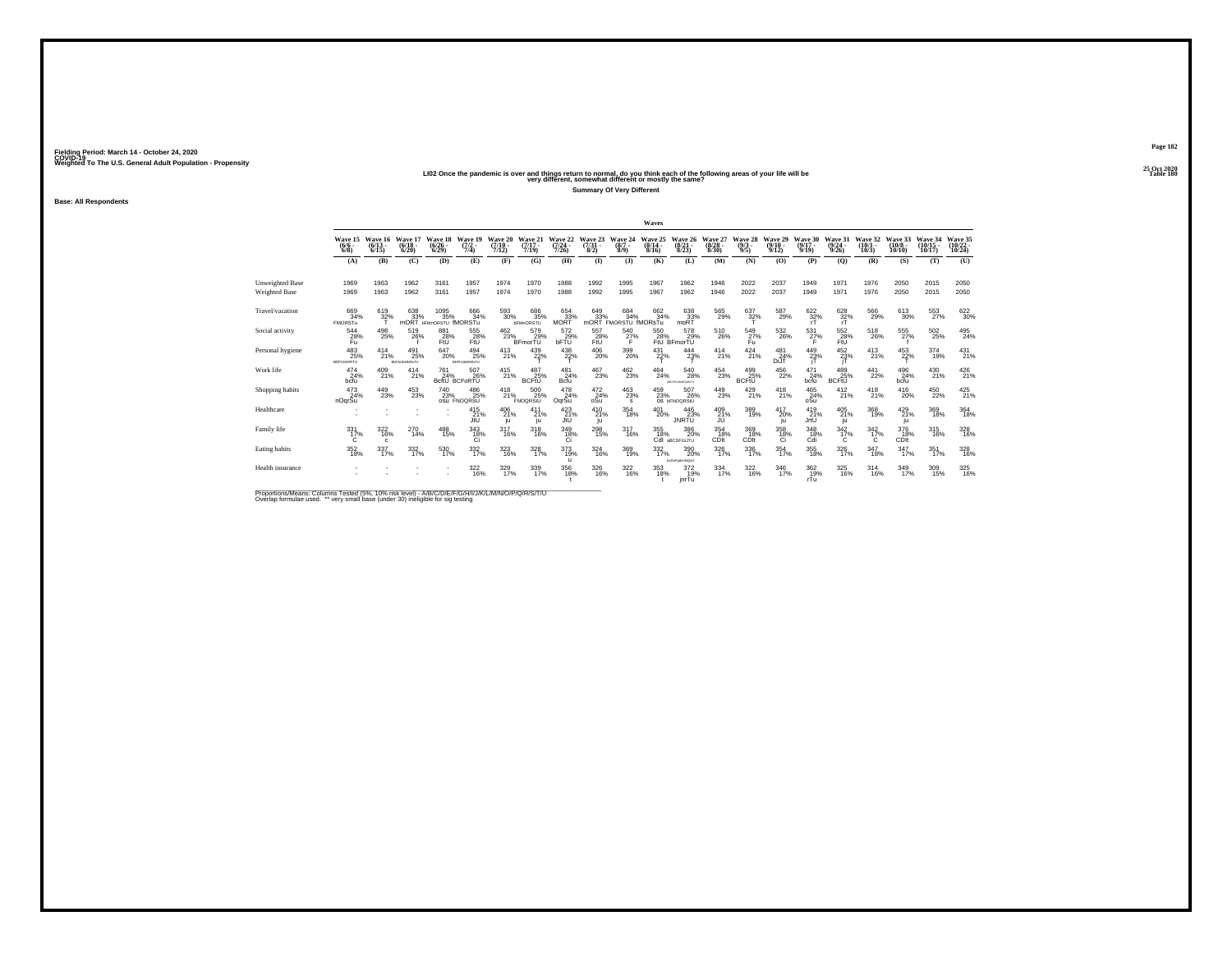Fielding Period: March 14 - October 24, 2020
COVID-19
Weighted To The U.S. General Adult Population - Propensity

25 Oct 2020
Table 180

**LI02 Once the pandemic is over and things return to normal, do you think each of the following areas of your life will be very different, somewhat different or mostly the same?**

**Summary Of Very Different**

**Base: All Respondents**

| | Wave 15 (6/6 - 6/8) | Wave 16 (6/13 - 6/15) | Wave 17 (6/18 - 6/20) | Wave 18 (6/26 - 6/29) | Wave 19 (7/2 - 7/4) | Wave 20 (7/10 - 7/12) | Wave 21 (7/17 - 7/19) | Wave 22 (7/24 - 7/26) | Wave 23 (7/31 - 8/2) | Wave 24 (8/7 - 8/9) | Wave 25 (8/14 - 8/16) | Wave 26 (8/21 - 8/23) | Wave 27 (8/28 - 8/30) | Wave 28 (9/3 - 9/5) | Wave 29 (9/10 - 9/12) | Wave 30 (9/17 - 9/19) | Wave 31 (9/24 - 9/26) | Wave 32 (10/1 - 10/3) | Wave 33 (10/8 - 10/10) | Wave 34 (10/15 - 10/17) | Wave 35 (10/22 - 10/24) |
|---|---|---|---|---|---|---|---|---|---|---|---|---|---|---|---|---|---|---|---|---|---|
| | (A) | (B) | (C) | (D) | (E) | (F) | (G) | (H) | (I) | (J) | (K) | (L) | (M) | (N) | (O) | (P) | (Q) | (R) | (S) | (T) | (U) |
| Unweighted Base | 1969 | 1963 | 1962 | 3161 | 1957 | 1974 | 1970 | 1988 | 1992 | 1995 | 1967 | 1962 | 1946 | 2022 | 2037 | 1949 | 1971 | 1976 | 2050 | 2015 | 2050 |
| Weighted Base | 1969 | 1963 | 1962 | 3161 | 1957 | 1974 | 1970 | 1988 | 1992 | 1995 | 1967 | 1962 | 1946 | 2022 | 2037 | 1949 | 1971 | 1976 | 2050 | 2015 | 2050 |
| Travel/vacation | 669 34% FMORSTu | 619 32% T | 638 33% mORT | 1095 35% bFMnORSTU | 666 34% fMORSTu | 593 30% | 686 35% bFMnORSTU | 654 33% MORT | 649 33% mORT | 684 34% FMORSTU | 662 34% fMORsTu | 638 33% moRT | 565 29% | 637 32% T | 587 29% | 622 32% rT | 628 32% rT | 566 29% | 613 30% | 553 27% | 622 30% |
| Social activity | 544 28% Fu | 498 25% | 519 26% f | 881 28% FtU | 555 28% FtU | 462 23% | 579 29% BFmorTU | 572 29% bFTU | 557 28% FtU | 540 27% F | 550 28% FtU | 578 29% BFmorTU | 510 26% | 549 27% Fu | 532 26% | 531 27% F | 552 28% FtU | 518 26% | 555 27% f | 502 25% | 495 24% |
| Personal hygiene | 483 25% BDFIJMNRTU | 414 21% | 491 25% BDFIJMNRTU | 647 20% | 494 25% BDFIJMNRTU | 413 21% | 439 22% T | 438 22% T | 406 20% | 399 20% | 431 22% T | 444 23% T | 414 21% | 424 21% | 481 24% DIJT | 449 23% jT | 452 23% jT | 413 21% | 453 22% T | 374 19% | 431 21% |
| Work life | 474 24% bcfu | 409 21% | 414 21% | 761 24% BcftU | 507 26% BCFoRTU | 415 21% | 487 25% BCFtU | 481 24% Bcfu | 467 23% | 462 23% | 464 24% | 540 28% aBCDFhIJkMnOpQRsTU | 454 23% | 499 25% BCFtU | 456 22% | 471 24% bcfu | 489 25% BCFtU | 441 22% | 496 24% bcfu | 430 21% | 426 21% |
| Shopping habits | 473 24% nOqrSu | 449 23% | 453 23% | 740 23% osu | 486 25% FNOQRSU | 418 21% | 500 25% FNOQRStU | 478 24% OqrSu | 472 24% oSu | 463 23% s | 459 23% os | 507 26% bFNOQRStU | 449 23% | 429 21% | 418 21% | 465 24% oSu | 412 21% | 418 21% | 416 20% | 450 22% | 425 21% |
| Healthcare | - - | - - | - - | - - | 415 21% JtU | 406 21% ju | 411 21% ju | 423 21% JtU | 410 21% ju | 354 18% | 401 20% | 446 23% JNRTU | 409 21% JU | 389 19% | 417 20% ju | 419 21% JrtU | 405 21% ju | 368 19% | 429 21% ju | 369 18% | 364 18% |
| Family life | 331 17% C | 322 16% c | 270 14% | 488 15% | 343 18% Ci | 317 16% | 318 16% | 349 18% Ci | 298 15% | 317 16% | 355 18% CdI | 386 20% aBCDFGIJTU | 354 18% CDIt | 369 18% CDIt | 358 18% Ci | 348 18% Cdi | 342 17% C | 342 17% C | 376 18% CDIt | 315 16% | 328 16% |
| Eating habits | 352 18% | 337 17% | 332 17% | 530 17% | 332 17% | 323 16% | 328 17% | 373 19% u | 324 16% | 369 19% | 332 17% | 390 20% bcDeFgIkrMQstU | 326 17% | 336 17% | 354 17% | 355 18% | 326 17% | 347 18% | 347 17% | 351 17% | 328 16% |
| Health insurance | - - | - - | - - | - - | 322 16% | 329 17% | 339 17% | 356 18% t | 326 16% | 322 16% | 353 18% t | 372 19% jnrTu | 334 17% | 322 16% | 346 17% | 362 19% rTu | 325 16% | 314 16% | 349 17% | 309 15% | 325 16% |

Proportions/Means: Columns Tested (5%, 10% risk level) - A/B/C/D/E/F/G/H/I/J/K/L/M/N/O/P/Q/R/S/T/U
Overlap formulae used. ** very small base (under 30) ineligible for sig testing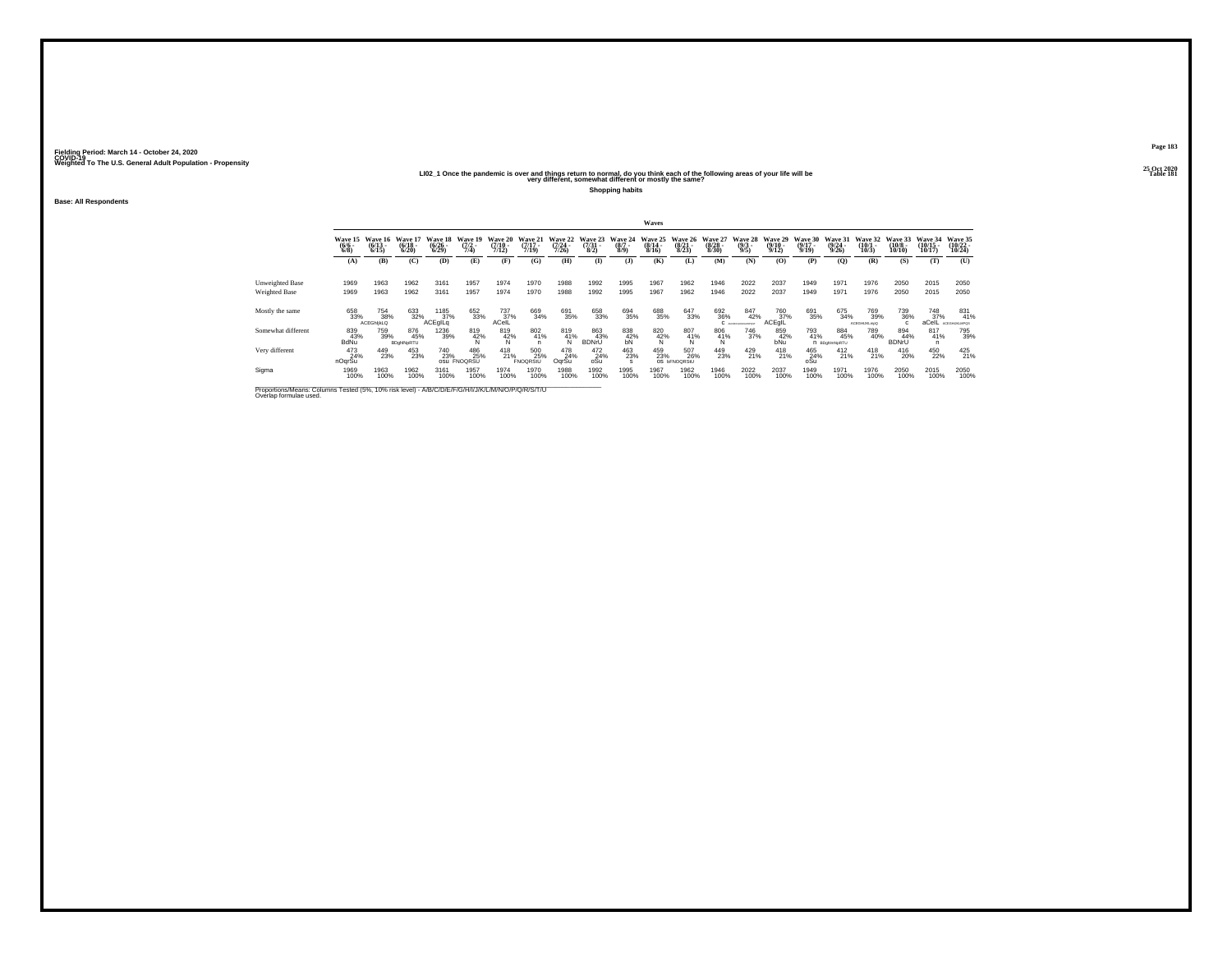Fielding Period: March 14 - October 24, 2020
COVID-19
Weighted To The U.S. General Adult Population - Propensity

25 Oct 2020
Table 181

### LI02_1 Once the pandemic is over and things return to normal, do you think each of the following areas of your life will be very different, somewhat different or mostly the same?

**Shopping habits**

**Base: All Respondents**

| | Wave 15 (6/6 - 6/8) | Wave 16 (6/13 - 6/15) | Wave 17 (6/18 - 6/20) | Wave 18 (6/26 - 6/29) | Wave 19 (7/2 - 7/4) | Wave 20 (7/10 - 7/12) | Wave 21 (7/17 - 7/19) | Wave 22 (7/24 - 7/26) | Wave 23 (7/31 - 8/2) | Wave 24 (8/7 - 8/9) | Wave 25 (8/14 - 8/16) | Wave 26 (8/21 - 8/23) | Wave 27 (8/28 - 8/30) | Wave 28 (9/3 - 9/5) | Wave 29 (9/10 - 9/12) | Wave 30 (9/17 - 9/19) | Wave 31 (9/24 - 9/26) | Wave 32 (10/1 - 10/3) | Wave 33 (10/8 - 10/10) | Wave 34 (10/15 - 10/17) | Wave 35 (10/22 - 10/24) |
|---|---|---|---|---|---|---|---|---|---|---|---|---|---|---|---|---|---|---|---|---|---|
| | (A) | (B) | (C) | (D) | (E) | (F) | (G) | (H) | (I) | (J) | (K) | (L) | (M) | (N) | (O) | (P) | (Q) | (R) | (S) | (T) | (U) |
| Unweighted Base | 1969 | 1963 | 1962 | 3161 | 1957 | 1974 | 1970 | 1988 | 1992 | 1995 | 1967 | 1962 | 1946 | 2022 | 2037 | 1949 | 1971 | 1976 | 2050 | 2015 | 2050 |
| Weighted Base | 1969 | 1963 | 1962 | 3161 | 1957 | 1974 | 1970 | 1988 | 1992 | 1995 | 1967 | 1962 | 1946 | 2022 | 2037 | 1949 | 1971 | 1976 | 2050 | 2015 | 2050 |
| Mostly the same | 658 33% | 754 38% ACEGHIjkLQ | 633 32% | 1185 37% ACEgIL q | 652 33% | 737 37% ACeIL | 669 34% | 691 35% | 658 33% | 694 35% | 688 35% | 647 33% | 692 36% c | 847 42% ACDEFGHIJKLMOPQST | 760 37% ACEgIL | 691 35% | 675 34% | 769 39% ACEGHIJKLMpQ | 739 36% c | 748 37% aCeIL | 831 41% ACEGHIJKLMPQS |
| Somewhat different | 839 43% BdNu | 759 39% | 876 45% BDgHNpRTU | 1236 39% | 819 42% N | 819 42% N | 802 41% n | 819 41% N | 863 43% BDNrU | 838 42% bN | 820 42% N | 807 41% N | 806 41% N | 746 37% | 859 42% bNu | 793 41% n | 884 45% BDgHNpRTU | 789 40% | 894 44% BDNrU | 817 41% n | 795 39% |
| Very different | 473 24% nOqrSu | 449 23% | 453 23% | 740 23% oSu | 486 25% FNOQRSU | 418 21% | 500 25% FNOQRSU | 478 24% OqrSu | 472 24% oSu | 463 23% s | 459 23% oS | 507 26% bFNOQRSU | 449 23% | 429 21% | 418 21% | 465 24% oSu | 412 21% | 418 21% | 416 20% | 450 22% | 425 21% |
| Sigma | 1969 100% | 1963 100% | 1962 100% | 3161 100% | 1957 100% | 1974 100% | 1970 100% | 1988 100% | 1992 100% | 1995 100% | 1967 100% | 1962 100% | 1946 100% | 2022 100% | 2037 100% | 1949 100% | 1971 100% | 1976 100% | 2050 100% | 2015 100% | 2050 100% |

Proportions/Means: Columns Tested (5%, 10% risk level) - A/B/C/D/E/F/G/H/I/J/K/L/M/N/O/P/Q/R/S/T/U
Overlap formulae used.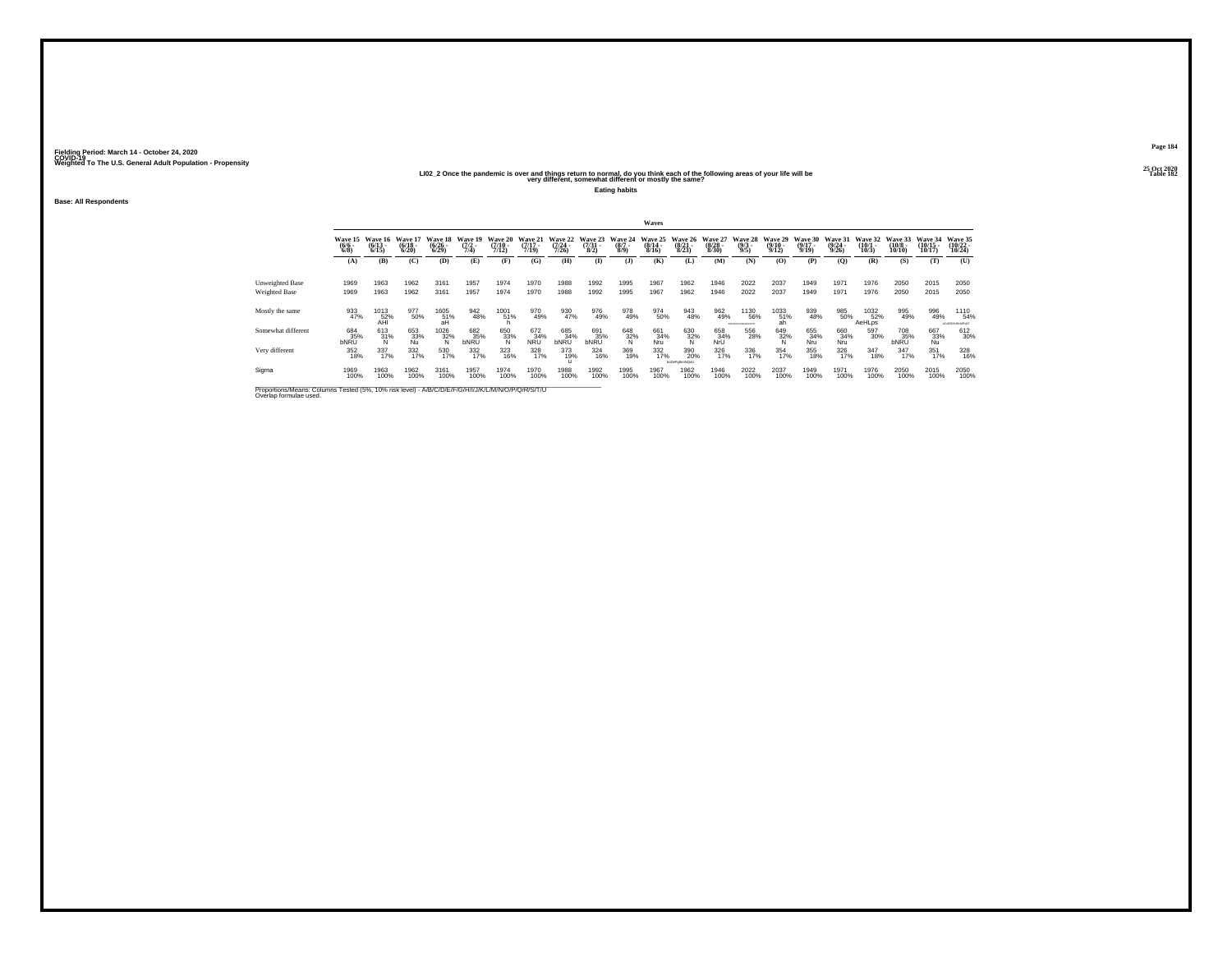Fielding Period: March 14 - October 24, 2020
COVID-19
Weighted To The U.S. General Adult Population - Propensity

25 Oct 2020
Table 182

## LI02_2 Once the pandemic is over and things return to normal, do you think each of the following areas of your life will be very different, somewhat different or mostly the same?

**Eating habits**

**Base: All Respondents**

| | Wave 15 (6/6 - 6/8) | Wave 16 (6/13 - 6/15) | Wave 17 (6/18 - 6/20) | Wave 18 (6/26 - 6/29) | Wave 19 (7/2 - 7/4) | Wave 20 (7/10 - 7/12) | Wave 21 (7/17 - 7/19) | Wave 22 (7/24 - 7/26) | Wave 23 (7/31 - 8/2) | Wave 24 (8/7 - 8/9) | Wave 25 (8/14 - 8/16) | Wave 26 (8/21 - 8/23) | Wave 27 (8/28 - 8/30) | Wave 28 (9/3 - 9/5) | Wave 29 (9/10 - 9/12) | Wave 30 (9/17 - 9/19) | Wave 31 (9/24 - 9/26) | Wave 32 (10/1 - 10/3) | Wave 33 (10/8 - 10/10) | Wave 34 (10/15 - 10/17) | Wave 35 (10/22 - 10/24) |
|---|---|---|---|---|---|---|---|---|---|---|---|---|---|---|---|---|---|---|---|---|---|
| | (A) | (B) | (C) | (D) | (E) | (F) | (G) | (H) | (I) | (J) | (K) | (L) | (M) | (N) | (O) | (P) | (Q) | (R) | (S) | (T) | (U) |
| Unweighted Base | 1969 | 1963 | 1962 | 3161 | 1957 | 1974 | 1970 | 1988 | 1992 | 1995 | 1967 | 1962 | 1946 | 2022 | 2037 | 1949 | 1971 | 1976 | 2050 | 2015 | 2050 |
| Weighted Base | 1969 | 1963 | 1962 | 3161 | 1957 | 1974 | 1970 | 1988 | 1992 | 1995 | 1967 | 1962 | 1946 | 2022 | 2037 | 1949 | 1971 | 1976 | 2050 | 2015 | 2050 |
| Mostly the same | 933 47% | 1013 52% AHI | 977 50% | 1605 51% aH | 942 48% | 1001 51% h | 970 49% | 930 47% | 976 49% | 978 49% | 974 50% | 943 48% | 962 49% | 1130 56% ABCDEFGHIJKLMPQSTU | 1033 51% ah | 939 48% | 985 50% | 1032 52% AeHLps | 995 49% | 996 49% | 1110 54% ACEGHIJKLMPQST |
| Somewhat different | 684 35% bNRU | 613 31% N | 653 33% Nu | 1026 32% N | 682 35% bNRU | 650 33% N | 672 34% NRU | 685 34% bNRU | 691 35% bNRU | 648 32% N | 661 34% Nru | 630 32% N | 658 34% NrU | 556 28% | 649 32% N | 655 34% Nru | 660 34% Nru | 597 30% | 708 35% bNRU | 667 33% Nu | 612 30% |
| Very different | 352 18% | 337 17% | 332 17% | 530 17% | 332 17% | 323 16% | 328 17% | 373 19% u | 324 16% | 369 19% | 332 17% | 390 20% bcDeFgIkmNoQsU | 326 17% | 336 17% | 354 17% | 355 18% | 326 17% | 347 18% | 347 17% | 351 17% | 328 16% |
| Sigma | 1969 100% | 1963 100% | 1962 100% | 3161 100% | 1957 100% | 1974 100% | 1970 100% | 1988 100% | 1992 100% | 1995 100% | 1967 100% | 1962 100% | 1946 100% | 2022 100% | 2037 100% | 1949 100% | 1971 100% | 1976 100% | 2050 100% | 2015 100% | 2050 100% |

Proportions/Means: Columns Tested (5%, 10% risk level) - A/B/C/D/E/F/G/H/I/J/K/L/M/N/O/P/Q/R/S/T/U
Overlap formulae used.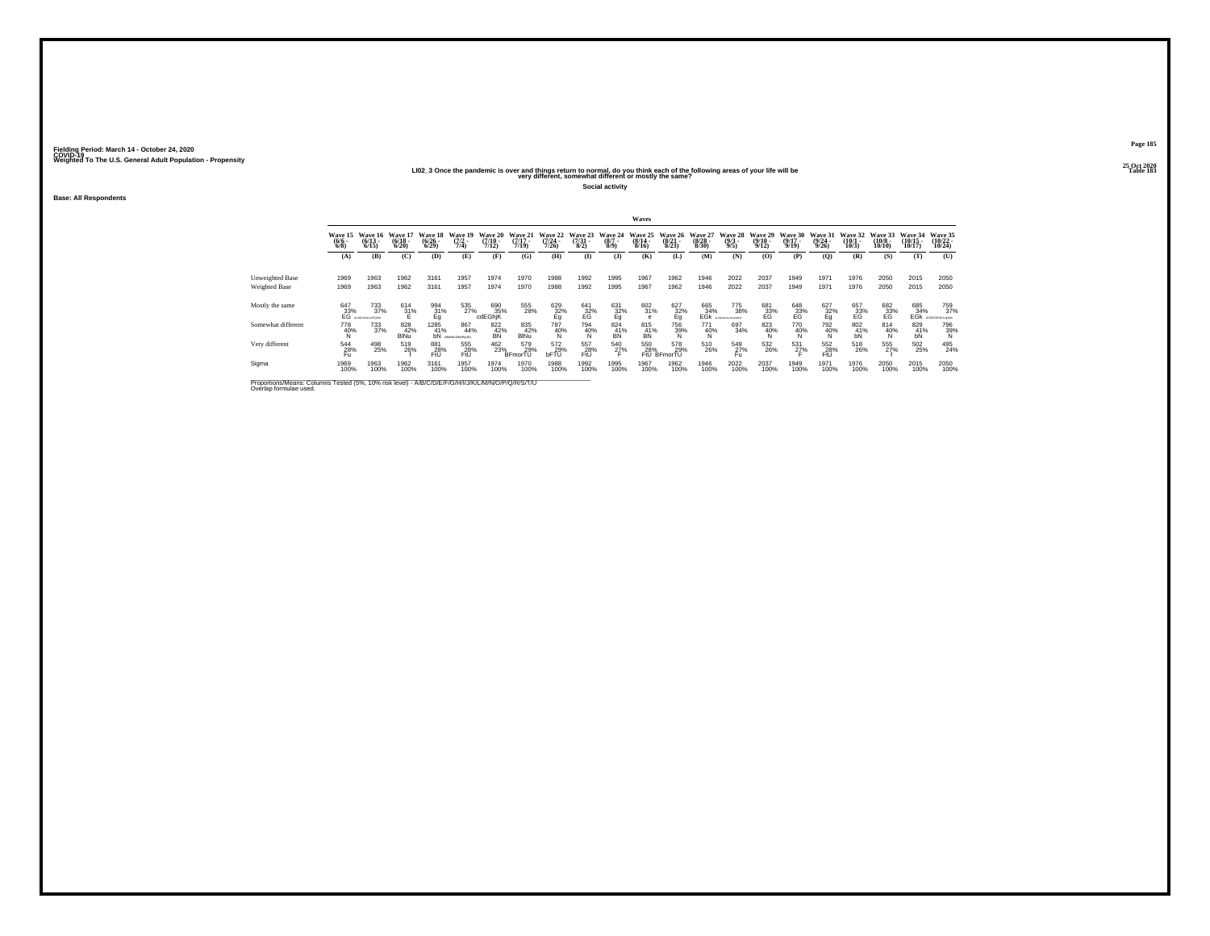Fielding Period: March 14 - October 24, 2020
COVID-19
Weighted To The U.S. General Adult Population - Propensity

25 Oct 2020
Table 183

## LI02_3 Once the pandemic is over and things return to normal, do you think each of the following areas of your life will be very different, somewhat different or mostly the same?

**Social activity**

**Base: All Respondents**

| | Wave 15 (6/6 - 6/8) | Wave 16 (6/13 - 6/15) | Wave 17 (6/18 - 6/20) | Wave 18 (6/26 - 6/29) | Wave 19 (7/2 - 7/4) | Wave 20 (7/10 - 7/12) | Wave 21 (7/17 - 7/19) | Wave 22 (7/24 - 7/26) | Wave 23 (7/31 - 8/2) | Wave 24 (8/7 - 8/9) | Wave 25 (8/14 - 8/16) | Wave 26 (8/21 - 8/23) | Wave 27 (8/28 - 8/30) | Wave 28 (9/3 - 9/5) | Wave 29 (9/10 - 9/12) | Wave 30 (9/17 - 9/19) | Wave 31 (9/24 - 9/26) | Wave 32 (10/1 - 10/3) | Wave 33 (10/8 - 10/10) | Wave 34 (10/15 - 10/17) | Wave 35 (10/22 - 10/24) |
|---|---|---|---|---|---|---|---|---|---|---|---|---|---|---|---|---|---|---|---|---|---|
| | (A) | (B) | (C) | (D) | (E) | (F) | (G) | (H) | (I) | (J) | (K) | (L) | (M) | (N) | (O) | (P) | (Q) | (R) | (S) | (T) | (U) |
| Unweighted Base | 1969 | 1963 | 1962 | 3161 | 1957 | 1974 | 1970 | 1988 | 1992 | 1995 | 1967 | 1962 | 1946 | 2022 | 2037 | 1949 | 1971 | 1976 | 2050 | 2015 | 2050 |
| Weighted Base | 1969 | 1963 | 1962 | 3161 | 1957 | 1974 | 1970 | 1988 | 1992 | 1995 | 1967 | 1962 | 1946 | 2022 | 2037 | 1949 | 1971 | 1976 | 2050 | 2015 | 2050 |
| Mostly the same | 647 | 733 | 614 | 994 | 535 | 690 | 555 | 629 | 641 | 631 | 602 | 627 | 665 | 775 | 681 | 648 | 627 | 657 | 682 | 685 | 759 |
| | 33% | 37% | 31% | 31% | 27% | 35% | 28% | 32% | 32% | 32% | 31% | 32% | 34% | 38% | 33% | 33% | 32% | 33% | 33% | 34% | 37% |
| | EG | ACDEGHIJKLOPQRS | E | Eg | | cdEGhjK | | Eg | EG | Eg | e | Eg | EGK | ACDEGHIJKLOPQRS | EG | EG | Eg | EG | EG | EGK | ACDEGHIJKLOpQRs |
| Somewhat different | 778 | 733 | 828 | 1285 | 867 | 822 | 835 | 787 | 794 | 824 | 815 | 756 | 771 | 697 | 823 | 770 | 792 | 802 | 814 | 829 | 796 |
| | 40% | 37% | 42% | 41% | 44% | 42% | 42% | 40% | 40% | 41% | 41% | 39% | 40% | 34% | 40% | 40% | 40% | 41% | 40% | 41% | 39% |
| | N | | BlNu | bN | ABHILMNoPqSU | BN | BlNu | N | N | BN | BN | N | N | | N | N | N | bN | N | bN | N |
| Very different | 544 | 498 | 519 | 881 | 555 | 462 | 579 | 572 | 557 | 540 | 550 | 578 | 510 | 549 | 532 | 531 | 552 | 518 | 555 | 502 | 495 |
| | 28% | 25% | 26% | 28% | 28% | 23% | 29% | 29% | 28% | 27% | 28% | 29% | 26% | 27% | 26% | 27% | 28% | 26% | 27% | 25% | 24% |
| | Fu | | f | FtU | FtU | | BFmorTU | bFTU | FtU | F | FtU | BFmorTU | | Fu | | F | FtU | | f | | |
| Sigma | 1969 | 1963 | 1962 | 3161 | 1957 | 1974 | 1970 | 1988 | 1992 | 1995 | 1967 | 1962 | 1946 | 2022 | 2037 | 1949 | 1971 | 1976 | 2050 | 2015 | 2050 |
| | 100% | 100% | 100% | 100% | 100% | 100% | 100% | 100% | 100% | 100% | 100% | 100% | 100% | 100% | 100% | 100% | 100% | 100% | 100% | 100% | 100% |

Proportions/Means: Columns Tested (5%, 10% risk level) - A/B/C/D/E/F/G/H/I/J/K/L/M/N/O/P/Q/R/S/T/U
Overlap formulae used.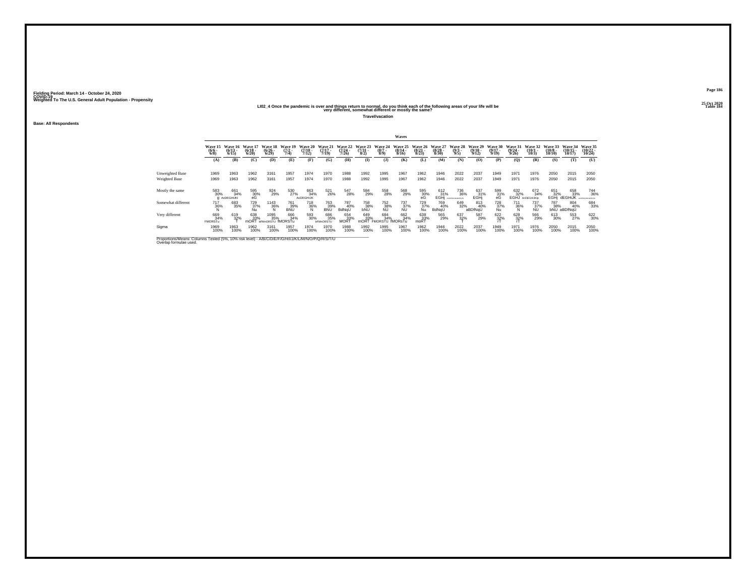Fielding Period: March 14 - October 24, 2020
COVID-19
Weighted To The U.S. General Adult Population - Propensity

25 Oct 2020
Table 184

## LI02_4 Once the pandemic is over and things return to normal, do you think each of the following areas of your life will be very different, somewhat different or mostly the same?

**Travel/vacation**

**Base: All Respondents**

| | Waves | | | | | | | | | | | | | | | | | | | | |
|---|---|---|---|---|---|---|---|---|---|---|---|---|---|---|---|---|---|---|---|---|---|
| | Wave 15 (6/6 - 6/8) | Wave 16 (6/13 - 6/15) | Wave 17 (6/18 - 6/20) | Wave 18 (6/26 - 6/29) | Wave 19 (7/2 - 7/4) | Wave 20 (7/10 - 7/12) | Wave 21 (7/17 - 7/19) | Wave 22 (7/24 - 7/26) | Wave 23 (7/31 - 8/2) | Wave 24 (8/7 - 8/9) | Wave 25 (8/14 - 8/16) | Wave 26 (8/21 - 8/23) | Wave 27 (8/28 - 8/30) | Wave 28 (9/3 - 9/5) | Wave 29 (9/10 - 9/12) | Wave 30 (9/17 - 9/19) | Wave 31 (9/24 - 9/26) | Wave 32 (10/1 - 10/3) | Wave 33 (10/8 - 10/10) | Wave 34 (10/15 - 10/17) | Wave 35 (10/22 - 10/24) |
| | (A) | (B) | (C) | (D) | (E) | (F) | (G) | (H) | (I) | (J) | (K) | (L) | (M) | (N) | (O) | (P) | (Q) | (R) | (S) | (T) | (U) |
| Unweighted Base | 1969 | 1963 | 1962 | 3161 | 1957 | 1974 | 1970 | 1988 | 1992 | 1995 | 1967 | 1962 | 1946 | 2022 | 2037 | 1949 | 1971 | 1976 | 2050 | 2015 | 2050 |
| Weighted Base | 1969 | 1963 | 1962 | 3161 | 1957 | 1974 | 1970 | 1988 | 1992 | 1995 | 1967 | 1962 | 1946 | 2022 | 2037 | 1949 | 1971 | 1976 | 2050 | 2015 | 2050 |
| Mostly the same | 583 | 661 | 595 | 924 | 530 | 663 | 521 | 547 | 584 | 558 | 568 | 595 | 612 | 736 | 637 | 599 | 632 | 672 | 651 | 658 | 744 |
| | 30% | 34% | 30% | 29% | 27% | 34% | 26% | 28% | 29% | 28% | 29% | 30% | 31% | 36% | 31% | 31% | 32% | 34% | 32% | 33% | 36% |
| | g | AcDEGHIJKl | eG | | | AcDEGHIJK | | | | | | eG | EGHj | ACDEGHIJKLMOPQS | EGHj | eG | EGHJ | AcDEGHIJKlp | EGHj | dEGHIJK | ACDEGHIJKLMOPQS |
| Somewhat different | 717 | 683 | 729 | 1143 | 761 | 718 | 763 | 787 | 758 | 752 | 737 | 729 | 769 | 649 | 813 | 728 | 711 | 737 | 787 | 804 | 684 |
| | 36% | 35% | 37% | 36% | 39% | 36% | 39% | 40% | 38% | 38% | 37% | 37% | 40% | 32% | 40% | 37% | 36% | 37% | 38% | 40% | 33% |
| | N | | Nu | N | BNU | N | BNU | BdNqU | bNU | NU | NU | Nu | BdNqU | | aBDfNqU | Nu | N | NU | bNU | aBDfNqU | |
| Very different | 669 | 619 | 638 | 1095 | 666 | 593 | 686 | 654 | 649 | 684 | 662 | 638 | 565 | 637 | 587 | 622 | 628 | 566 | 613 | 553 | 622 |
| | 34% | 32% | 33% | 35% | 34% | 30% | 35% | 33% | 33% | 34% | 34% | 33% | 29% | 32% | 29% | 32% | 32% | 29% | 30% | 27% | 30% |
| | FMORSTu | T | mORT | bFMnORSTU | fMORSTu | | bFMnORSTU | MORT | mORT | FMORSTU | fMORSTu | moRT | | T | | rT | rT | | | | |
| Sigma | 1969 | 1963 | 1962 | 3161 | 1957 | 1974 | 1970 | 1988 | 1992 | 1995 | 1967 | 1962 | 1946 | 2022 | 2037 | 1949 | 1971 | 1976 | 2050 | 2015 | 2050 |
| | 100% | 100% | 100% | 100% | 100% | 100% | 100% | 100% | 100% | 100% | 100% | 100% | 100% | 100% | 100% | 100% | 100% | 100% | 100% | 100% | 100% |

Proportions/Means: Columns Tested (5%, 10% risk level) - A/B/C/D/E/F/G/H/I/J/K/L/M/N/O/P/Q/R/S/T/U
Overlap formulae used.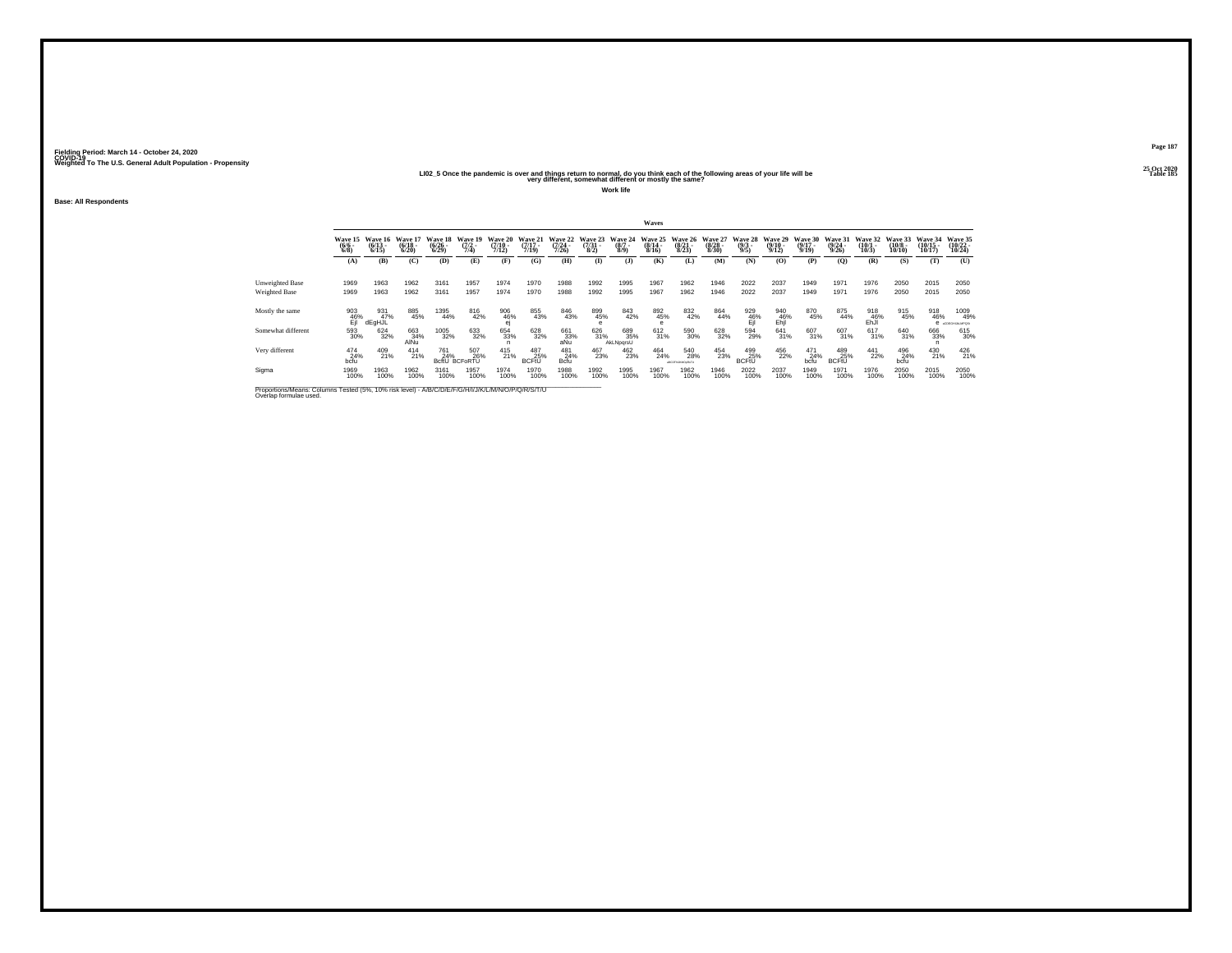Fielding Period: March 14 - October 24, 2020
COVID-19
Weighted To The U.S. General Adult Population - Propensity

25 Oct 2020
Table 185

## LI02_5 Once the pandemic is over and things return to normal, do you think each of the following areas of your life will be very different, somewhat different or mostly the same?

**Work life**

**Base: All Respondents**

| | Waves | | | | | | | | | | | | | | | | | | | | |
|---|---|---|---|---|---|---|---|---|---|---|---|---|---|---|---|---|---|---|---|---|---|
| | Wave 15 (6/6 - 6/8) | Wave 16 (6/13 - 6/15) | Wave 17 (6/18 - 6/20) | Wave 18 (6/26 - 6/29) | Wave 19 (7/2 - 7/4) | Wave 20 (7/10 - 7/12) | Wave 21 (7/17 - 7/19) | Wave 22 (7/24 - 7/26) | Wave 23 (7/31 - 8/2) | Wave 24 (8/7 - 8/9) | Wave 25 (8/14 - 8/16) | Wave 26 (8/21 - 8/23) | Wave 27 (8/28 - 8/30) | Wave 28 (9/3 - 9/5) | Wave 29 (9/10 - 9/12) | Wave 30 (9/17 - 9/19) | Wave 31 (9/24 - 9/26) | Wave 32 (10/1 - 10/3) | Wave 33 (10/8 - 10/10) | Wave 34 (10/15 - 10/17) | Wave 35 (10/22 - 10/24) |
| | (A) | (B) | (C) | (D) | (E) | (F) | (G) | (H) | (I) | (J) | (K) | (L) | (M) | (N) | (O) | (P) | (Q) | (R) | (S) | (T) | (U) |
| Unweighted Base | 1969 | 1963 | 1962 | 3161 | 1957 | 1974 | 1970 | 1988 | 1992 | 1995 | 1967 | 1962 | 1946 | 2022 | 2037 | 1949 | 1971 | 1976 | 2050 | 2015 | 2050 |
| Weighted Base | 1969 | 1963 | 1962 | 3161 | 1957 | 1974 | 1970 | 1988 | 1992 | 1995 | 1967 | 1962 | 1946 | 2022 | 2037 | 1949 | 1971 | 1976 | 2050 | 2015 | 2050 |
| Mostly the same | 903 46% Ejl | 931 47% dEgHJL | 885 45% | 1395 44% | 816 42% | 906 46% ej | 855 43% | 846 43% | 899 45% e | 843 42% | 892 45% e | 832 42% | 864 44% | 929 46% Ejl | 940 46% Ehjl | 870 45% | 875 44% | 918 46% EhJl | 915 45% | 918 46% e | 1009 49% aCDEGHIJKLMPQS |
| Somewhat different | 593 30% | 624 32% | 663 34% AlNu | 1005 32% | 633 32% | 654 33% n | 628 32% | 661 33% aNu | 626 31% | 689 35% AkLNpqrsU | 612 31% | 590 30% | 628 32% | 594 29% | 641 31% | 607 31% | 607 31% | 617 31% | 640 31% | 666 33% n | 615 30% |
| Very different | 474 24% bcfu | 409 21% | 414 21% | 761 24% BcfU | 507 26% BCFoRTU | 415 21% | 487 25% BCFtU | 481 24% Bcfu | 467 23% | 462 23% | 464 24% | 540 28% aBCDFhIJKMOPRTU | 454 23% | 499 25% BCFtU | 456 22% | 471 24% bcfu | 489 25% BCFtU | 441 22% | 496 24% bcfu | 430 21% | 426 21% |
| Sigma | 1969 100% | 1963 100% | 1962 100% | 3161 100% | 1957 100% | 1974 100% | 1970 100% | 1988 100% | 1992 100% | 1995 100% | 1967 100% | 1962 100% | 1946 100% | 2022 100% | 2037 100% | 1949 100% | 1971 100% | 1976 100% | 2050 100% | 2015 100% | 2050 100% |

Proportions/Means: Columns Tested (5%, 10% risk level) - A/B/C/D/E/F/G/H/I/J/K/L/M/N/O/P/Q/R/S/T/U
Overlap formulae used.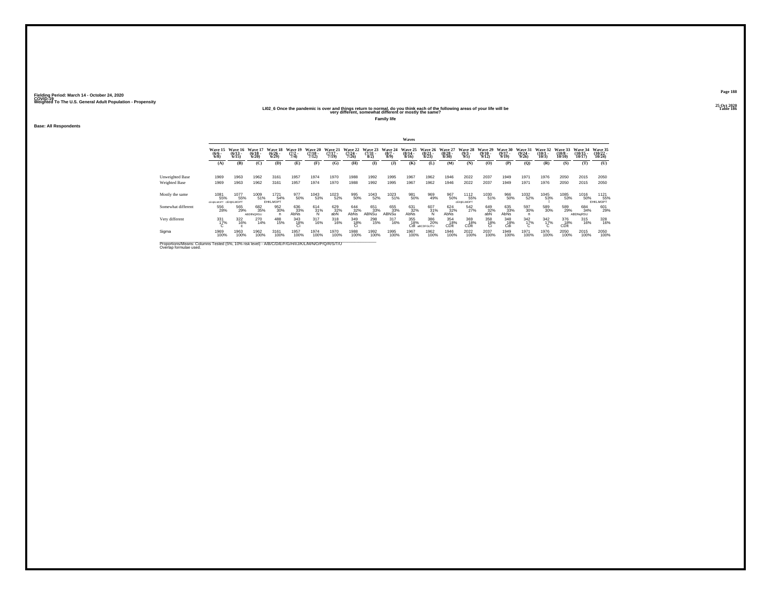Fielding Period: March 14 - October 24, 2020
COVID-19
Weighted To The U.S. General Adult Population - Propensity

25 Oct 2020
Table 186

## LI02_6 Once the pandemic is over and things return to normal, do you think each of the following areas of your life will be very different, somewhat different or mostly the same?

**Family life**

**Base: All Respondents**

| | Wave 15 (6/6 - 6/8) | Wave 16 (6/13 - 6/15) | Wave 17 (6/18 - 6/20) | Wave 18 (6/26 - 6/29) | Wave 19 (7/2 - 7/4) | Wave 20 (7/10 - 7/12) | Wave 21 (7/17 - 7/19) | Wave 22 (7/24 - 7/26) | Wave 23 (7/31 - 8/2) | Wave 24 (8/7 - 8/9) | Wave 25 (8/14 - 8/16) | Wave 26 (8/21 - 8/23) | Wave 27 (8/28 - 8/30) | Wave 28 (9/3 - 9/5) | Wave 29 (9/10 - 9/12) | Wave 30 (9/17 - 9/19) | Wave 31 (9/24 - 9/26) | Wave 32 (10/1 - 10/3) | Wave 33 (10/8 - 10/10) | Wave 34 (10/15 - 10/17) | Wave 35 (10/22 - 10/24) |
|---|---|---|---|---|---|---|---|---|---|---|---|---|---|---|---|---|---|---|---|---|---|
| | (A) | (B) | (C) | (D) | (E) | (F) | (G) | (H) | (I) | (J) | (K) | (L) | (M) | (N) | (O) | (P) | (Q) | (R) | (S) | (T) | (U) |
| Unweighted Base | 1969 | 1963 | 1962 | 3161 | 1957 | 1974 | 1970 | 1988 | 1992 | 1995 | 1967 | 1962 | 1946 | 2022 | 2037 | 1949 | 1971 | 1976 | 2050 | 2015 | 2050 |
| Weighted Base | 1969 | 1963 | 1962 | 3161 | 1957 | 1974 | 1970 | 1988 | 1992 | 1995 | 1967 | 1962 | 1946 | 2022 | 2037 | 1949 | 1971 | 1976 | 2050 | 2015 | 2050 |
| Mostly the same | 1081 | 1077 | 1009 | 1721 | 977 | 1043 | 1023 | 995 | 1043 | 1023 | 981 | 969 | 967 | 1112 | 1030 | 966 | 1032 | 1045 | 1085 | 1016 | 1121 |
| | 55% | 55% | 51% | 54% | 50% | 53% | 52% | 50% | 52% | 51% | 50% | 49% | 50% | 55% | 51% | 50% | 52% | 53% | 53% | 50% | 55% |
| | cEHjKLMOPT | cEHjKLMOPT | | EHKLMOPT | | | | | | | | | | cEHjKLMOPT | | | | l | | | EHKLMOPT |
| Somewhat different | 556 | 565 | 682 | 952 | 636 | 614 | 629 | 644 | 651 | 655 | 631 | 607 | 624 | 542 | 649 | 635 | 597 | 589 | 589 | 684 | 601 |
| | 28% | 29% | 35% | 30% | 33% | 31% | 32% | 32% | 33% | 33% | 32% | 31% | 32% | 27% | 32% | 33% | 30% | 30% | 29% | 34% | 29% |
| | | | ABDNQRSU | n | AbNs | N | abN | AbNs | ABNSu | ABNSu | AbNs | N | AbNs | | abN | AbNs | n | | | ABDNqRSU | |
| Very different | 331 | 322 | 270 | 488 | 343 | 317 | 318 | 349 | 298 | 317 | 355 | 386 | 354 | 369 | 358 | 348 | 342 | 342 | 376 | 315 | 328 |
| | 17% | 16% | 14% | 15% | 18% | 16% | 16% | 18% | 15% | 16% | 18% | 20% | 18% | 18% | 18% | 18% | 17% | 17% | 18% | 16% | 16% |
| | C | c | | | CI | | | CI | | | CdI | aBCDFGIJTU | CDI | CDIt | CI | CdI | C | C | CDIt | | |
| Sigma | 1969 | 1963 | 1962 | 3161 | 1957 | 1974 | 1970 | 1988 | 1992 | 1995 | 1967 | 1962 | 1946 | 2022 | 2037 | 1949 | 1971 | 1976 | 2050 | 2015 | 2050 |
| | 100% | 100% | 100% | 100% | 100% | 100% | 100% | 100% | 100% | 100% | 100% | 100% | 100% | 100% | 100% | 100% | 100% | 100% | 100% | 100% | 100% |

Proportions/Means: Columns Tested (5%, 10% risk level) - A/B/C/D/E/F/G/H/I/J/K/L/M/N/O/P/Q/R/S/T/U
Overlap formulae used.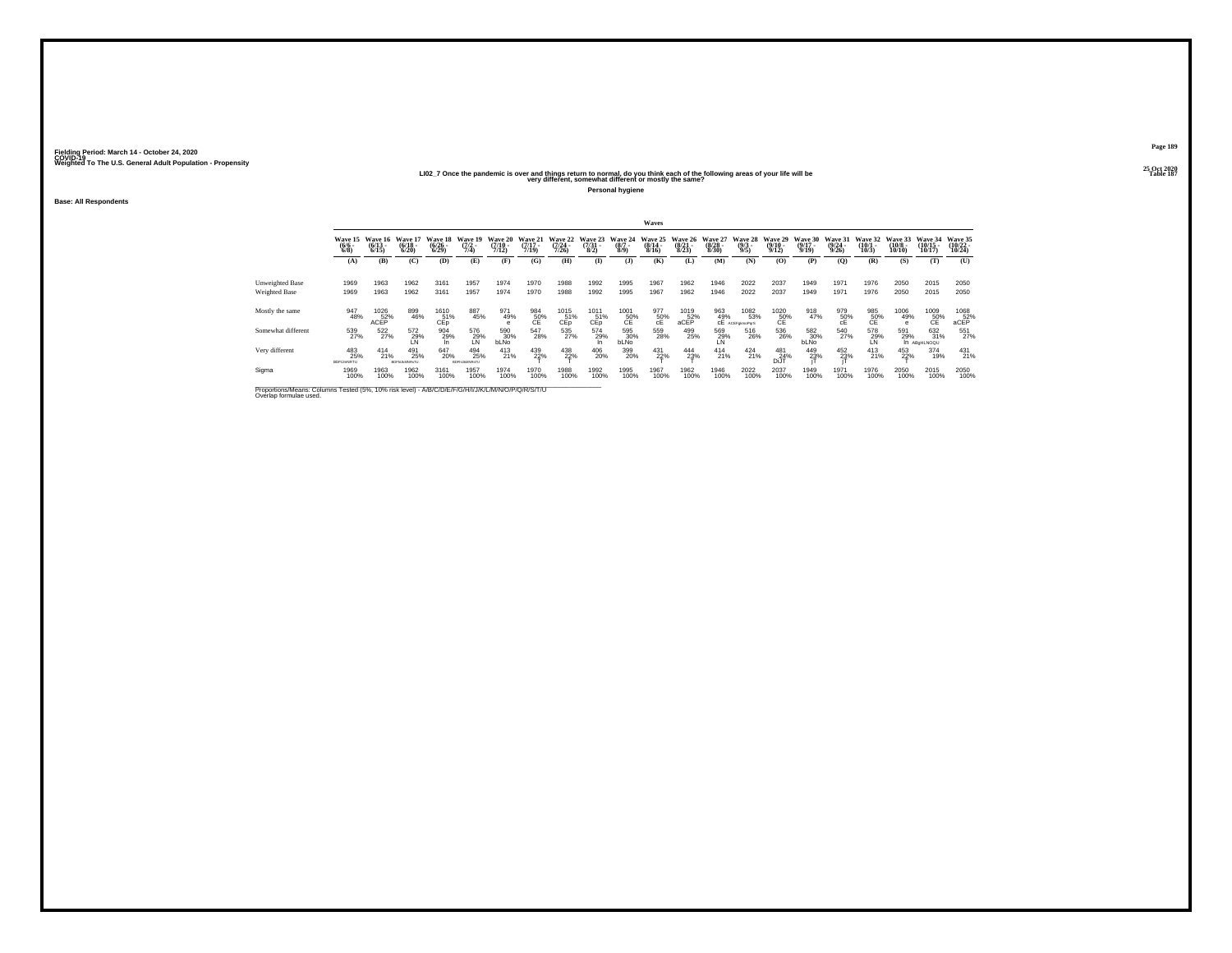Fielding Period: March 14 - October 24, 2020
COVID-19
Weighted To The U.S. General Adult Population - Propensity

25 Oct 2020
Table 187

## LI02_7 Once the pandemic is over and things return to normal, do you think each of the following areas of your life will be very different, somewhat different or mostly the same?

**Personal hygiene**

**Base: All Respondents**

| | Waves | | | | | | | | | | | | | | | | | | | | |
|---|---|---|---|---|---|---|---|---|---|---|---|---|---|---|---|---|---|---|---|---|---|
| | Wave 15 (6/6 - 6/8) | Wave 16 (6/13 - 6/15) | Wave 17 (6/18 - 6/20) | Wave 18 (6/26 - 6/29) | Wave 19 (7/2 - 7/4) | Wave 20 (7/10 - 7/12) | Wave 21 (7/17 - 7/19) | Wave 22 (7/24 - 7/26) | Wave 23 (7/31 - 8/2) | Wave 24 (8/7 - 8/9) | Wave 25 (8/14 - 8/16) | Wave 26 (8/21 - 8/23) | Wave 27 (8/28 - 8/30) | Wave 28 (9/3 - 9/5) | Wave 29 (9/10 - 9/12) | Wave 30 (9/17 - 9/19) | Wave 31 (9/24 - 9/26) | Wave 32 (10/1 - 10/3) | Wave 33 (10/8 - 10/10) | Wave 34 (10/15 - 10/17) | Wave 35 (10/22 - 10/24) |
| | (A) | (B) | (C) | (D) | (E) | (F) | (G) | (H) | (I) | (J) | (K) | (L) | (M) | (N) | (O) | (P) | (Q) | (R) | (S) | (T) | (U) |
| Unweighted Base | 1969 | 1963 | 1962 | 3161 | 1957 | 1974 | 1970 | 1988 | 1992 | 1995 | 1967 | 1962 | 1946 | 2022 | 2037 | 1949 | 1971 | 1976 | 2050 | 2015 | 2050 |
| Weighted Base | 1969 | 1963 | 1962 | 3161 | 1957 | 1974 | 1970 | 1988 | 1992 | 1995 | 1967 | 1962 | 1946 | 2022 | 2037 | 1949 | 1971 | 1976 | 2050 | 2015 | 2050 |
| Mostly the same | 947 48% | 1026 52% ACEP | 899 46% | 1610 51% CEp | 887 45% | 971 49% e | 984 50% CE | 1015 51% CEp | 1011 51% CEp | 1001 50% CE | 977 50% cE | 1019 52% aCEP | 963 49% cE | 1082 53% ACEFgmoPqrs | 1020 50% CE | 918 47% | 979 50% cE | 985 50% CE | 1006 49% e | 1009 50% CE | 1068 52% aCEP |
| Somewhat different | 539 27% | 522 27% | 572 29% LN | 904 29% ln | 576 29% LN | 590 30% bLNo | 547 28% | 535 27% | 574 29% ln | 595 30% bLNo | 559 28% | 499 25% | 569 29% LN | 516 26% | 536 26% | 582 30% bLNo | 540 27% | 578 29% LN | 591 29% ln | 632 31% ABgHLNOQU | 551 27% |
| Very different | 483 25% BDFIJKMRTU | 414 21% | 491 25% BDFIkLMNRrTU | 647 20% | 494 25% BDFIJLMNRTU | 413 21% | 439 22% T | 438 22% T | 406 20% | 399 20% | 431 22% T | 444 23% T | 414 21% | 424 21% | 481 24% DIJT | 449 23% jT | 452 23% jT | 413 21% | 453 22% T | 374 19% | 431 21% |
| Sigma | 1969 100% | 1963 100% | 1962 100% | 3161 100% | 1957 100% | 1974 100% | 1970 100% | 1988 100% | 1992 100% | 1995 100% | 1967 100% | 1962 100% | 1946 100% | 2022 100% | 2037 100% | 1949 100% | 1971 100% | 1976 100% | 2050 100% | 2015 100% | 2050 100% |

Proportions/Means: Columns Tested (5%, 10% risk level) - A/B/C/D/E/F/G/H/I/J/K/L/M/N/O/P/Q/R/S/T/U
Overlap formulae used.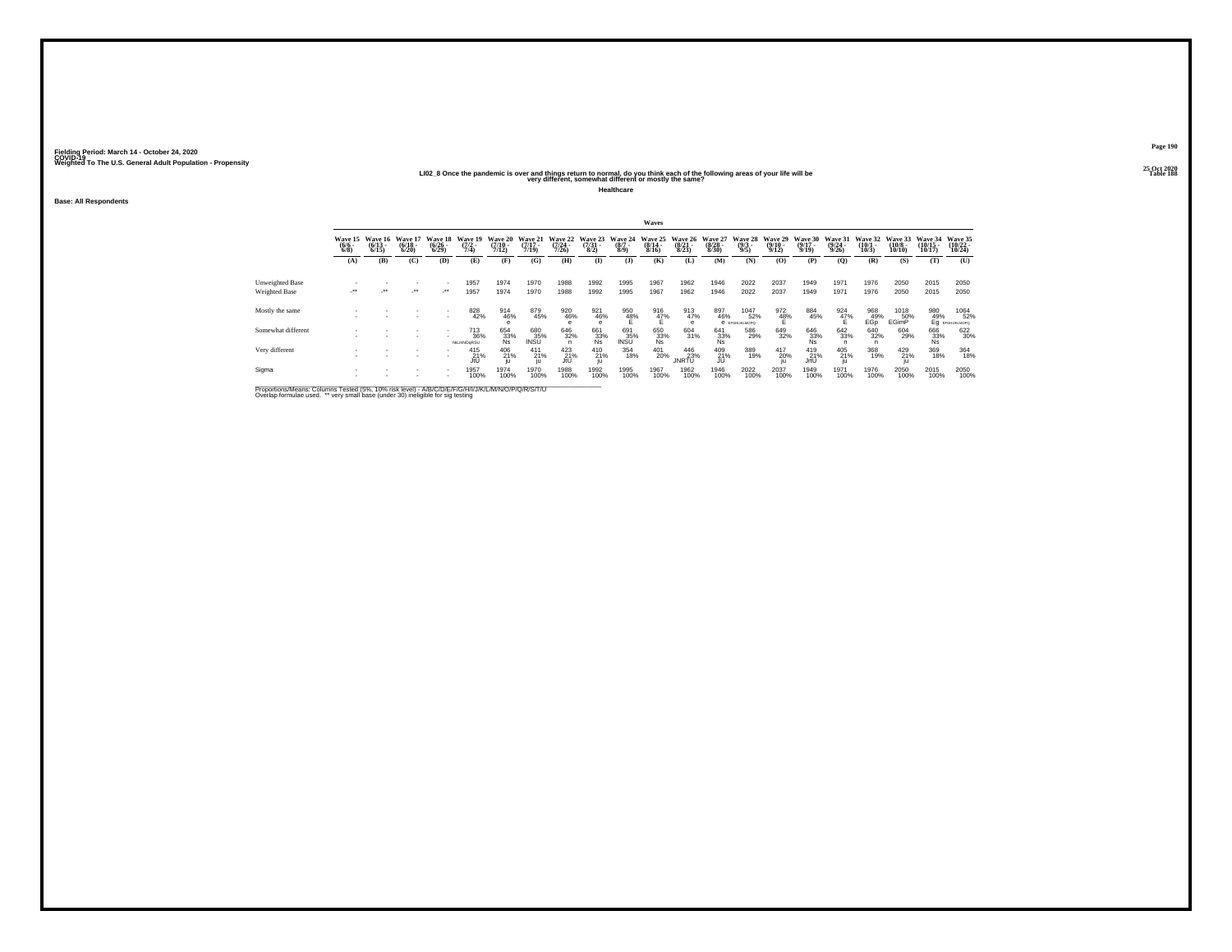Fielding Period: March 14 - October 24, 2020
COVID-19
Weighted To The U.S. General Adult Population - Propensity

25 Oct 2020
Table 188

## LI02_8 Once the pandemic is over and things return to normal, do you think each of the following areas of your life will be very different, somewhat different or mostly the same?

**Healthcare**

Base: All Respondents

| | Waves | | | | | | | | | | | | | | | | | | | | |
|---|---|---|---|---|---|---|---|---|---|---|---|---|---|---|---|---|---|---|---|---|---|
| | Wave 15 (6/6 - 6/8) | Wave 16 (6/13 - 6/15) | Wave 17 (6/18 - 6/20) | Wave 18 (6/26 - 6/29) | Wave 19 (7/2 - 7/4) | Wave 20 (7/10 - 7/12) | Wave 21 (7/17 - 7/19) | Wave 22 (7/24 - 7/26) | Wave 23 (7/31 - 8/2) | Wave 24 (8/7 - 8/9) | Wave 25 (8/14 - 8/16) | Wave 26 (8/21 - 8/23) | Wave 27 (8/28 - 8/30) | Wave 28 (9/3 - 9/5) | Wave 29 (9/10 - 9/12) | Wave 30 (9/17 - 9/19) | Wave 31 (9/24 - 9/26) | Wave 32 (10/1 - 10/3) | Wave 33 (10/8 - 10/10) | Wave 34 (10/15 - 10/17) | Wave 35 (10/22 - 10/24) |
| | (A) | (B) | (C) | (D) | (E) | (F) | (G) | (H) | (I) | (J) | (K) | (L) | (M) | (N) | (O) | (P) | (Q) | (R) | (S) | (T) | (U) |
| Unweighted Base | - | - | - | - | 1957 | 1974 | 1970 | 1988 | 1992 | 1995 | 1967 | 1962 | 1946 | 2022 | 2037 | 1949 | 1971 | 1976 | 2050 | 2015 | 2050 |
| Weighted Base | -** | -** | -** | -** | 1957 | 1974 | 1970 | 1988 | 1992 | 1995 | 1967 | 1962 | 1946 | 2022 | 2037 | 1949 | 1971 | 1976 | 2050 | 2015 | 2050 |
| Mostly the same | - | - | - | - | 828 | 914 | 879 | 920 | 921 | 950 | 916 | 913 | 897 | 1047 | 972 | 884 | 924 | 968 | 1018 | 980 | 1064 |
| | - | - | - | - | 42% | 46% | 45% | 46% | 46% | 48% | 47% | 47% | 46% | 52% | 48% | 45% | 47% | 49% | 50% | 49% | 52% |
| | | | | | | e | | e | e | E | E | e | e | EFGHIJKLMOPQ | E | | E | EGp | EGimP | Eg | EFGHIJKLMOPQ |
| Somewhat different | - | - | - | - | 713 | 654 | 680 | 646 | 661 | 691 | 650 | 604 | 641 | 586 | 649 | 646 | 642 | 640 | 604 | 666 | 622 |
| | - | - | - | - | 36% | 33% | 35% | 32% | 33% | 35% | 33% | 31% | 33% | 29% | 32% | 33% | 33% | 32% | 29% | 33% | 30% |
| | | | | | hiLmNOqRSU | Ns | lNSU | n | Ns | lNSU | Ns | | Ns | | | Ns | n | n | | Ns | |
| Very different | - | - | - | - | 415 | 406 | 411 | 423 | 410 | 354 | 401 | 446 | 409 | 389 | 417 | 419 | 405 | 368 | 429 | 369 | 364 |
| | - | - | - | - | 21% | 21% | 21% | 21% | 21% | 18% | 20% | 23% | 21% | 19% | 20% | 21% | 21% | 19% | 21% | 18% | 18% |
| | | | | | JtU | ju | ju | JtU | ju | | | JNRTU | JU | | ju | JtU | ju | | ju | | |
| Sigma | - | - | - | - | 1957 | 1974 | 1970 | 1988 | 1992 | 1995 | 1967 | 1962 | 1946 | 2022 | 2037 | 1949 | 1971 | 1976 | 2050 | 2015 | 2050 |
| | - | - | - | - | 100% | 100% | 100% | 100% | 100% | 100% | 100% | 100% | 100% | 100% | 100% | 100% | 100% | 100% | 100% | 100% | 100% |

Proportions/Means: Columns Tested (5%, 10% risk level) - A/B/C/D/E/F/G/H/I/J/K/L/M/N/O/P/Q/R/S/T/U
Overlap formulae used. ** very small base (under 30) ineligible for sig testing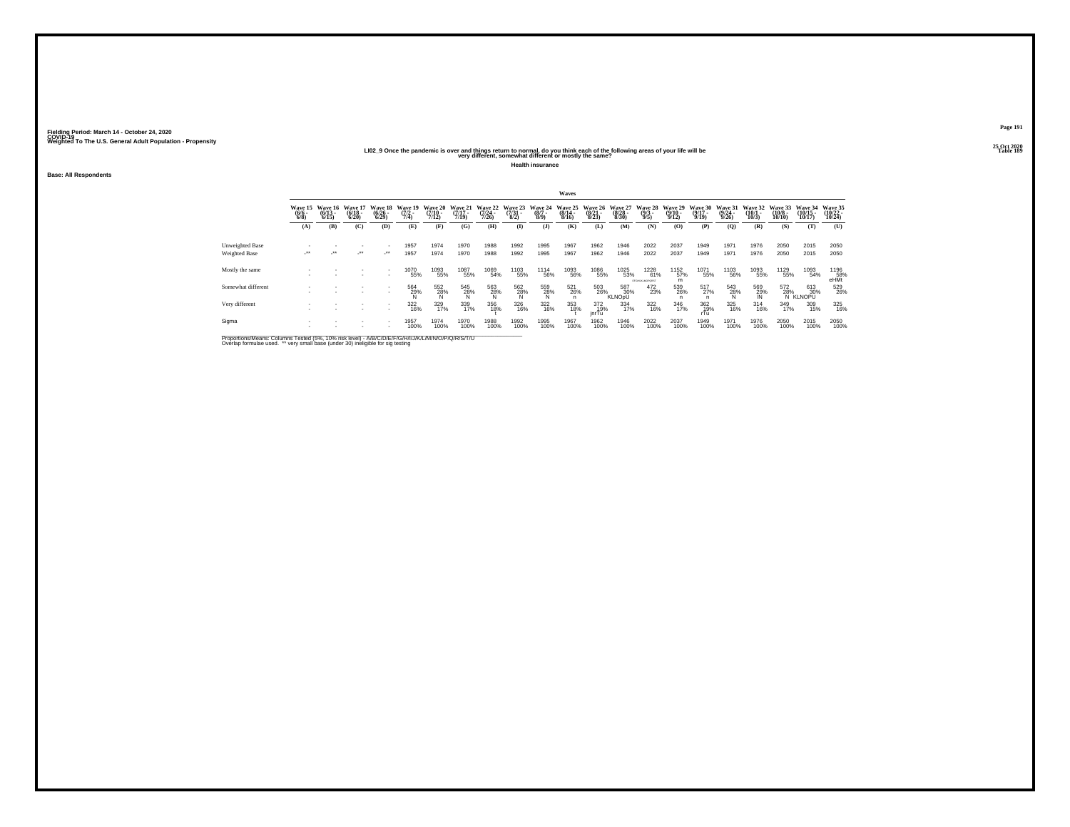Fielding Period: March 14 - October 24, 2020
COVID-19
Weighted To The U.S. General Adult Population - Propensity

25 Oct 2020
Table 189

### LI02_9 Once the pandemic is over and things return to normal, do you think each of the following areas of your life will be very different, somewhat different or mostly the same?

**Health insurance**

**Base: All Respondents**

| | Wave 15 (6/6 - 6/8) | Wave 16 (6/13 - 6/15) | Wave 17 (6/18 - 6/20) | Wave 18 (6/26 - 6/29) | Wave 19 (7/2 - 7/4) | Wave 20 (7/10 - 7/12) | Wave 21 (7/17 - 7/19) | Wave 22 (7/24 - 7/26) | Wave 23 (7/31 - 8/2) | Wave 24 (8/7 - 8/9) | Wave 25 (8/14 - 8/16) | Wave 26 (8/21 - 8/23) | Wave 27 (8/28 - 8/30) | Wave 28 (9/3 - 9/5) | Wave 29 (9/10 - 9/12) | Wave 30 (9/17 - 9/19) | Wave 31 (9/24 - 9/26) | Wave 32 (10/1 - 10/3) | Wave 33 (10/8 - 10/10) | Wave 34 (10/15 - 10/17) | Wave 35 (10/22 - 10/24) |
|---|---|---|---|---|---|---|---|---|---|---|---|---|---|---|---|---|---|---|---|---|---|
| | (A) | (B) | (C) | (D) | (E) | (F) | (G) | (H) | (I) | (J) | (K) | (L) | (M) | (N) | (O) | (P) | (Q) | (R) | (S) | (T) | (U) |
| Unweighted Base | - | - | - | - | 1957 | 1974 | 1970 | 1988 | 1992 | 1995 | 1967 | 1962 | 1946 | 2022 | 2037 | 1949 | 1971 | 1976 | 2050 | 2015 | 2050 |
| Weighted Base | -** | -** | -** | -** | 1957 | 1974 | 1970 | 1988 | 1992 | 1995 | 1967 | 1962 | 1946 | 2022 | 2037 | 1949 | 1971 | 1976 | 2050 | 2015 | 2050 |
| Mostly the same | - | - | - | - | 1070 | 1093 | 1087 | 1069 | 1103 | 1114 | 1093 | 1086 | 1025 | 1228 | 1152 | 1071 | 1103 | 1093 | 1129 | 1093 | 1196 |
| | - | - | - | - | 55% | 55% | 55% | 54% | 55% | 56% | 56% | 55% | 53% | 61% | 57% | 55% | 56% | 55% | 55% | 54% | 58% |
| | | | | | | | | | | | | | | EFGHIJKLMOPQRST | m | | | | | | eHMt |
| Somewhat different | - | - | - | - | 564 | 552 | 545 | 563 | 562 | 559 | 521 | 503 | 587 | 472 | 539 | 517 | 543 | 569 | 572 | 613 | 529 |
| | - | - | - | - | 29% | 28% | 28% | 28% | 28% | 28% | 26% | 26% | 30% | 23% | 26% | 27% | 28% | 29% | 28% | 30% | 26% |
| | | | | | N | N | N | N | N | N | n | | KLNOpU | | n | n | N | lN | N | KLNOPU | |
| Very different | - | - | - | - | 322 | 329 | 339 | 356 | 326 | 322 | 353 | 372 | 334 | 322 | 346 | 362 | 325 | 314 | 349 | 309 | 325 |
| | - | - | - | - | 16% | 17% | 17% | 18% | 16% | 16% | 18% | 19% | 17% | 16% | 17% | 19% | 16% | 16% | 17% | 15% | 16% |
| | | | | | | | | t | | | t | jnrTu | | | | rTu | | | | | |
| Sigma | - | - | - | - | 1957 | 1974 | 1970 | 1988 | 1992 | 1995 | 1967 | 1962 | 1946 | 2022 | 2037 | 1949 | 1971 | 1976 | 2050 | 2015 | 2050 |
| | - | - | - | - | 100% | 100% | 100% | 100% | 100% | 100% | 100% | 100% | 100% | 100% | 100% | 100% | 100% | 100% | 100% | 100% | 100% |

Proportions/Means: Columns Tested (5%, 10% risk level) - A/B/C/D/E/F/G/H/I/J/K/L/M/N/O/P/Q/R/S/T/U
Overlap formulae used. ** very small base (under 30) ineligible for sig testing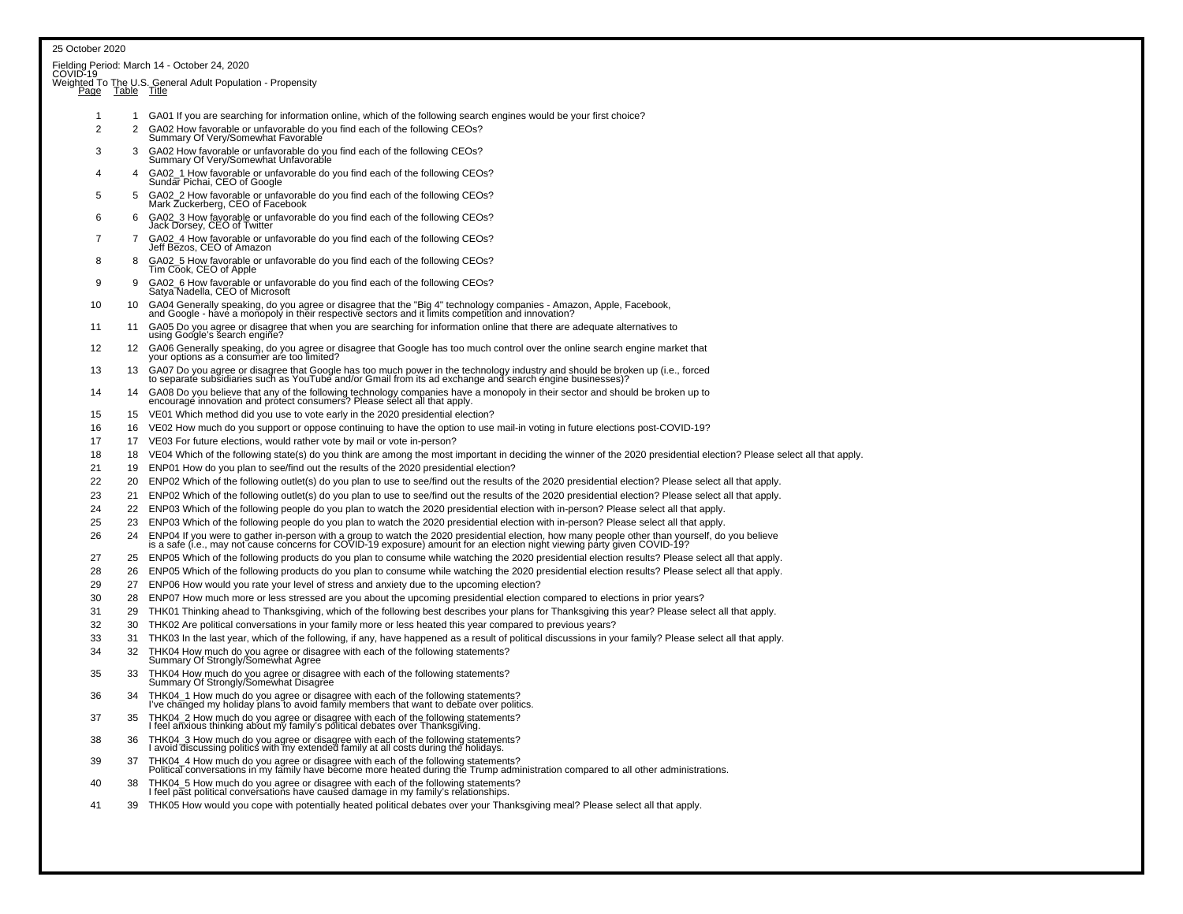25 October 2020

Fielding Period: March 14 - October 24, 2020
COVID-19
Weighted To The U.S. General Adult Population - Propensity

| Page | Table | Title |
|---|---|---|
| 1 | 1 | GA01 If you are searching for information online, which of the following search engines would be your first choice? |
| 2 | 2 | GA02 How favorable or unfavorable do you find each of the following CEOs? Summary Of Very/Somewhat Favorable |
| 3 | 3 | GA02 How favorable or unfavorable do you find each of the following CEOs? Summary Of Very/Somewhat Unfavorable |
| 4 | 4 | GA02_1 How favorable or unfavorable do you find each of the following CEOs? Sundar Pichai, CEO of Google |
| 5 | 5 | GA02_2 How favorable or unfavorable do you find each of the following CEOs? Mark Zuckerberg, CEO of Facebook |
| 6 | 6 | GA02_3 How favorable or unfavorable do you find each of the following CEOs? Jack Dorsey, CEO of Twitter |
| 7 | 7 | GA02_4 How favorable or unfavorable do you find each of the following CEOs? Jeff Bezos, CEO of Amazon |
| 8 | 8 | GA02_5 How favorable or unfavorable do you find each of the following CEOs? Tim Cook, CEO of Apple |
| 9 | 9 | GA02_6 How favorable or unfavorable do you find each of the following CEOs? Satya Nadella, CEO of Microsoft |
| 10 | 10 | GA04 Generally speaking, do you agree or disagree that the "Big 4" technology companies - Amazon, Apple, Facebook, and Google - have a monopoly in their respective sectors and it limits competition and innovation? |
| 11 | 11 | GA05 Do you agree or disagree that when you are searching for information online that there are adequate alternatives to using Google's search engine? |
| 12 | 12 | GA06 Generally speaking, do you agree or disagree that Google has too much control over the online search engine market that your options as a consumer are too limited? |
| 13 | 13 | GA07 Do you agree or disagree that Google has too much power in the technology industry and should be broken up (i.e., forced to separate subsidiaries such as YouTube and/or Gmail from its ad exchange and search engine businesses)? |
| 14 | 14 | GA08 Do you believe that any of the following technology companies have a monopoly in their sector and should be broken up to encourage innovation and protect consumers? Please select all that apply. |
| 15 | 15 | VE01 Which method did you use to vote early in the 2020 presidential election? |
| 16 | 16 | VE02 How much do you support or oppose continuing to have the option to use mail-in voting in future elections post-COVID-19? |
| 17 | 17 | VE03 For future elections, would rather vote by mail or vote in-person? |
| 18 | 18 | VE04 Which of the following state(s) do you think are among the most important in deciding the winner of the 2020 presidential election? Please select all that apply. |
| 21 | 19 | ENP01 How do you plan to see/find out the results of the 2020 presidential election? |
| 22 | 20 | ENP02 Which of the following outlet(s) do you plan to use to see/find out the results of the 2020 presidential election? Please select all that apply. |
| 23 | 21 | ENP02 Which of the following outlet(s) do you plan to use to see/find out the results of the 2020 presidential election? Please select all that apply. |
| 24 | 22 | ENP03 Which of the following people do you plan to watch the 2020 presidential election with in-person? Please select all that apply. |
| 25 | 23 | ENP03 Which of the following people do you plan to watch the 2020 presidential election with in-person? Please select all that apply. |
| 26 | 24 | ENP04 If you were to gather in-person with a group to watch the 2020 presidential election, how many people other than yourself, do you believe is a safe (i.e., may not cause concerns for COVID-19 exposure) amount for an election night viewing party given COVID-19? |
| 27 | 25 | ENP05 Which of the following products do you plan to consume while watching the 2020 presidential election results? Please select all that apply. |
| 28 | 26 | ENP05 Which of the following products do you plan to consume while watching the 2020 presidential election results? Please select all that apply. |
| 29 | 27 | ENP06 How would you rate your level of stress and anxiety due to the upcoming election? |
| 30 | 28 | ENP07 How much more or less stressed are you about the upcoming presidential election compared to elections in prior years? |
| 31 | 29 | THK01 Thinking ahead to Thanksgiving, which of the following best describes your plans for Thanksgiving this year? Please select all that apply. |
| 32 | 30 | THK02 Are political conversations in your family more or less heated this year compared to previous years? |
| 33 | 31 | THK03 In the last year, which of the following, if any, have happened as a result of political discussions in your family? Please select all that apply. |
| 34 | 32 | THK04 How much do you agree or disagree with each of the following statements? Summary Of Strongly/Somewhat Agree |
| 35 | 33 | THK04 How much do you agree or disagree with each of the following statements? Summary Of Strongly/Somewhat Disagree |
| 36 | 34 | THK04_1 How much do you agree or disagree with each of the following statements? I've changed my holiday plans to avoid family members that want to debate over politics. |
| 37 | 35 | THK04_2 How much do you agree or disagree with each of the following statements? I feel anxious thinking about my family's political debates over Thanksgiving. |
| 38 | 36 | THK04_3 How much do you agree or disagree with each of the following statements? I avoid discussing politics with my extended family at all costs during the holidays. |
| 39 | 37 | THK04_4 How much do you agree or disagree with each of the following statements? Political conversations in my family have become more heated during the Trump administration compared to all other administrations. |
| 40 | 38 | THK04_5 How much do you agree or disagree with each of the following statements? I feel past political conversations have caused damage in my family's relationships. |
| 41 | 39 | THK05 How would you cope with potentially heated political debates over your Thanksgiving meal? Please select all that apply. |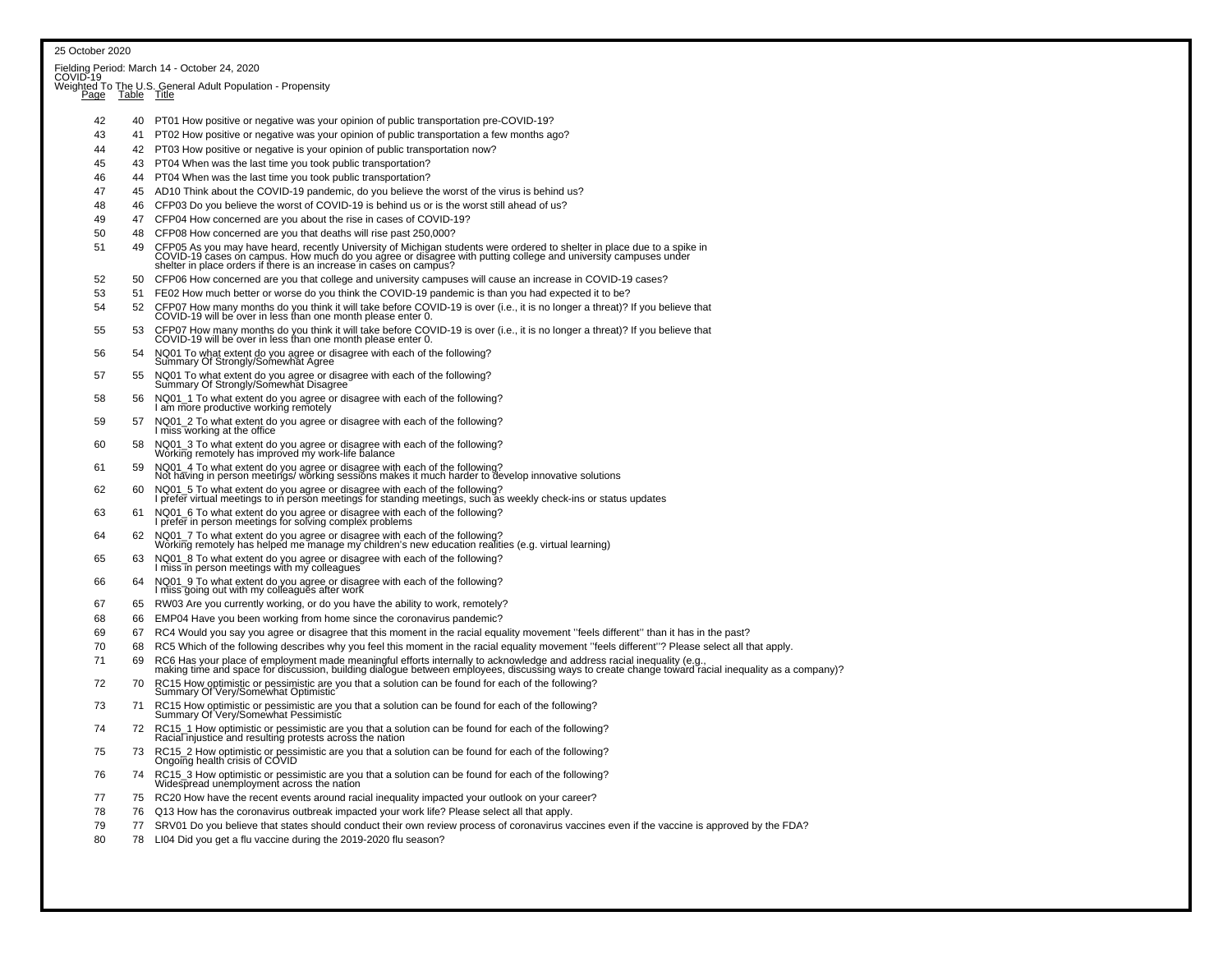25 October 2020

Fielding Period: March 14 - October 24, 2020
COVID-19
Weighted To The U.S. General Adult Population - Propensity

| Page | Table | Title |
|---|---|---|
| 42 | 40 | PT01 How positive or negative was your opinion of public transportation pre-COVID-19? |
| 43 | 41 | PT02 How positive or negative was your opinion of public transportation a few months ago? |
| 44 | 42 | PT03 How positive or negative is your opinion of public transportation now? |
| 45 | 43 | PT04 When was the last time you took public transportation? |
| 46 | 44 | PT04 When was the last time you took public transportation? |
| 47 | 45 | AD10 Think about the COVID-19 pandemic, do you believe the worst of the virus is behind us? |
| 48 | 46 | CFP03 Do you believe the worst of COVID-19 is behind us or is the worst still ahead of us? |
| 49 | 47 | CFP04 How concerned are you about the rise in cases of COVID-19? |
| 50 | 48 | CFP08 How concerned are you that deaths will rise past 250,000? |
| 51 | 49 | CFP05 As you may have heard, recently University of Michigan students were ordered to shelter in place due to a spike in COVID-19 cases on campus. How much do you agree or disagree with putting college and university campuses under shelter in place orders if there is an increase in cases on campus? |
| 52 | 50 | CFP06 How concerned are you that college and university campuses will cause an increase in COVID-19 cases? |
| 53 | 51 | FE02 How much better or worse do you think the COVID-19 pandemic is than you had expected it to be? |
| 54 | 52 | CFP07 How many months do you think it will take before COVID-19 is over (i.e., it is no longer a threat)? If you believe that COVID-19 will be over in less than one month please enter 0. |
| 55 | 53 | CFP07 How many months do you think it will take before COVID-19 is over (i.e., it is no longer a threat)? If you believe that COVID-19 will be over in less than one month please enter 0. |
| 56 | 54 | NQ01 To what extent do you agree or disagree with each of the following? Summary Of Strongly/Somewhat Agree |
| 57 | 55 | NQ01 To what extent do you agree or disagree with each of the following? Summary Of Strongly/Somewhat Disagree |
| 58 | 56 | NQ01_1 To what extent do you agree or disagree with each of the following? I am more productive working remotely |
| 59 | 57 | NQ01_2 To what extent do you agree or disagree with each of the following? I miss working at the office |
| 60 | 58 | NQ01_3 To what extent do you agree or disagree with each of the following? Working remotely has improved my work-life balance |
| 61 | 59 | NQ01_4 To what extent do you agree or disagree with each of the following? Not having in person meetings/ working sessions makes it much harder to develop innovative solutions |
| 62 | 60 | NQ01_5 To what extent do you agree or disagree with each of the following? I prefer virtual meetings to in person meetings for standing meetings, such as weekly check-ins or status updates |
| 63 | 61 | NQ01_6 To what extent do you agree or disagree with each of the following? I prefer in person meetings for solving complex problems |
| 64 | 62 | NQ01_7 To what extent do you agree or disagree with each of the following? Working remotely has helped me manage my children's new education realities (e.g. virtual learning) |
| 65 | 63 | NQ01_8 To what extent do you agree or disagree with each of the following? I miss in person meetings with my colleagues |
| 66 | 64 | NQ01_9 To what extent do you agree or disagree with each of the following? I miss going out with my colleagues after work |
| 67 | 65 | RW03 Are you currently working, or do you have the ability to work, remotely? |
| 68 | 66 | EMP04 Have you been working from home since the coronavirus pandemic? |
| 69 | 67 | RC4 Would you say you agree or disagree that this moment in the racial equality movement ''feels different'' than it has in the past? |
| 70 | 68 | RC5 Which of the following describes why you feel this moment in the racial equality movement ''feels different''? Please select all that apply. |
| 71 | 69 | RC6 Has your place of employment made meaningful efforts internally to acknowledge and address racial inequality (e.g., making time and space for discussion, building dialogue between employees, discussing ways to create change toward racial inequality as a company)? |
| 72 | 70 | RC15 How optimistic or pessimistic are you that a solution can be found for each of the following? Summary Of Very/Somewhat Optimistic |
| 73 | 71 | RC15 How optimistic or pessimistic are you that a solution can be found for each of the following? Summary Of Very/Somewhat Pessimistic |
| 74 | 72 | RC15_1 How optimistic or pessimistic are you that a solution can be found for each of the following? Racial injustice and resulting protests across the nation |
| 75 | 73 | RC15_2 How optimistic or pessimistic are you that a solution can be found for each of the following? Ongoing health crisis of COVID |
| 76 | 74 | RC15_3 How optimistic or pessimistic are you that a solution can be found for each of the following? Widespread unemployment across the nation |
| 77 | 75 | RC20 How have the recent events around racial inequality impacted your outlook on your career? |
| 78 | 76 | Q13 How has the coronavirus outbreak impacted your work life? Please select all that apply. |
| 79 | 77 | SRV01 Do you believe that states should conduct their own review process of coronavirus vaccines even if the vaccine is approved by the FDA? |
| 80 | 78 | LI04 Did you get a flu vaccine during the 2019-2020 flu season? |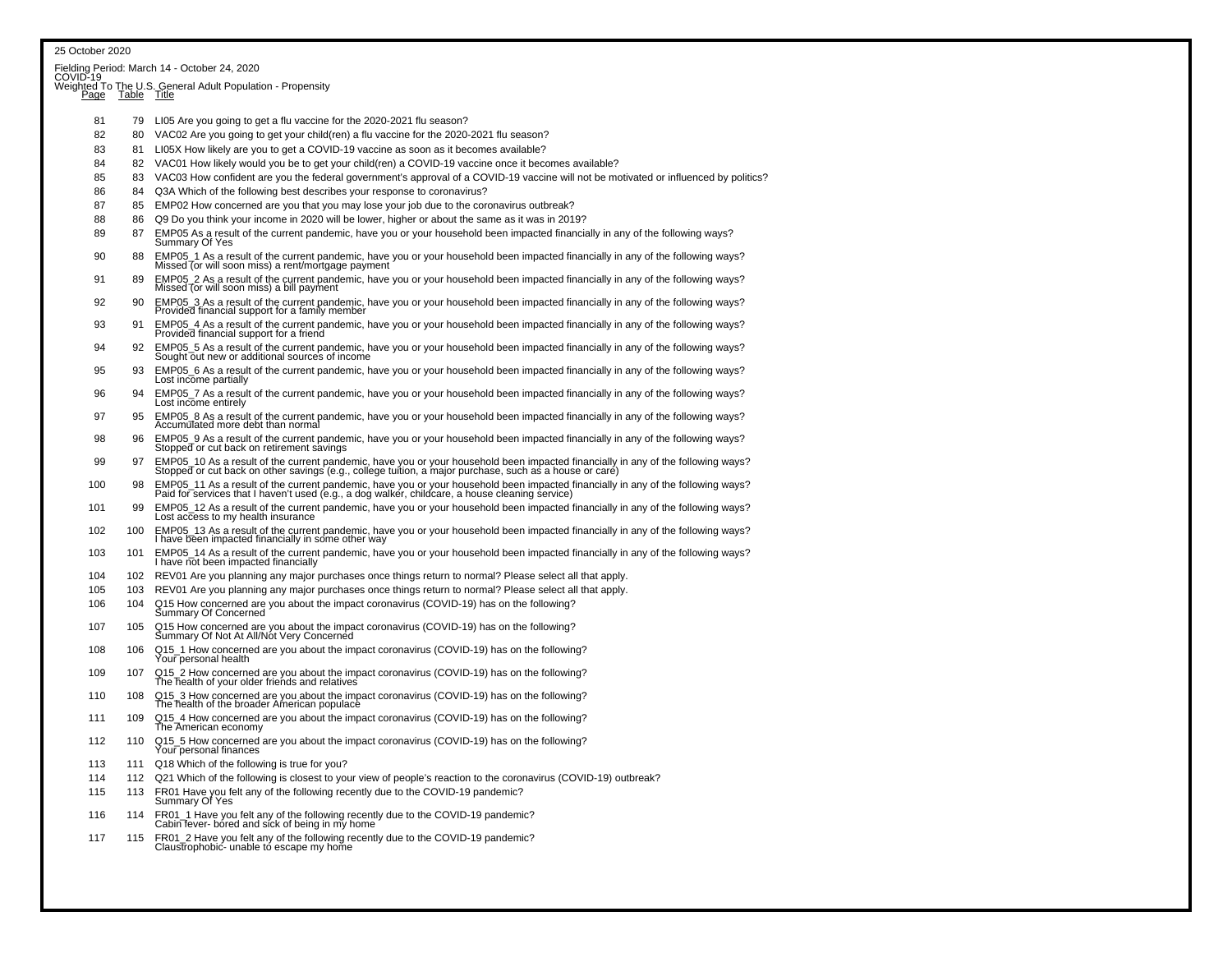25 October 2020

Fielding Period: March 14 - October 24, 2020
COVID-19
Weighted To The U.S. General Adult Population - Propensity

| Page | Table | Title |
|---|---|---|
| 81 | 79 | LI05 Are you going to get a flu vaccine for the 2020-2021 flu season? |
| 82 | 80 | VAC02 Are you going to get your child(ren) a flu vaccine for the 2020-2021 flu season? |
| 83 | 81 | LI05X How likely are you to get a COVID-19 vaccine as soon as it becomes available? |
| 84 | 82 | VAC01 How likely would you be to get your child(ren) a COVID-19 vaccine once it becomes available? |
| 85 | 83 | VAC03 How confident are you the federal government's approval of a COVID-19 vaccine will not be motivated or influenced by politics? |
| 86 | 84 | Q3A Which of the following best describes your response to coronavirus? |
| 87 | 85 | EMP02 How concerned are you that you may lose your job due to the coronavirus outbreak? |
| 88 | 86 | Q9 Do you think your income in 2020 will be lower, higher or about the same as it was in 2019? |
| 89 | 87 | EMP05 As a result of the current pandemic, have you or your household been impacted financially in any of the following ways? Summary Of Yes |
| 90 | 88 | EMP05_1 As a result of the current pandemic, have you or your household been impacted financially in any of the following ways? Missed (or will soon miss) a rent/mortgage payment |
| 91 | 89 | EMP05_2 As a result of the current pandemic, have you or your household been impacted financially in any of the following ways? Missed (or will soon miss) a bill payment |
| 92 | 90 | EMP05_3 As a result of the current pandemic, have you or your household been impacted financially in any of the following ways? Provided financial support for a family member |
| 93 | 91 | EMP05_4 As a result of the current pandemic, have you or your household been impacted financially in any of the following ways? Provided financial support for a friend |
| 94 | 92 | EMP05_5 As a result of the current pandemic, have you or your household been impacted financially in any of the following ways? Sought out new or additional sources of income |
| 95 | 93 | EMP05_6 As a result of the current pandemic, have you or your household been impacted financially in any of the following ways? Lost income partially |
| 96 | 94 | EMP05_7 As a result of the current pandemic, have you or your household been impacted financially in any of the following ways? Lost income entirely |
| 97 | 95 | EMP05_8 As a result of the current pandemic, have you or your household been impacted financially in any of the following ways? Accumulated more debt than normal |
| 98 | 96 | EMP05_9 As a result of the current pandemic, have you or your household been impacted financially in any of the following ways? Stopped or cut back on retirement savings |
| 99 | 97 | EMP05_10 As a result of the current pandemic, have you or your household been impacted financially in any of the following ways? Stopped or cut back on other savings (e.g., college tuition, a major purchase, such as a house or care) |
| 100 | 98 | EMP05_11 As a result of the current pandemic, have you or your household been impacted financially in any of the following ways? Paid for services that I haven't used (e.g., a dog walker, childcare, a house cleaning service) |
| 101 | 99 | EMP05_12 As a result of the current pandemic, have you or your household been impacted financially in any of the following ways? Lost access to my health insurance |
| 102 | 100 | EMP05_13 As a result of the current pandemic, have you or your household been impacted financially in any of the following ways? I have been impacted financially in some other way |
| 103 | 101 | EMP05_14 As a result of the current pandemic, have you or your household been impacted financially in any of the following ways? I have not been impacted financially |
| 104 | 102 | REV01 Are you planning any major purchases once things return to normal? Please select all that apply. |
| 105 | 103 | REV01 Are you planning any major purchases once things return to normal? Please select all that apply. |
| 106 | 104 | Q15 How concerned are you about the impact coronavirus (COVID-19) has on the following? Summary Of Concerned |
| 107 | 105 | Q15 How concerned are you about the impact coronavirus (COVID-19) has on the following? Summary Of Not At All/Not Very Concerned |
| 108 | 106 | Q15_1 How concerned are you about the impact coronavirus (COVID-19) has on the following? Your personal health |
| 109 | 107 | Q15_2 How concerned are you about the impact coronavirus (COVID-19) has on the following? The health of your older friends and relatives |
| 110 | 108 | Q15_3 How concerned are you about the impact coronavirus (COVID-19) has on the following? The health of the broader American populace |
| 111 | 109 | Q15_4 How concerned are you about the impact coronavirus (COVID-19) has on the following? The American economy |
| 112 | 110 | Q15_5 How concerned are you about the impact coronavirus (COVID-19) has on the following? Your personal finances |
| 113 | 111 | Q18 Which of the following is true for you? |
| 114 | 112 | Q21 Which of the following is closest to your view of people's reaction to the coronavirus (COVID-19) outbreak? |
| 115 | 113 | FR01 Have you felt any of the following recently due to the COVID-19 pandemic? Summary Of Yes |
| 116 | 114 | FR01_1 Have you felt any of the following recently due to the COVID-19 pandemic? Cabin fever- bored and sick of being in my home |
| 117 | 115 | FR01_2 Have you felt any of the following recently due to the COVID-19 pandemic? Claustrophobic- unable to escape my home |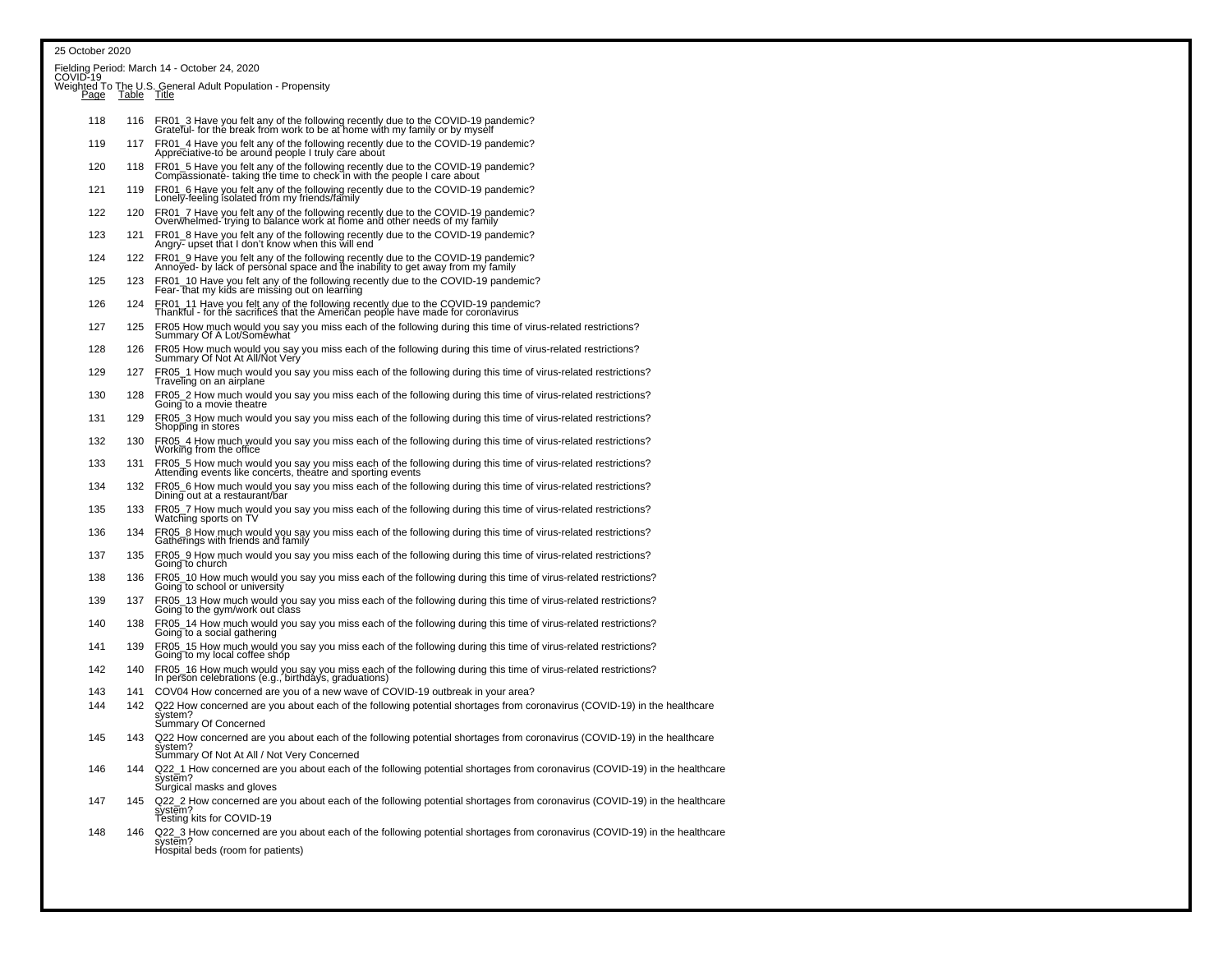25 October 2020

Fielding Period: March 14 - October 24, 2020
COVID-19
Weighted To The U.S. General Adult Population - Propensity

| Page | Table | Title |
|---|---|---|
| 118 | 116 | FR01_3 Have you felt any of the following recently due to the COVID-19 pandemic? Grateful- for the break from work to be at home with my family or by myself |
| 119 | 117 | FR01_4 Have you felt any of the following recently due to the COVID-19 pandemic? Appreciative-to be around people I truly care about |
| 120 | 118 | FR01_5 Have you felt any of the following recently due to the COVID-19 pandemic? Compassionate- taking the time to check in with the people I care about |
| 121 | 119 | FR01_6 Have you felt any of the following recently due to the COVID-19 pandemic? Lonely-feeling isolated from my friends/family |
| 122 | 120 | FR01_7 Have you felt any of the following recently due to the COVID-19 pandemic? Overwhelmed- trying to balance work at home and other needs of my family |
| 123 | 121 | FR01_8 Have you felt any of the following recently due to the COVID-19 pandemic? Angry- upset that I don't know when this will end |
| 124 | 122 | FR01_9 Have you felt any of the following recently due to the COVID-19 pandemic? Annoyed- by lack of personal space and the inability to get away from my family |
| 125 | 123 | FR01_10 Have you felt any of the following recently due to the COVID-19 pandemic? Fear- that my kids are missing out on learning |
| 126 | 124 | FR01_11 Have you felt any of the following recently due to the COVID-19 pandemic? Thankful - for the sacrifices that the American people have made for coronavirus |
| 127 | 125 | FR05 How much would you say you miss each of the following during this time of virus-related restrictions? Summary Of A Lot/Somewhat |
| 128 | 126 | FR05 How much would you say you miss each of the following during this time of virus-related restrictions? Summary Of Not At All/Not Very |
| 129 | 127 | FR05_1 How much would you say you miss each of the following during this time of virus-related restrictions? Traveling on an airplane |
| 130 | 128 | FR05_2 How much would you say you miss each of the following during this time of virus-related restrictions? Going to a movie theatre |
| 131 | 129 | FR05_3 How much would you say you miss each of the following during this time of virus-related restrictions? Shopping in stores |
| 132 | 130 | FR05_4 How much would you say you miss each of the following during this time of virus-related restrictions? Working from the office |
| 133 | 131 | FR05_5 How much would you say you miss each of the following during this time of virus-related restrictions? Attending events like concerts, theatre and sporting events |
| 134 | 132 | FR05_6 How much would you say you miss each of the following during this time of virus-related restrictions? Dining out at a restaurant/bar |
| 135 | 133 | FR05_7 How much would you say you miss each of the following during this time of virus-related restrictions? Watching sports on TV |
| 136 | 134 | FR05_8 How much would you say you miss each of the following during this time of virus-related restrictions? Gatherings with friends and family |
| 137 | 135 | FR05_9 How much would you say you miss each of the following during this time of virus-related restrictions? Going to church |
| 138 | 136 | FR05_10 How much would you say you miss each of the following during this time of virus-related restrictions? Going to school or university |
| 139 | 137 | FR05_13 How much would you say you miss each of the following during this time of virus-related restrictions? Going to the gym/work out class |
| 140 | 138 | FR05_14 How much would you say you miss each of the following during this time of virus-related restrictions? Going to a social gathering |
| 141 | 139 | FR05_15 How much would you say you miss each of the following during this time of virus-related restrictions? Going to my local coffee shop |
| 142 | 140 | FR05_16 How much would you say you miss each of the following during this time of virus-related restrictions? In person celebrations (e.g., birthdays, graduations) |
| 143 | 141 | COV04 How concerned are you of a new wave of COVID-19 outbreak in your area? |
| 144 | 142 | Q22 How concerned are you about each of the following potential shortages from coronavirus (COVID-19) in the healthcare system? Summary Of Concerned |
| 145 | 143 | Q22 How concerned are you about each of the following potential shortages from coronavirus (COVID-19) in the healthcare system? Summary Of Not At All / Not Very Concerned |
| 146 | 144 | Q22_1 How concerned are you about each of the following potential shortages from coronavirus (COVID-19) in the healthcare system? Surgical masks and gloves |
| 147 | 145 | Q22_2 How concerned are you about each of the following potential shortages from coronavirus (COVID-19) in the healthcare system? Testing kits for COVID-19 |
| 148 | 146 | Q22_3 How concerned are you about each of the following potential shortages from coronavirus (COVID-19) in the healthcare system? Hospital beds (room for patients) |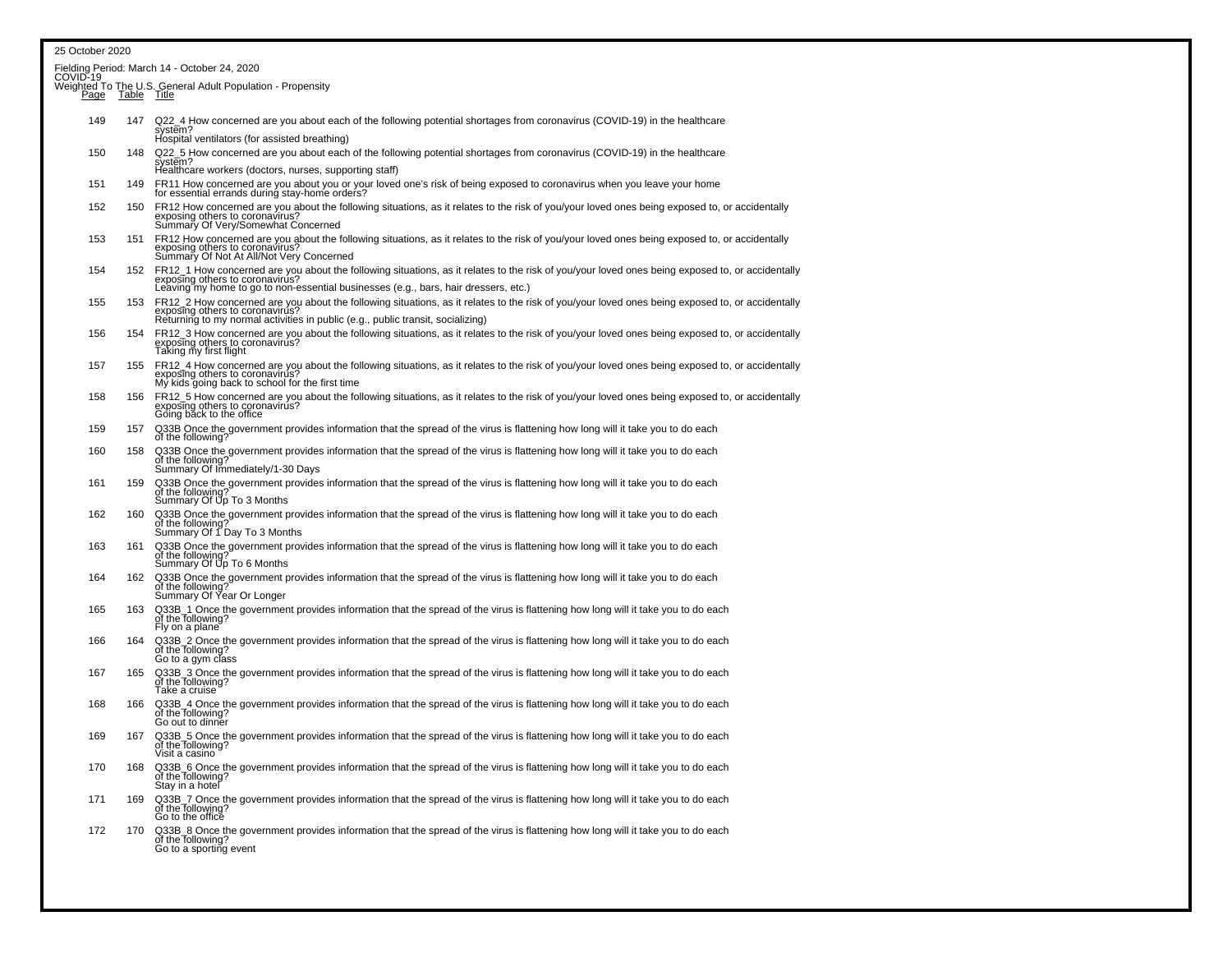25 October 2020

Fielding Period: March 14 - October 24, 2020
COVID-19
Weighted To The U.S. General Adult Population - Propensity

| Page | Table | Title |
|---|---|---|
| 149 | 147 | Q22_4 How concerned are you about each of the following potential shortages from coronavirus (COVID-19) in the healthcare system? Hospital ventilators (for assisted breathing) |
| 150 | 148 | Q22_5 How concerned are you about each of the following potential shortages from coronavirus (COVID-19) in the healthcare system? Healthcare workers (doctors, nurses, supporting staff) |
| 151 | 149 | FR11 How concerned are you about you or your loved one's risk of being exposed to coronavirus when you leave your home for essential errands during stay-home orders? |
| 152 | 150 | FR12 How concerned are you about the following situations, as it relates to the risk of you/your loved ones being exposed to, or accidentally exposing others to coronavirus? Summary Of Very/Somewhat Concerned |
| 153 | 151 | FR12 How concerned are you about the following situations, as it relates to the risk of you/your loved ones being exposed to, or accidentally exposing others to coronavirus? Summary Of Not At All/Not Very Concerned |
| 154 | 152 | FR12_1 How concerned are you about the following situations, as it relates to the risk of you/your loved ones being exposed to, or accidentally exposing others to coronavirus? Leaving my home to go to non-essential businesses (e.g., bars, hair dressers, etc.) |
| 155 | 153 | FR12_2 How concerned are you about the following situations, as it relates to the risk of you/your loved ones being exposed to, or accidentally exposing others to coronavirus? Returning to my normal activities in public (e.g., public transit, socializing) |
| 156 | 154 | FR12_3 How concerned are you about the following situations, as it relates to the risk of you/your loved ones being exposed to, or accidentally exposing others to coronavirus? Taking my first flight |
| 157 | 155 | FR12_4 How concerned are you about the following situations, as it relates to the risk of you/your loved ones being exposed to, or accidentally exposing others to coronavirus? My kids going back to school for the first time |
| 158 | 156 | FR12_5 How concerned are you about the following situations, as it relates to the risk of you/your loved ones being exposed to, or accidentally exposing others to coronavirus? Going back to the office |
| 159 | 157 | Q33B Once the government provides information that the spread of the virus is flattening how long will it take you to do each of the following? |
| 160 | 158 | Q33B Once the government provides information that the spread of the virus is flattening how long will it take you to do each of the following? Summary Of Immediately/1-30 Days |
| 161 | 159 | Q33B Once the government provides information that the spread of the virus is flattening how long will it take you to do each of the following? Summary Of Up To 3 Months |
| 162 | 160 | Q33B Once the government provides information that the spread of the virus is flattening how long will it take you to do each of the following? Summary Of 1 Day To 3 Months |
| 163 | 161 | Q33B Once the government provides information that the spread of the virus is flattening how long will it take you to do each of the following? Summary Of Up To 6 Months |
| 164 | 162 | Q33B Once the government provides information that the spread of the virus is flattening how long will it take you to do each of the following? Summary Of Year Or Longer |
| 165 | 163 | Q33B_1 Once the government provides information that the spread of the virus is flattening how long will it take you to do each of the following? Fly on a plane |
| 166 | 164 | Q33B_2 Once the government provides information that the spread of the virus is flattening how long will it take you to do each of the following? Go to a gym class |
| 167 | 165 | Q33B_3 Once the government provides information that the spread of the virus is flattening how long will it take you to do each of the following? Take a cruise |
| 168 | 166 | Q33B_4 Once the government provides information that the spread of the virus is flattening how long will it take you to do each of the following? Go out to dinner |
| 169 | 167 | Q33B_5 Once the government provides information that the spread of the virus is flattening how long will it take you to do each of the following? Visit a casino |
| 170 | 168 | Q33B_6 Once the government provides information that the spread of the virus is flattening how long will it take you to do each of the following? Stay in a hotel |
| 171 | 169 | Q33B_7 Once the government provides information that the spread of the virus is flattening how long will it take you to do each of the following? Go to the office |
| 172 | 170 | Q33B_8 Once the government provides information that the spread of the virus is flattening how long will it take you to do each of the following? Go to a sporting event |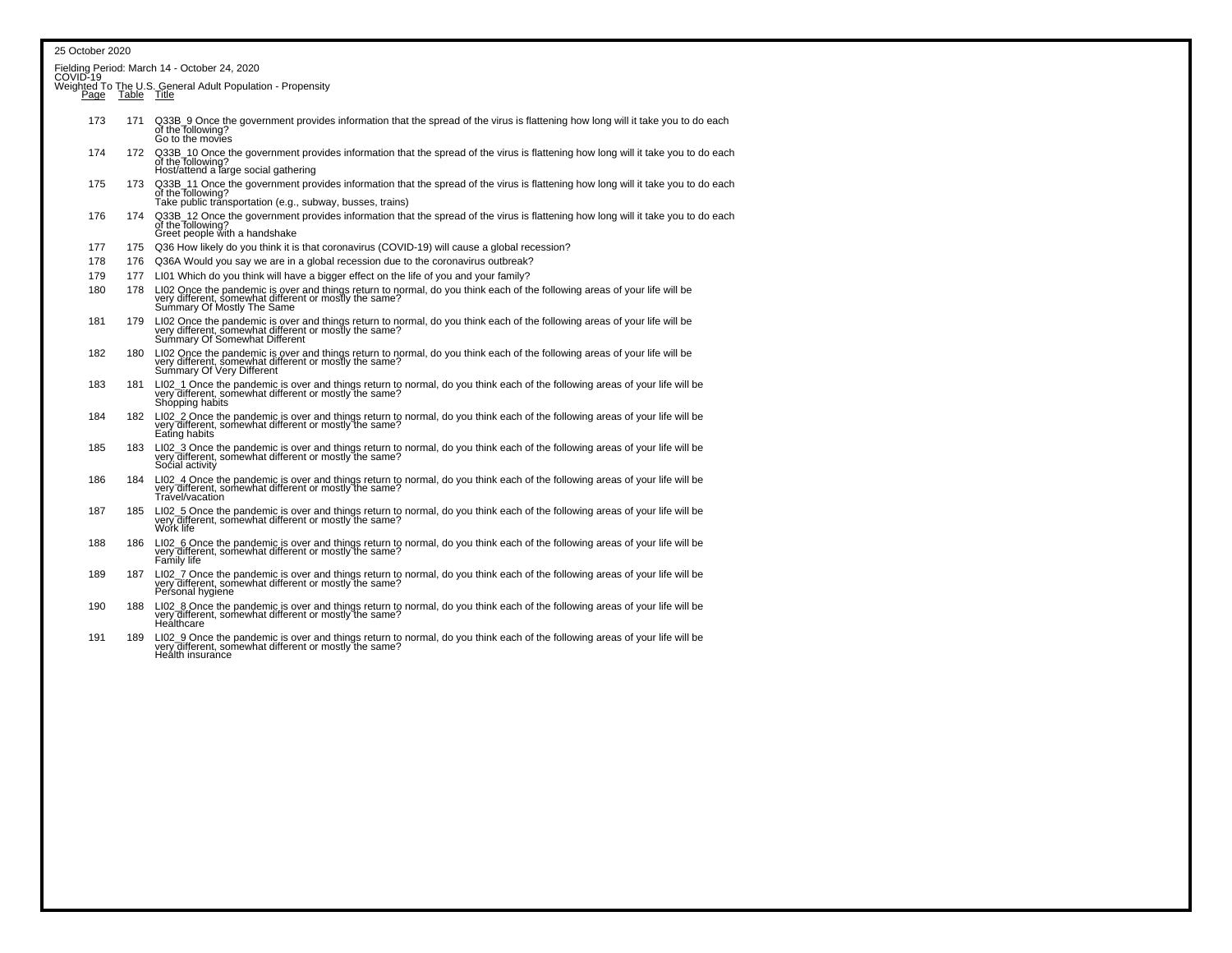25 October 2020

Fielding Period: March 14 - October 24, 2020
COVID-19
Weighted To The U.S. General Adult Population - Propensity

| Page | Table | Title |
| --- | --- | --- |
| 173 | 171 | Q33B_9 Once the government provides information that the spread of the virus is flattening how long will it take you to do each of the following? Go to the movies |
| 174 | 172 | Q33B_10 Once the government provides information that the spread of the virus is flattening how long will it take you to do each of the following? Host/attend a large social gathering |
| 175 | 173 | Q33B_11 Once the government provides information that the spread of the virus is flattening how long will it take you to do each of the following? Take public transportation (e.g., subway, busses, trains) |
| 176 | 174 | Q33B_12 Once the government provides information that the spread of the virus is flattening how long will it take you to do each of the following? Greet people with a handshake |
| 177 | 175 | Q36 How likely do you think it is that coronavirus (COVID-19) will cause a global recession? |
| 178 | 176 | Q36A Would you say we are in a global recession due to the coronavirus outbreak? |
| 179 | 177 | LI01 Which do you think will have a bigger effect on the life of you and your family? |
| 180 | 178 | LI02 Once the pandemic is over and things return to normal, do you think each of the following areas of your life will be very different, somewhat different or mostly the same? Summary Of Mostly The Same |
| 181 | 179 | LI02 Once the pandemic is over and things return to normal, do you think each of the following areas of your life will be very different, somewhat different or mostly the same? Summary Of Somewhat Different |
| 182 | 180 | LI02 Once the pandemic is over and things return to normal, do you think each of the following areas of your life will be very different, somewhat different or mostly the same? Summary Of Very Different |
| 183 | 181 | LI02_1 Once the pandemic is over and things return to normal, do you think each of the following areas of your life will be very different, somewhat different or mostly the same? Shopping habits |
| 184 | 182 | LI02_2 Once the pandemic is over and things return to normal, do you think each of the following areas of your life will be very different, somewhat different or mostly the same? Eating habits |
| 185 | 183 | LI02_3 Once the pandemic is over and things return to normal, do you think each of the following areas of your life will be very different, somewhat different or mostly the same? Social activity |
| 186 | 184 | LI02_4 Once the pandemic is over and things return to normal, do you think each of the following areas of your life will be very different, somewhat different or mostly the same? Travel/vacation |
| 187 | 185 | LI02_5 Once the pandemic is over and things return to normal, do you think each of the following areas of your life will be very different, somewhat different or mostly the same? Work life |
| 188 | 186 | LI02_6 Once the pandemic is over and things return to normal, do you think each of the following areas of your life will be very different, somewhat different or mostly the same? Family life |
| 189 | 187 | LI02_7 Once the pandemic is over and things return to normal, do you think each of the following areas of your life will be very different, somewhat different or mostly the same? Personal hygiene |
| 190 | 188 | LI02_8 Once the pandemic is over and things return to normal, do you think each of the following areas of your life will be very different, somewhat different or mostly the same? Healthcare |
| 191 | 189 | LI02_9 Once the pandemic is over and things return to normal, do you think each of the following areas of your life will be very different, somewhat different or mostly the same? Health insurance |